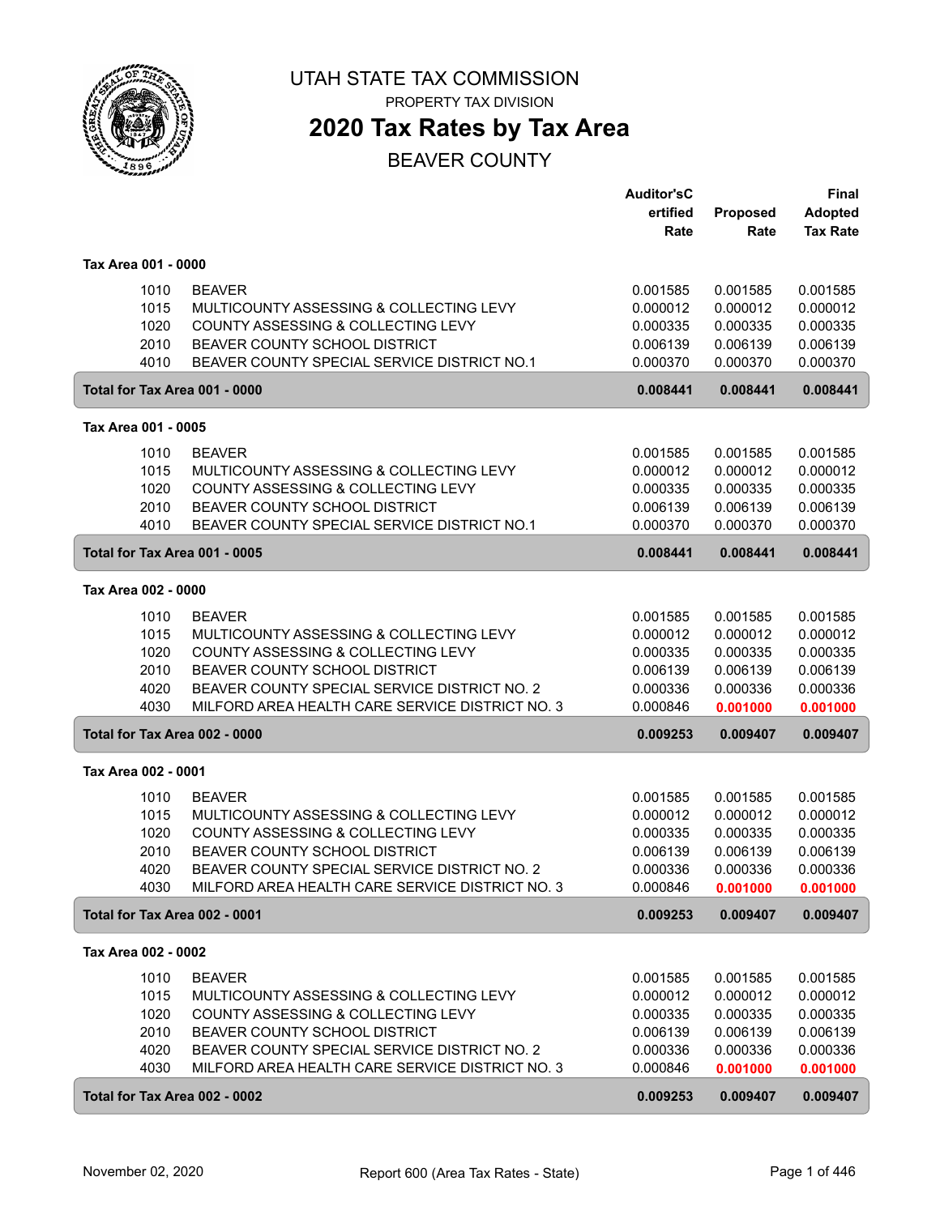UTAH STATE TAX COMMISSION

PROPERTY TAX DIVISION

# 2020 Tax Rates by Tax Area

## BEAVER COUNTY

| | | Auditor's Certified Rate | Proposed Rate | Final Adopted Tax Rate |
|---|---|---|---|---|
| **Tax Area 001 - 0000** | | | | |
| 1010 | BEAVER | 0.001585 | 0.001585 | 0.001585 |
| 1015 | MULTICOUNTY ASSESSING & COLLECTING LEVY | 0.000012 | 0.000012 | 0.000012 |
| 1020 | COUNTY ASSESSING & COLLECTING LEVY | 0.000335 | 0.000335 | 0.000335 |
| 2010 | BEAVER COUNTY SCHOOL DISTRICT | 0.006139 | 0.006139 | 0.006139 |
| 4010 | BEAVER COUNTY SPECIAL SERVICE DISTRICT NO.1 | 0.000370 | 0.000370 | 0.000370 |
| **Total for Tax Area 001 - 0000** | | **0.008441** | **0.008441** | **0.008441** |
| **Tax Area 001 - 0005** | | | | |
| 1010 | BEAVER | 0.001585 | 0.001585 | 0.001585 |
| 1015 | MULTICOUNTY ASSESSING & COLLECTING LEVY | 0.000012 | 0.000012 | 0.000012 |
| 1020 | COUNTY ASSESSING & COLLECTING LEVY | 0.000335 | 0.000335 | 0.000335 |
| 2010 | BEAVER COUNTY SCHOOL DISTRICT | 0.006139 | 0.006139 | 0.006139 |
| 4010 | BEAVER COUNTY SPECIAL SERVICE DISTRICT NO.1 | 0.000370 | 0.000370 | 0.000370 |
| **Total for Tax Area 001 - 0005** | | **0.008441** | **0.008441** | **0.008441** |
| **Tax Area 002 - 0000** | | | | |
| 1010 | BEAVER | 0.001585 | 0.001585 | 0.001585 |
| 1015 | MULTICOUNTY ASSESSING & COLLECTING LEVY | 0.000012 | 0.000012 | 0.000012 |
| 1020 | COUNTY ASSESSING & COLLECTING LEVY | 0.000335 | 0.000335 | 0.000335 |
| 2010 | BEAVER COUNTY SCHOOL DISTRICT | 0.006139 | 0.006139 | 0.006139 |
| 4020 | BEAVER COUNTY SPECIAL SERVICE DISTRICT NO. 2 | 0.000336 | 0.000336 | 0.000336 |
| 4030 | MILFORD AREA HEALTH CARE SERVICE DISTRICT NO. 3 | 0.000846 | 0.001000 | 0.001000 |
| **Total for Tax Area 002 - 0000** | | **0.009253** | **0.009407** | **0.009407** |
| **Tax Area 002 - 0001** | | | | |
| 1010 | BEAVER | 0.001585 | 0.001585 | 0.001585 |
| 1015 | MULTICOUNTY ASSESSING & COLLECTING LEVY | 0.000012 | 0.000012 | 0.000012 |
| 1020 | COUNTY ASSESSING & COLLECTING LEVY | 0.000335 | 0.000335 | 0.000335 |
| 2010 | BEAVER COUNTY SCHOOL DISTRICT | 0.006139 | 0.006139 | 0.006139 |
| 4020 | BEAVER COUNTY SPECIAL SERVICE DISTRICT NO. 2 | 0.000336 | 0.000336 | 0.000336 |
| 4030 | MILFORD AREA HEALTH CARE SERVICE DISTRICT NO. 3 | 0.000846 | 0.001000 | 0.001000 |
| **Total for Tax Area 002 - 0001** | | **0.009253** | **0.009407** | **0.009407** |
| **Tax Area 002 - 0002** | | | | |
| 1010 | BEAVER | 0.001585 | 0.001585 | 0.001585 |
| 1015 | MULTICOUNTY ASSESSING & COLLECTING LEVY | 0.000012 | 0.000012 | 0.000012 |
| 1020 | COUNTY ASSESSING & COLLECTING LEVY | 0.000335 | 0.000335 | 0.000335 |
| 2010 | BEAVER COUNTY SCHOOL DISTRICT | 0.006139 | 0.006139 | 0.006139 |
| 4020 | BEAVER COUNTY SPECIAL SERVICE DISTRICT NO. 2 | 0.000336 | 0.000336 | 0.000336 |
| 4030 | MILFORD AREA HEALTH CARE SERVICE DISTRICT NO. 3 | 0.000846 | 0.001000 | 0.001000 |
| **Total for Tax Area 002 - 0002** | | **0.009253** | **0.009407** | **0.009407** |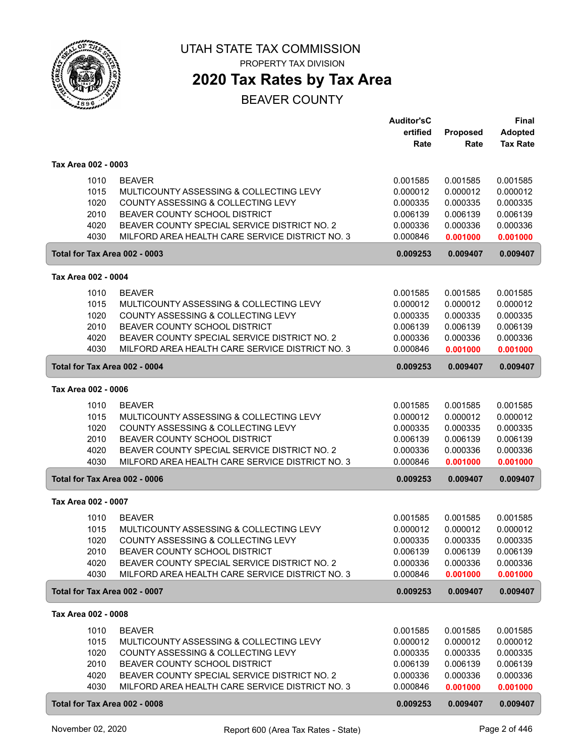# UTAH STATE TAX COMMISSION

PROPERTY TAX DIVISION

## 2020 Tax Rates by Tax Area

BEAVER COUNTY

| | | Auditor'sCertified Rate | Proposed Rate | Final Adopted Tax Rate |
|---|---|---|---|---|
| **Tax Area 002 - 0003** | | | | |
| 1010 | BEAVER | 0.001585 | 0.001585 | 0.001585 |
| 1015 | MULTICOUNTY ASSESSING & COLLECTING LEVY | 0.000012 | 0.000012 | 0.000012 |
| 1020 | COUNTY ASSESSING & COLLECTING LEVY | 0.000335 | 0.000335 | 0.000335 |
| 2010 | BEAVER COUNTY SCHOOL DISTRICT | 0.006139 | 0.006139 | 0.006139 |
| 4020 | BEAVER COUNTY SPECIAL SERVICE DISTRICT NO. 2 | 0.000336 | 0.000336 | 0.000336 |
| 4030 | MILFORD AREA HEALTH CARE SERVICE DISTRICT NO. 3 | 0.000846 | **0.001000** | **0.001000** |
| **Total for Tax Area 002 - 0003** | | **0.009253** | **0.009407** | **0.009407** |
| **Tax Area 002 - 0004** | | | | |
| 1010 | BEAVER | 0.001585 | 0.001585 | 0.001585 |
| 1015 | MULTICOUNTY ASSESSING & COLLECTING LEVY | 0.000012 | 0.000012 | 0.000012 |
| 1020 | COUNTY ASSESSING & COLLECTING LEVY | 0.000335 | 0.000335 | 0.000335 |
| 2010 | BEAVER COUNTY SCHOOL DISTRICT | 0.006139 | 0.006139 | 0.006139 |
| 4020 | BEAVER COUNTY SPECIAL SERVICE DISTRICT NO. 2 | 0.000336 | 0.000336 | 0.000336 |
| 4030 | MILFORD AREA HEALTH CARE SERVICE DISTRICT NO. 3 | 0.000846 | **0.001000** | **0.001000** |
| **Total for Tax Area 002 - 0004** | | **0.009253** | **0.009407** | **0.009407** |
| **Tax Area 002 - 0006** | | | | |
| 1010 | BEAVER | 0.001585 | 0.001585 | 0.001585 |
| 1015 | MULTICOUNTY ASSESSING & COLLECTING LEVY | 0.000012 | 0.000012 | 0.000012 |
| 1020 | COUNTY ASSESSING & COLLECTING LEVY | 0.000335 | 0.000335 | 0.000335 |
| 2010 | BEAVER COUNTY SCHOOL DISTRICT | 0.006139 | 0.006139 | 0.006139 |
| 4020 | BEAVER COUNTY SPECIAL SERVICE DISTRICT NO. 2 | 0.000336 | 0.000336 | 0.000336 |
| 4030 | MILFORD AREA HEALTH CARE SERVICE DISTRICT NO. 3 | 0.000846 | **0.001000** | **0.001000** |
| **Total for Tax Area 002 - 0006** | | **0.009253** | **0.009407** | **0.009407** |
| **Tax Area 002 - 0007** | | | | |
| 1010 | BEAVER | 0.001585 | 0.001585 | 0.001585 |
| 1015 | MULTICOUNTY ASSESSING & COLLECTING LEVY | 0.000012 | 0.000012 | 0.000012 |
| 1020 | COUNTY ASSESSING & COLLECTING LEVY | 0.000335 | 0.000335 | 0.000335 |
| 2010 | BEAVER COUNTY SCHOOL DISTRICT | 0.006139 | 0.006139 | 0.006139 |
| 4020 | BEAVER COUNTY SPECIAL SERVICE DISTRICT NO. 2 | 0.000336 | 0.000336 | 0.000336 |
| 4030 | MILFORD AREA HEALTH CARE SERVICE DISTRICT NO. 3 | 0.000846 | **0.001000** | **0.001000** |
| **Total for Tax Area 002 - 0007** | | **0.009253** | **0.009407** | **0.009407** |
| **Tax Area 002 - 0008** | | | | |
| 1010 | BEAVER | 0.001585 | 0.001585 | 0.001585 |
| 1015 | MULTICOUNTY ASSESSING & COLLECTING LEVY | 0.000012 | 0.000012 | 0.000012 |
| 1020 | COUNTY ASSESSING & COLLECTING LEVY | 0.000335 | 0.000335 | 0.000335 |
| 2010 | BEAVER COUNTY SCHOOL DISTRICT | 0.006139 | 0.006139 | 0.006139 |
| 4020 | BEAVER COUNTY SPECIAL SERVICE DISTRICT NO. 2 | 0.000336 | 0.000336 | 0.000336 |
| 4030 | MILFORD AREA HEALTH CARE SERVICE DISTRICT NO. 3 | 0.000846 | **0.001000** | **0.001000** |
| **Total for Tax Area 002 - 0008** | | **0.009253** | **0.009407** | **0.009407** |

November 02, 2020 Report 600 (Area Tax Rates - State)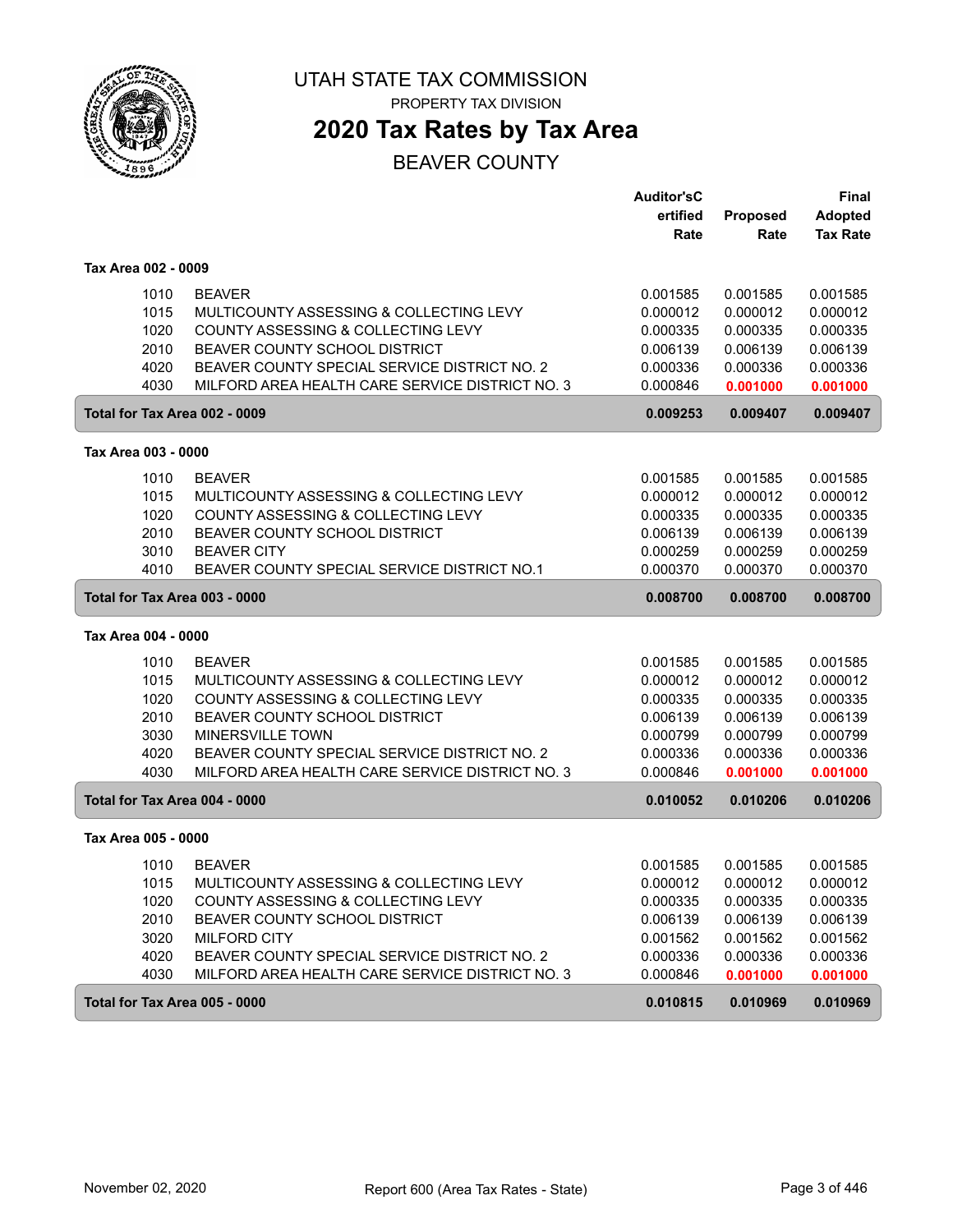# UTAH STATE TAX COMMISSION

PROPERTY TAX DIVISION

## 2020 Tax Rates by Tax Area

BEAVER COUNTY

| | | Auditor'sCertified Rate | Proposed Rate | Final Adopted Tax Rate |
|---|---|---|---|---|
| **Tax Area 002 - 0009** | | | | |
| 1010 | BEAVER | 0.001585 | 0.001585 | 0.001585 |
| 1015 | MULTICOUNTY ASSESSING & COLLECTING LEVY | 0.000012 | 0.000012 | 0.000012 |
| 1020 | COUNTY ASSESSING & COLLECTING LEVY | 0.000335 | 0.000335 | 0.000335 |
| 2010 | BEAVER COUNTY SCHOOL DISTRICT | 0.006139 | 0.006139 | 0.006139 |
| 4020 | BEAVER COUNTY SPECIAL SERVICE DISTRICT NO. 2 | 0.000336 | 0.000336 | 0.000336 |
| 4030 | MILFORD AREA HEALTH CARE SERVICE DISTRICT NO. 3 | 0.000846 | **0.001000** | **0.001000** |
| **Total for Tax Area 002 - 0009** | | **0.009253** | **0.009407** | **0.009407** |
| **Tax Area 003 - 0000** | | | | |
| 1010 | BEAVER | 0.001585 | 0.001585 | 0.001585 |
| 1015 | MULTICOUNTY ASSESSING & COLLECTING LEVY | 0.000012 | 0.000012 | 0.000012 |
| 1020 | COUNTY ASSESSING & COLLECTING LEVY | 0.000335 | 0.000335 | 0.000335 |
| 2010 | BEAVER COUNTY SCHOOL DISTRICT | 0.006139 | 0.006139 | 0.006139 |
| 3010 | BEAVER CITY | 0.000259 | 0.000259 | 0.000259 |
| 4010 | BEAVER COUNTY SPECIAL SERVICE DISTRICT NO.1 | 0.000370 | 0.000370 | 0.000370 |
| **Total for Tax Area 003 - 0000** | | **0.008700** | **0.008700** | **0.008700** |
| **Tax Area 004 - 0000** | | | | |
| 1010 | BEAVER | 0.001585 | 0.001585 | 0.001585 |
| 1015 | MULTICOUNTY ASSESSING & COLLECTING LEVY | 0.000012 | 0.000012 | 0.000012 |
| 1020 | COUNTY ASSESSING & COLLECTING LEVY | 0.000335 | 0.000335 | 0.000335 |
| 2010 | BEAVER COUNTY SCHOOL DISTRICT | 0.006139 | 0.006139 | 0.006139 |
| 3030 | MINERSVILLE TOWN | 0.000799 | 0.000799 | 0.000799 |
| 4020 | BEAVER COUNTY SPECIAL SERVICE DISTRICT NO. 2 | 0.000336 | 0.000336 | 0.000336 |
| 4030 | MILFORD AREA HEALTH CARE SERVICE DISTRICT NO. 3 | 0.000846 | **0.001000** | **0.001000** |
| **Total for Tax Area 004 - 0000** | | **0.010052** | **0.010206** | **0.010206** |
| **Tax Area 005 - 0000** | | | | |
| 1010 | BEAVER | 0.001585 | 0.001585 | 0.001585 |
| 1015 | MULTICOUNTY ASSESSING & COLLECTING LEVY | 0.000012 | 0.000012 | 0.000012 |
| 1020 | COUNTY ASSESSING & COLLECTING LEVY | 0.000335 | 0.000335 | 0.000335 |
| 2010 | BEAVER COUNTY SCHOOL DISTRICT | 0.006139 | 0.006139 | 0.006139 |
| 3020 | MILFORD CITY | 0.001562 | 0.001562 | 0.001562 |
| 4020 | BEAVER COUNTY SPECIAL SERVICE DISTRICT NO. 2 | 0.000336 | 0.000336 | 0.000336 |
| 4030 | MILFORD AREA HEALTH CARE SERVICE DISTRICT NO. 3 | 0.000846 | **0.001000** | **0.001000** |
| **Total for Tax Area 005 - 0000** | | **0.010815** | **0.010969** | **0.010969** |

November 02, 2020 — Report 600 (Area Tax Rates - State)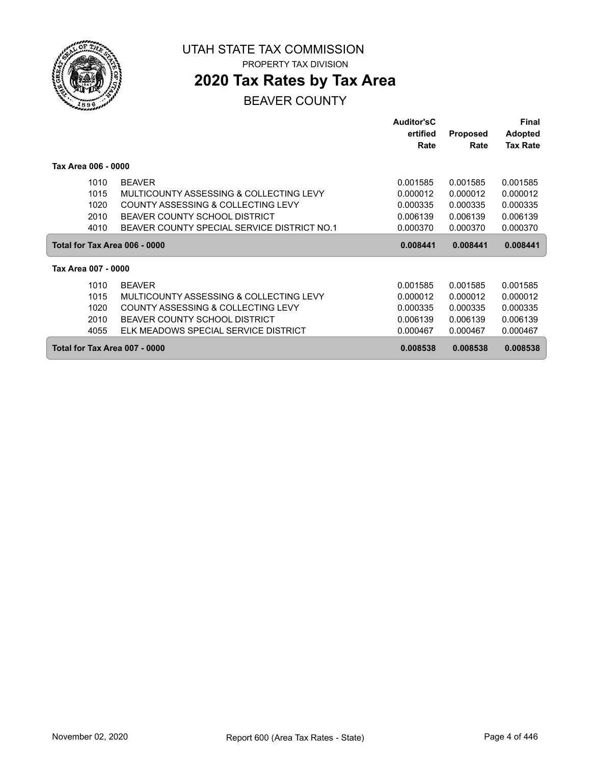# UTAH STATE TAX COMMISSION

PROPERTY TAX DIVISION

## 2020 Tax Rates by Tax Area

BEAVER COUNTY

| | | Auditor'sC ertified Rate | Proposed Rate | Final Adopted Tax Rate |
|---|---|---|---|---|
| **Tax Area 006 - 0000** | | | | |
| 1010 | BEAVER | 0.001585 | 0.001585 | 0.001585 |
| 1015 | MULTICOUNTY ASSESSING & COLLECTING LEVY | 0.000012 | 0.000012 | 0.000012 |
| 1020 | COUNTY ASSESSING & COLLECTING LEVY | 0.000335 | 0.000335 | 0.000335 |
| 2010 | BEAVER COUNTY SCHOOL DISTRICT | 0.006139 | 0.006139 | 0.006139 |
| 4010 | BEAVER COUNTY SPECIAL SERVICE DISTRICT NO.1 | 0.000370 | 0.000370 | 0.000370 |
| **Total for Tax Area 006 - 0000** | | **0.008441** | **0.008441** | **0.008441** |
| **Tax Area 007 - 0000** | | | | |
| 1010 | BEAVER | 0.001585 | 0.001585 | 0.001585 |
| 1015 | MULTICOUNTY ASSESSING & COLLECTING LEVY | 0.000012 | 0.000012 | 0.000012 |
| 1020 | COUNTY ASSESSING & COLLECTING LEVY | 0.000335 | 0.000335 | 0.000335 |
| 2010 | BEAVER COUNTY SCHOOL DISTRICT | 0.006139 | 0.006139 | 0.006139 |
| 4055 | ELK MEADOWS SPECIAL SERVICE DISTRICT | 0.000467 | 0.000467 | 0.000467 |
| **Total for Tax Area 007 - 0000** | | **0.008538** | **0.008538** | **0.008538** |

November 02, 2020 Report 600 (Area Tax Rates - State)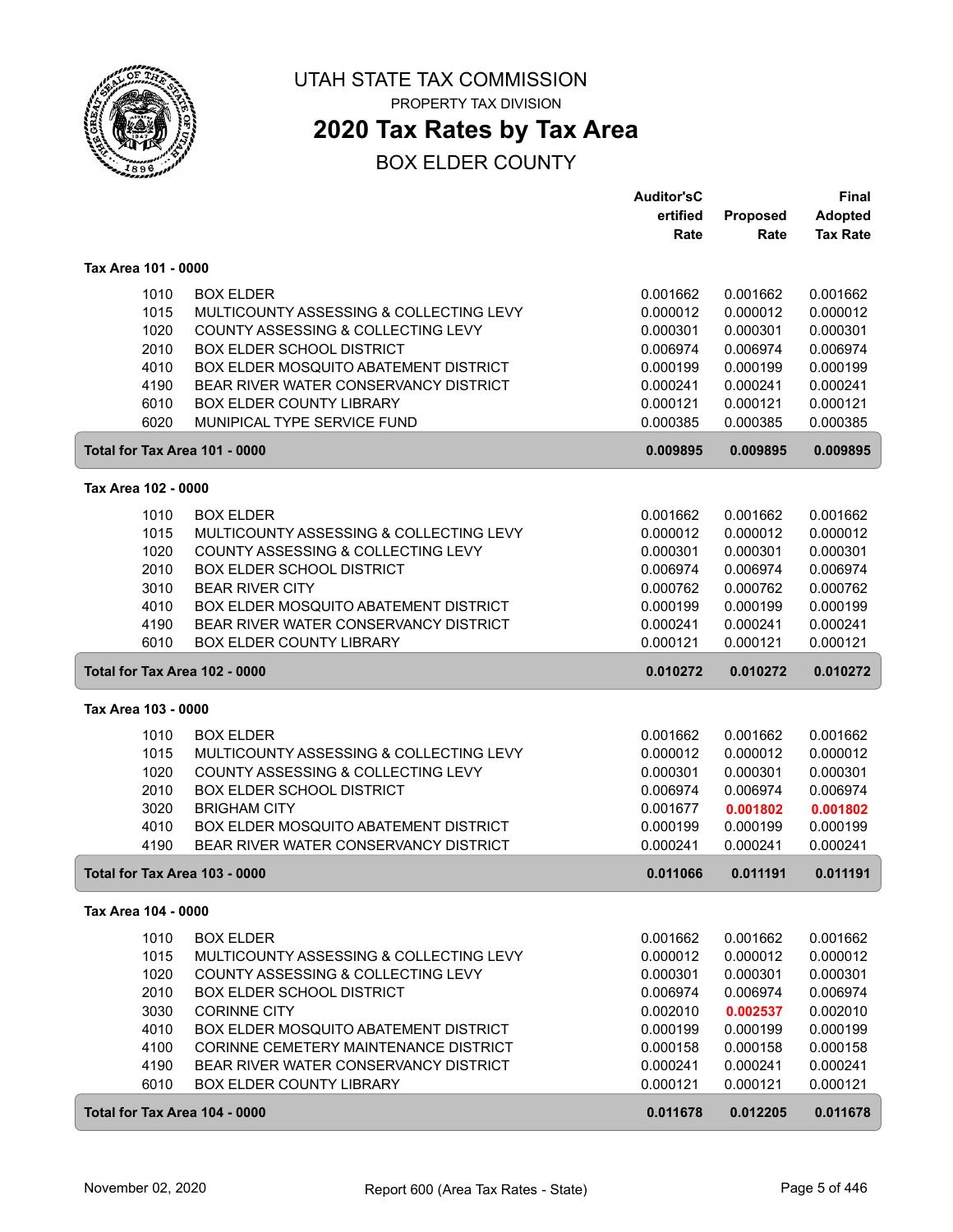# UTAH STATE TAX COMMISSION

PROPERTY TAX DIVISION

## 2020 Tax Rates by Tax Area

### BOX ELDER COUNTY

| | | Auditor'sCertified Rate | Proposed Rate | Final Adopted Tax Rate |
|---|---|---|---|---|
| **Tax Area 101 - 0000** | | | | |
| 1010 | BOX ELDER | 0.001662 | 0.001662 | 0.001662 |
| 1015 | MULTICOUNTY ASSESSING & COLLECTING LEVY | 0.000012 | 0.000012 | 0.000012 |
| 1020 | COUNTY ASSESSING & COLLECTING LEVY | 0.000301 | 0.000301 | 0.000301 |
| 2010 | BOX ELDER SCHOOL DISTRICT | 0.006974 | 0.006974 | 0.006974 |
| 4010 | BOX ELDER MOSQUITO ABATEMENT DISTRICT | 0.000199 | 0.000199 | 0.000199 |
| 4190 | BEAR RIVER WATER CONSERVANCY DISTRICT | 0.000241 | 0.000241 | 0.000241 |
| 6010 | BOX ELDER COUNTY LIBRARY | 0.000121 | 0.000121 | 0.000121 |
| 6020 | MUNIPICAL TYPE SERVICE FUND | 0.000385 | 0.000385 | 0.000385 |
| **Total for Tax Area 101 - 0000** | | **0.009895** | **0.009895** | **0.009895** |
| **Tax Area 102 - 0000** | | | | |
| 1010 | BOX ELDER | 0.001662 | 0.001662 | 0.001662 |
| 1015 | MULTICOUNTY ASSESSING & COLLECTING LEVY | 0.000012 | 0.000012 | 0.000012 |
| 1020 | COUNTY ASSESSING & COLLECTING LEVY | 0.000301 | 0.000301 | 0.000301 |
| 2010 | BOX ELDER SCHOOL DISTRICT | 0.006974 | 0.006974 | 0.006974 |
| 3010 | BEAR RIVER CITY | 0.000762 | 0.000762 | 0.000762 |
| 4010 | BOX ELDER MOSQUITO ABATEMENT DISTRICT | 0.000199 | 0.000199 | 0.000199 |
| 4190 | BEAR RIVER WATER CONSERVANCY DISTRICT | 0.000241 | 0.000241 | 0.000241 |
| 6010 | BOX ELDER COUNTY LIBRARY | 0.000121 | 0.000121 | 0.000121 |
| **Total for Tax Area 102 - 0000** | | **0.010272** | **0.010272** | **0.010272** |
| **Tax Area 103 - 0000** | | | | |
| 1010 | BOX ELDER | 0.001662 | 0.001662 | 0.001662 |
| 1015 | MULTICOUNTY ASSESSING & COLLECTING LEVY | 0.000012 | 0.000012 | 0.000012 |
| 1020 | COUNTY ASSESSING & COLLECTING LEVY | 0.000301 | 0.000301 | 0.000301 |
| 2010 | BOX ELDER SCHOOL DISTRICT | 0.006974 | 0.006974 | 0.006974 |
| 3020 | BRIGHAM CITY | 0.001677 | **0.001802** | **0.001802** |
| 4010 | BOX ELDER MOSQUITO ABATEMENT DISTRICT | 0.000199 | 0.000199 | 0.000199 |
| 4190 | BEAR RIVER WATER CONSERVANCY DISTRICT | 0.000241 | 0.000241 | 0.000241 |
| **Total for Tax Area 103 - 0000** | | **0.011066** | **0.011191** | **0.011191** |
| **Tax Area 104 - 0000** | | | | |
| 1010 | BOX ELDER | 0.001662 | 0.001662 | 0.001662 |
| 1015 | MULTICOUNTY ASSESSING & COLLECTING LEVY | 0.000012 | 0.000012 | 0.000012 |
| 1020 | COUNTY ASSESSING & COLLECTING LEVY | 0.000301 | 0.000301 | 0.000301 |
| 2010 | BOX ELDER SCHOOL DISTRICT | 0.006974 | 0.006974 | 0.006974 |
| 3030 | CORINNE CITY | 0.002010 | **0.002537** | 0.002010 |
| 4010 | BOX ELDER MOSQUITO ABATEMENT DISTRICT | 0.000199 | 0.000199 | 0.000199 |
| 4100 | CORINNE CEMETERY MAINTENANCE DISTRICT | 0.000158 | 0.000158 | 0.000158 |
| 4190 | BEAR RIVER WATER CONSERVANCY DISTRICT | 0.000241 | 0.000241 | 0.000241 |
| 6010 | BOX ELDER COUNTY LIBRARY | 0.000121 | 0.000121 | 0.000121 |
| **Total for Tax Area 104 - 0000** | | **0.011678** | **0.012205** | **0.011678** |

November 02, 2020 — Report 600 (Area Tax Rates - State)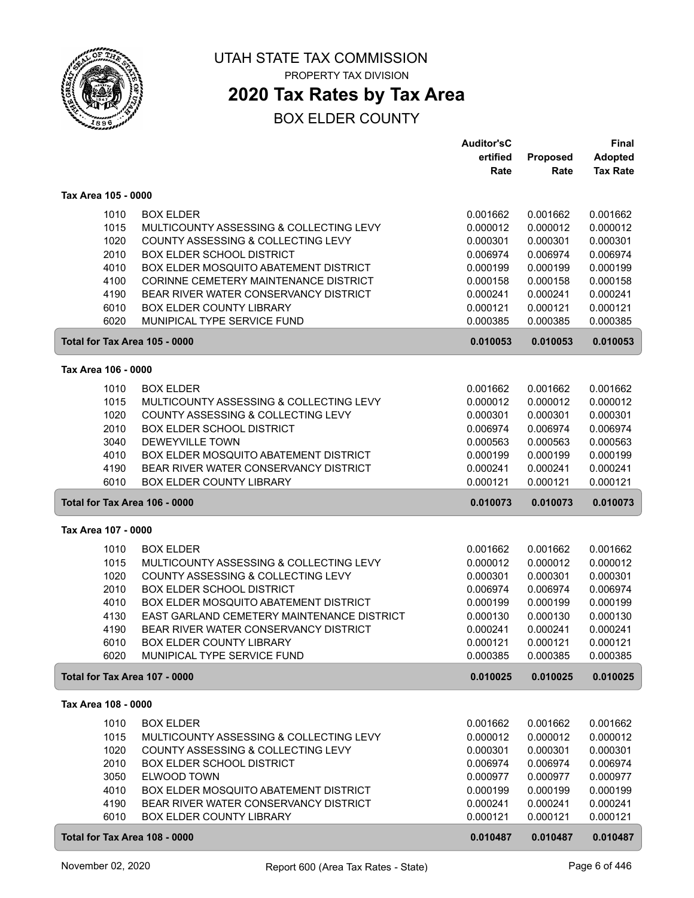UTAH STATE TAX COMMISSION

PROPERTY TAX DIVISION

# 2020 Tax Rates by Tax Area

## BOX ELDER COUNTY

| | | Auditor'sCertified Rate | Proposed Rate | Final Adopted Tax Rate |
|---|---|---|---|---|
| **Tax Area 105 - 0000** | | | | |
| 1010 | BOX ELDER | 0.001662 | 0.001662 | 0.001662 |
| 1015 | MULTICOUNTY ASSESSING & COLLECTING LEVY | 0.000012 | 0.000012 | 0.000012 |
| 1020 | COUNTY ASSESSING & COLLECTING LEVY | 0.000301 | 0.000301 | 0.000301 |
| 2010 | BOX ELDER SCHOOL DISTRICT | 0.006974 | 0.006974 | 0.006974 |
| 4010 | BOX ELDER MOSQUITO ABATEMENT DISTRICT | 0.000199 | 0.000199 | 0.000199 |
| 4100 | CORINNE CEMETERY MAINTENANCE DISTRICT | 0.000158 | 0.000158 | 0.000158 |
| 4190 | BEAR RIVER WATER CONSERVANCY DISTRICT | 0.000241 | 0.000241 | 0.000241 |
| 6010 | BOX ELDER COUNTY LIBRARY | 0.000121 | 0.000121 | 0.000121 |
| 6020 | MUNIPICAL TYPE SERVICE FUND | 0.000385 | 0.000385 | 0.000385 |
| **Total for Tax Area 105 - 0000** | | **0.010053** | **0.010053** | **0.010053** |
| **Tax Area 106 - 0000** | | | | |
| 1010 | BOX ELDER | 0.001662 | 0.001662 | 0.001662 |
| 1015 | MULTICOUNTY ASSESSING & COLLECTING LEVY | 0.000012 | 0.000012 | 0.000012 |
| 1020 | COUNTY ASSESSING & COLLECTING LEVY | 0.000301 | 0.000301 | 0.000301 |
| 2010 | BOX ELDER SCHOOL DISTRICT | 0.006974 | 0.006974 | 0.006974 |
| 3040 | DEWEYVILLE TOWN | 0.000563 | 0.000563 | 0.000563 |
| 4010 | BOX ELDER MOSQUITO ABATEMENT DISTRICT | 0.000199 | 0.000199 | 0.000199 |
| 4190 | BEAR RIVER WATER CONSERVANCY DISTRICT | 0.000241 | 0.000241 | 0.000241 |
| 6010 | BOX ELDER COUNTY LIBRARY | 0.000121 | 0.000121 | 0.000121 |
| **Total for Tax Area 106 - 0000** | | **0.010073** | **0.010073** | **0.010073** |
| **Tax Area 107 - 0000** | | | | |
| 1010 | BOX ELDER | 0.001662 | 0.001662 | 0.001662 |
| 1015 | MULTICOUNTY ASSESSING & COLLECTING LEVY | 0.000012 | 0.000012 | 0.000012 |
| 1020 | COUNTY ASSESSING & COLLECTING LEVY | 0.000301 | 0.000301 | 0.000301 |
| 2010 | BOX ELDER SCHOOL DISTRICT | 0.006974 | 0.006974 | 0.006974 |
| 4010 | BOX ELDER MOSQUITO ABATEMENT DISTRICT | 0.000199 | 0.000199 | 0.000199 |
| 4130 | EAST GARLAND CEMETERY MAINTENANCE DISTRICT | 0.000130 | 0.000130 | 0.000130 |
| 4190 | BEAR RIVER WATER CONSERVANCY DISTRICT | 0.000241 | 0.000241 | 0.000241 |
| 6010 | BOX ELDER COUNTY LIBRARY | 0.000121 | 0.000121 | 0.000121 |
| 6020 | MUNIPICAL TYPE SERVICE FUND | 0.000385 | 0.000385 | 0.000385 |
| **Total for Tax Area 107 - 0000** | | **0.010025** | **0.010025** | **0.010025** |
| **Tax Area 108 - 0000** | | | | |
| 1010 | BOX ELDER | 0.001662 | 0.001662 | 0.001662 |
| 1015 | MULTICOUNTY ASSESSING & COLLECTING LEVY | 0.000012 | 0.000012 | 0.000012 |
| 1020 | COUNTY ASSESSING & COLLECTING LEVY | 0.000301 | 0.000301 | 0.000301 |
| 2010 | BOX ELDER SCHOOL DISTRICT | 0.006974 | 0.006974 | 0.006974 |
| 3050 | ELWOOD TOWN | 0.000977 | 0.000977 | 0.000977 |
| 4010 | BOX ELDER MOSQUITO ABATEMENT DISTRICT | 0.000199 | 0.000199 | 0.000199 |
| 4190 | BEAR RIVER WATER CONSERVANCY DISTRICT | 0.000241 | 0.000241 | 0.000241 |
| 6010 | BOX ELDER COUNTY LIBRARY | 0.000121 | 0.000121 | 0.000121 |
| **Total for Tax Area 108 - 0000** | | **0.010487** | **0.010487** | **0.010487** |

November 02, 2020 — Report 600 (Area Tax Rates - State)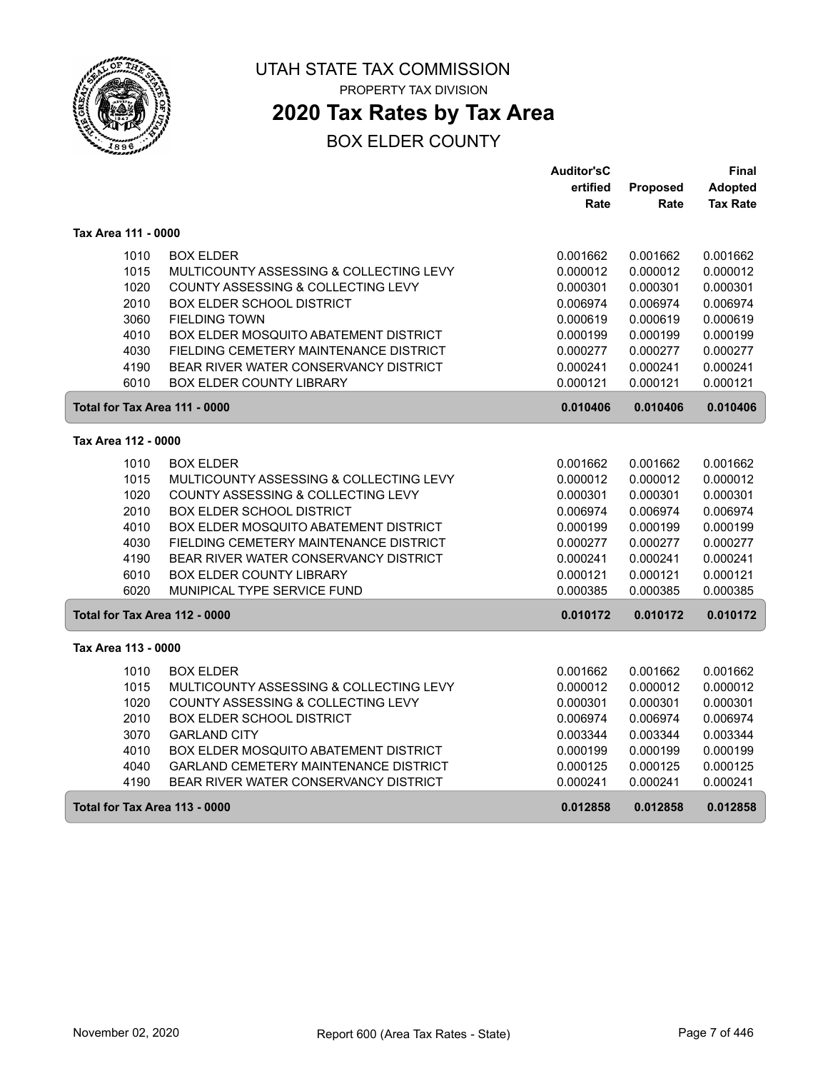UTAH STATE TAX COMMISSION

PROPERTY TAX DIVISION

# 2020 Tax Rates by Tax Area

## BOX ELDER COUNTY

| | | Auditor'sCertified Rate | Proposed Rate | Final Adopted Tax Rate |
|---|---|---|---|---|
| **Tax Area 111 - 0000** | | | | |
| 1010 | BOX ELDER | 0.001662 | 0.001662 | 0.001662 |
| 1015 | MULTICOUNTY ASSESSING & COLLECTING LEVY | 0.000012 | 0.000012 | 0.000012 |
| 1020 | COUNTY ASSESSING & COLLECTING LEVY | 0.000301 | 0.000301 | 0.000301 |
| 2010 | BOX ELDER SCHOOL DISTRICT | 0.006974 | 0.006974 | 0.006974 |
| 3060 | FIELDING TOWN | 0.000619 | 0.000619 | 0.000619 |
| 4010 | BOX ELDER MOSQUITO ABATEMENT DISTRICT | 0.000199 | 0.000199 | 0.000199 |
| 4030 | FIELDING CEMETERY MAINTENANCE DISTRICT | 0.000277 | 0.000277 | 0.000277 |
| 4190 | BEAR RIVER WATER CONSERVANCY DISTRICT | 0.000241 | 0.000241 | 0.000241 |
| 6010 | BOX ELDER COUNTY LIBRARY | 0.000121 | 0.000121 | 0.000121 |
| **Total for Tax Area 111 - 0000** | | **0.010406** | **0.010406** | **0.010406** |
| **Tax Area 112 - 0000** | | | | |
| 1010 | BOX ELDER | 0.001662 | 0.001662 | 0.001662 |
| 1015 | MULTICOUNTY ASSESSING & COLLECTING LEVY | 0.000012 | 0.000012 | 0.000012 |
| 1020 | COUNTY ASSESSING & COLLECTING LEVY | 0.000301 | 0.000301 | 0.000301 |
| 2010 | BOX ELDER SCHOOL DISTRICT | 0.006974 | 0.006974 | 0.006974 |
| 4010 | BOX ELDER MOSQUITO ABATEMENT DISTRICT | 0.000199 | 0.000199 | 0.000199 |
| 4030 | FIELDING CEMETERY MAINTENANCE DISTRICT | 0.000277 | 0.000277 | 0.000277 |
| 4190 | BEAR RIVER WATER CONSERVANCY DISTRICT | 0.000241 | 0.000241 | 0.000241 |
| 6010 | BOX ELDER COUNTY LIBRARY | 0.000121 | 0.000121 | 0.000121 |
| 6020 | MUNIPICAL TYPE SERVICE FUND | 0.000385 | 0.000385 | 0.000385 |
| **Total for Tax Area 112 - 0000** | | **0.010172** | **0.010172** | **0.010172** |
| **Tax Area 113 - 0000** | | | | |
| 1010 | BOX ELDER | 0.001662 | 0.001662 | 0.001662 |
| 1015 | MULTICOUNTY ASSESSING & COLLECTING LEVY | 0.000012 | 0.000012 | 0.000012 |
| 1020 | COUNTY ASSESSING & COLLECTING LEVY | 0.000301 | 0.000301 | 0.000301 |
| 2010 | BOX ELDER SCHOOL DISTRICT | 0.006974 | 0.006974 | 0.006974 |
| 3070 | GARLAND CITY | 0.003344 | 0.003344 | 0.003344 |
| 4010 | BOX ELDER MOSQUITO ABATEMENT DISTRICT | 0.000199 | 0.000199 | 0.000199 |
| 4040 | GARLAND CEMETERY MAINTENANCE DISTRICT | 0.000125 | 0.000125 | 0.000125 |
| 4190 | BEAR RIVER WATER CONSERVANCY DISTRICT | 0.000241 | 0.000241 | 0.000241 |
| **Total for Tax Area 113 - 0000** | | **0.012858** | **0.012858** | **0.012858** |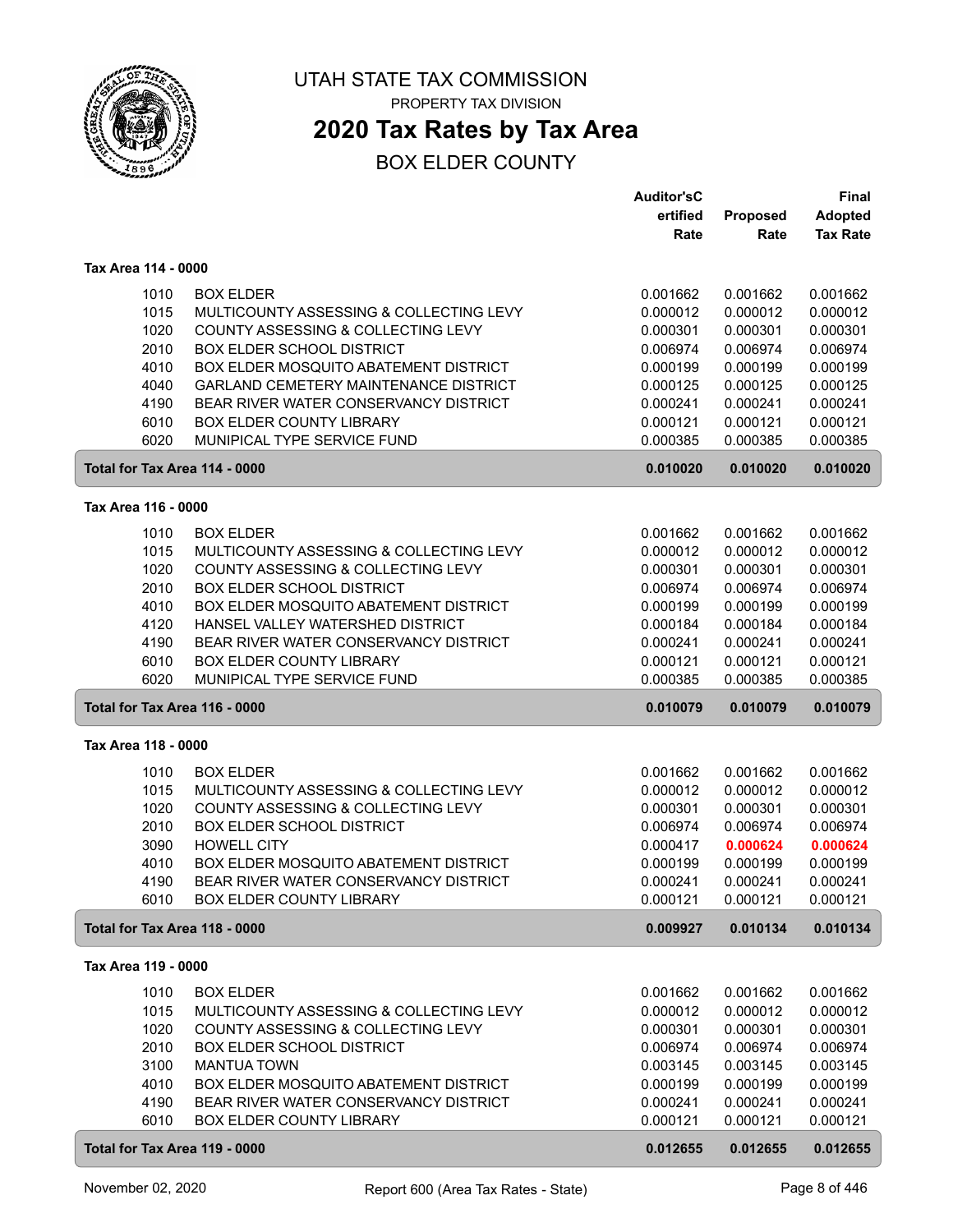# UTAH STATE TAX COMMISSION

PROPERTY TAX DIVISION

## 2020 Tax Rates by Tax Area

BOX ELDER COUNTY

| | | Auditor'sCertified Rate | Proposed Rate | Final Adopted Tax Rate |
|---|---|---|---|---|
| **Tax Area 114 - 0000** | | | | |
| 1010 | BOX ELDER | 0.001662 | 0.001662 | 0.001662 |
| 1015 | MULTICOUNTY ASSESSING & COLLECTING LEVY | 0.000012 | 0.000012 | 0.000012 |
| 1020 | COUNTY ASSESSING & COLLECTING LEVY | 0.000301 | 0.000301 | 0.000301 |
| 2010 | BOX ELDER SCHOOL DISTRICT | 0.006974 | 0.006974 | 0.006974 |
| 4010 | BOX ELDER MOSQUITO ABATEMENT DISTRICT | 0.000199 | 0.000199 | 0.000199 |
| 4040 | GARLAND CEMETERY MAINTENANCE DISTRICT | 0.000125 | 0.000125 | 0.000125 |
| 4190 | BEAR RIVER WATER CONSERVANCY DISTRICT | 0.000241 | 0.000241 | 0.000241 |
| 6010 | BOX ELDER COUNTY LIBRARY | 0.000121 | 0.000121 | 0.000121 |
| 6020 | MUNIPICAL TYPE SERVICE FUND | 0.000385 | 0.000385 | 0.000385 |
| **Total for Tax Area 114 - 0000** | | **0.010020** | **0.010020** | **0.010020** |
| **Tax Area 116 - 0000** | | | | |
| 1010 | BOX ELDER | 0.001662 | 0.001662 | 0.001662 |
| 1015 | MULTICOUNTY ASSESSING & COLLECTING LEVY | 0.000012 | 0.000012 | 0.000012 |
| 1020 | COUNTY ASSESSING & COLLECTING LEVY | 0.000301 | 0.000301 | 0.000301 |
| 2010 | BOX ELDER SCHOOL DISTRICT | 0.006974 | 0.006974 | 0.006974 |
| 4010 | BOX ELDER MOSQUITO ABATEMENT DISTRICT | 0.000199 | 0.000199 | 0.000199 |
| 4120 | HANSEL VALLEY WATERSHED DISTRICT | 0.000184 | 0.000184 | 0.000184 |
| 4190 | BEAR RIVER WATER CONSERVANCY DISTRICT | 0.000241 | 0.000241 | 0.000241 |
| 6010 | BOX ELDER COUNTY LIBRARY | 0.000121 | 0.000121 | 0.000121 |
| 6020 | MUNIPICAL TYPE SERVICE FUND | 0.000385 | 0.000385 | 0.000385 |
| **Total for Tax Area 116 - 0000** | | **0.010079** | **0.010079** | **0.010079** |
| **Tax Area 118 - 0000** | | | | |
| 1010 | BOX ELDER | 0.001662 | 0.001662 | 0.001662 |
| 1015 | MULTICOUNTY ASSESSING & COLLECTING LEVY | 0.000012 | 0.000012 | 0.000012 |
| 1020 | COUNTY ASSESSING & COLLECTING LEVY | 0.000301 | 0.000301 | 0.000301 |
| 2010 | BOX ELDER SCHOOL DISTRICT | 0.006974 | 0.006974 | 0.006974 |
| 3090 | HOWELL CITY | 0.000417 | **0.000624** | **0.000624** |
| 4010 | BOX ELDER MOSQUITO ABATEMENT DISTRICT | 0.000199 | 0.000199 | 0.000199 |
| 4190 | BEAR RIVER WATER CONSERVANCY DISTRICT | 0.000241 | 0.000241 | 0.000241 |
| 6010 | BOX ELDER COUNTY LIBRARY | 0.000121 | 0.000121 | 0.000121 |
| **Total for Tax Area 118 - 0000** | | **0.009927** | **0.010134** | **0.010134** |
| **Tax Area 119 - 0000** | | | | |
| 1010 | BOX ELDER | 0.001662 | 0.001662 | 0.001662 |
| 1015 | MULTICOUNTY ASSESSING & COLLECTING LEVY | 0.000012 | 0.000012 | 0.000012 |
| 1020 | COUNTY ASSESSING & COLLECTING LEVY | 0.000301 | 0.000301 | 0.000301 |
| 2010 | BOX ELDER SCHOOL DISTRICT | 0.006974 | 0.006974 | 0.006974 |
| 3100 | MANTUA TOWN | 0.003145 | 0.003145 | 0.003145 |
| 4010 | BOX ELDER MOSQUITO ABATEMENT DISTRICT | 0.000199 | 0.000199 | 0.000199 |
| 4190 | BEAR RIVER WATER CONSERVANCY DISTRICT | 0.000241 | 0.000241 | 0.000241 |
| 6010 | BOX ELDER COUNTY LIBRARY | 0.000121 | 0.000121 | 0.000121 |
| **Total for Tax Area 119 - 0000** | | **0.012655** | **0.012655** | **0.012655** |

November 02, 2020 — Report 600 (Area Tax Rates - State)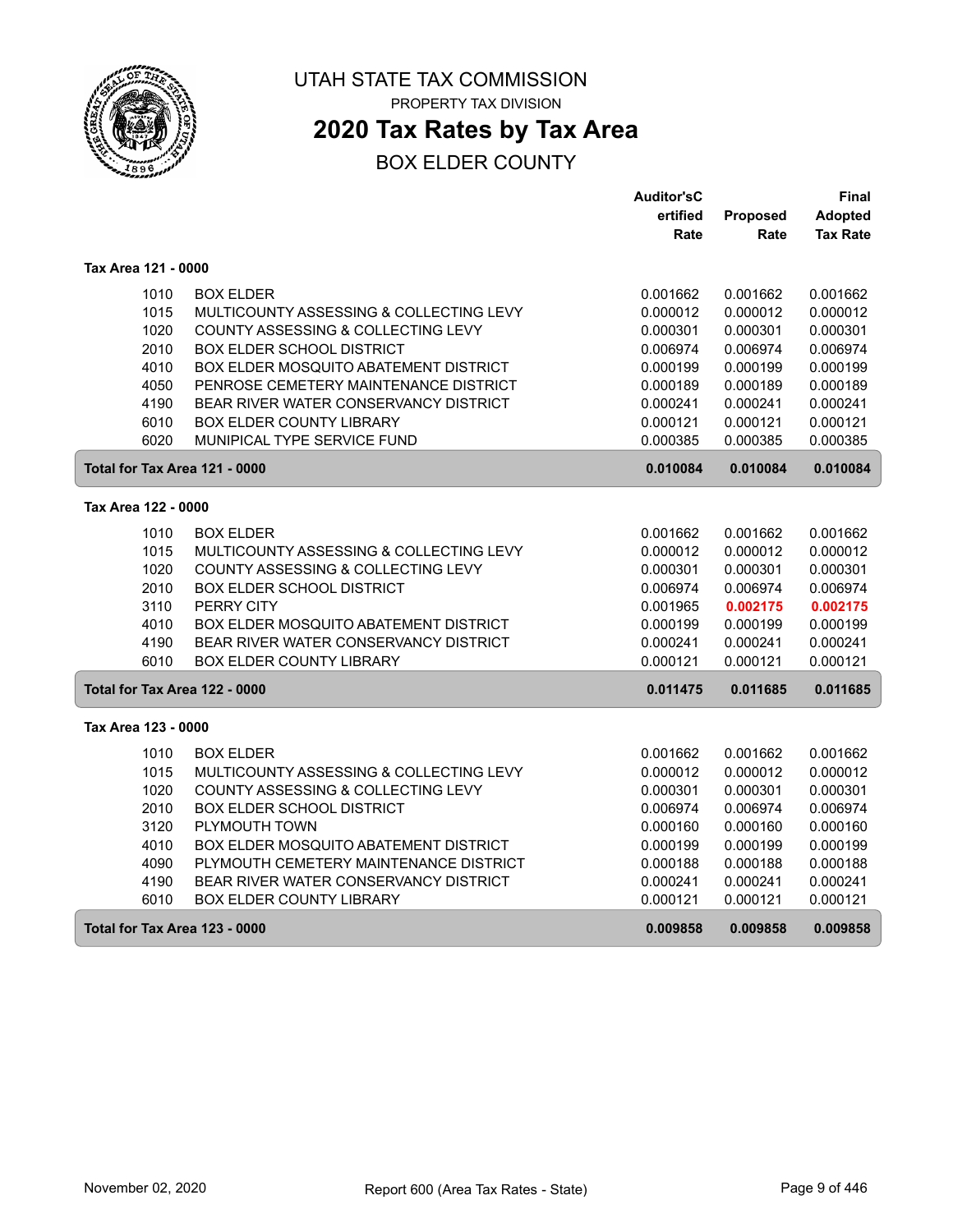# UTAH STATE TAX COMMISSION

PROPERTY TAX DIVISION

## 2020 Tax Rates by Tax Area

BOX ELDER COUNTY

| | | Auditor'sCertified Rate | Proposed Rate | Final Adopted Tax Rate |
|---|---|---|---|---|
| **Tax Area 121 - 0000** | | | | |
| 1010 | BOX ELDER | 0.001662 | 0.001662 | 0.001662 |
| 1015 | MULTICOUNTY ASSESSING & COLLECTING LEVY | 0.000012 | 0.000012 | 0.000012 |
| 1020 | COUNTY ASSESSING & COLLECTING LEVY | 0.000301 | 0.000301 | 0.000301 |
| 2010 | BOX ELDER SCHOOL DISTRICT | 0.006974 | 0.006974 | 0.006974 |
| 4010 | BOX ELDER MOSQUITO ABATEMENT DISTRICT | 0.000199 | 0.000199 | 0.000199 |
| 4050 | PENROSE CEMETERY MAINTENANCE DISTRICT | 0.000189 | 0.000189 | 0.000189 |
| 4190 | BEAR RIVER WATER CONSERVANCY DISTRICT | 0.000241 | 0.000241 | 0.000241 |
| 6010 | BOX ELDER COUNTY LIBRARY | 0.000121 | 0.000121 | 0.000121 |
| 6020 | MUNIPICAL TYPE SERVICE FUND | 0.000385 | 0.000385 | 0.000385 |
| **Total for Tax Area 121 - 0000** | | **0.010084** | **0.010084** | **0.010084** |
| **Tax Area 122 - 0000** | | | | |
| 1010 | BOX ELDER | 0.001662 | 0.001662 | 0.001662 |
| 1015 | MULTICOUNTY ASSESSING & COLLECTING LEVY | 0.000012 | 0.000012 | 0.000012 |
| 1020 | COUNTY ASSESSING & COLLECTING LEVY | 0.000301 | 0.000301 | 0.000301 |
| 2010 | BOX ELDER SCHOOL DISTRICT | 0.006974 | 0.006974 | 0.006974 |
| 3110 | PERRY CITY | 0.001965 | **0.002175** | **0.002175** |
| 4010 | BOX ELDER MOSQUITO ABATEMENT DISTRICT | 0.000199 | 0.000199 | 0.000199 |
| 4190 | BEAR RIVER WATER CONSERVANCY DISTRICT | 0.000241 | 0.000241 | 0.000241 |
| 6010 | BOX ELDER COUNTY LIBRARY | 0.000121 | 0.000121 | 0.000121 |
| **Total for Tax Area 122 - 0000** | | **0.011475** | **0.011685** | **0.011685** |
| **Tax Area 123 - 0000** | | | | |
| 1010 | BOX ELDER | 0.001662 | 0.001662 | 0.001662 |
| 1015 | MULTICOUNTY ASSESSING & COLLECTING LEVY | 0.000012 | 0.000012 | 0.000012 |
| 1020 | COUNTY ASSESSING & COLLECTING LEVY | 0.000301 | 0.000301 | 0.000301 |
| 2010 | BOX ELDER SCHOOL DISTRICT | 0.006974 | 0.006974 | 0.006974 |
| 3120 | PLYMOUTH TOWN | 0.000160 | 0.000160 | 0.000160 |
| 4010 | BOX ELDER MOSQUITO ABATEMENT DISTRICT | 0.000199 | 0.000199 | 0.000199 |
| 4090 | PLYMOUTH CEMETERY MAINTENANCE DISTRICT | 0.000188 | 0.000188 | 0.000188 |
| 4190 | BEAR RIVER WATER CONSERVANCY DISTRICT | 0.000241 | 0.000241 | 0.000241 |
| 6010 | BOX ELDER COUNTY LIBRARY | 0.000121 | 0.000121 | 0.000121 |
| **Total for Tax Area 123 - 0000** | | **0.009858** | **0.009858** | **0.009858** |

November 02, 2020 — Report 600 (Area Tax Rates - State)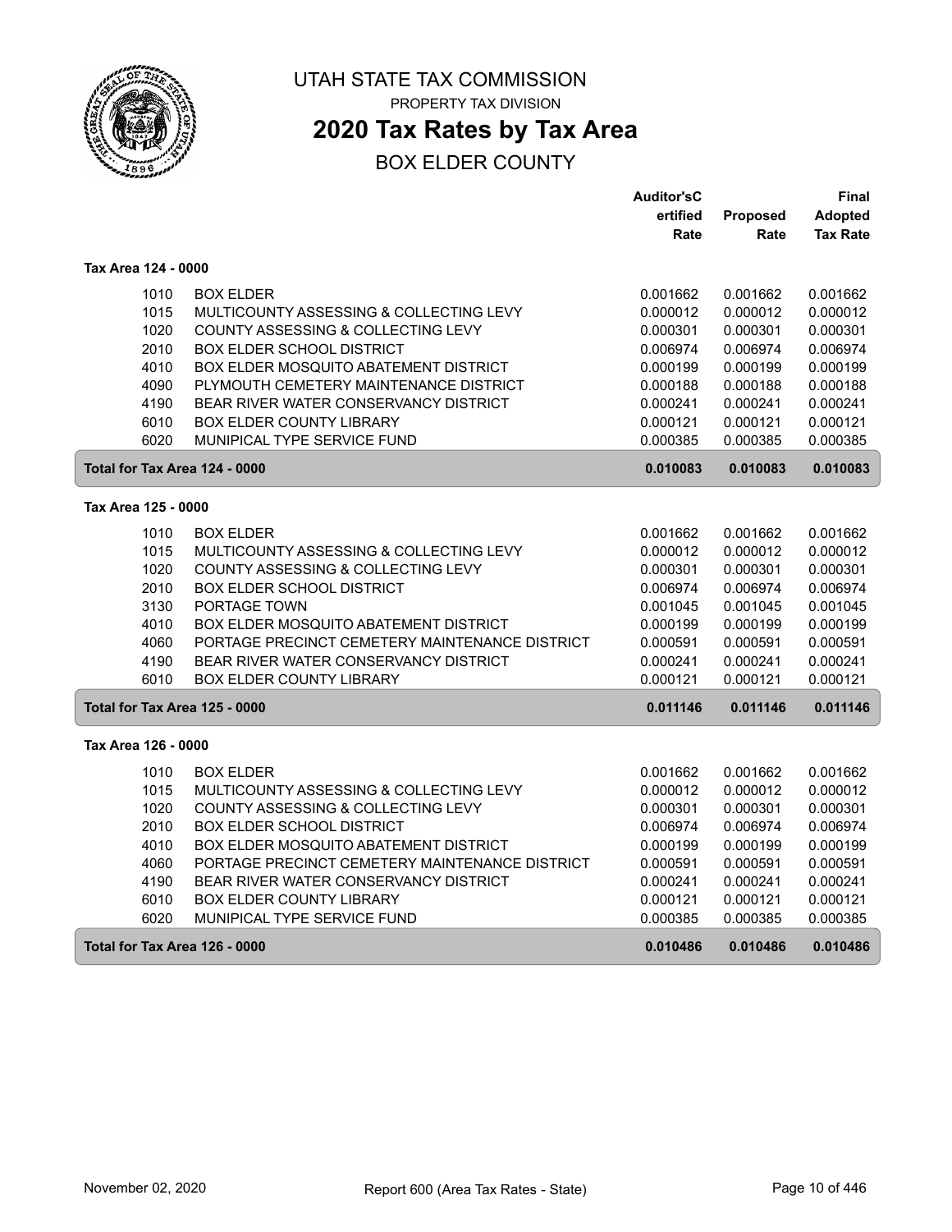# UTAH STATE TAX COMMISSION

PROPERTY TAX DIVISION

## 2020 Tax Rates by Tax Area

BOX ELDER COUNTY

| | | Auditor'sCertified Rate | Proposed Rate | Final Adopted Tax Rate |
|---|---|---|---|---|
| **Tax Area 124 - 0000** | | | | |
| 1010 | BOX ELDER | 0.001662 | 0.001662 | 0.001662 |
| 1015 | MULTICOUNTY ASSESSING & COLLECTING LEVY | 0.000012 | 0.000012 | 0.000012 |
| 1020 | COUNTY ASSESSING & COLLECTING LEVY | 0.000301 | 0.000301 | 0.000301 |
| 2010 | BOX ELDER SCHOOL DISTRICT | 0.006974 | 0.006974 | 0.006974 |
| 4010 | BOX ELDER MOSQUITO ABATEMENT DISTRICT | 0.000199 | 0.000199 | 0.000199 |
| 4090 | PLYMOUTH CEMETERY MAINTENANCE DISTRICT | 0.000188 | 0.000188 | 0.000188 |
| 4190 | BEAR RIVER WATER CONSERVANCY DISTRICT | 0.000241 | 0.000241 | 0.000241 |
| 6010 | BOX ELDER COUNTY LIBRARY | 0.000121 | 0.000121 | 0.000121 |
| 6020 | MUNIPICAL TYPE SERVICE FUND | 0.000385 | 0.000385 | 0.000385 |
| **Total for Tax Area 124 - 0000** | | **0.010083** | **0.010083** | **0.010083** |
| **Tax Area 125 - 0000** | | | | |
| 1010 | BOX ELDER | 0.001662 | 0.001662 | 0.001662 |
| 1015 | MULTICOUNTY ASSESSING & COLLECTING LEVY | 0.000012 | 0.000012 | 0.000012 |
| 1020 | COUNTY ASSESSING & COLLECTING LEVY | 0.000301 | 0.000301 | 0.000301 |
| 2010 | BOX ELDER SCHOOL DISTRICT | 0.006974 | 0.006974 | 0.006974 |
| 3130 | PORTAGE TOWN | 0.001045 | 0.001045 | 0.001045 |
| 4010 | BOX ELDER MOSQUITO ABATEMENT DISTRICT | 0.000199 | 0.000199 | 0.000199 |
| 4060 | PORTAGE PRECINCT CEMETERY MAINTENANCE DISTRICT | 0.000591 | 0.000591 | 0.000591 |
| 4190 | BEAR RIVER WATER CONSERVANCY DISTRICT | 0.000241 | 0.000241 | 0.000241 |
| 6010 | BOX ELDER COUNTY LIBRARY | 0.000121 | 0.000121 | 0.000121 |
| **Total for Tax Area 125 - 0000** | | **0.011146** | **0.011146** | **0.011146** |
| **Tax Area 126 - 0000** | | | | |
| 1010 | BOX ELDER | 0.001662 | 0.001662 | 0.001662 |
| 1015 | MULTICOUNTY ASSESSING & COLLECTING LEVY | 0.000012 | 0.000012 | 0.000012 |
| 1020 | COUNTY ASSESSING & COLLECTING LEVY | 0.000301 | 0.000301 | 0.000301 |
| 2010 | BOX ELDER SCHOOL DISTRICT | 0.006974 | 0.006974 | 0.006974 |
| 4010 | BOX ELDER MOSQUITO ABATEMENT DISTRICT | 0.000199 | 0.000199 | 0.000199 |
| 4060 | PORTAGE PRECINCT CEMETERY MAINTENANCE DISTRICT | 0.000591 | 0.000591 | 0.000591 |
| 4190 | BEAR RIVER WATER CONSERVANCY DISTRICT | 0.000241 | 0.000241 | 0.000241 |
| 6010 | BOX ELDER COUNTY LIBRARY | 0.000121 | 0.000121 | 0.000121 |
| 6020 | MUNIPICAL TYPE SERVICE FUND | 0.000385 | 0.000385 | 0.000385 |
| **Total for Tax Area 126 - 0000** | | **0.010486** | **0.010486** | **0.010486** |

November 02, 2020 — Report 600 (Area Tax Rates - State)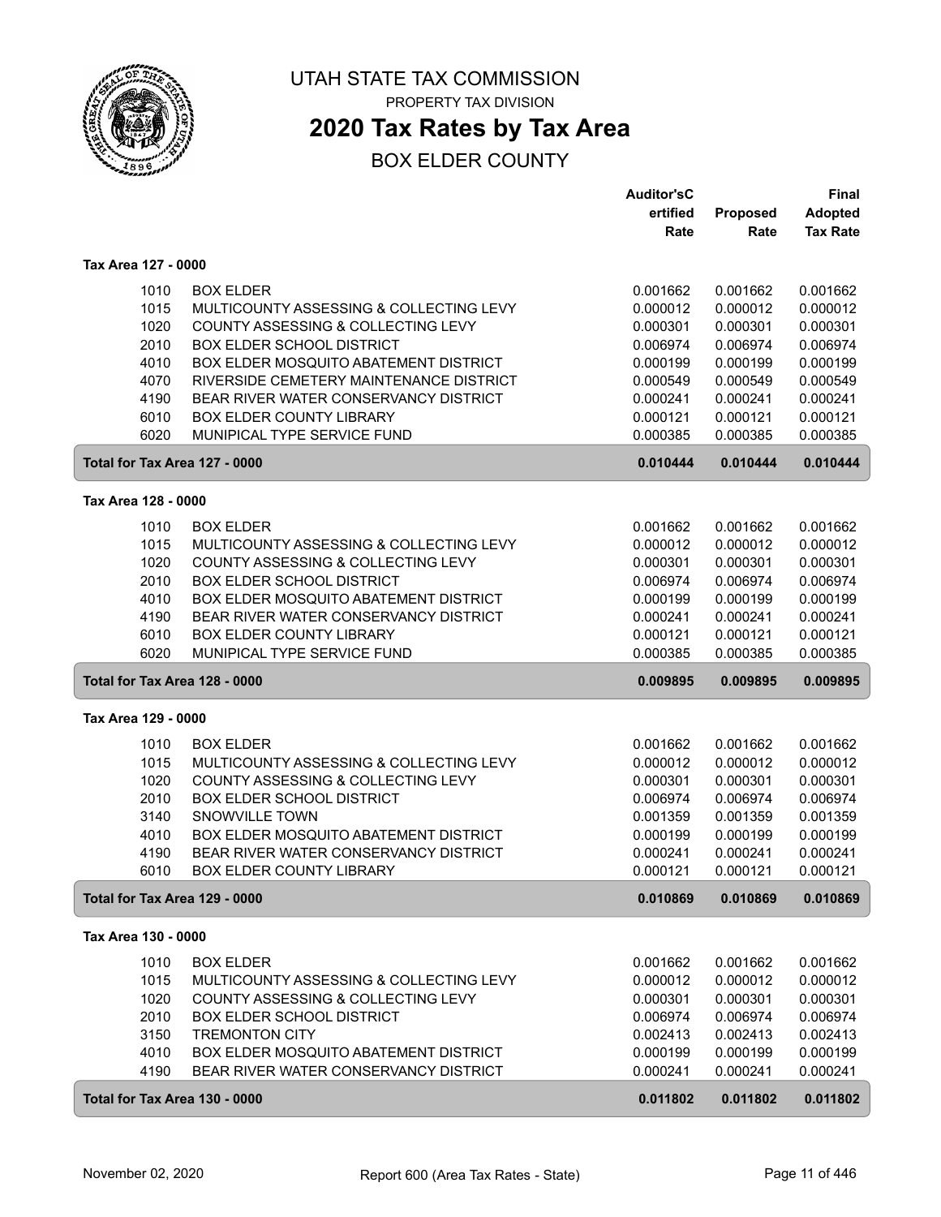# UTAH STATE TAX COMMISSION

PROPERTY TAX DIVISION

## 2020 Tax Rates by Tax Area

BOX ELDER COUNTY

### Tax Area 127 - 0000

| Code | Description | Auditor'sCertified Rate | Proposed Rate | Final Adopted Tax Rate |
|---|---|---|---|---|
| 1010 | BOX ELDER | 0.001662 | 0.001662 | 0.001662 |
| 1015 | MULTICOUNTY ASSESSING & COLLECTING LEVY | 0.000012 | 0.000012 | 0.000012 |
| 1020 | COUNTY ASSESSING & COLLECTING LEVY | 0.000301 | 0.000301 | 0.000301 |
| 2010 | BOX ELDER SCHOOL DISTRICT | 0.006974 | 0.006974 | 0.006974 |
| 4010 | BOX ELDER MOSQUITO ABATEMENT DISTRICT | 0.000199 | 0.000199 | 0.000199 |
| 4070 | RIVERSIDE CEMETERY MAINTENANCE DISTRICT | 0.000549 | 0.000549 | 0.000549 |
| 4190 | BEAR RIVER WATER CONSERVANCY DISTRICT | 0.000241 | 0.000241 | 0.000241 |
| 6010 | BOX ELDER COUNTY LIBRARY | 0.000121 | 0.000121 | 0.000121 |
| 6020 | MUNIPICAL TYPE SERVICE FUND | 0.000385 | 0.000385 | 0.000385 |
| **Total for Tax Area 127 - 0000** | | **0.010444** | **0.010444** | **0.010444** |

### Tax Area 128 - 0000

| Code | Description | Auditor'sCertified Rate | Proposed Rate | Final Adopted Tax Rate |
|---|---|---|---|---|
| 1010 | BOX ELDER | 0.001662 | 0.001662 | 0.001662 |
| 1015 | MULTICOUNTY ASSESSING & COLLECTING LEVY | 0.000012 | 0.000012 | 0.000012 |
| 1020 | COUNTY ASSESSING & COLLECTING LEVY | 0.000301 | 0.000301 | 0.000301 |
| 2010 | BOX ELDER SCHOOL DISTRICT | 0.006974 | 0.006974 | 0.006974 |
| 4010 | BOX ELDER MOSQUITO ABATEMENT DISTRICT | 0.000199 | 0.000199 | 0.000199 |
| 4190 | BEAR RIVER WATER CONSERVANCY DISTRICT | 0.000241 | 0.000241 | 0.000241 |
| 6010 | BOX ELDER COUNTY LIBRARY | 0.000121 | 0.000121 | 0.000121 |
| 6020 | MUNIPICAL TYPE SERVICE FUND | 0.000385 | 0.000385 | 0.000385 |
| **Total for Tax Area 128 - 0000** | | **0.009895** | **0.009895** | **0.009895** |

### Tax Area 129 - 0000

| Code | Description | Auditor'sCertified Rate | Proposed Rate | Final Adopted Tax Rate |
|---|---|---|---|---|
| 1010 | BOX ELDER | 0.001662 | 0.001662 | 0.001662 |
| 1015 | MULTICOUNTY ASSESSING & COLLECTING LEVY | 0.000012 | 0.000012 | 0.000012 |
| 1020 | COUNTY ASSESSING & COLLECTING LEVY | 0.000301 | 0.000301 | 0.000301 |
| 2010 | BOX ELDER SCHOOL DISTRICT | 0.006974 | 0.006974 | 0.006974 |
| 3140 | SNOWVILLE TOWN | 0.001359 | 0.001359 | 0.001359 |
| 4010 | BOX ELDER MOSQUITO ABATEMENT DISTRICT | 0.000199 | 0.000199 | 0.000199 |
| 4190 | BEAR RIVER WATER CONSERVANCY DISTRICT | 0.000241 | 0.000241 | 0.000241 |
| 6010 | BOX ELDER COUNTY LIBRARY | 0.000121 | 0.000121 | 0.000121 |
| **Total for Tax Area 129 - 0000** | | **0.010869** | **0.010869** | **0.010869** |

### Tax Area 130 - 0000

| Code | Description | Auditor'sCertified Rate | Proposed Rate | Final Adopted Tax Rate |
|---|---|---|---|---|
| 1010 | BOX ELDER | 0.001662 | 0.001662 | 0.001662 |
| 1015 | MULTICOUNTY ASSESSING & COLLECTING LEVY | 0.000012 | 0.000012 | 0.000012 |
| 1020 | COUNTY ASSESSING & COLLECTING LEVY | 0.000301 | 0.000301 | 0.000301 |
| 2010 | BOX ELDER SCHOOL DISTRICT | 0.006974 | 0.006974 | 0.006974 |
| 3150 | TREMONTON CITY | 0.002413 | 0.002413 | 0.002413 |
| 4010 | BOX ELDER MOSQUITO ABATEMENT DISTRICT | 0.000199 | 0.000199 | 0.000199 |
| 4190 | BEAR RIVER WATER CONSERVANCY DISTRICT | 0.000241 | 0.000241 | 0.000241 |
| **Total for Tax Area 130 - 0000** | | **0.011802** | **0.011802** | **0.011802** |

November 02, 2020 — Report 600 (Area Tax Rates - State)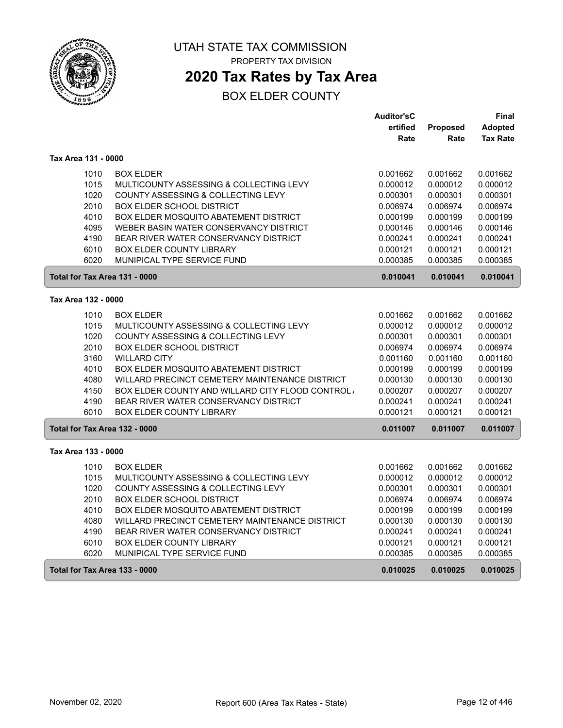UTAH STATE TAX COMMISSION

PROPERTY TAX DIVISION

# 2020 Tax Rates by Tax Area

## BOX ELDER COUNTY

| | | Auditor'sC ertified Rate | Proposed Rate | Final Adopted Tax Rate |
|---|---|---|---|---|
| **Tax Area 131 - 0000** | | | | |
| 1010 | BOX ELDER | 0.001662 | 0.001662 | 0.001662 |
| 1015 | MULTICOUNTY ASSESSING & COLLECTING LEVY | 0.000012 | 0.000012 | 0.000012 |
| 1020 | COUNTY ASSESSING & COLLECTING LEVY | 0.000301 | 0.000301 | 0.000301 |
| 2010 | BOX ELDER SCHOOL DISTRICT | 0.006974 | 0.006974 | 0.006974 |
| 4010 | BOX ELDER MOSQUITO ABATEMENT DISTRICT | 0.000199 | 0.000199 | 0.000199 |
| 4095 | WEBER BASIN WATER CONSERVANCY DISTRICT | 0.000146 | 0.000146 | 0.000146 |
| 4190 | BEAR RIVER WATER CONSERVANCY DISTRICT | 0.000241 | 0.000241 | 0.000241 |
| 6010 | BOX ELDER COUNTY LIBRARY | 0.000121 | 0.000121 | 0.000121 |
| 6020 | MUNIPICAL TYPE SERVICE FUND | 0.000385 | 0.000385 | 0.000385 |
| **Total for Tax Area 131 - 0000** | | **0.010041** | **0.010041** | **0.010041** |
| **Tax Area 132 - 0000** | | | | |
| 1010 | BOX ELDER | 0.001662 | 0.001662 | 0.001662 |
| 1015 | MULTICOUNTY ASSESSING & COLLECTING LEVY | 0.000012 | 0.000012 | 0.000012 |
| 1020 | COUNTY ASSESSING & COLLECTING LEVY | 0.000301 | 0.000301 | 0.000301 |
| 2010 | BOX ELDER SCHOOL DISTRICT | 0.006974 | 0.006974 | 0.006974 |
| 3160 | WILLARD CITY | 0.001160 | 0.001160 | 0.001160 |
| 4010 | BOX ELDER MOSQUITO ABATEMENT DISTRICT | 0.000199 | 0.000199 | 0.000199 |
| 4080 | WILLARD PRECINCT CEMETERY MAINTENANCE DISTRICT | 0.000130 | 0.000130 | 0.000130 |
| 4150 | BOX ELDER COUNTY AND WILLARD CITY FLOOD CONTROL / | 0.000207 | 0.000207 | 0.000207 |
| 4190 | BEAR RIVER WATER CONSERVANCY DISTRICT | 0.000241 | 0.000241 | 0.000241 |
| 6010 | BOX ELDER COUNTY LIBRARY | 0.000121 | 0.000121 | 0.000121 |
| **Total for Tax Area 132 - 0000** | | **0.011007** | **0.011007** | **0.011007** |
| **Tax Area 133 - 0000** | | | | |
| 1010 | BOX ELDER | 0.001662 | 0.001662 | 0.001662 |
| 1015 | MULTICOUNTY ASSESSING & COLLECTING LEVY | 0.000012 | 0.000012 | 0.000012 |
| 1020 | COUNTY ASSESSING & COLLECTING LEVY | 0.000301 | 0.000301 | 0.000301 |
| 2010 | BOX ELDER SCHOOL DISTRICT | 0.006974 | 0.006974 | 0.006974 |
| 4010 | BOX ELDER MOSQUITO ABATEMENT DISTRICT | 0.000199 | 0.000199 | 0.000199 |
| 4080 | WILLARD PRECINCT CEMETERY MAINTENANCE DISTRICT | 0.000130 | 0.000130 | 0.000130 |
| 4190 | BEAR RIVER WATER CONSERVANCY DISTRICT | 0.000241 | 0.000241 | 0.000241 |
| 6010 | BOX ELDER COUNTY LIBRARY | 0.000121 | 0.000121 | 0.000121 |
| 6020 | MUNIPICAL TYPE SERVICE FUND | 0.000385 | 0.000385 | 0.000385 |
| **Total for Tax Area 133 - 0000** | | **0.010025** | **0.010025** | **0.010025** |

November 02, 2020 — Report 600 (Area Tax Rates - State)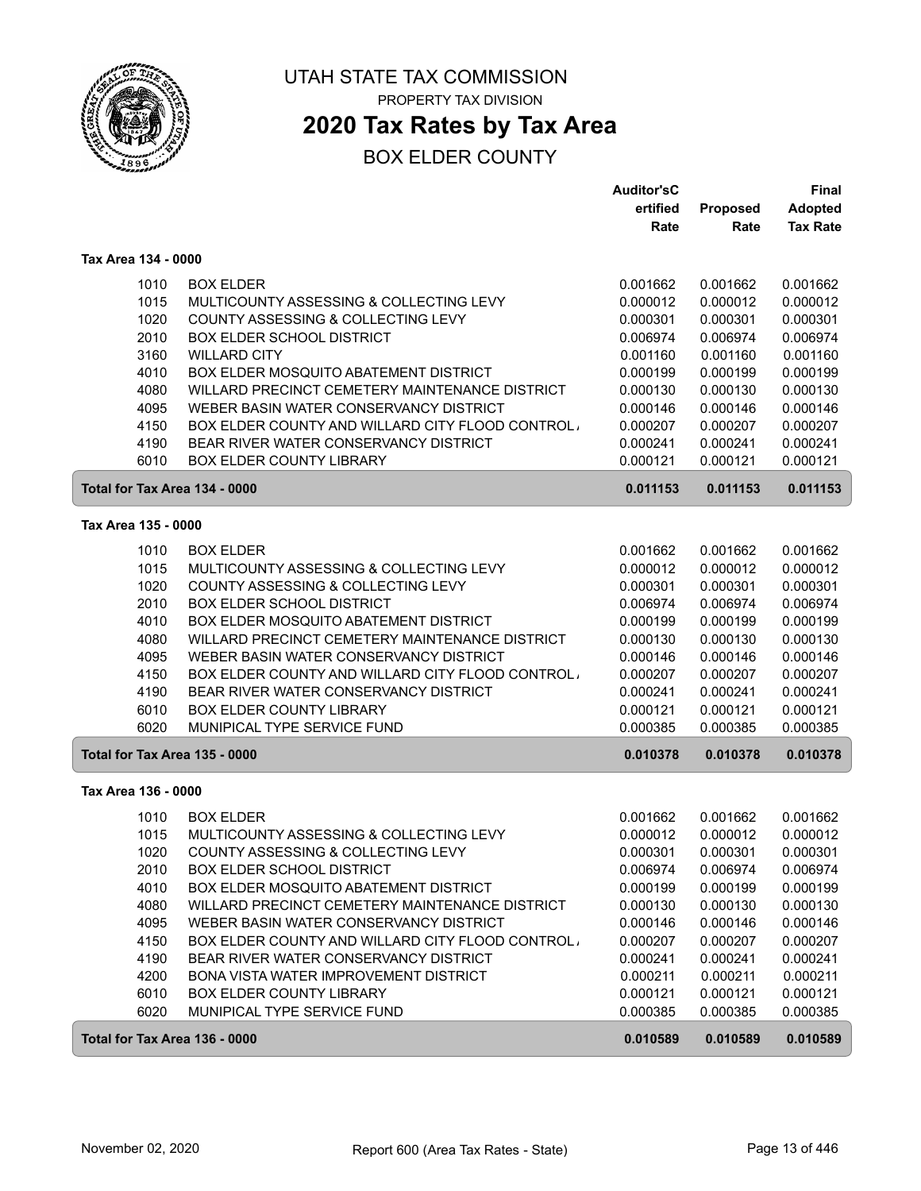# UTAH STATE TAX COMMISSION

PROPERTY TAX DIVISION

## 2020 Tax Rates by Tax Area

BOX ELDER COUNTY

| | | Auditor'sCertified Rate | Proposed Rate | Final Adopted Tax Rate |
|---|---|---|---|---|
| **Tax Area 134 - 0000** | | | | |
| 1010 | BOX ELDER | 0.001662 | 0.001662 | 0.001662 |
| 1015 | MULTICOUNTY ASSESSING & COLLECTING LEVY | 0.000012 | 0.000012 | 0.000012 |
| 1020 | COUNTY ASSESSING & COLLECTING LEVY | 0.000301 | 0.000301 | 0.000301 |
| 2010 | BOX ELDER SCHOOL DISTRICT | 0.006974 | 0.006974 | 0.006974 |
| 3160 | WILLARD CITY | 0.001160 | 0.001160 | 0.001160 |
| 4010 | BOX ELDER MOSQUITO ABATEMENT DISTRICT | 0.000199 | 0.000199 | 0.000199 |
| 4080 | WILLARD PRECINCT CEMETERY MAINTENANCE DISTRICT | 0.000130 | 0.000130 | 0.000130 |
| 4095 | WEBER BASIN WATER CONSERVANCY DISTRICT | 0.000146 | 0.000146 | 0.000146 |
| 4150 | BOX ELDER COUNTY AND WILLARD CITY FLOOD CONTROL | 0.000207 | 0.000207 | 0.000207 |
| 4190 | BEAR RIVER WATER CONSERVANCY DISTRICT | 0.000241 | 0.000241 | 0.000241 |
| 6010 | BOX ELDER COUNTY LIBRARY | 0.000121 | 0.000121 | 0.000121 |
| **Total for Tax Area 134 - 0000** | | **0.011153** | **0.011153** | **0.011153** |
| **Tax Area 135 - 0000** | | | | |
| 1010 | BOX ELDER | 0.001662 | 0.001662 | 0.001662 |
| 1015 | MULTICOUNTY ASSESSING & COLLECTING LEVY | 0.000012 | 0.000012 | 0.000012 |
| 1020 | COUNTY ASSESSING & COLLECTING LEVY | 0.000301 | 0.000301 | 0.000301 |
| 2010 | BOX ELDER SCHOOL DISTRICT | 0.006974 | 0.006974 | 0.006974 |
| 4010 | BOX ELDER MOSQUITO ABATEMENT DISTRICT | 0.000199 | 0.000199 | 0.000199 |
| 4080 | WILLARD PRECINCT CEMETERY MAINTENANCE DISTRICT | 0.000130 | 0.000130 | 0.000130 |
| 4095 | WEBER BASIN WATER CONSERVANCY DISTRICT | 0.000146 | 0.000146 | 0.000146 |
| 4150 | BOX ELDER COUNTY AND WILLARD CITY FLOOD CONTROL | 0.000207 | 0.000207 | 0.000207 |
| 4190 | BEAR RIVER WATER CONSERVANCY DISTRICT | 0.000241 | 0.000241 | 0.000241 |
| 6010 | BOX ELDER COUNTY LIBRARY | 0.000121 | 0.000121 | 0.000121 |
| 6020 | MUNIPICAL TYPE SERVICE FUND | 0.000385 | 0.000385 | 0.000385 |
| **Total for Tax Area 135 - 0000** | | **0.010378** | **0.010378** | **0.010378** |
| **Tax Area 136 - 0000** | | | | |
| 1010 | BOX ELDER | 0.001662 | 0.001662 | 0.001662 |
| 1015 | MULTICOUNTY ASSESSING & COLLECTING LEVY | 0.000012 | 0.000012 | 0.000012 |
| 1020 | COUNTY ASSESSING & COLLECTING LEVY | 0.000301 | 0.000301 | 0.000301 |
| 2010 | BOX ELDER SCHOOL DISTRICT | 0.006974 | 0.006974 | 0.006974 |
| 4010 | BOX ELDER MOSQUITO ABATEMENT DISTRICT | 0.000199 | 0.000199 | 0.000199 |
| 4080 | WILLARD PRECINCT CEMETERY MAINTENANCE DISTRICT | 0.000130 | 0.000130 | 0.000130 |
| 4095 | WEBER BASIN WATER CONSERVANCY DISTRICT | 0.000146 | 0.000146 | 0.000146 |
| 4150 | BOX ELDER COUNTY AND WILLARD CITY FLOOD CONTROL | 0.000207 | 0.000207 | 0.000207 |
| 4190 | BEAR RIVER WATER CONSERVANCY DISTRICT | 0.000241 | 0.000241 | 0.000241 |
| 4200 | BONA VISTA WATER IMPROVEMENT DISTRICT | 0.000211 | 0.000211 | 0.000211 |
| 6010 | BOX ELDER COUNTY LIBRARY | 0.000121 | 0.000121 | 0.000121 |
| 6020 | MUNIPICAL TYPE SERVICE FUND | 0.000385 | 0.000385 | 0.000385 |
| **Total for Tax Area 136 - 0000** | | **0.010589** | **0.010589** | **0.010589** |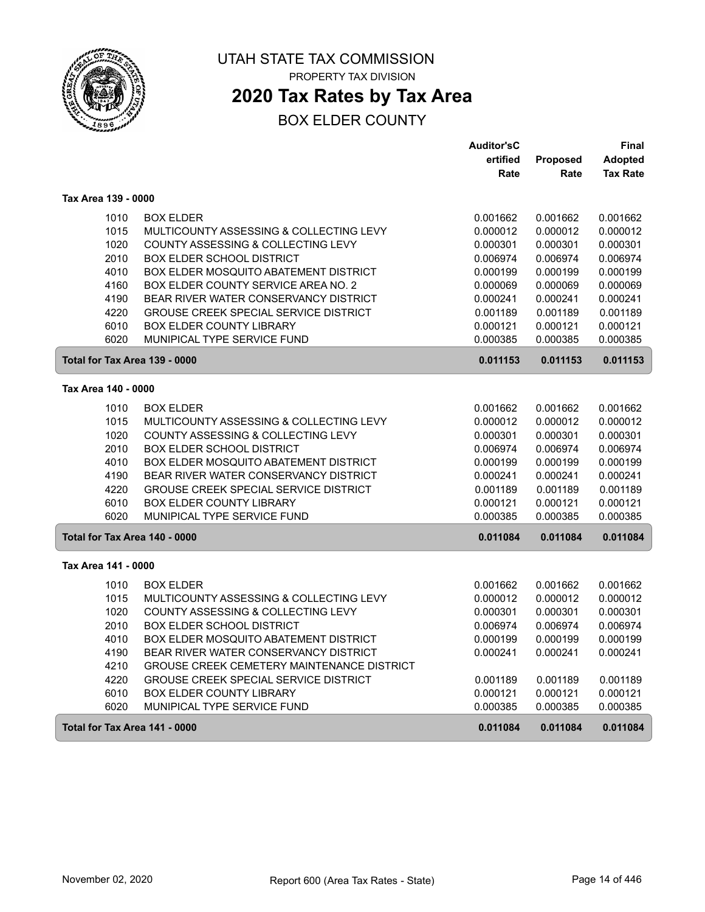# UTAH STATE TAX COMMISSION

PROPERTY TAX DIVISION

## 2020 Tax Rates by Tax Area

BOX ELDER COUNTY

| | | Auditor'sCertified Rate | Proposed Rate | Final Adopted Tax Rate |
|---|---|---|---|---|
| **Tax Area 139 - 0000** | | | | |
| 1010 | BOX ELDER | 0.001662 | 0.001662 | 0.001662 |
| 1015 | MULTICOUNTY ASSESSING & COLLECTING LEVY | 0.000012 | 0.000012 | 0.000012 |
| 1020 | COUNTY ASSESSING & COLLECTING LEVY | 0.000301 | 0.000301 | 0.000301 |
| 2010 | BOX ELDER SCHOOL DISTRICT | 0.006974 | 0.006974 | 0.006974 |
| 4010 | BOX ELDER MOSQUITO ABATEMENT DISTRICT | 0.000199 | 0.000199 | 0.000199 |
| 4160 | BOX ELDER COUNTY SERVICE AREA NO. 2 | 0.000069 | 0.000069 | 0.000069 |
| 4190 | BEAR RIVER WATER CONSERVANCY DISTRICT | 0.000241 | 0.000241 | 0.000241 |
| 4220 | GROUSE CREEK SPECIAL SERVICE DISTRICT | 0.001189 | 0.001189 | 0.001189 |
| 6010 | BOX ELDER COUNTY LIBRARY | 0.000121 | 0.000121 | 0.000121 |
| 6020 | MUNIPICAL TYPE SERVICE FUND | 0.000385 | 0.000385 | 0.000385 |
| **Total for Tax Area 139 - 0000** | | **0.011153** | **0.011153** | **0.011153** |
| **Tax Area 140 - 0000** | | | | |
| 1010 | BOX ELDER | 0.001662 | 0.001662 | 0.001662 |
| 1015 | MULTICOUNTY ASSESSING & COLLECTING LEVY | 0.000012 | 0.000012 | 0.000012 |
| 1020 | COUNTY ASSESSING & COLLECTING LEVY | 0.000301 | 0.000301 | 0.000301 |
| 2010 | BOX ELDER SCHOOL DISTRICT | 0.006974 | 0.006974 | 0.006974 |
| 4010 | BOX ELDER MOSQUITO ABATEMENT DISTRICT | 0.000199 | 0.000199 | 0.000199 |
| 4190 | BEAR RIVER WATER CONSERVANCY DISTRICT | 0.000241 | 0.000241 | 0.000241 |
| 4220 | GROUSE CREEK SPECIAL SERVICE DISTRICT | 0.001189 | 0.001189 | 0.001189 |
| 6010 | BOX ELDER COUNTY LIBRARY | 0.000121 | 0.000121 | 0.000121 |
| 6020 | MUNIPICAL TYPE SERVICE FUND | 0.000385 | 0.000385 | 0.000385 |
| **Total for Tax Area 140 - 0000** | | **0.011084** | **0.011084** | **0.011084** |
| **Tax Area 141 - 0000** | | | | |
| 1010 | BOX ELDER | 0.001662 | 0.001662 | 0.001662 |
| 1015 | MULTICOUNTY ASSESSING & COLLECTING LEVY | 0.000012 | 0.000012 | 0.000012 |
| 1020 | COUNTY ASSESSING & COLLECTING LEVY | 0.000301 | 0.000301 | 0.000301 |
| 2010 | BOX ELDER SCHOOL DISTRICT | 0.006974 | 0.006974 | 0.006974 |
| 4010 | BOX ELDER MOSQUITO ABATEMENT DISTRICT | 0.000199 | 0.000199 | 0.000199 |
| 4190 | BEAR RIVER WATER CONSERVANCY DISTRICT | 0.000241 | 0.000241 | 0.000241 |
| 4210 | GROUSE CREEK CEMETERY MAINTENANCE DISTRICT | | | |
| 4220 | GROUSE CREEK SPECIAL SERVICE DISTRICT | 0.001189 | 0.001189 | 0.001189 |
| 6010 | BOX ELDER COUNTY LIBRARY | 0.000121 | 0.000121 | 0.000121 |
| 6020 | MUNIPICAL TYPE SERVICE FUND | 0.000385 | 0.000385 | 0.000385 |
| **Total for Tax Area 141 - 0000** | | **0.011084** | **0.011084** | **0.011084** |

November 02, 2020 — Report 600 (Area Tax Rates - State)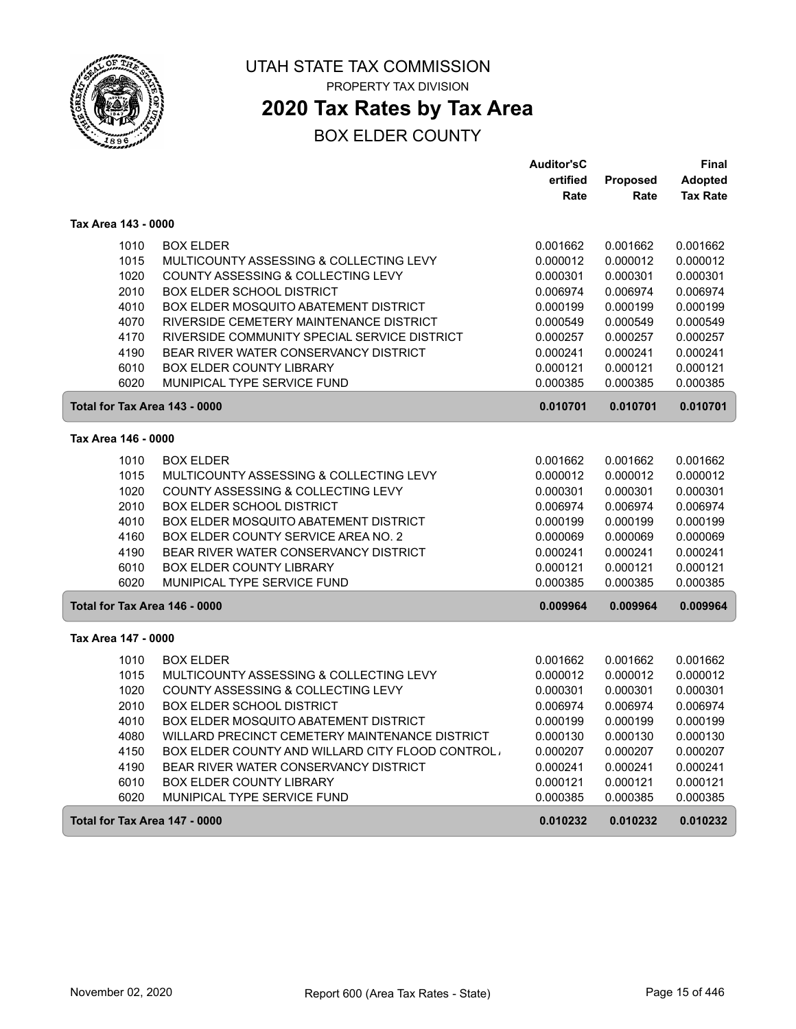# UTAH STATE TAX COMMISSION

PROPERTY TAX DIVISION

## 2020 Tax Rates by Tax Area

BOX ELDER COUNTY

| | | Auditor'sCertified Rate | Proposed Rate | Final Adopted Tax Rate |
|---|---|---|---|---|
| **Tax Area 143 - 0000** | | | | |
| 1010 | BOX ELDER | 0.001662 | 0.001662 | 0.001662 |
| 1015 | MULTICOUNTY ASSESSING & COLLECTING LEVY | 0.000012 | 0.000012 | 0.000012 |
| 1020 | COUNTY ASSESSING & COLLECTING LEVY | 0.000301 | 0.000301 | 0.000301 |
| 2010 | BOX ELDER SCHOOL DISTRICT | 0.006974 | 0.006974 | 0.006974 |
| 4010 | BOX ELDER MOSQUITO ABATEMENT DISTRICT | 0.000199 | 0.000199 | 0.000199 |
| 4070 | RIVERSIDE CEMETERY MAINTENANCE DISTRICT | 0.000549 | 0.000549 | 0.000549 |
| 4170 | RIVERSIDE COMMUNITY SPECIAL SERVICE DISTRICT | 0.000257 | 0.000257 | 0.000257 |
| 4190 | BEAR RIVER WATER CONSERVANCY DISTRICT | 0.000241 | 0.000241 | 0.000241 |
| 6010 | BOX ELDER COUNTY LIBRARY | 0.000121 | 0.000121 | 0.000121 |
| 6020 | MUNIPICAL TYPE SERVICE FUND | 0.000385 | 0.000385 | 0.000385 |
| **Total for Tax Area 143 - 0000** | | **0.010701** | **0.010701** | **0.010701** |
| **Tax Area 146 - 0000** | | | | |
| 1010 | BOX ELDER | 0.001662 | 0.001662 | 0.001662 |
| 1015 | MULTICOUNTY ASSESSING & COLLECTING LEVY | 0.000012 | 0.000012 | 0.000012 |
| 1020 | COUNTY ASSESSING & COLLECTING LEVY | 0.000301 | 0.000301 | 0.000301 |
| 2010 | BOX ELDER SCHOOL DISTRICT | 0.006974 | 0.006974 | 0.006974 |
| 4010 | BOX ELDER MOSQUITO ABATEMENT DISTRICT | 0.000199 | 0.000199 | 0.000199 |
| 4160 | BOX ELDER COUNTY SERVICE AREA NO. 2 | 0.000069 | 0.000069 | 0.000069 |
| 4190 | BEAR RIVER WATER CONSERVANCY DISTRICT | 0.000241 | 0.000241 | 0.000241 |
| 6010 | BOX ELDER COUNTY LIBRARY | 0.000121 | 0.000121 | 0.000121 |
| 6020 | MUNIPICAL TYPE SERVICE FUND | 0.000385 | 0.000385 | 0.000385 |
| **Total for Tax Area 146 - 0000** | | **0.009964** | **0.009964** | **0.009964** |
| **Tax Area 147 - 0000** | | | | |
| 1010 | BOX ELDER | 0.001662 | 0.001662 | 0.001662 |
| 1015 | MULTICOUNTY ASSESSING & COLLECTING LEVY | 0.000012 | 0.000012 | 0.000012 |
| 1020 | COUNTY ASSESSING & COLLECTING LEVY | 0.000301 | 0.000301 | 0.000301 |
| 2010 | BOX ELDER SCHOOL DISTRICT | 0.006974 | 0.006974 | 0.006974 |
| 4010 | BOX ELDER MOSQUITO ABATEMENT DISTRICT | 0.000199 | 0.000199 | 0.000199 |
| 4080 | WILLARD PRECINCT CEMETERY MAINTENANCE DISTRICT | 0.000130 | 0.000130 | 0.000130 |
| 4150 | BOX ELDER COUNTY AND WILLARD CITY FLOOD CONTROL | 0.000207 | 0.000207 | 0.000207 |
| 4190 | BEAR RIVER WATER CONSERVANCY DISTRICT | 0.000241 | 0.000241 | 0.000241 |
| 6010 | BOX ELDER COUNTY LIBRARY | 0.000121 | 0.000121 | 0.000121 |
| 6020 | MUNIPICAL TYPE SERVICE FUND | 0.000385 | 0.000385 | 0.000385 |
| **Total for Tax Area 147 - 0000** | | **0.010232** | **0.010232** | **0.010232** |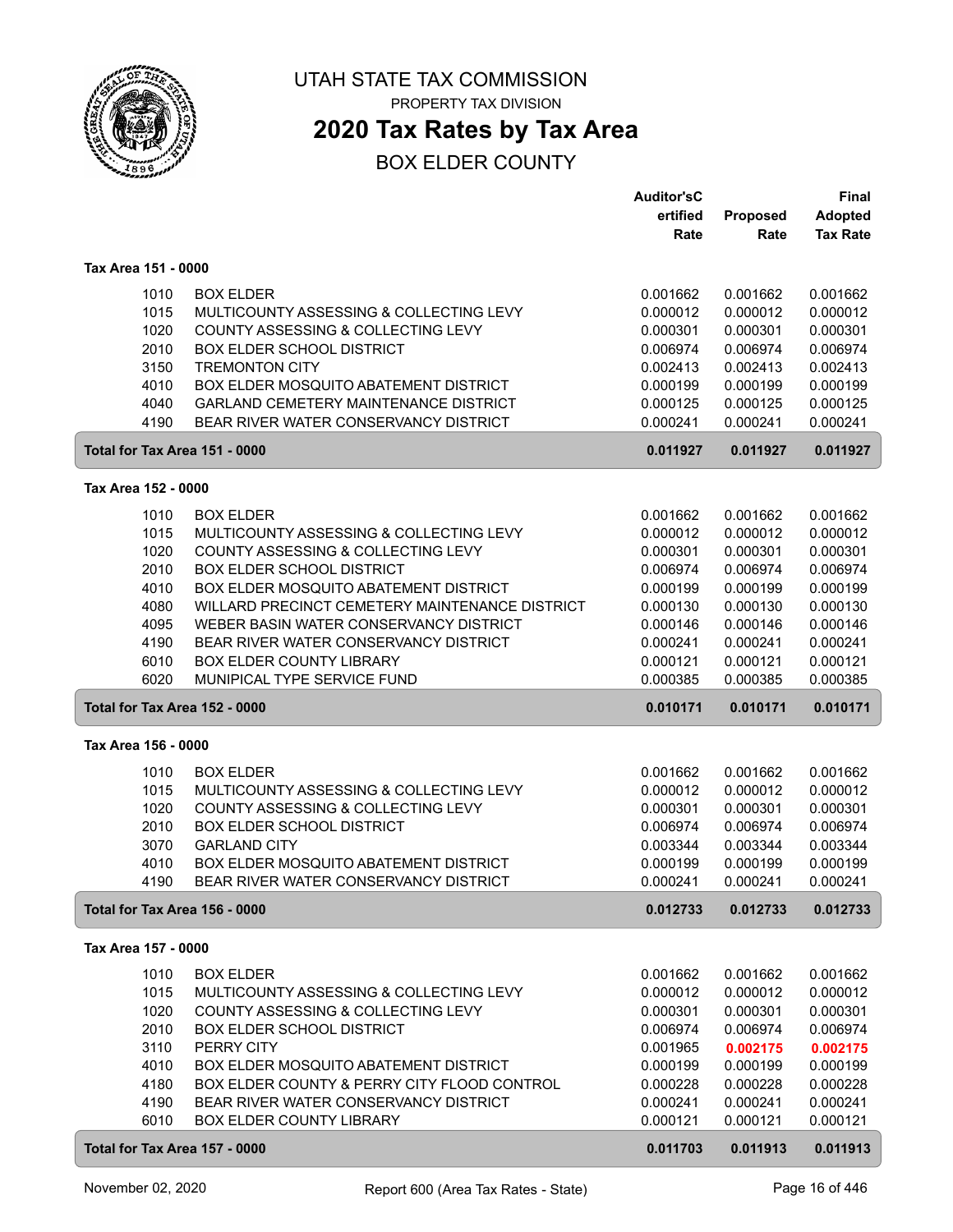# UTAH STATE TAX COMMISSION

PROPERTY TAX DIVISION

## 2020 Tax Rates by Tax Area

BOX ELDER COUNTY

| | | Auditor'sCertified Rate | Proposed Rate | Final Adopted Tax Rate |
|---|---|---|---|---|
| **Tax Area 151 - 0000** | | | | |
| 1010 | BOX ELDER | 0.001662 | 0.001662 | 0.001662 |
| 1015 | MULTICOUNTY ASSESSING & COLLECTING LEVY | 0.000012 | 0.000012 | 0.000012 |
| 1020 | COUNTY ASSESSING & COLLECTING LEVY | 0.000301 | 0.000301 | 0.000301 |
| 2010 | BOX ELDER SCHOOL DISTRICT | 0.006974 | 0.006974 | 0.006974 |
| 3150 | TREMONTON CITY | 0.002413 | 0.002413 | 0.002413 |
| 4010 | BOX ELDER MOSQUITO ABATEMENT DISTRICT | 0.000199 | 0.000199 | 0.000199 |
| 4040 | GARLAND CEMETERY MAINTENANCE DISTRICT | 0.000125 | 0.000125 | 0.000125 |
| 4190 | BEAR RIVER WATER CONSERVANCY DISTRICT | 0.000241 | 0.000241 | 0.000241 |
| **Total for Tax Area 151 - 0000** | | **0.011927** | **0.011927** | **0.011927** |
| **Tax Area 152 - 0000** | | | | |
| 1010 | BOX ELDER | 0.001662 | 0.001662 | 0.001662 |
| 1015 | MULTICOUNTY ASSESSING & COLLECTING LEVY | 0.000012 | 0.000012 | 0.000012 |
| 1020 | COUNTY ASSESSING & COLLECTING LEVY | 0.000301 | 0.000301 | 0.000301 |
| 2010 | BOX ELDER SCHOOL DISTRICT | 0.006974 | 0.006974 | 0.006974 |
| 4010 | BOX ELDER MOSQUITO ABATEMENT DISTRICT | 0.000199 | 0.000199 | 0.000199 |
| 4080 | WILLARD PRECINCT CEMETERY MAINTENANCE DISTRICT | 0.000130 | 0.000130 | 0.000130 |
| 4095 | WEBER BASIN WATER CONSERVANCY DISTRICT | 0.000146 | 0.000146 | 0.000146 |
| 4190 | BEAR RIVER WATER CONSERVANCY DISTRICT | 0.000241 | 0.000241 | 0.000241 |
| 6010 | BOX ELDER COUNTY LIBRARY | 0.000121 | 0.000121 | 0.000121 |
| 6020 | MUNIPICAL TYPE SERVICE FUND | 0.000385 | 0.000385 | 0.000385 |
| **Total for Tax Area 152 - 0000** | | **0.010171** | **0.010171** | **0.010171** |
| **Tax Area 156 - 0000** | | | | |
| 1010 | BOX ELDER | 0.001662 | 0.001662 | 0.001662 |
| 1015 | MULTICOUNTY ASSESSING & COLLECTING LEVY | 0.000012 | 0.000012 | 0.000012 |
| 1020 | COUNTY ASSESSING & COLLECTING LEVY | 0.000301 | 0.000301 | 0.000301 |
| 2010 | BOX ELDER SCHOOL DISTRICT | 0.006974 | 0.006974 | 0.006974 |
| 3070 | GARLAND CITY | 0.003344 | 0.003344 | 0.003344 |
| 4010 | BOX ELDER MOSQUITO ABATEMENT DISTRICT | 0.000199 | 0.000199 | 0.000199 |
| 4190 | BEAR RIVER WATER CONSERVANCY DISTRICT | 0.000241 | 0.000241 | 0.000241 |
| **Total for Tax Area 156 - 0000** | | **0.012733** | **0.012733** | **0.012733** |
| **Tax Area 157 - 0000** | | | | |
| 1010 | BOX ELDER | 0.001662 | 0.001662 | 0.001662 |
| 1015 | MULTICOUNTY ASSESSING & COLLECTING LEVY | 0.000012 | 0.000012 | 0.000012 |
| 1020 | COUNTY ASSESSING & COLLECTING LEVY | 0.000301 | 0.000301 | 0.000301 |
| 2010 | BOX ELDER SCHOOL DISTRICT | 0.006974 | 0.006974 | 0.006974 |
| 3110 | PERRY CITY | 0.001965 | **0.002175** | **0.002175** |
| 4010 | BOX ELDER MOSQUITO ABATEMENT DISTRICT | 0.000199 | 0.000199 | 0.000199 |
| 4180 | BOX ELDER COUNTY & PERRY CITY FLOOD CONTROL | 0.000228 | 0.000228 | 0.000228 |
| 4190 | BEAR RIVER WATER CONSERVANCY DISTRICT | 0.000241 | 0.000241 | 0.000241 |
| 6010 | BOX ELDER COUNTY LIBRARY | 0.000121 | 0.000121 | 0.000121 |
| **Total for Tax Area 157 - 0000** | | **0.011703** | **0.011913** | **0.011913** |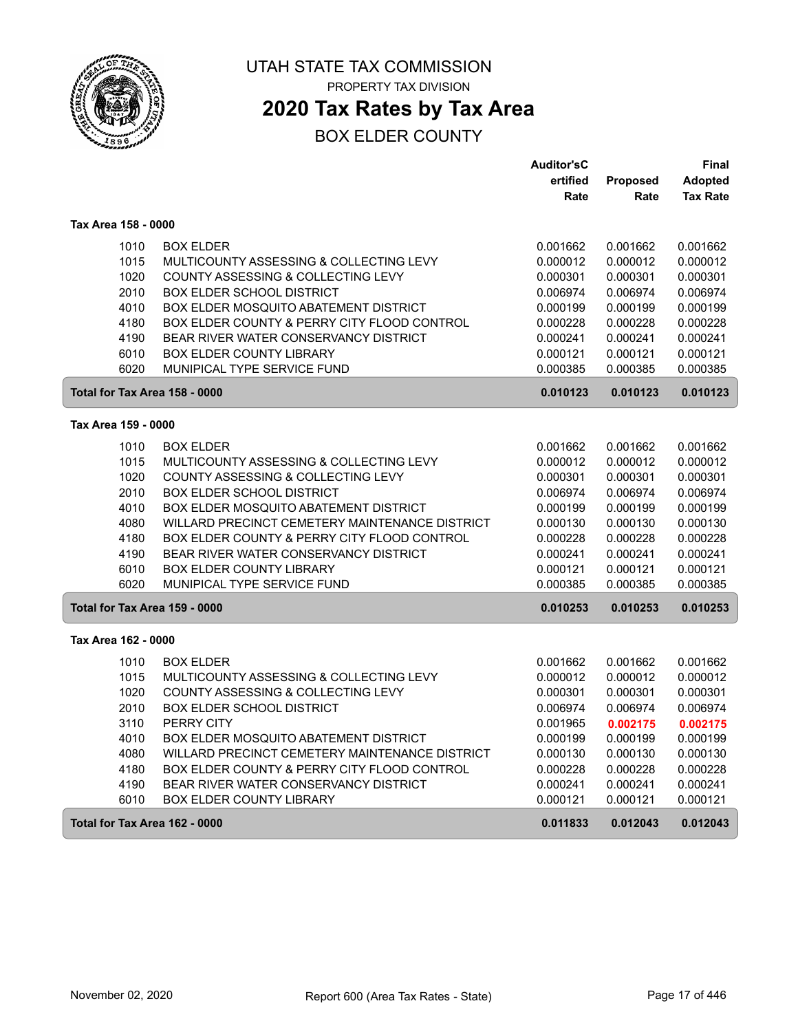# UTAH STATE TAX COMMISSION

PROPERTY TAX DIVISION

## 2020 Tax Rates by Tax Area

BOX ELDER COUNTY

| | | Auditor'sCertified Rate | Proposed Rate | Final Adopted Tax Rate |
|---|---|---|---|---|
| **Tax Area 158 - 0000** | | | | |
| 1010 | BOX ELDER | 0.001662 | 0.001662 | 0.001662 |
| 1015 | MULTICOUNTY ASSESSING & COLLECTING LEVY | 0.000012 | 0.000012 | 0.000012 |
| 1020 | COUNTY ASSESSING & COLLECTING LEVY | 0.000301 | 0.000301 | 0.000301 |
| 2010 | BOX ELDER SCHOOL DISTRICT | 0.006974 | 0.006974 | 0.006974 |
| 4010 | BOX ELDER MOSQUITO ABATEMENT DISTRICT | 0.000199 | 0.000199 | 0.000199 |
| 4180 | BOX ELDER COUNTY & PERRY CITY FLOOD CONTROL | 0.000228 | 0.000228 | 0.000228 |
| 4190 | BEAR RIVER WATER CONSERVANCY DISTRICT | 0.000241 | 0.000241 | 0.000241 |
| 6010 | BOX ELDER COUNTY LIBRARY | 0.000121 | 0.000121 | 0.000121 |
| 6020 | MUNIPICAL TYPE SERVICE FUND | 0.000385 | 0.000385 | 0.000385 |
| **Total for Tax Area 158 - 0000** | | **0.010123** | **0.010123** | **0.010123** |
| **Tax Area 159 - 0000** | | | | |
| 1010 | BOX ELDER | 0.001662 | 0.001662 | 0.001662 |
| 1015 | MULTICOUNTY ASSESSING & COLLECTING LEVY | 0.000012 | 0.000012 | 0.000012 |
| 1020 | COUNTY ASSESSING & COLLECTING LEVY | 0.000301 | 0.000301 | 0.000301 |
| 2010 | BOX ELDER SCHOOL DISTRICT | 0.006974 | 0.006974 | 0.006974 |
| 4010 | BOX ELDER MOSQUITO ABATEMENT DISTRICT | 0.000199 | 0.000199 | 0.000199 |
| 4080 | WILLARD PRECINCT CEMETERY MAINTENANCE DISTRICT | 0.000130 | 0.000130 | 0.000130 |
| 4180 | BOX ELDER COUNTY & PERRY CITY FLOOD CONTROL | 0.000228 | 0.000228 | 0.000228 |
| 4190 | BEAR RIVER WATER CONSERVANCY DISTRICT | 0.000241 | 0.000241 | 0.000241 |
| 6010 | BOX ELDER COUNTY LIBRARY | 0.000121 | 0.000121 | 0.000121 |
| 6020 | MUNIPICAL TYPE SERVICE FUND | 0.000385 | 0.000385 | 0.000385 |
| **Total for Tax Area 159 - 0000** | | **0.010253** | **0.010253** | **0.010253** |
| **Tax Area 162 - 0000** | | | | |
| 1010 | BOX ELDER | 0.001662 | 0.001662 | 0.001662 |
| 1015 | MULTICOUNTY ASSESSING & COLLECTING LEVY | 0.000012 | 0.000012 | 0.000012 |
| 1020 | COUNTY ASSESSING & COLLECTING LEVY | 0.000301 | 0.000301 | 0.000301 |
| 2010 | BOX ELDER SCHOOL DISTRICT | 0.006974 | 0.006974 | 0.006974 |
| 3110 | PERRY CITY | 0.001965 | **0.002175** | **0.002175** |
| 4010 | BOX ELDER MOSQUITO ABATEMENT DISTRICT | 0.000199 | 0.000199 | 0.000199 |
| 4080 | WILLARD PRECINCT CEMETERY MAINTENANCE DISTRICT | 0.000130 | 0.000130 | 0.000130 |
| 4180 | BOX ELDER COUNTY & PERRY CITY FLOOD CONTROL | 0.000228 | 0.000228 | 0.000228 |
| 4190 | BEAR RIVER WATER CONSERVANCY DISTRICT | 0.000241 | 0.000241 | 0.000241 |
| 6010 | BOX ELDER COUNTY LIBRARY | 0.000121 | 0.000121 | 0.000121 |
| **Total for Tax Area 162 - 0000** | | **0.011833** | **0.012043** | **0.012043** |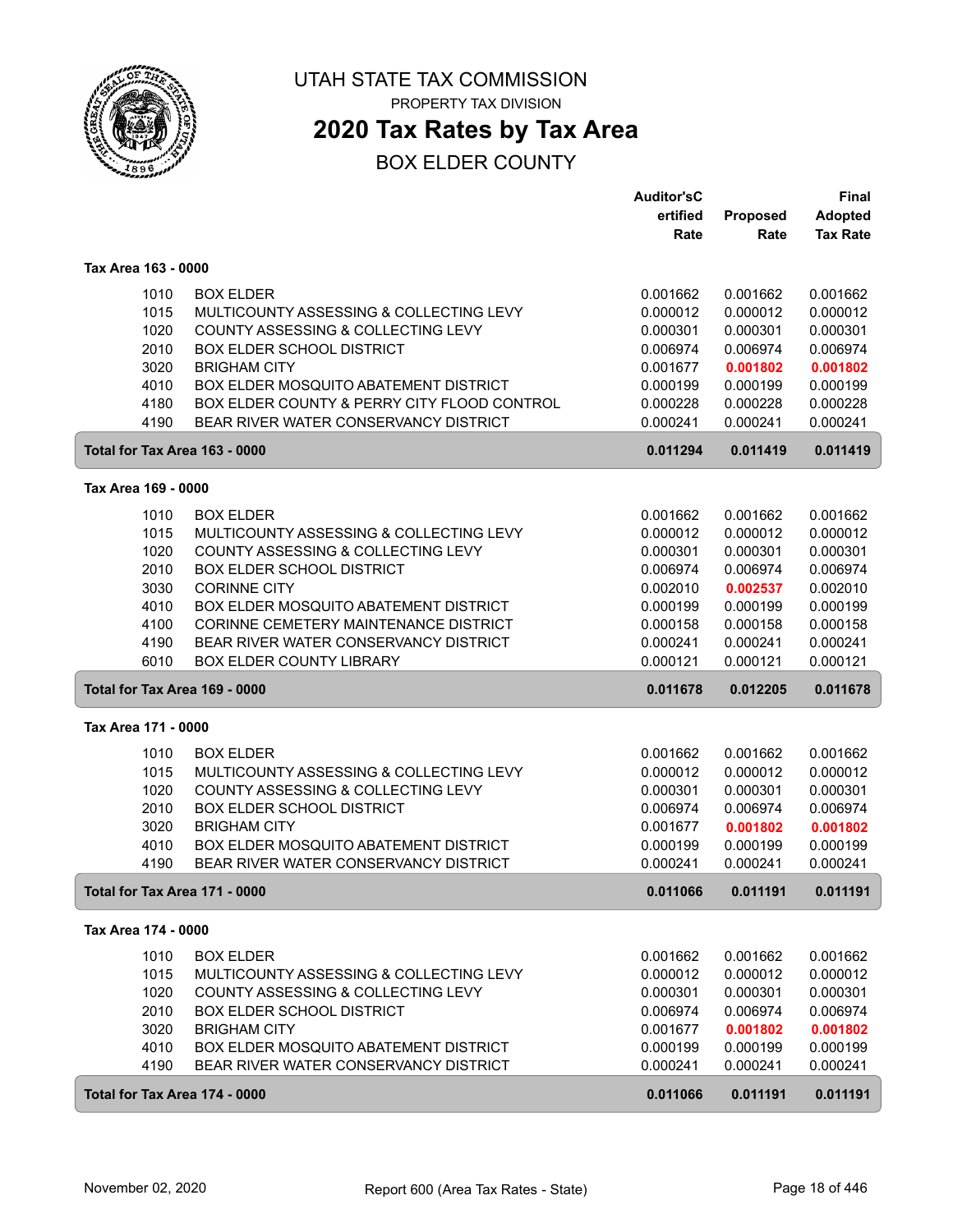# UTAH STATE TAX COMMISSION

PROPERTY TAX DIVISION

## 2020 Tax Rates by Tax Area

BOX ELDER COUNTY

| | | Auditor'sCertified Rate | Proposed Rate | Final Adopted Tax Rate |
|---|---|---|---|---|
| **Tax Area 163 - 0000** | | | | |
| 1010 | BOX ELDER | 0.001662 | 0.001662 | 0.001662 |
| 1015 | MULTICOUNTY ASSESSING & COLLECTING LEVY | 0.000012 | 0.000012 | 0.000012 |
| 1020 | COUNTY ASSESSING & COLLECTING LEVY | 0.000301 | 0.000301 | 0.000301 |
| 2010 | BOX ELDER SCHOOL DISTRICT | 0.006974 | 0.006974 | 0.006974 |
| 3020 | BRIGHAM CITY | 0.001677 | **0.001802** | **0.001802** |
| 4010 | BOX ELDER MOSQUITO ABATEMENT DISTRICT | 0.000199 | 0.000199 | 0.000199 |
| 4180 | BOX ELDER COUNTY & PERRY CITY FLOOD CONTROL | 0.000228 | 0.000228 | 0.000228 |
| 4190 | BEAR RIVER WATER CONSERVANCY DISTRICT | 0.000241 | 0.000241 | 0.000241 |
| **Total for Tax Area 163 - 0000** | | **0.011294** | **0.011419** | **0.011419** |
| **Tax Area 169 - 0000** | | | | |
| 1010 | BOX ELDER | 0.001662 | 0.001662 | 0.001662 |
| 1015 | MULTICOUNTY ASSESSING & COLLECTING LEVY | 0.000012 | 0.000012 | 0.000012 |
| 1020 | COUNTY ASSESSING & COLLECTING LEVY | 0.000301 | 0.000301 | 0.000301 |
| 2010 | BOX ELDER SCHOOL DISTRICT | 0.006974 | 0.006974 | 0.006974 |
| 3030 | CORINNE CITY | 0.002010 | **0.002537** | 0.002010 |
| 4010 | BOX ELDER MOSQUITO ABATEMENT DISTRICT | 0.000199 | 0.000199 | 0.000199 |
| 4100 | CORINNE CEMETERY MAINTENANCE DISTRICT | 0.000158 | 0.000158 | 0.000158 |
| 4190 | BEAR RIVER WATER CONSERVANCY DISTRICT | 0.000241 | 0.000241 | 0.000241 |
| 6010 | BOX ELDER COUNTY LIBRARY | 0.000121 | 0.000121 | 0.000121 |
| **Total for Tax Area 169 - 0000** | | **0.011678** | **0.012205** | **0.011678** |
| **Tax Area 171 - 0000** | | | | |
| 1010 | BOX ELDER | 0.001662 | 0.001662 | 0.001662 |
| 1015 | MULTICOUNTY ASSESSING & COLLECTING LEVY | 0.000012 | 0.000012 | 0.000012 |
| 1020 | COUNTY ASSESSING & COLLECTING LEVY | 0.000301 | 0.000301 | 0.000301 |
| 2010 | BOX ELDER SCHOOL DISTRICT | 0.006974 | 0.006974 | 0.006974 |
| 3020 | BRIGHAM CITY | 0.001677 | **0.001802** | **0.001802** |
| 4010 | BOX ELDER MOSQUITO ABATEMENT DISTRICT | 0.000199 | 0.000199 | 0.000199 |
| 4190 | BEAR RIVER WATER CONSERVANCY DISTRICT | 0.000241 | 0.000241 | 0.000241 |
| **Total for Tax Area 171 - 0000** | | **0.011066** | **0.011191** | **0.011191** |
| **Tax Area 174 - 0000** | | | | |
| 1010 | BOX ELDER | 0.001662 | 0.001662 | 0.001662 |
| 1015 | MULTICOUNTY ASSESSING & COLLECTING LEVY | 0.000012 | 0.000012 | 0.000012 |
| 1020 | COUNTY ASSESSING & COLLECTING LEVY | 0.000301 | 0.000301 | 0.000301 |
| 2010 | BOX ELDER SCHOOL DISTRICT | 0.006974 | 0.006974 | 0.006974 |
| 3020 | BRIGHAM CITY | 0.001677 | **0.001802** | **0.001802** |
| 4010 | BOX ELDER MOSQUITO ABATEMENT DISTRICT | 0.000199 | 0.000199 | 0.000199 |
| 4190 | BEAR RIVER WATER CONSERVANCY DISTRICT | 0.000241 | 0.000241 | 0.000241 |
| **Total for Tax Area 174 - 0000** | | **0.011066** | **0.011191** | **0.011191** |

November 02, 2020 Report 600 (Area Tax Rates - State)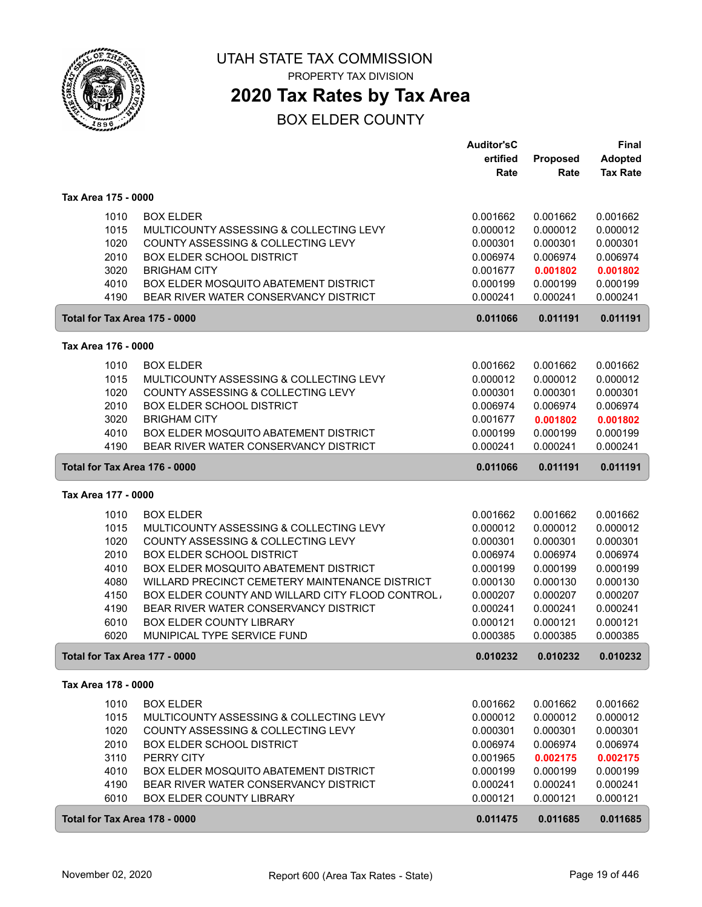# UTAH STATE TAX COMMISSION

PROPERTY TAX DIVISION

## 2020 Tax Rates by Tax Area

BOX ELDER COUNTY

| | | Auditor'sCertified Rate | Proposed Rate | Final Adopted Tax Rate |
|---|---|---|---|---|
| **Tax Area 175 - 0000** | | | | |
| 1010 | BOX ELDER | 0.001662 | 0.001662 | 0.001662 |
| 1015 | MULTICOUNTY ASSESSING & COLLECTING LEVY | 0.000012 | 0.000012 | 0.000012 |
| 1020 | COUNTY ASSESSING & COLLECTING LEVY | 0.000301 | 0.000301 | 0.000301 |
| 2010 | BOX ELDER SCHOOL DISTRICT | 0.006974 | 0.006974 | 0.006974 |
| 3020 | BRIGHAM CITY | 0.001677 | 0.001802 | 0.001802 |
| 4010 | BOX ELDER MOSQUITO ABATEMENT DISTRICT | 0.000199 | 0.000199 | 0.000199 |
| 4190 | BEAR RIVER WATER CONSERVANCY DISTRICT | 0.000241 | 0.000241 | 0.000241 |
| **Total for Tax Area 175 - 0000** | | **0.011066** | **0.011191** | **0.011191** |
| **Tax Area 176 - 0000** | | | | |
| 1010 | BOX ELDER | 0.001662 | 0.001662 | 0.001662 |
| 1015 | MULTICOUNTY ASSESSING & COLLECTING LEVY | 0.000012 | 0.000012 | 0.000012 |
| 1020 | COUNTY ASSESSING & COLLECTING LEVY | 0.000301 | 0.000301 | 0.000301 |
| 2010 | BOX ELDER SCHOOL DISTRICT | 0.006974 | 0.006974 | 0.006974 |
| 3020 | BRIGHAM CITY | 0.001677 | 0.001802 | 0.001802 |
| 4010 | BOX ELDER MOSQUITO ABATEMENT DISTRICT | 0.000199 | 0.000199 | 0.000199 |
| 4190 | BEAR RIVER WATER CONSERVANCY DISTRICT | 0.000241 | 0.000241 | 0.000241 |
| **Total for Tax Area 176 - 0000** | | **0.011066** | **0.011191** | **0.011191** |
| **Tax Area 177 - 0000** | | | | |
| 1010 | BOX ELDER | 0.001662 | 0.001662 | 0.001662 |
| 1015 | MULTICOUNTY ASSESSING & COLLECTING LEVY | 0.000012 | 0.000012 | 0.000012 |
| 1020 | COUNTY ASSESSING & COLLECTING LEVY | 0.000301 | 0.000301 | 0.000301 |
| 2010 | BOX ELDER SCHOOL DISTRICT | 0.006974 | 0.006974 | 0.006974 |
| 4010 | BOX ELDER MOSQUITO ABATEMENT DISTRICT | 0.000199 | 0.000199 | 0.000199 |
| 4080 | WILLARD PRECINCT CEMETERY MAINTENANCE DISTRICT | 0.000130 | 0.000130 | 0.000130 |
| 4150 | BOX ELDER COUNTY AND WILLARD CITY FLOOD CONTROL | 0.000207 | 0.000207 | 0.000207 |
| 4190 | BEAR RIVER WATER CONSERVANCY DISTRICT | 0.000241 | 0.000241 | 0.000241 |
| 6010 | BOX ELDER COUNTY LIBRARY | 0.000121 | 0.000121 | 0.000121 |
| 6020 | MUNIPICAL TYPE SERVICE FUND | 0.000385 | 0.000385 | 0.000385 |
| **Total for Tax Area 177 - 0000** | | **0.010232** | **0.010232** | **0.010232** |
| **Tax Area 178 - 0000** | | | | |
| 1010 | BOX ELDER | 0.001662 | 0.001662 | 0.001662 |
| 1015 | MULTICOUNTY ASSESSING & COLLECTING LEVY | 0.000012 | 0.000012 | 0.000012 |
| 1020 | COUNTY ASSESSING & COLLECTING LEVY | 0.000301 | 0.000301 | 0.000301 |
| 2010 | BOX ELDER SCHOOL DISTRICT | 0.006974 | 0.006974 | 0.006974 |
| 3110 | PERRY CITY | 0.001965 | 0.002175 | 0.002175 |
| 4010 | BOX ELDER MOSQUITO ABATEMENT DISTRICT | 0.000199 | 0.000199 | 0.000199 |
| 4190 | BEAR RIVER WATER CONSERVANCY DISTRICT | 0.000241 | 0.000241 | 0.000241 |
| 6010 | BOX ELDER COUNTY LIBRARY | 0.000121 | 0.000121 | 0.000121 |
| **Total for Tax Area 178 - 0000** | | **0.011475** | **0.011685** | **0.011685** |

November 02, 2020 — Report 600 (Area Tax Rates - State)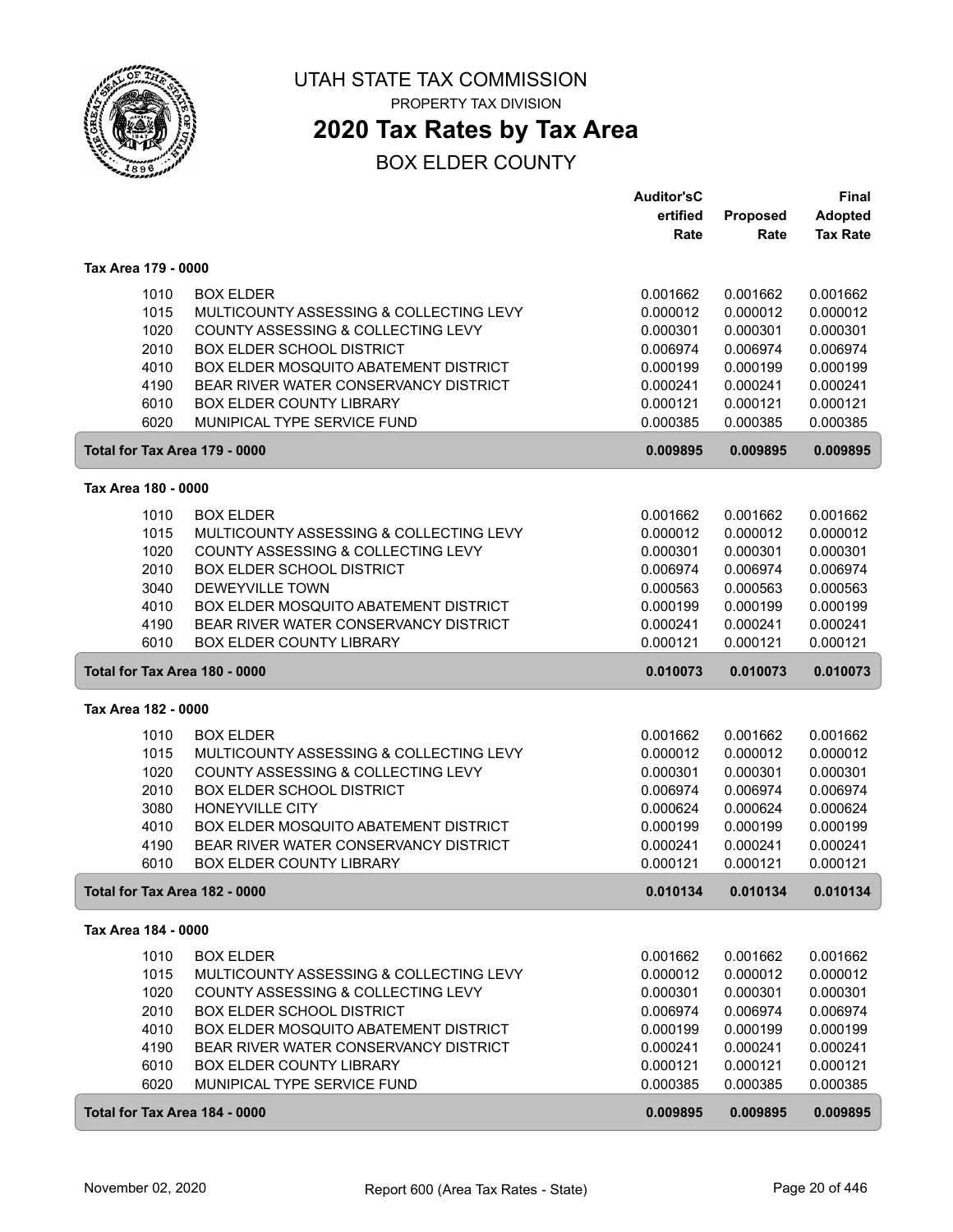# UTAH STATE TAX COMMISSION

PROPERTY TAX DIVISION

## 2020 Tax Rates by Tax Area

BOX ELDER COUNTY

| | | Auditor'sCertified Rate | Proposed Rate | Final Adopted Tax Rate |
|---|---|---|---|---|
| **Tax Area 179 - 0000** | | | | |
| 1010 | BOX ELDER | 0.001662 | 0.001662 | 0.001662 |
| 1015 | MULTICOUNTY ASSESSING & COLLECTING LEVY | 0.000012 | 0.000012 | 0.000012 |
| 1020 | COUNTY ASSESSING & COLLECTING LEVY | 0.000301 | 0.000301 | 0.000301 |
| 2010 | BOX ELDER SCHOOL DISTRICT | 0.006974 | 0.006974 | 0.006974 |
| 4010 | BOX ELDER MOSQUITO ABATEMENT DISTRICT | 0.000199 | 0.000199 | 0.000199 |
| 4190 | BEAR RIVER WATER CONSERVANCY DISTRICT | 0.000241 | 0.000241 | 0.000241 |
| 6010 | BOX ELDER COUNTY LIBRARY | 0.000121 | 0.000121 | 0.000121 |
| 6020 | MUNIPICAL TYPE SERVICE FUND | 0.000385 | 0.000385 | 0.000385 |
| **Total for Tax Area 179 - 0000** | | **0.009895** | **0.009895** | **0.009895** |
| **Tax Area 180 - 0000** | | | | |
| 1010 | BOX ELDER | 0.001662 | 0.001662 | 0.001662 |
| 1015 | MULTICOUNTY ASSESSING & COLLECTING LEVY | 0.000012 | 0.000012 | 0.000012 |
| 1020 | COUNTY ASSESSING & COLLECTING LEVY | 0.000301 | 0.000301 | 0.000301 |
| 2010 | BOX ELDER SCHOOL DISTRICT | 0.006974 | 0.006974 | 0.006974 |
| 3040 | DEWEYVILLE TOWN | 0.000563 | 0.000563 | 0.000563 |
| 4010 | BOX ELDER MOSQUITO ABATEMENT DISTRICT | 0.000199 | 0.000199 | 0.000199 |
| 4190 | BEAR RIVER WATER CONSERVANCY DISTRICT | 0.000241 | 0.000241 | 0.000241 |
| 6010 | BOX ELDER COUNTY LIBRARY | 0.000121 | 0.000121 | 0.000121 |
| **Total for Tax Area 180 - 0000** | | **0.010073** | **0.010073** | **0.010073** |
| **Tax Area 182 - 0000** | | | | |
| 1010 | BOX ELDER | 0.001662 | 0.001662 | 0.001662 |
| 1015 | MULTICOUNTY ASSESSING & COLLECTING LEVY | 0.000012 | 0.000012 | 0.000012 |
| 1020 | COUNTY ASSESSING & COLLECTING LEVY | 0.000301 | 0.000301 | 0.000301 |
| 2010 | BOX ELDER SCHOOL DISTRICT | 0.006974 | 0.006974 | 0.006974 |
| 3080 | HONEYVILLE CITY | 0.000624 | 0.000624 | 0.000624 |
| 4010 | BOX ELDER MOSQUITO ABATEMENT DISTRICT | 0.000199 | 0.000199 | 0.000199 |
| 4190 | BEAR RIVER WATER CONSERVANCY DISTRICT | 0.000241 | 0.000241 | 0.000241 |
| 6010 | BOX ELDER COUNTY LIBRARY | 0.000121 | 0.000121 | 0.000121 |
| **Total for Tax Area 182 - 0000** | | **0.010134** | **0.010134** | **0.010134** |
| **Tax Area 184 - 0000** | | | | |
| 1010 | BOX ELDER | 0.001662 | 0.001662 | 0.001662 |
| 1015 | MULTICOUNTY ASSESSING & COLLECTING LEVY | 0.000012 | 0.000012 | 0.000012 |
| 1020 | COUNTY ASSESSING & COLLECTING LEVY | 0.000301 | 0.000301 | 0.000301 |
| 2010 | BOX ELDER SCHOOL DISTRICT | 0.006974 | 0.006974 | 0.006974 |
| 4010 | BOX ELDER MOSQUITO ABATEMENT DISTRICT | 0.000199 | 0.000199 | 0.000199 |
| 4190 | BEAR RIVER WATER CONSERVANCY DISTRICT | 0.000241 | 0.000241 | 0.000241 |
| 6010 | BOX ELDER COUNTY LIBRARY | 0.000121 | 0.000121 | 0.000121 |
| 6020 | MUNIPICAL TYPE SERVICE FUND | 0.000385 | 0.000385 | 0.000385 |
| **Total for Tax Area 184 - 0000** | | **0.009895** | **0.009895** | **0.009895** |

November 02, 2020 — Report 600 (Area Tax Rates - State)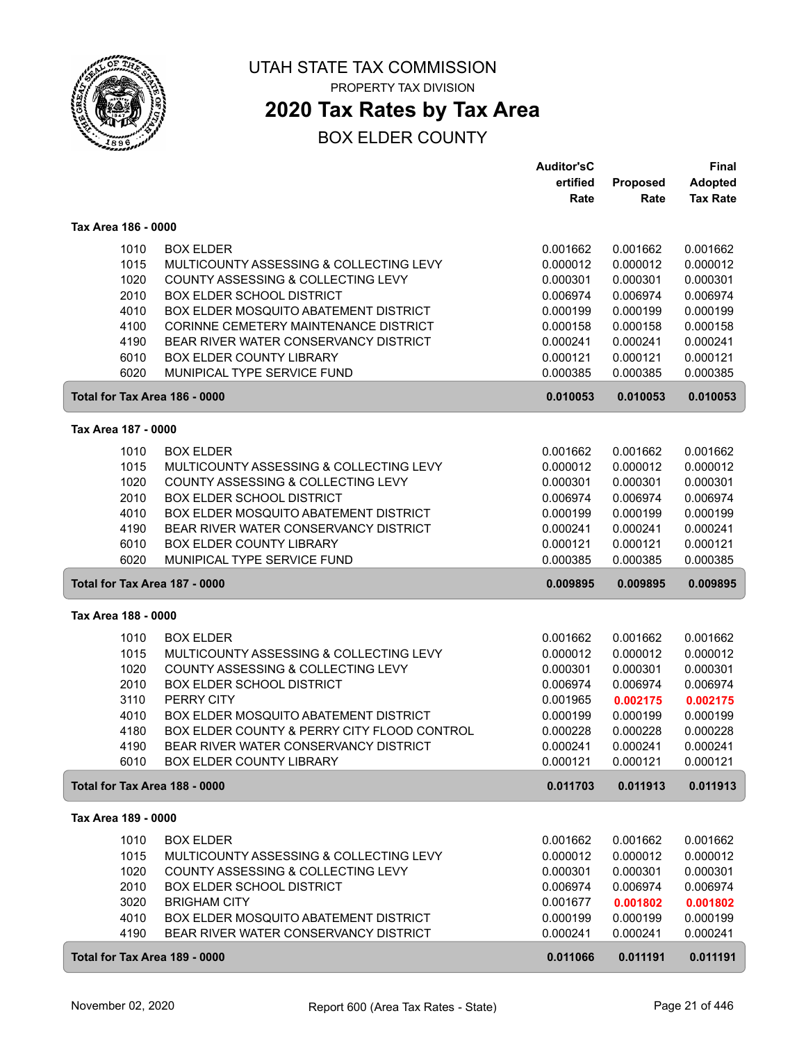# UTAH STATE TAX COMMISSION

PROPERTY TAX DIVISION

## 2020 Tax Rates by Tax Area

BOX ELDER COUNTY

| | | Auditor'sCertified Rate | Proposed Rate | Final Adopted Tax Rate |
|---|---|---|---|---|
| **Tax Area 186 - 0000** | | | | |
| 1010 | BOX ELDER | 0.001662 | 0.001662 | 0.001662 |
| 1015 | MULTICOUNTY ASSESSING & COLLECTING LEVY | 0.000012 | 0.000012 | 0.000012 |
| 1020 | COUNTY ASSESSING & COLLECTING LEVY | 0.000301 | 0.000301 | 0.000301 |
| 2010 | BOX ELDER SCHOOL DISTRICT | 0.006974 | 0.006974 | 0.006974 |
| 4010 | BOX ELDER MOSQUITO ABATEMENT DISTRICT | 0.000199 | 0.000199 | 0.000199 |
| 4100 | CORINNE CEMETERY MAINTENANCE DISTRICT | 0.000158 | 0.000158 | 0.000158 |
| 4190 | BEAR RIVER WATER CONSERVANCY DISTRICT | 0.000241 | 0.000241 | 0.000241 |
| 6010 | BOX ELDER COUNTY LIBRARY | 0.000121 | 0.000121 | 0.000121 |
| 6020 | MUNIPICAL TYPE SERVICE FUND | 0.000385 | 0.000385 | 0.000385 |
| **Total for Tax Area 186 - 0000** | | **0.010053** | **0.010053** | **0.010053** |
| **Tax Area 187 - 0000** | | | | |
| 1010 | BOX ELDER | 0.001662 | 0.001662 | 0.001662 |
| 1015 | MULTICOUNTY ASSESSING & COLLECTING LEVY | 0.000012 | 0.000012 | 0.000012 |
| 1020 | COUNTY ASSESSING & COLLECTING LEVY | 0.000301 | 0.000301 | 0.000301 |
| 2010 | BOX ELDER SCHOOL DISTRICT | 0.006974 | 0.006974 | 0.006974 |
| 4010 | BOX ELDER MOSQUITO ABATEMENT DISTRICT | 0.000199 | 0.000199 | 0.000199 |
| 4190 | BEAR RIVER WATER CONSERVANCY DISTRICT | 0.000241 | 0.000241 | 0.000241 |
| 6010 | BOX ELDER COUNTY LIBRARY | 0.000121 | 0.000121 | 0.000121 |
| 6020 | MUNIPICAL TYPE SERVICE FUND | 0.000385 | 0.000385 | 0.000385 |
| **Total for Tax Area 187 - 0000** | | **0.009895** | **0.009895** | **0.009895** |
| **Tax Area 188 - 0000** | | | | |
| 1010 | BOX ELDER | 0.001662 | 0.001662 | 0.001662 |
| 1015 | MULTICOUNTY ASSESSING & COLLECTING LEVY | 0.000012 | 0.000012 | 0.000012 |
| 1020 | COUNTY ASSESSING & COLLECTING LEVY | 0.000301 | 0.000301 | 0.000301 |
| 2010 | BOX ELDER SCHOOL DISTRICT | 0.006974 | 0.006974 | 0.006974 |
| 3110 | PERRY CITY | 0.001965 | **0.002175** | **0.002175** |
| 4010 | BOX ELDER MOSQUITO ABATEMENT DISTRICT | 0.000199 | 0.000199 | 0.000199 |
| 4180 | BOX ELDER COUNTY & PERRY CITY FLOOD CONTROL | 0.000228 | 0.000228 | 0.000228 |
| 4190 | BEAR RIVER WATER CONSERVANCY DISTRICT | 0.000241 | 0.000241 | 0.000241 |
| 6010 | BOX ELDER COUNTY LIBRARY | 0.000121 | 0.000121 | 0.000121 |
| **Total for Tax Area 188 - 0000** | | **0.011703** | **0.011913** | **0.011913** |
| **Tax Area 189 - 0000** | | | | |
| 1010 | BOX ELDER | 0.001662 | 0.001662 | 0.001662 |
| 1015 | MULTICOUNTY ASSESSING & COLLECTING LEVY | 0.000012 | 0.000012 | 0.000012 |
| 1020 | COUNTY ASSESSING & COLLECTING LEVY | 0.000301 | 0.000301 | 0.000301 |
| 2010 | BOX ELDER SCHOOL DISTRICT | 0.006974 | 0.006974 | 0.006974 |
| 3020 | BRIGHAM CITY | 0.001677 | **0.001802** | **0.001802** |
| 4010 | BOX ELDER MOSQUITO ABATEMENT DISTRICT | 0.000199 | 0.000199 | 0.000199 |
| 4190 | BEAR RIVER WATER CONSERVANCY DISTRICT | 0.000241 | 0.000241 | 0.000241 |
| **Total for Tax Area 189 - 0000** | | **0.011066** | **0.011191** | **0.011191** |

November 02, 2020 — Report 600 (Area Tax Rates - State)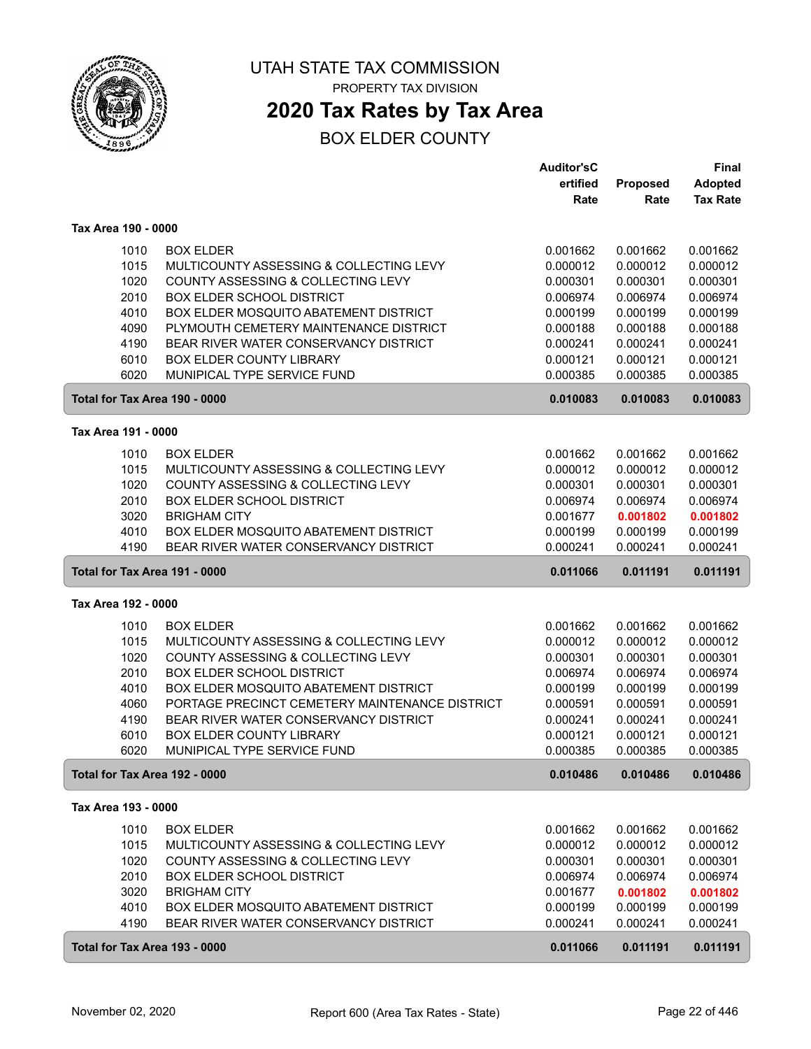# UTAH STATE TAX COMMISSION

PROPERTY TAX DIVISION

## 2020 Tax Rates by Tax Area

BOX ELDER COUNTY

| | | Auditor'sCertified Rate | Proposed Rate | Final Adopted Tax Rate |
|---|---|---|---|---|
| **Tax Area 190 - 0000** | | | | |
| 1010 | BOX ELDER | 0.001662 | 0.001662 | 0.001662 |
| 1015 | MULTICOUNTY ASSESSING & COLLECTING LEVY | 0.000012 | 0.000012 | 0.000012 |
| 1020 | COUNTY ASSESSING & COLLECTING LEVY | 0.000301 | 0.000301 | 0.000301 |
| 2010 | BOX ELDER SCHOOL DISTRICT | 0.006974 | 0.006974 | 0.006974 |
| 4010 | BOX ELDER MOSQUITO ABATEMENT DISTRICT | 0.000199 | 0.000199 | 0.000199 |
| 4090 | PLYMOUTH CEMETERY MAINTENANCE DISTRICT | 0.000188 | 0.000188 | 0.000188 |
| 4190 | BEAR RIVER WATER CONSERVANCY DISTRICT | 0.000241 | 0.000241 | 0.000241 |
| 6010 | BOX ELDER COUNTY LIBRARY | 0.000121 | 0.000121 | 0.000121 |
| 6020 | MUNIPICAL TYPE SERVICE FUND | 0.000385 | 0.000385 | 0.000385 |
| **Total for Tax Area 190 - 0000** | | **0.010083** | **0.010083** | **0.010083** |
| **Tax Area 191 - 0000** | | | | |
| 1010 | BOX ELDER | 0.001662 | 0.001662 | 0.001662 |
| 1015 | MULTICOUNTY ASSESSING & COLLECTING LEVY | 0.000012 | 0.000012 | 0.000012 |
| 1020 | COUNTY ASSESSING & COLLECTING LEVY | 0.000301 | 0.000301 | 0.000301 |
| 2010 | BOX ELDER SCHOOL DISTRICT | 0.006974 | 0.006974 | 0.006974 |
| 3020 | BRIGHAM CITY | 0.001677 | **0.001802** | **0.001802** |
| 4010 | BOX ELDER MOSQUITO ABATEMENT DISTRICT | 0.000199 | 0.000199 | 0.000199 |
| 4190 | BEAR RIVER WATER CONSERVANCY DISTRICT | 0.000241 | 0.000241 | 0.000241 |
| **Total for Tax Area 191 - 0000** | | **0.011066** | **0.011191** | **0.011191** |
| **Tax Area 192 - 0000** | | | | |
| 1010 | BOX ELDER | 0.001662 | 0.001662 | 0.001662 |
| 1015 | MULTICOUNTY ASSESSING & COLLECTING LEVY | 0.000012 | 0.000012 | 0.000012 |
| 1020 | COUNTY ASSESSING & COLLECTING LEVY | 0.000301 | 0.000301 | 0.000301 |
| 2010 | BOX ELDER SCHOOL DISTRICT | 0.006974 | 0.006974 | 0.006974 |
| 4010 | BOX ELDER MOSQUITO ABATEMENT DISTRICT | 0.000199 | 0.000199 | 0.000199 |
| 4060 | PORTAGE PRECINCT CEMETERY MAINTENANCE DISTRICT | 0.000591 | 0.000591 | 0.000591 |
| 4190 | BEAR RIVER WATER CONSERVANCY DISTRICT | 0.000241 | 0.000241 | 0.000241 |
| 6010 | BOX ELDER COUNTY LIBRARY | 0.000121 | 0.000121 | 0.000121 |
| 6020 | MUNIPICAL TYPE SERVICE FUND | 0.000385 | 0.000385 | 0.000385 |
| **Total for Tax Area 192 - 0000** | | **0.010486** | **0.010486** | **0.010486** |
| **Tax Area 193 - 0000** | | | | |
| 1010 | BOX ELDER | 0.001662 | 0.001662 | 0.001662 |
| 1015 | MULTICOUNTY ASSESSING & COLLECTING LEVY | 0.000012 | 0.000012 | 0.000012 |
| 1020 | COUNTY ASSESSING & COLLECTING LEVY | 0.000301 | 0.000301 | 0.000301 |
| 2010 | BOX ELDER SCHOOL DISTRICT | 0.006974 | 0.006974 | 0.006974 |
| 3020 | BRIGHAM CITY | 0.001677 | **0.001802** | **0.001802** |
| 4010 | BOX ELDER MOSQUITO ABATEMENT DISTRICT | 0.000199 | 0.000199 | 0.000199 |
| 4190 | BEAR RIVER WATER CONSERVANCY DISTRICT | 0.000241 | 0.000241 | 0.000241 |
| **Total for Tax Area 193 - 0000** | | **0.011066** | **0.011191** | **0.011191** |

November 02, 2020 — Report 600 (Area Tax Rates - State)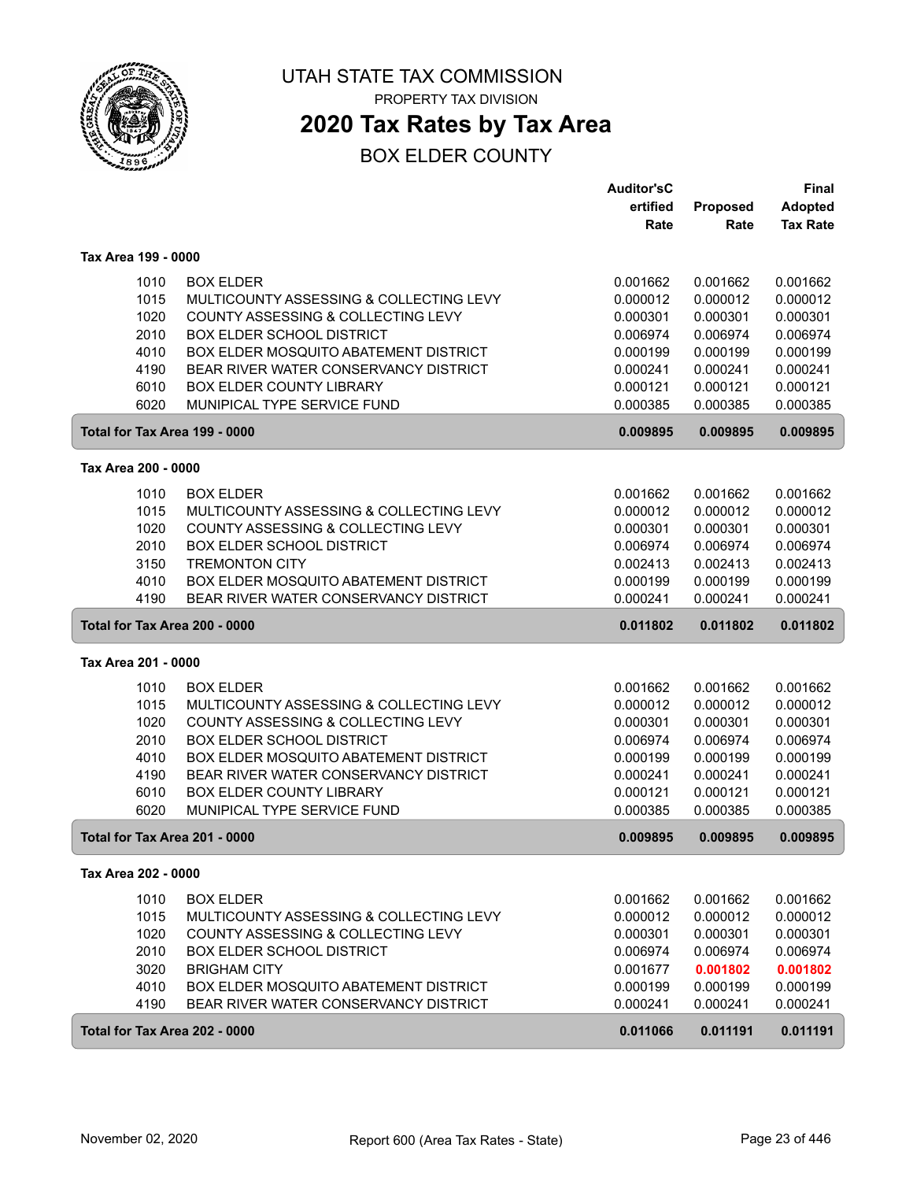# UTAH STATE TAX COMMISSION

PROPERTY TAX DIVISION

## 2020 Tax Rates by Tax Area

BOX ELDER COUNTY

| | | Auditor'sCertified Rate | Proposed Rate | Final Adopted Tax Rate |
|---|---|---|---|---|
| **Tax Area 199 - 0000** | | | | |
| 1010 | BOX ELDER | 0.001662 | 0.001662 | 0.001662 |
| 1015 | MULTICOUNTY ASSESSING & COLLECTING LEVY | 0.000012 | 0.000012 | 0.000012 |
| 1020 | COUNTY ASSESSING & COLLECTING LEVY | 0.000301 | 0.000301 | 0.000301 |
| 2010 | BOX ELDER SCHOOL DISTRICT | 0.006974 | 0.006974 | 0.006974 |
| 4010 | BOX ELDER MOSQUITO ABATEMENT DISTRICT | 0.000199 | 0.000199 | 0.000199 |
| 4190 | BEAR RIVER WATER CONSERVANCY DISTRICT | 0.000241 | 0.000241 | 0.000241 |
| 6010 | BOX ELDER COUNTY LIBRARY | 0.000121 | 0.000121 | 0.000121 |
| 6020 | MUNIPICAL TYPE SERVICE FUND | 0.000385 | 0.000385 | 0.000385 |
| **Total for Tax Area 199 - 0000** | | **0.009895** | **0.009895** | **0.009895** |
| **Tax Area 200 - 0000** | | | | |
| 1010 | BOX ELDER | 0.001662 | 0.001662 | 0.001662 |
| 1015 | MULTICOUNTY ASSESSING & COLLECTING LEVY | 0.000012 | 0.000012 | 0.000012 |
| 1020 | COUNTY ASSESSING & COLLECTING LEVY | 0.000301 | 0.000301 | 0.000301 |
| 2010 | BOX ELDER SCHOOL DISTRICT | 0.006974 | 0.006974 | 0.006974 |
| 3150 | TREMONTON CITY | 0.002413 | 0.002413 | 0.002413 |
| 4010 | BOX ELDER MOSQUITO ABATEMENT DISTRICT | 0.000199 | 0.000199 | 0.000199 |
| 4190 | BEAR RIVER WATER CONSERVANCY DISTRICT | 0.000241 | 0.000241 | 0.000241 |
| **Total for Tax Area 200 - 0000** | | **0.011802** | **0.011802** | **0.011802** |
| **Tax Area 201 - 0000** | | | | |
| 1010 | BOX ELDER | 0.001662 | 0.001662 | 0.001662 |
| 1015 | MULTICOUNTY ASSESSING & COLLECTING LEVY | 0.000012 | 0.000012 | 0.000012 |
| 1020 | COUNTY ASSESSING & COLLECTING LEVY | 0.000301 | 0.000301 | 0.000301 |
| 2010 | BOX ELDER SCHOOL DISTRICT | 0.006974 | 0.006974 | 0.006974 |
| 4010 | BOX ELDER MOSQUITO ABATEMENT DISTRICT | 0.000199 | 0.000199 | 0.000199 |
| 4190 | BEAR RIVER WATER CONSERVANCY DISTRICT | 0.000241 | 0.000241 | 0.000241 |
| 6010 | BOX ELDER COUNTY LIBRARY | 0.000121 | 0.000121 | 0.000121 |
| 6020 | MUNIPICAL TYPE SERVICE FUND | 0.000385 | 0.000385 | 0.000385 |
| **Total for Tax Area 201 - 0000** | | **0.009895** | **0.009895** | **0.009895** |
| **Tax Area 202 - 0000** | | | | |
| 1010 | BOX ELDER | 0.001662 | 0.001662 | 0.001662 |
| 1015 | MULTICOUNTY ASSESSING & COLLECTING LEVY | 0.000012 | 0.000012 | 0.000012 |
| 1020 | COUNTY ASSESSING & COLLECTING LEVY | 0.000301 | 0.000301 | 0.000301 |
| 2010 | BOX ELDER SCHOOL DISTRICT | 0.006974 | 0.006974 | 0.006974 |
| 3020 | BRIGHAM CITY | 0.001677 | **0.001802** | **0.001802** |
| 4010 | BOX ELDER MOSQUITO ABATEMENT DISTRICT | 0.000199 | 0.000199 | 0.000199 |
| 4190 | BEAR RIVER WATER CONSERVANCY DISTRICT | 0.000241 | 0.000241 | 0.000241 |
| **Total for Tax Area 202 - 0000** | | **0.011066** | **0.011191** | **0.011191** |

November 02, 2020 Report 600 (Area Tax Rates - State)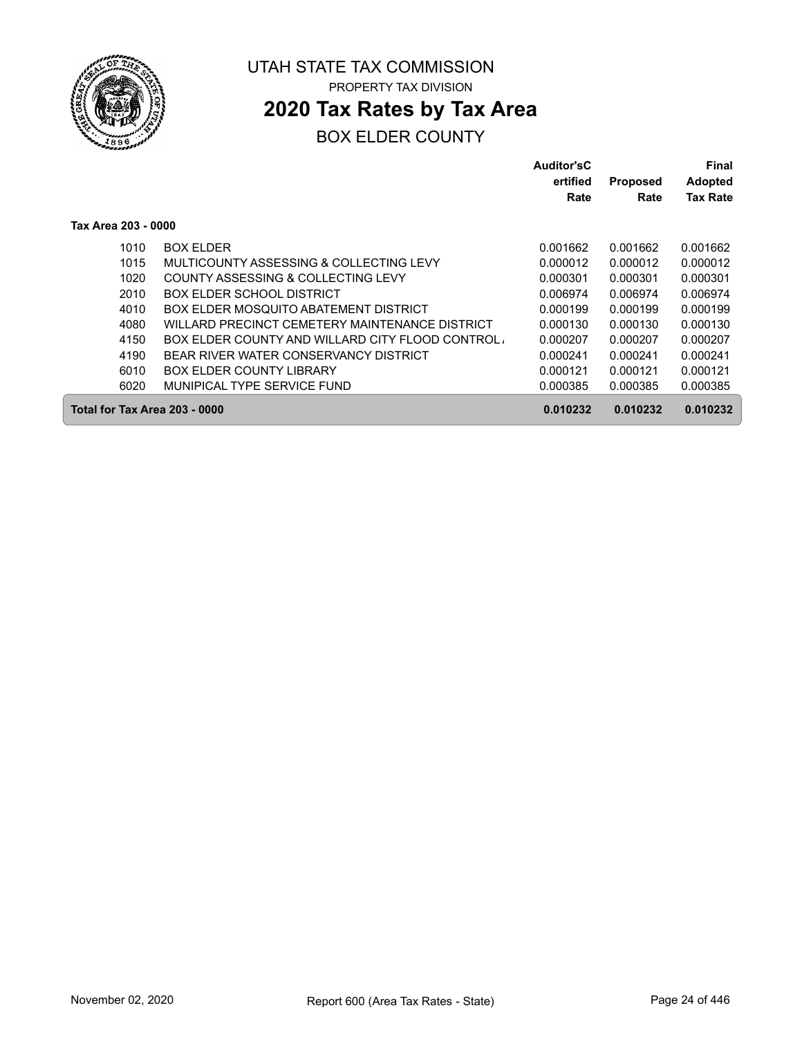UTAH STATE TAX COMMISSION

PROPERTY TAX DIVISION

# 2020 Tax Rates by Tax Area

## BOX ELDER COUNTY

| | | Auditor'sCertified Rate | Proposed Rate | Final Adopted Tax Rate |
|---|---|---|---|---|
| **Tax Area 203 - 0000** | | | | |
| 1010 | BOX ELDER | 0.001662 | 0.001662 | 0.001662 |
| 1015 | MULTICOUNTY ASSESSING & COLLECTING LEVY | 0.000012 | 0.000012 | 0.000012 |
| 1020 | COUNTY ASSESSING & COLLECTING LEVY | 0.000301 | 0.000301 | 0.000301 |
| 2010 | BOX ELDER SCHOOL DISTRICT | 0.006974 | 0.006974 | 0.006974 |
| 4010 | BOX ELDER MOSQUITO ABATEMENT DISTRICT | 0.000199 | 0.000199 | 0.000199 |
| 4080 | WILLARD PRECINCT CEMETERY MAINTENANCE DISTRICT | 0.000130 | 0.000130 | 0.000130 |
| 4150 | BOX ELDER COUNTY AND WILLARD CITY FLOOD CONTROL / | 0.000207 | 0.000207 | 0.000207 |
| 4190 | BEAR RIVER WATER CONSERVANCY DISTRICT | 0.000241 | 0.000241 | 0.000241 |
| 6010 | BOX ELDER COUNTY LIBRARY | 0.000121 | 0.000121 | 0.000121 |
| 6020 | MUNIPICAL TYPE SERVICE FUND | 0.000385 | 0.000385 | 0.000385 |
| **Total for Tax Area 203 - 0000** | | **0.010232** | **0.010232** | **0.010232** |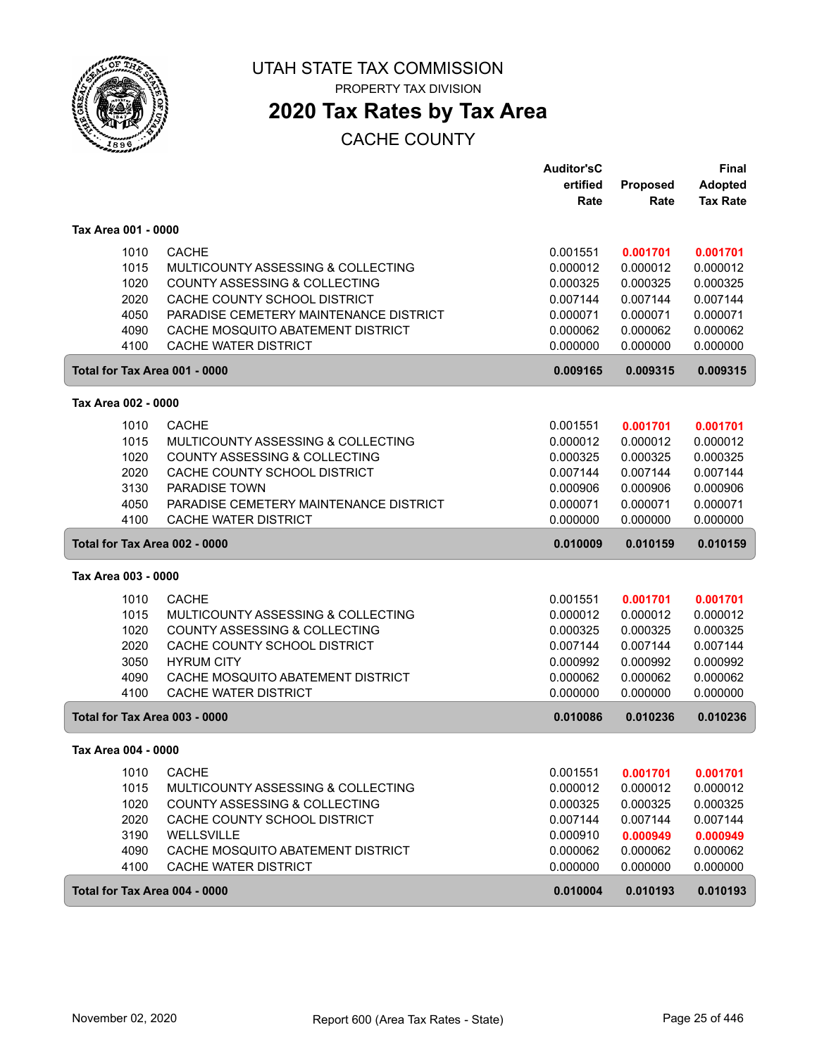# UTAH STATE TAX COMMISSION

PROPERTY TAX DIVISION

## 2020 Tax Rates by Tax Area

CACHE COUNTY

| | | Auditor'sCertified Rate | Proposed Rate | Final Adopted Tax Rate |
|---|---|---|---|---|
| **Tax Area 001 - 0000** | | | | |
| 1010 | CACHE | 0.001551 | **0.001701** | **0.001701** |
| 1015 | MULTICOUNTY ASSESSING & COLLECTING | 0.000012 | 0.000012 | 0.000012 |
| 1020 | COUNTY ASSESSING & COLLECTING | 0.000325 | 0.000325 | 0.000325 |
| 2020 | CACHE COUNTY SCHOOL DISTRICT | 0.007144 | 0.007144 | 0.007144 |
| 4050 | PARADISE CEMETERY MAINTENANCE DISTRICT | 0.000071 | 0.000071 | 0.000071 |
| 4090 | CACHE MOSQUITO ABATEMENT DISTRICT | 0.000062 | 0.000062 | 0.000062 |
| 4100 | CACHE WATER DISTRICT | 0.000000 | 0.000000 | 0.000000 |
| **Total for Tax Area 001 - 0000** | | **0.009165** | **0.009315** | **0.009315** |
| **Tax Area 002 - 0000** | | | | |
| 1010 | CACHE | 0.001551 | **0.001701** | **0.001701** |
| 1015 | MULTICOUNTY ASSESSING & COLLECTING | 0.000012 | 0.000012 | 0.000012 |
| 1020 | COUNTY ASSESSING & COLLECTING | 0.000325 | 0.000325 | 0.000325 |
| 2020 | CACHE COUNTY SCHOOL DISTRICT | 0.007144 | 0.007144 | 0.007144 |
| 3130 | PARADISE TOWN | 0.000906 | 0.000906 | 0.000906 |
| 4050 | PARADISE CEMETERY MAINTENANCE DISTRICT | 0.000071 | 0.000071 | 0.000071 |
| 4100 | CACHE WATER DISTRICT | 0.000000 | 0.000000 | 0.000000 |
| **Total for Tax Area 002 - 0000** | | **0.010009** | **0.010159** | **0.010159** |
| **Tax Area 003 - 0000** | | | | |
| 1010 | CACHE | 0.001551 | **0.001701** | **0.001701** |
| 1015 | MULTICOUNTY ASSESSING & COLLECTING | 0.000012 | 0.000012 | 0.000012 |
| 1020 | COUNTY ASSESSING & COLLECTING | 0.000325 | 0.000325 | 0.000325 |
| 2020 | CACHE COUNTY SCHOOL DISTRICT | 0.007144 | 0.007144 | 0.007144 |
| 3050 | HYRUM CITY | 0.000992 | 0.000992 | 0.000992 |
| 4090 | CACHE MOSQUITO ABATEMENT DISTRICT | 0.000062 | 0.000062 | 0.000062 |
| 4100 | CACHE WATER DISTRICT | 0.000000 | 0.000000 | 0.000000 |
| **Total for Tax Area 003 - 0000** | | **0.010086** | **0.010236** | **0.010236** |
| **Tax Area 004 - 0000** | | | | |
| 1010 | CACHE | 0.001551 | **0.001701** | **0.001701** |
| 1015 | MULTICOUNTY ASSESSING & COLLECTING | 0.000012 | 0.000012 | 0.000012 |
| 1020 | COUNTY ASSESSING & COLLECTING | 0.000325 | 0.000325 | 0.000325 |
| 2020 | CACHE COUNTY SCHOOL DISTRICT | 0.007144 | 0.007144 | 0.007144 |
| 3190 | WELLSVILLE | 0.000910 | **0.000949** | **0.000949** |
| 4090 | CACHE MOSQUITO ABATEMENT DISTRICT | 0.000062 | 0.000062 | 0.000062 |
| 4100 | CACHE WATER DISTRICT | 0.000000 | 0.000000 | 0.000000 |
| **Total for Tax Area 004 - 0000** | | **0.010004** | **0.010193** | **0.010193** |

November 02, 2020 Report 600 (Area Tax Rates - State)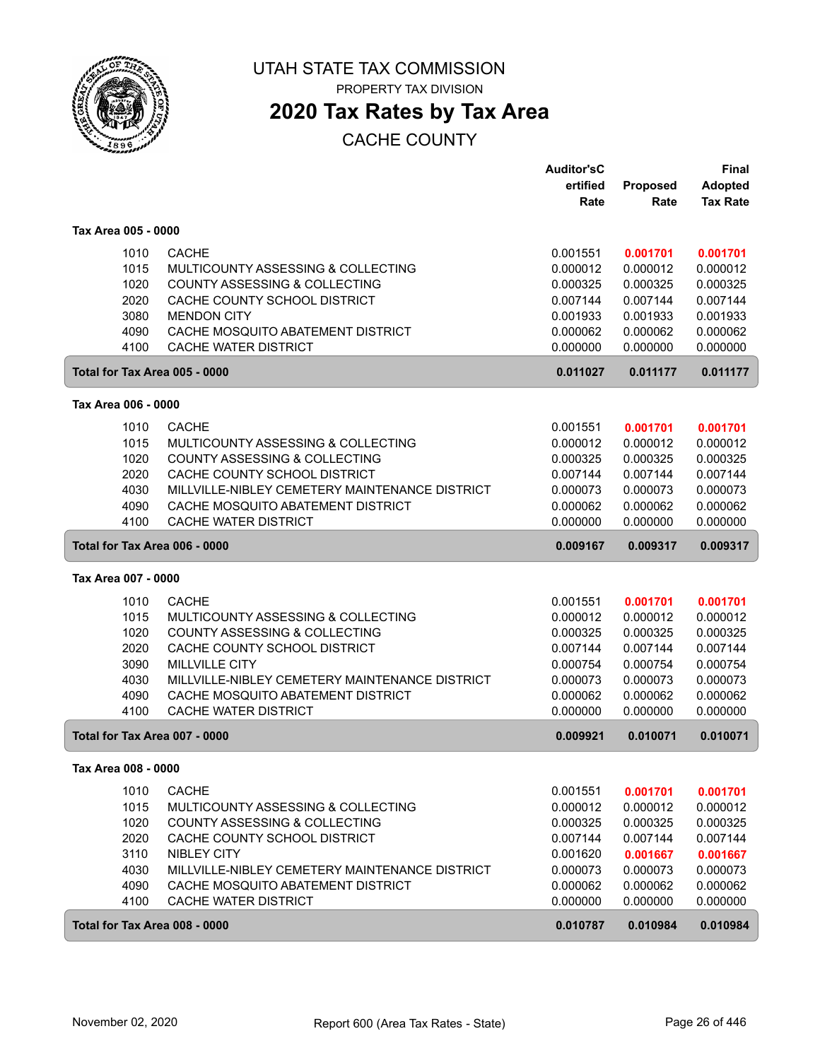# UTAH STATE TAX COMMISSION

PROPERTY TAX DIVISION

## 2020 Tax Rates by Tax Area

CACHE COUNTY

| | | Auditor'sCertified Rate | Proposed Rate | Final Adopted Tax Rate |
|---|---|---|---|---|
| **Tax Area 005 - 0000** | | | | |
| 1010 | CACHE | 0.001551 | **0.001701** | **0.001701** |
| 1015 | MULTICOUNTY ASSESSING & COLLECTING | 0.000012 | 0.000012 | 0.000012 |
| 1020 | COUNTY ASSESSING & COLLECTING | 0.000325 | 0.000325 | 0.000325 |
| 2020 | CACHE COUNTY SCHOOL DISTRICT | 0.007144 | 0.007144 | 0.007144 |
| 3080 | MENDON CITY | 0.001933 | 0.001933 | 0.001933 |
| 4090 | CACHE MOSQUITO ABATEMENT DISTRICT | 0.000062 | 0.000062 | 0.000062 |
| 4100 | CACHE WATER DISTRICT | 0.000000 | 0.000000 | 0.000000 |
| **Total for Tax Area 005 - 0000** | | **0.011027** | **0.011177** | **0.011177** |
| **Tax Area 006 - 0000** | | | | |
| 1010 | CACHE | 0.001551 | **0.001701** | **0.001701** |
| 1015 | MULTICOUNTY ASSESSING & COLLECTING | 0.000012 | 0.000012 | 0.000012 |
| 1020 | COUNTY ASSESSING & COLLECTING | 0.000325 | 0.000325 | 0.000325 |
| 2020 | CACHE COUNTY SCHOOL DISTRICT | 0.007144 | 0.007144 | 0.007144 |
| 4030 | MILLVILLE-NIBLEY CEMETERY MAINTENANCE DISTRICT | 0.000073 | 0.000073 | 0.000073 |
| 4090 | CACHE MOSQUITO ABATEMENT DISTRICT | 0.000062 | 0.000062 | 0.000062 |
| 4100 | CACHE WATER DISTRICT | 0.000000 | 0.000000 | 0.000000 |
| **Total for Tax Area 006 - 0000** | | **0.009167** | **0.009317** | **0.009317** |
| **Tax Area 007 - 0000** | | | | |
| 1010 | CACHE | 0.001551 | **0.001701** | **0.001701** |
| 1015 | MULTICOUNTY ASSESSING & COLLECTING | 0.000012 | 0.000012 | 0.000012 |
| 1020 | COUNTY ASSESSING & COLLECTING | 0.000325 | 0.000325 | 0.000325 |
| 2020 | CACHE COUNTY SCHOOL DISTRICT | 0.007144 | 0.007144 | 0.007144 |
| 3090 | MILLVILLE CITY | 0.000754 | 0.000754 | 0.000754 |
| 4030 | MILLVILLE-NIBLEY CEMETERY MAINTENANCE DISTRICT | 0.000073 | 0.000073 | 0.000073 |
| 4090 | CACHE MOSQUITO ABATEMENT DISTRICT | 0.000062 | 0.000062 | 0.000062 |
| 4100 | CACHE WATER DISTRICT | 0.000000 | 0.000000 | 0.000000 |
| **Total for Tax Area 007 - 0000** | | **0.009921** | **0.010071** | **0.010071** |
| **Tax Area 008 - 0000** | | | | |
| 1010 | CACHE | 0.001551 | **0.001701** | **0.001701** |
| 1015 | MULTICOUNTY ASSESSING & COLLECTING | 0.000012 | 0.000012 | 0.000012 |
| 1020 | COUNTY ASSESSING & COLLECTING | 0.000325 | 0.000325 | 0.000325 |
| 2020 | CACHE COUNTY SCHOOL DISTRICT | 0.007144 | 0.007144 | 0.007144 |
| 3110 | NIBLEY CITY | 0.001620 | **0.001667** | **0.001667** |
| 4030 | MILLVILLE-NIBLEY CEMETERY MAINTENANCE DISTRICT | 0.000073 | 0.000073 | 0.000073 |
| 4090 | CACHE MOSQUITO ABATEMENT DISTRICT | 0.000062 | 0.000062 | 0.000062 |
| 4100 | CACHE WATER DISTRICT | 0.000000 | 0.000000 | 0.000000 |
| **Total for Tax Area 008 - 0000** | | **0.010787** | **0.010984** | **0.010984** |

November 02, 2020 Report 600 (Area Tax Rates - State)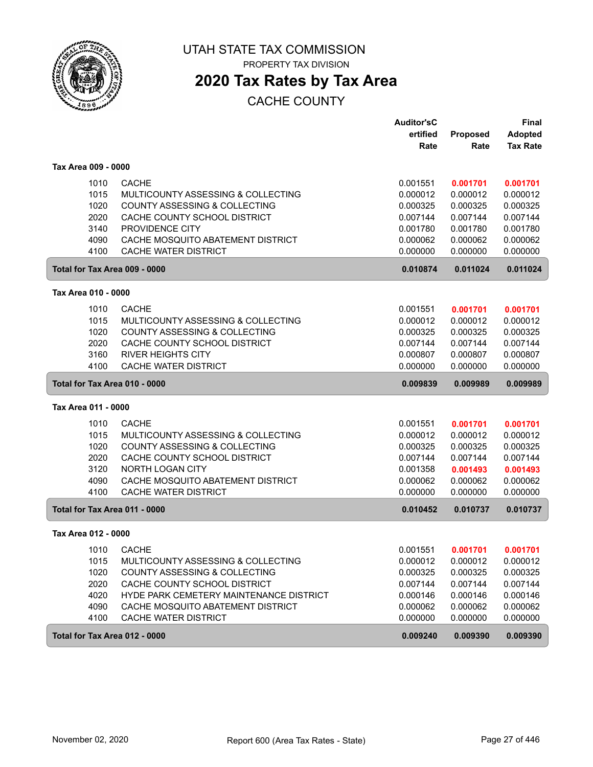# UTAH STATE TAX COMMISSION

PROPERTY TAX DIVISION

## 2020 Tax Rates by Tax Area

CACHE COUNTY

### Tax Area 009 - 0000

| Code | Name | Auditor's Certified Rate | Proposed Rate | Final Adopted Tax Rate |
|---|---|---|---|---|
| 1010 | CACHE | 0.001551 | **0.001701** | **0.001701** |
| 1015 | MULTICOUNTY ASSESSING & COLLECTING | 0.000012 | 0.000012 | 0.000012 |
| 1020 | COUNTY ASSESSING & COLLECTING | 0.000325 | 0.000325 | 0.000325 |
| 2020 | CACHE COUNTY SCHOOL DISTRICT | 0.007144 | 0.007144 | 0.007144 |
| 3140 | PROVIDENCE CITY | 0.001780 | 0.001780 | 0.001780 |
| 4090 | CACHE MOSQUITO ABATEMENT DISTRICT | 0.000062 | 0.000062 | 0.000062 |
| 4100 | CACHE WATER DISTRICT | 0.000000 | 0.000000 | 0.000000 |
| **Total for Tax Area 009 - 0000** | | **0.010874** | **0.011024** | **0.011024** |

### Tax Area 010 - 0000

| Code | Name | Auditor's Certified Rate | Proposed Rate | Final Adopted Tax Rate |
|---|---|---|---|---|
| 1010 | CACHE | 0.001551 | **0.001701** | **0.001701** |
| 1015 | MULTICOUNTY ASSESSING & COLLECTING | 0.000012 | 0.000012 | 0.000012 |
| 1020 | COUNTY ASSESSING & COLLECTING | 0.000325 | 0.000325 | 0.000325 |
| 2020 | CACHE COUNTY SCHOOL DISTRICT | 0.007144 | 0.007144 | 0.007144 |
| 3160 | RIVER HEIGHTS CITY | 0.000807 | 0.000807 | 0.000807 |
| 4100 | CACHE WATER DISTRICT | 0.000000 | 0.000000 | 0.000000 |
| **Total for Tax Area 010 - 0000** | | **0.009839** | **0.009989** | **0.009989** |

### Tax Area 011 - 0000

| Code | Name | Auditor's Certified Rate | Proposed Rate | Final Adopted Tax Rate |
|---|---|---|---|---|
| 1010 | CACHE | 0.001551 | **0.001701** | **0.001701** |
| 1015 | MULTICOUNTY ASSESSING & COLLECTING | 0.000012 | 0.000012 | 0.000012 |
| 1020 | COUNTY ASSESSING & COLLECTING | 0.000325 | 0.000325 | 0.000325 |
| 2020 | CACHE COUNTY SCHOOL DISTRICT | 0.007144 | 0.007144 | 0.007144 |
| 3120 | NORTH LOGAN CITY | 0.001358 | **0.001493** | **0.001493** |
| 4090 | CACHE MOSQUITO ABATEMENT DISTRICT | 0.000062 | 0.000062 | 0.000062 |
| 4100 | CACHE WATER DISTRICT | 0.000000 | 0.000000 | 0.000000 |
| **Total for Tax Area 011 - 0000** | | **0.010452** | **0.010737** | **0.010737** |

### Tax Area 012 - 0000

| Code | Name | Auditor's Certified Rate | Proposed Rate | Final Adopted Tax Rate |
|---|---|---|---|---|
| 1010 | CACHE | 0.001551 | **0.001701** | **0.001701** |
| 1015 | MULTICOUNTY ASSESSING & COLLECTING | 0.000012 | 0.000012 | 0.000012 |
| 1020 | COUNTY ASSESSING & COLLECTING | 0.000325 | 0.000325 | 0.000325 |
| 2020 | CACHE COUNTY SCHOOL DISTRICT | 0.007144 | 0.007144 | 0.007144 |
| 4020 | HYDE PARK CEMETERY MAINTENANCE DISTRICT | 0.000146 | 0.000146 | 0.000146 |
| 4090 | CACHE MOSQUITO ABATEMENT DISTRICT | 0.000062 | 0.000062 | 0.000062 |
| 4100 | CACHE WATER DISTRICT | 0.000000 | 0.000000 | 0.000000 |
| **Total for Tax Area 012 - 0000** | | **0.009240** | **0.009390** | **0.009390** |

November 02, 2020 — Report 600 (Area Tax Rates - State)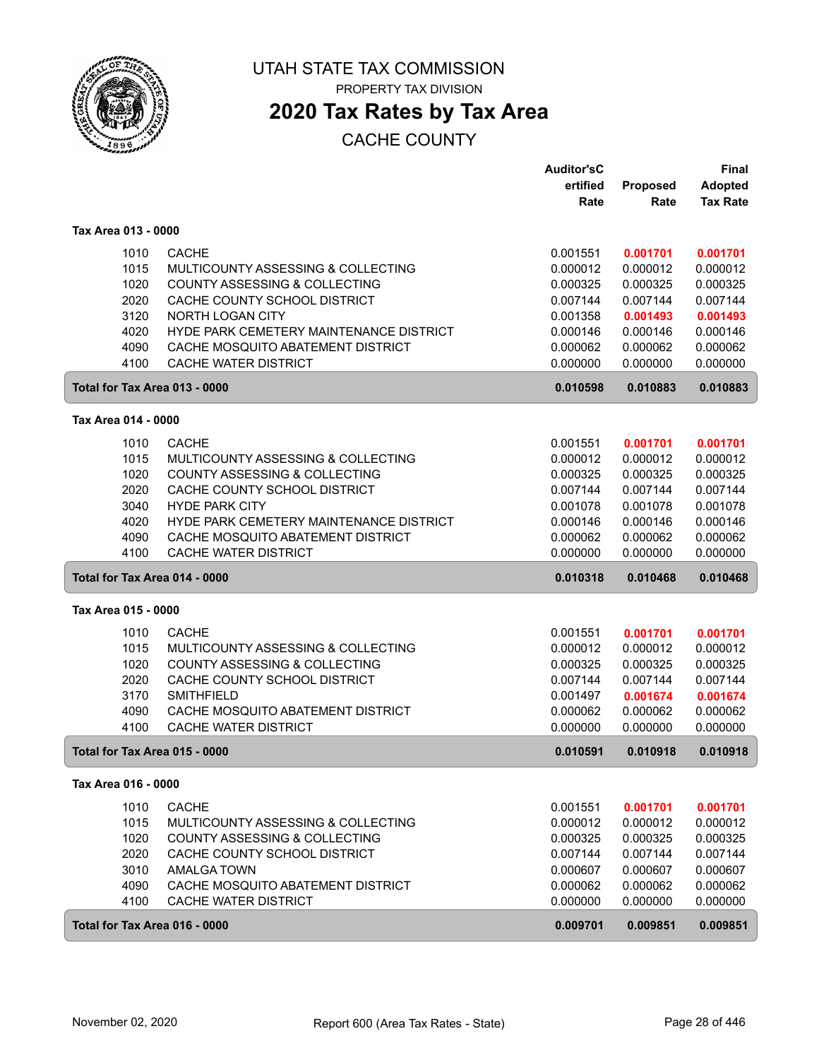# UTAH STATE TAX COMMISSION

PROPERTY TAX DIVISION

## 2020 Tax Rates by Tax Area

CACHE COUNTY

| | | Auditor'sCertified Rate | Proposed Rate | Final Adopted Tax Rate |
|---|---|---|---|---|
| **Tax Area 013 - 0000** | | | | |
| 1010 | CACHE | 0.001551 | **0.001701** | **0.001701** |
| 1015 | MULTICOUNTY ASSESSING & COLLECTING | 0.000012 | 0.000012 | 0.000012 |
| 1020 | COUNTY ASSESSING & COLLECTING | 0.000325 | 0.000325 | 0.000325 |
| 2020 | CACHE COUNTY SCHOOL DISTRICT | 0.007144 | 0.007144 | 0.007144 |
| 3120 | NORTH LOGAN CITY | 0.001358 | **0.001493** | **0.001493** |
| 4020 | HYDE PARK CEMETERY MAINTENANCE DISTRICT | 0.000146 | 0.000146 | 0.000146 |
| 4090 | CACHE MOSQUITO ABATEMENT DISTRICT | 0.000062 | 0.000062 | 0.000062 |
| 4100 | CACHE WATER DISTRICT | 0.000000 | 0.000000 | 0.000000 |
| **Total for Tax Area 013 - 0000** | | **0.010598** | **0.010883** | **0.010883** |
| **Tax Area 014 - 0000** | | | | |
| 1010 | CACHE | 0.001551 | **0.001701** | **0.001701** |
| 1015 | MULTICOUNTY ASSESSING & COLLECTING | 0.000012 | 0.000012 | 0.000012 |
| 1020 | COUNTY ASSESSING & COLLECTING | 0.000325 | 0.000325 | 0.000325 |
| 2020 | CACHE COUNTY SCHOOL DISTRICT | 0.007144 | 0.007144 | 0.007144 |
| 3040 | HYDE PARK CITY | 0.001078 | 0.001078 | 0.001078 |
| 4020 | HYDE PARK CEMETERY MAINTENANCE DISTRICT | 0.000146 | 0.000146 | 0.000146 |
| 4090 | CACHE MOSQUITO ABATEMENT DISTRICT | 0.000062 | 0.000062 | 0.000062 |
| 4100 | CACHE WATER DISTRICT | 0.000000 | 0.000000 | 0.000000 |
| **Total for Tax Area 014 - 0000** | | **0.010318** | **0.010468** | **0.010468** |
| **Tax Area 015 - 0000** | | | | |
| 1010 | CACHE | 0.001551 | **0.001701** | **0.001701** |
| 1015 | MULTICOUNTY ASSESSING & COLLECTING | 0.000012 | 0.000012 | 0.000012 |
| 1020 | COUNTY ASSESSING & COLLECTING | 0.000325 | 0.000325 | 0.000325 |
| 2020 | CACHE COUNTY SCHOOL DISTRICT | 0.007144 | 0.007144 | 0.007144 |
| 3170 | SMITHFIELD | 0.001497 | **0.001674** | **0.001674** |
| 4090 | CACHE MOSQUITO ABATEMENT DISTRICT | 0.000062 | 0.000062 | 0.000062 |
| 4100 | CACHE WATER DISTRICT | 0.000000 | 0.000000 | 0.000000 |
| **Total for Tax Area 015 - 0000** | | **0.010591** | **0.010918** | **0.010918** |
| **Tax Area 016 - 0000** | | | | |
| 1010 | CACHE | 0.001551 | **0.001701** | **0.001701** |
| 1015 | MULTICOUNTY ASSESSING & COLLECTING | 0.000012 | 0.000012 | 0.000012 |
| 1020 | COUNTY ASSESSING & COLLECTING | 0.000325 | 0.000325 | 0.000325 |
| 2020 | CACHE COUNTY SCHOOL DISTRICT | 0.007144 | 0.007144 | 0.007144 |
| 3010 | AMALGA TOWN | 0.000607 | 0.000607 | 0.000607 |
| 4090 | CACHE MOSQUITO ABATEMENT DISTRICT | 0.000062 | 0.000062 | 0.000062 |
| 4100 | CACHE WATER DISTRICT | 0.000000 | 0.000000 | 0.000000 |
| **Total for Tax Area 016 - 0000** | | **0.009701** | **0.009851** | **0.009851** |

November 02, 2020 Report 600 (Area Tax Rates - State)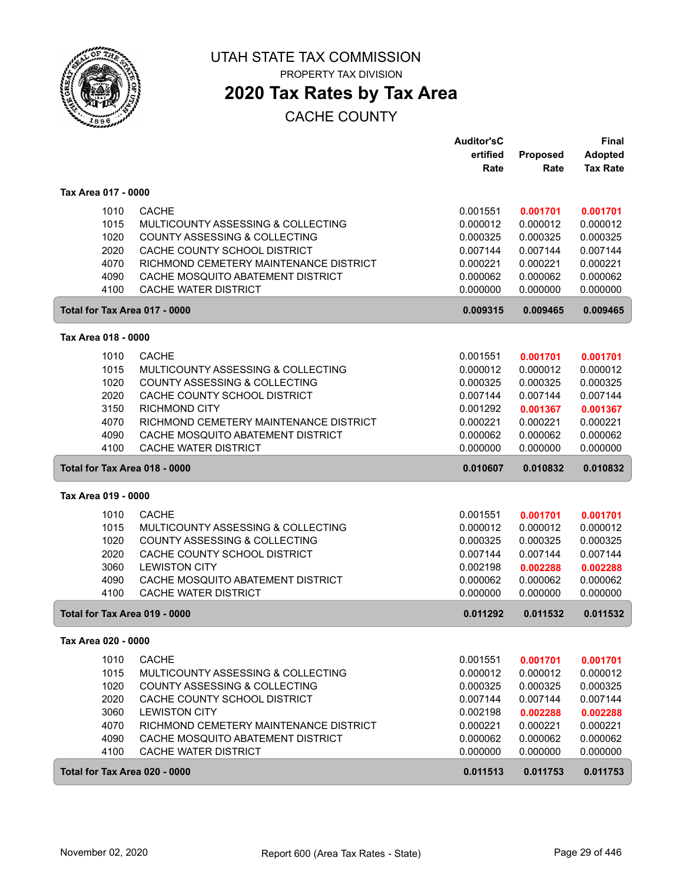# UTAH STATE TAX COMMISSION

PROPERTY TAX DIVISION

## 2020 Tax Rates by Tax Area

CACHE COUNTY

| | | Auditor'sCertified Rate | Proposed Rate | Final Adopted Tax Rate |
|---|---|---|---|---|
| **Tax Area 017 - 0000** | | | | |
| 1010 | CACHE | 0.001551 | **0.001701** | **0.001701** |
| 1015 | MULTICOUNTY ASSESSING & COLLECTING | 0.000012 | 0.000012 | 0.000012 |
| 1020 | COUNTY ASSESSING & COLLECTING | 0.000325 | 0.000325 | 0.000325 |
| 2020 | CACHE COUNTY SCHOOL DISTRICT | 0.007144 | 0.007144 | 0.007144 |
| 4070 | RICHMOND CEMETERY MAINTENANCE DISTRICT | 0.000221 | 0.000221 | 0.000221 |
| 4090 | CACHE MOSQUITO ABATEMENT DISTRICT | 0.000062 | 0.000062 | 0.000062 |
| 4100 | CACHE WATER DISTRICT | 0.000000 | 0.000000 | 0.000000 |
| **Total for Tax Area 017 - 0000** | | **0.009315** | **0.009465** | **0.009465** |
| **Tax Area 018 - 0000** | | | | |
| 1010 | CACHE | 0.001551 | **0.001701** | **0.001701** |
| 1015 | MULTICOUNTY ASSESSING & COLLECTING | 0.000012 | 0.000012 | 0.000012 |
| 1020 | COUNTY ASSESSING & COLLECTING | 0.000325 | 0.000325 | 0.000325 |
| 2020 | CACHE COUNTY SCHOOL DISTRICT | 0.007144 | 0.007144 | 0.007144 |
| 3150 | RICHMOND CITY | 0.001292 | **0.001367** | **0.001367** |
| 4070 | RICHMOND CEMETERY MAINTENANCE DISTRICT | 0.000221 | 0.000221 | 0.000221 |
| 4090 | CACHE MOSQUITO ABATEMENT DISTRICT | 0.000062 | 0.000062 | 0.000062 |
| 4100 | CACHE WATER DISTRICT | 0.000000 | 0.000000 | 0.000000 |
| **Total for Tax Area 018 - 0000** | | **0.010607** | **0.010832** | **0.010832** |
| **Tax Area 019 - 0000** | | | | |
| 1010 | CACHE | 0.001551 | **0.001701** | **0.001701** |
| 1015 | MULTICOUNTY ASSESSING & COLLECTING | 0.000012 | 0.000012 | 0.000012 |
| 1020 | COUNTY ASSESSING & COLLECTING | 0.000325 | 0.000325 | 0.000325 |
| 2020 | CACHE COUNTY SCHOOL DISTRICT | 0.007144 | 0.007144 | 0.007144 |
| 3060 | LEWISTON CITY | 0.002198 | **0.002288** | **0.002288** |
| 4090 | CACHE MOSQUITO ABATEMENT DISTRICT | 0.000062 | 0.000062 | 0.000062 |
| 4100 | CACHE WATER DISTRICT | 0.000000 | 0.000000 | 0.000000 |
| **Total for Tax Area 019 - 0000** | | **0.011292** | **0.011532** | **0.011532** |
| **Tax Area 020 - 0000** | | | | |
| 1010 | CACHE | 0.001551 | **0.001701** | **0.001701** |
| 1015 | MULTICOUNTY ASSESSING & COLLECTING | 0.000012 | 0.000012 | 0.000012 |
| 1020 | COUNTY ASSESSING & COLLECTING | 0.000325 | 0.000325 | 0.000325 |
| 2020 | CACHE COUNTY SCHOOL DISTRICT | 0.007144 | 0.007144 | 0.007144 |
| 3060 | LEWISTON CITY | 0.002198 | **0.002288** | **0.002288** |
| 4070 | RICHMOND CEMETERY MAINTENANCE DISTRICT | 0.000221 | 0.000221 | 0.000221 |
| 4090 | CACHE MOSQUITO ABATEMENT DISTRICT | 0.000062 | 0.000062 | 0.000062 |
| 4100 | CACHE WATER DISTRICT | 0.000000 | 0.000000 | 0.000000 |
| **Total for Tax Area 020 - 0000** | | **0.011513** | **0.011753** | **0.011753** |

November 02, 2020 — Report 600 (Area Tax Rates - State)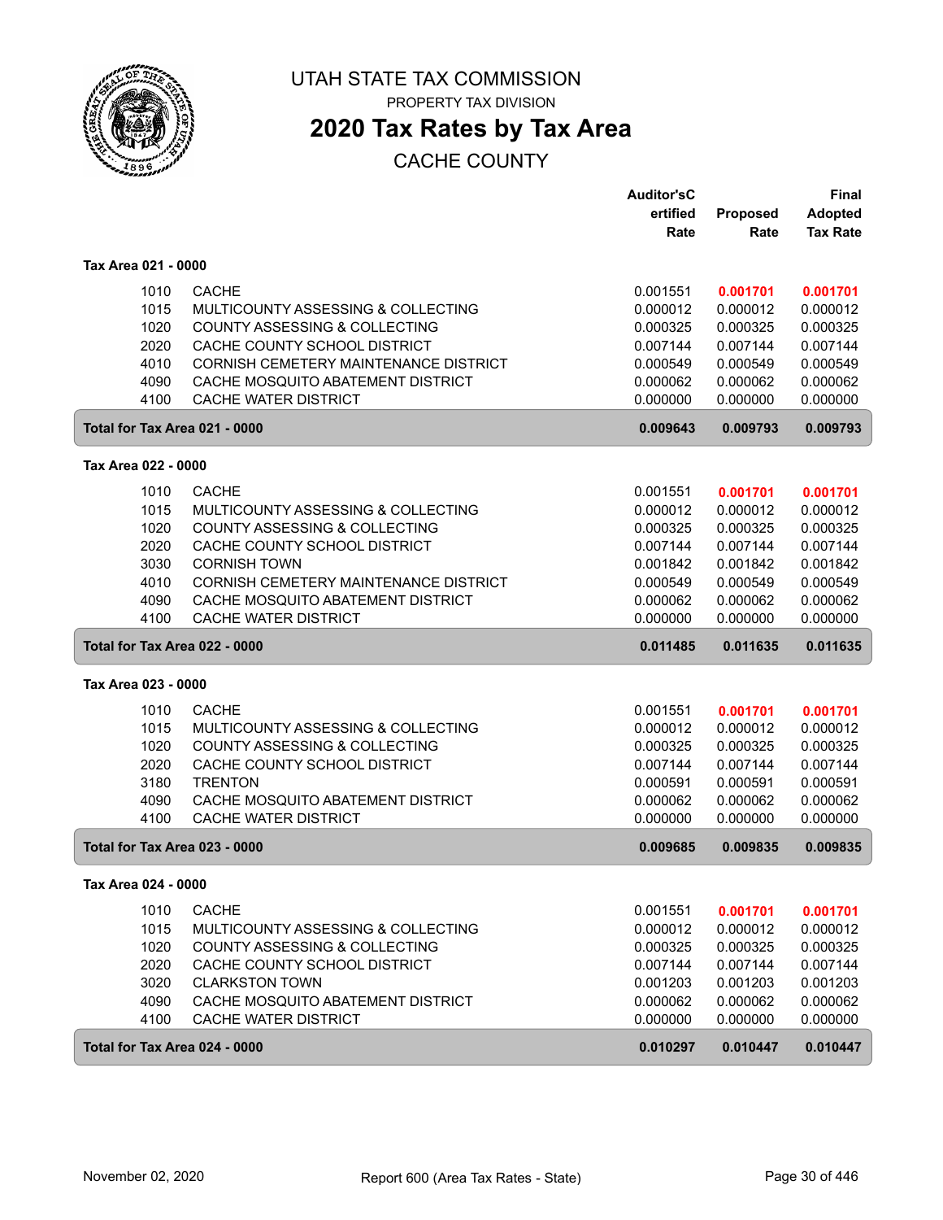# UTAH STATE TAX COMMISSION

PROPERTY TAX DIVISION

## 2020 Tax Rates by Tax Area

CACHE COUNTY

| | | Auditor's Certified Rate | Proposed Rate | Final Adopted Tax Rate |
|---|---|---|---|---|
| **Tax Area 021 - 0000** | | | | |
| 1010 | CACHE | 0.001551 | **0.001701** | **0.001701** |
| 1015 | MULTICOUNTY ASSESSING & COLLECTING | 0.000012 | 0.000012 | 0.000012 |
| 1020 | COUNTY ASSESSING & COLLECTING | 0.000325 | 0.000325 | 0.000325 |
| 2020 | CACHE COUNTY SCHOOL DISTRICT | 0.007144 | 0.007144 | 0.007144 |
| 4010 | CORNISH CEMETERY MAINTENANCE DISTRICT | 0.000549 | 0.000549 | 0.000549 |
| 4090 | CACHE MOSQUITO ABATEMENT DISTRICT | 0.000062 | 0.000062 | 0.000062 |
| 4100 | CACHE WATER DISTRICT | 0.000000 | 0.000000 | 0.000000 |
| **Total for Tax Area 021 - 0000** | | **0.009643** | **0.009793** | **0.009793** |
| **Tax Area 022 - 0000** | | | | |
| 1010 | CACHE | 0.001551 | **0.001701** | **0.001701** |
| 1015 | MULTICOUNTY ASSESSING & COLLECTING | 0.000012 | 0.000012 | 0.000012 |
| 1020 | COUNTY ASSESSING & COLLECTING | 0.000325 | 0.000325 | 0.000325 |
| 2020 | CACHE COUNTY SCHOOL DISTRICT | 0.007144 | 0.007144 | 0.007144 |
| 3030 | CORNISH TOWN | 0.001842 | 0.001842 | 0.001842 |
| 4010 | CORNISH CEMETERY MAINTENANCE DISTRICT | 0.000549 | 0.000549 | 0.000549 |
| 4090 | CACHE MOSQUITO ABATEMENT DISTRICT | 0.000062 | 0.000062 | 0.000062 |
| 4100 | CACHE WATER DISTRICT | 0.000000 | 0.000000 | 0.000000 |
| **Total for Tax Area 022 - 0000** | | **0.011485** | **0.011635** | **0.011635** |
| **Tax Area 023 - 0000** | | | | |
| 1010 | CACHE | 0.001551 | **0.001701** | **0.001701** |
| 1015 | MULTICOUNTY ASSESSING & COLLECTING | 0.000012 | 0.000012 | 0.000012 |
| 1020 | COUNTY ASSESSING & COLLECTING | 0.000325 | 0.000325 | 0.000325 |
| 2020 | CACHE COUNTY SCHOOL DISTRICT | 0.007144 | 0.007144 | 0.007144 |
| 3180 | TRENTON | 0.000591 | 0.000591 | 0.000591 |
| 4090 | CACHE MOSQUITO ABATEMENT DISTRICT | 0.000062 | 0.000062 | 0.000062 |
| 4100 | CACHE WATER DISTRICT | 0.000000 | 0.000000 | 0.000000 |
| **Total for Tax Area 023 - 0000** | | **0.009685** | **0.009835** | **0.009835** |
| **Tax Area 024 - 0000** | | | | |
| 1010 | CACHE | 0.001551 | **0.001701** | **0.001701** |
| 1015 | MULTICOUNTY ASSESSING & COLLECTING | 0.000012 | 0.000012 | 0.000012 |
| 1020 | COUNTY ASSESSING & COLLECTING | 0.000325 | 0.000325 | 0.000325 |
| 2020 | CACHE COUNTY SCHOOL DISTRICT | 0.007144 | 0.007144 | 0.007144 |
| 3020 | CLARKSTON TOWN | 0.001203 | 0.001203 | 0.001203 |
| 4090 | CACHE MOSQUITO ABATEMENT DISTRICT | 0.000062 | 0.000062 | 0.000062 |
| 4100 | CACHE WATER DISTRICT | 0.000000 | 0.000000 | 0.000000 |
| **Total for Tax Area 024 - 0000** | | **0.010297** | **0.010447** | **0.010447** |

November 02, 2020 — Report 600 (Area Tax Rates - State)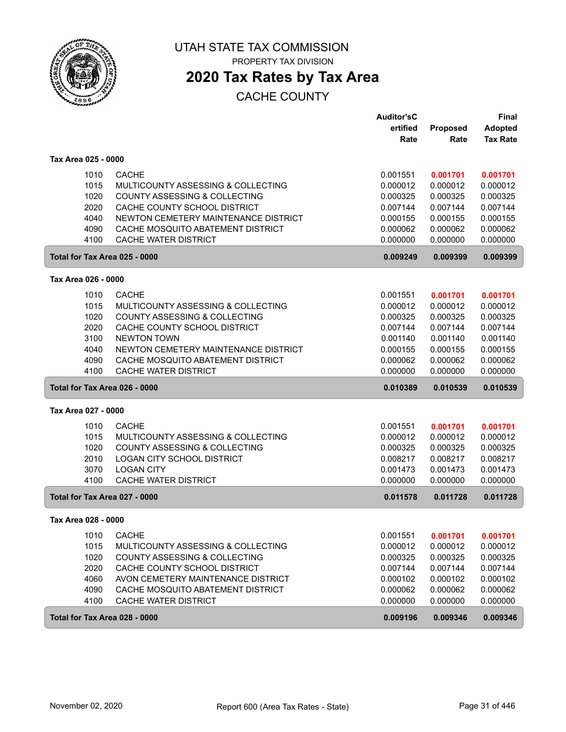# UTAH STATE TAX COMMISSION

PROPERTY TAX DIVISION

## 2020 Tax Rates by Tax Area

CACHE COUNTY

| | | Auditor'sCertified Rate | Proposed Rate | Final Adopted Tax Rate |
|---|---|---|---|---|
| **Tax Area 025 - 0000** | | | | |
| 1010 | CACHE | 0.001551 | **0.001701** | **0.001701** |
| 1015 | MULTICOUNTY ASSESSING & COLLECTING | 0.000012 | 0.000012 | 0.000012 |
| 1020 | COUNTY ASSESSING & COLLECTING | 0.000325 | 0.000325 | 0.000325 |
| 2020 | CACHE COUNTY SCHOOL DISTRICT | 0.007144 | 0.007144 | 0.007144 |
| 4040 | NEWTON CEMETERY MAINTENANCE DISTRICT | 0.000155 | 0.000155 | 0.000155 |
| 4090 | CACHE MOSQUITO ABATEMENT DISTRICT | 0.000062 | 0.000062 | 0.000062 |
| 4100 | CACHE WATER DISTRICT | 0.000000 | 0.000000 | 0.000000 |
| **Total for Tax Area 025 - 0000** | | **0.009249** | **0.009399** | **0.009399** |
| **Tax Area 026 - 0000** | | | | |
| 1010 | CACHE | 0.001551 | **0.001701** | **0.001701** |
| 1015 | MULTICOUNTY ASSESSING & COLLECTING | 0.000012 | 0.000012 | 0.000012 |
| 1020 | COUNTY ASSESSING & COLLECTING | 0.000325 | 0.000325 | 0.000325 |
| 2020 | CACHE COUNTY SCHOOL DISTRICT | 0.007144 | 0.007144 | 0.007144 |
| 3100 | NEWTON TOWN | 0.001140 | 0.001140 | 0.001140 |
| 4040 | NEWTON CEMETERY MAINTENANCE DISTRICT | 0.000155 | 0.000155 | 0.000155 |
| 4090 | CACHE MOSQUITO ABATEMENT DISTRICT | 0.000062 | 0.000062 | 0.000062 |
| 4100 | CACHE WATER DISTRICT | 0.000000 | 0.000000 | 0.000000 |
| **Total for Tax Area 026 - 0000** | | **0.010389** | **0.010539** | **0.010539** |
| **Tax Area 027 - 0000** | | | | |
| 1010 | CACHE | 0.001551 | **0.001701** | **0.001701** |
| 1015 | MULTICOUNTY ASSESSING & COLLECTING | 0.000012 | 0.000012 | 0.000012 |
| 1020 | COUNTY ASSESSING & COLLECTING | 0.000325 | 0.000325 | 0.000325 |
| 2010 | LOGAN CITY SCHOOL DISTRICT | 0.008217 | 0.008217 | 0.008217 |
| 3070 | LOGAN CITY | 0.001473 | 0.001473 | 0.001473 |
| 4100 | CACHE WATER DISTRICT | 0.000000 | 0.000000 | 0.000000 |
| **Total for Tax Area 027 - 0000** | | **0.011578** | **0.011728** | **0.011728** |
| **Tax Area 028 - 0000** | | | | |
| 1010 | CACHE | 0.001551 | **0.001701** | **0.001701** |
| 1015 | MULTICOUNTY ASSESSING & COLLECTING | 0.000012 | 0.000012 | 0.000012 |
| 1020 | COUNTY ASSESSING & COLLECTING | 0.000325 | 0.000325 | 0.000325 |
| 2020 | CACHE COUNTY SCHOOL DISTRICT | 0.007144 | 0.007144 | 0.007144 |
| 4060 | AVON CEMETERY MAINTENANCE DISTRICT | 0.000102 | 0.000102 | 0.000102 |
| 4090 | CACHE MOSQUITO ABATEMENT DISTRICT | 0.000062 | 0.000062 | 0.000062 |
| 4100 | CACHE WATER DISTRICT | 0.000000 | 0.000000 | 0.000000 |
| **Total for Tax Area 028 - 0000** | | **0.009196** | **0.009346** | **0.009346** |

November 02, 2020 — Report 600 (Area Tax Rates - State)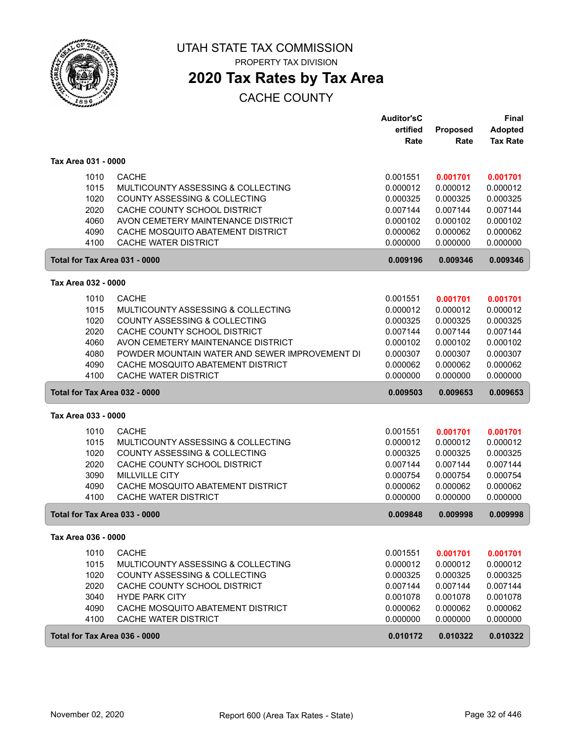# UTAH STATE TAX COMMISSION

PROPERTY TAX DIVISION

## 2020 Tax Rates by Tax Area

CACHE COUNTY

| | | Auditor's Certified Rate | Proposed Rate | Final Adopted Tax Rate |
|---|---|---|---|---|
| **Tax Area 031 - 0000** | | | | |
| 1010 | CACHE | 0.001551 | **0.001701** | **0.001701** |
| 1015 | MULTICOUNTY ASSESSING & COLLECTING | 0.000012 | 0.000012 | 0.000012 |
| 1020 | COUNTY ASSESSING & COLLECTING | 0.000325 | 0.000325 | 0.000325 |
| 2020 | CACHE COUNTY SCHOOL DISTRICT | 0.007144 | 0.007144 | 0.007144 |
| 4060 | AVON CEMETERY MAINTENANCE DISTRICT | 0.000102 | 0.000102 | 0.000102 |
| 4090 | CACHE MOSQUITO ABATEMENT DISTRICT | 0.000062 | 0.000062 | 0.000062 |
| 4100 | CACHE WATER DISTRICT | 0.000000 | 0.000000 | 0.000000 |
| **Total for Tax Area 031 - 0000** | | **0.009196** | **0.009346** | **0.009346** |
| **Tax Area 032 - 0000** | | | | |
| 1010 | CACHE | 0.001551 | **0.001701** | **0.001701** |
| 1015 | MULTICOUNTY ASSESSING & COLLECTING | 0.000012 | 0.000012 | 0.000012 |
| 1020 | COUNTY ASSESSING & COLLECTING | 0.000325 | 0.000325 | 0.000325 |
| 2020 | CACHE COUNTY SCHOOL DISTRICT | 0.007144 | 0.007144 | 0.007144 |
| 4060 | AVON CEMETERY MAINTENANCE DISTRICT | 0.000102 | 0.000102 | 0.000102 |
| 4080 | POWDER MOUNTAIN WATER AND SEWER IMPROVEMENT DI | 0.000307 | 0.000307 | 0.000307 |
| 4090 | CACHE MOSQUITO ABATEMENT DISTRICT | 0.000062 | 0.000062 | 0.000062 |
| 4100 | CACHE WATER DISTRICT | 0.000000 | 0.000000 | 0.000000 |
| **Total for Tax Area 032 - 0000** | | **0.009503** | **0.009653** | **0.009653** |
| **Tax Area 033 - 0000** | | | | |
| 1010 | CACHE | 0.001551 | **0.001701** | **0.001701** |
| 1015 | MULTICOUNTY ASSESSING & COLLECTING | 0.000012 | 0.000012 | 0.000012 |
| 1020 | COUNTY ASSESSING & COLLECTING | 0.000325 | 0.000325 | 0.000325 |
| 2020 | CACHE COUNTY SCHOOL DISTRICT | 0.007144 | 0.007144 | 0.007144 |
| 3090 | MILLVILLE CITY | 0.000754 | 0.000754 | 0.000754 |
| 4090 | CACHE MOSQUITO ABATEMENT DISTRICT | 0.000062 | 0.000062 | 0.000062 |
| 4100 | CACHE WATER DISTRICT | 0.000000 | 0.000000 | 0.000000 |
| **Total for Tax Area 033 - 0000** | | **0.009848** | **0.009998** | **0.009998** |
| **Tax Area 036 - 0000** | | | | |
| 1010 | CACHE | 0.001551 | **0.001701** | **0.001701** |
| 1015 | MULTICOUNTY ASSESSING & COLLECTING | 0.000012 | 0.000012 | 0.000012 |
| 1020 | COUNTY ASSESSING & COLLECTING | 0.000325 | 0.000325 | 0.000325 |
| 2020 | CACHE COUNTY SCHOOL DISTRICT | 0.007144 | 0.007144 | 0.007144 |
| 3040 | HYDE PARK CITY | 0.001078 | 0.001078 | 0.001078 |
| 4090 | CACHE MOSQUITO ABATEMENT DISTRICT | 0.000062 | 0.000062 | 0.000062 |
| 4100 | CACHE WATER DISTRICT | 0.000000 | 0.000000 | 0.000000 |
| **Total for Tax Area 036 - 0000** | | **0.010172** | **0.010322** | **0.010322** |

November 02, 2020 — Report 600 (Area Tax Rates - State)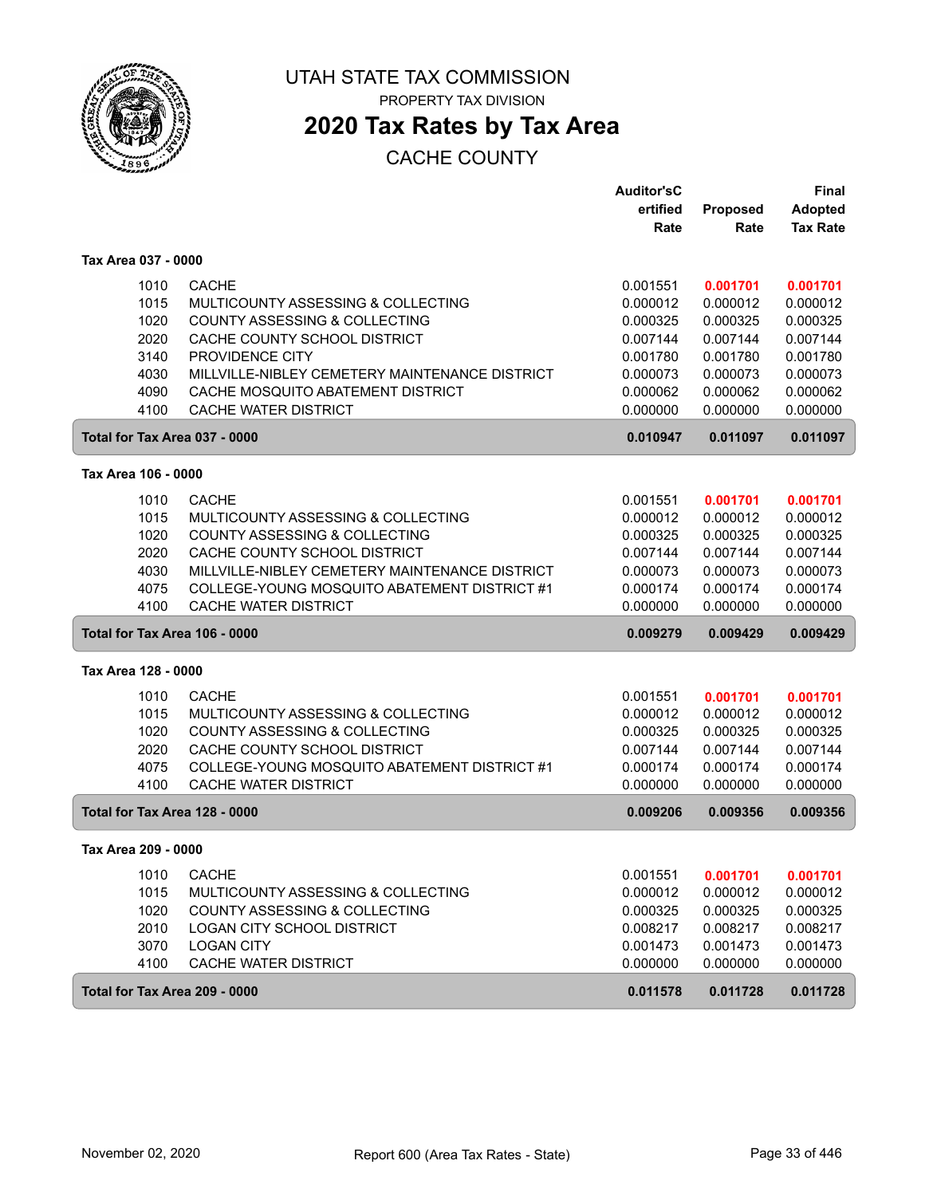# UTAH STATE TAX COMMISSION

PROPERTY TAX DIVISION

## 2020 Tax Rates by Tax Area

CACHE COUNTY

| | | Auditor'sCertified Rate | Proposed Rate | Final Adopted Tax Rate |
|---|---|---|---|---|
| **Tax Area 037 - 0000** | | | | |
| 1010 | CACHE | 0.001551 | **0.001701** | **0.001701** |
| 1015 | MULTICOUNTY ASSESSING & COLLECTING | 0.000012 | 0.000012 | 0.000012 |
| 1020 | COUNTY ASSESSING & COLLECTING | 0.000325 | 0.000325 | 0.000325 |
| 2020 | CACHE COUNTY SCHOOL DISTRICT | 0.007144 | 0.007144 | 0.007144 |
| 3140 | PROVIDENCE CITY | 0.001780 | 0.001780 | 0.001780 |
| 4030 | MILLVILLE-NIBLEY CEMETERY MAINTENANCE DISTRICT | 0.000073 | 0.000073 | 0.000073 |
| 4090 | CACHE MOSQUITO ABATEMENT DISTRICT | 0.000062 | 0.000062 | 0.000062 |
| 4100 | CACHE WATER DISTRICT | 0.000000 | 0.000000 | 0.000000 |
| **Total for Tax Area 037 - 0000** | | **0.010947** | **0.011097** | **0.011097** |
| **Tax Area 106 - 0000** | | | | |
| 1010 | CACHE | 0.001551 | **0.001701** | **0.001701** |
| 1015 | MULTICOUNTY ASSESSING & COLLECTING | 0.000012 | 0.000012 | 0.000012 |
| 1020 | COUNTY ASSESSING & COLLECTING | 0.000325 | 0.000325 | 0.000325 |
| 2020 | CACHE COUNTY SCHOOL DISTRICT | 0.007144 | 0.007144 | 0.007144 |
| 4030 | MILLVILLE-NIBLEY CEMETERY MAINTENANCE DISTRICT | 0.000073 | 0.000073 | 0.000073 |
| 4075 | COLLEGE-YOUNG MOSQUITO ABATEMENT DISTRICT #1 | 0.000174 | 0.000174 | 0.000174 |
| 4100 | CACHE WATER DISTRICT | 0.000000 | 0.000000 | 0.000000 |
| **Total for Tax Area 106 - 0000** | | **0.009279** | **0.009429** | **0.009429** |
| **Tax Area 128 - 0000** | | | | |
| 1010 | CACHE | 0.001551 | **0.001701** | **0.001701** |
| 1015 | MULTICOUNTY ASSESSING & COLLECTING | 0.000012 | 0.000012 | 0.000012 |
| 1020 | COUNTY ASSESSING & COLLECTING | 0.000325 | 0.000325 | 0.000325 |
| 2020 | CACHE COUNTY SCHOOL DISTRICT | 0.007144 | 0.007144 | 0.007144 |
| 4075 | COLLEGE-YOUNG MOSQUITO ABATEMENT DISTRICT #1 | 0.000174 | 0.000174 | 0.000174 |
| 4100 | CACHE WATER DISTRICT | 0.000000 | 0.000000 | 0.000000 |
| **Total for Tax Area 128 - 0000** | | **0.009206** | **0.009356** | **0.009356** |
| **Tax Area 209 - 0000** | | | | |
| 1010 | CACHE | 0.001551 | **0.001701** | **0.001701** |
| 1015 | MULTICOUNTY ASSESSING & COLLECTING | 0.000012 | 0.000012 | 0.000012 |
| 1020 | COUNTY ASSESSING & COLLECTING | 0.000325 | 0.000325 | 0.000325 |
| 2010 | LOGAN CITY SCHOOL DISTRICT | 0.008217 | 0.008217 | 0.008217 |
| 3070 | LOGAN CITY | 0.001473 | 0.001473 | 0.001473 |
| 4100 | CACHE WATER DISTRICT | 0.000000 | 0.000000 | 0.000000 |
| **Total for Tax Area 209 - 0000** | | **0.011578** | **0.011728** | **0.011728** |

November 02, 2020 Report 600 (Area Tax Rates - State)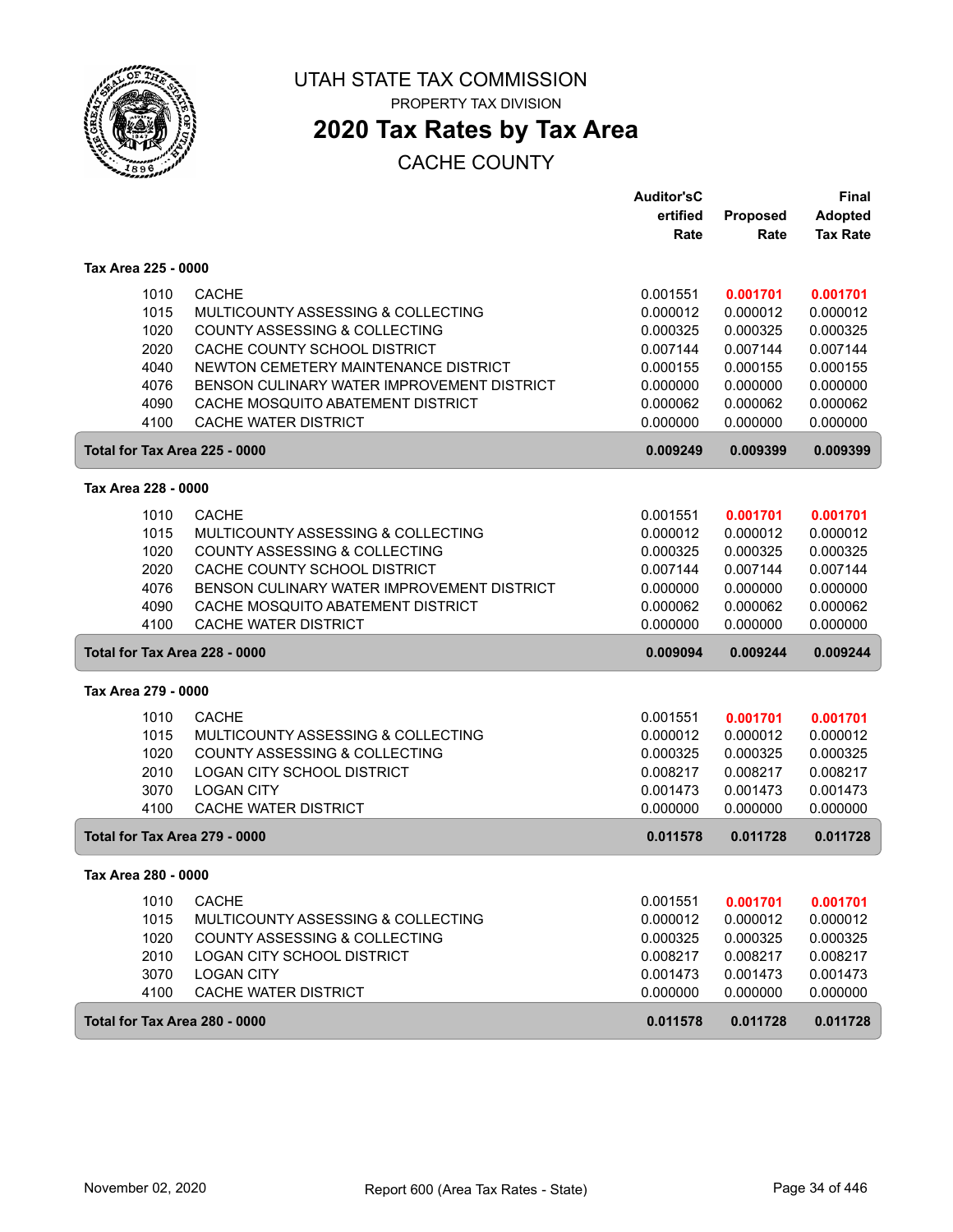# UTAH STATE TAX COMMISSION

PROPERTY TAX DIVISION

## 2020 Tax Rates by Tax Area

CACHE COUNTY

| | | Auditor'sCertified Rate | Proposed Rate | Final Adopted Tax Rate |
|---|---|---|---|---|
| **Tax Area 225 - 0000** | | | | |
| 1010 | CACHE | 0.001551 | **0.001701** | **0.001701** |
| 1015 | MULTICOUNTY ASSESSING & COLLECTING | 0.000012 | 0.000012 | 0.000012 |
| 1020 | COUNTY ASSESSING & COLLECTING | 0.000325 | 0.000325 | 0.000325 |
| 2020 | CACHE COUNTY SCHOOL DISTRICT | 0.007144 | 0.007144 | 0.007144 |
| 4040 | NEWTON CEMETERY MAINTENANCE DISTRICT | 0.000155 | 0.000155 | 0.000155 |
| 4076 | BENSON CULINARY WATER IMPROVEMENT DISTRICT | 0.000000 | 0.000000 | 0.000000 |
| 4090 | CACHE MOSQUITO ABATEMENT DISTRICT | 0.000062 | 0.000062 | 0.000062 |
| 4100 | CACHE WATER DISTRICT | 0.000000 | 0.000000 | 0.000000 |
| **Total for Tax Area 225 - 0000** | | **0.009249** | **0.009399** | **0.009399** |
| **Tax Area 228 - 0000** | | | | |
| 1010 | CACHE | 0.001551 | **0.001701** | **0.001701** |
| 1015 | MULTICOUNTY ASSESSING & COLLECTING | 0.000012 | 0.000012 | 0.000012 |
| 1020 | COUNTY ASSESSING & COLLECTING | 0.000325 | 0.000325 | 0.000325 |
| 2020 | CACHE COUNTY SCHOOL DISTRICT | 0.007144 | 0.007144 | 0.007144 |
| 4076 | BENSON CULINARY WATER IMPROVEMENT DISTRICT | 0.000000 | 0.000000 | 0.000000 |
| 4090 | CACHE MOSQUITO ABATEMENT DISTRICT | 0.000062 | 0.000062 | 0.000062 |
| 4100 | CACHE WATER DISTRICT | 0.000000 | 0.000000 | 0.000000 |
| **Total for Tax Area 228 - 0000** | | **0.009094** | **0.009244** | **0.009244** |
| **Tax Area 279 - 0000** | | | | |
| 1010 | CACHE | 0.001551 | **0.001701** | **0.001701** |
| 1015 | MULTICOUNTY ASSESSING & COLLECTING | 0.000012 | 0.000012 | 0.000012 |
| 1020 | COUNTY ASSESSING & COLLECTING | 0.000325 | 0.000325 | 0.000325 |
| 2010 | LOGAN CITY SCHOOL DISTRICT | 0.008217 | 0.008217 | 0.008217 |
| 3070 | LOGAN CITY | 0.001473 | 0.001473 | 0.001473 |
| 4100 | CACHE WATER DISTRICT | 0.000000 | 0.000000 | 0.000000 |
| **Total for Tax Area 279 - 0000** | | **0.011578** | **0.011728** | **0.011728** |
| **Tax Area 280 - 0000** | | | | |
| 1010 | CACHE | 0.001551 | **0.001701** | **0.001701** |
| 1015 | MULTICOUNTY ASSESSING & COLLECTING | 0.000012 | 0.000012 | 0.000012 |
| 1020 | COUNTY ASSESSING & COLLECTING | 0.000325 | 0.000325 | 0.000325 |
| 2010 | LOGAN CITY SCHOOL DISTRICT | 0.008217 | 0.008217 | 0.008217 |
| 3070 | LOGAN CITY | 0.001473 | 0.001473 | 0.001473 |
| 4100 | CACHE WATER DISTRICT | 0.000000 | 0.000000 | 0.000000 |
| **Total for Tax Area 280 - 0000** | | **0.011578** | **0.011728** | **0.011728** |

November 02, 2020 — Report 600 (Area Tax Rates - State)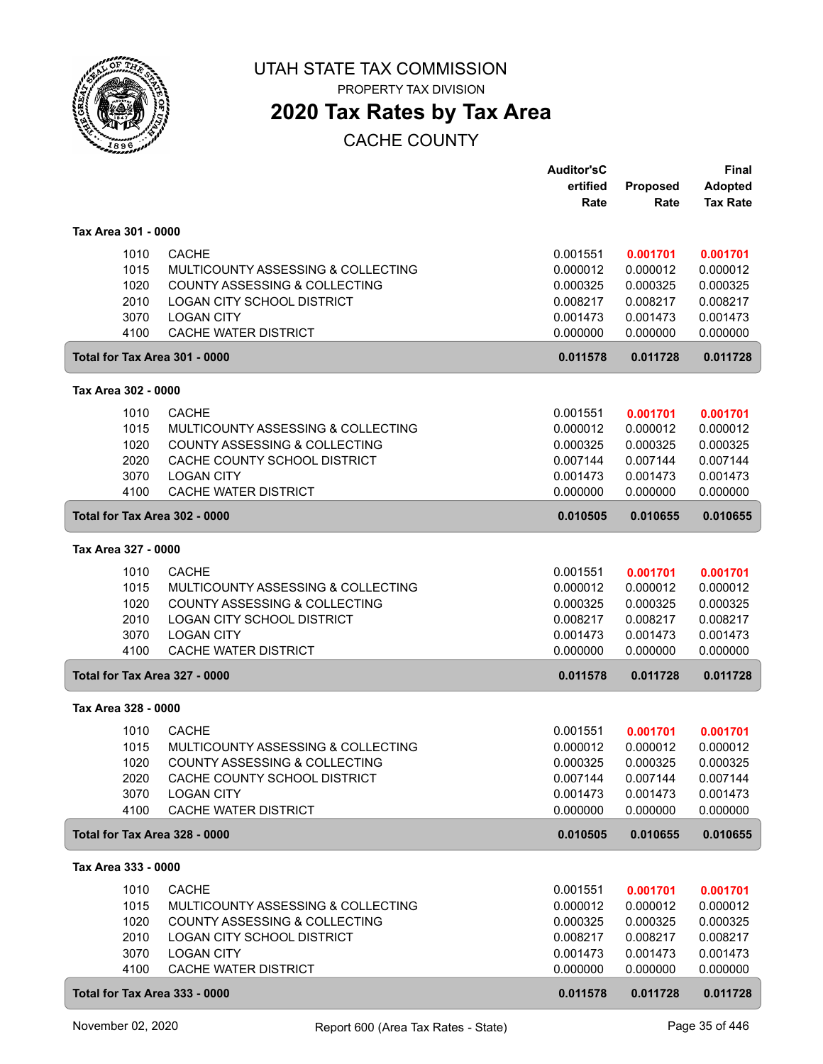# UTAH STATE TAX COMMISSION

PROPERTY TAX DIVISION

## 2020 Tax Rates by Tax Area

CACHE COUNTY

| | | Auditor's Certified Rate | Proposed Rate | Final Adopted Tax Rate |
|---|---|---|---|---|
| **Tax Area 301 - 0000** | | | | |
| 1010 | CACHE | 0.001551 | **0.001701** | **0.001701** |
| 1015 | MULTICOUNTY ASSESSING & COLLECTING | 0.000012 | 0.000012 | 0.000012 |
| 1020 | COUNTY ASSESSING & COLLECTING | 0.000325 | 0.000325 | 0.000325 |
| 2010 | LOGAN CITY SCHOOL DISTRICT | 0.008217 | 0.008217 | 0.008217 |
| 3070 | LOGAN CITY | 0.001473 | 0.001473 | 0.001473 |
| 4100 | CACHE WATER DISTRICT | 0.000000 | 0.000000 | 0.000000 |
| **Total for Tax Area 301 - 0000** | | **0.011578** | **0.011728** | **0.011728** |
| **Tax Area 302 - 0000** | | | | |
| 1010 | CACHE | 0.001551 | **0.001701** | **0.001701** |
| 1015 | MULTICOUNTY ASSESSING & COLLECTING | 0.000012 | 0.000012 | 0.000012 |
| 1020 | COUNTY ASSESSING & COLLECTING | 0.000325 | 0.000325 | 0.000325 |
| 2020 | CACHE COUNTY SCHOOL DISTRICT | 0.007144 | 0.007144 | 0.007144 |
| 3070 | LOGAN CITY | 0.001473 | 0.001473 | 0.001473 |
| 4100 | CACHE WATER DISTRICT | 0.000000 | 0.000000 | 0.000000 |
| **Total for Tax Area 302 - 0000** | | **0.010505** | **0.010655** | **0.010655** |
| **Tax Area 327 - 0000** | | | | |
| 1010 | CACHE | 0.001551 | **0.001701** | **0.001701** |
| 1015 | MULTICOUNTY ASSESSING & COLLECTING | 0.000012 | 0.000012 | 0.000012 |
| 1020 | COUNTY ASSESSING & COLLECTING | 0.000325 | 0.000325 | 0.000325 |
| 2010 | LOGAN CITY SCHOOL DISTRICT | 0.008217 | 0.008217 | 0.008217 |
| 3070 | LOGAN CITY | 0.001473 | 0.001473 | 0.001473 |
| 4100 | CACHE WATER DISTRICT | 0.000000 | 0.000000 | 0.000000 |
| **Total for Tax Area 327 - 0000** | | **0.011578** | **0.011728** | **0.011728** |
| **Tax Area 328 - 0000** | | | | |
| 1010 | CACHE | 0.001551 | **0.001701** | **0.001701** |
| 1015 | MULTICOUNTY ASSESSING & COLLECTING | 0.000012 | 0.000012 | 0.000012 |
| 1020 | COUNTY ASSESSING & COLLECTING | 0.000325 | 0.000325 | 0.000325 |
| 2020 | CACHE COUNTY SCHOOL DISTRICT | 0.007144 | 0.007144 | 0.007144 |
| 3070 | LOGAN CITY | 0.001473 | 0.001473 | 0.001473 |
| 4100 | CACHE WATER DISTRICT | 0.000000 | 0.000000 | 0.000000 |
| **Total for Tax Area 328 - 0000** | | **0.010505** | **0.010655** | **0.010655** |
| **Tax Area 333 - 0000** | | | | |
| 1010 | CACHE | 0.001551 | **0.001701** | **0.001701** |
| 1015 | MULTICOUNTY ASSESSING & COLLECTING | 0.000012 | 0.000012 | 0.000012 |
| 1020 | COUNTY ASSESSING & COLLECTING | 0.000325 | 0.000325 | 0.000325 |
| 2010 | LOGAN CITY SCHOOL DISTRICT | 0.008217 | 0.008217 | 0.008217 |
| 3070 | LOGAN CITY | 0.001473 | 0.001473 | 0.001473 |
| 4100 | CACHE WATER DISTRICT | 0.000000 | 0.000000 | 0.000000 |
| **Total for Tax Area 333 - 0000** | | **0.011578** | **0.011728** | **0.011728** |

November 02, 2020 — Report 600 (Area Tax Rates - State)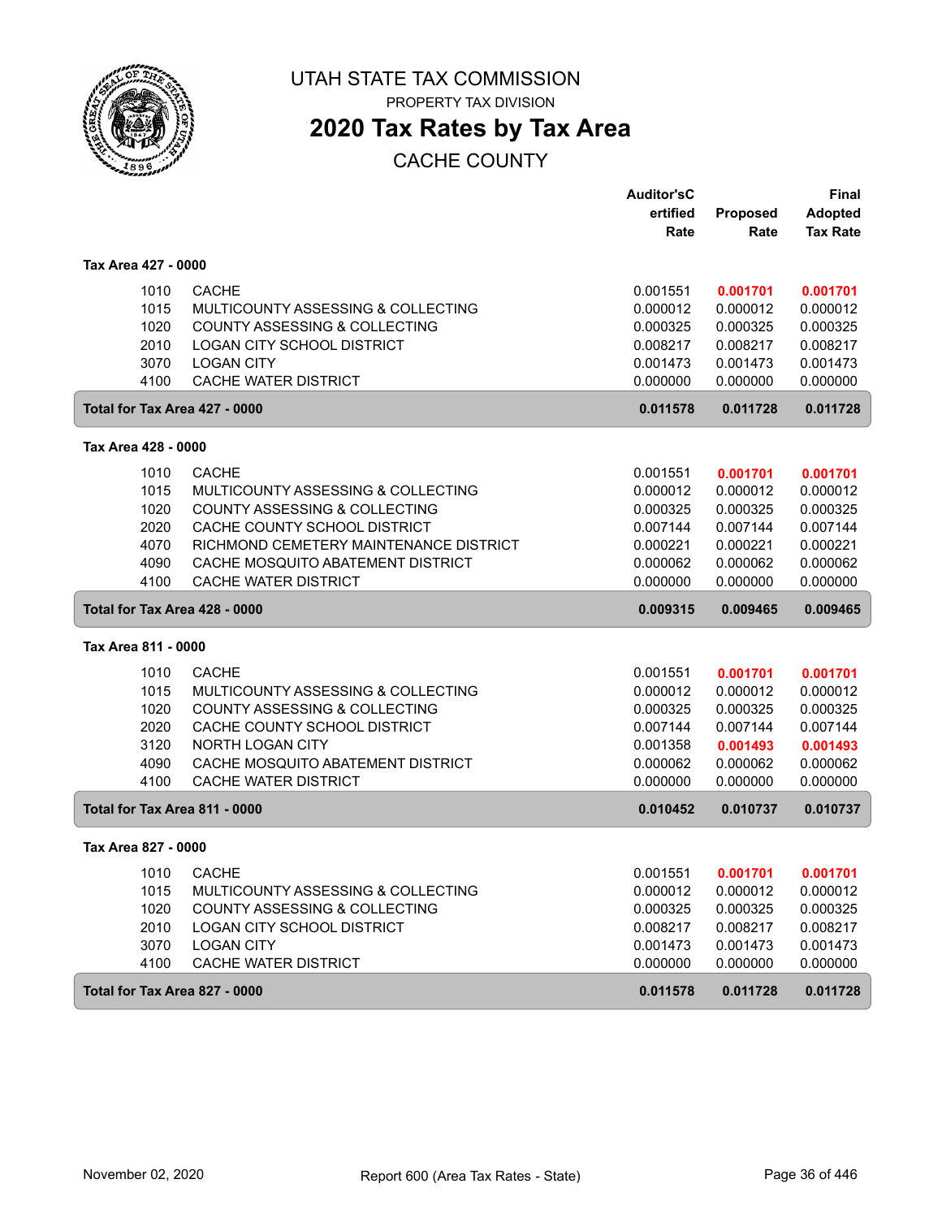# UTAH STATE TAX COMMISSION

PROPERTY TAX DIVISION

## 2020 Tax Rates by Tax Area

CACHE COUNTY

| | | Auditor'sCertified Rate | Proposed Rate | Final Adopted Tax Rate |
|---|---|---|---|---|
| **Tax Area 427 - 0000** | | | | |
| 1010 | CACHE | 0.001551 | **0.001701** | **0.001701** |
| 1015 | MULTICOUNTY ASSESSING & COLLECTING | 0.000012 | 0.000012 | 0.000012 |
| 1020 | COUNTY ASSESSING & COLLECTING | 0.000325 | 0.000325 | 0.000325 |
| 2010 | LOGAN CITY SCHOOL DISTRICT | 0.008217 | 0.008217 | 0.008217 |
| 3070 | LOGAN CITY | 0.001473 | 0.001473 | 0.001473 |
| 4100 | CACHE WATER DISTRICT | 0.000000 | 0.000000 | 0.000000 |
| **Total for Tax Area 427 - 0000** | | **0.011578** | **0.011728** | **0.011728** |
| **Tax Area 428 - 0000** | | | | |
| 1010 | CACHE | 0.001551 | **0.001701** | **0.001701** |
| 1015 | MULTICOUNTY ASSESSING & COLLECTING | 0.000012 | 0.000012 | 0.000012 |
| 1020 | COUNTY ASSESSING & COLLECTING | 0.000325 | 0.000325 | 0.000325 |
| 2020 | CACHE COUNTY SCHOOL DISTRICT | 0.007144 | 0.007144 | 0.007144 |
| 4070 | RICHMOND CEMETERY MAINTENANCE DISTRICT | 0.000221 | 0.000221 | 0.000221 |
| 4090 | CACHE MOSQUITO ABATEMENT DISTRICT | 0.000062 | 0.000062 | 0.000062 |
| 4100 | CACHE WATER DISTRICT | 0.000000 | 0.000000 | 0.000000 |
| **Total for Tax Area 428 - 0000** | | **0.009315** | **0.009465** | **0.009465** |
| **Tax Area 811 - 0000** | | | | |
| 1010 | CACHE | 0.001551 | **0.001701** | **0.001701** |
| 1015 | MULTICOUNTY ASSESSING & COLLECTING | 0.000012 | 0.000012 | 0.000012 |
| 1020 | COUNTY ASSESSING & COLLECTING | 0.000325 | 0.000325 | 0.000325 |
| 2020 | CACHE COUNTY SCHOOL DISTRICT | 0.007144 | 0.007144 | 0.007144 |
| 3120 | NORTH LOGAN CITY | 0.001358 | **0.001493** | **0.001493** |
| 4090 | CACHE MOSQUITO ABATEMENT DISTRICT | 0.000062 | 0.000062 | 0.000062 |
| 4100 | CACHE WATER DISTRICT | 0.000000 | 0.000000 | 0.000000 |
| **Total for Tax Area 811 - 0000** | | **0.010452** | **0.010737** | **0.010737** |
| **Tax Area 827 - 0000** | | | | |
| 1010 | CACHE | 0.001551 | **0.001701** | **0.001701** |
| 1015 | MULTICOUNTY ASSESSING & COLLECTING | 0.000012 | 0.000012 | 0.000012 |
| 1020 | COUNTY ASSESSING & COLLECTING | 0.000325 | 0.000325 | 0.000325 |
| 2010 | LOGAN CITY SCHOOL DISTRICT | 0.008217 | 0.008217 | 0.008217 |
| 3070 | LOGAN CITY | 0.001473 | 0.001473 | 0.001473 |
| 4100 | CACHE WATER DISTRICT | 0.000000 | 0.000000 | 0.000000 |
| **Total for Tax Area 827 - 0000** | | **0.011578** | **0.011728** | **0.011728** |

November 02, 2020 — Report 600 (Area Tax Rates - State)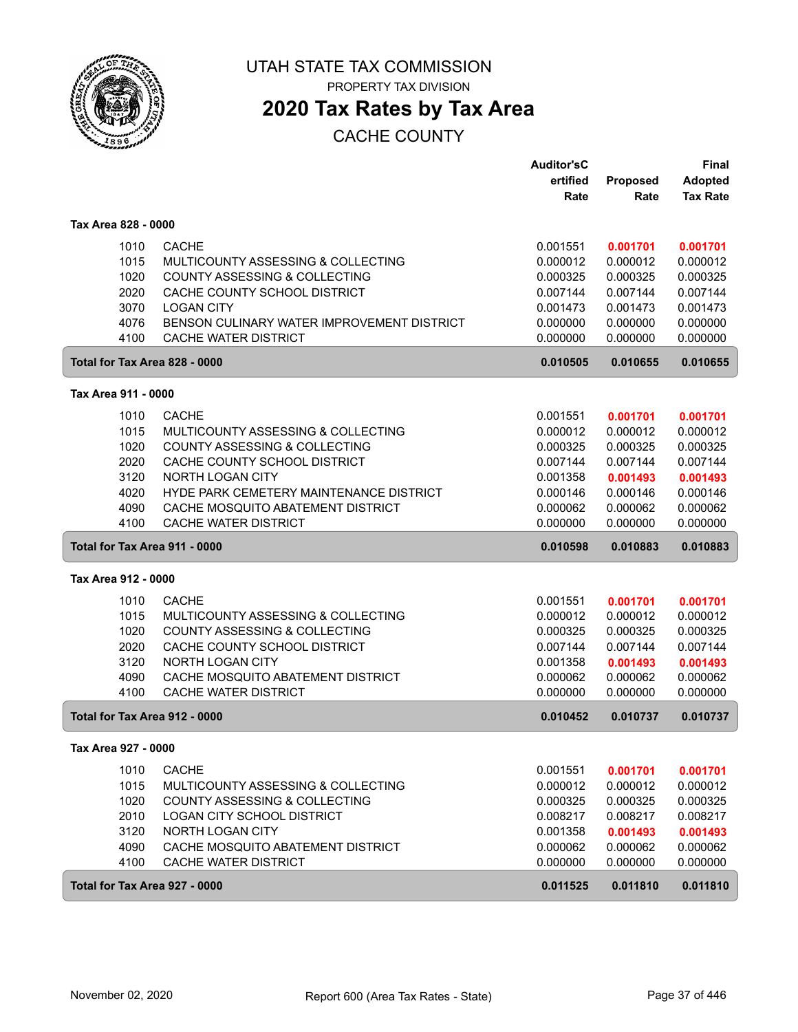# UTAH STATE TAX COMMISSION

PROPERTY TAX DIVISION

## 2020 Tax Rates by Tax Area

CACHE COUNTY

| | | Auditor'sCertified Rate | Proposed Rate | Final Adopted Tax Rate |
|---|---|---|---|---|
| **Tax Area 828 - 0000** | | | | |
| 1010 | CACHE | 0.001551 | **0.001701** | **0.001701** |
| 1015 | MULTICOUNTY ASSESSING & COLLECTING | 0.000012 | 0.000012 | 0.000012 |
| 1020 | COUNTY ASSESSING & COLLECTING | 0.000325 | 0.000325 | 0.000325 |
| 2020 | CACHE COUNTY SCHOOL DISTRICT | 0.007144 | 0.007144 | 0.007144 |
| 3070 | LOGAN CITY | 0.001473 | 0.001473 | 0.001473 |
| 4076 | BENSON CULINARY WATER IMPROVEMENT DISTRICT | 0.000000 | 0.000000 | 0.000000 |
| 4100 | CACHE WATER DISTRICT | 0.000000 | 0.000000 | 0.000000 |
| **Total for Tax Area 828 - 0000** | | **0.010505** | **0.010655** | **0.010655** |
| **Tax Area 911 - 0000** | | | | |
| 1010 | CACHE | 0.001551 | **0.001701** | **0.001701** |
| 1015 | MULTICOUNTY ASSESSING & COLLECTING | 0.000012 | 0.000012 | 0.000012 |
| 1020 | COUNTY ASSESSING & COLLECTING | 0.000325 | 0.000325 | 0.000325 |
| 2020 | CACHE COUNTY SCHOOL DISTRICT | 0.007144 | 0.007144 | 0.007144 |
| 3120 | NORTH LOGAN CITY | 0.001358 | **0.001493** | **0.001493** |
| 4020 | HYDE PARK CEMETERY MAINTENANCE DISTRICT | 0.000146 | 0.000146 | 0.000146 |
| 4090 | CACHE MOSQUITO ABATEMENT DISTRICT | 0.000062 | 0.000062 | 0.000062 |
| 4100 | CACHE WATER DISTRICT | 0.000000 | 0.000000 | 0.000000 |
| **Total for Tax Area 911 - 0000** | | **0.010598** | **0.010883** | **0.010883** |
| **Tax Area 912 - 0000** | | | | |
| 1010 | CACHE | 0.001551 | **0.001701** | **0.001701** |
| 1015 | MULTICOUNTY ASSESSING & COLLECTING | 0.000012 | 0.000012 | 0.000012 |
| 1020 | COUNTY ASSESSING & COLLECTING | 0.000325 | 0.000325 | 0.000325 |
| 2020 | CACHE COUNTY SCHOOL DISTRICT | 0.007144 | 0.007144 | 0.007144 |
| 3120 | NORTH LOGAN CITY | 0.001358 | **0.001493** | **0.001493** |
| 4090 | CACHE MOSQUITO ABATEMENT DISTRICT | 0.000062 | 0.000062 | 0.000062 |
| 4100 | CACHE WATER DISTRICT | 0.000000 | 0.000000 | 0.000000 |
| **Total for Tax Area 912 - 0000** | | **0.010452** | **0.010737** | **0.010737** |
| **Tax Area 927 - 0000** | | | | |
| 1010 | CACHE | 0.001551 | **0.001701** | **0.001701** |
| 1015 | MULTICOUNTY ASSESSING & COLLECTING | 0.000012 | 0.000012 | 0.000012 |
| 1020 | COUNTY ASSESSING & COLLECTING | 0.000325 | 0.000325 | 0.000325 |
| 2010 | LOGAN CITY SCHOOL DISTRICT | 0.008217 | 0.008217 | 0.008217 |
| 3120 | NORTH LOGAN CITY | 0.001358 | **0.001493** | **0.001493** |
| 4090 | CACHE MOSQUITO ABATEMENT DISTRICT | 0.000062 | 0.000062 | 0.000062 |
| 4100 | CACHE WATER DISTRICT | 0.000000 | 0.000000 | 0.000000 |
| **Total for Tax Area 927 - 0000** | | **0.011525** | **0.011810** | **0.011810** |

November 02, 2020 — Report 600 (Area Tax Rates - State)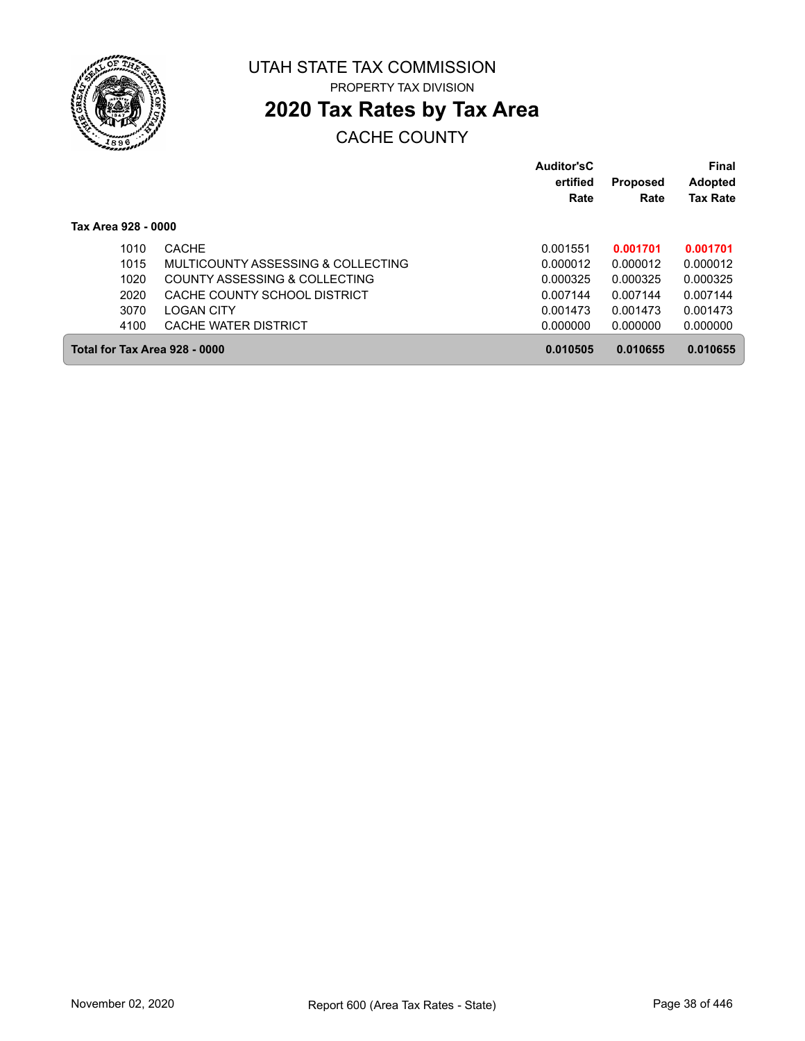UTAH STATE TAX COMMISSION

PROPERTY TAX DIVISION

# 2020 Tax Rates by Tax Area

CACHE COUNTY

| | | Auditor'sC ertified Rate | Proposed Rate | Final Adopted Tax Rate |
|---|---|---|---|---|
| **Tax Area 928 - 0000** | | | | |
| 1010 | CACHE | 0.001551 | **0.001701** | **0.001701** |
| 1015 | MULTICOUNTY ASSESSING & COLLECTING | 0.000012 | 0.000012 | 0.000012 |
| 1020 | COUNTY ASSESSING & COLLECTING | 0.000325 | 0.000325 | 0.000325 |
| 2020 | CACHE COUNTY SCHOOL DISTRICT | 0.007144 | 0.007144 | 0.007144 |
| 3070 | LOGAN CITY | 0.001473 | 0.001473 | 0.001473 |
| 4100 | CACHE WATER DISTRICT | 0.000000 | 0.000000 | 0.000000 |
| **Total for Tax Area 928 - 0000** | | **0.010505** | **0.010655** | **0.010655** |

November 02, 2020 Report 600 (Area Tax Rates - State)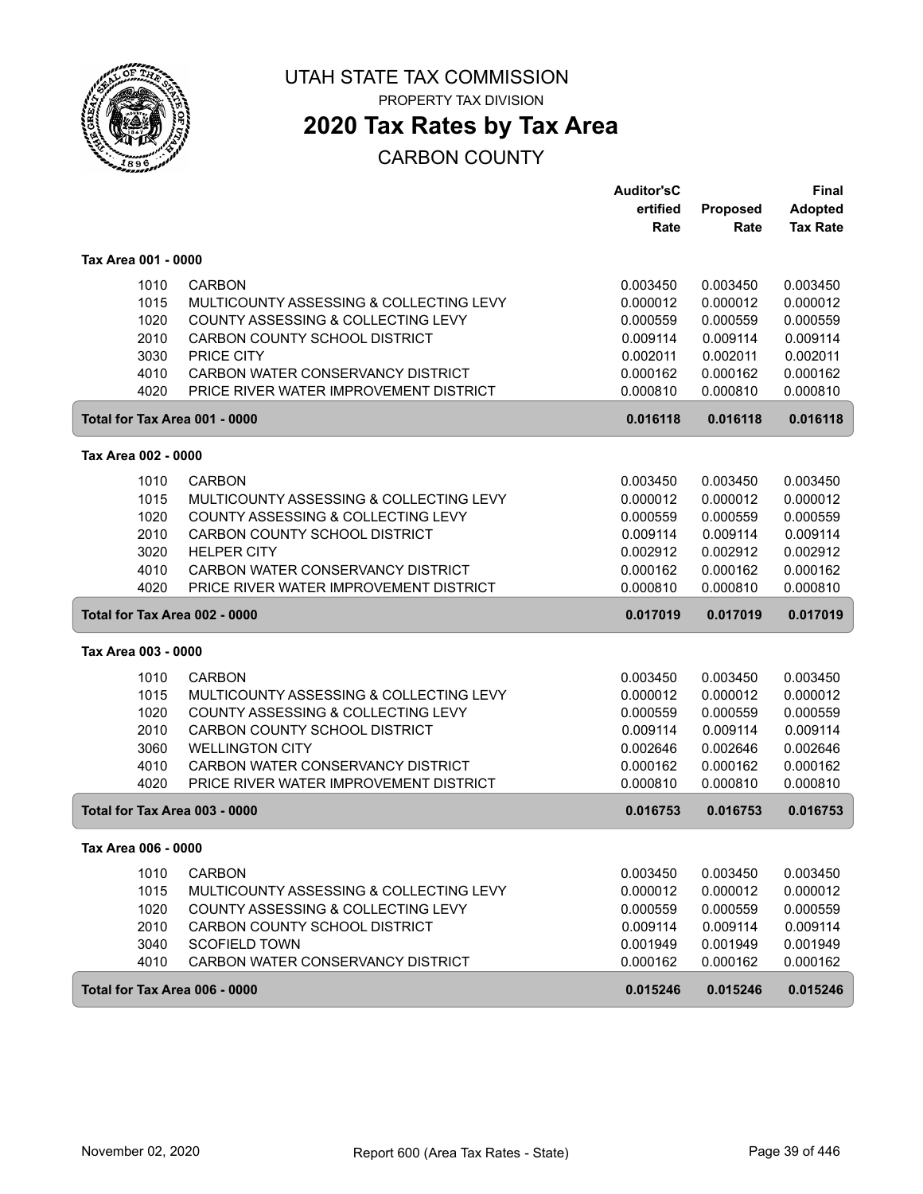# UTAH STATE TAX COMMISSION

PROPERTY TAX DIVISION

## 2020 Tax Rates by Tax Area

CARBON COUNTY

| | | Auditor'sC ertified Rate | Proposed Rate | Final Adopted Tax Rate |
|---|---|---|---|---|
| **Tax Area 001 - 0000** | | | | |
| 1010 | CARBON | 0.003450 | 0.003450 | 0.003450 |
| 1015 | MULTICOUNTY ASSESSING & COLLECTING LEVY | 0.000012 | 0.000012 | 0.000012 |
| 1020 | COUNTY ASSESSING & COLLECTING LEVY | 0.000559 | 0.000559 | 0.000559 |
| 2010 | CARBON COUNTY SCHOOL DISTRICT | 0.009114 | 0.009114 | 0.009114 |
| 3030 | PRICE CITY | 0.002011 | 0.002011 | 0.002011 |
| 4010 | CARBON WATER CONSERVANCY DISTRICT | 0.000162 | 0.000162 | 0.000162 |
| 4020 | PRICE RIVER WATER IMPROVEMENT DISTRICT | 0.000810 | 0.000810 | 0.000810 |
| **Total for Tax Area 001 - 0000** | | **0.016118** | **0.016118** | **0.016118** |
| **Tax Area 002 - 0000** | | | | |
| 1010 | CARBON | 0.003450 | 0.003450 | 0.003450 |
| 1015 | MULTICOUNTY ASSESSING & COLLECTING LEVY | 0.000012 | 0.000012 | 0.000012 |
| 1020 | COUNTY ASSESSING & COLLECTING LEVY | 0.000559 | 0.000559 | 0.000559 |
| 2010 | CARBON COUNTY SCHOOL DISTRICT | 0.009114 | 0.009114 | 0.009114 |
| 3020 | HELPER CITY | 0.002912 | 0.002912 | 0.002912 |
| 4010 | CARBON WATER CONSERVANCY DISTRICT | 0.000162 | 0.000162 | 0.000162 |
| 4020 | PRICE RIVER WATER IMPROVEMENT DISTRICT | 0.000810 | 0.000810 | 0.000810 |
| **Total for Tax Area 002 - 0000** | | **0.017019** | **0.017019** | **0.017019** |
| **Tax Area 003 - 0000** | | | | |
| 1010 | CARBON | 0.003450 | 0.003450 | 0.003450 |
| 1015 | MULTICOUNTY ASSESSING & COLLECTING LEVY | 0.000012 | 0.000012 | 0.000012 |
| 1020 | COUNTY ASSESSING & COLLECTING LEVY | 0.000559 | 0.000559 | 0.000559 |
| 2010 | CARBON COUNTY SCHOOL DISTRICT | 0.009114 | 0.009114 | 0.009114 |
| 3060 | WELLINGTON CITY | 0.002646 | 0.002646 | 0.002646 |
| 4010 | CARBON WATER CONSERVANCY DISTRICT | 0.000162 | 0.000162 | 0.000162 |
| 4020 | PRICE RIVER WATER IMPROVEMENT DISTRICT | 0.000810 | 0.000810 | 0.000810 |
| **Total for Tax Area 003 - 0000** | | **0.016753** | **0.016753** | **0.016753** |
| **Tax Area 006 - 0000** | | | | |
| 1010 | CARBON | 0.003450 | 0.003450 | 0.003450 |
| 1015 | MULTICOUNTY ASSESSING & COLLECTING LEVY | 0.000012 | 0.000012 | 0.000012 |
| 1020 | COUNTY ASSESSING & COLLECTING LEVY | 0.000559 | 0.000559 | 0.000559 |
| 2010 | CARBON COUNTY SCHOOL DISTRICT | 0.009114 | 0.009114 | 0.009114 |
| 3040 | SCOFIELD TOWN | 0.001949 | 0.001949 | 0.001949 |
| 4010 | CARBON WATER CONSERVANCY DISTRICT | 0.000162 | 0.000162 | 0.000162 |
| **Total for Tax Area 006 - 0000** | | **0.015246** | **0.015246** | **0.015246** |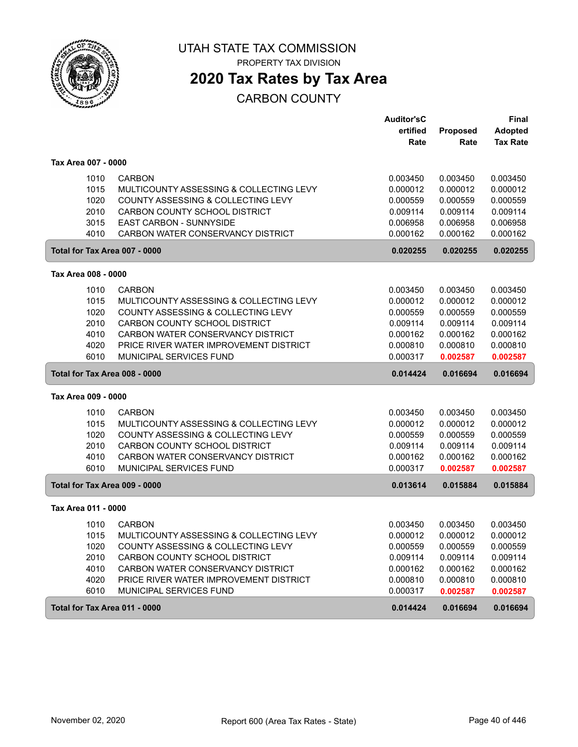# UTAH STATE TAX COMMISSION

PROPERTY TAX DIVISION

## 2020 Tax Rates by Tax Area

CARBON COUNTY

| | | Auditor's Certified Rate | Proposed Rate | Final Adopted Tax Rate |
|---|---|---|---|---|
| **Tax Area 007 - 0000** | | | | |
| 1010 | CARBON | 0.003450 | 0.003450 | 0.003450 |
| 1015 | MULTICOUNTY ASSESSING & COLLECTING LEVY | 0.000012 | 0.000012 | 0.000012 |
| 1020 | COUNTY ASSESSING & COLLECTING LEVY | 0.000559 | 0.000559 | 0.000559 |
| 2010 | CARBON COUNTY SCHOOL DISTRICT | 0.009114 | 0.009114 | 0.009114 |
| 3015 | EAST CARBON - SUNNYSIDE | 0.006958 | 0.006958 | 0.006958 |
| 4010 | CARBON WATER CONSERVANCY DISTRICT | 0.000162 | 0.000162 | 0.000162 |
| **Total for Tax Area 007 - 0000** | | **0.020255** | **0.020255** | **0.020255** |
| **Tax Area 008 - 0000** | | | | |
| 1010 | CARBON | 0.003450 | 0.003450 | 0.003450 |
| 1015 | MULTICOUNTY ASSESSING & COLLECTING LEVY | 0.000012 | 0.000012 | 0.000012 |
| 1020 | COUNTY ASSESSING & COLLECTING LEVY | 0.000559 | 0.000559 | 0.000559 |
| 2010 | CARBON COUNTY SCHOOL DISTRICT | 0.009114 | 0.009114 | 0.009114 |
| 4010 | CARBON WATER CONSERVANCY DISTRICT | 0.000162 | 0.000162 | 0.000162 |
| 4020 | PRICE RIVER WATER IMPROVEMENT DISTRICT | 0.000810 | 0.000810 | 0.000810 |
| 6010 | MUNICIPAL SERVICES FUND | 0.000317 | **0.002587** | **0.002587** |
| **Total for Tax Area 008 - 0000** | | **0.014424** | **0.016694** | **0.016694** |
| **Tax Area 009 - 0000** | | | | |
| 1010 | CARBON | 0.003450 | 0.003450 | 0.003450 |
| 1015 | MULTICOUNTY ASSESSING & COLLECTING LEVY | 0.000012 | 0.000012 | 0.000012 |
| 1020 | COUNTY ASSESSING & COLLECTING LEVY | 0.000559 | 0.000559 | 0.000559 |
| 2010 | CARBON COUNTY SCHOOL DISTRICT | 0.009114 | 0.009114 | 0.009114 |
| 4010 | CARBON WATER CONSERVANCY DISTRICT | 0.000162 | 0.000162 | 0.000162 |
| 6010 | MUNICIPAL SERVICES FUND | 0.000317 | **0.002587** | **0.002587** |
| **Total for Tax Area 009 - 0000** | | **0.013614** | **0.015884** | **0.015884** |
| **Tax Area 011 - 0000** | | | | |
| 1010 | CARBON | 0.003450 | 0.003450 | 0.003450 |
| 1015 | MULTICOUNTY ASSESSING & COLLECTING LEVY | 0.000012 | 0.000012 | 0.000012 |
| 1020 | COUNTY ASSESSING & COLLECTING LEVY | 0.000559 | 0.000559 | 0.000559 |
| 2010 | CARBON COUNTY SCHOOL DISTRICT | 0.009114 | 0.009114 | 0.009114 |
| 4010 | CARBON WATER CONSERVANCY DISTRICT | 0.000162 | 0.000162 | 0.000162 |
| 4020 | PRICE RIVER WATER IMPROVEMENT DISTRICT | 0.000810 | 0.000810 | 0.000810 |
| 6010 | MUNICIPAL SERVICES FUND | 0.000317 | **0.002587** | **0.002587** |
| **Total for Tax Area 011 - 0000** | | **0.014424** | **0.016694** | **0.016694** |

November 02, 2020 — Report 600 (Area Tax Rates - State)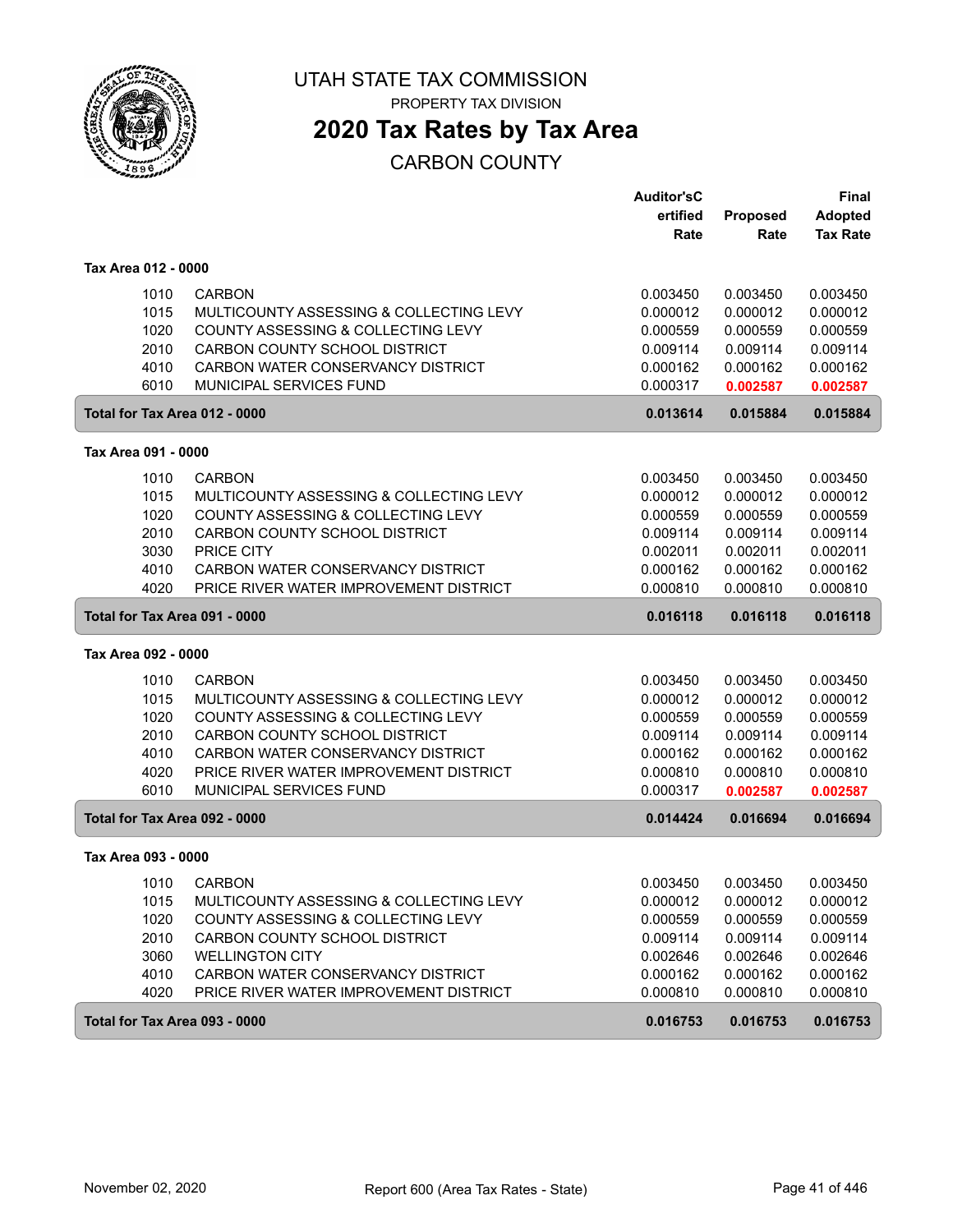# UTAH STATE TAX COMMISSION

PROPERTY TAX DIVISION

## 2020 Tax Rates by Tax Area

CARBON COUNTY

| | | Auditor'sCertified Rate | Proposed Rate | Final Adopted Tax Rate |
|---|---|---|---|---|
| **Tax Area 012 - 0000** | | | | |
| 1010 | CARBON | 0.003450 | 0.003450 | 0.003450 |
| 1015 | MULTICOUNTY ASSESSING & COLLECTING LEVY | 0.000012 | 0.000012 | 0.000012 |
| 1020 | COUNTY ASSESSING & COLLECTING LEVY | 0.000559 | 0.000559 | 0.000559 |
| 2010 | CARBON COUNTY SCHOOL DISTRICT | 0.009114 | 0.009114 | 0.009114 |
| 4010 | CARBON WATER CONSERVANCY DISTRICT | 0.000162 | 0.000162 | 0.000162 |
| 6010 | MUNICIPAL SERVICES FUND | 0.000317 | 0.002587 | 0.002587 |
| **Total for Tax Area 012 - 0000** | | **0.013614** | **0.015884** | **0.015884** |
| **Tax Area 091 - 0000** | | | | |
| 1010 | CARBON | 0.003450 | 0.003450 | 0.003450 |
| 1015 | MULTICOUNTY ASSESSING & COLLECTING LEVY | 0.000012 | 0.000012 | 0.000012 |
| 1020 | COUNTY ASSESSING & COLLECTING LEVY | 0.000559 | 0.000559 | 0.000559 |
| 2010 | CARBON COUNTY SCHOOL DISTRICT | 0.009114 | 0.009114 | 0.009114 |
| 3030 | PRICE CITY | 0.002011 | 0.002011 | 0.002011 |
| 4010 | CARBON WATER CONSERVANCY DISTRICT | 0.000162 | 0.000162 | 0.000162 |
| 4020 | PRICE RIVER WATER IMPROVEMENT DISTRICT | 0.000810 | 0.000810 | 0.000810 |
| **Total for Tax Area 091 - 0000** | | **0.016118** | **0.016118** | **0.016118** |
| **Tax Area 092 - 0000** | | | | |
| 1010 | CARBON | 0.003450 | 0.003450 | 0.003450 |
| 1015 | MULTICOUNTY ASSESSING & COLLECTING LEVY | 0.000012 | 0.000012 | 0.000012 |
| 1020 | COUNTY ASSESSING & COLLECTING LEVY | 0.000559 | 0.000559 | 0.000559 |
| 2010 | CARBON COUNTY SCHOOL DISTRICT | 0.009114 | 0.009114 | 0.009114 |
| 4010 | CARBON WATER CONSERVANCY DISTRICT | 0.000162 | 0.000162 | 0.000162 |
| 4020 | PRICE RIVER WATER IMPROVEMENT DISTRICT | 0.000810 | 0.000810 | 0.000810 |
| 6010 | MUNICIPAL SERVICES FUND | 0.000317 | 0.002587 | 0.002587 |
| **Total for Tax Area 092 - 0000** | | **0.014424** | **0.016694** | **0.016694** |
| **Tax Area 093 - 0000** | | | | |
| 1010 | CARBON | 0.003450 | 0.003450 | 0.003450 |
| 1015 | MULTICOUNTY ASSESSING & COLLECTING LEVY | 0.000012 | 0.000012 | 0.000012 |
| 1020 | COUNTY ASSESSING & COLLECTING LEVY | 0.000559 | 0.000559 | 0.000559 |
| 2010 | CARBON COUNTY SCHOOL DISTRICT | 0.009114 | 0.009114 | 0.009114 |
| 3060 | WELLINGTON CITY | 0.002646 | 0.002646 | 0.002646 |
| 4010 | CARBON WATER CONSERVANCY DISTRICT | 0.000162 | 0.000162 | 0.000162 |
| 4020 | PRICE RIVER WATER IMPROVEMENT DISTRICT | 0.000810 | 0.000810 | 0.000810 |
| **Total for Tax Area 093 - 0000** | | **0.016753** | **0.016753** | **0.016753** |

November 02, 2020 — Report 600 (Area Tax Rates - State)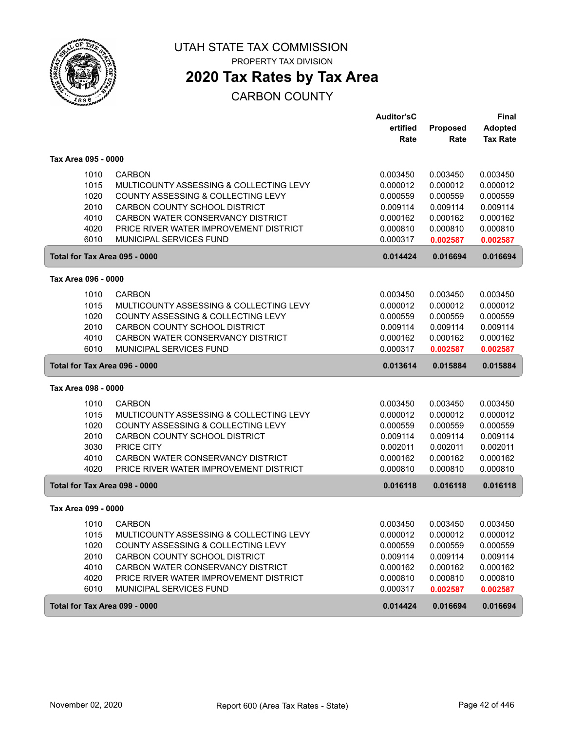# UTAH STATE TAX COMMISSION

PROPERTY TAX DIVISION

## 2020 Tax Rates by Tax Area

CARBON COUNTY

| | | Auditor'sCertified Rate | Proposed Rate | Final Adopted Tax Rate |
|---|---|---|---|---|
| **Tax Area 095 - 0000** | | | | |
| 1010 | CARBON | 0.003450 | 0.003450 | 0.003450 |
| 1015 | MULTICOUNTY ASSESSING & COLLECTING LEVY | 0.000012 | 0.000012 | 0.000012 |
| 1020 | COUNTY ASSESSING & COLLECTING LEVY | 0.000559 | 0.000559 | 0.000559 |
| 2010 | CARBON COUNTY SCHOOL DISTRICT | 0.009114 | 0.009114 | 0.009114 |
| 4010 | CARBON WATER CONSERVANCY DISTRICT | 0.000162 | 0.000162 | 0.000162 |
| 4020 | PRICE RIVER WATER IMPROVEMENT DISTRICT | 0.000810 | 0.000810 | 0.000810 |
| 6010 | MUNICIPAL SERVICES FUND | 0.000317 | **0.002587** | **0.002587** |
| **Total for Tax Area 095 - 0000** | | **0.014424** | **0.016694** | **0.016694** |
| **Tax Area 096 - 0000** | | | | |
| 1010 | CARBON | 0.003450 | 0.003450 | 0.003450 |
| 1015 | MULTICOUNTY ASSESSING & COLLECTING LEVY | 0.000012 | 0.000012 | 0.000012 |
| 1020 | COUNTY ASSESSING & COLLECTING LEVY | 0.000559 | 0.000559 | 0.000559 |
| 2010 | CARBON COUNTY SCHOOL DISTRICT | 0.009114 | 0.009114 | 0.009114 |
| 4010 | CARBON WATER CONSERVANCY DISTRICT | 0.000162 | 0.000162 | 0.000162 |
| 6010 | MUNICIPAL SERVICES FUND | 0.000317 | **0.002587** | **0.002587** |
| **Total for Tax Area 096 - 0000** | | **0.013614** | **0.015884** | **0.015884** |
| **Tax Area 098 - 0000** | | | | |
| 1010 | CARBON | 0.003450 | 0.003450 | 0.003450 |
| 1015 | MULTICOUNTY ASSESSING & COLLECTING LEVY | 0.000012 | 0.000012 | 0.000012 |
| 1020 | COUNTY ASSESSING & COLLECTING LEVY | 0.000559 | 0.000559 | 0.000559 |
| 2010 | CARBON COUNTY SCHOOL DISTRICT | 0.009114 | 0.009114 | 0.009114 |
| 3030 | PRICE CITY | 0.002011 | 0.002011 | 0.002011 |
| 4010 | CARBON WATER CONSERVANCY DISTRICT | 0.000162 | 0.000162 | 0.000162 |
| 4020 | PRICE RIVER WATER IMPROVEMENT DISTRICT | 0.000810 | 0.000810 | 0.000810 |
| **Total for Tax Area 098 - 0000** | | **0.016118** | **0.016118** | **0.016118** |
| **Tax Area 099 - 0000** | | | | |
| 1010 | CARBON | 0.003450 | 0.003450 | 0.003450 |
| 1015 | MULTICOUNTY ASSESSING & COLLECTING LEVY | 0.000012 | 0.000012 | 0.000012 |
| 1020 | COUNTY ASSESSING & COLLECTING LEVY | 0.000559 | 0.000559 | 0.000559 |
| 2010 | CARBON COUNTY SCHOOL DISTRICT | 0.009114 | 0.009114 | 0.009114 |
| 4010 | CARBON WATER CONSERVANCY DISTRICT | 0.000162 | 0.000162 | 0.000162 |
| 4020 | PRICE RIVER WATER IMPROVEMENT DISTRICT | 0.000810 | 0.000810 | 0.000810 |
| 6010 | MUNICIPAL SERVICES FUND | 0.000317 | **0.002587** | **0.002587** |
| **Total for Tax Area 099 - 0000** | | **0.014424** | **0.016694** | **0.016694** |

November 02, 2020 — Report 600 (Area Tax Rates - State)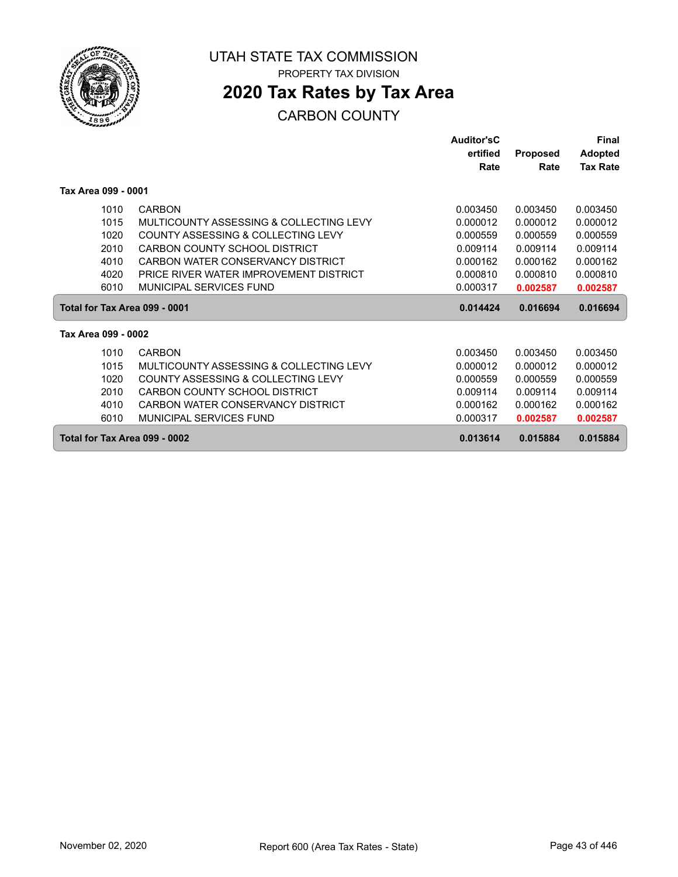# UTAH STATE TAX COMMISSION

PROPERTY TAX DIVISION

## 2020 Tax Rates by Tax Area

CARBON COUNTY

| | | Auditor's Certified Rate | Proposed Rate | Final Adopted Tax Rate |
|---|---|---|---|---|
| **Tax Area 099 - 0001** | | | | |
| 1010 | CARBON | 0.003450 | 0.003450 | 0.003450 |
| 1015 | MULTICOUNTY ASSESSING & COLLECTING LEVY | 0.000012 | 0.000012 | 0.000012 |
| 1020 | COUNTY ASSESSING & COLLECTING LEVY | 0.000559 | 0.000559 | 0.000559 |
| 2010 | CARBON COUNTY SCHOOL DISTRICT | 0.009114 | 0.009114 | 0.009114 |
| 4010 | CARBON WATER CONSERVANCY DISTRICT | 0.000162 | 0.000162 | 0.000162 |
| 4020 | PRICE RIVER WATER IMPROVEMENT DISTRICT | 0.000810 | 0.000810 | 0.000810 |
| 6010 | MUNICIPAL SERVICES FUND | 0.000317 | **0.002587** | **0.002587** |
| **Total for Tax Area 099 - 0001** | | **0.014424** | **0.016694** | **0.016694** |
| **Tax Area 099 - 0002** | | | | |
| 1010 | CARBON | 0.003450 | 0.003450 | 0.003450 |
| 1015 | MULTICOUNTY ASSESSING & COLLECTING LEVY | 0.000012 | 0.000012 | 0.000012 |
| 1020 | COUNTY ASSESSING & COLLECTING LEVY | 0.000559 | 0.000559 | 0.000559 |
| 2010 | CARBON COUNTY SCHOOL DISTRICT | 0.009114 | 0.009114 | 0.009114 |
| 4010 | CARBON WATER CONSERVANCY DISTRICT | 0.000162 | 0.000162 | 0.000162 |
| 6010 | MUNICIPAL SERVICES FUND | 0.000317 | **0.002587** | **0.002587** |
| **Total for Tax Area 099 - 0002** | | **0.013614** | **0.015884** | **0.015884** |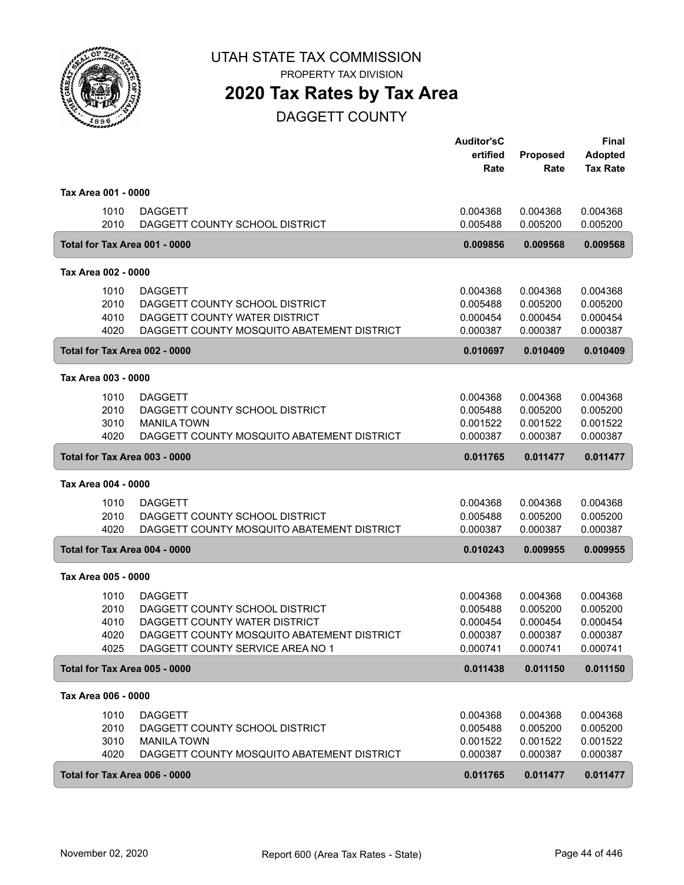# UTAH STATE TAX COMMISSION

PROPERTY TAX DIVISION

## 2020 Tax Rates by Tax Area

DAGGETT COUNTY

| | | Auditor'sCertified Rate | Proposed Rate | Final Adopted Tax Rate |
|---|---|---|---|---|
| **Tax Area 001 - 0000** | | | | |
| 1010 | DAGGETT | 0.004368 | 0.004368 | 0.004368 |
| 2010 | DAGGETT COUNTY SCHOOL DISTRICT | 0.005488 | 0.005200 | 0.005200 |
| **Total for Tax Area 001 - 0000** | | **0.009856** | **0.009568** | **0.009568** |
| **Tax Area 002 - 0000** | | | | |
| 1010 | DAGGETT | 0.004368 | 0.004368 | 0.004368 |
| 2010 | DAGGETT COUNTY SCHOOL DISTRICT | 0.005488 | 0.005200 | 0.005200 |
| 4010 | DAGGETT COUNTY WATER DISTRICT | 0.000454 | 0.000454 | 0.000454 |
| 4020 | DAGGETT COUNTY MOSQUITO ABATEMENT DISTRICT | 0.000387 | 0.000387 | 0.000387 |
| **Total for Tax Area 002 - 0000** | | **0.010697** | **0.010409** | **0.010409** |
| **Tax Area 003 - 0000** | | | | |
| 1010 | DAGGETT | 0.004368 | 0.004368 | 0.004368 |
| 2010 | DAGGETT COUNTY SCHOOL DISTRICT | 0.005488 | 0.005200 | 0.005200 |
| 3010 | MANILA TOWN | 0.001522 | 0.001522 | 0.001522 |
| 4020 | DAGGETT COUNTY MOSQUITO ABATEMENT DISTRICT | 0.000387 | 0.000387 | 0.000387 |
| **Total for Tax Area 003 - 0000** | | **0.011765** | **0.011477** | **0.011477** |
| **Tax Area 004 - 0000** | | | | |
| 1010 | DAGGETT | 0.004368 | 0.004368 | 0.004368 |
| 2010 | DAGGETT COUNTY SCHOOL DISTRICT | 0.005488 | 0.005200 | 0.005200 |
| 4020 | DAGGETT COUNTY MOSQUITO ABATEMENT DISTRICT | 0.000387 | 0.000387 | 0.000387 |
| **Total for Tax Area 004 - 0000** | | **0.010243** | **0.009955** | **0.009955** |
| **Tax Area 005 - 0000** | | | | |
| 1010 | DAGGETT | 0.004368 | 0.004368 | 0.004368 |
| 2010 | DAGGETT COUNTY SCHOOL DISTRICT | 0.005488 | 0.005200 | 0.005200 |
| 4010 | DAGGETT COUNTY WATER DISTRICT | 0.000454 | 0.000454 | 0.000454 |
| 4020 | DAGGETT COUNTY MOSQUITO ABATEMENT DISTRICT | 0.000387 | 0.000387 | 0.000387 |
| 4025 | DAGGETT COUNTY SERVICE AREA NO 1 | 0.000741 | 0.000741 | 0.000741 |
| **Total for Tax Area 005 - 0000** | | **0.011438** | **0.011150** | **0.011150** |
| **Tax Area 006 - 0000** | | | | |
| 1010 | DAGGETT | 0.004368 | 0.004368 | 0.004368 |
| 2010 | DAGGETT COUNTY SCHOOL DISTRICT | 0.005488 | 0.005200 | 0.005200 |
| 3010 | MANILA TOWN | 0.001522 | 0.001522 | 0.001522 |
| 4020 | DAGGETT COUNTY MOSQUITO ABATEMENT DISTRICT | 0.000387 | 0.000387 | 0.000387 |
| **Total for Tax Area 006 - 0000** | | **0.011765** | **0.011477** | **0.011477** |

November 02, 2020 Report 600 (Area Tax Rates - State)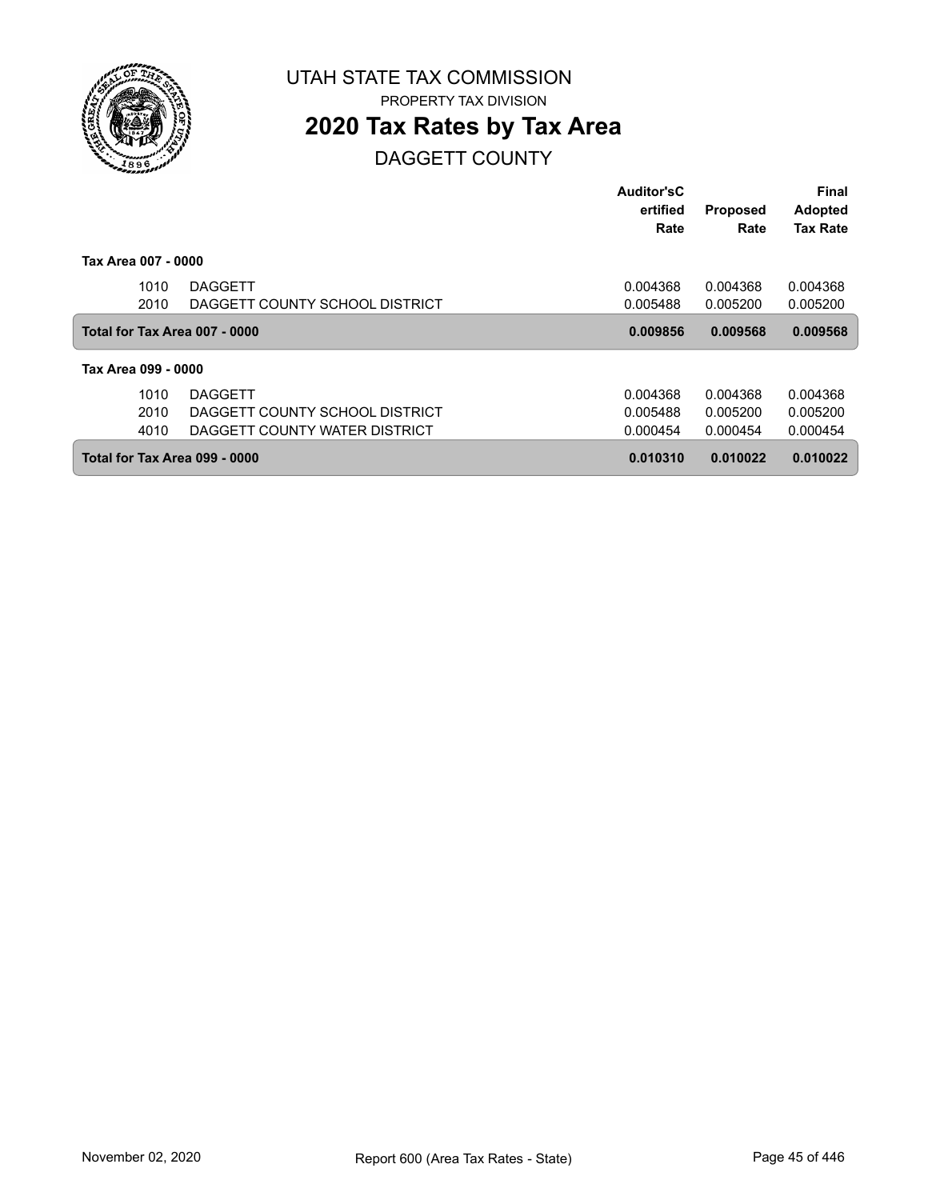UTAH STATE TAX COMMISSION

PROPERTY TAX DIVISION

# 2020 Tax Rates by Tax Area

## DAGGETT COUNTY

| | | Auditor'sCertified Rate | Proposed Rate | Final Adopted Tax Rate |
|---|---|---|---|---|
| **Tax Area 007 - 0000** | | | | |
| 1010 | DAGGETT | 0.004368 | 0.004368 | 0.004368 |
| 2010 | DAGGETT COUNTY SCHOOL DISTRICT | 0.005488 | 0.005200 | 0.005200 |
| **Total for Tax Area 007 - 0000** | | **0.009856** | **0.009568** | **0.009568** |
| **Tax Area 099 - 0000** | | | | |
| 1010 | DAGGETT | 0.004368 | 0.004368 | 0.004368 |
| 2010 | DAGGETT COUNTY SCHOOL DISTRICT | 0.005488 | 0.005200 | 0.005200 |
| 4010 | DAGGETT COUNTY WATER DISTRICT | 0.000454 | 0.000454 | 0.000454 |
| **Total for Tax Area 099 - 0000** | | **0.010310** | **0.010022** | **0.010022** |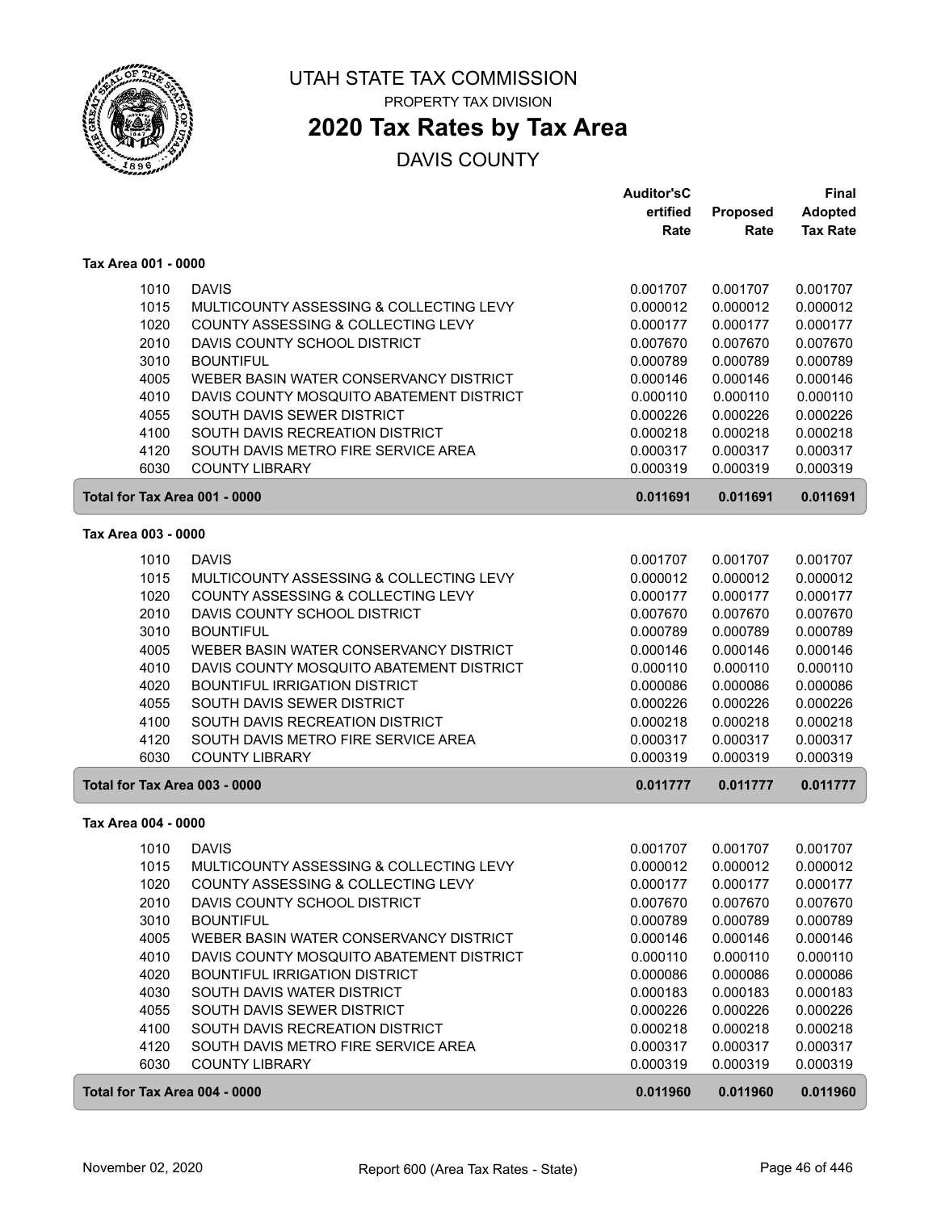# UTAH STATE TAX COMMISSION

PROPERTY TAX DIVISION

## 2020 Tax Rates by Tax Area

DAVIS COUNTY

| | | Auditor'sCertified Rate | Proposed Rate | Final Adopted Tax Rate |
|---|---|---|---|---|
| **Tax Area 001 - 0000** | | | | |
| 1010 | DAVIS | 0.001707 | 0.001707 | 0.001707 |
| 1015 | MULTICOUNTY ASSESSING & COLLECTING LEVY | 0.000012 | 0.000012 | 0.000012 |
| 1020 | COUNTY ASSESSING & COLLECTING LEVY | 0.000177 | 0.000177 | 0.000177 |
| 2010 | DAVIS COUNTY SCHOOL DISTRICT | 0.007670 | 0.007670 | 0.007670 |
| 3010 | BOUNTIFUL | 0.000789 | 0.000789 | 0.000789 |
| 4005 | WEBER BASIN WATER CONSERVANCY DISTRICT | 0.000146 | 0.000146 | 0.000146 |
| 4010 | DAVIS COUNTY MOSQUITO ABATEMENT DISTRICT | 0.000110 | 0.000110 | 0.000110 |
| 4055 | SOUTH DAVIS SEWER DISTRICT | 0.000226 | 0.000226 | 0.000226 |
| 4100 | SOUTH DAVIS RECREATION DISTRICT | 0.000218 | 0.000218 | 0.000218 |
| 4120 | SOUTH DAVIS METRO FIRE SERVICE AREA | 0.000317 | 0.000317 | 0.000317 |
| 6030 | COUNTY LIBRARY | 0.000319 | 0.000319 | 0.000319 |
| **Total for Tax Area 001 - 0000** | | **0.011691** | **0.011691** | **0.011691** |
| **Tax Area 003 - 0000** | | | | |
| 1010 | DAVIS | 0.001707 | 0.001707 | 0.001707 |
| 1015 | MULTICOUNTY ASSESSING & COLLECTING LEVY | 0.000012 | 0.000012 | 0.000012 |
| 1020 | COUNTY ASSESSING & COLLECTING LEVY | 0.000177 | 0.000177 | 0.000177 |
| 2010 | DAVIS COUNTY SCHOOL DISTRICT | 0.007670 | 0.007670 | 0.007670 |
| 3010 | BOUNTIFUL | 0.000789 | 0.000789 | 0.000789 |
| 4005 | WEBER BASIN WATER CONSERVANCY DISTRICT | 0.000146 | 0.000146 | 0.000146 |
| 4010 | DAVIS COUNTY MOSQUITO ABATEMENT DISTRICT | 0.000110 | 0.000110 | 0.000110 |
| 4020 | BOUNTIFUL IRRIGATION DISTRICT | 0.000086 | 0.000086 | 0.000086 |
| 4055 | SOUTH DAVIS SEWER DISTRICT | 0.000226 | 0.000226 | 0.000226 |
| 4100 | SOUTH DAVIS RECREATION DISTRICT | 0.000218 | 0.000218 | 0.000218 |
| 4120 | SOUTH DAVIS METRO FIRE SERVICE AREA | 0.000317 | 0.000317 | 0.000317 |
| 6030 | COUNTY LIBRARY | 0.000319 | 0.000319 | 0.000319 |
| **Total for Tax Area 003 - 0000** | | **0.011777** | **0.011777** | **0.011777** |
| **Tax Area 004 - 0000** | | | | |
| 1010 | DAVIS | 0.001707 | 0.001707 | 0.001707 |
| 1015 | MULTICOUNTY ASSESSING & COLLECTING LEVY | 0.000012 | 0.000012 | 0.000012 |
| 1020 | COUNTY ASSESSING & COLLECTING LEVY | 0.000177 | 0.000177 | 0.000177 |
| 2010 | DAVIS COUNTY SCHOOL DISTRICT | 0.007670 | 0.007670 | 0.007670 |
| 3010 | BOUNTIFUL | 0.000789 | 0.000789 | 0.000789 |
| 4005 | WEBER BASIN WATER CONSERVANCY DISTRICT | 0.000146 | 0.000146 | 0.000146 |
| 4010 | DAVIS COUNTY MOSQUITO ABATEMENT DISTRICT | 0.000110 | 0.000110 | 0.000110 |
| 4020 | BOUNTIFUL IRRIGATION DISTRICT | 0.000086 | 0.000086 | 0.000086 |
| 4030 | SOUTH DAVIS WATER DISTRICT | 0.000183 | 0.000183 | 0.000183 |
| 4055 | SOUTH DAVIS SEWER DISTRICT | 0.000226 | 0.000226 | 0.000226 |
| 4100 | SOUTH DAVIS RECREATION DISTRICT | 0.000218 | 0.000218 | 0.000218 |
| 4120 | SOUTH DAVIS METRO FIRE SERVICE AREA | 0.000317 | 0.000317 | 0.000317 |
| 6030 | COUNTY LIBRARY | 0.000319 | 0.000319 | 0.000319 |
| **Total for Tax Area 004 - 0000** | | **0.011960** | **0.011960** | **0.011960** |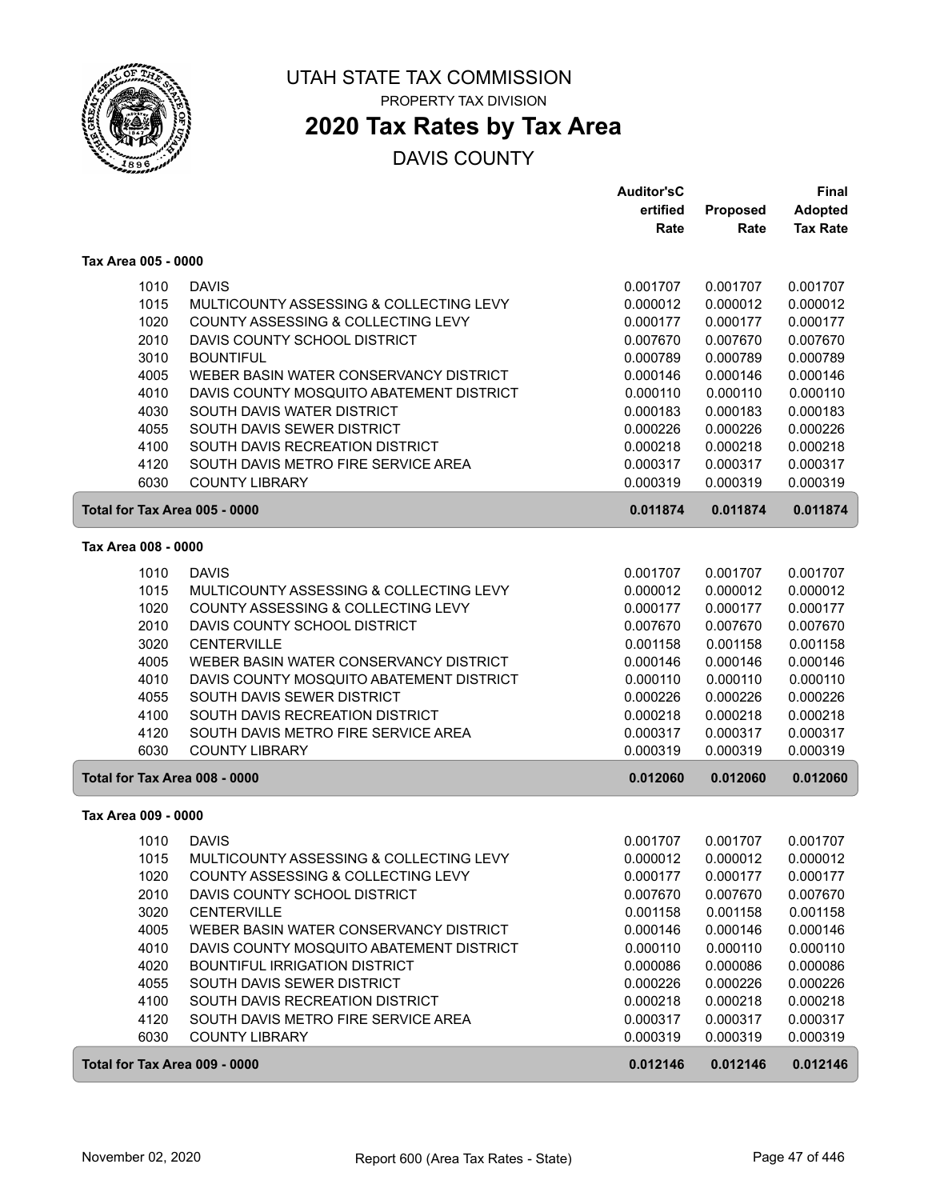# UTAH STATE TAX COMMISSION

PROPERTY TAX DIVISION

## 2020 Tax Rates by Tax Area

DAVIS COUNTY

| | | Auditor'sCertified Rate | Proposed Rate | Final Adopted Tax Rate |
|---|---|---|---|---|
| **Tax Area 005 - 0000** | | | | |
| 1010 | DAVIS | 0.001707 | 0.001707 | 0.001707 |
| 1015 | MULTICOUNTY ASSESSING & COLLECTING LEVY | 0.000012 | 0.000012 | 0.000012 |
| 1020 | COUNTY ASSESSING & COLLECTING LEVY | 0.000177 | 0.000177 | 0.000177 |
| 2010 | DAVIS COUNTY SCHOOL DISTRICT | 0.007670 | 0.007670 | 0.007670 |
| 3010 | BOUNTIFUL | 0.000789 | 0.000789 | 0.000789 |
| 4005 | WEBER BASIN WATER CONSERVANCY DISTRICT | 0.000146 | 0.000146 | 0.000146 |
| 4010 | DAVIS COUNTY MOSQUITO ABATEMENT DISTRICT | 0.000110 | 0.000110 | 0.000110 |
| 4030 | SOUTH DAVIS WATER DISTRICT | 0.000183 | 0.000183 | 0.000183 |
| 4055 | SOUTH DAVIS SEWER DISTRICT | 0.000226 | 0.000226 | 0.000226 |
| 4100 | SOUTH DAVIS RECREATION DISTRICT | 0.000218 | 0.000218 | 0.000218 |
| 4120 | SOUTH DAVIS METRO FIRE SERVICE AREA | 0.000317 | 0.000317 | 0.000317 |
| 6030 | COUNTY LIBRARY | 0.000319 | 0.000319 | 0.000319 |
| **Total for Tax Area 005 - 0000** | | **0.011874** | **0.011874** | **0.011874** |
| **Tax Area 008 - 0000** | | | | |
| 1010 | DAVIS | 0.001707 | 0.001707 | 0.001707 |
| 1015 | MULTICOUNTY ASSESSING & COLLECTING LEVY | 0.000012 | 0.000012 | 0.000012 |
| 1020 | COUNTY ASSESSING & COLLECTING LEVY | 0.000177 | 0.000177 | 0.000177 |
| 2010 | DAVIS COUNTY SCHOOL DISTRICT | 0.007670 | 0.007670 | 0.007670 |
| 3020 | CENTERVILLE | 0.001158 | 0.001158 | 0.001158 |
| 4005 | WEBER BASIN WATER CONSERVANCY DISTRICT | 0.000146 | 0.000146 | 0.000146 |
| 4010 | DAVIS COUNTY MOSQUITO ABATEMENT DISTRICT | 0.000110 | 0.000110 | 0.000110 |
| 4055 | SOUTH DAVIS SEWER DISTRICT | 0.000226 | 0.000226 | 0.000226 |
| 4100 | SOUTH DAVIS RECREATION DISTRICT | 0.000218 | 0.000218 | 0.000218 |
| 4120 | SOUTH DAVIS METRO FIRE SERVICE AREA | 0.000317 | 0.000317 | 0.000317 |
| 6030 | COUNTY LIBRARY | 0.000319 | 0.000319 | 0.000319 |
| **Total for Tax Area 008 - 0000** | | **0.012060** | **0.012060** | **0.012060** |
| **Tax Area 009 - 0000** | | | | |
| 1010 | DAVIS | 0.001707 | 0.001707 | 0.001707 |
| 1015 | MULTICOUNTY ASSESSING & COLLECTING LEVY | 0.000012 | 0.000012 | 0.000012 |
| 1020 | COUNTY ASSESSING & COLLECTING LEVY | 0.000177 | 0.000177 | 0.000177 |
| 2010 | DAVIS COUNTY SCHOOL DISTRICT | 0.007670 | 0.007670 | 0.007670 |
| 3020 | CENTERVILLE | 0.001158 | 0.001158 | 0.001158 |
| 4005 | WEBER BASIN WATER CONSERVANCY DISTRICT | 0.000146 | 0.000146 | 0.000146 |
| 4010 | DAVIS COUNTY MOSQUITO ABATEMENT DISTRICT | 0.000110 | 0.000110 | 0.000110 |
| 4020 | BOUNTIFUL IRRIGATION DISTRICT | 0.000086 | 0.000086 | 0.000086 |
| 4055 | SOUTH DAVIS SEWER DISTRICT | 0.000226 | 0.000226 | 0.000226 |
| 4100 | SOUTH DAVIS RECREATION DISTRICT | 0.000218 | 0.000218 | 0.000218 |
| 4120 | SOUTH DAVIS METRO FIRE SERVICE AREA | 0.000317 | 0.000317 | 0.000317 |
| 6030 | COUNTY LIBRARY | 0.000319 | 0.000319 | 0.000319 |
| **Total for Tax Area 009 - 0000** | | **0.012146** | **0.012146** | **0.012146** |

November 02, 2020 — Report 600 (Area Tax Rates - State)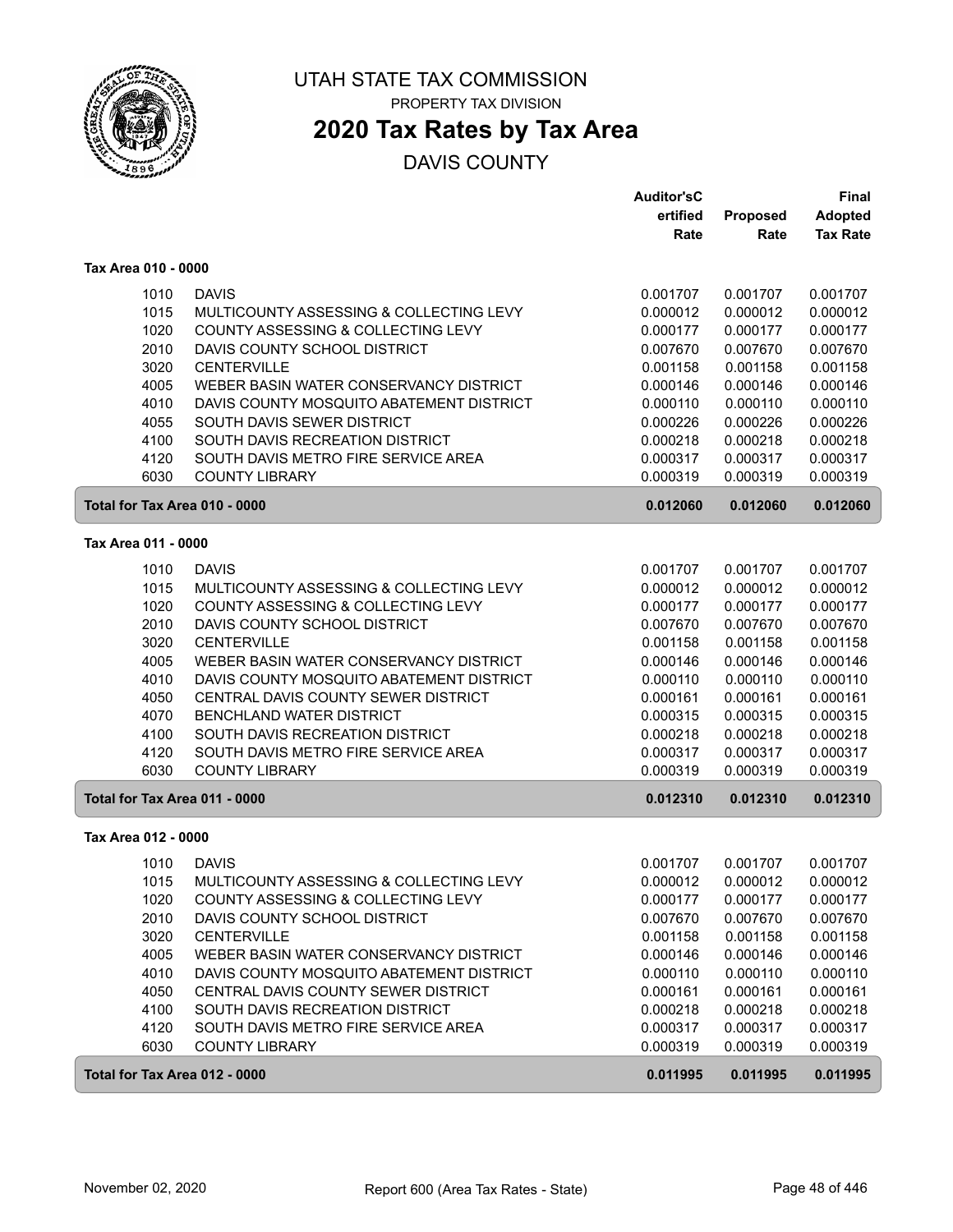# UTAH STATE TAX COMMISSION

PROPERTY TAX DIVISION

## 2020 Tax Rates by Tax Area

DAVIS COUNTY

| | | Auditor'sCertified Rate | Proposed Rate | Final Adopted Tax Rate |
|---|---|---|---|---|
| **Tax Area 010 - 0000** | | | | |
| 1010 | DAVIS | 0.001707 | 0.001707 | 0.001707 |
| 1015 | MULTICOUNTY ASSESSING & COLLECTING LEVY | 0.000012 | 0.000012 | 0.000012 |
| 1020 | COUNTY ASSESSING & COLLECTING LEVY | 0.000177 | 0.000177 | 0.000177 |
| 2010 | DAVIS COUNTY SCHOOL DISTRICT | 0.007670 | 0.007670 | 0.007670 |
| 3020 | CENTERVILLE | 0.001158 | 0.001158 | 0.001158 |
| 4005 | WEBER BASIN WATER CONSERVANCY DISTRICT | 0.000146 | 0.000146 | 0.000146 |
| 4010 | DAVIS COUNTY MOSQUITO ABATEMENT DISTRICT | 0.000110 | 0.000110 | 0.000110 |
| 4055 | SOUTH DAVIS SEWER DISTRICT | 0.000226 | 0.000226 | 0.000226 |
| 4100 | SOUTH DAVIS RECREATION DISTRICT | 0.000218 | 0.000218 | 0.000218 |
| 4120 | SOUTH DAVIS METRO FIRE SERVICE AREA | 0.000317 | 0.000317 | 0.000317 |
| 6030 | COUNTY LIBRARY | 0.000319 | 0.000319 | 0.000319 |
| **Total for Tax Area 010 - 0000** | | **0.012060** | **0.012060** | **0.012060** |
| **Tax Area 011 - 0000** | | | | |
| 1010 | DAVIS | 0.001707 | 0.001707 | 0.001707 |
| 1015 | MULTICOUNTY ASSESSING & COLLECTING LEVY | 0.000012 | 0.000012 | 0.000012 |
| 1020 | COUNTY ASSESSING & COLLECTING LEVY | 0.000177 | 0.000177 | 0.000177 |
| 2010 | DAVIS COUNTY SCHOOL DISTRICT | 0.007670 | 0.007670 | 0.007670 |
| 3020 | CENTERVILLE | 0.001158 | 0.001158 | 0.001158 |
| 4005 | WEBER BASIN WATER CONSERVANCY DISTRICT | 0.000146 | 0.000146 | 0.000146 |
| 4010 | DAVIS COUNTY MOSQUITO ABATEMENT DISTRICT | 0.000110 | 0.000110 | 0.000110 |
| 4050 | CENTRAL DAVIS COUNTY SEWER DISTRICT | 0.000161 | 0.000161 | 0.000161 |
| 4070 | BENCHLAND WATER DISTRICT | 0.000315 | 0.000315 | 0.000315 |
| 4100 | SOUTH DAVIS RECREATION DISTRICT | 0.000218 | 0.000218 | 0.000218 |
| 4120 | SOUTH DAVIS METRO FIRE SERVICE AREA | 0.000317 | 0.000317 | 0.000317 |
| 6030 | COUNTY LIBRARY | 0.000319 | 0.000319 | 0.000319 |
| **Total for Tax Area 011 - 0000** | | **0.012310** | **0.012310** | **0.012310** |
| **Tax Area 012 - 0000** | | | | |
| 1010 | DAVIS | 0.001707 | 0.001707 | 0.001707 |
| 1015 | MULTICOUNTY ASSESSING & COLLECTING LEVY | 0.000012 | 0.000012 | 0.000012 |
| 1020 | COUNTY ASSESSING & COLLECTING LEVY | 0.000177 | 0.000177 | 0.000177 |
| 2010 | DAVIS COUNTY SCHOOL DISTRICT | 0.007670 | 0.007670 | 0.007670 |
| 3020 | CENTERVILLE | 0.001158 | 0.001158 | 0.001158 |
| 4005 | WEBER BASIN WATER CONSERVANCY DISTRICT | 0.000146 | 0.000146 | 0.000146 |
| 4010 | DAVIS COUNTY MOSQUITO ABATEMENT DISTRICT | 0.000110 | 0.000110 | 0.000110 |
| 4050 | CENTRAL DAVIS COUNTY SEWER DISTRICT | 0.000161 | 0.000161 | 0.000161 |
| 4100 | SOUTH DAVIS RECREATION DISTRICT | 0.000218 | 0.000218 | 0.000218 |
| 4120 | SOUTH DAVIS METRO FIRE SERVICE AREA | 0.000317 | 0.000317 | 0.000317 |
| 6030 | COUNTY LIBRARY | 0.000319 | 0.000319 | 0.000319 |
| **Total for Tax Area 012 - 0000** | | **0.011995** | **0.011995** | **0.011995** |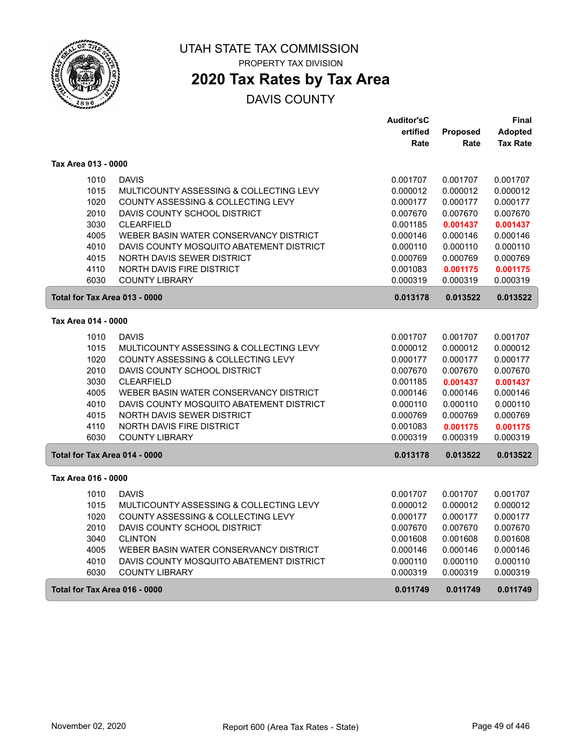# UTAH STATE TAX COMMISSION

PROPERTY TAX DIVISION

## 2020 Tax Rates by Tax Area

DAVIS COUNTY

| | | Auditor'sCertified Rate | Proposed Rate | Final Adopted Tax Rate |
|---|---|---|---|---|
| **Tax Area 013 - 0000** | | | | |
| 1010 | DAVIS | 0.001707 | 0.001707 | 0.001707 |
| 1015 | MULTICOUNTY ASSESSING & COLLECTING LEVY | 0.000012 | 0.000012 | 0.000012 |
| 1020 | COUNTY ASSESSING & COLLECTING LEVY | 0.000177 | 0.000177 | 0.000177 |
| 2010 | DAVIS COUNTY SCHOOL DISTRICT | 0.007670 | 0.007670 | 0.007670 |
| 3030 | CLEARFIELD | 0.001185 | **0.001437** | **0.001437** |
| 4005 | WEBER BASIN WATER CONSERVANCY DISTRICT | 0.000146 | 0.000146 | 0.000146 |
| 4010 | DAVIS COUNTY MOSQUITO ABATEMENT DISTRICT | 0.000110 | 0.000110 | 0.000110 |
| 4015 | NORTH DAVIS SEWER DISTRICT | 0.000769 | 0.000769 | 0.000769 |
| 4110 | NORTH DAVIS FIRE DISTRICT | 0.001083 | **0.001175** | **0.001175** |
| 6030 | COUNTY LIBRARY | 0.000319 | 0.000319 | 0.000319 |
| **Total for Tax Area 013 - 0000** | | **0.013178** | **0.013522** | **0.013522** |
| **Tax Area 014 - 0000** | | | | |
| 1010 | DAVIS | 0.001707 | 0.001707 | 0.001707 |
| 1015 | MULTICOUNTY ASSESSING & COLLECTING LEVY | 0.000012 | 0.000012 | 0.000012 |
| 1020 | COUNTY ASSESSING & COLLECTING LEVY | 0.000177 | 0.000177 | 0.000177 |
| 2010 | DAVIS COUNTY SCHOOL DISTRICT | 0.007670 | 0.007670 | 0.007670 |
| 3030 | CLEARFIELD | 0.001185 | **0.001437** | **0.001437** |
| 4005 | WEBER BASIN WATER CONSERVANCY DISTRICT | 0.000146 | 0.000146 | 0.000146 |
| 4010 | DAVIS COUNTY MOSQUITO ABATEMENT DISTRICT | 0.000110 | 0.000110 | 0.000110 |
| 4015 | NORTH DAVIS SEWER DISTRICT | 0.000769 | 0.000769 | 0.000769 |
| 4110 | NORTH DAVIS FIRE DISTRICT | 0.001083 | **0.001175** | **0.001175** |
| 6030 | COUNTY LIBRARY | 0.000319 | 0.000319 | 0.000319 |
| **Total for Tax Area 014 - 0000** | | **0.013178** | **0.013522** | **0.013522** |
| **Tax Area 016 - 0000** | | | | |
| 1010 | DAVIS | 0.001707 | 0.001707 | 0.001707 |
| 1015 | MULTICOUNTY ASSESSING & COLLECTING LEVY | 0.000012 | 0.000012 | 0.000012 |
| 1020 | COUNTY ASSESSING & COLLECTING LEVY | 0.000177 | 0.000177 | 0.000177 |
| 2010 | DAVIS COUNTY SCHOOL DISTRICT | 0.007670 | 0.007670 | 0.007670 |
| 3040 | CLINTON | 0.001608 | 0.001608 | 0.001608 |
| 4005 | WEBER BASIN WATER CONSERVANCY DISTRICT | 0.000146 | 0.000146 | 0.000146 |
| 4010 | DAVIS COUNTY MOSQUITO ABATEMENT DISTRICT | 0.000110 | 0.000110 | 0.000110 |
| 6030 | COUNTY LIBRARY | 0.000319 | 0.000319 | 0.000319 |
| **Total for Tax Area 016 - 0000** | | **0.011749** | **0.011749** | **0.011749** |

November 02, 2020 Report 600 (Area Tax Rates - State)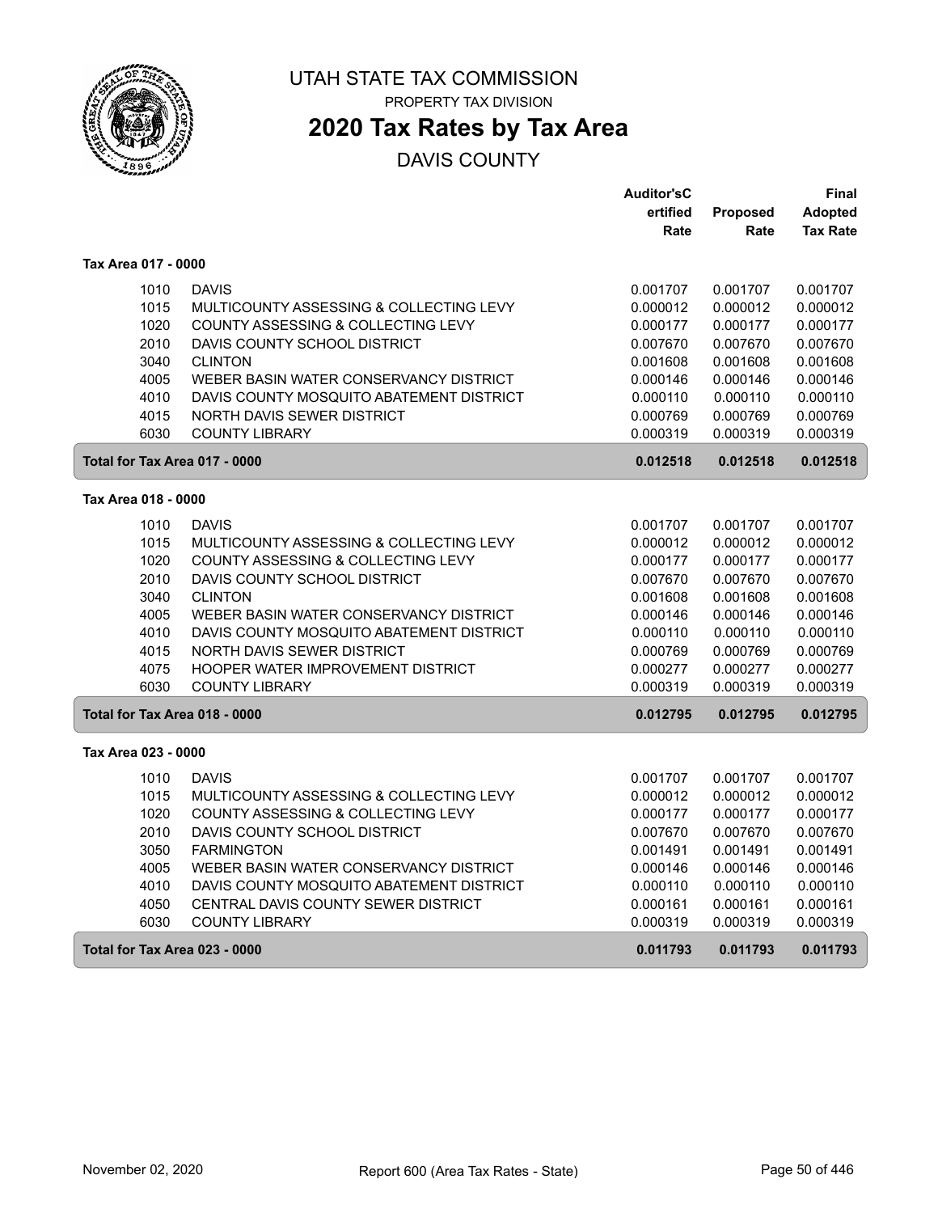# UTAH STATE TAX COMMISSION

PROPERTY TAX DIVISION

## 2020 Tax Rates by Tax Area

DAVIS COUNTY

| | | Auditor'sCertified Rate | Proposed Rate | Final Adopted Tax Rate |
|---|---|---|---|---|
| **Tax Area 017 - 0000** | | | | |
| 1010 | DAVIS | 0.001707 | 0.001707 | 0.001707 |
| 1015 | MULTICOUNTY ASSESSING & COLLECTING LEVY | 0.000012 | 0.000012 | 0.000012 |
| 1020 | COUNTY ASSESSING & COLLECTING LEVY | 0.000177 | 0.000177 | 0.000177 |
| 2010 | DAVIS COUNTY SCHOOL DISTRICT | 0.007670 | 0.007670 | 0.007670 |
| 3040 | CLINTON | 0.001608 | 0.001608 | 0.001608 |
| 4005 | WEBER BASIN WATER CONSERVANCY DISTRICT | 0.000146 | 0.000146 | 0.000146 |
| 4010 | DAVIS COUNTY MOSQUITO ABATEMENT DISTRICT | 0.000110 | 0.000110 | 0.000110 |
| 4015 | NORTH DAVIS SEWER DISTRICT | 0.000769 | 0.000769 | 0.000769 |
| 6030 | COUNTY LIBRARY | 0.000319 | 0.000319 | 0.000319 |
| **Total for Tax Area 017 - 0000** | | **0.012518** | **0.012518** | **0.012518** |
| **Tax Area 018 - 0000** | | | | |
| 1010 | DAVIS | 0.001707 | 0.001707 | 0.001707 |
| 1015 | MULTICOUNTY ASSESSING & COLLECTING LEVY | 0.000012 | 0.000012 | 0.000012 |
| 1020 | COUNTY ASSESSING & COLLECTING LEVY | 0.000177 | 0.000177 | 0.000177 |
| 2010 | DAVIS COUNTY SCHOOL DISTRICT | 0.007670 | 0.007670 | 0.007670 |
| 3040 | CLINTON | 0.001608 | 0.001608 | 0.001608 |
| 4005 | WEBER BASIN WATER CONSERVANCY DISTRICT | 0.000146 | 0.000146 | 0.000146 |
| 4010 | DAVIS COUNTY MOSQUITO ABATEMENT DISTRICT | 0.000110 | 0.000110 | 0.000110 |
| 4015 | NORTH DAVIS SEWER DISTRICT | 0.000769 | 0.000769 | 0.000769 |
| 4075 | HOOPER WATER IMPROVEMENT DISTRICT | 0.000277 | 0.000277 | 0.000277 |
| 6030 | COUNTY LIBRARY | 0.000319 | 0.000319 | 0.000319 |
| **Total for Tax Area 018 - 0000** | | **0.012795** | **0.012795** | **0.012795** |
| **Tax Area 023 - 0000** | | | | |
| 1010 | DAVIS | 0.001707 | 0.001707 | 0.001707 |
| 1015 | MULTICOUNTY ASSESSING & COLLECTING LEVY | 0.000012 | 0.000012 | 0.000012 |
| 1020 | COUNTY ASSESSING & COLLECTING LEVY | 0.000177 | 0.000177 | 0.000177 |
| 2010 | DAVIS COUNTY SCHOOL DISTRICT | 0.007670 | 0.007670 | 0.007670 |
| 3050 | FARMINGTON | 0.001491 | 0.001491 | 0.001491 |
| 4005 | WEBER BASIN WATER CONSERVANCY DISTRICT | 0.000146 | 0.000146 | 0.000146 |
| 4010 | DAVIS COUNTY MOSQUITO ABATEMENT DISTRICT | 0.000110 | 0.000110 | 0.000110 |
| 4050 | CENTRAL DAVIS COUNTY SEWER DISTRICT | 0.000161 | 0.000161 | 0.000161 |
| 6030 | COUNTY LIBRARY | 0.000319 | 0.000319 | 0.000319 |
| **Total for Tax Area 023 - 0000** | | **0.011793** | **0.011793** | **0.011793** |

November 02, 2020 — Report 600 (Area Tax Rates - State)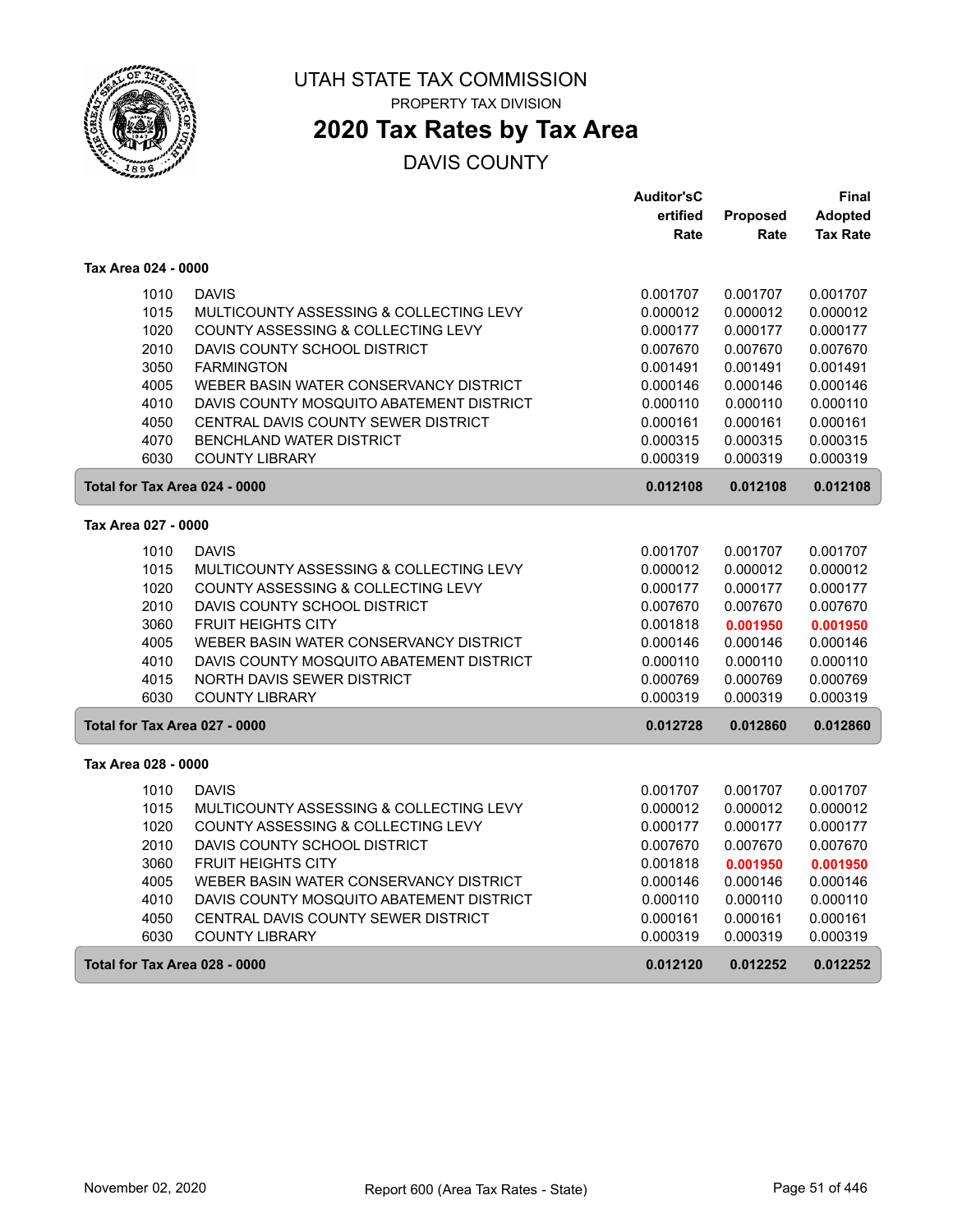# UTAH STATE TAX COMMISSION

PROPERTY TAX DIVISION

## 2020 Tax Rates by Tax Area

DAVIS COUNTY

| | | Auditor's Certified Rate | Proposed Rate | Final Adopted Tax Rate |
|---|---|---|---|---|
| **Tax Area 024 - 0000** | | | | |
| 1010 | DAVIS | 0.001707 | 0.001707 | 0.001707 |
| 1015 | MULTICOUNTY ASSESSING & COLLECTING LEVY | 0.000012 | 0.000012 | 0.000012 |
| 1020 | COUNTY ASSESSING & COLLECTING LEVY | 0.000177 | 0.000177 | 0.000177 |
| 2010 | DAVIS COUNTY SCHOOL DISTRICT | 0.007670 | 0.007670 | 0.007670 |
| 3050 | FARMINGTON | 0.001491 | 0.001491 | 0.001491 |
| 4005 | WEBER BASIN WATER CONSERVANCY DISTRICT | 0.000146 | 0.000146 | 0.000146 |
| 4010 | DAVIS COUNTY MOSQUITO ABATEMENT DISTRICT | 0.000110 | 0.000110 | 0.000110 |
| 4050 | CENTRAL DAVIS COUNTY SEWER DISTRICT | 0.000161 | 0.000161 | 0.000161 |
| 4070 | BENCHLAND WATER DISTRICT | 0.000315 | 0.000315 | 0.000315 |
| 6030 | COUNTY LIBRARY | 0.000319 | 0.000319 | 0.000319 |
| **Total for Tax Area 024 - 0000** | | **0.012108** | **0.012108** | **0.012108** |
| **Tax Area 027 - 0000** | | | | |
| 1010 | DAVIS | 0.001707 | 0.001707 | 0.001707 |
| 1015 | MULTICOUNTY ASSESSING & COLLECTING LEVY | 0.000012 | 0.000012 | 0.000012 |
| 1020 | COUNTY ASSESSING & COLLECTING LEVY | 0.000177 | 0.000177 | 0.000177 |
| 2010 | DAVIS COUNTY SCHOOL DISTRICT | 0.007670 | 0.007670 | 0.007670 |
| 3060 | FRUIT HEIGHTS CITY | 0.001818 | **0.001950** | **0.001950** |
| 4005 | WEBER BASIN WATER CONSERVANCY DISTRICT | 0.000146 | 0.000146 | 0.000146 |
| 4010 | DAVIS COUNTY MOSQUITO ABATEMENT DISTRICT | 0.000110 | 0.000110 | 0.000110 |
| 4015 | NORTH DAVIS SEWER DISTRICT | 0.000769 | 0.000769 | 0.000769 |
| 6030 | COUNTY LIBRARY | 0.000319 | 0.000319 | 0.000319 |
| **Total for Tax Area 027 - 0000** | | **0.012728** | **0.012860** | **0.012860** |
| **Tax Area 028 - 0000** | | | | |
| 1010 | DAVIS | 0.001707 | 0.001707 | 0.001707 |
| 1015 | MULTICOUNTY ASSESSING & COLLECTING LEVY | 0.000012 | 0.000012 | 0.000012 |
| 1020 | COUNTY ASSESSING & COLLECTING LEVY | 0.000177 | 0.000177 | 0.000177 |
| 2010 | DAVIS COUNTY SCHOOL DISTRICT | 0.007670 | 0.007670 | 0.007670 |
| 3060 | FRUIT HEIGHTS CITY | 0.001818 | **0.001950** | **0.001950** |
| 4005 | WEBER BASIN WATER CONSERVANCY DISTRICT | 0.000146 | 0.000146 | 0.000146 |
| 4010 | DAVIS COUNTY MOSQUITO ABATEMENT DISTRICT | 0.000110 | 0.000110 | 0.000110 |
| 4050 | CENTRAL DAVIS COUNTY SEWER DISTRICT | 0.000161 | 0.000161 | 0.000161 |
| 6030 | COUNTY LIBRARY | 0.000319 | 0.000319 | 0.000319 |
| **Total for Tax Area 028 - 0000** | | **0.012120** | **0.012252** | **0.012252** |

November 02, 2020 — Report 600 (Area Tax Rates - State)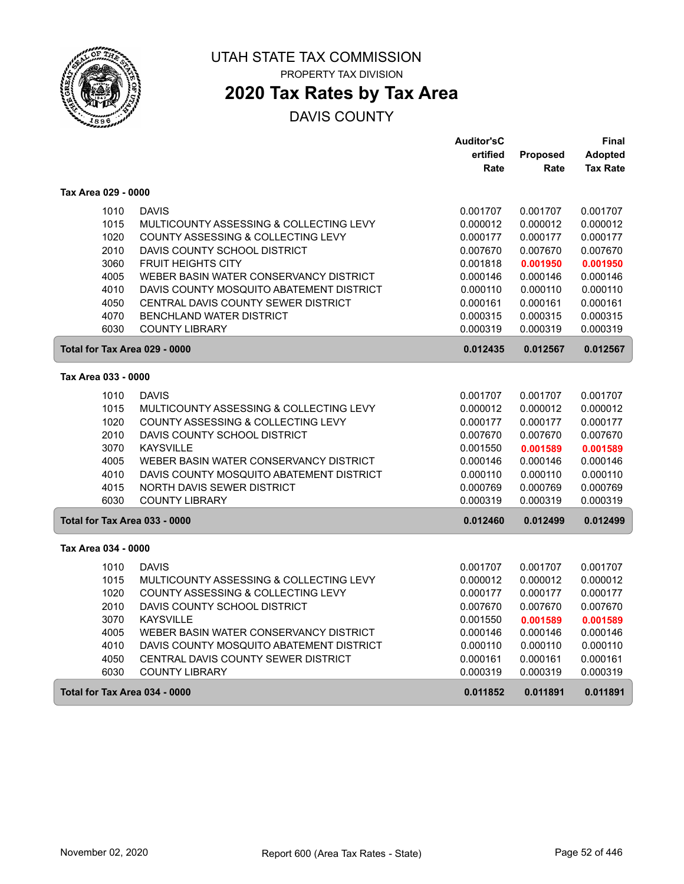# UTAH STATE TAX COMMISSION

PROPERTY TAX DIVISION

## 2020 Tax Rates by Tax Area

DAVIS COUNTY

| | | Auditor'sCertified Rate | Proposed Rate | Final Adopted Tax Rate |
|---|---|---|---|---|
| **Tax Area 029 - 0000** | | | | |
| 1010 | DAVIS | 0.001707 | 0.001707 | 0.001707 |
| 1015 | MULTICOUNTY ASSESSING & COLLECTING LEVY | 0.000012 | 0.000012 | 0.000012 |
| 1020 | COUNTY ASSESSING & COLLECTING LEVY | 0.000177 | 0.000177 | 0.000177 |
| 2010 | DAVIS COUNTY SCHOOL DISTRICT | 0.007670 | 0.007670 | 0.007670 |
| 3060 | FRUIT HEIGHTS CITY | 0.001818 | **0.001950** | **0.001950** |
| 4005 | WEBER BASIN WATER CONSERVANCY DISTRICT | 0.000146 | 0.000146 | 0.000146 |
| 4010 | DAVIS COUNTY MOSQUITO ABATEMENT DISTRICT | 0.000110 | 0.000110 | 0.000110 |
| 4050 | CENTRAL DAVIS COUNTY SEWER DISTRICT | 0.000161 | 0.000161 | 0.000161 |
| 4070 | BENCHLAND WATER DISTRICT | 0.000315 | 0.000315 | 0.000315 |
| 6030 | COUNTY LIBRARY | 0.000319 | 0.000319 | 0.000319 |
| **Total for Tax Area 029 - 0000** | | **0.012435** | **0.012567** | **0.012567** |
| **Tax Area 033 - 0000** | | | | |
| 1010 | DAVIS | 0.001707 | 0.001707 | 0.001707 |
| 1015 | MULTICOUNTY ASSESSING & COLLECTING LEVY | 0.000012 | 0.000012 | 0.000012 |
| 1020 | COUNTY ASSESSING & COLLECTING LEVY | 0.000177 | 0.000177 | 0.000177 |
| 2010 | DAVIS COUNTY SCHOOL DISTRICT | 0.007670 | 0.007670 | 0.007670 |
| 3070 | KAYSVILLE | 0.001550 | **0.001589** | **0.001589** |
| 4005 | WEBER BASIN WATER CONSERVANCY DISTRICT | 0.000146 | 0.000146 | 0.000146 |
| 4010 | DAVIS COUNTY MOSQUITO ABATEMENT DISTRICT | 0.000110 | 0.000110 | 0.000110 |
| 4015 | NORTH DAVIS SEWER DISTRICT | 0.000769 | 0.000769 | 0.000769 |
| 6030 | COUNTY LIBRARY | 0.000319 | 0.000319 | 0.000319 |
| **Total for Tax Area 033 - 0000** | | **0.012460** | **0.012499** | **0.012499** |
| **Tax Area 034 - 0000** | | | | |
| 1010 | DAVIS | 0.001707 | 0.001707 | 0.001707 |
| 1015 | MULTICOUNTY ASSESSING & COLLECTING LEVY | 0.000012 | 0.000012 | 0.000012 |
| 1020 | COUNTY ASSESSING & COLLECTING LEVY | 0.000177 | 0.000177 | 0.000177 |
| 2010 | DAVIS COUNTY SCHOOL DISTRICT | 0.007670 | 0.007670 | 0.007670 |
| 3070 | KAYSVILLE | 0.001550 | **0.001589** | **0.001589** |
| 4005 | WEBER BASIN WATER CONSERVANCY DISTRICT | 0.000146 | 0.000146 | 0.000146 |
| 4010 | DAVIS COUNTY MOSQUITO ABATEMENT DISTRICT | 0.000110 | 0.000110 | 0.000110 |
| 4050 | CENTRAL DAVIS COUNTY SEWER DISTRICT | 0.000161 | 0.000161 | 0.000161 |
| 6030 | COUNTY LIBRARY | 0.000319 | 0.000319 | 0.000319 |
| **Total for Tax Area 034 - 0000** | | **0.011852** | **0.011891** | **0.011891** |

November 02, 2020 — Report 600 (Area Tax Rates - State)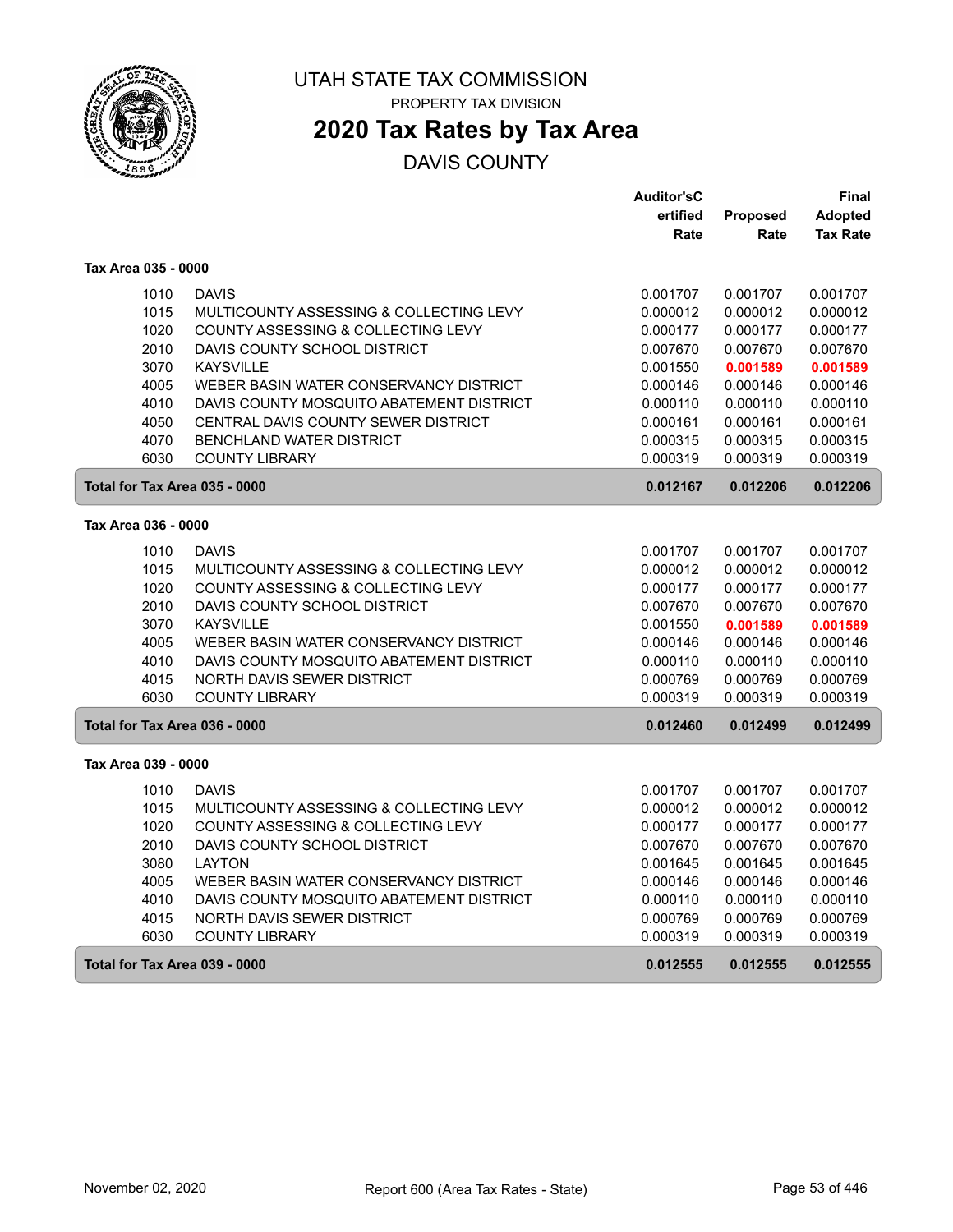# UTAH STATE TAX COMMISSION

PROPERTY TAX DIVISION

## 2020 Tax Rates by Tax Area

DAVIS COUNTY

| | | Auditor's Certified Rate | Proposed Rate | Final Adopted Tax Rate |
|---|---|---|---|---|
| **Tax Area 035 - 0000** | | | | |
| 1010 | DAVIS | 0.001707 | 0.001707 | 0.001707 |
| 1015 | MULTICOUNTY ASSESSING & COLLECTING LEVY | 0.000012 | 0.000012 | 0.000012 |
| 1020 | COUNTY ASSESSING & COLLECTING LEVY | 0.000177 | 0.000177 | 0.000177 |
| 2010 | DAVIS COUNTY SCHOOL DISTRICT | 0.007670 | 0.007670 | 0.007670 |
| 3070 | KAYSVILLE | 0.001550 | **0.001589** | **0.001589** |
| 4005 | WEBER BASIN WATER CONSERVANCY DISTRICT | 0.000146 | 0.000146 | 0.000146 |
| 4010 | DAVIS COUNTY MOSQUITO ABATEMENT DISTRICT | 0.000110 | 0.000110 | 0.000110 |
| 4050 | CENTRAL DAVIS COUNTY SEWER DISTRICT | 0.000161 | 0.000161 | 0.000161 |
| 4070 | BENCHLAND WATER DISTRICT | 0.000315 | 0.000315 | 0.000315 |
| 6030 | COUNTY LIBRARY | 0.000319 | 0.000319 | 0.000319 |
| **Total for Tax Area 035 - 0000** | | **0.012167** | **0.012206** | **0.012206** |
| **Tax Area 036 - 0000** | | | | |
| 1010 | DAVIS | 0.001707 | 0.001707 | 0.001707 |
| 1015 | MULTICOUNTY ASSESSING & COLLECTING LEVY | 0.000012 | 0.000012 | 0.000012 |
| 1020 | COUNTY ASSESSING & COLLECTING LEVY | 0.000177 | 0.000177 | 0.000177 |
| 2010 | DAVIS COUNTY SCHOOL DISTRICT | 0.007670 | 0.007670 | 0.007670 |
| 3070 | KAYSVILLE | 0.001550 | **0.001589** | **0.001589** |
| 4005 | WEBER BASIN WATER CONSERVANCY DISTRICT | 0.000146 | 0.000146 | 0.000146 |
| 4010 | DAVIS COUNTY MOSQUITO ABATEMENT DISTRICT | 0.000110 | 0.000110 | 0.000110 |
| 4015 | NORTH DAVIS SEWER DISTRICT | 0.000769 | 0.000769 | 0.000769 |
| 6030 | COUNTY LIBRARY | 0.000319 | 0.000319 | 0.000319 |
| **Total for Tax Area 036 - 0000** | | **0.012460** | **0.012499** | **0.012499** |
| **Tax Area 039 - 0000** | | | | |
| 1010 | DAVIS | 0.001707 | 0.001707 | 0.001707 |
| 1015 | MULTICOUNTY ASSESSING & COLLECTING LEVY | 0.000012 | 0.000012 | 0.000012 |
| 1020 | COUNTY ASSESSING & COLLECTING LEVY | 0.000177 | 0.000177 | 0.000177 |
| 2010 | DAVIS COUNTY SCHOOL DISTRICT | 0.007670 | 0.007670 | 0.007670 |
| 3080 | LAYTON | 0.001645 | 0.001645 | 0.001645 |
| 4005 | WEBER BASIN WATER CONSERVANCY DISTRICT | 0.000146 | 0.000146 | 0.000146 |
| 4010 | DAVIS COUNTY MOSQUITO ABATEMENT DISTRICT | 0.000110 | 0.000110 | 0.000110 |
| 4015 | NORTH DAVIS SEWER DISTRICT | 0.000769 | 0.000769 | 0.000769 |
| 6030 | COUNTY LIBRARY | 0.000319 | 0.000319 | 0.000319 |
| **Total for Tax Area 039 - 0000** | | **0.012555** | **0.012555** | **0.012555** |

November 02, 2020 — Report 600 (Area Tax Rates - State)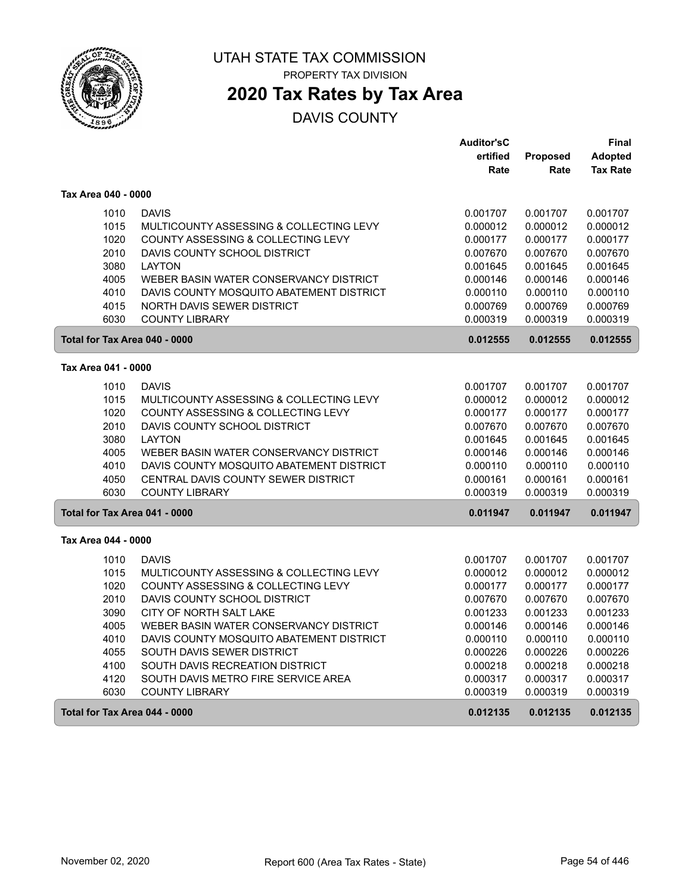UTAH STATE TAX COMMISSION

PROPERTY TAX DIVISION

# 2020 Tax Rates by Tax Area

DAVIS COUNTY

| | | Auditor's Certified Rate | Proposed Rate | Final Adopted Tax Rate |
|---|---|---|---|---|
| **Tax Area 040 - 0000** | | | | |
| 1010 | DAVIS | 0.001707 | 0.001707 | 0.001707 |
| 1015 | MULTICOUNTY ASSESSING & COLLECTING LEVY | 0.000012 | 0.000012 | 0.000012 |
| 1020 | COUNTY ASSESSING & COLLECTING LEVY | 0.000177 | 0.000177 | 0.000177 |
| 2010 | DAVIS COUNTY SCHOOL DISTRICT | 0.007670 | 0.007670 | 0.007670 |
| 3080 | LAYTON | 0.001645 | 0.001645 | 0.001645 |
| 4005 | WEBER BASIN WATER CONSERVANCY DISTRICT | 0.000146 | 0.000146 | 0.000146 |
| 4010 | DAVIS COUNTY MOSQUITO ABATEMENT DISTRICT | 0.000110 | 0.000110 | 0.000110 |
| 4015 | NORTH DAVIS SEWER DISTRICT | 0.000769 | 0.000769 | 0.000769 |
| 6030 | COUNTY LIBRARY | 0.000319 | 0.000319 | 0.000319 |
| **Total for Tax Area 040 - 0000** | | **0.012555** | **0.012555** | **0.012555** |
| **Tax Area 041 - 0000** | | | | |
| 1010 | DAVIS | 0.001707 | 0.001707 | 0.001707 |
| 1015 | MULTICOUNTY ASSESSING & COLLECTING LEVY | 0.000012 | 0.000012 | 0.000012 |
| 1020 | COUNTY ASSESSING & COLLECTING LEVY | 0.000177 | 0.000177 | 0.000177 |
| 2010 | DAVIS COUNTY SCHOOL DISTRICT | 0.007670 | 0.007670 | 0.007670 |
| 3080 | LAYTON | 0.001645 | 0.001645 | 0.001645 |
| 4005 | WEBER BASIN WATER CONSERVANCY DISTRICT | 0.000146 | 0.000146 | 0.000146 |
| 4010 | DAVIS COUNTY MOSQUITO ABATEMENT DISTRICT | 0.000110 | 0.000110 | 0.000110 |
| 4050 | CENTRAL DAVIS COUNTY SEWER DISTRICT | 0.000161 | 0.000161 | 0.000161 |
| 6030 | COUNTY LIBRARY | 0.000319 | 0.000319 | 0.000319 |
| **Total for Tax Area 041 - 0000** | | **0.011947** | **0.011947** | **0.011947** |
| **Tax Area 044 - 0000** | | | | |
| 1010 | DAVIS | 0.001707 | 0.001707 | 0.001707 |
| 1015 | MULTICOUNTY ASSESSING & COLLECTING LEVY | 0.000012 | 0.000012 | 0.000012 |
| 1020 | COUNTY ASSESSING & COLLECTING LEVY | 0.000177 | 0.000177 | 0.000177 |
| 2010 | DAVIS COUNTY SCHOOL DISTRICT | 0.007670 | 0.007670 | 0.007670 |
| 3090 | CITY OF NORTH SALT LAKE | 0.001233 | 0.001233 | 0.001233 |
| 4005 | WEBER BASIN WATER CONSERVANCY DISTRICT | 0.000146 | 0.000146 | 0.000146 |
| 4010 | DAVIS COUNTY MOSQUITO ABATEMENT DISTRICT | 0.000110 | 0.000110 | 0.000110 |
| 4055 | SOUTH DAVIS SEWER DISTRICT | 0.000226 | 0.000226 | 0.000226 |
| 4100 | SOUTH DAVIS RECREATION DISTRICT | 0.000218 | 0.000218 | 0.000218 |
| 4120 | SOUTH DAVIS METRO FIRE SERVICE AREA | 0.000317 | 0.000317 | 0.000317 |
| 6030 | COUNTY LIBRARY | 0.000319 | 0.000319 | 0.000319 |
| **Total for Tax Area 044 - 0000** | | **0.012135** | **0.012135** | **0.012135** |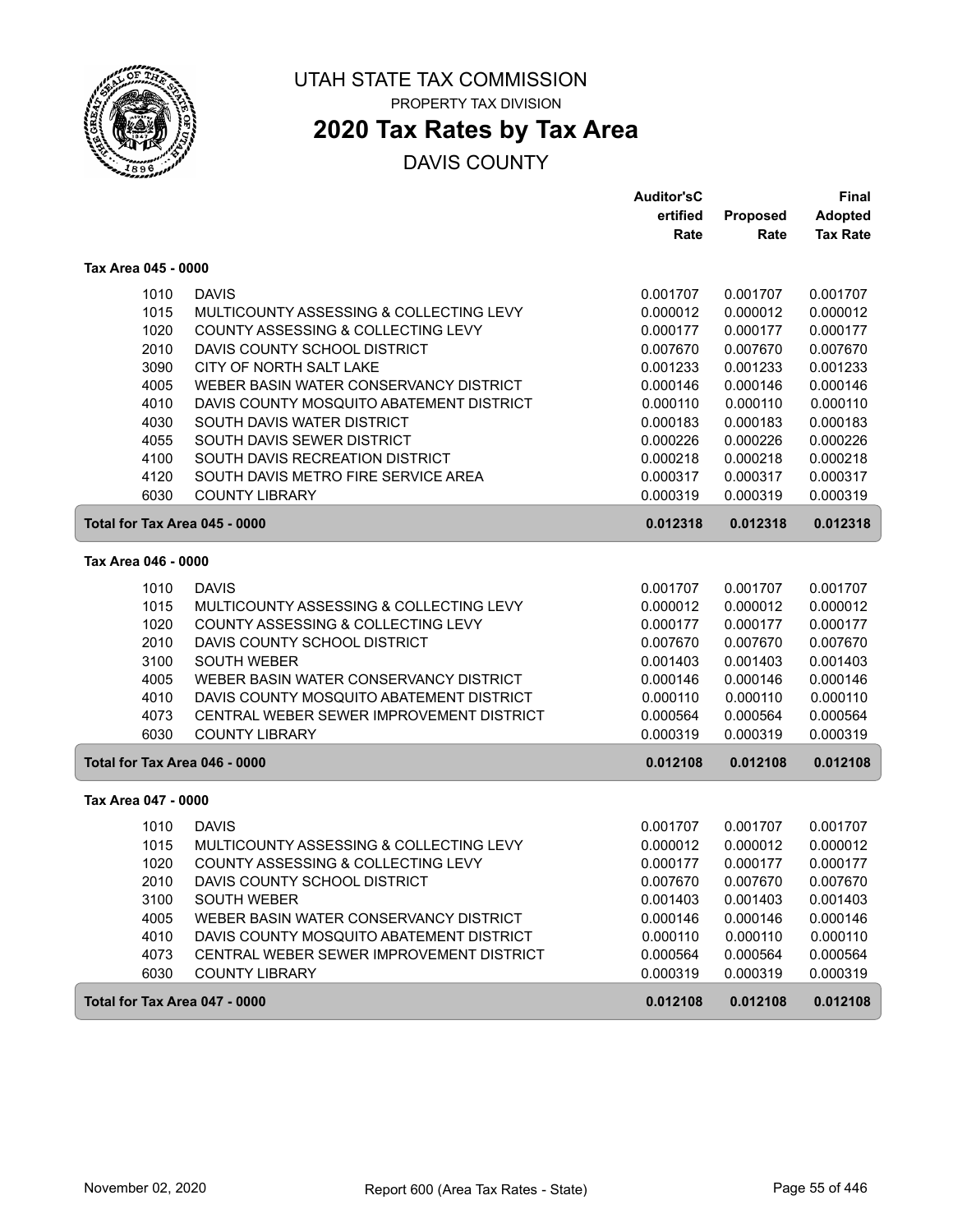# UTAH STATE TAX COMMISSION

PROPERTY TAX DIVISION

## 2020 Tax Rates by Tax Area

DAVIS COUNTY

| | | Auditor'sC ertified Rate | Proposed Rate | Final Adopted Tax Rate |
|---|---|---|---|---|
| **Tax Area 045 - 0000** | | | | |
| 1010 | DAVIS | 0.001707 | 0.001707 | 0.001707 |
| 1015 | MULTICOUNTY ASSESSING & COLLECTING LEVY | 0.000012 | 0.000012 | 0.000012 |
| 1020 | COUNTY ASSESSING & COLLECTING LEVY | 0.000177 | 0.000177 | 0.000177 |
| 2010 | DAVIS COUNTY SCHOOL DISTRICT | 0.007670 | 0.007670 | 0.007670 |
| 3090 | CITY OF NORTH SALT LAKE | 0.001233 | 0.001233 | 0.001233 |
| 4005 | WEBER BASIN WATER CONSERVANCY DISTRICT | 0.000146 | 0.000146 | 0.000146 |
| 4010 | DAVIS COUNTY MOSQUITO ABATEMENT DISTRICT | 0.000110 | 0.000110 | 0.000110 |
| 4030 | SOUTH DAVIS WATER DISTRICT | 0.000183 | 0.000183 | 0.000183 |
| 4055 | SOUTH DAVIS SEWER DISTRICT | 0.000226 | 0.000226 | 0.000226 |
| 4100 | SOUTH DAVIS RECREATION DISTRICT | 0.000218 | 0.000218 | 0.000218 |
| 4120 | SOUTH DAVIS METRO FIRE SERVICE AREA | 0.000317 | 0.000317 | 0.000317 |
| 6030 | COUNTY LIBRARY | 0.000319 | 0.000319 | 0.000319 |
| **Total for Tax Area 045 - 0000** | | **0.012318** | **0.012318** | **0.012318** |
| **Tax Area 046 - 0000** | | | | |
| 1010 | DAVIS | 0.001707 | 0.001707 | 0.001707 |
| 1015 | MULTICOUNTY ASSESSING & COLLECTING LEVY | 0.000012 | 0.000012 | 0.000012 |
| 1020 | COUNTY ASSESSING & COLLECTING LEVY | 0.000177 | 0.000177 | 0.000177 |
| 2010 | DAVIS COUNTY SCHOOL DISTRICT | 0.007670 | 0.007670 | 0.007670 |
| 3100 | SOUTH WEBER | 0.001403 | 0.001403 | 0.001403 |
| 4005 | WEBER BASIN WATER CONSERVANCY DISTRICT | 0.000146 | 0.000146 | 0.000146 |
| 4010 | DAVIS COUNTY MOSQUITO ABATEMENT DISTRICT | 0.000110 | 0.000110 | 0.000110 |
| 4073 | CENTRAL WEBER SEWER IMPROVEMENT DISTRICT | 0.000564 | 0.000564 | 0.000564 |
| 6030 | COUNTY LIBRARY | 0.000319 | 0.000319 | 0.000319 |
| **Total for Tax Area 046 - 0000** | | **0.012108** | **0.012108** | **0.012108** |
| **Tax Area 047 - 0000** | | | | |
| 1010 | DAVIS | 0.001707 | 0.001707 | 0.001707 |
| 1015 | MULTICOUNTY ASSESSING & COLLECTING LEVY | 0.000012 | 0.000012 | 0.000012 |
| 1020 | COUNTY ASSESSING & COLLECTING LEVY | 0.000177 | 0.000177 | 0.000177 |
| 2010 | DAVIS COUNTY SCHOOL DISTRICT | 0.007670 | 0.007670 | 0.007670 |
| 3100 | SOUTH WEBER | 0.001403 | 0.001403 | 0.001403 |
| 4005 | WEBER BASIN WATER CONSERVANCY DISTRICT | 0.000146 | 0.000146 | 0.000146 |
| 4010 | DAVIS COUNTY MOSQUITO ABATEMENT DISTRICT | 0.000110 | 0.000110 | 0.000110 |
| 4073 | CENTRAL WEBER SEWER IMPROVEMENT DISTRICT | 0.000564 | 0.000564 | 0.000564 |
| 6030 | COUNTY LIBRARY | 0.000319 | 0.000319 | 0.000319 |
| **Total for Tax Area 047 - 0000** | | **0.012108** | **0.012108** | **0.012108** |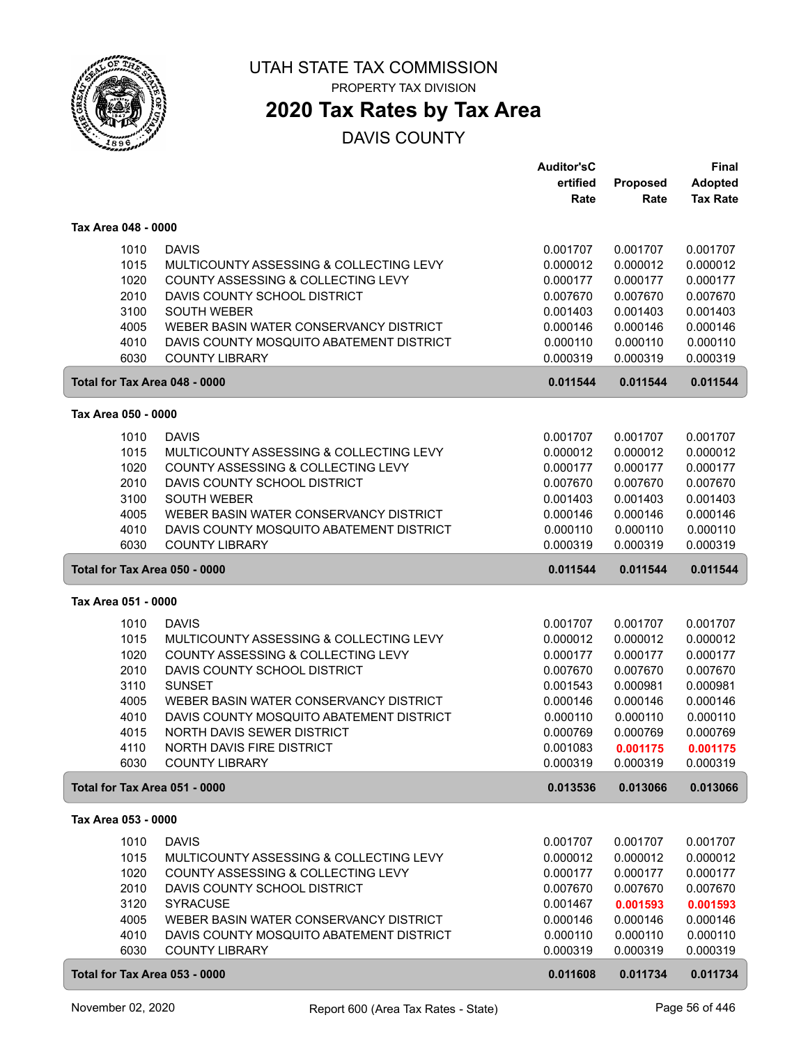# UTAH STATE TAX COMMISSION

PROPERTY TAX DIVISION

## 2020 Tax Rates by Tax Area

DAVIS COUNTY

| | | Auditor's Certified Rate | Proposed Rate | Final Adopted Tax Rate |
|---|---|---|---|---|
| **Tax Area 048 - 0000** | | | | |
| 1010 | DAVIS | 0.001707 | 0.001707 | 0.001707 |
| 1015 | MULTICOUNTY ASSESSING & COLLECTING LEVY | 0.000012 | 0.000012 | 0.000012 |
| 1020 | COUNTY ASSESSING & COLLECTING LEVY | 0.000177 | 0.000177 | 0.000177 |
| 2010 | DAVIS COUNTY SCHOOL DISTRICT | 0.007670 | 0.007670 | 0.007670 |
| 3100 | SOUTH WEBER | 0.001403 | 0.001403 | 0.001403 |
| 4005 | WEBER BASIN WATER CONSERVANCY DISTRICT | 0.000146 | 0.000146 | 0.000146 |
| 4010 | DAVIS COUNTY MOSQUITO ABATEMENT DISTRICT | 0.000110 | 0.000110 | 0.000110 |
| 6030 | COUNTY LIBRARY | 0.000319 | 0.000319 | 0.000319 |
| **Total for Tax Area 048 - 0000** | | **0.011544** | **0.011544** | **0.011544** |
| **Tax Area 050 - 0000** | | | | |
| 1010 | DAVIS | 0.001707 | 0.001707 | 0.001707 |
| 1015 | MULTICOUNTY ASSESSING & COLLECTING LEVY | 0.000012 | 0.000012 | 0.000012 |
| 1020 | COUNTY ASSESSING & COLLECTING LEVY | 0.000177 | 0.000177 | 0.000177 |
| 2010 | DAVIS COUNTY SCHOOL DISTRICT | 0.007670 | 0.007670 | 0.007670 |
| 3100 | SOUTH WEBER | 0.001403 | 0.001403 | 0.001403 |
| 4005 | WEBER BASIN WATER CONSERVANCY DISTRICT | 0.000146 | 0.000146 | 0.000146 |
| 4010 | DAVIS COUNTY MOSQUITO ABATEMENT DISTRICT | 0.000110 | 0.000110 | 0.000110 |
| 6030 | COUNTY LIBRARY | 0.000319 | 0.000319 | 0.000319 |
| **Total for Tax Area 050 - 0000** | | **0.011544** | **0.011544** | **0.011544** |
| **Tax Area 051 - 0000** | | | | |
| 1010 | DAVIS | 0.001707 | 0.001707 | 0.001707 |
| 1015 | MULTICOUNTY ASSESSING & COLLECTING LEVY | 0.000012 | 0.000012 | 0.000012 |
| 1020 | COUNTY ASSESSING & COLLECTING LEVY | 0.000177 | 0.000177 | 0.000177 |
| 2010 | DAVIS COUNTY SCHOOL DISTRICT | 0.007670 | 0.007670 | 0.007670 |
| 3110 | SUNSET | 0.001543 | 0.000981 | 0.000981 |
| 4005 | WEBER BASIN WATER CONSERVANCY DISTRICT | 0.000146 | 0.000146 | 0.000146 |
| 4010 | DAVIS COUNTY MOSQUITO ABATEMENT DISTRICT | 0.000110 | 0.000110 | 0.000110 |
| 4015 | NORTH DAVIS SEWER DISTRICT | 0.000769 | 0.000769 | 0.000769 |
| 4110 | NORTH DAVIS FIRE DISTRICT | 0.001083 | **0.001175** | **0.001175** |
| 6030 | COUNTY LIBRARY | 0.000319 | 0.000319 | 0.000319 |
| **Total for Tax Area 051 - 0000** | | **0.013536** | **0.013066** | **0.013066** |
| **Tax Area 053 - 0000** | | | | |
| 1010 | DAVIS | 0.001707 | 0.001707 | 0.001707 |
| 1015 | MULTICOUNTY ASSESSING & COLLECTING LEVY | 0.000012 | 0.000012 | 0.000012 |
| 1020 | COUNTY ASSESSING & COLLECTING LEVY | 0.000177 | 0.000177 | 0.000177 |
| 2010 | DAVIS COUNTY SCHOOL DISTRICT | 0.007670 | 0.007670 | 0.007670 |
| 3120 | SYRACUSE | 0.001467 | **0.001593** | **0.001593** |
| 4005 | WEBER BASIN WATER CONSERVANCY DISTRICT | 0.000146 | 0.000146 | 0.000146 |
| 4010 | DAVIS COUNTY MOSQUITO ABATEMENT DISTRICT | 0.000110 | 0.000110 | 0.000110 |
| 6030 | COUNTY LIBRARY | 0.000319 | 0.000319 | 0.000319 |
| **Total for Tax Area 053 - 0000** | | **0.011608** | **0.011734** | **0.011734** |

November 02, 2020 — Report 600 (Area Tax Rates - State)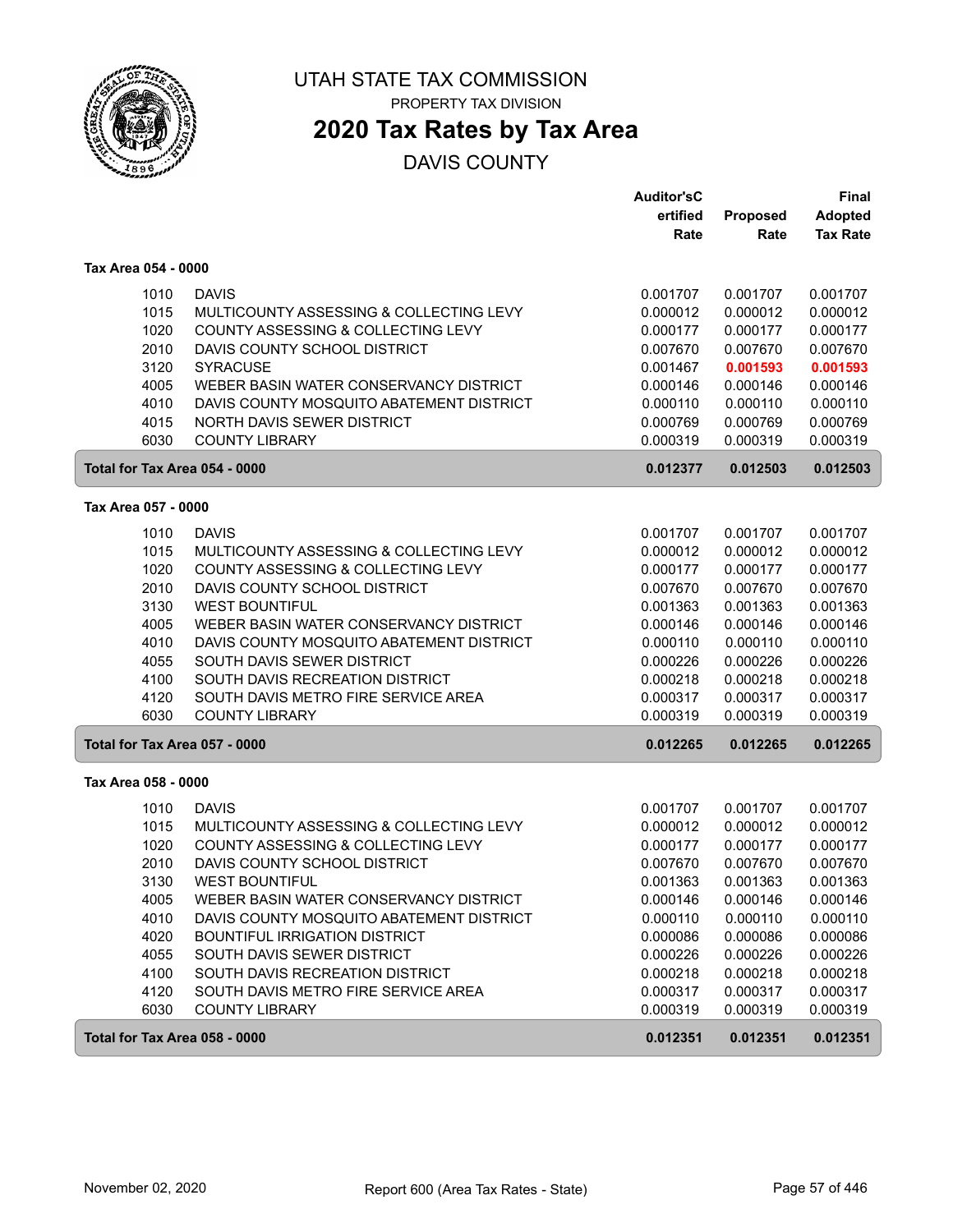# UTAH STATE TAX COMMISSION

PROPERTY TAX DIVISION

## 2020 Tax Rates by Tax Area

DAVIS COUNTY

| | | Auditor'sCertified Rate | Proposed Rate | Final Adopted Tax Rate |
|---|---|---|---|---|
| **Tax Area 054 - 0000** | | | | |
| 1010 | DAVIS | 0.001707 | 0.001707 | 0.001707 |
| 1015 | MULTICOUNTY ASSESSING & COLLECTING LEVY | 0.000012 | 0.000012 | 0.000012 |
| 1020 | COUNTY ASSESSING & COLLECTING LEVY | 0.000177 | 0.000177 | 0.000177 |
| 2010 | DAVIS COUNTY SCHOOL DISTRICT | 0.007670 | 0.007670 | 0.007670 |
| 3120 | SYRACUSE | 0.001467 | **0.001593** | **0.001593** |
| 4005 | WEBER BASIN WATER CONSERVANCY DISTRICT | 0.000146 | 0.000146 | 0.000146 |
| 4010 | DAVIS COUNTY MOSQUITO ABATEMENT DISTRICT | 0.000110 | 0.000110 | 0.000110 |
| 4015 | NORTH DAVIS SEWER DISTRICT | 0.000769 | 0.000769 | 0.000769 |
| 6030 | COUNTY LIBRARY | 0.000319 | 0.000319 | 0.000319 |
| **Total for Tax Area 054 - 0000** | | **0.012377** | **0.012503** | **0.012503** |
| **Tax Area 057 - 0000** | | | | |
| 1010 | DAVIS | 0.001707 | 0.001707 | 0.001707 |
| 1015 | MULTICOUNTY ASSESSING & COLLECTING LEVY | 0.000012 | 0.000012 | 0.000012 |
| 1020 | COUNTY ASSESSING & COLLECTING LEVY | 0.000177 | 0.000177 | 0.000177 |
| 2010 | DAVIS COUNTY SCHOOL DISTRICT | 0.007670 | 0.007670 | 0.007670 |
| 3130 | WEST BOUNTIFUL | 0.001363 | 0.001363 | 0.001363 |
| 4005 | WEBER BASIN WATER CONSERVANCY DISTRICT | 0.000146 | 0.000146 | 0.000146 |
| 4010 | DAVIS COUNTY MOSQUITO ABATEMENT DISTRICT | 0.000110 | 0.000110 | 0.000110 |
| 4055 | SOUTH DAVIS SEWER DISTRICT | 0.000226 | 0.000226 | 0.000226 |
| 4100 | SOUTH DAVIS RECREATION DISTRICT | 0.000218 | 0.000218 | 0.000218 |
| 4120 | SOUTH DAVIS METRO FIRE SERVICE AREA | 0.000317 | 0.000317 | 0.000317 |
| 6030 | COUNTY LIBRARY | 0.000319 | 0.000319 | 0.000319 |
| **Total for Tax Area 057 - 0000** | | **0.012265** | **0.012265** | **0.012265** |
| **Tax Area 058 - 0000** | | | | |
| 1010 | DAVIS | 0.001707 | 0.001707 | 0.001707 |
| 1015 | MULTICOUNTY ASSESSING & COLLECTING LEVY | 0.000012 | 0.000012 | 0.000012 |
| 1020 | COUNTY ASSESSING & COLLECTING LEVY | 0.000177 | 0.000177 | 0.000177 |
| 2010 | DAVIS COUNTY SCHOOL DISTRICT | 0.007670 | 0.007670 | 0.007670 |
| 3130 | WEST BOUNTIFUL | 0.001363 | 0.001363 | 0.001363 |
| 4005 | WEBER BASIN WATER CONSERVANCY DISTRICT | 0.000146 | 0.000146 | 0.000146 |
| 4010 | DAVIS COUNTY MOSQUITO ABATEMENT DISTRICT | 0.000110 | 0.000110 | 0.000110 |
| 4020 | BOUNTIFUL IRRIGATION DISTRICT | 0.000086 | 0.000086 | 0.000086 |
| 4055 | SOUTH DAVIS SEWER DISTRICT | 0.000226 | 0.000226 | 0.000226 |
| 4100 | SOUTH DAVIS RECREATION DISTRICT | 0.000218 | 0.000218 | 0.000218 |
| 4120 | SOUTH DAVIS METRO FIRE SERVICE AREA | 0.000317 | 0.000317 | 0.000317 |
| 6030 | COUNTY LIBRARY | 0.000319 | 0.000319 | 0.000319 |
| **Total for Tax Area 058 - 0000** | | **0.012351** | **0.012351** | **0.012351** |

November 02, 2020 — Report 600 (Area Tax Rates - State)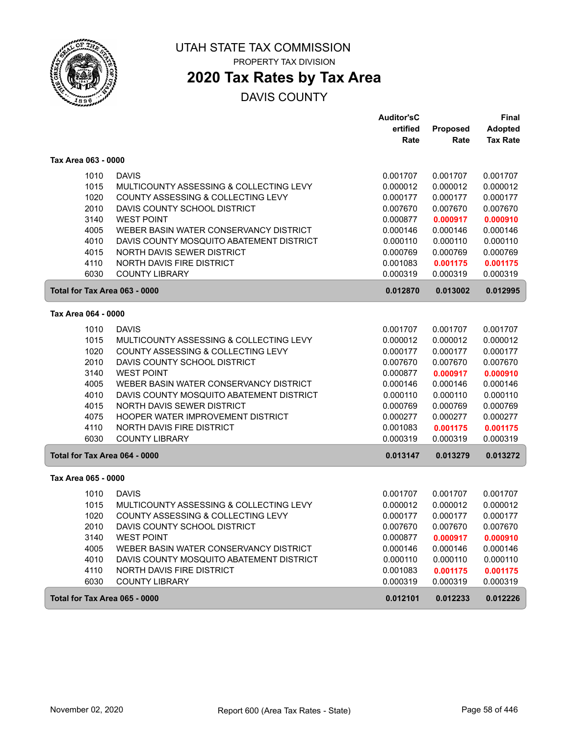# UTAH STATE TAX COMMISSION

PROPERTY TAX DIVISION

## 2020 Tax Rates by Tax Area

DAVIS COUNTY

| | | Auditor'sCertified Rate | Proposed Rate | Final Adopted Tax Rate |
|---|---|---|---|---|
| **Tax Area 063 - 0000** | | | | |
| 1010 | DAVIS | 0.001707 | 0.001707 | 0.001707 |
| 1015 | MULTICOUNTY ASSESSING & COLLECTING LEVY | 0.000012 | 0.000012 | 0.000012 |
| 1020 | COUNTY ASSESSING & COLLECTING LEVY | 0.000177 | 0.000177 | 0.000177 |
| 2010 | DAVIS COUNTY SCHOOL DISTRICT | 0.007670 | 0.007670 | 0.007670 |
| 3140 | WEST POINT | 0.000877 | **0.000917** | **0.000910** |
| 4005 | WEBER BASIN WATER CONSERVANCY DISTRICT | 0.000146 | 0.000146 | 0.000146 |
| 4010 | DAVIS COUNTY MOSQUITO ABATEMENT DISTRICT | 0.000110 | 0.000110 | 0.000110 |
| 4015 | NORTH DAVIS SEWER DISTRICT | 0.000769 | 0.000769 | 0.000769 |
| 4110 | NORTH DAVIS FIRE DISTRICT | 0.001083 | **0.001175** | **0.001175** |
| 6030 | COUNTY LIBRARY | 0.000319 | 0.000319 | 0.000319 |
| **Total for Tax Area 063 - 0000** | | **0.012870** | **0.013002** | **0.012995** |
| **Tax Area 064 - 0000** | | | | |
| 1010 | DAVIS | 0.001707 | 0.001707 | 0.001707 |
| 1015 | MULTICOUNTY ASSESSING & COLLECTING LEVY | 0.000012 | 0.000012 | 0.000012 |
| 1020 | COUNTY ASSESSING & COLLECTING LEVY | 0.000177 | 0.000177 | 0.000177 |
| 2010 | DAVIS COUNTY SCHOOL DISTRICT | 0.007670 | 0.007670 | 0.007670 |
| 3140 | WEST POINT | 0.000877 | **0.000917** | **0.000910** |
| 4005 | WEBER BASIN WATER CONSERVANCY DISTRICT | 0.000146 | 0.000146 | 0.000146 |
| 4010 | DAVIS COUNTY MOSQUITO ABATEMENT DISTRICT | 0.000110 | 0.000110 | 0.000110 |
| 4015 | NORTH DAVIS SEWER DISTRICT | 0.000769 | 0.000769 | 0.000769 |
| 4075 | HOOPER WATER IMPROVEMENT DISTRICT | 0.000277 | 0.000277 | 0.000277 |
| 4110 | NORTH DAVIS FIRE DISTRICT | 0.001083 | **0.001175** | **0.001175** |
| 6030 | COUNTY LIBRARY | 0.000319 | 0.000319 | 0.000319 |
| **Total for Tax Area 064 - 0000** | | **0.013147** | **0.013279** | **0.013272** |
| **Tax Area 065 - 0000** | | | | |
| 1010 | DAVIS | 0.001707 | 0.001707 | 0.001707 |
| 1015 | MULTICOUNTY ASSESSING & COLLECTING LEVY | 0.000012 | 0.000012 | 0.000012 |
| 1020 | COUNTY ASSESSING & COLLECTING LEVY | 0.000177 | 0.000177 | 0.000177 |
| 2010 | DAVIS COUNTY SCHOOL DISTRICT | 0.007670 | 0.007670 | 0.007670 |
| 3140 | WEST POINT | 0.000877 | **0.000917** | **0.000910** |
| 4005 | WEBER BASIN WATER CONSERVANCY DISTRICT | 0.000146 | 0.000146 | 0.000146 |
| 4010 | DAVIS COUNTY MOSQUITO ABATEMENT DISTRICT | 0.000110 | 0.000110 | 0.000110 |
| 4110 | NORTH DAVIS FIRE DISTRICT | 0.001083 | **0.001175** | **0.001175** |
| 6030 | COUNTY LIBRARY | 0.000319 | 0.000319 | 0.000319 |
| **Total for Tax Area 065 - 0000** | | **0.012101** | **0.012233** | **0.012226** |

November 02, 2020 Report 600 (Area Tax Rates - State)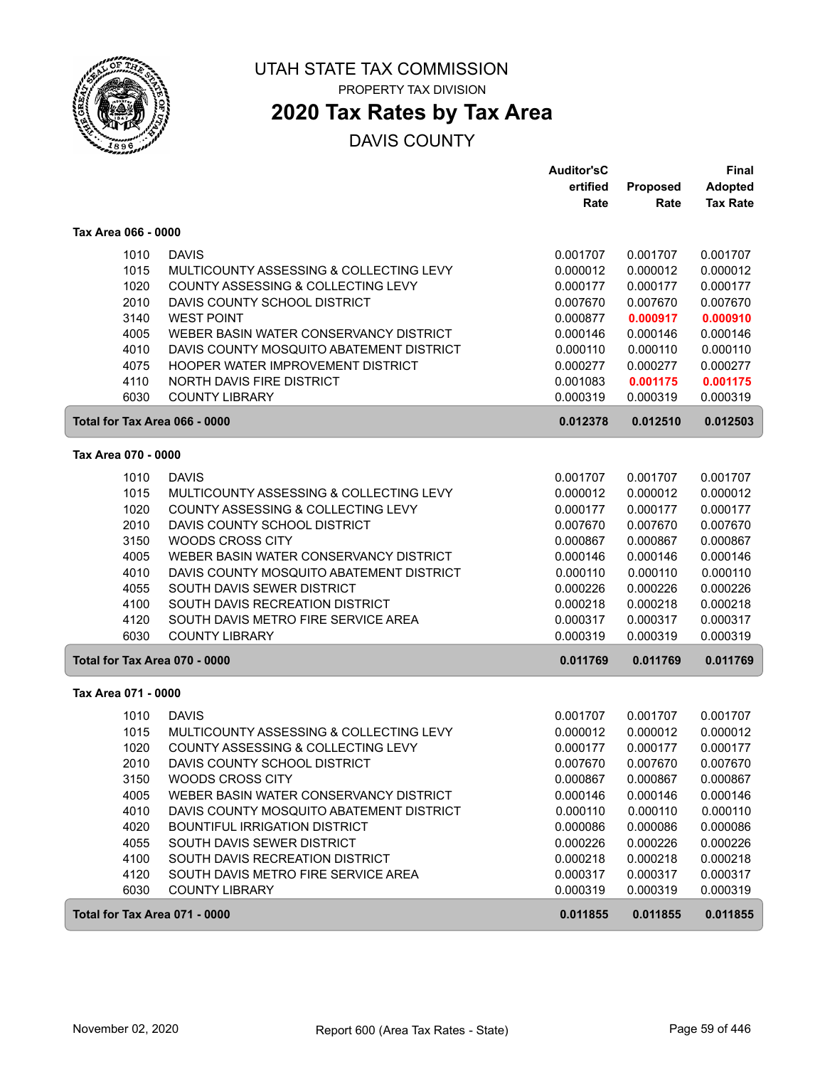# UTAH STATE TAX COMMISSION

PROPERTY TAX DIVISION

## 2020 Tax Rates by Tax Area

DAVIS COUNTY

### Tax Area 066 - 0000

| | | Auditor's Certified Rate | Proposed Rate | Final Adopted Tax Rate |
|---|---|---|---|---|
| 1010 | DAVIS | 0.001707 | 0.001707 | 0.001707 |
| 1015 | MULTICOUNTY ASSESSING & COLLECTING LEVY | 0.000012 | 0.000012 | 0.000012 |
| 1020 | COUNTY ASSESSING & COLLECTING LEVY | 0.000177 | 0.000177 | 0.000177 |
| 2010 | DAVIS COUNTY SCHOOL DISTRICT | 0.007670 | 0.007670 | 0.007670 |
| 3140 | WEST POINT | 0.000877 | **0.000917** | **0.000910** |
| 4005 | WEBER BASIN WATER CONSERVANCY DISTRICT | 0.000146 | 0.000146 | 0.000146 |
| 4010 | DAVIS COUNTY MOSQUITO ABATEMENT DISTRICT | 0.000110 | 0.000110 | 0.000110 |
| 4075 | HOOPER WATER IMPROVEMENT DISTRICT | 0.000277 | 0.000277 | 0.000277 |
| 4110 | NORTH DAVIS FIRE DISTRICT | 0.001083 | **0.001175** | **0.001175** |
| 6030 | COUNTY LIBRARY | 0.000319 | 0.000319 | 0.000319 |
| **Total for Tax Area 066 - 0000** | | **0.012378** | **0.012510** | **0.012503** |

### Tax Area 070 - 0000

| | | Auditor's Certified Rate | Proposed Rate | Final Adopted Tax Rate |
|---|---|---|---|---|
| 1010 | DAVIS | 0.001707 | 0.001707 | 0.001707 |
| 1015 | MULTICOUNTY ASSESSING & COLLECTING LEVY | 0.000012 | 0.000012 | 0.000012 |
| 1020 | COUNTY ASSESSING & COLLECTING LEVY | 0.000177 | 0.000177 | 0.000177 |
| 2010 | DAVIS COUNTY SCHOOL DISTRICT | 0.007670 | 0.007670 | 0.007670 |
| 3150 | WOODS CROSS CITY | 0.000867 | 0.000867 | 0.000867 |
| 4005 | WEBER BASIN WATER CONSERVANCY DISTRICT | 0.000146 | 0.000146 | 0.000146 |
| 4010 | DAVIS COUNTY MOSQUITO ABATEMENT DISTRICT | 0.000110 | 0.000110 | 0.000110 |
| 4055 | SOUTH DAVIS SEWER DISTRICT | 0.000226 | 0.000226 | 0.000226 |
| 4100 | SOUTH DAVIS RECREATION DISTRICT | 0.000218 | 0.000218 | 0.000218 |
| 4120 | SOUTH DAVIS METRO FIRE SERVICE AREA | 0.000317 | 0.000317 | 0.000317 |
| 6030 | COUNTY LIBRARY | 0.000319 | 0.000319 | 0.000319 |
| **Total for Tax Area 070 - 0000** | | **0.011769** | **0.011769** | **0.011769** |

### Tax Area 071 - 0000

| | | Auditor's Certified Rate | Proposed Rate | Final Adopted Tax Rate |
|---|---|---|---|---|
| 1010 | DAVIS | 0.001707 | 0.001707 | 0.001707 |
| 1015 | MULTICOUNTY ASSESSING & COLLECTING LEVY | 0.000012 | 0.000012 | 0.000012 |
| 1020 | COUNTY ASSESSING & COLLECTING LEVY | 0.000177 | 0.000177 | 0.000177 |
| 2010 | DAVIS COUNTY SCHOOL DISTRICT | 0.007670 | 0.007670 | 0.007670 |
| 3150 | WOODS CROSS CITY | 0.000867 | 0.000867 | 0.000867 |
| 4005 | WEBER BASIN WATER CONSERVANCY DISTRICT | 0.000146 | 0.000146 | 0.000146 |
| 4010 | DAVIS COUNTY MOSQUITO ABATEMENT DISTRICT | 0.000110 | 0.000110 | 0.000110 |
| 4020 | BOUNTIFUL IRRIGATION DISTRICT | 0.000086 | 0.000086 | 0.000086 |
| 4055 | SOUTH DAVIS SEWER DISTRICT | 0.000226 | 0.000226 | 0.000226 |
| 4100 | SOUTH DAVIS RECREATION DISTRICT | 0.000218 | 0.000218 | 0.000218 |
| 4120 | SOUTH DAVIS METRO FIRE SERVICE AREA | 0.000317 | 0.000317 | 0.000317 |
| 6030 | COUNTY LIBRARY | 0.000319 | 0.000319 | 0.000319 |
| **Total for Tax Area 071 - 0000** | | **0.011855** | **0.011855** | **0.011855** |

November 02, 2020 — Report 600 (Area Tax Rates - State)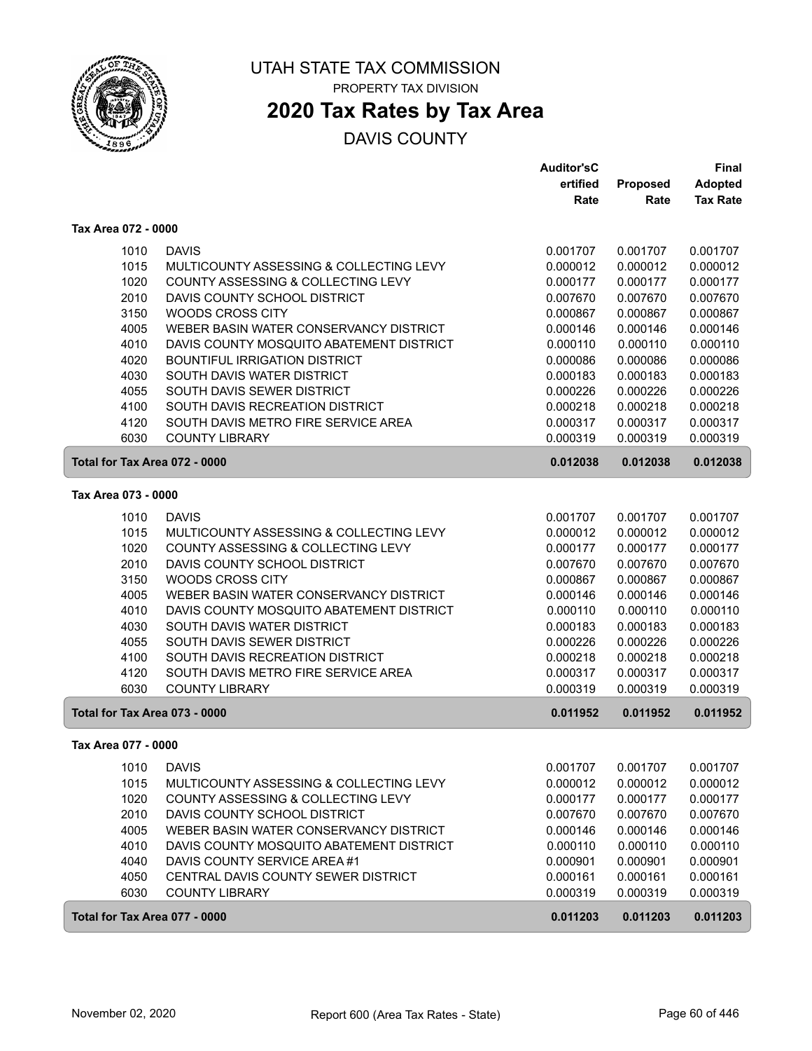# UTAH STATE TAX COMMISSION

PROPERTY TAX DIVISION

## 2020 Tax Rates by Tax Area

DAVIS COUNTY

| | | Auditor'sCertified Rate | Proposed Rate | Final Adopted Tax Rate |
|---|---|---|---|---|
| **Tax Area 072 - 0000** | | | | |
| 1010 | DAVIS | 0.001707 | 0.001707 | 0.001707 |
| 1015 | MULTICOUNTY ASSESSING & COLLECTING LEVY | 0.000012 | 0.000012 | 0.000012 |
| 1020 | COUNTY ASSESSING & COLLECTING LEVY | 0.000177 | 0.000177 | 0.000177 |
| 2010 | DAVIS COUNTY SCHOOL DISTRICT | 0.007670 | 0.007670 | 0.007670 |
| 3150 | WOODS CROSS CITY | 0.000867 | 0.000867 | 0.000867 |
| 4005 | WEBER BASIN WATER CONSERVANCY DISTRICT | 0.000146 | 0.000146 | 0.000146 |
| 4010 | DAVIS COUNTY MOSQUITO ABATEMENT DISTRICT | 0.000110 | 0.000110 | 0.000110 |
| 4020 | BOUNTIFUL IRRIGATION DISTRICT | 0.000086 | 0.000086 | 0.000086 |
| 4030 | SOUTH DAVIS WATER DISTRICT | 0.000183 | 0.000183 | 0.000183 |
| 4055 | SOUTH DAVIS SEWER DISTRICT | 0.000226 | 0.000226 | 0.000226 |
| 4100 | SOUTH DAVIS RECREATION DISTRICT | 0.000218 | 0.000218 | 0.000218 |
| 4120 | SOUTH DAVIS METRO FIRE SERVICE AREA | 0.000317 | 0.000317 | 0.000317 |
| 6030 | COUNTY LIBRARY | 0.000319 | 0.000319 | 0.000319 |
| **Total for Tax Area 072 - 0000** | | **0.012038** | **0.012038** | **0.012038** |
| **Tax Area 073 - 0000** | | | | |
| 1010 | DAVIS | 0.001707 | 0.001707 | 0.001707 |
| 1015 | MULTICOUNTY ASSESSING & COLLECTING LEVY | 0.000012 | 0.000012 | 0.000012 |
| 1020 | COUNTY ASSESSING & COLLECTING LEVY | 0.000177 | 0.000177 | 0.000177 |
| 2010 | DAVIS COUNTY SCHOOL DISTRICT | 0.007670 | 0.007670 | 0.007670 |
| 3150 | WOODS CROSS CITY | 0.000867 | 0.000867 | 0.000867 |
| 4005 | WEBER BASIN WATER CONSERVANCY DISTRICT | 0.000146 | 0.000146 | 0.000146 |
| 4010 | DAVIS COUNTY MOSQUITO ABATEMENT DISTRICT | 0.000110 | 0.000110 | 0.000110 |
| 4030 | SOUTH DAVIS WATER DISTRICT | 0.000183 | 0.000183 | 0.000183 |
| 4055 | SOUTH DAVIS SEWER DISTRICT | 0.000226 | 0.000226 | 0.000226 |
| 4100 | SOUTH DAVIS RECREATION DISTRICT | 0.000218 | 0.000218 | 0.000218 |
| 4120 | SOUTH DAVIS METRO FIRE SERVICE AREA | 0.000317 | 0.000317 | 0.000317 |
| 6030 | COUNTY LIBRARY | 0.000319 | 0.000319 | 0.000319 |
| **Total for Tax Area 073 - 0000** | | **0.011952** | **0.011952** | **0.011952** |
| **Tax Area 077 - 0000** | | | | |
| 1010 | DAVIS | 0.001707 | 0.001707 | 0.001707 |
| 1015 | MULTICOUNTY ASSESSING & COLLECTING LEVY | 0.000012 | 0.000012 | 0.000012 |
| 1020 | COUNTY ASSESSING & COLLECTING LEVY | 0.000177 | 0.000177 | 0.000177 |
| 2010 | DAVIS COUNTY SCHOOL DISTRICT | 0.007670 | 0.007670 | 0.007670 |
| 4005 | WEBER BASIN WATER CONSERVANCY DISTRICT | 0.000146 | 0.000146 | 0.000146 |
| 4010 | DAVIS COUNTY MOSQUITO ABATEMENT DISTRICT | 0.000110 | 0.000110 | 0.000110 |
| 4040 | DAVIS COUNTY SERVICE AREA #1 | 0.000901 | 0.000901 | 0.000901 |
| 4050 | CENTRAL DAVIS COUNTY SEWER DISTRICT | 0.000161 | 0.000161 | 0.000161 |
| 6030 | COUNTY LIBRARY | 0.000319 | 0.000319 | 0.000319 |
| **Total for Tax Area 077 - 0000** | | **0.011203** | **0.011203** | **0.011203** |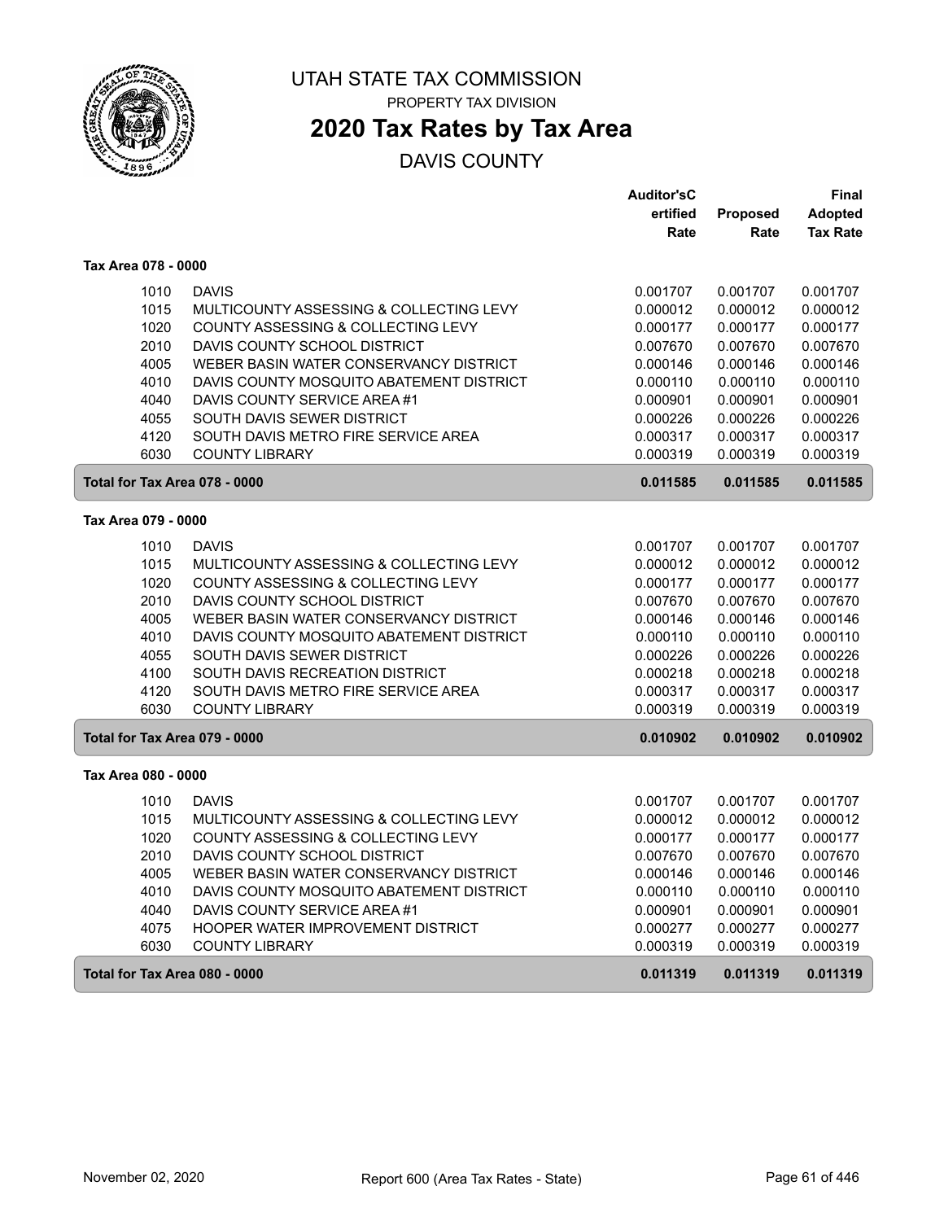# UTAH STATE TAX COMMISSION

PROPERTY TAX DIVISION

## 2020 Tax Rates by Tax Area

DAVIS COUNTY

| | | Auditor'sCertified Rate | Proposed Rate | Final Adopted Tax Rate |
|---|---|---|---|---|
| **Tax Area 078 - 0000** | | | | |
| 1010 | DAVIS | 0.001707 | 0.001707 | 0.001707 |
| 1015 | MULTICOUNTY ASSESSING & COLLECTING LEVY | 0.000012 | 0.000012 | 0.000012 |
| 1020 | COUNTY ASSESSING & COLLECTING LEVY | 0.000177 | 0.000177 | 0.000177 |
| 2010 | DAVIS COUNTY SCHOOL DISTRICT | 0.007670 | 0.007670 | 0.007670 |
| 4005 | WEBER BASIN WATER CONSERVANCY DISTRICT | 0.000146 | 0.000146 | 0.000146 |
| 4010 | DAVIS COUNTY MOSQUITO ABATEMENT DISTRICT | 0.000110 | 0.000110 | 0.000110 |
| 4040 | DAVIS COUNTY SERVICE AREA #1 | 0.000901 | 0.000901 | 0.000901 |
| 4055 | SOUTH DAVIS SEWER DISTRICT | 0.000226 | 0.000226 | 0.000226 |
| 4120 | SOUTH DAVIS METRO FIRE SERVICE AREA | 0.000317 | 0.000317 | 0.000317 |
| 6030 | COUNTY LIBRARY | 0.000319 | 0.000319 | 0.000319 |
| **Total for Tax Area 078 - 0000** | | **0.011585** | **0.011585** | **0.011585** |
| **Tax Area 079 - 0000** | | | | |
| 1010 | DAVIS | 0.001707 | 0.001707 | 0.001707 |
| 1015 | MULTICOUNTY ASSESSING & COLLECTING LEVY | 0.000012 | 0.000012 | 0.000012 |
| 1020 | COUNTY ASSESSING & COLLECTING LEVY | 0.000177 | 0.000177 | 0.000177 |
| 2010 | DAVIS COUNTY SCHOOL DISTRICT | 0.007670 | 0.007670 | 0.007670 |
| 4005 | WEBER BASIN WATER CONSERVANCY DISTRICT | 0.000146 | 0.000146 | 0.000146 |
| 4010 | DAVIS COUNTY MOSQUITO ABATEMENT DISTRICT | 0.000110 | 0.000110 | 0.000110 |
| 4055 | SOUTH DAVIS SEWER DISTRICT | 0.000226 | 0.000226 | 0.000226 |
| 4100 | SOUTH DAVIS RECREATION DISTRICT | 0.000218 | 0.000218 | 0.000218 |
| 4120 | SOUTH DAVIS METRO FIRE SERVICE AREA | 0.000317 | 0.000317 | 0.000317 |
| 6030 | COUNTY LIBRARY | 0.000319 | 0.000319 | 0.000319 |
| **Total for Tax Area 079 - 0000** | | **0.010902** | **0.010902** | **0.010902** |
| **Tax Area 080 - 0000** | | | | |
| 1010 | DAVIS | 0.001707 | 0.001707 | 0.001707 |
| 1015 | MULTICOUNTY ASSESSING & COLLECTING LEVY | 0.000012 | 0.000012 | 0.000012 |
| 1020 | COUNTY ASSESSING & COLLECTING LEVY | 0.000177 | 0.000177 | 0.000177 |
| 2010 | DAVIS COUNTY SCHOOL DISTRICT | 0.007670 | 0.007670 | 0.007670 |
| 4005 | WEBER BASIN WATER CONSERVANCY DISTRICT | 0.000146 | 0.000146 | 0.000146 |
| 4010 | DAVIS COUNTY MOSQUITO ABATEMENT DISTRICT | 0.000110 | 0.000110 | 0.000110 |
| 4040 | DAVIS COUNTY SERVICE AREA #1 | 0.000901 | 0.000901 | 0.000901 |
| 4075 | HOOPER WATER IMPROVEMENT DISTRICT | 0.000277 | 0.000277 | 0.000277 |
| 6030 | COUNTY LIBRARY | 0.000319 | 0.000319 | 0.000319 |
| **Total for Tax Area 080 - 0000** | | **0.011319** | **0.011319** | **0.011319** |

November 02, 2020 — Report 600 (Area Tax Rates - State)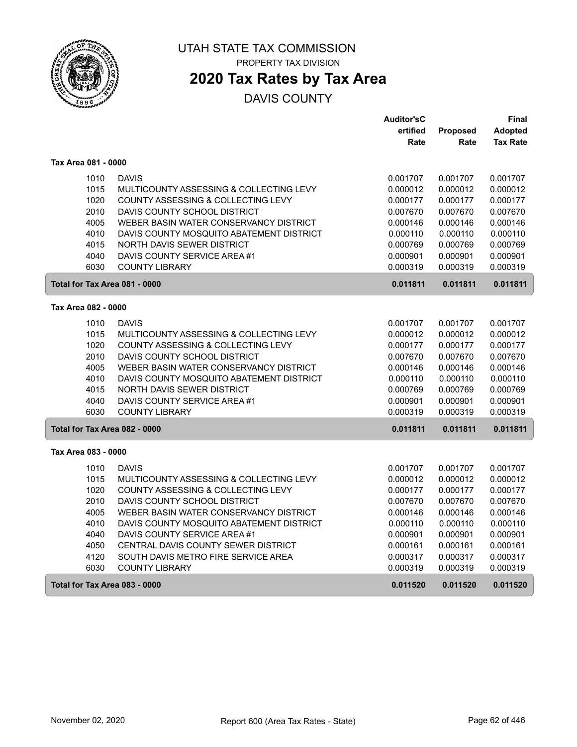# UTAH STATE TAX COMMISSION

PROPERTY TAX DIVISION

## 2020 Tax Rates by Tax Area

DAVIS COUNTY

| | | Auditor'sC ertified Rate | Proposed Rate | Final Adopted Tax Rate |
|---|---|---|---|---|
| **Tax Area 081 - 0000** | | | | |
| 1010 | DAVIS | 0.001707 | 0.001707 | 0.001707 |
| 1015 | MULTICOUNTY ASSESSING & COLLECTING LEVY | 0.000012 | 0.000012 | 0.000012 |
| 1020 | COUNTY ASSESSING & COLLECTING LEVY | 0.000177 | 0.000177 | 0.000177 |
| 2010 | DAVIS COUNTY SCHOOL DISTRICT | 0.007670 | 0.007670 | 0.007670 |
| 4005 | WEBER BASIN WATER CONSERVANCY DISTRICT | 0.000146 | 0.000146 | 0.000146 |
| 4010 | DAVIS COUNTY MOSQUITO ABATEMENT DISTRICT | 0.000110 | 0.000110 | 0.000110 |
| 4015 | NORTH DAVIS SEWER DISTRICT | 0.000769 | 0.000769 | 0.000769 |
| 4040 | DAVIS COUNTY SERVICE AREA #1 | 0.000901 | 0.000901 | 0.000901 |
| 6030 | COUNTY LIBRARY | 0.000319 | 0.000319 | 0.000319 |
| **Total for Tax Area 081 - 0000** | | **0.011811** | **0.011811** | **0.011811** |
| **Tax Area 082 - 0000** | | | | |
| 1010 | DAVIS | 0.001707 | 0.001707 | 0.001707 |
| 1015 | MULTICOUNTY ASSESSING & COLLECTING LEVY | 0.000012 | 0.000012 | 0.000012 |
| 1020 | COUNTY ASSESSING & COLLECTING LEVY | 0.000177 | 0.000177 | 0.000177 |
| 2010 | DAVIS COUNTY SCHOOL DISTRICT | 0.007670 | 0.007670 | 0.007670 |
| 4005 | WEBER BASIN WATER CONSERVANCY DISTRICT | 0.000146 | 0.000146 | 0.000146 |
| 4010 | DAVIS COUNTY MOSQUITO ABATEMENT DISTRICT | 0.000110 | 0.000110 | 0.000110 |
| 4015 | NORTH DAVIS SEWER DISTRICT | 0.000769 | 0.000769 | 0.000769 |
| 4040 | DAVIS COUNTY SERVICE AREA #1 | 0.000901 | 0.000901 | 0.000901 |
| 6030 | COUNTY LIBRARY | 0.000319 | 0.000319 | 0.000319 |
| **Total for Tax Area 082 - 0000** | | **0.011811** | **0.011811** | **0.011811** |
| **Tax Area 083 - 0000** | | | | |
| 1010 | DAVIS | 0.001707 | 0.001707 | 0.001707 |
| 1015 | MULTICOUNTY ASSESSING & COLLECTING LEVY | 0.000012 | 0.000012 | 0.000012 |
| 1020 | COUNTY ASSESSING & COLLECTING LEVY | 0.000177 | 0.000177 | 0.000177 |
| 2010 | DAVIS COUNTY SCHOOL DISTRICT | 0.007670 | 0.007670 | 0.007670 |
| 4005 | WEBER BASIN WATER CONSERVANCY DISTRICT | 0.000146 | 0.000146 | 0.000146 |
| 4010 | DAVIS COUNTY MOSQUITO ABATEMENT DISTRICT | 0.000110 | 0.000110 | 0.000110 |
| 4040 | DAVIS COUNTY SERVICE AREA #1 | 0.000901 | 0.000901 | 0.000901 |
| 4050 | CENTRAL DAVIS COUNTY SEWER DISTRICT | 0.000161 | 0.000161 | 0.000161 |
| 4120 | SOUTH DAVIS METRO FIRE SERVICE AREA | 0.000317 | 0.000317 | 0.000317 |
| 6030 | COUNTY LIBRARY | 0.000319 | 0.000319 | 0.000319 |
| **Total for Tax Area 083 - 0000** | | **0.011520** | **0.011520** | **0.011520** |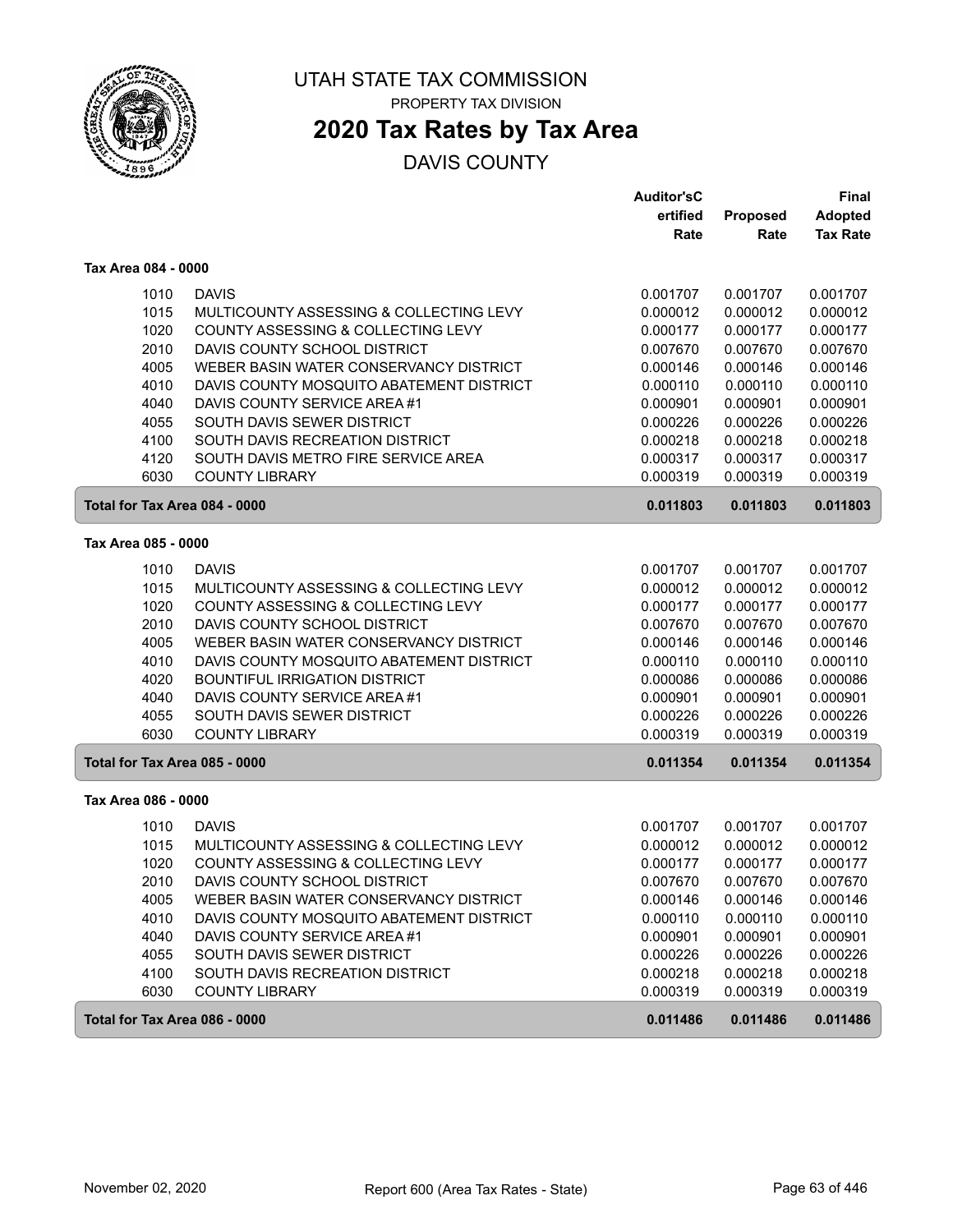# UTAH STATE TAX COMMISSION

PROPERTY TAX DIVISION

## 2020 Tax Rates by Tax Area

DAVIS COUNTY

| | | Auditor'sCertified Rate | Proposed Rate | Final Adopted Tax Rate |
|---|---|---|---|---|
| **Tax Area 084 - 0000** | | | | |
| 1010 | DAVIS | 0.001707 | 0.001707 | 0.001707 |
| 1015 | MULTICOUNTY ASSESSING & COLLECTING LEVY | 0.000012 | 0.000012 | 0.000012 |
| 1020 | COUNTY ASSESSING & COLLECTING LEVY | 0.000177 | 0.000177 | 0.000177 |
| 2010 | DAVIS COUNTY SCHOOL DISTRICT | 0.007670 | 0.007670 | 0.007670 |
| 4005 | WEBER BASIN WATER CONSERVANCY DISTRICT | 0.000146 | 0.000146 | 0.000146 |
| 4010 | DAVIS COUNTY MOSQUITO ABATEMENT DISTRICT | 0.000110 | 0.000110 | 0.000110 |
| 4040 | DAVIS COUNTY SERVICE AREA #1 | 0.000901 | 0.000901 | 0.000901 |
| 4055 | SOUTH DAVIS SEWER DISTRICT | 0.000226 | 0.000226 | 0.000226 |
| 4100 | SOUTH DAVIS RECREATION DISTRICT | 0.000218 | 0.000218 | 0.000218 |
| 4120 | SOUTH DAVIS METRO FIRE SERVICE AREA | 0.000317 | 0.000317 | 0.000317 |
| 6030 | COUNTY LIBRARY | 0.000319 | 0.000319 | 0.000319 |
| **Total for Tax Area 084 - 0000** | | **0.011803** | **0.011803** | **0.011803** |
| **Tax Area 085 - 0000** | | | | |
| 1010 | DAVIS | 0.001707 | 0.001707 | 0.001707 |
| 1015 | MULTICOUNTY ASSESSING & COLLECTING LEVY | 0.000012 | 0.000012 | 0.000012 |
| 1020 | COUNTY ASSESSING & COLLECTING LEVY | 0.000177 | 0.000177 | 0.000177 |
| 2010 | DAVIS COUNTY SCHOOL DISTRICT | 0.007670 | 0.007670 | 0.007670 |
| 4005 | WEBER BASIN WATER CONSERVANCY DISTRICT | 0.000146 | 0.000146 | 0.000146 |
| 4010 | DAVIS COUNTY MOSQUITO ABATEMENT DISTRICT | 0.000110 | 0.000110 | 0.000110 |
| 4020 | BOUNTIFUL IRRIGATION DISTRICT | 0.000086 | 0.000086 | 0.000086 |
| 4040 | DAVIS COUNTY SERVICE AREA #1 | 0.000901 | 0.000901 | 0.000901 |
| 4055 | SOUTH DAVIS SEWER DISTRICT | 0.000226 | 0.000226 | 0.000226 |
| 6030 | COUNTY LIBRARY | 0.000319 | 0.000319 | 0.000319 |
| **Total for Tax Area 085 - 0000** | | **0.011354** | **0.011354** | **0.011354** |
| **Tax Area 086 - 0000** | | | | |
| 1010 | DAVIS | 0.001707 | 0.001707 | 0.001707 |
| 1015 | MULTICOUNTY ASSESSING & COLLECTING LEVY | 0.000012 | 0.000012 | 0.000012 |
| 1020 | COUNTY ASSESSING & COLLECTING LEVY | 0.000177 | 0.000177 | 0.000177 |
| 2010 | DAVIS COUNTY SCHOOL DISTRICT | 0.007670 | 0.007670 | 0.007670 |
| 4005 | WEBER BASIN WATER CONSERVANCY DISTRICT | 0.000146 | 0.000146 | 0.000146 |
| 4010 | DAVIS COUNTY MOSQUITO ABATEMENT DISTRICT | 0.000110 | 0.000110 | 0.000110 |
| 4040 | DAVIS COUNTY SERVICE AREA #1 | 0.000901 | 0.000901 | 0.000901 |
| 4055 | SOUTH DAVIS SEWER DISTRICT | 0.000226 | 0.000226 | 0.000226 |
| 4100 | SOUTH DAVIS RECREATION DISTRICT | 0.000218 | 0.000218 | 0.000218 |
| 6030 | COUNTY LIBRARY | 0.000319 | 0.000319 | 0.000319 |
| **Total for Tax Area 086 - 0000** | | **0.011486** | **0.011486** | **0.011486** |

November 02, 2020 — Report 600 (Area Tax Rates - State)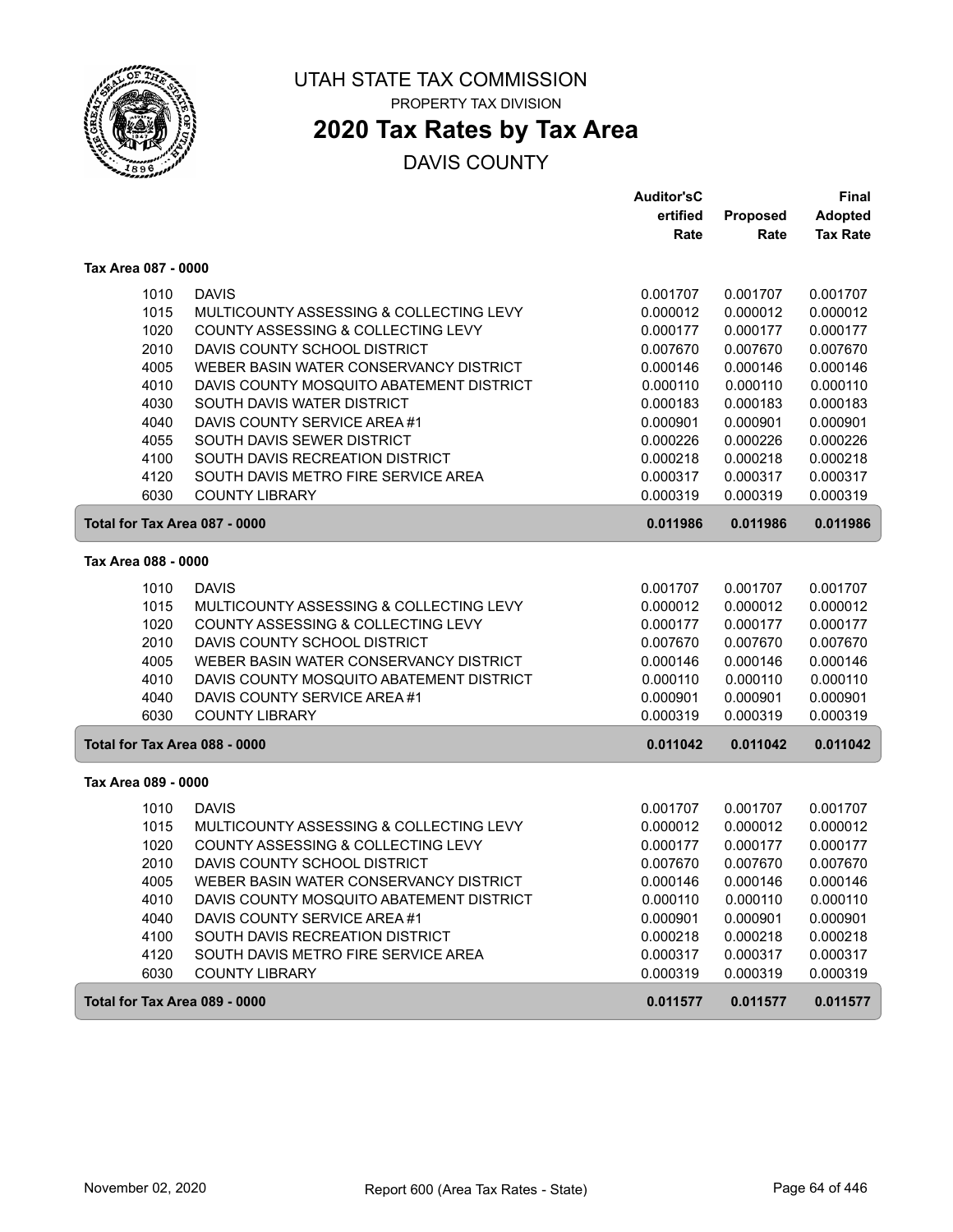UTAH STATE TAX COMMISSION

PROPERTY TAX DIVISION

# 2020 Tax Rates by Tax Area

DAVIS COUNTY

| | | Auditor'sCertified Rate | Proposed Rate | Final Adopted Tax Rate |
|---|---|---|---|---|
| **Tax Area 087 - 0000** | | | | |
| 1010 | DAVIS | 0.001707 | 0.001707 | 0.001707 |
| 1015 | MULTICOUNTY ASSESSING & COLLECTING LEVY | 0.000012 | 0.000012 | 0.000012 |
| 1020 | COUNTY ASSESSING & COLLECTING LEVY | 0.000177 | 0.000177 | 0.000177 |
| 2010 | DAVIS COUNTY SCHOOL DISTRICT | 0.007670 | 0.007670 | 0.007670 |
| 4005 | WEBER BASIN WATER CONSERVANCY DISTRICT | 0.000146 | 0.000146 | 0.000146 |
| 4010 | DAVIS COUNTY MOSQUITO ABATEMENT DISTRICT | 0.000110 | 0.000110 | 0.000110 |
| 4030 | SOUTH DAVIS WATER DISTRICT | 0.000183 | 0.000183 | 0.000183 |
| 4040 | DAVIS COUNTY SERVICE AREA #1 | 0.000901 | 0.000901 | 0.000901 |
| 4055 | SOUTH DAVIS SEWER DISTRICT | 0.000226 | 0.000226 | 0.000226 |
| 4100 | SOUTH DAVIS RECREATION DISTRICT | 0.000218 | 0.000218 | 0.000218 |
| 4120 | SOUTH DAVIS METRO FIRE SERVICE AREA | 0.000317 | 0.000317 | 0.000317 |
| 6030 | COUNTY LIBRARY | 0.000319 | 0.000319 | 0.000319 |
| **Total for Tax Area 087 - 0000** | | **0.011986** | **0.011986** | **0.011986** |
| **Tax Area 088 - 0000** | | | | |
| 1010 | DAVIS | 0.001707 | 0.001707 | 0.001707 |
| 1015 | MULTICOUNTY ASSESSING & COLLECTING LEVY | 0.000012 | 0.000012 | 0.000012 |
| 1020 | COUNTY ASSESSING & COLLECTING LEVY | 0.000177 | 0.000177 | 0.000177 |
| 2010 | DAVIS COUNTY SCHOOL DISTRICT | 0.007670 | 0.007670 | 0.007670 |
| 4005 | WEBER BASIN WATER CONSERVANCY DISTRICT | 0.000146 | 0.000146 | 0.000146 |
| 4010 | DAVIS COUNTY MOSQUITO ABATEMENT DISTRICT | 0.000110 | 0.000110 | 0.000110 |
| 4040 | DAVIS COUNTY SERVICE AREA #1 | 0.000901 | 0.000901 | 0.000901 |
| 6030 | COUNTY LIBRARY | 0.000319 | 0.000319 | 0.000319 |
| **Total for Tax Area 088 - 0000** | | **0.011042** | **0.011042** | **0.011042** |
| **Tax Area 089 - 0000** | | | | |
| 1010 | DAVIS | 0.001707 | 0.001707 | 0.001707 |
| 1015 | MULTICOUNTY ASSESSING & COLLECTING LEVY | 0.000012 | 0.000012 | 0.000012 |
| 1020 | COUNTY ASSESSING & COLLECTING LEVY | 0.000177 | 0.000177 | 0.000177 |
| 2010 | DAVIS COUNTY SCHOOL DISTRICT | 0.007670 | 0.007670 | 0.007670 |
| 4005 | WEBER BASIN WATER CONSERVANCY DISTRICT | 0.000146 | 0.000146 | 0.000146 |
| 4010 | DAVIS COUNTY MOSQUITO ABATEMENT DISTRICT | 0.000110 | 0.000110 | 0.000110 |
| 4040 | DAVIS COUNTY SERVICE AREA #1 | 0.000901 | 0.000901 | 0.000901 |
| 4100 | SOUTH DAVIS RECREATION DISTRICT | 0.000218 | 0.000218 | 0.000218 |
| 4120 | SOUTH DAVIS METRO FIRE SERVICE AREA | 0.000317 | 0.000317 | 0.000317 |
| 6030 | COUNTY LIBRARY | 0.000319 | 0.000319 | 0.000319 |
| **Total for Tax Area 089 - 0000** | | **0.011577** | **0.011577** | **0.011577** |

November 02, 2020 — Report 600 (Area Tax Rates - State)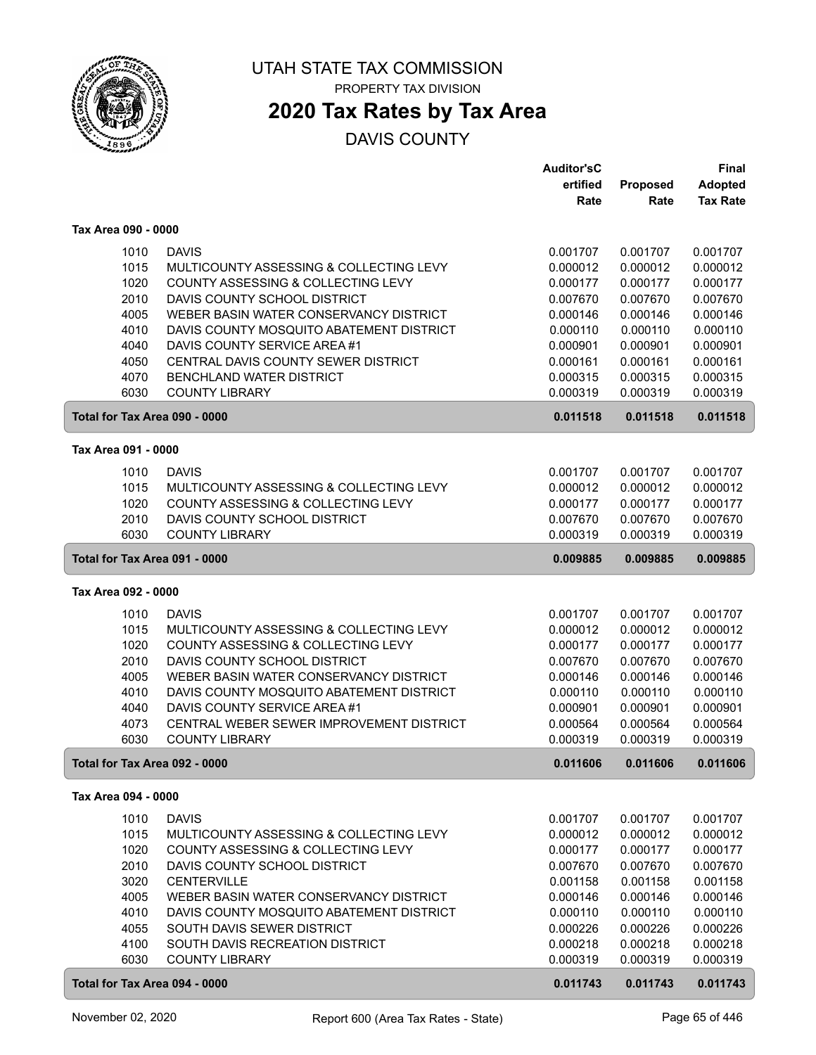# UTAH STATE TAX COMMISSION

PROPERTY TAX DIVISION

## 2020 Tax Rates by Tax Area

DAVIS COUNTY

| | | Auditor'sC ertified Rate | Proposed Rate | Final Adopted Tax Rate |
|---|---|---|---|---|
| **Tax Area 090 - 0000** | | | | |
| 1010 | DAVIS | 0.001707 | 0.001707 | 0.001707 |
| 1015 | MULTICOUNTY ASSESSING & COLLECTING LEVY | 0.000012 | 0.000012 | 0.000012 |
| 1020 | COUNTY ASSESSING & COLLECTING LEVY | 0.000177 | 0.000177 | 0.000177 |
| 2010 | DAVIS COUNTY SCHOOL DISTRICT | 0.007670 | 0.007670 | 0.007670 |
| 4005 | WEBER BASIN WATER CONSERVANCY DISTRICT | 0.000146 | 0.000146 | 0.000146 |
| 4010 | DAVIS COUNTY MOSQUITO ABATEMENT DISTRICT | 0.000110 | 0.000110 | 0.000110 |
| 4040 | DAVIS COUNTY SERVICE AREA #1 | 0.000901 | 0.000901 | 0.000901 |
| 4050 | CENTRAL DAVIS COUNTY SEWER DISTRICT | 0.000161 | 0.000161 | 0.000161 |
| 4070 | BENCHLAND WATER DISTRICT | 0.000315 | 0.000315 | 0.000315 |
| 6030 | COUNTY LIBRARY | 0.000319 | 0.000319 | 0.000319 |
| **Total for Tax Area 090 - 0000** | | **0.011518** | **0.011518** | **0.011518** |
| **Tax Area 091 - 0000** | | | | |
| 1010 | DAVIS | 0.001707 | 0.001707 | 0.001707 |
| 1015 | MULTICOUNTY ASSESSING & COLLECTING LEVY | 0.000012 | 0.000012 | 0.000012 |
| 1020 | COUNTY ASSESSING & COLLECTING LEVY | 0.000177 | 0.000177 | 0.000177 |
| 2010 | DAVIS COUNTY SCHOOL DISTRICT | 0.007670 | 0.007670 | 0.007670 |
| 6030 | COUNTY LIBRARY | 0.000319 | 0.000319 | 0.000319 |
| **Total for Tax Area 091 - 0000** | | **0.009885** | **0.009885** | **0.009885** |
| **Tax Area 092 - 0000** | | | | |
| 1010 | DAVIS | 0.001707 | 0.001707 | 0.001707 |
| 1015 | MULTICOUNTY ASSESSING & COLLECTING LEVY | 0.000012 | 0.000012 | 0.000012 |
| 1020 | COUNTY ASSESSING & COLLECTING LEVY | 0.000177 | 0.000177 | 0.000177 |
| 2010 | DAVIS COUNTY SCHOOL DISTRICT | 0.007670 | 0.007670 | 0.007670 |
| 4005 | WEBER BASIN WATER CONSERVANCY DISTRICT | 0.000146 | 0.000146 | 0.000146 |
| 4010 | DAVIS COUNTY MOSQUITO ABATEMENT DISTRICT | 0.000110 | 0.000110 | 0.000110 |
| 4040 | DAVIS COUNTY SERVICE AREA #1 | 0.000901 | 0.000901 | 0.000901 |
| 4073 | CENTRAL WEBER SEWER IMPROVEMENT DISTRICT | 0.000564 | 0.000564 | 0.000564 |
| 6030 | COUNTY LIBRARY | 0.000319 | 0.000319 | 0.000319 |
| **Total for Tax Area 092 - 0000** | | **0.011606** | **0.011606** | **0.011606** |
| **Tax Area 094 - 0000** | | | | |
| 1010 | DAVIS | 0.001707 | 0.001707 | 0.001707 |
| 1015 | MULTICOUNTY ASSESSING & COLLECTING LEVY | 0.000012 | 0.000012 | 0.000012 |
| 1020 | COUNTY ASSESSING & COLLECTING LEVY | 0.000177 | 0.000177 | 0.000177 |
| 2010 | DAVIS COUNTY SCHOOL DISTRICT | 0.007670 | 0.007670 | 0.007670 |
| 3020 | CENTERVILLE | 0.001158 | 0.001158 | 0.001158 |
| 4005 | WEBER BASIN WATER CONSERVANCY DISTRICT | 0.000146 | 0.000146 | 0.000146 |
| 4010 | DAVIS COUNTY MOSQUITO ABATEMENT DISTRICT | 0.000110 | 0.000110 | 0.000110 |
| 4055 | SOUTH DAVIS SEWER DISTRICT | 0.000226 | 0.000226 | 0.000226 |
| 4100 | SOUTH DAVIS RECREATION DISTRICT | 0.000218 | 0.000218 | 0.000218 |
| 6030 | COUNTY LIBRARY | 0.000319 | 0.000319 | 0.000319 |
| **Total for Tax Area 094 - 0000** | | **0.011743** | **0.011743** | **0.011743** |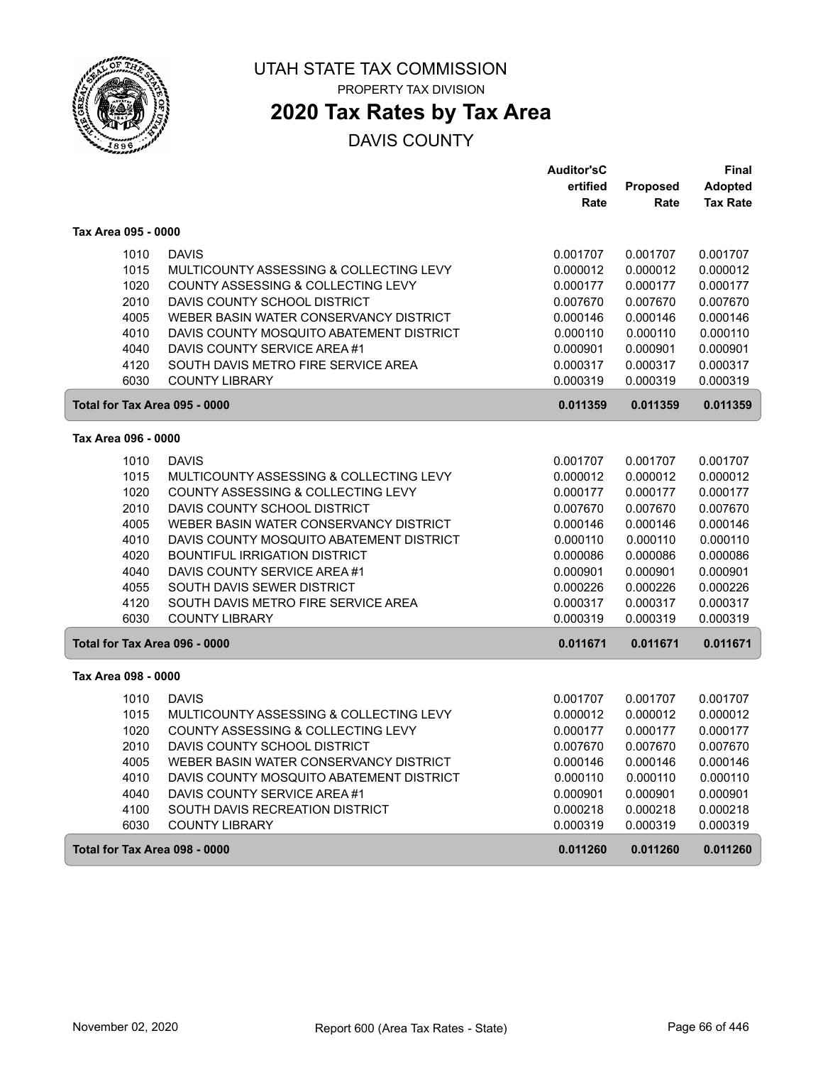# UTAH STATE TAX COMMISSION

PROPERTY TAX DIVISION

## 2020 Tax Rates by Tax Area

DAVIS COUNTY

| | | Auditor'sCertified Rate | Proposed Rate | Final Adopted Tax Rate |
|---|---|---|---|---|
| **Tax Area 095 - 0000** | | | | |
| 1010 | DAVIS | 0.001707 | 0.001707 | 0.001707 |
| 1015 | MULTICOUNTY ASSESSING & COLLECTING LEVY | 0.000012 | 0.000012 | 0.000012 |
| 1020 | COUNTY ASSESSING & COLLECTING LEVY | 0.000177 | 0.000177 | 0.000177 |
| 2010 | DAVIS COUNTY SCHOOL DISTRICT | 0.007670 | 0.007670 | 0.007670 |
| 4005 | WEBER BASIN WATER CONSERVANCY DISTRICT | 0.000146 | 0.000146 | 0.000146 |
| 4010 | DAVIS COUNTY MOSQUITO ABATEMENT DISTRICT | 0.000110 | 0.000110 | 0.000110 |
| 4040 | DAVIS COUNTY SERVICE AREA #1 | 0.000901 | 0.000901 | 0.000901 |
| 4120 | SOUTH DAVIS METRO FIRE SERVICE AREA | 0.000317 | 0.000317 | 0.000317 |
| 6030 | COUNTY LIBRARY | 0.000319 | 0.000319 | 0.000319 |
| **Total for Tax Area 095 - 0000** | | **0.011359** | **0.011359** | **0.011359** |
| **Tax Area 096 - 0000** | | | | |
| 1010 | DAVIS | 0.001707 | 0.001707 | 0.001707 |
| 1015 | MULTICOUNTY ASSESSING & COLLECTING LEVY | 0.000012 | 0.000012 | 0.000012 |
| 1020 | COUNTY ASSESSING & COLLECTING LEVY | 0.000177 | 0.000177 | 0.000177 |
| 2010 | DAVIS COUNTY SCHOOL DISTRICT | 0.007670 | 0.007670 | 0.007670 |
| 4005 | WEBER BASIN WATER CONSERVANCY DISTRICT | 0.000146 | 0.000146 | 0.000146 |
| 4010 | DAVIS COUNTY MOSQUITO ABATEMENT DISTRICT | 0.000110 | 0.000110 | 0.000110 |
| 4020 | BOUNTIFUL IRRIGATION DISTRICT | 0.000086 | 0.000086 | 0.000086 |
| 4040 | DAVIS COUNTY SERVICE AREA #1 | 0.000901 | 0.000901 | 0.000901 |
| 4055 | SOUTH DAVIS SEWER DISTRICT | 0.000226 | 0.000226 | 0.000226 |
| 4120 | SOUTH DAVIS METRO FIRE SERVICE AREA | 0.000317 | 0.000317 | 0.000317 |
| 6030 | COUNTY LIBRARY | 0.000319 | 0.000319 | 0.000319 |
| **Total for Tax Area 096 - 0000** | | **0.011671** | **0.011671** | **0.011671** |
| **Tax Area 098 - 0000** | | | | |
| 1010 | DAVIS | 0.001707 | 0.001707 | 0.001707 |
| 1015 | MULTICOUNTY ASSESSING & COLLECTING LEVY | 0.000012 | 0.000012 | 0.000012 |
| 1020 | COUNTY ASSESSING & COLLECTING LEVY | 0.000177 | 0.000177 | 0.000177 |
| 2010 | DAVIS COUNTY SCHOOL DISTRICT | 0.007670 | 0.007670 | 0.007670 |
| 4005 | WEBER BASIN WATER CONSERVANCY DISTRICT | 0.000146 | 0.000146 | 0.000146 |
| 4010 | DAVIS COUNTY MOSQUITO ABATEMENT DISTRICT | 0.000110 | 0.000110 | 0.000110 |
| 4040 | DAVIS COUNTY SERVICE AREA #1 | 0.000901 | 0.000901 | 0.000901 |
| 4100 | SOUTH DAVIS RECREATION DISTRICT | 0.000218 | 0.000218 | 0.000218 |
| 6030 | COUNTY LIBRARY | 0.000319 | 0.000319 | 0.000319 |
| **Total for Tax Area 098 - 0000** | | **0.011260** | **0.011260** | **0.011260** |

November 02, 2020 — Report 600 (Area Tax Rates - State)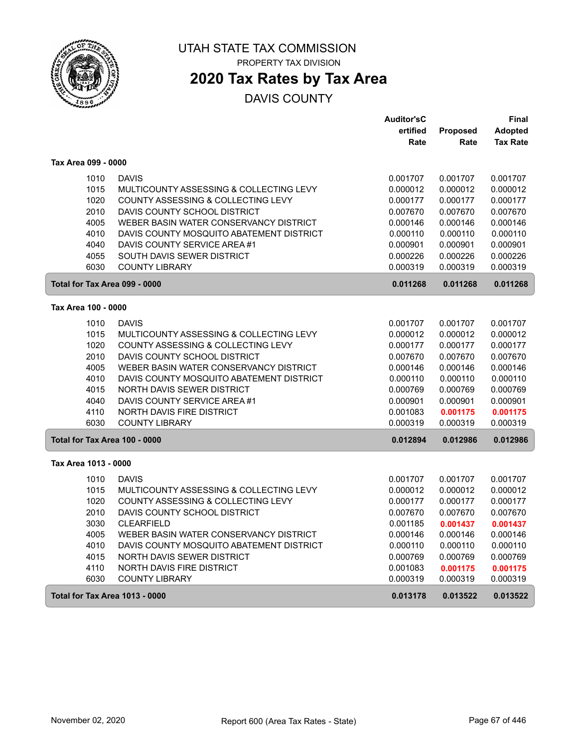# UTAH STATE TAX COMMISSION

PROPERTY TAX DIVISION

## 2020 Tax Rates by Tax Area

DAVIS COUNTY

| | | Auditor's Certified Rate | Proposed Rate | Final Adopted Tax Rate |
|---|---|---|---|---|
| **Tax Area 099 - 0000** | | | | |
| 1010 | DAVIS | 0.001707 | 0.001707 | 0.001707 |
| 1015 | MULTICOUNTY ASSESSING & COLLECTING LEVY | 0.000012 | 0.000012 | 0.000012 |
| 1020 | COUNTY ASSESSING & COLLECTING LEVY | 0.000177 | 0.000177 | 0.000177 |
| 2010 | DAVIS COUNTY SCHOOL DISTRICT | 0.007670 | 0.007670 | 0.007670 |
| 4005 | WEBER BASIN WATER CONSERVANCY DISTRICT | 0.000146 | 0.000146 | 0.000146 |
| 4010 | DAVIS COUNTY MOSQUITO ABATEMENT DISTRICT | 0.000110 | 0.000110 | 0.000110 |
| 4040 | DAVIS COUNTY SERVICE AREA #1 | 0.000901 | 0.000901 | 0.000901 |
| 4055 | SOUTH DAVIS SEWER DISTRICT | 0.000226 | 0.000226 | 0.000226 |
| 6030 | COUNTY LIBRARY | 0.000319 | 0.000319 | 0.000319 |
| **Total for Tax Area 099 - 0000** | | **0.011268** | **0.011268** | **0.011268** |
| **Tax Area 100 - 0000** | | | | |
| 1010 | DAVIS | 0.001707 | 0.001707 | 0.001707 |
| 1015 | MULTICOUNTY ASSESSING & COLLECTING LEVY | 0.000012 | 0.000012 | 0.000012 |
| 1020 | COUNTY ASSESSING & COLLECTING LEVY | 0.000177 | 0.000177 | 0.000177 |
| 2010 | DAVIS COUNTY SCHOOL DISTRICT | 0.007670 | 0.007670 | 0.007670 |
| 4005 | WEBER BASIN WATER CONSERVANCY DISTRICT | 0.000146 | 0.000146 | 0.000146 |
| 4010 | DAVIS COUNTY MOSQUITO ABATEMENT DISTRICT | 0.000110 | 0.000110 | 0.000110 |
| 4015 | NORTH DAVIS SEWER DISTRICT | 0.000769 | 0.000769 | 0.000769 |
| 4040 | DAVIS COUNTY SERVICE AREA #1 | 0.000901 | 0.000901 | 0.000901 |
| 4110 | NORTH DAVIS FIRE DISTRICT | 0.001083 | **0.001175** | **0.001175** |
| 6030 | COUNTY LIBRARY | 0.000319 | 0.000319 | 0.000319 |
| **Total for Tax Area 100 - 0000** | | **0.012894** | **0.012986** | **0.012986** |
| **Tax Area 1013 - 0000** | | | | |
| 1010 | DAVIS | 0.001707 | 0.001707 | 0.001707 |
| 1015 | MULTICOUNTY ASSESSING & COLLECTING LEVY | 0.000012 | 0.000012 | 0.000012 |
| 1020 | COUNTY ASSESSING & COLLECTING LEVY | 0.000177 | 0.000177 | 0.000177 |
| 2010 | DAVIS COUNTY SCHOOL DISTRICT | 0.007670 | 0.007670 | 0.007670 |
| 3030 | CLEARFIELD | 0.001185 | **0.001437** | **0.001437** |
| 4005 | WEBER BASIN WATER CONSERVANCY DISTRICT | 0.000146 | 0.000146 | 0.000146 |
| 4010 | DAVIS COUNTY MOSQUITO ABATEMENT DISTRICT | 0.000110 | 0.000110 | 0.000110 |
| 4015 | NORTH DAVIS SEWER DISTRICT | 0.000769 | 0.000769 | 0.000769 |
| 4110 | NORTH DAVIS FIRE DISTRICT | 0.001083 | **0.001175** | **0.001175** |
| 6030 | COUNTY LIBRARY | 0.000319 | 0.000319 | 0.000319 |
| **Total for Tax Area 1013 - 0000** | | **0.013178** | **0.013522** | **0.013522** |

November 02, 2020 — Report 600 (Area Tax Rates - State)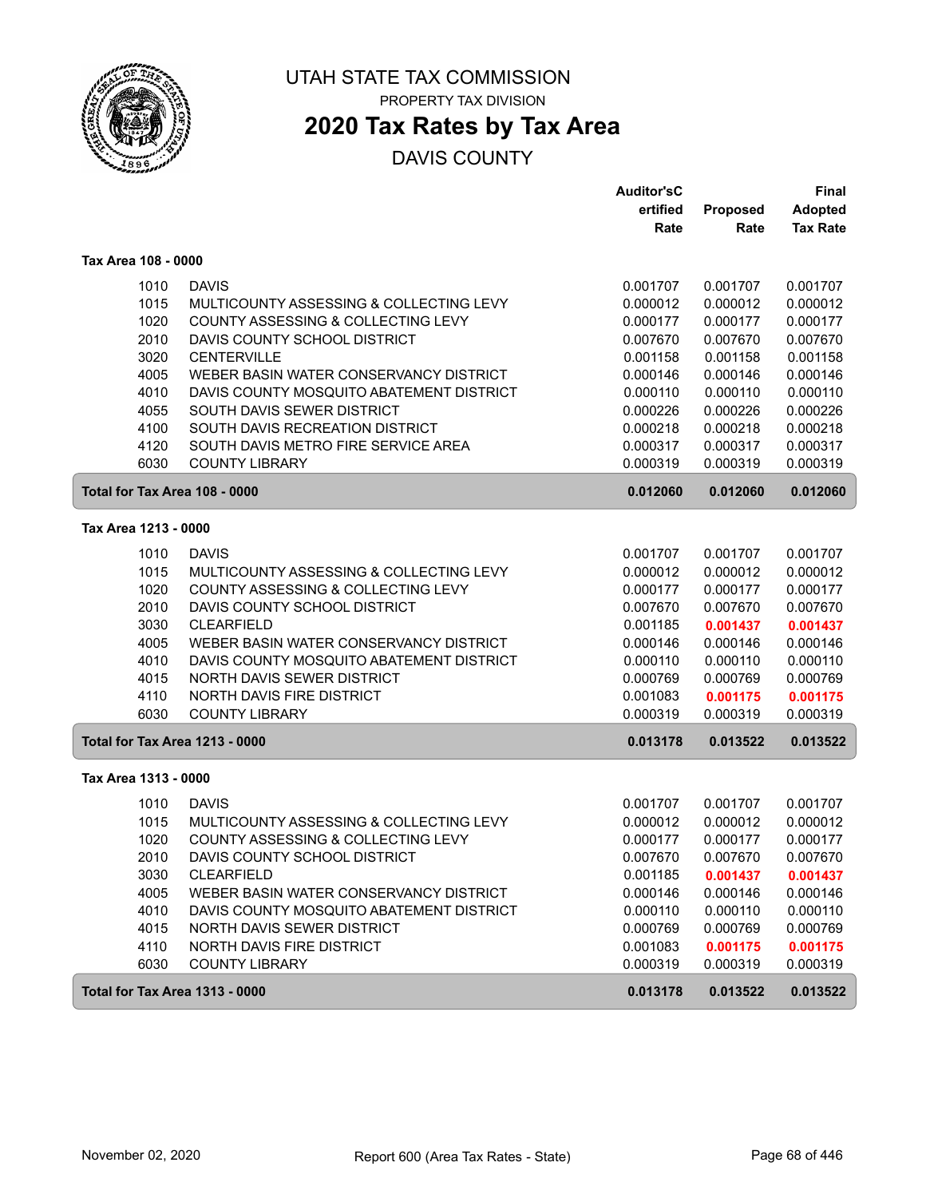# UTAH STATE TAX COMMISSION

PROPERTY TAX DIVISION

## 2020 Tax Rates by Tax Area

DAVIS COUNTY

| | | Auditor'sCertified Rate | Proposed Rate | Final Adopted Tax Rate |
|---|---|---|---|---|
| **Tax Area 108 - 0000** | | | | |
| 1010 | DAVIS | 0.001707 | 0.001707 | 0.001707 |
| 1015 | MULTICOUNTY ASSESSING & COLLECTING LEVY | 0.000012 | 0.000012 | 0.000012 |
| 1020 | COUNTY ASSESSING & COLLECTING LEVY | 0.000177 | 0.000177 | 0.000177 |
| 2010 | DAVIS COUNTY SCHOOL DISTRICT | 0.007670 | 0.007670 | 0.007670 |
| 3020 | CENTERVILLE | 0.001158 | 0.001158 | 0.001158 |
| 4005 | WEBER BASIN WATER CONSERVANCY DISTRICT | 0.000146 | 0.000146 | 0.000146 |
| 4010 | DAVIS COUNTY MOSQUITO ABATEMENT DISTRICT | 0.000110 | 0.000110 | 0.000110 |
| 4055 | SOUTH DAVIS SEWER DISTRICT | 0.000226 | 0.000226 | 0.000226 |
| 4100 | SOUTH DAVIS RECREATION DISTRICT | 0.000218 | 0.000218 | 0.000218 |
| 4120 | SOUTH DAVIS METRO FIRE SERVICE AREA | 0.000317 | 0.000317 | 0.000317 |
| 6030 | COUNTY LIBRARY | 0.000319 | 0.000319 | 0.000319 |
| **Total for Tax Area 108 - 0000** | | **0.012060** | **0.012060** | **0.012060** |
| **Tax Area 1213 - 0000** | | | | |
| 1010 | DAVIS | 0.001707 | 0.001707 | 0.001707 |
| 1015 | MULTICOUNTY ASSESSING & COLLECTING LEVY | 0.000012 | 0.000012 | 0.000012 |
| 1020 | COUNTY ASSESSING & COLLECTING LEVY | 0.000177 | 0.000177 | 0.000177 |
| 2010 | DAVIS COUNTY SCHOOL DISTRICT | 0.007670 | 0.007670 | 0.007670 |
| 3030 | CLEARFIELD | 0.001185 | **0.001437** | **0.001437** |
| 4005 | WEBER BASIN WATER CONSERVANCY DISTRICT | 0.000146 | 0.000146 | 0.000146 |
| 4010 | DAVIS COUNTY MOSQUITO ABATEMENT DISTRICT | 0.000110 | 0.000110 | 0.000110 |
| 4015 | NORTH DAVIS SEWER DISTRICT | 0.000769 | 0.000769 | 0.000769 |
| 4110 | NORTH DAVIS FIRE DISTRICT | 0.001083 | **0.001175** | **0.001175** |
| 6030 | COUNTY LIBRARY | 0.000319 | 0.000319 | 0.000319 |
| **Total for Tax Area 1213 - 0000** | | **0.013178** | **0.013522** | **0.013522** |
| **Tax Area 1313 - 0000** | | | | |
| 1010 | DAVIS | 0.001707 | 0.001707 | 0.001707 |
| 1015 | MULTICOUNTY ASSESSING & COLLECTING LEVY | 0.000012 | 0.000012 | 0.000012 |
| 1020 | COUNTY ASSESSING & COLLECTING LEVY | 0.000177 | 0.000177 | 0.000177 |
| 2010 | DAVIS COUNTY SCHOOL DISTRICT | 0.007670 | 0.007670 | 0.007670 |
| 3030 | CLEARFIELD | 0.001185 | **0.001437** | **0.001437** |
| 4005 | WEBER BASIN WATER CONSERVANCY DISTRICT | 0.000146 | 0.000146 | 0.000146 |
| 4010 | DAVIS COUNTY MOSQUITO ABATEMENT DISTRICT | 0.000110 | 0.000110 | 0.000110 |
| 4015 | NORTH DAVIS SEWER DISTRICT | 0.000769 | 0.000769 | 0.000769 |
| 4110 | NORTH DAVIS FIRE DISTRICT | 0.001083 | **0.001175** | **0.001175** |
| 6030 | COUNTY LIBRARY | 0.000319 | 0.000319 | 0.000319 |
| **Total for Tax Area 1313 - 0000** | | **0.013178** | **0.013522** | **0.013522** |

November 02, 2020 — Report 600 (Area Tax Rates - State)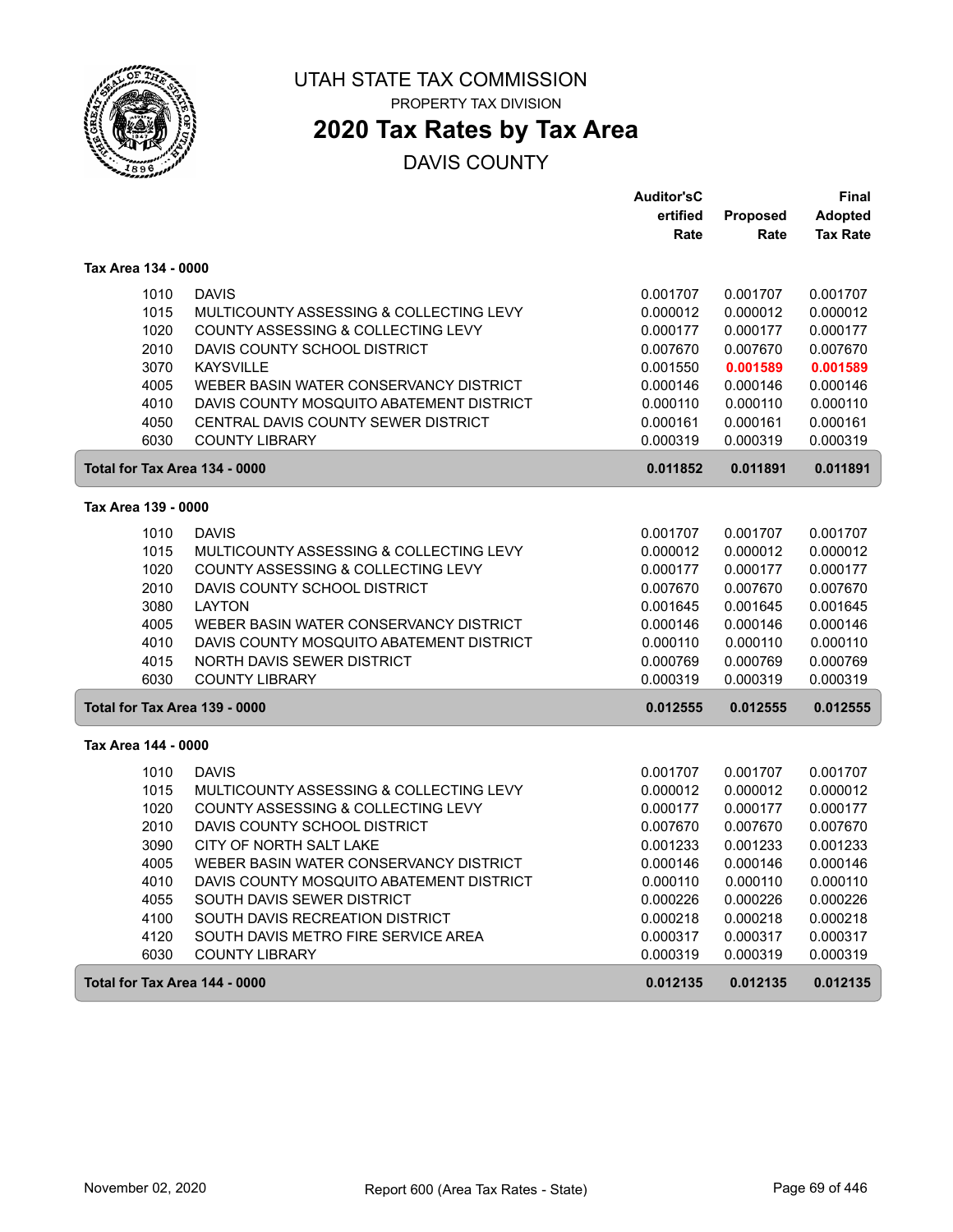# UTAH STATE TAX COMMISSION

PROPERTY TAX DIVISION

## 2020 Tax Rates by Tax Area

DAVIS COUNTY

| | | Auditor'sCertified Rate | Proposed Rate | Final Adopted Tax Rate |
|---|---|---|---|---|
| **Tax Area 134 - 0000** | | | | |
| 1010 | DAVIS | 0.001707 | 0.001707 | 0.001707 |
| 1015 | MULTICOUNTY ASSESSING & COLLECTING LEVY | 0.000012 | 0.000012 | 0.000012 |
| 1020 | COUNTY ASSESSING & COLLECTING LEVY | 0.000177 | 0.000177 | 0.000177 |
| 2010 | DAVIS COUNTY SCHOOL DISTRICT | 0.007670 | 0.007670 | 0.007670 |
| 3070 | KAYSVILLE | 0.001550 | **0.001589** | **0.001589** |
| 4005 | WEBER BASIN WATER CONSERVANCY DISTRICT | 0.000146 | 0.000146 | 0.000146 |
| 4010 | DAVIS COUNTY MOSQUITO ABATEMENT DISTRICT | 0.000110 | 0.000110 | 0.000110 |
| 4050 | CENTRAL DAVIS COUNTY SEWER DISTRICT | 0.000161 | 0.000161 | 0.000161 |
| 6030 | COUNTY LIBRARY | 0.000319 | 0.000319 | 0.000319 |
| **Total for Tax Area 134 - 0000** | | **0.011852** | **0.011891** | **0.011891** |
| **Tax Area 139 - 0000** | | | | |
| 1010 | DAVIS | 0.001707 | 0.001707 | 0.001707 |
| 1015 | MULTICOUNTY ASSESSING & COLLECTING LEVY | 0.000012 | 0.000012 | 0.000012 |
| 1020 | COUNTY ASSESSING & COLLECTING LEVY | 0.000177 | 0.000177 | 0.000177 |
| 2010 | DAVIS COUNTY SCHOOL DISTRICT | 0.007670 | 0.007670 | 0.007670 |
| 3080 | LAYTON | 0.001645 | 0.001645 | 0.001645 |
| 4005 | WEBER BASIN WATER CONSERVANCY DISTRICT | 0.000146 | 0.000146 | 0.000146 |
| 4010 | DAVIS COUNTY MOSQUITO ABATEMENT DISTRICT | 0.000110 | 0.000110 | 0.000110 |
| 4015 | NORTH DAVIS SEWER DISTRICT | 0.000769 | 0.000769 | 0.000769 |
| 6030 | COUNTY LIBRARY | 0.000319 | 0.000319 | 0.000319 |
| **Total for Tax Area 139 - 0000** | | **0.012555** | **0.012555** | **0.012555** |
| **Tax Area 144 - 0000** | | | | |
| 1010 | DAVIS | 0.001707 | 0.001707 | 0.001707 |
| 1015 | MULTICOUNTY ASSESSING & COLLECTING LEVY | 0.000012 | 0.000012 | 0.000012 |
| 1020 | COUNTY ASSESSING & COLLECTING LEVY | 0.000177 | 0.000177 | 0.000177 |
| 2010 | DAVIS COUNTY SCHOOL DISTRICT | 0.007670 | 0.007670 | 0.007670 |
| 3090 | CITY OF NORTH SALT LAKE | 0.001233 | 0.001233 | 0.001233 |
| 4005 | WEBER BASIN WATER CONSERVANCY DISTRICT | 0.000146 | 0.000146 | 0.000146 |
| 4010 | DAVIS COUNTY MOSQUITO ABATEMENT DISTRICT | 0.000110 | 0.000110 | 0.000110 |
| 4055 | SOUTH DAVIS SEWER DISTRICT | 0.000226 | 0.000226 | 0.000226 |
| 4100 | SOUTH DAVIS RECREATION DISTRICT | 0.000218 | 0.000218 | 0.000218 |
| 4120 | SOUTH DAVIS METRO FIRE SERVICE AREA | 0.000317 | 0.000317 | 0.000317 |
| 6030 | COUNTY LIBRARY | 0.000319 | 0.000319 | 0.000319 |
| **Total for Tax Area 144 - 0000** | | **0.012135** | **0.012135** | **0.012135** |

November 02, 2020 Report 600 (Area Tax Rates - State)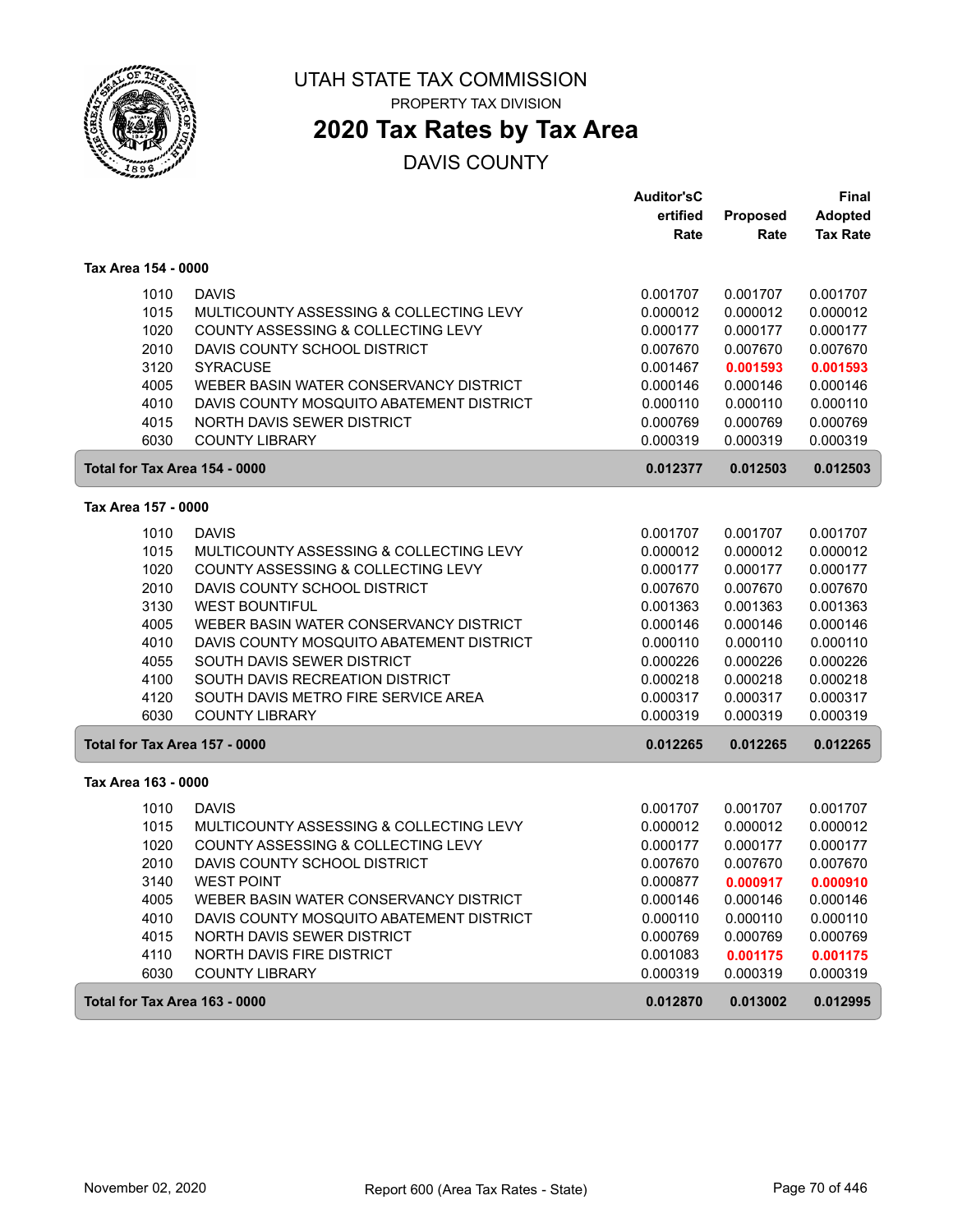# UTAH STATE TAX COMMISSION

PROPERTY TAX DIVISION

## 2020 Tax Rates by Tax Area

DAVIS COUNTY

| | | Auditor's Certified Rate | Proposed Rate | Final Adopted Tax Rate |
|---|---|---|---|---|
| **Tax Area 154 - 0000** | | | | |
| 1010 | DAVIS | 0.001707 | 0.001707 | 0.001707 |
| 1015 | MULTICOUNTY ASSESSING & COLLECTING LEVY | 0.000012 | 0.000012 | 0.000012 |
| 1020 | COUNTY ASSESSING & COLLECTING LEVY | 0.000177 | 0.000177 | 0.000177 |
| 2010 | DAVIS COUNTY SCHOOL DISTRICT | 0.007670 | 0.007670 | 0.007670 |
| 3120 | SYRACUSE | 0.001467 | **0.001593** | **0.001593** |
| 4005 | WEBER BASIN WATER CONSERVANCY DISTRICT | 0.000146 | 0.000146 | 0.000146 |
| 4010 | DAVIS COUNTY MOSQUITO ABATEMENT DISTRICT | 0.000110 | 0.000110 | 0.000110 |
| 4015 | NORTH DAVIS SEWER DISTRICT | 0.000769 | 0.000769 | 0.000769 |
| 6030 | COUNTY LIBRARY | 0.000319 | 0.000319 | 0.000319 |
| **Total for Tax Area 154 - 0000** | | **0.012377** | **0.012503** | **0.012503** |
| **Tax Area 157 - 0000** | | | | |
| 1010 | DAVIS | 0.001707 | 0.001707 | 0.001707 |
| 1015 | MULTICOUNTY ASSESSING & COLLECTING LEVY | 0.000012 | 0.000012 | 0.000012 |
| 1020 | COUNTY ASSESSING & COLLECTING LEVY | 0.000177 | 0.000177 | 0.000177 |
| 2010 | DAVIS COUNTY SCHOOL DISTRICT | 0.007670 | 0.007670 | 0.007670 |
| 3130 | WEST BOUNTIFUL | 0.001363 | 0.001363 | 0.001363 |
| 4005 | WEBER BASIN WATER CONSERVANCY DISTRICT | 0.000146 | 0.000146 | 0.000146 |
| 4010 | DAVIS COUNTY MOSQUITO ABATEMENT DISTRICT | 0.000110 | 0.000110 | 0.000110 |
| 4055 | SOUTH DAVIS SEWER DISTRICT | 0.000226 | 0.000226 | 0.000226 |
| 4100 | SOUTH DAVIS RECREATION DISTRICT | 0.000218 | 0.000218 | 0.000218 |
| 4120 | SOUTH DAVIS METRO FIRE SERVICE AREA | 0.000317 | 0.000317 | 0.000317 |
| 6030 | COUNTY LIBRARY | 0.000319 | 0.000319 | 0.000319 |
| **Total for Tax Area 157 - 0000** | | **0.012265** | **0.012265** | **0.012265** |
| **Tax Area 163 - 0000** | | | | |
| 1010 | DAVIS | 0.001707 | 0.001707 | 0.001707 |
| 1015 | MULTICOUNTY ASSESSING & COLLECTING LEVY | 0.000012 | 0.000012 | 0.000012 |
| 1020 | COUNTY ASSESSING & COLLECTING LEVY | 0.000177 | 0.000177 | 0.000177 |
| 2010 | DAVIS COUNTY SCHOOL DISTRICT | 0.007670 | 0.007670 | 0.007670 |
| 3140 | WEST POINT | 0.000877 | **0.000917** | **0.000910** |
| 4005 | WEBER BASIN WATER CONSERVANCY DISTRICT | 0.000146 | 0.000146 | 0.000146 |
| 4010 | DAVIS COUNTY MOSQUITO ABATEMENT DISTRICT | 0.000110 | 0.000110 | 0.000110 |
| 4015 | NORTH DAVIS SEWER DISTRICT | 0.000769 | 0.000769 | 0.000769 |
| 4110 | NORTH DAVIS FIRE DISTRICT | 0.001083 | **0.001175** | **0.001175** |
| 6030 | COUNTY LIBRARY | 0.000319 | 0.000319 | 0.000319 |
| **Total for Tax Area 163 - 0000** | | **0.012870** | **0.013002** | **0.012995** |

November 02, 2020 — Report 600 (Area Tax Rates - State)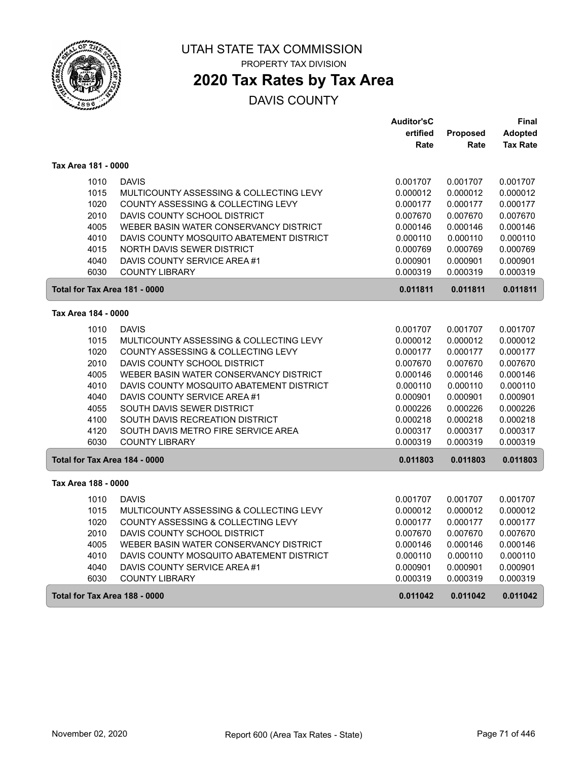# UTAH STATE TAX COMMISSION

PROPERTY TAX DIVISION

## 2020 Tax Rates by Tax Area

DAVIS COUNTY

| | | Auditor'sCertified Rate | Proposed Rate | Final Adopted Tax Rate |
|---|---|---|---|---|
| **Tax Area 181 - 0000** | | | | |
| 1010 | DAVIS | 0.001707 | 0.001707 | 0.001707 |
| 1015 | MULTICOUNTY ASSESSING & COLLECTING LEVY | 0.000012 | 0.000012 | 0.000012 |
| 1020 | COUNTY ASSESSING & COLLECTING LEVY | 0.000177 | 0.000177 | 0.000177 |
| 2010 | DAVIS COUNTY SCHOOL DISTRICT | 0.007670 | 0.007670 | 0.007670 |
| 4005 | WEBER BASIN WATER CONSERVANCY DISTRICT | 0.000146 | 0.000146 | 0.000146 |
| 4010 | DAVIS COUNTY MOSQUITO ABATEMENT DISTRICT | 0.000110 | 0.000110 | 0.000110 |
| 4015 | NORTH DAVIS SEWER DISTRICT | 0.000769 | 0.000769 | 0.000769 |
| 4040 | DAVIS COUNTY SERVICE AREA #1 | 0.000901 | 0.000901 | 0.000901 |
| 6030 | COUNTY LIBRARY | 0.000319 | 0.000319 | 0.000319 |
| **Total for Tax Area 181 - 0000** | | **0.011811** | **0.011811** | **0.011811** |
| **Tax Area 184 - 0000** | | | | |
| 1010 | DAVIS | 0.001707 | 0.001707 | 0.001707 |
| 1015 | MULTICOUNTY ASSESSING & COLLECTING LEVY | 0.000012 | 0.000012 | 0.000012 |
| 1020 | COUNTY ASSESSING & COLLECTING LEVY | 0.000177 | 0.000177 | 0.000177 |
| 2010 | DAVIS COUNTY SCHOOL DISTRICT | 0.007670 | 0.007670 | 0.007670 |
| 4005 | WEBER BASIN WATER CONSERVANCY DISTRICT | 0.000146 | 0.000146 | 0.000146 |
| 4010 | DAVIS COUNTY MOSQUITO ABATEMENT DISTRICT | 0.000110 | 0.000110 | 0.000110 |
| 4040 | DAVIS COUNTY SERVICE AREA #1 | 0.000901 | 0.000901 | 0.000901 |
| 4055 | SOUTH DAVIS SEWER DISTRICT | 0.000226 | 0.000226 | 0.000226 |
| 4100 | SOUTH DAVIS RECREATION DISTRICT | 0.000218 | 0.000218 | 0.000218 |
| 4120 | SOUTH DAVIS METRO FIRE SERVICE AREA | 0.000317 | 0.000317 | 0.000317 |
| 6030 | COUNTY LIBRARY | 0.000319 | 0.000319 | 0.000319 |
| **Total for Tax Area 184 - 0000** | | **0.011803** | **0.011803** | **0.011803** |
| **Tax Area 188 - 0000** | | | | |
| 1010 | DAVIS | 0.001707 | 0.001707 | 0.001707 |
| 1015 | MULTICOUNTY ASSESSING & COLLECTING LEVY | 0.000012 | 0.000012 | 0.000012 |
| 1020 | COUNTY ASSESSING & COLLECTING LEVY | 0.000177 | 0.000177 | 0.000177 |
| 2010 | DAVIS COUNTY SCHOOL DISTRICT | 0.007670 | 0.007670 | 0.007670 |
| 4005 | WEBER BASIN WATER CONSERVANCY DISTRICT | 0.000146 | 0.000146 | 0.000146 |
| 4010 | DAVIS COUNTY MOSQUITO ABATEMENT DISTRICT | 0.000110 | 0.000110 | 0.000110 |
| 4040 | DAVIS COUNTY SERVICE AREA #1 | 0.000901 | 0.000901 | 0.000901 |
| 6030 | COUNTY LIBRARY | 0.000319 | 0.000319 | 0.000319 |
| **Total for Tax Area 188 - 0000** | | **0.011042** | **0.011042** | **0.011042** |

November 02, 2020 — Report 600 (Area Tax Rates - State)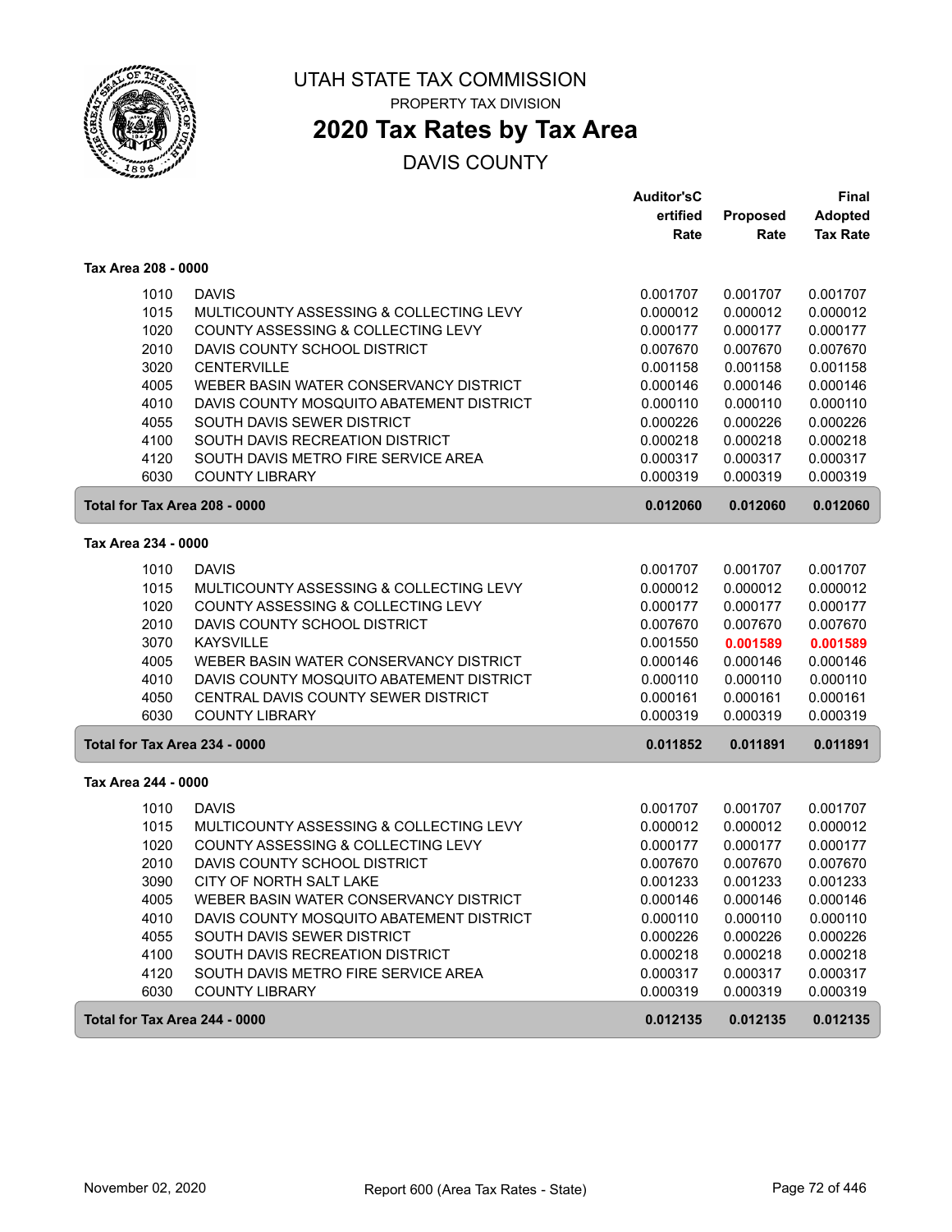# UTAH STATE TAX COMMISSION

PROPERTY TAX DIVISION

## 2020 Tax Rates by Tax Area

DAVIS COUNTY

| | | Auditor's Certified Rate | Proposed Rate | Final Adopted Tax Rate |
|---|---|---|---|---|
| **Tax Area 208 - 0000** | | | | |
| 1010 | DAVIS | 0.001707 | 0.001707 | 0.001707 |
| 1015 | MULTICOUNTY ASSESSING & COLLECTING LEVY | 0.000012 | 0.000012 | 0.000012 |
| 1020 | COUNTY ASSESSING & COLLECTING LEVY | 0.000177 | 0.000177 | 0.000177 |
| 2010 | DAVIS COUNTY SCHOOL DISTRICT | 0.007670 | 0.007670 | 0.007670 |
| 3020 | CENTERVILLE | 0.001158 | 0.001158 | 0.001158 |
| 4005 | WEBER BASIN WATER CONSERVANCY DISTRICT | 0.000146 | 0.000146 | 0.000146 |
| 4010 | DAVIS COUNTY MOSQUITO ABATEMENT DISTRICT | 0.000110 | 0.000110 | 0.000110 |
| 4055 | SOUTH DAVIS SEWER DISTRICT | 0.000226 | 0.000226 | 0.000226 |
| 4100 | SOUTH DAVIS RECREATION DISTRICT | 0.000218 | 0.000218 | 0.000218 |
| 4120 | SOUTH DAVIS METRO FIRE SERVICE AREA | 0.000317 | 0.000317 | 0.000317 |
| 6030 | COUNTY LIBRARY | 0.000319 | 0.000319 | 0.000319 |
| **Total for Tax Area 208 - 0000** | | **0.012060** | **0.012060** | **0.012060** |
| **Tax Area 234 - 0000** | | | | |
| 1010 | DAVIS | 0.001707 | 0.001707 | 0.001707 |
| 1015 | MULTICOUNTY ASSESSING & COLLECTING LEVY | 0.000012 | 0.000012 | 0.000012 |
| 1020 | COUNTY ASSESSING & COLLECTING LEVY | 0.000177 | 0.000177 | 0.000177 |
| 2010 | DAVIS COUNTY SCHOOL DISTRICT | 0.007670 | 0.007670 | 0.007670 |
| 3070 | KAYSVILLE | 0.001550 | **0.001589** | **0.001589** |
| 4005 | WEBER BASIN WATER CONSERVANCY DISTRICT | 0.000146 | 0.000146 | 0.000146 |
| 4010 | DAVIS COUNTY MOSQUITO ABATEMENT DISTRICT | 0.000110 | 0.000110 | 0.000110 |
| 4050 | CENTRAL DAVIS COUNTY SEWER DISTRICT | 0.000161 | 0.000161 | 0.000161 |
| 6030 | COUNTY LIBRARY | 0.000319 | 0.000319 | 0.000319 |
| **Total for Tax Area 234 - 0000** | | **0.011852** | **0.011891** | **0.011891** |
| **Tax Area 244 - 0000** | | | | |
| 1010 | DAVIS | 0.001707 | 0.001707 | 0.001707 |
| 1015 | MULTICOUNTY ASSESSING & COLLECTING LEVY | 0.000012 | 0.000012 | 0.000012 |
| 1020 | COUNTY ASSESSING & COLLECTING LEVY | 0.000177 | 0.000177 | 0.000177 |
| 2010 | DAVIS COUNTY SCHOOL DISTRICT | 0.007670 | 0.007670 | 0.007670 |
| 3090 | CITY OF NORTH SALT LAKE | 0.001233 | 0.001233 | 0.001233 |
| 4005 | WEBER BASIN WATER CONSERVANCY DISTRICT | 0.000146 | 0.000146 | 0.000146 |
| 4010 | DAVIS COUNTY MOSQUITO ABATEMENT DISTRICT | 0.000110 | 0.000110 | 0.000110 |
| 4055 | SOUTH DAVIS SEWER DISTRICT | 0.000226 | 0.000226 | 0.000226 |
| 4100 | SOUTH DAVIS RECREATION DISTRICT | 0.000218 | 0.000218 | 0.000218 |
| 4120 | SOUTH DAVIS METRO FIRE SERVICE AREA | 0.000317 | 0.000317 | 0.000317 |
| 6030 | COUNTY LIBRARY | 0.000319 | 0.000319 | 0.000319 |
| **Total for Tax Area 244 - 0000** | | **0.012135** | **0.012135** | **0.012135** |

November 02, 2020 — Report 600 (Area Tax Rates - State)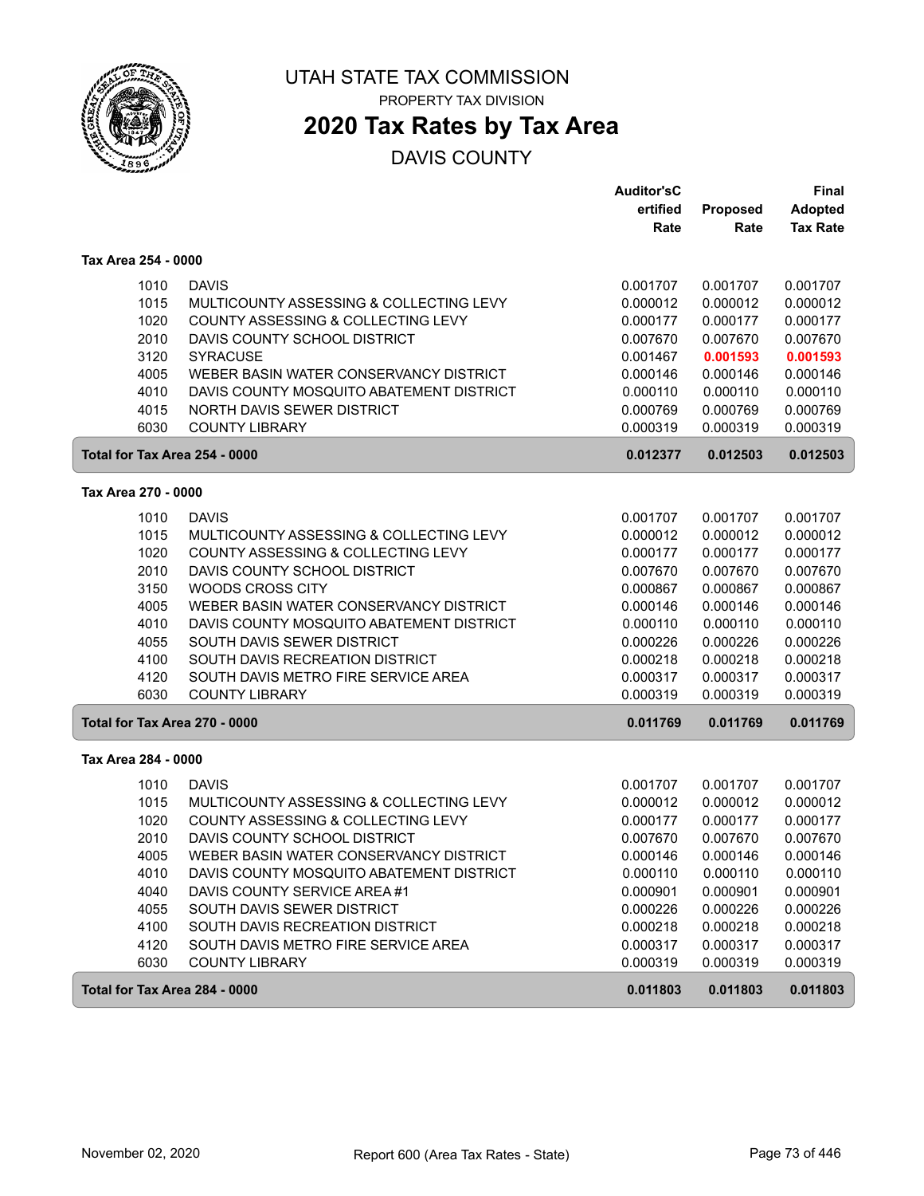# UTAH STATE TAX COMMISSION

PROPERTY TAX DIVISION

## 2020 Tax Rates by Tax Area

DAVIS COUNTY

| | | Auditor'sCertified Rate | Proposed Rate | Final Adopted Tax Rate |
|---|---|---|---|---|
| **Tax Area 254 - 0000** | | | | |
| 1010 | DAVIS | 0.001707 | 0.001707 | 0.001707 |
| 1015 | MULTICOUNTY ASSESSING & COLLECTING LEVY | 0.000012 | 0.000012 | 0.000012 |
| 1020 | COUNTY ASSESSING & COLLECTING LEVY | 0.000177 | 0.000177 | 0.000177 |
| 2010 | DAVIS COUNTY SCHOOL DISTRICT | 0.007670 | 0.007670 | 0.007670 |
| 3120 | SYRACUSE | 0.001467 | **0.001593** | **0.001593** |
| 4005 | WEBER BASIN WATER CONSERVANCY DISTRICT | 0.000146 | 0.000146 | 0.000146 |
| 4010 | DAVIS COUNTY MOSQUITO ABATEMENT DISTRICT | 0.000110 | 0.000110 | 0.000110 |
| 4015 | NORTH DAVIS SEWER DISTRICT | 0.000769 | 0.000769 | 0.000769 |
| 6030 | COUNTY LIBRARY | 0.000319 | 0.000319 | 0.000319 |
| **Total for Tax Area 254 - 0000** | | **0.012377** | **0.012503** | **0.012503** |
| **Tax Area 270 - 0000** | | | | |
| 1010 | DAVIS | 0.001707 | 0.001707 | 0.001707 |
| 1015 | MULTICOUNTY ASSESSING & COLLECTING LEVY | 0.000012 | 0.000012 | 0.000012 |
| 1020 | COUNTY ASSESSING & COLLECTING LEVY | 0.000177 | 0.000177 | 0.000177 |
| 2010 | DAVIS COUNTY SCHOOL DISTRICT | 0.007670 | 0.007670 | 0.007670 |
| 3150 | WOODS CROSS CITY | 0.000867 | 0.000867 | 0.000867 |
| 4005 | WEBER BASIN WATER CONSERVANCY DISTRICT | 0.000146 | 0.000146 | 0.000146 |
| 4010 | DAVIS COUNTY MOSQUITO ABATEMENT DISTRICT | 0.000110 | 0.000110 | 0.000110 |
| 4055 | SOUTH DAVIS SEWER DISTRICT | 0.000226 | 0.000226 | 0.000226 |
| 4100 | SOUTH DAVIS RECREATION DISTRICT | 0.000218 | 0.000218 | 0.000218 |
| 4120 | SOUTH DAVIS METRO FIRE SERVICE AREA | 0.000317 | 0.000317 | 0.000317 |
| 6030 | COUNTY LIBRARY | 0.000319 | 0.000319 | 0.000319 |
| **Total for Tax Area 270 - 0000** | | **0.011769** | **0.011769** | **0.011769** |
| **Tax Area 284 - 0000** | | | | |
| 1010 | DAVIS | 0.001707 | 0.001707 | 0.001707 |
| 1015 | MULTICOUNTY ASSESSING & COLLECTING LEVY | 0.000012 | 0.000012 | 0.000012 |
| 1020 | COUNTY ASSESSING & COLLECTING LEVY | 0.000177 | 0.000177 | 0.000177 |
| 2010 | DAVIS COUNTY SCHOOL DISTRICT | 0.007670 | 0.007670 | 0.007670 |
| 4005 | WEBER BASIN WATER CONSERVANCY DISTRICT | 0.000146 | 0.000146 | 0.000146 |
| 4010 | DAVIS COUNTY MOSQUITO ABATEMENT DISTRICT | 0.000110 | 0.000110 | 0.000110 |
| 4040 | DAVIS COUNTY SERVICE AREA #1 | 0.000901 | 0.000901 | 0.000901 |
| 4055 | SOUTH DAVIS SEWER DISTRICT | 0.000226 | 0.000226 | 0.000226 |
| 4100 | SOUTH DAVIS RECREATION DISTRICT | 0.000218 | 0.000218 | 0.000218 |
| 4120 | SOUTH DAVIS METRO FIRE SERVICE AREA | 0.000317 | 0.000317 | 0.000317 |
| 6030 | COUNTY LIBRARY | 0.000319 | 0.000319 | 0.000319 |
| **Total for Tax Area 284 - 0000** | | **0.011803** | **0.011803** | **0.011803** |

November 02, 2020 — Report 600 (Area Tax Rates - State)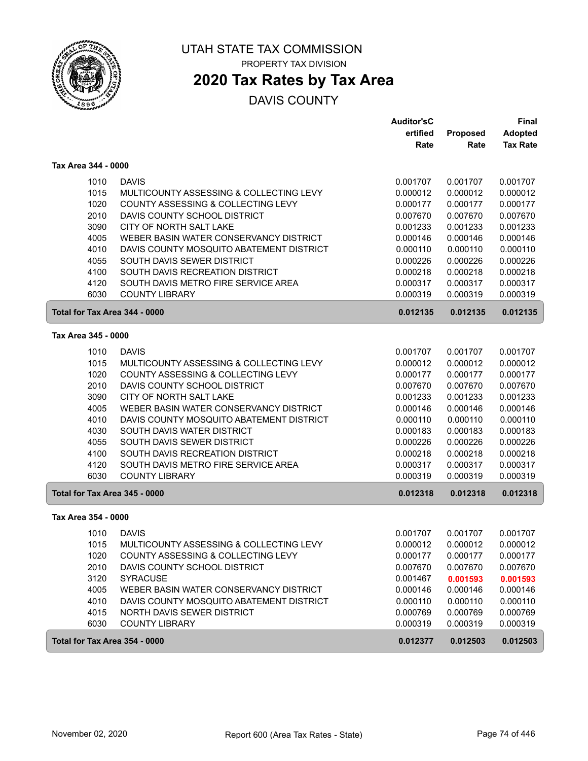# UTAH STATE TAX COMMISSION

PROPERTY TAX DIVISION

## 2020 Tax Rates by Tax Area

DAVIS COUNTY

| | | Auditor'sCertified Rate | Proposed Rate | Final Adopted Tax Rate |
|---|---|---|---|---|
| **Tax Area 344 - 0000** | | | | |
| 1010 | DAVIS | 0.001707 | 0.001707 | 0.001707 |
| 1015 | MULTICOUNTY ASSESSING & COLLECTING LEVY | 0.000012 | 0.000012 | 0.000012 |
| 1020 | COUNTY ASSESSING & COLLECTING LEVY | 0.000177 | 0.000177 | 0.000177 |
| 2010 | DAVIS COUNTY SCHOOL DISTRICT | 0.007670 | 0.007670 | 0.007670 |
| 3090 | CITY OF NORTH SALT LAKE | 0.001233 | 0.001233 | 0.001233 |
| 4005 | WEBER BASIN WATER CONSERVANCY DISTRICT | 0.000146 | 0.000146 | 0.000146 |
| 4010 | DAVIS COUNTY MOSQUITO ABATEMENT DISTRICT | 0.000110 | 0.000110 | 0.000110 |
| 4055 | SOUTH DAVIS SEWER DISTRICT | 0.000226 | 0.000226 | 0.000226 |
| 4100 | SOUTH DAVIS RECREATION DISTRICT | 0.000218 | 0.000218 | 0.000218 |
| 4120 | SOUTH DAVIS METRO FIRE SERVICE AREA | 0.000317 | 0.000317 | 0.000317 |
| 6030 | COUNTY LIBRARY | 0.000319 | 0.000319 | 0.000319 |
| **Total for Tax Area 344 - 0000** | | **0.012135** | **0.012135** | **0.012135** |
| **Tax Area 345 - 0000** | | | | |
| 1010 | DAVIS | 0.001707 | 0.001707 | 0.001707 |
| 1015 | MULTICOUNTY ASSESSING & COLLECTING LEVY | 0.000012 | 0.000012 | 0.000012 |
| 1020 | COUNTY ASSESSING & COLLECTING LEVY | 0.000177 | 0.000177 | 0.000177 |
| 2010 | DAVIS COUNTY SCHOOL DISTRICT | 0.007670 | 0.007670 | 0.007670 |
| 3090 | CITY OF NORTH SALT LAKE | 0.001233 | 0.001233 | 0.001233 |
| 4005 | WEBER BASIN WATER CONSERVANCY DISTRICT | 0.000146 | 0.000146 | 0.000146 |
| 4010 | DAVIS COUNTY MOSQUITO ABATEMENT DISTRICT | 0.000110 | 0.000110 | 0.000110 |
| 4030 | SOUTH DAVIS WATER DISTRICT | 0.000183 | 0.000183 | 0.000183 |
| 4055 | SOUTH DAVIS SEWER DISTRICT | 0.000226 | 0.000226 | 0.000226 |
| 4100 | SOUTH DAVIS RECREATION DISTRICT | 0.000218 | 0.000218 | 0.000218 |
| 4120 | SOUTH DAVIS METRO FIRE SERVICE AREA | 0.000317 | 0.000317 | 0.000317 |
| 6030 | COUNTY LIBRARY | 0.000319 | 0.000319 | 0.000319 |
| **Total for Tax Area 345 - 0000** | | **0.012318** | **0.012318** | **0.012318** |
| **Tax Area 354 - 0000** | | | | |
| 1010 | DAVIS | 0.001707 | 0.001707 | 0.001707 |
| 1015 | MULTICOUNTY ASSESSING & COLLECTING LEVY | 0.000012 | 0.000012 | 0.000012 |
| 1020 | COUNTY ASSESSING & COLLECTING LEVY | 0.000177 | 0.000177 | 0.000177 |
| 2010 | DAVIS COUNTY SCHOOL DISTRICT | 0.007670 | 0.007670 | 0.007670 |
| 3120 | SYRACUSE | 0.001467 | **0.001593** | **0.001593** |
| 4005 | WEBER BASIN WATER CONSERVANCY DISTRICT | 0.000146 | 0.000146 | 0.000146 |
| 4010 | DAVIS COUNTY MOSQUITO ABATEMENT DISTRICT | 0.000110 | 0.000110 | 0.000110 |
| 4015 | NORTH DAVIS SEWER DISTRICT | 0.000769 | 0.000769 | 0.000769 |
| 6030 | COUNTY LIBRARY | 0.000319 | 0.000319 | 0.000319 |
| **Total for Tax Area 354 - 0000** | | **0.012377** | **0.012503** | **0.012503** |

November 02, 2020 — Report 600 (Area Tax Rates - State)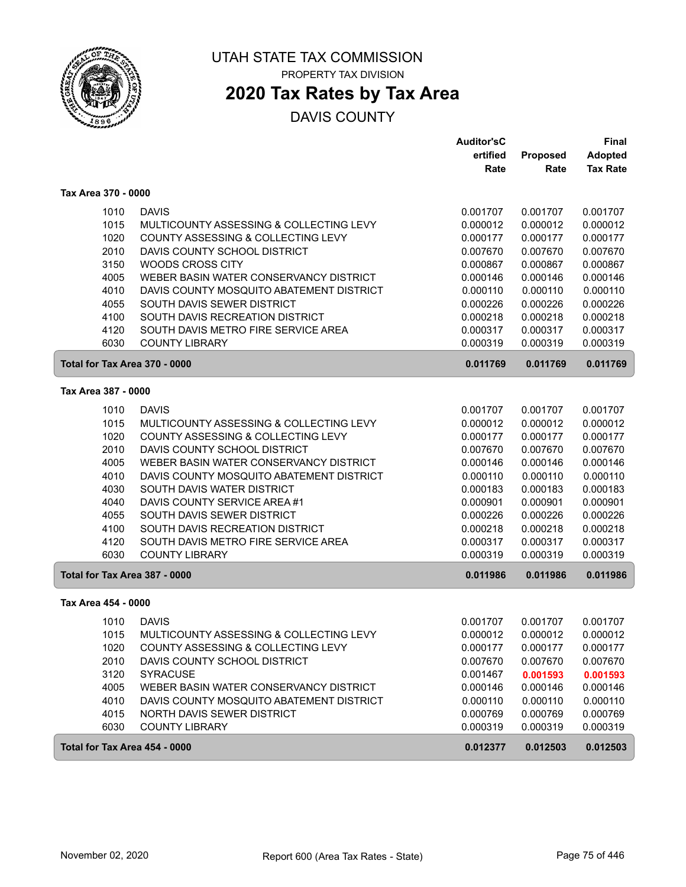# UTAH STATE TAX COMMISSION

PROPERTY TAX DIVISION

## 2020 Tax Rates by Tax Area

DAVIS COUNTY

| | | Auditor'sCertified Rate | Proposed Rate | Final Adopted Tax Rate |
|---|---|---|---|---|
| **Tax Area 370 - 0000** | | | | |
| 1010 | DAVIS | 0.001707 | 0.001707 | 0.001707 |
| 1015 | MULTICOUNTY ASSESSING & COLLECTING LEVY | 0.000012 | 0.000012 | 0.000012 |
| 1020 | COUNTY ASSESSING & COLLECTING LEVY | 0.000177 | 0.000177 | 0.000177 |
| 2010 | DAVIS COUNTY SCHOOL DISTRICT | 0.007670 | 0.007670 | 0.007670 |
| 3150 | WOODS CROSS CITY | 0.000867 | 0.000867 | 0.000867 |
| 4005 | WEBER BASIN WATER CONSERVANCY DISTRICT | 0.000146 | 0.000146 | 0.000146 |
| 4010 | DAVIS COUNTY MOSQUITO ABATEMENT DISTRICT | 0.000110 | 0.000110 | 0.000110 |
| 4055 | SOUTH DAVIS SEWER DISTRICT | 0.000226 | 0.000226 | 0.000226 |
| 4100 | SOUTH DAVIS RECREATION DISTRICT | 0.000218 | 0.000218 | 0.000218 |
| 4120 | SOUTH DAVIS METRO FIRE SERVICE AREA | 0.000317 | 0.000317 | 0.000317 |
| 6030 | COUNTY LIBRARY | 0.000319 | 0.000319 | 0.000319 |
| **Total for Tax Area 370 - 0000** | | **0.011769** | **0.011769** | **0.011769** |
| **Tax Area 387 - 0000** | | | | |
| 1010 | DAVIS | 0.001707 | 0.001707 | 0.001707 |
| 1015 | MULTICOUNTY ASSESSING & COLLECTING LEVY | 0.000012 | 0.000012 | 0.000012 |
| 1020 | COUNTY ASSESSING & COLLECTING LEVY | 0.000177 | 0.000177 | 0.000177 |
| 2010 | DAVIS COUNTY SCHOOL DISTRICT | 0.007670 | 0.007670 | 0.007670 |
| 4005 | WEBER BASIN WATER CONSERVANCY DISTRICT | 0.000146 | 0.000146 | 0.000146 |
| 4010 | DAVIS COUNTY MOSQUITO ABATEMENT DISTRICT | 0.000110 | 0.000110 | 0.000110 |
| 4030 | SOUTH DAVIS WATER DISTRICT | 0.000183 | 0.000183 | 0.000183 |
| 4040 | DAVIS COUNTY SERVICE AREA #1 | 0.000901 | 0.000901 | 0.000901 |
| 4055 | SOUTH DAVIS SEWER DISTRICT | 0.000226 | 0.000226 | 0.000226 |
| 4100 | SOUTH DAVIS RECREATION DISTRICT | 0.000218 | 0.000218 | 0.000218 |
| 4120 | SOUTH DAVIS METRO FIRE SERVICE AREA | 0.000317 | 0.000317 | 0.000317 |
| 6030 | COUNTY LIBRARY | 0.000319 | 0.000319 | 0.000319 |
| **Total for Tax Area 387 - 0000** | | **0.011986** | **0.011986** | **0.011986** |
| **Tax Area 454 - 0000** | | | | |
| 1010 | DAVIS | 0.001707 | 0.001707 | 0.001707 |
| 1015 | MULTICOUNTY ASSESSING & COLLECTING LEVY | 0.000012 | 0.000012 | 0.000012 |
| 1020 | COUNTY ASSESSING & COLLECTING LEVY | 0.000177 | 0.000177 | 0.000177 |
| 2010 | DAVIS COUNTY SCHOOL DISTRICT | 0.007670 | 0.007670 | 0.007670 |
| 3120 | SYRACUSE | 0.001467 | **0.001593** | **0.001593** |
| 4005 | WEBER BASIN WATER CONSERVANCY DISTRICT | 0.000146 | 0.000146 | 0.000146 |
| 4010 | DAVIS COUNTY MOSQUITO ABATEMENT DISTRICT | 0.000110 | 0.000110 | 0.000110 |
| 4015 | NORTH DAVIS SEWER DISTRICT | 0.000769 | 0.000769 | 0.000769 |
| 6030 | COUNTY LIBRARY | 0.000319 | 0.000319 | 0.000319 |
| **Total for Tax Area 454 - 0000** | | **0.012377** | **0.012503** | **0.012503** |

November 02, 2020 — Report 600 (Area Tax Rates - State)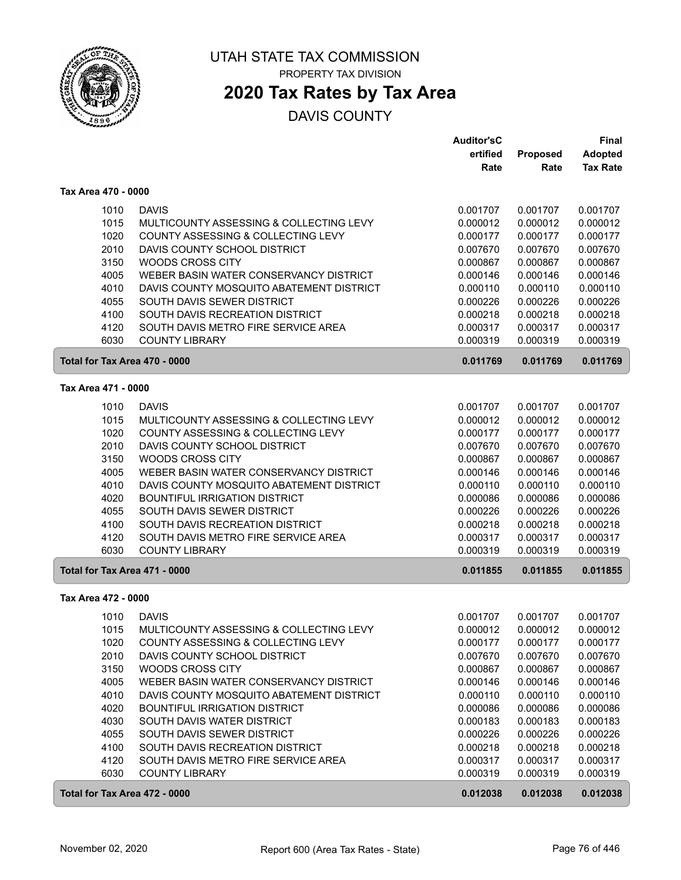# UTAH STATE TAX COMMISSION

PROPERTY TAX DIVISION

## 2020 Tax Rates by Tax Area

DAVIS COUNTY

| | | Auditor'sCertified Rate | Proposed Rate | Final Adopted Tax Rate |
|---|---|---|---|---|
| **Tax Area 470 - 0000** | | | | |
| 1010 | DAVIS | 0.001707 | 0.001707 | 0.001707 |
| 1015 | MULTICOUNTY ASSESSING & COLLECTING LEVY | 0.000012 | 0.000012 | 0.000012 |
| 1020 | COUNTY ASSESSING & COLLECTING LEVY | 0.000177 | 0.000177 | 0.000177 |
| 2010 | DAVIS COUNTY SCHOOL DISTRICT | 0.007670 | 0.007670 | 0.007670 |
| 3150 | WOODS CROSS CITY | 0.000867 | 0.000867 | 0.000867 |
| 4005 | WEBER BASIN WATER CONSERVANCY DISTRICT | 0.000146 | 0.000146 | 0.000146 |
| 4010 | DAVIS COUNTY MOSQUITO ABATEMENT DISTRICT | 0.000110 | 0.000110 | 0.000110 |
| 4055 | SOUTH DAVIS SEWER DISTRICT | 0.000226 | 0.000226 | 0.000226 |
| 4100 | SOUTH DAVIS RECREATION DISTRICT | 0.000218 | 0.000218 | 0.000218 |
| 4120 | SOUTH DAVIS METRO FIRE SERVICE AREA | 0.000317 | 0.000317 | 0.000317 |
| 6030 | COUNTY LIBRARY | 0.000319 | 0.000319 | 0.000319 |
| **Total for Tax Area 470 - 0000** | | **0.011769** | **0.011769** | **0.011769** |
| **Tax Area 471 - 0000** | | | | |
| 1010 | DAVIS | 0.001707 | 0.001707 | 0.001707 |
| 1015 | MULTICOUNTY ASSESSING & COLLECTING LEVY | 0.000012 | 0.000012 | 0.000012 |
| 1020 | COUNTY ASSESSING & COLLECTING LEVY | 0.000177 | 0.000177 | 0.000177 |
| 2010 | DAVIS COUNTY SCHOOL DISTRICT | 0.007670 | 0.007670 | 0.007670 |
| 3150 | WOODS CROSS CITY | 0.000867 | 0.000867 | 0.000867 |
| 4005 | WEBER BASIN WATER CONSERVANCY DISTRICT | 0.000146 | 0.000146 | 0.000146 |
| 4010 | DAVIS COUNTY MOSQUITO ABATEMENT DISTRICT | 0.000110 | 0.000110 | 0.000110 |
| 4020 | BOUNTIFUL IRRIGATION DISTRICT | 0.000086 | 0.000086 | 0.000086 |
| 4055 | SOUTH DAVIS SEWER DISTRICT | 0.000226 | 0.000226 | 0.000226 |
| 4100 | SOUTH DAVIS RECREATION DISTRICT | 0.000218 | 0.000218 | 0.000218 |
| 4120 | SOUTH DAVIS METRO FIRE SERVICE AREA | 0.000317 | 0.000317 | 0.000317 |
| 6030 | COUNTY LIBRARY | 0.000319 | 0.000319 | 0.000319 |
| **Total for Tax Area 471 - 0000** | | **0.011855** | **0.011855** | **0.011855** |
| **Tax Area 472 - 0000** | | | | |
| 1010 | DAVIS | 0.001707 | 0.001707 | 0.001707 |
| 1015 | MULTICOUNTY ASSESSING & COLLECTING LEVY | 0.000012 | 0.000012 | 0.000012 |
| 1020 | COUNTY ASSESSING & COLLECTING LEVY | 0.000177 | 0.000177 | 0.000177 |
| 2010 | DAVIS COUNTY SCHOOL DISTRICT | 0.007670 | 0.007670 | 0.007670 |
| 3150 | WOODS CROSS CITY | 0.000867 | 0.000867 | 0.000867 |
| 4005 | WEBER BASIN WATER CONSERVANCY DISTRICT | 0.000146 | 0.000146 | 0.000146 |
| 4010 | DAVIS COUNTY MOSQUITO ABATEMENT DISTRICT | 0.000110 | 0.000110 | 0.000110 |
| 4020 | BOUNTIFUL IRRIGATION DISTRICT | 0.000086 | 0.000086 | 0.000086 |
| 4030 | SOUTH DAVIS WATER DISTRICT | 0.000183 | 0.000183 | 0.000183 |
| 4055 | SOUTH DAVIS SEWER DISTRICT | 0.000226 | 0.000226 | 0.000226 |
| 4100 | SOUTH DAVIS RECREATION DISTRICT | 0.000218 | 0.000218 | 0.000218 |
| 4120 | SOUTH DAVIS METRO FIRE SERVICE AREA | 0.000317 | 0.000317 | 0.000317 |
| 6030 | COUNTY LIBRARY | 0.000319 | 0.000319 | 0.000319 |
| **Total for Tax Area 472 - 0000** | | **0.012038** | **0.012038** | **0.012038** |

November 02, 2020 — Report 600 (Area Tax Rates - State)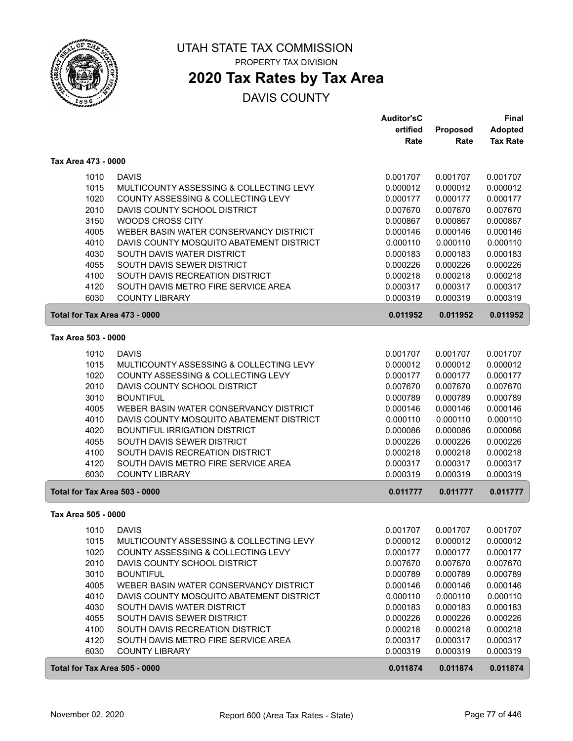# UTAH STATE TAX COMMISSION

PROPERTY TAX DIVISION

## 2020 Tax Rates by Tax Area

DAVIS COUNTY

| | | Auditor'sCertified Rate | Proposed Rate | Final Adopted Tax Rate |
|---|---|---|---|---|
| **Tax Area 473 - 0000** | | | | |
| 1010 | DAVIS | 0.001707 | 0.001707 | 0.001707 |
| 1015 | MULTICOUNTY ASSESSING & COLLECTING LEVY | 0.000012 | 0.000012 | 0.000012 |
| 1020 | COUNTY ASSESSING & COLLECTING LEVY | 0.000177 | 0.000177 | 0.000177 |
| 2010 | DAVIS COUNTY SCHOOL DISTRICT | 0.007670 | 0.007670 | 0.007670 |
| 3150 | WOODS CROSS CITY | 0.000867 | 0.000867 | 0.000867 |
| 4005 | WEBER BASIN WATER CONSERVANCY DISTRICT | 0.000146 | 0.000146 | 0.000146 |
| 4010 | DAVIS COUNTY MOSQUITO ABATEMENT DISTRICT | 0.000110 | 0.000110 | 0.000110 |
| 4030 | SOUTH DAVIS WATER DISTRICT | 0.000183 | 0.000183 | 0.000183 |
| 4055 | SOUTH DAVIS SEWER DISTRICT | 0.000226 | 0.000226 | 0.000226 |
| 4100 | SOUTH DAVIS RECREATION DISTRICT | 0.000218 | 0.000218 | 0.000218 |
| 4120 | SOUTH DAVIS METRO FIRE SERVICE AREA | 0.000317 | 0.000317 | 0.000317 |
| 6030 | COUNTY LIBRARY | 0.000319 | 0.000319 | 0.000319 |
| **Total for Tax Area 473 - 0000** | | **0.011952** | **0.011952** | **0.011952** |
| **Tax Area 503 - 0000** | | | | |
| 1010 | DAVIS | 0.001707 | 0.001707 | 0.001707 |
| 1015 | MULTICOUNTY ASSESSING & COLLECTING LEVY | 0.000012 | 0.000012 | 0.000012 |
| 1020 | COUNTY ASSESSING & COLLECTING LEVY | 0.000177 | 0.000177 | 0.000177 |
| 2010 | DAVIS COUNTY SCHOOL DISTRICT | 0.007670 | 0.007670 | 0.007670 |
| 3010 | BOUNTIFUL | 0.000789 | 0.000789 | 0.000789 |
| 4005 | WEBER BASIN WATER CONSERVANCY DISTRICT | 0.000146 | 0.000146 | 0.000146 |
| 4010 | DAVIS COUNTY MOSQUITO ABATEMENT DISTRICT | 0.000110 | 0.000110 | 0.000110 |
| 4020 | BOUNTIFUL IRRIGATION DISTRICT | 0.000086 | 0.000086 | 0.000086 |
| 4055 | SOUTH DAVIS SEWER DISTRICT | 0.000226 | 0.000226 | 0.000226 |
| 4100 | SOUTH DAVIS RECREATION DISTRICT | 0.000218 | 0.000218 | 0.000218 |
| 4120 | SOUTH DAVIS METRO FIRE SERVICE AREA | 0.000317 | 0.000317 | 0.000317 |
| 6030 | COUNTY LIBRARY | 0.000319 | 0.000319 | 0.000319 |
| **Total for Tax Area 503 - 0000** | | **0.011777** | **0.011777** | **0.011777** |
| **Tax Area 505 - 0000** | | | | |
| 1010 | DAVIS | 0.001707 | 0.001707 | 0.001707 |
| 1015 | MULTICOUNTY ASSESSING & COLLECTING LEVY | 0.000012 | 0.000012 | 0.000012 |
| 1020 | COUNTY ASSESSING & COLLECTING LEVY | 0.000177 | 0.000177 | 0.000177 |
| 2010 | DAVIS COUNTY SCHOOL DISTRICT | 0.007670 | 0.007670 | 0.007670 |
| 3010 | BOUNTIFUL | 0.000789 | 0.000789 | 0.000789 |
| 4005 | WEBER BASIN WATER CONSERVANCY DISTRICT | 0.000146 | 0.000146 | 0.000146 |
| 4010 | DAVIS COUNTY MOSQUITO ABATEMENT DISTRICT | 0.000110 | 0.000110 | 0.000110 |
| 4030 | SOUTH DAVIS WATER DISTRICT | 0.000183 | 0.000183 | 0.000183 |
| 4055 | SOUTH DAVIS SEWER DISTRICT | 0.000226 | 0.000226 | 0.000226 |
| 4100 | SOUTH DAVIS RECREATION DISTRICT | 0.000218 | 0.000218 | 0.000218 |
| 4120 | SOUTH DAVIS METRO FIRE SERVICE AREA | 0.000317 | 0.000317 | 0.000317 |
| 6030 | COUNTY LIBRARY | 0.000319 | 0.000319 | 0.000319 |
| **Total for Tax Area 505 - 0000** | | **0.011874** | **0.011874** | **0.011874** |

November 02, 2020 Report 600 (Area Tax Rates - State)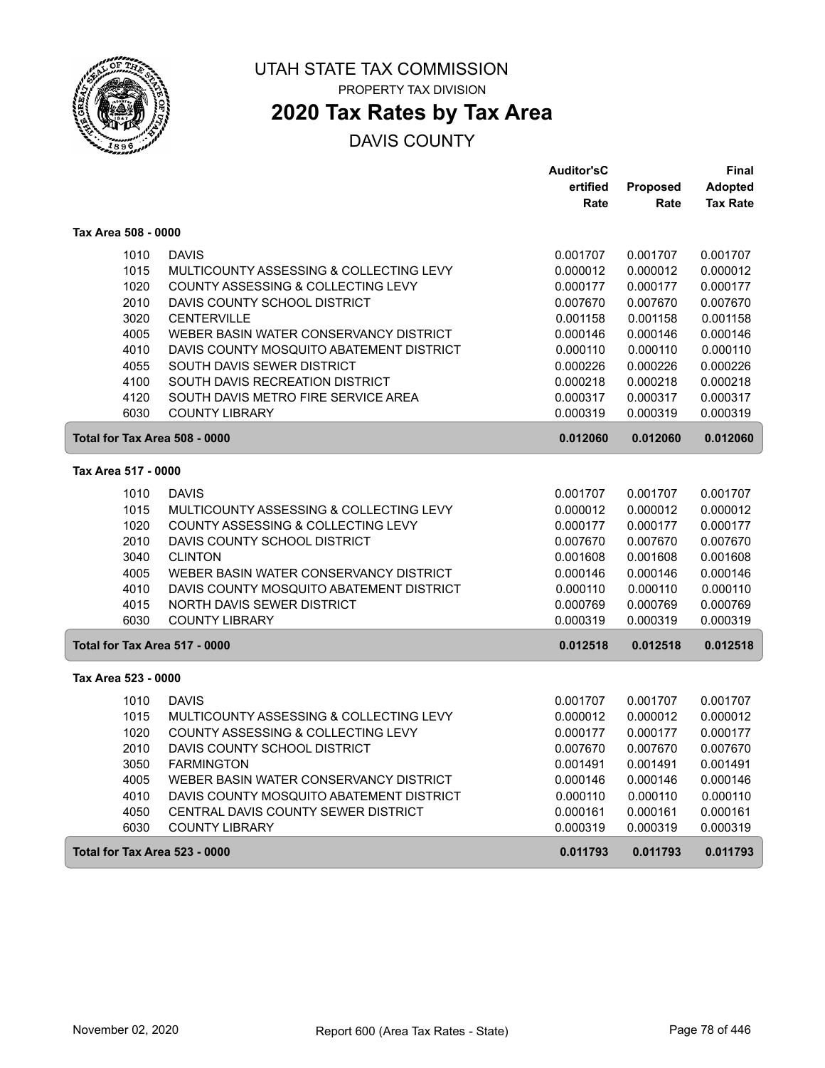# UTAH STATE TAX COMMISSION

PROPERTY TAX DIVISION

## 2020 Tax Rates by Tax Area

DAVIS COUNTY

| | | Auditor'sCertified Rate | Proposed Rate | Final Adopted Tax Rate |
|---|---|---|---|---|
| **Tax Area 508 - 0000** | | | | |
| 1010 | DAVIS | 0.001707 | 0.001707 | 0.001707 |
| 1015 | MULTICOUNTY ASSESSING & COLLECTING LEVY | 0.000012 | 0.000012 | 0.000012 |
| 1020 | COUNTY ASSESSING & COLLECTING LEVY | 0.000177 | 0.000177 | 0.000177 |
| 2010 | DAVIS COUNTY SCHOOL DISTRICT | 0.007670 | 0.007670 | 0.007670 |
| 3020 | CENTERVILLE | 0.001158 | 0.001158 | 0.001158 |
| 4005 | WEBER BASIN WATER CONSERVANCY DISTRICT | 0.000146 | 0.000146 | 0.000146 |
| 4010 | DAVIS COUNTY MOSQUITO ABATEMENT DISTRICT | 0.000110 | 0.000110 | 0.000110 |
| 4055 | SOUTH DAVIS SEWER DISTRICT | 0.000226 | 0.000226 | 0.000226 |
| 4100 | SOUTH DAVIS RECREATION DISTRICT | 0.000218 | 0.000218 | 0.000218 |
| 4120 | SOUTH DAVIS METRO FIRE SERVICE AREA | 0.000317 | 0.000317 | 0.000317 |
| 6030 | COUNTY LIBRARY | 0.000319 | 0.000319 | 0.000319 |
| **Total for Tax Area 508 - 0000** | | **0.012060** | **0.012060** | **0.012060** |
| **Tax Area 517 - 0000** | | | | |
| 1010 | DAVIS | 0.001707 | 0.001707 | 0.001707 |
| 1015 | MULTICOUNTY ASSESSING & COLLECTING LEVY | 0.000012 | 0.000012 | 0.000012 |
| 1020 | COUNTY ASSESSING & COLLECTING LEVY | 0.000177 | 0.000177 | 0.000177 |
| 2010 | DAVIS COUNTY SCHOOL DISTRICT | 0.007670 | 0.007670 | 0.007670 |
| 3040 | CLINTON | 0.001608 | 0.001608 | 0.001608 |
| 4005 | WEBER BASIN WATER CONSERVANCY DISTRICT | 0.000146 | 0.000146 | 0.000146 |
| 4010 | DAVIS COUNTY MOSQUITO ABATEMENT DISTRICT | 0.000110 | 0.000110 | 0.000110 |
| 4015 | NORTH DAVIS SEWER DISTRICT | 0.000769 | 0.000769 | 0.000769 |
| 6030 | COUNTY LIBRARY | 0.000319 | 0.000319 | 0.000319 |
| **Total for Tax Area 517 - 0000** | | **0.012518** | **0.012518** | **0.012518** |
| **Tax Area 523 - 0000** | | | | |
| 1010 | DAVIS | 0.001707 | 0.001707 | 0.001707 |
| 1015 | MULTICOUNTY ASSESSING & COLLECTING LEVY | 0.000012 | 0.000012 | 0.000012 |
| 1020 | COUNTY ASSESSING & COLLECTING LEVY | 0.000177 | 0.000177 | 0.000177 |
| 2010 | DAVIS COUNTY SCHOOL DISTRICT | 0.007670 | 0.007670 | 0.007670 |
| 3050 | FARMINGTON | 0.001491 | 0.001491 | 0.001491 |
| 4005 | WEBER BASIN WATER CONSERVANCY DISTRICT | 0.000146 | 0.000146 | 0.000146 |
| 4010 | DAVIS COUNTY MOSQUITO ABATEMENT DISTRICT | 0.000110 | 0.000110 | 0.000110 |
| 4050 | CENTRAL DAVIS COUNTY SEWER DISTRICT | 0.000161 | 0.000161 | 0.000161 |
| 6030 | COUNTY LIBRARY | 0.000319 | 0.000319 | 0.000319 |
| **Total for Tax Area 523 - 0000** | | **0.011793** | **0.011793** | **0.011793** |

November 02, 2020 — Report 600 (Area Tax Rates - State)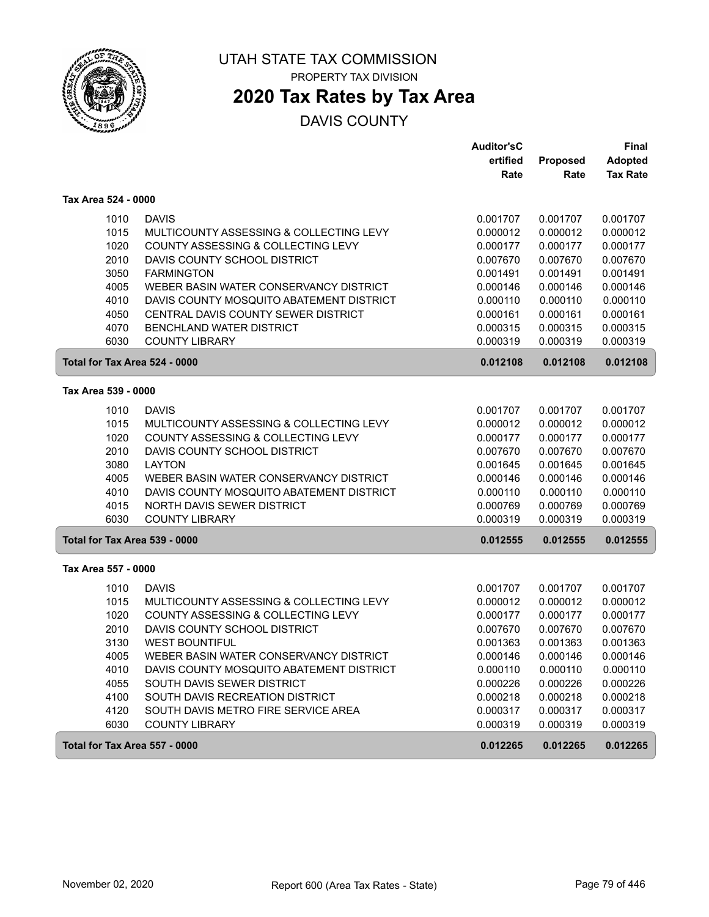UTAH STATE TAX COMMISSION

PROPERTY TAX DIVISION

# 2020 Tax Rates by Tax Area

DAVIS COUNTY

| | | Auditor'sCertified Rate | Proposed Rate | Final Adopted Tax Rate |
|---|---|---|---|---|
| **Tax Area 524 - 0000** | | | | |
| 1010 | DAVIS | 0.001707 | 0.001707 | 0.001707 |
| 1015 | MULTICOUNTY ASSESSING & COLLECTING LEVY | 0.000012 | 0.000012 | 0.000012 |
| 1020 | COUNTY ASSESSING & COLLECTING LEVY | 0.000177 | 0.000177 | 0.000177 |
| 2010 | DAVIS COUNTY SCHOOL DISTRICT | 0.007670 | 0.007670 | 0.007670 |
| 3050 | FARMINGTON | 0.001491 | 0.001491 | 0.001491 |
| 4005 | WEBER BASIN WATER CONSERVANCY DISTRICT | 0.000146 | 0.000146 | 0.000146 |
| 4010 | DAVIS COUNTY MOSQUITO ABATEMENT DISTRICT | 0.000110 | 0.000110 | 0.000110 |
| 4050 | CENTRAL DAVIS COUNTY SEWER DISTRICT | 0.000161 | 0.000161 | 0.000161 |
| 4070 | BENCHLAND WATER DISTRICT | 0.000315 | 0.000315 | 0.000315 |
| 6030 | COUNTY LIBRARY | 0.000319 | 0.000319 | 0.000319 |
| **Total for Tax Area 524 - 0000** | | **0.012108** | **0.012108** | **0.012108** |
| **Tax Area 539 - 0000** | | | | |
| 1010 | DAVIS | 0.001707 | 0.001707 | 0.001707 |
| 1015 | MULTICOUNTY ASSESSING & COLLECTING LEVY | 0.000012 | 0.000012 | 0.000012 |
| 1020 | COUNTY ASSESSING & COLLECTING LEVY | 0.000177 | 0.000177 | 0.000177 |
| 2010 | DAVIS COUNTY SCHOOL DISTRICT | 0.007670 | 0.007670 | 0.007670 |
| 3080 | LAYTON | 0.001645 | 0.001645 | 0.001645 |
| 4005 | WEBER BASIN WATER CONSERVANCY DISTRICT | 0.000146 | 0.000146 | 0.000146 |
| 4010 | DAVIS COUNTY MOSQUITO ABATEMENT DISTRICT | 0.000110 | 0.000110 | 0.000110 |
| 4015 | NORTH DAVIS SEWER DISTRICT | 0.000769 | 0.000769 | 0.000769 |
| 6030 | COUNTY LIBRARY | 0.000319 | 0.000319 | 0.000319 |
| **Total for Tax Area 539 - 0000** | | **0.012555** | **0.012555** | **0.012555** |
| **Tax Area 557 - 0000** | | | | |
| 1010 | DAVIS | 0.001707 | 0.001707 | 0.001707 |
| 1015 | MULTICOUNTY ASSESSING & COLLECTING LEVY | 0.000012 | 0.000012 | 0.000012 |
| 1020 | COUNTY ASSESSING & COLLECTING LEVY | 0.000177 | 0.000177 | 0.000177 |
| 2010 | DAVIS COUNTY SCHOOL DISTRICT | 0.007670 | 0.007670 | 0.007670 |
| 3130 | WEST BOUNTIFUL | 0.001363 | 0.001363 | 0.001363 |
| 4005 | WEBER BASIN WATER CONSERVANCY DISTRICT | 0.000146 | 0.000146 | 0.000146 |
| 4010 | DAVIS COUNTY MOSQUITO ABATEMENT DISTRICT | 0.000110 | 0.000110 | 0.000110 |
| 4055 | SOUTH DAVIS SEWER DISTRICT | 0.000226 | 0.000226 | 0.000226 |
| 4100 | SOUTH DAVIS RECREATION DISTRICT | 0.000218 | 0.000218 | 0.000218 |
| 4120 | SOUTH DAVIS METRO FIRE SERVICE AREA | 0.000317 | 0.000317 | 0.000317 |
| 6030 | COUNTY LIBRARY | 0.000319 | 0.000319 | 0.000319 |
| **Total for Tax Area 557 - 0000** | | **0.012265** | **0.012265** | **0.012265** |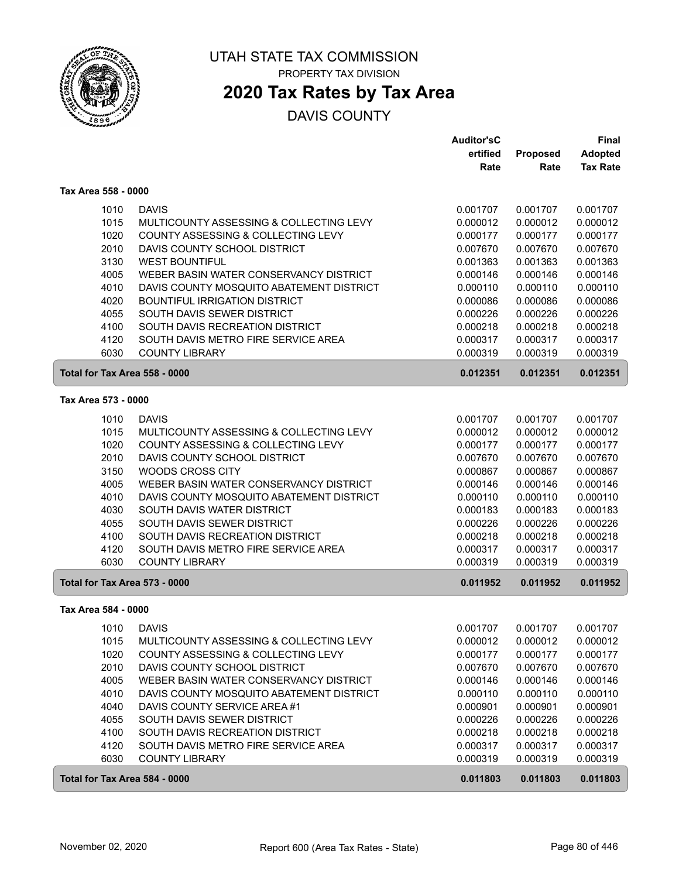# UTAH STATE TAX COMMISSION

PROPERTY TAX DIVISION

## 2020 Tax Rates by Tax Area

DAVIS COUNTY

| | | Auditor'sCertified Rate | Proposed Rate | Final Adopted Tax Rate |
|---|---|---|---|---|
| **Tax Area 558 - 0000** | | | | |
| 1010 | DAVIS | 0.001707 | 0.001707 | 0.001707 |
| 1015 | MULTICOUNTY ASSESSING & COLLECTING LEVY | 0.000012 | 0.000012 | 0.000012 |
| 1020 | COUNTY ASSESSING & COLLECTING LEVY | 0.000177 | 0.000177 | 0.000177 |
| 2010 | DAVIS COUNTY SCHOOL DISTRICT | 0.007670 | 0.007670 | 0.007670 |
| 3130 | WEST BOUNTIFUL | 0.001363 | 0.001363 | 0.001363 |
| 4005 | WEBER BASIN WATER CONSERVANCY DISTRICT | 0.000146 | 0.000146 | 0.000146 |
| 4010 | DAVIS COUNTY MOSQUITO ABATEMENT DISTRICT | 0.000110 | 0.000110 | 0.000110 |
| 4020 | BOUNTIFUL IRRIGATION DISTRICT | 0.000086 | 0.000086 | 0.000086 |
| 4055 | SOUTH DAVIS SEWER DISTRICT | 0.000226 | 0.000226 | 0.000226 |
| 4100 | SOUTH DAVIS RECREATION DISTRICT | 0.000218 | 0.000218 | 0.000218 |
| 4120 | SOUTH DAVIS METRO FIRE SERVICE AREA | 0.000317 | 0.000317 | 0.000317 |
| 6030 | COUNTY LIBRARY | 0.000319 | 0.000319 | 0.000319 |
| **Total for Tax Area 558 - 0000** | | **0.012351** | **0.012351** | **0.012351** |
| **Tax Area 573 - 0000** | | | | |
| 1010 | DAVIS | 0.001707 | 0.001707 | 0.001707 |
| 1015 | MULTICOUNTY ASSESSING & COLLECTING LEVY | 0.000012 | 0.000012 | 0.000012 |
| 1020 | COUNTY ASSESSING & COLLECTING LEVY | 0.000177 | 0.000177 | 0.000177 |
| 2010 | DAVIS COUNTY SCHOOL DISTRICT | 0.007670 | 0.007670 | 0.007670 |
| 3150 | WOODS CROSS CITY | 0.000867 | 0.000867 | 0.000867 |
| 4005 | WEBER BASIN WATER CONSERVANCY DISTRICT | 0.000146 | 0.000146 | 0.000146 |
| 4010 | DAVIS COUNTY MOSQUITO ABATEMENT DISTRICT | 0.000110 | 0.000110 | 0.000110 |
| 4030 | SOUTH DAVIS WATER DISTRICT | 0.000183 | 0.000183 | 0.000183 |
| 4055 | SOUTH DAVIS SEWER DISTRICT | 0.000226 | 0.000226 | 0.000226 |
| 4100 | SOUTH DAVIS RECREATION DISTRICT | 0.000218 | 0.000218 | 0.000218 |
| 4120 | SOUTH DAVIS METRO FIRE SERVICE AREA | 0.000317 | 0.000317 | 0.000317 |
| 6030 | COUNTY LIBRARY | 0.000319 | 0.000319 | 0.000319 |
| **Total for Tax Area 573 - 0000** | | **0.011952** | **0.011952** | **0.011952** |
| **Tax Area 584 - 0000** | | | | |
| 1010 | DAVIS | 0.001707 | 0.001707 | 0.001707 |
| 1015 | MULTICOUNTY ASSESSING & COLLECTING LEVY | 0.000012 | 0.000012 | 0.000012 |
| 1020 | COUNTY ASSESSING & COLLECTING LEVY | 0.000177 | 0.000177 | 0.000177 |
| 2010 | DAVIS COUNTY SCHOOL DISTRICT | 0.007670 | 0.007670 | 0.007670 |
| 4005 | WEBER BASIN WATER CONSERVANCY DISTRICT | 0.000146 | 0.000146 | 0.000146 |
| 4010 | DAVIS COUNTY MOSQUITO ABATEMENT DISTRICT | 0.000110 | 0.000110 | 0.000110 |
| 4040 | DAVIS COUNTY SERVICE AREA #1 | 0.000901 | 0.000901 | 0.000901 |
| 4055 | SOUTH DAVIS SEWER DISTRICT | 0.000226 | 0.000226 | 0.000226 |
| 4100 | SOUTH DAVIS RECREATION DISTRICT | 0.000218 | 0.000218 | 0.000218 |
| 4120 | SOUTH DAVIS METRO FIRE SERVICE AREA | 0.000317 | 0.000317 | 0.000317 |
| 6030 | COUNTY LIBRARY | 0.000319 | 0.000319 | 0.000319 |
| **Total for Tax Area 584 - 0000** | | **0.011803** | **0.011803** | **0.011803** |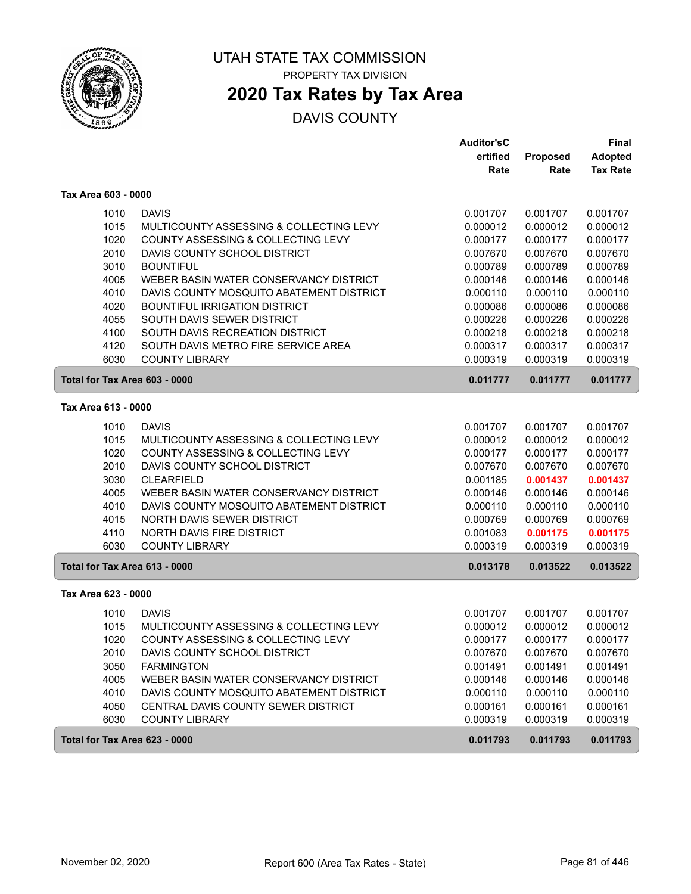# UTAH STATE TAX COMMISSION

PROPERTY TAX DIVISION

## 2020 Tax Rates by Tax Area

DAVIS COUNTY

| | | Auditor's Certified Rate | Proposed Rate | Final Adopted Tax Rate |
|---|---|---|---|---|
| **Tax Area 603 - 0000** | | | | |
| 1010 | DAVIS | 0.001707 | 0.001707 | 0.001707 |
| 1015 | MULTICOUNTY ASSESSING & COLLECTING LEVY | 0.000012 | 0.000012 | 0.000012 |
| 1020 | COUNTY ASSESSING & COLLECTING LEVY | 0.000177 | 0.000177 | 0.000177 |
| 2010 | DAVIS COUNTY SCHOOL DISTRICT | 0.007670 | 0.007670 | 0.007670 |
| 3010 | BOUNTIFUL | 0.000789 | 0.000789 | 0.000789 |
| 4005 | WEBER BASIN WATER CONSERVANCY DISTRICT | 0.000146 | 0.000146 | 0.000146 |
| 4010 | DAVIS COUNTY MOSQUITO ABATEMENT DISTRICT | 0.000110 | 0.000110 | 0.000110 |
| 4020 | BOUNTIFUL IRRIGATION DISTRICT | 0.000086 | 0.000086 | 0.000086 |
| 4055 | SOUTH DAVIS SEWER DISTRICT | 0.000226 | 0.000226 | 0.000226 |
| 4100 | SOUTH DAVIS RECREATION DISTRICT | 0.000218 | 0.000218 | 0.000218 |
| 4120 | SOUTH DAVIS METRO FIRE SERVICE AREA | 0.000317 | 0.000317 | 0.000317 |
| 6030 | COUNTY LIBRARY | 0.000319 | 0.000319 | 0.000319 |
| **Total for Tax Area 603 - 0000** | | **0.011777** | **0.011777** | **0.011777** |
| **Tax Area 613 - 0000** | | | | |
| 1010 | DAVIS | 0.001707 | 0.001707 | 0.001707 |
| 1015 | MULTICOUNTY ASSESSING & COLLECTING LEVY | 0.000012 | 0.000012 | 0.000012 |
| 1020 | COUNTY ASSESSING & COLLECTING LEVY | 0.000177 | 0.000177 | 0.000177 |
| 2010 | DAVIS COUNTY SCHOOL DISTRICT | 0.007670 | 0.007670 | 0.007670 |
| 3030 | CLEARFIELD | 0.001185 | **0.001437** | **0.001437** |
| 4005 | WEBER BASIN WATER CONSERVANCY DISTRICT | 0.000146 | 0.000146 | 0.000146 |
| 4010 | DAVIS COUNTY MOSQUITO ABATEMENT DISTRICT | 0.000110 | 0.000110 | 0.000110 |
| 4015 | NORTH DAVIS SEWER DISTRICT | 0.000769 | 0.000769 | 0.000769 |
| 4110 | NORTH DAVIS FIRE DISTRICT | 0.001083 | **0.001175** | **0.001175** |
| 6030 | COUNTY LIBRARY | 0.000319 | 0.000319 | 0.000319 |
| **Total for Tax Area 613 - 0000** | | **0.013178** | **0.013522** | **0.013522** |
| **Tax Area 623 - 0000** | | | | |
| 1010 | DAVIS | 0.001707 | 0.001707 | 0.001707 |
| 1015 | MULTICOUNTY ASSESSING & COLLECTING LEVY | 0.000012 | 0.000012 | 0.000012 |
| 1020 | COUNTY ASSESSING & COLLECTING LEVY | 0.000177 | 0.000177 | 0.000177 |
| 2010 | DAVIS COUNTY SCHOOL DISTRICT | 0.007670 | 0.007670 | 0.007670 |
| 3050 | FARMINGTON | 0.001491 | 0.001491 | 0.001491 |
| 4005 | WEBER BASIN WATER CONSERVANCY DISTRICT | 0.000146 | 0.000146 | 0.000146 |
| 4010 | DAVIS COUNTY MOSQUITO ABATEMENT DISTRICT | 0.000110 | 0.000110 | 0.000110 |
| 4050 | CENTRAL DAVIS COUNTY SEWER DISTRICT | 0.000161 | 0.000161 | 0.000161 |
| 6030 | COUNTY LIBRARY | 0.000319 | 0.000319 | 0.000319 |
| **Total for Tax Area 623 - 0000** | | **0.011793** | **0.011793** | **0.011793** |

November 02, 2020 — Report 600 (Area Tax Rates - State)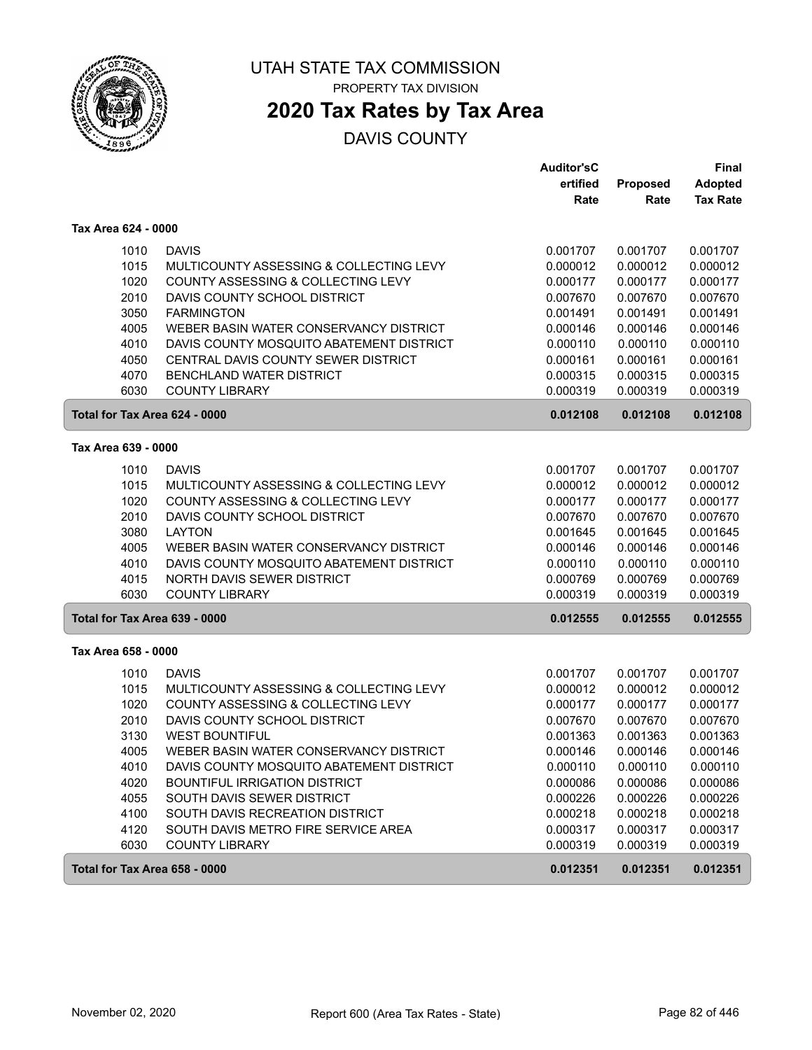UTAH STATE TAX COMMISSION

PROPERTY TAX DIVISION

# 2020 Tax Rates by Tax Area

DAVIS COUNTY

| | | Auditor'sC ertified Rate | Proposed Rate | Final Adopted Tax Rate |
|---|---|---|---|---|
| **Tax Area 624 - 0000** | | | | |
| 1010 | DAVIS | 0.001707 | 0.001707 | 0.001707 |
| 1015 | MULTICOUNTY ASSESSING & COLLECTING LEVY | 0.000012 | 0.000012 | 0.000012 |
| 1020 | COUNTY ASSESSING & COLLECTING LEVY | 0.000177 | 0.000177 | 0.000177 |
| 2010 | DAVIS COUNTY SCHOOL DISTRICT | 0.007670 | 0.007670 | 0.007670 |
| 3050 | FARMINGTON | 0.001491 | 0.001491 | 0.001491 |
| 4005 | WEBER BASIN WATER CONSERVANCY DISTRICT | 0.000146 | 0.000146 | 0.000146 |
| 4010 | DAVIS COUNTY MOSQUITO ABATEMENT DISTRICT | 0.000110 | 0.000110 | 0.000110 |
| 4050 | CENTRAL DAVIS COUNTY SEWER DISTRICT | 0.000161 | 0.000161 | 0.000161 |
| 4070 | BENCHLAND WATER DISTRICT | 0.000315 | 0.000315 | 0.000315 |
| 6030 | COUNTY LIBRARY | 0.000319 | 0.000319 | 0.000319 |
| **Total for Tax Area 624 - 0000** | | **0.012108** | **0.012108** | **0.012108** |
| **Tax Area 639 - 0000** | | | | |
| 1010 | DAVIS | 0.001707 | 0.001707 | 0.001707 |
| 1015 | MULTICOUNTY ASSESSING & COLLECTING LEVY | 0.000012 | 0.000012 | 0.000012 |
| 1020 | COUNTY ASSESSING & COLLECTING LEVY | 0.000177 | 0.000177 | 0.000177 |
| 2010 | DAVIS COUNTY SCHOOL DISTRICT | 0.007670 | 0.007670 | 0.007670 |
| 3080 | LAYTON | 0.001645 | 0.001645 | 0.001645 |
| 4005 | WEBER BASIN WATER CONSERVANCY DISTRICT | 0.000146 | 0.000146 | 0.000146 |
| 4010 | DAVIS COUNTY MOSQUITO ABATEMENT DISTRICT | 0.000110 | 0.000110 | 0.000110 |
| 4015 | NORTH DAVIS SEWER DISTRICT | 0.000769 | 0.000769 | 0.000769 |
| 6030 | COUNTY LIBRARY | 0.000319 | 0.000319 | 0.000319 |
| **Total for Tax Area 639 - 0000** | | **0.012555** | **0.012555** | **0.012555** |
| **Tax Area 658 - 0000** | | | | |
| 1010 | DAVIS | 0.001707 | 0.001707 | 0.001707 |
| 1015 | MULTICOUNTY ASSESSING & COLLECTING LEVY | 0.000012 | 0.000012 | 0.000012 |
| 1020 | COUNTY ASSESSING & COLLECTING LEVY | 0.000177 | 0.000177 | 0.000177 |
| 2010 | DAVIS COUNTY SCHOOL DISTRICT | 0.007670 | 0.007670 | 0.007670 |
| 3130 | WEST BOUNTIFUL | 0.001363 | 0.001363 | 0.001363 |
| 4005 | WEBER BASIN WATER CONSERVANCY DISTRICT | 0.000146 | 0.000146 | 0.000146 |
| 4010 | DAVIS COUNTY MOSQUITO ABATEMENT DISTRICT | 0.000110 | 0.000110 | 0.000110 |
| 4020 | BOUNTIFUL IRRIGATION DISTRICT | 0.000086 | 0.000086 | 0.000086 |
| 4055 | SOUTH DAVIS SEWER DISTRICT | 0.000226 | 0.000226 | 0.000226 |
| 4100 | SOUTH DAVIS RECREATION DISTRICT | 0.000218 | 0.000218 | 0.000218 |
| 4120 | SOUTH DAVIS METRO FIRE SERVICE AREA | 0.000317 | 0.000317 | 0.000317 |
| 6030 | COUNTY LIBRARY | 0.000319 | 0.000319 | 0.000319 |
| **Total for Tax Area 658 - 0000** | | **0.012351** | **0.012351** | **0.012351** |

November 02, 2020 | Report 600 (Area Tax Rates - State)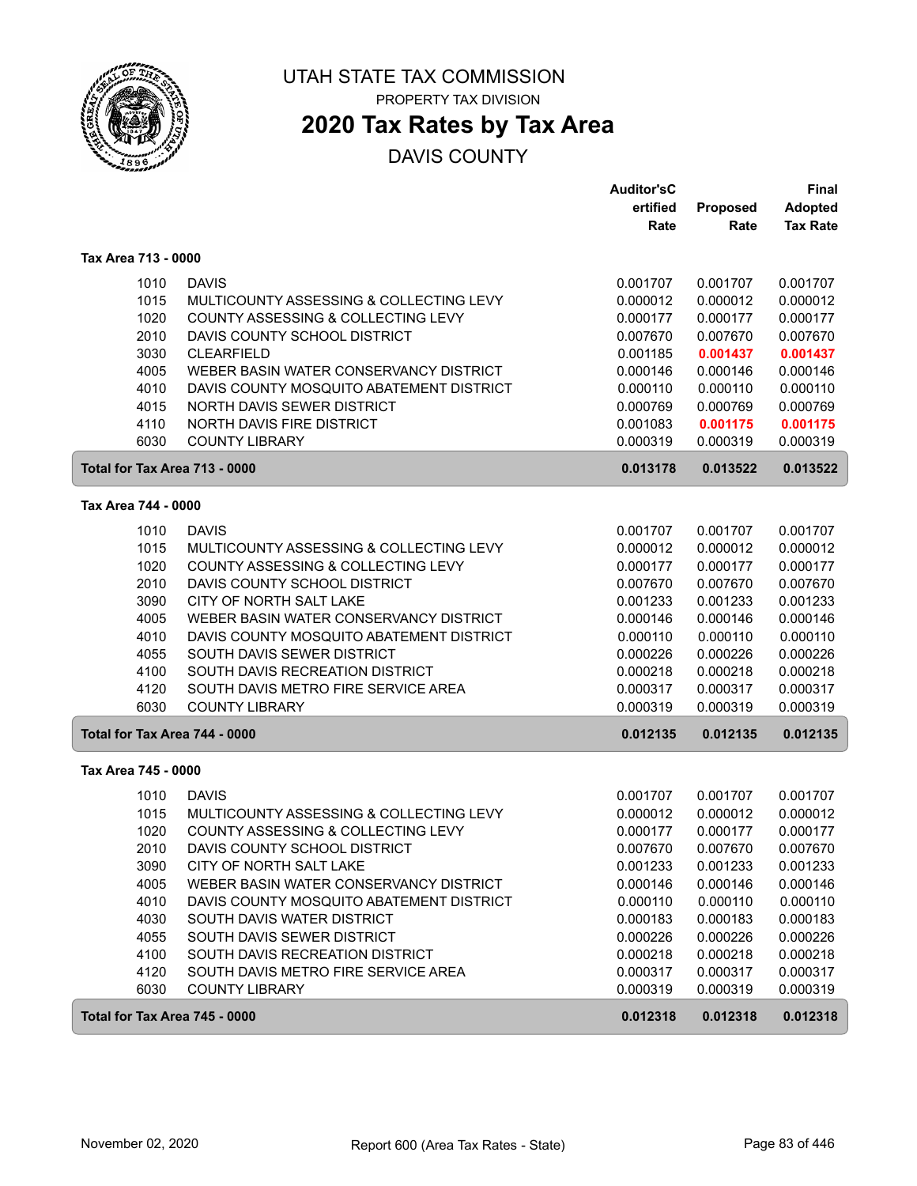# UTAH STATE TAX COMMISSION

PROPERTY TAX DIVISION

## 2020 Tax Rates by Tax Area

DAVIS COUNTY

### Tax Area 713 - 0000

| Code | Entity | Auditor's Certified Rate | Proposed Rate | Final Adopted Tax Rate |
|---|---|---|---|---|
| 1010 | DAVIS | 0.001707 | 0.001707 | 0.001707 |
| 1015 | MULTICOUNTY ASSESSING & COLLECTING LEVY | 0.000012 | 0.000012 | 0.000012 |
| 1020 | COUNTY ASSESSING & COLLECTING LEVY | 0.000177 | 0.000177 | 0.000177 |
| 2010 | DAVIS COUNTY SCHOOL DISTRICT | 0.007670 | 0.007670 | 0.007670 |
| 3030 | CLEARFIELD | 0.001185 | **0.001437** | **0.001437** |
| 4005 | WEBER BASIN WATER CONSERVANCY DISTRICT | 0.000146 | 0.000146 | 0.000146 |
| 4010 | DAVIS COUNTY MOSQUITO ABATEMENT DISTRICT | 0.000110 | 0.000110 | 0.000110 |
| 4015 | NORTH DAVIS SEWER DISTRICT | 0.000769 | 0.000769 | 0.000769 |
| 4110 | NORTH DAVIS FIRE DISTRICT | 0.001083 | **0.001175** | **0.001175** |
| 6030 | COUNTY LIBRARY | 0.000319 | 0.000319 | 0.000319 |
| **Total for Tax Area 713 - 0000** | | **0.013178** | **0.013522** | **0.013522** |

### Tax Area 744 - 0000

| Code | Entity | Auditor's Certified Rate | Proposed Rate | Final Adopted Tax Rate |
|---|---|---|---|---|
| 1010 | DAVIS | 0.001707 | 0.001707 | 0.001707 |
| 1015 | MULTICOUNTY ASSESSING & COLLECTING LEVY | 0.000012 | 0.000012 | 0.000012 |
| 1020 | COUNTY ASSESSING & COLLECTING LEVY | 0.000177 | 0.000177 | 0.000177 |
| 2010 | DAVIS COUNTY SCHOOL DISTRICT | 0.007670 | 0.007670 | 0.007670 |
| 3090 | CITY OF NORTH SALT LAKE | 0.001233 | 0.001233 | 0.001233 |
| 4005 | WEBER BASIN WATER CONSERVANCY DISTRICT | 0.000146 | 0.000146 | 0.000146 |
| 4010 | DAVIS COUNTY MOSQUITO ABATEMENT DISTRICT | 0.000110 | 0.000110 | 0.000110 |
| 4055 | SOUTH DAVIS SEWER DISTRICT | 0.000226 | 0.000226 | 0.000226 |
| 4100 | SOUTH DAVIS RECREATION DISTRICT | 0.000218 | 0.000218 | 0.000218 |
| 4120 | SOUTH DAVIS METRO FIRE SERVICE AREA | 0.000317 | 0.000317 | 0.000317 |
| 6030 | COUNTY LIBRARY | 0.000319 | 0.000319 | 0.000319 |
| **Total for Tax Area 744 - 0000** | | **0.012135** | **0.012135** | **0.012135** |

### Tax Area 745 - 0000

| Code | Entity | Auditor's Certified Rate | Proposed Rate | Final Adopted Tax Rate |
|---|---|---|---|---|
| 1010 | DAVIS | 0.001707 | 0.001707 | 0.001707 |
| 1015 | MULTICOUNTY ASSESSING & COLLECTING LEVY | 0.000012 | 0.000012 | 0.000012 |
| 1020 | COUNTY ASSESSING & COLLECTING LEVY | 0.000177 | 0.000177 | 0.000177 |
| 2010 | DAVIS COUNTY SCHOOL DISTRICT | 0.007670 | 0.007670 | 0.007670 |
| 3090 | CITY OF NORTH SALT LAKE | 0.001233 | 0.001233 | 0.001233 |
| 4005 | WEBER BASIN WATER CONSERVANCY DISTRICT | 0.000146 | 0.000146 | 0.000146 |
| 4010 | DAVIS COUNTY MOSQUITO ABATEMENT DISTRICT | 0.000110 | 0.000110 | 0.000110 |
| 4030 | SOUTH DAVIS WATER DISTRICT | 0.000183 | 0.000183 | 0.000183 |
| 4055 | SOUTH DAVIS SEWER DISTRICT | 0.000226 | 0.000226 | 0.000226 |
| 4100 | SOUTH DAVIS RECREATION DISTRICT | 0.000218 | 0.000218 | 0.000218 |
| 4120 | SOUTH DAVIS METRO FIRE SERVICE AREA | 0.000317 | 0.000317 | 0.000317 |
| 6030 | COUNTY LIBRARY | 0.000319 | 0.000319 | 0.000319 |
| **Total for Tax Area 745 - 0000** | | **0.012318** | **0.012318** | **0.012318** |

November 02, 2020 — Report 600 (Area Tax Rates - State)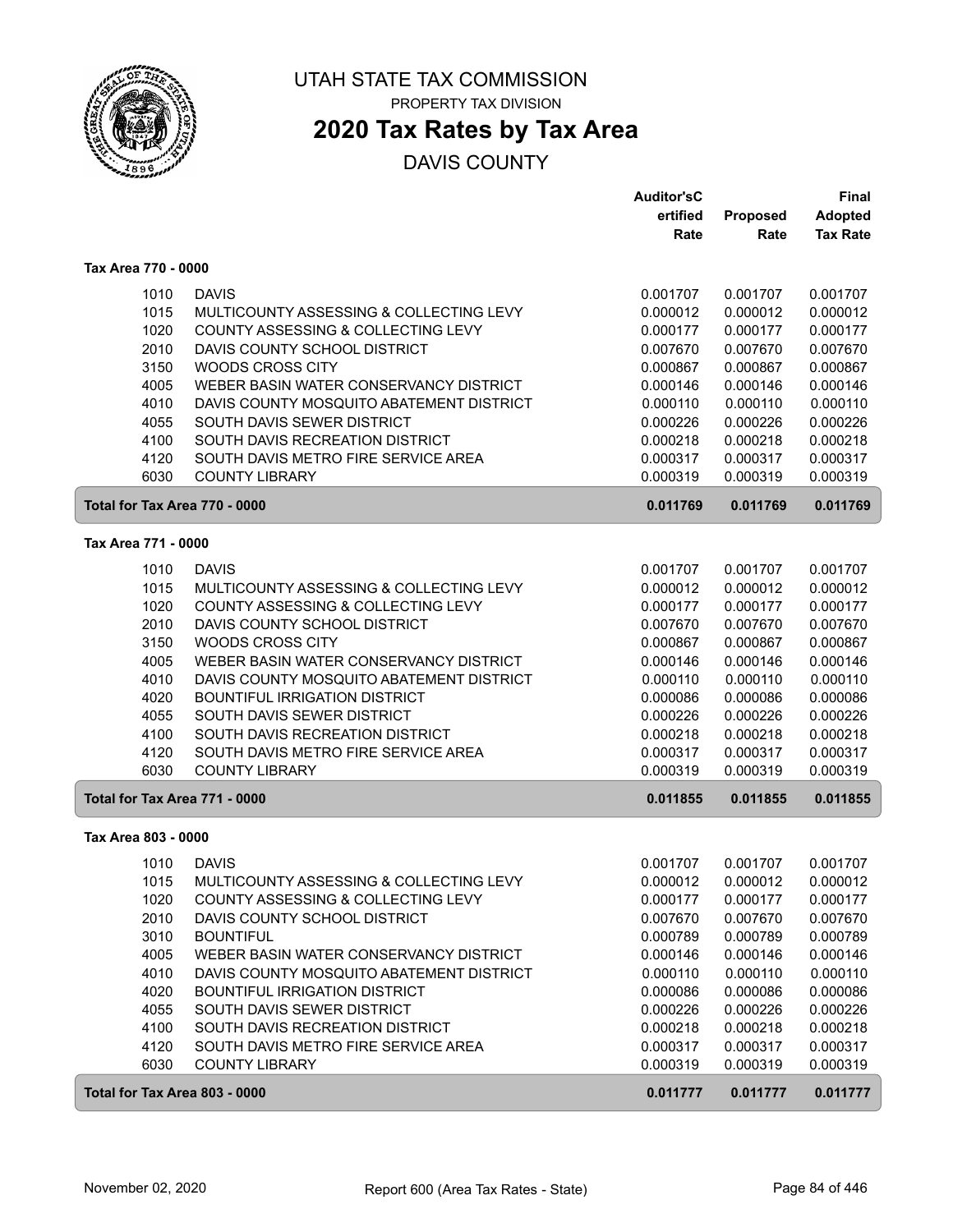# UTAH STATE TAX COMMISSION

PROPERTY TAX DIVISION

## 2020 Tax Rates by Tax Area

DAVIS COUNTY

| | | Auditor'sCertified Rate | Proposed Rate | Final Adopted Tax Rate |
|---|---|---|---|---|
| **Tax Area 770 - 0000** | | | | |
| 1010 | DAVIS | 0.001707 | 0.001707 | 0.001707 |
| 1015 | MULTICOUNTY ASSESSING & COLLECTING LEVY | 0.000012 | 0.000012 | 0.000012 |
| 1020 | COUNTY ASSESSING & COLLECTING LEVY | 0.000177 | 0.000177 | 0.000177 |
| 2010 | DAVIS COUNTY SCHOOL DISTRICT | 0.007670 | 0.007670 | 0.007670 |
| 3150 | WOODS CROSS CITY | 0.000867 | 0.000867 | 0.000867 |
| 4005 | WEBER BASIN WATER CONSERVANCY DISTRICT | 0.000146 | 0.000146 | 0.000146 |
| 4010 | DAVIS COUNTY MOSQUITO ABATEMENT DISTRICT | 0.000110 | 0.000110 | 0.000110 |
| 4055 | SOUTH DAVIS SEWER DISTRICT | 0.000226 | 0.000226 | 0.000226 |
| 4100 | SOUTH DAVIS RECREATION DISTRICT | 0.000218 | 0.000218 | 0.000218 |
| 4120 | SOUTH DAVIS METRO FIRE SERVICE AREA | 0.000317 | 0.000317 | 0.000317 |
| 6030 | COUNTY LIBRARY | 0.000319 | 0.000319 | 0.000319 |
| **Total for Tax Area 770 - 0000** | | **0.011769** | **0.011769** | **0.011769** |
| **Tax Area 771 - 0000** | | | | |
| 1010 | DAVIS | 0.001707 | 0.001707 | 0.001707 |
| 1015 | MULTICOUNTY ASSESSING & COLLECTING LEVY | 0.000012 | 0.000012 | 0.000012 |
| 1020 | COUNTY ASSESSING & COLLECTING LEVY | 0.000177 | 0.000177 | 0.000177 |
| 2010 | DAVIS COUNTY SCHOOL DISTRICT | 0.007670 | 0.007670 | 0.007670 |
| 3150 | WOODS CROSS CITY | 0.000867 | 0.000867 | 0.000867 |
| 4005 | WEBER BASIN WATER CONSERVANCY DISTRICT | 0.000146 | 0.000146 | 0.000146 |
| 4010 | DAVIS COUNTY MOSQUITO ABATEMENT DISTRICT | 0.000110 | 0.000110 | 0.000110 |
| 4020 | BOUNTIFUL IRRIGATION DISTRICT | 0.000086 | 0.000086 | 0.000086 |
| 4055 | SOUTH DAVIS SEWER DISTRICT | 0.000226 | 0.000226 | 0.000226 |
| 4100 | SOUTH DAVIS RECREATION DISTRICT | 0.000218 | 0.000218 | 0.000218 |
| 4120 | SOUTH DAVIS METRO FIRE SERVICE AREA | 0.000317 | 0.000317 | 0.000317 |
| 6030 | COUNTY LIBRARY | 0.000319 | 0.000319 | 0.000319 |
| **Total for Tax Area 771 - 0000** | | **0.011855** | **0.011855** | **0.011855** |
| **Tax Area 803 - 0000** | | | | |
| 1010 | DAVIS | 0.001707 | 0.001707 | 0.001707 |
| 1015 | MULTICOUNTY ASSESSING & COLLECTING LEVY | 0.000012 | 0.000012 | 0.000012 |
| 1020 | COUNTY ASSESSING & COLLECTING LEVY | 0.000177 | 0.000177 | 0.000177 |
| 2010 | DAVIS COUNTY SCHOOL DISTRICT | 0.007670 | 0.007670 | 0.007670 |
| 3010 | BOUNTIFUL | 0.000789 | 0.000789 | 0.000789 |
| 4005 | WEBER BASIN WATER CONSERVANCY DISTRICT | 0.000146 | 0.000146 | 0.000146 |
| 4010 | DAVIS COUNTY MOSQUITO ABATEMENT DISTRICT | 0.000110 | 0.000110 | 0.000110 |
| 4020 | BOUNTIFUL IRRIGATION DISTRICT | 0.000086 | 0.000086 | 0.000086 |
| 4055 | SOUTH DAVIS SEWER DISTRICT | 0.000226 | 0.000226 | 0.000226 |
| 4100 | SOUTH DAVIS RECREATION DISTRICT | 0.000218 | 0.000218 | 0.000218 |
| 4120 | SOUTH DAVIS METRO FIRE SERVICE AREA | 0.000317 | 0.000317 | 0.000317 |
| 6030 | COUNTY LIBRARY | 0.000319 | 0.000319 | 0.000319 |
| **Total for Tax Area 803 - 0000** | | **0.011777** | **0.011777** | **0.011777** |

November 02, 2020 — Report 600 (Area Tax Rates - State)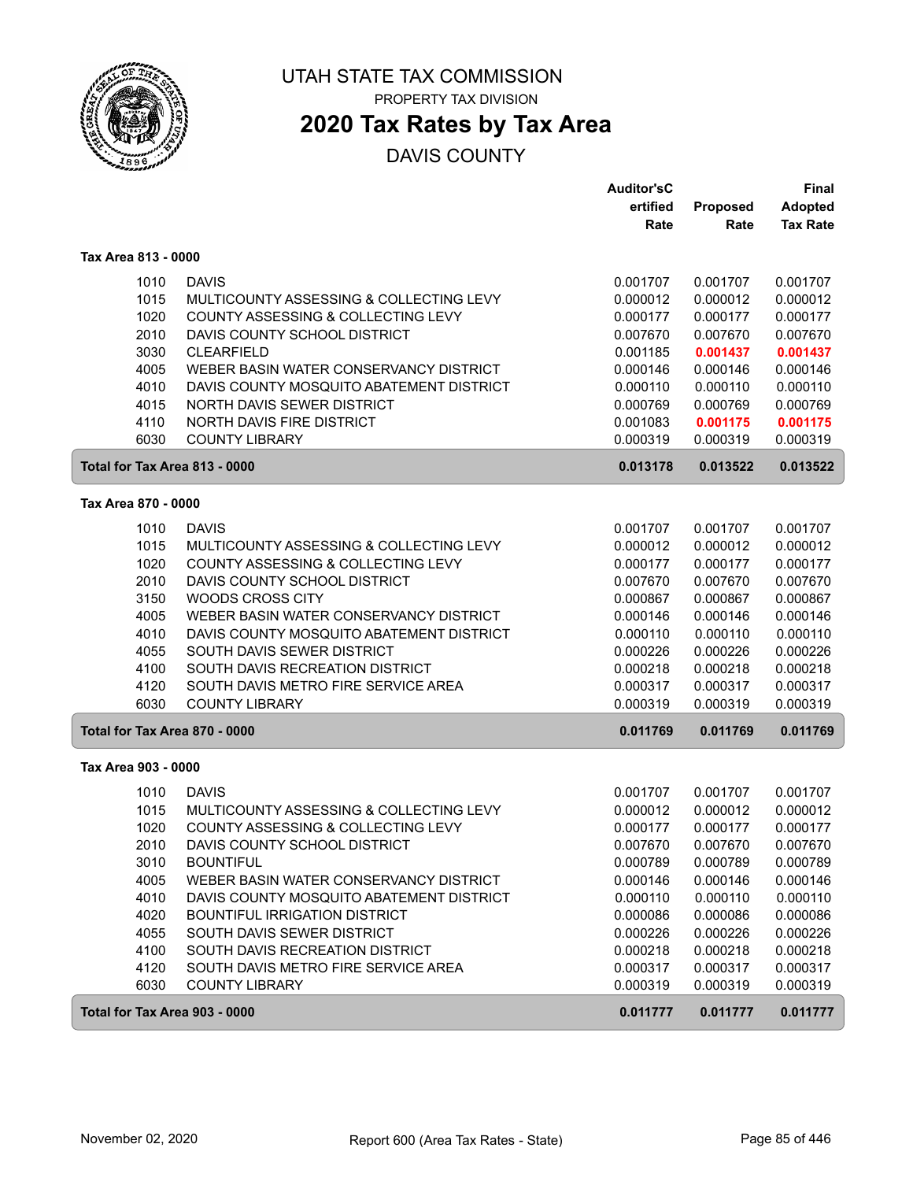# UTAH STATE TAX COMMISSION

PROPERTY TAX DIVISION

## 2020 Tax Rates by Tax Area

DAVIS COUNTY

| | | Auditor'sCertified Rate | Proposed Rate | Final Adopted Tax Rate |
|---|---|---|---|---|
| **Tax Area 813 - 0000** | | | | |
| 1010 | DAVIS | 0.001707 | 0.001707 | 0.001707 |
| 1015 | MULTICOUNTY ASSESSING & COLLECTING LEVY | 0.000012 | 0.000012 | 0.000012 |
| 1020 | COUNTY ASSESSING & COLLECTING LEVY | 0.000177 | 0.000177 | 0.000177 |
| 2010 | DAVIS COUNTY SCHOOL DISTRICT | 0.007670 | 0.007670 | 0.007670 |
| 3030 | CLEARFIELD | 0.001185 | **0.001437** | **0.001437** |
| 4005 | WEBER BASIN WATER CONSERVANCY DISTRICT | 0.000146 | 0.000146 | 0.000146 |
| 4010 | DAVIS COUNTY MOSQUITO ABATEMENT DISTRICT | 0.000110 | 0.000110 | 0.000110 |
| 4015 | NORTH DAVIS SEWER DISTRICT | 0.000769 | 0.000769 | 0.000769 |
| 4110 | NORTH DAVIS FIRE DISTRICT | 0.001083 | **0.001175** | **0.001175** |
| 6030 | COUNTY LIBRARY | 0.000319 | 0.000319 | 0.000319 |
| **Total for Tax Area 813 - 0000** | | **0.013178** | **0.013522** | **0.013522** |
| **Tax Area 870 - 0000** | | | | |
| 1010 | DAVIS | 0.001707 | 0.001707 | 0.001707 |
| 1015 | MULTICOUNTY ASSESSING & COLLECTING LEVY | 0.000012 | 0.000012 | 0.000012 |
| 1020 | COUNTY ASSESSING & COLLECTING LEVY | 0.000177 | 0.000177 | 0.000177 |
| 2010 | DAVIS COUNTY SCHOOL DISTRICT | 0.007670 | 0.007670 | 0.007670 |
| 3150 | WOODS CROSS CITY | 0.000867 | 0.000867 | 0.000867 |
| 4005 | WEBER BASIN WATER CONSERVANCY DISTRICT | 0.000146 | 0.000146 | 0.000146 |
| 4010 | DAVIS COUNTY MOSQUITO ABATEMENT DISTRICT | 0.000110 | 0.000110 | 0.000110 |
| 4055 | SOUTH DAVIS SEWER DISTRICT | 0.000226 | 0.000226 | 0.000226 |
| 4100 | SOUTH DAVIS RECREATION DISTRICT | 0.000218 | 0.000218 | 0.000218 |
| 4120 | SOUTH DAVIS METRO FIRE SERVICE AREA | 0.000317 | 0.000317 | 0.000317 |
| 6030 | COUNTY LIBRARY | 0.000319 | 0.000319 | 0.000319 |
| **Total for Tax Area 870 - 0000** | | **0.011769** | **0.011769** | **0.011769** |
| **Tax Area 903 - 0000** | | | | |
| 1010 | DAVIS | 0.001707 | 0.001707 | 0.001707 |
| 1015 | MULTICOUNTY ASSESSING & COLLECTING LEVY | 0.000012 | 0.000012 | 0.000012 |
| 1020 | COUNTY ASSESSING & COLLECTING LEVY | 0.000177 | 0.000177 | 0.000177 |
| 2010 | DAVIS COUNTY SCHOOL DISTRICT | 0.007670 | 0.007670 | 0.007670 |
| 3010 | BOUNTIFUL | 0.000789 | 0.000789 | 0.000789 |
| 4005 | WEBER BASIN WATER CONSERVANCY DISTRICT | 0.000146 | 0.000146 | 0.000146 |
| 4010 | DAVIS COUNTY MOSQUITO ABATEMENT DISTRICT | 0.000110 | 0.000110 | 0.000110 |
| 4020 | BOUNTIFUL IRRIGATION DISTRICT | 0.000086 | 0.000086 | 0.000086 |
| 4055 | SOUTH DAVIS SEWER DISTRICT | 0.000226 | 0.000226 | 0.000226 |
| 4100 | SOUTH DAVIS RECREATION DISTRICT | 0.000218 | 0.000218 | 0.000218 |
| 4120 | SOUTH DAVIS METRO FIRE SERVICE AREA | 0.000317 | 0.000317 | 0.000317 |
| 6030 | COUNTY LIBRARY | 0.000319 | 0.000319 | 0.000319 |
| **Total for Tax Area 903 - 0000** | | **0.011777** | **0.011777** | **0.011777** |

November 02, 2020 — Report 600 (Area Tax Rates - State)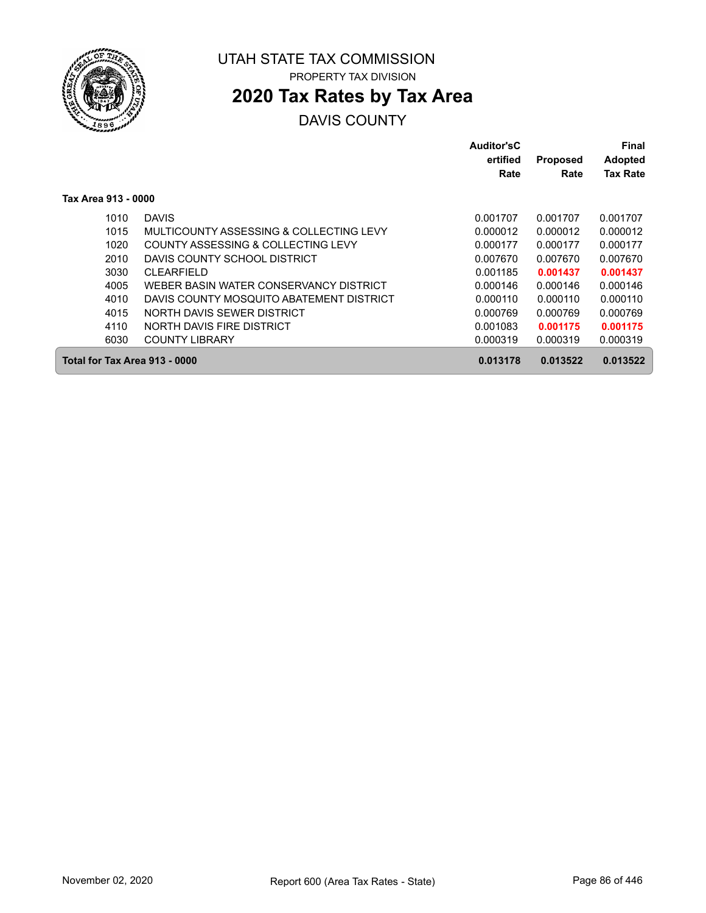UTAH STATE TAX COMMISSION

PROPERTY TAX DIVISION

# 2020 Tax Rates by Tax Area

DAVIS COUNTY

| | | Auditor'sCertified Rate | Proposed Rate | Final Adopted Tax Rate |
|---|---|---|---|---|
| **Tax Area 913 - 0000** | | | | |
| 1010 | DAVIS | 0.001707 | 0.001707 | 0.001707 |
| 1015 | MULTICOUNTY ASSESSING & COLLECTING LEVY | 0.000012 | 0.000012 | 0.000012 |
| 1020 | COUNTY ASSESSING & COLLECTING LEVY | 0.000177 | 0.000177 | 0.000177 |
| 2010 | DAVIS COUNTY SCHOOL DISTRICT | 0.007670 | 0.007670 | 0.007670 |
| 3030 | CLEARFIELD | 0.001185 | **0.001437** | **0.001437** |
| 4005 | WEBER BASIN WATER CONSERVANCY DISTRICT | 0.000146 | 0.000146 | 0.000146 |
| 4010 | DAVIS COUNTY MOSQUITO ABATEMENT DISTRICT | 0.000110 | 0.000110 | 0.000110 |
| 4015 | NORTH DAVIS SEWER DISTRICT | 0.000769 | 0.000769 | 0.000769 |
| 4110 | NORTH DAVIS FIRE DISTRICT | 0.001083 | **0.001175** | **0.001175** |
| 6030 | COUNTY LIBRARY | 0.000319 | 0.000319 | 0.000319 |
| **Total for Tax Area 913 - 0000** | | **0.013178** | **0.013522** | **0.013522** |

November 02, 2020 — Report 600 (Area Tax Rates - State)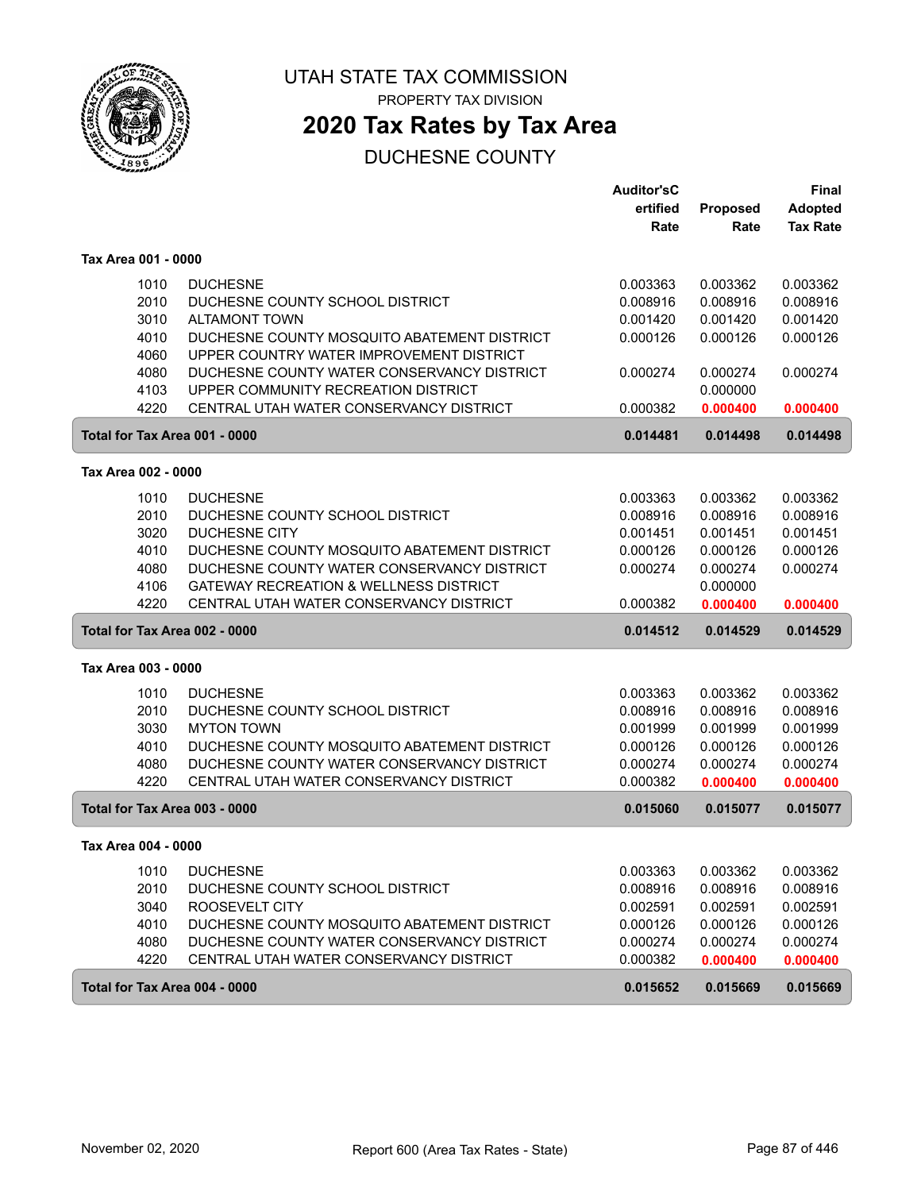# UTAH STATE TAX COMMISSION

PROPERTY TAX DIVISION

## 2020 Tax Rates by Tax Area

DUCHESNE COUNTY

| | | Auditor'sCertified Rate | Proposed Rate | Final Adopted Tax Rate |
|---|---|---|---|---|
| **Tax Area 001 - 0000** | | | | |
| 1010 | DUCHESNE | 0.003363 | 0.003362 | 0.003362 |
| 2010 | DUCHESNE COUNTY SCHOOL DISTRICT | 0.008916 | 0.008916 | 0.008916 |
| 3010 | ALTAMONT TOWN | 0.001420 | 0.001420 | 0.001420 |
| 4010 | DUCHESNE COUNTY MOSQUITO ABATEMENT DISTRICT | 0.000126 | 0.000126 | 0.000126 |
| 4060 | UPPER COUNTRY WATER IMPROVEMENT DISTRICT | | | |
| 4080 | DUCHESNE COUNTY WATER CONSERVANCY DISTRICT | 0.000274 | 0.000274 | 0.000274 |
| 4103 | UPPER COMMUNITY RECREATION DISTRICT | | 0.000000 | |
| 4220 | CENTRAL UTAH WATER CONSERVANCY DISTRICT | 0.000382 | **0.000400** | **0.000400** |
| **Total for Tax Area 001 - 0000** | | **0.014481** | **0.014498** | **0.014498** |
| **Tax Area 002 - 0000** | | | | |
| 1010 | DUCHESNE | 0.003363 | 0.003362 | 0.003362 |
| 2010 | DUCHESNE COUNTY SCHOOL DISTRICT | 0.008916 | 0.008916 | 0.008916 |
| 3020 | DUCHESNE CITY | 0.001451 | 0.001451 | 0.001451 |
| 4010 | DUCHESNE COUNTY MOSQUITO ABATEMENT DISTRICT | 0.000126 | 0.000126 | 0.000126 |
| 4080 | DUCHESNE COUNTY WATER CONSERVANCY DISTRICT | 0.000274 | 0.000274 | 0.000274 |
| 4106 | GATEWAY RECREATION & WELLNESS DISTRICT | | 0.000000 | |
| 4220 | CENTRAL UTAH WATER CONSERVANCY DISTRICT | 0.000382 | **0.000400** | **0.000400** |
| **Total for Tax Area 002 - 0000** | | **0.014512** | **0.014529** | **0.014529** |
| **Tax Area 003 - 0000** | | | | |
| 1010 | DUCHESNE | 0.003363 | 0.003362 | 0.003362 |
| 2010 | DUCHESNE COUNTY SCHOOL DISTRICT | 0.008916 | 0.008916 | 0.008916 |
| 3030 | MYTON TOWN | 0.001999 | 0.001999 | 0.001999 |
| 4010 | DUCHESNE COUNTY MOSQUITO ABATEMENT DISTRICT | 0.000126 | 0.000126 | 0.000126 |
| 4080 | DUCHESNE COUNTY WATER CONSERVANCY DISTRICT | 0.000274 | 0.000274 | 0.000274 |
| 4220 | CENTRAL UTAH WATER CONSERVANCY DISTRICT | 0.000382 | **0.000400** | **0.000400** |
| **Total for Tax Area 003 - 0000** | | **0.015060** | **0.015077** | **0.015077** |
| **Tax Area 004 - 0000** | | | | |
| 1010 | DUCHESNE | 0.003363 | 0.003362 | 0.003362 |
| 2010 | DUCHESNE COUNTY SCHOOL DISTRICT | 0.008916 | 0.008916 | 0.008916 |
| 3040 | ROOSEVELT CITY | 0.002591 | 0.002591 | 0.002591 |
| 4010 | DUCHESNE COUNTY MOSQUITO ABATEMENT DISTRICT | 0.000126 | 0.000126 | 0.000126 |
| 4080 | DUCHESNE COUNTY WATER CONSERVANCY DISTRICT | 0.000274 | 0.000274 | 0.000274 |
| 4220 | CENTRAL UTAH WATER CONSERVANCY DISTRICT | 0.000382 | **0.000400** | **0.000400** |
| **Total for Tax Area 004 - 0000** | | **0.015652** | **0.015669** | **0.015669** |

November 02, 2020 Report 600 (Area Tax Rates - State)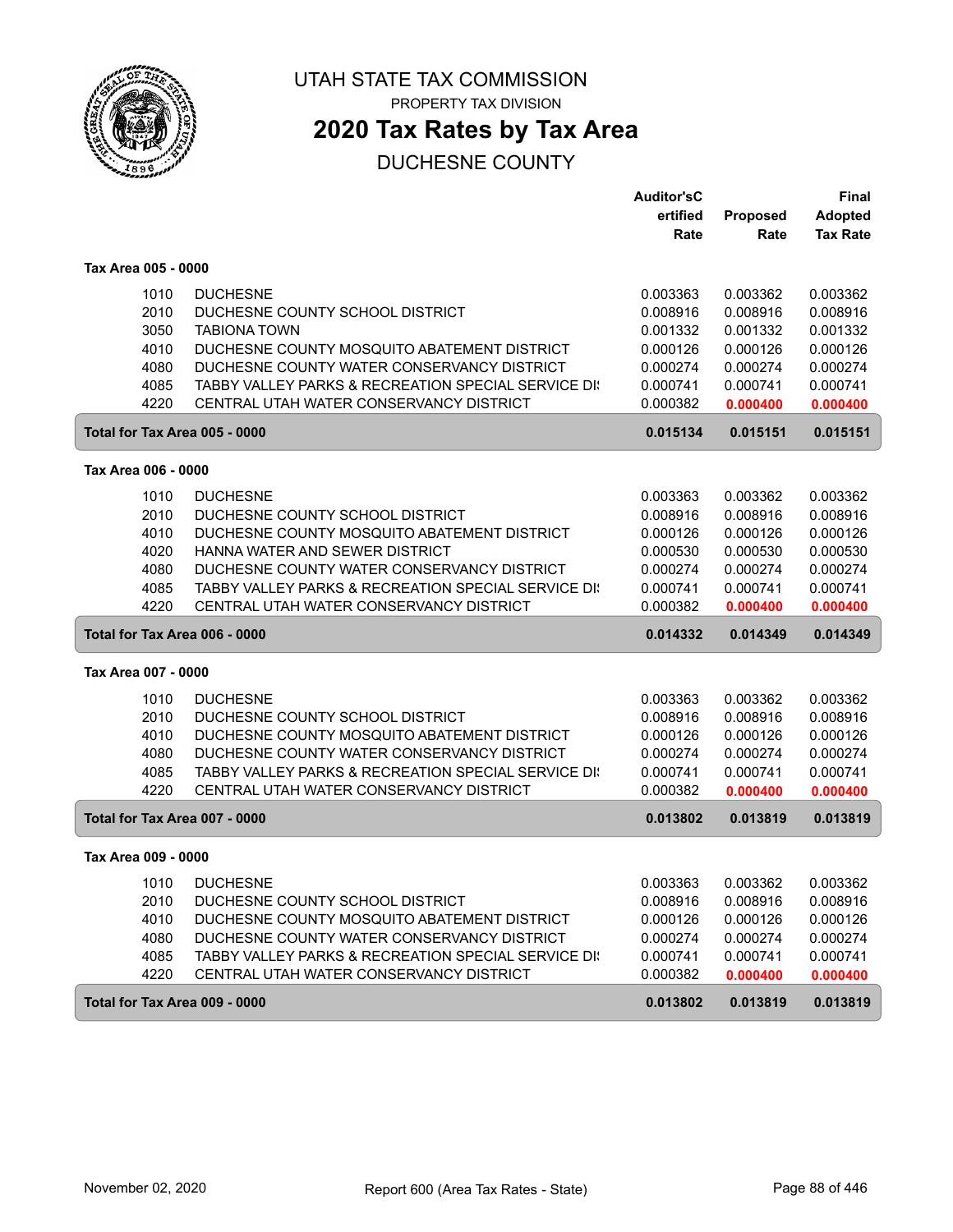# UTAH STATE TAX COMMISSION

PROPERTY TAX DIVISION

## 2020 Tax Rates by Tax Area

DUCHESNE COUNTY

### Tax Area 005 - 0000

| Code | Entity | Auditor's Certified Rate | Proposed Rate | Final Adopted Tax Rate |
|---|---|---|---|---|
| 1010 | DUCHESNE | 0.003363 | 0.003362 | 0.003362 |
| 2010 | DUCHESNE COUNTY SCHOOL DISTRICT | 0.008916 | 0.008916 | 0.008916 |
| 3050 | TABIONA TOWN | 0.001332 | 0.001332 | 0.001332 |
| 4010 | DUCHESNE COUNTY MOSQUITO ABATEMENT DISTRICT | 0.000126 | 0.000126 | 0.000126 |
| 4080 | DUCHESNE COUNTY WATER CONSERVANCY DISTRICT | 0.000274 | 0.000274 | 0.000274 |
| 4085 | TABBY VALLEY PARKS & RECREATION SPECIAL SERVICE DI: | 0.000741 | 0.000741 | 0.000741 |
| 4220 | CENTRAL UTAH WATER CONSERVANCY DISTRICT | 0.000382 | 0.000400 | 0.000400 |
| **Total for Tax Area 005 - 0000** | | **0.015134** | **0.015151** | **0.015151** |

### Tax Area 006 - 0000

| Code | Entity | Auditor's Certified Rate | Proposed Rate | Final Adopted Tax Rate |
|---|---|---|---|---|
| 1010 | DUCHESNE | 0.003363 | 0.003362 | 0.003362 |
| 2010 | DUCHESNE COUNTY SCHOOL DISTRICT | 0.008916 | 0.008916 | 0.008916 |
| 4010 | DUCHESNE COUNTY MOSQUITO ABATEMENT DISTRICT | 0.000126 | 0.000126 | 0.000126 |
| 4020 | HANNA WATER AND SEWER DISTRICT | 0.000530 | 0.000530 | 0.000530 |
| 4080 | DUCHESNE COUNTY WATER CONSERVANCY DISTRICT | 0.000274 | 0.000274 | 0.000274 |
| 4085 | TABBY VALLEY PARKS & RECREATION SPECIAL SERVICE DI: | 0.000741 | 0.000741 | 0.000741 |
| 4220 | CENTRAL UTAH WATER CONSERVANCY DISTRICT | 0.000382 | 0.000400 | 0.000400 |
| **Total for Tax Area 006 - 0000** | | **0.014332** | **0.014349** | **0.014349** |

### Tax Area 007 - 0000

| Code | Entity | Auditor's Certified Rate | Proposed Rate | Final Adopted Tax Rate |
|---|---|---|---|---|
| 1010 | DUCHESNE | 0.003363 | 0.003362 | 0.003362 |
| 2010 | DUCHESNE COUNTY SCHOOL DISTRICT | 0.008916 | 0.008916 | 0.008916 |
| 4010 | DUCHESNE COUNTY MOSQUITO ABATEMENT DISTRICT | 0.000126 | 0.000126 | 0.000126 |
| 4080 | DUCHESNE COUNTY WATER CONSERVANCY DISTRICT | 0.000274 | 0.000274 | 0.000274 |
| 4085 | TABBY VALLEY PARKS & RECREATION SPECIAL SERVICE DI: | 0.000741 | 0.000741 | 0.000741 |
| 4220 | CENTRAL UTAH WATER CONSERVANCY DISTRICT | 0.000382 | 0.000400 | 0.000400 |
| **Total for Tax Area 007 - 0000** | | **0.013802** | **0.013819** | **0.013819** |

### Tax Area 009 - 0000

| Code | Entity | Auditor's Certified Rate | Proposed Rate | Final Adopted Tax Rate |
|---|---|---|---|---|
| 1010 | DUCHESNE | 0.003363 | 0.003362 | 0.003362 |
| 2010 | DUCHESNE COUNTY SCHOOL DISTRICT | 0.008916 | 0.008916 | 0.008916 |
| 4010 | DUCHESNE COUNTY MOSQUITO ABATEMENT DISTRICT | 0.000126 | 0.000126 | 0.000126 |
| 4080 | DUCHESNE COUNTY WATER CONSERVANCY DISTRICT | 0.000274 | 0.000274 | 0.000274 |
| 4085 | TABBY VALLEY PARKS & RECREATION SPECIAL SERVICE DI: | 0.000741 | 0.000741 | 0.000741 |
| 4220 | CENTRAL UTAH WATER CONSERVANCY DISTRICT | 0.000382 | 0.000400 | 0.000400 |
| **Total for Tax Area 009 - 0000** | | **0.013802** | **0.013819** | **0.013819** |

November 02, 2020 — Report 600 (Area Tax Rates - State)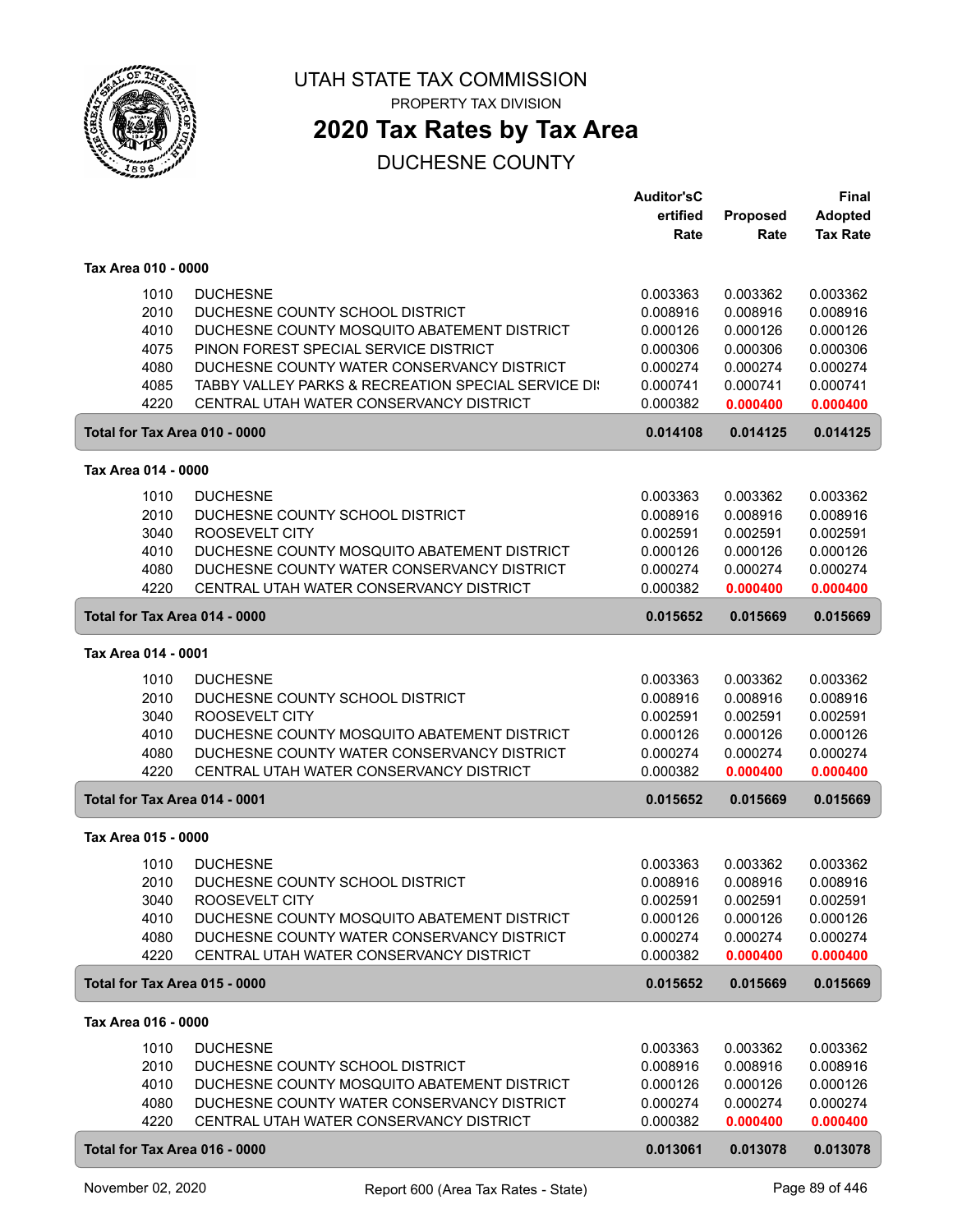UTAH STATE TAX COMMISSION

PROPERTY TAX DIVISION

# 2020 Tax Rates by Tax Area

## DUCHESNE COUNTY

| | | Auditor'sCertified Rate | Proposed Rate | Final Adopted Tax Rate |
|---|---|---|---|---|
| **Tax Area 010 - 0000** | | | | |
| 1010 | DUCHESNE | 0.003363 | 0.003362 | 0.003362 |
| 2010 | DUCHESNE COUNTY SCHOOL DISTRICT | 0.008916 | 0.008916 | 0.008916 |
| 4010 | DUCHESNE COUNTY MOSQUITO ABATEMENT DISTRICT | 0.000126 | 0.000126 | 0.000126 |
| 4075 | PINON FOREST SPECIAL SERVICE DISTRICT | 0.000306 | 0.000306 | 0.000306 |
| 4080 | DUCHESNE COUNTY WATER CONSERVANCY DISTRICT | 0.000274 | 0.000274 | 0.000274 |
| 4085 | TABBY VALLEY PARKS & RECREATION SPECIAL SERVICE DI: | 0.000741 | 0.000741 | 0.000741 |
| 4220 | CENTRAL UTAH WATER CONSERVANCY DISTRICT | 0.000382 | **0.000400** | **0.000400** |
| **Total for Tax Area 010 - 0000** | | **0.014108** | **0.014125** | **0.014125** |
| **Tax Area 014 - 0000** | | | | |
| 1010 | DUCHESNE | 0.003363 | 0.003362 | 0.003362 |
| 2010 | DUCHESNE COUNTY SCHOOL DISTRICT | 0.008916 | 0.008916 | 0.008916 |
| 3040 | ROOSEVELT CITY | 0.002591 | 0.002591 | 0.002591 |
| 4010 | DUCHESNE COUNTY MOSQUITO ABATEMENT DISTRICT | 0.000126 | 0.000126 | 0.000126 |
| 4080 | DUCHESNE COUNTY WATER CONSERVANCY DISTRICT | 0.000274 | 0.000274 | 0.000274 |
| 4220 | CENTRAL UTAH WATER CONSERVANCY DISTRICT | 0.000382 | **0.000400** | **0.000400** |
| **Total for Tax Area 014 - 0000** | | **0.015652** | **0.015669** | **0.015669** |
| **Tax Area 014 - 0001** | | | | |
| 1010 | DUCHESNE | 0.003363 | 0.003362 | 0.003362 |
| 2010 | DUCHESNE COUNTY SCHOOL DISTRICT | 0.008916 | 0.008916 | 0.008916 |
| 3040 | ROOSEVELT CITY | 0.002591 | 0.002591 | 0.002591 |
| 4010 | DUCHESNE COUNTY MOSQUITO ABATEMENT DISTRICT | 0.000126 | 0.000126 | 0.000126 |
| 4080 | DUCHESNE COUNTY WATER CONSERVANCY DISTRICT | 0.000274 | 0.000274 | 0.000274 |
| 4220 | CENTRAL UTAH WATER CONSERVANCY DISTRICT | 0.000382 | **0.000400** | **0.000400** |
| **Total for Tax Area 014 - 0001** | | **0.015652** | **0.015669** | **0.015669** |
| **Tax Area 015 - 0000** | | | | |
| 1010 | DUCHESNE | 0.003363 | 0.003362 | 0.003362 |
| 2010 | DUCHESNE COUNTY SCHOOL DISTRICT | 0.008916 | 0.008916 | 0.008916 |
| 3040 | ROOSEVELT CITY | 0.002591 | 0.002591 | 0.002591 |
| 4010 | DUCHESNE COUNTY MOSQUITO ABATEMENT DISTRICT | 0.000126 | 0.000126 | 0.000126 |
| 4080 | DUCHESNE COUNTY WATER CONSERVANCY DISTRICT | 0.000274 | 0.000274 | 0.000274 |
| 4220 | CENTRAL UTAH WATER CONSERVANCY DISTRICT | 0.000382 | **0.000400** | **0.000400** |
| **Total for Tax Area 015 - 0000** | | **0.015652** | **0.015669** | **0.015669** |
| **Tax Area 016 - 0000** | | | | |
| 1010 | DUCHESNE | 0.003363 | 0.003362 | 0.003362 |
| 2010 | DUCHESNE COUNTY SCHOOL DISTRICT | 0.008916 | 0.008916 | 0.008916 |
| 4010 | DUCHESNE COUNTY MOSQUITO ABATEMENT DISTRICT | 0.000126 | 0.000126 | 0.000126 |
| 4080 | DUCHESNE COUNTY WATER CONSERVANCY DISTRICT | 0.000274 | 0.000274 | 0.000274 |
| 4220 | CENTRAL UTAH WATER CONSERVANCY DISTRICT | 0.000382 | **0.000400** | **0.000400** |
| **Total for Tax Area 016 - 0000** | | **0.013061** | **0.013078** | **0.013078** |

November 02, 2020 Report 600 (Area Tax Rates - State)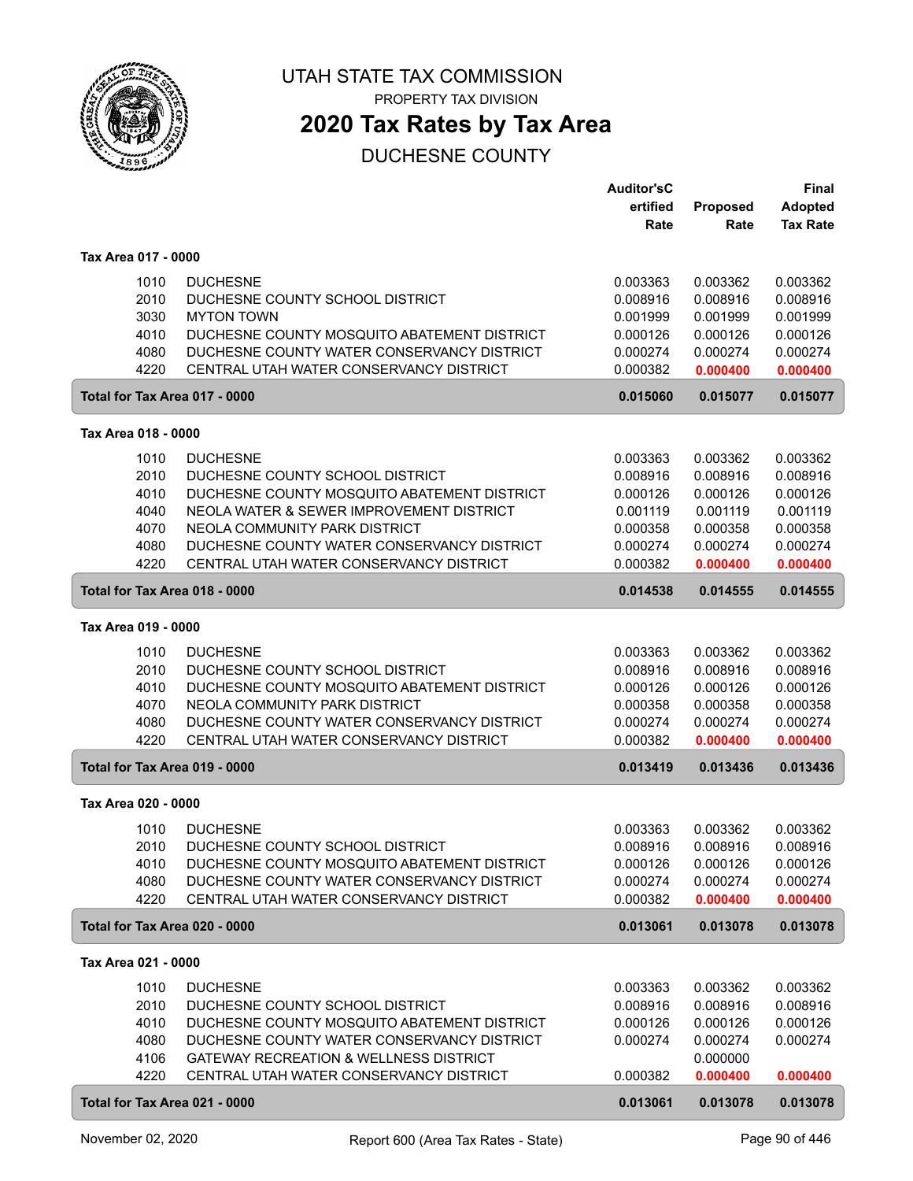# UTAH STATE TAX COMMISSION

PROPERTY TAX DIVISION

## 2020 Tax Rates by Tax Area

DUCHESNE COUNTY

| | | Auditor'sCertified Rate | Proposed Rate | Final Adopted Tax Rate |
|---|---|---|---|---|
| **Tax Area 017 - 0000** | | | | |
| 1010 | DUCHESNE | 0.003363 | 0.003362 | 0.003362 |
| 2010 | DUCHESNE COUNTY SCHOOL DISTRICT | 0.008916 | 0.008916 | 0.008916 |
| 3030 | MYTON TOWN | 0.001999 | 0.001999 | 0.001999 |
| 4010 | DUCHESNE COUNTY MOSQUITO ABATEMENT DISTRICT | 0.000126 | 0.000126 | 0.000126 |
| 4080 | DUCHESNE COUNTY WATER CONSERVANCY DISTRICT | 0.000274 | 0.000274 | 0.000274 |
| 4220 | CENTRAL UTAH WATER CONSERVANCY DISTRICT | 0.000382 | **0.000400** | **0.000400** |
| **Total for Tax Area 017 - 0000** | | **0.015060** | **0.015077** | **0.015077** |
| **Tax Area 018 - 0000** | | | | |
| 1010 | DUCHESNE | 0.003363 | 0.003362 | 0.003362 |
| 2010 | DUCHESNE COUNTY SCHOOL DISTRICT | 0.008916 | 0.008916 | 0.008916 |
| 4010 | DUCHESNE COUNTY MOSQUITO ABATEMENT DISTRICT | 0.000126 | 0.000126 | 0.000126 |
| 4040 | NEOLA WATER & SEWER IMPROVEMENT DISTRICT | 0.001119 | 0.001119 | 0.001119 |
| 4070 | NEOLA COMMUNITY PARK DISTRICT | 0.000358 | 0.000358 | 0.000358 |
| 4080 | DUCHESNE COUNTY WATER CONSERVANCY DISTRICT | 0.000274 | 0.000274 | 0.000274 |
| 4220 | CENTRAL UTAH WATER CONSERVANCY DISTRICT | 0.000382 | **0.000400** | **0.000400** |
| **Total for Tax Area 018 - 0000** | | **0.014538** | **0.014555** | **0.014555** |
| **Tax Area 019 - 0000** | | | | |
| 1010 | DUCHESNE | 0.003363 | 0.003362 | 0.003362 |
| 2010 | DUCHESNE COUNTY SCHOOL DISTRICT | 0.008916 | 0.008916 | 0.008916 |
| 4010 | DUCHESNE COUNTY MOSQUITO ABATEMENT DISTRICT | 0.000126 | 0.000126 | 0.000126 |
| 4070 | NEOLA COMMUNITY PARK DISTRICT | 0.000358 | 0.000358 | 0.000358 |
| 4080 | DUCHESNE COUNTY WATER CONSERVANCY DISTRICT | 0.000274 | 0.000274 | 0.000274 |
| 4220 | CENTRAL UTAH WATER CONSERVANCY DISTRICT | 0.000382 | **0.000400** | **0.000400** |
| **Total for Tax Area 019 - 0000** | | **0.013419** | **0.013436** | **0.013436** |
| **Tax Area 020 - 0000** | | | | |
| 1010 | DUCHESNE | 0.003363 | 0.003362 | 0.003362 |
| 2010 | DUCHESNE COUNTY SCHOOL DISTRICT | 0.008916 | 0.008916 | 0.008916 |
| 4010 | DUCHESNE COUNTY MOSQUITO ABATEMENT DISTRICT | 0.000126 | 0.000126 | 0.000126 |
| 4080 | DUCHESNE COUNTY WATER CONSERVANCY DISTRICT | 0.000274 | 0.000274 | 0.000274 |
| 4220 | CENTRAL UTAH WATER CONSERVANCY DISTRICT | 0.000382 | **0.000400** | **0.000400** |
| **Total for Tax Area 020 - 0000** | | **0.013061** | **0.013078** | **0.013078** |
| **Tax Area 021 - 0000** | | | | |
| 1010 | DUCHESNE | 0.003363 | 0.003362 | 0.003362 |
| 2010 | DUCHESNE COUNTY SCHOOL DISTRICT | 0.008916 | 0.008916 | 0.008916 |
| 4010 | DUCHESNE COUNTY MOSQUITO ABATEMENT DISTRICT | 0.000126 | 0.000126 | 0.000126 |
| 4080 | DUCHESNE COUNTY WATER CONSERVANCY DISTRICT | 0.000274 | 0.000274 | 0.000274 |
| 4106 | GATEWAY RECREATION & WELLNESS DISTRICT | | 0.000000 | |
| 4220 | CENTRAL UTAH WATER CONSERVANCY DISTRICT | 0.000382 | **0.000400** | **0.000400** |
| **Total for Tax Area 021 - 0000** | | **0.013061** | **0.013078** | **0.013078** |

November 02, 2020 — Report 600 (Area Tax Rates - State)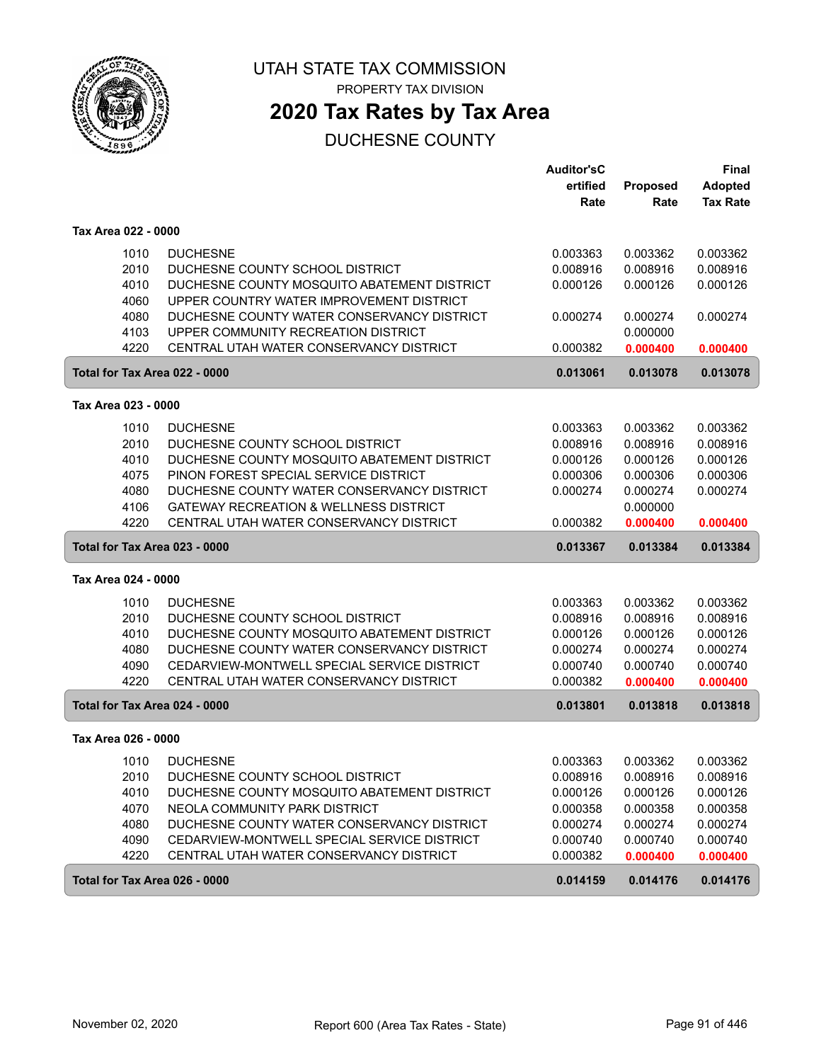UTAH STATE TAX COMMISSION

PROPERTY TAX DIVISION

# 2020 Tax Rates by Tax Area

## DUCHESNE COUNTY

| | | Auditor'sCertified Rate | Proposed Rate | Final Adopted Tax Rate |
|---|---|---|---|---|
| **Tax Area 022 - 0000** | | | | |
| 1010 | DUCHESNE | 0.003363 | 0.003362 | 0.003362 |
| 2010 | DUCHESNE COUNTY SCHOOL DISTRICT | 0.008916 | 0.008916 | 0.008916 |
| 4010 | DUCHESNE COUNTY MOSQUITO ABATEMENT DISTRICT | 0.000126 | 0.000126 | 0.000126 |
| 4060 | UPPER COUNTRY WATER IMPROVEMENT DISTRICT | | | |
| 4080 | DUCHESNE COUNTY WATER CONSERVANCY DISTRICT | 0.000274 | 0.000274 | 0.000274 |
| 4103 | UPPER COMMUNITY RECREATION DISTRICT | | 0.000000 | |
| 4220 | CENTRAL UTAH WATER CONSERVANCY DISTRICT | 0.000382 | 0.000400 | 0.000400 |
| **Total for Tax Area 022 - 0000** | | **0.013061** | **0.013078** | **0.013078** |
| **Tax Area 023 - 0000** | | | | |
| 1010 | DUCHESNE | 0.003363 | 0.003362 | 0.003362 |
| 2010 | DUCHESNE COUNTY SCHOOL DISTRICT | 0.008916 | 0.008916 | 0.008916 |
| 4010 | DUCHESNE COUNTY MOSQUITO ABATEMENT DISTRICT | 0.000126 | 0.000126 | 0.000126 |
| 4075 | PINON FOREST SPECIAL SERVICE DISTRICT | 0.000306 | 0.000306 | 0.000306 |
| 4080 | DUCHESNE COUNTY WATER CONSERVANCY DISTRICT | 0.000274 | 0.000274 | 0.000274 |
| 4106 | GATEWAY RECREATION & WELLNESS DISTRICT | | 0.000000 | |
| 4220 | CENTRAL UTAH WATER CONSERVANCY DISTRICT | 0.000382 | 0.000400 | 0.000400 |
| **Total for Tax Area 023 - 0000** | | **0.013367** | **0.013384** | **0.013384** |
| **Tax Area 024 - 0000** | | | | |
| 1010 | DUCHESNE | 0.003363 | 0.003362 | 0.003362 |
| 2010 | DUCHESNE COUNTY SCHOOL DISTRICT | 0.008916 | 0.008916 | 0.008916 |
| 4010 | DUCHESNE COUNTY MOSQUITO ABATEMENT DISTRICT | 0.000126 | 0.000126 | 0.000126 |
| 4080 | DUCHESNE COUNTY WATER CONSERVANCY DISTRICT | 0.000274 | 0.000274 | 0.000274 |
| 4090 | CEDARVIEW-MONTWELL SPECIAL SERVICE DISTRICT | 0.000740 | 0.000740 | 0.000740 |
| 4220 | CENTRAL UTAH WATER CONSERVANCY DISTRICT | 0.000382 | 0.000400 | 0.000400 |
| **Total for Tax Area 024 - 0000** | | **0.013801** | **0.013818** | **0.013818** |
| **Tax Area 026 - 0000** | | | | |
| 1010 | DUCHESNE | 0.003363 | 0.003362 | 0.003362 |
| 2010 | DUCHESNE COUNTY SCHOOL DISTRICT | 0.008916 | 0.008916 | 0.008916 |
| 4010 | DUCHESNE COUNTY MOSQUITO ABATEMENT DISTRICT | 0.000126 | 0.000126 | 0.000126 |
| 4070 | NEOLA COMMUNITY PARK DISTRICT | 0.000358 | 0.000358 | 0.000358 |
| 4080 | DUCHESNE COUNTY WATER CONSERVANCY DISTRICT | 0.000274 | 0.000274 | 0.000274 |
| 4090 | CEDARVIEW-MONTWELL SPECIAL SERVICE DISTRICT | 0.000740 | 0.000740 | 0.000740 |
| 4220 | CENTRAL UTAH WATER CONSERVANCY DISTRICT | 0.000382 | 0.000400 | 0.000400 |
| **Total for Tax Area 026 - 0000** | | **0.014159** | **0.014176** | **0.014176** |

November 02, 2020 — Report 600 (Area Tax Rates - State)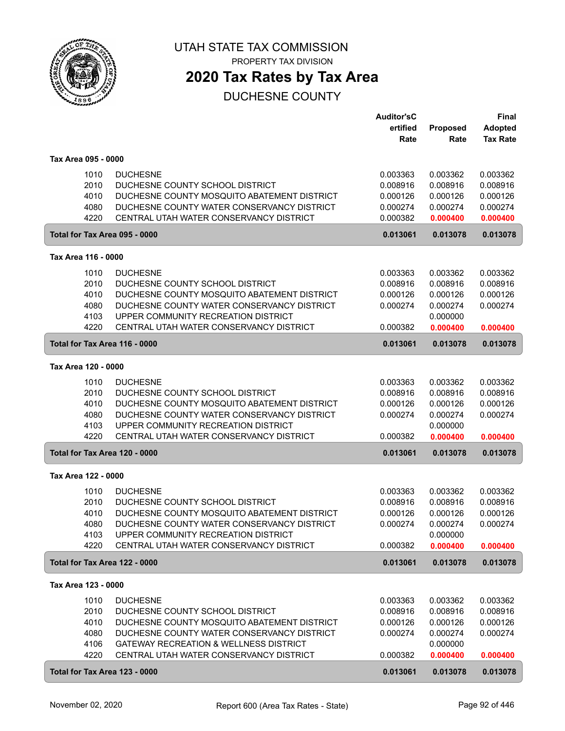# UTAH STATE TAX COMMISSION

PROPERTY TAX DIVISION

## 2020 Tax Rates by Tax Area

DUCHESNE COUNTY

| | | Auditor'sC ertified Rate | Proposed Rate | Final Adopted Tax Rate |
|---|---|---|---|---|
| **Tax Area 095 - 0000** | | | | |
| 1010 | DUCHESNE | 0.003363 | 0.003362 | 0.003362 |
| 2010 | DUCHESNE COUNTY SCHOOL DISTRICT | 0.008916 | 0.008916 | 0.008916 |
| 4010 | DUCHESNE COUNTY MOSQUITO ABATEMENT DISTRICT | 0.000126 | 0.000126 | 0.000126 |
| 4080 | DUCHESNE COUNTY WATER CONSERVANCY DISTRICT | 0.000274 | 0.000274 | 0.000274 |
| 4220 | CENTRAL UTAH WATER CONSERVANCY DISTRICT | 0.000382 | **0.000400** | **0.000400** |
| **Total for Tax Area 095 - 0000** | | **0.013061** | **0.013078** | **0.013078** |
| **Tax Area 116 - 0000** | | | | |
| 1010 | DUCHESNE | 0.003363 | 0.003362 | 0.003362 |
| 2010 | DUCHESNE COUNTY SCHOOL DISTRICT | 0.008916 | 0.008916 | 0.008916 |
| 4010 | DUCHESNE COUNTY MOSQUITO ABATEMENT DISTRICT | 0.000126 | 0.000126 | 0.000126 |
| 4080 | DUCHESNE COUNTY WATER CONSERVANCY DISTRICT | 0.000274 | 0.000274 | 0.000274 |
| 4103 | UPPER COMMUNITY RECREATION DISTRICT | | 0.000000 | |
| 4220 | CENTRAL UTAH WATER CONSERVANCY DISTRICT | 0.000382 | **0.000400** | **0.000400** |
| **Total for Tax Area 116 - 0000** | | **0.013061** | **0.013078** | **0.013078** |
| **Tax Area 120 - 0000** | | | | |
| 1010 | DUCHESNE | 0.003363 | 0.003362 | 0.003362 |
| 2010 | DUCHESNE COUNTY SCHOOL DISTRICT | 0.008916 | 0.008916 | 0.008916 |
| 4010 | DUCHESNE COUNTY MOSQUITO ABATEMENT DISTRICT | 0.000126 | 0.000126 | 0.000126 |
| 4080 | DUCHESNE COUNTY WATER CONSERVANCY DISTRICT | 0.000274 | 0.000274 | 0.000274 |
| 4103 | UPPER COMMUNITY RECREATION DISTRICT | | 0.000000 | |
| 4220 | CENTRAL UTAH WATER CONSERVANCY DISTRICT | 0.000382 | **0.000400** | **0.000400** |
| **Total for Tax Area 120 - 0000** | | **0.013061** | **0.013078** | **0.013078** |
| **Tax Area 122 - 0000** | | | | |
| 1010 | DUCHESNE | 0.003363 | 0.003362 | 0.003362 |
| 2010 | DUCHESNE COUNTY SCHOOL DISTRICT | 0.008916 | 0.008916 | 0.008916 |
| 4010 | DUCHESNE COUNTY MOSQUITO ABATEMENT DISTRICT | 0.000126 | 0.000126 | 0.000126 |
| 4080 | DUCHESNE COUNTY WATER CONSERVANCY DISTRICT | 0.000274 | 0.000274 | 0.000274 |
| 4103 | UPPER COMMUNITY RECREATION DISTRICT | | 0.000000 | |
| 4220 | CENTRAL UTAH WATER CONSERVANCY DISTRICT | 0.000382 | **0.000400** | **0.000400** |
| **Total for Tax Area 122 - 0000** | | **0.013061** | **0.013078** | **0.013078** |
| **Tax Area 123 - 0000** | | | | |
| 1010 | DUCHESNE | 0.003363 | 0.003362 | 0.003362 |
| 2010 | DUCHESNE COUNTY SCHOOL DISTRICT | 0.008916 | 0.008916 | 0.008916 |
| 4010 | DUCHESNE COUNTY MOSQUITO ABATEMENT DISTRICT | 0.000126 | 0.000126 | 0.000126 |
| 4080 | DUCHESNE COUNTY WATER CONSERVANCY DISTRICT | 0.000274 | 0.000274 | 0.000274 |
| 4106 | GATEWAY RECREATION & WELLNESS DISTRICT | | 0.000000 | |
| 4220 | CENTRAL UTAH WATER CONSERVANCY DISTRICT | 0.000382 | **0.000400** | **0.000400** |
| **Total for Tax Area 123 - 0000** | | **0.013061** | **0.013078** | **0.013078** |

November 02, 2020 Report 600 (Area Tax Rates - State)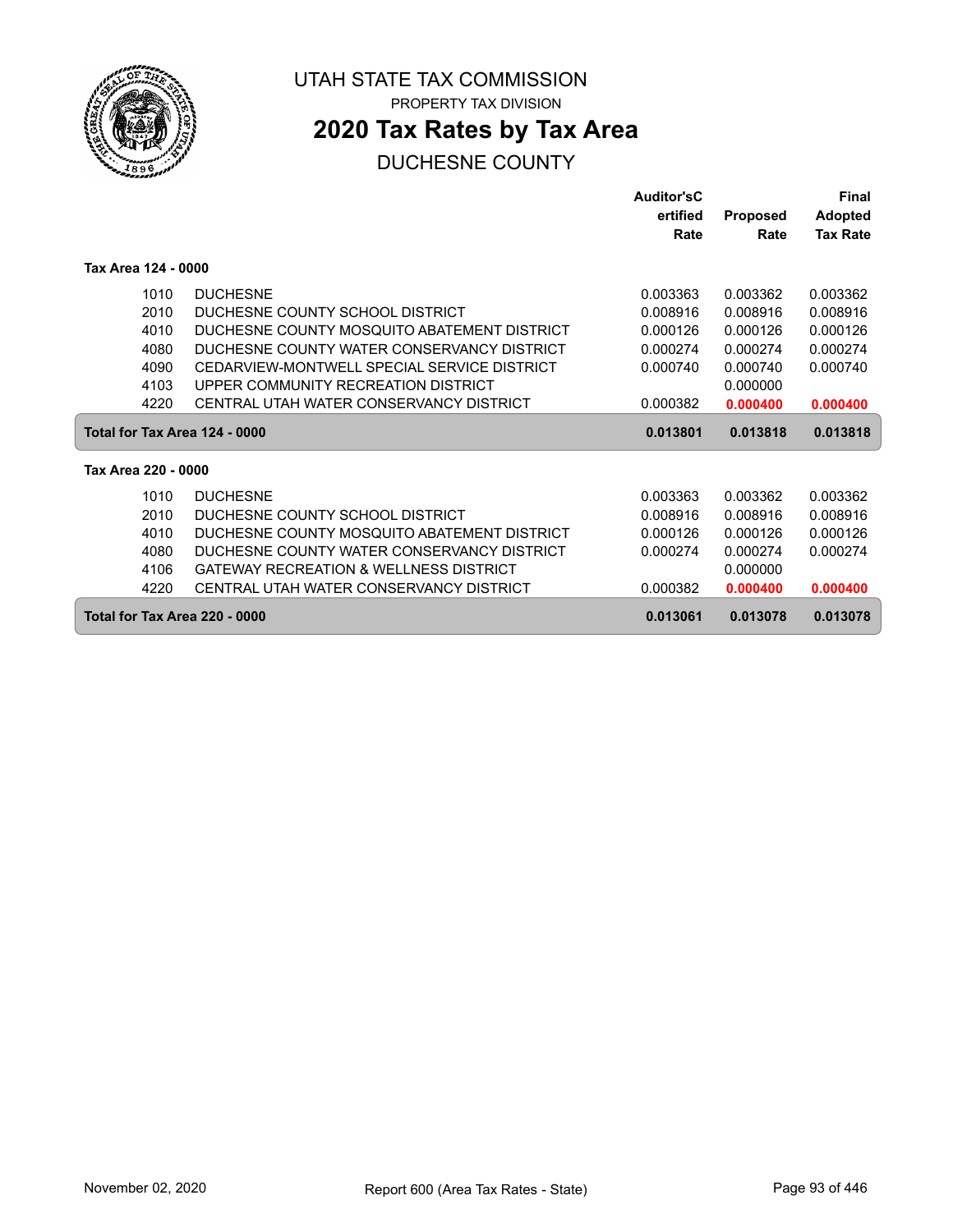# UTAH STATE TAX COMMISSION

PROPERTY TAX DIVISION

## 2020 Tax Rates by Tax Area

DUCHESNE COUNTY

| | | Auditor'sCertified Rate | Proposed Rate | Final Adopted Tax Rate |
|---|---|---|---|---|
| **Tax Area 124 - 0000** | | | | |
| 1010 | DUCHESNE | 0.003363 | 0.003362 | 0.003362 |
| 2010 | DUCHESNE COUNTY SCHOOL DISTRICT | 0.008916 | 0.008916 | 0.008916 |
| 4010 | DUCHESNE COUNTY MOSQUITO ABATEMENT DISTRICT | 0.000126 | 0.000126 | 0.000126 |
| 4080 | DUCHESNE COUNTY WATER CONSERVANCY DISTRICT | 0.000274 | 0.000274 | 0.000274 |
| 4090 | CEDARVIEW-MONTWELL SPECIAL SERVICE DISTRICT | 0.000740 | 0.000740 | 0.000740 |
| 4103 | UPPER COMMUNITY RECREATION DISTRICT | | 0.000000 | |
| 4220 | CENTRAL UTAH WATER CONSERVANCY DISTRICT | 0.000382 | **0.000400** | **0.000400** |
| **Total for Tax Area 124 - 0000** | | **0.013801** | **0.013818** | **0.013818** |
| **Tax Area 220 - 0000** | | | | |
| 1010 | DUCHESNE | 0.003363 | 0.003362 | 0.003362 |
| 2010 | DUCHESNE COUNTY SCHOOL DISTRICT | 0.008916 | 0.008916 | 0.008916 |
| 4010 | DUCHESNE COUNTY MOSQUITO ABATEMENT DISTRICT | 0.000126 | 0.000126 | 0.000126 |
| 4080 | DUCHESNE COUNTY WATER CONSERVANCY DISTRICT | 0.000274 | 0.000274 | 0.000274 |
| 4106 | GATEWAY RECREATION & WELLNESS DISTRICT | | 0.000000 | |
| 4220 | CENTRAL UTAH WATER CONSERVANCY DISTRICT | 0.000382 | **0.000400** | **0.000400** |
| **Total for Tax Area 220 - 0000** | | **0.013061** | **0.013078** | **0.013078** |

November 02, 2020 — Report 600 (Area Tax Rates - State)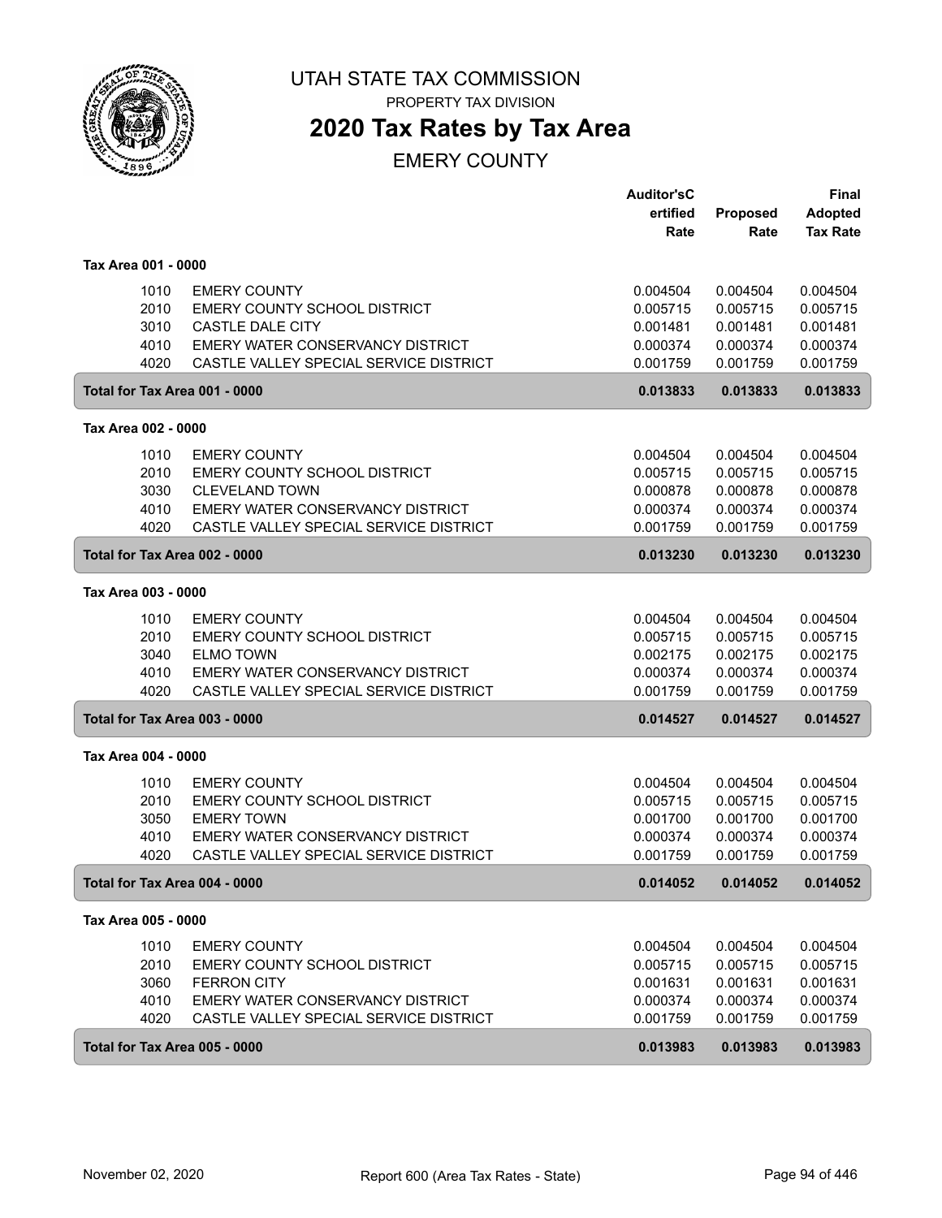# UTAH STATE TAX COMMISSION

PROPERTY TAX DIVISION

## 2020 Tax Rates by Tax Area

EMERY COUNTY

| | | Auditor's Certified Rate | Proposed Rate | Final Adopted Tax Rate |
|---|---|---|---|---|
| **Tax Area 001 - 0000** | | | | |
| 1010 | EMERY COUNTY | 0.004504 | 0.004504 | 0.004504 |
| 2010 | EMERY COUNTY SCHOOL DISTRICT | 0.005715 | 0.005715 | 0.005715 |
| 3010 | CASTLE DALE CITY | 0.001481 | 0.001481 | 0.001481 |
| 4010 | EMERY WATER CONSERVANCY DISTRICT | 0.000374 | 0.000374 | 0.000374 |
| 4020 | CASTLE VALLEY SPECIAL SERVICE DISTRICT | 0.001759 | 0.001759 | 0.001759 |
| **Total for Tax Area 001 - 0000** | | **0.013833** | **0.013833** | **0.013833** |
| **Tax Area 002 - 0000** | | | | |
| 1010 | EMERY COUNTY | 0.004504 | 0.004504 | 0.004504 |
| 2010 | EMERY COUNTY SCHOOL DISTRICT | 0.005715 | 0.005715 | 0.005715 |
| 3030 | CLEVELAND TOWN | 0.000878 | 0.000878 | 0.000878 |
| 4010 | EMERY WATER CONSERVANCY DISTRICT | 0.000374 | 0.000374 | 0.000374 |
| 4020 | CASTLE VALLEY SPECIAL SERVICE DISTRICT | 0.001759 | 0.001759 | 0.001759 |
| **Total for Tax Area 002 - 0000** | | **0.013230** | **0.013230** | **0.013230** |
| **Tax Area 003 - 0000** | | | | |
| 1010 | EMERY COUNTY | 0.004504 | 0.004504 | 0.004504 |
| 2010 | EMERY COUNTY SCHOOL DISTRICT | 0.005715 | 0.005715 | 0.005715 |
| 3040 | ELMO TOWN | 0.002175 | 0.002175 | 0.002175 |
| 4010 | EMERY WATER CONSERVANCY DISTRICT | 0.000374 | 0.000374 | 0.000374 |
| 4020 | CASTLE VALLEY SPECIAL SERVICE DISTRICT | 0.001759 | 0.001759 | 0.001759 |
| **Total for Tax Area 003 - 0000** | | **0.014527** | **0.014527** | **0.014527** |
| **Tax Area 004 - 0000** | | | | |
| 1010 | EMERY COUNTY | 0.004504 | 0.004504 | 0.004504 |
| 2010 | EMERY COUNTY SCHOOL DISTRICT | 0.005715 | 0.005715 | 0.005715 |
| 3050 | EMERY TOWN | 0.001700 | 0.001700 | 0.001700 |
| 4010 | EMERY WATER CONSERVANCY DISTRICT | 0.000374 | 0.000374 | 0.000374 |
| 4020 | CASTLE VALLEY SPECIAL SERVICE DISTRICT | 0.001759 | 0.001759 | 0.001759 |
| **Total for Tax Area 004 - 0000** | | **0.014052** | **0.014052** | **0.014052** |
| **Tax Area 005 - 0000** | | | | |
| 1010 | EMERY COUNTY | 0.004504 | 0.004504 | 0.004504 |
| 2010 | EMERY COUNTY SCHOOL DISTRICT | 0.005715 | 0.005715 | 0.005715 |
| 3060 | FERRON CITY | 0.001631 | 0.001631 | 0.001631 |
| 4010 | EMERY WATER CONSERVANCY DISTRICT | 0.000374 | 0.000374 | 0.000374 |
| 4020 | CASTLE VALLEY SPECIAL SERVICE DISTRICT | 0.001759 | 0.001759 | 0.001759 |
| **Total for Tax Area 005 - 0000** | | **0.013983** | **0.013983** | **0.013983** |

November 02, 2020 Report 600 (Area Tax Rates - State)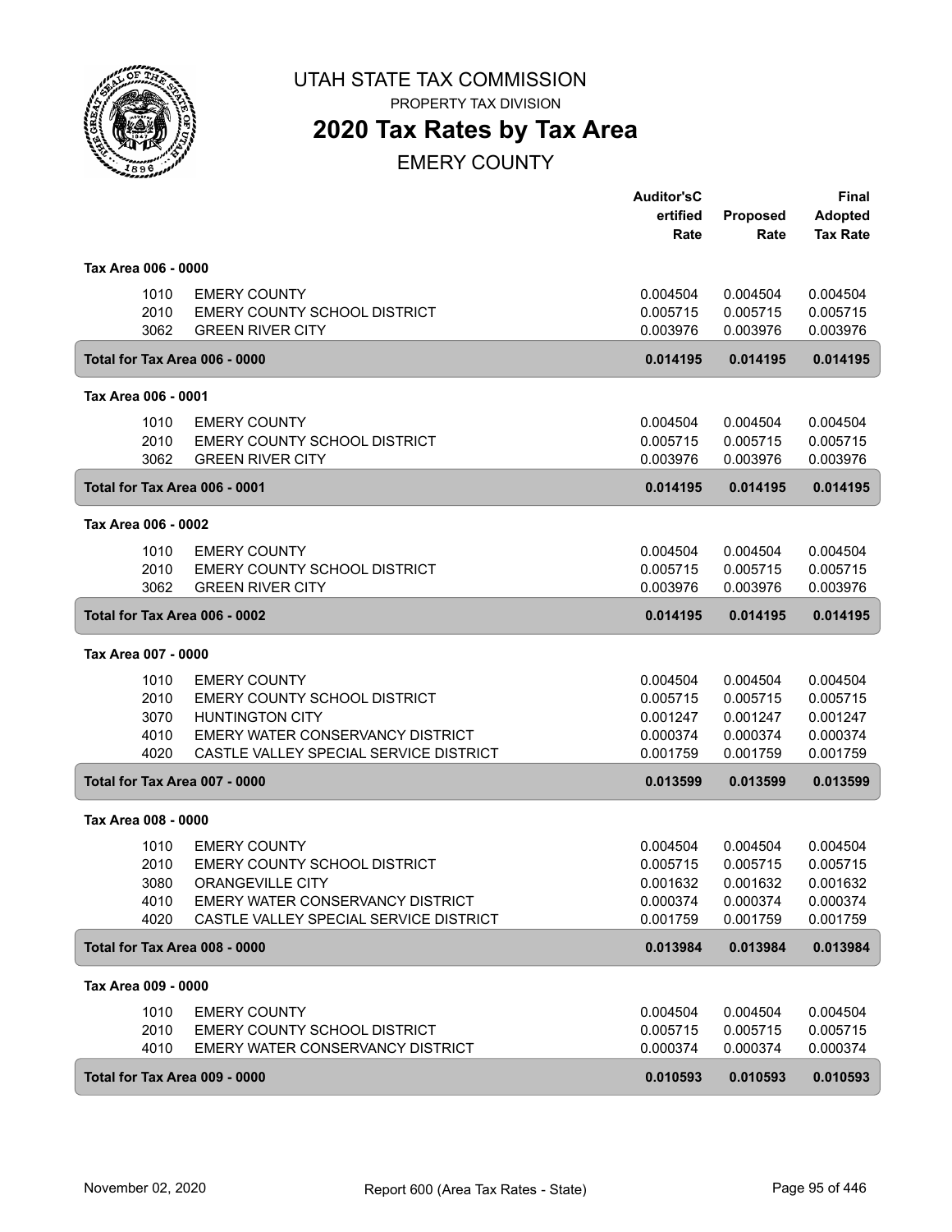# UTAH STATE TAX COMMISSION

PROPERTY TAX DIVISION

## 2020 Tax Rates by Tax Area

EMERY COUNTY

| | | Auditor'sCertified Rate | Proposed Rate | Final Adopted Tax Rate |
|---|---|---|---|---|
| **Tax Area 006 - 0000** | | | | |
| 1010 | EMERY COUNTY | 0.004504 | 0.004504 | 0.004504 |
| 2010 | EMERY COUNTY SCHOOL DISTRICT | 0.005715 | 0.005715 | 0.005715 |
| 3062 | GREEN RIVER CITY | 0.003976 | 0.003976 | 0.003976 |
| **Total for Tax Area 006 - 0000** | | **0.014195** | **0.014195** | **0.014195** |
| **Tax Area 006 - 0001** | | | | |
| 1010 | EMERY COUNTY | 0.004504 | 0.004504 | 0.004504 |
| 2010 | EMERY COUNTY SCHOOL DISTRICT | 0.005715 | 0.005715 | 0.005715 |
| 3062 | GREEN RIVER CITY | 0.003976 | 0.003976 | 0.003976 |
| **Total for Tax Area 006 - 0001** | | **0.014195** | **0.014195** | **0.014195** |
| **Tax Area 006 - 0002** | | | | |
| 1010 | EMERY COUNTY | 0.004504 | 0.004504 | 0.004504 |
| 2010 | EMERY COUNTY SCHOOL DISTRICT | 0.005715 | 0.005715 | 0.005715 |
| 3062 | GREEN RIVER CITY | 0.003976 | 0.003976 | 0.003976 |
| **Total for Tax Area 006 - 0002** | | **0.014195** | **0.014195** | **0.014195** |
| **Tax Area 007 - 0000** | | | | |
| 1010 | EMERY COUNTY | 0.004504 | 0.004504 | 0.004504 |
| 2010 | EMERY COUNTY SCHOOL DISTRICT | 0.005715 | 0.005715 | 0.005715 |
| 3070 | HUNTINGTON CITY | 0.001247 | 0.001247 | 0.001247 |
| 4010 | EMERY WATER CONSERVANCY DISTRICT | 0.000374 | 0.000374 | 0.000374 |
| 4020 | CASTLE VALLEY SPECIAL SERVICE DISTRICT | 0.001759 | 0.001759 | 0.001759 |
| **Total for Tax Area 007 - 0000** | | **0.013599** | **0.013599** | **0.013599** |
| **Tax Area 008 - 0000** | | | | |
| 1010 | EMERY COUNTY | 0.004504 | 0.004504 | 0.004504 |
| 2010 | EMERY COUNTY SCHOOL DISTRICT | 0.005715 | 0.005715 | 0.005715 |
| 3080 | ORANGEVILLE CITY | 0.001632 | 0.001632 | 0.001632 |
| 4010 | EMERY WATER CONSERVANCY DISTRICT | 0.000374 | 0.000374 | 0.000374 |
| 4020 | CASTLE VALLEY SPECIAL SERVICE DISTRICT | 0.001759 | 0.001759 | 0.001759 |
| **Total for Tax Area 008 - 0000** | | **0.013984** | **0.013984** | **0.013984** |
| **Tax Area 009 - 0000** | | | | |
| 1010 | EMERY COUNTY | 0.004504 | 0.004504 | 0.004504 |
| 2010 | EMERY COUNTY SCHOOL DISTRICT | 0.005715 | 0.005715 | 0.005715 |
| 4010 | EMERY WATER CONSERVANCY DISTRICT | 0.000374 | 0.000374 | 0.000374 |
| **Total for Tax Area 009 - 0000** | | **0.010593** | **0.010593** | **0.010593** |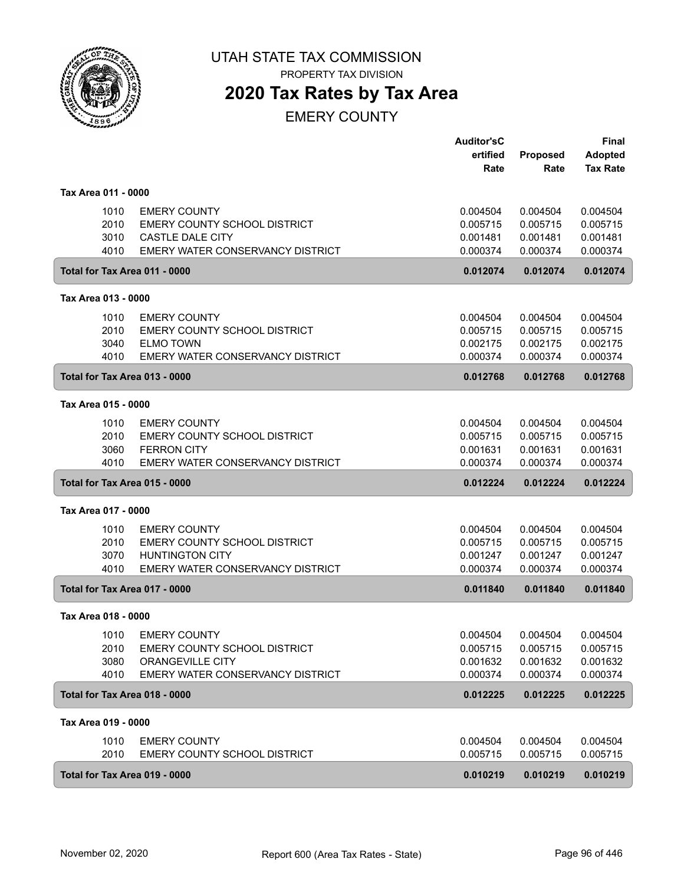# UTAH STATE TAX COMMISSION

PROPERTY TAX DIVISION

## 2020 Tax Rates by Tax Area

EMERY COUNTY

| | | Auditor's Certified Rate | Proposed Rate | Final Adopted Tax Rate |
|---|---|---|---|---|
| **Tax Area 011 - 0000** | | | | |
| 1010 | EMERY COUNTY | 0.004504 | 0.004504 | 0.004504 |
| 2010 | EMERY COUNTY SCHOOL DISTRICT | 0.005715 | 0.005715 | 0.005715 |
| 3010 | CASTLE DALE CITY | 0.001481 | 0.001481 | 0.001481 |
| 4010 | EMERY WATER CONSERVANCY DISTRICT | 0.000374 | 0.000374 | 0.000374 |
| **Total for Tax Area 011 - 0000** | | **0.012074** | **0.012074** | **0.012074** |
| **Tax Area 013 - 0000** | | | | |
| 1010 | EMERY COUNTY | 0.004504 | 0.004504 | 0.004504 |
| 2010 | EMERY COUNTY SCHOOL DISTRICT | 0.005715 | 0.005715 | 0.005715 |
| 3040 | ELMO TOWN | 0.002175 | 0.002175 | 0.002175 |
| 4010 | EMERY WATER CONSERVANCY DISTRICT | 0.000374 | 0.000374 | 0.000374 |
| **Total for Tax Area 013 - 0000** | | **0.012768** | **0.012768** | **0.012768** |
| **Tax Area 015 - 0000** | | | | |
| 1010 | EMERY COUNTY | 0.004504 | 0.004504 | 0.004504 |
| 2010 | EMERY COUNTY SCHOOL DISTRICT | 0.005715 | 0.005715 | 0.005715 |
| 3060 | FERRON CITY | 0.001631 | 0.001631 | 0.001631 |
| 4010 | EMERY WATER CONSERVANCY DISTRICT | 0.000374 | 0.000374 | 0.000374 |
| **Total for Tax Area 015 - 0000** | | **0.012224** | **0.012224** | **0.012224** |
| **Tax Area 017 - 0000** | | | | |
| 1010 | EMERY COUNTY | 0.004504 | 0.004504 | 0.004504 |
| 2010 | EMERY COUNTY SCHOOL DISTRICT | 0.005715 | 0.005715 | 0.005715 |
| 3070 | HUNTINGTON CITY | 0.001247 | 0.001247 | 0.001247 |
| 4010 | EMERY WATER CONSERVANCY DISTRICT | 0.000374 | 0.000374 | 0.000374 |
| **Total for Tax Area 017 - 0000** | | **0.011840** | **0.011840** | **0.011840** |
| **Tax Area 018 - 0000** | | | | |
| 1010 | EMERY COUNTY | 0.004504 | 0.004504 | 0.004504 |
| 2010 | EMERY COUNTY SCHOOL DISTRICT | 0.005715 | 0.005715 | 0.005715 |
| 3080 | ORANGEVILLE CITY | 0.001632 | 0.001632 | 0.001632 |
| 4010 | EMERY WATER CONSERVANCY DISTRICT | 0.000374 | 0.000374 | 0.000374 |
| **Total for Tax Area 018 - 0000** | | **0.012225** | **0.012225** | **0.012225** |
| **Tax Area 019 - 0000** | | | | |
| 1010 | EMERY COUNTY | 0.004504 | 0.004504 | 0.004504 |
| 2010 | EMERY COUNTY SCHOOL DISTRICT | 0.005715 | 0.005715 | 0.005715 |
| **Total for Tax Area 019 - 0000** | | **0.010219** | **0.010219** | **0.010219** |

November 02, 2020 — Report 600 (Area Tax Rates - State)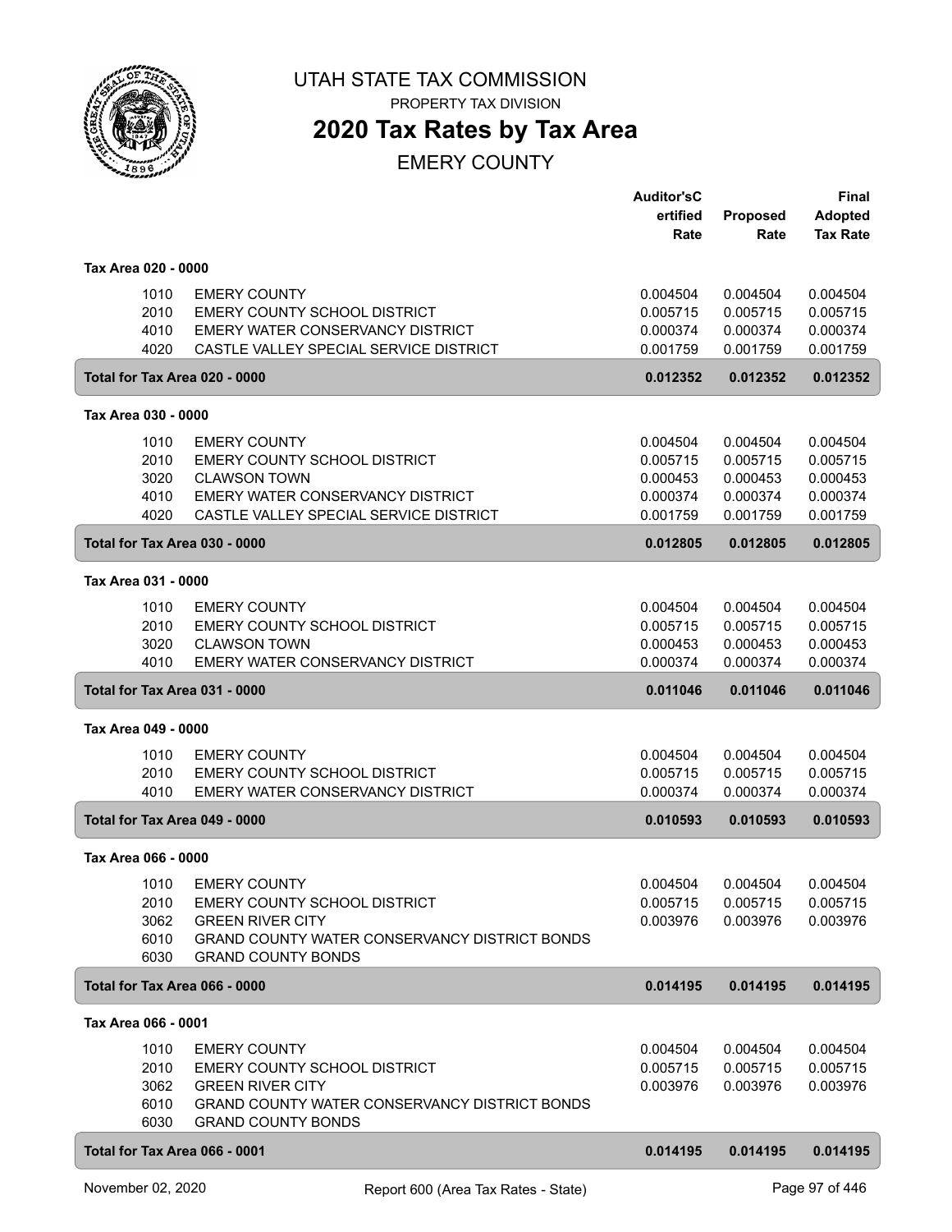# UTAH STATE TAX COMMISSION

PROPERTY TAX DIVISION

## 2020 Tax Rates by Tax Area

EMERY COUNTY

| | | Auditor'sCertified Rate | Proposed Rate | Final Adopted Tax Rate |
|---|---|---|---|---|
| **Tax Area 020 - 0000** | | | | |
| 1010 | EMERY COUNTY | 0.004504 | 0.004504 | 0.004504 |
| 2010 | EMERY COUNTY SCHOOL DISTRICT | 0.005715 | 0.005715 | 0.005715 |
| 4010 | EMERY WATER CONSERVANCY DISTRICT | 0.000374 | 0.000374 | 0.000374 |
| 4020 | CASTLE VALLEY SPECIAL SERVICE DISTRICT | 0.001759 | 0.001759 | 0.001759 |
| **Total for Tax Area 020 - 0000** | | **0.012352** | **0.012352** | **0.012352** |
| **Tax Area 030 - 0000** | | | | |
| 1010 | EMERY COUNTY | 0.004504 | 0.004504 | 0.004504 |
| 2010 | EMERY COUNTY SCHOOL DISTRICT | 0.005715 | 0.005715 | 0.005715 |
| 3020 | CLAWSON TOWN | 0.000453 | 0.000453 | 0.000453 |
| 4010 | EMERY WATER CONSERVANCY DISTRICT | 0.000374 | 0.000374 | 0.000374 |
| 4020 | CASTLE VALLEY SPECIAL SERVICE DISTRICT | 0.001759 | 0.001759 | 0.001759 |
| **Total for Tax Area 030 - 0000** | | **0.012805** | **0.012805** | **0.012805** |
| **Tax Area 031 - 0000** | | | | |
| 1010 | EMERY COUNTY | 0.004504 | 0.004504 | 0.004504 |
| 2010 | EMERY COUNTY SCHOOL DISTRICT | 0.005715 | 0.005715 | 0.005715 |
| 3020 | CLAWSON TOWN | 0.000453 | 0.000453 | 0.000453 |
| 4010 | EMERY WATER CONSERVANCY DISTRICT | 0.000374 | 0.000374 | 0.000374 |
| **Total for Tax Area 031 - 0000** | | **0.011046** | **0.011046** | **0.011046** |
| **Tax Area 049 - 0000** | | | | |
| 1010 | EMERY COUNTY | 0.004504 | 0.004504 | 0.004504 |
| 2010 | EMERY COUNTY SCHOOL DISTRICT | 0.005715 | 0.005715 | 0.005715 |
| 4010 | EMERY WATER CONSERVANCY DISTRICT | 0.000374 | 0.000374 | 0.000374 |
| **Total for Tax Area 049 - 0000** | | **0.010593** | **0.010593** | **0.010593** |
| **Tax Area 066 - 0000** | | | | |
| 1010 | EMERY COUNTY | 0.004504 | 0.004504 | 0.004504 |
| 2010 | EMERY COUNTY SCHOOL DISTRICT | 0.005715 | 0.005715 | 0.005715 |
| 3062 | GREEN RIVER CITY | 0.003976 | 0.003976 | 0.003976 |
| 6010 | GRAND COUNTY WATER CONSERVANCY DISTRICT BONDS | | | |
| 6030 | GRAND COUNTY BONDS | | | |
| **Total for Tax Area 066 - 0000** | | **0.014195** | **0.014195** | **0.014195** |
| **Tax Area 066 - 0001** | | | | |
| 1010 | EMERY COUNTY | 0.004504 | 0.004504 | 0.004504 |
| 2010 | EMERY COUNTY SCHOOL DISTRICT | 0.005715 | 0.005715 | 0.005715 |
| 3062 | GREEN RIVER CITY | 0.003976 | 0.003976 | 0.003976 |
| 6010 | GRAND COUNTY WATER CONSERVANCY DISTRICT BONDS | | | |
| 6030 | GRAND COUNTY BONDS | | | |
| **Total for Tax Area 066 - 0001** | | **0.014195** | **0.014195** | **0.014195** |

November 02, 2020 — Report 600 (Area Tax Rates - State)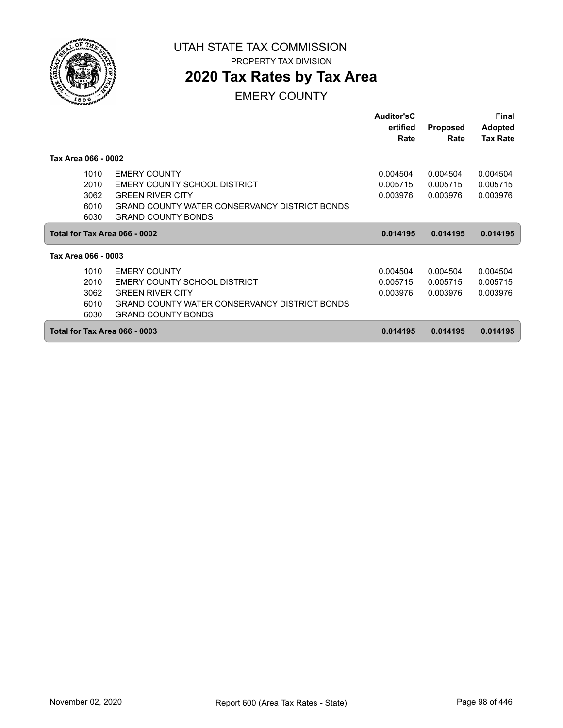# UTAH STATE TAX COMMISSION

PROPERTY TAX DIVISION

## 2020 Tax Rates by Tax Area

EMERY COUNTY

| | | Auditor'sCertified Rate | Proposed Rate | Final Adopted Tax Rate |
|---|---|---|---|---|
| **Tax Area 066 - 0002** | | | | |
| 1010 | EMERY COUNTY | 0.004504 | 0.004504 | 0.004504 |
| 2010 | EMERY COUNTY SCHOOL DISTRICT | 0.005715 | 0.005715 | 0.005715 |
| 3062 | GREEN RIVER CITY | 0.003976 | 0.003976 | 0.003976 |
| 6010 | GRAND COUNTY WATER CONSERVANCY DISTRICT BONDS | | | |
| 6030 | GRAND COUNTY BONDS | | | |
| **Total for Tax Area 066 - 0002** | | **0.014195** | **0.014195** | **0.014195** |
| **Tax Area 066 - 0003** | | | | |
| 1010 | EMERY COUNTY | 0.004504 | 0.004504 | 0.004504 |
| 2010 | EMERY COUNTY SCHOOL DISTRICT | 0.005715 | 0.005715 | 0.005715 |
| 3062 | GREEN RIVER CITY | 0.003976 | 0.003976 | 0.003976 |
| 6010 | GRAND COUNTY WATER CONSERVANCY DISTRICT BONDS | | | |
| 6030 | GRAND COUNTY BONDS | | | |
| **Total for Tax Area 066 - 0003** | | **0.014195** | **0.014195** | **0.014195** |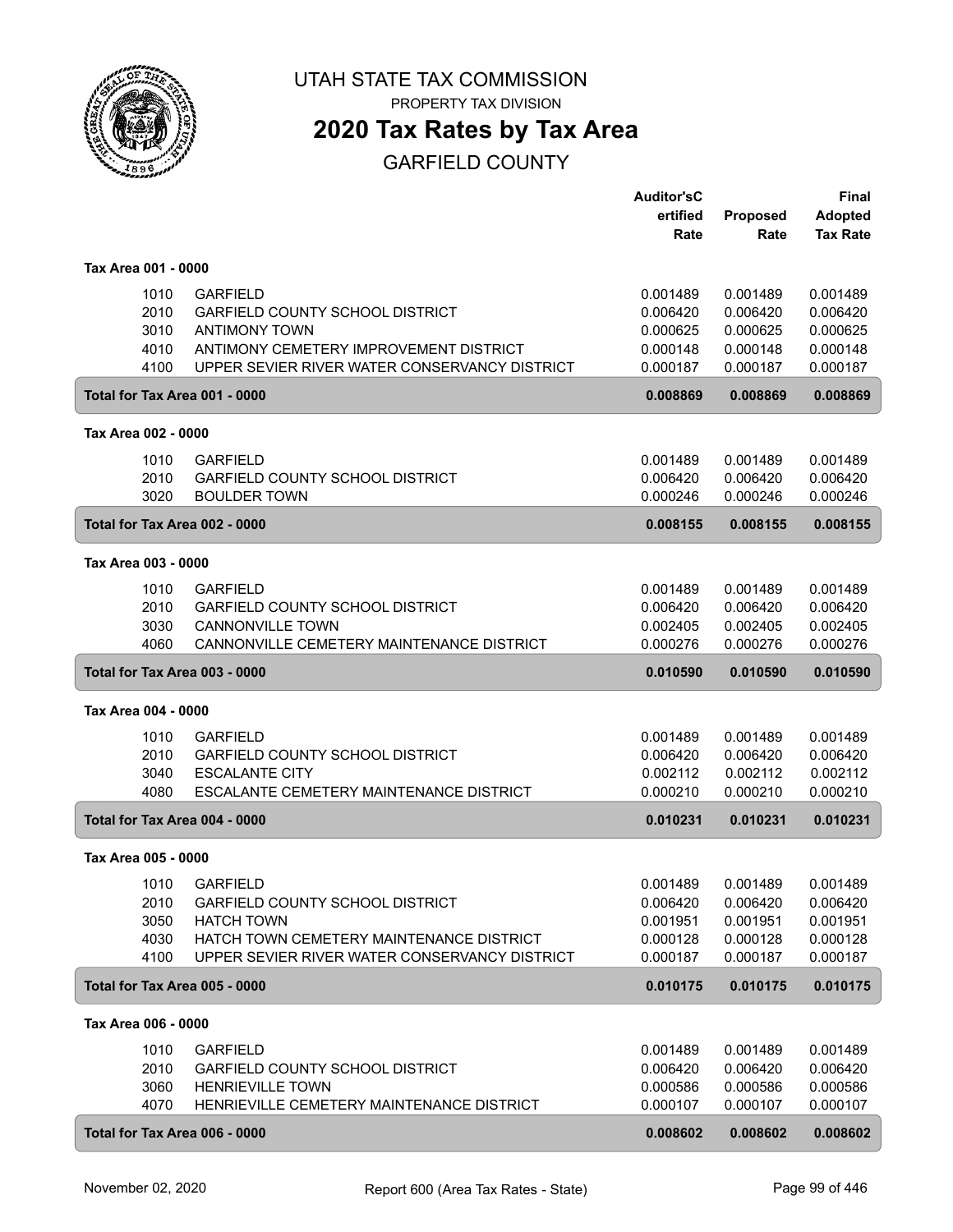# UTAH STATE TAX COMMISSION

PROPERTY TAX DIVISION

## 2020 Tax Rates by Tax Area

### GARFIELD COUNTY

| | | Auditor'sCertified Rate | Proposed Rate | Final Adopted Tax Rate |
|---|---|---|---|---|
| **Tax Area 001 - 0000** | | | | |
| 1010 | GARFIELD | 0.001489 | 0.001489 | 0.001489 |
| 2010 | GARFIELD COUNTY SCHOOL DISTRICT | 0.006420 | 0.006420 | 0.006420 |
| 3010 | ANTIMONY TOWN | 0.000625 | 0.000625 | 0.000625 |
| 4010 | ANTIMONY CEMETERY IMPROVEMENT DISTRICT | 0.000148 | 0.000148 | 0.000148 |
| 4100 | UPPER SEVIER RIVER WATER CONSERVANCY DISTRICT | 0.000187 | 0.000187 | 0.000187 |
| **Total for Tax Area 001 - 0000** | | **0.008869** | **0.008869** | **0.008869** |
| **Tax Area 002 - 0000** | | | | |
| 1010 | GARFIELD | 0.001489 | 0.001489 | 0.001489 |
| 2010 | GARFIELD COUNTY SCHOOL DISTRICT | 0.006420 | 0.006420 | 0.006420 |
| 3020 | BOULDER TOWN | 0.000246 | 0.000246 | 0.000246 |
| **Total for Tax Area 002 - 0000** | | **0.008155** | **0.008155** | **0.008155** |
| **Tax Area 003 - 0000** | | | | |
| 1010 | GARFIELD | 0.001489 | 0.001489 | 0.001489 |
| 2010 | GARFIELD COUNTY SCHOOL DISTRICT | 0.006420 | 0.006420 | 0.006420 |
| 3030 | CANNONVILLE TOWN | 0.002405 | 0.002405 | 0.002405 |
| 4060 | CANNONVILLE CEMETERY MAINTENANCE DISTRICT | 0.000276 | 0.000276 | 0.000276 |
| **Total for Tax Area 003 - 0000** | | **0.010590** | **0.010590** | **0.010590** |
| **Tax Area 004 - 0000** | | | | |
| 1010 | GARFIELD | 0.001489 | 0.001489 | 0.001489 |
| 2010 | GARFIELD COUNTY SCHOOL DISTRICT | 0.006420 | 0.006420 | 0.006420 |
| 3040 | ESCALANTE CITY | 0.002112 | 0.002112 | 0.002112 |
| 4080 | ESCALANTE CEMETERY MAINTENANCE DISTRICT | 0.000210 | 0.000210 | 0.000210 |
| **Total for Tax Area 004 - 0000** | | **0.010231** | **0.010231** | **0.010231** |
| **Tax Area 005 - 0000** | | | | |
| 1010 | GARFIELD | 0.001489 | 0.001489 | 0.001489 |
| 2010 | GARFIELD COUNTY SCHOOL DISTRICT | 0.006420 | 0.006420 | 0.006420 |
| 3050 | HATCH TOWN | 0.001951 | 0.001951 | 0.001951 |
| 4030 | HATCH TOWN CEMETERY MAINTENANCE DISTRICT | 0.000128 | 0.000128 | 0.000128 |
| 4100 | UPPER SEVIER RIVER WATER CONSERVANCY DISTRICT | 0.000187 | 0.000187 | 0.000187 |
| **Total for Tax Area 005 - 0000** | | **0.010175** | **0.010175** | **0.010175** |
| **Tax Area 006 - 0000** | | | | |
| 1010 | GARFIELD | 0.001489 | 0.001489 | 0.001489 |
| 2010 | GARFIELD COUNTY SCHOOL DISTRICT | 0.006420 | 0.006420 | 0.006420 |
| 3060 | HENRIEVILLE TOWN | 0.000586 | 0.000586 | 0.000586 |
| 4070 | HENRIEVILLE CEMETERY MAINTENANCE DISTRICT | 0.000107 | 0.000107 | 0.000107 |
| **Total for Tax Area 006 - 0000** | | **0.008602** | **0.008602** | **0.008602** |

November 02, 2020 Report 600 (Area Tax Rates - State)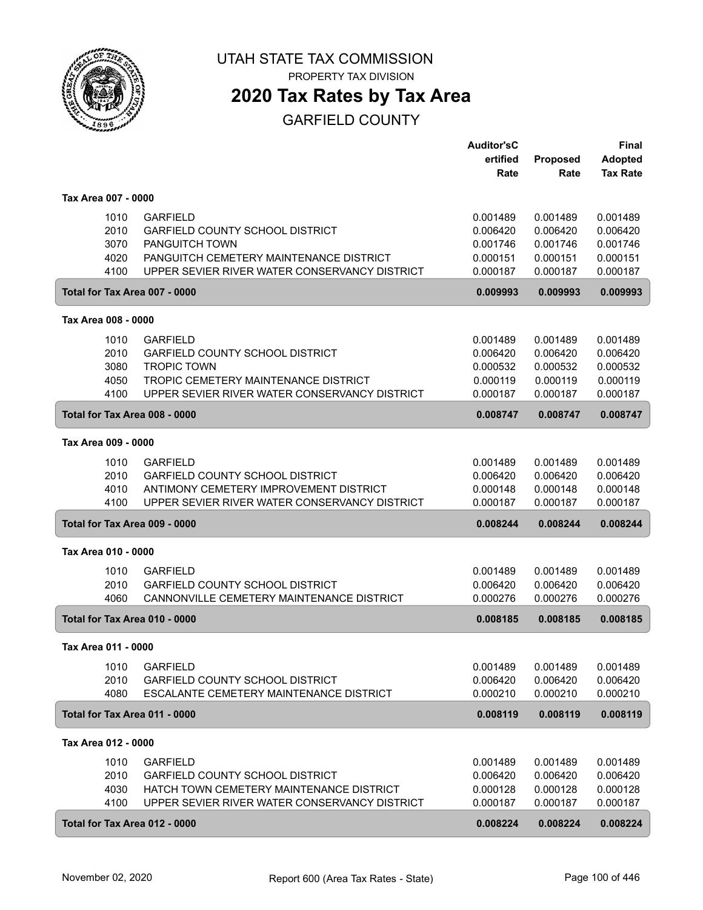# UTAH STATE TAX COMMISSION

PROPERTY TAX DIVISION

## 2020 Tax Rates by Tax Area

GARFIELD COUNTY

| | | Auditor'sC ertified Rate | Proposed Rate | Final Adopted Tax Rate |
|---|---|---|---|---|
| **Tax Area 007 - 0000** | | | | |
| 1010 | GARFIELD | 0.001489 | 0.001489 | 0.001489 |
| 2010 | GARFIELD COUNTY SCHOOL DISTRICT | 0.006420 | 0.006420 | 0.006420 |
| 3070 | PANGUITCH TOWN | 0.001746 | 0.001746 | 0.001746 |
| 4020 | PANGUITCH CEMETERY MAINTENANCE DISTRICT | 0.000151 | 0.000151 | 0.000151 |
| 4100 | UPPER SEVIER RIVER WATER CONSERVANCY DISTRICT | 0.000187 | 0.000187 | 0.000187 |
| **Total for Tax Area 007 - 0000** | | **0.009993** | **0.009993** | **0.009993** |
| **Tax Area 008 - 0000** | | | | |
| 1010 | GARFIELD | 0.001489 | 0.001489 | 0.001489 |
| 2010 | GARFIELD COUNTY SCHOOL DISTRICT | 0.006420 | 0.006420 | 0.006420 |
| 3080 | TROPIC TOWN | 0.000532 | 0.000532 | 0.000532 |
| 4050 | TROPIC CEMETERY MAINTENANCE DISTRICT | 0.000119 | 0.000119 | 0.000119 |
| 4100 | UPPER SEVIER RIVER WATER CONSERVANCY DISTRICT | 0.000187 | 0.000187 | 0.000187 |
| **Total for Tax Area 008 - 0000** | | **0.008747** | **0.008747** | **0.008747** |
| **Tax Area 009 - 0000** | | | | |
| 1010 | GARFIELD | 0.001489 | 0.001489 | 0.001489 |
| 2010 | GARFIELD COUNTY SCHOOL DISTRICT | 0.006420 | 0.006420 | 0.006420 |
| 4010 | ANTIMONY CEMETERY IMPROVEMENT DISTRICT | 0.000148 | 0.000148 | 0.000148 |
| 4100 | UPPER SEVIER RIVER WATER CONSERVANCY DISTRICT | 0.000187 | 0.000187 | 0.000187 |
| **Total for Tax Area 009 - 0000** | | **0.008244** | **0.008244** | **0.008244** |
| **Tax Area 010 - 0000** | | | | |
| 1010 | GARFIELD | 0.001489 | 0.001489 | 0.001489 |
| 2010 | GARFIELD COUNTY SCHOOL DISTRICT | 0.006420 | 0.006420 | 0.006420 |
| 4060 | CANNONVILLE CEMETERY MAINTENANCE DISTRICT | 0.000276 | 0.000276 | 0.000276 |
| **Total for Tax Area 010 - 0000** | | **0.008185** | **0.008185** | **0.008185** |
| **Tax Area 011 - 0000** | | | | |
| 1010 | GARFIELD | 0.001489 | 0.001489 | 0.001489 |
| 2010 | GARFIELD COUNTY SCHOOL DISTRICT | 0.006420 | 0.006420 | 0.006420 |
| 4080 | ESCALANTE CEMETERY MAINTENANCE DISTRICT | 0.000210 | 0.000210 | 0.000210 |
| **Total for Tax Area 011 - 0000** | | **0.008119** | **0.008119** | **0.008119** |
| **Tax Area 012 - 0000** | | | | |
| 1010 | GARFIELD | 0.001489 | 0.001489 | 0.001489 |
| 2010 | GARFIELD COUNTY SCHOOL DISTRICT | 0.006420 | 0.006420 | 0.006420 |
| 4030 | HATCH TOWN CEMETERY MAINTENANCE DISTRICT | 0.000128 | 0.000128 | 0.000128 |
| 4100 | UPPER SEVIER RIVER WATER CONSERVANCY DISTRICT | 0.000187 | 0.000187 | 0.000187 |
| **Total for Tax Area 012 - 0000** | | **0.008224** | **0.008224** | **0.008224** |

November 02, 2020 — Report 600 (Area Tax Rates - State)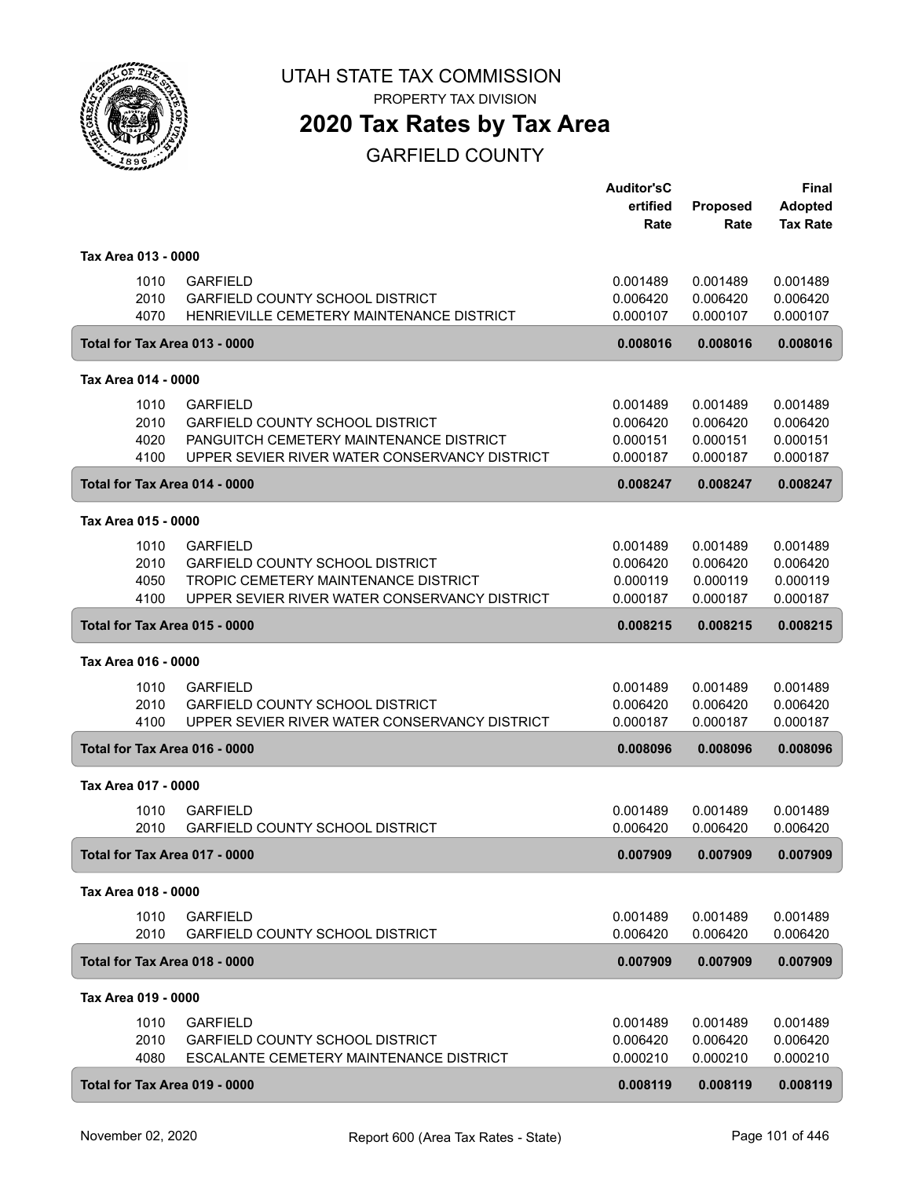# UTAH STATE TAX COMMISSION

PROPERTY TAX DIVISION

## 2020 Tax Rates by Tax Area

GARFIELD COUNTY

| | | Auditor'sCertified Rate | Proposed Rate | Final Adopted Tax Rate |
|---|---|---|---|---|
| **Tax Area 013 - 0000** | | | | |
| 1010 | GARFIELD | 0.001489 | 0.001489 | 0.001489 |
| 2010 | GARFIELD COUNTY SCHOOL DISTRICT | 0.006420 | 0.006420 | 0.006420 |
| 4070 | HENRIEVILLE CEMETERY MAINTENANCE DISTRICT | 0.000107 | 0.000107 | 0.000107 |
| **Total for Tax Area 013 - 0000** | | **0.008016** | **0.008016** | **0.008016** |
| **Tax Area 014 - 0000** | | | | |
| 1010 | GARFIELD | 0.001489 | 0.001489 | 0.001489 |
| 2010 | GARFIELD COUNTY SCHOOL DISTRICT | 0.006420 | 0.006420 | 0.006420 |
| 4020 | PANGUITCH CEMETERY MAINTENANCE DISTRICT | 0.000151 | 0.000151 | 0.000151 |
| 4100 | UPPER SEVIER RIVER WATER CONSERVANCY DISTRICT | 0.000187 | 0.000187 | 0.000187 |
| **Total for Tax Area 014 - 0000** | | **0.008247** | **0.008247** | **0.008247** |
| **Tax Area 015 - 0000** | | | | |
| 1010 | GARFIELD | 0.001489 | 0.001489 | 0.001489 |
| 2010 | GARFIELD COUNTY SCHOOL DISTRICT | 0.006420 | 0.006420 | 0.006420 |
| 4050 | TROPIC CEMETERY MAINTENANCE DISTRICT | 0.000119 | 0.000119 | 0.000119 |
| 4100 | UPPER SEVIER RIVER WATER CONSERVANCY DISTRICT | 0.000187 | 0.000187 | 0.000187 |
| **Total for Tax Area 015 - 0000** | | **0.008215** | **0.008215** | **0.008215** |
| **Tax Area 016 - 0000** | | | | |
| 1010 | GARFIELD | 0.001489 | 0.001489 | 0.001489 |
| 2010 | GARFIELD COUNTY SCHOOL DISTRICT | 0.006420 | 0.006420 | 0.006420 |
| 4100 | UPPER SEVIER RIVER WATER CONSERVANCY DISTRICT | 0.000187 | 0.000187 | 0.000187 |
| **Total for Tax Area 016 - 0000** | | **0.008096** | **0.008096** | **0.008096** |
| **Tax Area 017 - 0000** | | | | |
| 1010 | GARFIELD | 0.001489 | 0.001489 | 0.001489 |
| 2010 | GARFIELD COUNTY SCHOOL DISTRICT | 0.006420 | 0.006420 | 0.006420 |
| **Total for Tax Area 017 - 0000** | | **0.007909** | **0.007909** | **0.007909** |
| **Tax Area 018 - 0000** | | | | |
| 1010 | GARFIELD | 0.001489 | 0.001489 | 0.001489 |
| 2010 | GARFIELD COUNTY SCHOOL DISTRICT | 0.006420 | 0.006420 | 0.006420 |
| **Total for Tax Area 018 - 0000** | | **0.007909** | **0.007909** | **0.007909** |
| **Tax Area 019 - 0000** | | | | |
| 1010 | GARFIELD | 0.001489 | 0.001489 | 0.001489 |
| 2010 | GARFIELD COUNTY SCHOOL DISTRICT | 0.006420 | 0.006420 | 0.006420 |
| 4080 | ESCALANTE CEMETERY MAINTENANCE DISTRICT | 0.000210 | 0.000210 | 0.000210 |
| **Total for Tax Area 019 - 0000** | | **0.008119** | **0.008119** | **0.008119** |

November 02, 2020 Report 600 (Area Tax Rates - State)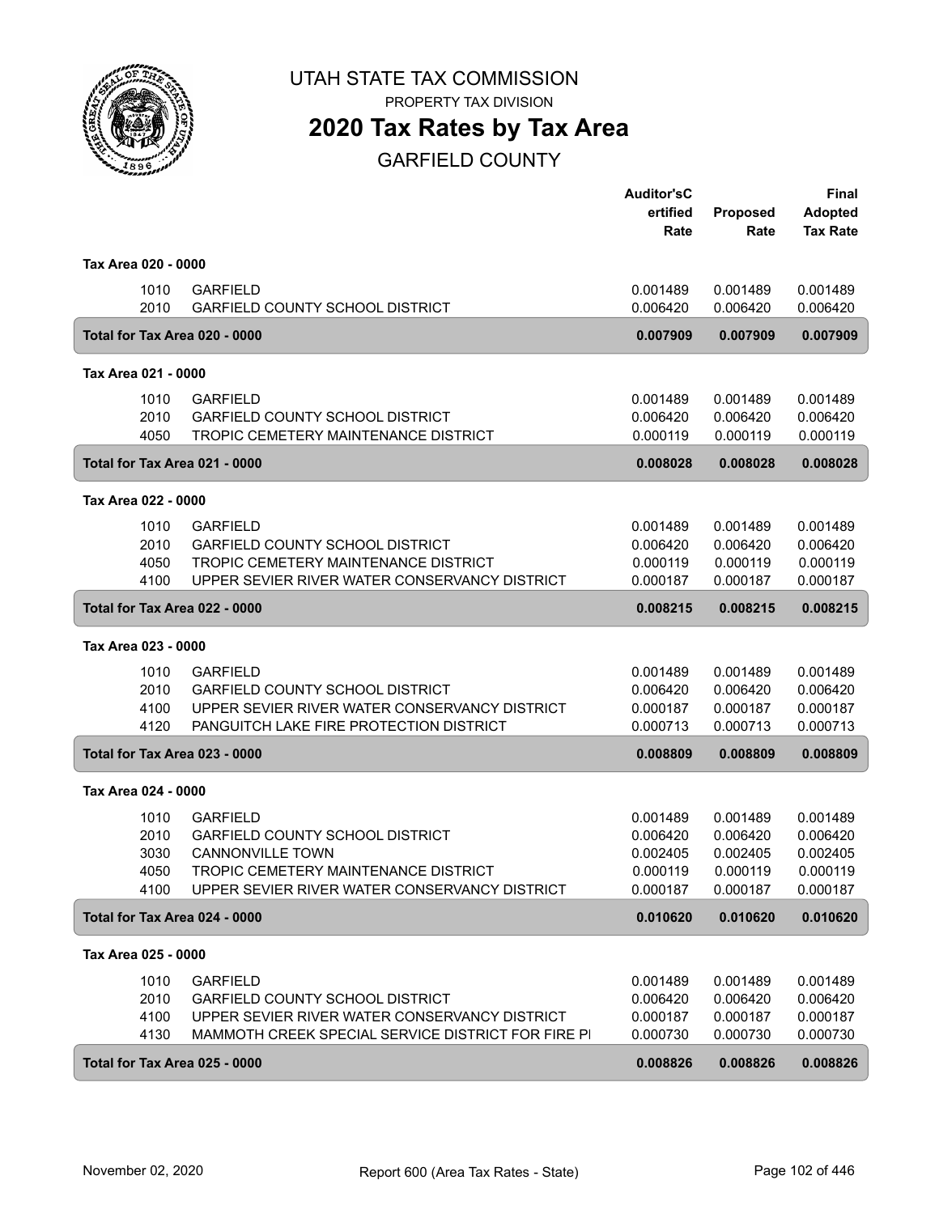# UTAH STATE TAX COMMISSION

PROPERTY TAX DIVISION

## 2020 Tax Rates by Tax Area

GARFIELD COUNTY

| | | Auditor'sCertified Rate | Proposed Rate | Final Adopted Tax Rate |
|---|---|---|---|---|
| **Tax Area 020 - 0000** | | | | |
| 1010 | GARFIELD | 0.001489 | 0.001489 | 0.001489 |
| 2010 | GARFIELD COUNTY SCHOOL DISTRICT | 0.006420 | 0.006420 | 0.006420 |
| **Total for Tax Area 020 - 0000** | | **0.007909** | **0.007909** | **0.007909** |
| **Tax Area 021 - 0000** | | | | |
| 1010 | GARFIELD | 0.001489 | 0.001489 | 0.001489 |
| 2010 | GARFIELD COUNTY SCHOOL DISTRICT | 0.006420 | 0.006420 | 0.006420 |
| 4050 | TROPIC CEMETERY MAINTENANCE DISTRICT | 0.000119 | 0.000119 | 0.000119 |
| **Total for Tax Area 021 - 0000** | | **0.008028** | **0.008028** | **0.008028** |
| **Tax Area 022 - 0000** | | | | |
| 1010 | GARFIELD | 0.001489 | 0.001489 | 0.001489 |
| 2010 | GARFIELD COUNTY SCHOOL DISTRICT | 0.006420 | 0.006420 | 0.006420 |
| 4050 | TROPIC CEMETERY MAINTENANCE DISTRICT | 0.000119 | 0.000119 | 0.000119 |
| 4100 | UPPER SEVIER RIVER WATER CONSERVANCY DISTRICT | 0.000187 | 0.000187 | 0.000187 |
| **Total for Tax Area 022 - 0000** | | **0.008215** | **0.008215** | **0.008215** |
| **Tax Area 023 - 0000** | | | | |
| 1010 | GARFIELD | 0.001489 | 0.001489 | 0.001489 |
| 2010 | GARFIELD COUNTY SCHOOL DISTRICT | 0.006420 | 0.006420 | 0.006420 |
| 4100 | UPPER SEVIER RIVER WATER CONSERVANCY DISTRICT | 0.000187 | 0.000187 | 0.000187 |
| 4120 | PANGUITCH LAKE FIRE PROTECTION DISTRICT | 0.000713 | 0.000713 | 0.000713 |
| **Total for Tax Area 023 - 0000** | | **0.008809** | **0.008809** | **0.008809** |
| **Tax Area 024 - 0000** | | | | |
| 1010 | GARFIELD | 0.001489 | 0.001489 | 0.001489 |
| 2010 | GARFIELD COUNTY SCHOOL DISTRICT | 0.006420 | 0.006420 | 0.006420 |
| 3030 | CANNONVILLE TOWN | 0.002405 | 0.002405 | 0.002405 |
| 4050 | TROPIC CEMETERY MAINTENANCE DISTRICT | 0.000119 | 0.000119 | 0.000119 |
| 4100 | UPPER SEVIER RIVER WATER CONSERVANCY DISTRICT | 0.000187 | 0.000187 | 0.000187 |
| **Total for Tax Area 024 - 0000** | | **0.010620** | **0.010620** | **0.010620** |
| **Tax Area 025 - 0000** | | | | |
| 1010 | GARFIELD | 0.001489 | 0.001489 | 0.001489 |
| 2010 | GARFIELD COUNTY SCHOOL DISTRICT | 0.006420 | 0.006420 | 0.006420 |
| 4100 | UPPER SEVIER RIVER WATER CONSERVANCY DISTRICT | 0.000187 | 0.000187 | 0.000187 |
| 4130 | MAMMOTH CREEK SPECIAL SERVICE DISTRICT FOR FIRE PI | 0.000730 | 0.000730 | 0.000730 |
| **Total for Tax Area 025 - 0000** | | **0.008826** | **0.008826** | **0.008826** |

November 02, 2020 | Report 600 (Area Tax Rates - State)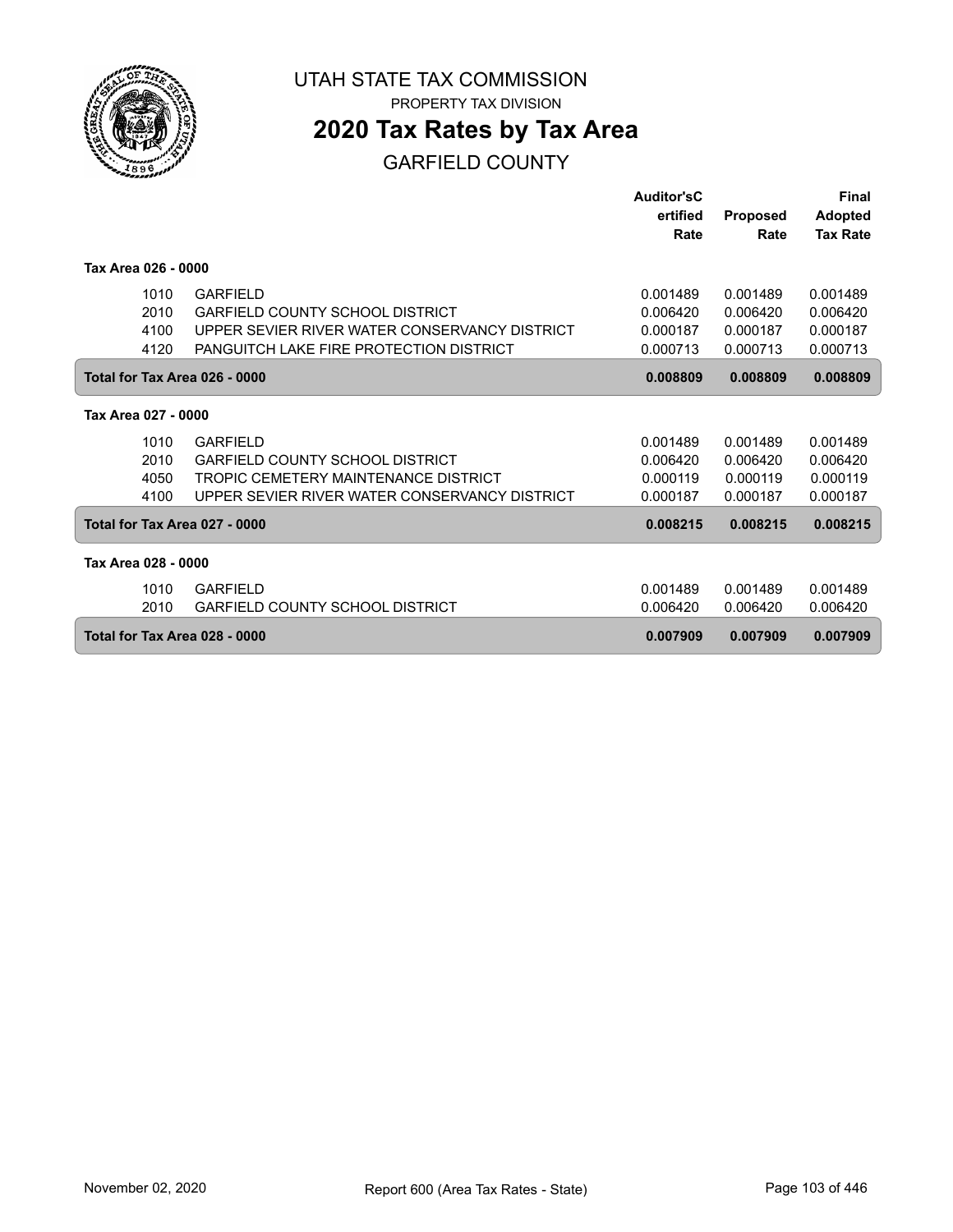# UTAH STATE TAX COMMISSION

PROPERTY TAX DIVISION

## 2020 Tax Rates by Tax Area

GARFIELD COUNTY

| | | Auditor'sCertified Rate | Proposed Rate | Final Adopted Tax Rate |
|---|---|---|---|---|
| **Tax Area 026 - 0000** | | | | |
| 1010 | GARFIELD | 0.001489 | 0.001489 | 0.001489 |
| 2010 | GARFIELD COUNTY SCHOOL DISTRICT | 0.006420 | 0.006420 | 0.006420 |
| 4100 | UPPER SEVIER RIVER WATER CONSERVANCY DISTRICT | 0.000187 | 0.000187 | 0.000187 |
| 4120 | PANGUITCH LAKE FIRE PROTECTION DISTRICT | 0.000713 | 0.000713 | 0.000713 |
| **Total for Tax Area 026 - 0000** | | **0.008809** | **0.008809** | **0.008809** |
| **Tax Area 027 - 0000** | | | | |
| 1010 | GARFIELD | 0.001489 | 0.001489 | 0.001489 |
| 2010 | GARFIELD COUNTY SCHOOL DISTRICT | 0.006420 | 0.006420 | 0.006420 |
| 4050 | TROPIC CEMETERY MAINTENANCE DISTRICT | 0.000119 | 0.000119 | 0.000119 |
| 4100 | UPPER SEVIER RIVER WATER CONSERVANCY DISTRICT | 0.000187 | 0.000187 | 0.000187 |
| **Total for Tax Area 027 - 0000** | | **0.008215** | **0.008215** | **0.008215** |
| **Tax Area 028 - 0000** | | | | |
| 1010 | GARFIELD | 0.001489 | 0.001489 | 0.001489 |
| 2010 | GARFIELD COUNTY SCHOOL DISTRICT | 0.006420 | 0.006420 | 0.006420 |
| **Total for Tax Area 028 - 0000** | | **0.007909** | **0.007909** | **0.007909** |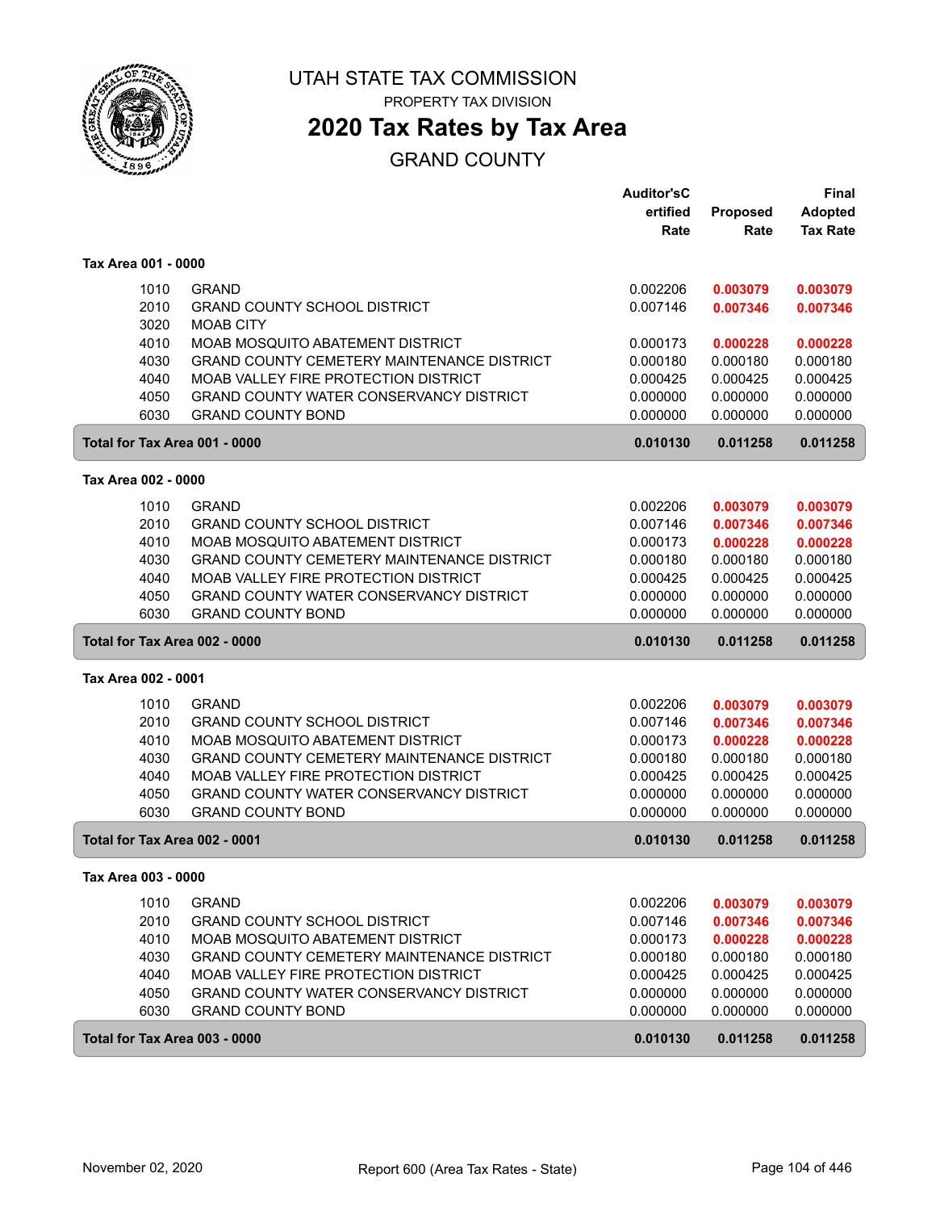# UTAH STATE TAX COMMISSION

PROPERTY TAX DIVISION

## 2020 Tax Rates by Tax Area

GRAND COUNTY

| | | Auditor'sCertified Rate | Proposed Rate | Final Adopted Tax Rate |
|---|---|---|---|---|
| **Tax Area 001 - 0000** | | | | |
| 1010 | GRAND | 0.002206 | **0.003079** | **0.003079** |
| 2010 | GRAND COUNTY SCHOOL DISTRICT | 0.007146 | **0.007346** | **0.007346** |
| 3020 | MOAB CITY | | | |
| 4010 | MOAB MOSQUITO ABATEMENT DISTRICT | 0.000173 | **0.000228** | **0.000228** |
| 4030 | GRAND COUNTY CEMETERY MAINTENANCE DISTRICT | 0.000180 | 0.000180 | 0.000180 |
| 4040 | MOAB VALLEY FIRE PROTECTION DISTRICT | 0.000425 | 0.000425 | 0.000425 |
| 4050 | GRAND COUNTY WATER CONSERVANCY DISTRICT | 0.000000 | 0.000000 | 0.000000 |
| 6030 | GRAND COUNTY BOND | 0.000000 | 0.000000 | 0.000000 |
| **Total for Tax Area 001 - 0000** | | **0.010130** | **0.011258** | **0.011258** |
| **Tax Area 002 - 0000** | | | | |
| 1010 | GRAND | 0.002206 | **0.003079** | **0.003079** |
| 2010 | GRAND COUNTY SCHOOL DISTRICT | 0.007146 | **0.007346** | **0.007346** |
| 4010 | MOAB MOSQUITO ABATEMENT DISTRICT | 0.000173 | **0.000228** | **0.000228** |
| 4030 | GRAND COUNTY CEMETERY MAINTENANCE DISTRICT | 0.000180 | 0.000180 | 0.000180 |
| 4040 | MOAB VALLEY FIRE PROTECTION DISTRICT | 0.000425 | 0.000425 | 0.000425 |
| 4050 | GRAND COUNTY WATER CONSERVANCY DISTRICT | 0.000000 | 0.000000 | 0.000000 |
| 6030 | GRAND COUNTY BOND | 0.000000 | 0.000000 | 0.000000 |
| **Total for Tax Area 002 - 0000** | | **0.010130** | **0.011258** | **0.011258** |
| **Tax Area 002 - 0001** | | | | |
| 1010 | GRAND | 0.002206 | **0.003079** | **0.003079** |
| 2010 | GRAND COUNTY SCHOOL DISTRICT | 0.007146 | **0.007346** | **0.007346** |
| 4010 | MOAB MOSQUITO ABATEMENT DISTRICT | 0.000173 | **0.000228** | **0.000228** |
| 4030 | GRAND COUNTY CEMETERY MAINTENANCE DISTRICT | 0.000180 | 0.000180 | 0.000180 |
| 4040 | MOAB VALLEY FIRE PROTECTION DISTRICT | 0.000425 | 0.000425 | 0.000425 |
| 4050 | GRAND COUNTY WATER CONSERVANCY DISTRICT | 0.000000 | 0.000000 | 0.000000 |
| 6030 | GRAND COUNTY BOND | 0.000000 | 0.000000 | 0.000000 |
| **Total for Tax Area 002 - 0001** | | **0.010130** | **0.011258** | **0.011258** |
| **Tax Area 003 - 0000** | | | | |
| 1010 | GRAND | 0.002206 | **0.003079** | **0.003079** |
| 2010 | GRAND COUNTY SCHOOL DISTRICT | 0.007146 | **0.007346** | **0.007346** |
| 4010 | MOAB MOSQUITO ABATEMENT DISTRICT | 0.000173 | **0.000228** | **0.000228** |
| 4030 | GRAND COUNTY CEMETERY MAINTENANCE DISTRICT | 0.000180 | 0.000180 | 0.000180 |
| 4040 | MOAB VALLEY FIRE PROTECTION DISTRICT | 0.000425 | 0.000425 | 0.000425 |
| 4050 | GRAND COUNTY WATER CONSERVANCY DISTRICT | 0.000000 | 0.000000 | 0.000000 |
| 6030 | GRAND COUNTY BOND | 0.000000 | 0.000000 | 0.000000 |
| **Total for Tax Area 003 - 0000** | | **0.010130** | **0.011258** | **0.011258** |

November 02, 2020 — Report 600 (Area Tax Rates - State)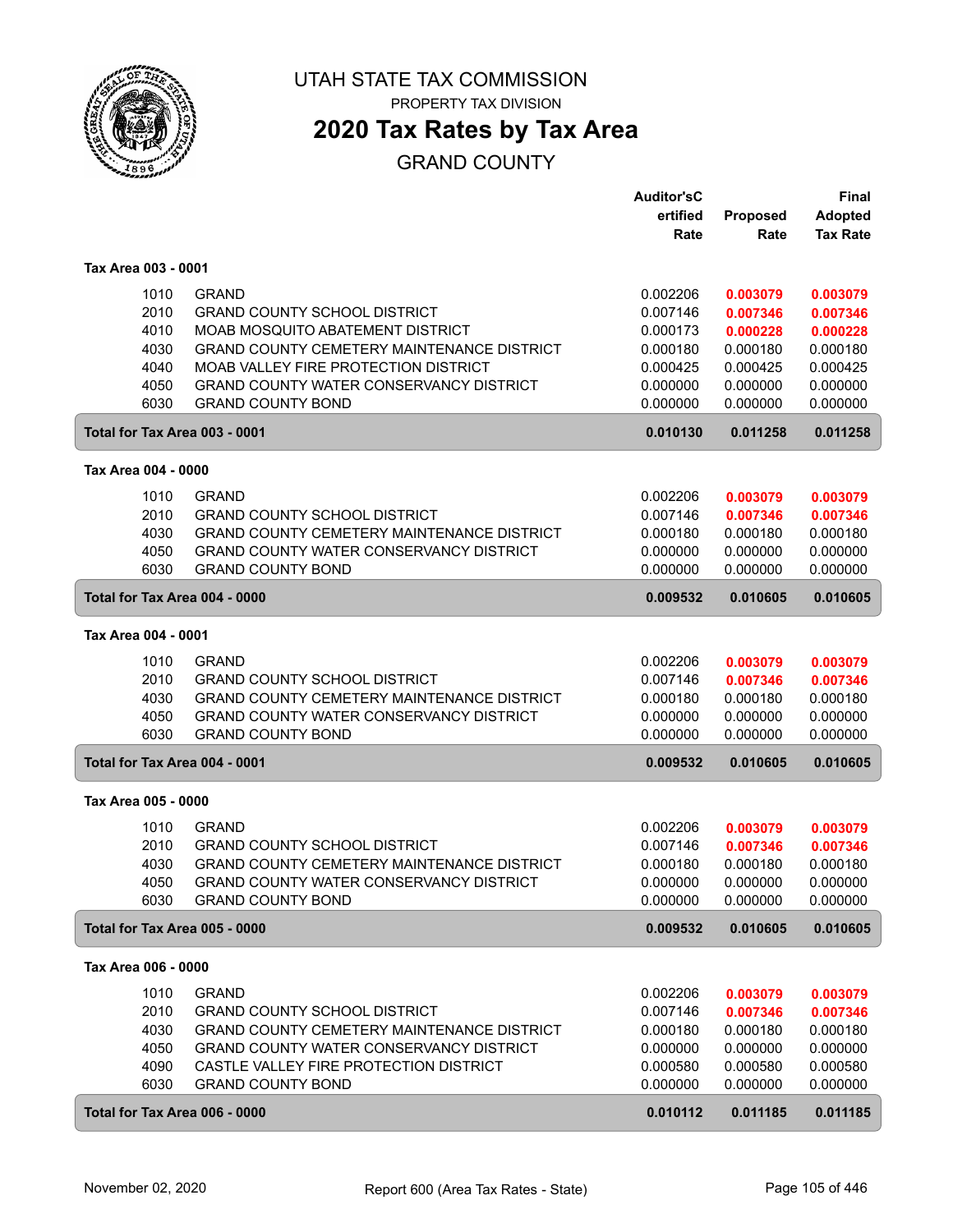# UTAH STATE TAX COMMISSION

PROPERTY TAX DIVISION

## 2020 Tax Rates by Tax Area

GRAND COUNTY

| | | Auditor'sCertified Rate | Proposed Rate | Final Adopted Tax Rate |
|---|---|---|---|---|
| **Tax Area 003 - 0001** | | | | |
| 1010 | GRAND | 0.002206 | **0.003079** | **0.003079** |
| 2010 | GRAND COUNTY SCHOOL DISTRICT | 0.007146 | **0.007346** | **0.007346** |
| 4010 | MOAB MOSQUITO ABATEMENT DISTRICT | 0.000173 | **0.000228** | **0.000228** |
| 4030 | GRAND COUNTY CEMETERY MAINTENANCE DISTRICT | 0.000180 | 0.000180 | 0.000180 |
| 4040 | MOAB VALLEY FIRE PROTECTION DISTRICT | 0.000425 | 0.000425 | 0.000425 |
| 4050 | GRAND COUNTY WATER CONSERVANCY DISTRICT | 0.000000 | 0.000000 | 0.000000 |
| 6030 | GRAND COUNTY BOND | 0.000000 | 0.000000 | 0.000000 |
| **Total for Tax Area 003 - 0001** | | **0.010130** | **0.011258** | **0.011258** |
| **Tax Area 004 - 0000** | | | | |
| 1010 | GRAND | 0.002206 | **0.003079** | **0.003079** |
| 2010 | GRAND COUNTY SCHOOL DISTRICT | 0.007146 | **0.007346** | **0.007346** |
| 4030 | GRAND COUNTY CEMETERY MAINTENANCE DISTRICT | 0.000180 | 0.000180 | 0.000180 |
| 4050 | GRAND COUNTY WATER CONSERVANCY DISTRICT | 0.000000 | 0.000000 | 0.000000 |
| 6030 | GRAND COUNTY BOND | 0.000000 | 0.000000 | 0.000000 |
| **Total for Tax Area 004 - 0000** | | **0.009532** | **0.010605** | **0.010605** |
| **Tax Area 004 - 0001** | | | | |
| 1010 | GRAND | 0.002206 | **0.003079** | **0.003079** |
| 2010 | GRAND COUNTY SCHOOL DISTRICT | 0.007146 | **0.007346** | **0.007346** |
| 4030 | GRAND COUNTY CEMETERY MAINTENANCE DISTRICT | 0.000180 | 0.000180 | 0.000180 |
| 4050 | GRAND COUNTY WATER CONSERVANCY DISTRICT | 0.000000 | 0.000000 | 0.000000 |
| 6030 | GRAND COUNTY BOND | 0.000000 | 0.000000 | 0.000000 |
| **Total for Tax Area 004 - 0001** | | **0.009532** | **0.010605** | **0.010605** |
| **Tax Area 005 - 0000** | | | | |
| 1010 | GRAND | 0.002206 | **0.003079** | **0.003079** |
| 2010 | GRAND COUNTY SCHOOL DISTRICT | 0.007146 | **0.007346** | **0.007346** |
| 4030 | GRAND COUNTY CEMETERY MAINTENANCE DISTRICT | 0.000180 | 0.000180 | 0.000180 |
| 4050 | GRAND COUNTY WATER CONSERVANCY DISTRICT | 0.000000 | 0.000000 | 0.000000 |
| 6030 | GRAND COUNTY BOND | 0.000000 | 0.000000 | 0.000000 |
| **Total for Tax Area 005 - 0000** | | **0.009532** | **0.010605** | **0.010605** |
| **Tax Area 006 - 0000** | | | | |
| 1010 | GRAND | 0.002206 | **0.003079** | **0.003079** |
| 2010 | GRAND COUNTY SCHOOL DISTRICT | 0.007146 | **0.007346** | **0.007346** |
| 4030 | GRAND COUNTY CEMETERY MAINTENANCE DISTRICT | 0.000180 | 0.000180 | 0.000180 |
| 4050 | GRAND COUNTY WATER CONSERVANCY DISTRICT | 0.000000 | 0.000000 | 0.000000 |
| 4090 | CASTLE VALLEY FIRE PROTECTION DISTRICT | 0.000580 | 0.000580 | 0.000580 |
| 6030 | GRAND COUNTY BOND | 0.000000 | 0.000000 | 0.000000 |
| **Total for Tax Area 006 - 0000** | | **0.010112** | **0.011185** | **0.011185** |

November 02, 2020 — Report 600 (Area Tax Rates - State)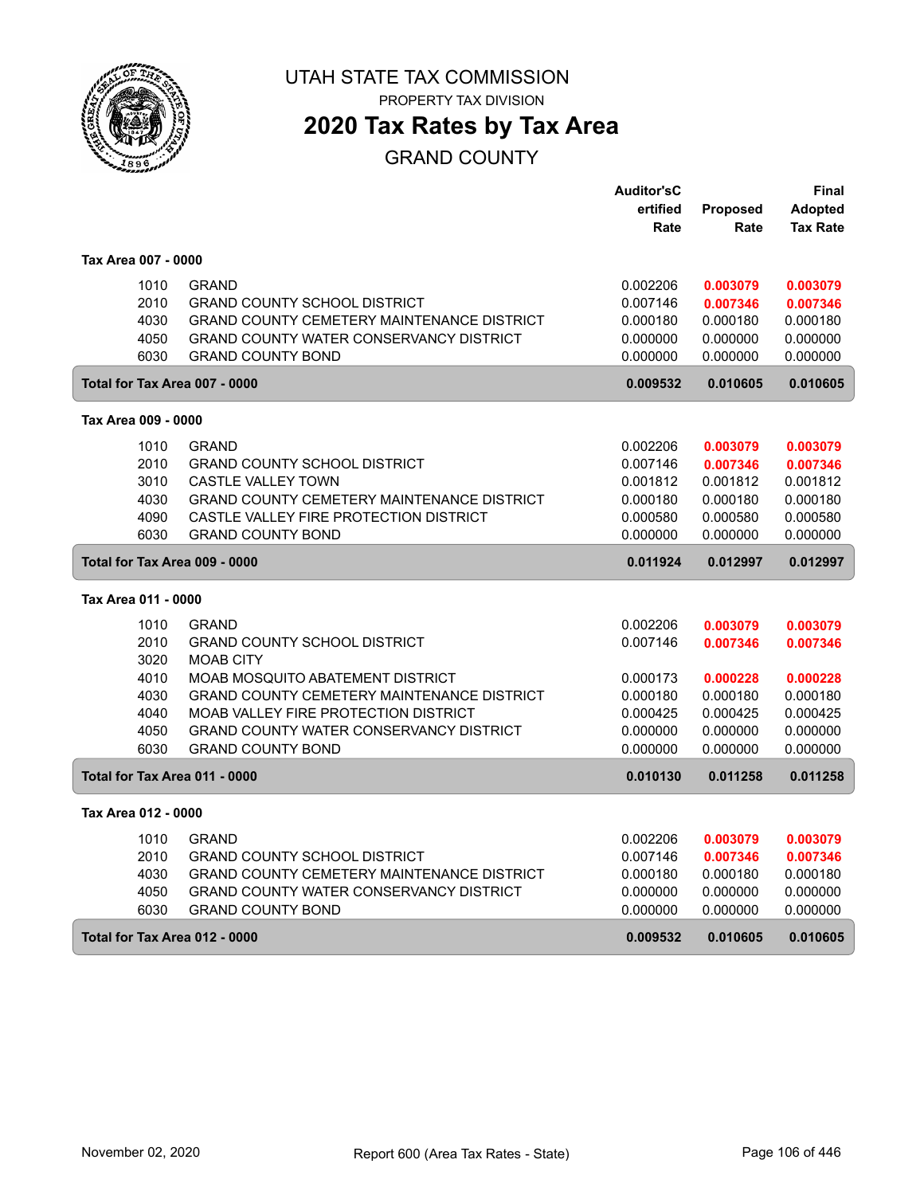# UTAH STATE TAX COMMISSION

PROPERTY TAX DIVISION

## 2020 Tax Rates by Tax Area

GRAND COUNTY

| | | Auditor'sCertified Rate | Proposed Rate | Final Adopted Tax Rate |
|---|---|---|---|---|
| **Tax Area 007 - 0000** | | | | |
| 1010 | GRAND | 0.002206 | **0.003079** | **0.003079** |
| 2010 | GRAND COUNTY SCHOOL DISTRICT | 0.007146 | **0.007346** | **0.007346** |
| 4030 | GRAND COUNTY CEMETERY MAINTENANCE DISTRICT | 0.000180 | 0.000180 | 0.000180 |
| 4050 | GRAND COUNTY WATER CONSERVANCY DISTRICT | 0.000000 | 0.000000 | 0.000000 |
| 6030 | GRAND COUNTY BOND | 0.000000 | 0.000000 | 0.000000 |
| **Total for Tax Area 007 - 0000** | | **0.009532** | **0.010605** | **0.010605** |
| **Tax Area 009 - 0000** | | | | |
| 1010 | GRAND | 0.002206 | **0.003079** | **0.003079** |
| 2010 | GRAND COUNTY SCHOOL DISTRICT | 0.007146 | **0.007346** | **0.007346** |
| 3010 | CASTLE VALLEY TOWN | 0.001812 | 0.001812 | 0.001812 |
| 4030 | GRAND COUNTY CEMETERY MAINTENANCE DISTRICT | 0.000180 | 0.000180 | 0.000180 |
| 4090 | CASTLE VALLEY FIRE PROTECTION DISTRICT | 0.000580 | 0.000580 | 0.000580 |
| 6030 | GRAND COUNTY BOND | 0.000000 | 0.000000 | 0.000000 |
| **Total for Tax Area 009 - 0000** | | **0.011924** | **0.012997** | **0.012997** |
| **Tax Area 011 - 0000** | | | | |
| 1010 | GRAND | 0.002206 | **0.003079** | **0.003079** |
| 2010 | GRAND COUNTY SCHOOL DISTRICT | 0.007146 | **0.007346** | **0.007346** |
| 3020 | MOAB CITY | | | |
| 4010 | MOAB MOSQUITO ABATEMENT DISTRICT | 0.000173 | **0.000228** | **0.000228** |
| 4030 | GRAND COUNTY CEMETERY MAINTENANCE DISTRICT | 0.000180 | 0.000180 | 0.000180 |
| 4040 | MOAB VALLEY FIRE PROTECTION DISTRICT | 0.000425 | 0.000425 | 0.000425 |
| 4050 | GRAND COUNTY WATER CONSERVANCY DISTRICT | 0.000000 | 0.000000 | 0.000000 |
| 6030 | GRAND COUNTY BOND | 0.000000 | 0.000000 | 0.000000 |
| **Total for Tax Area 011 - 0000** | | **0.010130** | **0.011258** | **0.011258** |
| **Tax Area 012 - 0000** | | | | |
| 1010 | GRAND | 0.002206 | **0.003079** | **0.003079** |
| 2010 | GRAND COUNTY SCHOOL DISTRICT | 0.007146 | **0.007346** | **0.007346** |
| 4030 | GRAND COUNTY CEMETERY MAINTENANCE DISTRICT | 0.000180 | 0.000180 | 0.000180 |
| 4050 | GRAND COUNTY WATER CONSERVANCY DISTRICT | 0.000000 | 0.000000 | 0.000000 |
| 6030 | GRAND COUNTY BOND | 0.000000 | 0.000000 | 0.000000 |
| **Total for Tax Area 012 - 0000** | | **0.009532** | **0.010605** | **0.010605** |

November 02, 2020 Report 600 (Area Tax Rates - State)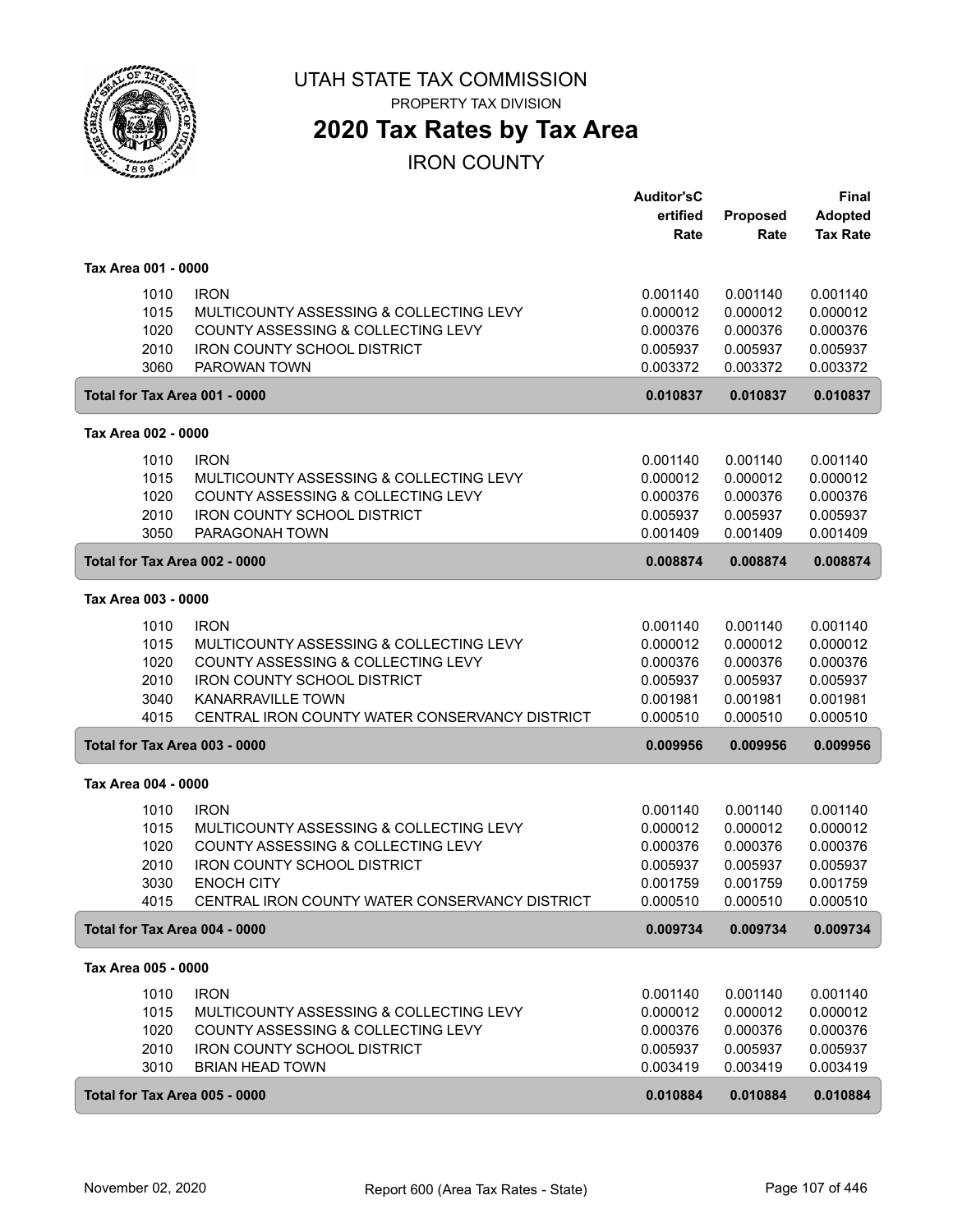# UTAH STATE TAX COMMISSION

PROPERTY TAX DIVISION

## 2020 Tax Rates by Tax Area

IRON COUNTY

| | | Auditor'sCertified Rate | Proposed Rate | Final Adopted Tax Rate |
|---|---|---|---|---|
| **Tax Area 001 - 0000** | | | | |
| 1010 | IRON | 0.001140 | 0.001140 | 0.001140 |
| 1015 | MULTICOUNTY ASSESSING & COLLECTING LEVY | 0.000012 | 0.000012 | 0.000012 |
| 1020 | COUNTY ASSESSING & COLLECTING LEVY | 0.000376 | 0.000376 | 0.000376 |
| 2010 | IRON COUNTY SCHOOL DISTRICT | 0.005937 | 0.005937 | 0.005937 |
| 3060 | PAROWAN TOWN | 0.003372 | 0.003372 | 0.003372 |
| **Total for Tax Area 001 - 0000** | | **0.010837** | **0.010837** | **0.010837** |
| **Tax Area 002 - 0000** | | | | |
| 1010 | IRON | 0.001140 | 0.001140 | 0.001140 |
| 1015 | MULTICOUNTY ASSESSING & COLLECTING LEVY | 0.000012 | 0.000012 | 0.000012 |
| 1020 | COUNTY ASSESSING & COLLECTING LEVY | 0.000376 | 0.000376 | 0.000376 |
| 2010 | IRON COUNTY SCHOOL DISTRICT | 0.005937 | 0.005937 | 0.005937 |
| 3050 | PARAGONAH TOWN | 0.001409 | 0.001409 | 0.001409 |
| **Total for Tax Area 002 - 0000** | | **0.008874** | **0.008874** | **0.008874** |
| **Tax Area 003 - 0000** | | | | |
| 1010 | IRON | 0.001140 | 0.001140 | 0.001140 |
| 1015 | MULTICOUNTY ASSESSING & COLLECTING LEVY | 0.000012 | 0.000012 | 0.000012 |
| 1020 | COUNTY ASSESSING & COLLECTING LEVY | 0.000376 | 0.000376 | 0.000376 |
| 2010 | IRON COUNTY SCHOOL DISTRICT | 0.005937 | 0.005937 | 0.005937 |
| 3040 | KANARRAVILLE TOWN | 0.001981 | 0.001981 | 0.001981 |
| 4015 | CENTRAL IRON COUNTY WATER CONSERVANCY DISTRICT | 0.000510 | 0.000510 | 0.000510 |
| **Total for Tax Area 003 - 0000** | | **0.009956** | **0.009956** | **0.009956** |
| **Tax Area 004 - 0000** | | | | |
| 1010 | IRON | 0.001140 | 0.001140 | 0.001140 |
| 1015 | MULTICOUNTY ASSESSING & COLLECTING LEVY | 0.000012 | 0.000012 | 0.000012 |
| 1020 | COUNTY ASSESSING & COLLECTING LEVY | 0.000376 | 0.000376 | 0.000376 |
| 2010 | IRON COUNTY SCHOOL DISTRICT | 0.005937 | 0.005937 | 0.005937 |
| 3030 | ENOCH CITY | 0.001759 | 0.001759 | 0.001759 |
| 4015 | CENTRAL IRON COUNTY WATER CONSERVANCY DISTRICT | 0.000510 | 0.000510 | 0.000510 |
| **Total for Tax Area 004 - 0000** | | **0.009734** | **0.009734** | **0.009734** |
| **Tax Area 005 - 0000** | | | | |
| 1010 | IRON | 0.001140 | 0.001140 | 0.001140 |
| 1015 | MULTICOUNTY ASSESSING & COLLECTING LEVY | 0.000012 | 0.000012 | 0.000012 |
| 1020 | COUNTY ASSESSING & COLLECTING LEVY | 0.000376 | 0.000376 | 0.000376 |
| 2010 | IRON COUNTY SCHOOL DISTRICT | 0.005937 | 0.005937 | 0.005937 |
| 3010 | BRIAN HEAD TOWN | 0.003419 | 0.003419 | 0.003419 |
| **Total for Tax Area 005 - 0000** | | **0.010884** | **0.010884** | **0.010884** |

November 02, 2020 — Report 600 (Area Tax Rates - State)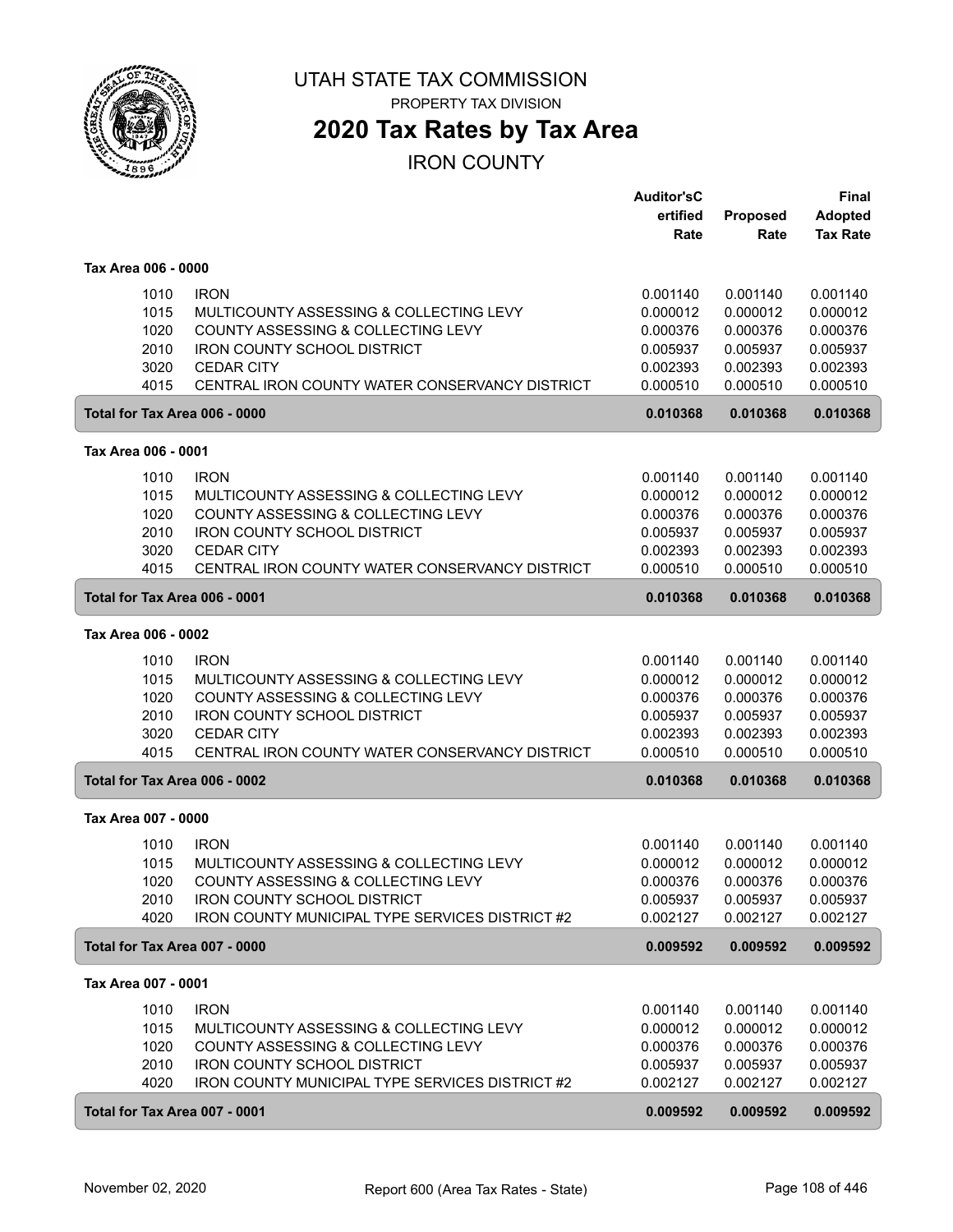# UTAH STATE TAX COMMISSION

PROPERTY TAX DIVISION

## 2020 Tax Rates by Tax Area

IRON COUNTY

| | | Auditor'sCertified Rate | Proposed Rate | Final Adopted Tax Rate |
|---|---|---|---|---|
| **Tax Area 006 - 0000** | | | | |
| 1010 | IRON | 0.001140 | 0.001140 | 0.001140 |
| 1015 | MULTICOUNTY ASSESSING & COLLECTING LEVY | 0.000012 | 0.000012 | 0.000012 |
| 1020 | COUNTY ASSESSING & COLLECTING LEVY | 0.000376 | 0.000376 | 0.000376 |
| 2010 | IRON COUNTY SCHOOL DISTRICT | 0.005937 | 0.005937 | 0.005937 |
| 3020 | CEDAR CITY | 0.002393 | 0.002393 | 0.002393 |
| 4015 | CENTRAL IRON COUNTY WATER CONSERVANCY DISTRICT | 0.000510 | 0.000510 | 0.000510 |
| **Total for Tax Area 006 - 0000** | | **0.010368** | **0.010368** | **0.010368** |
| **Tax Area 006 - 0001** | | | | |
| 1010 | IRON | 0.001140 | 0.001140 | 0.001140 |
| 1015 | MULTICOUNTY ASSESSING & COLLECTING LEVY | 0.000012 | 0.000012 | 0.000012 |
| 1020 | COUNTY ASSESSING & COLLECTING LEVY | 0.000376 | 0.000376 | 0.000376 |
| 2010 | IRON COUNTY SCHOOL DISTRICT | 0.005937 | 0.005937 | 0.005937 |
| 3020 | CEDAR CITY | 0.002393 | 0.002393 | 0.002393 |
| 4015 | CENTRAL IRON COUNTY WATER CONSERVANCY DISTRICT | 0.000510 | 0.000510 | 0.000510 |
| **Total for Tax Area 006 - 0001** | | **0.010368** | **0.010368** | **0.010368** |
| **Tax Area 006 - 0002** | | | | |
| 1010 | IRON | 0.001140 | 0.001140 | 0.001140 |
| 1015 | MULTICOUNTY ASSESSING & COLLECTING LEVY | 0.000012 | 0.000012 | 0.000012 |
| 1020 | COUNTY ASSESSING & COLLECTING LEVY | 0.000376 | 0.000376 | 0.000376 |
| 2010 | IRON COUNTY SCHOOL DISTRICT | 0.005937 | 0.005937 | 0.005937 |
| 3020 | CEDAR CITY | 0.002393 | 0.002393 | 0.002393 |
| 4015 | CENTRAL IRON COUNTY WATER CONSERVANCY DISTRICT | 0.000510 | 0.000510 | 0.000510 |
| **Total for Tax Area 006 - 0002** | | **0.010368** | **0.010368** | **0.010368** |
| **Tax Area 007 - 0000** | | | | |
| 1010 | IRON | 0.001140 | 0.001140 | 0.001140 |
| 1015 | MULTICOUNTY ASSESSING & COLLECTING LEVY | 0.000012 | 0.000012 | 0.000012 |
| 1020 | COUNTY ASSESSING & COLLECTING LEVY | 0.000376 | 0.000376 | 0.000376 |
| 2010 | IRON COUNTY SCHOOL DISTRICT | 0.005937 | 0.005937 | 0.005937 |
| 4020 | IRON COUNTY MUNICIPAL TYPE SERVICES DISTRICT #2 | 0.002127 | 0.002127 | 0.002127 |
| **Total for Tax Area 007 - 0000** | | **0.009592** | **0.009592** | **0.009592** |
| **Tax Area 007 - 0001** | | | | |
| 1010 | IRON | 0.001140 | 0.001140 | 0.001140 |
| 1015 | MULTICOUNTY ASSESSING & COLLECTING LEVY | 0.000012 | 0.000012 | 0.000012 |
| 1020 | COUNTY ASSESSING & COLLECTING LEVY | 0.000376 | 0.000376 | 0.000376 |
| 2010 | IRON COUNTY SCHOOL DISTRICT | 0.005937 | 0.005937 | 0.005937 |
| 4020 | IRON COUNTY MUNICIPAL TYPE SERVICES DISTRICT #2 | 0.002127 | 0.002127 | 0.002127 |
| **Total for Tax Area 007 - 0001** | | **0.009592** | **0.009592** | **0.009592** |

November 02, 2020 Report 600 (Area Tax Rates - State)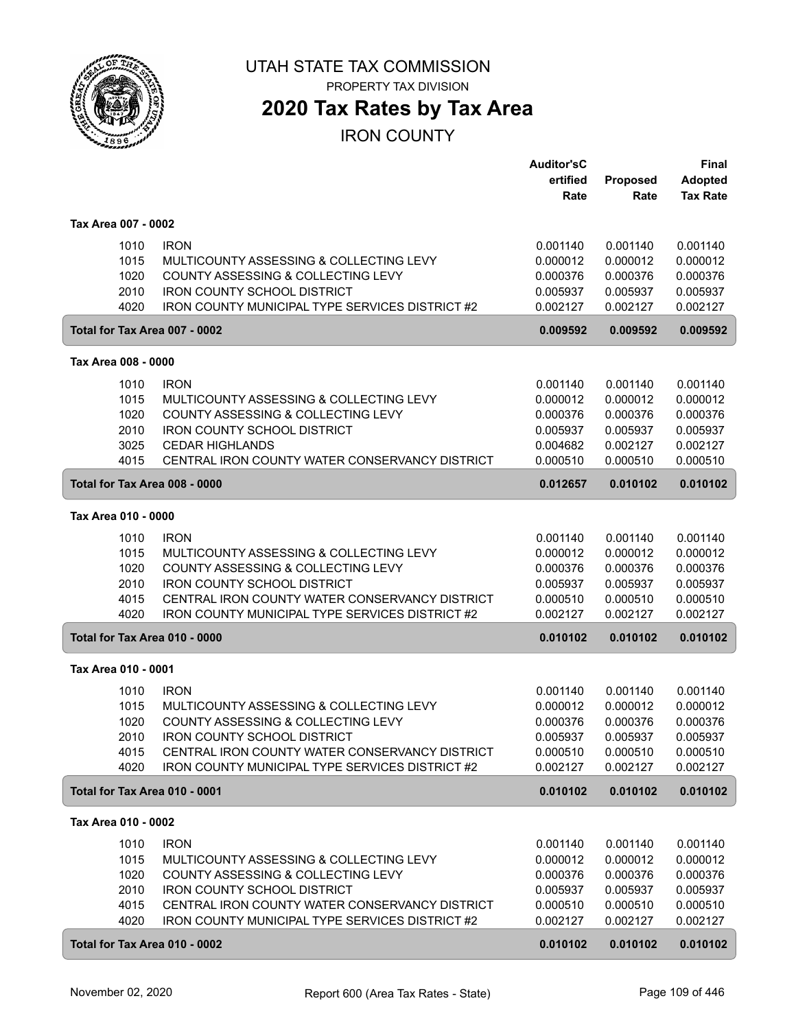# UTAH STATE TAX COMMISSION

PROPERTY TAX DIVISION

## 2020 Tax Rates by Tax Area

IRON COUNTY

| | | Auditor'sCertified Rate | Proposed Rate | Final Adopted Tax Rate |
|---|---|---|---|---|
| **Tax Area 007 - 0002** | | | | |
| 1010 | IRON | 0.001140 | 0.001140 | 0.001140 |
| 1015 | MULTICOUNTY ASSESSING & COLLECTING LEVY | 0.000012 | 0.000012 | 0.000012 |
| 1020 | COUNTY ASSESSING & COLLECTING LEVY | 0.000376 | 0.000376 | 0.000376 |
| 2010 | IRON COUNTY SCHOOL DISTRICT | 0.005937 | 0.005937 | 0.005937 |
| 4020 | IRON COUNTY MUNICIPAL TYPE SERVICES DISTRICT #2 | 0.002127 | 0.002127 | 0.002127 |
| **Total for Tax Area 007 - 0002** | | **0.009592** | **0.009592** | **0.009592** |
| **Tax Area 008 - 0000** | | | | |
| 1010 | IRON | 0.001140 | 0.001140 | 0.001140 |
| 1015 | MULTICOUNTY ASSESSING & COLLECTING LEVY | 0.000012 | 0.000012 | 0.000012 |
| 1020 | COUNTY ASSESSING & COLLECTING LEVY | 0.000376 | 0.000376 | 0.000376 |
| 2010 | IRON COUNTY SCHOOL DISTRICT | 0.005937 | 0.005937 | 0.005937 |
| 3025 | CEDAR HIGHLANDS | 0.004682 | 0.002127 | 0.002127 |
| 4015 | CENTRAL IRON COUNTY WATER CONSERVANCY DISTRICT | 0.000510 | 0.000510 | 0.000510 |
| **Total for Tax Area 008 - 0000** | | **0.012657** | **0.010102** | **0.010102** |
| **Tax Area 010 - 0000** | | | | |
| 1010 | IRON | 0.001140 | 0.001140 | 0.001140 |
| 1015 | MULTICOUNTY ASSESSING & COLLECTING LEVY | 0.000012 | 0.000012 | 0.000012 |
| 1020 | COUNTY ASSESSING & COLLECTING LEVY | 0.000376 | 0.000376 | 0.000376 |
| 2010 | IRON COUNTY SCHOOL DISTRICT | 0.005937 | 0.005937 | 0.005937 |
| 4015 | CENTRAL IRON COUNTY WATER CONSERVANCY DISTRICT | 0.000510 | 0.000510 | 0.000510 |
| 4020 | IRON COUNTY MUNICIPAL TYPE SERVICES DISTRICT #2 | 0.002127 | 0.002127 | 0.002127 |
| **Total for Tax Area 010 - 0000** | | **0.010102** | **0.010102** | **0.010102** |
| **Tax Area 010 - 0001** | | | | |
| 1010 | IRON | 0.001140 | 0.001140 | 0.001140 |
| 1015 | MULTICOUNTY ASSESSING & COLLECTING LEVY | 0.000012 | 0.000012 | 0.000012 |
| 1020 | COUNTY ASSESSING & COLLECTING LEVY | 0.000376 | 0.000376 | 0.000376 |
| 2010 | IRON COUNTY SCHOOL DISTRICT | 0.005937 | 0.005937 | 0.005937 |
| 4015 | CENTRAL IRON COUNTY WATER CONSERVANCY DISTRICT | 0.000510 | 0.000510 | 0.000510 |
| 4020 | IRON COUNTY MUNICIPAL TYPE SERVICES DISTRICT #2 | 0.002127 | 0.002127 | 0.002127 |
| **Total for Tax Area 010 - 0001** | | **0.010102** | **0.010102** | **0.010102** |
| **Tax Area 010 - 0002** | | | | |
| 1010 | IRON | 0.001140 | 0.001140 | 0.001140 |
| 1015 | MULTICOUNTY ASSESSING & COLLECTING LEVY | 0.000012 | 0.000012 | 0.000012 |
| 1020 | COUNTY ASSESSING & COLLECTING LEVY | 0.000376 | 0.000376 | 0.000376 |
| 2010 | IRON COUNTY SCHOOL DISTRICT | 0.005937 | 0.005937 | 0.005937 |
| 4015 | CENTRAL IRON COUNTY WATER CONSERVANCY DISTRICT | 0.000510 | 0.000510 | 0.000510 |
| 4020 | IRON COUNTY MUNICIPAL TYPE SERVICES DISTRICT #2 | 0.002127 | 0.002127 | 0.002127 |
| **Total for Tax Area 010 - 0002** | | **0.010102** | **0.010102** | **0.010102** |

November 02, 2020 — Report 600 (Area Tax Rates - State)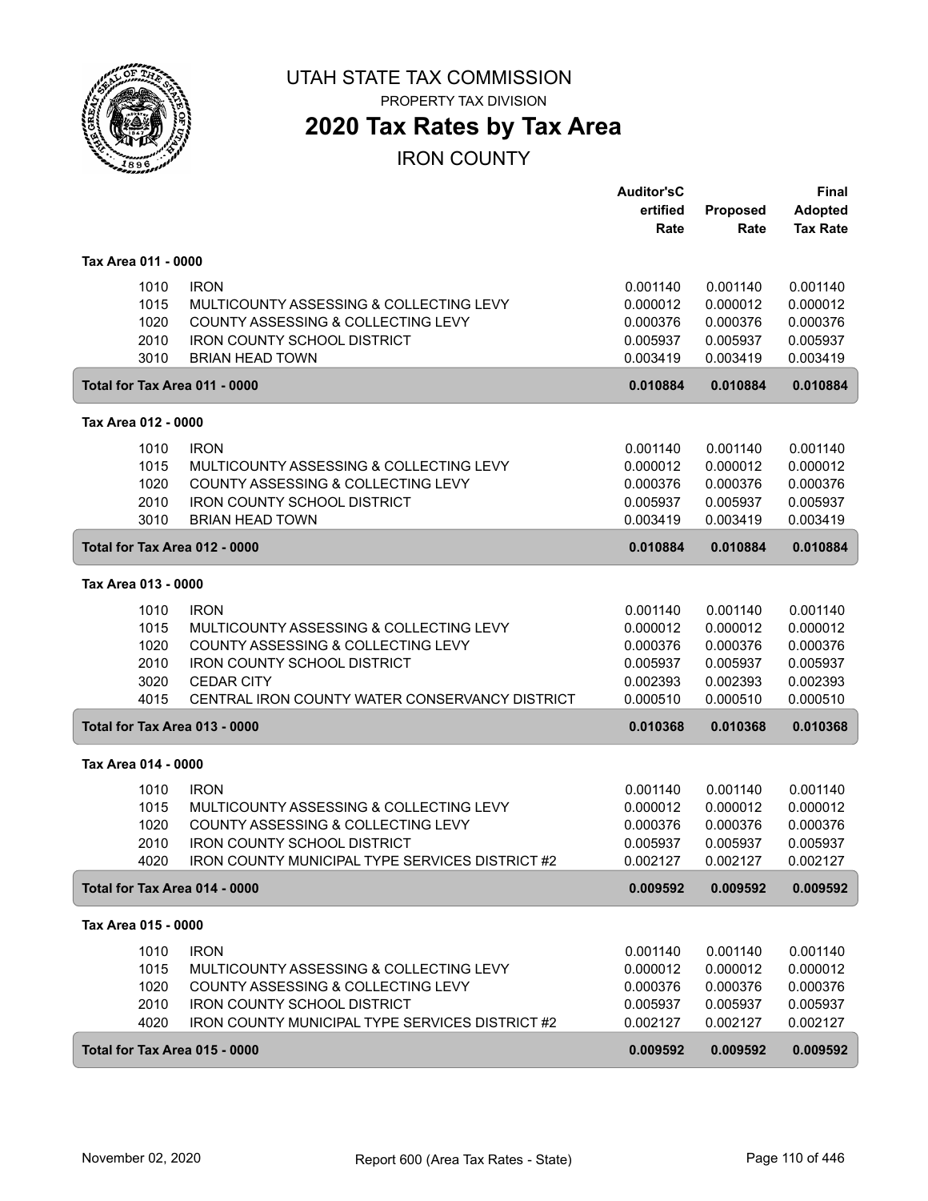# UTAH STATE TAX COMMISSION

PROPERTY TAX DIVISION

## 2020 Tax Rates by Tax Area

IRON COUNTY

| | | Auditor'sCertified Rate | Proposed Rate | Final Adopted Tax Rate |
|---|---|---|---|---|
| **Tax Area 011 - 0000** | | | | |
| 1010 | IRON | 0.001140 | 0.001140 | 0.001140 |
| 1015 | MULTICOUNTY ASSESSING & COLLECTING LEVY | 0.000012 | 0.000012 | 0.000012 |
| 1020 | COUNTY ASSESSING & COLLECTING LEVY | 0.000376 | 0.000376 | 0.000376 |
| 2010 | IRON COUNTY SCHOOL DISTRICT | 0.005937 | 0.005937 | 0.005937 |
| 3010 | BRIAN HEAD TOWN | 0.003419 | 0.003419 | 0.003419 |
| **Total for Tax Area 011 - 0000** | | **0.010884** | **0.010884** | **0.010884** |
| **Tax Area 012 - 0000** | | | | |
| 1010 | IRON | 0.001140 | 0.001140 | 0.001140 |
| 1015 | MULTICOUNTY ASSESSING & COLLECTING LEVY | 0.000012 | 0.000012 | 0.000012 |
| 1020 | COUNTY ASSESSING & COLLECTING LEVY | 0.000376 | 0.000376 | 0.000376 |
| 2010 | IRON COUNTY SCHOOL DISTRICT | 0.005937 | 0.005937 | 0.005937 |
| 3010 | BRIAN HEAD TOWN | 0.003419 | 0.003419 | 0.003419 |
| **Total for Tax Area 012 - 0000** | | **0.010884** | **0.010884** | **0.010884** |
| **Tax Area 013 - 0000** | | | | |
| 1010 | IRON | 0.001140 | 0.001140 | 0.001140 |
| 1015 | MULTICOUNTY ASSESSING & COLLECTING LEVY | 0.000012 | 0.000012 | 0.000012 |
| 1020 | COUNTY ASSESSING & COLLECTING LEVY | 0.000376 | 0.000376 | 0.000376 |
| 2010 | IRON COUNTY SCHOOL DISTRICT | 0.005937 | 0.005937 | 0.005937 |
| 3020 | CEDAR CITY | 0.002393 | 0.002393 | 0.002393 |
| 4015 | CENTRAL IRON COUNTY WATER CONSERVANCY DISTRICT | 0.000510 | 0.000510 | 0.000510 |
| **Total for Tax Area 013 - 0000** | | **0.010368** | **0.010368** | **0.010368** |
| **Tax Area 014 - 0000** | | | | |
| 1010 | IRON | 0.001140 | 0.001140 | 0.001140 |
| 1015 | MULTICOUNTY ASSESSING & COLLECTING LEVY | 0.000012 | 0.000012 | 0.000012 |
| 1020 | COUNTY ASSESSING & COLLECTING LEVY | 0.000376 | 0.000376 | 0.000376 |
| 2010 | IRON COUNTY SCHOOL DISTRICT | 0.005937 | 0.005937 | 0.005937 |
| 4020 | IRON COUNTY MUNICIPAL TYPE SERVICES DISTRICT #2 | 0.002127 | 0.002127 | 0.002127 |
| **Total for Tax Area 014 - 0000** | | **0.009592** | **0.009592** | **0.009592** |
| **Tax Area 015 - 0000** | | | | |
| 1010 | IRON | 0.001140 | 0.001140 | 0.001140 |
| 1015 | MULTICOUNTY ASSESSING & COLLECTING LEVY | 0.000012 | 0.000012 | 0.000012 |
| 1020 | COUNTY ASSESSING & COLLECTING LEVY | 0.000376 | 0.000376 | 0.000376 |
| 2010 | IRON COUNTY SCHOOL DISTRICT | 0.005937 | 0.005937 | 0.005937 |
| 4020 | IRON COUNTY MUNICIPAL TYPE SERVICES DISTRICT #2 | 0.002127 | 0.002127 | 0.002127 |
| **Total for Tax Area 015 - 0000** | | **0.009592** | **0.009592** | **0.009592** |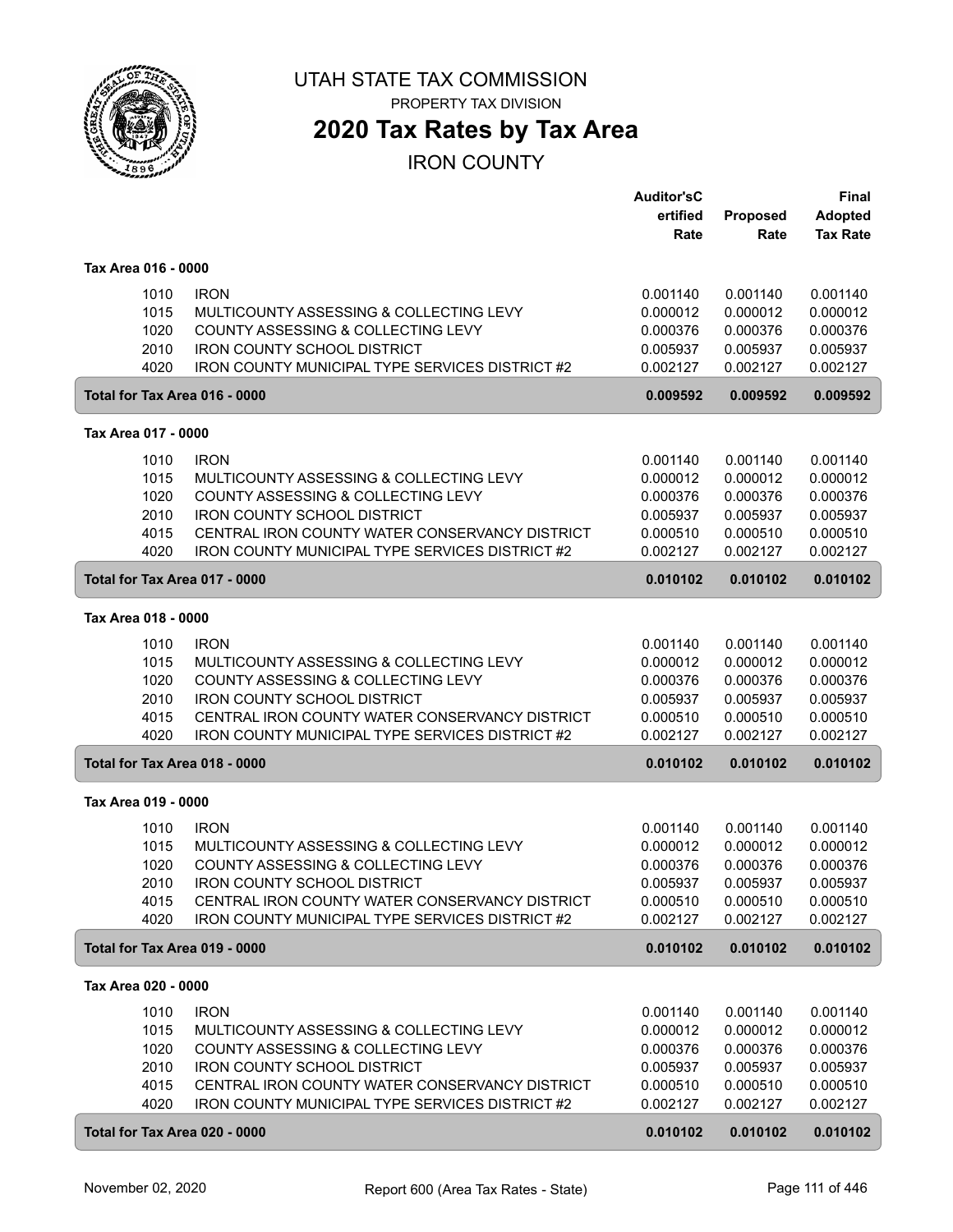# UTAH STATE TAX COMMISSION

PROPERTY TAX DIVISION

## 2020 Tax Rates by Tax Area

IRON COUNTY

| | | Auditor'sCertified Rate | Proposed Rate | Final Adopted Tax Rate |
|---|---|---|---|---|
| **Tax Area 016 - 0000** | | | | |
| 1010 | IRON | 0.001140 | 0.001140 | 0.001140 |
| 1015 | MULTICOUNTY ASSESSING & COLLECTING LEVY | 0.000012 | 0.000012 | 0.000012 |
| 1020 | COUNTY ASSESSING & COLLECTING LEVY | 0.000376 | 0.000376 | 0.000376 |
| 2010 | IRON COUNTY SCHOOL DISTRICT | 0.005937 | 0.005937 | 0.005937 |
| 4020 | IRON COUNTY MUNICIPAL TYPE SERVICES DISTRICT #2 | 0.002127 | 0.002127 | 0.002127 |
| **Total for Tax Area 016 - 0000** | | **0.009592** | **0.009592** | **0.009592** |
| **Tax Area 017 - 0000** | | | | |
| 1010 | IRON | 0.001140 | 0.001140 | 0.001140 |
| 1015 | MULTICOUNTY ASSESSING & COLLECTING LEVY | 0.000012 | 0.000012 | 0.000012 |
| 1020 | COUNTY ASSESSING & COLLECTING LEVY | 0.000376 | 0.000376 | 0.000376 |
| 2010 | IRON COUNTY SCHOOL DISTRICT | 0.005937 | 0.005937 | 0.005937 |
| 4015 | CENTRAL IRON COUNTY WATER CONSERVANCY DISTRICT | 0.000510 | 0.000510 | 0.000510 |
| 4020 | IRON COUNTY MUNICIPAL TYPE SERVICES DISTRICT #2 | 0.002127 | 0.002127 | 0.002127 |
| **Total for Tax Area 017 - 0000** | | **0.010102** | **0.010102** | **0.010102** |
| **Tax Area 018 - 0000** | | | | |
| 1010 | IRON | 0.001140 | 0.001140 | 0.001140 |
| 1015 | MULTICOUNTY ASSESSING & COLLECTING LEVY | 0.000012 | 0.000012 | 0.000012 |
| 1020 | COUNTY ASSESSING & COLLECTING LEVY | 0.000376 | 0.000376 | 0.000376 |
| 2010 | IRON COUNTY SCHOOL DISTRICT | 0.005937 | 0.005937 | 0.005937 |
| 4015 | CENTRAL IRON COUNTY WATER CONSERVANCY DISTRICT | 0.000510 | 0.000510 | 0.000510 |
| 4020 | IRON COUNTY MUNICIPAL TYPE SERVICES DISTRICT #2 | 0.002127 | 0.002127 | 0.002127 |
| **Total for Tax Area 018 - 0000** | | **0.010102** | **0.010102** | **0.010102** |
| **Tax Area 019 - 0000** | | | | |
| 1010 | IRON | 0.001140 | 0.001140 | 0.001140 |
| 1015 | MULTICOUNTY ASSESSING & COLLECTING LEVY | 0.000012 | 0.000012 | 0.000012 |
| 1020 | COUNTY ASSESSING & COLLECTING LEVY | 0.000376 | 0.000376 | 0.000376 |
| 2010 | IRON COUNTY SCHOOL DISTRICT | 0.005937 | 0.005937 | 0.005937 |
| 4015 | CENTRAL IRON COUNTY WATER CONSERVANCY DISTRICT | 0.000510 | 0.000510 | 0.000510 |
| 4020 | IRON COUNTY MUNICIPAL TYPE SERVICES DISTRICT #2 | 0.002127 | 0.002127 | 0.002127 |
| **Total for Tax Area 019 - 0000** | | **0.010102** | **0.010102** | **0.010102** |
| **Tax Area 020 - 0000** | | | | |
| 1010 | IRON | 0.001140 | 0.001140 | 0.001140 |
| 1015 | MULTICOUNTY ASSESSING & COLLECTING LEVY | 0.000012 | 0.000012 | 0.000012 |
| 1020 | COUNTY ASSESSING & COLLECTING LEVY | 0.000376 | 0.000376 | 0.000376 |
| 2010 | IRON COUNTY SCHOOL DISTRICT | 0.005937 | 0.005937 | 0.005937 |
| 4015 | CENTRAL IRON COUNTY WATER CONSERVANCY DISTRICT | 0.000510 | 0.000510 | 0.000510 |
| 4020 | IRON COUNTY MUNICIPAL TYPE SERVICES DISTRICT #2 | 0.002127 | 0.002127 | 0.002127 |
| **Total for Tax Area 020 - 0000** | | **0.010102** | **0.010102** | **0.010102** |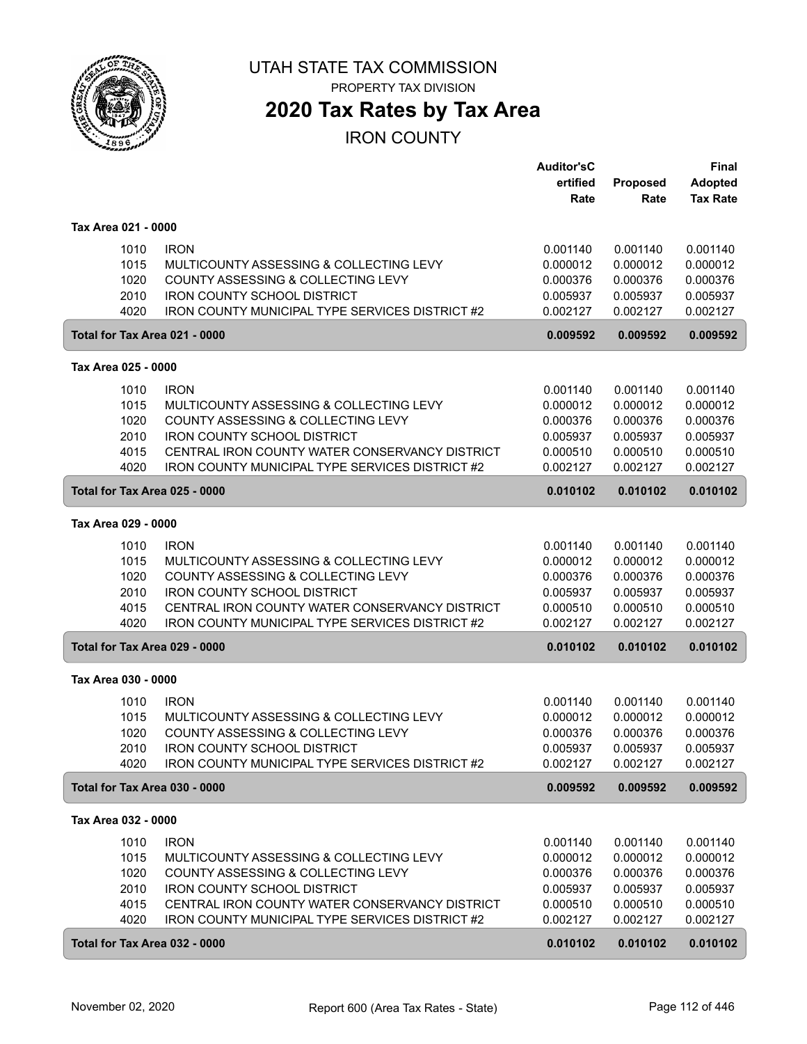# UTAH STATE TAX COMMISSION

PROPERTY TAX DIVISION

## 2020 Tax Rates by Tax Area

IRON COUNTY

| | | Auditor'sCertified Rate | Proposed Rate | Final Adopted Tax Rate |
|---|---|---|---|---|
| **Tax Area 021 - 0000** | | | | |
| 1010 | IRON | 0.001140 | 0.001140 | 0.001140 |
| 1015 | MULTICOUNTY ASSESSING & COLLECTING LEVY | 0.000012 | 0.000012 | 0.000012 |
| 1020 | COUNTY ASSESSING & COLLECTING LEVY | 0.000376 | 0.000376 | 0.000376 |
| 2010 | IRON COUNTY SCHOOL DISTRICT | 0.005937 | 0.005937 | 0.005937 |
| 4020 | IRON COUNTY MUNICIPAL TYPE SERVICES DISTRICT #2 | 0.002127 | 0.002127 | 0.002127 |
| **Total for Tax Area 021 - 0000** | | **0.009592** | **0.009592** | **0.009592** |
| **Tax Area 025 - 0000** | | | | |
| 1010 | IRON | 0.001140 | 0.001140 | 0.001140 |
| 1015 | MULTICOUNTY ASSESSING & COLLECTING LEVY | 0.000012 | 0.000012 | 0.000012 |
| 1020 | COUNTY ASSESSING & COLLECTING LEVY | 0.000376 | 0.000376 | 0.000376 |
| 2010 | IRON COUNTY SCHOOL DISTRICT | 0.005937 | 0.005937 | 0.005937 |
| 4015 | CENTRAL IRON COUNTY WATER CONSERVANCY DISTRICT | 0.000510 | 0.000510 | 0.000510 |
| 4020 | IRON COUNTY MUNICIPAL TYPE SERVICES DISTRICT #2 | 0.002127 | 0.002127 | 0.002127 |
| **Total for Tax Area 025 - 0000** | | **0.010102** | **0.010102** | **0.010102** |
| **Tax Area 029 - 0000** | | | | |
| 1010 | IRON | 0.001140 | 0.001140 | 0.001140 |
| 1015 | MULTICOUNTY ASSESSING & COLLECTING LEVY | 0.000012 | 0.000012 | 0.000012 |
| 1020 | COUNTY ASSESSING & COLLECTING LEVY | 0.000376 | 0.000376 | 0.000376 |
| 2010 | IRON COUNTY SCHOOL DISTRICT | 0.005937 | 0.005937 | 0.005937 |
| 4015 | CENTRAL IRON COUNTY WATER CONSERVANCY DISTRICT | 0.000510 | 0.000510 | 0.000510 |
| 4020 | IRON COUNTY MUNICIPAL TYPE SERVICES DISTRICT #2 | 0.002127 | 0.002127 | 0.002127 |
| **Total for Tax Area 029 - 0000** | | **0.010102** | **0.010102** | **0.010102** |
| **Tax Area 030 - 0000** | | | | |
| 1010 | IRON | 0.001140 | 0.001140 | 0.001140 |
| 1015 | MULTICOUNTY ASSESSING & COLLECTING LEVY | 0.000012 | 0.000012 | 0.000012 |
| 1020 | COUNTY ASSESSING & COLLECTING LEVY | 0.000376 | 0.000376 | 0.000376 |
| 2010 | IRON COUNTY SCHOOL DISTRICT | 0.005937 | 0.005937 | 0.005937 |
| 4020 | IRON COUNTY MUNICIPAL TYPE SERVICES DISTRICT #2 | 0.002127 | 0.002127 | 0.002127 |
| **Total for Tax Area 030 - 0000** | | **0.009592** | **0.009592** | **0.009592** |
| **Tax Area 032 - 0000** | | | | |
| 1010 | IRON | 0.001140 | 0.001140 | 0.001140 |
| 1015 | MULTICOUNTY ASSESSING & COLLECTING LEVY | 0.000012 | 0.000012 | 0.000012 |
| 1020 | COUNTY ASSESSING & COLLECTING LEVY | 0.000376 | 0.000376 | 0.000376 |
| 2010 | IRON COUNTY SCHOOL DISTRICT | 0.005937 | 0.005937 | 0.005937 |
| 4015 | CENTRAL IRON COUNTY WATER CONSERVANCY DISTRICT | 0.000510 | 0.000510 | 0.000510 |
| 4020 | IRON COUNTY MUNICIPAL TYPE SERVICES DISTRICT #2 | 0.002127 | 0.002127 | 0.002127 |
| **Total for Tax Area 032 - 0000** | | **0.010102** | **0.010102** | **0.010102** |

November 02, 2020 Report 600 (Area Tax Rates - State)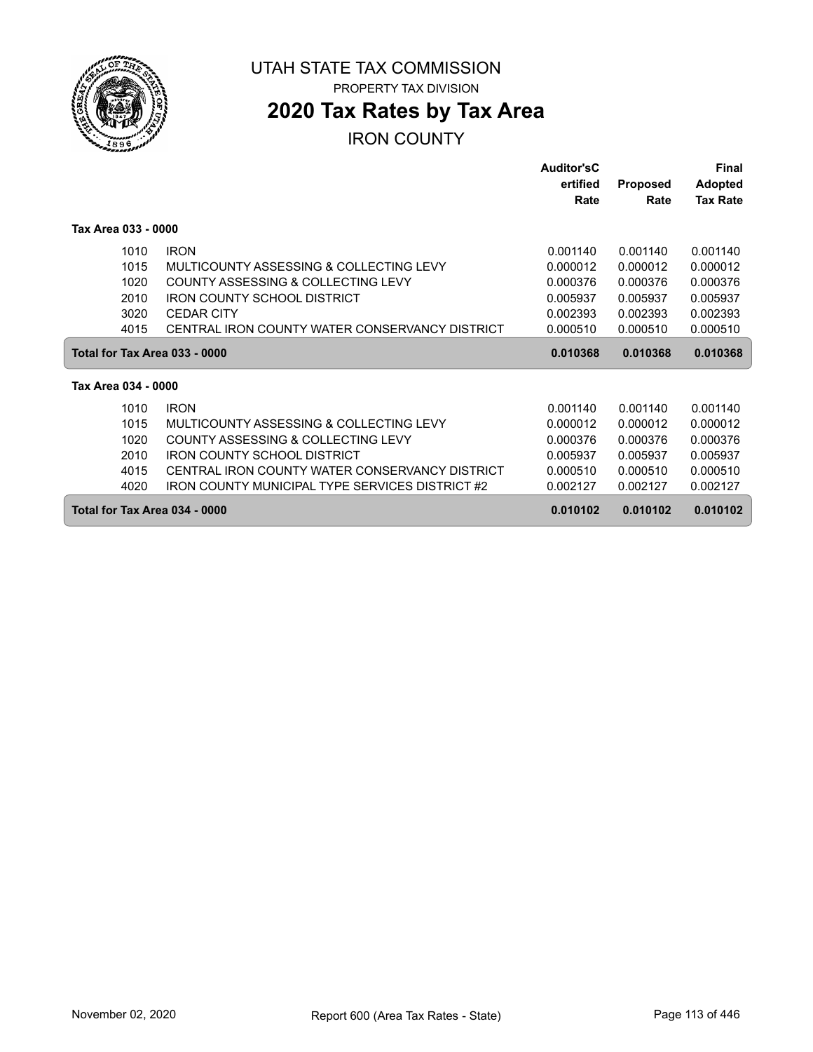UTAH STATE TAX COMMISSION

PROPERTY TAX DIVISION

# 2020 Tax Rates by Tax Area

## IRON COUNTY

| | | Auditor'sC ertified Rate | Proposed Rate | Final Adopted Tax Rate |
|---|---|---|---|---|
| **Tax Area 033 - 0000** | | | | |
| 1010 | IRON | 0.001140 | 0.001140 | 0.001140 |
| 1015 | MULTICOUNTY ASSESSING & COLLECTING LEVY | 0.000012 | 0.000012 | 0.000012 |
| 1020 | COUNTY ASSESSING & COLLECTING LEVY | 0.000376 | 0.000376 | 0.000376 |
| 2010 | IRON COUNTY SCHOOL DISTRICT | 0.005937 | 0.005937 | 0.005937 |
| 3020 | CEDAR CITY | 0.002393 | 0.002393 | 0.002393 |
| 4015 | CENTRAL IRON COUNTY WATER CONSERVANCY DISTRICT | 0.000510 | 0.000510 | 0.000510 |
| **Total for Tax Area 033 - 0000** | | **0.010368** | **0.010368** | **0.010368** |
| **Tax Area 034 - 0000** | | | | |
| 1010 | IRON | 0.001140 | 0.001140 | 0.001140 |
| 1015 | MULTICOUNTY ASSESSING & COLLECTING LEVY | 0.000012 | 0.000012 | 0.000012 |
| 1020 | COUNTY ASSESSING & COLLECTING LEVY | 0.000376 | 0.000376 | 0.000376 |
| 2010 | IRON COUNTY SCHOOL DISTRICT | 0.005937 | 0.005937 | 0.005937 |
| 4015 | CENTRAL IRON COUNTY WATER CONSERVANCY DISTRICT | 0.000510 | 0.000510 | 0.000510 |
| 4020 | IRON COUNTY MUNICIPAL TYPE SERVICES DISTRICT #2 | 0.002127 | 0.002127 | 0.002127 |
| **Total for Tax Area 034 - 0000** | | **0.010102** | **0.010102** | **0.010102** |

November 02, 2020 — Report 600 (Area Tax Rates - State)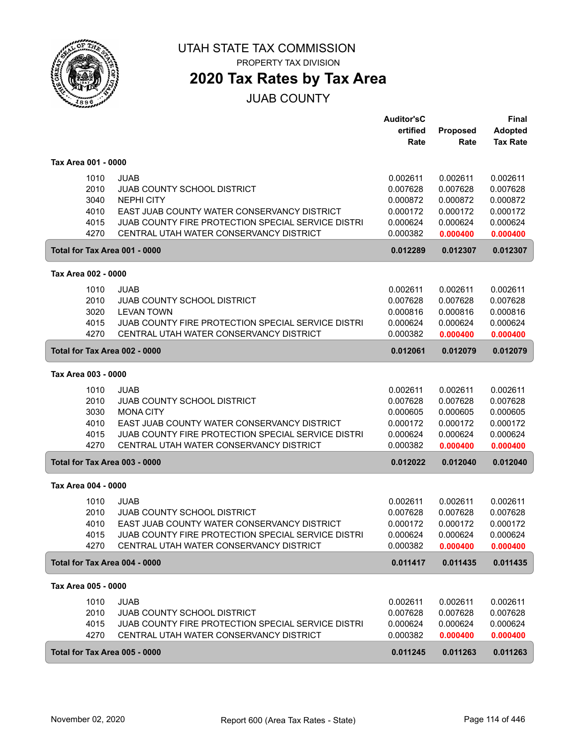# UTAH STATE TAX COMMISSION

PROPERTY TAX DIVISION

## 2020 Tax Rates by Tax Area

JUAB COUNTY

| | | Auditor'sCertified Rate | Proposed Rate | Final Adopted Tax Rate |
|---|---|---|---|---|
| **Tax Area 001 - 0000** | | | | |
| 1010 | JUAB | 0.002611 | 0.002611 | 0.002611 |
| 2010 | JUAB COUNTY SCHOOL DISTRICT | 0.007628 | 0.007628 | 0.007628 |
| 3040 | NEPHI CITY | 0.000872 | 0.000872 | 0.000872 |
| 4010 | EAST JUAB COUNTY WATER CONSERVANCY DISTRICT | 0.000172 | 0.000172 | 0.000172 |
| 4015 | JUAB COUNTY FIRE PROTECTION SPECIAL SERVICE DISTRI | 0.000624 | 0.000624 | 0.000624 |
| 4270 | CENTRAL UTAH WATER CONSERVANCY DISTRICT | 0.000382 | 0.000400 | 0.000400 |
| **Total for Tax Area 001 - 0000** | | **0.012289** | **0.012307** | **0.012307** |
| **Tax Area 002 - 0000** | | | | |
| 1010 | JUAB | 0.002611 | 0.002611 | 0.002611 |
| 2010 | JUAB COUNTY SCHOOL DISTRICT | 0.007628 | 0.007628 | 0.007628 |
| 3020 | LEVAN TOWN | 0.000816 | 0.000816 | 0.000816 |
| 4015 | JUAB COUNTY FIRE PROTECTION SPECIAL SERVICE DISTRI | 0.000624 | 0.000624 | 0.000624 |
| 4270 | CENTRAL UTAH WATER CONSERVANCY DISTRICT | 0.000382 | 0.000400 | 0.000400 |
| **Total for Tax Area 002 - 0000** | | **0.012061** | **0.012079** | **0.012079** |
| **Tax Area 003 - 0000** | | | | |
| 1010 | JUAB | 0.002611 | 0.002611 | 0.002611 |
| 2010 | JUAB COUNTY SCHOOL DISTRICT | 0.007628 | 0.007628 | 0.007628 |
| 3030 | MONA CITY | 0.000605 | 0.000605 | 0.000605 |
| 4010 | EAST JUAB COUNTY WATER CONSERVANCY DISTRICT | 0.000172 | 0.000172 | 0.000172 |
| 4015 | JUAB COUNTY FIRE PROTECTION SPECIAL SERVICE DISTRI | 0.000624 | 0.000624 | 0.000624 |
| 4270 | CENTRAL UTAH WATER CONSERVANCY DISTRICT | 0.000382 | 0.000400 | 0.000400 |
| **Total for Tax Area 003 - 0000** | | **0.012022** | **0.012040** | **0.012040** |
| **Tax Area 004 - 0000** | | | | |
| 1010 | JUAB | 0.002611 | 0.002611 | 0.002611 |
| 2010 | JUAB COUNTY SCHOOL DISTRICT | 0.007628 | 0.007628 | 0.007628 |
| 4010 | EAST JUAB COUNTY WATER CONSERVANCY DISTRICT | 0.000172 | 0.000172 | 0.000172 |
| 4015 | JUAB COUNTY FIRE PROTECTION SPECIAL SERVICE DISTRI | 0.000624 | 0.000624 | 0.000624 |
| 4270 | CENTRAL UTAH WATER CONSERVANCY DISTRICT | 0.000382 | 0.000400 | 0.000400 |
| **Total for Tax Area 004 - 0000** | | **0.011417** | **0.011435** | **0.011435** |
| **Tax Area 005 - 0000** | | | | |
| 1010 | JUAB | 0.002611 | 0.002611 | 0.002611 |
| 2010 | JUAB COUNTY SCHOOL DISTRICT | 0.007628 | 0.007628 | 0.007628 |
| 4015 | JUAB COUNTY FIRE PROTECTION SPECIAL SERVICE DISTRI | 0.000624 | 0.000624 | 0.000624 |
| 4270 | CENTRAL UTAH WATER CONSERVANCY DISTRICT | 0.000382 | 0.000400 | 0.000400 |
| **Total for Tax Area 005 - 0000** | | **0.011245** | **0.011263** | **0.011263** |

November 02, 2020 Report 600 (Area Tax Rates - State)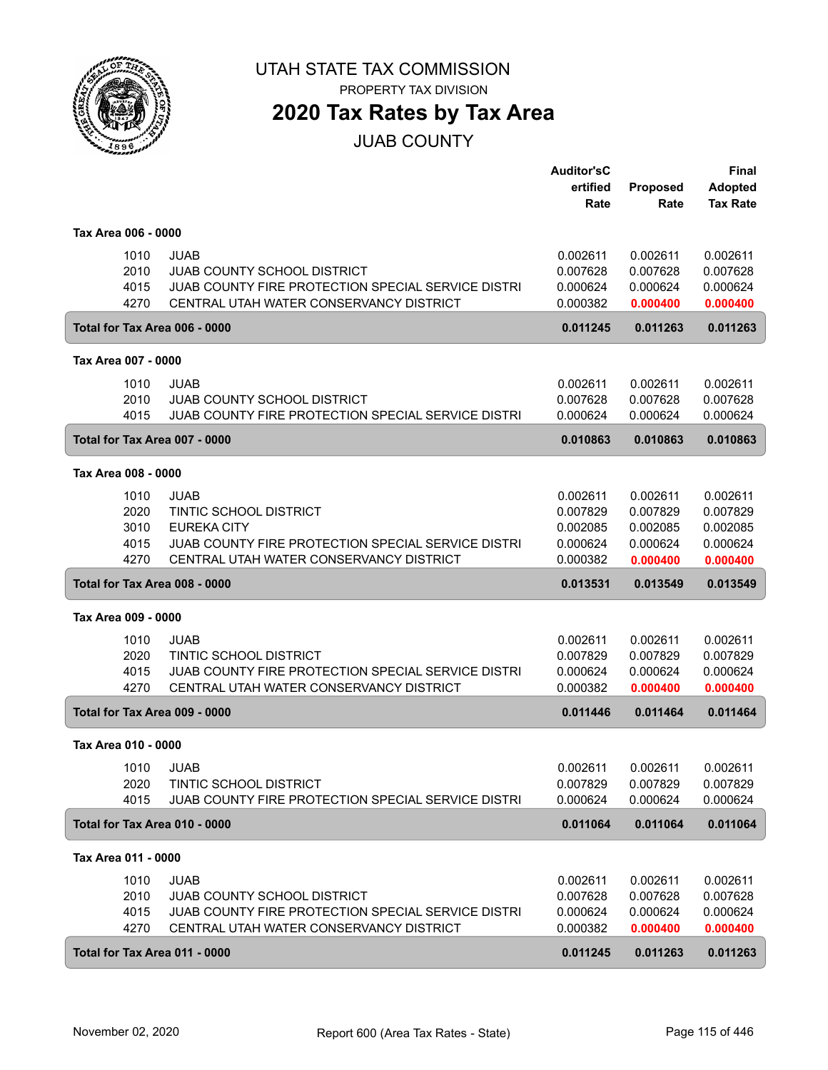# UTAH STATE TAX COMMISSION

PROPERTY TAX DIVISION

## 2020 Tax Rates by Tax Area

### JUAB COUNTY

| | | Auditor'sCertified Rate | Proposed Rate | Final Adopted Tax Rate |
|---|---|---|---|---|
| **Tax Area 006 - 0000** | | | | |
| 1010 | JUAB | 0.002611 | 0.002611 | 0.002611 |
| 2010 | JUAB COUNTY SCHOOL DISTRICT | 0.007628 | 0.007628 | 0.007628 |
| 4015 | JUAB COUNTY FIRE PROTECTION SPECIAL SERVICE DISTRI | 0.000624 | 0.000624 | 0.000624 |
| 4270 | CENTRAL UTAH WATER CONSERVANCY DISTRICT | 0.000382 | **0.000400** | **0.000400** |
| **Total for Tax Area 006 - 0000** | | **0.011245** | **0.011263** | **0.011263** |
| **Tax Area 007 - 0000** | | | | |
| 1010 | JUAB | 0.002611 | 0.002611 | 0.002611 |
| 2010 | JUAB COUNTY SCHOOL DISTRICT | 0.007628 | 0.007628 | 0.007628 |
| 4015 | JUAB COUNTY FIRE PROTECTION SPECIAL SERVICE DISTRI | 0.000624 | 0.000624 | 0.000624 |
| **Total for Tax Area 007 - 0000** | | **0.010863** | **0.010863** | **0.010863** |
| **Tax Area 008 - 0000** | | | | |
| 1010 | JUAB | 0.002611 | 0.002611 | 0.002611 |
| 2020 | TINTIC SCHOOL DISTRICT | 0.007829 | 0.007829 | 0.007829 |
| 3010 | EUREKA CITY | 0.002085 | 0.002085 | 0.002085 |
| 4015 | JUAB COUNTY FIRE PROTECTION SPECIAL SERVICE DISTRI | 0.000624 | 0.000624 | 0.000624 |
| 4270 | CENTRAL UTAH WATER CONSERVANCY DISTRICT | 0.000382 | **0.000400** | **0.000400** |
| **Total for Tax Area 008 - 0000** | | **0.013531** | **0.013549** | **0.013549** |
| **Tax Area 009 - 0000** | | | | |
| 1010 | JUAB | 0.002611 | 0.002611 | 0.002611 |
| 2020 | TINTIC SCHOOL DISTRICT | 0.007829 | 0.007829 | 0.007829 |
| 4015 | JUAB COUNTY FIRE PROTECTION SPECIAL SERVICE DISTRI | 0.000624 | 0.000624 | 0.000624 |
| 4270 | CENTRAL UTAH WATER CONSERVANCY DISTRICT | 0.000382 | **0.000400** | **0.000400** |
| **Total for Tax Area 009 - 0000** | | **0.011446** | **0.011464** | **0.011464** |
| **Tax Area 010 - 0000** | | | | |
| 1010 | JUAB | 0.002611 | 0.002611 | 0.002611 |
| 2020 | TINTIC SCHOOL DISTRICT | 0.007829 | 0.007829 | 0.007829 |
| 4015 | JUAB COUNTY FIRE PROTECTION SPECIAL SERVICE DISTRI | 0.000624 | 0.000624 | 0.000624 |
| **Total for Tax Area 010 - 0000** | | **0.011064** | **0.011064** | **0.011064** |
| **Tax Area 011 - 0000** | | | | |
| 1010 | JUAB | 0.002611 | 0.002611 | 0.002611 |
| 2010 | JUAB COUNTY SCHOOL DISTRICT | 0.007628 | 0.007628 | 0.007628 |
| 4015 | JUAB COUNTY FIRE PROTECTION SPECIAL SERVICE DISTRI | 0.000624 | 0.000624 | 0.000624 |
| 4270 | CENTRAL UTAH WATER CONSERVANCY DISTRICT | 0.000382 | **0.000400** | **0.000400** |
| **Total for Tax Area 011 - 0000** | | **0.011245** | **0.011263** | **0.011263** |

November 02, 2020 — Report 600 (Area Tax Rates - State)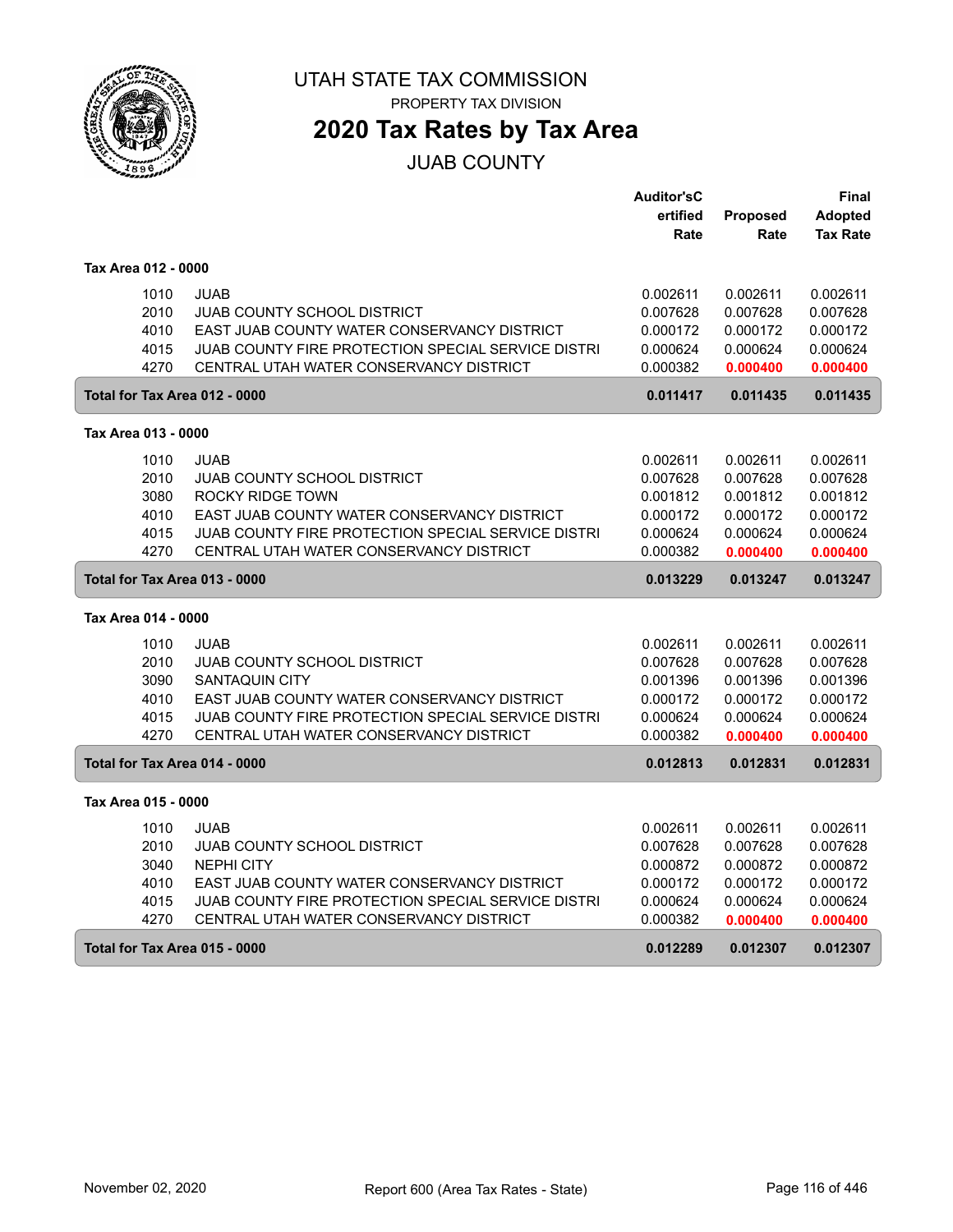# UTAH STATE TAX COMMISSION

PROPERTY TAX DIVISION

## 2020 Tax Rates by Tax Area

JUAB COUNTY

| | | Auditor'sCertified Rate | Proposed Rate | Final Adopted Tax Rate |
|---|---|---|---|---|
| **Tax Area 012 - 0000** | | | | |
| 1010 | JUAB | 0.002611 | 0.002611 | 0.002611 |
| 2010 | JUAB COUNTY SCHOOL DISTRICT | 0.007628 | 0.007628 | 0.007628 |
| 4010 | EAST JUAB COUNTY WATER CONSERVANCY DISTRICT | 0.000172 | 0.000172 | 0.000172 |
| 4015 | JUAB COUNTY FIRE PROTECTION SPECIAL SERVICE DISTRI | 0.000624 | 0.000624 | 0.000624 |
| 4270 | CENTRAL UTAH WATER CONSERVANCY DISTRICT | 0.000382 | 0.000400 | 0.000400 |
| **Total for Tax Area 012 - 0000** | | **0.011417** | **0.011435** | **0.011435** |
| **Tax Area 013 - 0000** | | | | |
| 1010 | JUAB | 0.002611 | 0.002611 | 0.002611 |
| 2010 | JUAB COUNTY SCHOOL DISTRICT | 0.007628 | 0.007628 | 0.007628 |
| 3080 | ROCKY RIDGE TOWN | 0.001812 | 0.001812 | 0.001812 |
| 4010 | EAST JUAB COUNTY WATER CONSERVANCY DISTRICT | 0.000172 | 0.000172 | 0.000172 |
| 4015 | JUAB COUNTY FIRE PROTECTION SPECIAL SERVICE DISTRI | 0.000624 | 0.000624 | 0.000624 |
| 4270 | CENTRAL UTAH WATER CONSERVANCY DISTRICT | 0.000382 | 0.000400 | 0.000400 |
| **Total for Tax Area 013 - 0000** | | **0.013229** | **0.013247** | **0.013247** |
| **Tax Area 014 - 0000** | | | | |
| 1010 | JUAB | 0.002611 | 0.002611 | 0.002611 |
| 2010 | JUAB COUNTY SCHOOL DISTRICT | 0.007628 | 0.007628 | 0.007628 |
| 3090 | SANTAQUIN CITY | 0.001396 | 0.001396 | 0.001396 |
| 4010 | EAST JUAB COUNTY WATER CONSERVANCY DISTRICT | 0.000172 | 0.000172 | 0.000172 |
| 4015 | JUAB COUNTY FIRE PROTECTION SPECIAL SERVICE DISTRI | 0.000624 | 0.000624 | 0.000624 |
| 4270 | CENTRAL UTAH WATER CONSERVANCY DISTRICT | 0.000382 | 0.000400 | 0.000400 |
| **Total for Tax Area 014 - 0000** | | **0.012813** | **0.012831** | **0.012831** |
| **Tax Area 015 - 0000** | | | | |
| 1010 | JUAB | 0.002611 | 0.002611 | 0.002611 |
| 2010 | JUAB COUNTY SCHOOL DISTRICT | 0.007628 | 0.007628 | 0.007628 |
| 3040 | NEPHI CITY | 0.000872 | 0.000872 | 0.000872 |
| 4010 | EAST JUAB COUNTY WATER CONSERVANCY DISTRICT | 0.000172 | 0.000172 | 0.000172 |
| 4015 | JUAB COUNTY FIRE PROTECTION SPECIAL SERVICE DISTRI | 0.000624 | 0.000624 | 0.000624 |
| 4270 | CENTRAL UTAH WATER CONSERVANCY DISTRICT | 0.000382 | 0.000400 | 0.000400 |
| **Total for Tax Area 015 - 0000** | | **0.012289** | **0.012307** | **0.012307** |

November 02, 2020 Report 600 (Area Tax Rates - State)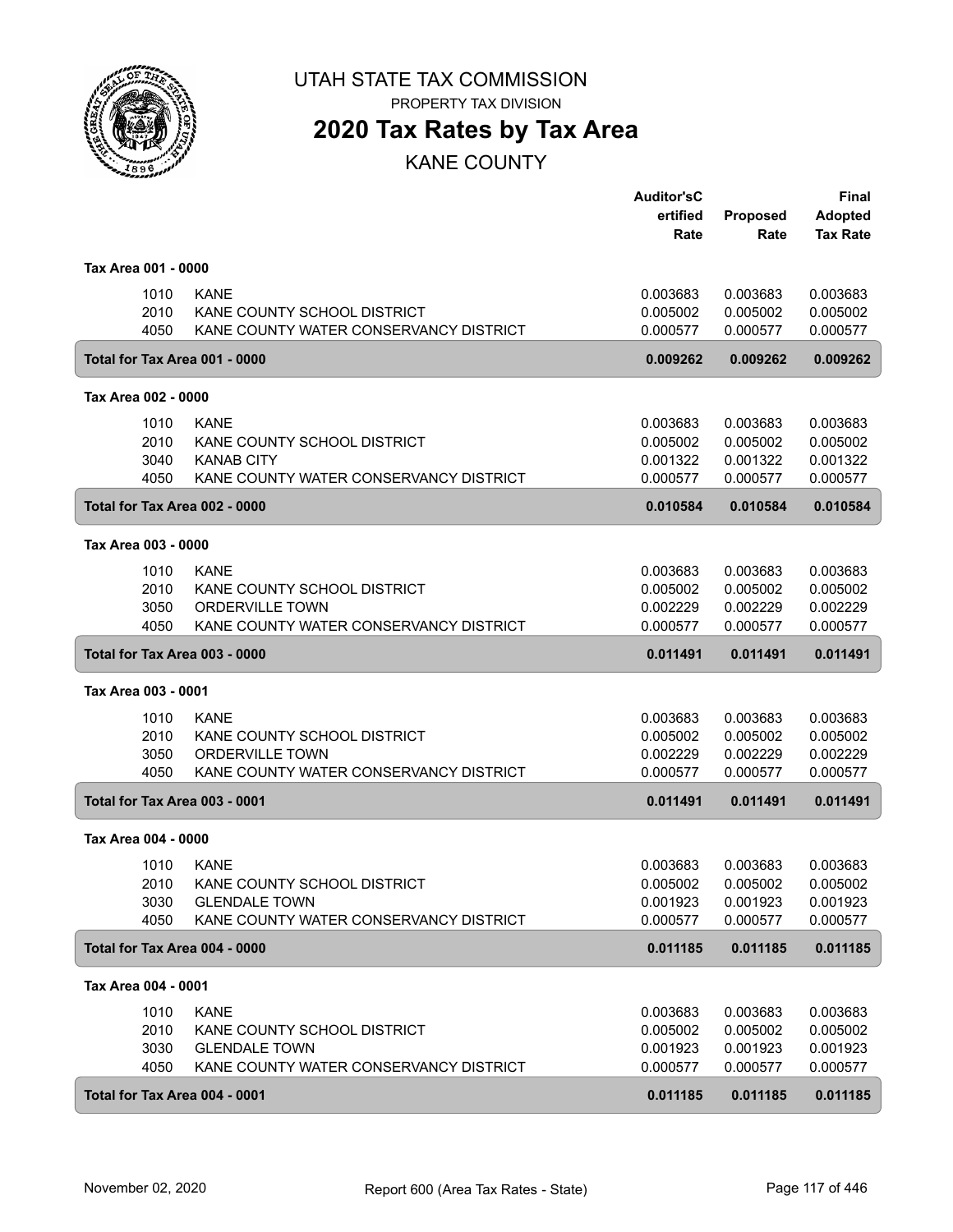# UTAH STATE TAX COMMISSION

PROPERTY TAX DIVISION

## 2020 Tax Rates by Tax Area

KANE COUNTY

| | | Auditor'sCertified Rate | Proposed Rate | Final Adopted Tax Rate |
|---|---|---|---|---|
| **Tax Area 001 - 0000** | | | | |
| 1010 | KANE | 0.003683 | 0.003683 | 0.003683 |
| 2010 | KANE COUNTY SCHOOL DISTRICT | 0.005002 | 0.005002 | 0.005002 |
| 4050 | KANE COUNTY WATER CONSERVANCY DISTRICT | 0.000577 | 0.000577 | 0.000577 |
| **Total for Tax Area 001 - 0000** | | **0.009262** | **0.009262** | **0.009262** |
| **Tax Area 002 - 0000** | | | | |
| 1010 | KANE | 0.003683 | 0.003683 | 0.003683 |
| 2010 | KANE COUNTY SCHOOL DISTRICT | 0.005002 | 0.005002 | 0.005002 |
| 3040 | KANAB CITY | 0.001322 | 0.001322 | 0.001322 |
| 4050 | KANE COUNTY WATER CONSERVANCY DISTRICT | 0.000577 | 0.000577 | 0.000577 |
| **Total for Tax Area 002 - 0000** | | **0.010584** | **0.010584** | **0.010584** |
| **Tax Area 003 - 0000** | | | | |
| 1010 | KANE | 0.003683 | 0.003683 | 0.003683 |
| 2010 | KANE COUNTY SCHOOL DISTRICT | 0.005002 | 0.005002 | 0.005002 |
| 3050 | ORDERVILLE TOWN | 0.002229 | 0.002229 | 0.002229 |
| 4050 | KANE COUNTY WATER CONSERVANCY DISTRICT | 0.000577 | 0.000577 | 0.000577 |
| **Total for Tax Area 003 - 0000** | | **0.011491** | **0.011491** | **0.011491** |
| **Tax Area 003 - 0001** | | | | |
| 1010 | KANE | 0.003683 | 0.003683 | 0.003683 |
| 2010 | KANE COUNTY SCHOOL DISTRICT | 0.005002 | 0.005002 | 0.005002 |
| 3050 | ORDERVILLE TOWN | 0.002229 | 0.002229 | 0.002229 |
| 4050 | KANE COUNTY WATER CONSERVANCY DISTRICT | 0.000577 | 0.000577 | 0.000577 |
| **Total for Tax Area 003 - 0001** | | **0.011491** | **0.011491** | **0.011491** |
| **Tax Area 004 - 0000** | | | | |
| 1010 | KANE | 0.003683 | 0.003683 | 0.003683 |
| 2010 | KANE COUNTY SCHOOL DISTRICT | 0.005002 | 0.005002 | 0.005002 |
| 3030 | GLENDALE TOWN | 0.001923 | 0.001923 | 0.001923 |
| 4050 | KANE COUNTY WATER CONSERVANCY DISTRICT | 0.000577 | 0.000577 | 0.000577 |
| **Total for Tax Area 004 - 0000** | | **0.011185** | **0.011185** | **0.011185** |
| **Tax Area 004 - 0001** | | | | |
| 1010 | KANE | 0.003683 | 0.003683 | 0.003683 |
| 2010 | KANE COUNTY SCHOOL DISTRICT | 0.005002 | 0.005002 | 0.005002 |
| 3030 | GLENDALE TOWN | 0.001923 | 0.001923 | 0.001923 |
| 4050 | KANE COUNTY WATER CONSERVANCY DISTRICT | 0.000577 | 0.000577 | 0.000577 |
| **Total for Tax Area 004 - 0001** | | **0.011185** | **0.011185** | **0.011185** |

November 02, 2020 Report 600 (Area Tax Rates - State)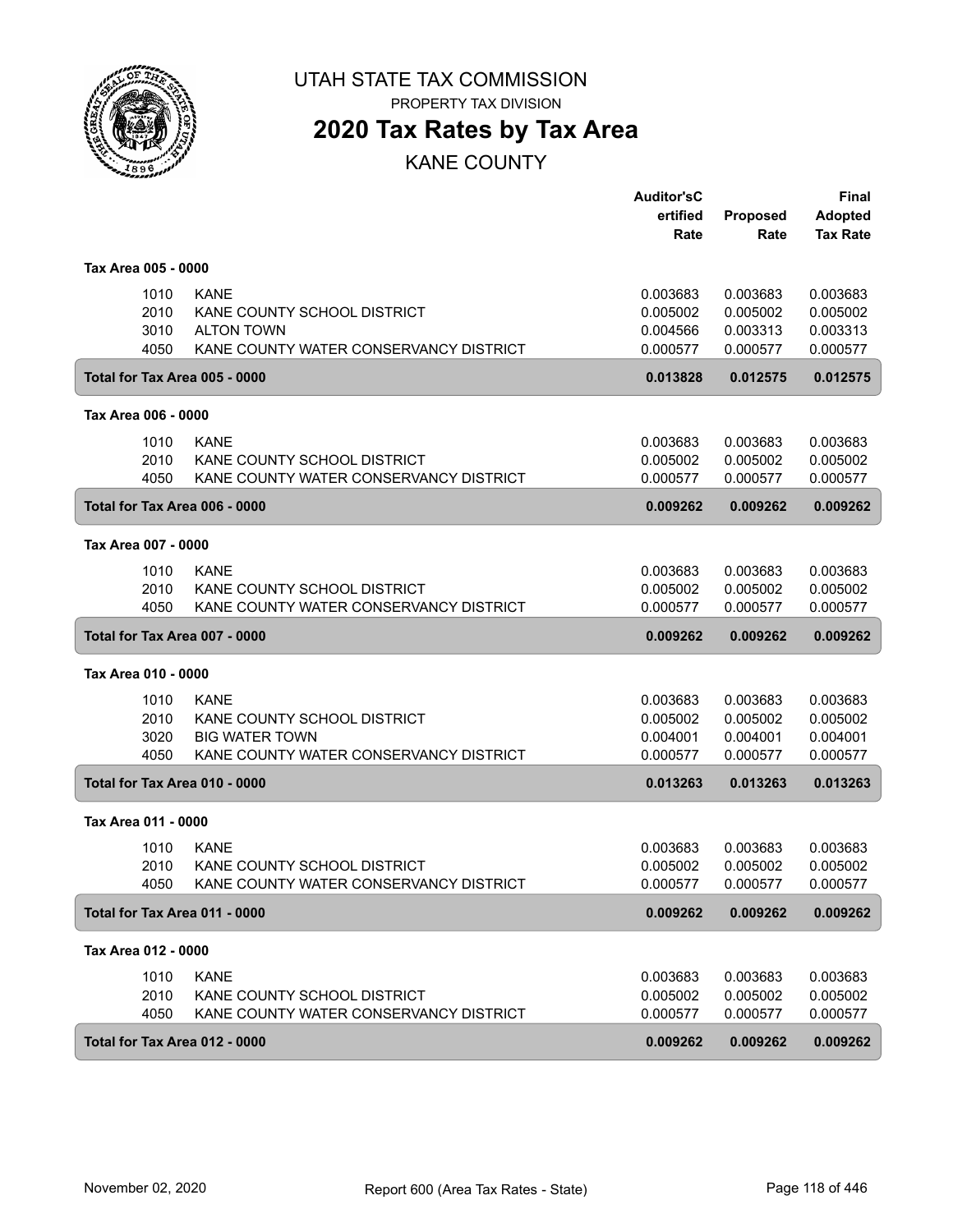# UTAH STATE TAX COMMISSION

PROPERTY TAX DIVISION

## 2020 Tax Rates by Tax Area

KANE COUNTY

| | | Auditor'sC ertified Rate | Proposed Rate | Final Adopted Tax Rate |
|---|---|---|---|---|
| **Tax Area 005 - 0000** | | | | |
| 1010 | KANE | 0.003683 | 0.003683 | 0.003683 |
| 2010 | KANE COUNTY SCHOOL DISTRICT | 0.005002 | 0.005002 | 0.005002 |
| 3010 | ALTON TOWN | 0.004566 | 0.003313 | 0.003313 |
| 4050 | KANE COUNTY WATER CONSERVANCY DISTRICT | 0.000577 | 0.000577 | 0.000577 |
| **Total for Tax Area 005 - 0000** | | **0.013828** | **0.012575** | **0.012575** |
| **Tax Area 006 - 0000** | | | | |
| 1010 | KANE | 0.003683 | 0.003683 | 0.003683 |
| 2010 | KANE COUNTY SCHOOL DISTRICT | 0.005002 | 0.005002 | 0.005002 |
| 4050 | KANE COUNTY WATER CONSERVANCY DISTRICT | 0.000577 | 0.000577 | 0.000577 |
| **Total for Tax Area 006 - 0000** | | **0.009262** | **0.009262** | **0.009262** |
| **Tax Area 007 - 0000** | | | | |
| 1010 | KANE | 0.003683 | 0.003683 | 0.003683 |
| 2010 | KANE COUNTY SCHOOL DISTRICT | 0.005002 | 0.005002 | 0.005002 |
| 4050 | KANE COUNTY WATER CONSERVANCY DISTRICT | 0.000577 | 0.000577 | 0.000577 |
| **Total for Tax Area 007 - 0000** | | **0.009262** | **0.009262** | **0.009262** |
| **Tax Area 010 - 0000** | | | | |
| 1010 | KANE | 0.003683 | 0.003683 | 0.003683 |
| 2010 | KANE COUNTY SCHOOL DISTRICT | 0.005002 | 0.005002 | 0.005002 |
| 3020 | BIG WATER TOWN | 0.004001 | 0.004001 | 0.004001 |
| 4050 | KANE COUNTY WATER CONSERVANCY DISTRICT | 0.000577 | 0.000577 | 0.000577 |
| **Total for Tax Area 010 - 0000** | | **0.013263** | **0.013263** | **0.013263** |
| **Tax Area 011 - 0000** | | | | |
| 1010 | KANE | 0.003683 | 0.003683 | 0.003683 |
| 2010 | KANE COUNTY SCHOOL DISTRICT | 0.005002 | 0.005002 | 0.005002 |
| 4050 | KANE COUNTY WATER CONSERVANCY DISTRICT | 0.000577 | 0.000577 | 0.000577 |
| **Total for Tax Area 011 - 0000** | | **0.009262** | **0.009262** | **0.009262** |
| **Tax Area 012 - 0000** | | | | |
| 1010 | KANE | 0.003683 | 0.003683 | 0.003683 |
| 2010 | KANE COUNTY SCHOOL DISTRICT | 0.005002 | 0.005002 | 0.005002 |
| 4050 | KANE COUNTY WATER CONSERVANCY DISTRICT | 0.000577 | 0.000577 | 0.000577 |
| **Total for Tax Area 012 - 0000** | | **0.009262** | **0.009262** | **0.009262** |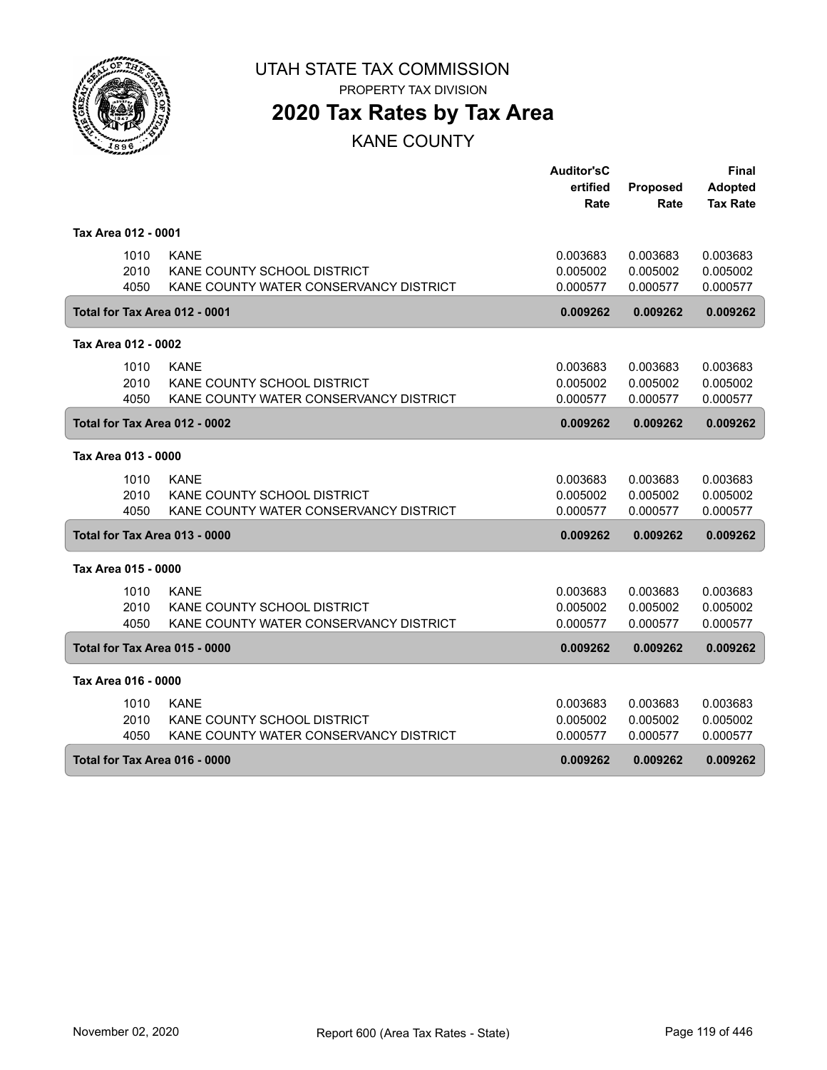# UTAH STATE TAX COMMISSION

PROPERTY TAX DIVISION

## 2020 Tax Rates by Tax Area

### KANE COUNTY

| | | Auditor'sCertified Rate | Proposed Rate | Final Adopted Tax Rate |
|---|---|---|---|---|
| **Tax Area 012 - 0001** | | | | |
| 1010 | KANE | 0.003683 | 0.003683 | 0.003683 |
| 2010 | KANE COUNTY SCHOOL DISTRICT | 0.005002 | 0.005002 | 0.005002 |
| 4050 | KANE COUNTY WATER CONSERVANCY DISTRICT | 0.000577 | 0.000577 | 0.000577 |
| **Total for Tax Area 012 - 0001** | | **0.009262** | **0.009262** | **0.009262** |
| **Tax Area 012 - 0002** | | | | |
| 1010 | KANE | 0.003683 | 0.003683 | 0.003683 |
| 2010 | KANE COUNTY SCHOOL DISTRICT | 0.005002 | 0.005002 | 0.005002 |
| 4050 | KANE COUNTY WATER CONSERVANCY DISTRICT | 0.000577 | 0.000577 | 0.000577 |
| **Total for Tax Area 012 - 0002** | | **0.009262** | **0.009262** | **0.009262** |
| **Tax Area 013 - 0000** | | | | |
| 1010 | KANE | 0.003683 | 0.003683 | 0.003683 |
| 2010 | KANE COUNTY SCHOOL DISTRICT | 0.005002 | 0.005002 | 0.005002 |
| 4050 | KANE COUNTY WATER CONSERVANCY DISTRICT | 0.000577 | 0.000577 | 0.000577 |
| **Total for Tax Area 013 - 0000** | | **0.009262** | **0.009262** | **0.009262** |
| **Tax Area 015 - 0000** | | | | |
| 1010 | KANE | 0.003683 | 0.003683 | 0.003683 |
| 2010 | KANE COUNTY SCHOOL DISTRICT | 0.005002 | 0.005002 | 0.005002 |
| 4050 | KANE COUNTY WATER CONSERVANCY DISTRICT | 0.000577 | 0.000577 | 0.000577 |
| **Total for Tax Area 015 - 0000** | | **0.009262** | **0.009262** | **0.009262** |
| **Tax Area 016 - 0000** | | | | |
| 1010 | KANE | 0.003683 | 0.003683 | 0.003683 |
| 2010 | KANE COUNTY SCHOOL DISTRICT | 0.005002 | 0.005002 | 0.005002 |
| 4050 | KANE COUNTY WATER CONSERVANCY DISTRICT | 0.000577 | 0.000577 | 0.000577 |
| **Total for Tax Area 016 - 0000** | | **0.009262** | **0.009262** | **0.009262** |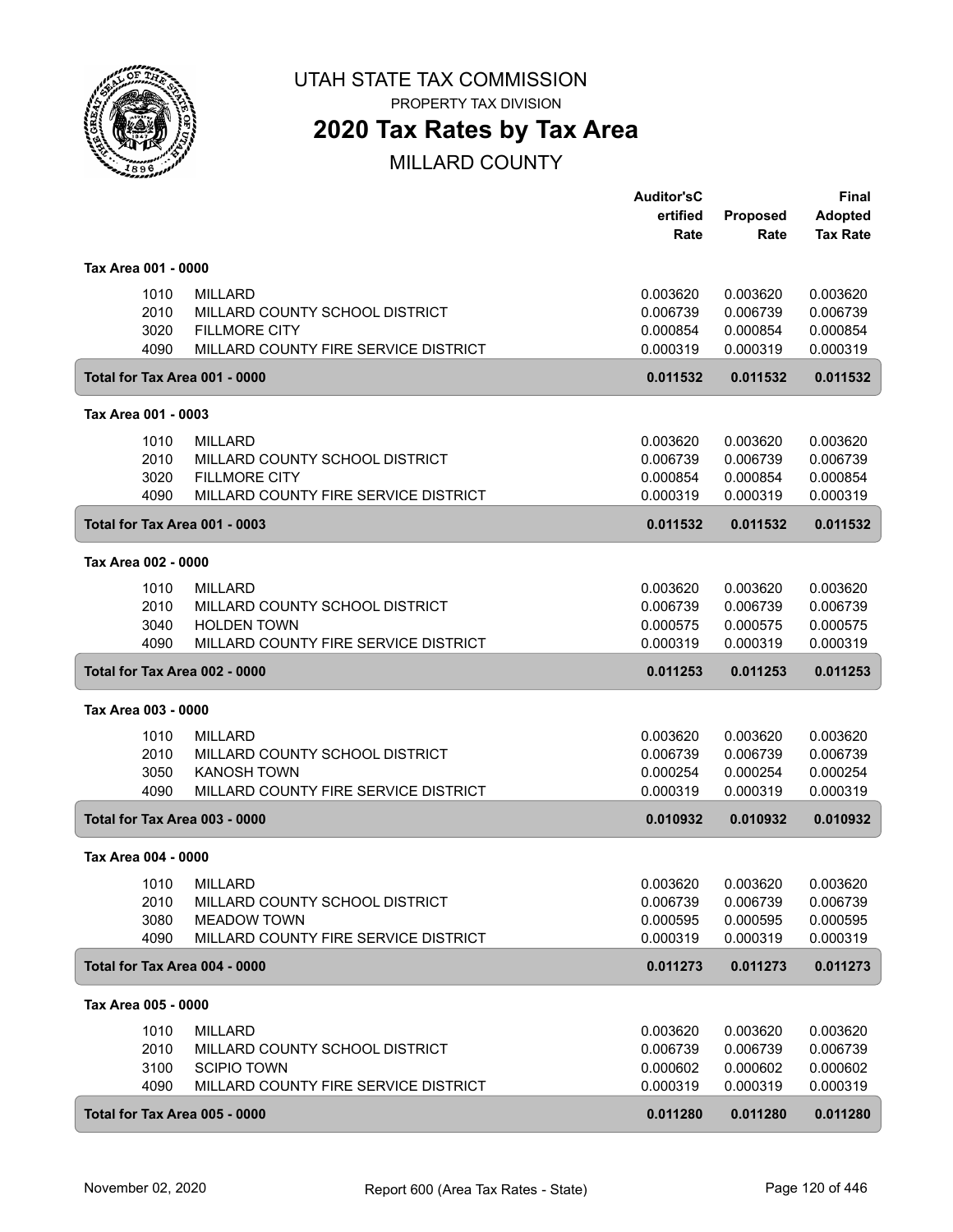# UTAH STATE TAX COMMISSION

PROPERTY TAX DIVISION

## 2020 Tax Rates by Tax Area

MILLARD COUNTY

| | | Auditor'sC ertified Rate | Proposed Rate | Final Adopted Tax Rate |
|---|---|---|---|---|
| **Tax Area 001 - 0000** | | | | |
| 1010 | MILLARD | 0.003620 | 0.003620 | 0.003620 |
| 2010 | MILLARD COUNTY SCHOOL DISTRICT | 0.006739 | 0.006739 | 0.006739 |
| 3020 | FILLMORE CITY | 0.000854 | 0.000854 | 0.000854 |
| 4090 | MILLARD COUNTY FIRE SERVICE DISTRICT | 0.000319 | 0.000319 | 0.000319 |
| **Total for Tax Area 001 - 0000** | | **0.011532** | **0.011532** | **0.011532** |
| **Tax Area 001 - 0003** | | | | |
| 1010 | MILLARD | 0.003620 | 0.003620 | 0.003620 |
| 2010 | MILLARD COUNTY SCHOOL DISTRICT | 0.006739 | 0.006739 | 0.006739 |
| 3020 | FILLMORE CITY | 0.000854 | 0.000854 | 0.000854 |
| 4090 | MILLARD COUNTY FIRE SERVICE DISTRICT | 0.000319 | 0.000319 | 0.000319 |
| **Total for Tax Area 001 - 0003** | | **0.011532** | **0.011532** | **0.011532** |
| **Tax Area 002 - 0000** | | | | |
| 1010 | MILLARD | 0.003620 | 0.003620 | 0.003620 |
| 2010 | MILLARD COUNTY SCHOOL DISTRICT | 0.006739 | 0.006739 | 0.006739 |
| 3040 | HOLDEN TOWN | 0.000575 | 0.000575 | 0.000575 |
| 4090 | MILLARD COUNTY FIRE SERVICE DISTRICT | 0.000319 | 0.000319 | 0.000319 |
| **Total for Tax Area 002 - 0000** | | **0.011253** | **0.011253** | **0.011253** |
| **Tax Area 003 - 0000** | | | | |
| 1010 | MILLARD | 0.003620 | 0.003620 | 0.003620 |
| 2010 | MILLARD COUNTY SCHOOL DISTRICT | 0.006739 | 0.006739 | 0.006739 |
| 3050 | KANOSH TOWN | 0.000254 | 0.000254 | 0.000254 |
| 4090 | MILLARD COUNTY FIRE SERVICE DISTRICT | 0.000319 | 0.000319 | 0.000319 |
| **Total for Tax Area 003 - 0000** | | **0.010932** | **0.010932** | **0.010932** |
| **Tax Area 004 - 0000** | | | | |
| 1010 | MILLARD | 0.003620 | 0.003620 | 0.003620 |
| 2010 | MILLARD COUNTY SCHOOL DISTRICT | 0.006739 | 0.006739 | 0.006739 |
| 3080 | MEADOW TOWN | 0.000595 | 0.000595 | 0.000595 |
| 4090 | MILLARD COUNTY FIRE SERVICE DISTRICT | 0.000319 | 0.000319 | 0.000319 |
| **Total for Tax Area 004 - 0000** | | **0.011273** | **0.011273** | **0.011273** |
| **Tax Area 005 - 0000** | | | | |
| 1010 | MILLARD | 0.003620 | 0.003620 | 0.003620 |
| 2010 | MILLARD COUNTY SCHOOL DISTRICT | 0.006739 | 0.006739 | 0.006739 |
| 3100 | SCIPIO TOWN | 0.000602 | 0.000602 | 0.000602 |
| 4090 | MILLARD COUNTY FIRE SERVICE DISTRICT | 0.000319 | 0.000319 | 0.000319 |
| **Total for Tax Area 005 - 0000** | | **0.011280** | **0.011280** | **0.011280** |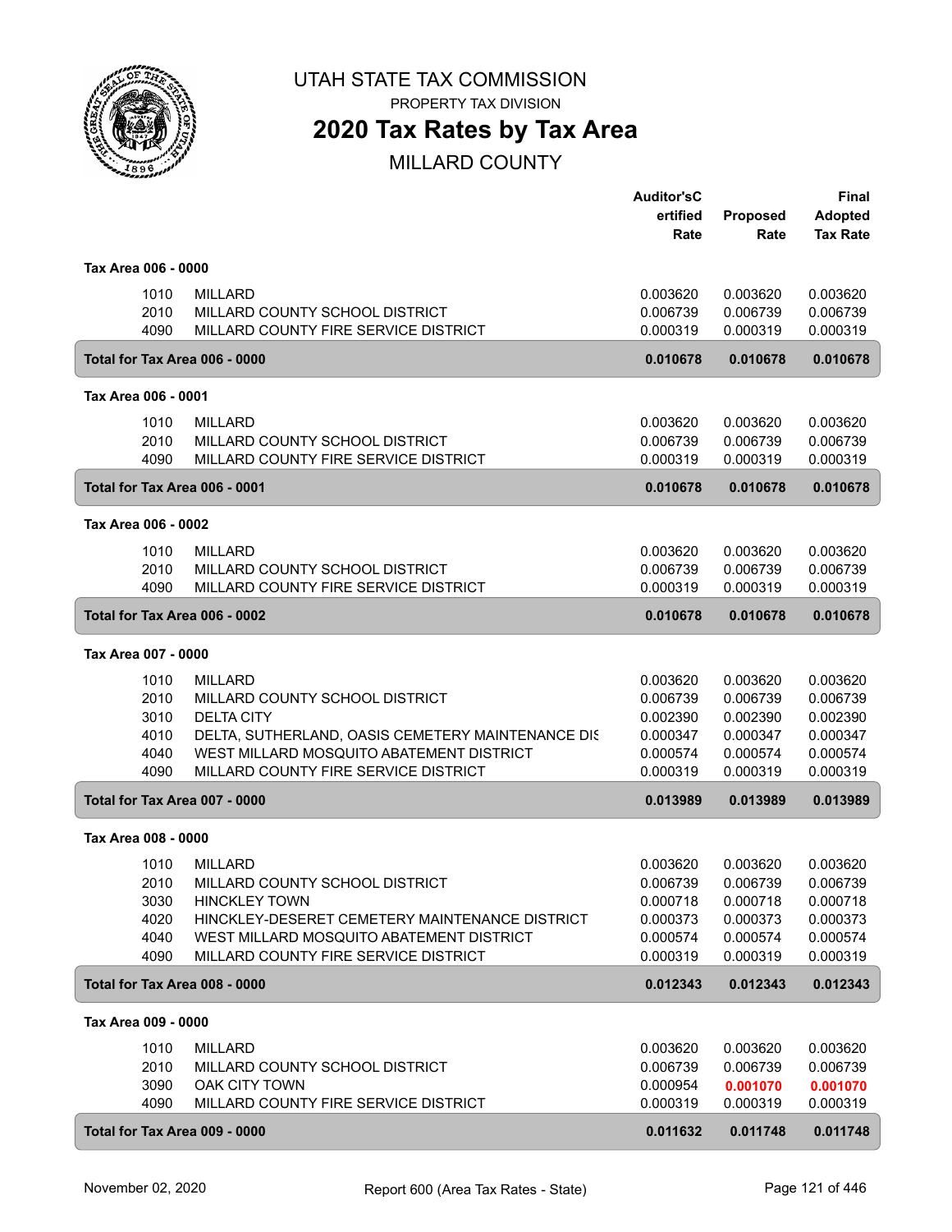# UTAH STATE TAX COMMISSION

PROPERTY TAX DIVISION

## 2020 Tax Rates by Tax Area

MILLARD COUNTY

| | | Auditor'sCertified Rate | Proposed Rate | Final Adopted Tax Rate |
|---|---|---|---|---|
| **Tax Area 006 - 0000** | | | | |
| 1010 | MILLARD | 0.003620 | 0.003620 | 0.003620 |
| 2010 | MILLARD COUNTY SCHOOL DISTRICT | 0.006739 | 0.006739 | 0.006739 |
| 4090 | MILLARD COUNTY FIRE SERVICE DISTRICT | 0.000319 | 0.000319 | 0.000319 |
| **Total for Tax Area 006 - 0000** | | **0.010678** | **0.010678** | **0.010678** |
| **Tax Area 006 - 0001** | | | | |
| 1010 | MILLARD | 0.003620 | 0.003620 | 0.003620 |
| 2010 | MILLARD COUNTY SCHOOL DISTRICT | 0.006739 | 0.006739 | 0.006739 |
| 4090 | MILLARD COUNTY FIRE SERVICE DISTRICT | 0.000319 | 0.000319 | 0.000319 |
| **Total for Tax Area 006 - 0001** | | **0.010678** | **0.010678** | **0.010678** |
| **Tax Area 006 - 0002** | | | | |
| 1010 | MILLARD | 0.003620 | 0.003620 | 0.003620 |
| 2010 | MILLARD COUNTY SCHOOL DISTRICT | 0.006739 | 0.006739 | 0.006739 |
| 4090 | MILLARD COUNTY FIRE SERVICE DISTRICT | 0.000319 | 0.000319 | 0.000319 |
| **Total for Tax Area 006 - 0002** | | **0.010678** | **0.010678** | **0.010678** |
| **Tax Area 007 - 0000** | | | | |
| 1010 | MILLARD | 0.003620 | 0.003620 | 0.003620 |
| 2010 | MILLARD COUNTY SCHOOL DISTRICT | 0.006739 | 0.006739 | 0.006739 |
| 3010 | DELTA CITY | 0.002390 | 0.002390 | 0.002390 |
| 4010 | DELTA, SUTHERLAND, OASIS CEMETERY MAINTENANCE DIS | 0.000347 | 0.000347 | 0.000347 |
| 4040 | WEST MILLARD MOSQUITO ABATEMENT DISTRICT | 0.000574 | 0.000574 | 0.000574 |
| 4090 | MILLARD COUNTY FIRE SERVICE DISTRICT | 0.000319 | 0.000319 | 0.000319 |
| **Total for Tax Area 007 - 0000** | | **0.013989** | **0.013989** | **0.013989** |
| **Tax Area 008 - 0000** | | | | |
| 1010 | MILLARD | 0.003620 | 0.003620 | 0.003620 |
| 2010 | MILLARD COUNTY SCHOOL DISTRICT | 0.006739 | 0.006739 | 0.006739 |
| 3030 | HINCKLEY TOWN | 0.000718 | 0.000718 | 0.000718 |
| 4020 | HINCKLEY-DESERET CEMETERY MAINTENANCE DISTRICT | 0.000373 | 0.000373 | 0.000373 |
| 4040 | WEST MILLARD MOSQUITO ABATEMENT DISTRICT | 0.000574 | 0.000574 | 0.000574 |
| 4090 | MILLARD COUNTY FIRE SERVICE DISTRICT | 0.000319 | 0.000319 | 0.000319 |
| **Total for Tax Area 008 - 0000** | | **0.012343** | **0.012343** | **0.012343** |
| **Tax Area 009 - 0000** | | | | |
| 1010 | MILLARD | 0.003620 | 0.003620 | 0.003620 |
| 2010 | MILLARD COUNTY SCHOOL DISTRICT | 0.006739 | 0.006739 | 0.006739 |
| 3090 | OAK CITY TOWN | 0.000954 | **0.001070** | **0.001070** |
| 4090 | MILLARD COUNTY FIRE SERVICE DISTRICT | 0.000319 | 0.000319 | 0.000319 |
| **Total for Tax Area 009 - 0000** | | **0.011632** | **0.011748** | **0.011748** |

November 02, 2020 Report 600 (Area Tax Rates - State)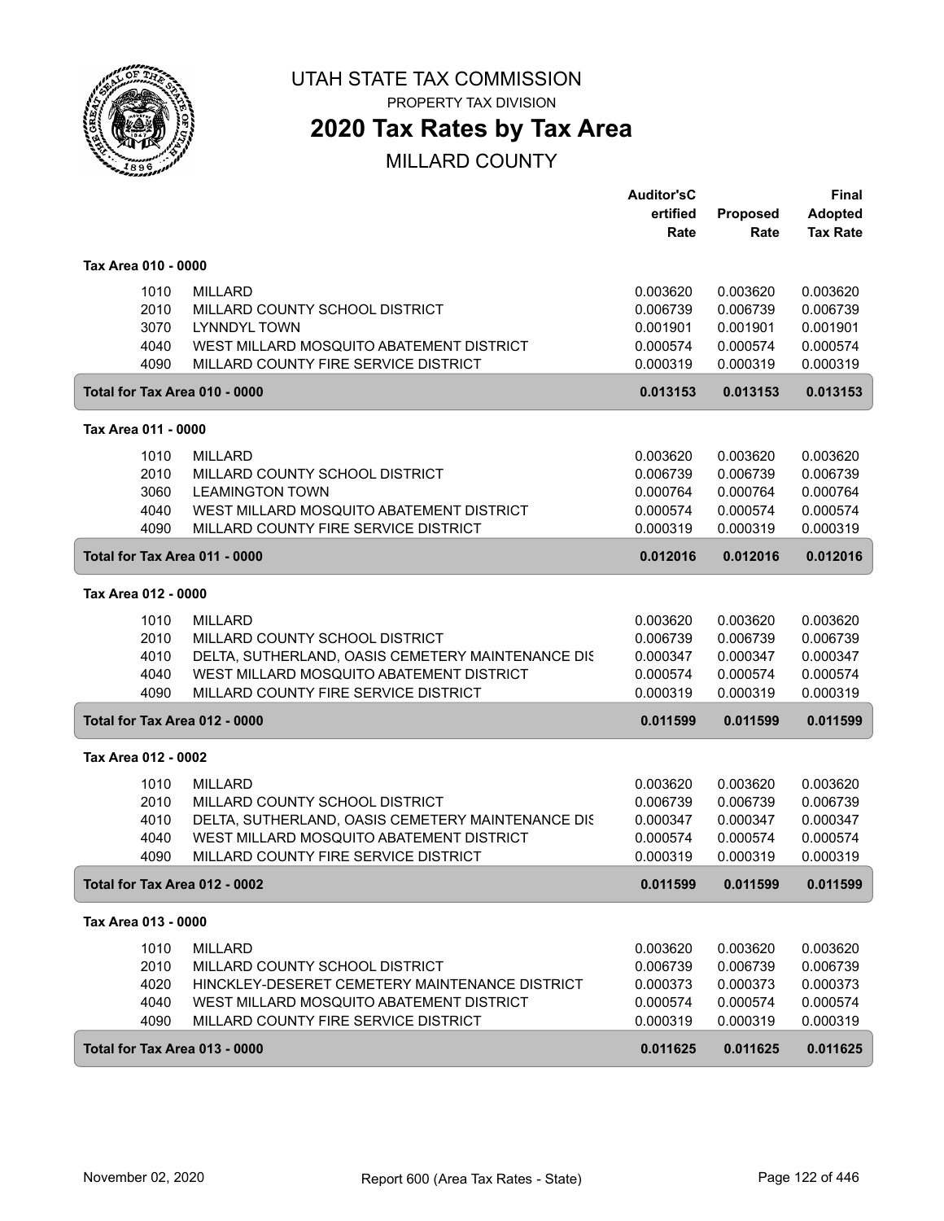UTAH STATE TAX COMMISSION

PROPERTY TAX DIVISION

# 2020 Tax Rates by Tax Area

MILLARD COUNTY

| | | Auditor'sCertified Rate | Proposed Rate | Final Adopted Tax Rate |
|---|---|---|---|---|
| **Tax Area 010 - 0000** | | | | |
| 1010 | MILLARD | 0.003620 | 0.003620 | 0.003620 |
| 2010 | MILLARD COUNTY SCHOOL DISTRICT | 0.006739 | 0.006739 | 0.006739 |
| 3070 | LYNNDYL TOWN | 0.001901 | 0.001901 | 0.001901 |
| 4040 | WEST MILLARD MOSQUITO ABATEMENT DISTRICT | 0.000574 | 0.000574 | 0.000574 |
| 4090 | MILLARD COUNTY FIRE SERVICE DISTRICT | 0.000319 | 0.000319 | 0.000319 |
| **Total for Tax Area 010 - 0000** | | **0.013153** | **0.013153** | **0.013153** |
| **Tax Area 011 - 0000** | | | | |
| 1010 | MILLARD | 0.003620 | 0.003620 | 0.003620 |
| 2010 | MILLARD COUNTY SCHOOL DISTRICT | 0.006739 | 0.006739 | 0.006739 |
| 3060 | LEAMINGTON TOWN | 0.000764 | 0.000764 | 0.000764 |
| 4040 | WEST MILLARD MOSQUITO ABATEMENT DISTRICT | 0.000574 | 0.000574 | 0.000574 |
| 4090 | MILLARD COUNTY FIRE SERVICE DISTRICT | 0.000319 | 0.000319 | 0.000319 |
| **Total for Tax Area 011 - 0000** | | **0.012016** | **0.012016** | **0.012016** |
| **Tax Area 012 - 0000** | | | | |
| 1010 | MILLARD | 0.003620 | 0.003620 | 0.003620 |
| 2010 | MILLARD COUNTY SCHOOL DISTRICT | 0.006739 | 0.006739 | 0.006739 |
| 4010 | DELTA, SUTHERLAND, OASIS CEMETERY MAINTENANCE DIS | 0.000347 | 0.000347 | 0.000347 |
| 4040 | WEST MILLARD MOSQUITO ABATEMENT DISTRICT | 0.000574 | 0.000574 | 0.000574 |
| 4090 | MILLARD COUNTY FIRE SERVICE DISTRICT | 0.000319 | 0.000319 | 0.000319 |
| **Total for Tax Area 012 - 0000** | | **0.011599** | **0.011599** | **0.011599** |
| **Tax Area 012 - 0002** | | | | |
| 1010 | MILLARD | 0.003620 | 0.003620 | 0.003620 |
| 2010 | MILLARD COUNTY SCHOOL DISTRICT | 0.006739 | 0.006739 | 0.006739 |
| 4010 | DELTA, SUTHERLAND, OASIS CEMETERY MAINTENANCE DIS | 0.000347 | 0.000347 | 0.000347 |
| 4040 | WEST MILLARD MOSQUITO ABATEMENT DISTRICT | 0.000574 | 0.000574 | 0.000574 |
| 4090 | MILLARD COUNTY FIRE SERVICE DISTRICT | 0.000319 | 0.000319 | 0.000319 |
| **Total for Tax Area 012 - 0002** | | **0.011599** | **0.011599** | **0.011599** |
| **Tax Area 013 - 0000** | | | | |
| 1010 | MILLARD | 0.003620 | 0.003620 | 0.003620 |
| 2010 | MILLARD COUNTY SCHOOL DISTRICT | 0.006739 | 0.006739 | 0.006739 |
| 4020 | HINCKLEY-DESERET CEMETERY MAINTENANCE DISTRICT | 0.000373 | 0.000373 | 0.000373 |
| 4040 | WEST MILLARD MOSQUITO ABATEMENT DISTRICT | 0.000574 | 0.000574 | 0.000574 |
| 4090 | MILLARD COUNTY FIRE SERVICE DISTRICT | 0.000319 | 0.000319 | 0.000319 |
| **Total for Tax Area 013 - 0000** | | **0.011625** | **0.011625** | **0.011625** |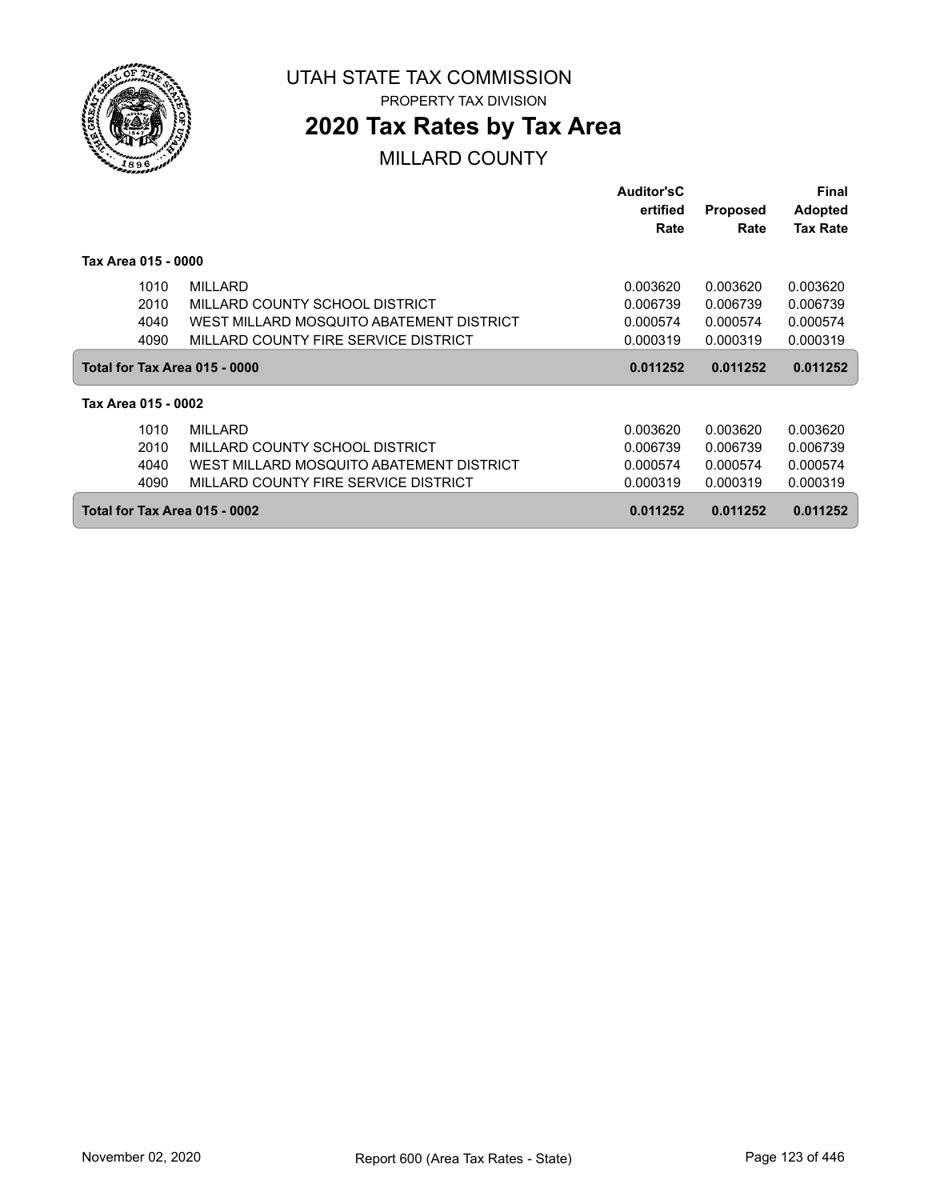# UTAH STATE TAX COMMISSION

PROPERTY TAX DIVISION

## 2020 Tax Rates by Tax Area

MILLARD COUNTY

| | | Auditor'sCertified Rate | Proposed Rate | Final Adopted Tax Rate |
|---|---|---|---|---|
| **Tax Area 015 - 0000** | | | | |
| 1010 | MILLARD | 0.003620 | 0.003620 | 0.003620 |
| 2010 | MILLARD COUNTY SCHOOL DISTRICT | 0.006739 | 0.006739 | 0.006739 |
| 4040 | WEST MILLARD MOSQUITO ABATEMENT DISTRICT | 0.000574 | 0.000574 | 0.000574 |
| 4090 | MILLARD COUNTY FIRE SERVICE DISTRICT | 0.000319 | 0.000319 | 0.000319 |
| **Total for Tax Area 015 - 0000** | | **0.011252** | **0.011252** | **0.011252** |
| **Tax Area 015 - 0002** | | | | |
| 1010 | MILLARD | 0.003620 | 0.003620 | 0.003620 |
| 2010 | MILLARD COUNTY SCHOOL DISTRICT | 0.006739 | 0.006739 | 0.006739 |
| 4040 | WEST MILLARD MOSQUITO ABATEMENT DISTRICT | 0.000574 | 0.000574 | 0.000574 |
| 4090 | MILLARD COUNTY FIRE SERVICE DISTRICT | 0.000319 | 0.000319 | 0.000319 |
| **Total for Tax Area 015 - 0002** | | **0.011252** | **0.011252** | **0.011252** |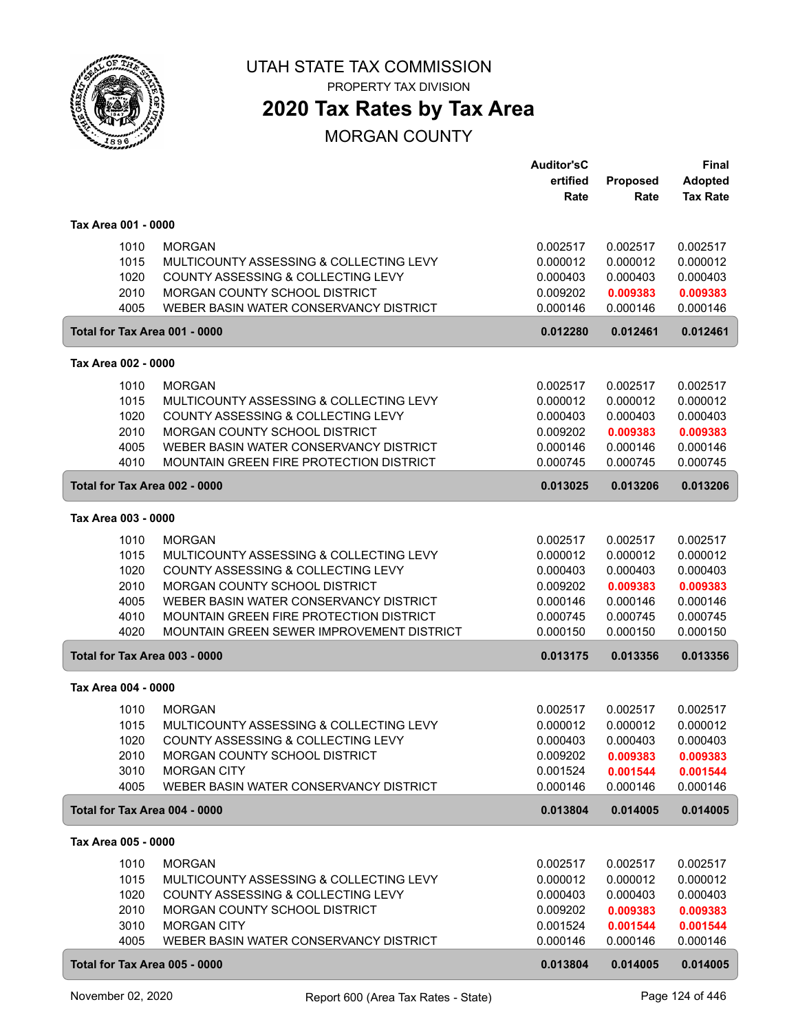# UTAH STATE TAX COMMISSION

PROPERTY TAX DIVISION

## 2020 Tax Rates by Tax Area

MORGAN COUNTY

| | | Auditor'sCertified Rate | Proposed Rate | Final Adopted Tax Rate |
|---|---|---|---|---|
| **Tax Area 001 - 0000** | | | | |
| 1010 | MORGAN | 0.002517 | 0.002517 | 0.002517 |
| 1015 | MULTICOUNTY ASSESSING & COLLECTING LEVY | 0.000012 | 0.000012 | 0.000012 |
| 1020 | COUNTY ASSESSING & COLLECTING LEVY | 0.000403 | 0.000403 | 0.000403 |
| 2010 | MORGAN COUNTY SCHOOL DISTRICT | 0.009202 | **0.009383** | **0.009383** |
| 4005 | WEBER BASIN WATER CONSERVANCY DISTRICT | 0.000146 | 0.000146 | 0.000146 |
| **Total for Tax Area 001 - 0000** | | **0.012280** | **0.012461** | **0.012461** |
| **Tax Area 002 - 0000** | | | | |
| 1010 | MORGAN | 0.002517 | 0.002517 | 0.002517 |
| 1015 | MULTICOUNTY ASSESSING & COLLECTING LEVY | 0.000012 | 0.000012 | 0.000012 |
| 1020 | COUNTY ASSESSING & COLLECTING LEVY | 0.000403 | 0.000403 | 0.000403 |
| 2010 | MORGAN COUNTY SCHOOL DISTRICT | 0.009202 | **0.009383** | **0.009383** |
| 4005 | WEBER BASIN WATER CONSERVANCY DISTRICT | 0.000146 | 0.000146 | 0.000146 |
| 4010 | MOUNTAIN GREEN FIRE PROTECTION DISTRICT | 0.000745 | 0.000745 | 0.000745 |
| **Total for Tax Area 002 - 0000** | | **0.013025** | **0.013206** | **0.013206** |
| **Tax Area 003 - 0000** | | | | |
| 1010 | MORGAN | 0.002517 | 0.002517 | 0.002517 |
| 1015 | MULTICOUNTY ASSESSING & COLLECTING LEVY | 0.000012 | 0.000012 | 0.000012 |
| 1020 | COUNTY ASSESSING & COLLECTING LEVY | 0.000403 | 0.000403 | 0.000403 |
| 2010 | MORGAN COUNTY SCHOOL DISTRICT | 0.009202 | **0.009383** | **0.009383** |
| 4005 | WEBER BASIN WATER CONSERVANCY DISTRICT | 0.000146 | 0.000146 | 0.000146 |
| 4010 | MOUNTAIN GREEN FIRE PROTECTION DISTRICT | 0.000745 | 0.000745 | 0.000745 |
| 4020 | MOUNTAIN GREEN SEWER IMPROVEMENT DISTRICT | 0.000150 | 0.000150 | 0.000150 |
| **Total for Tax Area 003 - 0000** | | **0.013175** | **0.013356** | **0.013356** |
| **Tax Area 004 - 0000** | | | | |
| 1010 | MORGAN | 0.002517 | 0.002517 | 0.002517 |
| 1015 | MULTICOUNTY ASSESSING & COLLECTING LEVY | 0.000012 | 0.000012 | 0.000012 |
| 1020 | COUNTY ASSESSING & COLLECTING LEVY | 0.000403 | 0.000403 | 0.000403 |
| 2010 | MORGAN COUNTY SCHOOL DISTRICT | 0.009202 | **0.009383** | **0.009383** |
| 3010 | MORGAN CITY | 0.001524 | **0.001544** | **0.001544** |
| 4005 | WEBER BASIN WATER CONSERVANCY DISTRICT | 0.000146 | 0.000146 | 0.000146 |
| **Total for Tax Area 004 - 0000** | | **0.013804** | **0.014005** | **0.014005** |
| **Tax Area 005 - 0000** | | | | |
| 1010 | MORGAN | 0.002517 | 0.002517 | 0.002517 |
| 1015 | MULTICOUNTY ASSESSING & COLLECTING LEVY | 0.000012 | 0.000012 | 0.000012 |
| 1020 | COUNTY ASSESSING & COLLECTING LEVY | 0.000403 | 0.000403 | 0.000403 |
| 2010 | MORGAN COUNTY SCHOOL DISTRICT | 0.009202 | **0.009383** | **0.009383** |
| 3010 | MORGAN CITY | 0.001524 | **0.001544** | **0.001544** |
| 4005 | WEBER BASIN WATER CONSERVANCY DISTRICT | 0.000146 | 0.000146 | 0.000146 |
| **Total for Tax Area 005 - 0000** | | **0.013804** | **0.014005** | **0.014005** |

November 02, 2020 — Report 600 (Area Tax Rates - State)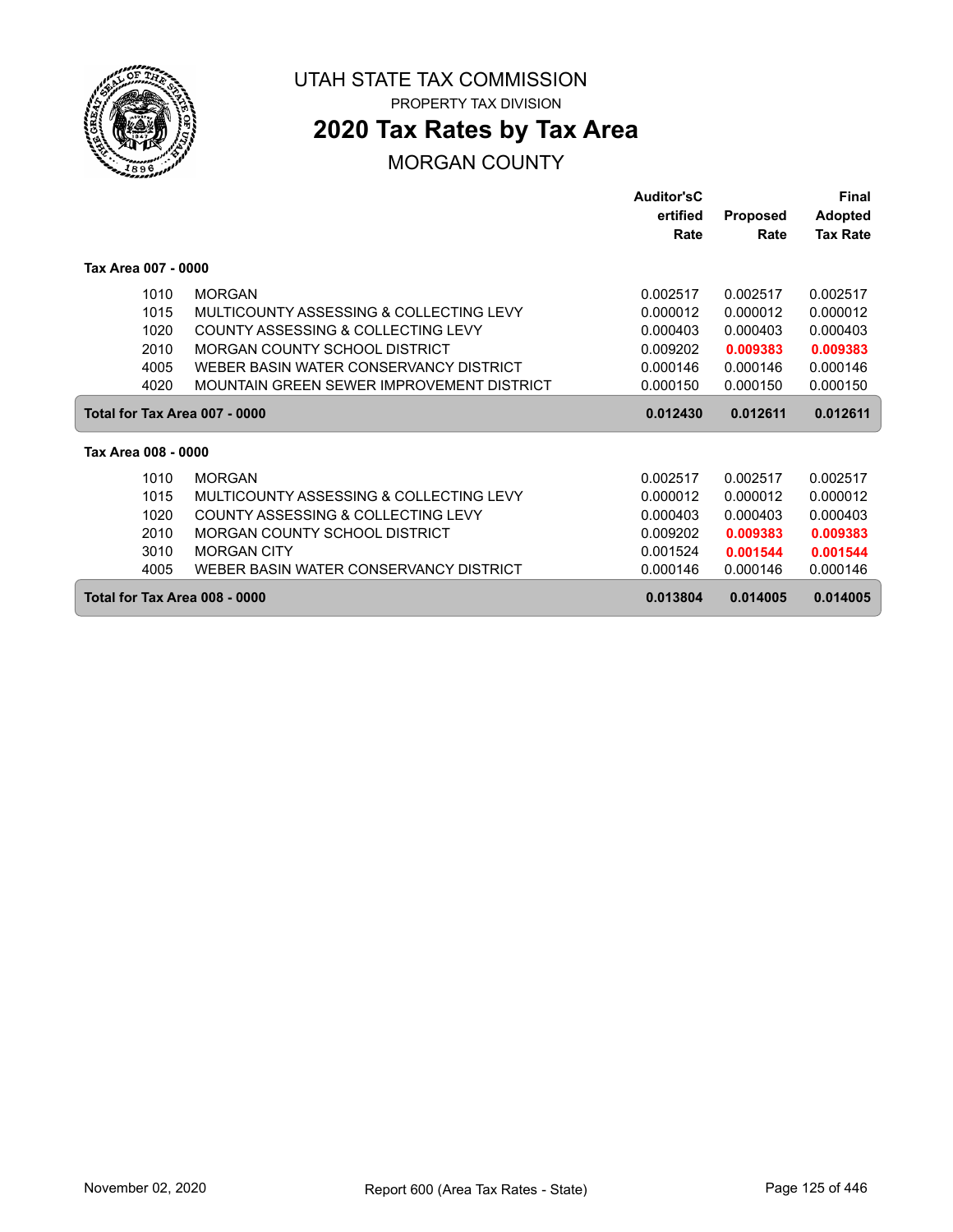# UTAH STATE TAX COMMISSION

PROPERTY TAX DIVISION

## 2020 Tax Rates by Tax Area

MORGAN COUNTY

| | | Auditor's Certified Rate | Proposed Rate | Final Adopted Tax Rate |
|---|---|---|---|---|
| **Tax Area 007 - 0000** | | | | |
| 1010 | MORGAN | 0.002517 | 0.002517 | 0.002517 |
| 1015 | MULTICOUNTY ASSESSING & COLLECTING LEVY | 0.000012 | 0.000012 | 0.000012 |
| 1020 | COUNTY ASSESSING & COLLECTING LEVY | 0.000403 | 0.000403 | 0.000403 |
| 2010 | MORGAN COUNTY SCHOOL DISTRICT | 0.009202 | **0.009383** | **0.009383** |
| 4005 | WEBER BASIN WATER CONSERVANCY DISTRICT | 0.000146 | 0.000146 | 0.000146 |
| 4020 | MOUNTAIN GREEN SEWER IMPROVEMENT DISTRICT | 0.000150 | 0.000150 | 0.000150 |
| **Total for Tax Area 007 - 0000** | | **0.012430** | **0.012611** | **0.012611** |
| **Tax Area 008 - 0000** | | | | |
| 1010 | MORGAN | 0.002517 | 0.002517 | 0.002517 |
| 1015 | MULTICOUNTY ASSESSING & COLLECTING LEVY | 0.000012 | 0.000012 | 0.000012 |
| 1020 | COUNTY ASSESSING & COLLECTING LEVY | 0.000403 | 0.000403 | 0.000403 |
| 2010 | MORGAN COUNTY SCHOOL DISTRICT | 0.009202 | **0.009383** | **0.009383** |
| 3010 | MORGAN CITY | 0.001524 | **0.001544** | **0.001544** |
| 4005 | WEBER BASIN WATER CONSERVANCY DISTRICT | 0.000146 | 0.000146 | 0.000146 |
| **Total for Tax Area 008 - 0000** | | **0.013804** | **0.014005** | **0.014005** |

November 02, 2020 — Report 600 (Area Tax Rates - State)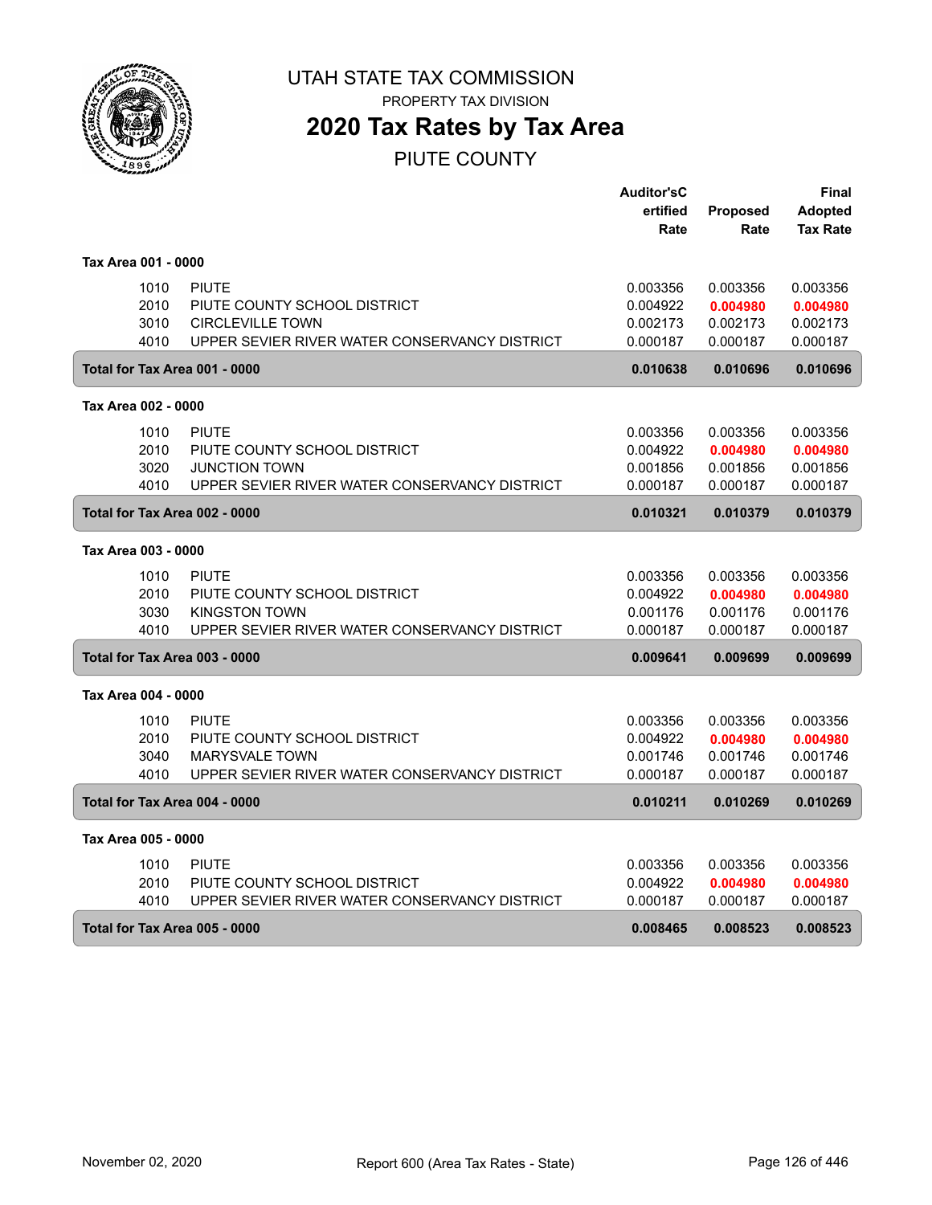# UTAH STATE TAX COMMISSION

PROPERTY TAX DIVISION

## 2020 Tax Rates by Tax Area

PIUTE COUNTY

| | | Auditor'sCertified Rate | Proposed Rate | Final Adopted Tax Rate |
|---|---|---|---|---|
| **Tax Area 001 - 0000** | | | | |
| 1010 | PIUTE | 0.003356 | 0.003356 | 0.003356 |
| 2010 | PIUTE COUNTY SCHOOL DISTRICT | 0.004922 | **0.004980** | **0.004980** |
| 3010 | CIRCLEVILLE TOWN | 0.002173 | 0.002173 | 0.002173 |
| 4010 | UPPER SEVIER RIVER WATER CONSERVANCY DISTRICT | 0.000187 | 0.000187 | 0.000187 |
| **Total for Tax Area 001 - 0000** | | **0.010638** | **0.010696** | **0.010696** |
| **Tax Area 002 - 0000** | | | | |
| 1010 | PIUTE | 0.003356 | 0.003356 | 0.003356 |
| 2010 | PIUTE COUNTY SCHOOL DISTRICT | 0.004922 | **0.004980** | **0.004980** |
| 3020 | JUNCTION TOWN | 0.001856 | 0.001856 | 0.001856 |
| 4010 | UPPER SEVIER RIVER WATER CONSERVANCY DISTRICT | 0.000187 | 0.000187 | 0.000187 |
| **Total for Tax Area 002 - 0000** | | **0.010321** | **0.010379** | **0.010379** |
| **Tax Area 003 - 0000** | | | | |
| 1010 | PIUTE | 0.003356 | 0.003356 | 0.003356 |
| 2010 | PIUTE COUNTY SCHOOL DISTRICT | 0.004922 | **0.004980** | **0.004980** |
| 3030 | KINGSTON TOWN | 0.001176 | 0.001176 | 0.001176 |
| 4010 | UPPER SEVIER RIVER WATER CONSERVANCY DISTRICT | 0.000187 | 0.000187 | 0.000187 |
| **Total for Tax Area 003 - 0000** | | **0.009641** | **0.009699** | **0.009699** |
| **Tax Area 004 - 0000** | | | | |
| 1010 | PIUTE | 0.003356 | 0.003356 | 0.003356 |
| 2010 | PIUTE COUNTY SCHOOL DISTRICT | 0.004922 | **0.004980** | **0.004980** |
| 3040 | MARYSVALE TOWN | 0.001746 | 0.001746 | 0.001746 |
| 4010 | UPPER SEVIER RIVER WATER CONSERVANCY DISTRICT | 0.000187 | 0.000187 | 0.000187 |
| **Total for Tax Area 004 - 0000** | | **0.010211** | **0.010269** | **0.010269** |
| **Tax Area 005 - 0000** | | | | |
| 1010 | PIUTE | 0.003356 | 0.003356 | 0.003356 |
| 2010 | PIUTE COUNTY SCHOOL DISTRICT | 0.004922 | **0.004980** | **0.004980** |
| 4010 | UPPER SEVIER RIVER WATER CONSERVANCY DISTRICT | 0.000187 | 0.000187 | 0.000187 |
| **Total for Tax Area 005 - 0000** | | **0.008465** | **0.008523** | **0.008523** |

November 02, 2020 Report 600 (Area Tax Rates - State)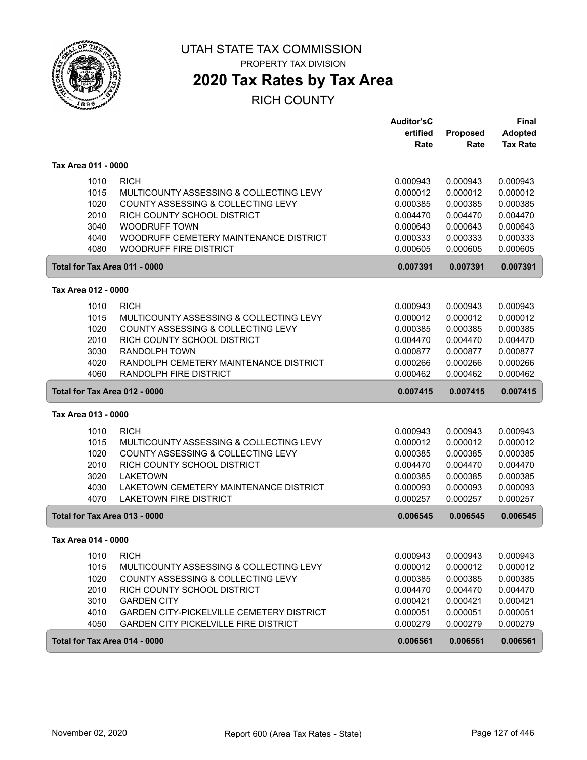# UTAH STATE TAX COMMISSION

PROPERTY TAX DIVISION

## 2020 Tax Rates by Tax Area

RICH COUNTY

| | | Auditor'sCertified Rate | Proposed Rate | Final Adopted Tax Rate |
|---|---|---|---|---|
| **Tax Area 011 - 0000** | | | | |
| 1010 | RICH | 0.000943 | 0.000943 | 0.000943 |
| 1015 | MULTICOUNTY ASSESSING & COLLECTING LEVY | 0.000012 | 0.000012 | 0.000012 |
| 1020 | COUNTY ASSESSING & COLLECTING LEVY | 0.000385 | 0.000385 | 0.000385 |
| 2010 | RICH COUNTY SCHOOL DISTRICT | 0.004470 | 0.004470 | 0.004470 |
| 3040 | WOODRUFF TOWN | 0.000643 | 0.000643 | 0.000643 |
| 4040 | WOODRUFF CEMETERY MAINTENANCE DISTRICT | 0.000333 | 0.000333 | 0.000333 |
| 4080 | WOODRUFF FIRE DISTRICT | 0.000605 | 0.000605 | 0.000605 |
| **Total for Tax Area 011 - 0000** | | **0.007391** | **0.007391** | **0.007391** |
| **Tax Area 012 - 0000** | | | | |
| 1010 | RICH | 0.000943 | 0.000943 | 0.000943 |
| 1015 | MULTICOUNTY ASSESSING & COLLECTING LEVY | 0.000012 | 0.000012 | 0.000012 |
| 1020 | COUNTY ASSESSING & COLLECTING LEVY | 0.000385 | 0.000385 | 0.000385 |
| 2010 | RICH COUNTY SCHOOL DISTRICT | 0.004470 | 0.004470 | 0.004470 |
| 3030 | RANDOLPH TOWN | 0.000877 | 0.000877 | 0.000877 |
| 4020 | RANDOLPH CEMETERY MAINTENANCE DISTRICT | 0.000266 | 0.000266 | 0.000266 |
| 4060 | RANDOLPH FIRE DISTRICT | 0.000462 | 0.000462 | 0.000462 |
| **Total for Tax Area 012 - 0000** | | **0.007415** | **0.007415** | **0.007415** |
| **Tax Area 013 - 0000** | | | | |
| 1010 | RICH | 0.000943 | 0.000943 | 0.000943 |
| 1015 | MULTICOUNTY ASSESSING & COLLECTING LEVY | 0.000012 | 0.000012 | 0.000012 |
| 1020 | COUNTY ASSESSING & COLLECTING LEVY | 0.000385 | 0.000385 | 0.000385 |
| 2010 | RICH COUNTY SCHOOL DISTRICT | 0.004470 | 0.004470 | 0.004470 |
| 3020 | LAKETOWN | 0.000385 | 0.000385 | 0.000385 |
| 4030 | LAKETOWN CEMETERY MAINTENANCE DISTRICT | 0.000093 | 0.000093 | 0.000093 |
| 4070 | LAKETOWN FIRE DISTRICT | 0.000257 | 0.000257 | 0.000257 |
| **Total for Tax Area 013 - 0000** | | **0.006545** | **0.006545** | **0.006545** |
| **Tax Area 014 - 0000** | | | | |
| 1010 | RICH | 0.000943 | 0.000943 | 0.000943 |
| 1015 | MULTICOUNTY ASSESSING & COLLECTING LEVY | 0.000012 | 0.000012 | 0.000012 |
| 1020 | COUNTY ASSESSING & COLLECTING LEVY | 0.000385 | 0.000385 | 0.000385 |
| 2010 | RICH COUNTY SCHOOL DISTRICT | 0.004470 | 0.004470 | 0.004470 |
| 3010 | GARDEN CITY | 0.000421 | 0.000421 | 0.000421 |
| 4010 | GARDEN CITY-PICKELVILLE CEMETERY DISTRICT | 0.000051 | 0.000051 | 0.000051 |
| 4050 | GARDEN CITY PICKELVILLE FIRE DISTRICT | 0.000279 | 0.000279 | 0.000279 |
| **Total for Tax Area 014 - 0000** | | **0.006561** | **0.006561** | **0.006561** |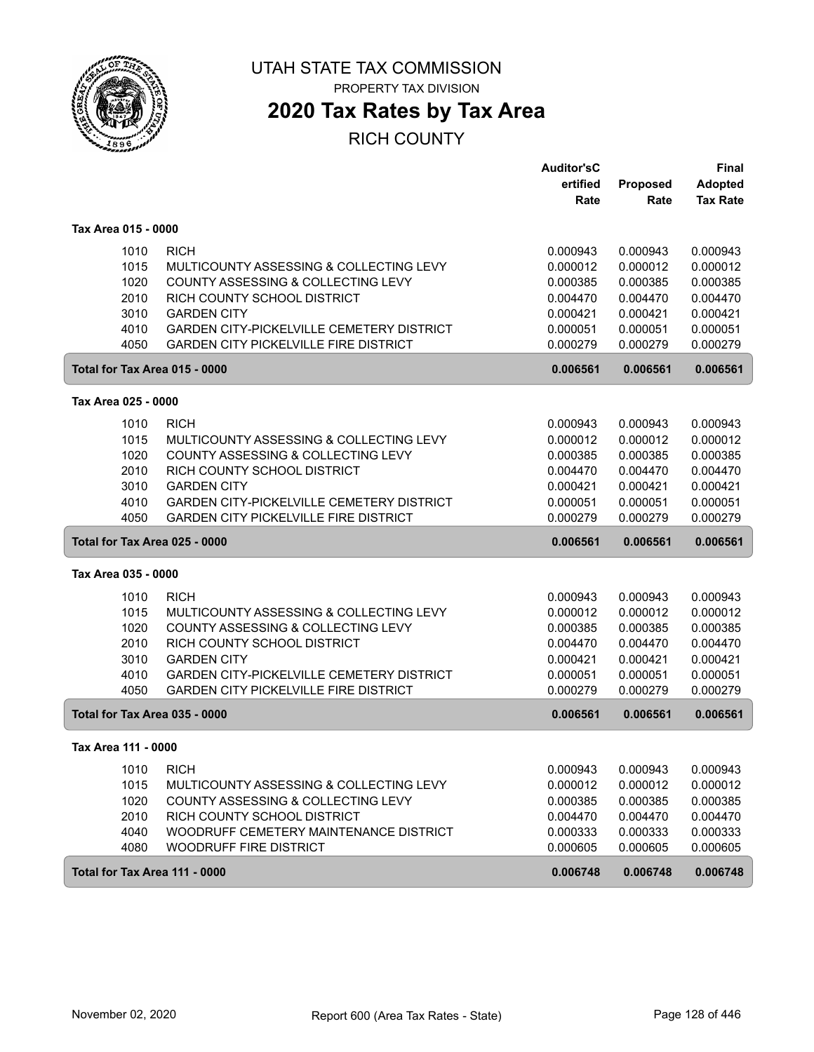# UTAH STATE TAX COMMISSION

PROPERTY TAX DIVISION

## 2020 Tax Rates by Tax Area

RICH COUNTY

| | | Auditor'sCertified Rate | Proposed Rate | Final Adopted Tax Rate |
|---|---|---|---|---|
| **Tax Area 015 - 0000** | | | | |
| 1010 | RICH | 0.000943 | 0.000943 | 0.000943 |
| 1015 | MULTICOUNTY ASSESSING & COLLECTING LEVY | 0.000012 | 0.000012 | 0.000012 |
| 1020 | COUNTY ASSESSING & COLLECTING LEVY | 0.000385 | 0.000385 | 0.000385 |
| 2010 | RICH COUNTY SCHOOL DISTRICT | 0.004470 | 0.004470 | 0.004470 |
| 3010 | GARDEN CITY | 0.000421 | 0.000421 | 0.000421 |
| 4010 | GARDEN CITY-PICKELVILLE CEMETERY DISTRICT | 0.000051 | 0.000051 | 0.000051 |
| 4050 | GARDEN CITY PICKELVILLE FIRE DISTRICT | 0.000279 | 0.000279 | 0.000279 |
| **Total for Tax Area 015 - 0000** | | **0.006561** | **0.006561** | **0.006561** |
| **Tax Area 025 - 0000** | | | | |
| 1010 | RICH | 0.000943 | 0.000943 | 0.000943 |
| 1015 | MULTICOUNTY ASSESSING & COLLECTING LEVY | 0.000012 | 0.000012 | 0.000012 |
| 1020 | COUNTY ASSESSING & COLLECTING LEVY | 0.000385 | 0.000385 | 0.000385 |
| 2010 | RICH COUNTY SCHOOL DISTRICT | 0.004470 | 0.004470 | 0.004470 |
| 3010 | GARDEN CITY | 0.000421 | 0.000421 | 0.000421 |
| 4010 | GARDEN CITY-PICKELVILLE CEMETERY DISTRICT | 0.000051 | 0.000051 | 0.000051 |
| 4050 | GARDEN CITY PICKELVILLE FIRE DISTRICT | 0.000279 | 0.000279 | 0.000279 |
| **Total for Tax Area 025 - 0000** | | **0.006561** | **0.006561** | **0.006561** |
| **Tax Area 035 - 0000** | | | | |
| 1010 | RICH | 0.000943 | 0.000943 | 0.000943 |
| 1015 | MULTICOUNTY ASSESSING & COLLECTING LEVY | 0.000012 | 0.000012 | 0.000012 |
| 1020 | COUNTY ASSESSING & COLLECTING LEVY | 0.000385 | 0.000385 | 0.000385 |
| 2010 | RICH COUNTY SCHOOL DISTRICT | 0.004470 | 0.004470 | 0.004470 |
| 3010 | GARDEN CITY | 0.000421 | 0.000421 | 0.000421 |
| 4010 | GARDEN CITY-PICKELVILLE CEMETERY DISTRICT | 0.000051 | 0.000051 | 0.000051 |
| 4050 | GARDEN CITY PICKELVILLE FIRE DISTRICT | 0.000279 | 0.000279 | 0.000279 |
| **Total for Tax Area 035 - 0000** | | **0.006561** | **0.006561** | **0.006561** |
| **Tax Area 111 - 0000** | | | | |
| 1010 | RICH | 0.000943 | 0.000943 | 0.000943 |
| 1015 | MULTICOUNTY ASSESSING & COLLECTING LEVY | 0.000012 | 0.000012 | 0.000012 |
| 1020 | COUNTY ASSESSING & COLLECTING LEVY | 0.000385 | 0.000385 | 0.000385 |
| 2010 | RICH COUNTY SCHOOL DISTRICT | 0.004470 | 0.004470 | 0.004470 |
| 4040 | WOODRUFF CEMETERY MAINTENANCE DISTRICT | 0.000333 | 0.000333 | 0.000333 |
| 4080 | WOODRUFF FIRE DISTRICT | 0.000605 | 0.000605 | 0.000605 |
| **Total for Tax Area 111 - 0000** | | **0.006748** | **0.006748** | **0.006748** |

November 02, 2020 Report 600 (Area Tax Rates - State)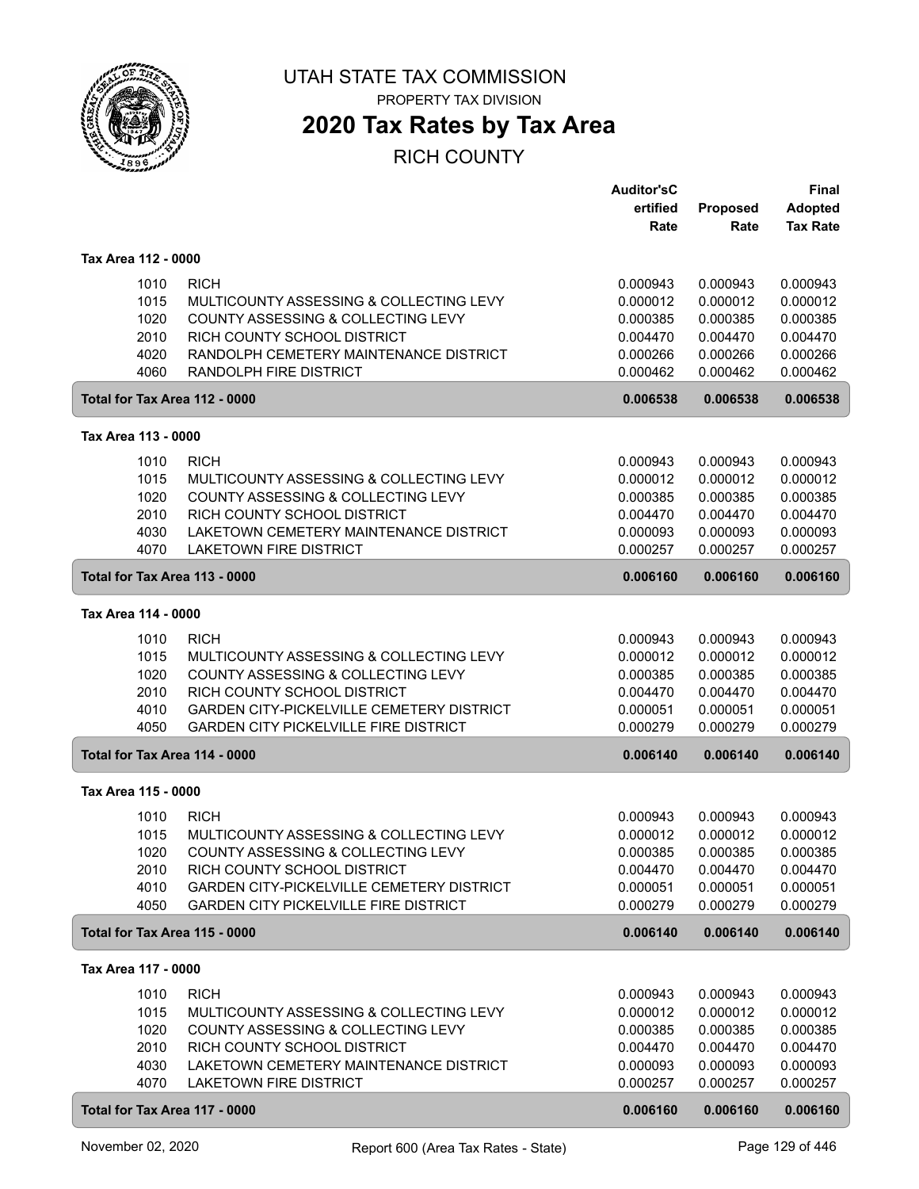# UTAH STATE TAX COMMISSION

PROPERTY TAX DIVISION

## 2020 Tax Rates by Tax Area

RICH COUNTY

| | | Auditor'sCertified Rate | Proposed Rate | Final Adopted Tax Rate |
|---|---|---|---|---|
| **Tax Area 112 - 0000** | | | | |
| 1010 | RICH | 0.000943 | 0.000943 | 0.000943 |
| 1015 | MULTICOUNTY ASSESSING & COLLECTING LEVY | 0.000012 | 0.000012 | 0.000012 |
| 1020 | COUNTY ASSESSING & COLLECTING LEVY | 0.000385 | 0.000385 | 0.000385 |
| 2010 | RICH COUNTY SCHOOL DISTRICT | 0.004470 | 0.004470 | 0.004470 |
| 4020 | RANDOLPH CEMETERY MAINTENANCE DISTRICT | 0.000266 | 0.000266 | 0.000266 |
| 4060 | RANDOLPH FIRE DISTRICT | 0.000462 | 0.000462 | 0.000462 |
| **Total for Tax Area 112 - 0000** | | **0.006538** | **0.006538** | **0.006538** |
| **Tax Area 113 - 0000** | | | | |
| 1010 | RICH | 0.000943 | 0.000943 | 0.000943 |
| 1015 | MULTICOUNTY ASSESSING & COLLECTING LEVY | 0.000012 | 0.000012 | 0.000012 |
| 1020 | COUNTY ASSESSING & COLLECTING LEVY | 0.000385 | 0.000385 | 0.000385 |
| 2010 | RICH COUNTY SCHOOL DISTRICT | 0.004470 | 0.004470 | 0.004470 |
| 4030 | LAKETOWN CEMETERY MAINTENANCE DISTRICT | 0.000093 | 0.000093 | 0.000093 |
| 4070 | LAKETOWN FIRE DISTRICT | 0.000257 | 0.000257 | 0.000257 |
| **Total for Tax Area 113 - 0000** | | **0.006160** | **0.006160** | **0.006160** |
| **Tax Area 114 - 0000** | | | | |
| 1010 | RICH | 0.000943 | 0.000943 | 0.000943 |
| 1015 | MULTICOUNTY ASSESSING & COLLECTING LEVY | 0.000012 | 0.000012 | 0.000012 |
| 1020 | COUNTY ASSESSING & COLLECTING LEVY | 0.000385 | 0.000385 | 0.000385 |
| 2010 | RICH COUNTY SCHOOL DISTRICT | 0.004470 | 0.004470 | 0.004470 |
| 4010 | GARDEN CITY-PICKELVILLE CEMETERY DISTRICT | 0.000051 | 0.000051 | 0.000051 |
| 4050 | GARDEN CITY PICKELVILLE FIRE DISTRICT | 0.000279 | 0.000279 | 0.000279 |
| **Total for Tax Area 114 - 0000** | | **0.006140** | **0.006140** | **0.006140** |
| **Tax Area 115 - 0000** | | | | |
| 1010 | RICH | 0.000943 | 0.000943 | 0.000943 |
| 1015 | MULTICOUNTY ASSESSING & COLLECTING LEVY | 0.000012 | 0.000012 | 0.000012 |
| 1020 | COUNTY ASSESSING & COLLECTING LEVY | 0.000385 | 0.000385 | 0.000385 |
| 2010 | RICH COUNTY SCHOOL DISTRICT | 0.004470 | 0.004470 | 0.004470 |
| 4010 | GARDEN CITY-PICKELVILLE CEMETERY DISTRICT | 0.000051 | 0.000051 | 0.000051 |
| 4050 | GARDEN CITY PICKELVILLE FIRE DISTRICT | 0.000279 | 0.000279 | 0.000279 |
| **Total for Tax Area 115 - 0000** | | **0.006140** | **0.006140** | **0.006140** |
| **Tax Area 117 - 0000** | | | | |
| 1010 | RICH | 0.000943 | 0.000943 | 0.000943 |
| 1015 | MULTICOUNTY ASSESSING & COLLECTING LEVY | 0.000012 | 0.000012 | 0.000012 |
| 1020 | COUNTY ASSESSING & COLLECTING LEVY | 0.000385 | 0.000385 | 0.000385 |
| 2010 | RICH COUNTY SCHOOL DISTRICT | 0.004470 | 0.004470 | 0.004470 |
| 4030 | LAKETOWN CEMETERY MAINTENANCE DISTRICT | 0.000093 | 0.000093 | 0.000093 |
| 4070 | LAKETOWN FIRE DISTRICT | 0.000257 | 0.000257 | 0.000257 |
| **Total for Tax Area 117 - 0000** | | **0.006160** | **0.006160** | **0.006160** |

November 02, 2020 — Report 600 (Area Tax Rates - State)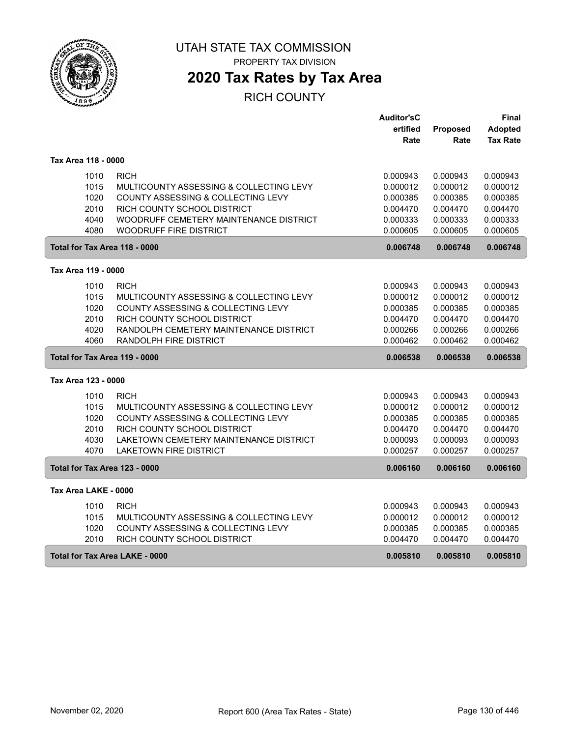UTAH STATE TAX COMMISSION

PROPERTY TAX DIVISION

# 2020 Tax Rates by Tax Area

RICH COUNTY

| | | Auditor'sCertified Rate | Proposed Rate | Final Adopted Tax Rate |
|---|---|---|---|---|
| **Tax Area 118 - 0000** | | | | |
| 1010 | RICH | 0.000943 | 0.000943 | 0.000943 |
| 1015 | MULTICOUNTY ASSESSING & COLLECTING LEVY | 0.000012 | 0.000012 | 0.000012 |
| 1020 | COUNTY ASSESSING & COLLECTING LEVY | 0.000385 | 0.000385 | 0.000385 |
| 2010 | RICH COUNTY SCHOOL DISTRICT | 0.004470 | 0.004470 | 0.004470 |
| 4040 | WOODRUFF CEMETERY MAINTENANCE DISTRICT | 0.000333 | 0.000333 | 0.000333 |
| 4080 | WOODRUFF FIRE DISTRICT | 0.000605 | 0.000605 | 0.000605 |
| **Total for Tax Area 118 - 0000** | | **0.006748** | **0.006748** | **0.006748** |
| **Tax Area 119 - 0000** | | | | |
| 1010 | RICH | 0.000943 | 0.000943 | 0.000943 |
| 1015 | MULTICOUNTY ASSESSING & COLLECTING LEVY | 0.000012 | 0.000012 | 0.000012 |
| 1020 | COUNTY ASSESSING & COLLECTING LEVY | 0.000385 | 0.000385 | 0.000385 |
| 2010 | RICH COUNTY SCHOOL DISTRICT | 0.004470 | 0.004470 | 0.004470 |
| 4020 | RANDOLPH CEMETERY MAINTENANCE DISTRICT | 0.000266 | 0.000266 | 0.000266 |
| 4060 | RANDOLPH FIRE DISTRICT | 0.000462 | 0.000462 | 0.000462 |
| **Total for Tax Area 119 - 0000** | | **0.006538** | **0.006538** | **0.006538** |
| **Tax Area 123 - 0000** | | | | |
| 1010 | RICH | 0.000943 | 0.000943 | 0.000943 |
| 1015 | MULTICOUNTY ASSESSING & COLLECTING LEVY | 0.000012 | 0.000012 | 0.000012 |
| 1020 | COUNTY ASSESSING & COLLECTING LEVY | 0.000385 | 0.000385 | 0.000385 |
| 2010 | RICH COUNTY SCHOOL DISTRICT | 0.004470 | 0.004470 | 0.004470 |
| 4030 | LAKETOWN CEMETERY MAINTENANCE DISTRICT | 0.000093 | 0.000093 | 0.000093 |
| 4070 | LAKETOWN FIRE DISTRICT | 0.000257 | 0.000257 | 0.000257 |
| **Total for Tax Area 123 - 0000** | | **0.006160** | **0.006160** | **0.006160** |
| **Tax Area LAKE - 0000** | | | | |
| 1010 | RICH | 0.000943 | 0.000943 | 0.000943 |
| 1015 | MULTICOUNTY ASSESSING & COLLECTING LEVY | 0.000012 | 0.000012 | 0.000012 |
| 1020 | COUNTY ASSESSING & COLLECTING LEVY | 0.000385 | 0.000385 | 0.000385 |
| 2010 | RICH COUNTY SCHOOL DISTRICT | 0.004470 | 0.004470 | 0.004470 |
| **Total for Tax Area LAKE - 0000** | | **0.005810** | **0.005810** | **0.005810** |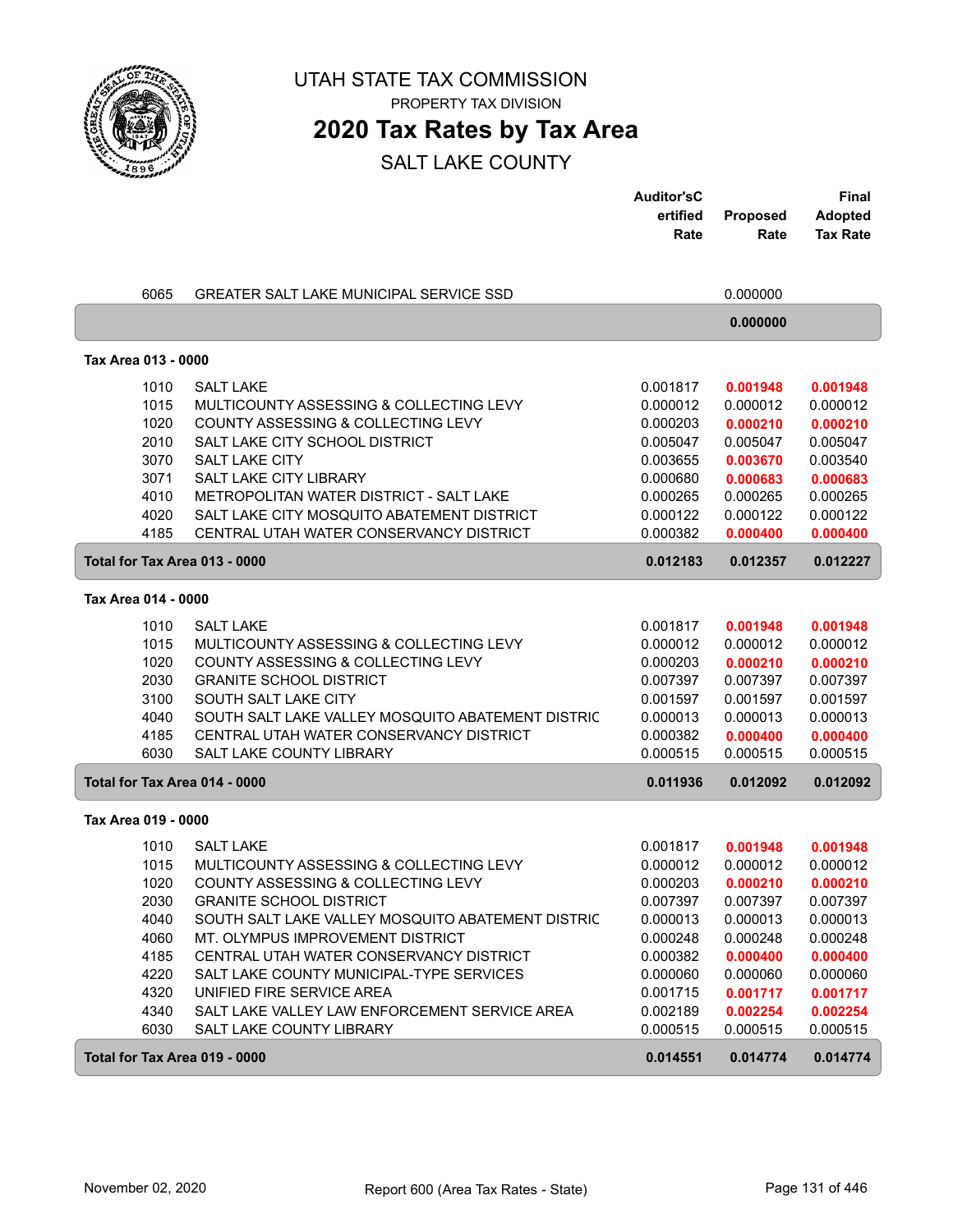# UTAH STATE TAX COMMISSION

PROPERTY TAX DIVISION

## 2020 Tax Rates by Tax Area

SALT LAKE COUNTY

| | | Auditor'sCertified Rate | Proposed Rate | Final Adopted Tax Rate |
|---|---|---|---|---|
| 6065 | GREATER SALT LAKE MUNICIPAL SERVICE SSD | | 0.000000 | |
| | | | **0.000000** | |
| **Tax Area 013 - 0000** | | | | |
| 1010 | SALT LAKE | 0.001817 | **0.001948** | **0.001948** |
| 1015 | MULTICOUNTY ASSESSING & COLLECTING LEVY | 0.000012 | 0.000012 | 0.000012 |
| 1020 | COUNTY ASSESSING & COLLECTING LEVY | 0.000203 | **0.000210** | **0.000210** |
| 2010 | SALT LAKE CITY SCHOOL DISTRICT | 0.005047 | 0.005047 | 0.005047 |
| 3070 | SALT LAKE CITY | 0.003655 | **0.003670** | 0.003540 |
| 3071 | SALT LAKE CITY LIBRARY | 0.000680 | **0.000683** | **0.000683** |
| 4010 | METROPOLITAN WATER DISTRICT - SALT LAKE | 0.000265 | 0.000265 | 0.000265 |
| 4020 | SALT LAKE CITY MOSQUITO ABATEMENT DISTRICT | 0.000122 | 0.000122 | 0.000122 |
| 4185 | CENTRAL UTAH WATER CONSERVANCY DISTRICT | 0.000382 | **0.000400** | **0.000400** |
| **Total for Tax Area 013 - 0000** | | **0.012183** | **0.012357** | **0.012227** |
| **Tax Area 014 - 0000** | | | | |
| 1010 | SALT LAKE | 0.001817 | **0.001948** | **0.001948** |
| 1015 | MULTICOUNTY ASSESSING & COLLECTING LEVY | 0.000012 | 0.000012 | 0.000012 |
| 1020 | COUNTY ASSESSING & COLLECTING LEVY | 0.000203 | **0.000210** | **0.000210** |
| 2030 | GRANITE SCHOOL DISTRICT | 0.007397 | 0.007397 | 0.007397 |
| 3100 | SOUTH SALT LAKE CITY | 0.001597 | 0.001597 | 0.001597 |
| 4040 | SOUTH SALT LAKE VALLEY MOSQUITO ABATEMENT DISTRIC | 0.000013 | 0.000013 | 0.000013 |
| 4185 | CENTRAL UTAH WATER CONSERVANCY DISTRICT | 0.000382 | **0.000400** | **0.000400** |
| 6030 | SALT LAKE COUNTY LIBRARY | 0.000515 | 0.000515 | 0.000515 |
| **Total for Tax Area 014 - 0000** | | **0.011936** | **0.012092** | **0.012092** |
| **Tax Area 019 - 0000** | | | | |
| 1010 | SALT LAKE | 0.001817 | **0.001948** | **0.001948** |
| 1015 | MULTICOUNTY ASSESSING & COLLECTING LEVY | 0.000012 | 0.000012 | 0.000012 |
| 1020 | COUNTY ASSESSING & COLLECTING LEVY | 0.000203 | **0.000210** | **0.000210** |
| 2030 | GRANITE SCHOOL DISTRICT | 0.007397 | 0.007397 | 0.007397 |
| 4040 | SOUTH SALT LAKE VALLEY MOSQUITO ABATEMENT DISTRIC | 0.000013 | 0.000013 | 0.000013 |
| 4060 | MT. OLYMPUS IMPROVEMENT DISTRICT | 0.000248 | 0.000248 | 0.000248 |
| 4185 | CENTRAL UTAH WATER CONSERVANCY DISTRICT | 0.000382 | **0.000400** | **0.000400** |
| 4220 | SALT LAKE COUNTY MUNICIPAL-TYPE SERVICES | 0.000060 | 0.000060 | 0.000060 |
| 4320 | UNIFIED FIRE SERVICE AREA | 0.001715 | **0.001717** | **0.001717** |
| 4340 | SALT LAKE VALLEY LAW ENFORCEMENT SERVICE AREA | 0.002189 | **0.002254** | **0.002254** |
| 6030 | SALT LAKE COUNTY LIBRARY | 0.000515 | 0.000515 | 0.000515 |
| **Total for Tax Area 019 - 0000** | | **0.014551** | **0.014774** | **0.014774** |

November 02, 2020 — Report 600 (Area Tax Rates - State)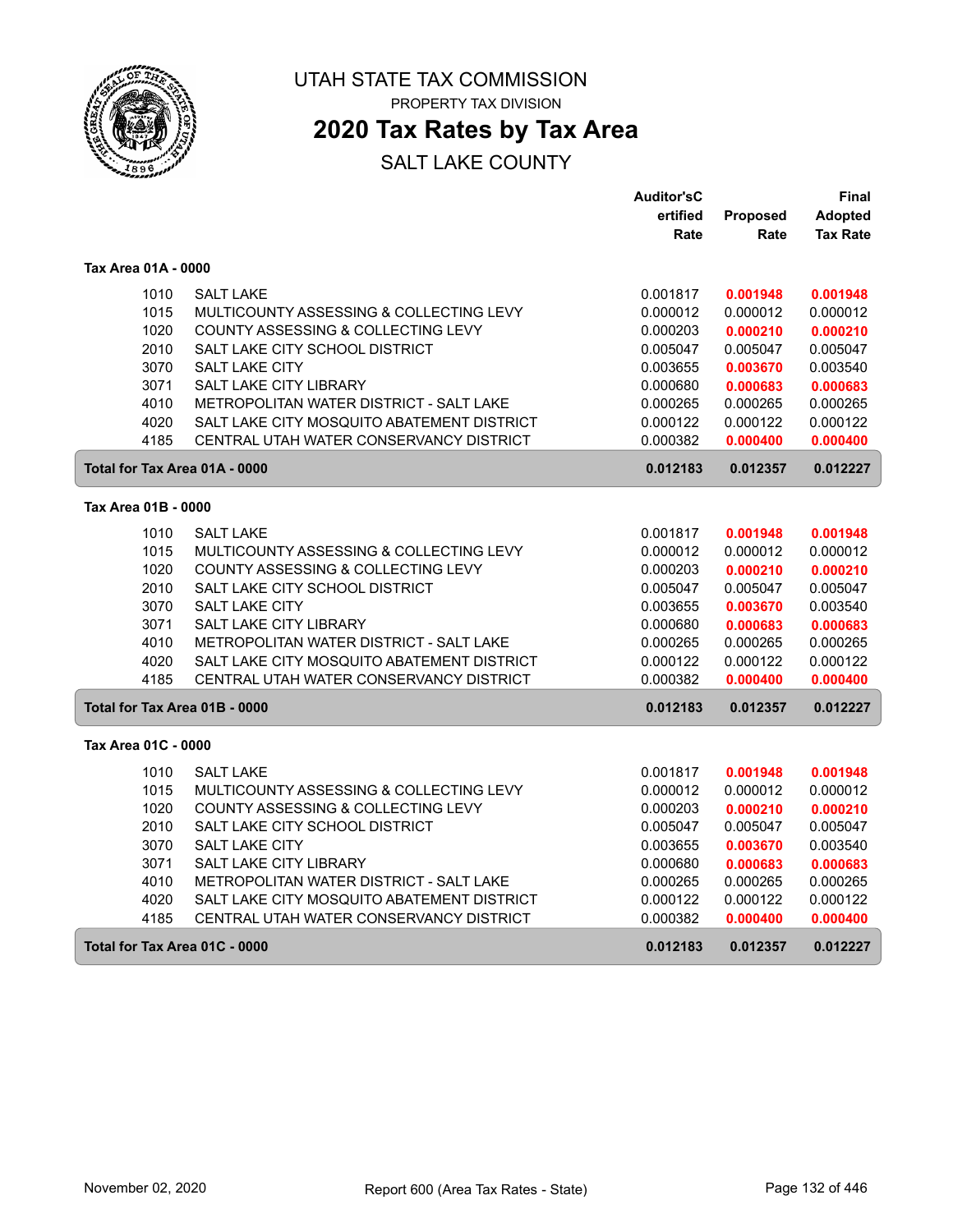# UTAH STATE TAX COMMISSION

PROPERTY TAX DIVISION

## 2020 Tax Rates by Tax Area

SALT LAKE COUNTY

| | | Auditor'sCertified Rate | Proposed Rate | Final Adopted Tax Rate |
|---|---|---|---|---|
| **Tax Area 01A - 0000** | | | | |
| 1010 | SALT LAKE | 0.001817 | **0.001948** | **0.001948** |
| 1015 | MULTICOUNTY ASSESSING & COLLECTING LEVY | 0.000012 | 0.000012 | 0.000012 |
| 1020 | COUNTY ASSESSING & COLLECTING LEVY | 0.000203 | **0.000210** | **0.000210** |
| 2010 | SALT LAKE CITY SCHOOL DISTRICT | 0.005047 | 0.005047 | 0.005047 |
| 3070 | SALT LAKE CITY | 0.003655 | **0.003670** | 0.003540 |
| 3071 | SALT LAKE CITY LIBRARY | 0.000680 | **0.000683** | **0.000683** |
| 4010 | METROPOLITAN WATER DISTRICT - SALT LAKE | 0.000265 | 0.000265 | 0.000265 |
| 4020 | SALT LAKE CITY MOSQUITO ABATEMENT DISTRICT | 0.000122 | 0.000122 | 0.000122 |
| 4185 | CENTRAL UTAH WATER CONSERVANCY DISTRICT | 0.000382 | **0.000400** | **0.000400** |
| **Total for Tax Area 01A - 0000** | | **0.012183** | **0.012357** | **0.012227** |
| **Tax Area 01B - 0000** | | | | |
| 1010 | SALT LAKE | 0.001817 | **0.001948** | **0.001948** |
| 1015 | MULTICOUNTY ASSESSING & COLLECTING LEVY | 0.000012 | 0.000012 | 0.000012 |
| 1020 | COUNTY ASSESSING & COLLECTING LEVY | 0.000203 | **0.000210** | **0.000210** |
| 2010 | SALT LAKE CITY SCHOOL DISTRICT | 0.005047 | 0.005047 | 0.005047 |
| 3070 | SALT LAKE CITY | 0.003655 | **0.003670** | 0.003540 |
| 3071 | SALT LAKE CITY LIBRARY | 0.000680 | **0.000683** | **0.000683** |
| 4010 | METROPOLITAN WATER DISTRICT - SALT LAKE | 0.000265 | 0.000265 | 0.000265 |
| 4020 | SALT LAKE CITY MOSQUITO ABATEMENT DISTRICT | 0.000122 | 0.000122 | 0.000122 |
| 4185 | CENTRAL UTAH WATER CONSERVANCY DISTRICT | 0.000382 | **0.000400** | **0.000400** |
| **Total for Tax Area 01B - 0000** | | **0.012183** | **0.012357** | **0.012227** |
| **Tax Area 01C - 0000** | | | | |
| 1010 | SALT LAKE | 0.001817 | **0.001948** | **0.001948** |
| 1015 | MULTICOUNTY ASSESSING & COLLECTING LEVY | 0.000012 | 0.000012 | 0.000012 |
| 1020 | COUNTY ASSESSING & COLLECTING LEVY | 0.000203 | **0.000210** | **0.000210** |
| 2010 | SALT LAKE CITY SCHOOL DISTRICT | 0.005047 | 0.005047 | 0.005047 |
| 3070 | SALT LAKE CITY | 0.003655 | **0.003670** | 0.003540 |
| 3071 | SALT LAKE CITY LIBRARY | 0.000680 | **0.000683** | **0.000683** |
| 4010 | METROPOLITAN WATER DISTRICT - SALT LAKE | 0.000265 | 0.000265 | 0.000265 |
| 4020 | SALT LAKE CITY MOSQUITO ABATEMENT DISTRICT | 0.000122 | 0.000122 | 0.000122 |
| 4185 | CENTRAL UTAH WATER CONSERVANCY DISTRICT | 0.000382 | **0.000400** | **0.000400** |
| **Total for Tax Area 01C - 0000** | | **0.012183** | **0.012357** | **0.012227** |

November 02, 2020 — Report 600 (Area Tax Rates - State)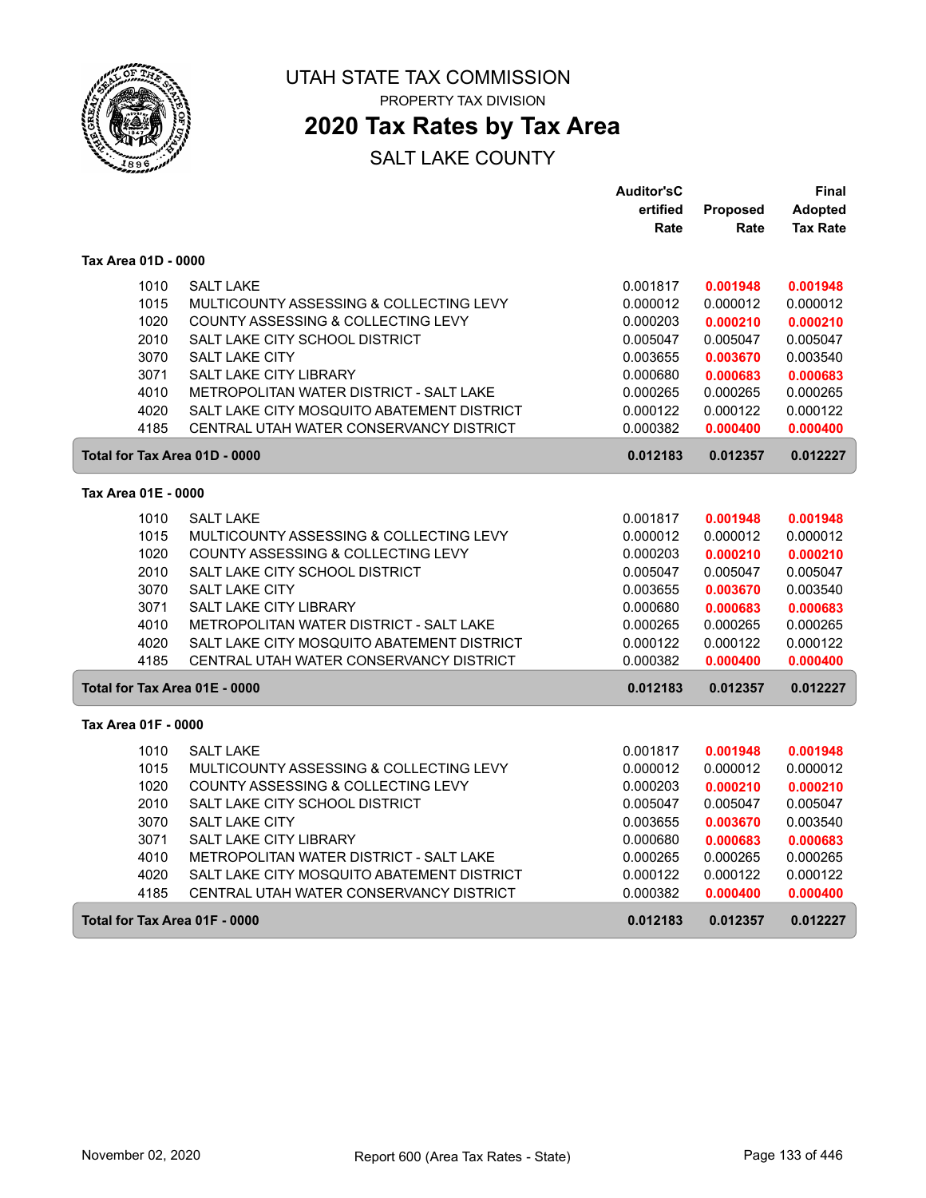# UTAH STATE TAX COMMISSION

PROPERTY TAX DIVISION

## 2020 Tax Rates by Tax Area

SALT LAKE COUNTY

| | | Auditor'sCertified Rate | Proposed Rate | Final Adopted Tax Rate |
|---|---|---|---|---|
| **Tax Area 01D - 0000** | | | | |
| 1010 | SALT LAKE | 0.001817 | **0.001948** | **0.001948** |
| 1015 | MULTICOUNTY ASSESSING & COLLECTING LEVY | 0.000012 | 0.000012 | 0.000012 |
| 1020 | COUNTY ASSESSING & COLLECTING LEVY | 0.000203 | **0.000210** | **0.000210** |
| 2010 | SALT LAKE CITY SCHOOL DISTRICT | 0.005047 | 0.005047 | 0.005047 |
| 3070 | SALT LAKE CITY | 0.003655 | **0.003670** | 0.003540 |
| 3071 | SALT LAKE CITY LIBRARY | 0.000680 | **0.000683** | **0.000683** |
| 4010 | METROPOLITAN WATER DISTRICT - SALT LAKE | 0.000265 | 0.000265 | 0.000265 |
| 4020 | SALT LAKE CITY MOSQUITO ABATEMENT DISTRICT | 0.000122 | 0.000122 | 0.000122 |
| 4185 | CENTRAL UTAH WATER CONSERVANCY DISTRICT | 0.000382 | **0.000400** | **0.000400** |
| **Total for Tax Area 01D - 0000** | | **0.012183** | **0.012357** | **0.012227** |
| **Tax Area 01E - 0000** | | | | |
| 1010 | SALT LAKE | 0.001817 | **0.001948** | **0.001948** |
| 1015 | MULTICOUNTY ASSESSING & COLLECTING LEVY | 0.000012 | 0.000012 | 0.000012 |
| 1020 | COUNTY ASSESSING & COLLECTING LEVY | 0.000203 | **0.000210** | **0.000210** |
| 2010 | SALT LAKE CITY SCHOOL DISTRICT | 0.005047 | 0.005047 | 0.005047 |
| 3070 | SALT LAKE CITY | 0.003655 | **0.003670** | 0.003540 |
| 3071 | SALT LAKE CITY LIBRARY | 0.000680 | **0.000683** | **0.000683** |
| 4010 | METROPOLITAN WATER DISTRICT - SALT LAKE | 0.000265 | 0.000265 | 0.000265 |
| 4020 | SALT LAKE CITY MOSQUITO ABATEMENT DISTRICT | 0.000122 | 0.000122 | 0.000122 |
| 4185 | CENTRAL UTAH WATER CONSERVANCY DISTRICT | 0.000382 | **0.000400** | **0.000400** |
| **Total for Tax Area 01E - 0000** | | **0.012183** | **0.012357** | **0.012227** |
| **Tax Area 01F - 0000** | | | | |
| 1010 | SALT LAKE | 0.001817 | **0.001948** | **0.001948** |
| 1015 | MULTICOUNTY ASSESSING & COLLECTING LEVY | 0.000012 | 0.000012 | 0.000012 |
| 1020 | COUNTY ASSESSING & COLLECTING LEVY | 0.000203 | **0.000210** | **0.000210** |
| 2010 | SALT LAKE CITY SCHOOL DISTRICT | 0.005047 | 0.005047 | 0.005047 |
| 3070 | SALT LAKE CITY | 0.003655 | **0.003670** | 0.003540 |
| 3071 | SALT LAKE CITY LIBRARY | 0.000680 | **0.000683** | **0.000683** |
| 4010 | METROPOLITAN WATER DISTRICT - SALT LAKE | 0.000265 | 0.000265 | 0.000265 |
| 4020 | SALT LAKE CITY MOSQUITO ABATEMENT DISTRICT | 0.000122 | 0.000122 | 0.000122 |
| 4185 | CENTRAL UTAH WATER CONSERVANCY DISTRICT | 0.000382 | **0.000400** | **0.000400** |
| **Total for Tax Area 01F - 0000** | | **0.012183** | **0.012357** | **0.012227** |

November 02, 2020 Report 600 (Area Tax Rates - State)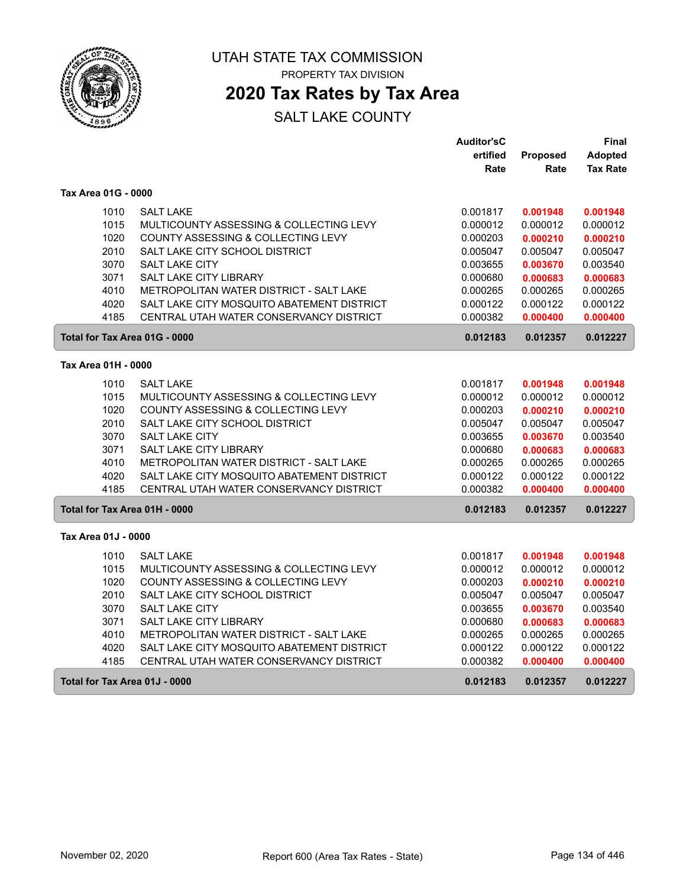# UTAH STATE TAX COMMISSION

PROPERTY TAX DIVISION

## 2020 Tax Rates by Tax Area

SALT LAKE COUNTY

### Tax Area 01G - 0000

| | | Auditor'sCertified Rate | Proposed Rate | Final Adopted Tax Rate |
|---|---|---|---|---|
| 1010 | SALT LAKE | 0.001817 | **0.001948** | **0.001948** |
| 1015 | MULTICOUNTY ASSESSING & COLLECTING LEVY | 0.000012 | 0.000012 | 0.000012 |
| 1020 | COUNTY ASSESSING & COLLECTING LEVY | 0.000203 | **0.000210** | **0.000210** |
| 2010 | SALT LAKE CITY SCHOOL DISTRICT | 0.005047 | 0.005047 | 0.005047 |
| 3070 | SALT LAKE CITY | 0.003655 | **0.003670** | 0.003540 |
| 3071 | SALT LAKE CITY LIBRARY | 0.000680 | **0.000683** | **0.000683** |
| 4010 | METROPOLITAN WATER DISTRICT - SALT LAKE | 0.000265 | 0.000265 | 0.000265 |
| 4020 | SALT LAKE CITY MOSQUITO ABATEMENT DISTRICT | 0.000122 | 0.000122 | 0.000122 |
| 4185 | CENTRAL UTAH WATER CONSERVANCY DISTRICT | 0.000382 | **0.000400** | **0.000400** |
| **Total for Tax Area 01G - 0000** | | **0.012183** | **0.012357** | **0.012227** |

### Tax Area 01H - 0000

| | | Auditor'sCertified Rate | Proposed Rate | Final Adopted Tax Rate |
|---|---|---|---|---|
| 1010 | SALT LAKE | 0.001817 | **0.001948** | **0.001948** |
| 1015 | MULTICOUNTY ASSESSING & COLLECTING LEVY | 0.000012 | 0.000012 | 0.000012 |
| 1020 | COUNTY ASSESSING & COLLECTING LEVY | 0.000203 | **0.000210** | **0.000210** |
| 2010 | SALT LAKE CITY SCHOOL DISTRICT | 0.005047 | 0.005047 | 0.005047 |
| 3070 | SALT LAKE CITY | 0.003655 | **0.003670** | 0.003540 |
| 3071 | SALT LAKE CITY LIBRARY | 0.000680 | **0.000683** | **0.000683** |
| 4010 | METROPOLITAN WATER DISTRICT - SALT LAKE | 0.000265 | 0.000265 | 0.000265 |
| 4020 | SALT LAKE CITY MOSQUITO ABATEMENT DISTRICT | 0.000122 | 0.000122 | 0.000122 |
| 4185 | CENTRAL UTAH WATER CONSERVANCY DISTRICT | 0.000382 | **0.000400** | **0.000400** |
| **Total for Tax Area 01H - 0000** | | **0.012183** | **0.012357** | **0.012227** |

### Tax Area 01J - 0000

| | | Auditor'sCertified Rate | Proposed Rate | Final Adopted Tax Rate |
|---|---|---|---|---|
| 1010 | SALT LAKE | 0.001817 | **0.001948** | **0.001948** |
| 1015 | MULTICOUNTY ASSESSING & COLLECTING LEVY | 0.000012 | 0.000012 | 0.000012 |
| 1020 | COUNTY ASSESSING & COLLECTING LEVY | 0.000203 | **0.000210** | **0.000210** |
| 2010 | SALT LAKE CITY SCHOOL DISTRICT | 0.005047 | 0.005047 | 0.005047 |
| 3070 | SALT LAKE CITY | 0.003655 | **0.003670** | 0.003540 |
| 3071 | SALT LAKE CITY LIBRARY | 0.000680 | **0.000683** | **0.000683** |
| 4010 | METROPOLITAN WATER DISTRICT - SALT LAKE | 0.000265 | 0.000265 | 0.000265 |
| 4020 | SALT LAKE CITY MOSQUITO ABATEMENT DISTRICT | 0.000122 | 0.000122 | 0.000122 |
| 4185 | CENTRAL UTAH WATER CONSERVANCY DISTRICT | 0.000382 | **0.000400** | **0.000400** |
| **Total for Tax Area 01J - 0000** | | **0.012183** | **0.012357** | **0.012227** |

November 02, 2020 — Report 600 (Area Tax Rates - State)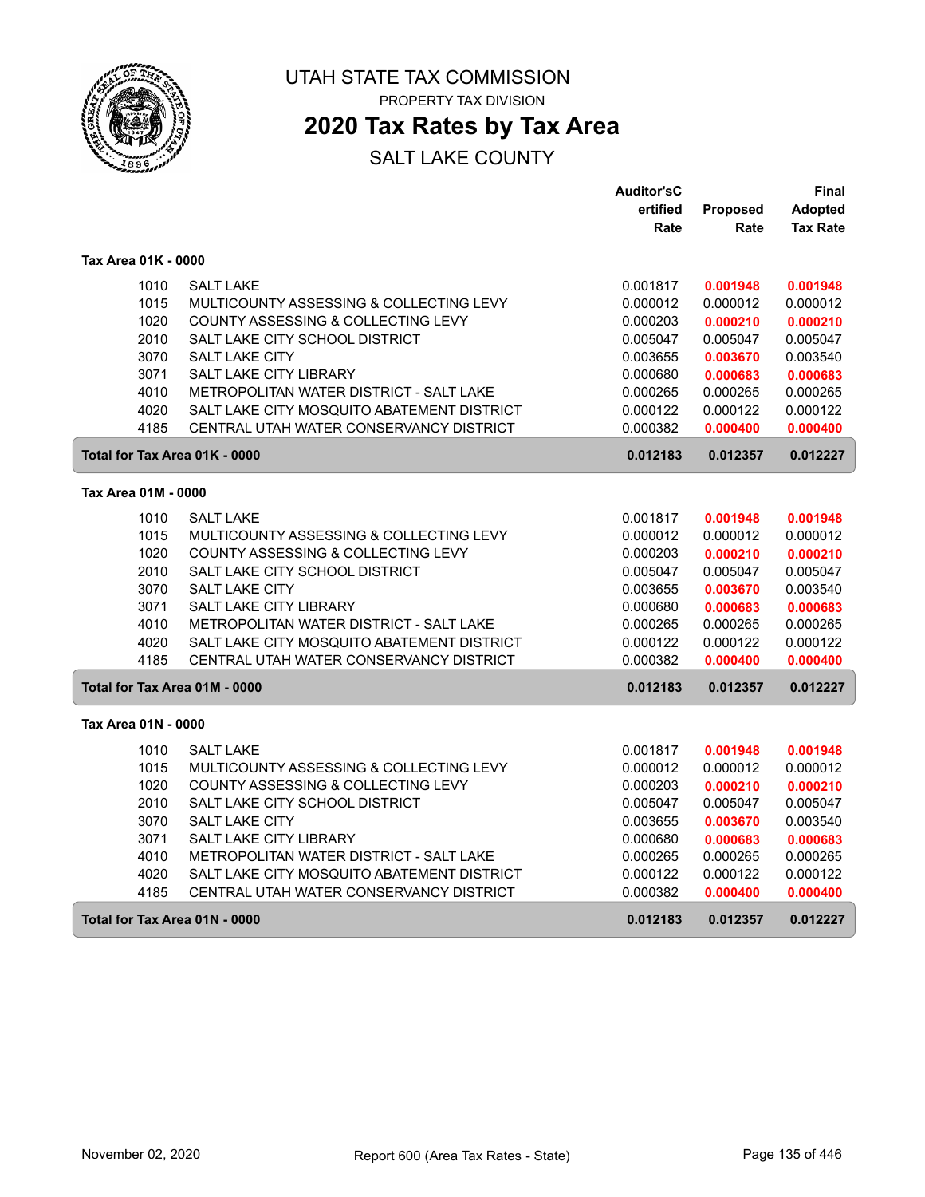# UTAH STATE TAX COMMISSION

PROPERTY TAX DIVISION

## 2020 Tax Rates by Tax Area

SALT LAKE COUNTY

| | | Auditor'sCertified Rate | Proposed Rate | Final Adopted Tax Rate |
|---|---|---|---|---|
| **Tax Area 01K - 0000** | | | | |
| 1010 | SALT LAKE | 0.001817 | **0.001948** | **0.001948** |
| 1015 | MULTICOUNTY ASSESSING & COLLECTING LEVY | 0.000012 | 0.000012 | 0.000012 |
| 1020 | COUNTY ASSESSING & COLLECTING LEVY | 0.000203 | **0.000210** | **0.000210** |
| 2010 | SALT LAKE CITY SCHOOL DISTRICT | 0.005047 | 0.005047 | 0.005047 |
| 3070 | SALT LAKE CITY | 0.003655 | **0.003670** | 0.003540 |
| 3071 | SALT LAKE CITY LIBRARY | 0.000680 | **0.000683** | **0.000683** |
| 4010 | METROPOLITAN WATER DISTRICT - SALT LAKE | 0.000265 | 0.000265 | 0.000265 |
| 4020 | SALT LAKE CITY MOSQUITO ABATEMENT DISTRICT | 0.000122 | 0.000122 | 0.000122 |
| 4185 | CENTRAL UTAH WATER CONSERVANCY DISTRICT | 0.000382 | **0.000400** | **0.000400** |
| **Total for Tax Area 01K - 0000** | | **0.012183** | **0.012357** | **0.012227** |
| **Tax Area 01M - 0000** | | | | |
| 1010 | SALT LAKE | 0.001817 | **0.001948** | **0.001948** |
| 1015 | MULTICOUNTY ASSESSING & COLLECTING LEVY | 0.000012 | 0.000012 | 0.000012 |
| 1020 | COUNTY ASSESSING & COLLECTING LEVY | 0.000203 | **0.000210** | **0.000210** |
| 2010 | SALT LAKE CITY SCHOOL DISTRICT | 0.005047 | 0.005047 | 0.005047 |
| 3070 | SALT LAKE CITY | 0.003655 | **0.003670** | 0.003540 |
| 3071 | SALT LAKE CITY LIBRARY | 0.000680 | **0.000683** | **0.000683** |
| 4010 | METROPOLITAN WATER DISTRICT - SALT LAKE | 0.000265 | 0.000265 | 0.000265 |
| 4020 | SALT LAKE CITY MOSQUITO ABATEMENT DISTRICT | 0.000122 | 0.000122 | 0.000122 |
| 4185 | CENTRAL UTAH WATER CONSERVANCY DISTRICT | 0.000382 | **0.000400** | **0.000400** |
| **Total for Tax Area 01M - 0000** | | **0.012183** | **0.012357** | **0.012227** |
| **Tax Area 01N - 0000** | | | | |
| 1010 | SALT LAKE | 0.001817 | **0.001948** | **0.001948** |
| 1015 | MULTICOUNTY ASSESSING & COLLECTING LEVY | 0.000012 | 0.000012 | 0.000012 |
| 1020 | COUNTY ASSESSING & COLLECTING LEVY | 0.000203 | **0.000210** | **0.000210** |
| 2010 | SALT LAKE CITY SCHOOL DISTRICT | 0.005047 | 0.005047 | 0.005047 |
| 3070 | SALT LAKE CITY | 0.003655 | **0.003670** | 0.003540 |
| 3071 | SALT LAKE CITY LIBRARY | 0.000680 | **0.000683** | **0.000683** |
| 4010 | METROPOLITAN WATER DISTRICT - SALT LAKE | 0.000265 | 0.000265 | 0.000265 |
| 4020 | SALT LAKE CITY MOSQUITO ABATEMENT DISTRICT | 0.000122 | 0.000122 | 0.000122 |
| 4185 | CENTRAL UTAH WATER CONSERVANCY DISTRICT | 0.000382 | **0.000400** | **0.000400** |
| **Total for Tax Area 01N - 0000** | | **0.012183** | **0.012357** | **0.012227** |

November 02, 2020 — Report 600 (Area Tax Rates - State)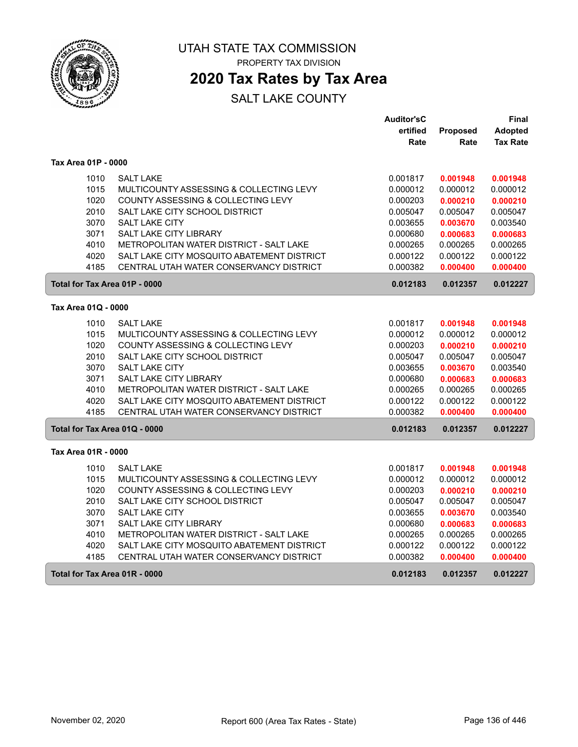# UTAH STATE TAX COMMISSION

PROPERTY TAX DIVISION

## 2020 Tax Rates by Tax Area

SALT LAKE COUNTY

| | | Auditor's Certified Rate | Proposed Rate | Final Adopted Tax Rate |
|---|---|---|---|---|
| **Tax Area 01P - 0000** | | | | |
| 1010 | SALT LAKE | 0.001817 | **0.001948** | **0.001948** |
| 1015 | MULTICOUNTY ASSESSING & COLLECTING LEVY | 0.000012 | 0.000012 | 0.000012 |
| 1020 | COUNTY ASSESSING & COLLECTING LEVY | 0.000203 | **0.000210** | **0.000210** |
| 2010 | SALT LAKE CITY SCHOOL DISTRICT | 0.005047 | 0.005047 | 0.005047 |
| 3070 | SALT LAKE CITY | 0.003655 | **0.003670** | 0.003540 |
| 3071 | SALT LAKE CITY LIBRARY | 0.000680 | **0.000683** | **0.000683** |
| 4010 | METROPOLITAN WATER DISTRICT - SALT LAKE | 0.000265 | 0.000265 | 0.000265 |
| 4020 | SALT LAKE CITY MOSQUITO ABATEMENT DISTRICT | 0.000122 | 0.000122 | 0.000122 |
| 4185 | CENTRAL UTAH WATER CONSERVANCY DISTRICT | 0.000382 | **0.000400** | **0.000400** |
| **Total for Tax Area 01P - 0000** | | **0.012183** | **0.012357** | **0.012227** |
| **Tax Area 01Q - 0000** | | | | |
| 1010 | SALT LAKE | 0.001817 | **0.001948** | **0.001948** |
| 1015 | MULTICOUNTY ASSESSING & COLLECTING LEVY | 0.000012 | 0.000012 | 0.000012 |
| 1020 | COUNTY ASSESSING & COLLECTING LEVY | 0.000203 | **0.000210** | **0.000210** |
| 2010 | SALT LAKE CITY SCHOOL DISTRICT | 0.005047 | 0.005047 | 0.005047 |
| 3070 | SALT LAKE CITY | 0.003655 | **0.003670** | 0.003540 |
| 3071 | SALT LAKE CITY LIBRARY | 0.000680 | **0.000683** | **0.000683** |
| 4010 | METROPOLITAN WATER DISTRICT - SALT LAKE | 0.000265 | 0.000265 | 0.000265 |
| 4020 | SALT LAKE CITY MOSQUITO ABATEMENT DISTRICT | 0.000122 | 0.000122 | 0.000122 |
| 4185 | CENTRAL UTAH WATER CONSERVANCY DISTRICT | 0.000382 | **0.000400** | **0.000400** |
| **Total for Tax Area 01Q - 0000** | | **0.012183** | **0.012357** | **0.012227** |
| **Tax Area 01R - 0000** | | | | |
| 1010 | SALT LAKE | 0.001817 | **0.001948** | **0.001948** |
| 1015 | MULTICOUNTY ASSESSING & COLLECTING LEVY | 0.000012 | 0.000012 | 0.000012 |
| 1020 | COUNTY ASSESSING & COLLECTING LEVY | 0.000203 | **0.000210** | **0.000210** |
| 2010 | SALT LAKE CITY SCHOOL DISTRICT | 0.005047 | 0.005047 | 0.005047 |
| 3070 | SALT LAKE CITY | 0.003655 | **0.003670** | 0.003540 |
| 3071 | SALT LAKE CITY LIBRARY | 0.000680 | **0.000683** | **0.000683** |
| 4010 | METROPOLITAN WATER DISTRICT - SALT LAKE | 0.000265 | 0.000265 | 0.000265 |
| 4020 | SALT LAKE CITY MOSQUITO ABATEMENT DISTRICT | 0.000122 | 0.000122 | 0.000122 |
| 4185 | CENTRAL UTAH WATER CONSERVANCY DISTRICT | 0.000382 | **0.000400** | **0.000400** |
| **Total for Tax Area 01R - 0000** | | **0.012183** | **0.012357** | **0.012227** |

November 02, 2020 Report 600 (Area Tax Rates - State)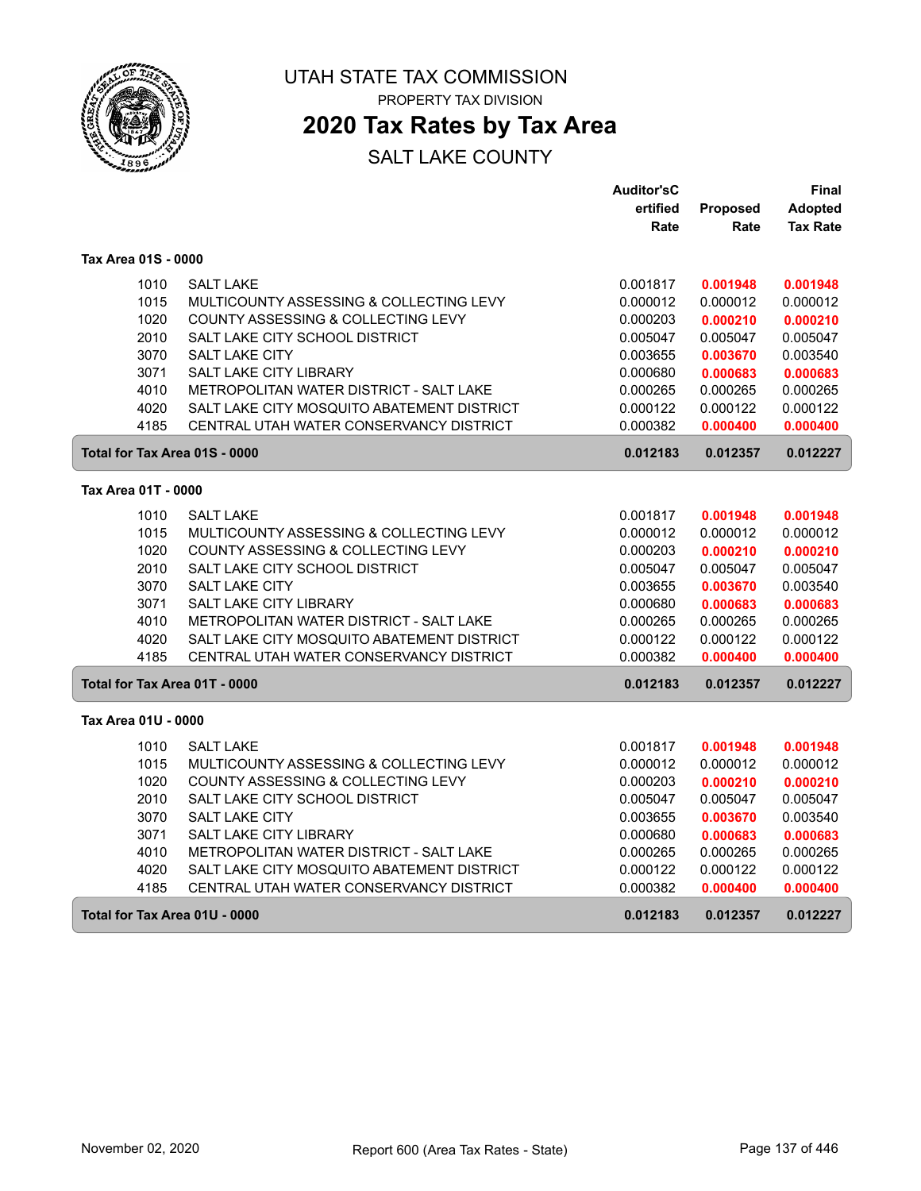# UTAH STATE TAX COMMISSION

PROPERTY TAX DIVISION

## 2020 Tax Rates by Tax Area

SALT LAKE COUNTY

| | | Auditor's Certified Rate | Proposed Rate | Final Adopted Tax Rate |
|---|---|---|---|---|
| **Tax Area 01S - 0000** | | | | |
| 1010 | SALT LAKE | 0.001817 | **0.001948** | **0.001948** |
| 1015 | MULTICOUNTY ASSESSING & COLLECTING LEVY | 0.000012 | 0.000012 | 0.000012 |
| 1020 | COUNTY ASSESSING & COLLECTING LEVY | 0.000203 | **0.000210** | **0.000210** |
| 2010 | SALT LAKE CITY SCHOOL DISTRICT | 0.005047 | 0.005047 | 0.005047 |
| 3070 | SALT LAKE CITY | 0.003655 | **0.003670** | 0.003540 |
| 3071 | SALT LAKE CITY LIBRARY | 0.000680 | **0.000683** | **0.000683** |
| 4010 | METROPOLITAN WATER DISTRICT - SALT LAKE | 0.000265 | 0.000265 | 0.000265 |
| 4020 | SALT LAKE CITY MOSQUITO ABATEMENT DISTRICT | 0.000122 | 0.000122 | 0.000122 |
| 4185 | CENTRAL UTAH WATER CONSERVANCY DISTRICT | 0.000382 | **0.000400** | **0.000400** |
| **Total for Tax Area 01S - 0000** | | **0.012183** | **0.012357** | **0.012227** |
| **Tax Area 01T - 0000** | | | | |
| 1010 | SALT LAKE | 0.001817 | **0.001948** | **0.001948** |
| 1015 | MULTICOUNTY ASSESSING & COLLECTING LEVY | 0.000012 | 0.000012 | 0.000012 |
| 1020 | COUNTY ASSESSING & COLLECTING LEVY | 0.000203 | **0.000210** | **0.000210** |
| 2010 | SALT LAKE CITY SCHOOL DISTRICT | 0.005047 | 0.005047 | 0.005047 |
| 3070 | SALT LAKE CITY | 0.003655 | **0.003670** | 0.003540 |
| 3071 | SALT LAKE CITY LIBRARY | 0.000680 | **0.000683** | **0.000683** |
| 4010 | METROPOLITAN WATER DISTRICT - SALT LAKE | 0.000265 | 0.000265 | 0.000265 |
| 4020 | SALT LAKE CITY MOSQUITO ABATEMENT DISTRICT | 0.000122 | 0.000122 | 0.000122 |
| 4185 | CENTRAL UTAH WATER CONSERVANCY DISTRICT | 0.000382 | **0.000400** | **0.000400** |
| **Total for Tax Area 01T - 0000** | | **0.012183** | **0.012357** | **0.012227** |
| **Tax Area 01U - 0000** | | | | |
| 1010 | SALT LAKE | 0.001817 | **0.001948** | **0.001948** |
| 1015 | MULTICOUNTY ASSESSING & COLLECTING LEVY | 0.000012 | 0.000012 | 0.000012 |
| 1020 | COUNTY ASSESSING & COLLECTING LEVY | 0.000203 | **0.000210** | **0.000210** |
| 2010 | SALT LAKE CITY SCHOOL DISTRICT | 0.005047 | 0.005047 | 0.005047 |
| 3070 | SALT LAKE CITY | 0.003655 | **0.003670** | 0.003540 |
| 3071 | SALT LAKE CITY LIBRARY | 0.000680 | **0.000683** | **0.000683** |
| 4010 | METROPOLITAN WATER DISTRICT - SALT LAKE | 0.000265 | 0.000265 | 0.000265 |
| 4020 | SALT LAKE CITY MOSQUITO ABATEMENT DISTRICT | 0.000122 | 0.000122 | 0.000122 |
| 4185 | CENTRAL UTAH WATER CONSERVANCY DISTRICT | 0.000382 | **0.000400** | **0.000400** |
| **Total for Tax Area 01U - 0000** | | **0.012183** | **0.012357** | **0.012227** |

November 02, 2020 — Report 600 (Area Tax Rates - State)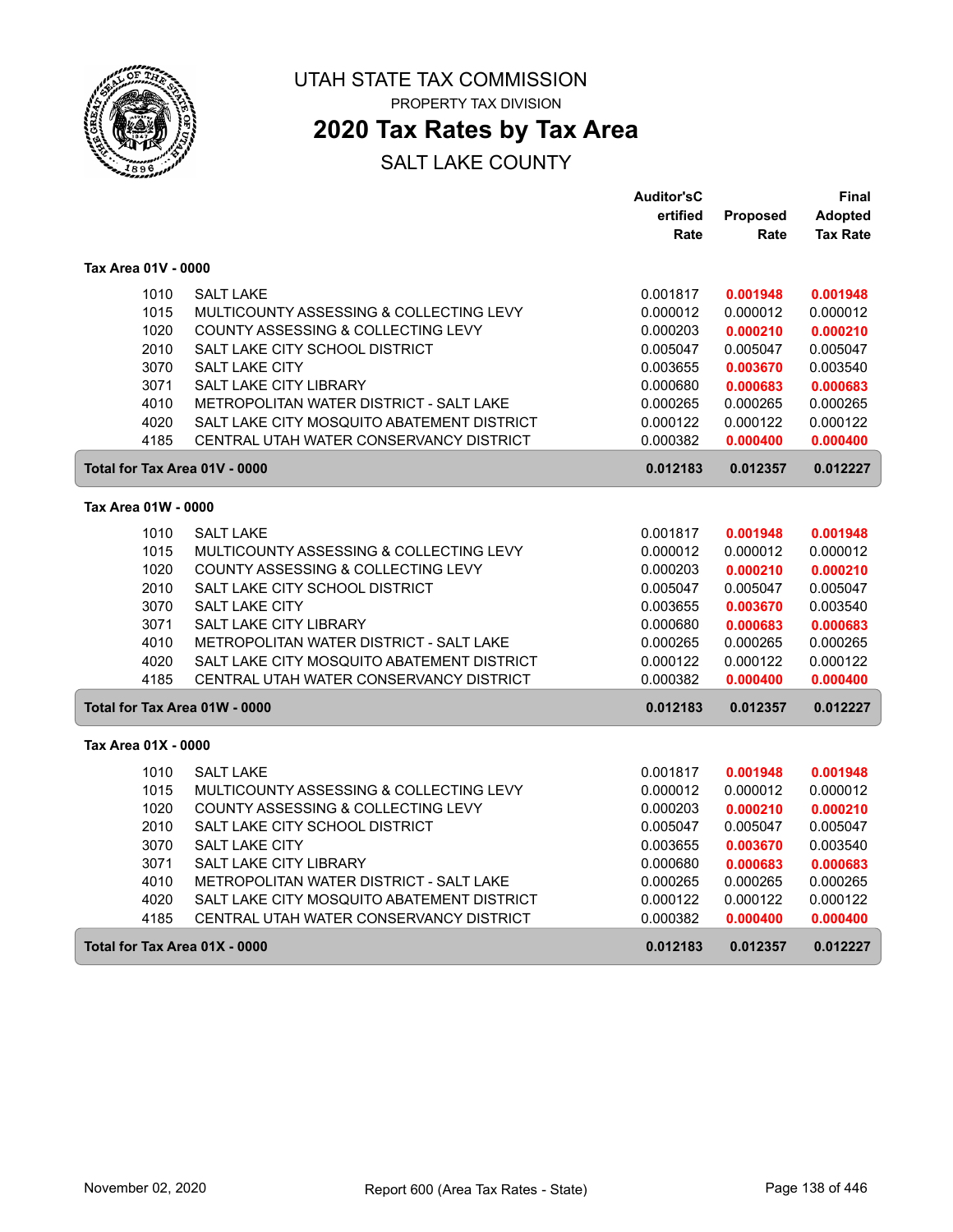# UTAH STATE TAX COMMISSION

PROPERTY TAX DIVISION

## 2020 Tax Rates by Tax Area

SALT LAKE COUNTY

| | | Auditor'sCertified Rate | Proposed Rate | Final Adopted Tax Rate |
|---|---|---|---|---|
| **Tax Area 01V - 0000** | | | | |
| 1010 | SALT LAKE | 0.001817 | **0.001948** | **0.001948** |
| 1015 | MULTICOUNTY ASSESSING & COLLECTING LEVY | 0.000012 | 0.000012 | 0.000012 |
| 1020 | COUNTY ASSESSING & COLLECTING LEVY | 0.000203 | **0.000210** | **0.000210** |
| 2010 | SALT LAKE CITY SCHOOL DISTRICT | 0.005047 | 0.005047 | 0.005047 |
| 3070 | SALT LAKE CITY | 0.003655 | **0.003670** | 0.003540 |
| 3071 | SALT LAKE CITY LIBRARY | 0.000680 | **0.000683** | **0.000683** |
| 4010 | METROPOLITAN WATER DISTRICT - SALT LAKE | 0.000265 | 0.000265 | 0.000265 |
| 4020 | SALT LAKE CITY MOSQUITO ABATEMENT DISTRICT | 0.000122 | 0.000122 | 0.000122 |
| 4185 | CENTRAL UTAH WATER CONSERVANCY DISTRICT | 0.000382 | **0.000400** | **0.000400** |
| **Total for Tax Area 01V - 0000** | | **0.012183** | **0.012357** | **0.012227** |
| **Tax Area 01W - 0000** | | | | |
| 1010 | SALT LAKE | 0.001817 | **0.001948** | **0.001948** |
| 1015 | MULTICOUNTY ASSESSING & COLLECTING LEVY | 0.000012 | 0.000012 | 0.000012 |
| 1020 | COUNTY ASSESSING & COLLECTING LEVY | 0.000203 | **0.000210** | **0.000210** |
| 2010 | SALT LAKE CITY SCHOOL DISTRICT | 0.005047 | 0.005047 | 0.005047 |
| 3070 | SALT LAKE CITY | 0.003655 | **0.003670** | 0.003540 |
| 3071 | SALT LAKE CITY LIBRARY | 0.000680 | **0.000683** | **0.000683** |
| 4010 | METROPOLITAN WATER DISTRICT - SALT LAKE | 0.000265 | 0.000265 | 0.000265 |
| 4020 | SALT LAKE CITY MOSQUITO ABATEMENT DISTRICT | 0.000122 | 0.000122 | 0.000122 |
| 4185 | CENTRAL UTAH WATER CONSERVANCY DISTRICT | 0.000382 | **0.000400** | **0.000400** |
| **Total for Tax Area 01W - 0000** | | **0.012183** | **0.012357** | **0.012227** |
| **Tax Area 01X - 0000** | | | | |
| 1010 | SALT LAKE | 0.001817 | **0.001948** | **0.001948** |
| 1015 | MULTICOUNTY ASSESSING & COLLECTING LEVY | 0.000012 | 0.000012 | 0.000012 |
| 1020 | COUNTY ASSESSING & COLLECTING LEVY | 0.000203 | **0.000210** | **0.000210** |
| 2010 | SALT LAKE CITY SCHOOL DISTRICT | 0.005047 | 0.005047 | 0.005047 |
| 3070 | SALT LAKE CITY | 0.003655 | **0.003670** | 0.003540 |
| 3071 | SALT LAKE CITY LIBRARY | 0.000680 | **0.000683** | **0.000683** |
| 4010 | METROPOLITAN WATER DISTRICT - SALT LAKE | 0.000265 | 0.000265 | 0.000265 |
| 4020 | SALT LAKE CITY MOSQUITO ABATEMENT DISTRICT | 0.000122 | 0.000122 | 0.000122 |
| 4185 | CENTRAL UTAH WATER CONSERVANCY DISTRICT | 0.000382 | **0.000400** | **0.000400** |
| **Total for Tax Area 01X - 0000** | | **0.012183** | **0.012357** | **0.012227** |

November 02, 2020 — Report 600 (Area Tax Rates - State)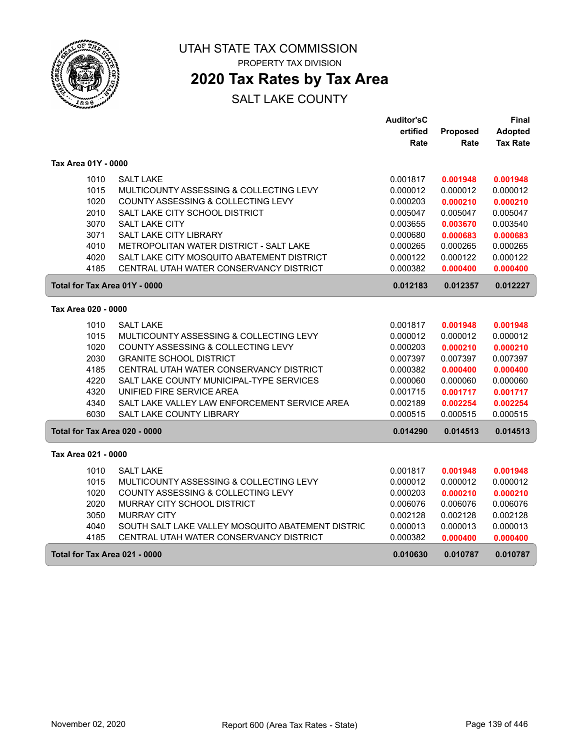# UTAH STATE TAX COMMISSION

PROPERTY TAX DIVISION

## 2020 Tax Rates by Tax Area

SALT LAKE COUNTY

| | | Auditor'sCertified Rate | Proposed Rate | Final Adopted Tax Rate |
|---|---|---|---|---|
| **Tax Area 01Y - 0000** | | | | |
| 1010 | SALT LAKE | 0.001817 | **0.001948** | **0.001948** |
| 1015 | MULTICOUNTY ASSESSING & COLLECTING LEVY | 0.000012 | 0.000012 | 0.000012 |
| 1020 | COUNTY ASSESSING & COLLECTING LEVY | 0.000203 | **0.000210** | **0.000210** |
| 2010 | SALT LAKE CITY SCHOOL DISTRICT | 0.005047 | 0.005047 | 0.005047 |
| 3070 | SALT LAKE CITY | 0.003655 | **0.003670** | 0.003540 |
| 3071 | SALT LAKE CITY LIBRARY | 0.000680 | **0.000683** | **0.000683** |
| 4010 | METROPOLITAN WATER DISTRICT - SALT LAKE | 0.000265 | 0.000265 | 0.000265 |
| 4020 | SALT LAKE CITY MOSQUITO ABATEMENT DISTRICT | 0.000122 | 0.000122 | 0.000122 |
| 4185 | CENTRAL UTAH WATER CONSERVANCY DISTRICT | 0.000382 | **0.000400** | **0.000400** |
| **Total for Tax Area 01Y - 0000** | | **0.012183** | **0.012357** | **0.012227** |
| **Tax Area 020 - 0000** | | | | |
| 1010 | SALT LAKE | 0.001817 | **0.001948** | **0.001948** |
| 1015 | MULTICOUNTY ASSESSING & COLLECTING LEVY | 0.000012 | 0.000012 | 0.000012 |
| 1020 | COUNTY ASSESSING & COLLECTING LEVY | 0.000203 | **0.000210** | **0.000210** |
| 2030 | GRANITE SCHOOL DISTRICT | 0.007397 | 0.007397 | 0.007397 |
| 4185 | CENTRAL UTAH WATER CONSERVANCY DISTRICT | 0.000382 | **0.000400** | **0.000400** |
| 4220 | SALT LAKE COUNTY MUNICIPAL-TYPE SERVICES | 0.000060 | 0.000060 | 0.000060 |
| 4320 | UNIFIED FIRE SERVICE AREA | 0.001715 | **0.001717** | **0.001717** |
| 4340 | SALT LAKE VALLEY LAW ENFORCEMENT SERVICE AREA | 0.002189 | **0.002254** | **0.002254** |
| 6030 | SALT LAKE COUNTY LIBRARY | 0.000515 | 0.000515 | 0.000515 |
| **Total for Tax Area 020 - 0000** | | **0.014290** | **0.014513** | **0.014513** |
| **Tax Area 021 - 0000** | | | | |
| 1010 | SALT LAKE | 0.001817 | **0.001948** | **0.001948** |
| 1015 | MULTICOUNTY ASSESSING & COLLECTING LEVY | 0.000012 | 0.000012 | 0.000012 |
| 1020 | COUNTY ASSESSING & COLLECTING LEVY | 0.000203 | **0.000210** | **0.000210** |
| 2020 | MURRAY CITY SCHOOL DISTRICT | 0.006076 | 0.006076 | 0.006076 |
| 3050 | MURRAY CITY | 0.002128 | 0.002128 | 0.002128 |
| 4040 | SOUTH SALT LAKE VALLEY MOSQUITO ABATEMENT DISTRIC | 0.000013 | 0.000013 | 0.000013 |
| 4185 | CENTRAL UTAH WATER CONSERVANCY DISTRICT | 0.000382 | **0.000400** | **0.000400** |
| **Total for Tax Area 021 - 0000** | | **0.010630** | **0.010787** | **0.010787** |

November 02, 2020 — Report 600 (Area Tax Rates - State)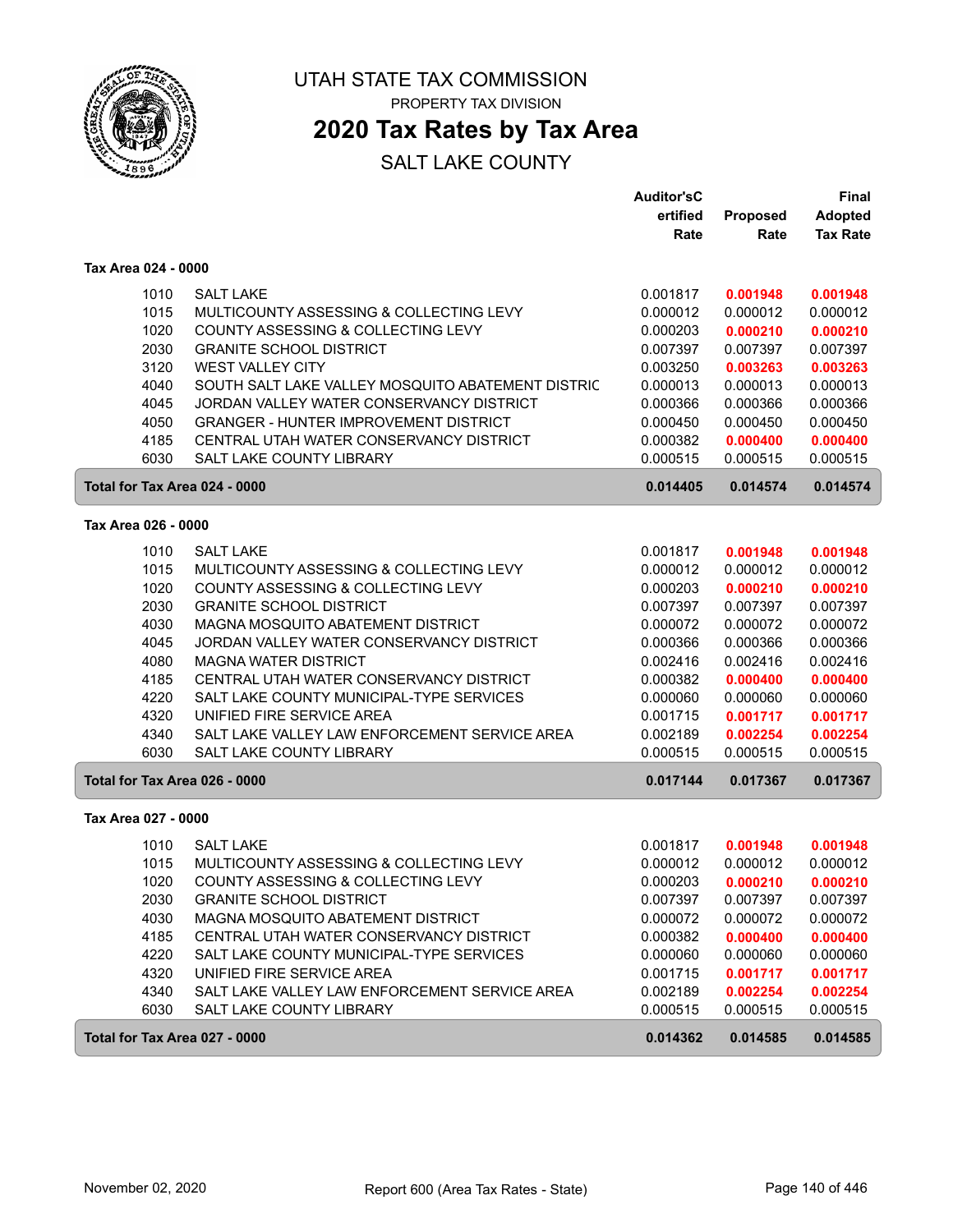# UTAH STATE TAX COMMISSION

PROPERTY TAX DIVISION

## 2020 Tax Rates by Tax Area

SALT LAKE COUNTY

### Tax Area 024 - 0000

| | | Auditor'sCertified Rate | Proposed Rate | Final Adopted Tax Rate |
|---|---|---|---|---|
| 1010 | SALT LAKE | 0.001817 | **0.001948** | **0.001948** |
| 1015 | MULTICOUNTY ASSESSING & COLLECTING LEVY | 0.000012 | 0.000012 | 0.000012 |
| 1020 | COUNTY ASSESSING & COLLECTING LEVY | 0.000203 | **0.000210** | **0.000210** |
| 2030 | GRANITE SCHOOL DISTRICT | 0.007397 | 0.007397 | 0.007397 |
| 3120 | WEST VALLEY CITY | 0.003250 | **0.003263** | **0.003263** |
| 4040 | SOUTH SALT LAKE VALLEY MOSQUITO ABATEMENT DISTRIC | 0.000013 | 0.000013 | 0.000013 |
| 4045 | JORDAN VALLEY WATER CONSERVANCY DISTRICT | 0.000366 | 0.000366 | 0.000366 |
| 4050 | GRANGER - HUNTER IMPROVEMENT DISTRICT | 0.000450 | 0.000450 | 0.000450 |
| 4185 | CENTRAL UTAH WATER CONSERVANCY DISTRICT | 0.000382 | **0.000400** | **0.000400** |
| 6030 | SALT LAKE COUNTY LIBRARY | 0.000515 | 0.000515 | 0.000515 |
| **Total for Tax Area 024 - 0000** | | **0.014405** | **0.014574** | **0.014574** |

### Tax Area 026 - 0000

| | | Auditor'sCertified Rate | Proposed Rate | Final Adopted Tax Rate |
|---|---|---|---|---|
| 1010 | SALT LAKE | 0.001817 | **0.001948** | **0.001948** |
| 1015 | MULTICOUNTY ASSESSING & COLLECTING LEVY | 0.000012 | 0.000012 | 0.000012 |
| 1020 | COUNTY ASSESSING & COLLECTING LEVY | 0.000203 | **0.000210** | **0.000210** |
| 2030 | GRANITE SCHOOL DISTRICT | 0.007397 | 0.007397 | 0.007397 |
| 4030 | MAGNA MOSQUITO ABATEMENT DISTRICT | 0.000072 | 0.000072 | 0.000072 |
| 4045 | JORDAN VALLEY WATER CONSERVANCY DISTRICT | 0.000366 | 0.000366 | 0.000366 |
| 4080 | MAGNA WATER DISTRICT | 0.002416 | 0.002416 | 0.002416 |
| 4185 | CENTRAL UTAH WATER CONSERVANCY DISTRICT | 0.000382 | **0.000400** | **0.000400** |
| 4220 | SALT LAKE COUNTY MUNICIPAL-TYPE SERVICES | 0.000060 | 0.000060 | 0.000060 |
| 4320 | UNIFIED FIRE SERVICE AREA | 0.001715 | **0.001717** | **0.001717** |
| 4340 | SALT LAKE VALLEY LAW ENFORCEMENT SERVICE AREA | 0.002189 | **0.002254** | **0.002254** |
| 6030 | SALT LAKE COUNTY LIBRARY | 0.000515 | 0.000515 | 0.000515 |
| **Total for Tax Area 026 - 0000** | | **0.017144** | **0.017367** | **0.017367** |

### Tax Area 027 - 0000

| | | Auditor'sCertified Rate | Proposed Rate | Final Adopted Tax Rate |
|---|---|---|---|---|
| 1010 | SALT LAKE | 0.001817 | **0.001948** | **0.001948** |
| 1015 | MULTICOUNTY ASSESSING & COLLECTING LEVY | 0.000012 | 0.000012 | 0.000012 |
| 1020 | COUNTY ASSESSING & COLLECTING LEVY | 0.000203 | **0.000210** | **0.000210** |
| 2030 | GRANITE SCHOOL DISTRICT | 0.007397 | 0.007397 | 0.007397 |
| 4030 | MAGNA MOSQUITO ABATEMENT DISTRICT | 0.000072 | 0.000072 | 0.000072 |
| 4185 | CENTRAL UTAH WATER CONSERVANCY DISTRICT | 0.000382 | **0.000400** | **0.000400** |
| 4220 | SALT LAKE COUNTY MUNICIPAL-TYPE SERVICES | 0.000060 | 0.000060 | 0.000060 |
| 4320 | UNIFIED FIRE SERVICE AREA | 0.001715 | **0.001717** | **0.001717** |
| 4340 | SALT LAKE VALLEY LAW ENFORCEMENT SERVICE AREA | 0.002189 | **0.002254** | **0.002254** |
| 6030 | SALT LAKE COUNTY LIBRARY | 0.000515 | 0.000515 | 0.000515 |
| **Total for Tax Area 027 - 0000** | | **0.014362** | **0.014585** | **0.014585** |

November 02, 2020 — Report 600 (Area Tax Rates - State)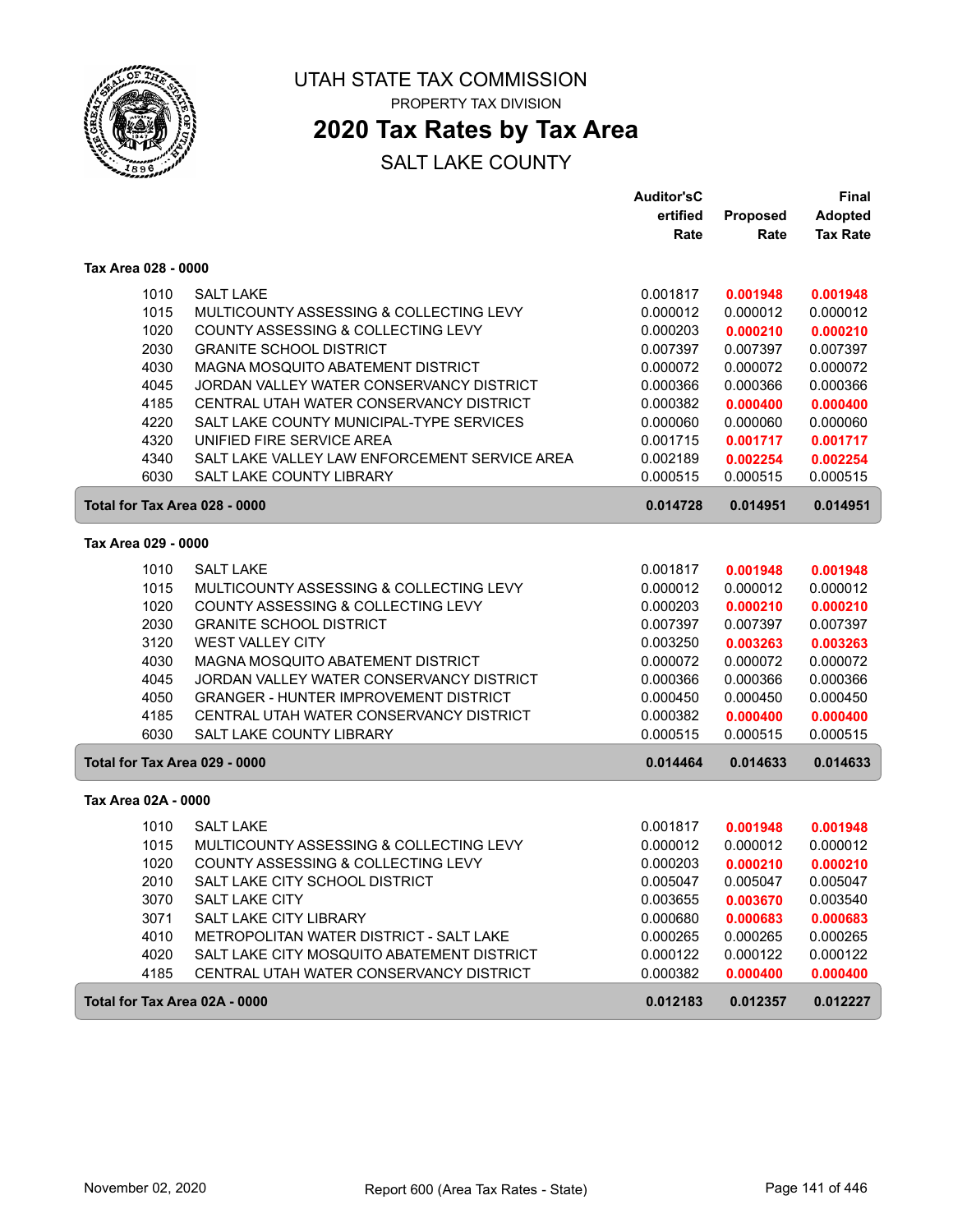# UTAH STATE TAX COMMISSION

PROPERTY TAX DIVISION

## 2020 Tax Rates by Tax Area

SALT LAKE COUNTY

### Tax Area 028 - 0000

| Code | Entity | Auditor's Certified Rate | Proposed Rate | Final Adopted Tax Rate |
|---|---|---|---|---|
| 1010 | SALT LAKE | 0.001817 | **0.001948** | **0.001948** |
| 1015 | MULTICOUNTY ASSESSING & COLLECTING LEVY | 0.000012 | 0.000012 | 0.000012 |
| 1020 | COUNTY ASSESSING & COLLECTING LEVY | 0.000203 | **0.000210** | **0.000210** |
| 2030 | GRANITE SCHOOL DISTRICT | 0.007397 | 0.007397 | 0.007397 |
| 4030 | MAGNA MOSQUITO ABATEMENT DISTRICT | 0.000072 | 0.000072 | 0.000072 |
| 4045 | JORDAN VALLEY WATER CONSERVANCY DISTRICT | 0.000366 | 0.000366 | 0.000366 |
| 4185 | CENTRAL UTAH WATER CONSERVANCY DISTRICT | 0.000382 | **0.000400** | **0.000400** |
| 4220 | SALT LAKE COUNTY MUNICIPAL-TYPE SERVICES | 0.000060 | 0.000060 | 0.000060 |
| 4320 | UNIFIED FIRE SERVICE AREA | 0.001715 | **0.001717** | **0.001717** |
| 4340 | SALT LAKE VALLEY LAW ENFORCEMENT SERVICE AREA | 0.002189 | **0.002254** | **0.002254** |
| 6030 | SALT LAKE COUNTY LIBRARY | 0.000515 | 0.000515 | 0.000515 |
| **Total for Tax Area 028 - 0000** | | **0.014728** | **0.014951** | **0.014951** |

### Tax Area 029 - 0000

| Code | Entity | Auditor's Certified Rate | Proposed Rate | Final Adopted Tax Rate |
|---|---|---|---|---|
| 1010 | SALT LAKE | 0.001817 | **0.001948** | **0.001948** |
| 1015 | MULTICOUNTY ASSESSING & COLLECTING LEVY | 0.000012 | 0.000012 | 0.000012 |
| 1020 | COUNTY ASSESSING & COLLECTING LEVY | 0.000203 | **0.000210** | **0.000210** |
| 2030 | GRANITE SCHOOL DISTRICT | 0.007397 | 0.007397 | 0.007397 |
| 3120 | WEST VALLEY CITY | 0.003250 | **0.003263** | **0.003263** |
| 4030 | MAGNA MOSQUITO ABATEMENT DISTRICT | 0.000072 | 0.000072 | 0.000072 |
| 4045 | JORDAN VALLEY WATER CONSERVANCY DISTRICT | 0.000366 | 0.000366 | 0.000366 |
| 4050 | GRANGER - HUNTER IMPROVEMENT DISTRICT | 0.000450 | 0.000450 | 0.000450 |
| 4185 | CENTRAL UTAH WATER CONSERVANCY DISTRICT | 0.000382 | **0.000400** | **0.000400** |
| 6030 | SALT LAKE COUNTY LIBRARY | 0.000515 | 0.000515 | 0.000515 |
| **Total for Tax Area 029 - 0000** | | **0.014464** | **0.014633** | **0.014633** |

### Tax Area 02A - 0000

| Code | Entity | Auditor's Certified Rate | Proposed Rate | Final Adopted Tax Rate |
|---|---|---|---|---|
| 1010 | SALT LAKE | 0.001817 | **0.001948** | **0.001948** |
| 1015 | MULTICOUNTY ASSESSING & COLLECTING LEVY | 0.000012 | 0.000012 | 0.000012 |
| 1020 | COUNTY ASSESSING & COLLECTING LEVY | 0.000203 | **0.000210** | **0.000210** |
| 2010 | SALT LAKE CITY SCHOOL DISTRICT | 0.005047 | 0.005047 | 0.005047 |
| 3070 | SALT LAKE CITY | 0.003655 | **0.003670** | 0.003540 |
| 3071 | SALT LAKE CITY LIBRARY | 0.000680 | **0.000683** | **0.000683** |
| 4010 | METROPOLITAN WATER DISTRICT - SALT LAKE | 0.000265 | 0.000265 | 0.000265 |
| 4020 | SALT LAKE CITY MOSQUITO ABATEMENT DISTRICT | 0.000122 | 0.000122 | 0.000122 |
| 4185 | CENTRAL UTAH WATER CONSERVANCY DISTRICT | 0.000382 | **0.000400** | **0.000400** |
| **Total for Tax Area 02A - 0000** | | **0.012183** | **0.012357** | **0.012227** |

November 02, 2020 — Report 600 (Area Tax Rates - State)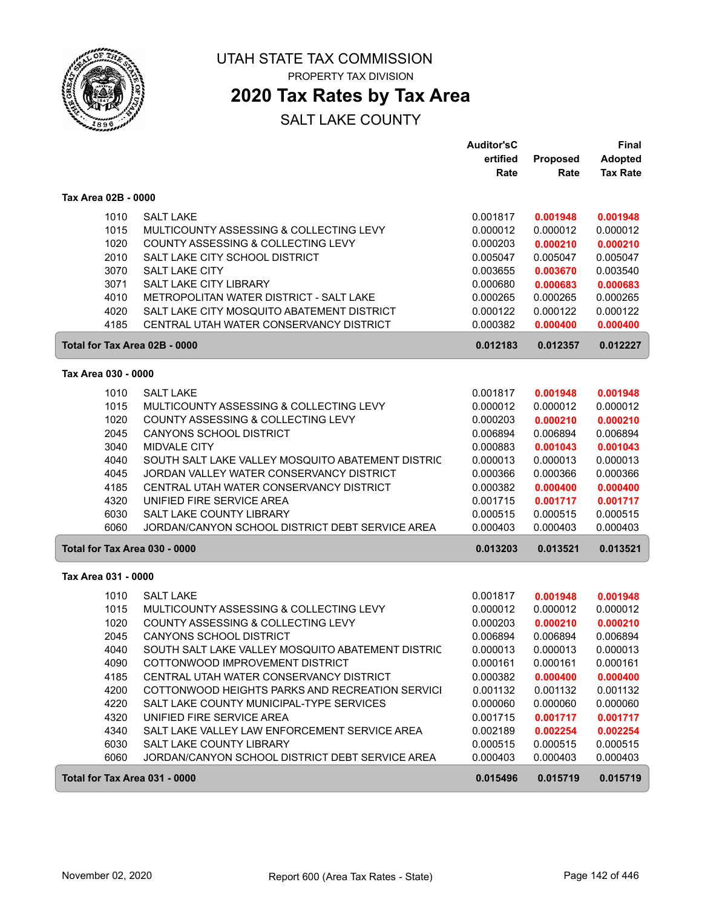# UTAH STATE TAX COMMISSION

PROPERTY TAX DIVISION

## 2020 Tax Rates by Tax Area

SALT LAKE COUNTY

| | | Auditor'sCertified Rate | Proposed Rate | Final Adopted Tax Rate |
|---|---|---|---|---|
| **Tax Area 02B - 0000** | | | | |
| 1010 | SALT LAKE | 0.001817 | **0.001948** | **0.001948** |
| 1015 | MULTICOUNTY ASSESSING & COLLECTING LEVY | 0.000012 | 0.000012 | 0.000012 |
| 1020 | COUNTY ASSESSING & COLLECTING LEVY | 0.000203 | **0.000210** | **0.000210** |
| 2010 | SALT LAKE CITY SCHOOL DISTRICT | 0.005047 | 0.005047 | 0.005047 |
| 3070 | SALT LAKE CITY | 0.003655 | **0.003670** | 0.003540 |
| 3071 | SALT LAKE CITY LIBRARY | 0.000680 | **0.000683** | **0.000683** |
| 4010 | METROPOLITAN WATER DISTRICT - SALT LAKE | 0.000265 | 0.000265 | 0.000265 |
| 4020 | SALT LAKE CITY MOSQUITO ABATEMENT DISTRICT | 0.000122 | 0.000122 | 0.000122 |
| 4185 | CENTRAL UTAH WATER CONSERVANCY DISTRICT | 0.000382 | **0.000400** | **0.000400** |
| **Total for Tax Area 02B - 0000** | | **0.012183** | **0.012357** | **0.012227** |
| **Tax Area 030 - 0000** | | | | |
| 1010 | SALT LAKE | 0.001817 | **0.001948** | **0.001948** |
| 1015 | MULTICOUNTY ASSESSING & COLLECTING LEVY | 0.000012 | 0.000012 | 0.000012 |
| 1020 | COUNTY ASSESSING & COLLECTING LEVY | 0.000203 | **0.000210** | **0.000210** |
| 2045 | CANYONS SCHOOL DISTRICT | 0.006894 | 0.006894 | 0.006894 |
| 3040 | MIDVALE CITY | 0.000883 | **0.001043** | **0.001043** |
| 4040 | SOUTH SALT LAKE VALLEY MOSQUITO ABATEMENT DISTRIC | 0.000013 | 0.000013 | 0.000013 |
| 4045 | JORDAN VALLEY WATER CONSERVANCY DISTRICT | 0.000366 | 0.000366 | 0.000366 |
| 4185 | CENTRAL UTAH WATER CONSERVANCY DISTRICT | 0.000382 | **0.000400** | **0.000400** |
| 4320 | UNIFIED FIRE SERVICE AREA | 0.001715 | **0.001717** | **0.001717** |
| 6030 | SALT LAKE COUNTY LIBRARY | 0.000515 | 0.000515 | 0.000515 |
| 6060 | JORDAN/CANYON SCHOOL DISTRICT DEBT SERVICE AREA | 0.000403 | 0.000403 | 0.000403 |
| **Total for Tax Area 030 - 0000** | | **0.013203** | **0.013521** | **0.013521** |
| **Tax Area 031 - 0000** | | | | |
| 1010 | SALT LAKE | 0.001817 | **0.001948** | **0.001948** |
| 1015 | MULTICOUNTY ASSESSING & COLLECTING LEVY | 0.000012 | 0.000012 | 0.000012 |
| 1020 | COUNTY ASSESSING & COLLECTING LEVY | 0.000203 | **0.000210** | **0.000210** |
| 2045 | CANYONS SCHOOL DISTRICT | 0.006894 | 0.006894 | 0.006894 |
| 4040 | SOUTH SALT LAKE VALLEY MOSQUITO ABATEMENT DISTRIC | 0.000013 | 0.000013 | 0.000013 |
| 4090 | COTTONWOOD IMPROVEMENT DISTRICT | 0.000161 | 0.000161 | 0.000161 |
| 4185 | CENTRAL UTAH WATER CONSERVANCY DISTRICT | 0.000382 | **0.000400** | **0.000400** |
| 4200 | COTTONWOOD HEIGHTS PARKS AND RECREATION SERVICI | 0.001132 | 0.001132 | 0.001132 |
| 4220 | SALT LAKE COUNTY MUNICIPAL-TYPE SERVICES | 0.000060 | 0.000060 | 0.000060 |
| 4320 | UNIFIED FIRE SERVICE AREA | 0.001715 | **0.001717** | **0.001717** |
| 4340 | SALT LAKE VALLEY LAW ENFORCEMENT SERVICE AREA | 0.002189 | **0.002254** | **0.002254** |
| 6030 | SALT LAKE COUNTY LIBRARY | 0.000515 | 0.000515 | 0.000515 |
| 6060 | JORDAN/CANYON SCHOOL DISTRICT DEBT SERVICE AREA | 0.000403 | 0.000403 | 0.000403 |
| **Total for Tax Area 031 - 0000** | | **0.015496** | **0.015719** | **0.015719** |

November 02, 2020 — Report 600 (Area Tax Rates - State)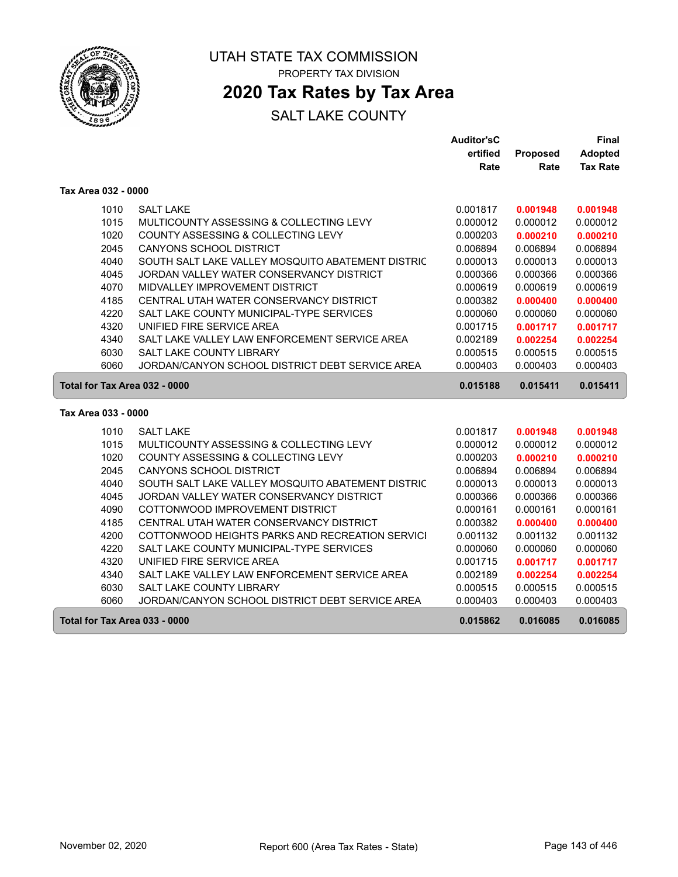# UTAH STATE TAX COMMISSION

PROPERTY TAX DIVISION

## 2020 Tax Rates by Tax Area

SALT LAKE COUNTY

| | | Auditor'sCertified Rate | Proposed Rate | Final Adopted Tax Rate |
|---|---|---|---|---|
| **Tax Area 032 - 0000** | | | | |
| 1010 | SALT LAKE | 0.001817 | **0.001948** | **0.001948** |
| 1015 | MULTICOUNTY ASSESSING & COLLECTING LEVY | 0.000012 | 0.000012 | 0.000012 |
| 1020 | COUNTY ASSESSING & COLLECTING LEVY | 0.000203 | **0.000210** | **0.000210** |
| 2045 | CANYONS SCHOOL DISTRICT | 0.006894 | 0.006894 | 0.006894 |
| 4040 | SOUTH SALT LAKE VALLEY MOSQUITO ABATEMENT DISTRIC | 0.000013 | 0.000013 | 0.000013 |
| 4045 | JORDAN VALLEY WATER CONSERVANCY DISTRICT | 0.000366 | 0.000366 | 0.000366 |
| 4070 | MIDVALLEY IMPROVEMENT DISTRICT | 0.000619 | 0.000619 | 0.000619 |
| 4185 | CENTRAL UTAH WATER CONSERVANCY DISTRICT | 0.000382 | **0.000400** | **0.000400** |
| 4220 | SALT LAKE COUNTY MUNICIPAL-TYPE SERVICES | 0.000060 | 0.000060 | 0.000060 |
| 4320 | UNIFIED FIRE SERVICE AREA | 0.001715 | **0.001717** | **0.001717** |
| 4340 | SALT LAKE VALLEY LAW ENFORCEMENT SERVICE AREA | 0.002189 | **0.002254** | **0.002254** |
| 6030 | SALT LAKE COUNTY LIBRARY | 0.000515 | 0.000515 | 0.000515 |
| 6060 | JORDAN/CANYON SCHOOL DISTRICT DEBT SERVICE AREA | 0.000403 | 0.000403 | 0.000403 |
| **Total for Tax Area 032 - 0000** | | **0.015188** | **0.015411** | **0.015411** |
| **Tax Area 033 - 0000** | | | | |
| 1010 | SALT LAKE | 0.001817 | **0.001948** | **0.001948** |
| 1015 | MULTICOUNTY ASSESSING & COLLECTING LEVY | 0.000012 | 0.000012 | 0.000012 |
| 1020 | COUNTY ASSESSING & COLLECTING LEVY | 0.000203 | **0.000210** | **0.000210** |
| 2045 | CANYONS SCHOOL DISTRICT | 0.006894 | 0.006894 | 0.006894 |
| 4040 | SOUTH SALT LAKE VALLEY MOSQUITO ABATEMENT DISTRIC | 0.000013 | 0.000013 | 0.000013 |
| 4045 | JORDAN VALLEY WATER CONSERVANCY DISTRICT | 0.000366 | 0.000366 | 0.000366 |
| 4090 | COTTONWOOD IMPROVEMENT DISTRICT | 0.000161 | 0.000161 | 0.000161 |
| 4185 | CENTRAL UTAH WATER CONSERVANCY DISTRICT | 0.000382 | **0.000400** | **0.000400** |
| 4200 | COTTONWOOD HEIGHTS PARKS AND RECREATION SERVICI | 0.001132 | 0.001132 | 0.001132 |
| 4220 | SALT LAKE COUNTY MUNICIPAL-TYPE SERVICES | 0.000060 | 0.000060 | 0.000060 |
| 4320 | UNIFIED FIRE SERVICE AREA | 0.001715 | **0.001717** | **0.001717** |
| 4340 | SALT LAKE VALLEY LAW ENFORCEMENT SERVICE AREA | 0.002189 | **0.002254** | **0.002254** |
| 6030 | SALT LAKE COUNTY LIBRARY | 0.000515 | 0.000515 | 0.000515 |
| 6060 | JORDAN/CANYON SCHOOL DISTRICT DEBT SERVICE AREA | 0.000403 | 0.000403 | 0.000403 |
| **Total for Tax Area 033 - 0000** | | **0.015862** | **0.016085** | **0.016085** |

November 02, 2020 — Report 600 (Area Tax Rates - State)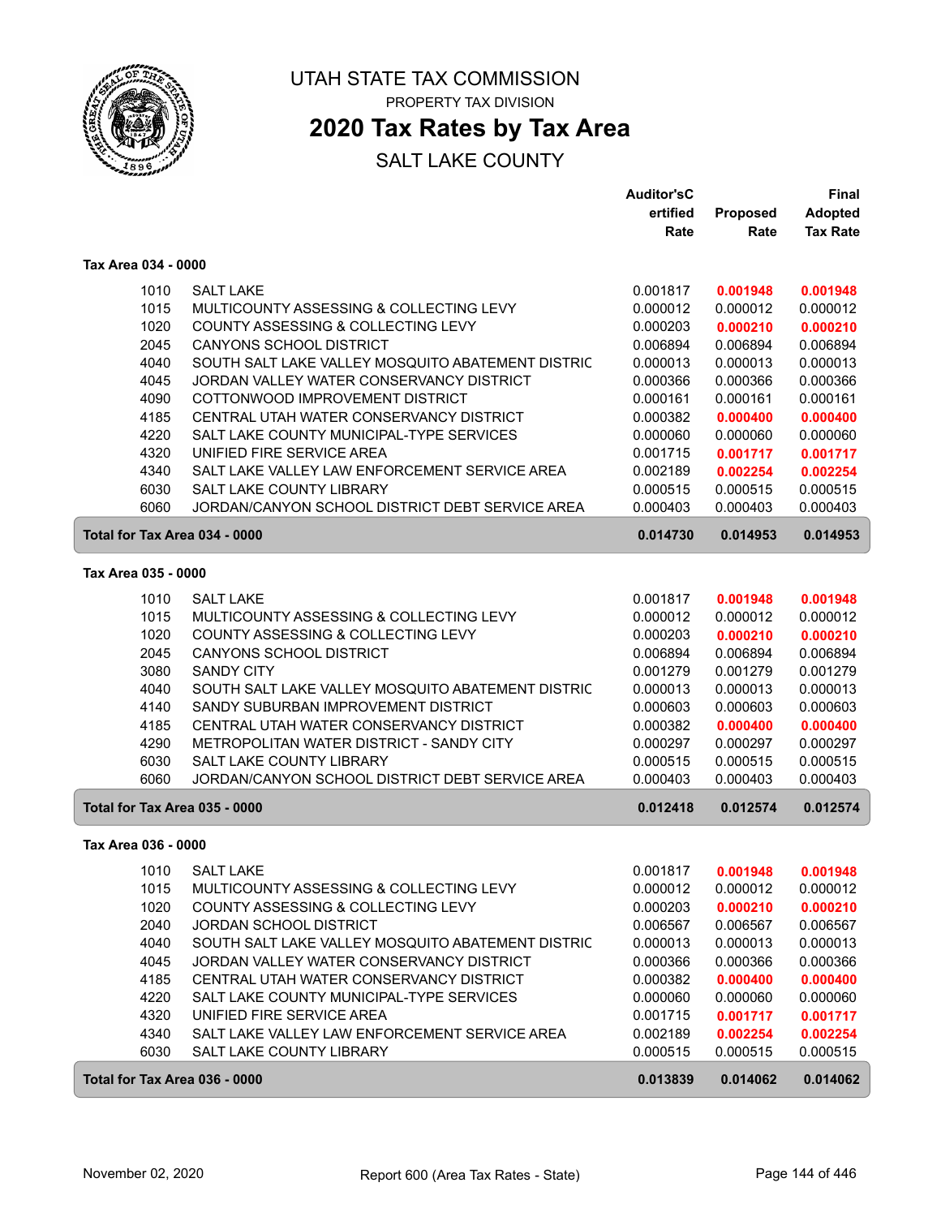# UTAH STATE TAX COMMISSION

PROPERTY TAX DIVISION

## 2020 Tax Rates by Tax Area

SALT LAKE COUNTY

| | | Auditor'sCertified Rate | Proposed Rate | Final Adopted Tax Rate |
|---|---|---|---|---|
| **Tax Area 034 - 0000** | | | | |
| 1010 | SALT LAKE | 0.001817 | **0.001948** | **0.001948** |
| 1015 | MULTICOUNTY ASSESSING & COLLECTING LEVY | 0.000012 | 0.000012 | 0.000012 |
| 1020 | COUNTY ASSESSING & COLLECTING LEVY | 0.000203 | **0.000210** | **0.000210** |
| 2045 | CANYONS SCHOOL DISTRICT | 0.006894 | 0.006894 | 0.006894 |
| 4040 | SOUTH SALT LAKE VALLEY MOSQUITO ABATEMENT DISTRIC | 0.000013 | 0.000013 | 0.000013 |
| 4045 | JORDAN VALLEY WATER CONSERVANCY DISTRICT | 0.000366 | 0.000366 | 0.000366 |
| 4090 | COTTONWOOD IMPROVEMENT DISTRICT | 0.000161 | 0.000161 | 0.000161 |
| 4185 | CENTRAL UTAH WATER CONSERVANCY DISTRICT | 0.000382 | **0.000400** | **0.000400** |
| 4220 | SALT LAKE COUNTY MUNICIPAL-TYPE SERVICES | 0.000060 | 0.000060 | 0.000060 |
| 4320 | UNIFIED FIRE SERVICE AREA | 0.001715 | **0.001717** | **0.001717** |
| 4340 | SALT LAKE VALLEY LAW ENFORCEMENT SERVICE AREA | 0.002189 | **0.002254** | **0.002254** |
| 6030 | SALT LAKE COUNTY LIBRARY | 0.000515 | 0.000515 | 0.000515 |
| 6060 | JORDAN/CANYON SCHOOL DISTRICT DEBT SERVICE AREA | 0.000403 | 0.000403 | 0.000403 |
| **Total for Tax Area 034 - 0000** | | **0.014730** | **0.014953** | **0.014953** |
| **Tax Area 035 - 0000** | | | | |
| 1010 | SALT LAKE | 0.001817 | **0.001948** | **0.001948** |
| 1015 | MULTICOUNTY ASSESSING & COLLECTING LEVY | 0.000012 | 0.000012 | 0.000012 |
| 1020 | COUNTY ASSESSING & COLLECTING LEVY | 0.000203 | **0.000210** | **0.000210** |
| 2045 | CANYONS SCHOOL DISTRICT | 0.006894 | 0.006894 | 0.006894 |
| 3080 | SANDY CITY | 0.001279 | 0.001279 | 0.001279 |
| 4040 | SOUTH SALT LAKE VALLEY MOSQUITO ABATEMENT DISTRIC | 0.000013 | 0.000013 | 0.000013 |
| 4140 | SANDY SUBURBAN IMPROVEMENT DISTRICT | 0.000603 | 0.000603 | 0.000603 |
| 4185 | CENTRAL UTAH WATER CONSERVANCY DISTRICT | 0.000382 | **0.000400** | **0.000400** |
| 4290 | METROPOLITAN WATER DISTRICT - SANDY CITY | 0.000297 | 0.000297 | 0.000297 |
| 6030 | SALT LAKE COUNTY LIBRARY | 0.000515 | 0.000515 | 0.000515 |
| 6060 | JORDAN/CANYON SCHOOL DISTRICT DEBT SERVICE AREA | 0.000403 | 0.000403 | 0.000403 |
| **Total for Tax Area 035 - 0000** | | **0.012418** | **0.012574** | **0.012574** |
| **Tax Area 036 - 0000** | | | | |
| 1010 | SALT LAKE | 0.001817 | **0.001948** | **0.001948** |
| 1015 | MULTICOUNTY ASSESSING & COLLECTING LEVY | 0.000012 | 0.000012 | 0.000012 |
| 1020 | COUNTY ASSESSING & COLLECTING LEVY | 0.000203 | **0.000210** | **0.000210** |
| 2040 | JORDAN SCHOOL DISTRICT | 0.006567 | 0.006567 | 0.006567 |
| 4040 | SOUTH SALT LAKE VALLEY MOSQUITO ABATEMENT DISTRIC | 0.000013 | 0.000013 | 0.000013 |
| 4045 | JORDAN VALLEY WATER CONSERVANCY DISTRICT | 0.000366 | 0.000366 | 0.000366 |
| 4185 | CENTRAL UTAH WATER CONSERVANCY DISTRICT | 0.000382 | **0.000400** | **0.000400** |
| 4220 | SALT LAKE COUNTY MUNICIPAL-TYPE SERVICES | 0.000060 | 0.000060 | 0.000060 |
| 4320 | UNIFIED FIRE SERVICE AREA | 0.001715 | **0.001717** | **0.001717** |
| 4340 | SALT LAKE VALLEY LAW ENFORCEMENT SERVICE AREA | 0.002189 | **0.002254** | **0.002254** |
| 6030 | SALT LAKE COUNTY LIBRARY | 0.000515 | 0.000515 | 0.000515 |
| **Total for Tax Area 036 - 0000** | | **0.013839** | **0.014062** | **0.014062** |

November 02, 2020 Report 600 (Area Tax Rates - State)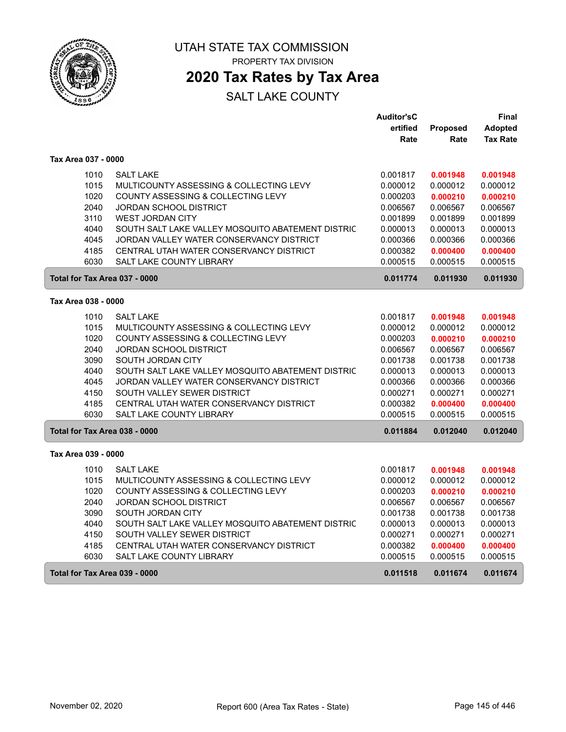# UTAH STATE TAX COMMISSION

PROPERTY TAX DIVISION

## 2020 Tax Rates by Tax Area

SALT LAKE COUNTY

| | | Auditor'sCertified Rate | Proposed Rate | Final Adopted Tax Rate |
|---|---|---|---|---|
| **Tax Area 037 - 0000** | | | | |
| 1010 | SALT LAKE | 0.001817 | **0.001948** | **0.001948** |
| 1015 | MULTICOUNTY ASSESSING & COLLECTING LEVY | 0.000012 | 0.000012 | 0.000012 |
| 1020 | COUNTY ASSESSING & COLLECTING LEVY | 0.000203 | **0.000210** | **0.000210** |
| 2040 | JORDAN SCHOOL DISTRICT | 0.006567 | 0.006567 | 0.006567 |
| 3110 | WEST JORDAN CITY | 0.001899 | 0.001899 | 0.001899 |
| 4040 | SOUTH SALT LAKE VALLEY MOSQUITO ABATEMENT DISTRIC | 0.000013 | 0.000013 | 0.000013 |
| 4045 | JORDAN VALLEY WATER CONSERVANCY DISTRICT | 0.000366 | 0.000366 | 0.000366 |
| 4185 | CENTRAL UTAH WATER CONSERVANCY DISTRICT | 0.000382 | **0.000400** | **0.000400** |
| 6030 | SALT LAKE COUNTY LIBRARY | 0.000515 | 0.000515 | 0.000515 |
| **Total for Tax Area 037 - 0000** | | **0.011774** | **0.011930** | **0.011930** |
| **Tax Area 038 - 0000** | | | | |
| 1010 | SALT LAKE | 0.001817 | **0.001948** | **0.001948** |
| 1015 | MULTICOUNTY ASSESSING & COLLECTING LEVY | 0.000012 | 0.000012 | 0.000012 |
| 1020 | COUNTY ASSESSING & COLLECTING LEVY | 0.000203 | **0.000210** | **0.000210** |
| 2040 | JORDAN SCHOOL DISTRICT | 0.006567 | 0.006567 | 0.006567 |
| 3090 | SOUTH JORDAN CITY | 0.001738 | 0.001738 | 0.001738 |
| 4040 | SOUTH SALT LAKE VALLEY MOSQUITO ABATEMENT DISTRIC | 0.000013 | 0.000013 | 0.000013 |
| 4045 | JORDAN VALLEY WATER CONSERVANCY DISTRICT | 0.000366 | 0.000366 | 0.000366 |
| 4150 | SOUTH VALLEY SEWER DISTRICT | 0.000271 | 0.000271 | 0.000271 |
| 4185 | CENTRAL UTAH WATER CONSERVANCY DISTRICT | 0.000382 | **0.000400** | **0.000400** |
| 6030 | SALT LAKE COUNTY LIBRARY | 0.000515 | 0.000515 | 0.000515 |
| **Total for Tax Area 038 - 0000** | | **0.011884** | **0.012040** | **0.012040** |
| **Tax Area 039 - 0000** | | | | |
| 1010 | SALT LAKE | 0.001817 | **0.001948** | **0.001948** |
| 1015 | MULTICOUNTY ASSESSING & COLLECTING LEVY | 0.000012 | 0.000012 | 0.000012 |
| 1020 | COUNTY ASSESSING & COLLECTING LEVY | 0.000203 | **0.000210** | **0.000210** |
| 2040 | JORDAN SCHOOL DISTRICT | 0.006567 | 0.006567 | 0.006567 |
| 3090 | SOUTH JORDAN CITY | 0.001738 | 0.001738 | 0.001738 |
| 4040 | SOUTH SALT LAKE VALLEY MOSQUITO ABATEMENT DISTRIC | 0.000013 | 0.000013 | 0.000013 |
| 4150 | SOUTH VALLEY SEWER DISTRICT | 0.000271 | 0.000271 | 0.000271 |
| 4185 | CENTRAL UTAH WATER CONSERVANCY DISTRICT | 0.000382 | **0.000400** | **0.000400** |
| 6030 | SALT LAKE COUNTY LIBRARY | 0.000515 | 0.000515 | 0.000515 |
| **Total for Tax Area 039 - 0000** | | **0.011518** | **0.011674** | **0.011674** |

November 02, 2020 — Report 600 (Area Tax Rates - State)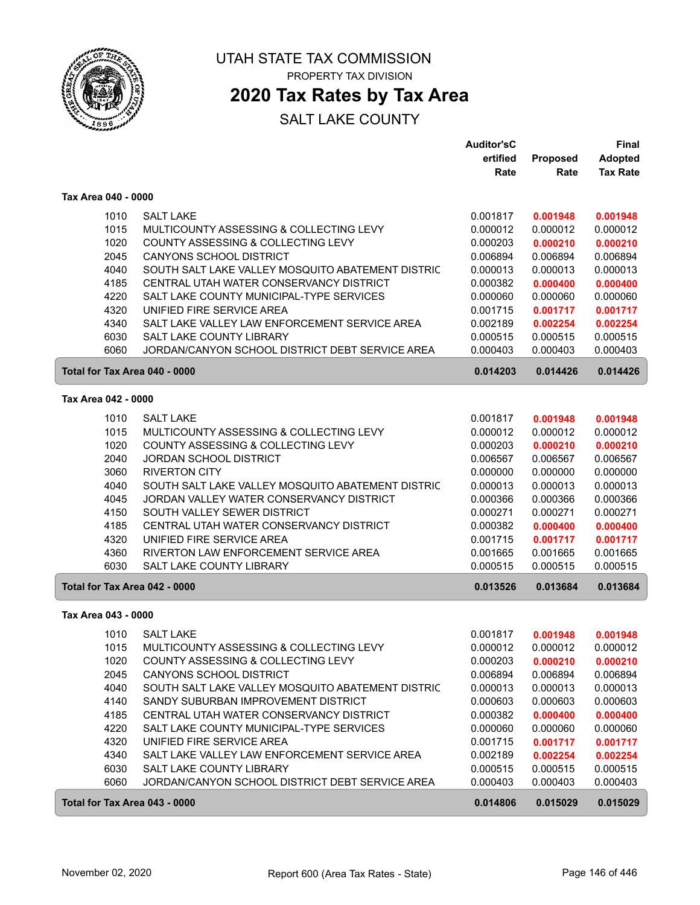# UTAH STATE TAX COMMISSION

PROPERTY TAX DIVISION

## 2020 Tax Rates by Tax Area

SALT LAKE COUNTY

| | | Auditor'sCertified Rate | Proposed Rate | Final Adopted Tax Rate |
|---|---|---|---|---|
| **Tax Area 040 - 0000** | | | | |
| 1010 | SALT LAKE | 0.001817 | **0.001948** | **0.001948** |
| 1015 | MULTICOUNTY ASSESSING & COLLECTING LEVY | 0.000012 | 0.000012 | 0.000012 |
| 1020 | COUNTY ASSESSING & COLLECTING LEVY | 0.000203 | **0.000210** | **0.000210** |
| 2045 | CANYONS SCHOOL DISTRICT | 0.006894 | 0.006894 | 0.006894 |
| 4040 | SOUTH SALT LAKE VALLEY MOSQUITO ABATEMENT DISTRIC | 0.000013 | 0.000013 | 0.000013 |
| 4185 | CENTRAL UTAH WATER CONSERVANCY DISTRICT | 0.000382 | **0.000400** | **0.000400** |
| 4220 | SALT LAKE COUNTY MUNICIPAL-TYPE SERVICES | 0.000060 | 0.000060 | 0.000060 |
| 4320 | UNIFIED FIRE SERVICE AREA | 0.001715 | **0.001717** | **0.001717** |
| 4340 | SALT LAKE VALLEY LAW ENFORCEMENT SERVICE AREA | 0.002189 | **0.002254** | **0.002254** |
| 6030 | SALT LAKE COUNTY LIBRARY | 0.000515 | 0.000515 | 0.000515 |
| 6060 | JORDAN/CANYON SCHOOL DISTRICT DEBT SERVICE AREA | 0.000403 | 0.000403 | 0.000403 |
| **Total for Tax Area 040 - 0000** | | **0.014203** | **0.014426** | **0.014426** |
| **Tax Area 042 - 0000** | | | | |
| 1010 | SALT LAKE | 0.001817 | **0.001948** | **0.001948** |
| 1015 | MULTICOUNTY ASSESSING & COLLECTING LEVY | 0.000012 | 0.000012 | 0.000012 |
| 1020 | COUNTY ASSESSING & COLLECTING LEVY | 0.000203 | **0.000210** | **0.000210** |
| 2040 | JORDAN SCHOOL DISTRICT | 0.006567 | 0.006567 | 0.006567 |
| 3060 | RIVERTON CITY | 0.000000 | 0.000000 | 0.000000 |
| 4040 | SOUTH SALT LAKE VALLEY MOSQUITO ABATEMENT DISTRIC | 0.000013 | 0.000013 | 0.000013 |
| 4045 | JORDAN VALLEY WATER CONSERVANCY DISTRICT | 0.000366 | 0.000366 | 0.000366 |
| 4150 | SOUTH VALLEY SEWER DISTRICT | 0.000271 | 0.000271 | 0.000271 |
| 4185 | CENTRAL UTAH WATER CONSERVANCY DISTRICT | 0.000382 | **0.000400** | **0.000400** |
| 4320 | UNIFIED FIRE SERVICE AREA | 0.001715 | **0.001717** | **0.001717** |
| 4360 | RIVERTON LAW ENFORCEMENT SERVICE AREA | 0.001665 | 0.001665 | 0.001665 |
| 6030 | SALT LAKE COUNTY LIBRARY | 0.000515 | 0.000515 | 0.000515 |
| **Total for Tax Area 042 - 0000** | | **0.013526** | **0.013684** | **0.013684** |
| **Tax Area 043 - 0000** | | | | |
| 1010 | SALT LAKE | 0.001817 | **0.001948** | **0.001948** |
| 1015 | MULTICOUNTY ASSESSING & COLLECTING LEVY | 0.000012 | 0.000012 | 0.000012 |
| 1020 | COUNTY ASSESSING & COLLECTING LEVY | 0.000203 | **0.000210** | **0.000210** |
| 2045 | CANYONS SCHOOL DISTRICT | 0.006894 | 0.006894 | 0.006894 |
| 4040 | SOUTH SALT LAKE VALLEY MOSQUITO ABATEMENT DISTRIC | 0.000013 | 0.000013 | 0.000013 |
| 4140 | SANDY SUBURBAN IMPROVEMENT DISTRICT | 0.000603 | 0.000603 | 0.000603 |
| 4185 | CENTRAL UTAH WATER CONSERVANCY DISTRICT | 0.000382 | **0.000400** | **0.000400** |
| 4220 | SALT LAKE COUNTY MUNICIPAL-TYPE SERVICES | 0.000060 | 0.000060 | 0.000060 |
| 4320 | UNIFIED FIRE SERVICE AREA | 0.001715 | **0.001717** | **0.001717** |
| 4340 | SALT LAKE VALLEY LAW ENFORCEMENT SERVICE AREA | 0.002189 | **0.002254** | **0.002254** |
| 6030 | SALT LAKE COUNTY LIBRARY | 0.000515 | 0.000515 | 0.000515 |
| 6060 | JORDAN/CANYON SCHOOL DISTRICT DEBT SERVICE AREA | 0.000403 | 0.000403 | 0.000403 |
| **Total for Tax Area 043 - 0000** | | **0.014806** | **0.015029** | **0.015029** |

November 02, 2020 Report 600 (Area Tax Rates - State)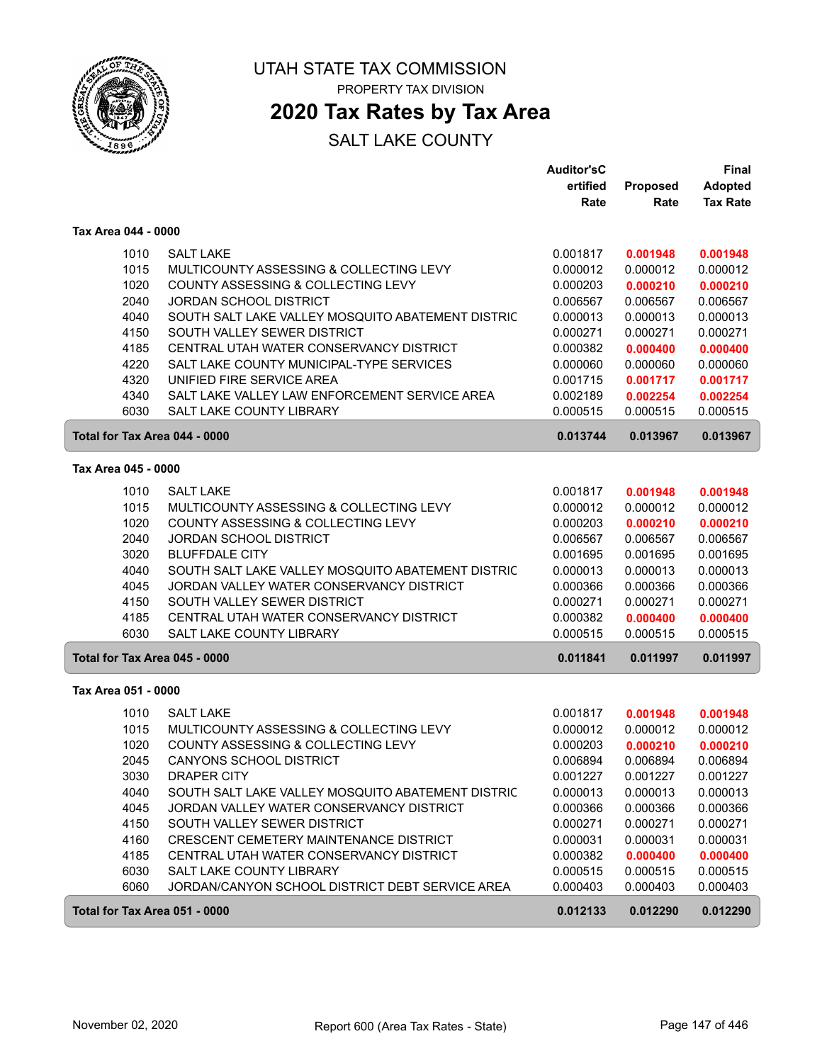# UTAH STATE TAX COMMISSION

PROPERTY TAX DIVISION

## 2020 Tax Rates by Tax Area

SALT LAKE COUNTY

| | | Auditor'sCertified Rate | Proposed Rate | Final Adopted Tax Rate |
|---|---|---|---|---|
| **Tax Area 044 - 0000** | | | | |
| 1010 | SALT LAKE | 0.001817 | **0.001948** | **0.001948** |
| 1015 | MULTICOUNTY ASSESSING & COLLECTING LEVY | 0.000012 | 0.000012 | 0.000012 |
| 1020 | COUNTY ASSESSING & COLLECTING LEVY | 0.000203 | **0.000210** | **0.000210** |
| 2040 | JORDAN SCHOOL DISTRICT | 0.006567 | 0.006567 | 0.006567 |
| 4040 | SOUTH SALT LAKE VALLEY MOSQUITO ABATEMENT DISTRIC | 0.000013 | 0.000013 | 0.000013 |
| 4150 | SOUTH VALLEY SEWER DISTRICT | 0.000271 | 0.000271 | 0.000271 |
| 4185 | CENTRAL UTAH WATER CONSERVANCY DISTRICT | 0.000382 | **0.000400** | **0.000400** |
| 4220 | SALT LAKE COUNTY MUNICIPAL-TYPE SERVICES | 0.000060 | 0.000060 | 0.000060 |
| 4320 | UNIFIED FIRE SERVICE AREA | 0.001715 | **0.001717** | **0.001717** |
| 4340 | SALT LAKE VALLEY LAW ENFORCEMENT SERVICE AREA | 0.002189 | **0.002254** | **0.002254** |
| 6030 | SALT LAKE COUNTY LIBRARY | 0.000515 | 0.000515 | 0.000515 |
| **Total for Tax Area 044 - 0000** | | **0.013744** | **0.013967** | **0.013967** |
| **Tax Area 045 - 0000** | | | | |
| 1010 | SALT LAKE | 0.001817 | **0.001948** | **0.001948** |
| 1015 | MULTICOUNTY ASSESSING & COLLECTING LEVY | 0.000012 | 0.000012 | 0.000012 |
| 1020 | COUNTY ASSESSING & COLLECTING LEVY | 0.000203 | **0.000210** | **0.000210** |
| 2040 | JORDAN SCHOOL DISTRICT | 0.006567 | 0.006567 | 0.006567 |
| 3020 | BLUFFDALE CITY | 0.001695 | 0.001695 | 0.001695 |
| 4040 | SOUTH SALT LAKE VALLEY MOSQUITO ABATEMENT DISTRIC | 0.000013 | 0.000013 | 0.000013 |
| 4045 | JORDAN VALLEY WATER CONSERVANCY DISTRICT | 0.000366 | 0.000366 | 0.000366 |
| 4150 | SOUTH VALLEY SEWER DISTRICT | 0.000271 | 0.000271 | 0.000271 |
| 4185 | CENTRAL UTAH WATER CONSERVANCY DISTRICT | 0.000382 | **0.000400** | **0.000400** |
| 6030 | SALT LAKE COUNTY LIBRARY | 0.000515 | 0.000515 | 0.000515 |
| **Total for Tax Area 045 - 0000** | | **0.011841** | **0.011997** | **0.011997** |
| **Tax Area 051 - 0000** | | | | |
| 1010 | SALT LAKE | 0.001817 | **0.001948** | **0.001948** |
| 1015 | MULTICOUNTY ASSESSING & COLLECTING LEVY | 0.000012 | 0.000012 | 0.000012 |
| 1020 | COUNTY ASSESSING & COLLECTING LEVY | 0.000203 | **0.000210** | **0.000210** |
| 2045 | CANYONS SCHOOL DISTRICT | 0.006894 | 0.006894 | 0.006894 |
| 3030 | DRAPER CITY | 0.001227 | 0.001227 | 0.001227 |
| 4040 | SOUTH SALT LAKE VALLEY MOSQUITO ABATEMENT DISTRIC | 0.000013 | 0.000013 | 0.000013 |
| 4045 | JORDAN VALLEY WATER CONSERVANCY DISTRICT | 0.000366 | 0.000366 | 0.000366 |
| 4150 | SOUTH VALLEY SEWER DISTRICT | 0.000271 | 0.000271 | 0.000271 |
| 4160 | CRESCENT CEMETERY MAINTENANCE DISTRICT | 0.000031 | 0.000031 | 0.000031 |
| 4185 | CENTRAL UTAH WATER CONSERVANCY DISTRICT | 0.000382 | **0.000400** | **0.000400** |
| 6030 | SALT LAKE COUNTY LIBRARY | 0.000515 | 0.000515 | 0.000515 |
| 6060 | JORDAN/CANYON SCHOOL DISTRICT DEBT SERVICE AREA | 0.000403 | 0.000403 | 0.000403 |
| **Total for Tax Area 051 - 0000** | | **0.012133** | **0.012290** | **0.012290** |

November 02, 2020 — Report 600 (Area Tax Rates - State)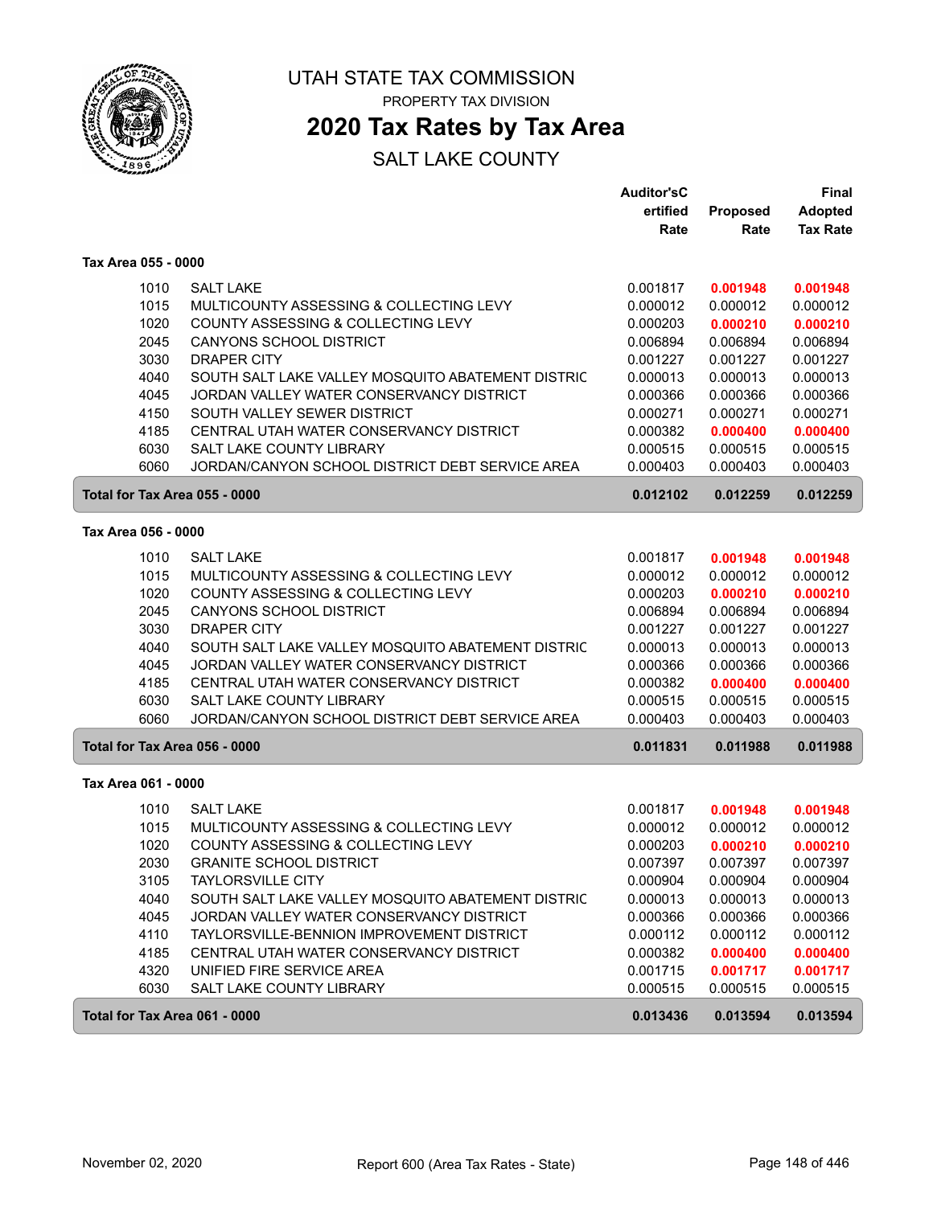UTAH STATE TAX COMMISSION

PROPERTY TAX DIVISION

# 2020 Tax Rates by Tax Area

SALT LAKE COUNTY

| | | Auditor'sCertified Rate | Proposed Rate | Final Adopted Tax Rate |
|---|---|---|---|---|
| **Tax Area 055 - 0000** | | | | |
| 1010 | SALT LAKE | 0.001817 | **0.001948** | **0.001948** |
| 1015 | MULTICOUNTY ASSESSING & COLLECTING LEVY | 0.000012 | 0.000012 | 0.000012 |
| 1020 | COUNTY ASSESSING & COLLECTING LEVY | 0.000203 | **0.000210** | **0.000210** |
| 2045 | CANYONS SCHOOL DISTRICT | 0.006894 | 0.006894 | 0.006894 |
| 3030 | DRAPER CITY | 0.001227 | 0.001227 | 0.001227 |
| 4040 | SOUTH SALT LAKE VALLEY MOSQUITO ABATEMENT DISTRIC | 0.000013 | 0.000013 | 0.000013 |
| 4045 | JORDAN VALLEY WATER CONSERVANCY DISTRICT | 0.000366 | 0.000366 | 0.000366 |
| 4150 | SOUTH VALLEY SEWER DISTRICT | 0.000271 | 0.000271 | 0.000271 |
| 4185 | CENTRAL UTAH WATER CONSERVANCY DISTRICT | 0.000382 | **0.000400** | **0.000400** |
| 6030 | SALT LAKE COUNTY LIBRARY | 0.000515 | 0.000515 | 0.000515 |
| 6060 | JORDAN/CANYON SCHOOL DISTRICT DEBT SERVICE AREA | 0.000403 | 0.000403 | 0.000403 |
| **Total for Tax Area 055 - 0000** | | **0.012102** | **0.012259** | **0.012259** |
| **Tax Area 056 - 0000** | | | | |
| 1010 | SALT LAKE | 0.001817 | **0.001948** | **0.001948** |
| 1015 | MULTICOUNTY ASSESSING & COLLECTING LEVY | 0.000012 | 0.000012 | 0.000012 |
| 1020 | COUNTY ASSESSING & COLLECTING LEVY | 0.000203 | **0.000210** | **0.000210** |
| 2045 | CANYONS SCHOOL DISTRICT | 0.006894 | 0.006894 | 0.006894 |
| 3030 | DRAPER CITY | 0.001227 | 0.001227 | 0.001227 |
| 4040 | SOUTH SALT LAKE VALLEY MOSQUITO ABATEMENT DISTRIC | 0.000013 | 0.000013 | 0.000013 |
| 4045 | JORDAN VALLEY WATER CONSERVANCY DISTRICT | 0.000366 | 0.000366 | 0.000366 |
| 4185 | CENTRAL UTAH WATER CONSERVANCY DISTRICT | 0.000382 | **0.000400** | **0.000400** |
| 6030 | SALT LAKE COUNTY LIBRARY | 0.000515 | 0.000515 | 0.000515 |
| 6060 | JORDAN/CANYON SCHOOL DISTRICT DEBT SERVICE AREA | 0.000403 | 0.000403 | 0.000403 |
| **Total for Tax Area 056 - 0000** | | **0.011831** | **0.011988** | **0.011988** |
| **Tax Area 061 - 0000** | | | | |
| 1010 | SALT LAKE | 0.001817 | **0.001948** | **0.001948** |
| 1015 | MULTICOUNTY ASSESSING & COLLECTING LEVY | 0.000012 | 0.000012 | 0.000012 |
| 1020 | COUNTY ASSESSING & COLLECTING LEVY | 0.000203 | **0.000210** | **0.000210** |
| 2030 | GRANITE SCHOOL DISTRICT | 0.007397 | 0.007397 | 0.007397 |
| 3105 | TAYLORSVILLE CITY | 0.000904 | 0.000904 | 0.000904 |
| 4040 | SOUTH SALT LAKE VALLEY MOSQUITO ABATEMENT DISTRIC | 0.000013 | 0.000013 | 0.000013 |
| 4045 | JORDAN VALLEY WATER CONSERVANCY DISTRICT | 0.000366 | 0.000366 | 0.000366 |
| 4110 | TAYLORSVILLE-BENNION IMPROVEMENT DISTRICT | 0.000112 | 0.000112 | 0.000112 |
| 4185 | CENTRAL UTAH WATER CONSERVANCY DISTRICT | 0.000382 | **0.000400** | **0.000400** |
| 4320 | UNIFIED FIRE SERVICE AREA | 0.001715 | **0.001717** | **0.001717** |
| 6030 | SALT LAKE COUNTY LIBRARY | 0.000515 | 0.000515 | 0.000515 |
| **Total for Tax Area 061 - 0000** | | **0.013436** | **0.013594** | **0.013594** |

November 02, 2020 — Report 600 (Area Tax Rates - State)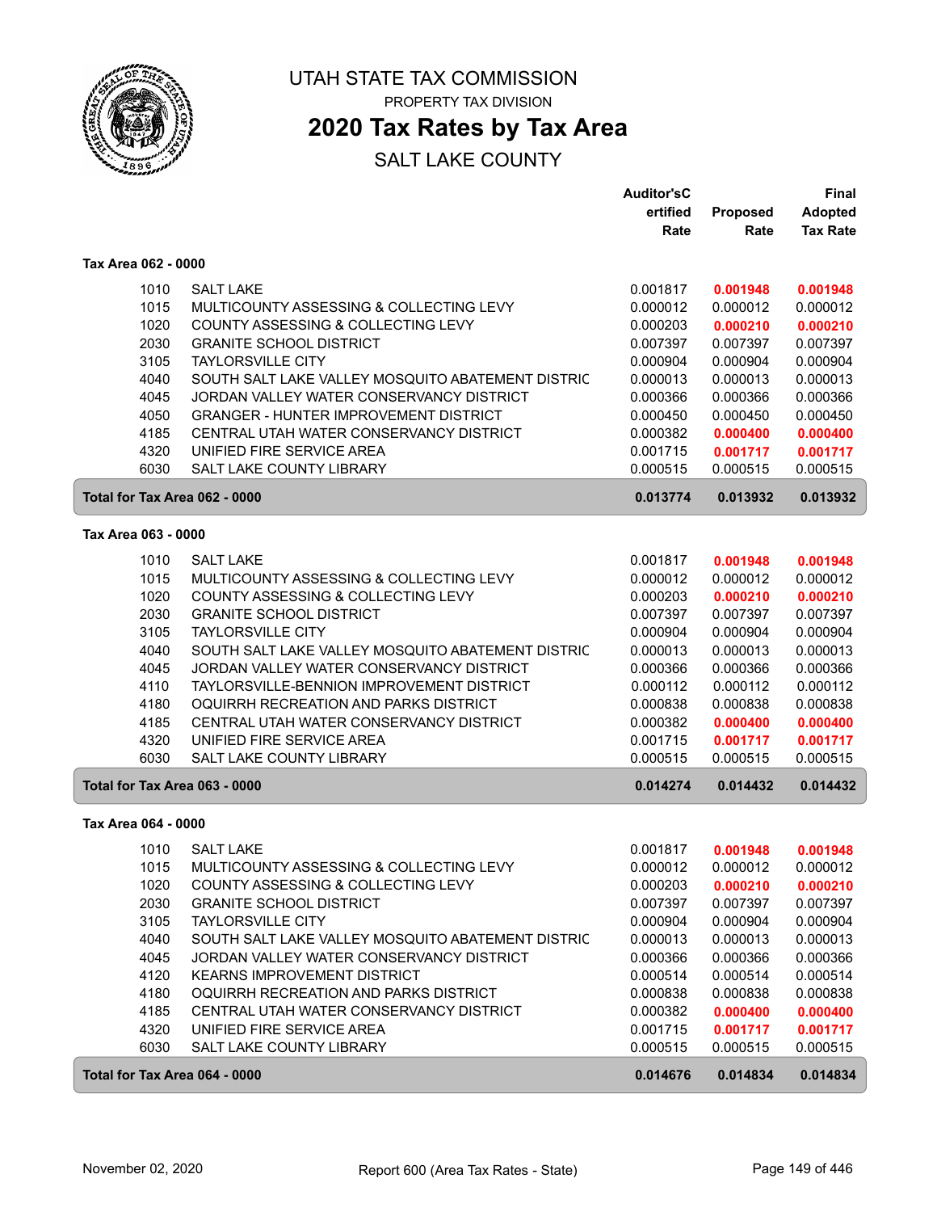# UTAH STATE TAX COMMISSION

PROPERTY TAX DIVISION

## 2020 Tax Rates by Tax Area

SALT LAKE COUNTY

### Tax Area 062 - 0000

| | | Auditor'sCertified Rate | Proposed Rate | Final Adopted Tax Rate |
|---|---|---|---|---|
| 1010 | SALT LAKE | 0.001817 | **0.001948** | **0.001948** |
| 1015 | MULTICOUNTY ASSESSING & COLLECTING LEVY | 0.000012 | 0.000012 | 0.000012 |
| 1020 | COUNTY ASSESSING & COLLECTING LEVY | 0.000203 | **0.000210** | **0.000210** |
| 2030 | GRANITE SCHOOL DISTRICT | 0.007397 | 0.007397 | 0.007397 |
| 3105 | TAYLORSVILLE CITY | 0.000904 | 0.000904 | 0.000904 |
| 4040 | SOUTH SALT LAKE VALLEY MOSQUITO ABATEMENT DISTRIC | 0.000013 | 0.000013 | 0.000013 |
| 4045 | JORDAN VALLEY WATER CONSERVANCY DISTRICT | 0.000366 | 0.000366 | 0.000366 |
| 4050 | GRANGER - HUNTER IMPROVEMENT DISTRICT | 0.000450 | 0.000450 | 0.000450 |
| 4185 | CENTRAL UTAH WATER CONSERVANCY DISTRICT | 0.000382 | **0.000400** | **0.000400** |
| 4320 | UNIFIED FIRE SERVICE AREA | 0.001715 | **0.001717** | **0.001717** |
| 6030 | SALT LAKE COUNTY LIBRARY | 0.000515 | 0.000515 | 0.000515 |
| **Total for Tax Area 062 - 0000** | | **0.013774** | **0.013932** | **0.013932** |

### Tax Area 063 - 0000

| | | Auditor'sCertified Rate | Proposed Rate | Final Adopted Tax Rate |
|---|---|---|---|---|
| 1010 | SALT LAKE | 0.001817 | **0.001948** | **0.001948** |
| 1015 | MULTICOUNTY ASSESSING & COLLECTING LEVY | 0.000012 | 0.000012 | 0.000012 |
| 1020 | COUNTY ASSESSING & COLLECTING LEVY | 0.000203 | **0.000210** | **0.000210** |
| 2030 | GRANITE SCHOOL DISTRICT | 0.007397 | 0.007397 | 0.007397 |
| 3105 | TAYLORSVILLE CITY | 0.000904 | 0.000904 | 0.000904 |
| 4040 | SOUTH SALT LAKE VALLEY MOSQUITO ABATEMENT DISTRIC | 0.000013 | 0.000013 | 0.000013 |
| 4045 | JORDAN VALLEY WATER CONSERVANCY DISTRICT | 0.000366 | 0.000366 | 0.000366 |
| 4110 | TAYLORSVILLE-BENNION IMPROVEMENT DISTRICT | 0.000112 | 0.000112 | 0.000112 |
| 4180 | OQUIRRH RECREATION AND PARKS DISTRICT | 0.000838 | 0.000838 | 0.000838 |
| 4185 | CENTRAL UTAH WATER CONSERVANCY DISTRICT | 0.000382 | **0.000400** | **0.000400** |
| 4320 | UNIFIED FIRE SERVICE AREA | 0.001715 | **0.001717** | **0.001717** |
| 6030 | SALT LAKE COUNTY LIBRARY | 0.000515 | 0.000515 | 0.000515 |
| **Total for Tax Area 063 - 0000** | | **0.014274** | **0.014432** | **0.014432** |

### Tax Area 064 - 0000

| | | Auditor'sCertified Rate | Proposed Rate | Final Adopted Tax Rate |
|---|---|---|---|---|
| 1010 | SALT LAKE | 0.001817 | **0.001948** | **0.001948** |
| 1015 | MULTICOUNTY ASSESSING & COLLECTING LEVY | 0.000012 | 0.000012 | 0.000012 |
| 1020 | COUNTY ASSESSING & COLLECTING LEVY | 0.000203 | **0.000210** | **0.000210** |
| 2030 | GRANITE SCHOOL DISTRICT | 0.007397 | 0.007397 | 0.007397 |
| 3105 | TAYLORSVILLE CITY | 0.000904 | 0.000904 | 0.000904 |
| 4040 | SOUTH SALT LAKE VALLEY MOSQUITO ABATEMENT DISTRIC | 0.000013 | 0.000013 | 0.000013 |
| 4045 | JORDAN VALLEY WATER CONSERVANCY DISTRICT | 0.000366 | 0.000366 | 0.000366 |
| 4120 | KEARNS IMPROVEMENT DISTRICT | 0.000514 | 0.000514 | 0.000514 |
| 4180 | OQUIRRH RECREATION AND PARKS DISTRICT | 0.000838 | 0.000838 | 0.000838 |
| 4185 | CENTRAL UTAH WATER CONSERVANCY DISTRICT | 0.000382 | **0.000400** | **0.000400** |
| 4320 | UNIFIED FIRE SERVICE AREA | 0.001715 | **0.001717** | **0.001717** |
| 6030 | SALT LAKE COUNTY LIBRARY | 0.000515 | 0.000515 | 0.000515 |
| **Total for Tax Area 064 - 0000** | | **0.014676** | **0.014834** | **0.014834** |

November 02, 2020 — Report 600 (Area Tax Rates - State)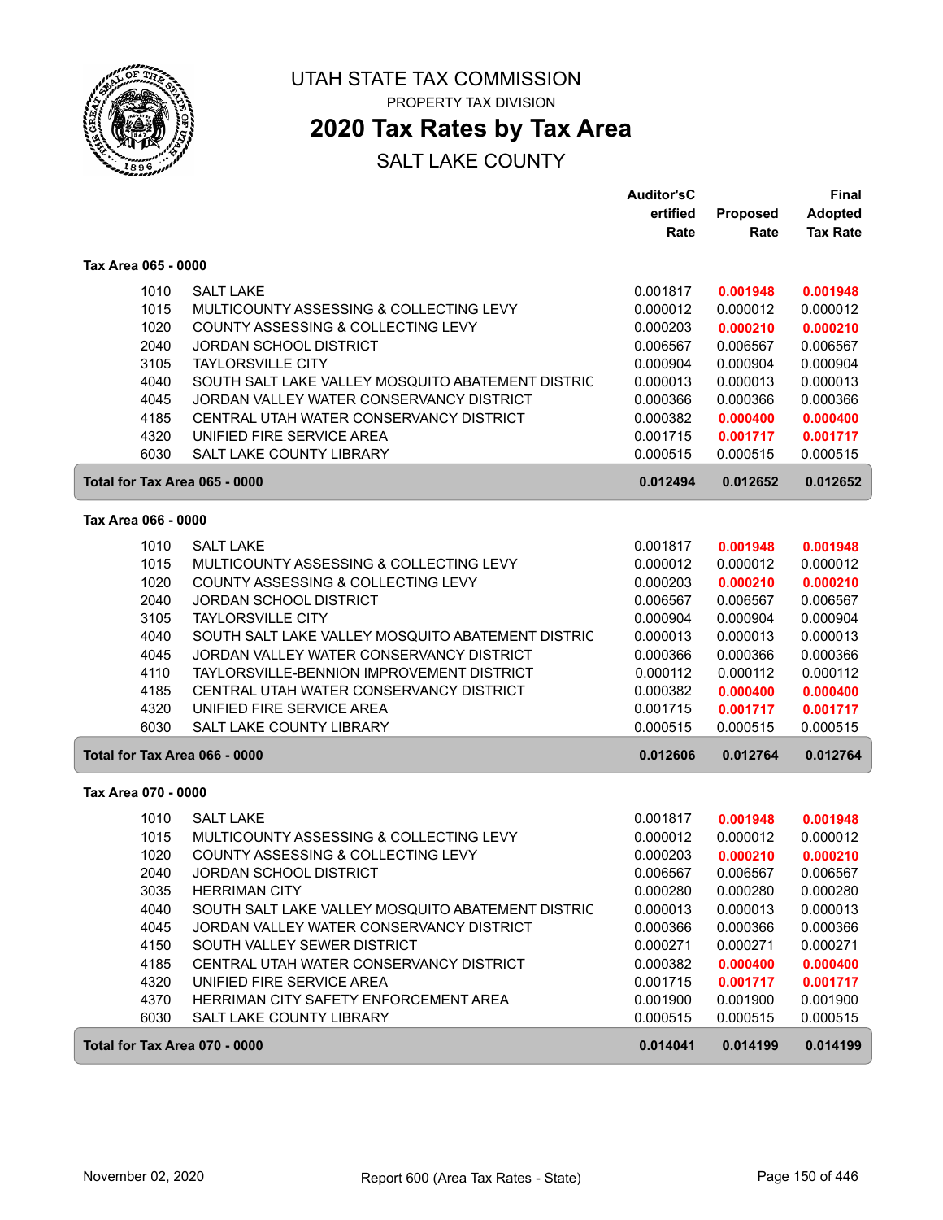# UTAH STATE TAX COMMISSION

PROPERTY TAX DIVISION

## 2020 Tax Rates by Tax Area

SALT LAKE COUNTY

| | | Auditor'sC ertified Rate | Proposed Rate | Final Adopted Tax Rate |
|---|---|---|---|---|
| **Tax Area 065 - 0000** | | | | |
| 1010 | SALT LAKE | 0.001817 | **0.001948** | **0.001948** |
| 1015 | MULTICOUNTY ASSESSING & COLLECTING LEVY | 0.000012 | 0.000012 | 0.000012 |
| 1020 | COUNTY ASSESSING & COLLECTING LEVY | 0.000203 | **0.000210** | **0.000210** |
| 2040 | JORDAN SCHOOL DISTRICT | 0.006567 | 0.006567 | 0.006567 |
| 3105 | TAYLORSVILLE CITY | 0.000904 | 0.000904 | 0.000904 |
| 4040 | SOUTH SALT LAKE VALLEY MOSQUITO ABATEMENT DISTRIC | 0.000013 | 0.000013 | 0.000013 |
| 4045 | JORDAN VALLEY WATER CONSERVANCY DISTRICT | 0.000366 | 0.000366 | 0.000366 |
| 4185 | CENTRAL UTAH WATER CONSERVANCY DISTRICT | 0.000382 | **0.000400** | **0.000400** |
| 4320 | UNIFIED FIRE SERVICE AREA | 0.001715 | **0.001717** | **0.001717** |
| 6030 | SALT LAKE COUNTY LIBRARY | 0.000515 | 0.000515 | 0.000515 |
| **Total for Tax Area 065 - 0000** | | **0.012494** | **0.012652** | **0.012652** |
| **Tax Area 066 - 0000** | | | | |
| 1010 | SALT LAKE | 0.001817 | **0.001948** | **0.001948** |
| 1015 | MULTICOUNTY ASSESSING & COLLECTING LEVY | 0.000012 | 0.000012 | 0.000012 |
| 1020 | COUNTY ASSESSING & COLLECTING LEVY | 0.000203 | **0.000210** | **0.000210** |
| 2040 | JORDAN SCHOOL DISTRICT | 0.006567 | 0.006567 | 0.006567 |
| 3105 | TAYLORSVILLE CITY | 0.000904 | 0.000904 | 0.000904 |
| 4040 | SOUTH SALT LAKE VALLEY MOSQUITO ABATEMENT DISTRIC | 0.000013 | 0.000013 | 0.000013 |
| 4045 | JORDAN VALLEY WATER CONSERVANCY DISTRICT | 0.000366 | 0.000366 | 0.000366 |
| 4110 | TAYLORSVILLE-BENNION IMPROVEMENT DISTRICT | 0.000112 | 0.000112 | 0.000112 |
| 4185 | CENTRAL UTAH WATER CONSERVANCY DISTRICT | 0.000382 | **0.000400** | **0.000400** |
| 4320 | UNIFIED FIRE SERVICE AREA | 0.001715 | **0.001717** | **0.001717** |
| 6030 | SALT LAKE COUNTY LIBRARY | 0.000515 | 0.000515 | 0.000515 |
| **Total for Tax Area 066 - 0000** | | **0.012606** | **0.012764** | **0.012764** |
| **Tax Area 070 - 0000** | | | | |
| 1010 | SALT LAKE | 0.001817 | **0.001948** | **0.001948** |
| 1015 | MULTICOUNTY ASSESSING & COLLECTING LEVY | 0.000012 | 0.000012 | 0.000012 |
| 1020 | COUNTY ASSESSING & COLLECTING LEVY | 0.000203 | **0.000210** | **0.000210** |
| 2040 | JORDAN SCHOOL DISTRICT | 0.006567 | 0.006567 | 0.006567 |
| 3035 | HERRIMAN CITY | 0.000280 | 0.000280 | 0.000280 |
| 4040 | SOUTH SALT LAKE VALLEY MOSQUITO ABATEMENT DISTRIC | 0.000013 | 0.000013 | 0.000013 |
| 4045 | JORDAN VALLEY WATER CONSERVANCY DISTRICT | 0.000366 | 0.000366 | 0.000366 |
| 4150 | SOUTH VALLEY SEWER DISTRICT | 0.000271 | 0.000271 | 0.000271 |
| 4185 | CENTRAL UTAH WATER CONSERVANCY DISTRICT | 0.000382 | **0.000400** | **0.000400** |
| 4320 | UNIFIED FIRE SERVICE AREA | 0.001715 | **0.001717** | **0.001717** |
| 4370 | HERRIMAN CITY SAFETY ENFORCEMENT AREA | 0.001900 | 0.001900 | 0.001900 |
| 6030 | SALT LAKE COUNTY LIBRARY | 0.000515 | 0.000515 | 0.000515 |
| **Total for Tax Area 070 - 0000** | | **0.014041** | **0.014199** | **0.014199** |

November 02, 2020 — Report 600 (Area Tax Rates - State)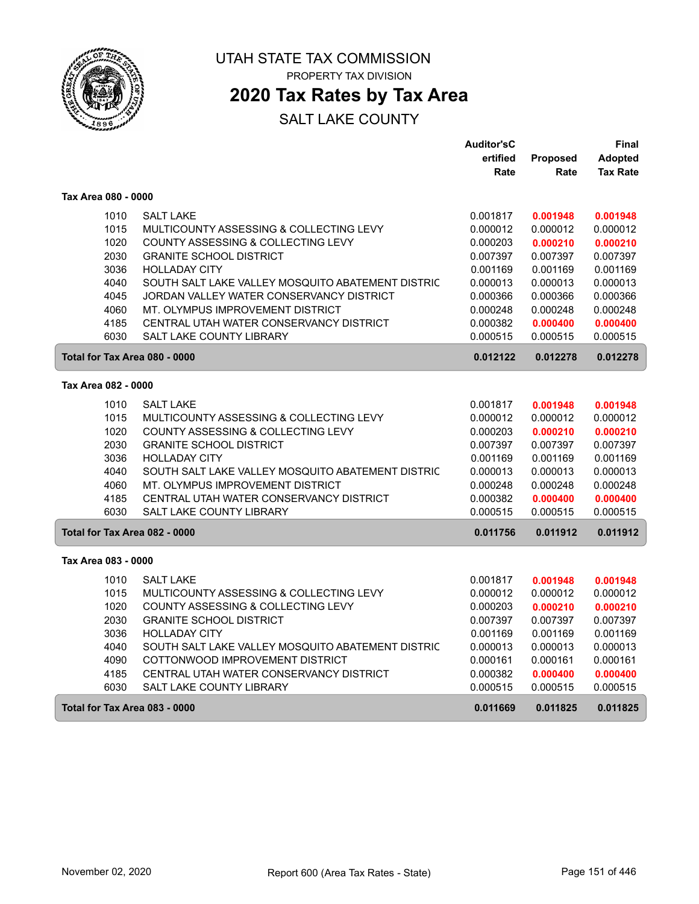# UTAH STATE TAX COMMISSION

PROPERTY TAX DIVISION

## 2020 Tax Rates by Tax Area

SALT LAKE COUNTY

### Tax Area 080 - 0000

| | | Auditor'sCertified Rate | Proposed Rate | Final Adopted Tax Rate |
|---|---|---|---|---|
| 1010 | SALT LAKE | 0.001817 | **0.001948** | **0.001948** |
| 1015 | MULTICOUNTY ASSESSING & COLLECTING LEVY | 0.000012 | 0.000012 | 0.000012 |
| 1020 | COUNTY ASSESSING & COLLECTING LEVY | 0.000203 | **0.000210** | **0.000210** |
| 2030 | GRANITE SCHOOL DISTRICT | 0.007397 | 0.007397 | 0.007397 |
| 3036 | HOLLADAY CITY | 0.001169 | 0.001169 | 0.001169 |
| 4040 | SOUTH SALT LAKE VALLEY MOSQUITO ABATEMENT DISTRIC | 0.000013 | 0.000013 | 0.000013 |
| 4045 | JORDAN VALLEY WATER CONSERVANCY DISTRICT | 0.000366 | 0.000366 | 0.000366 |
| 4060 | MT. OLYMPUS IMPROVEMENT DISTRICT | 0.000248 | 0.000248 | 0.000248 |
| 4185 | CENTRAL UTAH WATER CONSERVANCY DISTRICT | 0.000382 | **0.000400** | **0.000400** |
| 6030 | SALT LAKE COUNTY LIBRARY | 0.000515 | 0.000515 | 0.000515 |
| **Total for Tax Area 080 - 0000** | | **0.012122** | **0.012278** | **0.012278** |

### Tax Area 082 - 0000

| | | Auditor'sCertified Rate | Proposed Rate | Final Adopted Tax Rate |
|---|---|---|---|---|
| 1010 | SALT LAKE | 0.001817 | **0.001948** | **0.001948** |
| 1015 | MULTICOUNTY ASSESSING & COLLECTING LEVY | 0.000012 | 0.000012 | 0.000012 |
| 1020 | COUNTY ASSESSING & COLLECTING LEVY | 0.000203 | **0.000210** | **0.000210** |
| 2030 | GRANITE SCHOOL DISTRICT | 0.007397 | 0.007397 | 0.007397 |
| 3036 | HOLLADAY CITY | 0.001169 | 0.001169 | 0.001169 |
| 4040 | SOUTH SALT LAKE VALLEY MOSQUITO ABATEMENT DISTRIC | 0.000013 | 0.000013 | 0.000013 |
| 4060 | MT. OLYMPUS IMPROVEMENT DISTRICT | 0.000248 | 0.000248 | 0.000248 |
| 4185 | CENTRAL UTAH WATER CONSERVANCY DISTRICT | 0.000382 | **0.000400** | **0.000400** |
| 6030 | SALT LAKE COUNTY LIBRARY | 0.000515 | 0.000515 | 0.000515 |
| **Total for Tax Area 082 - 0000** | | **0.011756** | **0.011912** | **0.011912** |

### Tax Area 083 - 0000

| | | Auditor'sCertified Rate | Proposed Rate | Final Adopted Tax Rate |
|---|---|---|---|---|
| 1010 | SALT LAKE | 0.001817 | **0.001948** | **0.001948** |
| 1015 | MULTICOUNTY ASSESSING & COLLECTING LEVY | 0.000012 | 0.000012 | 0.000012 |
| 1020 | COUNTY ASSESSING & COLLECTING LEVY | 0.000203 | **0.000210** | **0.000210** |
| 2030 | GRANITE SCHOOL DISTRICT | 0.007397 | 0.007397 | 0.007397 |
| 3036 | HOLLADAY CITY | 0.001169 | 0.001169 | 0.001169 |
| 4040 | SOUTH SALT LAKE VALLEY MOSQUITO ABATEMENT DISTRIC | 0.000013 | 0.000013 | 0.000013 |
| 4090 | COTTONWOOD IMPROVEMENT DISTRICT | 0.000161 | 0.000161 | 0.000161 |
| 4185 | CENTRAL UTAH WATER CONSERVANCY DISTRICT | 0.000382 | **0.000400** | **0.000400** |
| 6030 | SALT LAKE COUNTY LIBRARY | 0.000515 | 0.000515 | 0.000515 |
| **Total for Tax Area 083 - 0000** | | **0.011669** | **0.011825** | **0.011825** |

November 02, 2020 — Report 600 (Area Tax Rates - State)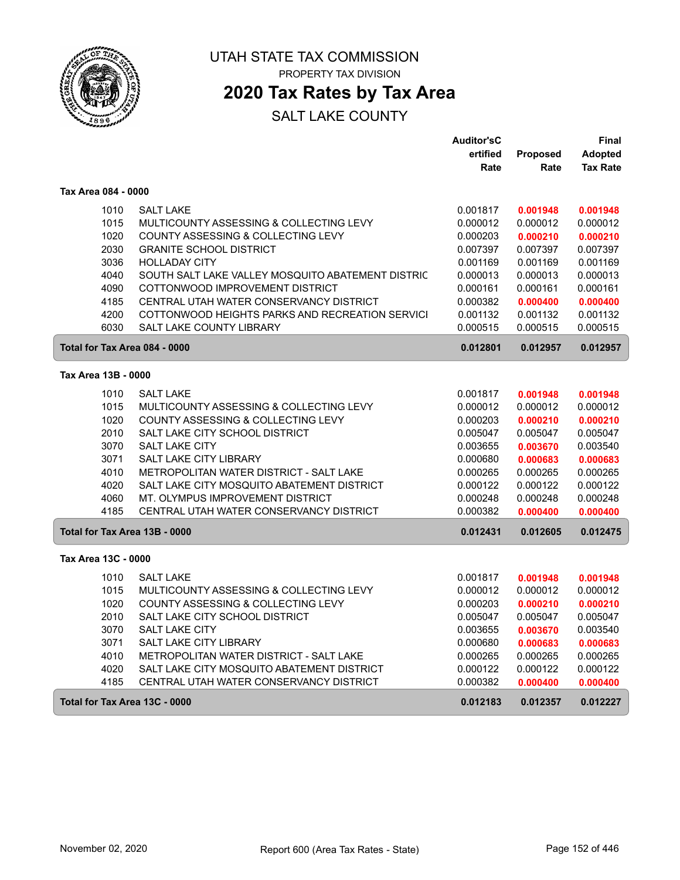# UTAH STATE TAX COMMISSION

PROPERTY TAX DIVISION

## 2020 Tax Rates by Tax Area

SALT LAKE COUNTY

| | | Auditor'sCertified Rate | Proposed Rate | Final Adopted Tax Rate |
|---|---|---|---|---|
| **Tax Area 084 - 0000** | | | | |
| 1010 | SALT LAKE | 0.001817 | **0.001948** | **0.001948** |
| 1015 | MULTICOUNTY ASSESSING & COLLECTING LEVY | 0.000012 | 0.000012 | 0.000012 |
| 1020 | COUNTY ASSESSING & COLLECTING LEVY | 0.000203 | **0.000210** | **0.000210** |
| 2030 | GRANITE SCHOOL DISTRICT | 0.007397 | 0.007397 | 0.007397 |
| 3036 | HOLLADAY CITY | 0.001169 | 0.001169 | 0.001169 |
| 4040 | SOUTH SALT LAKE VALLEY MOSQUITO ABATEMENT DISTRIC | 0.000013 | 0.000013 | 0.000013 |
| 4090 | COTTONWOOD IMPROVEMENT DISTRICT | 0.000161 | 0.000161 | 0.000161 |
| 4185 | CENTRAL UTAH WATER CONSERVANCY DISTRICT | 0.000382 | **0.000400** | **0.000400** |
| 4200 | COTTONWOOD HEIGHTS PARKS AND RECREATION SERVICI | 0.001132 | 0.001132 | 0.001132 |
| 6030 | SALT LAKE COUNTY LIBRARY | 0.000515 | 0.000515 | 0.000515 |
| **Total for Tax Area 084 - 0000** | | **0.012801** | **0.012957** | **0.012957** |
| **Tax Area 13B - 0000** | | | | |
| 1010 | SALT LAKE | 0.001817 | **0.001948** | **0.001948** |
| 1015 | MULTICOUNTY ASSESSING & COLLECTING LEVY | 0.000012 | 0.000012 | 0.000012 |
| 1020 | COUNTY ASSESSING & COLLECTING LEVY | 0.000203 | **0.000210** | **0.000210** |
| 2010 | SALT LAKE CITY SCHOOL DISTRICT | 0.005047 | 0.005047 | 0.005047 |
| 3070 | SALT LAKE CITY | 0.003655 | **0.003670** | 0.003540 |
| 3071 | SALT LAKE CITY LIBRARY | 0.000680 | **0.000683** | **0.000683** |
| 4010 | METROPOLITAN WATER DISTRICT - SALT LAKE | 0.000265 | 0.000265 | 0.000265 |
| 4020 | SALT LAKE CITY MOSQUITO ABATEMENT DISTRICT | 0.000122 | 0.000122 | 0.000122 |
| 4060 | MT. OLYMPUS IMPROVEMENT DISTRICT | 0.000248 | 0.000248 | 0.000248 |
| 4185 | CENTRAL UTAH WATER CONSERVANCY DISTRICT | 0.000382 | **0.000400** | **0.000400** |
| **Total for Tax Area 13B - 0000** | | **0.012431** | **0.012605** | **0.012475** |
| **Tax Area 13C - 0000** | | | | |
| 1010 | SALT LAKE | 0.001817 | **0.001948** | **0.001948** |
| 1015 | MULTICOUNTY ASSESSING & COLLECTING LEVY | 0.000012 | 0.000012 | 0.000012 |
| 1020 | COUNTY ASSESSING & COLLECTING LEVY | 0.000203 | **0.000210** | **0.000210** |
| 2010 | SALT LAKE CITY SCHOOL DISTRICT | 0.005047 | 0.005047 | 0.005047 |
| 3070 | SALT LAKE CITY | 0.003655 | **0.003670** | 0.003540 |
| 3071 | SALT LAKE CITY LIBRARY | 0.000680 | **0.000683** | **0.000683** |
| 4010 | METROPOLITAN WATER DISTRICT - SALT LAKE | 0.000265 | 0.000265 | 0.000265 |
| 4020 | SALT LAKE CITY MOSQUITO ABATEMENT DISTRICT | 0.000122 | 0.000122 | 0.000122 |
| 4185 | CENTRAL UTAH WATER CONSERVANCY DISTRICT | 0.000382 | **0.000400** | **0.000400** |
| **Total for Tax Area 13C - 0000** | | **0.012183** | **0.012357** | **0.012227** |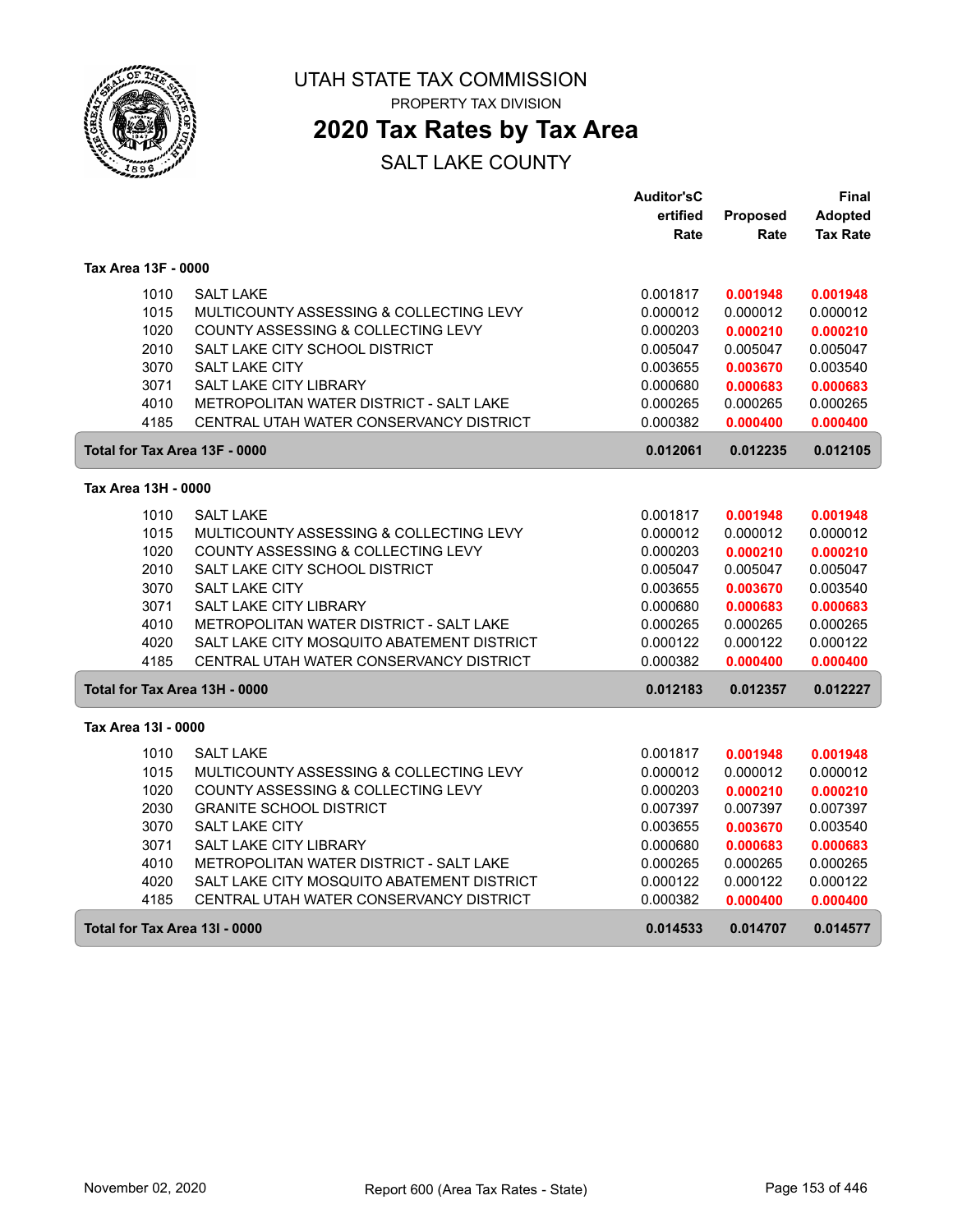# UTAH STATE TAX COMMISSION

PROPERTY TAX DIVISION

## 2020 Tax Rates by Tax Area

SALT LAKE COUNTY

| | | Auditor'sCertified Rate | Proposed Rate | Final Adopted Tax Rate |
|---|---|---|---|---|
| **Tax Area 13F - 0000** | | | | |
| 1010 | SALT LAKE | 0.001817 | **0.001948** | **0.001948** |
| 1015 | MULTICOUNTY ASSESSING & COLLECTING LEVY | 0.000012 | 0.000012 | 0.000012 |
| 1020 | COUNTY ASSESSING & COLLECTING LEVY | 0.000203 | **0.000210** | **0.000210** |
| 2010 | SALT LAKE CITY SCHOOL DISTRICT | 0.005047 | 0.005047 | 0.005047 |
| 3070 | SALT LAKE CITY | 0.003655 | **0.003670** | 0.003540 |
| 3071 | SALT LAKE CITY LIBRARY | 0.000680 | **0.000683** | **0.000683** |
| 4010 | METROPOLITAN WATER DISTRICT - SALT LAKE | 0.000265 | 0.000265 | 0.000265 |
| 4185 | CENTRAL UTAH WATER CONSERVANCY DISTRICT | 0.000382 | **0.000400** | **0.000400** |
| **Total for Tax Area 13F - 0000** | | **0.012061** | **0.012235** | **0.012105** |
| **Tax Area 13H - 0000** | | | | |
| 1010 | SALT LAKE | 0.001817 | **0.001948** | **0.001948** |
| 1015 | MULTICOUNTY ASSESSING & COLLECTING LEVY | 0.000012 | 0.000012 | 0.000012 |
| 1020 | COUNTY ASSESSING & COLLECTING LEVY | 0.000203 | **0.000210** | **0.000210** |
| 2010 | SALT LAKE CITY SCHOOL DISTRICT | 0.005047 | 0.005047 | 0.005047 |
| 3070 | SALT LAKE CITY | 0.003655 | **0.003670** | 0.003540 |
| 3071 | SALT LAKE CITY LIBRARY | 0.000680 | **0.000683** | **0.000683** |
| 4010 | METROPOLITAN WATER DISTRICT - SALT LAKE | 0.000265 | 0.000265 | 0.000265 |
| 4020 | SALT LAKE CITY MOSQUITO ABATEMENT DISTRICT | 0.000122 | 0.000122 | 0.000122 |
| 4185 | CENTRAL UTAH WATER CONSERVANCY DISTRICT | 0.000382 | **0.000400** | **0.000400** |
| **Total for Tax Area 13H - 0000** | | **0.012183** | **0.012357** | **0.012227** |
| **Tax Area 13I - 0000** | | | | |
| 1010 | SALT LAKE | 0.001817 | **0.001948** | **0.001948** |
| 1015 | MULTICOUNTY ASSESSING & COLLECTING LEVY | 0.000012 | 0.000012 | 0.000012 |
| 1020 | COUNTY ASSESSING & COLLECTING LEVY | 0.000203 | **0.000210** | **0.000210** |
| 2030 | GRANITE SCHOOL DISTRICT | 0.007397 | 0.007397 | 0.007397 |
| 3070 | SALT LAKE CITY | 0.003655 | **0.003670** | 0.003540 |
| 3071 | SALT LAKE CITY LIBRARY | 0.000680 | **0.000683** | **0.000683** |
| 4010 | METROPOLITAN WATER DISTRICT - SALT LAKE | 0.000265 | 0.000265 | 0.000265 |
| 4020 | SALT LAKE CITY MOSQUITO ABATEMENT DISTRICT | 0.000122 | 0.000122 | 0.000122 |
| 4185 | CENTRAL UTAH WATER CONSERVANCY DISTRICT | 0.000382 | **0.000400** | **0.000400** |
| **Total for Tax Area 13I - 0000** | | **0.014533** | **0.014707** | **0.014577** |

November 02, 2020 — Report 600 (Area Tax Rates - State)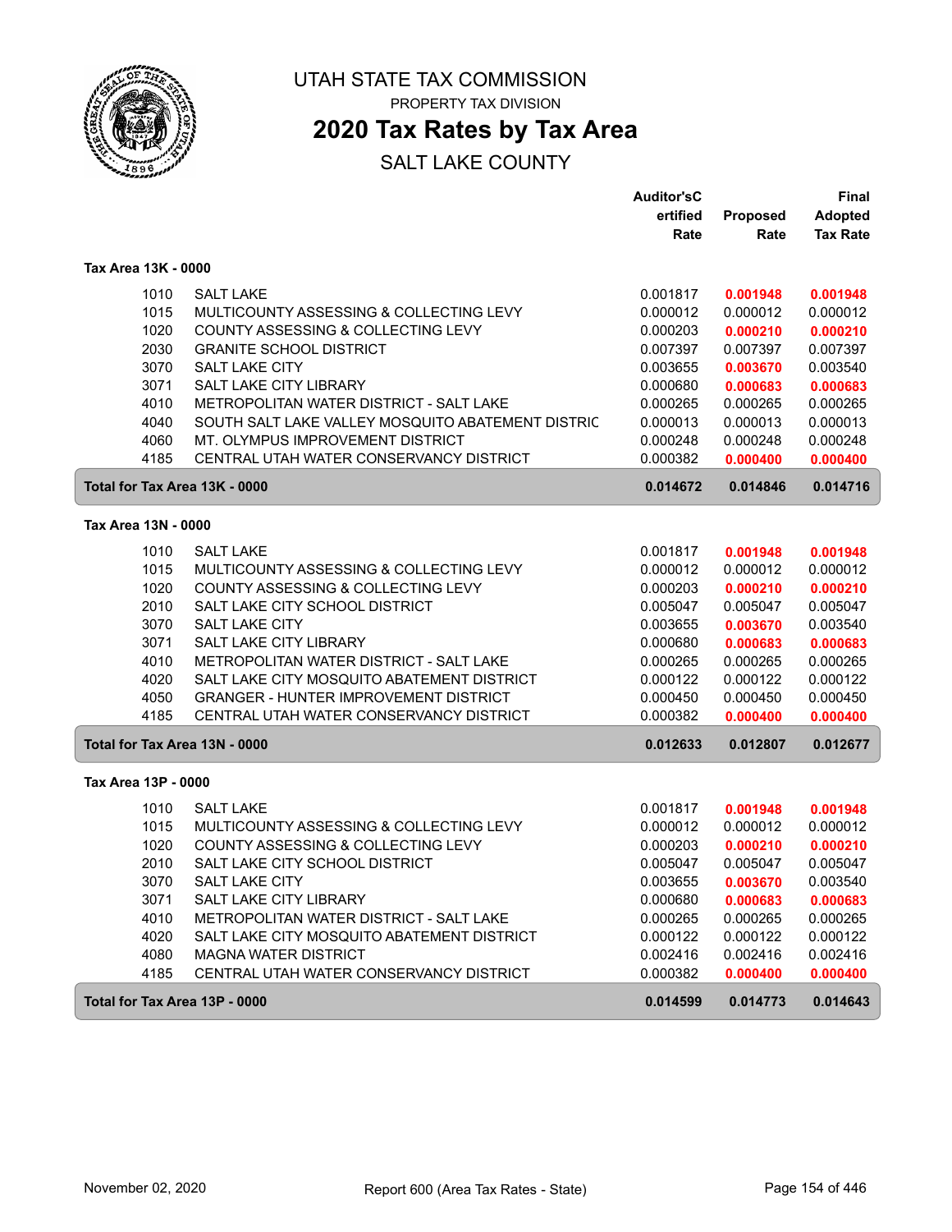# UTAH STATE TAX COMMISSION

PROPERTY TAX DIVISION

## 2020 Tax Rates by Tax Area

SALT LAKE COUNTY

| | | Auditor'sCertified Rate | Proposed Rate | Final Adopted Tax Rate |
|---|---|---|---|---|
| **Tax Area 13K - 0000** | | | | |
| 1010 | SALT LAKE | 0.001817 | **0.001948** | **0.001948** |
| 1015 | MULTICOUNTY ASSESSING & COLLECTING LEVY | 0.000012 | 0.000012 | 0.000012 |
| 1020 | COUNTY ASSESSING & COLLECTING LEVY | 0.000203 | **0.000210** | **0.000210** |
| 2030 | GRANITE SCHOOL DISTRICT | 0.007397 | 0.007397 | 0.007397 |
| 3070 | SALT LAKE CITY | 0.003655 | **0.003670** | 0.003540 |
| 3071 | SALT LAKE CITY LIBRARY | 0.000680 | **0.000683** | **0.000683** |
| 4010 | METROPOLITAN WATER DISTRICT - SALT LAKE | 0.000265 | 0.000265 | 0.000265 |
| 4040 | SOUTH SALT LAKE VALLEY MOSQUITO ABATEMENT DISTRIC | 0.000013 | 0.000013 | 0.000013 |
| 4060 | MT. OLYMPUS IMPROVEMENT DISTRICT | 0.000248 | 0.000248 | 0.000248 |
| 4185 | CENTRAL UTAH WATER CONSERVANCY DISTRICT | 0.000382 | **0.000400** | **0.000400** |
| **Total for Tax Area 13K - 0000** | | **0.014672** | **0.014846** | **0.014716** |
| **Tax Area 13N - 0000** | | | | |
| 1010 | SALT LAKE | 0.001817 | **0.001948** | **0.001948** |
| 1015 | MULTICOUNTY ASSESSING & COLLECTING LEVY | 0.000012 | 0.000012 | 0.000012 |
| 1020 | COUNTY ASSESSING & COLLECTING LEVY | 0.000203 | **0.000210** | **0.000210** |
| 2010 | SALT LAKE CITY SCHOOL DISTRICT | 0.005047 | 0.005047 | 0.005047 |
| 3070 | SALT LAKE CITY | 0.003655 | **0.003670** | 0.003540 |
| 3071 | SALT LAKE CITY LIBRARY | 0.000680 | **0.000683** | **0.000683** |
| 4010 | METROPOLITAN WATER DISTRICT - SALT LAKE | 0.000265 | 0.000265 | 0.000265 |
| 4020 | SALT LAKE CITY MOSQUITO ABATEMENT DISTRICT | 0.000122 | 0.000122 | 0.000122 |
| 4050 | GRANGER - HUNTER IMPROVEMENT DISTRICT | 0.000450 | 0.000450 | 0.000450 |
| 4185 | CENTRAL UTAH WATER CONSERVANCY DISTRICT | 0.000382 | **0.000400** | **0.000400** |
| **Total for Tax Area 13N - 0000** | | **0.012633** | **0.012807** | **0.012677** |
| **Tax Area 13P - 0000** | | | | |
| 1010 | SALT LAKE | 0.001817 | **0.001948** | **0.001948** |
| 1015 | MULTICOUNTY ASSESSING & COLLECTING LEVY | 0.000012 | 0.000012 | 0.000012 |
| 1020 | COUNTY ASSESSING & COLLECTING LEVY | 0.000203 | **0.000210** | **0.000210** |
| 2010 | SALT LAKE CITY SCHOOL DISTRICT | 0.005047 | 0.005047 | 0.005047 |
| 3070 | SALT LAKE CITY | 0.003655 | **0.003670** | 0.003540 |
| 3071 | SALT LAKE CITY LIBRARY | 0.000680 | **0.000683** | **0.000683** |
| 4010 | METROPOLITAN WATER DISTRICT - SALT LAKE | 0.000265 | 0.000265 | 0.000265 |
| 4020 | SALT LAKE CITY MOSQUITO ABATEMENT DISTRICT | 0.000122 | 0.000122 | 0.000122 |
| 4080 | MAGNA WATER DISTRICT | 0.002416 | 0.002416 | 0.002416 |
| 4185 | CENTRAL UTAH WATER CONSERVANCY DISTRICT | 0.000382 | **0.000400** | **0.000400** |
| **Total for Tax Area 13P - 0000** | | **0.014599** | **0.014773** | **0.014643** |

November 02, 2020 — Report 600 (Area Tax Rates - State)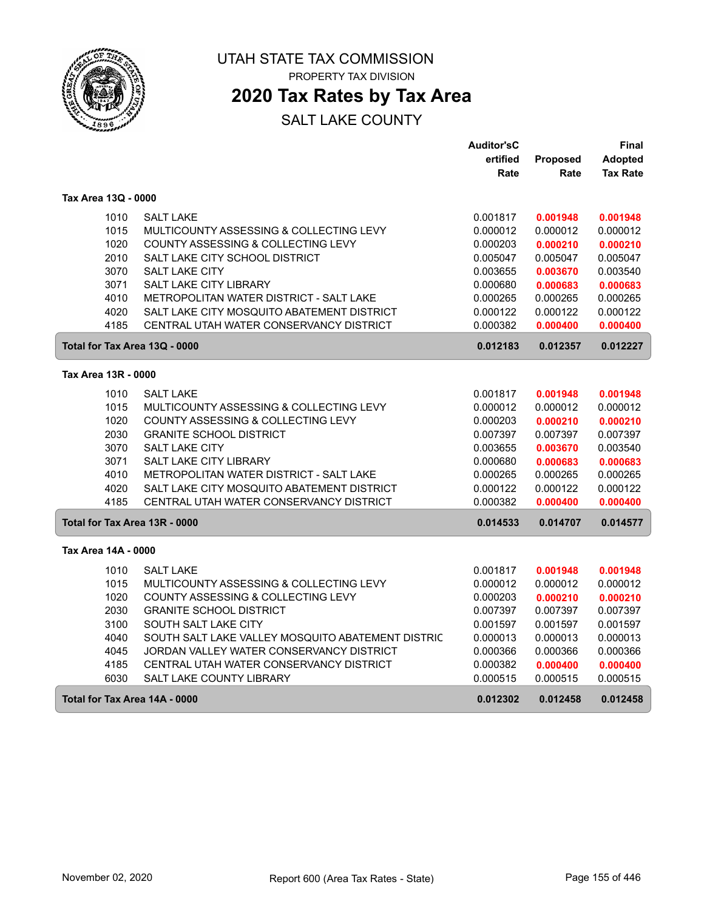# UTAH STATE TAX COMMISSION

PROPERTY TAX DIVISION

## 2020 Tax Rates by Tax Area

SALT LAKE COUNTY

| | | Auditor'sCertified Rate | Proposed Rate | Final Adopted Tax Rate |
|---|---|---|---|---|
| **Tax Area 13Q - 0000** | | | | |
| 1010 | SALT LAKE | 0.001817 | **0.001948** | **0.001948** |
| 1015 | MULTICOUNTY ASSESSING & COLLECTING LEVY | 0.000012 | 0.000012 | 0.000012 |
| 1020 | COUNTY ASSESSING & COLLECTING LEVY | 0.000203 | **0.000210** | **0.000210** |
| 2010 | SALT LAKE CITY SCHOOL DISTRICT | 0.005047 | 0.005047 | 0.005047 |
| 3070 | SALT LAKE CITY | 0.003655 | **0.003670** | 0.003540 |
| 3071 | SALT LAKE CITY LIBRARY | 0.000680 | **0.000683** | **0.000683** |
| 4010 | METROPOLITAN WATER DISTRICT - SALT LAKE | 0.000265 | 0.000265 | 0.000265 |
| 4020 | SALT LAKE CITY MOSQUITO ABATEMENT DISTRICT | 0.000122 | 0.000122 | 0.000122 |
| 4185 | CENTRAL UTAH WATER CONSERVANCY DISTRICT | 0.000382 | **0.000400** | **0.000400** |
| **Total for Tax Area 13Q - 0000** | | **0.012183** | **0.012357** | **0.012227** |
| **Tax Area 13R - 0000** | | | | |
| 1010 | SALT LAKE | 0.001817 | **0.001948** | **0.001948** |
| 1015 | MULTICOUNTY ASSESSING & COLLECTING LEVY | 0.000012 | 0.000012 | 0.000012 |
| 1020 | COUNTY ASSESSING & COLLECTING LEVY | 0.000203 | **0.000210** | **0.000210** |
| 2030 | GRANITE SCHOOL DISTRICT | 0.007397 | 0.007397 | 0.007397 |
| 3070 | SALT LAKE CITY | 0.003655 | **0.003670** | 0.003540 |
| 3071 | SALT LAKE CITY LIBRARY | 0.000680 | **0.000683** | **0.000683** |
| 4010 | METROPOLITAN WATER DISTRICT - SALT LAKE | 0.000265 | 0.000265 | 0.000265 |
| 4020 | SALT LAKE CITY MOSQUITO ABATEMENT DISTRICT | 0.000122 | 0.000122 | 0.000122 |
| 4185 | CENTRAL UTAH WATER CONSERVANCY DISTRICT | 0.000382 | **0.000400** | **0.000400** |
| **Total for Tax Area 13R - 0000** | | **0.014533** | **0.014707** | **0.014577** |
| **Tax Area 14A - 0000** | | | | |
| 1010 | SALT LAKE | 0.001817 | **0.001948** | **0.001948** |
| 1015 | MULTICOUNTY ASSESSING & COLLECTING LEVY | 0.000012 | 0.000012 | 0.000012 |
| 1020 | COUNTY ASSESSING & COLLECTING LEVY | 0.000203 | **0.000210** | **0.000210** |
| 2030 | GRANITE SCHOOL DISTRICT | 0.007397 | 0.007397 | 0.007397 |
| 3100 | SOUTH SALT LAKE CITY | 0.001597 | 0.001597 | 0.001597 |
| 4040 | SOUTH SALT LAKE VALLEY MOSQUITO ABATEMENT DISTRIC | 0.000013 | 0.000013 | 0.000013 |
| 4045 | JORDAN VALLEY WATER CONSERVANCY DISTRICT | 0.000366 | 0.000366 | 0.000366 |
| 4185 | CENTRAL UTAH WATER CONSERVANCY DISTRICT | 0.000382 | **0.000400** | **0.000400** |
| 6030 | SALT LAKE COUNTY LIBRARY | 0.000515 | 0.000515 | 0.000515 |
| **Total for Tax Area 14A - 0000** | | **0.012302** | **0.012458** | **0.012458** |

November 02, 2020 — Report 600 (Area Tax Rates - State)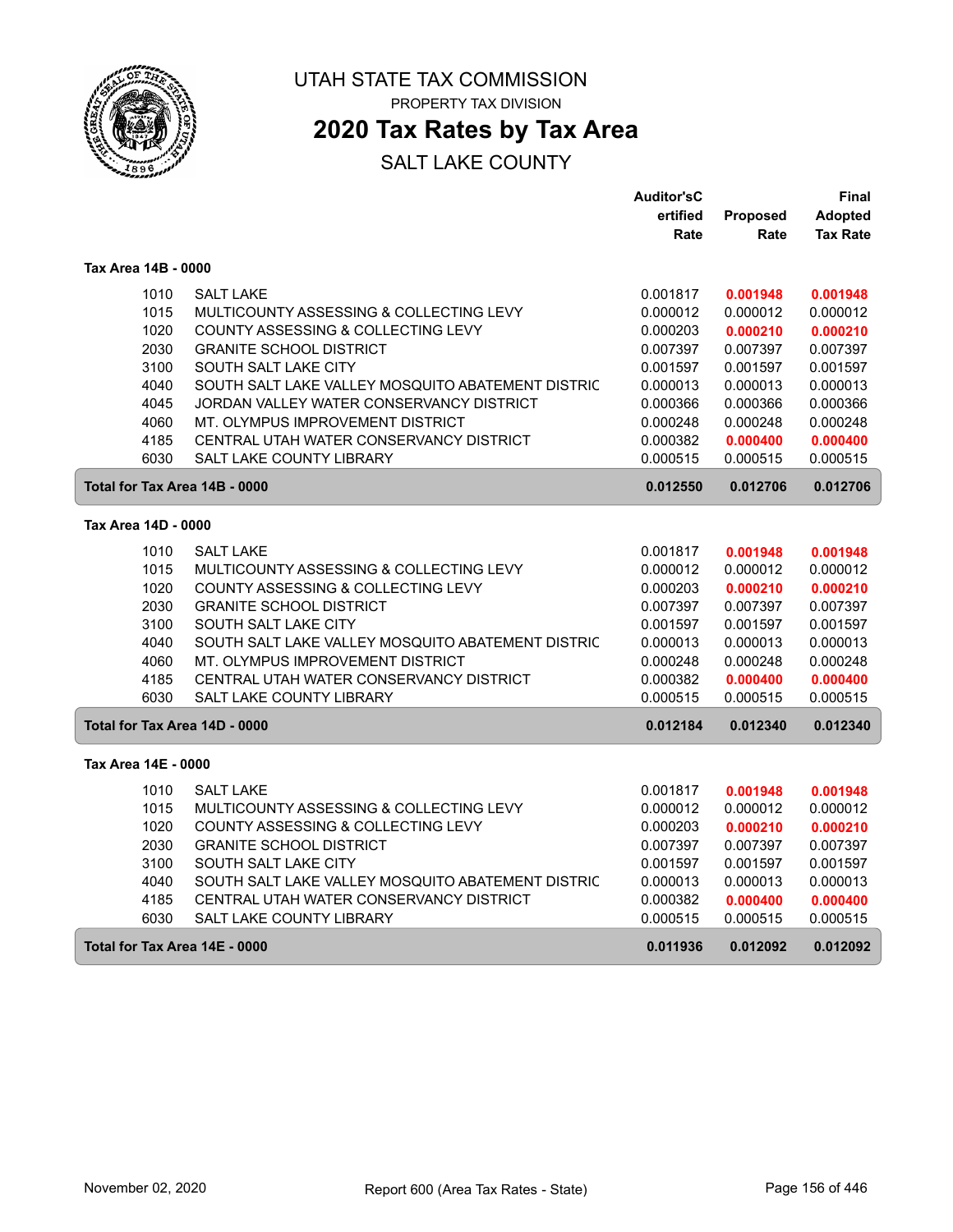UTAH STATE TAX COMMISSION

PROPERTY TAX DIVISION

# 2020 Tax Rates by Tax Area

## SALT LAKE COUNTY

### Tax Area 14B - 0000

| Code | Entity | Auditor's Certified Rate | Proposed Rate | Final Adopted Tax Rate |
|---|---|---|---|---|
| 1010 | SALT LAKE | 0.001817 | **0.001948** | **0.001948** |
| 1015 | MULTICOUNTY ASSESSING & COLLECTING LEVY | 0.000012 | 0.000012 | 0.000012 |
| 1020 | COUNTY ASSESSING & COLLECTING LEVY | 0.000203 | **0.000210** | **0.000210** |
| 2030 | GRANITE SCHOOL DISTRICT | 0.007397 | 0.007397 | 0.007397 |
| 3100 | SOUTH SALT LAKE CITY | 0.001597 | 0.001597 | 0.001597 |
| 4040 | SOUTH SALT LAKE VALLEY MOSQUITO ABATEMENT DISTRIC | 0.000013 | 0.000013 | 0.000013 |
| 4045 | JORDAN VALLEY WATER CONSERVANCY DISTRICT | 0.000366 | 0.000366 | 0.000366 |
| 4060 | MT. OLYMPUS IMPROVEMENT DISTRICT | 0.000248 | 0.000248 | 0.000248 |
| 4185 | CENTRAL UTAH WATER CONSERVANCY DISTRICT | 0.000382 | **0.000400** | **0.000400** |
| 6030 | SALT LAKE COUNTY LIBRARY | 0.000515 | 0.000515 | 0.000515 |
| **Total for Tax Area 14B - 0000** | | **0.012550** | **0.012706** | **0.012706** |

### Tax Area 14D - 0000

| Code | Entity | Auditor's Certified Rate | Proposed Rate | Final Adopted Tax Rate |
|---|---|---|---|---|
| 1010 | SALT LAKE | 0.001817 | **0.001948** | **0.001948** |
| 1015 | MULTICOUNTY ASSESSING & COLLECTING LEVY | 0.000012 | 0.000012 | 0.000012 |
| 1020 | COUNTY ASSESSING & COLLECTING LEVY | 0.000203 | **0.000210** | **0.000210** |
| 2030 | GRANITE SCHOOL DISTRICT | 0.007397 | 0.007397 | 0.007397 |
| 3100 | SOUTH SALT LAKE CITY | 0.001597 | 0.001597 | 0.001597 |
| 4040 | SOUTH SALT LAKE VALLEY MOSQUITO ABATEMENT DISTRIC | 0.000013 | 0.000013 | 0.000013 |
| 4060 | MT. OLYMPUS IMPROVEMENT DISTRICT | 0.000248 | 0.000248 | 0.000248 |
| 4185 | CENTRAL UTAH WATER CONSERVANCY DISTRICT | 0.000382 | **0.000400** | **0.000400** |
| 6030 | SALT LAKE COUNTY LIBRARY | 0.000515 | 0.000515 | 0.000515 |
| **Total for Tax Area 14D - 0000** | | **0.012184** | **0.012340** | **0.012340** |

### Tax Area 14E - 0000

| Code | Entity | Auditor's Certified Rate | Proposed Rate | Final Adopted Tax Rate |
|---|---|---|---|---|
| 1010 | SALT LAKE | 0.001817 | **0.001948** | **0.001948** |
| 1015 | MULTICOUNTY ASSESSING & COLLECTING LEVY | 0.000012 | 0.000012 | 0.000012 |
| 1020 | COUNTY ASSESSING & COLLECTING LEVY | 0.000203 | **0.000210** | **0.000210** |
| 2030 | GRANITE SCHOOL DISTRICT | 0.007397 | 0.007397 | 0.007397 |
| 3100 | SOUTH SALT LAKE CITY | 0.001597 | 0.001597 | 0.001597 |
| 4040 | SOUTH SALT LAKE VALLEY MOSQUITO ABATEMENT DISTRIC | 0.000013 | 0.000013 | 0.000013 |
| 4185 | CENTRAL UTAH WATER CONSERVANCY DISTRICT | 0.000382 | **0.000400** | **0.000400** |
| 6030 | SALT LAKE COUNTY LIBRARY | 0.000515 | 0.000515 | 0.000515 |
| **Total for Tax Area 14E - 0000** | | **0.011936** | **0.012092** | **0.012092** |

November 02, 2020 — Report 600 (Area Tax Rates - State)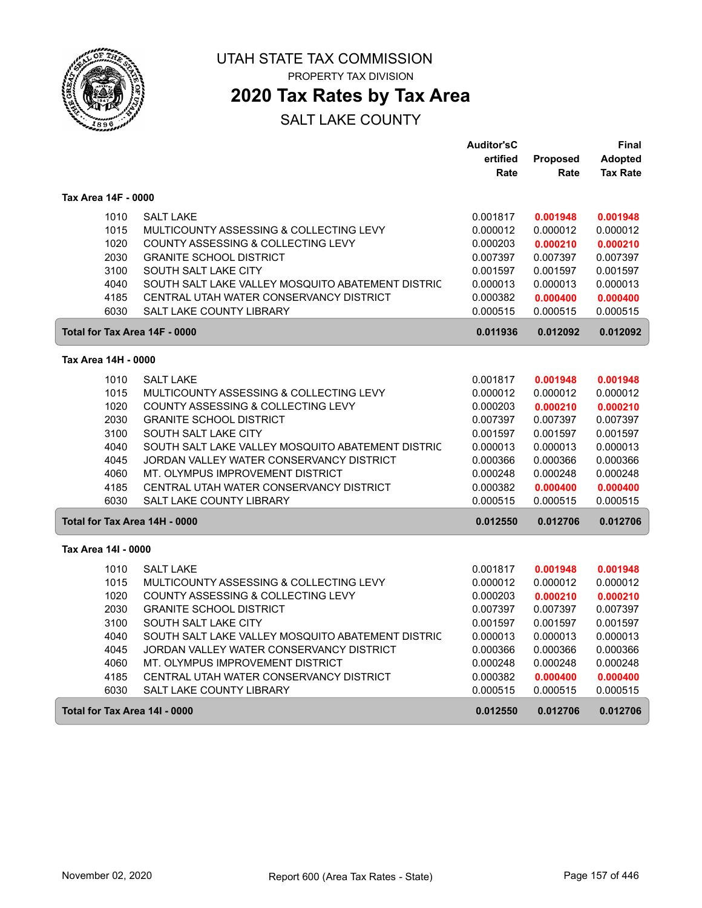# UTAH STATE TAX COMMISSION

PROPERTY TAX DIVISION

## 2020 Tax Rates by Tax Area

SALT LAKE COUNTY

| | | Auditor's Certified Rate | Proposed Rate | Final Adopted Tax Rate |
|---|---|---|---|---|
| **Tax Area 14F - 0000** | | | | |
| 1010 | SALT LAKE | 0.001817 | **0.001948** | **0.001948** |
| 1015 | MULTICOUNTY ASSESSING & COLLECTING LEVY | 0.000012 | 0.000012 | 0.000012 |
| 1020 | COUNTY ASSESSING & COLLECTING LEVY | 0.000203 | **0.000210** | **0.000210** |
| 2030 | GRANITE SCHOOL DISTRICT | 0.007397 | 0.007397 | 0.007397 |
| 3100 | SOUTH SALT LAKE CITY | 0.001597 | 0.001597 | 0.001597 |
| 4040 | SOUTH SALT LAKE VALLEY MOSQUITO ABATEMENT DISTRIC | 0.000013 | 0.000013 | 0.000013 |
| 4185 | CENTRAL UTAH WATER CONSERVANCY DISTRICT | 0.000382 | **0.000400** | **0.000400** |
| 6030 | SALT LAKE COUNTY LIBRARY | 0.000515 | 0.000515 | 0.000515 |
| **Total for Tax Area 14F - 0000** | | **0.011936** | **0.012092** | **0.012092** |
| **Tax Area 14H - 0000** | | | | |
| 1010 | SALT LAKE | 0.001817 | **0.001948** | **0.001948** |
| 1015 | MULTICOUNTY ASSESSING & COLLECTING LEVY | 0.000012 | 0.000012 | 0.000012 |
| 1020 | COUNTY ASSESSING & COLLECTING LEVY | 0.000203 | **0.000210** | **0.000210** |
| 2030 | GRANITE SCHOOL DISTRICT | 0.007397 | 0.007397 | 0.007397 |
| 3100 | SOUTH SALT LAKE CITY | 0.001597 | 0.001597 | 0.001597 |
| 4040 | SOUTH SALT LAKE VALLEY MOSQUITO ABATEMENT DISTRIC | 0.000013 | 0.000013 | 0.000013 |
| 4045 | JORDAN VALLEY WATER CONSERVANCY DISTRICT | 0.000366 | 0.000366 | 0.000366 |
| 4060 | MT. OLYMPUS IMPROVEMENT DISTRICT | 0.000248 | 0.000248 | 0.000248 |
| 4185 | CENTRAL UTAH WATER CONSERVANCY DISTRICT | 0.000382 | **0.000400** | **0.000400** |
| 6030 | SALT LAKE COUNTY LIBRARY | 0.000515 | 0.000515 | 0.000515 |
| **Total for Tax Area 14H - 0000** | | **0.012550** | **0.012706** | **0.012706** |
| **Tax Area 14I - 0000** | | | | |
| 1010 | SALT LAKE | 0.001817 | **0.001948** | **0.001948** |
| 1015 | MULTICOUNTY ASSESSING & COLLECTING LEVY | 0.000012 | 0.000012 | 0.000012 |
| 1020 | COUNTY ASSESSING & COLLECTING LEVY | 0.000203 | **0.000210** | **0.000210** |
| 2030 | GRANITE SCHOOL DISTRICT | 0.007397 | 0.007397 | 0.007397 |
| 3100 | SOUTH SALT LAKE CITY | 0.001597 | 0.001597 | 0.001597 |
| 4040 | SOUTH SALT LAKE VALLEY MOSQUITO ABATEMENT DISTRIC | 0.000013 | 0.000013 | 0.000013 |
| 4045 | JORDAN VALLEY WATER CONSERVANCY DISTRICT | 0.000366 | 0.000366 | 0.000366 |
| 4060 | MT. OLYMPUS IMPROVEMENT DISTRICT | 0.000248 | 0.000248 | 0.000248 |
| 4185 | CENTRAL UTAH WATER CONSERVANCY DISTRICT | 0.000382 | **0.000400** | **0.000400** |
| 6030 | SALT LAKE COUNTY LIBRARY | 0.000515 | 0.000515 | 0.000515 |
| **Total for Tax Area 14I - 0000** | | **0.012550** | **0.012706** | **0.012706** |

November 02, 2020 — Report 600 (Area Tax Rates - State)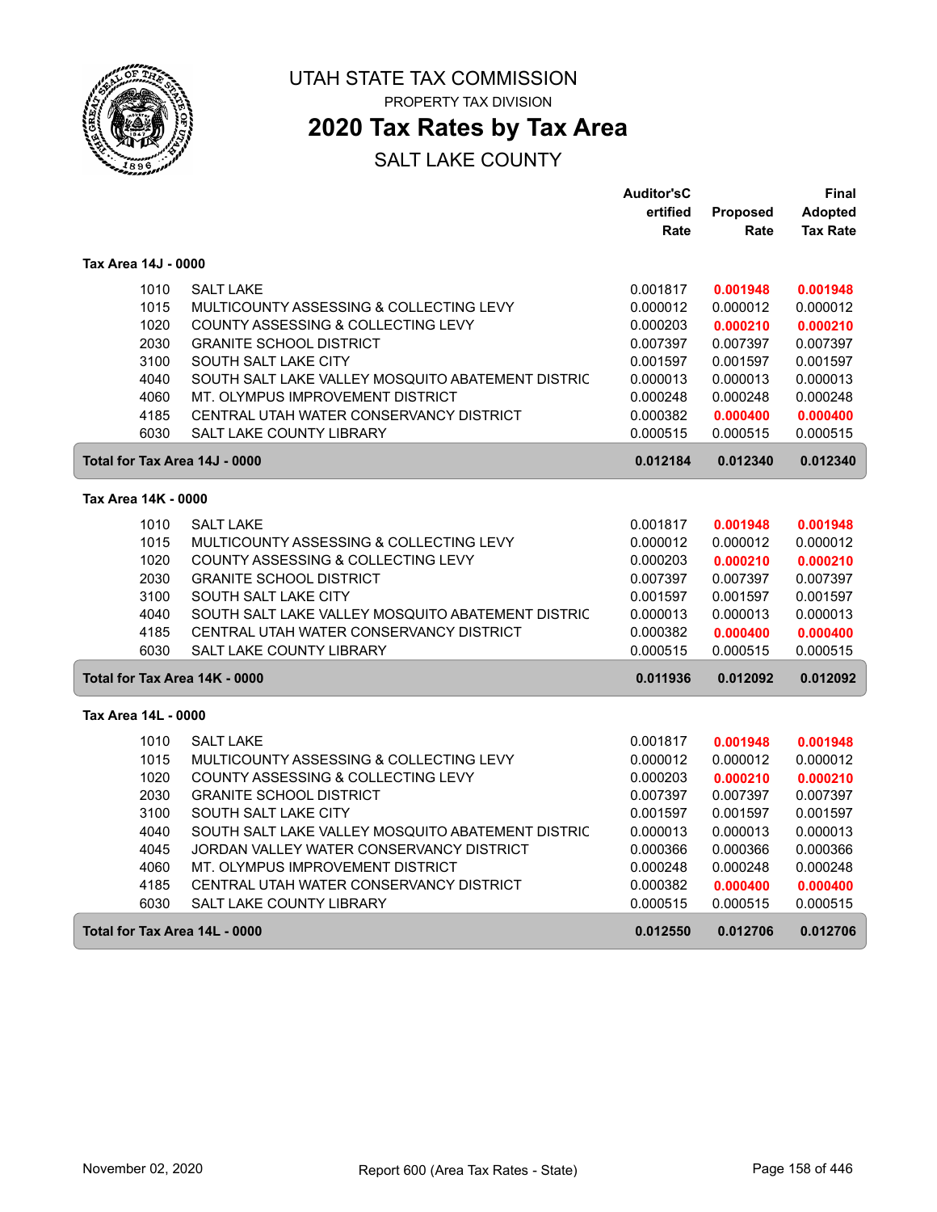# UTAH STATE TAX COMMISSION

PROPERTY TAX DIVISION

## 2020 Tax Rates by Tax Area

SALT LAKE COUNTY

| | | Auditor'sCertified Rate | Proposed Rate | Final Adopted Tax Rate |
|---|---|---|---|---|
| **Tax Area 14J - 0000** | | | | |
| 1010 | SALT LAKE | 0.001817 | **0.001948** | **0.001948** |
| 1015 | MULTICOUNTY ASSESSING & COLLECTING LEVY | 0.000012 | 0.000012 | 0.000012 |
| 1020 | COUNTY ASSESSING & COLLECTING LEVY | 0.000203 | **0.000210** | **0.000210** |
| 2030 | GRANITE SCHOOL DISTRICT | 0.007397 | 0.007397 | 0.007397 |
| 3100 | SOUTH SALT LAKE CITY | 0.001597 | 0.001597 | 0.001597 |
| 4040 | SOUTH SALT LAKE VALLEY MOSQUITO ABATEMENT DISTRIC | 0.000013 | 0.000013 | 0.000013 |
| 4060 | MT. OLYMPUS IMPROVEMENT DISTRICT | 0.000248 | 0.000248 | 0.000248 |
| 4185 | CENTRAL UTAH WATER CONSERVANCY DISTRICT | 0.000382 | **0.000400** | **0.000400** |
| 6030 | SALT LAKE COUNTY LIBRARY | 0.000515 | 0.000515 | 0.000515 |
| **Total for Tax Area 14J - 0000** | | **0.012184** | **0.012340** | **0.012340** |
| **Tax Area 14K - 0000** | | | | |
| 1010 | SALT LAKE | 0.001817 | **0.001948** | **0.001948** |
| 1015 | MULTICOUNTY ASSESSING & COLLECTING LEVY | 0.000012 | 0.000012 | 0.000012 |
| 1020 | COUNTY ASSESSING & COLLECTING LEVY | 0.000203 | **0.000210** | **0.000210** |
| 2030 | GRANITE SCHOOL DISTRICT | 0.007397 | 0.007397 | 0.007397 |
| 3100 | SOUTH SALT LAKE CITY | 0.001597 | 0.001597 | 0.001597 |
| 4040 | SOUTH SALT LAKE VALLEY MOSQUITO ABATEMENT DISTRIC | 0.000013 | 0.000013 | 0.000013 |
| 4185 | CENTRAL UTAH WATER CONSERVANCY DISTRICT | 0.000382 | **0.000400** | **0.000400** |
| 6030 | SALT LAKE COUNTY LIBRARY | 0.000515 | 0.000515 | 0.000515 |
| **Total for Tax Area 14K - 0000** | | **0.011936** | **0.012092** | **0.012092** |
| **Tax Area 14L - 0000** | | | | |
| 1010 | SALT LAKE | 0.001817 | **0.001948** | **0.001948** |
| 1015 | MULTICOUNTY ASSESSING & COLLECTING LEVY | 0.000012 | 0.000012 | 0.000012 |
| 1020 | COUNTY ASSESSING & COLLECTING LEVY | 0.000203 | **0.000210** | **0.000210** |
| 2030 | GRANITE SCHOOL DISTRICT | 0.007397 | 0.007397 | 0.007397 |
| 3100 | SOUTH SALT LAKE CITY | 0.001597 | 0.001597 | 0.001597 |
| 4040 | SOUTH SALT LAKE VALLEY MOSQUITO ABATEMENT DISTRIC | 0.000013 | 0.000013 | 0.000013 |
| 4045 | JORDAN VALLEY WATER CONSERVANCY DISTRICT | 0.000366 | 0.000366 | 0.000366 |
| 4060 | MT. OLYMPUS IMPROVEMENT DISTRICT | 0.000248 | 0.000248 | 0.000248 |
| 4185 | CENTRAL UTAH WATER CONSERVANCY DISTRICT | 0.000382 | **0.000400** | **0.000400** |
| 6030 | SALT LAKE COUNTY LIBRARY | 0.000515 | 0.000515 | 0.000515 |
| **Total for Tax Area 14L - 0000** | | **0.012550** | **0.012706** | **0.012706** |

November 02, 2020 Report 600 (Area Tax Rates - State)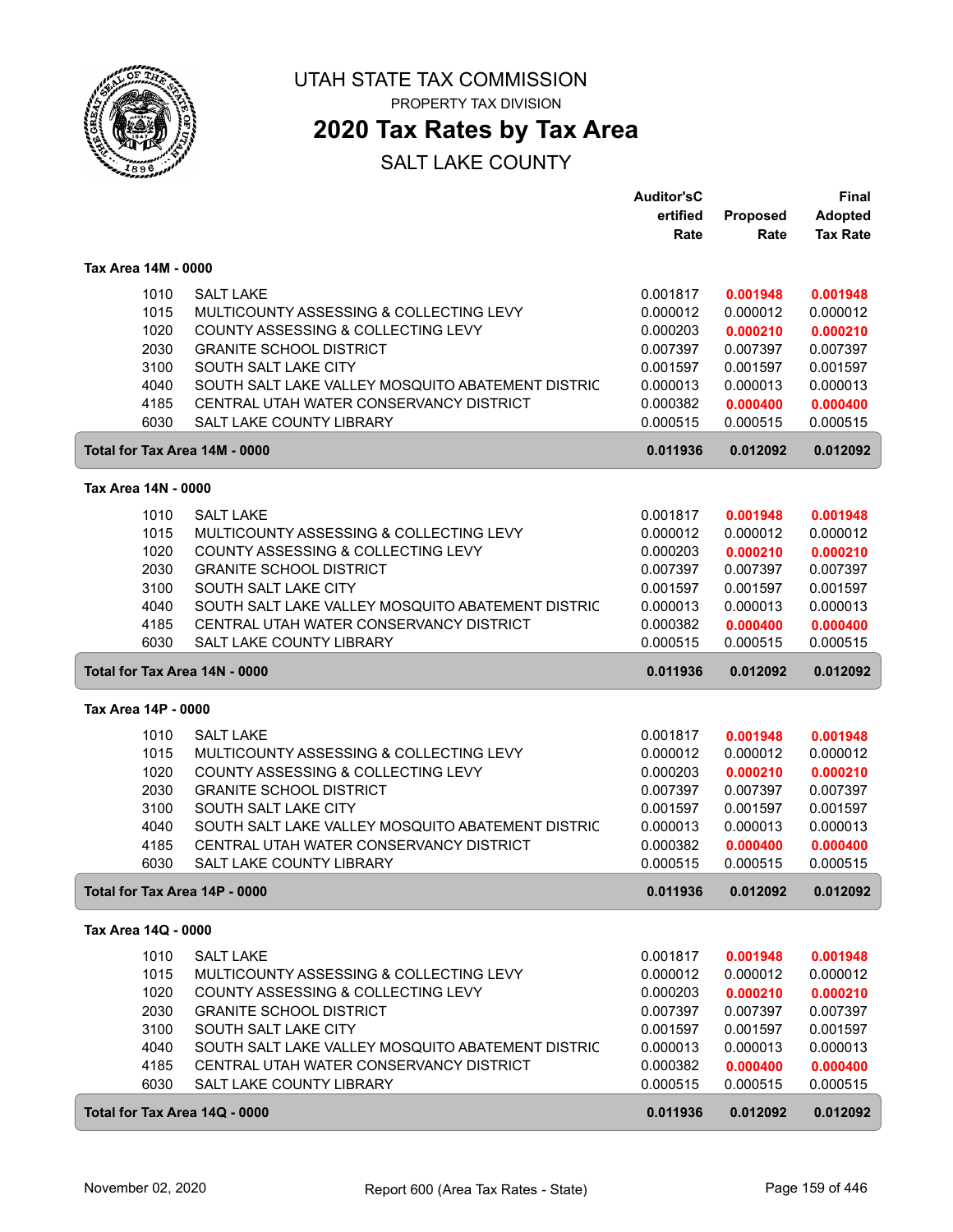# UTAH STATE TAX COMMISSION

PROPERTY TAX DIVISION

## 2020 Tax Rates by Tax Area

SALT LAKE COUNTY

| | | Auditor'sCertified Rate | Proposed Rate | Final Adopted Tax Rate |
|---|---|---|---|---|
| **Tax Area 14M - 0000** | | | | |
| 1010 | SALT LAKE | 0.001817 | **0.001948** | **0.001948** |
| 1015 | MULTICOUNTY ASSESSING & COLLECTING LEVY | 0.000012 | 0.000012 | 0.000012 |
| 1020 | COUNTY ASSESSING & COLLECTING LEVY | 0.000203 | **0.000210** | **0.000210** |
| 2030 | GRANITE SCHOOL DISTRICT | 0.007397 | 0.007397 | 0.007397 |
| 3100 | SOUTH SALT LAKE CITY | 0.001597 | 0.001597 | 0.001597 |
| 4040 | SOUTH SALT LAKE VALLEY MOSQUITO ABATEMENT DISTRIC | 0.000013 | 0.000013 | 0.000013 |
| 4185 | CENTRAL UTAH WATER CONSERVANCY DISTRICT | 0.000382 | **0.000400** | **0.000400** |
| 6030 | SALT LAKE COUNTY LIBRARY | 0.000515 | 0.000515 | 0.000515 |
| **Total for Tax Area 14M - 0000** | | **0.011936** | **0.012092** | **0.012092** |
| **Tax Area 14N - 0000** | | | | |
| 1010 | SALT LAKE | 0.001817 | **0.001948** | **0.001948** |
| 1015 | MULTICOUNTY ASSESSING & COLLECTING LEVY | 0.000012 | 0.000012 | 0.000012 |
| 1020 | COUNTY ASSESSING & COLLECTING LEVY | 0.000203 | **0.000210** | **0.000210** |
| 2030 | GRANITE SCHOOL DISTRICT | 0.007397 | 0.007397 | 0.007397 |
| 3100 | SOUTH SALT LAKE CITY | 0.001597 | 0.001597 | 0.001597 |
| 4040 | SOUTH SALT LAKE VALLEY MOSQUITO ABATEMENT DISTRIC | 0.000013 | 0.000013 | 0.000013 |
| 4185 | CENTRAL UTAH WATER CONSERVANCY DISTRICT | 0.000382 | **0.000400** | **0.000400** |
| 6030 | SALT LAKE COUNTY LIBRARY | 0.000515 | 0.000515 | 0.000515 |
| **Total for Tax Area 14N - 0000** | | **0.011936** | **0.012092** | **0.012092** |
| **Tax Area 14P - 0000** | | | | |
| 1010 | SALT LAKE | 0.001817 | **0.001948** | **0.001948** |
| 1015 | MULTICOUNTY ASSESSING & COLLECTING LEVY | 0.000012 | 0.000012 | 0.000012 |
| 1020 | COUNTY ASSESSING & COLLECTING LEVY | 0.000203 | **0.000210** | **0.000210** |
| 2030 | GRANITE SCHOOL DISTRICT | 0.007397 | 0.007397 | 0.007397 |
| 3100 | SOUTH SALT LAKE CITY | 0.001597 | 0.001597 | 0.001597 |
| 4040 | SOUTH SALT LAKE VALLEY MOSQUITO ABATEMENT DISTRIC | 0.000013 | 0.000013 | 0.000013 |
| 4185 | CENTRAL UTAH WATER CONSERVANCY DISTRICT | 0.000382 | **0.000400** | **0.000400** |
| 6030 | SALT LAKE COUNTY LIBRARY | 0.000515 | 0.000515 | 0.000515 |
| **Total for Tax Area 14P - 0000** | | **0.011936** | **0.012092** | **0.012092** |
| **Tax Area 14Q - 0000** | | | | |
| 1010 | SALT LAKE | 0.001817 | **0.001948** | **0.001948** |
| 1015 | MULTICOUNTY ASSESSING & COLLECTING LEVY | 0.000012 | 0.000012 | 0.000012 |
| 1020 | COUNTY ASSESSING & COLLECTING LEVY | 0.000203 | **0.000210** | **0.000210** |
| 2030 | GRANITE SCHOOL DISTRICT | 0.007397 | 0.007397 | 0.007397 |
| 3100 | SOUTH SALT LAKE CITY | 0.001597 | 0.001597 | 0.001597 |
| 4040 | SOUTH SALT LAKE VALLEY MOSQUITO ABATEMENT DISTRIC | 0.000013 | 0.000013 | 0.000013 |
| 4185 | CENTRAL UTAH WATER CONSERVANCY DISTRICT | 0.000382 | **0.000400** | **0.000400** |
| 6030 | SALT LAKE COUNTY LIBRARY | 0.000515 | 0.000515 | 0.000515 |
| **Total for Tax Area 14Q - 0000** | | **0.011936** | **0.012092** | **0.012092** |

November 02, 2020 — Report 600 (Area Tax Rates - State)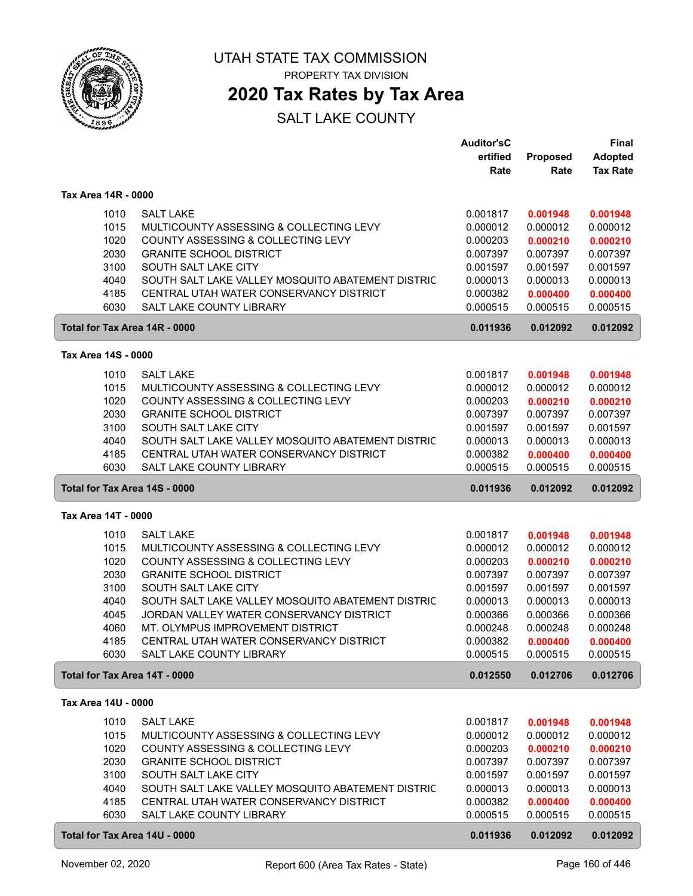# UTAH STATE TAX COMMISSION

PROPERTY TAX DIVISION

## 2020 Tax Rates by Tax Area

SALT LAKE COUNTY

| | | Auditor'sCertified Rate | Proposed Rate | Final Adopted Tax Rate |
|---|---|---|---|---|
| **Tax Area 14R - 0000** | | | | |
| 1010 | SALT LAKE | 0.001817 | **0.001948** | **0.001948** |
| 1015 | MULTICOUNTY ASSESSING & COLLECTING LEVY | 0.000012 | 0.000012 | 0.000012 |
| 1020 | COUNTY ASSESSING & COLLECTING LEVY | 0.000203 | **0.000210** | **0.000210** |
| 2030 | GRANITE SCHOOL DISTRICT | 0.007397 | 0.007397 | 0.007397 |
| 3100 | SOUTH SALT LAKE CITY | 0.001597 | 0.001597 | 0.001597 |
| 4040 | SOUTH SALT LAKE VALLEY MOSQUITO ABATEMENT DISTRIC | 0.000013 | 0.000013 | 0.000013 |
| 4185 | CENTRAL UTAH WATER CONSERVANCY DISTRICT | 0.000382 | **0.000400** | **0.000400** |
| 6030 | SALT LAKE COUNTY LIBRARY | 0.000515 | 0.000515 | 0.000515 |
| **Total for Tax Area 14R - 0000** | | **0.011936** | **0.012092** | **0.012092** |
| **Tax Area 14S - 0000** | | | | |
| 1010 | SALT LAKE | 0.001817 | **0.001948** | **0.001948** |
| 1015 | MULTICOUNTY ASSESSING & COLLECTING LEVY | 0.000012 | 0.000012 | 0.000012 |
| 1020 | COUNTY ASSESSING & COLLECTING LEVY | 0.000203 | **0.000210** | **0.000210** |
| 2030 | GRANITE SCHOOL DISTRICT | 0.007397 | 0.007397 | 0.007397 |
| 3100 | SOUTH SALT LAKE CITY | 0.001597 | 0.001597 | 0.001597 |
| 4040 | SOUTH SALT LAKE VALLEY MOSQUITO ABATEMENT DISTRIC | 0.000013 | 0.000013 | 0.000013 |
| 4185 | CENTRAL UTAH WATER CONSERVANCY DISTRICT | 0.000382 | **0.000400** | **0.000400** |
| 6030 | SALT LAKE COUNTY LIBRARY | 0.000515 | 0.000515 | 0.000515 |
| **Total for Tax Area 14S - 0000** | | **0.011936** | **0.012092** | **0.012092** |
| **Tax Area 14T - 0000** | | | | |
| 1010 | SALT LAKE | 0.001817 | **0.001948** | **0.001948** |
| 1015 | MULTICOUNTY ASSESSING & COLLECTING LEVY | 0.000012 | 0.000012 | 0.000012 |
| 1020 | COUNTY ASSESSING & COLLECTING LEVY | 0.000203 | **0.000210** | **0.000210** |
| 2030 | GRANITE SCHOOL DISTRICT | 0.007397 | 0.007397 | 0.007397 |
| 3100 | SOUTH SALT LAKE CITY | 0.001597 | 0.001597 | 0.001597 |
| 4040 | SOUTH SALT LAKE VALLEY MOSQUITO ABATEMENT DISTRIC | 0.000013 | 0.000013 | 0.000013 |
| 4045 | JORDAN VALLEY WATER CONSERVANCY DISTRICT | 0.000366 | 0.000366 | 0.000366 |
| 4060 | MT. OLYMPUS IMPROVEMENT DISTRICT | 0.000248 | 0.000248 | 0.000248 |
| 4185 | CENTRAL UTAH WATER CONSERVANCY DISTRICT | 0.000382 | **0.000400** | **0.000400** |
| 6030 | SALT LAKE COUNTY LIBRARY | 0.000515 | 0.000515 | 0.000515 |
| **Total for Tax Area 14T - 0000** | | **0.012550** | **0.012706** | **0.012706** |
| **Tax Area 14U - 0000** | | | | |
| 1010 | SALT LAKE | 0.001817 | **0.001948** | **0.001948** |
| 1015 | MULTICOUNTY ASSESSING & COLLECTING LEVY | 0.000012 | 0.000012 | 0.000012 |
| 1020 | COUNTY ASSESSING & COLLECTING LEVY | 0.000203 | **0.000210** | **0.000210** |
| 2030 | GRANITE SCHOOL DISTRICT | 0.007397 | 0.007397 | 0.007397 |
| 3100 | SOUTH SALT LAKE CITY | 0.001597 | 0.001597 | 0.001597 |
| 4040 | SOUTH SALT LAKE VALLEY MOSQUITO ABATEMENT DISTRIC | 0.000013 | 0.000013 | 0.000013 |
| 4185 | CENTRAL UTAH WATER CONSERVANCY DISTRICT | 0.000382 | **0.000400** | **0.000400** |
| 6030 | SALT LAKE COUNTY LIBRARY | 0.000515 | 0.000515 | 0.000515 |
| **Total for Tax Area 14U - 0000** | | **0.011936** | **0.012092** | **0.012092** |

November 02, 2020 — Report 600 (Area Tax Rates - State)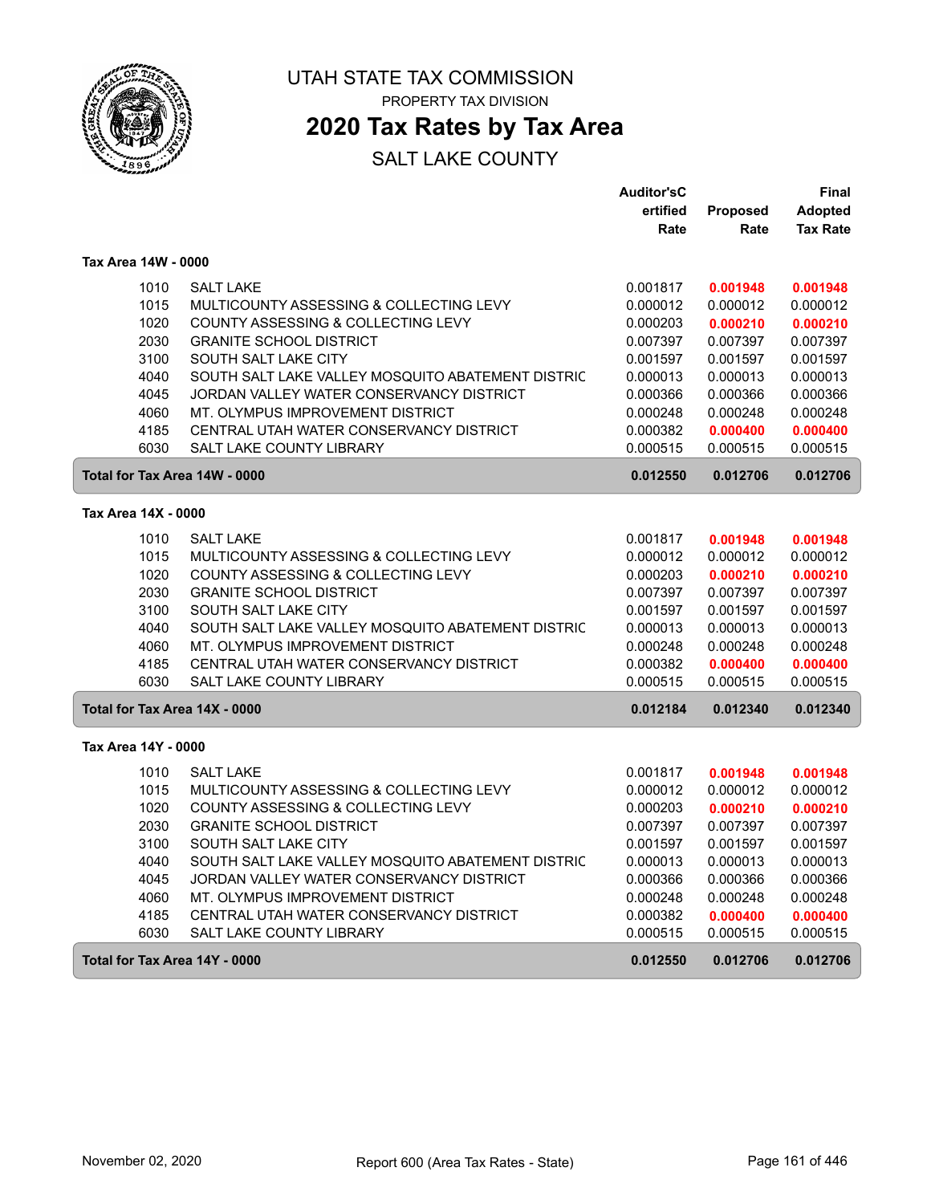# UTAH STATE TAX COMMISSION

PROPERTY TAX DIVISION

## 2020 Tax Rates by Tax Area

SALT LAKE COUNTY

### Tax Area 14W - 0000

| | | Auditor'sCertified Rate | Proposed Rate | Final Adopted Tax Rate |
|---|---|---|---|---|
| 1010 | SALT LAKE | 0.001817 | **0.001948** | **0.001948** |
| 1015 | MULTICOUNTY ASSESSING & COLLECTING LEVY | 0.000012 | 0.000012 | 0.000012 |
| 1020 | COUNTY ASSESSING & COLLECTING LEVY | 0.000203 | **0.000210** | **0.000210** |
| 2030 | GRANITE SCHOOL DISTRICT | 0.007397 | 0.007397 | 0.007397 |
| 3100 | SOUTH SALT LAKE CITY | 0.001597 | 0.001597 | 0.001597 |
| 4040 | SOUTH SALT LAKE VALLEY MOSQUITO ABATEMENT DISTRIC | 0.000013 | 0.000013 | 0.000013 |
| 4045 | JORDAN VALLEY WATER CONSERVANCY DISTRICT | 0.000366 | 0.000366 | 0.000366 |
| 4060 | MT. OLYMPUS IMPROVEMENT DISTRICT | 0.000248 | 0.000248 | 0.000248 |
| 4185 | CENTRAL UTAH WATER CONSERVANCY DISTRICT | 0.000382 | **0.000400** | **0.000400** |
| 6030 | SALT LAKE COUNTY LIBRARY | 0.000515 | 0.000515 | 0.000515 |
| **Total for Tax Area 14W - 0000** | | **0.012550** | **0.012706** | **0.012706** |

### Tax Area 14X - 0000

| | | Auditor'sCertified Rate | Proposed Rate | Final Adopted Tax Rate |
|---|---|---|---|---|
| 1010 | SALT LAKE | 0.001817 | **0.001948** | **0.001948** |
| 1015 | MULTICOUNTY ASSESSING & COLLECTING LEVY | 0.000012 | 0.000012 | 0.000012 |
| 1020 | COUNTY ASSESSING & COLLECTING LEVY | 0.000203 | **0.000210** | **0.000210** |
| 2030 | GRANITE SCHOOL DISTRICT | 0.007397 | 0.007397 | 0.007397 |
| 3100 | SOUTH SALT LAKE CITY | 0.001597 | 0.001597 | 0.001597 |
| 4040 | SOUTH SALT LAKE VALLEY MOSQUITO ABATEMENT DISTRIC | 0.000013 | 0.000013 | 0.000013 |
| 4060 | MT. OLYMPUS IMPROVEMENT DISTRICT | 0.000248 | 0.000248 | 0.000248 |
| 4185 | CENTRAL UTAH WATER CONSERVANCY DISTRICT | 0.000382 | **0.000400** | **0.000400** |
| 6030 | SALT LAKE COUNTY LIBRARY | 0.000515 | 0.000515 | 0.000515 |
| **Total for Tax Area 14X - 0000** | | **0.012184** | **0.012340** | **0.012340** |

### Tax Area 14Y - 0000

| | | Auditor'sCertified Rate | Proposed Rate | Final Adopted Tax Rate |
|---|---|---|---|---|
| 1010 | SALT LAKE | 0.001817 | **0.001948** | **0.001948** |
| 1015 | MULTICOUNTY ASSESSING & COLLECTING LEVY | 0.000012 | 0.000012 | 0.000012 |
| 1020 | COUNTY ASSESSING & COLLECTING LEVY | 0.000203 | **0.000210** | **0.000210** |
| 2030 | GRANITE SCHOOL DISTRICT | 0.007397 | 0.007397 | 0.007397 |
| 3100 | SOUTH SALT LAKE CITY | 0.001597 | 0.001597 | 0.001597 |
| 4040 | SOUTH SALT LAKE VALLEY MOSQUITO ABATEMENT DISTRIC | 0.000013 | 0.000013 | 0.000013 |
| 4045 | JORDAN VALLEY WATER CONSERVANCY DISTRICT | 0.000366 | 0.000366 | 0.000366 |
| 4060 | MT. OLYMPUS IMPROVEMENT DISTRICT | 0.000248 | 0.000248 | 0.000248 |
| 4185 | CENTRAL UTAH WATER CONSERVANCY DISTRICT | 0.000382 | **0.000400** | **0.000400** |
| 6030 | SALT LAKE COUNTY LIBRARY | 0.000515 | 0.000515 | 0.000515 |
| **Total for Tax Area 14Y - 0000** | | **0.012550** | **0.012706** | **0.012706** |

November 02, 2020 — Report 600 (Area Tax Rates - State)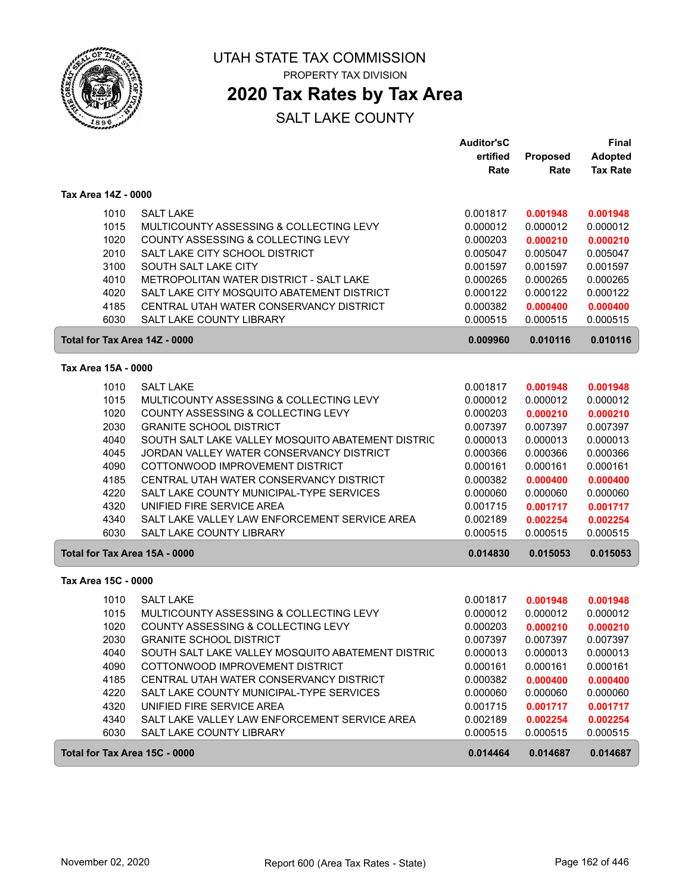# UTAH STATE TAX COMMISSION

PROPERTY TAX DIVISION

## 2020 Tax Rates by Tax Area

SALT LAKE COUNTY

| | | Auditor'sCertified Rate | Proposed Rate | Final Adopted Tax Rate |
|---|---|---|---|---|
| **Tax Area 14Z - 0000** | | | | |
| 1010 | SALT LAKE | 0.001817 | **0.001948** | **0.001948** |
| 1015 | MULTICOUNTY ASSESSING & COLLECTING LEVY | 0.000012 | 0.000012 | 0.000012 |
| 1020 | COUNTY ASSESSING & COLLECTING LEVY | 0.000203 | **0.000210** | **0.000210** |
| 2010 | SALT LAKE CITY SCHOOL DISTRICT | 0.005047 | 0.005047 | 0.005047 |
| 3100 | SOUTH SALT LAKE CITY | 0.001597 | 0.001597 | 0.001597 |
| 4010 | METROPOLITAN WATER DISTRICT - SALT LAKE | 0.000265 | 0.000265 | 0.000265 |
| 4020 | SALT LAKE CITY MOSQUITO ABATEMENT DISTRICT | 0.000122 | 0.000122 | 0.000122 |
| 4185 | CENTRAL UTAH WATER CONSERVANCY DISTRICT | 0.000382 | **0.000400** | **0.000400** |
| 6030 | SALT LAKE COUNTY LIBRARY | 0.000515 | 0.000515 | 0.000515 |
| **Total for Tax Area 14Z - 0000** | | **0.009960** | **0.010116** | **0.010116** |
| **Tax Area 15A - 0000** | | | | |
| 1010 | SALT LAKE | 0.001817 | **0.001948** | **0.001948** |
| 1015 | MULTICOUNTY ASSESSING & COLLECTING LEVY | 0.000012 | 0.000012 | 0.000012 |
| 1020 | COUNTY ASSESSING & COLLECTING LEVY | 0.000203 | **0.000210** | **0.000210** |
| 2030 | GRANITE SCHOOL DISTRICT | 0.007397 | 0.007397 | 0.007397 |
| 4040 | SOUTH SALT LAKE VALLEY MOSQUITO ABATEMENT DISTRIC | 0.000013 | 0.000013 | 0.000013 |
| 4045 | JORDAN VALLEY WATER CONSERVANCY DISTRICT | 0.000366 | 0.000366 | 0.000366 |
| 4090 | COTTONWOOD IMPROVEMENT DISTRICT | 0.000161 | 0.000161 | 0.000161 |
| 4185 | CENTRAL UTAH WATER CONSERVANCY DISTRICT | 0.000382 | **0.000400** | **0.000400** |
| 4220 | SALT LAKE COUNTY MUNICIPAL-TYPE SERVICES | 0.000060 | 0.000060 | 0.000060 |
| 4320 | UNIFIED FIRE SERVICE AREA | 0.001715 | **0.001717** | **0.001717** |
| 4340 | SALT LAKE VALLEY LAW ENFORCEMENT SERVICE AREA | 0.002189 | **0.002254** | **0.002254** |
| 6030 | SALT LAKE COUNTY LIBRARY | 0.000515 | 0.000515 | 0.000515 |
| **Total for Tax Area 15A - 0000** | | **0.014830** | **0.015053** | **0.015053** |
| **Tax Area 15C - 0000** | | | | |
| 1010 | SALT LAKE | 0.001817 | **0.001948** | **0.001948** |
| 1015 | MULTICOUNTY ASSESSING & COLLECTING LEVY | 0.000012 | 0.000012 | 0.000012 |
| 1020 | COUNTY ASSESSING & COLLECTING LEVY | 0.000203 | **0.000210** | **0.000210** |
| 2030 | GRANITE SCHOOL DISTRICT | 0.007397 | 0.007397 | 0.007397 |
| 4040 | SOUTH SALT LAKE VALLEY MOSQUITO ABATEMENT DISTRIC | 0.000013 | 0.000013 | 0.000013 |
| 4090 | COTTONWOOD IMPROVEMENT DISTRICT | 0.000161 | 0.000161 | 0.000161 |
| 4185 | CENTRAL UTAH WATER CONSERVANCY DISTRICT | 0.000382 | **0.000400** | **0.000400** |
| 4220 | SALT LAKE COUNTY MUNICIPAL-TYPE SERVICES | 0.000060 | 0.000060 | 0.000060 |
| 4320 | UNIFIED FIRE SERVICE AREA | 0.001715 | **0.001717** | **0.001717** |
| 4340 | SALT LAKE VALLEY LAW ENFORCEMENT SERVICE AREA | 0.002189 | **0.002254** | **0.002254** |
| 6030 | SALT LAKE COUNTY LIBRARY | 0.000515 | 0.000515 | 0.000515 |
| **Total for Tax Area 15C - 0000** | | **0.014464** | **0.014687** | **0.014687** |

November 02, 2020 — Report 600 (Area Tax Rates - State)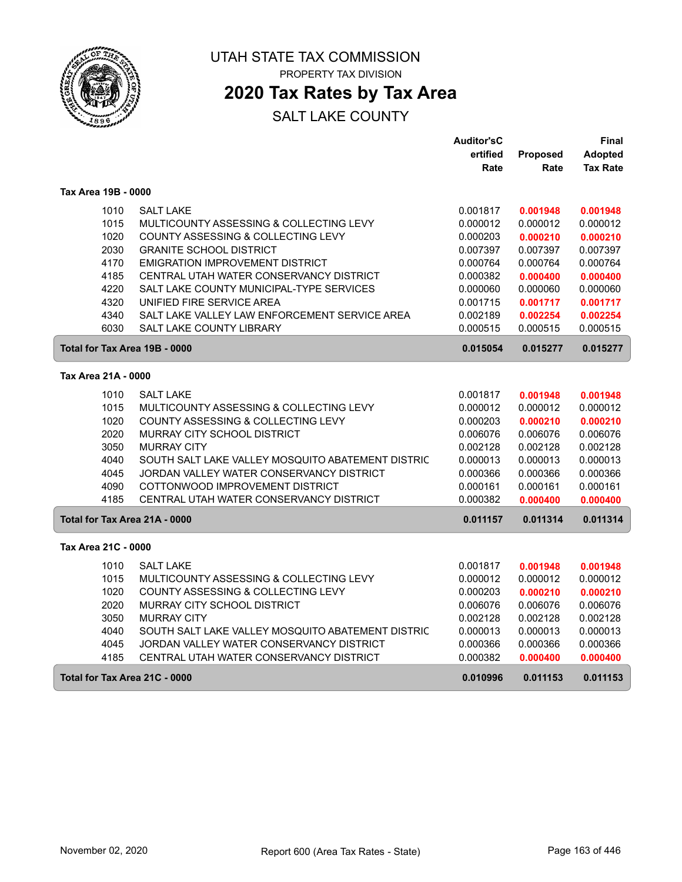# UTAH STATE TAX COMMISSION

PROPERTY TAX DIVISION

## 2020 Tax Rates by Tax Area

SALT LAKE COUNTY

| | | Auditor'sCertified Rate | Proposed Rate | Final Adopted Tax Rate |
|---|---|---|---|---|
| **Tax Area 19B - 0000** | | | | |
| 1010 | SALT LAKE | 0.001817 | **0.001948** | **0.001948** |
| 1015 | MULTICOUNTY ASSESSING & COLLECTING LEVY | 0.000012 | 0.000012 | 0.000012 |
| 1020 | COUNTY ASSESSING & COLLECTING LEVY | 0.000203 | **0.000210** | **0.000210** |
| 2030 | GRANITE SCHOOL DISTRICT | 0.007397 | 0.007397 | 0.007397 |
| 4170 | EMIGRATION IMPROVEMENT DISTRICT | 0.000764 | 0.000764 | 0.000764 |
| 4185 | CENTRAL UTAH WATER CONSERVANCY DISTRICT | 0.000382 | **0.000400** | **0.000400** |
| 4220 | SALT LAKE COUNTY MUNICIPAL-TYPE SERVICES | 0.000060 | 0.000060 | 0.000060 |
| 4320 | UNIFIED FIRE SERVICE AREA | 0.001715 | **0.001717** | **0.001717** |
| 4340 | SALT LAKE VALLEY LAW ENFORCEMENT SERVICE AREA | 0.002189 | **0.002254** | **0.002254** |
| 6030 | SALT LAKE COUNTY LIBRARY | 0.000515 | 0.000515 | 0.000515 |
| **Total for Tax Area 19B - 0000** | | **0.015054** | **0.015277** | **0.015277** |
| **Tax Area 21A - 0000** | | | | |
| 1010 | SALT LAKE | 0.001817 | **0.001948** | **0.001948** |
| 1015 | MULTICOUNTY ASSESSING & COLLECTING LEVY | 0.000012 | 0.000012 | 0.000012 |
| 1020 | COUNTY ASSESSING & COLLECTING LEVY | 0.000203 | **0.000210** | **0.000210** |
| 2020 | MURRAY CITY SCHOOL DISTRICT | 0.006076 | 0.006076 | 0.006076 |
| 3050 | MURRAY CITY | 0.002128 | 0.002128 | 0.002128 |
| 4040 | SOUTH SALT LAKE VALLEY MOSQUITO ABATEMENT DISTRIC | 0.000013 | 0.000013 | 0.000013 |
| 4045 | JORDAN VALLEY WATER CONSERVANCY DISTRICT | 0.000366 | 0.000366 | 0.000366 |
| 4090 | COTTONWOOD IMPROVEMENT DISTRICT | 0.000161 | 0.000161 | 0.000161 |
| 4185 | CENTRAL UTAH WATER CONSERVANCY DISTRICT | 0.000382 | **0.000400** | **0.000400** |
| **Total for Tax Area 21A - 0000** | | **0.011157** | **0.011314** | **0.011314** |
| **Tax Area 21C - 0000** | | | | |
| 1010 | SALT LAKE | 0.001817 | **0.001948** | **0.001948** |
| 1015 | MULTICOUNTY ASSESSING & COLLECTING LEVY | 0.000012 | 0.000012 | 0.000012 |
| 1020 | COUNTY ASSESSING & COLLECTING LEVY | 0.000203 | **0.000210** | **0.000210** |
| 2020 | MURRAY CITY SCHOOL DISTRICT | 0.006076 | 0.006076 | 0.006076 |
| 3050 | MURRAY CITY | 0.002128 | 0.002128 | 0.002128 |
| 4040 | SOUTH SALT LAKE VALLEY MOSQUITO ABATEMENT DISTRIC | 0.000013 | 0.000013 | 0.000013 |
| 4045 | JORDAN VALLEY WATER CONSERVANCY DISTRICT | 0.000366 | 0.000366 | 0.000366 |
| 4185 | CENTRAL UTAH WATER CONSERVANCY DISTRICT | 0.000382 | **0.000400** | **0.000400** |
| **Total for Tax Area 21C - 0000** | | **0.010996** | **0.011153** | **0.011153** |

November 02, 2020 — Report 600 (Area Tax Rates - State)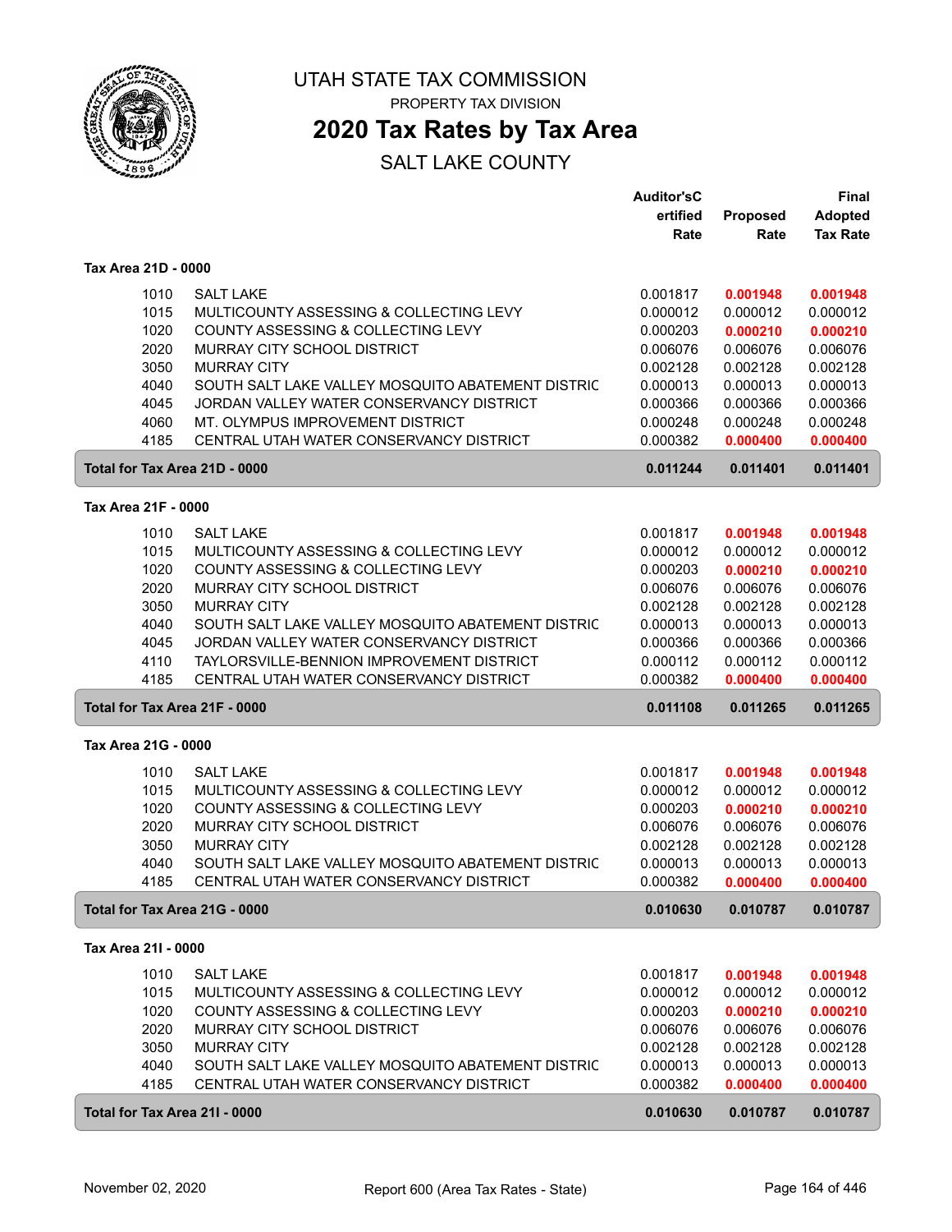# UTAH STATE TAX COMMISSION

PROPERTY TAX DIVISION

## 2020 Tax Rates by Tax Area

SALT LAKE COUNTY

### Tax Area 21D - 0000

| | | Auditor's Certified Rate | Proposed Rate | Final Adopted Tax Rate |
|---|---|---|---|---|
| 1010 | SALT LAKE | 0.001817 | **0.001948** | **0.001948** |
| 1015 | MULTICOUNTY ASSESSING & COLLECTING LEVY | 0.000012 | 0.000012 | 0.000012 |
| 1020 | COUNTY ASSESSING & COLLECTING LEVY | 0.000203 | **0.000210** | **0.000210** |
| 2020 | MURRAY CITY SCHOOL DISTRICT | 0.006076 | 0.006076 | 0.006076 |
| 3050 | MURRAY CITY | 0.002128 | 0.002128 | 0.002128 |
| 4040 | SOUTH SALT LAKE VALLEY MOSQUITO ABATEMENT DISTRIC | 0.000013 | 0.000013 | 0.000013 |
| 4045 | JORDAN VALLEY WATER CONSERVANCY DISTRICT | 0.000366 | 0.000366 | 0.000366 |
| 4060 | MT. OLYMPUS IMPROVEMENT DISTRICT | 0.000248 | 0.000248 | 0.000248 |
| 4185 | CENTRAL UTAH WATER CONSERVANCY DISTRICT | 0.000382 | **0.000400** | **0.000400** |
| **Total for Tax Area 21D - 0000** | | **0.011244** | **0.011401** | **0.011401** |

### Tax Area 21F - 0000

| | | Auditor's Certified Rate | Proposed Rate | Final Adopted Tax Rate |
|---|---|---|---|---|
| 1010 | SALT LAKE | 0.001817 | **0.001948** | **0.001948** |
| 1015 | MULTICOUNTY ASSESSING & COLLECTING LEVY | 0.000012 | 0.000012 | 0.000012 |
| 1020 | COUNTY ASSESSING & COLLECTING LEVY | 0.000203 | **0.000210** | **0.000210** |
| 2020 | MURRAY CITY SCHOOL DISTRICT | 0.006076 | 0.006076 | 0.006076 |
| 3050 | MURRAY CITY | 0.002128 | 0.002128 | 0.002128 |
| 4040 | SOUTH SALT LAKE VALLEY MOSQUITO ABATEMENT DISTRIC | 0.000013 | 0.000013 | 0.000013 |
| 4045 | JORDAN VALLEY WATER CONSERVANCY DISTRICT | 0.000366 | 0.000366 | 0.000366 |
| 4110 | TAYLORSVILLE-BENNION IMPROVEMENT DISTRICT | 0.000112 | 0.000112 | 0.000112 |
| 4185 | CENTRAL UTAH WATER CONSERVANCY DISTRICT | 0.000382 | **0.000400** | **0.000400** |
| **Total for Tax Area 21F - 0000** | | **0.011108** | **0.011265** | **0.011265** |

### Tax Area 21G - 0000

| | | Auditor's Certified Rate | Proposed Rate | Final Adopted Tax Rate |
|---|---|---|---|---|
| 1010 | SALT LAKE | 0.001817 | **0.001948** | **0.001948** |
| 1015 | MULTICOUNTY ASSESSING & COLLECTING LEVY | 0.000012 | 0.000012 | 0.000012 |
| 1020 | COUNTY ASSESSING & COLLECTING LEVY | 0.000203 | **0.000210** | **0.000210** |
| 2020 | MURRAY CITY SCHOOL DISTRICT | 0.006076 | 0.006076 | 0.006076 |
| 3050 | MURRAY CITY | 0.002128 | 0.002128 | 0.002128 |
| 4040 | SOUTH SALT LAKE VALLEY MOSQUITO ABATEMENT DISTRIC | 0.000013 | 0.000013 | 0.000013 |
| 4185 | CENTRAL UTAH WATER CONSERVANCY DISTRICT | 0.000382 | **0.000400** | **0.000400** |
| **Total for Tax Area 21G - 0000** | | **0.010630** | **0.010787** | **0.010787** |

### Tax Area 21I - 0000

| | | Auditor's Certified Rate | Proposed Rate | Final Adopted Tax Rate |
|---|---|---|---|---|
| 1010 | SALT LAKE | 0.001817 | **0.001948** | **0.001948** |
| 1015 | MULTICOUNTY ASSESSING & COLLECTING LEVY | 0.000012 | 0.000012 | 0.000012 |
| 1020 | COUNTY ASSESSING & COLLECTING LEVY | 0.000203 | **0.000210** | **0.000210** |
| 2020 | MURRAY CITY SCHOOL DISTRICT | 0.006076 | 0.006076 | 0.006076 |
| 3050 | MURRAY CITY | 0.002128 | 0.002128 | 0.002128 |
| 4040 | SOUTH SALT LAKE VALLEY MOSQUITO ABATEMENT DISTRIC | 0.000013 | 0.000013 | 0.000013 |
| 4185 | CENTRAL UTAH WATER CONSERVANCY DISTRICT | 0.000382 | **0.000400** | **0.000400** |
| **Total for Tax Area 21I - 0000** | | **0.010630** | **0.010787** | **0.010787** |

November 02, 2020 — Report 600 (Area Tax Rates - State)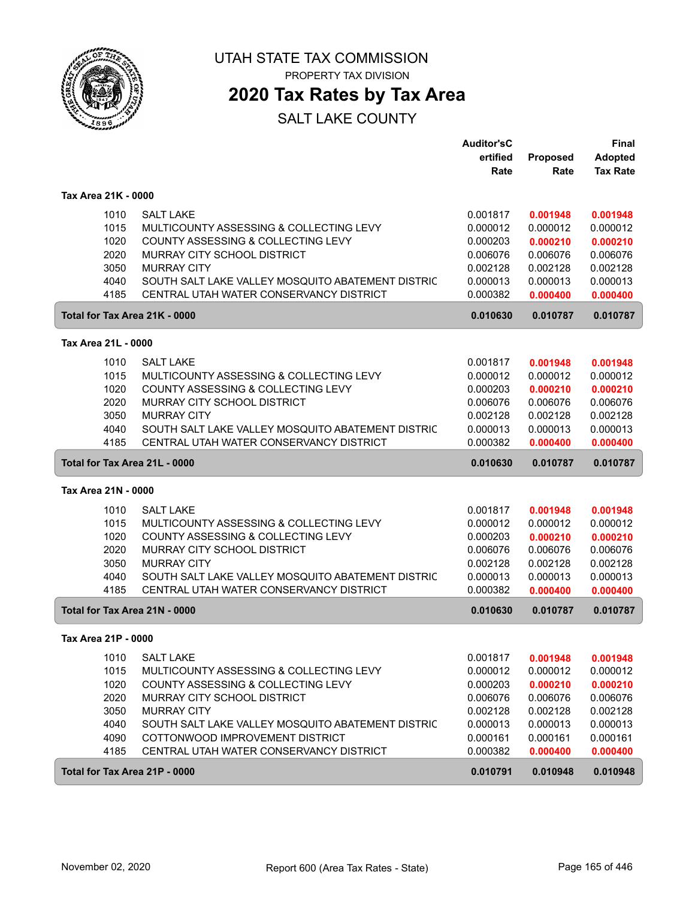# UTAH STATE TAX COMMISSION

PROPERTY TAX DIVISION

## 2020 Tax Rates by Tax Area

SALT LAKE COUNTY

| | | Auditor'sCertified Rate | Proposed Rate | Final Adopted Tax Rate |
|---|---|---|---|---|
| **Tax Area 21K - 0000** | | | | |
| 1010 | SALT LAKE | 0.001817 | **0.001948** | **0.001948** |
| 1015 | MULTICOUNTY ASSESSING & COLLECTING LEVY | 0.000012 | 0.000012 | 0.000012 |
| 1020 | COUNTY ASSESSING & COLLECTING LEVY | 0.000203 | **0.000210** | **0.000210** |
| 2020 | MURRAY CITY SCHOOL DISTRICT | 0.006076 | 0.006076 | 0.006076 |
| 3050 | MURRAY CITY | 0.002128 | 0.002128 | 0.002128 |
| 4040 | SOUTH SALT LAKE VALLEY MOSQUITO ABATEMENT DISTRIC | 0.000013 | 0.000013 | 0.000013 |
| 4185 | CENTRAL UTAH WATER CONSERVANCY DISTRICT | 0.000382 | **0.000400** | **0.000400** |
| **Total for Tax Area 21K - 0000** | | **0.010630** | **0.010787** | **0.010787** |
| **Tax Area 21L - 0000** | | | | |
| 1010 | SALT LAKE | 0.001817 | **0.001948** | **0.001948** |
| 1015 | MULTICOUNTY ASSESSING & COLLECTING LEVY | 0.000012 | 0.000012 | 0.000012 |
| 1020 | COUNTY ASSESSING & COLLECTING LEVY | 0.000203 | **0.000210** | **0.000210** |
| 2020 | MURRAY CITY SCHOOL DISTRICT | 0.006076 | 0.006076 | 0.006076 |
| 3050 | MURRAY CITY | 0.002128 | 0.002128 | 0.002128 |
| 4040 | SOUTH SALT LAKE VALLEY MOSQUITO ABATEMENT DISTRIC | 0.000013 | 0.000013 | 0.000013 |
| 4185 | CENTRAL UTAH WATER CONSERVANCY DISTRICT | 0.000382 | **0.000400** | **0.000400** |
| **Total for Tax Area 21L - 0000** | | **0.010630** | **0.010787** | **0.010787** |
| **Tax Area 21N - 0000** | | | | |
| 1010 | SALT LAKE | 0.001817 | **0.001948** | **0.001948** |
| 1015 | MULTICOUNTY ASSESSING & COLLECTING LEVY | 0.000012 | 0.000012 | 0.000012 |
| 1020 | COUNTY ASSESSING & COLLECTING LEVY | 0.000203 | **0.000210** | **0.000210** |
| 2020 | MURRAY CITY SCHOOL DISTRICT | 0.006076 | 0.006076 | 0.006076 |
| 3050 | MURRAY CITY | 0.002128 | 0.002128 | 0.002128 |
| 4040 | SOUTH SALT LAKE VALLEY MOSQUITO ABATEMENT DISTRIC | 0.000013 | 0.000013 | 0.000013 |
| 4185 | CENTRAL UTAH WATER CONSERVANCY DISTRICT | 0.000382 | **0.000400** | **0.000400** |
| **Total for Tax Area 21N - 0000** | | **0.010630** | **0.010787** | **0.010787** |
| **Tax Area 21P - 0000** | | | | |
| 1010 | SALT LAKE | 0.001817 | **0.001948** | **0.001948** |
| 1015 | MULTICOUNTY ASSESSING & COLLECTING LEVY | 0.000012 | 0.000012 | 0.000012 |
| 1020 | COUNTY ASSESSING & COLLECTING LEVY | 0.000203 | **0.000210** | **0.000210** |
| 2020 | MURRAY CITY SCHOOL DISTRICT | 0.006076 | 0.006076 | 0.006076 |
| 3050 | MURRAY CITY | 0.002128 | 0.002128 | 0.002128 |
| 4040 | SOUTH SALT LAKE VALLEY MOSQUITO ABATEMENT DISTRIC | 0.000013 | 0.000013 | 0.000013 |
| 4090 | COTTONWOOD IMPROVEMENT DISTRICT | 0.000161 | 0.000161 | 0.000161 |
| 4185 | CENTRAL UTAH WATER CONSERVANCY DISTRICT | 0.000382 | **0.000400** | **0.000400** |
| **Total for Tax Area 21P - 0000** | | **0.010791** | **0.010948** | **0.010948** |

November 02, 2020 — Report 600 (Area Tax Rates - State)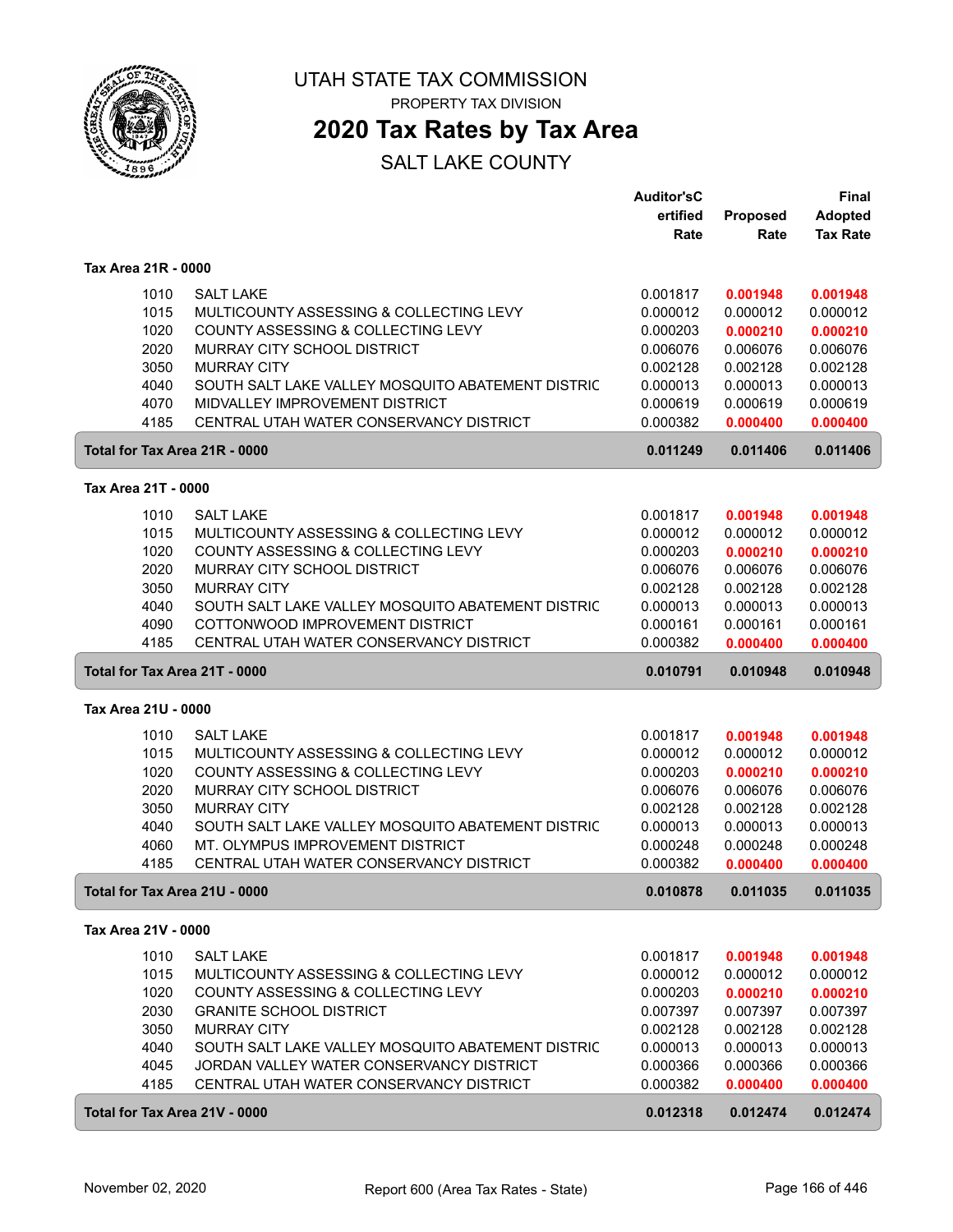# UTAH STATE TAX COMMISSION

PROPERTY TAX DIVISION

## 2020 Tax Rates by Tax Area

SALT LAKE COUNTY

### Tax Area 21R - 0000

| | | Auditor'sCertified Rate | Proposed Rate | Final Adopted Tax Rate |
|---|---|---|---|---|
| 1010 | SALT LAKE | 0.001817 | **0.001948** | **0.001948** |
| 1015 | MULTICOUNTY ASSESSING & COLLECTING LEVY | 0.000012 | 0.000012 | 0.000012 |
| 1020 | COUNTY ASSESSING & COLLECTING LEVY | 0.000203 | **0.000210** | **0.000210** |
| 2020 | MURRAY CITY SCHOOL DISTRICT | 0.006076 | 0.006076 | 0.006076 |
| 3050 | MURRAY CITY | 0.002128 | 0.002128 | 0.002128 |
| 4040 | SOUTH SALT LAKE VALLEY MOSQUITO ABATEMENT DISTRIC | 0.000013 | 0.000013 | 0.000013 |
| 4070 | MIDVALLEY IMPROVEMENT DISTRICT | 0.000619 | 0.000619 | 0.000619 |
| 4185 | CENTRAL UTAH WATER CONSERVANCY DISTRICT | 0.000382 | **0.000400** | **0.000400** |
| **Total for Tax Area 21R - 0000** | | **0.011249** | **0.011406** | **0.011406** |

### Tax Area 21T - 0000

| | | Auditor'sCertified Rate | Proposed Rate | Final Adopted Tax Rate |
|---|---|---|---|---|
| 1010 | SALT LAKE | 0.001817 | **0.001948** | **0.001948** |
| 1015 | MULTICOUNTY ASSESSING & COLLECTING LEVY | 0.000012 | 0.000012 | 0.000012 |
| 1020 | COUNTY ASSESSING & COLLECTING LEVY | 0.000203 | **0.000210** | **0.000210** |
| 2020 | MURRAY CITY SCHOOL DISTRICT | 0.006076 | 0.006076 | 0.006076 |
| 3050 | MURRAY CITY | 0.002128 | 0.002128 | 0.002128 |
| 4040 | SOUTH SALT LAKE VALLEY MOSQUITO ABATEMENT DISTRIC | 0.000013 | 0.000013 | 0.000013 |
| 4090 | COTTONWOOD IMPROVEMENT DISTRICT | 0.000161 | 0.000161 | 0.000161 |
| 4185 | CENTRAL UTAH WATER CONSERVANCY DISTRICT | 0.000382 | **0.000400** | **0.000400** |
| **Total for Tax Area 21T - 0000** | | **0.010791** | **0.010948** | **0.010948** |

### Tax Area 21U - 0000

| | | Auditor'sCertified Rate | Proposed Rate | Final Adopted Tax Rate |
|---|---|---|---|---|
| 1010 | SALT LAKE | 0.001817 | **0.001948** | **0.001948** |
| 1015 | MULTICOUNTY ASSESSING & COLLECTING LEVY | 0.000012 | 0.000012 | 0.000012 |
| 1020 | COUNTY ASSESSING & COLLECTING LEVY | 0.000203 | **0.000210** | **0.000210** |
| 2020 | MURRAY CITY SCHOOL DISTRICT | 0.006076 | 0.006076 | 0.006076 |
| 3050 | MURRAY CITY | 0.002128 | 0.002128 | 0.002128 |
| 4040 | SOUTH SALT LAKE VALLEY MOSQUITO ABATEMENT DISTRIC | 0.000013 | 0.000013 | 0.000013 |
| 4060 | MT. OLYMPUS IMPROVEMENT DISTRICT | 0.000248 | 0.000248 | 0.000248 |
| 4185 | CENTRAL UTAH WATER CONSERVANCY DISTRICT | 0.000382 | **0.000400** | **0.000400** |
| **Total for Tax Area 21U - 0000** | | **0.010878** | **0.011035** | **0.011035** |

### Tax Area 21V - 0000

| | | Auditor'sCertified Rate | Proposed Rate | Final Adopted Tax Rate |
|---|---|---|---|---|
| 1010 | SALT LAKE | 0.001817 | **0.001948** | **0.001948** |
| 1015 | MULTICOUNTY ASSESSING & COLLECTING LEVY | 0.000012 | 0.000012 | 0.000012 |
| 1020 | COUNTY ASSESSING & COLLECTING LEVY | 0.000203 | **0.000210** | **0.000210** |
| 2030 | GRANITE SCHOOL DISTRICT | 0.007397 | 0.007397 | 0.007397 |
| 3050 | MURRAY CITY | 0.002128 | 0.002128 | 0.002128 |
| 4040 | SOUTH SALT LAKE VALLEY MOSQUITO ABATEMENT DISTRIC | 0.000013 | 0.000013 | 0.000013 |
| 4045 | JORDAN VALLEY WATER CONSERVANCY DISTRICT | 0.000366 | 0.000366 | 0.000366 |
| 4185 | CENTRAL UTAH WATER CONSERVANCY DISTRICT | 0.000382 | **0.000400** | **0.000400** |
| **Total for Tax Area 21V - 0000** | | **0.012318** | **0.012474** | **0.012474** |

November 02, 2020 Report 600 (Area Tax Rates - State)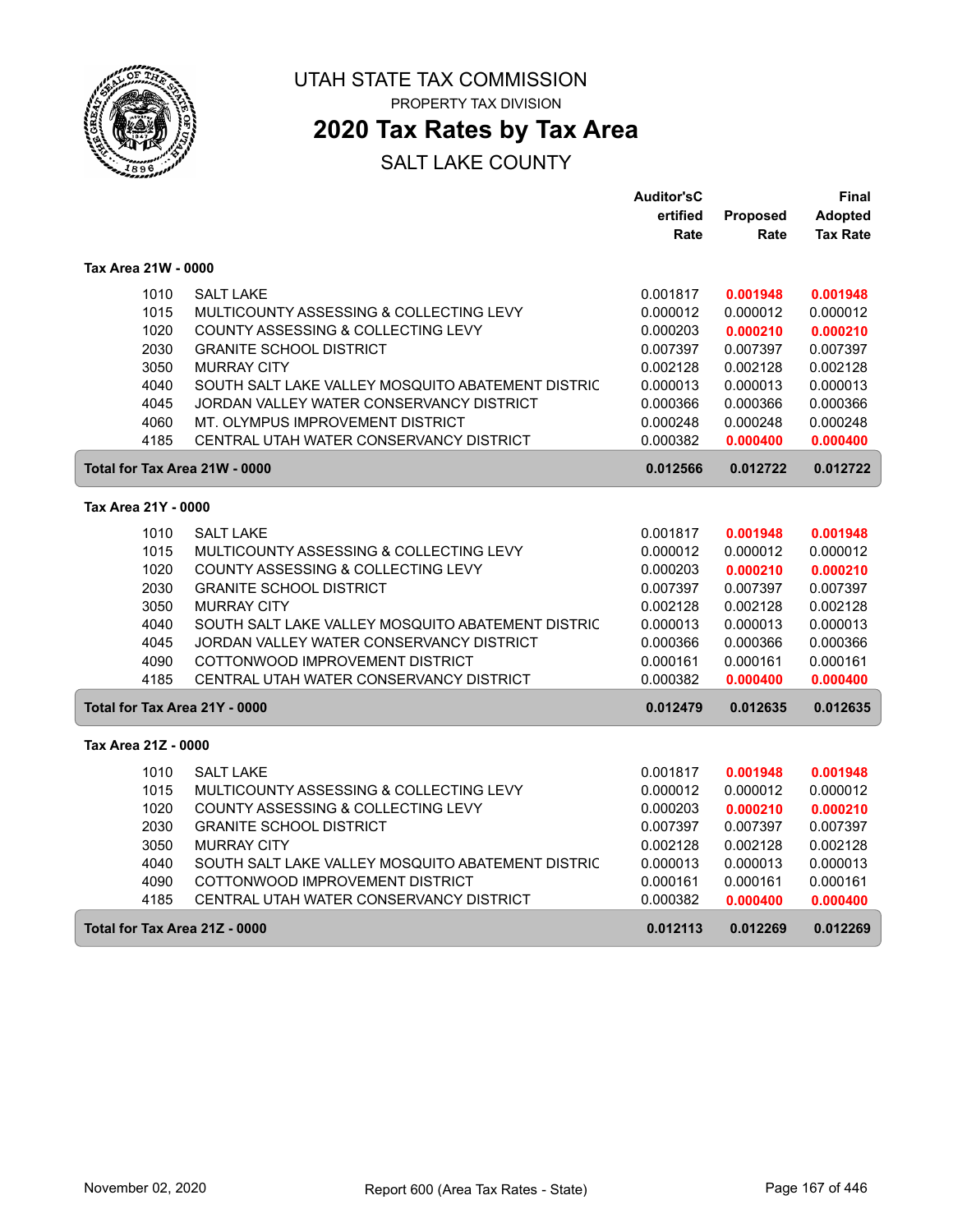# UTAH STATE TAX COMMISSION

PROPERTY TAX DIVISION

## 2020 Tax Rates by Tax Area

SALT LAKE COUNTY

| | | Auditor'sCertified Rate | Proposed Rate | Final Adopted Tax Rate |
|---|---|---|---|---|
| **Tax Area 21W - 0000** | | | | |
| 1010 | SALT LAKE | 0.001817 | **0.001948** | **0.001948** |
| 1015 | MULTICOUNTY ASSESSING & COLLECTING LEVY | 0.000012 | 0.000012 | 0.000012 |
| 1020 | COUNTY ASSESSING & COLLECTING LEVY | 0.000203 | **0.000210** | **0.000210** |
| 2030 | GRANITE SCHOOL DISTRICT | 0.007397 | 0.007397 | 0.007397 |
| 3050 | MURRAY CITY | 0.002128 | 0.002128 | 0.002128 |
| 4040 | SOUTH SALT LAKE VALLEY MOSQUITO ABATEMENT DISTRIC | 0.000013 | 0.000013 | 0.000013 |
| 4045 | JORDAN VALLEY WATER CONSERVANCY DISTRICT | 0.000366 | 0.000366 | 0.000366 |
| 4060 | MT. OLYMPUS IMPROVEMENT DISTRICT | 0.000248 | 0.000248 | 0.000248 |
| 4185 | CENTRAL UTAH WATER CONSERVANCY DISTRICT | 0.000382 | **0.000400** | **0.000400** |
| **Total for Tax Area 21W - 0000** | | **0.012566** | **0.012722** | **0.012722** |
| **Tax Area 21Y - 0000** | | | | |
| 1010 | SALT LAKE | 0.001817 | **0.001948** | **0.001948** |
| 1015 | MULTICOUNTY ASSESSING & COLLECTING LEVY | 0.000012 | 0.000012 | 0.000012 |
| 1020 | COUNTY ASSESSING & COLLECTING LEVY | 0.000203 | **0.000210** | **0.000210** |
| 2030 | GRANITE SCHOOL DISTRICT | 0.007397 | 0.007397 | 0.007397 |
| 3050 | MURRAY CITY | 0.002128 | 0.002128 | 0.002128 |
| 4040 | SOUTH SALT LAKE VALLEY MOSQUITO ABATEMENT DISTRIC | 0.000013 | 0.000013 | 0.000013 |
| 4045 | JORDAN VALLEY WATER CONSERVANCY DISTRICT | 0.000366 | 0.000366 | 0.000366 |
| 4090 | COTTONWOOD IMPROVEMENT DISTRICT | 0.000161 | 0.000161 | 0.000161 |
| 4185 | CENTRAL UTAH WATER CONSERVANCY DISTRICT | 0.000382 | **0.000400** | **0.000400** |
| **Total for Tax Area 21Y - 0000** | | **0.012479** | **0.012635** | **0.012635** |
| **Tax Area 21Z - 0000** | | | | |
| 1010 | SALT LAKE | 0.001817 | **0.001948** | **0.001948** |
| 1015 | MULTICOUNTY ASSESSING & COLLECTING LEVY | 0.000012 | 0.000012 | 0.000012 |
| 1020 | COUNTY ASSESSING & COLLECTING LEVY | 0.000203 | **0.000210** | **0.000210** |
| 2030 | GRANITE SCHOOL DISTRICT | 0.007397 | 0.007397 | 0.007397 |
| 3050 | MURRAY CITY | 0.002128 | 0.002128 | 0.002128 |
| 4040 | SOUTH SALT LAKE VALLEY MOSQUITO ABATEMENT DISTRIC | 0.000013 | 0.000013 | 0.000013 |
| 4090 | COTTONWOOD IMPROVEMENT DISTRICT | 0.000161 | 0.000161 | 0.000161 |
| 4185 | CENTRAL UTAH WATER CONSERVANCY DISTRICT | 0.000382 | **0.000400** | **0.000400** |
| **Total for Tax Area 21Z - 0000** | | **0.012113** | **0.012269** | **0.012269** |

November 02, 2020 Report 600 (Area Tax Rates - State)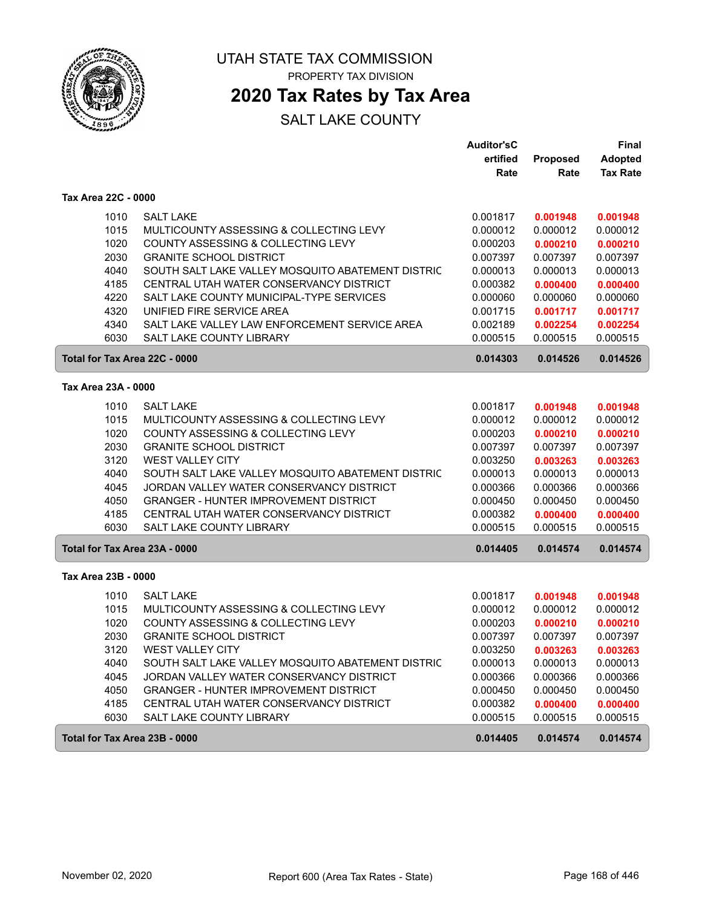# UTAH STATE TAX COMMISSION

PROPERTY TAX DIVISION

## 2020 Tax Rates by Tax Area

SALT LAKE COUNTY

| | | Auditor'sC ertified Rate | Proposed Rate | Final Adopted Tax Rate |
|---|---|---|---|---|
| **Tax Area 22C - 0000** | | | | |
| 1010 | SALT LAKE | 0.001817 | **0.001948** | **0.001948** |
| 1015 | MULTICOUNTY ASSESSING & COLLECTING LEVY | 0.000012 | 0.000012 | 0.000012 |
| 1020 | COUNTY ASSESSING & COLLECTING LEVY | 0.000203 | **0.000210** | **0.000210** |
| 2030 | GRANITE SCHOOL DISTRICT | 0.007397 | 0.007397 | 0.007397 |
| 4040 | SOUTH SALT LAKE VALLEY MOSQUITO ABATEMENT DISTRIC | 0.000013 | 0.000013 | 0.000013 |
| 4185 | CENTRAL UTAH WATER CONSERVANCY DISTRICT | 0.000382 | **0.000400** | **0.000400** |
| 4220 | SALT LAKE COUNTY MUNICIPAL-TYPE SERVICES | 0.000060 | 0.000060 | 0.000060 |
| 4320 | UNIFIED FIRE SERVICE AREA | 0.001715 | **0.001717** | **0.001717** |
| 4340 | SALT LAKE VALLEY LAW ENFORCEMENT SERVICE AREA | 0.002189 | **0.002254** | **0.002254** |
| 6030 | SALT LAKE COUNTY LIBRARY | 0.000515 | 0.000515 | 0.000515 |
| **Total for Tax Area 22C - 0000** | | **0.014303** | **0.014526** | **0.014526** |
| **Tax Area 23A - 0000** | | | | |
| 1010 | SALT LAKE | 0.001817 | **0.001948** | **0.001948** |
| 1015 | MULTICOUNTY ASSESSING & COLLECTING LEVY | 0.000012 | 0.000012 | 0.000012 |
| 1020 | COUNTY ASSESSING & COLLECTING LEVY | 0.000203 | **0.000210** | **0.000210** |
| 2030 | GRANITE SCHOOL DISTRICT | 0.007397 | 0.007397 | 0.007397 |
| 3120 | WEST VALLEY CITY | 0.003250 | **0.003263** | **0.003263** |
| 4040 | SOUTH SALT LAKE VALLEY MOSQUITO ABATEMENT DISTRIC | 0.000013 | 0.000013 | 0.000013 |
| 4045 | JORDAN VALLEY WATER CONSERVANCY DISTRICT | 0.000366 | 0.000366 | 0.000366 |
| 4050 | GRANGER - HUNTER IMPROVEMENT DISTRICT | 0.000450 | 0.000450 | 0.000450 |
| 4185 | CENTRAL UTAH WATER CONSERVANCY DISTRICT | 0.000382 | **0.000400** | **0.000400** |
| 6030 | SALT LAKE COUNTY LIBRARY | 0.000515 | 0.000515 | 0.000515 |
| **Total for Tax Area 23A - 0000** | | **0.014405** | **0.014574** | **0.014574** |
| **Tax Area 23B - 0000** | | | | |
| 1010 | SALT LAKE | 0.001817 | **0.001948** | **0.001948** |
| 1015 | MULTICOUNTY ASSESSING & COLLECTING LEVY | 0.000012 | 0.000012 | 0.000012 |
| 1020 | COUNTY ASSESSING & COLLECTING LEVY | 0.000203 | **0.000210** | **0.000210** |
| 2030 | GRANITE SCHOOL DISTRICT | 0.007397 | 0.007397 | 0.007397 |
| 3120 | WEST VALLEY CITY | 0.003250 | **0.003263** | **0.003263** |
| 4040 | SOUTH SALT LAKE VALLEY MOSQUITO ABATEMENT DISTRIC | 0.000013 | 0.000013 | 0.000013 |
| 4045 | JORDAN VALLEY WATER CONSERVANCY DISTRICT | 0.000366 | 0.000366 | 0.000366 |
| 4050 | GRANGER - HUNTER IMPROVEMENT DISTRICT | 0.000450 | 0.000450 | 0.000450 |
| 4185 | CENTRAL UTAH WATER CONSERVANCY DISTRICT | 0.000382 | **0.000400** | **0.000400** |
| 6030 | SALT LAKE COUNTY LIBRARY | 0.000515 | 0.000515 | 0.000515 |
| **Total for Tax Area 23B - 0000** | | **0.014405** | **0.014574** | **0.014574** |

November 02, 2020 — Report 600 (Area Tax Rates - State)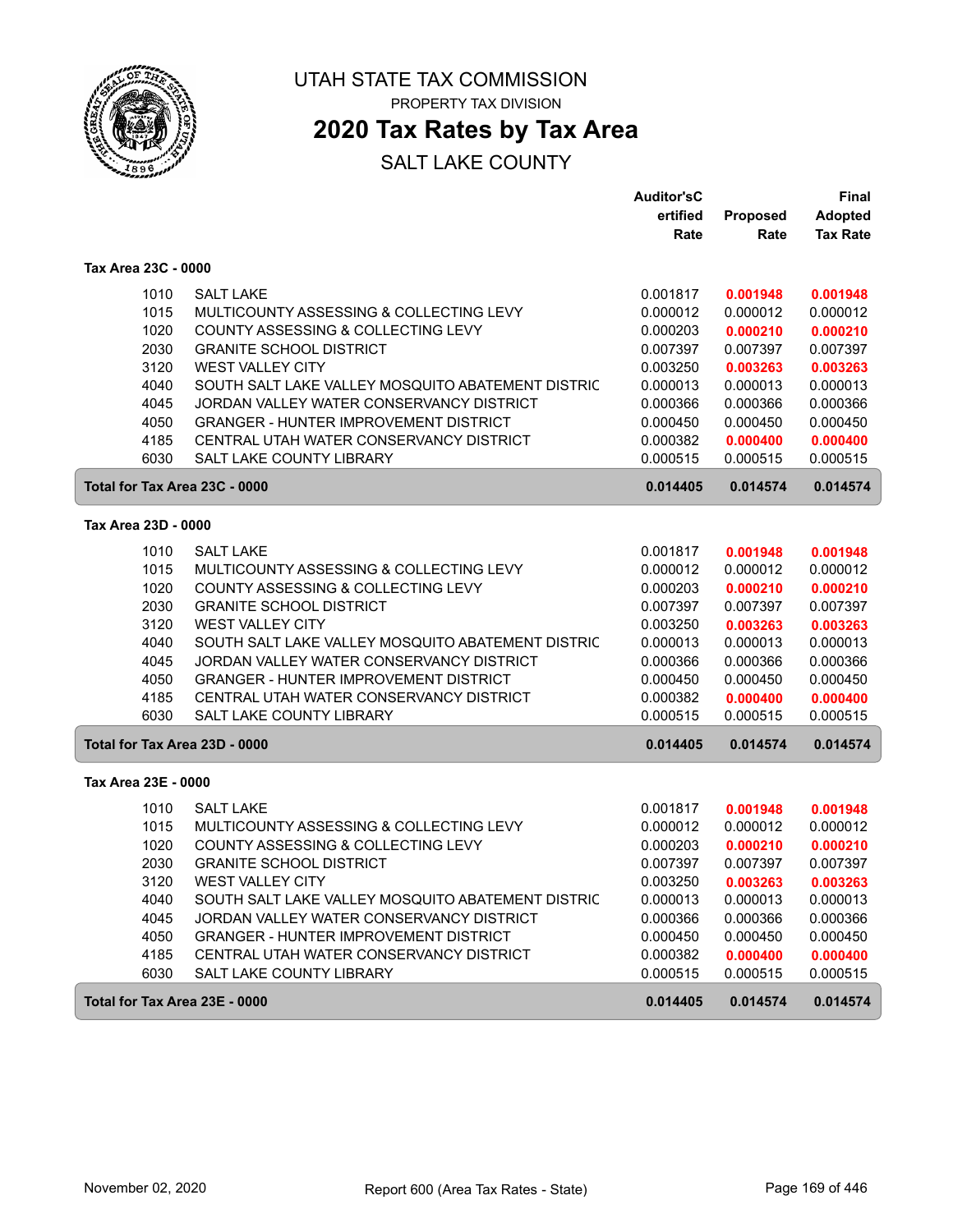# UTAH STATE TAX COMMISSION

PROPERTY TAX DIVISION

## 2020 Tax Rates by Tax Area

SALT LAKE COUNTY

| | | Auditor'sCertified Rate | Proposed Rate | Final Adopted Tax Rate |
|---|---|---|---|---|
| **Tax Area 23C - 0000** | | | | |
| 1010 | SALT LAKE | 0.001817 | **0.001948** | **0.001948** |
| 1015 | MULTICOUNTY ASSESSING & COLLECTING LEVY | 0.000012 | 0.000012 | 0.000012 |
| 1020 | COUNTY ASSESSING & COLLECTING LEVY | 0.000203 | **0.000210** | **0.000210** |
| 2030 | GRANITE SCHOOL DISTRICT | 0.007397 | 0.007397 | 0.007397 |
| 3120 | WEST VALLEY CITY | 0.003250 | **0.003263** | **0.003263** |
| 4040 | SOUTH SALT LAKE VALLEY MOSQUITO ABATEMENT DISTRIC | 0.000013 | 0.000013 | 0.000013 |
| 4045 | JORDAN VALLEY WATER CONSERVANCY DISTRICT | 0.000366 | 0.000366 | 0.000366 |
| 4050 | GRANGER - HUNTER IMPROVEMENT DISTRICT | 0.000450 | 0.000450 | 0.000450 |
| 4185 | CENTRAL UTAH WATER CONSERVANCY DISTRICT | 0.000382 | **0.000400** | **0.000400** |
| 6030 | SALT LAKE COUNTY LIBRARY | 0.000515 | 0.000515 | 0.000515 |
| **Total for Tax Area 23C - 0000** | | **0.014405** | **0.014574** | **0.014574** |
| **Tax Area 23D - 0000** | | | | |
| 1010 | SALT LAKE | 0.001817 | **0.001948** | **0.001948** |
| 1015 | MULTICOUNTY ASSESSING & COLLECTING LEVY | 0.000012 | 0.000012 | 0.000012 |
| 1020 | COUNTY ASSESSING & COLLECTING LEVY | 0.000203 | **0.000210** | **0.000210** |
| 2030 | GRANITE SCHOOL DISTRICT | 0.007397 | 0.007397 | 0.007397 |
| 3120 | WEST VALLEY CITY | 0.003250 | **0.003263** | **0.003263** |
| 4040 | SOUTH SALT LAKE VALLEY MOSQUITO ABATEMENT DISTRIC | 0.000013 | 0.000013 | 0.000013 |
| 4045 | JORDAN VALLEY WATER CONSERVANCY DISTRICT | 0.000366 | 0.000366 | 0.000366 |
| 4050 | GRANGER - HUNTER IMPROVEMENT DISTRICT | 0.000450 | 0.000450 | 0.000450 |
| 4185 | CENTRAL UTAH WATER CONSERVANCY DISTRICT | 0.000382 | **0.000400** | **0.000400** |
| 6030 | SALT LAKE COUNTY LIBRARY | 0.000515 | 0.000515 | 0.000515 |
| **Total for Tax Area 23D - 0000** | | **0.014405** | **0.014574** | **0.014574** |
| **Tax Area 23E - 0000** | | | | |
| 1010 | SALT LAKE | 0.001817 | **0.001948** | **0.001948** |
| 1015 | MULTICOUNTY ASSESSING & COLLECTING LEVY | 0.000012 | 0.000012 | 0.000012 |
| 1020 | COUNTY ASSESSING & COLLECTING LEVY | 0.000203 | **0.000210** | **0.000210** |
| 2030 | GRANITE SCHOOL DISTRICT | 0.007397 | 0.007397 | 0.007397 |
| 3120 | WEST VALLEY CITY | 0.003250 | **0.003263** | **0.003263** |
| 4040 | SOUTH SALT LAKE VALLEY MOSQUITO ABATEMENT DISTRIC | 0.000013 | 0.000013 | 0.000013 |
| 4045 | JORDAN VALLEY WATER CONSERVANCY DISTRICT | 0.000366 | 0.000366 | 0.000366 |
| 4050 | GRANGER - HUNTER IMPROVEMENT DISTRICT | 0.000450 | 0.000450 | 0.000450 |
| 4185 | CENTRAL UTAH WATER CONSERVANCY DISTRICT | 0.000382 | **0.000400** | **0.000400** |
| 6030 | SALT LAKE COUNTY LIBRARY | 0.000515 | 0.000515 | 0.000515 |
| **Total for Tax Area 23E - 0000** | | **0.014405** | **0.014574** | **0.014574** |

November 02, 2020 — Report 600 (Area Tax Rates - State)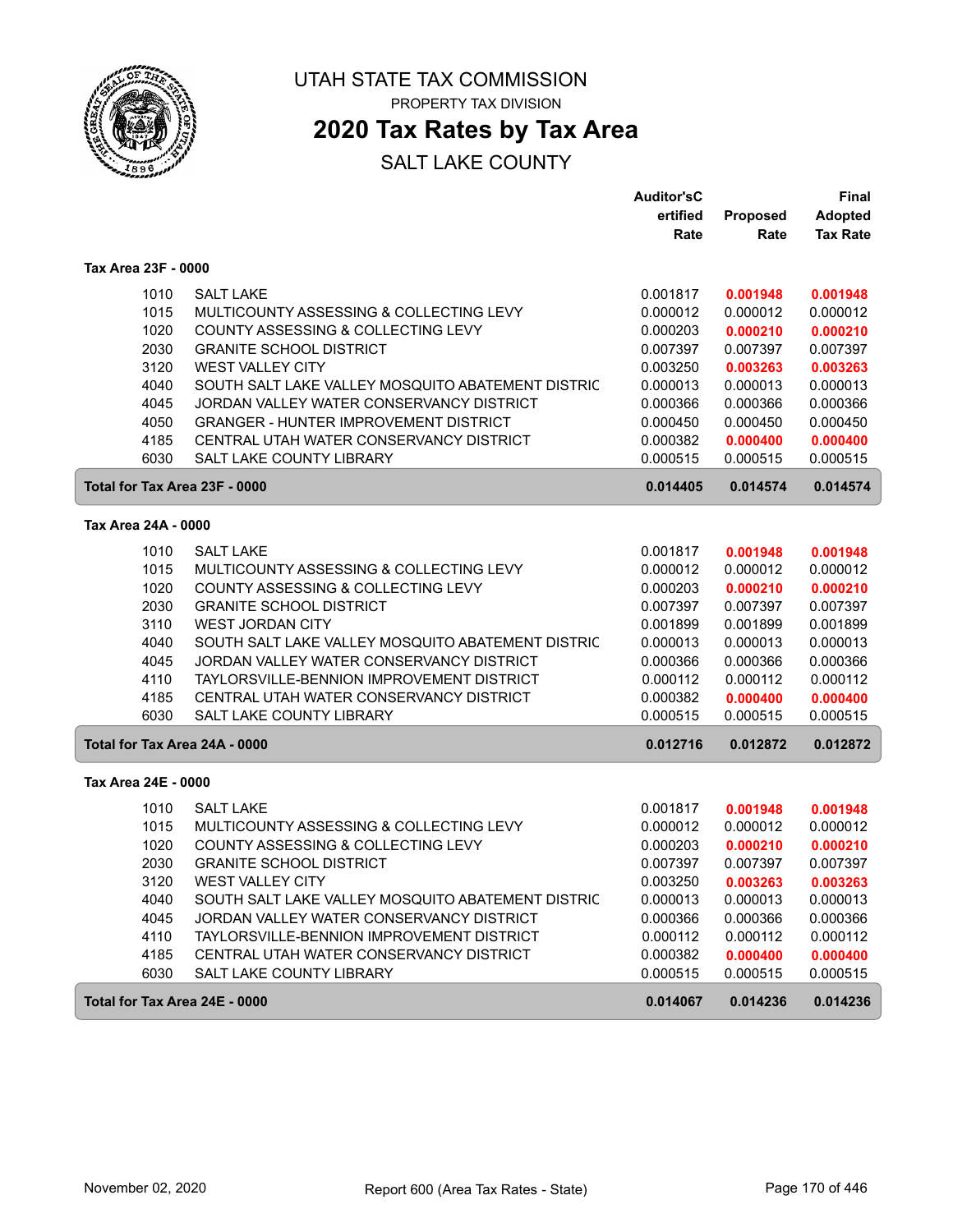# UTAH STATE TAX COMMISSION

PROPERTY TAX DIVISION

## 2020 Tax Rates by Tax Area

SALT LAKE COUNTY

| | | Auditor'sCertified Rate | Proposed Rate | Final Adopted Tax Rate |
|---|---|---|---|---|
| **Tax Area 23F - 0000** | | | | |
| 1010 | SALT LAKE | 0.001817 | **0.001948** | **0.001948** |
| 1015 | MULTICOUNTY ASSESSING & COLLECTING LEVY | 0.000012 | 0.000012 | 0.000012 |
| 1020 | COUNTY ASSESSING & COLLECTING LEVY | 0.000203 | **0.000210** | **0.000210** |
| 2030 | GRANITE SCHOOL DISTRICT | 0.007397 | 0.007397 | 0.007397 |
| 3120 | WEST VALLEY CITY | 0.003250 | **0.003263** | **0.003263** |
| 4040 | SOUTH SALT LAKE VALLEY MOSQUITO ABATEMENT DISTRIC | 0.000013 | 0.000013 | 0.000013 |
| 4045 | JORDAN VALLEY WATER CONSERVANCY DISTRICT | 0.000366 | 0.000366 | 0.000366 |
| 4050 | GRANGER - HUNTER IMPROVEMENT DISTRICT | 0.000450 | 0.000450 | 0.000450 |
| 4185 | CENTRAL UTAH WATER CONSERVANCY DISTRICT | 0.000382 | **0.000400** | **0.000400** |
| 6030 | SALT LAKE COUNTY LIBRARY | 0.000515 | 0.000515 | 0.000515 |
| **Total for Tax Area 23F - 0000** | | **0.014405** | **0.014574** | **0.014574** |
| **Tax Area 24A - 0000** | | | | |
| 1010 | SALT LAKE | 0.001817 | **0.001948** | **0.001948** |
| 1015 | MULTICOUNTY ASSESSING & COLLECTING LEVY | 0.000012 | 0.000012 | 0.000012 |
| 1020 | COUNTY ASSESSING & COLLECTING LEVY | 0.000203 | **0.000210** | **0.000210** |
| 2030 | GRANITE SCHOOL DISTRICT | 0.007397 | 0.007397 | 0.007397 |
| 3110 | WEST JORDAN CITY | 0.001899 | 0.001899 | 0.001899 |
| 4040 | SOUTH SALT LAKE VALLEY MOSQUITO ABATEMENT DISTRIC | 0.000013 | 0.000013 | 0.000013 |
| 4045 | JORDAN VALLEY WATER CONSERVANCY DISTRICT | 0.000366 | 0.000366 | 0.000366 |
| 4110 | TAYLORSVILLE-BENNION IMPROVEMENT DISTRICT | 0.000112 | 0.000112 | 0.000112 |
| 4185 | CENTRAL UTAH WATER CONSERVANCY DISTRICT | 0.000382 | **0.000400** | **0.000400** |
| 6030 | SALT LAKE COUNTY LIBRARY | 0.000515 | 0.000515 | 0.000515 |
| **Total for Tax Area 24A - 0000** | | **0.012716** | **0.012872** | **0.012872** |
| **Tax Area 24E - 0000** | | | | |
| 1010 | SALT LAKE | 0.001817 | **0.001948** | **0.001948** |
| 1015 | MULTICOUNTY ASSESSING & COLLECTING LEVY | 0.000012 | 0.000012 | 0.000012 |
| 1020 | COUNTY ASSESSING & COLLECTING LEVY | 0.000203 | **0.000210** | **0.000210** |
| 2030 | GRANITE SCHOOL DISTRICT | 0.007397 | 0.007397 | 0.007397 |
| 3120 | WEST VALLEY CITY | 0.003250 | **0.003263** | **0.003263** |
| 4040 | SOUTH SALT LAKE VALLEY MOSQUITO ABATEMENT DISTRIC | 0.000013 | 0.000013 | 0.000013 |
| 4045 | JORDAN VALLEY WATER CONSERVANCY DISTRICT | 0.000366 | 0.000366 | 0.000366 |
| 4110 | TAYLORSVILLE-BENNION IMPROVEMENT DISTRICT | 0.000112 | 0.000112 | 0.000112 |
| 4185 | CENTRAL UTAH WATER CONSERVANCY DISTRICT | 0.000382 | **0.000400** | **0.000400** |
| 6030 | SALT LAKE COUNTY LIBRARY | 0.000515 | 0.000515 | 0.000515 |
| **Total for Tax Area 24E - 0000** | | **0.014067** | **0.014236** | **0.014236** |

November 02, 2020 — Report 600 (Area Tax Rates - State)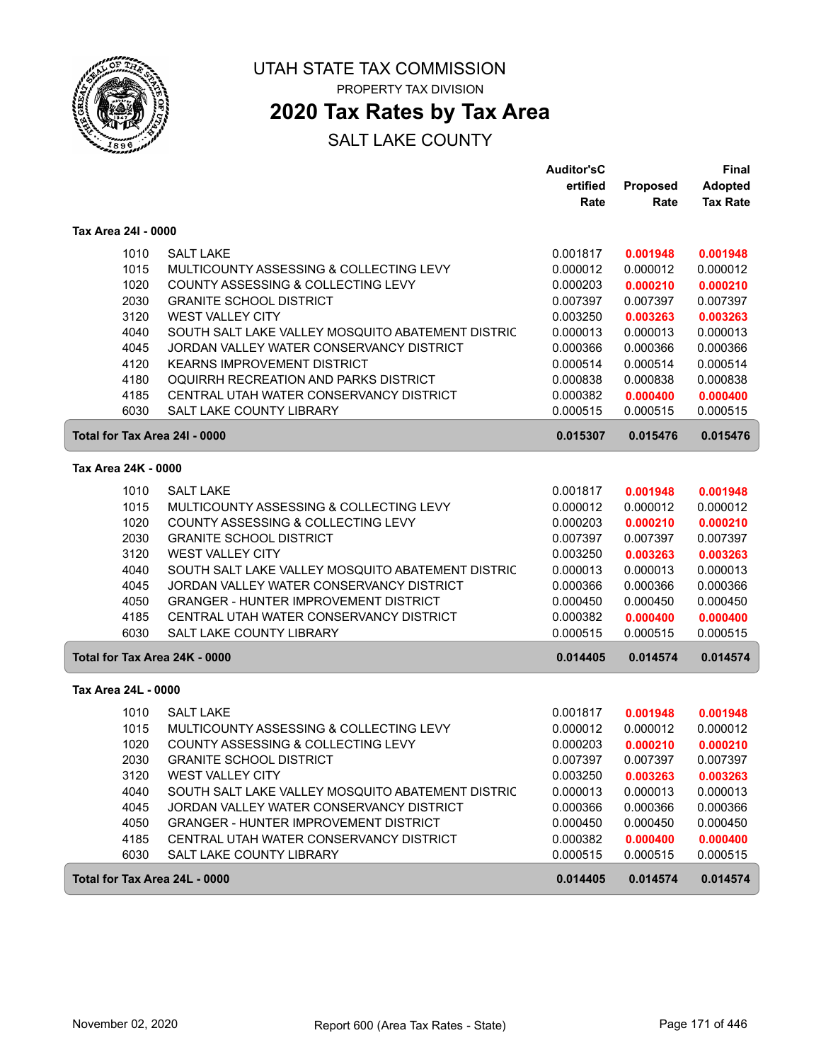# UTAH STATE TAX COMMISSION

PROPERTY TAX DIVISION

## 2020 Tax Rates by Tax Area

SALT LAKE COUNTY

### Tax Area 24I - 0000

| Code | Entity | Auditor's Certified Rate | Proposed Rate | Final Adopted Tax Rate |
|---|---|---|---|---|
| 1010 | SALT LAKE | 0.001817 | **0.001948** | **0.001948** |
| 1015 | MULTICOUNTY ASSESSING & COLLECTING LEVY | 0.000012 | 0.000012 | 0.000012 |
| 1020 | COUNTY ASSESSING & COLLECTING LEVY | 0.000203 | **0.000210** | **0.000210** |
| 2030 | GRANITE SCHOOL DISTRICT | 0.007397 | 0.007397 | 0.007397 |
| 3120 | WEST VALLEY CITY | 0.003250 | **0.003263** | **0.003263** |
| 4040 | SOUTH SALT LAKE VALLEY MOSQUITO ABATEMENT DISTRIC | 0.000013 | 0.000013 | 0.000013 |
| 4045 | JORDAN VALLEY WATER CONSERVANCY DISTRICT | 0.000366 | 0.000366 | 0.000366 |
| 4120 | KEARNS IMPROVEMENT DISTRICT | 0.000514 | 0.000514 | 0.000514 |
| 4180 | OQUIRRH RECREATION AND PARKS DISTRICT | 0.000838 | 0.000838 | 0.000838 |
| 4185 | CENTRAL UTAH WATER CONSERVANCY DISTRICT | 0.000382 | **0.000400** | **0.000400** |
| 6030 | SALT LAKE COUNTY LIBRARY | 0.000515 | 0.000515 | 0.000515 |
| **Total for Tax Area 24I - 0000** | | **0.015307** | **0.015476** | **0.015476** |

### Tax Area 24K - 0000

| Code | Entity | Auditor's Certified Rate | Proposed Rate | Final Adopted Tax Rate |
|---|---|---|---|---|
| 1010 | SALT LAKE | 0.001817 | **0.001948** | **0.001948** |
| 1015 | MULTICOUNTY ASSESSING & COLLECTING LEVY | 0.000012 | 0.000012 | 0.000012 |
| 1020 | COUNTY ASSESSING & COLLECTING LEVY | 0.000203 | **0.000210** | **0.000210** |
| 2030 | GRANITE SCHOOL DISTRICT | 0.007397 | 0.007397 | 0.007397 |
| 3120 | WEST VALLEY CITY | 0.003250 | **0.003263** | **0.003263** |
| 4040 | SOUTH SALT LAKE VALLEY MOSQUITO ABATEMENT DISTRIC | 0.000013 | 0.000013 | 0.000013 |
| 4045 | JORDAN VALLEY WATER CONSERVANCY DISTRICT | 0.000366 | 0.000366 | 0.000366 |
| 4050 | GRANGER - HUNTER IMPROVEMENT DISTRICT | 0.000450 | 0.000450 | 0.000450 |
| 4185 | CENTRAL UTAH WATER CONSERVANCY DISTRICT | 0.000382 | **0.000400** | **0.000400** |
| 6030 | SALT LAKE COUNTY LIBRARY | 0.000515 | 0.000515 | 0.000515 |
| **Total for Tax Area 24K - 0000** | | **0.014405** | **0.014574** | **0.014574** |

### Tax Area 24L - 0000

| Code | Entity | Auditor's Certified Rate | Proposed Rate | Final Adopted Tax Rate |
|---|---|---|---|---|
| 1010 | SALT LAKE | 0.001817 | **0.001948** | **0.001948** |
| 1015 | MULTICOUNTY ASSESSING & COLLECTING LEVY | 0.000012 | 0.000012 | 0.000012 |
| 1020 | COUNTY ASSESSING & COLLECTING LEVY | 0.000203 | **0.000210** | **0.000210** |
| 2030 | GRANITE SCHOOL DISTRICT | 0.007397 | 0.007397 | 0.007397 |
| 3120 | WEST VALLEY CITY | 0.003250 | **0.003263** | **0.003263** |
| 4040 | SOUTH SALT LAKE VALLEY MOSQUITO ABATEMENT DISTRIC | 0.000013 | 0.000013 | 0.000013 |
| 4045 | JORDAN VALLEY WATER CONSERVANCY DISTRICT | 0.000366 | 0.000366 | 0.000366 |
| 4050 | GRANGER - HUNTER IMPROVEMENT DISTRICT | 0.000450 | 0.000450 | 0.000450 |
| 4185 | CENTRAL UTAH WATER CONSERVANCY DISTRICT | 0.000382 | **0.000400** | **0.000400** |
| 6030 | SALT LAKE COUNTY LIBRARY | 0.000515 | 0.000515 | 0.000515 |
| **Total for Tax Area 24L - 0000** | | **0.014405** | **0.014574** | **0.014574** |

November 02, 2020 — Report 600 (Area Tax Rates - State)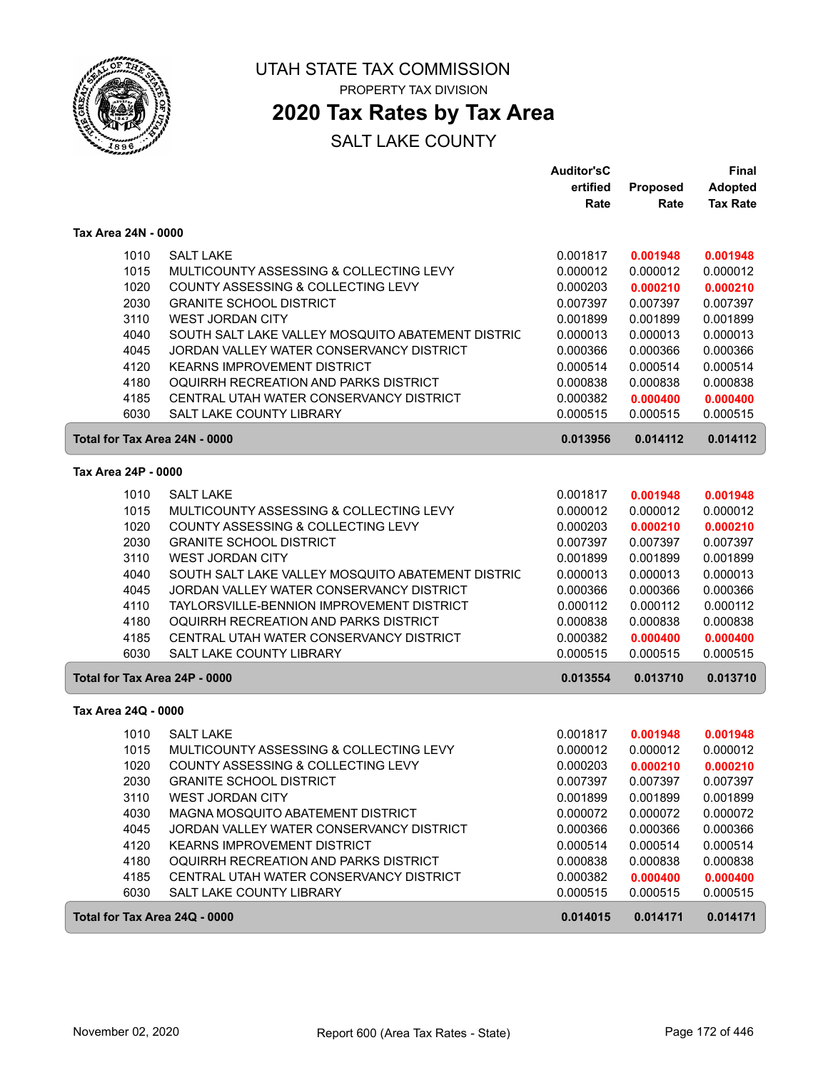# UTAH STATE TAX COMMISSION

PROPERTY TAX DIVISION

## 2020 Tax Rates by Tax Area

SALT LAKE COUNTY

| | | Auditor'sCertified Rate | Proposed Rate | Final Adopted Tax Rate |
|---|---|---|---|---|
| **Tax Area 24N - 0000** | | | | |
| 1010 | SALT LAKE | 0.001817 | **0.001948** | **0.001948** |
| 1015 | MULTICOUNTY ASSESSING & COLLECTING LEVY | 0.000012 | 0.000012 | 0.000012 |
| 1020 | COUNTY ASSESSING & COLLECTING LEVY | 0.000203 | **0.000210** | **0.000210** |
| 2030 | GRANITE SCHOOL DISTRICT | 0.007397 | 0.007397 | 0.007397 |
| 3110 | WEST JORDAN CITY | 0.001899 | 0.001899 | 0.001899 |
| 4040 | SOUTH SALT LAKE VALLEY MOSQUITO ABATEMENT DISTRIC | 0.000013 | 0.000013 | 0.000013 |
| 4045 | JORDAN VALLEY WATER CONSERVANCY DISTRICT | 0.000366 | 0.000366 | 0.000366 |
| 4120 | KEARNS IMPROVEMENT DISTRICT | 0.000514 | 0.000514 | 0.000514 |
| 4180 | OQUIRRH RECREATION AND PARKS DISTRICT | 0.000838 | 0.000838 | 0.000838 |
| 4185 | CENTRAL UTAH WATER CONSERVANCY DISTRICT | 0.000382 | **0.000400** | **0.000400** |
| 6030 | SALT LAKE COUNTY LIBRARY | 0.000515 | 0.000515 | 0.000515 |
| **Total for Tax Area 24N - 0000** | | **0.013956** | **0.014112** | **0.014112** |
| **Tax Area 24P - 0000** | | | | |
| 1010 | SALT LAKE | 0.001817 | **0.001948** | **0.001948** |
| 1015 | MULTICOUNTY ASSESSING & COLLECTING LEVY | 0.000012 | 0.000012 | 0.000012 |
| 1020 | COUNTY ASSESSING & COLLECTING LEVY | 0.000203 | **0.000210** | **0.000210** |
| 2030 | GRANITE SCHOOL DISTRICT | 0.007397 | 0.007397 | 0.007397 |
| 3110 | WEST JORDAN CITY | 0.001899 | 0.001899 | 0.001899 |
| 4040 | SOUTH SALT LAKE VALLEY MOSQUITO ABATEMENT DISTRIC | 0.000013 | 0.000013 | 0.000013 |
| 4045 | JORDAN VALLEY WATER CONSERVANCY DISTRICT | 0.000366 | 0.000366 | 0.000366 |
| 4110 | TAYLORSVILLE-BENNION IMPROVEMENT DISTRICT | 0.000112 | 0.000112 | 0.000112 |
| 4180 | OQUIRRH RECREATION AND PARKS DISTRICT | 0.000838 | 0.000838 | 0.000838 |
| 4185 | CENTRAL UTAH WATER CONSERVANCY DISTRICT | 0.000382 | **0.000400** | **0.000400** |
| 6030 | SALT LAKE COUNTY LIBRARY | 0.000515 | 0.000515 | 0.000515 |
| **Total for Tax Area 24P - 0000** | | **0.013554** | **0.013710** | **0.013710** |
| **Tax Area 24Q - 0000** | | | | |
| 1010 | SALT LAKE | 0.001817 | **0.001948** | **0.001948** |
| 1015 | MULTICOUNTY ASSESSING & COLLECTING LEVY | 0.000012 | 0.000012 | 0.000012 |
| 1020 | COUNTY ASSESSING & COLLECTING LEVY | 0.000203 | **0.000210** | **0.000210** |
| 2030 | GRANITE SCHOOL DISTRICT | 0.007397 | 0.007397 | 0.007397 |
| 3110 | WEST JORDAN CITY | 0.001899 | 0.001899 | 0.001899 |
| 4030 | MAGNA MOSQUITO ABATEMENT DISTRICT | 0.000072 | 0.000072 | 0.000072 |
| 4045 | JORDAN VALLEY WATER CONSERVANCY DISTRICT | 0.000366 | 0.000366 | 0.000366 |
| 4120 | KEARNS IMPROVEMENT DISTRICT | 0.000514 | 0.000514 | 0.000514 |
| 4180 | OQUIRRH RECREATION AND PARKS DISTRICT | 0.000838 | 0.000838 | 0.000838 |
| 4185 | CENTRAL UTAH WATER CONSERVANCY DISTRICT | 0.000382 | **0.000400** | **0.000400** |
| 6030 | SALT LAKE COUNTY LIBRARY | 0.000515 | 0.000515 | 0.000515 |
| **Total for Tax Area 24Q - 0000** | | **0.014015** | **0.014171** | **0.014171** |

November 02, 2020 — Report 600 (Area Tax Rates - State)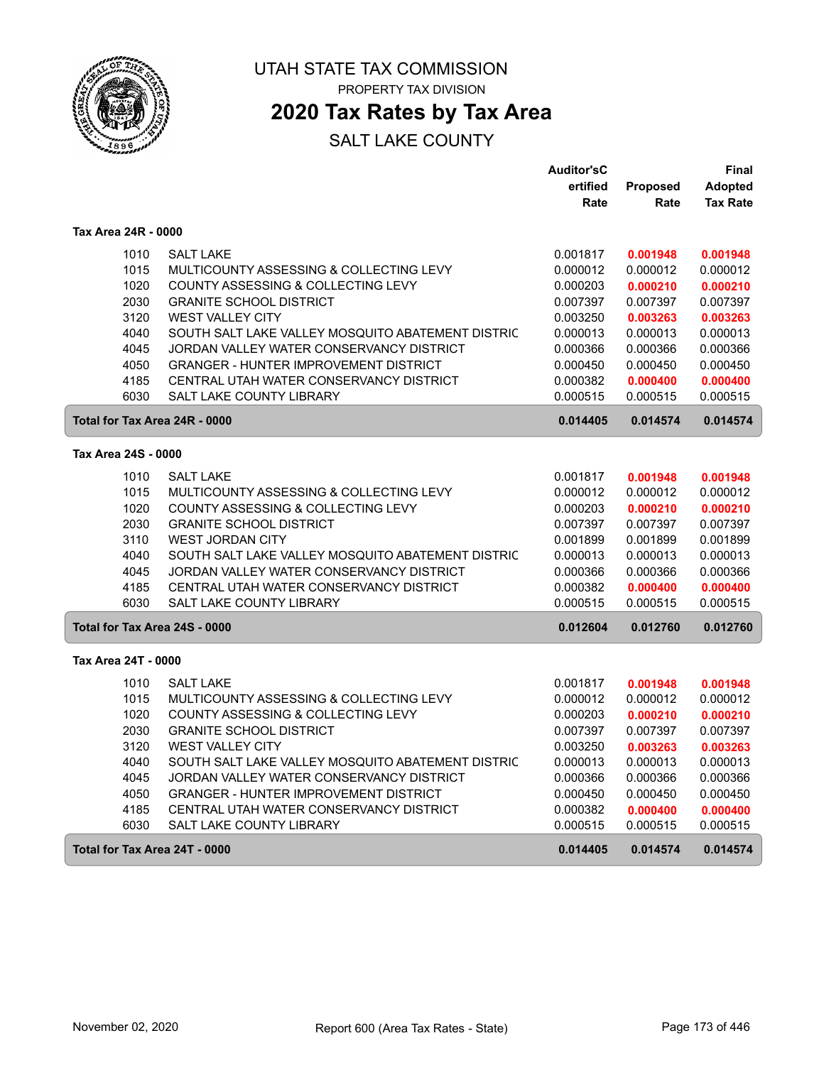# UTAH STATE TAX COMMISSION

PROPERTY TAX DIVISION

## 2020 Tax Rates by Tax Area

SALT LAKE COUNTY

| | | Auditor'sCertified Rate | Proposed Rate | Final Adopted Tax Rate |
|---|---|---|---|---|
| **Tax Area 24R - 0000** | | | | |
| 1010 | SALT LAKE | 0.001817 | **0.001948** | **0.001948** |
| 1015 | MULTICOUNTY ASSESSING & COLLECTING LEVY | 0.000012 | 0.000012 | 0.000012 |
| 1020 | COUNTY ASSESSING & COLLECTING LEVY | 0.000203 | **0.000210** | **0.000210** |
| 2030 | GRANITE SCHOOL DISTRICT | 0.007397 | 0.007397 | 0.007397 |
| 3120 | WEST VALLEY CITY | 0.003250 | **0.003263** | **0.003263** |
| 4040 | SOUTH SALT LAKE VALLEY MOSQUITO ABATEMENT DISTRIC | 0.000013 | 0.000013 | 0.000013 |
| 4045 | JORDAN VALLEY WATER CONSERVANCY DISTRICT | 0.000366 | 0.000366 | 0.000366 |
| 4050 | GRANGER - HUNTER IMPROVEMENT DISTRICT | 0.000450 | 0.000450 | 0.000450 |
| 4185 | CENTRAL UTAH WATER CONSERVANCY DISTRICT | 0.000382 | **0.000400** | **0.000400** |
| 6030 | SALT LAKE COUNTY LIBRARY | 0.000515 | 0.000515 | 0.000515 |
| **Total for Tax Area 24R - 0000** | | **0.014405** | **0.014574** | **0.014574** |
| **Tax Area 24S - 0000** | | | | |
| 1010 | SALT LAKE | 0.001817 | **0.001948** | **0.001948** |
| 1015 | MULTICOUNTY ASSESSING & COLLECTING LEVY | 0.000012 | 0.000012 | 0.000012 |
| 1020 | COUNTY ASSESSING & COLLECTING LEVY | 0.000203 | **0.000210** | **0.000210** |
| 2030 | GRANITE SCHOOL DISTRICT | 0.007397 | 0.007397 | 0.007397 |
| 3110 | WEST JORDAN CITY | 0.001899 | 0.001899 | 0.001899 |
| 4040 | SOUTH SALT LAKE VALLEY MOSQUITO ABATEMENT DISTRIC | 0.000013 | 0.000013 | 0.000013 |
| 4045 | JORDAN VALLEY WATER CONSERVANCY DISTRICT | 0.000366 | 0.000366 | 0.000366 |
| 4185 | CENTRAL UTAH WATER CONSERVANCY DISTRICT | 0.000382 | **0.000400** | **0.000400** |
| 6030 | SALT LAKE COUNTY LIBRARY | 0.000515 | 0.000515 | 0.000515 |
| **Total for Tax Area 24S - 0000** | | **0.012604** | **0.012760** | **0.012760** |
| **Tax Area 24T - 0000** | | | | |
| 1010 | SALT LAKE | 0.001817 | **0.001948** | **0.001948** |
| 1015 | MULTICOUNTY ASSESSING & COLLECTING LEVY | 0.000012 | 0.000012 | 0.000012 |
| 1020 | COUNTY ASSESSING & COLLECTING LEVY | 0.000203 | **0.000210** | **0.000210** |
| 2030 | GRANITE SCHOOL DISTRICT | 0.007397 | 0.007397 | 0.007397 |
| 3120 | WEST VALLEY CITY | 0.003250 | **0.003263** | **0.003263** |
| 4040 | SOUTH SALT LAKE VALLEY MOSQUITO ABATEMENT DISTRIC | 0.000013 | 0.000013 | 0.000013 |
| 4045 | JORDAN VALLEY WATER CONSERVANCY DISTRICT | 0.000366 | 0.000366 | 0.000366 |
| 4050 | GRANGER - HUNTER IMPROVEMENT DISTRICT | 0.000450 | 0.000450 | 0.000450 |
| 4185 | CENTRAL UTAH WATER CONSERVANCY DISTRICT | 0.000382 | **0.000400** | **0.000400** |
| 6030 | SALT LAKE COUNTY LIBRARY | 0.000515 | 0.000515 | 0.000515 |
| **Total for Tax Area 24T - 0000** | | **0.014405** | **0.014574** | **0.014574** |

November 02, 2020 Report 600 (Area Tax Rates - State)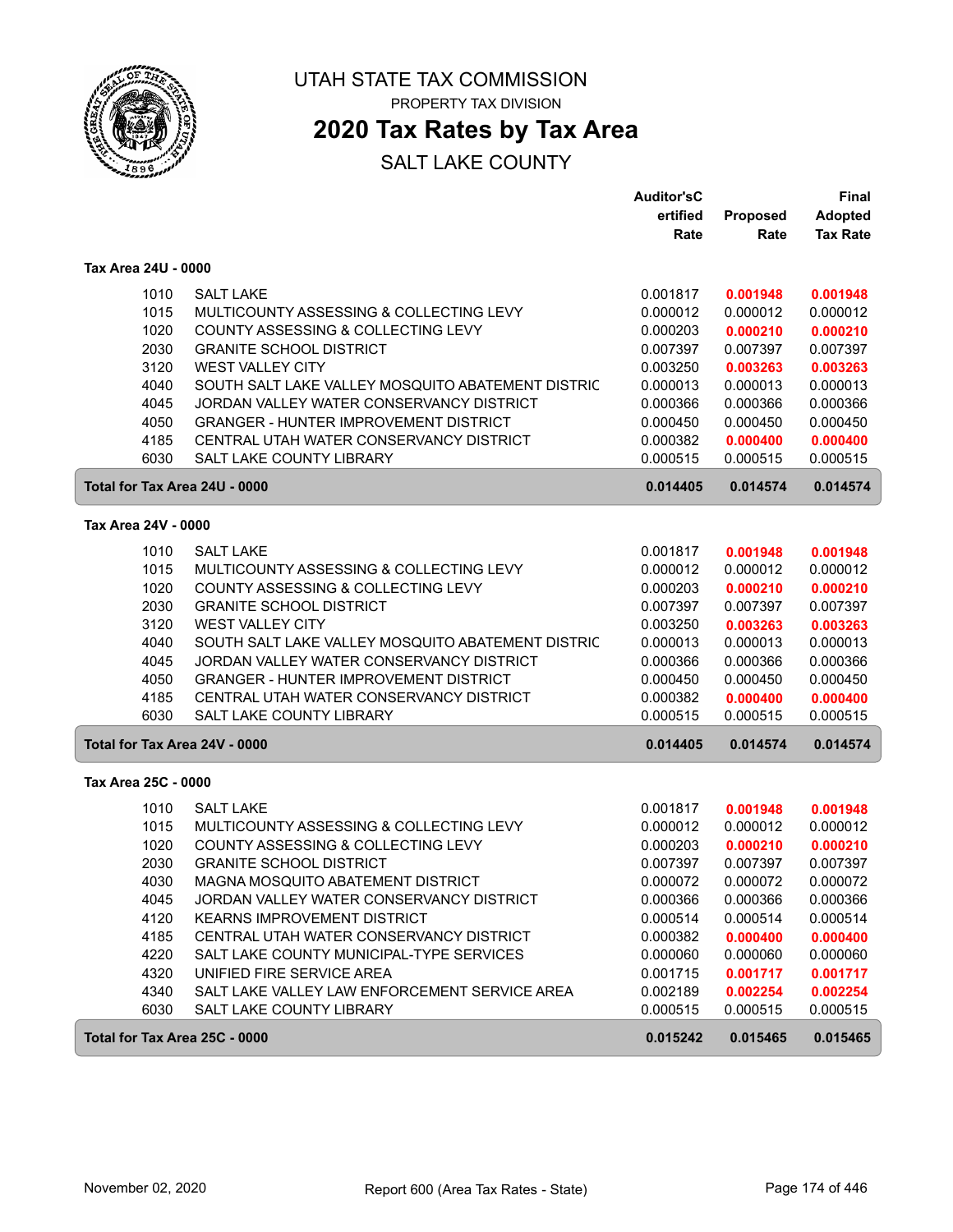# UTAH STATE TAX COMMISSION

PROPERTY TAX DIVISION

## 2020 Tax Rates by Tax Area

SALT LAKE COUNTY

### Tax Area 24U - 0000

| | | Auditor'sCertified Rate | Proposed Rate | Final Adopted Tax Rate |
|---|---|---|---|---|
| 1010 | SALT LAKE | 0.001817 | **0.001948** | **0.001948** |
| 1015 | MULTICOUNTY ASSESSING & COLLECTING LEVY | 0.000012 | 0.000012 | 0.000012 |
| 1020 | COUNTY ASSESSING & COLLECTING LEVY | 0.000203 | **0.000210** | **0.000210** |
| 2030 | GRANITE SCHOOL DISTRICT | 0.007397 | 0.007397 | 0.007397 |
| 3120 | WEST VALLEY CITY | 0.003250 | **0.003263** | **0.003263** |
| 4040 | SOUTH SALT LAKE VALLEY MOSQUITO ABATEMENT DISTRIC | 0.000013 | 0.000013 | 0.000013 |
| 4045 | JORDAN VALLEY WATER CONSERVANCY DISTRICT | 0.000366 | 0.000366 | 0.000366 |
| 4050 | GRANGER - HUNTER IMPROVEMENT DISTRICT | 0.000450 | 0.000450 | 0.000450 |
| 4185 | CENTRAL UTAH WATER CONSERVANCY DISTRICT | 0.000382 | **0.000400** | **0.000400** |
| 6030 | SALT LAKE COUNTY LIBRARY | 0.000515 | 0.000515 | 0.000515 |
| **Total for Tax Area 24U - 0000** | | **0.014405** | **0.014574** | **0.014574** |

### Tax Area 24V - 0000

| | | Auditor'sCertified Rate | Proposed Rate | Final Adopted Tax Rate |
|---|---|---|---|---|
| 1010 | SALT LAKE | 0.001817 | **0.001948** | **0.001948** |
| 1015 | MULTICOUNTY ASSESSING & COLLECTING LEVY | 0.000012 | 0.000012 | 0.000012 |
| 1020 | COUNTY ASSESSING & COLLECTING LEVY | 0.000203 | **0.000210** | **0.000210** |
| 2030 | GRANITE SCHOOL DISTRICT | 0.007397 | 0.007397 | 0.007397 |
| 3120 | WEST VALLEY CITY | 0.003250 | **0.003263** | **0.003263** |
| 4040 | SOUTH SALT LAKE VALLEY MOSQUITO ABATEMENT DISTRIC | 0.000013 | 0.000013 | 0.000013 |
| 4045 | JORDAN VALLEY WATER CONSERVANCY DISTRICT | 0.000366 | 0.000366 | 0.000366 |
| 4050 | GRANGER - HUNTER IMPROVEMENT DISTRICT | 0.000450 | 0.000450 | 0.000450 |
| 4185 | CENTRAL UTAH WATER CONSERVANCY DISTRICT | 0.000382 | **0.000400** | **0.000400** |
| 6030 | SALT LAKE COUNTY LIBRARY | 0.000515 | 0.000515 | 0.000515 |
| **Total for Tax Area 24V - 0000** | | **0.014405** | **0.014574** | **0.014574** |

### Tax Area 25C - 0000

| | | Auditor'sCertified Rate | Proposed Rate | Final Adopted Tax Rate |
|---|---|---|---|---|
| 1010 | SALT LAKE | 0.001817 | **0.001948** | **0.001948** |
| 1015 | MULTICOUNTY ASSESSING & COLLECTING LEVY | 0.000012 | 0.000012 | 0.000012 |
| 1020 | COUNTY ASSESSING & COLLECTING LEVY | 0.000203 | **0.000210** | **0.000210** |
| 2030 | GRANITE SCHOOL DISTRICT | 0.007397 | 0.007397 | 0.007397 |
| 4030 | MAGNA MOSQUITO ABATEMENT DISTRICT | 0.000072 | 0.000072 | 0.000072 |
| 4045 | JORDAN VALLEY WATER CONSERVANCY DISTRICT | 0.000366 | 0.000366 | 0.000366 |
| 4120 | KEARNS IMPROVEMENT DISTRICT | 0.000514 | 0.000514 | 0.000514 |
| 4185 | CENTRAL UTAH WATER CONSERVANCY DISTRICT | 0.000382 | **0.000400** | **0.000400** |
| 4220 | SALT LAKE COUNTY MUNICIPAL-TYPE SERVICES | 0.000060 | 0.000060 | 0.000060 |
| 4320 | UNIFIED FIRE SERVICE AREA | 0.001715 | **0.001717** | **0.001717** |
| 4340 | SALT LAKE VALLEY LAW ENFORCEMENT SERVICE AREA | 0.002189 | **0.002254** | **0.002254** |
| 6030 | SALT LAKE COUNTY LIBRARY | 0.000515 | 0.000515 | 0.000515 |
| **Total for Tax Area 25C - 0000** | | **0.015242** | **0.015465** | **0.015465** |

November 02, 2020 — Report 600 (Area Tax Rates - State)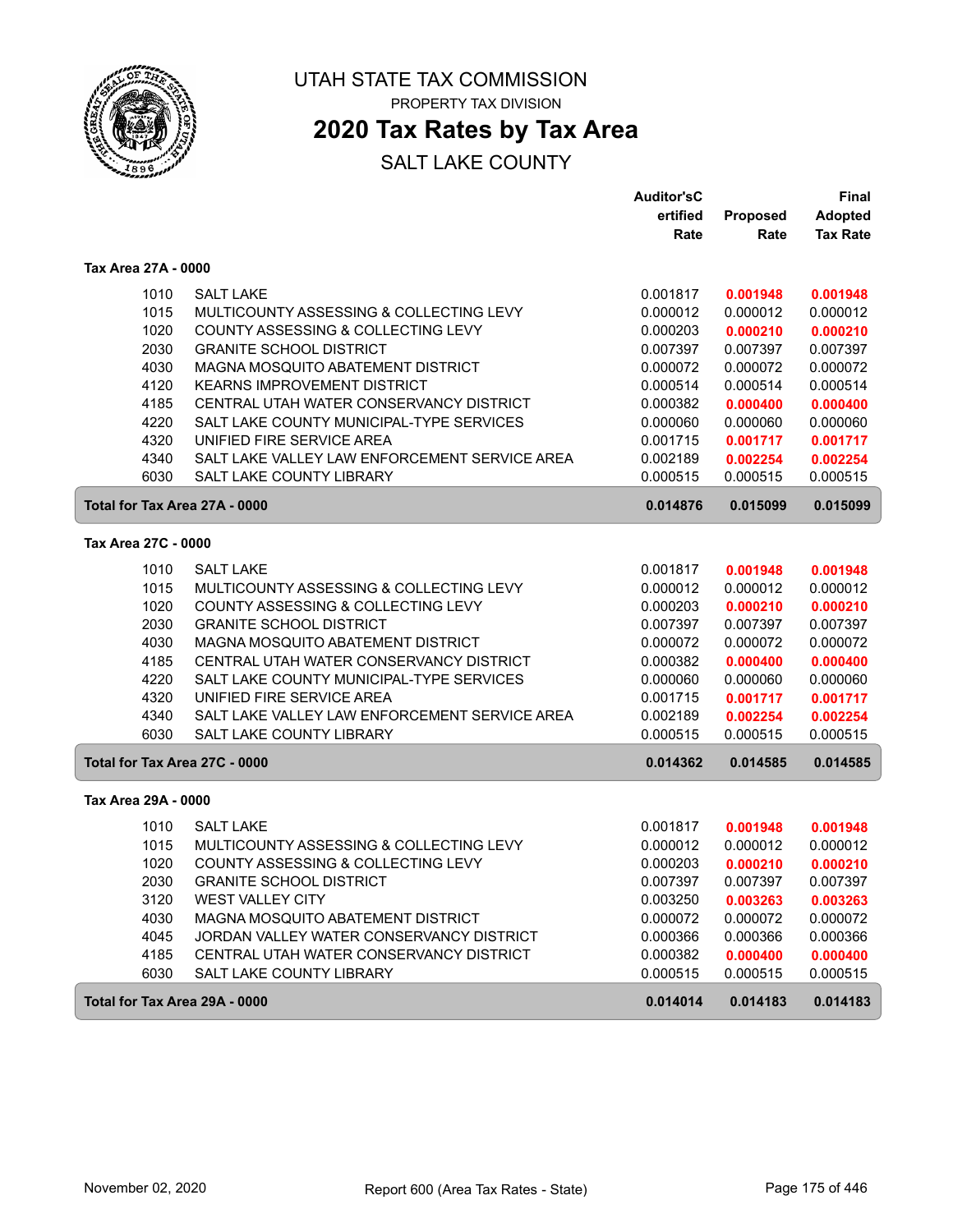# UTAH STATE TAX COMMISSION

PROPERTY TAX DIVISION

## 2020 Tax Rates by Tax Area

SALT LAKE COUNTY

| | | Auditor'sCertified Rate | Proposed Rate | Final Adopted Tax Rate |
|---|---|---|---|---|
| **Tax Area 27A - 0000** | | | | |
| 1010 | SALT LAKE | 0.001817 | **0.001948** | **0.001948** |
| 1015 | MULTICOUNTY ASSESSING & COLLECTING LEVY | 0.000012 | 0.000012 | 0.000012 |
| 1020 | COUNTY ASSESSING & COLLECTING LEVY | 0.000203 | **0.000210** | **0.000210** |
| 2030 | GRANITE SCHOOL DISTRICT | 0.007397 | 0.007397 | 0.007397 |
| 4030 | MAGNA MOSQUITO ABATEMENT DISTRICT | 0.000072 | 0.000072 | 0.000072 |
| 4120 | KEARNS IMPROVEMENT DISTRICT | 0.000514 | 0.000514 | 0.000514 |
| 4185 | CENTRAL UTAH WATER CONSERVANCY DISTRICT | 0.000382 | **0.000400** | **0.000400** |
| 4220 | SALT LAKE COUNTY MUNICIPAL-TYPE SERVICES | 0.000060 | 0.000060 | 0.000060 |
| 4320 | UNIFIED FIRE SERVICE AREA | 0.001715 | **0.001717** | **0.001717** |
| 4340 | SALT LAKE VALLEY LAW ENFORCEMENT SERVICE AREA | 0.002189 | **0.002254** | **0.002254** |
| 6030 | SALT LAKE COUNTY LIBRARY | 0.000515 | 0.000515 | 0.000515 |
| **Total for Tax Area 27A - 0000** | | **0.014876** | **0.015099** | **0.015099** |
| **Tax Area 27C - 0000** | | | | |
| 1010 | SALT LAKE | 0.001817 | **0.001948** | **0.001948** |
| 1015 | MULTICOUNTY ASSESSING & COLLECTING LEVY | 0.000012 | 0.000012 | 0.000012 |
| 1020 | COUNTY ASSESSING & COLLECTING LEVY | 0.000203 | **0.000210** | **0.000210** |
| 2030 | GRANITE SCHOOL DISTRICT | 0.007397 | 0.007397 | 0.007397 |
| 4030 | MAGNA MOSQUITO ABATEMENT DISTRICT | 0.000072 | 0.000072 | 0.000072 |
| 4185 | CENTRAL UTAH WATER CONSERVANCY DISTRICT | 0.000382 | **0.000400** | **0.000400** |
| 4220 | SALT LAKE COUNTY MUNICIPAL-TYPE SERVICES | 0.000060 | 0.000060 | 0.000060 |
| 4320 | UNIFIED FIRE SERVICE AREA | 0.001715 | **0.001717** | **0.001717** |
| 4340 | SALT LAKE VALLEY LAW ENFORCEMENT SERVICE AREA | 0.002189 | **0.002254** | **0.002254** |
| 6030 | SALT LAKE COUNTY LIBRARY | 0.000515 | 0.000515 | 0.000515 |
| **Total for Tax Area 27C - 0000** | | **0.014362** | **0.014585** | **0.014585** |
| **Tax Area 29A - 0000** | | | | |
| 1010 | SALT LAKE | 0.001817 | **0.001948** | **0.001948** |
| 1015 | MULTICOUNTY ASSESSING & COLLECTING LEVY | 0.000012 | 0.000012 | 0.000012 |
| 1020 | COUNTY ASSESSING & COLLECTING LEVY | 0.000203 | **0.000210** | **0.000210** |
| 2030 | GRANITE SCHOOL DISTRICT | 0.007397 | 0.007397 | 0.007397 |
| 3120 | WEST VALLEY CITY | 0.003250 | **0.003263** | **0.003263** |
| 4030 | MAGNA MOSQUITO ABATEMENT DISTRICT | 0.000072 | 0.000072 | 0.000072 |
| 4045 | JORDAN VALLEY WATER CONSERVANCY DISTRICT | 0.000366 | 0.000366 | 0.000366 |
| 4185 | CENTRAL UTAH WATER CONSERVANCY DISTRICT | 0.000382 | **0.000400** | **0.000400** |
| 6030 | SALT LAKE COUNTY LIBRARY | 0.000515 | 0.000515 | 0.000515 |
| **Total for Tax Area 29A - 0000** | | **0.014014** | **0.014183** | **0.014183** |

November 02, 2020 — Report 600 (Area Tax Rates - State)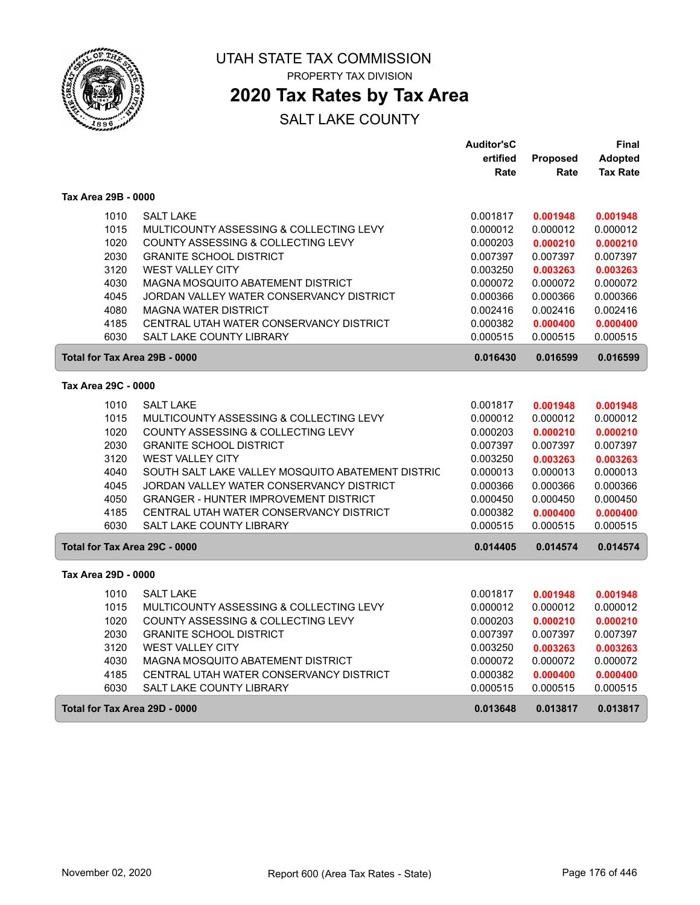# UTAH STATE TAX COMMISSION

PROPERTY TAX DIVISION

## 2020 Tax Rates by Tax Area

SALT LAKE COUNTY

| | | Auditor'sCertified Rate | Proposed Rate | Final Adopted Tax Rate |
|---|---|---|---|---|
| **Tax Area 29B - 0000** | | | | |
| 1010 | SALT LAKE | 0.001817 | **0.001948** | **0.001948** |
| 1015 | MULTICOUNTY ASSESSING & COLLECTING LEVY | 0.000012 | 0.000012 | 0.000012 |
| 1020 | COUNTY ASSESSING & COLLECTING LEVY | 0.000203 | **0.000210** | **0.000210** |
| 2030 | GRANITE SCHOOL DISTRICT | 0.007397 | 0.007397 | 0.007397 |
| 3120 | WEST VALLEY CITY | 0.003250 | **0.003263** | **0.003263** |
| 4030 | MAGNA MOSQUITO ABATEMENT DISTRICT | 0.000072 | 0.000072 | 0.000072 |
| 4045 | JORDAN VALLEY WATER CONSERVANCY DISTRICT | 0.000366 | 0.000366 | 0.000366 |
| 4080 | MAGNA WATER DISTRICT | 0.002416 | 0.002416 | 0.002416 |
| 4185 | CENTRAL UTAH WATER CONSERVANCY DISTRICT | 0.000382 | **0.000400** | **0.000400** |
| 6030 | SALT LAKE COUNTY LIBRARY | 0.000515 | 0.000515 | 0.000515 |
| **Total for Tax Area 29B - 0000** | | **0.016430** | **0.016599** | **0.016599** |
| **Tax Area 29C - 0000** | | | | |
| 1010 | SALT LAKE | 0.001817 | **0.001948** | **0.001948** |
| 1015 | MULTICOUNTY ASSESSING & COLLECTING LEVY | 0.000012 | 0.000012 | 0.000012 |
| 1020 | COUNTY ASSESSING & COLLECTING LEVY | 0.000203 | **0.000210** | **0.000210** |
| 2030 | GRANITE SCHOOL DISTRICT | 0.007397 | 0.007397 | 0.007397 |
| 3120 | WEST VALLEY CITY | 0.003250 | **0.003263** | **0.003263** |
| 4040 | SOUTH SALT LAKE VALLEY MOSQUITO ABATEMENT DISTRIC | 0.000013 | 0.000013 | 0.000013 |
| 4045 | JORDAN VALLEY WATER CONSERVANCY DISTRICT | 0.000366 | 0.000366 | 0.000366 |
| 4050 | GRANGER - HUNTER IMPROVEMENT DISTRICT | 0.000450 | 0.000450 | 0.000450 |
| 4185 | CENTRAL UTAH WATER CONSERVANCY DISTRICT | 0.000382 | **0.000400** | **0.000400** |
| 6030 | SALT LAKE COUNTY LIBRARY | 0.000515 | 0.000515 | 0.000515 |
| **Total for Tax Area 29C - 0000** | | **0.014405** | **0.014574** | **0.014574** |
| **Tax Area 29D - 0000** | | | | |
| 1010 | SALT LAKE | 0.001817 | **0.001948** | **0.001948** |
| 1015 | MULTICOUNTY ASSESSING & COLLECTING LEVY | 0.000012 | 0.000012 | 0.000012 |
| 1020 | COUNTY ASSESSING & COLLECTING LEVY | 0.000203 | **0.000210** | **0.000210** |
| 2030 | GRANITE SCHOOL DISTRICT | 0.007397 | 0.007397 | 0.007397 |
| 3120 | WEST VALLEY CITY | 0.003250 | **0.003263** | **0.003263** |
| 4030 | MAGNA MOSQUITO ABATEMENT DISTRICT | 0.000072 | 0.000072 | 0.000072 |
| 4185 | CENTRAL UTAH WATER CONSERVANCY DISTRICT | 0.000382 | **0.000400** | **0.000400** |
| 6030 | SALT LAKE COUNTY LIBRARY | 0.000515 | 0.000515 | 0.000515 |
| **Total for Tax Area 29D - 0000** | | **0.013648** | **0.013817** | **0.013817** |

November 02, 2020 — Report 600 (Area Tax Rates - State)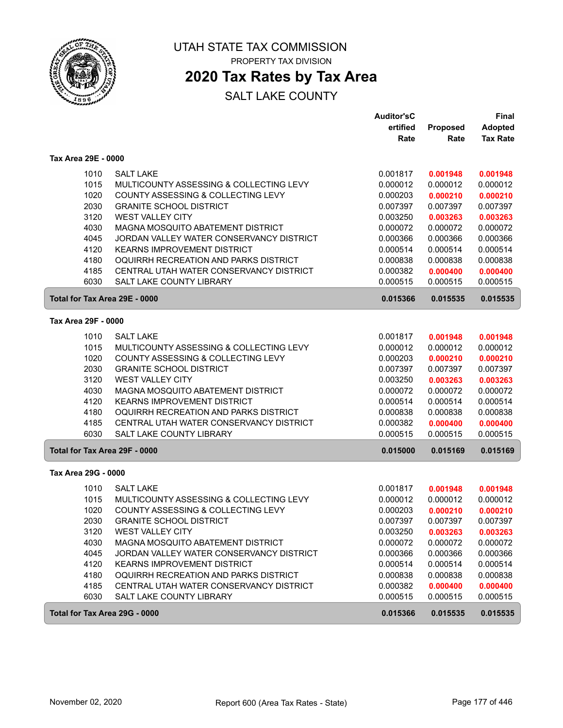# UTAH STATE TAX COMMISSION

PROPERTY TAX DIVISION

## 2020 Tax Rates by Tax Area

SALT LAKE COUNTY

### Tax Area 29E - 0000

| | | Auditor'sCertified Rate | Proposed Rate | Final Adopted Tax Rate |
|---|---|---|---|---|
| 1010 | SALT LAKE | 0.001817 | **0.001948** | **0.001948** |
| 1015 | MULTICOUNTY ASSESSING & COLLECTING LEVY | 0.000012 | 0.000012 | 0.000012 |
| 1020 | COUNTY ASSESSING & COLLECTING LEVY | 0.000203 | **0.000210** | **0.000210** |
| 2030 | GRANITE SCHOOL DISTRICT | 0.007397 | 0.007397 | 0.007397 |
| 3120 | WEST VALLEY CITY | 0.003250 | **0.003263** | **0.003263** |
| 4030 | MAGNA MOSQUITO ABATEMENT DISTRICT | 0.000072 | 0.000072 | 0.000072 |
| 4045 | JORDAN VALLEY WATER CONSERVANCY DISTRICT | 0.000366 | 0.000366 | 0.000366 |
| 4120 | KEARNS IMPROVEMENT DISTRICT | 0.000514 | 0.000514 | 0.000514 |
| 4180 | OQUIRRH RECREATION AND PARKS DISTRICT | 0.000838 | 0.000838 | 0.000838 |
| 4185 | CENTRAL UTAH WATER CONSERVANCY DISTRICT | 0.000382 | **0.000400** | **0.000400** |
| 6030 | SALT LAKE COUNTY LIBRARY | 0.000515 | 0.000515 | 0.000515 |
| **Total for Tax Area 29E - 0000** | | **0.015366** | **0.015535** | **0.015535** |

### Tax Area 29F - 0000

| | | Auditor'sCertified Rate | Proposed Rate | Final Adopted Tax Rate |
|---|---|---|---|---|
| 1010 | SALT LAKE | 0.001817 | **0.001948** | **0.001948** |
| 1015 | MULTICOUNTY ASSESSING & COLLECTING LEVY | 0.000012 | 0.000012 | 0.000012 |
| 1020 | COUNTY ASSESSING & COLLECTING LEVY | 0.000203 | **0.000210** | **0.000210** |
| 2030 | GRANITE SCHOOL DISTRICT | 0.007397 | 0.007397 | 0.007397 |
| 3120 | WEST VALLEY CITY | 0.003250 | **0.003263** | **0.003263** |
| 4030 | MAGNA MOSQUITO ABATEMENT DISTRICT | 0.000072 | 0.000072 | 0.000072 |
| 4120 | KEARNS IMPROVEMENT DISTRICT | 0.000514 | 0.000514 | 0.000514 |
| 4180 | OQUIRRH RECREATION AND PARKS DISTRICT | 0.000838 | 0.000838 | 0.000838 |
| 4185 | CENTRAL UTAH WATER CONSERVANCY DISTRICT | 0.000382 | **0.000400** | **0.000400** |
| 6030 | SALT LAKE COUNTY LIBRARY | 0.000515 | 0.000515 | 0.000515 |
| **Total for Tax Area 29F - 0000** | | **0.015000** | **0.015169** | **0.015169** |

### Tax Area 29G - 0000

| | | Auditor'sCertified Rate | Proposed Rate | Final Adopted Tax Rate |
|---|---|---|---|---|
| 1010 | SALT LAKE | 0.001817 | **0.001948** | **0.001948** |
| 1015 | MULTICOUNTY ASSESSING & COLLECTING LEVY | 0.000012 | 0.000012 | 0.000012 |
| 1020 | COUNTY ASSESSING & COLLECTING LEVY | 0.000203 | **0.000210** | **0.000210** |
| 2030 | GRANITE SCHOOL DISTRICT | 0.007397 | 0.007397 | 0.007397 |
| 3120 | WEST VALLEY CITY | 0.003250 | **0.003263** | **0.003263** |
| 4030 | MAGNA MOSQUITO ABATEMENT DISTRICT | 0.000072 | 0.000072 | 0.000072 |
| 4045 | JORDAN VALLEY WATER CONSERVANCY DISTRICT | 0.000366 | 0.000366 | 0.000366 |
| 4120 | KEARNS IMPROVEMENT DISTRICT | 0.000514 | 0.000514 | 0.000514 |
| 4180 | OQUIRRH RECREATION AND PARKS DISTRICT | 0.000838 | 0.000838 | 0.000838 |
| 4185 | CENTRAL UTAH WATER CONSERVANCY DISTRICT | 0.000382 | **0.000400** | **0.000400** |
| 6030 | SALT LAKE COUNTY LIBRARY | 0.000515 | 0.000515 | 0.000515 |
| **Total for Tax Area 29G - 0000** | | **0.015366** | **0.015535** | **0.015535** |

November 02, 2020 — Report 600 (Area Tax Rates - State)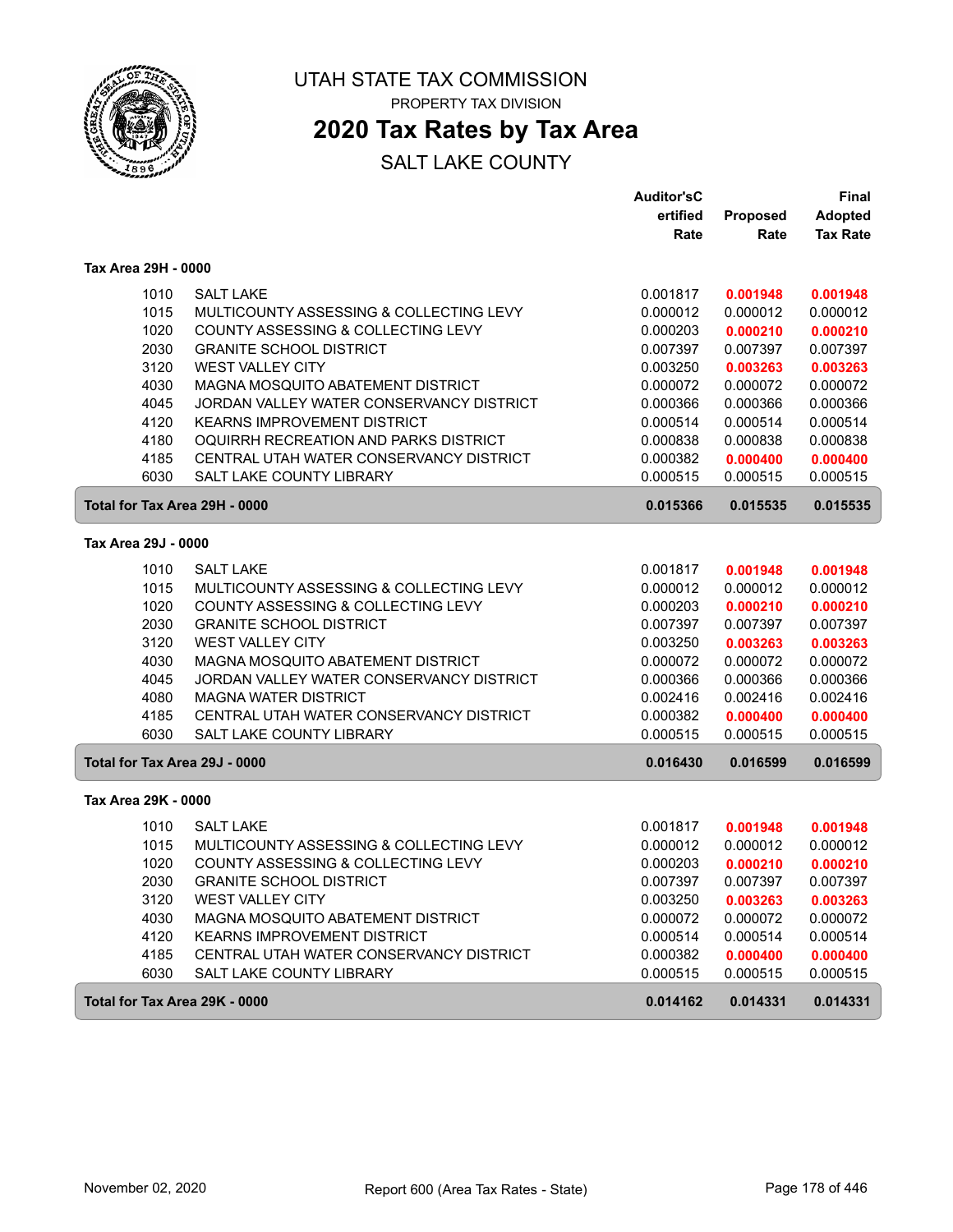# UTAH STATE TAX COMMISSION

PROPERTY TAX DIVISION

## 2020 Tax Rates by Tax Area

SALT LAKE COUNTY

| | | Auditor'sCertified Rate | Proposed Rate | Final Adopted Tax Rate |
|---|---|---|---|---|
| **Tax Area 29H - 0000** | | | | |
| 1010 | SALT LAKE | 0.001817 | **0.001948** | **0.001948** |
| 1015 | MULTICOUNTY ASSESSING & COLLECTING LEVY | 0.000012 | 0.000012 | 0.000012 |
| 1020 | COUNTY ASSESSING & COLLECTING LEVY | 0.000203 | **0.000210** | **0.000210** |
| 2030 | GRANITE SCHOOL DISTRICT | 0.007397 | 0.007397 | 0.007397 |
| 3120 | WEST VALLEY CITY | 0.003250 | **0.003263** | **0.003263** |
| 4030 | MAGNA MOSQUITO ABATEMENT DISTRICT | 0.000072 | 0.000072 | 0.000072 |
| 4045 | JORDAN VALLEY WATER CONSERVANCY DISTRICT | 0.000366 | 0.000366 | 0.000366 |
| 4120 | KEARNS IMPROVEMENT DISTRICT | 0.000514 | 0.000514 | 0.000514 |
| 4180 | OQUIRRH RECREATION AND PARKS DISTRICT | 0.000838 | 0.000838 | 0.000838 |
| 4185 | CENTRAL UTAH WATER CONSERVANCY DISTRICT | 0.000382 | **0.000400** | **0.000400** |
| 6030 | SALT LAKE COUNTY LIBRARY | 0.000515 | 0.000515 | 0.000515 |
| **Total for Tax Area 29H - 0000** | | **0.015366** | **0.015535** | **0.015535** |
| **Tax Area 29J - 0000** | | | | |
| 1010 | SALT LAKE | 0.001817 | **0.001948** | **0.001948** |
| 1015 | MULTICOUNTY ASSESSING & COLLECTING LEVY | 0.000012 | 0.000012 | 0.000012 |
| 1020 | COUNTY ASSESSING & COLLECTING LEVY | 0.000203 | **0.000210** | **0.000210** |
| 2030 | GRANITE SCHOOL DISTRICT | 0.007397 | 0.007397 | 0.007397 |
| 3120 | WEST VALLEY CITY | 0.003250 | **0.003263** | **0.003263** |
| 4030 | MAGNA MOSQUITO ABATEMENT DISTRICT | 0.000072 | 0.000072 | 0.000072 |
| 4045 | JORDAN VALLEY WATER CONSERVANCY DISTRICT | 0.000366 | 0.000366 | 0.000366 |
| 4080 | MAGNA WATER DISTRICT | 0.002416 | 0.002416 | 0.002416 |
| 4185 | CENTRAL UTAH WATER CONSERVANCY DISTRICT | 0.000382 | **0.000400** | **0.000400** |
| 6030 | SALT LAKE COUNTY LIBRARY | 0.000515 | 0.000515 | 0.000515 |
| **Total for Tax Area 29J - 0000** | | **0.016430** | **0.016599** | **0.016599** |
| **Tax Area 29K - 0000** | | | | |
| 1010 | SALT LAKE | 0.001817 | **0.001948** | **0.001948** |
| 1015 | MULTICOUNTY ASSESSING & COLLECTING LEVY | 0.000012 | 0.000012 | 0.000012 |
| 1020 | COUNTY ASSESSING & COLLECTING LEVY | 0.000203 | **0.000210** | **0.000210** |
| 2030 | GRANITE SCHOOL DISTRICT | 0.007397 | 0.007397 | 0.007397 |
| 3120 | WEST VALLEY CITY | 0.003250 | **0.003263** | **0.003263** |
| 4030 | MAGNA MOSQUITO ABATEMENT DISTRICT | 0.000072 | 0.000072 | 0.000072 |
| 4120 | KEARNS IMPROVEMENT DISTRICT | 0.000514 | 0.000514 | 0.000514 |
| 4185 | CENTRAL UTAH WATER CONSERVANCY DISTRICT | 0.000382 | **0.000400** | **0.000400** |
| 6030 | SALT LAKE COUNTY LIBRARY | 0.000515 | 0.000515 | 0.000515 |
| **Total for Tax Area 29K - 0000** | | **0.014162** | **0.014331** | **0.014331** |

November 02, 2020 — Report 600 (Area Tax Rates - State)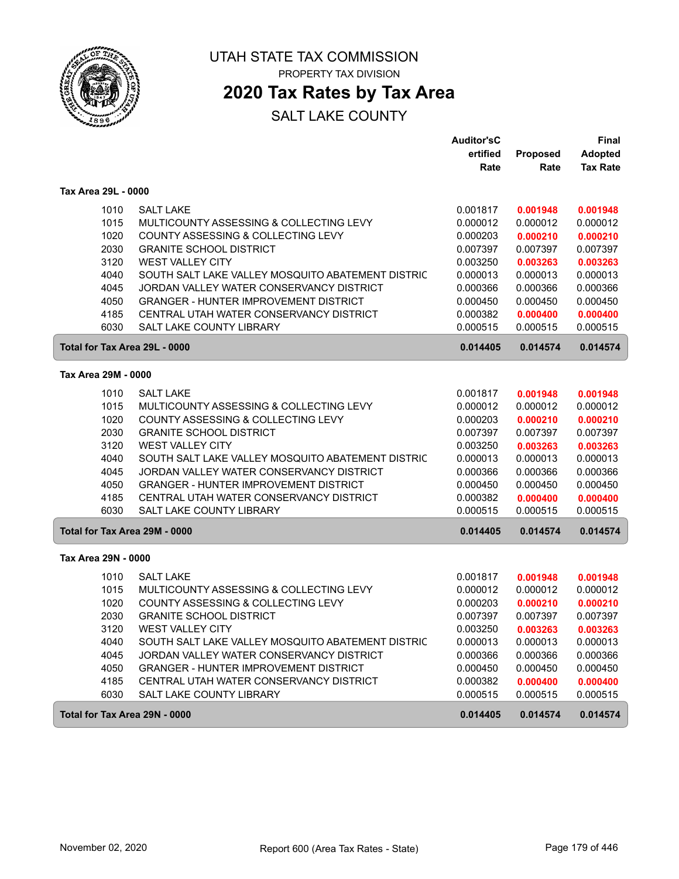# UTAH STATE TAX COMMISSION

PROPERTY TAX DIVISION

## 2020 Tax Rates by Tax Area

SALT LAKE COUNTY

| | | Auditor'sC ertified Rate | Proposed Rate | Final Adopted Tax Rate |
|---|---|---|---|---|
| **Tax Area 29L - 0000** | | | | |
| 1010 | SALT LAKE | 0.001817 | **0.001948** | **0.001948** |
| 1015 | MULTICOUNTY ASSESSING & COLLECTING LEVY | 0.000012 | 0.000012 | 0.000012 |
| 1020 | COUNTY ASSESSING & COLLECTING LEVY | 0.000203 | **0.000210** | **0.000210** |
| 2030 | GRANITE SCHOOL DISTRICT | 0.007397 | 0.007397 | 0.007397 |
| 3120 | WEST VALLEY CITY | 0.003250 | **0.003263** | **0.003263** |
| 4040 | SOUTH SALT LAKE VALLEY MOSQUITO ABATEMENT DISTRIC | 0.000013 | 0.000013 | 0.000013 |
| 4045 | JORDAN VALLEY WATER CONSERVANCY DISTRICT | 0.000366 | 0.000366 | 0.000366 |
| 4050 | GRANGER - HUNTER IMPROVEMENT DISTRICT | 0.000450 | 0.000450 | 0.000450 |
| 4185 | CENTRAL UTAH WATER CONSERVANCY DISTRICT | 0.000382 | **0.000400** | **0.000400** |
| 6030 | SALT LAKE COUNTY LIBRARY | 0.000515 | 0.000515 | 0.000515 |
| **Total for Tax Area 29L - 0000** | | **0.014405** | **0.014574** | **0.014574** |
| **Tax Area 29M - 0000** | | | | |
| 1010 | SALT LAKE | 0.001817 | **0.001948** | **0.001948** |
| 1015 | MULTICOUNTY ASSESSING & COLLECTING LEVY | 0.000012 | 0.000012 | 0.000012 |
| 1020 | COUNTY ASSESSING & COLLECTING LEVY | 0.000203 | **0.000210** | **0.000210** |
| 2030 | GRANITE SCHOOL DISTRICT | 0.007397 | 0.007397 | 0.007397 |
| 3120 | WEST VALLEY CITY | 0.003250 | **0.003263** | **0.003263** |
| 4040 | SOUTH SALT LAKE VALLEY MOSQUITO ABATEMENT DISTRIC | 0.000013 | 0.000013 | 0.000013 |
| 4045 | JORDAN VALLEY WATER CONSERVANCY DISTRICT | 0.000366 | 0.000366 | 0.000366 |
| 4050 | GRANGER - HUNTER IMPROVEMENT DISTRICT | 0.000450 | 0.000450 | 0.000450 |
| 4185 | CENTRAL UTAH WATER CONSERVANCY DISTRICT | 0.000382 | **0.000400** | **0.000400** |
| 6030 | SALT LAKE COUNTY LIBRARY | 0.000515 | 0.000515 | 0.000515 |
| **Total for Tax Area 29M - 0000** | | **0.014405** | **0.014574** | **0.014574** |
| **Tax Area 29N - 0000** | | | | |
| 1010 | SALT LAKE | 0.001817 | **0.001948** | **0.001948** |
| 1015 | MULTICOUNTY ASSESSING & COLLECTING LEVY | 0.000012 | 0.000012 | 0.000012 |
| 1020 | COUNTY ASSESSING & COLLECTING LEVY | 0.000203 | **0.000210** | **0.000210** |
| 2030 | GRANITE SCHOOL DISTRICT | 0.007397 | 0.007397 | 0.007397 |
| 3120 | WEST VALLEY CITY | 0.003250 | **0.003263** | **0.003263** |
| 4040 | SOUTH SALT LAKE VALLEY MOSQUITO ABATEMENT DISTRIC | 0.000013 | 0.000013 | 0.000013 |
| 4045 | JORDAN VALLEY WATER CONSERVANCY DISTRICT | 0.000366 | 0.000366 | 0.000366 |
| 4050 | GRANGER - HUNTER IMPROVEMENT DISTRICT | 0.000450 | 0.000450 | 0.000450 |
| 4185 | CENTRAL UTAH WATER CONSERVANCY DISTRICT | 0.000382 | **0.000400** | **0.000400** |
| 6030 | SALT LAKE COUNTY LIBRARY | 0.000515 | 0.000515 | 0.000515 |
| **Total for Tax Area 29N - 0000** | | **0.014405** | **0.014574** | **0.014574** |

November 02, 2020 — Report 600 (Area Tax Rates - State)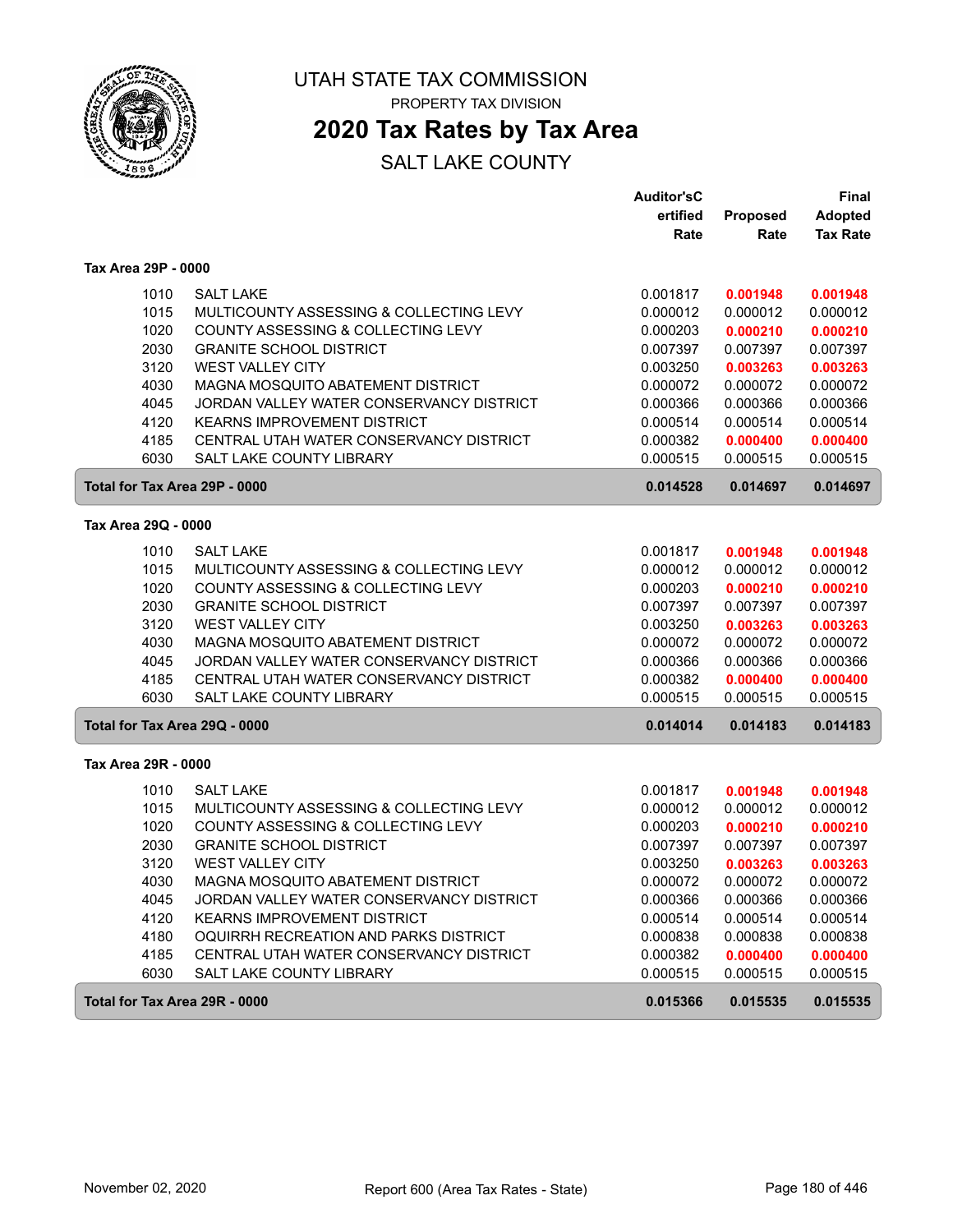# UTAH STATE TAX COMMISSION

PROPERTY TAX DIVISION

## 2020 Tax Rates by Tax Area

SALT LAKE COUNTY

### Tax Area 29P - 0000

| Code | Entity | Auditor's Certified Rate | Proposed Rate | Final Adopted Tax Rate |
|---|---|---|---|---|
| 1010 | SALT LAKE | 0.001817 | **0.001948** | **0.001948** |
| 1015 | MULTICOUNTY ASSESSING & COLLECTING LEVY | 0.000012 | 0.000012 | 0.000012 |
| 1020 | COUNTY ASSESSING & COLLECTING LEVY | 0.000203 | **0.000210** | **0.000210** |
| 2030 | GRANITE SCHOOL DISTRICT | 0.007397 | 0.007397 | 0.007397 |
| 3120 | WEST VALLEY CITY | 0.003250 | **0.003263** | **0.003263** |
| 4030 | MAGNA MOSQUITO ABATEMENT DISTRICT | 0.000072 | 0.000072 | 0.000072 |
| 4045 | JORDAN VALLEY WATER CONSERVANCY DISTRICT | 0.000366 | 0.000366 | 0.000366 |
| 4120 | KEARNS IMPROVEMENT DISTRICT | 0.000514 | 0.000514 | 0.000514 |
| 4185 | CENTRAL UTAH WATER CONSERVANCY DISTRICT | 0.000382 | **0.000400** | **0.000400** |
| 6030 | SALT LAKE COUNTY LIBRARY | 0.000515 | 0.000515 | 0.000515 |
| **Total for Tax Area 29P - 0000** | | **0.014528** | **0.014697** | **0.014697** |

### Tax Area 29Q - 0000

| Code | Entity | Auditor's Certified Rate | Proposed Rate | Final Adopted Tax Rate |
|---|---|---|---|---|
| 1010 | SALT LAKE | 0.001817 | **0.001948** | **0.001948** |
| 1015 | MULTICOUNTY ASSESSING & COLLECTING LEVY | 0.000012 | 0.000012 | 0.000012 |
| 1020 | COUNTY ASSESSING & COLLECTING LEVY | 0.000203 | **0.000210** | **0.000210** |
| 2030 | GRANITE SCHOOL DISTRICT | 0.007397 | 0.007397 | 0.007397 |
| 3120 | WEST VALLEY CITY | 0.003250 | **0.003263** | **0.003263** |
| 4030 | MAGNA MOSQUITO ABATEMENT DISTRICT | 0.000072 | 0.000072 | 0.000072 |
| 4045 | JORDAN VALLEY WATER CONSERVANCY DISTRICT | 0.000366 | 0.000366 | 0.000366 |
| 4185 | CENTRAL UTAH WATER CONSERVANCY DISTRICT | 0.000382 | **0.000400** | **0.000400** |
| 6030 | SALT LAKE COUNTY LIBRARY | 0.000515 | 0.000515 | 0.000515 |
| **Total for Tax Area 29Q - 0000** | | **0.014014** | **0.014183** | **0.014183** |

### Tax Area 29R - 0000

| Code | Entity | Auditor's Certified Rate | Proposed Rate | Final Adopted Tax Rate |
|---|---|---|---|---|
| 1010 | SALT LAKE | 0.001817 | **0.001948** | **0.001948** |
| 1015 | MULTICOUNTY ASSESSING & COLLECTING LEVY | 0.000012 | 0.000012 | 0.000012 |
| 1020 | COUNTY ASSESSING & COLLECTING LEVY | 0.000203 | **0.000210** | **0.000210** |
| 2030 | GRANITE SCHOOL DISTRICT | 0.007397 | 0.007397 | 0.007397 |
| 3120 | WEST VALLEY CITY | 0.003250 | **0.003263** | **0.003263** |
| 4030 | MAGNA MOSQUITO ABATEMENT DISTRICT | 0.000072 | 0.000072 | 0.000072 |
| 4045 | JORDAN VALLEY WATER CONSERVANCY DISTRICT | 0.000366 | 0.000366 | 0.000366 |
| 4120 | KEARNS IMPROVEMENT DISTRICT | 0.000514 | 0.000514 | 0.000514 |
| 4180 | OQUIRRH RECREATION AND PARKS DISTRICT | 0.000838 | 0.000838 | 0.000838 |
| 4185 | CENTRAL UTAH WATER CONSERVANCY DISTRICT | 0.000382 | **0.000400** | **0.000400** |
| 6030 | SALT LAKE COUNTY LIBRARY | 0.000515 | 0.000515 | 0.000515 |
| **Total for Tax Area 29R - 0000** | | **0.015366** | **0.015535** | **0.015535** |

November 02, 2020 — Report 600 (Area Tax Rates - State)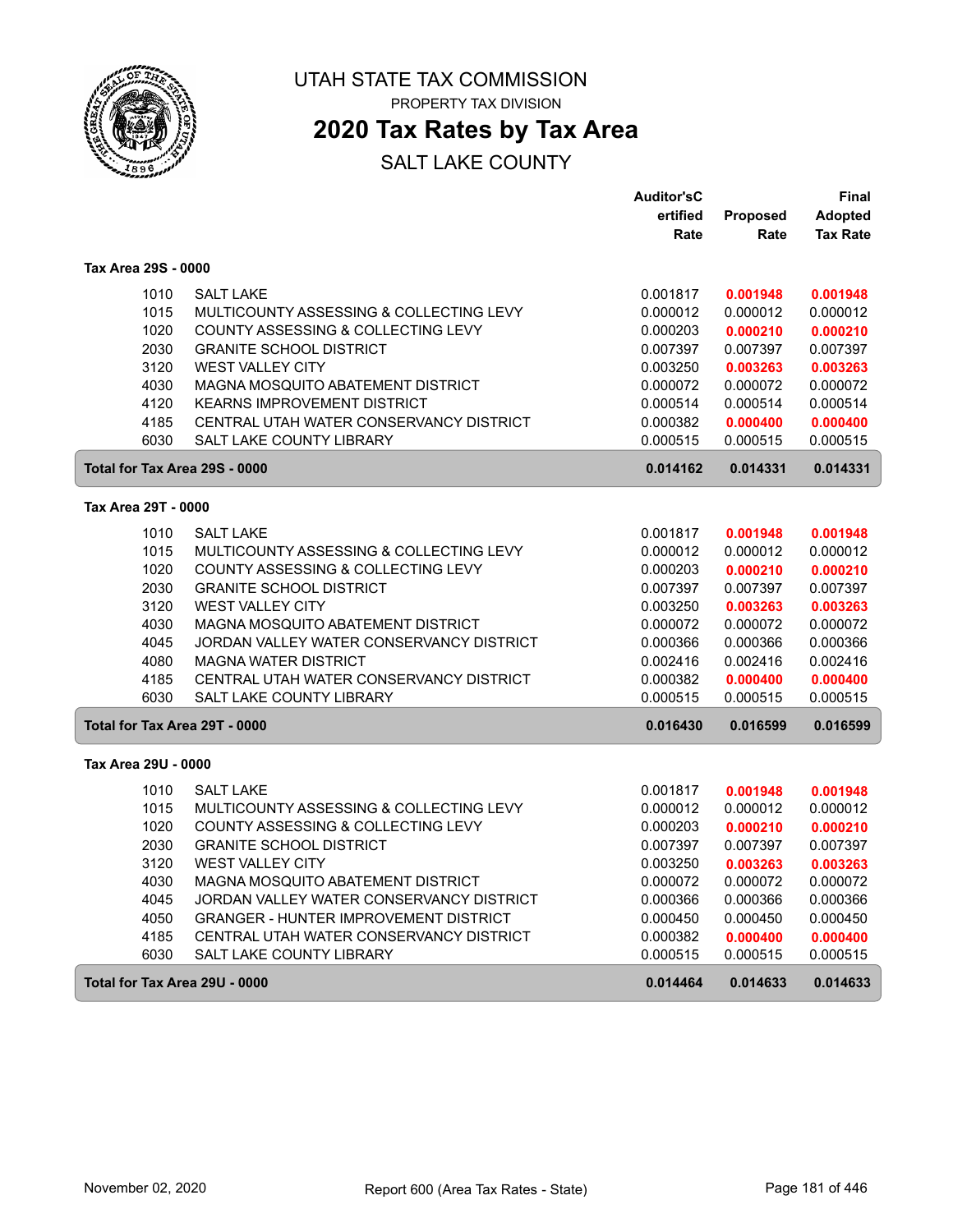# UTAH STATE TAX COMMISSION

PROPERTY TAX DIVISION

## 2020 Tax Rates by Tax Area

SALT LAKE COUNTY

| | | Auditor'sCertified Rate | Proposed Rate | Final Adopted Tax Rate |
|---|---|---|---|---|
| **Tax Area 29S - 0000** | | | | |
| 1010 | SALT LAKE | 0.001817 | **0.001948** | **0.001948** |
| 1015 | MULTICOUNTY ASSESSING & COLLECTING LEVY | 0.000012 | 0.000012 | 0.000012 |
| 1020 | COUNTY ASSESSING & COLLECTING LEVY | 0.000203 | **0.000210** | **0.000210** |
| 2030 | GRANITE SCHOOL DISTRICT | 0.007397 | 0.007397 | 0.007397 |
| 3120 | WEST VALLEY CITY | 0.003250 | **0.003263** | **0.003263** |
| 4030 | MAGNA MOSQUITO ABATEMENT DISTRICT | 0.000072 | 0.000072 | 0.000072 |
| 4120 | KEARNS IMPROVEMENT DISTRICT | 0.000514 | 0.000514 | 0.000514 |
| 4185 | CENTRAL UTAH WATER CONSERVANCY DISTRICT | 0.000382 | **0.000400** | **0.000400** |
| 6030 | SALT LAKE COUNTY LIBRARY | 0.000515 | 0.000515 | 0.000515 |
| **Total for Tax Area 29S - 0000** | | **0.014162** | **0.014331** | **0.014331** |
| **Tax Area 29T - 0000** | | | | |
| 1010 | SALT LAKE | 0.001817 | **0.001948** | **0.001948** |
| 1015 | MULTICOUNTY ASSESSING & COLLECTING LEVY | 0.000012 | 0.000012 | 0.000012 |
| 1020 | COUNTY ASSESSING & COLLECTING LEVY | 0.000203 | **0.000210** | **0.000210** |
| 2030 | GRANITE SCHOOL DISTRICT | 0.007397 | 0.007397 | 0.007397 |
| 3120 | WEST VALLEY CITY | 0.003250 | **0.003263** | **0.003263** |
| 4030 | MAGNA MOSQUITO ABATEMENT DISTRICT | 0.000072 | 0.000072 | 0.000072 |
| 4045 | JORDAN VALLEY WATER CONSERVANCY DISTRICT | 0.000366 | 0.000366 | 0.000366 |
| 4080 | MAGNA WATER DISTRICT | 0.002416 | 0.002416 | 0.002416 |
| 4185 | CENTRAL UTAH WATER CONSERVANCY DISTRICT | 0.000382 | **0.000400** | **0.000400** |
| 6030 | SALT LAKE COUNTY LIBRARY | 0.000515 | 0.000515 | 0.000515 |
| **Total for Tax Area 29T - 0000** | | **0.016430** | **0.016599** | **0.016599** |
| **Tax Area 29U - 0000** | | | | |
| 1010 | SALT LAKE | 0.001817 | **0.001948** | **0.001948** |
| 1015 | MULTICOUNTY ASSESSING & COLLECTING LEVY | 0.000012 | 0.000012 | 0.000012 |
| 1020 | COUNTY ASSESSING & COLLECTING LEVY | 0.000203 | **0.000210** | **0.000210** |
| 2030 | GRANITE SCHOOL DISTRICT | 0.007397 | 0.007397 | 0.007397 |
| 3120 | WEST VALLEY CITY | 0.003250 | **0.003263** | **0.003263** |
| 4030 | MAGNA MOSQUITO ABATEMENT DISTRICT | 0.000072 | 0.000072 | 0.000072 |
| 4045 | JORDAN VALLEY WATER CONSERVANCY DISTRICT | 0.000366 | 0.000366 | 0.000366 |
| 4050 | GRANGER - HUNTER IMPROVEMENT DISTRICT | 0.000450 | 0.000450 | 0.000450 |
| 4185 | CENTRAL UTAH WATER CONSERVANCY DISTRICT | 0.000382 | **0.000400** | **0.000400** |
| 6030 | SALT LAKE COUNTY LIBRARY | 0.000515 | 0.000515 | 0.000515 |
| **Total for Tax Area 29U - 0000** | | **0.014464** | **0.014633** | **0.014633** |

November 02, 2020 Report 600 (Area Tax Rates - State)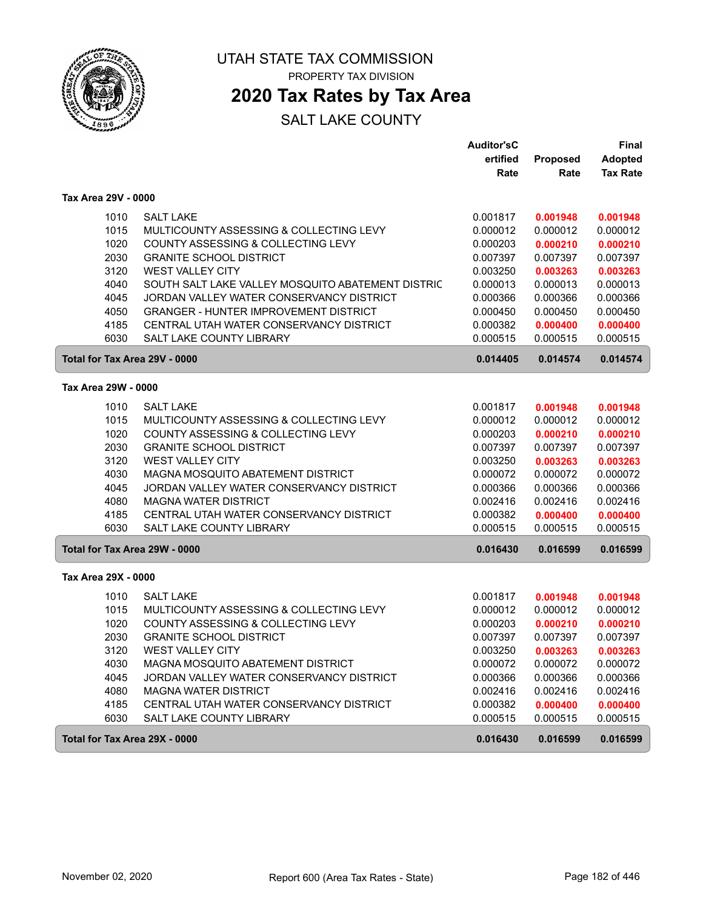# UTAH STATE TAX COMMISSION

PROPERTY TAX DIVISION

## 2020 Tax Rates by Tax Area

SALT LAKE COUNTY

### Tax Area 29V - 0000

| | | Auditor'sCertified Rate | Proposed Rate | Final Adopted Tax Rate |
|---|---|---|---|---|
| 1010 | SALT LAKE | 0.001817 | **0.001948** | **0.001948** |
| 1015 | MULTICOUNTY ASSESSING & COLLECTING LEVY | 0.000012 | 0.000012 | 0.000012 |
| 1020 | COUNTY ASSESSING & COLLECTING LEVY | 0.000203 | **0.000210** | **0.000210** |
| 2030 | GRANITE SCHOOL DISTRICT | 0.007397 | 0.007397 | 0.007397 |
| 3120 | WEST VALLEY CITY | 0.003250 | **0.003263** | **0.003263** |
| 4040 | SOUTH SALT LAKE VALLEY MOSQUITO ABATEMENT DISTRIC | 0.000013 | 0.000013 | 0.000013 |
| 4045 | JORDAN VALLEY WATER CONSERVANCY DISTRICT | 0.000366 | 0.000366 | 0.000366 |
| 4050 | GRANGER - HUNTER IMPROVEMENT DISTRICT | 0.000450 | 0.000450 | 0.000450 |
| 4185 | CENTRAL UTAH WATER CONSERVANCY DISTRICT | 0.000382 | **0.000400** | **0.000400** |
| 6030 | SALT LAKE COUNTY LIBRARY | 0.000515 | 0.000515 | 0.000515 |
| **Total for Tax Area 29V - 0000** | | **0.014405** | **0.014574** | **0.014574** |

### Tax Area 29W - 0000

| | | Auditor'sCertified Rate | Proposed Rate | Final Adopted Tax Rate |
|---|---|---|---|---|
| 1010 | SALT LAKE | 0.001817 | **0.001948** | **0.001948** |
| 1015 | MULTICOUNTY ASSESSING & COLLECTING LEVY | 0.000012 | 0.000012 | 0.000012 |
| 1020 | COUNTY ASSESSING & COLLECTING LEVY | 0.000203 | **0.000210** | **0.000210** |
| 2030 | GRANITE SCHOOL DISTRICT | 0.007397 | 0.007397 | 0.007397 |
| 3120 | WEST VALLEY CITY | 0.003250 | **0.003263** | **0.003263** |
| 4030 | MAGNA MOSQUITO ABATEMENT DISTRICT | 0.000072 | 0.000072 | 0.000072 |
| 4045 | JORDAN VALLEY WATER CONSERVANCY DISTRICT | 0.000366 | 0.000366 | 0.000366 |
| 4080 | MAGNA WATER DISTRICT | 0.002416 | 0.002416 | 0.002416 |
| 4185 | CENTRAL UTAH WATER CONSERVANCY DISTRICT | 0.000382 | **0.000400** | **0.000400** |
| 6030 | SALT LAKE COUNTY LIBRARY | 0.000515 | 0.000515 | 0.000515 |
| **Total for Tax Area 29W - 0000** | | **0.016430** | **0.016599** | **0.016599** |

### Tax Area 29X - 0000

| | | Auditor'sCertified Rate | Proposed Rate | Final Adopted Tax Rate |
|---|---|---|---|---|
| 1010 | SALT LAKE | 0.001817 | **0.001948** | **0.001948** |
| 1015 | MULTICOUNTY ASSESSING & COLLECTING LEVY | 0.000012 | 0.000012 | 0.000012 |
| 1020 | COUNTY ASSESSING & COLLECTING LEVY | 0.000203 | **0.000210** | **0.000210** |
| 2030 | GRANITE SCHOOL DISTRICT | 0.007397 | 0.007397 | 0.007397 |
| 3120 | WEST VALLEY CITY | 0.003250 | **0.003263** | **0.003263** |
| 4030 | MAGNA MOSQUITO ABATEMENT DISTRICT | 0.000072 | 0.000072 | 0.000072 |
| 4045 | JORDAN VALLEY WATER CONSERVANCY DISTRICT | 0.000366 | 0.000366 | 0.000366 |
| 4080 | MAGNA WATER DISTRICT | 0.002416 | 0.002416 | 0.002416 |
| 4185 | CENTRAL UTAH WATER CONSERVANCY DISTRICT | 0.000382 | **0.000400** | **0.000400** |
| 6030 | SALT LAKE COUNTY LIBRARY | 0.000515 | 0.000515 | 0.000515 |
| **Total for Tax Area 29X - 0000** | | **0.016430** | **0.016599** | **0.016599** |

November 02, 2020 — Report 600 (Area Tax Rates - State)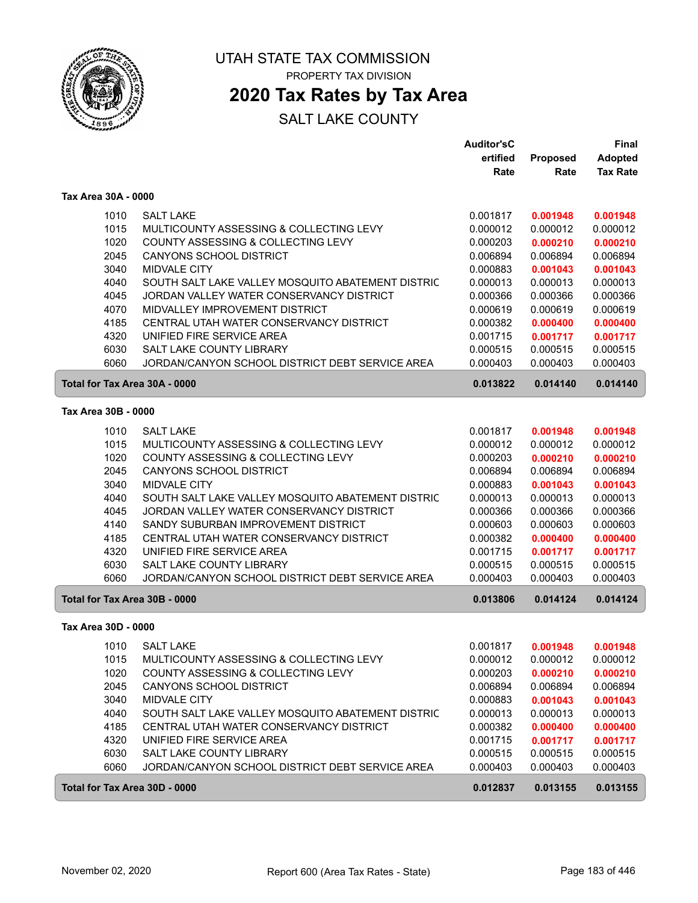# UTAH STATE TAX COMMISSION

PROPERTY TAX DIVISION

## 2020 Tax Rates by Tax Area

SALT LAKE COUNTY

### Tax Area 30A - 0000

| | | Auditor'sCertified Rate | Proposed Rate | Final Adopted Tax Rate |
|---|---|---|---|---|
| 1010 | SALT LAKE | 0.001817 | **0.001948** | **0.001948** |
| 1015 | MULTICOUNTY ASSESSING & COLLECTING LEVY | 0.000012 | 0.000012 | 0.000012 |
| 1020 | COUNTY ASSESSING & COLLECTING LEVY | 0.000203 | **0.000210** | **0.000210** |
| 2045 | CANYONS SCHOOL DISTRICT | 0.006894 | 0.006894 | 0.006894 |
| 3040 | MIDVALE CITY | 0.000883 | **0.001043** | **0.001043** |
| 4040 | SOUTH SALT LAKE VALLEY MOSQUITO ABATEMENT DISTRIC | 0.000013 | 0.000013 | 0.000013 |
| 4045 | JORDAN VALLEY WATER CONSERVANCY DISTRICT | 0.000366 | 0.000366 | 0.000366 |
| 4070 | MIDVALLEY IMPROVEMENT DISTRICT | 0.000619 | 0.000619 | 0.000619 |
| 4185 | CENTRAL UTAH WATER CONSERVANCY DISTRICT | 0.000382 | **0.000400** | **0.000400** |
| 4320 | UNIFIED FIRE SERVICE AREA | 0.001715 | **0.001717** | **0.001717** |
| 6030 | SALT LAKE COUNTY LIBRARY | 0.000515 | 0.000515 | 0.000515 |
| 6060 | JORDAN/CANYON SCHOOL DISTRICT DEBT SERVICE AREA | 0.000403 | 0.000403 | 0.000403 |
| **Total for Tax Area 30A - 0000** | | **0.013822** | **0.014140** | **0.014140** |

### Tax Area 30B - 0000

| | | Auditor'sCertified Rate | Proposed Rate | Final Adopted Tax Rate |
|---|---|---|---|---|
| 1010 | SALT LAKE | 0.001817 | **0.001948** | **0.001948** |
| 1015 | MULTICOUNTY ASSESSING & COLLECTING LEVY | 0.000012 | 0.000012 | 0.000012 |
| 1020 | COUNTY ASSESSING & COLLECTING LEVY | 0.000203 | **0.000210** | **0.000210** |
| 2045 | CANYONS SCHOOL DISTRICT | 0.006894 | 0.006894 | 0.006894 |
| 3040 | MIDVALE CITY | 0.000883 | **0.001043** | **0.001043** |
| 4040 | SOUTH SALT LAKE VALLEY MOSQUITO ABATEMENT DISTRIC | 0.000013 | 0.000013 | 0.000013 |
| 4045 | JORDAN VALLEY WATER CONSERVANCY DISTRICT | 0.000366 | 0.000366 | 0.000366 |
| 4140 | SANDY SUBURBAN IMPROVEMENT DISTRICT | 0.000603 | 0.000603 | 0.000603 |
| 4185 | CENTRAL UTAH WATER CONSERVANCY DISTRICT | 0.000382 | **0.000400** | **0.000400** |
| 4320 | UNIFIED FIRE SERVICE AREA | 0.001715 | **0.001717** | **0.001717** |
| 6030 | SALT LAKE COUNTY LIBRARY | 0.000515 | 0.000515 | 0.000515 |
| 6060 | JORDAN/CANYON SCHOOL DISTRICT DEBT SERVICE AREA | 0.000403 | 0.000403 | 0.000403 |
| **Total for Tax Area 30B - 0000** | | **0.013806** | **0.014124** | **0.014124** |

### Tax Area 30D - 0000

| | | Auditor'sCertified Rate | Proposed Rate | Final Adopted Tax Rate |
|---|---|---|---|---|
| 1010 | SALT LAKE | 0.001817 | **0.001948** | **0.001948** |
| 1015 | MULTICOUNTY ASSESSING & COLLECTING LEVY | 0.000012 | 0.000012 | 0.000012 |
| 1020 | COUNTY ASSESSING & COLLECTING LEVY | 0.000203 | **0.000210** | **0.000210** |
| 2045 | CANYONS SCHOOL DISTRICT | 0.006894 | 0.006894 | 0.006894 |
| 3040 | MIDVALE CITY | 0.000883 | **0.001043** | **0.001043** |
| 4040 | SOUTH SALT LAKE VALLEY MOSQUITO ABATEMENT DISTRIC | 0.000013 | 0.000013 | 0.000013 |
| 4185 | CENTRAL UTAH WATER CONSERVANCY DISTRICT | 0.000382 | **0.000400** | **0.000400** |
| 4320 | UNIFIED FIRE SERVICE AREA | 0.001715 | **0.001717** | **0.001717** |
| 6030 | SALT LAKE COUNTY LIBRARY | 0.000515 | 0.000515 | 0.000515 |
| 6060 | JORDAN/CANYON SCHOOL DISTRICT DEBT SERVICE AREA | 0.000403 | 0.000403 | 0.000403 |
| **Total for Tax Area 30D - 0000** | | **0.012837** | **0.013155** | **0.013155** |

November 02, 2020 Report 600 (Area Tax Rates - State)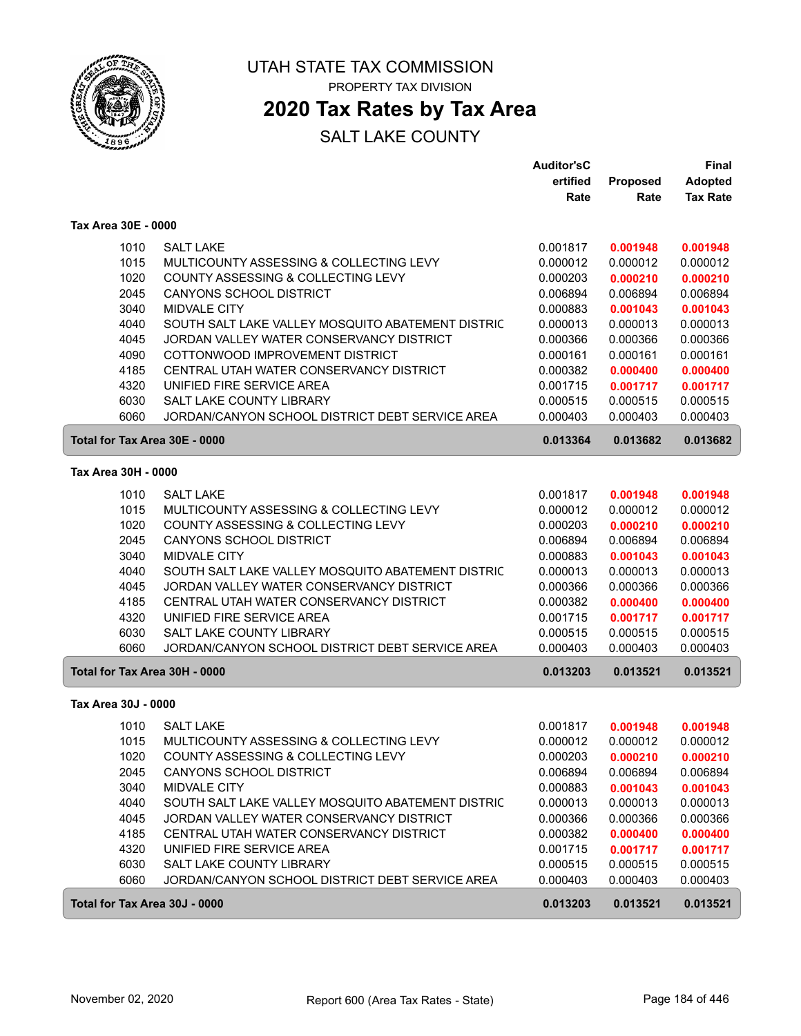# UTAH STATE TAX COMMISSION

PROPERTY TAX DIVISION

## 2020 Tax Rates by Tax Area

SALT LAKE COUNTY

### Tax Area 30E - 0000

| | | Auditor's Certified Rate | Proposed Rate | Final Adopted Tax Rate |
|---|---|---|---|---|
| 1010 | SALT LAKE | 0.001817 | **0.001948** | **0.001948** |
| 1015 | MULTICOUNTY ASSESSING & COLLECTING LEVY | 0.000012 | 0.000012 | 0.000012 |
| 1020 | COUNTY ASSESSING & COLLECTING LEVY | 0.000203 | **0.000210** | **0.000210** |
| 2045 | CANYONS SCHOOL DISTRICT | 0.006894 | 0.006894 | 0.006894 |
| 3040 | MIDVALE CITY | 0.000883 | **0.001043** | **0.001043** |
| 4040 | SOUTH SALT LAKE VALLEY MOSQUITO ABATEMENT DISTRIC | 0.000013 | 0.000013 | 0.000013 |
| 4045 | JORDAN VALLEY WATER CONSERVANCY DISTRICT | 0.000366 | 0.000366 | 0.000366 |
| 4090 | COTTONWOOD IMPROVEMENT DISTRICT | 0.000161 | 0.000161 | 0.000161 |
| 4185 | CENTRAL UTAH WATER CONSERVANCY DISTRICT | 0.000382 | **0.000400** | **0.000400** |
| 4320 | UNIFIED FIRE SERVICE AREA | 0.001715 | **0.001717** | **0.001717** |
| 6030 | SALT LAKE COUNTY LIBRARY | 0.000515 | 0.000515 | 0.000515 |
| 6060 | JORDAN/CANYON SCHOOL DISTRICT DEBT SERVICE AREA | 0.000403 | 0.000403 | 0.000403 |
| **Total for Tax Area 30E - 0000** | | **0.013364** | **0.013682** | **0.013682** |

### Tax Area 30H - 0000

| | | Auditor's Certified Rate | Proposed Rate | Final Adopted Tax Rate |
|---|---|---|---|---|
| 1010 | SALT LAKE | 0.001817 | **0.001948** | **0.001948** |
| 1015 | MULTICOUNTY ASSESSING & COLLECTING LEVY | 0.000012 | 0.000012 | 0.000012 |
| 1020 | COUNTY ASSESSING & COLLECTING LEVY | 0.000203 | **0.000210** | **0.000210** |
| 2045 | CANYONS SCHOOL DISTRICT | 0.006894 | 0.006894 | 0.006894 |
| 3040 | MIDVALE CITY | 0.000883 | **0.001043** | **0.001043** |
| 4040 | SOUTH SALT LAKE VALLEY MOSQUITO ABATEMENT DISTRIC | 0.000013 | 0.000013 | 0.000013 |
| 4045 | JORDAN VALLEY WATER CONSERVANCY DISTRICT | 0.000366 | 0.000366 | 0.000366 |
| 4185 | CENTRAL UTAH WATER CONSERVANCY DISTRICT | 0.000382 | **0.000400** | **0.000400** |
| 4320 | UNIFIED FIRE SERVICE AREA | 0.001715 | **0.001717** | **0.001717** |
| 6030 | SALT LAKE COUNTY LIBRARY | 0.000515 | 0.000515 | 0.000515 |
| 6060 | JORDAN/CANYON SCHOOL DISTRICT DEBT SERVICE AREA | 0.000403 | 0.000403 | 0.000403 |
| **Total for Tax Area 30H - 0000** | | **0.013203** | **0.013521** | **0.013521** |

### Tax Area 30J - 0000

| | | Auditor's Certified Rate | Proposed Rate | Final Adopted Tax Rate |
|---|---|---|---|---|
| 1010 | SALT LAKE | 0.001817 | **0.001948** | **0.001948** |
| 1015 | MULTICOUNTY ASSESSING & COLLECTING LEVY | 0.000012 | 0.000012 | 0.000012 |
| 1020 | COUNTY ASSESSING & COLLECTING LEVY | 0.000203 | **0.000210** | **0.000210** |
| 2045 | CANYONS SCHOOL DISTRICT | 0.006894 | 0.006894 | 0.006894 |
| 3040 | MIDVALE CITY | 0.000883 | **0.001043** | **0.001043** |
| 4040 | SOUTH SALT LAKE VALLEY MOSQUITO ABATEMENT DISTRIC | 0.000013 | 0.000013 | 0.000013 |
| 4045 | JORDAN VALLEY WATER CONSERVANCY DISTRICT | 0.000366 | 0.000366 | 0.000366 |
| 4185 | CENTRAL UTAH WATER CONSERVANCY DISTRICT | 0.000382 | **0.000400** | **0.000400** |
| 4320 | UNIFIED FIRE SERVICE AREA | 0.001715 | **0.001717** | **0.001717** |
| 6030 | SALT LAKE COUNTY LIBRARY | 0.000515 | 0.000515 | 0.000515 |
| 6060 | JORDAN/CANYON SCHOOL DISTRICT DEBT SERVICE AREA | 0.000403 | 0.000403 | 0.000403 |
| **Total for Tax Area 30J - 0000** | | **0.013203** | **0.013521** | **0.013521** |

November 02, 2020 — Report 600 (Area Tax Rates - State)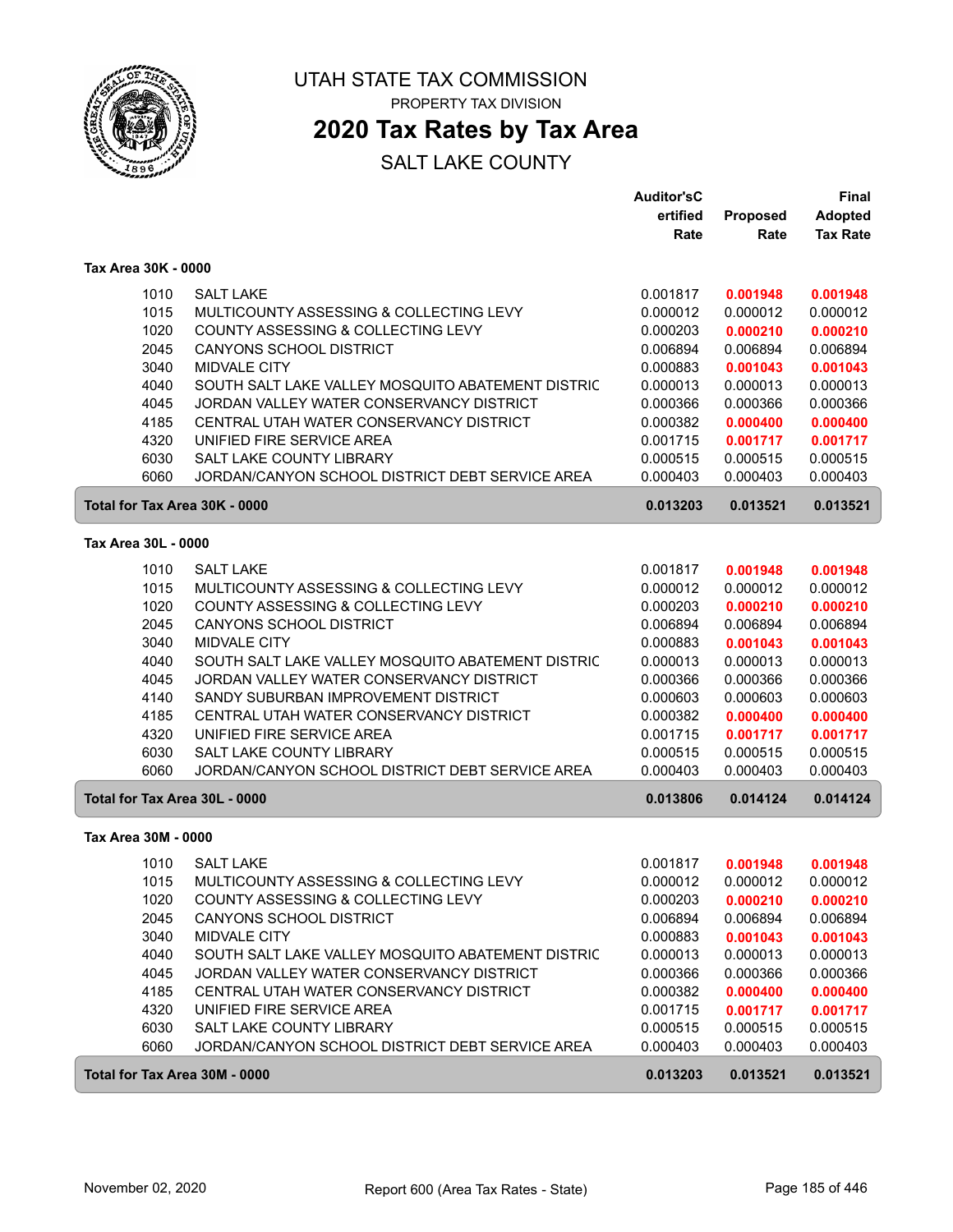# UTAH STATE TAX COMMISSION

PROPERTY TAX DIVISION

## 2020 Tax Rates by Tax Area

SALT LAKE COUNTY

| | | Auditor'sCertified Rate | Proposed Rate | Final Adopted Tax Rate |
|---|---|---|---|---|
| **Tax Area 30K - 0000** | | | | |
| 1010 | SALT LAKE | 0.001817 | 0.001948 | 0.001948 |
| 1015 | MULTICOUNTY ASSESSING & COLLECTING LEVY | 0.000012 | 0.000012 | 0.000012 |
| 1020 | COUNTY ASSESSING & COLLECTING LEVY | 0.000203 | 0.000210 | 0.000210 |
| 2045 | CANYONS SCHOOL DISTRICT | 0.006894 | 0.006894 | 0.006894 |
| 3040 | MIDVALE CITY | 0.000883 | 0.001043 | 0.001043 |
| 4040 | SOUTH SALT LAKE VALLEY MOSQUITO ABATEMENT DISTRIC | 0.000013 | 0.000013 | 0.000013 |
| 4045 | JORDAN VALLEY WATER CONSERVANCY DISTRICT | 0.000366 | 0.000366 | 0.000366 |
| 4185 | CENTRAL UTAH WATER CONSERVANCY DISTRICT | 0.000382 | 0.000400 | 0.000400 |
| 4320 | UNIFIED FIRE SERVICE AREA | 0.001715 | 0.001717 | 0.001717 |
| 6030 | SALT LAKE COUNTY LIBRARY | 0.000515 | 0.000515 | 0.000515 |
| 6060 | JORDAN/CANYON SCHOOL DISTRICT DEBT SERVICE AREA | 0.000403 | 0.000403 | 0.000403 |
| **Total for Tax Area 30K - 0000** | | **0.013203** | **0.013521** | **0.013521** |
| **Tax Area 30L - 0000** | | | | |
| 1010 | SALT LAKE | 0.001817 | 0.001948 | 0.001948 |
| 1015 | MULTICOUNTY ASSESSING & COLLECTING LEVY | 0.000012 | 0.000012 | 0.000012 |
| 1020 | COUNTY ASSESSING & COLLECTING LEVY | 0.000203 | 0.000210 | 0.000210 |
| 2045 | CANYONS SCHOOL DISTRICT | 0.006894 | 0.006894 | 0.006894 |
| 3040 | MIDVALE CITY | 0.000883 | 0.001043 | 0.001043 |
| 4040 | SOUTH SALT LAKE VALLEY MOSQUITO ABATEMENT DISTRIC | 0.000013 | 0.000013 | 0.000013 |
| 4045 | JORDAN VALLEY WATER CONSERVANCY DISTRICT | 0.000366 | 0.000366 | 0.000366 |
| 4140 | SANDY SUBURBAN IMPROVEMENT DISTRICT | 0.000603 | 0.000603 | 0.000603 |
| 4185 | CENTRAL UTAH WATER CONSERVANCY DISTRICT | 0.000382 | 0.000400 | 0.000400 |
| 4320 | UNIFIED FIRE SERVICE AREA | 0.001715 | 0.001717 | 0.001717 |
| 6030 | SALT LAKE COUNTY LIBRARY | 0.000515 | 0.000515 | 0.000515 |
| 6060 | JORDAN/CANYON SCHOOL DISTRICT DEBT SERVICE AREA | 0.000403 | 0.000403 | 0.000403 |
| **Total for Tax Area 30L - 0000** | | **0.013806** | **0.014124** | **0.014124** |
| **Tax Area 30M - 0000** | | | | |
| 1010 | SALT LAKE | 0.001817 | 0.001948 | 0.001948 |
| 1015 | MULTICOUNTY ASSESSING & COLLECTING LEVY | 0.000012 | 0.000012 | 0.000012 |
| 1020 | COUNTY ASSESSING & COLLECTING LEVY | 0.000203 | 0.000210 | 0.000210 |
| 2045 | CANYONS SCHOOL DISTRICT | 0.006894 | 0.006894 | 0.006894 |
| 3040 | MIDVALE CITY | 0.000883 | 0.001043 | 0.001043 |
| 4040 | SOUTH SALT LAKE VALLEY MOSQUITO ABATEMENT DISTRIC | 0.000013 | 0.000013 | 0.000013 |
| 4045 | JORDAN VALLEY WATER CONSERVANCY DISTRICT | 0.000366 | 0.000366 | 0.000366 |
| 4185 | CENTRAL UTAH WATER CONSERVANCY DISTRICT | 0.000382 | 0.000400 | 0.000400 |
| 4320 | UNIFIED FIRE SERVICE AREA | 0.001715 | 0.001717 | 0.001717 |
| 6030 | SALT LAKE COUNTY LIBRARY | 0.000515 | 0.000515 | 0.000515 |
| 6060 | JORDAN/CANYON SCHOOL DISTRICT DEBT SERVICE AREA | 0.000403 | 0.000403 | 0.000403 |
| **Total for Tax Area 30M - 0000** | | **0.013203** | **0.013521** | **0.013521** |

November 02, 2020 — Report 600 (Area Tax Rates - State)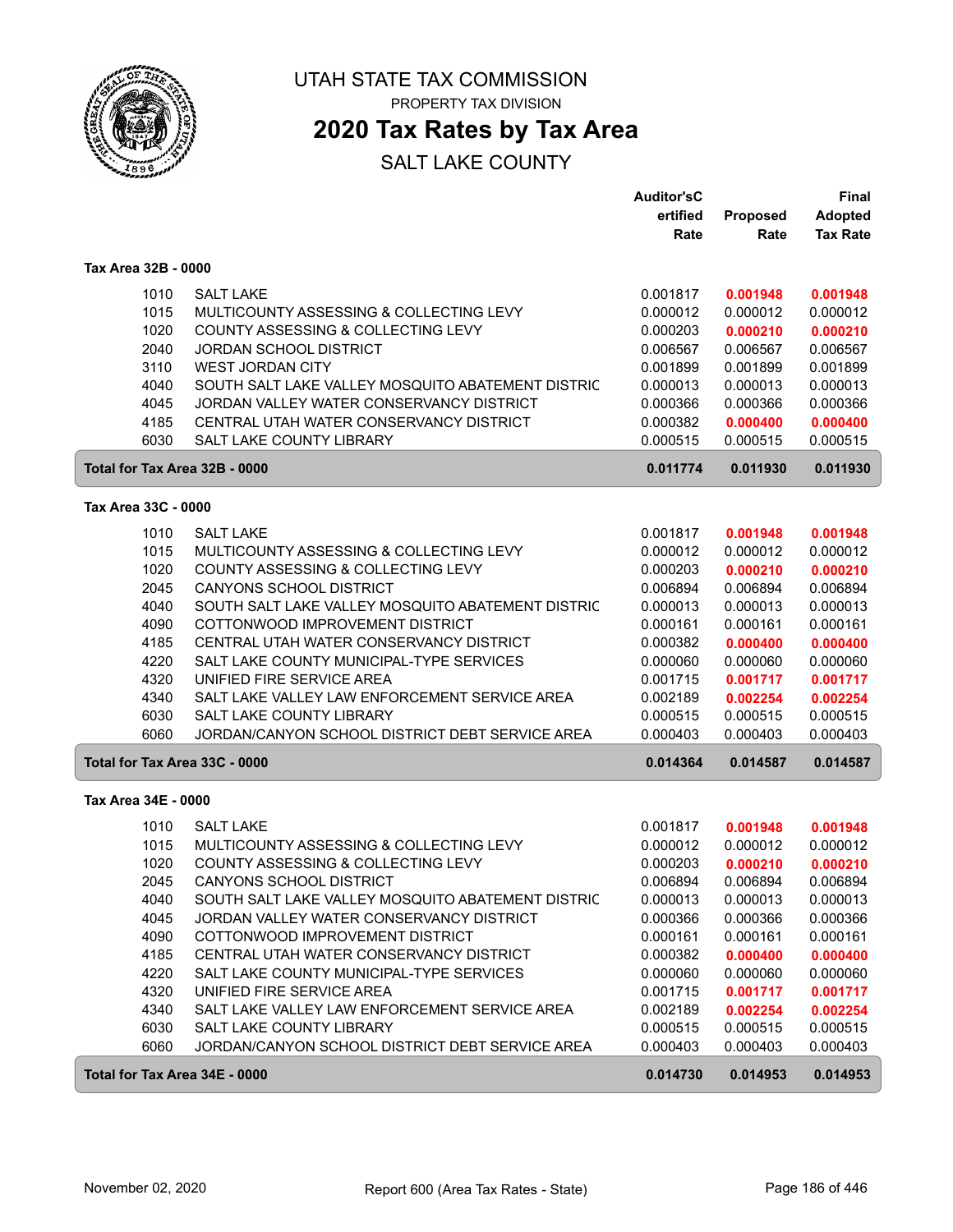# UTAH STATE TAX COMMISSION

PROPERTY TAX DIVISION

## 2020 Tax Rates by Tax Area

SALT LAKE COUNTY

### Tax Area 32B - 0000

| | | Auditor'sC ertified Rate | Proposed Rate | Final Adopted Tax Rate |
|---|---|---|---|---|
| 1010 | SALT LAKE | 0.001817 | **0.001948** | **0.001948** |
| 1015 | MULTICOUNTY ASSESSING & COLLECTING LEVY | 0.000012 | 0.000012 | 0.000012 |
| 1020 | COUNTY ASSESSING & COLLECTING LEVY | 0.000203 | **0.000210** | **0.000210** |
| 2040 | JORDAN SCHOOL DISTRICT | 0.006567 | 0.006567 | 0.006567 |
| 3110 | WEST JORDAN CITY | 0.001899 | 0.001899 | 0.001899 |
| 4040 | SOUTH SALT LAKE VALLEY MOSQUITO ABATEMENT DISTRIC | 0.000013 | 0.000013 | 0.000013 |
| 4045 | JORDAN VALLEY WATER CONSERVANCY DISTRICT | 0.000366 | 0.000366 | 0.000366 |
| 4185 | CENTRAL UTAH WATER CONSERVANCY DISTRICT | 0.000382 | **0.000400** | **0.000400** |
| 6030 | SALT LAKE COUNTY LIBRARY | 0.000515 | 0.000515 | 0.000515 |
| **Total for Tax Area 32B - 0000** | | **0.011774** | **0.011930** | **0.011930** |

### Tax Area 33C - 0000

| | | Auditor'sC ertified Rate | Proposed Rate | Final Adopted Tax Rate |
|---|---|---|---|---|
| 1010 | SALT LAKE | 0.001817 | **0.001948** | **0.001948** |
| 1015 | MULTICOUNTY ASSESSING & COLLECTING LEVY | 0.000012 | 0.000012 | 0.000012 |
| 1020 | COUNTY ASSESSING & COLLECTING LEVY | 0.000203 | **0.000210** | **0.000210** |
| 2045 | CANYONS SCHOOL DISTRICT | 0.006894 | 0.006894 | 0.006894 |
| 4040 | SOUTH SALT LAKE VALLEY MOSQUITO ABATEMENT DISTRIC | 0.000013 | 0.000013 | 0.000013 |
| 4090 | COTTONWOOD IMPROVEMENT DISTRICT | 0.000161 | 0.000161 | 0.000161 |
| 4185 | CENTRAL UTAH WATER CONSERVANCY DISTRICT | 0.000382 | **0.000400** | **0.000400** |
| 4220 | SALT LAKE COUNTY MUNICIPAL-TYPE SERVICES | 0.000060 | 0.000060 | 0.000060 |
| 4320 | UNIFIED FIRE SERVICE AREA | 0.001715 | **0.001717** | **0.001717** |
| 4340 | SALT LAKE VALLEY LAW ENFORCEMENT SERVICE AREA | 0.002189 | **0.002254** | **0.002254** |
| 6030 | SALT LAKE COUNTY LIBRARY | 0.000515 | 0.000515 | 0.000515 |
| 6060 | JORDAN/CANYON SCHOOL DISTRICT DEBT SERVICE AREA | 0.000403 | 0.000403 | 0.000403 |
| **Total for Tax Area 33C - 0000** | | **0.014364** | **0.014587** | **0.014587** |

### Tax Area 34E - 0000

| | | Auditor'sC ertified Rate | Proposed Rate | Final Adopted Tax Rate |
|---|---|---|---|---|
| 1010 | SALT LAKE | 0.001817 | **0.001948** | **0.001948** |
| 1015 | MULTICOUNTY ASSESSING & COLLECTING LEVY | 0.000012 | 0.000012 | 0.000012 |
| 1020 | COUNTY ASSESSING & COLLECTING LEVY | 0.000203 | **0.000210** | **0.000210** |
| 2045 | CANYONS SCHOOL DISTRICT | 0.006894 | 0.006894 | 0.006894 |
| 4040 | SOUTH SALT LAKE VALLEY MOSQUITO ABATEMENT DISTRIC | 0.000013 | 0.000013 | 0.000013 |
| 4045 | JORDAN VALLEY WATER CONSERVANCY DISTRICT | 0.000366 | 0.000366 | 0.000366 |
| 4090 | COTTONWOOD IMPROVEMENT DISTRICT | 0.000161 | 0.000161 | 0.000161 |
| 4185 | CENTRAL UTAH WATER CONSERVANCY DISTRICT | 0.000382 | **0.000400** | **0.000400** |
| 4220 | SALT LAKE COUNTY MUNICIPAL-TYPE SERVICES | 0.000060 | 0.000060 | 0.000060 |
| 4320 | UNIFIED FIRE SERVICE AREA | 0.001715 | **0.001717** | **0.001717** |
| 4340 | SALT LAKE VALLEY LAW ENFORCEMENT SERVICE AREA | 0.002189 | **0.002254** | **0.002254** |
| 6030 | SALT LAKE COUNTY LIBRARY | 0.000515 | 0.000515 | 0.000515 |
| 6060 | JORDAN/CANYON SCHOOL DISTRICT DEBT SERVICE AREA | 0.000403 | 0.000403 | 0.000403 |
| **Total for Tax Area 34E - 0000** | | **0.014730** | **0.014953** | **0.014953** |

November 02, 2020 Report 600 (Area Tax Rates - State)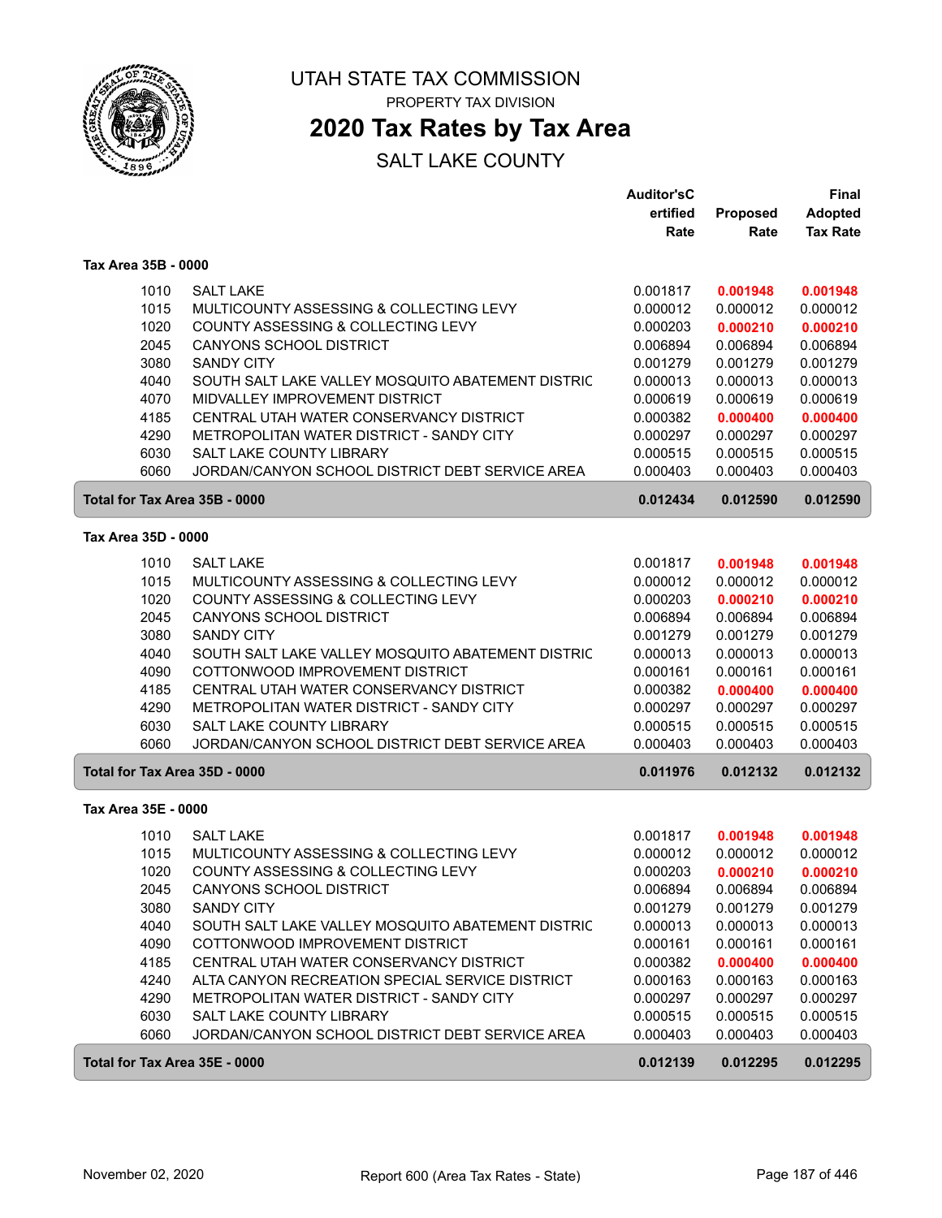# UTAH STATE TAX COMMISSION

PROPERTY TAX DIVISION

## 2020 Tax Rates by Tax Area

SALT LAKE COUNTY

| | | Auditor'sCertified Rate | Proposed Rate | Final Adopted Tax Rate |
|---|---|---|---|---|
| **Tax Area 35B - 0000** | | | | |
| 1010 | SALT LAKE | 0.001817 | **0.001948** | **0.001948** |
| 1015 | MULTICOUNTY ASSESSING & COLLECTING LEVY | 0.000012 | 0.000012 | 0.000012 |
| 1020 | COUNTY ASSESSING & COLLECTING LEVY | 0.000203 | **0.000210** | **0.000210** |
| 2045 | CANYONS SCHOOL DISTRICT | 0.006894 | 0.006894 | 0.006894 |
| 3080 | SANDY CITY | 0.001279 | 0.001279 | 0.001279 |
| 4040 | SOUTH SALT LAKE VALLEY MOSQUITO ABATEMENT DISTRIC | 0.000013 | 0.000013 | 0.000013 |
| 4070 | MIDVALLEY IMPROVEMENT DISTRICT | 0.000619 | 0.000619 | 0.000619 |
| 4185 | CENTRAL UTAH WATER CONSERVANCY DISTRICT | 0.000382 | **0.000400** | **0.000400** |
| 4290 | METROPOLITAN WATER DISTRICT - SANDY CITY | 0.000297 | 0.000297 | 0.000297 |
| 6030 | SALT LAKE COUNTY LIBRARY | 0.000515 | 0.000515 | 0.000515 |
| 6060 | JORDAN/CANYON SCHOOL DISTRICT DEBT SERVICE AREA | 0.000403 | 0.000403 | 0.000403 |
| **Total for Tax Area 35B - 0000** | | **0.012434** | **0.012590** | **0.012590** |
| **Tax Area 35D - 0000** | | | | |
| 1010 | SALT LAKE | 0.001817 | **0.001948** | **0.001948** |
| 1015 | MULTICOUNTY ASSESSING & COLLECTING LEVY | 0.000012 | 0.000012 | 0.000012 |
| 1020 | COUNTY ASSESSING & COLLECTING LEVY | 0.000203 | **0.000210** | **0.000210** |
| 2045 | CANYONS SCHOOL DISTRICT | 0.006894 | 0.006894 | 0.006894 |
| 3080 | SANDY CITY | 0.001279 | 0.001279 | 0.001279 |
| 4040 | SOUTH SALT LAKE VALLEY MOSQUITO ABATEMENT DISTRIC | 0.000013 | 0.000013 | 0.000013 |
| 4090 | COTTONWOOD IMPROVEMENT DISTRICT | 0.000161 | 0.000161 | 0.000161 |
| 4185 | CENTRAL UTAH WATER CONSERVANCY DISTRICT | 0.000382 | **0.000400** | **0.000400** |
| 4290 | METROPOLITAN WATER DISTRICT - SANDY CITY | 0.000297 | 0.000297 | 0.000297 |
| 6030 | SALT LAKE COUNTY LIBRARY | 0.000515 | 0.000515 | 0.000515 |
| 6060 | JORDAN/CANYON SCHOOL DISTRICT DEBT SERVICE AREA | 0.000403 | 0.000403 | 0.000403 |
| **Total for Tax Area 35D - 0000** | | **0.011976** | **0.012132** | **0.012132** |
| **Tax Area 35E - 0000** | | | | |
| 1010 | SALT LAKE | 0.001817 | **0.001948** | **0.001948** |
| 1015 | MULTICOUNTY ASSESSING & COLLECTING LEVY | 0.000012 | 0.000012 | 0.000012 |
| 1020 | COUNTY ASSESSING & COLLECTING LEVY | 0.000203 | **0.000210** | **0.000210** |
| 2045 | CANYONS SCHOOL DISTRICT | 0.006894 | 0.006894 | 0.006894 |
| 3080 | SANDY CITY | 0.001279 | 0.001279 | 0.001279 |
| 4040 | SOUTH SALT LAKE VALLEY MOSQUITO ABATEMENT DISTRIC | 0.000013 | 0.000013 | 0.000013 |
| 4090 | COTTONWOOD IMPROVEMENT DISTRICT | 0.000161 | 0.000161 | 0.000161 |
| 4185 | CENTRAL UTAH WATER CONSERVANCY DISTRICT | 0.000382 | **0.000400** | **0.000400** |
| 4240 | ALTA CANYON RECREATION SPECIAL SERVICE DISTRICT | 0.000163 | 0.000163 | 0.000163 |
| 4290 | METROPOLITAN WATER DISTRICT - SANDY CITY | 0.000297 | 0.000297 | 0.000297 |
| 6030 | SALT LAKE COUNTY LIBRARY | 0.000515 | 0.000515 | 0.000515 |
| 6060 | JORDAN/CANYON SCHOOL DISTRICT DEBT SERVICE AREA | 0.000403 | 0.000403 | 0.000403 |
| **Total for Tax Area 35E - 0000** | | **0.012139** | **0.012295** | **0.012295** |

November 02, 2020 Report 600 (Area Tax Rates - State)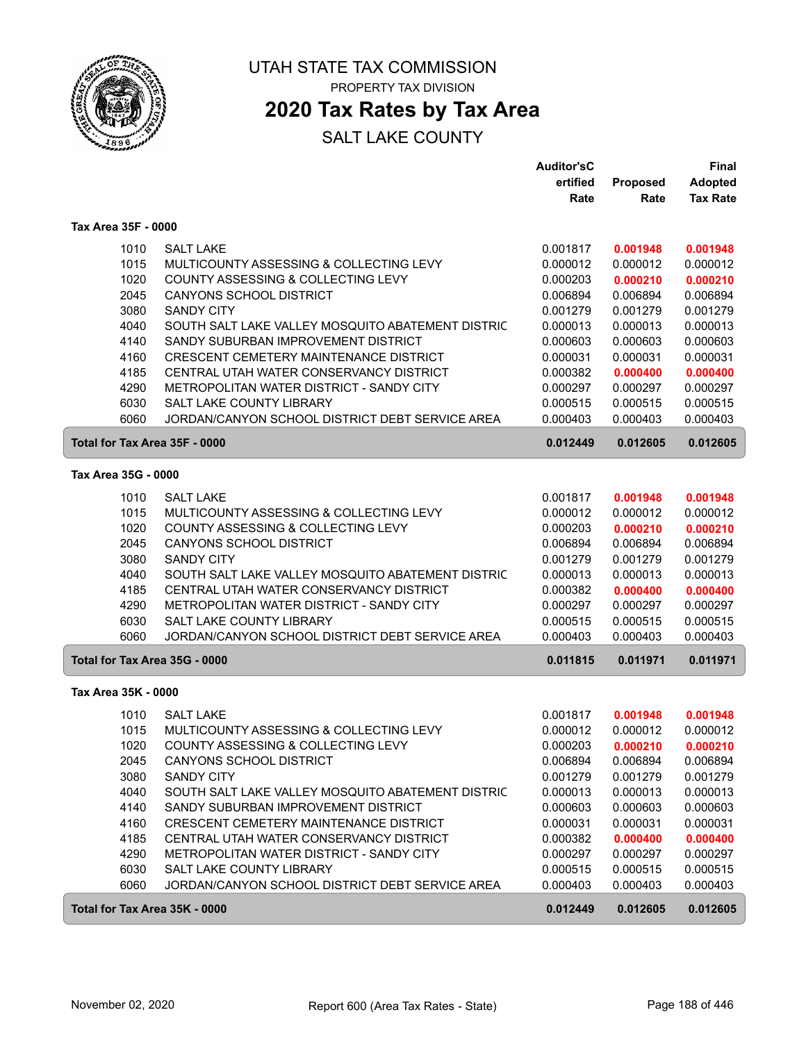# UTAH STATE TAX COMMISSION

PROPERTY TAX DIVISION

## 2020 Tax Rates by Tax Area

SALT LAKE COUNTY

### Tax Area 35F - 0000

| | | Auditor'sCertified Rate | Proposed Rate | Final Adopted Tax Rate |
|---|---|---|---|---|
| 1010 | SALT LAKE | 0.001817 | **0.001948** | **0.001948** |
| 1015 | MULTICOUNTY ASSESSING & COLLECTING LEVY | 0.000012 | 0.000012 | 0.000012 |
| 1020 | COUNTY ASSESSING & COLLECTING LEVY | 0.000203 | **0.000210** | **0.000210** |
| 2045 | CANYONS SCHOOL DISTRICT | 0.006894 | 0.006894 | 0.006894 |
| 3080 | SANDY CITY | 0.001279 | 0.001279 | 0.001279 |
| 4040 | SOUTH SALT LAKE VALLEY MOSQUITO ABATEMENT DISTRIC | 0.000013 | 0.000013 | 0.000013 |
| 4140 | SANDY SUBURBAN IMPROVEMENT DISTRICT | 0.000603 | 0.000603 | 0.000603 |
| 4160 | CRESCENT CEMETERY MAINTENANCE DISTRICT | 0.000031 | 0.000031 | 0.000031 |
| 4185 | CENTRAL UTAH WATER CONSERVANCY DISTRICT | 0.000382 | **0.000400** | **0.000400** |
| 4290 | METROPOLITAN WATER DISTRICT - SANDY CITY | 0.000297 | 0.000297 | 0.000297 |
| 6030 | SALT LAKE COUNTY LIBRARY | 0.000515 | 0.000515 | 0.000515 |
| 6060 | JORDAN/CANYON SCHOOL DISTRICT DEBT SERVICE AREA | 0.000403 | 0.000403 | 0.000403 |
| **Total for Tax Area 35F - 0000** | | **0.012449** | **0.012605** | **0.012605** |

### Tax Area 35G - 0000

| | | Auditor'sCertified Rate | Proposed Rate | Final Adopted Tax Rate |
|---|---|---|---|---|
| 1010 | SALT LAKE | 0.001817 | **0.001948** | **0.001948** |
| 1015 | MULTICOUNTY ASSESSING & COLLECTING LEVY | 0.000012 | 0.000012 | 0.000012 |
| 1020 | COUNTY ASSESSING & COLLECTING LEVY | 0.000203 | **0.000210** | **0.000210** |
| 2045 | CANYONS SCHOOL DISTRICT | 0.006894 | 0.006894 | 0.006894 |
| 3080 | SANDY CITY | 0.001279 | 0.001279 | 0.001279 |
| 4040 | SOUTH SALT LAKE VALLEY MOSQUITO ABATEMENT DISTRIC | 0.000013 | 0.000013 | 0.000013 |
| 4185 | CENTRAL UTAH WATER CONSERVANCY DISTRICT | 0.000382 | **0.000400** | **0.000400** |
| 4290 | METROPOLITAN WATER DISTRICT - SANDY CITY | 0.000297 | 0.000297 | 0.000297 |
| 6030 | SALT LAKE COUNTY LIBRARY | 0.000515 | 0.000515 | 0.000515 |
| 6060 | JORDAN/CANYON SCHOOL DISTRICT DEBT SERVICE AREA | 0.000403 | 0.000403 | 0.000403 |
| **Total for Tax Area 35G - 0000** | | **0.011815** | **0.011971** | **0.011971** |

### Tax Area 35K - 0000

| | | Auditor'sCertified Rate | Proposed Rate | Final Adopted Tax Rate |
|---|---|---|---|---|
| 1010 | SALT LAKE | 0.001817 | **0.001948** | **0.001948** |
| 1015 | MULTICOUNTY ASSESSING & COLLECTING LEVY | 0.000012 | 0.000012 | 0.000012 |
| 1020 | COUNTY ASSESSING & COLLECTING LEVY | 0.000203 | **0.000210** | **0.000210** |
| 2045 | CANYONS SCHOOL DISTRICT | 0.006894 | 0.006894 | 0.006894 |
| 3080 | SANDY CITY | 0.001279 | 0.001279 | 0.001279 |
| 4040 | SOUTH SALT LAKE VALLEY MOSQUITO ABATEMENT DISTRIC | 0.000013 | 0.000013 | 0.000013 |
| 4140 | SANDY SUBURBAN IMPROVEMENT DISTRICT | 0.000603 | 0.000603 | 0.000603 |
| 4160 | CRESCENT CEMETERY MAINTENANCE DISTRICT | 0.000031 | 0.000031 | 0.000031 |
| 4185 | CENTRAL UTAH WATER CONSERVANCY DISTRICT | 0.000382 | **0.000400** | **0.000400** |
| 4290 | METROPOLITAN WATER DISTRICT - SANDY CITY | 0.000297 | 0.000297 | 0.000297 |
| 6030 | SALT LAKE COUNTY LIBRARY | 0.000515 | 0.000515 | 0.000515 |
| 6060 | JORDAN/CANYON SCHOOL DISTRICT DEBT SERVICE AREA | 0.000403 | 0.000403 | 0.000403 |
| **Total for Tax Area 35K - 0000** | | **0.012449** | **0.012605** | **0.012605** |

November 02, 2020 — Report 600 (Area Tax Rates - State)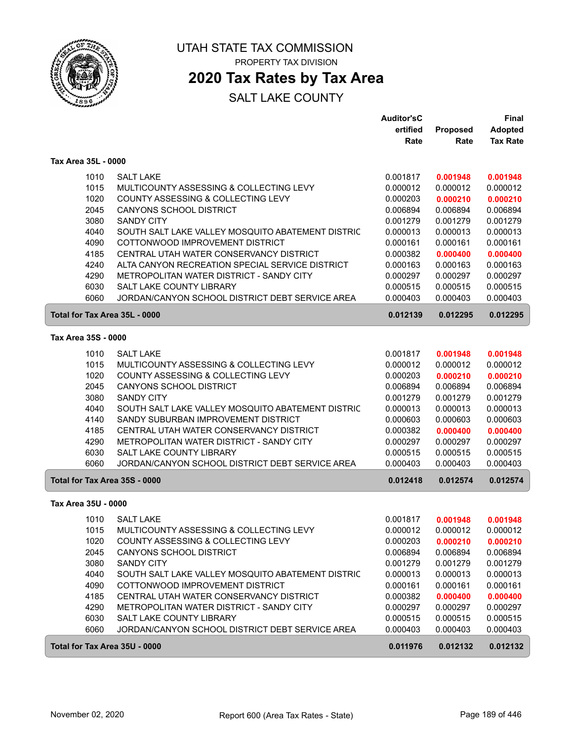# UTAH STATE TAX COMMISSION

PROPERTY TAX DIVISION

## 2020 Tax Rates by Tax Area

SALT LAKE COUNTY

| | | Auditor'sCertified Rate | Proposed Rate | Final Adopted Tax Rate |
|---|---|---|---|---|
| **Tax Area 35L - 0000** | | | | |
| 1010 | SALT LAKE | 0.001817 | **0.001948** | **0.001948** |
| 1015 | MULTICOUNTY ASSESSING & COLLECTING LEVY | 0.000012 | 0.000012 | 0.000012 |
| 1020 | COUNTY ASSESSING & COLLECTING LEVY | 0.000203 | **0.000210** | **0.000210** |
| 2045 | CANYONS SCHOOL DISTRICT | 0.006894 | 0.006894 | 0.006894 |
| 3080 | SANDY CITY | 0.001279 | 0.001279 | 0.001279 |
| 4040 | SOUTH SALT LAKE VALLEY MOSQUITO ABATEMENT DISTRIC | 0.000013 | 0.000013 | 0.000013 |
| 4090 | COTTONWOOD IMPROVEMENT DISTRICT | 0.000161 | 0.000161 | 0.000161 |
| 4185 | CENTRAL UTAH WATER CONSERVANCY DISTRICT | 0.000382 | **0.000400** | **0.000400** |
| 4240 | ALTA CANYON RECREATION SPECIAL SERVICE DISTRICT | 0.000163 | 0.000163 | 0.000163 |
| 4290 | METROPOLITAN WATER DISTRICT - SANDY CITY | 0.000297 | 0.000297 | 0.000297 |
| 6030 | SALT LAKE COUNTY LIBRARY | 0.000515 | 0.000515 | 0.000515 |
| 6060 | JORDAN/CANYON SCHOOL DISTRICT DEBT SERVICE AREA | 0.000403 | 0.000403 | 0.000403 |
| **Total for Tax Area 35L - 0000** | | **0.012139** | **0.012295** | **0.012295** |
| **Tax Area 35S - 0000** | | | | |
| 1010 | SALT LAKE | 0.001817 | **0.001948** | **0.001948** |
| 1015 | MULTICOUNTY ASSESSING & COLLECTING LEVY | 0.000012 | 0.000012 | 0.000012 |
| 1020 | COUNTY ASSESSING & COLLECTING LEVY | 0.000203 | **0.000210** | **0.000210** |
| 2045 | CANYONS SCHOOL DISTRICT | 0.006894 | 0.006894 | 0.006894 |
| 3080 | SANDY CITY | 0.001279 | 0.001279 | 0.001279 |
| 4040 | SOUTH SALT LAKE VALLEY MOSQUITO ABATEMENT DISTRIC | 0.000013 | 0.000013 | 0.000013 |
| 4140 | SANDY SUBURBAN IMPROVEMENT DISTRICT | 0.000603 | 0.000603 | 0.000603 |
| 4185 | CENTRAL UTAH WATER CONSERVANCY DISTRICT | 0.000382 | **0.000400** | **0.000400** |
| 4290 | METROPOLITAN WATER DISTRICT - SANDY CITY | 0.000297 | 0.000297 | 0.000297 |
| 6030 | SALT LAKE COUNTY LIBRARY | 0.000515 | 0.000515 | 0.000515 |
| 6060 | JORDAN/CANYON SCHOOL DISTRICT DEBT SERVICE AREA | 0.000403 | 0.000403 | 0.000403 |
| **Total for Tax Area 35S - 0000** | | **0.012418** | **0.012574** | **0.012574** |
| **Tax Area 35U - 0000** | | | | |
| 1010 | SALT LAKE | 0.001817 | **0.001948** | **0.001948** |
| 1015 | MULTICOUNTY ASSESSING & COLLECTING LEVY | 0.000012 | 0.000012 | 0.000012 |
| 1020 | COUNTY ASSESSING & COLLECTING LEVY | 0.000203 | **0.000210** | **0.000210** |
| 2045 | CANYONS SCHOOL DISTRICT | 0.006894 | 0.006894 | 0.006894 |
| 3080 | SANDY CITY | 0.001279 | 0.001279 | 0.001279 |
| 4040 | SOUTH SALT LAKE VALLEY MOSQUITO ABATEMENT DISTRIC | 0.000013 | 0.000013 | 0.000013 |
| 4090 | COTTONWOOD IMPROVEMENT DISTRICT | 0.000161 | 0.000161 | 0.000161 |
| 4185 | CENTRAL UTAH WATER CONSERVANCY DISTRICT | 0.000382 | **0.000400** | **0.000400** |
| 4290 | METROPOLITAN WATER DISTRICT - SANDY CITY | 0.000297 | 0.000297 | 0.000297 |
| 6030 | SALT LAKE COUNTY LIBRARY | 0.000515 | 0.000515 | 0.000515 |
| 6060 | JORDAN/CANYON SCHOOL DISTRICT DEBT SERVICE AREA | 0.000403 | 0.000403 | 0.000403 |
| **Total for Tax Area 35U - 0000** | | **0.011976** | **0.012132** | **0.012132** |

November 02, 2020 Report 600 (Area Tax Rates - State)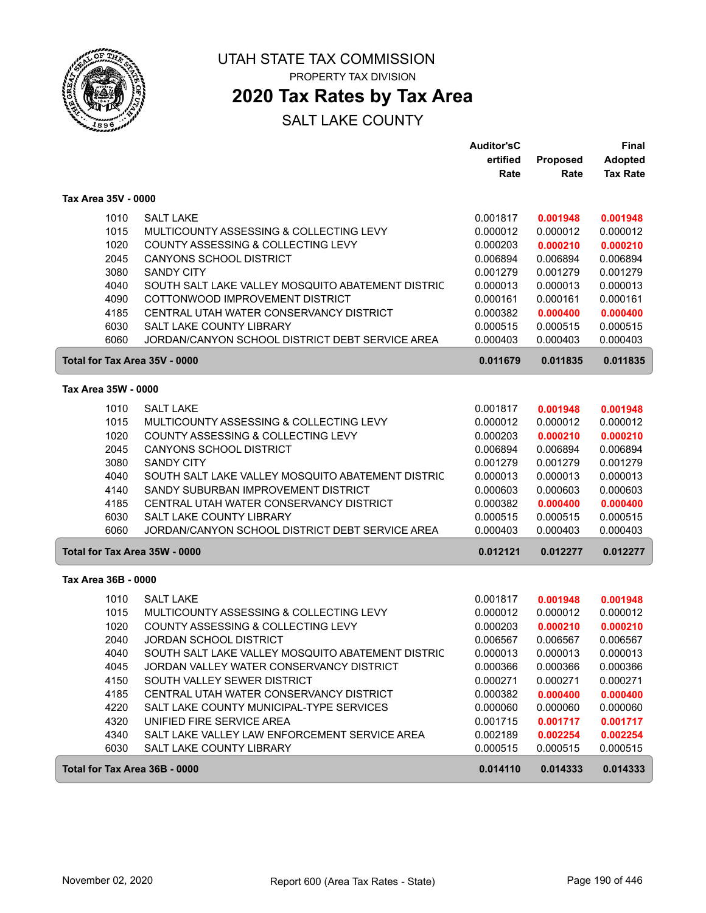# UTAH STATE TAX COMMISSION

PROPERTY TAX DIVISION

## 2020 Tax Rates by Tax Area

SALT LAKE COUNTY

| | | Auditor'sCertified Rate | Proposed Rate | Final Adopted Tax Rate |
|---|---|---|---|---|
| **Tax Area 35V - 0000** | | | | |
| 1010 | SALT LAKE | 0.001817 | **0.001948** | **0.001948** |
| 1015 | MULTICOUNTY ASSESSING & COLLECTING LEVY | 0.000012 | 0.000012 | 0.000012 |
| 1020 | COUNTY ASSESSING & COLLECTING LEVY | 0.000203 | **0.000210** | **0.000210** |
| 2045 | CANYONS SCHOOL DISTRICT | 0.006894 | 0.006894 | 0.006894 |
| 3080 | SANDY CITY | 0.001279 | 0.001279 | 0.001279 |
| 4040 | SOUTH SALT LAKE VALLEY MOSQUITO ABATEMENT DISTRIC | 0.000013 | 0.000013 | 0.000013 |
| 4090 | COTTONWOOD IMPROVEMENT DISTRICT | 0.000161 | 0.000161 | 0.000161 |
| 4185 | CENTRAL UTAH WATER CONSERVANCY DISTRICT | 0.000382 | **0.000400** | **0.000400** |
| 6030 | SALT LAKE COUNTY LIBRARY | 0.000515 | 0.000515 | 0.000515 |
| 6060 | JORDAN/CANYON SCHOOL DISTRICT DEBT SERVICE AREA | 0.000403 | 0.000403 | 0.000403 |
| **Total for Tax Area 35V - 0000** | | **0.011679** | **0.011835** | **0.011835** |
| **Tax Area 35W - 0000** | | | | |
| 1010 | SALT LAKE | 0.001817 | **0.001948** | **0.001948** |
| 1015 | MULTICOUNTY ASSESSING & COLLECTING LEVY | 0.000012 | 0.000012 | 0.000012 |
| 1020 | COUNTY ASSESSING & COLLECTING LEVY | 0.000203 | **0.000210** | **0.000210** |
| 2045 | CANYONS SCHOOL DISTRICT | 0.006894 | 0.006894 | 0.006894 |
| 3080 | SANDY CITY | 0.001279 | 0.001279 | 0.001279 |
| 4040 | SOUTH SALT LAKE VALLEY MOSQUITO ABATEMENT DISTRIC | 0.000013 | 0.000013 | 0.000013 |
| 4140 | SANDY SUBURBAN IMPROVEMENT DISTRICT | 0.000603 | 0.000603 | 0.000603 |
| 4185 | CENTRAL UTAH WATER CONSERVANCY DISTRICT | 0.000382 | **0.000400** | **0.000400** |
| 6030 | SALT LAKE COUNTY LIBRARY | 0.000515 | 0.000515 | 0.000515 |
| 6060 | JORDAN/CANYON SCHOOL DISTRICT DEBT SERVICE AREA | 0.000403 | 0.000403 | 0.000403 |
| **Total for Tax Area 35W - 0000** | | **0.012121** | **0.012277** | **0.012277** |
| **Tax Area 36B - 0000** | | | | |
| 1010 | SALT LAKE | 0.001817 | **0.001948** | **0.001948** |
| 1015 | MULTICOUNTY ASSESSING & COLLECTING LEVY | 0.000012 | 0.000012 | 0.000012 |
| 1020 | COUNTY ASSESSING & COLLECTING LEVY | 0.000203 | **0.000210** | **0.000210** |
| 2040 | JORDAN SCHOOL DISTRICT | 0.006567 | 0.006567 | 0.006567 |
| 4040 | SOUTH SALT LAKE VALLEY MOSQUITO ABATEMENT DISTRIC | 0.000013 | 0.000013 | 0.000013 |
| 4045 | JORDAN VALLEY WATER CONSERVANCY DISTRICT | 0.000366 | 0.000366 | 0.000366 |
| 4150 | SOUTH VALLEY SEWER DISTRICT | 0.000271 | 0.000271 | 0.000271 |
| 4185 | CENTRAL UTAH WATER CONSERVANCY DISTRICT | 0.000382 | **0.000400** | **0.000400** |
| 4220 | SALT LAKE COUNTY MUNICIPAL-TYPE SERVICES | 0.000060 | 0.000060 | 0.000060 |
| 4320 | UNIFIED FIRE SERVICE AREA | 0.001715 | **0.001717** | **0.001717** |
| 4340 | SALT LAKE VALLEY LAW ENFORCEMENT SERVICE AREA | 0.002189 | **0.002254** | **0.002254** |
| 6030 | SALT LAKE COUNTY LIBRARY | 0.000515 | 0.000515 | 0.000515 |
| **Total for Tax Area 36B - 0000** | | **0.014110** | **0.014333** | **0.014333** |

November 02, 2020 — Report 600 (Area Tax Rates - State)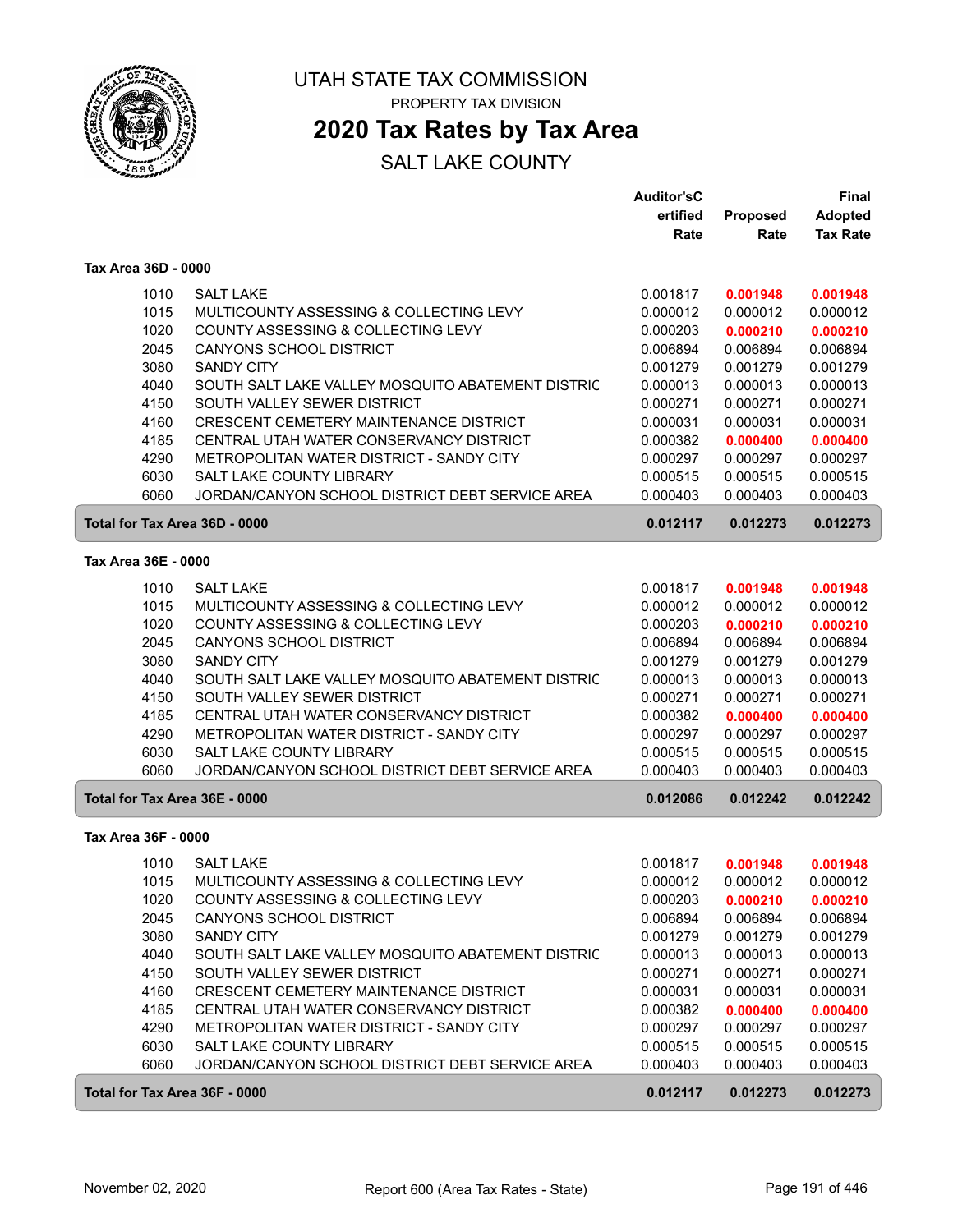# UTAH STATE TAX COMMISSION

PROPERTY TAX DIVISION

## 2020 Tax Rates by Tax Area

SALT LAKE COUNTY

### Tax Area 36D - 0000

| Code | Entity | Auditor's Certified Rate | Proposed Rate | Final Adopted Tax Rate |
|---|---|---|---|---|
| 1010 | SALT LAKE | 0.001817 | **0.001948** | **0.001948** |
| 1015 | MULTICOUNTY ASSESSING & COLLECTING LEVY | 0.000012 | 0.000012 | 0.000012 |
| 1020 | COUNTY ASSESSING & COLLECTING LEVY | 0.000203 | **0.000210** | **0.000210** |
| 2045 | CANYONS SCHOOL DISTRICT | 0.006894 | 0.006894 | 0.006894 |
| 3080 | SANDY CITY | 0.001279 | 0.001279 | 0.001279 |
| 4040 | SOUTH SALT LAKE VALLEY MOSQUITO ABATEMENT DISTRIC | 0.000013 | 0.000013 | 0.000013 |
| 4150 | SOUTH VALLEY SEWER DISTRICT | 0.000271 | 0.000271 | 0.000271 |
| 4160 | CRESCENT CEMETERY MAINTENANCE DISTRICT | 0.000031 | 0.000031 | 0.000031 |
| 4185 | CENTRAL UTAH WATER CONSERVANCY DISTRICT | 0.000382 | **0.000400** | **0.000400** |
| 4290 | METROPOLITAN WATER DISTRICT - SANDY CITY | 0.000297 | 0.000297 | 0.000297 |
| 6030 | SALT LAKE COUNTY LIBRARY | 0.000515 | 0.000515 | 0.000515 |
| 6060 | JORDAN/CANYON SCHOOL DISTRICT DEBT SERVICE AREA | 0.000403 | 0.000403 | 0.000403 |
| **Total for Tax Area 36D - 0000** | | **0.012117** | **0.012273** | **0.012273** |

### Tax Area 36E - 0000

| Code | Entity | Auditor's Certified Rate | Proposed Rate | Final Adopted Tax Rate |
|---|---|---|---|---|
| 1010 | SALT LAKE | 0.001817 | **0.001948** | **0.001948** |
| 1015 | MULTICOUNTY ASSESSING & COLLECTING LEVY | 0.000012 | 0.000012 | 0.000012 |
| 1020 | COUNTY ASSESSING & COLLECTING LEVY | 0.000203 | **0.000210** | **0.000210** |
| 2045 | CANYONS SCHOOL DISTRICT | 0.006894 | 0.006894 | 0.006894 |
| 3080 | SANDY CITY | 0.001279 | 0.001279 | 0.001279 |
| 4040 | SOUTH SALT LAKE VALLEY MOSQUITO ABATEMENT DISTRIC | 0.000013 | 0.000013 | 0.000013 |
| 4150 | SOUTH VALLEY SEWER DISTRICT | 0.000271 | 0.000271 | 0.000271 |
| 4185 | CENTRAL UTAH WATER CONSERVANCY DISTRICT | 0.000382 | **0.000400** | **0.000400** |
| 4290 | METROPOLITAN WATER DISTRICT - SANDY CITY | 0.000297 | 0.000297 | 0.000297 |
| 6030 | SALT LAKE COUNTY LIBRARY | 0.000515 | 0.000515 | 0.000515 |
| 6060 | JORDAN/CANYON SCHOOL DISTRICT DEBT SERVICE AREA | 0.000403 | 0.000403 | 0.000403 |
| **Total for Tax Area 36E - 0000** | | **0.012086** | **0.012242** | **0.012242** |

### Tax Area 36F - 0000

| Code | Entity | Auditor's Certified Rate | Proposed Rate | Final Adopted Tax Rate |
|---|---|---|---|---|
| 1010 | SALT LAKE | 0.001817 | **0.001948** | **0.001948** |
| 1015 | MULTICOUNTY ASSESSING & COLLECTING LEVY | 0.000012 | 0.000012 | 0.000012 |
| 1020 | COUNTY ASSESSING & COLLECTING LEVY | 0.000203 | **0.000210** | **0.000210** |
| 2045 | CANYONS SCHOOL DISTRICT | 0.006894 | 0.006894 | 0.006894 |
| 3080 | SANDY CITY | 0.001279 | 0.001279 | 0.001279 |
| 4040 | SOUTH SALT LAKE VALLEY MOSQUITO ABATEMENT DISTRIC | 0.000013 | 0.000013 | 0.000013 |
| 4150 | SOUTH VALLEY SEWER DISTRICT | 0.000271 | 0.000271 | 0.000271 |
| 4160 | CRESCENT CEMETERY MAINTENANCE DISTRICT | 0.000031 | 0.000031 | 0.000031 |
| 4185 | CENTRAL UTAH WATER CONSERVANCY DISTRICT | 0.000382 | **0.000400** | **0.000400** |
| 4290 | METROPOLITAN WATER DISTRICT - SANDY CITY | 0.000297 | 0.000297 | 0.000297 |
| 6030 | SALT LAKE COUNTY LIBRARY | 0.000515 | 0.000515 | 0.000515 |
| 6060 | JORDAN/CANYON SCHOOL DISTRICT DEBT SERVICE AREA | 0.000403 | 0.000403 | 0.000403 |
| **Total for Tax Area 36F - 0000** | | **0.012117** | **0.012273** | **0.012273** |

November 02, 2020 — Report 600 (Area Tax Rates - State)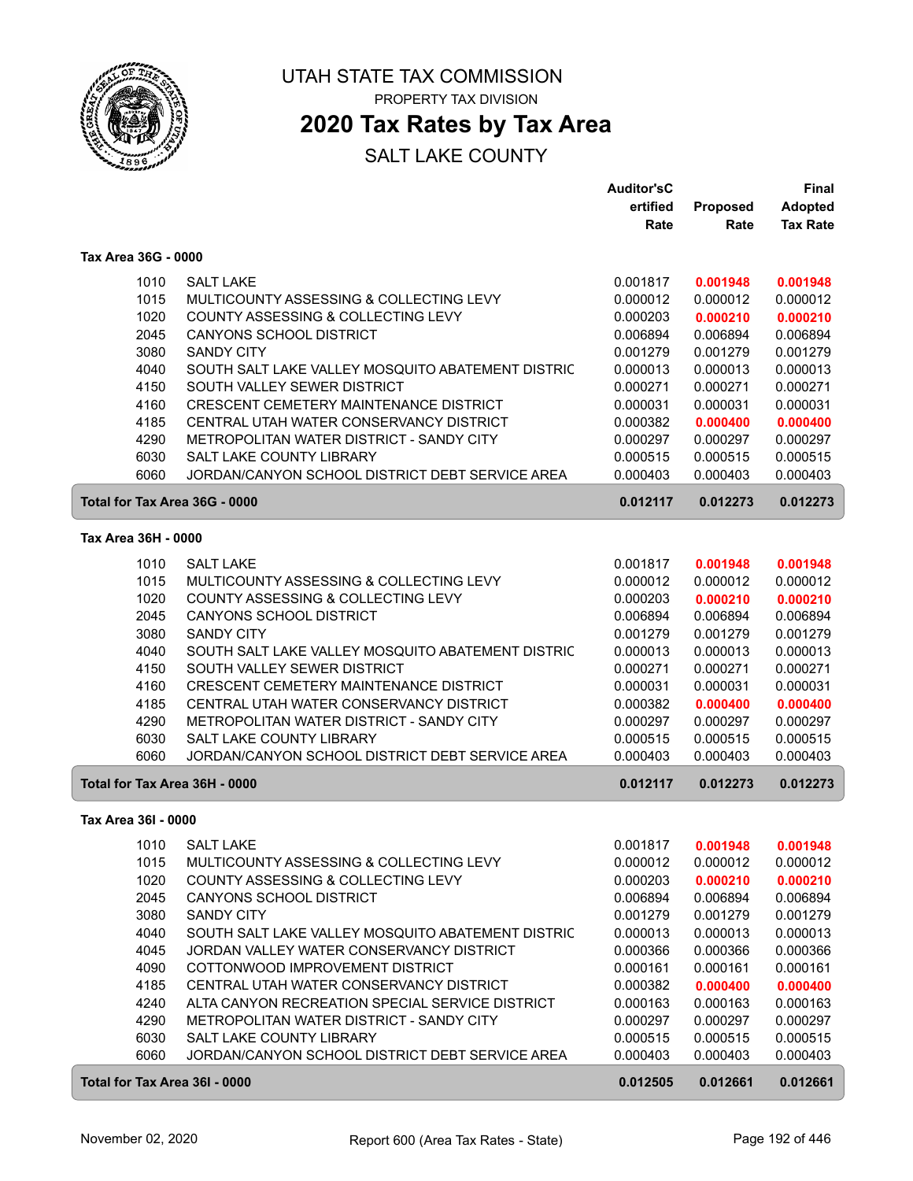# UTAH STATE TAX COMMISSION

PROPERTY TAX DIVISION

## 2020 Tax Rates by Tax Area

SALT LAKE COUNTY

### Tax Area 36G - 0000

| | | Auditor'sCertified Rate | Proposed Rate | Final Adopted Tax Rate |
|---|---|---|---|---|
| 1010 | SALT LAKE | 0.001817 | **0.001948** | **0.001948** |
| 1015 | MULTICOUNTY ASSESSING & COLLECTING LEVY | 0.000012 | 0.000012 | 0.000012 |
| 1020 | COUNTY ASSESSING & COLLECTING LEVY | 0.000203 | **0.000210** | **0.000210** |
| 2045 | CANYONS SCHOOL DISTRICT | 0.006894 | 0.006894 | 0.006894 |
| 3080 | SANDY CITY | 0.001279 | 0.001279 | 0.001279 |
| 4040 | SOUTH SALT LAKE VALLEY MOSQUITO ABATEMENT DISTRIC | 0.000013 | 0.000013 | 0.000013 |
| 4150 | SOUTH VALLEY SEWER DISTRICT | 0.000271 | 0.000271 | 0.000271 |
| 4160 | CRESCENT CEMETERY MAINTENANCE DISTRICT | 0.000031 | 0.000031 | 0.000031 |
| 4185 | CENTRAL UTAH WATER CONSERVANCY DISTRICT | 0.000382 | **0.000400** | **0.000400** |
| 4290 | METROPOLITAN WATER DISTRICT - SANDY CITY | 0.000297 | 0.000297 | 0.000297 |
| 6030 | SALT LAKE COUNTY LIBRARY | 0.000515 | 0.000515 | 0.000515 |
| 6060 | JORDAN/CANYON SCHOOL DISTRICT DEBT SERVICE AREA | 0.000403 | 0.000403 | 0.000403 |
| **Total for Tax Area 36G - 0000** | | **0.012117** | **0.012273** | **0.012273** |

### Tax Area 36H - 0000

| | | Auditor'sCertified Rate | Proposed Rate | Final Adopted Tax Rate |
|---|---|---|---|---|
| 1010 | SALT LAKE | 0.001817 | **0.001948** | **0.001948** |
| 1015 | MULTICOUNTY ASSESSING & COLLECTING LEVY | 0.000012 | 0.000012 | 0.000012 |
| 1020 | COUNTY ASSESSING & COLLECTING LEVY | 0.000203 | **0.000210** | **0.000210** |
| 2045 | CANYONS SCHOOL DISTRICT | 0.006894 | 0.006894 | 0.006894 |
| 3080 | SANDY CITY | 0.001279 | 0.001279 | 0.001279 |
| 4040 | SOUTH SALT LAKE VALLEY MOSQUITO ABATEMENT DISTRIC | 0.000013 | 0.000013 | 0.000013 |
| 4150 | SOUTH VALLEY SEWER DISTRICT | 0.000271 | 0.000271 | 0.000271 |
| 4160 | CRESCENT CEMETERY MAINTENANCE DISTRICT | 0.000031 | 0.000031 | 0.000031 |
| 4185 | CENTRAL UTAH WATER CONSERVANCY DISTRICT | 0.000382 | **0.000400** | **0.000400** |
| 4290 | METROPOLITAN WATER DISTRICT - SANDY CITY | 0.000297 | 0.000297 | 0.000297 |
| 6030 | SALT LAKE COUNTY LIBRARY | 0.000515 | 0.000515 | 0.000515 |
| 6060 | JORDAN/CANYON SCHOOL DISTRICT DEBT SERVICE AREA | 0.000403 | 0.000403 | 0.000403 |
| **Total for Tax Area 36H - 0000** | | **0.012117** | **0.012273** | **0.012273** |

### Tax Area 36I - 0000

| | | Auditor'sCertified Rate | Proposed Rate | Final Adopted Tax Rate |
|---|---|---|---|---|
| 1010 | SALT LAKE | 0.001817 | **0.001948** | **0.001948** |
| 1015 | MULTICOUNTY ASSESSING & COLLECTING LEVY | 0.000012 | 0.000012 | 0.000012 |
| 1020 | COUNTY ASSESSING & COLLECTING LEVY | 0.000203 | **0.000210** | **0.000210** |
| 2045 | CANYONS SCHOOL DISTRICT | 0.006894 | 0.006894 | 0.006894 |
| 3080 | SANDY CITY | 0.001279 | 0.001279 | 0.001279 |
| 4040 | SOUTH SALT LAKE VALLEY MOSQUITO ABATEMENT DISTRIC | 0.000013 | 0.000013 | 0.000013 |
| 4045 | JORDAN VALLEY WATER CONSERVANCY DISTRICT | 0.000366 | 0.000366 | 0.000366 |
| 4090 | COTTONWOOD IMPROVEMENT DISTRICT | 0.000161 | 0.000161 | 0.000161 |
| 4185 | CENTRAL UTAH WATER CONSERVANCY DISTRICT | 0.000382 | **0.000400** | **0.000400** |
| 4240 | ALTA CANYON RECREATION SPECIAL SERVICE DISTRICT | 0.000163 | 0.000163 | 0.000163 |
| 4290 | METROPOLITAN WATER DISTRICT - SANDY CITY | 0.000297 | 0.000297 | 0.000297 |
| 6030 | SALT LAKE COUNTY LIBRARY | 0.000515 | 0.000515 | 0.000515 |
| 6060 | JORDAN/CANYON SCHOOL DISTRICT DEBT SERVICE AREA | 0.000403 | 0.000403 | 0.000403 |
| **Total for Tax Area 36I - 0000** | | **0.012505** | **0.012661** | **0.012661** |

November 02, 2020 — Report 600 (Area Tax Rates - State)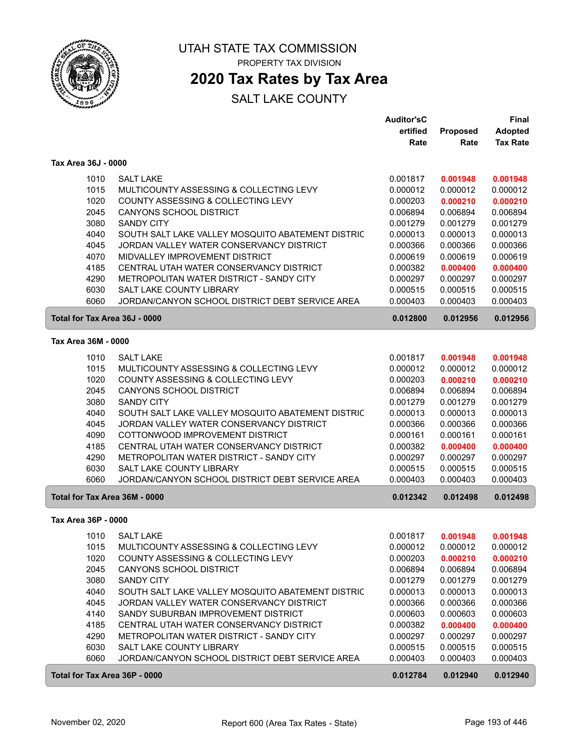# UTAH STATE TAX COMMISSION

PROPERTY TAX DIVISION

## 2020 Tax Rates by Tax Area

SALT LAKE COUNTY

### Tax Area 36J - 0000

| | | Auditor's Certified Rate | Proposed Rate | Final Adopted Tax Rate |
|---|---|---|---|---|
| 1010 | SALT LAKE | 0.001817 | **0.001948** | **0.001948** |
| 1015 | MULTICOUNTY ASSESSING & COLLECTING LEVY | 0.000012 | 0.000012 | 0.000012 |
| 1020 | COUNTY ASSESSING & COLLECTING LEVY | 0.000203 | **0.000210** | **0.000210** |
| 2045 | CANYONS SCHOOL DISTRICT | 0.006894 | 0.006894 | 0.006894 |
| 3080 | SANDY CITY | 0.001279 | 0.001279 | 0.001279 |
| 4040 | SOUTH SALT LAKE VALLEY MOSQUITO ABATEMENT DISTRIC | 0.000013 | 0.000013 | 0.000013 |
| 4045 | JORDAN VALLEY WATER CONSERVANCY DISTRICT | 0.000366 | 0.000366 | 0.000366 |
| 4070 | MIDVALLEY IMPROVEMENT DISTRICT | 0.000619 | 0.000619 | 0.000619 |
| 4185 | CENTRAL UTAH WATER CONSERVANCY DISTRICT | 0.000382 | **0.000400** | **0.000400** |
| 4290 | METROPOLITAN WATER DISTRICT - SANDY CITY | 0.000297 | 0.000297 | 0.000297 |
| 6030 | SALT LAKE COUNTY LIBRARY | 0.000515 | 0.000515 | 0.000515 |
| 6060 | JORDAN/CANYON SCHOOL DISTRICT DEBT SERVICE AREA | 0.000403 | 0.000403 | 0.000403 |
| **Total for Tax Area 36J - 0000** | | **0.012800** | **0.012956** | **0.012956** |

### Tax Area 36M - 0000

| | | Auditor's Certified Rate | Proposed Rate | Final Adopted Tax Rate |
|---|---|---|---|---|
| 1010 | SALT LAKE | 0.001817 | **0.001948** | **0.001948** |
| 1015 | MULTICOUNTY ASSESSING & COLLECTING LEVY | 0.000012 | 0.000012 | 0.000012 |
| 1020 | COUNTY ASSESSING & COLLECTING LEVY | 0.000203 | **0.000210** | **0.000210** |
| 2045 | CANYONS SCHOOL DISTRICT | 0.006894 | 0.006894 | 0.006894 |
| 3080 | SANDY CITY | 0.001279 | 0.001279 | 0.001279 |
| 4040 | SOUTH SALT LAKE VALLEY MOSQUITO ABATEMENT DISTRIC | 0.000013 | 0.000013 | 0.000013 |
| 4045 | JORDAN VALLEY WATER CONSERVANCY DISTRICT | 0.000366 | 0.000366 | 0.000366 |
| 4090 | COTTONWOOD IMPROVEMENT DISTRICT | 0.000161 | 0.000161 | 0.000161 |
| 4185 | CENTRAL UTAH WATER CONSERVANCY DISTRICT | 0.000382 | **0.000400** | **0.000400** |
| 4290 | METROPOLITAN WATER DISTRICT - SANDY CITY | 0.000297 | 0.000297 | 0.000297 |
| 6030 | SALT LAKE COUNTY LIBRARY | 0.000515 | 0.000515 | 0.000515 |
| 6060 | JORDAN/CANYON SCHOOL DISTRICT DEBT SERVICE AREA | 0.000403 | 0.000403 | 0.000403 |
| **Total for Tax Area 36M - 0000** | | **0.012342** | **0.012498** | **0.012498** |

### Tax Area 36P - 0000

| | | Auditor's Certified Rate | Proposed Rate | Final Adopted Tax Rate |
|---|---|---|---|---|
| 1010 | SALT LAKE | 0.001817 | **0.001948** | **0.001948** |
| 1015 | MULTICOUNTY ASSESSING & COLLECTING LEVY | 0.000012 | 0.000012 | 0.000012 |
| 1020 | COUNTY ASSESSING & COLLECTING LEVY | 0.000203 | **0.000210** | **0.000210** |
| 2045 | CANYONS SCHOOL DISTRICT | 0.006894 | 0.006894 | 0.006894 |
| 3080 | SANDY CITY | 0.001279 | 0.001279 | 0.001279 |
| 4040 | SOUTH SALT LAKE VALLEY MOSQUITO ABATEMENT DISTRIC | 0.000013 | 0.000013 | 0.000013 |
| 4045 | JORDAN VALLEY WATER CONSERVANCY DISTRICT | 0.000366 | 0.000366 | 0.000366 |
| 4140 | SANDY SUBURBAN IMPROVEMENT DISTRICT | 0.000603 | 0.000603 | 0.000603 |
| 4185 | CENTRAL UTAH WATER CONSERVANCY DISTRICT | 0.000382 | **0.000400** | **0.000400** |
| 4290 | METROPOLITAN WATER DISTRICT - SANDY CITY | 0.000297 | 0.000297 | 0.000297 |
| 6030 | SALT LAKE COUNTY LIBRARY | 0.000515 | 0.000515 | 0.000515 |
| 6060 | JORDAN/CANYON SCHOOL DISTRICT DEBT SERVICE AREA | 0.000403 | 0.000403 | 0.000403 |
| **Total for Tax Area 36P - 0000** | | **0.012784** | **0.012940** | **0.012940** |

November 02, 2020 — Report 600 (Area Tax Rates - State)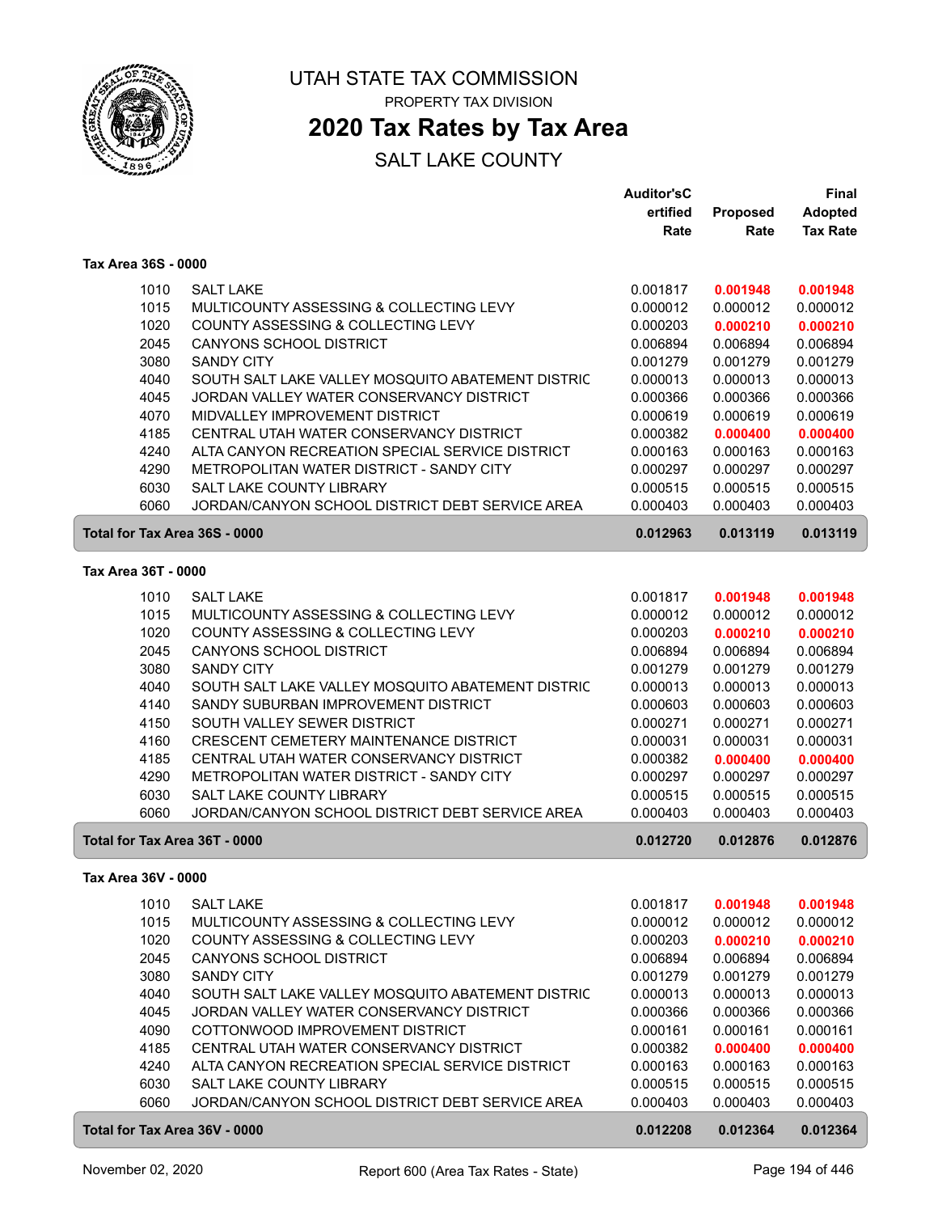# UTAH STATE TAX COMMISSION

PROPERTY TAX DIVISION

## 2020 Tax Rates by Tax Area

SALT LAKE COUNTY

| | | Auditor'sCertified Rate | Proposed Rate | Final Adopted Tax Rate |
|---|---|---|---|---|
| **Tax Area 36S - 0000** | | | | |
| 1010 | SALT LAKE | 0.001817 | **0.001948** | **0.001948** |
| 1015 | MULTICOUNTY ASSESSING & COLLECTING LEVY | 0.000012 | 0.000012 | 0.000012 |
| 1020 | COUNTY ASSESSING & COLLECTING LEVY | 0.000203 | **0.000210** | **0.000210** |
| 2045 | CANYONS SCHOOL DISTRICT | 0.006894 | 0.006894 | 0.006894 |
| 3080 | SANDY CITY | 0.001279 | 0.001279 | 0.001279 |
| 4040 | SOUTH SALT LAKE VALLEY MOSQUITO ABATEMENT DISTRIC | 0.000013 | 0.000013 | 0.000013 |
| 4045 | JORDAN VALLEY WATER CONSERVANCY DISTRICT | 0.000366 | 0.000366 | 0.000366 |
| 4070 | MIDVALLEY IMPROVEMENT DISTRICT | 0.000619 | 0.000619 | 0.000619 |
| 4185 | CENTRAL UTAH WATER CONSERVANCY DISTRICT | 0.000382 | **0.000400** | **0.000400** |
| 4240 | ALTA CANYON RECREATION SPECIAL SERVICE DISTRICT | 0.000163 | 0.000163 | 0.000163 |
| 4290 | METROPOLITAN WATER DISTRICT - SANDY CITY | 0.000297 | 0.000297 | 0.000297 |
| 6030 | SALT LAKE COUNTY LIBRARY | 0.000515 | 0.000515 | 0.000515 |
| 6060 | JORDAN/CANYON SCHOOL DISTRICT DEBT SERVICE AREA | 0.000403 | 0.000403 | 0.000403 |
| **Total for Tax Area 36S - 0000** | | **0.012963** | **0.013119** | **0.013119** |
| **Tax Area 36T - 0000** | | | | |
| 1010 | SALT LAKE | 0.001817 | **0.001948** | **0.001948** |
| 1015 | MULTICOUNTY ASSESSING & COLLECTING LEVY | 0.000012 | 0.000012 | 0.000012 |
| 1020 | COUNTY ASSESSING & COLLECTING LEVY | 0.000203 | **0.000210** | **0.000210** |
| 2045 | CANYONS SCHOOL DISTRICT | 0.006894 | 0.006894 | 0.006894 |
| 3080 | SANDY CITY | 0.001279 | 0.001279 | 0.001279 |
| 4040 | SOUTH SALT LAKE VALLEY MOSQUITO ABATEMENT DISTRIC | 0.000013 | 0.000013 | 0.000013 |
| 4140 | SANDY SUBURBAN IMPROVEMENT DISTRICT | 0.000603 | 0.000603 | 0.000603 |
| 4150 | SOUTH VALLEY SEWER DISTRICT | 0.000271 | 0.000271 | 0.000271 |
| 4160 | CRESCENT CEMETERY MAINTENANCE DISTRICT | 0.000031 | 0.000031 | 0.000031 |
| 4185 | CENTRAL UTAH WATER CONSERVANCY DISTRICT | 0.000382 | **0.000400** | **0.000400** |
| 4290 | METROPOLITAN WATER DISTRICT - SANDY CITY | 0.000297 | 0.000297 | 0.000297 |
| 6030 | SALT LAKE COUNTY LIBRARY | 0.000515 | 0.000515 | 0.000515 |
| 6060 | JORDAN/CANYON SCHOOL DISTRICT DEBT SERVICE AREA | 0.000403 | 0.000403 | 0.000403 |
| **Total for Tax Area 36T - 0000** | | **0.012720** | **0.012876** | **0.012876** |
| **Tax Area 36V - 0000** | | | | |
| 1010 | SALT LAKE | 0.001817 | **0.001948** | **0.001948** |
| 1015 | MULTICOUNTY ASSESSING & COLLECTING LEVY | 0.000012 | 0.000012 | 0.000012 |
| 1020 | COUNTY ASSESSING & COLLECTING LEVY | 0.000203 | **0.000210** | **0.000210** |
| 2045 | CANYONS SCHOOL DISTRICT | 0.006894 | 0.006894 | 0.006894 |
| 3080 | SANDY CITY | 0.001279 | 0.001279 | 0.001279 |
| 4040 | SOUTH SALT LAKE VALLEY MOSQUITO ABATEMENT DISTRIC | 0.000013 | 0.000013 | 0.000013 |
| 4045 | JORDAN VALLEY WATER CONSERVANCY DISTRICT | 0.000366 | 0.000366 | 0.000366 |
| 4090 | COTTONWOOD IMPROVEMENT DISTRICT | 0.000161 | 0.000161 | 0.000161 |
| 4185 | CENTRAL UTAH WATER CONSERVANCY DISTRICT | 0.000382 | **0.000400** | **0.000400** |
| 4240 | ALTA CANYON RECREATION SPECIAL SERVICE DISTRICT | 0.000163 | 0.000163 | 0.000163 |
| 6030 | SALT LAKE COUNTY LIBRARY | 0.000515 | 0.000515 | 0.000515 |
| 6060 | JORDAN/CANYON SCHOOL DISTRICT DEBT SERVICE AREA | 0.000403 | 0.000403 | 0.000403 |
| **Total for Tax Area 36V - 0000** | | **0.012208** | **0.012364** | **0.012364** |

November 02, 2020 — Report 600 (Area Tax Rates - State)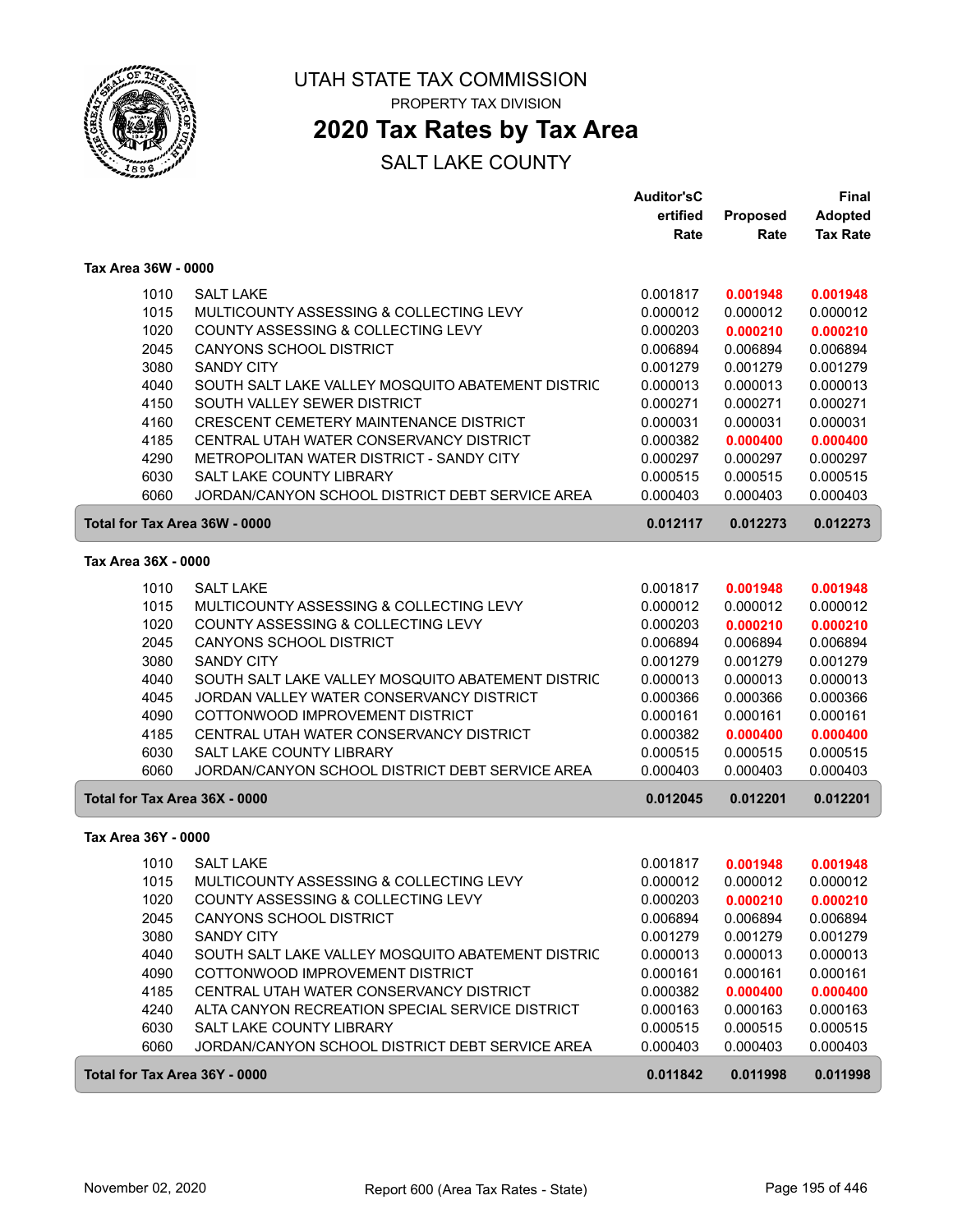# UTAH STATE TAX COMMISSION

PROPERTY TAX DIVISION

## 2020 Tax Rates by Tax Area

SALT LAKE COUNTY

### Tax Area 36W - 0000

| | | Auditor'sCertified Rate | Proposed Rate | Final Adopted Tax Rate |
|---|---|---|---|---|
| 1010 | SALT LAKE | 0.001817 | **0.001948** | **0.001948** |
| 1015 | MULTICOUNTY ASSESSING & COLLECTING LEVY | 0.000012 | 0.000012 | 0.000012 |
| 1020 | COUNTY ASSESSING & COLLECTING LEVY | 0.000203 | **0.000210** | **0.000210** |
| 2045 | CANYONS SCHOOL DISTRICT | 0.006894 | 0.006894 | 0.006894 |
| 3080 | SANDY CITY | 0.001279 | 0.001279 | 0.001279 |
| 4040 | SOUTH SALT LAKE VALLEY MOSQUITO ABATEMENT DISTRIC | 0.000013 | 0.000013 | 0.000013 |
| 4150 | SOUTH VALLEY SEWER DISTRICT | 0.000271 | 0.000271 | 0.000271 |
| 4160 | CRESCENT CEMETERY MAINTENANCE DISTRICT | 0.000031 | 0.000031 | 0.000031 |
| 4185 | CENTRAL UTAH WATER CONSERVANCY DISTRICT | 0.000382 | **0.000400** | **0.000400** |
| 4290 | METROPOLITAN WATER DISTRICT - SANDY CITY | 0.000297 | 0.000297 | 0.000297 |
| 6030 | SALT LAKE COUNTY LIBRARY | 0.000515 | 0.000515 | 0.000515 |
| 6060 | JORDAN/CANYON SCHOOL DISTRICT DEBT SERVICE AREA | 0.000403 | 0.000403 | 0.000403 |
| **Total for Tax Area 36W - 0000** | | **0.012117** | **0.012273** | **0.012273** |

### Tax Area 36X - 0000

| | | Auditor'sCertified Rate | Proposed Rate | Final Adopted Tax Rate |
|---|---|---|---|---|
| 1010 | SALT LAKE | 0.001817 | **0.001948** | **0.001948** |
| 1015 | MULTICOUNTY ASSESSING & COLLECTING LEVY | 0.000012 | 0.000012 | 0.000012 |
| 1020 | COUNTY ASSESSING & COLLECTING LEVY | 0.000203 | **0.000210** | **0.000210** |
| 2045 | CANYONS SCHOOL DISTRICT | 0.006894 | 0.006894 | 0.006894 |
| 3080 | SANDY CITY | 0.001279 | 0.001279 | 0.001279 |
| 4040 | SOUTH SALT LAKE VALLEY MOSQUITO ABATEMENT DISTRIC | 0.000013 | 0.000013 | 0.000013 |
| 4045 | JORDAN VALLEY WATER CONSERVANCY DISTRICT | 0.000366 | 0.000366 | 0.000366 |
| 4090 | COTTONWOOD IMPROVEMENT DISTRICT | 0.000161 | 0.000161 | 0.000161 |
| 4185 | CENTRAL UTAH WATER CONSERVANCY DISTRICT | 0.000382 | **0.000400** | **0.000400** |
| 6030 | SALT LAKE COUNTY LIBRARY | 0.000515 | 0.000515 | 0.000515 |
| 6060 | JORDAN/CANYON SCHOOL DISTRICT DEBT SERVICE AREA | 0.000403 | 0.000403 | 0.000403 |
| **Total for Tax Area 36X - 0000** | | **0.012045** | **0.012201** | **0.012201** |

### Tax Area 36Y - 0000

| | | Auditor'sCertified Rate | Proposed Rate | Final Adopted Tax Rate |
|---|---|---|---|---|
| 1010 | SALT LAKE | 0.001817 | **0.001948** | **0.001948** |
| 1015 | MULTICOUNTY ASSESSING & COLLECTING LEVY | 0.000012 | 0.000012 | 0.000012 |
| 1020 | COUNTY ASSESSING & COLLECTING LEVY | 0.000203 | **0.000210** | **0.000210** |
| 2045 | CANYONS SCHOOL DISTRICT | 0.006894 | 0.006894 | 0.006894 |
| 3080 | SANDY CITY | 0.001279 | 0.001279 | 0.001279 |
| 4040 | SOUTH SALT LAKE VALLEY MOSQUITO ABATEMENT DISTRIC | 0.000013 | 0.000013 | 0.000013 |
| 4090 | COTTONWOOD IMPROVEMENT DISTRICT | 0.000161 | 0.000161 | 0.000161 |
| 4185 | CENTRAL UTAH WATER CONSERVANCY DISTRICT | 0.000382 | **0.000400** | **0.000400** |
| 4240 | ALTA CANYON RECREATION SPECIAL SERVICE DISTRICT | 0.000163 | 0.000163 | 0.000163 |
| 6030 | SALT LAKE COUNTY LIBRARY | 0.000515 | 0.000515 | 0.000515 |
| 6060 | JORDAN/CANYON SCHOOL DISTRICT DEBT SERVICE AREA | 0.000403 | 0.000403 | 0.000403 |
| **Total for Tax Area 36Y - 0000** | | **0.011842** | **0.011998** | **0.011998** |

November 02, 2020 Report 600 (Area Tax Rates - State)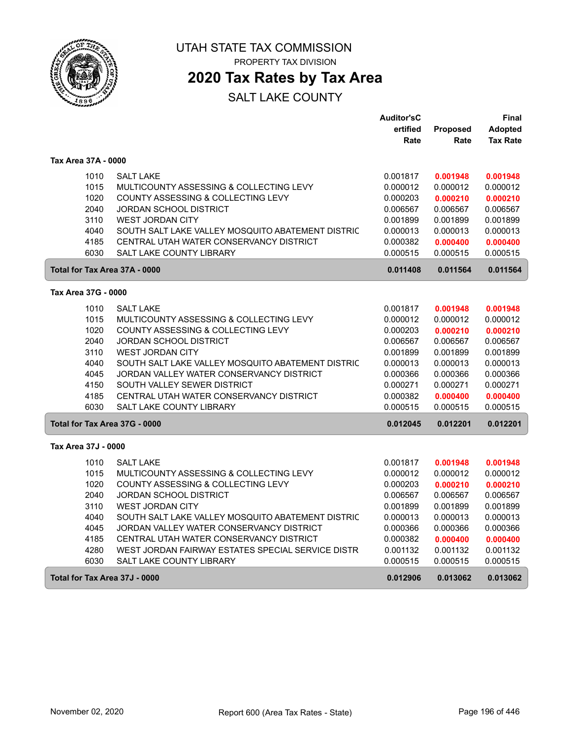# UTAH STATE TAX COMMISSION

PROPERTY TAX DIVISION

## 2020 Tax Rates by Tax Area

SALT LAKE COUNTY

### Tax Area 37A - 0000

| | | Auditor'sCertified Rate | Proposed Rate | Final Adopted Tax Rate |
|---|---|---|---|---|
| 1010 | SALT LAKE | 0.001817 | **0.001948** | **0.001948** |
| 1015 | MULTICOUNTY ASSESSING & COLLECTING LEVY | 0.000012 | 0.000012 | 0.000012 |
| 1020 | COUNTY ASSESSING & COLLECTING LEVY | 0.000203 | **0.000210** | **0.000210** |
| 2040 | JORDAN SCHOOL DISTRICT | 0.006567 | 0.006567 | 0.006567 |
| 3110 | WEST JORDAN CITY | 0.001899 | 0.001899 | 0.001899 |
| 4040 | SOUTH SALT LAKE VALLEY MOSQUITO ABATEMENT DISTRIC | 0.000013 | 0.000013 | 0.000013 |
| 4185 | CENTRAL UTAH WATER CONSERVANCY DISTRICT | 0.000382 | **0.000400** | **0.000400** |
| 6030 | SALT LAKE COUNTY LIBRARY | 0.000515 | 0.000515 | 0.000515 |
| **Total for Tax Area 37A - 0000** | | **0.011408** | **0.011564** | **0.011564** |

### Tax Area 37G - 0000

| | | Auditor'sCertified Rate | Proposed Rate | Final Adopted Tax Rate |
|---|---|---|---|---|
| 1010 | SALT LAKE | 0.001817 | **0.001948** | **0.001948** |
| 1015 | MULTICOUNTY ASSESSING & COLLECTING LEVY | 0.000012 | 0.000012 | 0.000012 |
| 1020 | COUNTY ASSESSING & COLLECTING LEVY | 0.000203 | **0.000210** | **0.000210** |
| 2040 | JORDAN SCHOOL DISTRICT | 0.006567 | 0.006567 | 0.006567 |
| 3110 | WEST JORDAN CITY | 0.001899 | 0.001899 | 0.001899 |
| 4040 | SOUTH SALT LAKE VALLEY MOSQUITO ABATEMENT DISTRIC | 0.000013 | 0.000013 | 0.000013 |
| 4045 | JORDAN VALLEY WATER CONSERVANCY DISTRICT | 0.000366 | 0.000366 | 0.000366 |
| 4150 | SOUTH VALLEY SEWER DISTRICT | 0.000271 | 0.000271 | 0.000271 |
| 4185 | CENTRAL UTAH WATER CONSERVANCY DISTRICT | 0.000382 | **0.000400** | **0.000400** |
| 6030 | SALT LAKE COUNTY LIBRARY | 0.000515 | 0.000515 | 0.000515 |
| **Total for Tax Area 37G - 0000** | | **0.012045** | **0.012201** | **0.012201** |

### Tax Area 37J - 0000

| | | Auditor'sCertified Rate | Proposed Rate | Final Adopted Tax Rate |
|---|---|---|---|---|
| 1010 | SALT LAKE | 0.001817 | **0.001948** | **0.001948** |
| 1015 | MULTICOUNTY ASSESSING & COLLECTING LEVY | 0.000012 | 0.000012 | 0.000012 |
| 1020 | COUNTY ASSESSING & COLLECTING LEVY | 0.000203 | **0.000210** | **0.000210** |
| 2040 | JORDAN SCHOOL DISTRICT | 0.006567 | 0.006567 | 0.006567 |
| 3110 | WEST JORDAN CITY | 0.001899 | 0.001899 | 0.001899 |
| 4040 | SOUTH SALT LAKE VALLEY MOSQUITO ABATEMENT DISTRIC | 0.000013 | 0.000013 | 0.000013 |
| 4045 | JORDAN VALLEY WATER CONSERVANCY DISTRICT | 0.000366 | 0.000366 | 0.000366 |
| 4185 | CENTRAL UTAH WATER CONSERVANCY DISTRICT | 0.000382 | **0.000400** | **0.000400** |
| 4280 | WEST JORDAN FAIRWAY ESTATES SPECIAL SERVICE DISTR | 0.001132 | 0.001132 | 0.001132 |
| 6030 | SALT LAKE COUNTY LIBRARY | 0.000515 | 0.000515 | 0.000515 |
| **Total for Tax Area 37J - 0000** | | **0.012906** | **0.013062** | **0.013062** |

November 02, 2020 — Report 600 (Area Tax Rates - State)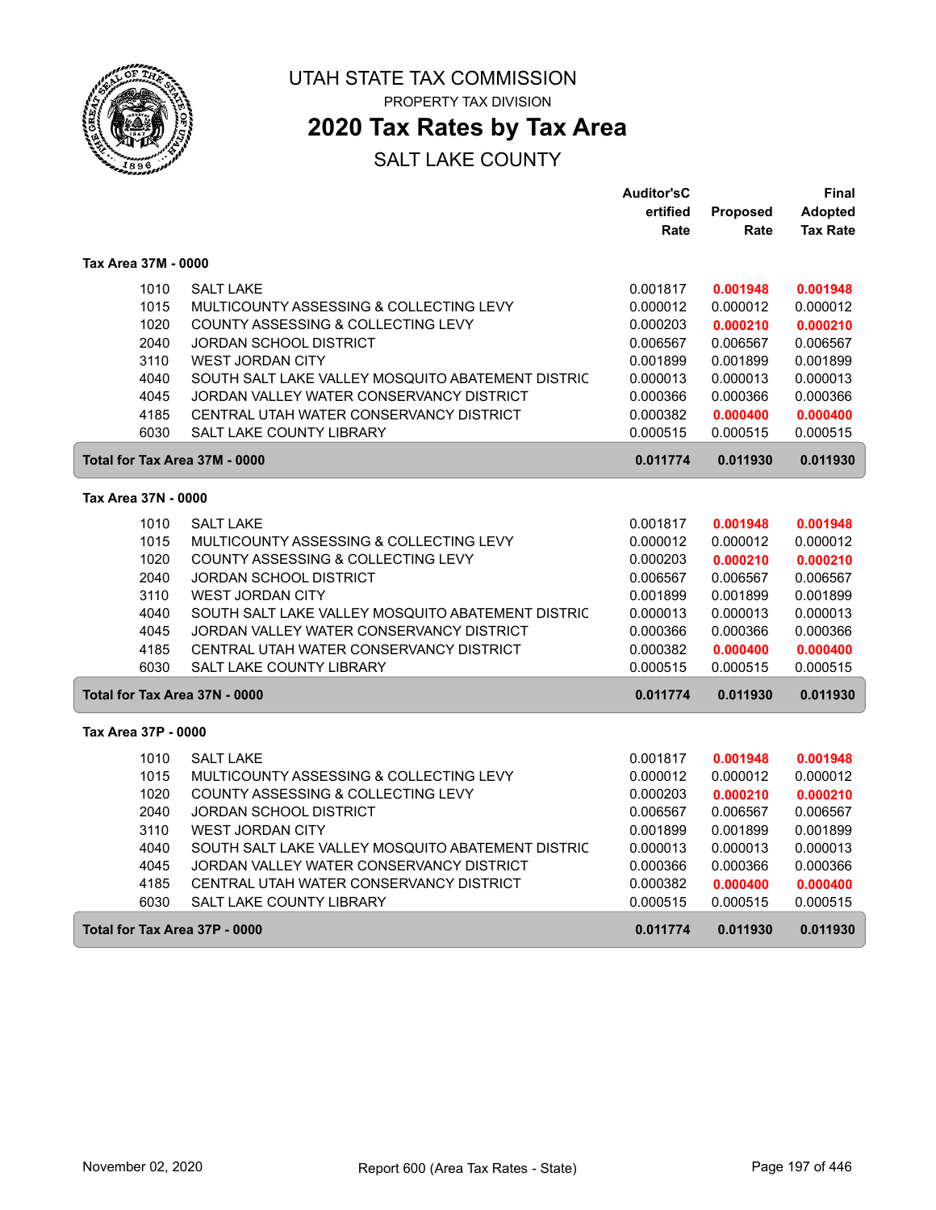# UTAH STATE TAX COMMISSION

PROPERTY TAX DIVISION

## 2020 Tax Rates by Tax Area

SALT LAKE COUNTY

### Tax Area 37M - 0000

| | | Auditor'sCertified Rate | Proposed Rate | Final Adopted Tax Rate |
|---|---|---|---|---|
| 1010 | SALT LAKE | 0.001817 | **0.001948** | **0.001948** |
| 1015 | MULTICOUNTY ASSESSING & COLLECTING LEVY | 0.000012 | 0.000012 | 0.000012 |
| 1020 | COUNTY ASSESSING & COLLECTING LEVY | 0.000203 | **0.000210** | **0.000210** |
| 2040 | JORDAN SCHOOL DISTRICT | 0.006567 | 0.006567 | 0.006567 |
| 3110 | WEST JORDAN CITY | 0.001899 | 0.001899 | 0.001899 |
| 4040 | SOUTH SALT LAKE VALLEY MOSQUITO ABATEMENT DISTRIC | 0.000013 | 0.000013 | 0.000013 |
| 4045 | JORDAN VALLEY WATER CONSERVANCY DISTRICT | 0.000366 | 0.000366 | 0.000366 |
| 4185 | CENTRAL UTAH WATER CONSERVANCY DISTRICT | 0.000382 | **0.000400** | **0.000400** |
| 6030 | SALT LAKE COUNTY LIBRARY | 0.000515 | 0.000515 | 0.000515 |
| **Total for Tax Area 37M - 0000** | | **0.011774** | **0.011930** | **0.011930** |

### Tax Area 37N - 0000

| | | Auditor'sCertified Rate | Proposed Rate | Final Adopted Tax Rate |
|---|---|---|---|---|
| 1010 | SALT LAKE | 0.001817 | **0.001948** | **0.001948** |
| 1015 | MULTICOUNTY ASSESSING & COLLECTING LEVY | 0.000012 | 0.000012 | 0.000012 |
| 1020 | COUNTY ASSESSING & COLLECTING LEVY | 0.000203 | **0.000210** | **0.000210** |
| 2040 | JORDAN SCHOOL DISTRICT | 0.006567 | 0.006567 | 0.006567 |
| 3110 | WEST JORDAN CITY | 0.001899 | 0.001899 | 0.001899 |
| 4040 | SOUTH SALT LAKE VALLEY MOSQUITO ABATEMENT DISTRIC | 0.000013 | 0.000013 | 0.000013 |
| 4045 | JORDAN VALLEY WATER CONSERVANCY DISTRICT | 0.000366 | 0.000366 | 0.000366 |
| 4185 | CENTRAL UTAH WATER CONSERVANCY DISTRICT | 0.000382 | **0.000400** | **0.000400** |
| 6030 | SALT LAKE COUNTY LIBRARY | 0.000515 | 0.000515 | 0.000515 |
| **Total for Tax Area 37N - 0000** | | **0.011774** | **0.011930** | **0.011930** |

### Tax Area 37P - 0000

| | | Auditor'sCertified Rate | Proposed Rate | Final Adopted Tax Rate |
|---|---|---|---|---|
| 1010 | SALT LAKE | 0.001817 | **0.001948** | **0.001948** |
| 1015 | MULTICOUNTY ASSESSING & COLLECTING LEVY | 0.000012 | 0.000012 | 0.000012 |
| 1020 | COUNTY ASSESSING & COLLECTING LEVY | 0.000203 | **0.000210** | **0.000210** |
| 2040 | JORDAN SCHOOL DISTRICT | 0.006567 | 0.006567 | 0.006567 |
| 3110 | WEST JORDAN CITY | 0.001899 | 0.001899 | 0.001899 |
| 4040 | SOUTH SALT LAKE VALLEY MOSQUITO ABATEMENT DISTRIC | 0.000013 | 0.000013 | 0.000013 |
| 4045 | JORDAN VALLEY WATER CONSERVANCY DISTRICT | 0.000366 | 0.000366 | 0.000366 |
| 4185 | CENTRAL UTAH WATER CONSERVANCY DISTRICT | 0.000382 | **0.000400** | **0.000400** |
| 6030 | SALT LAKE COUNTY LIBRARY | 0.000515 | 0.000515 | 0.000515 |
| **Total for Tax Area 37P - 0000** | | **0.011774** | **0.011930** | **0.011930** |

November 02, 2020 — Report 600 (Area Tax Rates - State)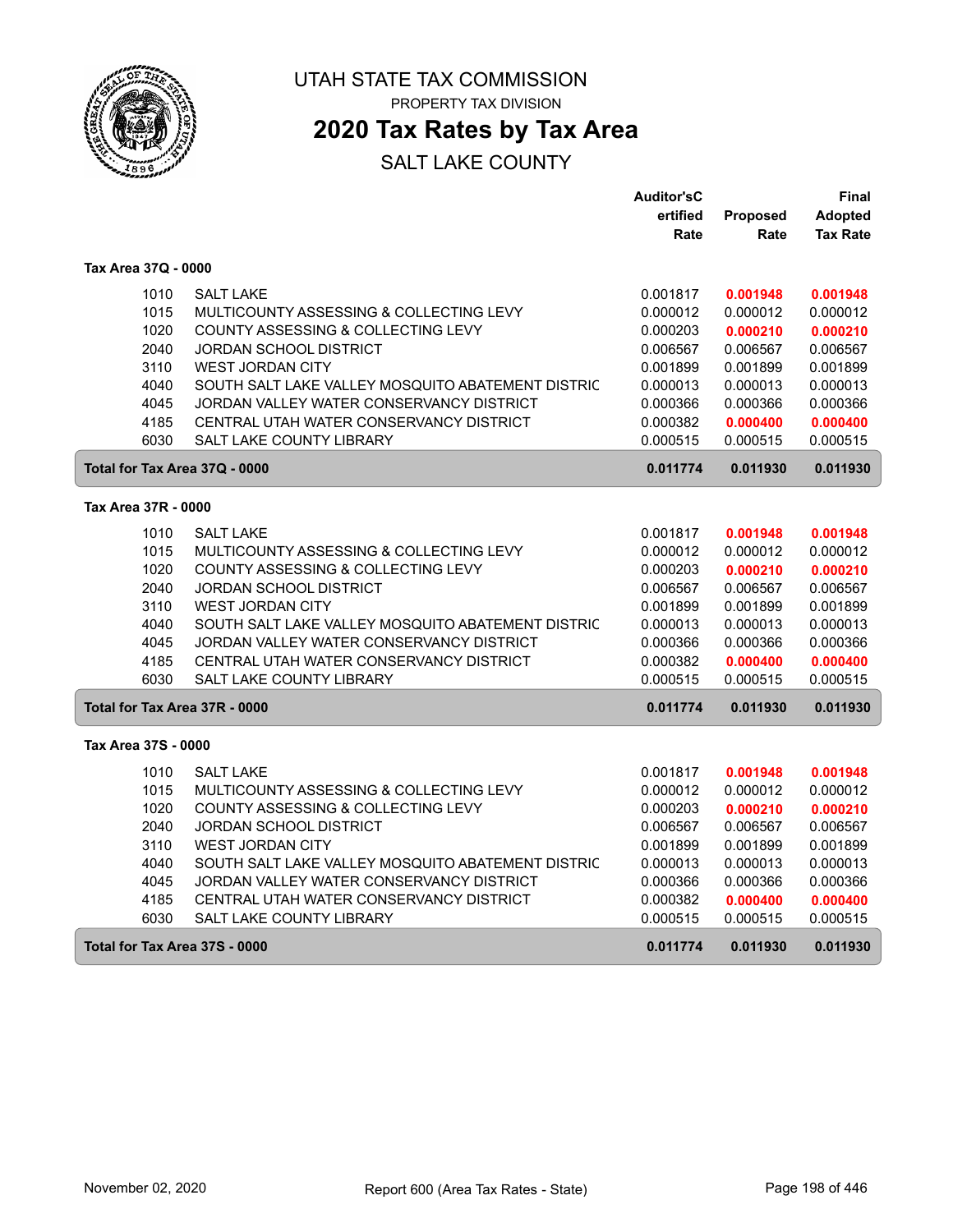UTAH STATE TAX COMMISSION

PROPERTY TAX DIVISION

# 2020 Tax Rates by Tax Area

## SALT LAKE COUNTY

| | | Auditor'sCertified Rate | Proposed Rate | Final Adopted Tax Rate |
|---|---|---|---|---|
| **Tax Area 37Q - 0000** | | | | |
| 1010 | SALT LAKE | 0.001817 | **0.001948** | **0.001948** |
| 1015 | MULTICOUNTY ASSESSING & COLLECTING LEVY | 0.000012 | 0.000012 | 0.000012 |
| 1020 | COUNTY ASSESSING & COLLECTING LEVY | 0.000203 | **0.000210** | **0.000210** |
| 2040 | JORDAN SCHOOL DISTRICT | 0.006567 | 0.006567 | 0.006567 |
| 3110 | WEST JORDAN CITY | 0.001899 | 0.001899 | 0.001899 |
| 4040 | SOUTH SALT LAKE VALLEY MOSQUITO ABATEMENT DISTRIC | 0.000013 | 0.000013 | 0.000013 |
| 4045 | JORDAN VALLEY WATER CONSERVANCY DISTRICT | 0.000366 | 0.000366 | 0.000366 |
| 4185 | CENTRAL UTAH WATER CONSERVANCY DISTRICT | 0.000382 | **0.000400** | **0.000400** |
| 6030 | SALT LAKE COUNTY LIBRARY | 0.000515 | 0.000515 | 0.000515 |
| **Total for Tax Area 37Q - 0000** | | **0.011774** | **0.011930** | **0.011930** |
| **Tax Area 37R - 0000** | | | | |
| 1010 | SALT LAKE | 0.001817 | **0.001948** | **0.001948** |
| 1015 | MULTICOUNTY ASSESSING & COLLECTING LEVY | 0.000012 | 0.000012 | 0.000012 |
| 1020 | COUNTY ASSESSING & COLLECTING LEVY | 0.000203 | **0.000210** | **0.000210** |
| 2040 | JORDAN SCHOOL DISTRICT | 0.006567 | 0.006567 | 0.006567 |
| 3110 | WEST JORDAN CITY | 0.001899 | 0.001899 | 0.001899 |
| 4040 | SOUTH SALT LAKE VALLEY MOSQUITO ABATEMENT DISTRIC | 0.000013 | 0.000013 | 0.000013 |
| 4045 | JORDAN VALLEY WATER CONSERVANCY DISTRICT | 0.000366 | 0.000366 | 0.000366 |
| 4185 | CENTRAL UTAH WATER CONSERVANCY DISTRICT | 0.000382 | **0.000400** | **0.000400** |
| 6030 | SALT LAKE COUNTY LIBRARY | 0.000515 | 0.000515 | 0.000515 |
| **Total for Tax Area 37R - 0000** | | **0.011774** | **0.011930** | **0.011930** |
| **Tax Area 37S - 0000** | | | | |
| 1010 | SALT LAKE | 0.001817 | **0.001948** | **0.001948** |
| 1015 | MULTICOUNTY ASSESSING & COLLECTING LEVY | 0.000012 | 0.000012 | 0.000012 |
| 1020 | COUNTY ASSESSING & COLLECTING LEVY | 0.000203 | **0.000210** | **0.000210** |
| 2040 | JORDAN SCHOOL DISTRICT | 0.006567 | 0.006567 | 0.006567 |
| 3110 | WEST JORDAN CITY | 0.001899 | 0.001899 | 0.001899 |
| 4040 | SOUTH SALT LAKE VALLEY MOSQUITO ABATEMENT DISTRIC | 0.000013 | 0.000013 | 0.000013 |
| 4045 | JORDAN VALLEY WATER CONSERVANCY DISTRICT | 0.000366 | 0.000366 | 0.000366 |
| 4185 | CENTRAL UTAH WATER CONSERVANCY DISTRICT | 0.000382 | **0.000400** | **0.000400** |
| 6030 | SALT LAKE COUNTY LIBRARY | 0.000515 | 0.000515 | 0.000515 |
| **Total for Tax Area 37S - 0000** | | **0.011774** | **0.011930** | **0.011930** |

November 02, 2020 — Report 600 (Area Tax Rates - State)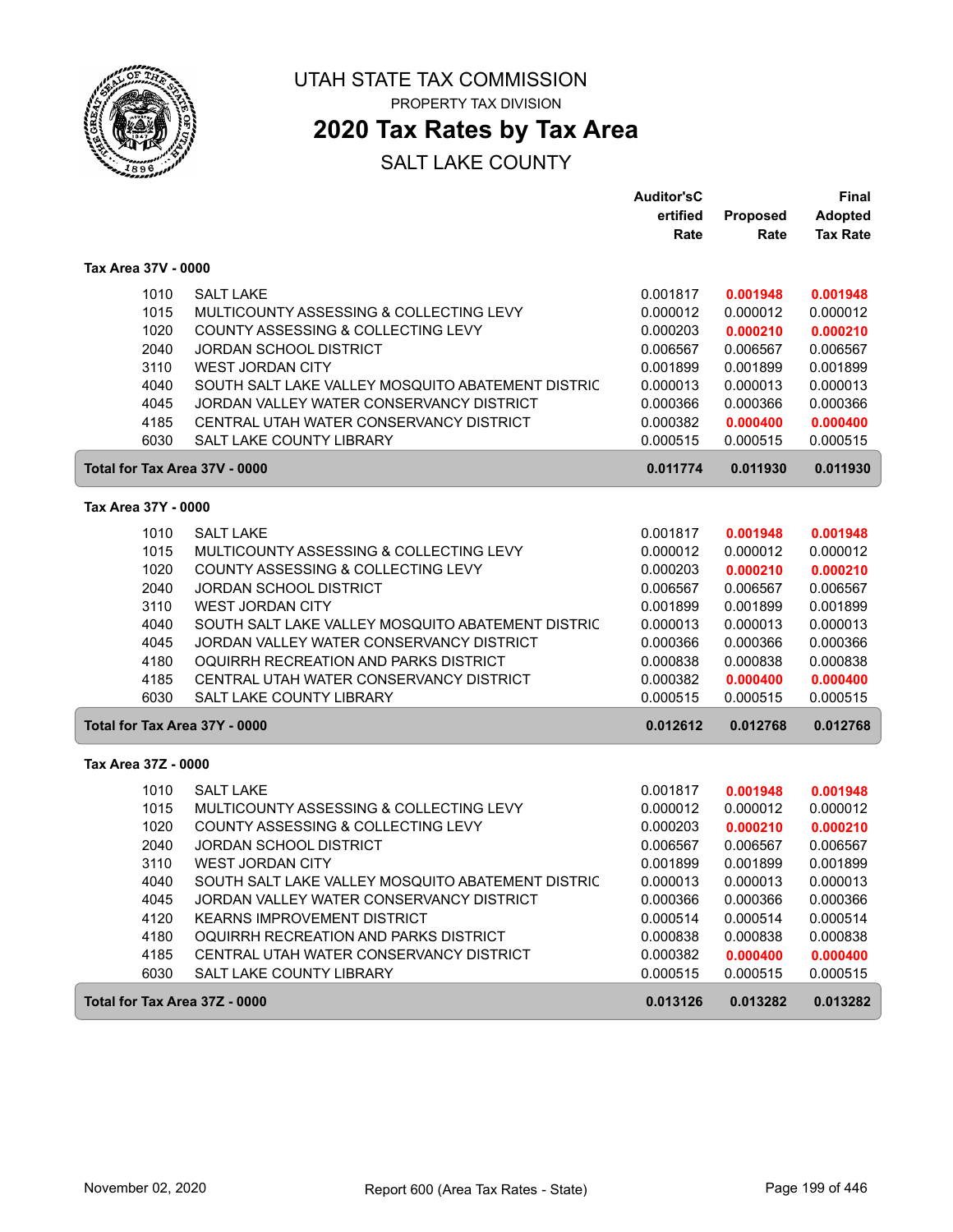# UTAH STATE TAX COMMISSION

PROPERTY TAX DIVISION

## 2020 Tax Rates by Tax Area

SALT LAKE COUNTY

| | | Auditor'sCertified Rate | Proposed Rate | Final Adopted Tax Rate |
|---|---|---|---|---|
| **Tax Area 37V - 0000** | | | | |
| 1010 | SALT LAKE | 0.001817 | **0.001948** | **0.001948** |
| 1015 | MULTICOUNTY ASSESSING & COLLECTING LEVY | 0.000012 | 0.000012 | 0.000012 |
| 1020 | COUNTY ASSESSING & COLLECTING LEVY | 0.000203 | **0.000210** | **0.000210** |
| 2040 | JORDAN SCHOOL DISTRICT | 0.006567 | 0.006567 | 0.006567 |
| 3110 | WEST JORDAN CITY | 0.001899 | 0.001899 | 0.001899 |
| 4040 | SOUTH SALT LAKE VALLEY MOSQUITO ABATEMENT DISTRIC | 0.000013 | 0.000013 | 0.000013 |
| 4045 | JORDAN VALLEY WATER CONSERVANCY DISTRICT | 0.000366 | 0.000366 | 0.000366 |
| 4185 | CENTRAL UTAH WATER CONSERVANCY DISTRICT | 0.000382 | **0.000400** | **0.000400** |
| 6030 | SALT LAKE COUNTY LIBRARY | 0.000515 | 0.000515 | 0.000515 |
| **Total for Tax Area 37V - 0000** | | **0.011774** | **0.011930** | **0.011930** |
| **Tax Area 37Y - 0000** | | | | |
| 1010 | SALT LAKE | 0.001817 | **0.001948** | **0.001948** |
| 1015 | MULTICOUNTY ASSESSING & COLLECTING LEVY | 0.000012 | 0.000012 | 0.000012 |
| 1020 | COUNTY ASSESSING & COLLECTING LEVY | 0.000203 | **0.000210** | **0.000210** |
| 2040 | JORDAN SCHOOL DISTRICT | 0.006567 | 0.006567 | 0.006567 |
| 3110 | WEST JORDAN CITY | 0.001899 | 0.001899 | 0.001899 |
| 4040 | SOUTH SALT LAKE VALLEY MOSQUITO ABATEMENT DISTRIC | 0.000013 | 0.000013 | 0.000013 |
| 4045 | JORDAN VALLEY WATER CONSERVANCY DISTRICT | 0.000366 | 0.000366 | 0.000366 |
| 4180 | OQUIRRH RECREATION AND PARKS DISTRICT | 0.000838 | 0.000838 | 0.000838 |
| 4185 | CENTRAL UTAH WATER CONSERVANCY DISTRICT | 0.000382 | **0.000400** | **0.000400** |
| 6030 | SALT LAKE COUNTY LIBRARY | 0.000515 | 0.000515 | 0.000515 |
| **Total for Tax Area 37Y - 0000** | | **0.012612** | **0.012768** | **0.012768** |
| **Tax Area 37Z - 0000** | | | | |
| 1010 | SALT LAKE | 0.001817 | **0.001948** | **0.001948** |
| 1015 | MULTICOUNTY ASSESSING & COLLECTING LEVY | 0.000012 | 0.000012 | 0.000012 |
| 1020 | COUNTY ASSESSING & COLLECTING LEVY | 0.000203 | **0.000210** | **0.000210** |
| 2040 | JORDAN SCHOOL DISTRICT | 0.006567 | 0.006567 | 0.006567 |
| 3110 | WEST JORDAN CITY | 0.001899 | 0.001899 | 0.001899 |
| 4040 | SOUTH SALT LAKE VALLEY MOSQUITO ABATEMENT DISTRIC | 0.000013 | 0.000013 | 0.000013 |
| 4045 | JORDAN VALLEY WATER CONSERVANCY DISTRICT | 0.000366 | 0.000366 | 0.000366 |
| 4120 | KEARNS IMPROVEMENT DISTRICT | 0.000514 | 0.000514 | 0.000514 |
| 4180 | OQUIRRH RECREATION AND PARKS DISTRICT | 0.000838 | 0.000838 | 0.000838 |
| 4185 | CENTRAL UTAH WATER CONSERVANCY DISTRICT | 0.000382 | **0.000400** | **0.000400** |
| 6030 | SALT LAKE COUNTY LIBRARY | 0.000515 | 0.000515 | 0.000515 |
| **Total for Tax Area 37Z - 0000** | | **0.013126** | **0.013282** | **0.013282** |

November 02, 2020 — Report 600 (Area Tax Rates - State)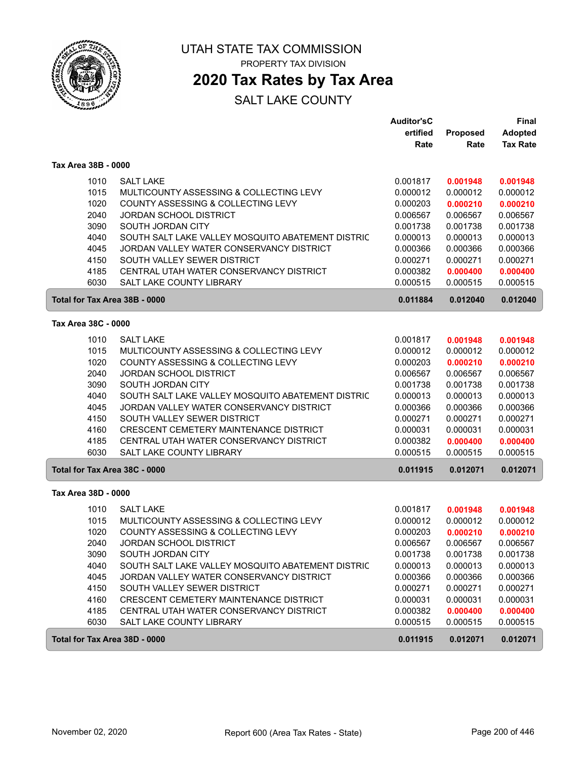# UTAH STATE TAX COMMISSION

PROPERTY TAX DIVISION

## 2020 Tax Rates by Tax Area

SALT LAKE COUNTY

### Tax Area 38B - 0000

| Code | Entity | Auditor's Certified Rate | Proposed Rate | Final Adopted Tax Rate |
|---|---|---|---|---|
| 1010 | SALT LAKE | 0.001817 | **0.001948** | **0.001948** |
| 1015 | MULTICOUNTY ASSESSING & COLLECTING LEVY | 0.000012 | 0.000012 | 0.000012 |
| 1020 | COUNTY ASSESSING & COLLECTING LEVY | 0.000203 | **0.000210** | **0.000210** |
| 2040 | JORDAN SCHOOL DISTRICT | 0.006567 | 0.006567 | 0.006567 |
| 3090 | SOUTH JORDAN CITY | 0.001738 | 0.001738 | 0.001738 |
| 4040 | SOUTH SALT LAKE VALLEY MOSQUITO ABATEMENT DISTRIC | 0.000013 | 0.000013 | 0.000013 |
| 4045 | JORDAN VALLEY WATER CONSERVANCY DISTRICT | 0.000366 | 0.000366 | 0.000366 |
| 4150 | SOUTH VALLEY SEWER DISTRICT | 0.000271 | 0.000271 | 0.000271 |
| 4185 | CENTRAL UTAH WATER CONSERVANCY DISTRICT | 0.000382 | **0.000400** | **0.000400** |
| 6030 | SALT LAKE COUNTY LIBRARY | 0.000515 | 0.000515 | 0.000515 |
| **Total for Tax Area 38B - 0000** | | **0.011884** | **0.012040** | **0.012040** |

### Tax Area 38C - 0000

| Code | Entity | Auditor's Certified Rate | Proposed Rate | Final Adopted Tax Rate |
|---|---|---|---|---|
| 1010 | SALT LAKE | 0.001817 | **0.001948** | **0.001948** |
| 1015 | MULTICOUNTY ASSESSING & COLLECTING LEVY | 0.000012 | 0.000012 | 0.000012 |
| 1020 | COUNTY ASSESSING & COLLECTING LEVY | 0.000203 | **0.000210** | **0.000210** |
| 2040 | JORDAN SCHOOL DISTRICT | 0.006567 | 0.006567 | 0.006567 |
| 3090 | SOUTH JORDAN CITY | 0.001738 | 0.001738 | 0.001738 |
| 4040 | SOUTH SALT LAKE VALLEY MOSQUITO ABATEMENT DISTRIC | 0.000013 | 0.000013 | 0.000013 |
| 4045 | JORDAN VALLEY WATER CONSERVANCY DISTRICT | 0.000366 | 0.000366 | 0.000366 |
| 4150 | SOUTH VALLEY SEWER DISTRICT | 0.000271 | 0.000271 | 0.000271 |
| 4160 | CRESCENT CEMETERY MAINTENANCE DISTRICT | 0.000031 | 0.000031 | 0.000031 |
| 4185 | CENTRAL UTAH WATER CONSERVANCY DISTRICT | 0.000382 | **0.000400** | **0.000400** |
| 6030 | SALT LAKE COUNTY LIBRARY | 0.000515 | 0.000515 | 0.000515 |
| **Total for Tax Area 38C - 0000** | | **0.011915** | **0.012071** | **0.012071** |

### Tax Area 38D - 0000

| Code | Entity | Auditor's Certified Rate | Proposed Rate | Final Adopted Tax Rate |
|---|---|---|---|---|
| 1010 | SALT LAKE | 0.001817 | **0.001948** | **0.001948** |
| 1015 | MULTICOUNTY ASSESSING & COLLECTING LEVY | 0.000012 | 0.000012 | 0.000012 |
| 1020 | COUNTY ASSESSING & COLLECTING LEVY | 0.000203 | **0.000210** | **0.000210** |
| 2040 | JORDAN SCHOOL DISTRICT | 0.006567 | 0.006567 | 0.006567 |
| 3090 | SOUTH JORDAN CITY | 0.001738 | 0.001738 | 0.001738 |
| 4040 | SOUTH SALT LAKE VALLEY MOSQUITO ABATEMENT DISTRIC | 0.000013 | 0.000013 | 0.000013 |
| 4045 | JORDAN VALLEY WATER CONSERVANCY DISTRICT | 0.000366 | 0.000366 | 0.000366 |
| 4150 | SOUTH VALLEY SEWER DISTRICT | 0.000271 | 0.000271 | 0.000271 |
| 4160 | CRESCENT CEMETERY MAINTENANCE DISTRICT | 0.000031 | 0.000031 | 0.000031 |
| 4185 | CENTRAL UTAH WATER CONSERVANCY DISTRICT | 0.000382 | **0.000400** | **0.000400** |
| 6030 | SALT LAKE COUNTY LIBRARY | 0.000515 | 0.000515 | 0.000515 |
| **Total for Tax Area 38D - 0000** | | **0.011915** | **0.012071** | **0.012071** |

November 02, 2020 — Report 600 (Area Tax Rates - State)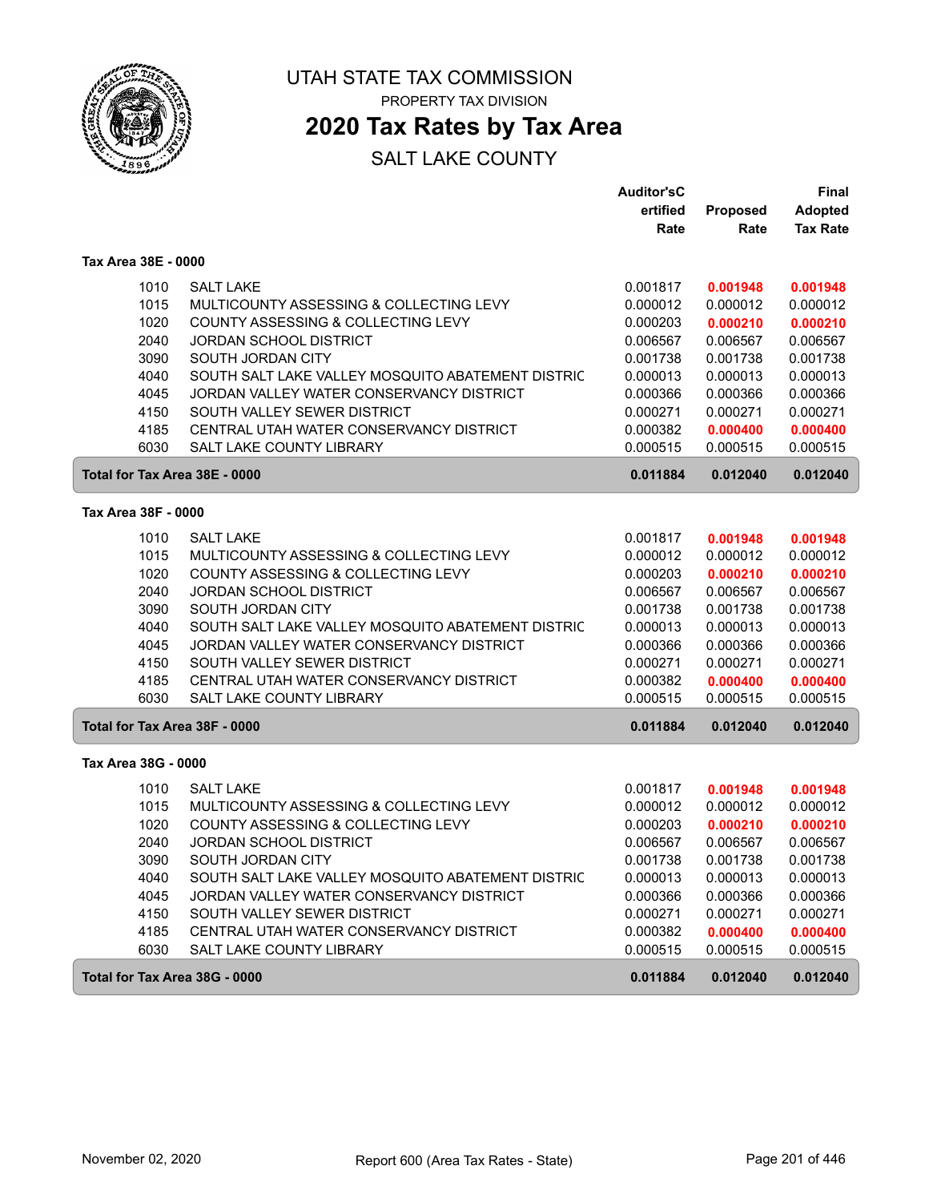# UTAH STATE TAX COMMISSION

PROPERTY TAX DIVISION

## 2020 Tax Rates by Tax Area

SALT LAKE COUNTY

### Tax Area 38E - 0000

| | | Auditor'sCertified Rate | Proposed Rate | Final Adopted Tax Rate |
|---|---|---|---|---|
| 1010 | SALT LAKE | 0.001817 | **0.001948** | **0.001948** |
| 1015 | MULTICOUNTY ASSESSING & COLLECTING LEVY | 0.000012 | 0.000012 | 0.000012 |
| 1020 | COUNTY ASSESSING & COLLECTING LEVY | 0.000203 | **0.000210** | **0.000210** |
| 2040 | JORDAN SCHOOL DISTRICT | 0.006567 | 0.006567 | 0.006567 |
| 3090 | SOUTH JORDAN CITY | 0.001738 | 0.001738 | 0.001738 |
| 4040 | SOUTH SALT LAKE VALLEY MOSQUITO ABATEMENT DISTRIC | 0.000013 | 0.000013 | 0.000013 |
| 4045 | JORDAN VALLEY WATER CONSERVANCY DISTRICT | 0.000366 | 0.000366 | 0.000366 |
| 4150 | SOUTH VALLEY SEWER DISTRICT | 0.000271 | 0.000271 | 0.000271 |
| 4185 | CENTRAL UTAH WATER CONSERVANCY DISTRICT | 0.000382 | **0.000400** | **0.000400** |
| 6030 | SALT LAKE COUNTY LIBRARY | 0.000515 | 0.000515 | 0.000515 |
| **Total for Tax Area 38E - 0000** | | **0.011884** | **0.012040** | **0.012040** |

### Tax Area 38F - 0000

| | | Auditor'sCertified Rate | Proposed Rate | Final Adopted Tax Rate |
|---|---|---|---|---|
| 1010 | SALT LAKE | 0.001817 | **0.001948** | **0.001948** |
| 1015 | MULTICOUNTY ASSESSING & COLLECTING LEVY | 0.000012 | 0.000012 | 0.000012 |
| 1020 | COUNTY ASSESSING & COLLECTING LEVY | 0.000203 | **0.000210** | **0.000210** |
| 2040 | JORDAN SCHOOL DISTRICT | 0.006567 | 0.006567 | 0.006567 |
| 3090 | SOUTH JORDAN CITY | 0.001738 | 0.001738 | 0.001738 |
| 4040 | SOUTH SALT LAKE VALLEY MOSQUITO ABATEMENT DISTRIC | 0.000013 | 0.000013 | 0.000013 |
| 4045 | JORDAN VALLEY WATER CONSERVANCY DISTRICT | 0.000366 | 0.000366 | 0.000366 |
| 4150 | SOUTH VALLEY SEWER DISTRICT | 0.000271 | 0.000271 | 0.000271 |
| 4185 | CENTRAL UTAH WATER CONSERVANCY DISTRICT | 0.000382 | **0.000400** | **0.000400** |
| 6030 | SALT LAKE COUNTY LIBRARY | 0.000515 | 0.000515 | 0.000515 |
| **Total for Tax Area 38F - 0000** | | **0.011884** | **0.012040** | **0.012040** |

### Tax Area 38G - 0000

| | | Auditor'sCertified Rate | Proposed Rate | Final Adopted Tax Rate |
|---|---|---|---|---|
| 1010 | SALT LAKE | 0.001817 | **0.001948** | **0.001948** |
| 1015 | MULTICOUNTY ASSESSING & COLLECTING LEVY | 0.000012 | 0.000012 | 0.000012 |
| 1020 | COUNTY ASSESSING & COLLECTING LEVY | 0.000203 | **0.000210** | **0.000210** |
| 2040 | JORDAN SCHOOL DISTRICT | 0.006567 | 0.006567 | 0.006567 |
| 3090 | SOUTH JORDAN CITY | 0.001738 | 0.001738 | 0.001738 |
| 4040 | SOUTH SALT LAKE VALLEY MOSQUITO ABATEMENT DISTRIC | 0.000013 | 0.000013 | 0.000013 |
| 4045 | JORDAN VALLEY WATER CONSERVANCY DISTRICT | 0.000366 | 0.000366 | 0.000366 |
| 4150 | SOUTH VALLEY SEWER DISTRICT | 0.000271 | 0.000271 | 0.000271 |
| 4185 | CENTRAL UTAH WATER CONSERVANCY DISTRICT | 0.000382 | **0.000400** | **0.000400** |
| 6030 | SALT LAKE COUNTY LIBRARY | 0.000515 | 0.000515 | 0.000515 |
| **Total for Tax Area 38G - 0000** | | **0.011884** | **0.012040** | **0.012040** |

November 02, 2020 Report 600 (Area Tax Rates - State)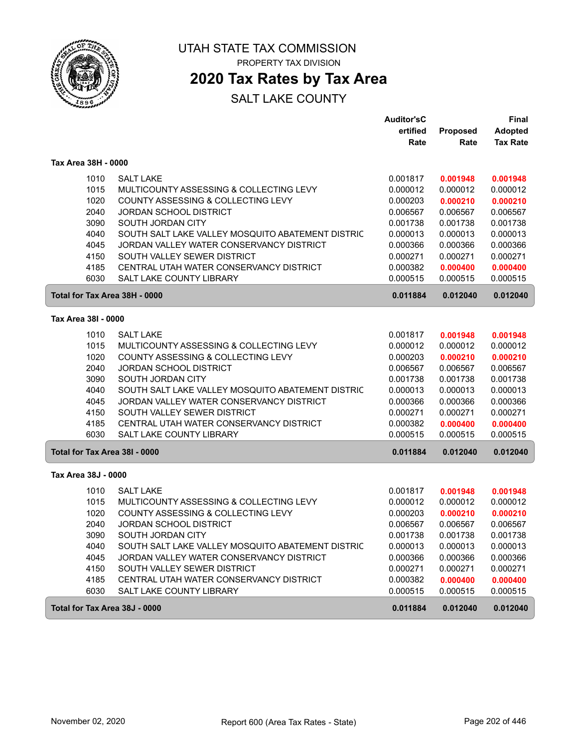# UTAH STATE TAX COMMISSION

PROPERTY TAX DIVISION

## 2020 Tax Rates by Tax Area

SALT LAKE COUNTY

### Tax Area 38H - 0000

| | | Auditor'sCertified Rate | Proposed Rate | Final Adopted Tax Rate |
|---|---|---|---|---|
| 1010 | SALT LAKE | 0.001817 | **0.001948** | **0.001948** |
| 1015 | MULTICOUNTY ASSESSING & COLLECTING LEVY | 0.000012 | 0.000012 | 0.000012 |
| 1020 | COUNTY ASSESSING & COLLECTING LEVY | 0.000203 | **0.000210** | **0.000210** |
| 2040 | JORDAN SCHOOL DISTRICT | 0.006567 | 0.006567 | 0.006567 |
| 3090 | SOUTH JORDAN CITY | 0.001738 | 0.001738 | 0.001738 |
| 4040 | SOUTH SALT LAKE VALLEY MOSQUITO ABATEMENT DISTRIC | 0.000013 | 0.000013 | 0.000013 |
| 4045 | JORDAN VALLEY WATER CONSERVANCY DISTRICT | 0.000366 | 0.000366 | 0.000366 |
| 4150 | SOUTH VALLEY SEWER DISTRICT | 0.000271 | 0.000271 | 0.000271 |
| 4185 | CENTRAL UTAH WATER CONSERVANCY DISTRICT | 0.000382 | **0.000400** | **0.000400** |
| 6030 | SALT LAKE COUNTY LIBRARY | 0.000515 | 0.000515 | 0.000515 |
| **Total for Tax Area 38H - 0000** | | **0.011884** | **0.012040** | **0.012040** |

### Tax Area 38I - 0000

| | | Auditor'sCertified Rate | Proposed Rate | Final Adopted Tax Rate |
|---|---|---|---|---|
| 1010 | SALT LAKE | 0.001817 | **0.001948** | **0.001948** |
| 1015 | MULTICOUNTY ASSESSING & COLLECTING LEVY | 0.000012 | 0.000012 | 0.000012 |
| 1020 | COUNTY ASSESSING & COLLECTING LEVY | 0.000203 | **0.000210** | **0.000210** |
| 2040 | JORDAN SCHOOL DISTRICT | 0.006567 | 0.006567 | 0.006567 |
| 3090 | SOUTH JORDAN CITY | 0.001738 | 0.001738 | 0.001738 |
| 4040 | SOUTH SALT LAKE VALLEY MOSQUITO ABATEMENT DISTRIC | 0.000013 | 0.000013 | 0.000013 |
| 4045 | JORDAN VALLEY WATER CONSERVANCY DISTRICT | 0.000366 | 0.000366 | 0.000366 |
| 4150 | SOUTH VALLEY SEWER DISTRICT | 0.000271 | 0.000271 | 0.000271 |
| 4185 | CENTRAL UTAH WATER CONSERVANCY DISTRICT | 0.000382 | **0.000400** | **0.000400** |
| 6030 | SALT LAKE COUNTY LIBRARY | 0.000515 | 0.000515 | 0.000515 |
| **Total for Tax Area 38I - 0000** | | **0.011884** | **0.012040** | **0.012040** |

### Tax Area 38J - 0000

| | | Auditor'sCertified Rate | Proposed Rate | Final Adopted Tax Rate |
|---|---|---|---|---|
| 1010 | SALT LAKE | 0.001817 | **0.001948** | **0.001948** |
| 1015 | MULTICOUNTY ASSESSING & COLLECTING LEVY | 0.000012 | 0.000012 | 0.000012 |
| 1020 | COUNTY ASSESSING & COLLECTING LEVY | 0.000203 | **0.000210** | **0.000210** |
| 2040 | JORDAN SCHOOL DISTRICT | 0.006567 | 0.006567 | 0.006567 |
| 3090 | SOUTH JORDAN CITY | 0.001738 | 0.001738 | 0.001738 |
| 4040 | SOUTH SALT LAKE VALLEY MOSQUITO ABATEMENT DISTRIC | 0.000013 | 0.000013 | 0.000013 |
| 4045 | JORDAN VALLEY WATER CONSERVANCY DISTRICT | 0.000366 | 0.000366 | 0.000366 |
| 4150 | SOUTH VALLEY SEWER DISTRICT | 0.000271 | 0.000271 | 0.000271 |
| 4185 | CENTRAL UTAH WATER CONSERVANCY DISTRICT | 0.000382 | **0.000400** | **0.000400** |
| 6030 | SALT LAKE COUNTY LIBRARY | 0.000515 | 0.000515 | 0.000515 |
| **Total for Tax Area 38J - 0000** | | **0.011884** | **0.012040** | **0.012040** |

November 02, 2020 — Report 600 (Area Tax Rates - State)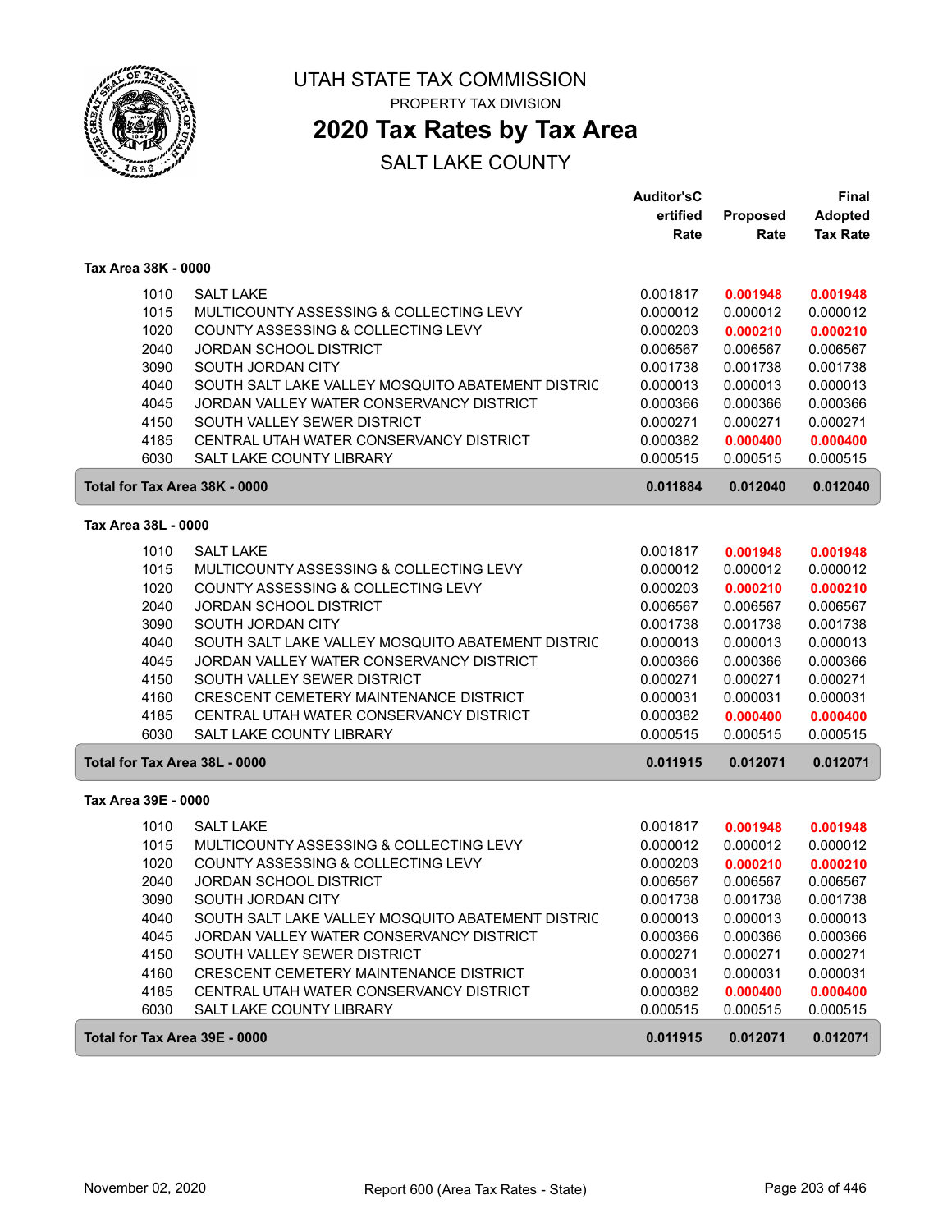# UTAH STATE TAX COMMISSION

PROPERTY TAX DIVISION

## 2020 Tax Rates by Tax Area

SALT LAKE COUNTY

| | | Auditor'sC ertified Rate | Proposed Rate | Final Adopted Tax Rate |
|---|---|---|---|---|
| **Tax Area 38K - 0000** | | | | |
| 1010 | SALT LAKE | 0.001817 | **0.001948** | **0.001948** |
| 1015 | MULTICOUNTY ASSESSING & COLLECTING LEVY | 0.000012 | 0.000012 | 0.000012 |
| 1020 | COUNTY ASSESSING & COLLECTING LEVY | 0.000203 | **0.000210** | **0.000210** |
| 2040 | JORDAN SCHOOL DISTRICT | 0.006567 | 0.006567 | 0.006567 |
| 3090 | SOUTH JORDAN CITY | 0.001738 | 0.001738 | 0.001738 |
| 4040 | SOUTH SALT LAKE VALLEY MOSQUITO ABATEMENT DISTRIC | 0.000013 | 0.000013 | 0.000013 |
| 4045 | JORDAN VALLEY WATER CONSERVANCY DISTRICT | 0.000366 | 0.000366 | 0.000366 |
| 4150 | SOUTH VALLEY SEWER DISTRICT | 0.000271 | 0.000271 | 0.000271 |
| 4185 | CENTRAL UTAH WATER CONSERVANCY DISTRICT | 0.000382 | **0.000400** | **0.000400** |
| 6030 | SALT LAKE COUNTY LIBRARY | 0.000515 | 0.000515 | 0.000515 |
| **Total for Tax Area 38K - 0000** | | **0.011884** | **0.012040** | **0.012040** |
| **Tax Area 38L - 0000** | | | | |
| 1010 | SALT LAKE | 0.001817 | **0.001948** | **0.001948** |
| 1015 | MULTICOUNTY ASSESSING & COLLECTING LEVY | 0.000012 | 0.000012 | 0.000012 |
| 1020 | COUNTY ASSESSING & COLLECTING LEVY | 0.000203 | **0.000210** | **0.000210** |
| 2040 | JORDAN SCHOOL DISTRICT | 0.006567 | 0.006567 | 0.006567 |
| 3090 | SOUTH JORDAN CITY | 0.001738 | 0.001738 | 0.001738 |
| 4040 | SOUTH SALT LAKE VALLEY MOSQUITO ABATEMENT DISTRIC | 0.000013 | 0.000013 | 0.000013 |
| 4045 | JORDAN VALLEY WATER CONSERVANCY DISTRICT | 0.000366 | 0.000366 | 0.000366 |
| 4150 | SOUTH VALLEY SEWER DISTRICT | 0.000271 | 0.000271 | 0.000271 |
| 4160 | CRESCENT CEMETERY MAINTENANCE DISTRICT | 0.000031 | 0.000031 | 0.000031 |
| 4185 | CENTRAL UTAH WATER CONSERVANCY DISTRICT | 0.000382 | **0.000400** | **0.000400** |
| 6030 | SALT LAKE COUNTY LIBRARY | 0.000515 | 0.000515 | 0.000515 |
| **Total for Tax Area 38L - 0000** | | **0.011915** | **0.012071** | **0.012071** |
| **Tax Area 39E - 0000** | | | | |
| 1010 | SALT LAKE | 0.001817 | **0.001948** | **0.001948** |
| 1015 | MULTICOUNTY ASSESSING & COLLECTING LEVY | 0.000012 | 0.000012 | 0.000012 |
| 1020 | COUNTY ASSESSING & COLLECTING LEVY | 0.000203 | **0.000210** | **0.000210** |
| 2040 | JORDAN SCHOOL DISTRICT | 0.006567 | 0.006567 | 0.006567 |
| 3090 | SOUTH JORDAN CITY | 0.001738 | 0.001738 | 0.001738 |
| 4040 | SOUTH SALT LAKE VALLEY MOSQUITO ABATEMENT DISTRIC | 0.000013 | 0.000013 | 0.000013 |
| 4045 | JORDAN VALLEY WATER CONSERVANCY DISTRICT | 0.000366 | 0.000366 | 0.000366 |
| 4150 | SOUTH VALLEY SEWER DISTRICT | 0.000271 | 0.000271 | 0.000271 |
| 4160 | CRESCENT CEMETERY MAINTENANCE DISTRICT | 0.000031 | 0.000031 | 0.000031 |
| 4185 | CENTRAL UTAH WATER CONSERVANCY DISTRICT | 0.000382 | **0.000400** | **0.000400** |
| 6030 | SALT LAKE COUNTY LIBRARY | 0.000515 | 0.000515 | 0.000515 |
| **Total for Tax Area 39E - 0000** | | **0.011915** | **0.012071** | **0.012071** |

November 02, 2020 — Report 600 (Area Tax Rates - State)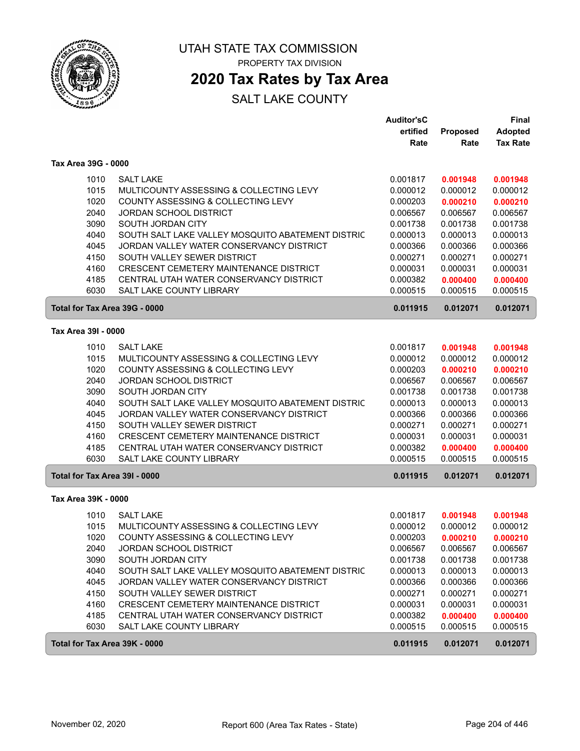# UTAH STATE TAX COMMISSION

PROPERTY TAX DIVISION

## 2020 Tax Rates by Tax Area

SALT LAKE COUNTY

| | | Auditor'sCertified Rate | Proposed Rate | Final Adopted Tax Rate |
|---|---|---|---|---|
| **Tax Area 39G - 0000** | | | | |
| 1010 | SALT LAKE | 0.001817 | **0.001948** | **0.001948** |
| 1015 | MULTICOUNTY ASSESSING & COLLECTING LEVY | 0.000012 | 0.000012 | 0.000012 |
| 1020 | COUNTY ASSESSING & COLLECTING LEVY | 0.000203 | **0.000210** | **0.000210** |
| 2040 | JORDAN SCHOOL DISTRICT | 0.006567 | 0.006567 | 0.006567 |
| 3090 | SOUTH JORDAN CITY | 0.001738 | 0.001738 | 0.001738 |
| 4040 | SOUTH SALT LAKE VALLEY MOSQUITO ABATEMENT DISTRIC | 0.000013 | 0.000013 | 0.000013 |
| 4045 | JORDAN VALLEY WATER CONSERVANCY DISTRICT | 0.000366 | 0.000366 | 0.000366 |
| 4150 | SOUTH VALLEY SEWER DISTRICT | 0.000271 | 0.000271 | 0.000271 |
| 4160 | CRESCENT CEMETERY MAINTENANCE DISTRICT | 0.000031 | 0.000031 | 0.000031 |
| 4185 | CENTRAL UTAH WATER CONSERVANCY DISTRICT | 0.000382 | **0.000400** | **0.000400** |
| 6030 | SALT LAKE COUNTY LIBRARY | 0.000515 | 0.000515 | 0.000515 |
| **Total for Tax Area 39G - 0000** | | **0.011915** | **0.012071** | **0.012071** |
| **Tax Area 39I - 0000** | | | | |
| 1010 | SALT LAKE | 0.001817 | **0.001948** | **0.001948** |
| 1015 | MULTICOUNTY ASSESSING & COLLECTING LEVY | 0.000012 | 0.000012 | 0.000012 |
| 1020 | COUNTY ASSESSING & COLLECTING LEVY | 0.000203 | **0.000210** | **0.000210** |
| 2040 | JORDAN SCHOOL DISTRICT | 0.006567 | 0.006567 | 0.006567 |
| 3090 | SOUTH JORDAN CITY | 0.001738 | 0.001738 | 0.001738 |
| 4040 | SOUTH SALT LAKE VALLEY MOSQUITO ABATEMENT DISTRIC | 0.000013 | 0.000013 | 0.000013 |
| 4045 | JORDAN VALLEY WATER CONSERVANCY DISTRICT | 0.000366 | 0.000366 | 0.000366 |
| 4150 | SOUTH VALLEY SEWER DISTRICT | 0.000271 | 0.000271 | 0.000271 |
| 4160 | CRESCENT CEMETERY MAINTENANCE DISTRICT | 0.000031 | 0.000031 | 0.000031 |
| 4185 | CENTRAL UTAH WATER CONSERVANCY DISTRICT | 0.000382 | **0.000400** | **0.000400** |
| 6030 | SALT LAKE COUNTY LIBRARY | 0.000515 | 0.000515 | 0.000515 |
| **Total for Tax Area 39I - 0000** | | **0.011915** | **0.012071** | **0.012071** |
| **Tax Area 39K - 0000** | | | | |
| 1010 | SALT LAKE | 0.001817 | **0.001948** | **0.001948** |
| 1015 | MULTICOUNTY ASSESSING & COLLECTING LEVY | 0.000012 | 0.000012 | 0.000012 |
| 1020 | COUNTY ASSESSING & COLLECTING LEVY | 0.000203 | **0.000210** | **0.000210** |
| 2040 | JORDAN SCHOOL DISTRICT | 0.006567 | 0.006567 | 0.006567 |
| 3090 | SOUTH JORDAN CITY | 0.001738 | 0.001738 | 0.001738 |
| 4040 | SOUTH SALT LAKE VALLEY MOSQUITO ABATEMENT DISTRIC | 0.000013 | 0.000013 | 0.000013 |
| 4045 | JORDAN VALLEY WATER CONSERVANCY DISTRICT | 0.000366 | 0.000366 | 0.000366 |
| 4150 | SOUTH VALLEY SEWER DISTRICT | 0.000271 | 0.000271 | 0.000271 |
| 4160 | CRESCENT CEMETERY MAINTENANCE DISTRICT | 0.000031 | 0.000031 | 0.000031 |
| 4185 | CENTRAL UTAH WATER CONSERVANCY DISTRICT | 0.000382 | **0.000400** | **0.000400** |
| 6030 | SALT LAKE COUNTY LIBRARY | 0.000515 | 0.000515 | 0.000515 |
| **Total for Tax Area 39K - 0000** | | **0.011915** | **0.012071** | **0.012071** |

November 02, 2020 Report 600 (Area Tax Rates - State)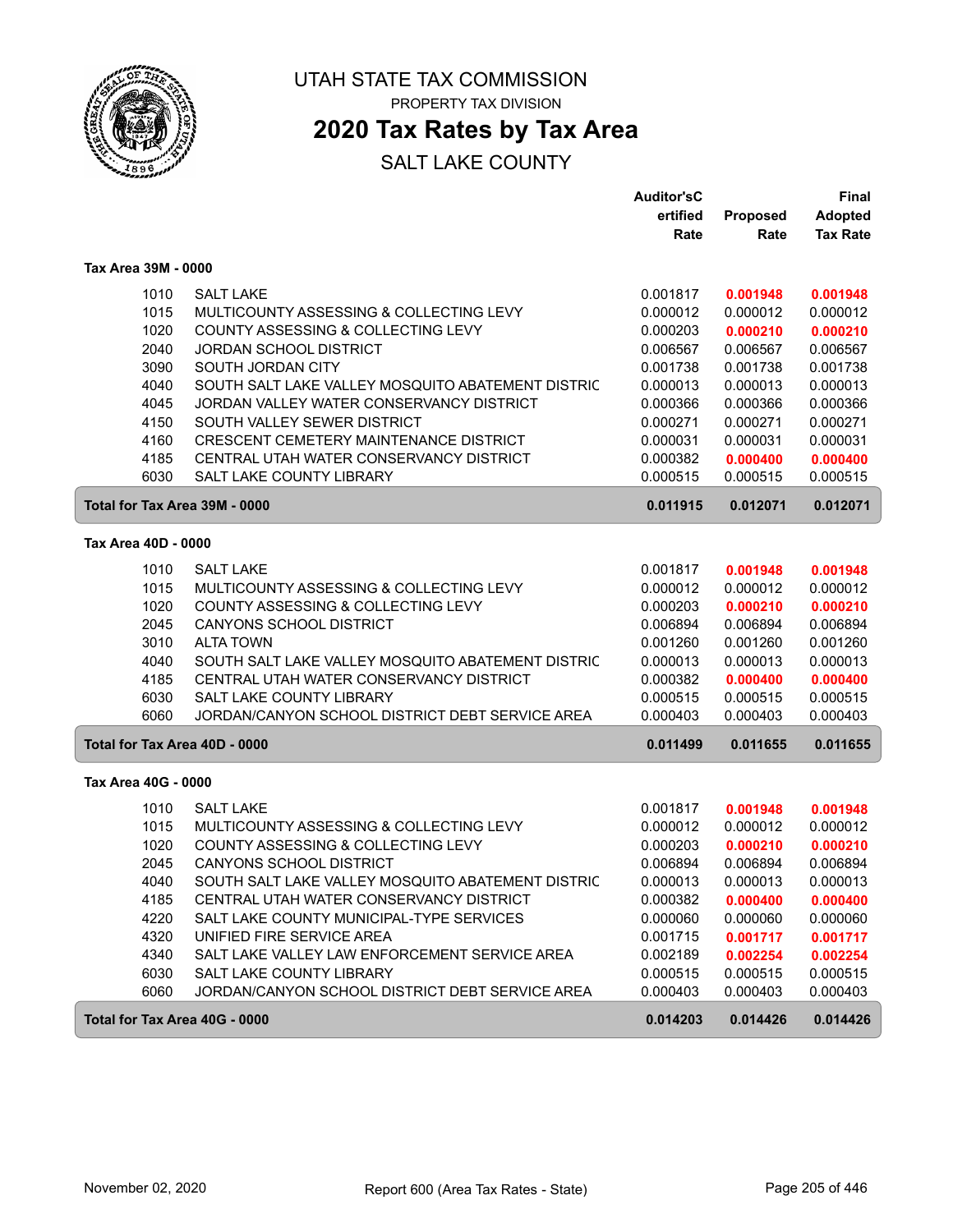# UTAH STATE TAX COMMISSION

PROPERTY TAX DIVISION

## 2020 Tax Rates by Tax Area

SALT LAKE COUNTY

### Tax Area 39M - 0000

| | | Auditor'sCertified Rate | Proposed Rate | Final Adopted Tax Rate |
|---|---|---|---|---|
| 1010 | SALT LAKE | 0.001817 | **0.001948** | **0.001948** |
| 1015 | MULTICOUNTY ASSESSING & COLLECTING LEVY | 0.000012 | 0.000012 | 0.000012 |
| 1020 | COUNTY ASSESSING & COLLECTING LEVY | 0.000203 | **0.000210** | **0.000210** |
| 2040 | JORDAN SCHOOL DISTRICT | 0.006567 | 0.006567 | 0.006567 |
| 3090 | SOUTH JORDAN CITY | 0.001738 | 0.001738 | 0.001738 |
| 4040 | SOUTH SALT LAKE VALLEY MOSQUITO ABATEMENT DISTRIC | 0.000013 | 0.000013 | 0.000013 |
| 4045 | JORDAN VALLEY WATER CONSERVANCY DISTRICT | 0.000366 | 0.000366 | 0.000366 |
| 4150 | SOUTH VALLEY SEWER DISTRICT | 0.000271 | 0.000271 | 0.000271 |
| 4160 | CRESCENT CEMETERY MAINTENANCE DISTRICT | 0.000031 | 0.000031 | 0.000031 |
| 4185 | CENTRAL UTAH WATER CONSERVANCY DISTRICT | 0.000382 | **0.000400** | **0.000400** |
| 6030 | SALT LAKE COUNTY LIBRARY | 0.000515 | 0.000515 | 0.000515 |
| **Total for Tax Area 39M - 0000** | | **0.011915** | **0.012071** | **0.012071** |

### Tax Area 40D - 0000

| | | Auditor'sCertified Rate | Proposed Rate | Final Adopted Tax Rate |
|---|---|---|---|---|
| 1010 | SALT LAKE | 0.001817 | **0.001948** | **0.001948** |
| 1015 | MULTICOUNTY ASSESSING & COLLECTING LEVY | 0.000012 | 0.000012 | 0.000012 |
| 1020 | COUNTY ASSESSING & COLLECTING LEVY | 0.000203 | **0.000210** | **0.000210** |
| 2045 | CANYONS SCHOOL DISTRICT | 0.006894 | 0.006894 | 0.006894 |
| 3010 | ALTA TOWN | 0.001260 | 0.001260 | 0.001260 |
| 4040 | SOUTH SALT LAKE VALLEY MOSQUITO ABATEMENT DISTRIC | 0.000013 | 0.000013 | 0.000013 |
| 4185 | CENTRAL UTAH WATER CONSERVANCY DISTRICT | 0.000382 | **0.000400** | **0.000400** |
| 6030 | SALT LAKE COUNTY LIBRARY | 0.000515 | 0.000515 | 0.000515 |
| 6060 | JORDAN/CANYON SCHOOL DISTRICT DEBT SERVICE AREA | 0.000403 | 0.000403 | 0.000403 |
| **Total for Tax Area 40D - 0000** | | **0.011499** | **0.011655** | **0.011655** |

### Tax Area 40G - 0000

| | | Auditor'sCertified Rate | Proposed Rate | Final Adopted Tax Rate |
|---|---|---|---|---|
| 1010 | SALT LAKE | 0.001817 | **0.001948** | **0.001948** |
| 1015 | MULTICOUNTY ASSESSING & COLLECTING LEVY | 0.000012 | 0.000012 | 0.000012 |
| 1020 | COUNTY ASSESSING & COLLECTING LEVY | 0.000203 | **0.000210** | **0.000210** |
| 2045 | CANYONS SCHOOL DISTRICT | 0.006894 | 0.006894 | 0.006894 |
| 4040 | SOUTH SALT LAKE VALLEY MOSQUITO ABATEMENT DISTRIC | 0.000013 | 0.000013 | 0.000013 |
| 4185 | CENTRAL UTAH WATER CONSERVANCY DISTRICT | 0.000382 | **0.000400** | **0.000400** |
| 4220 | SALT LAKE COUNTY MUNICIPAL-TYPE SERVICES | 0.000060 | 0.000060 | 0.000060 |
| 4320 | UNIFIED FIRE SERVICE AREA | 0.001715 | **0.001717** | **0.001717** |
| 4340 | SALT LAKE VALLEY LAW ENFORCEMENT SERVICE AREA | 0.002189 | **0.002254** | **0.002254** |
| 6030 | SALT LAKE COUNTY LIBRARY | 0.000515 | 0.000515 | 0.000515 |
| 6060 | JORDAN/CANYON SCHOOL DISTRICT DEBT SERVICE AREA | 0.000403 | 0.000403 | 0.000403 |
| **Total for Tax Area 40G - 0000** | | **0.014203** | **0.014426** | **0.014426** |

November 02, 2020 Report 600 (Area Tax Rates - State)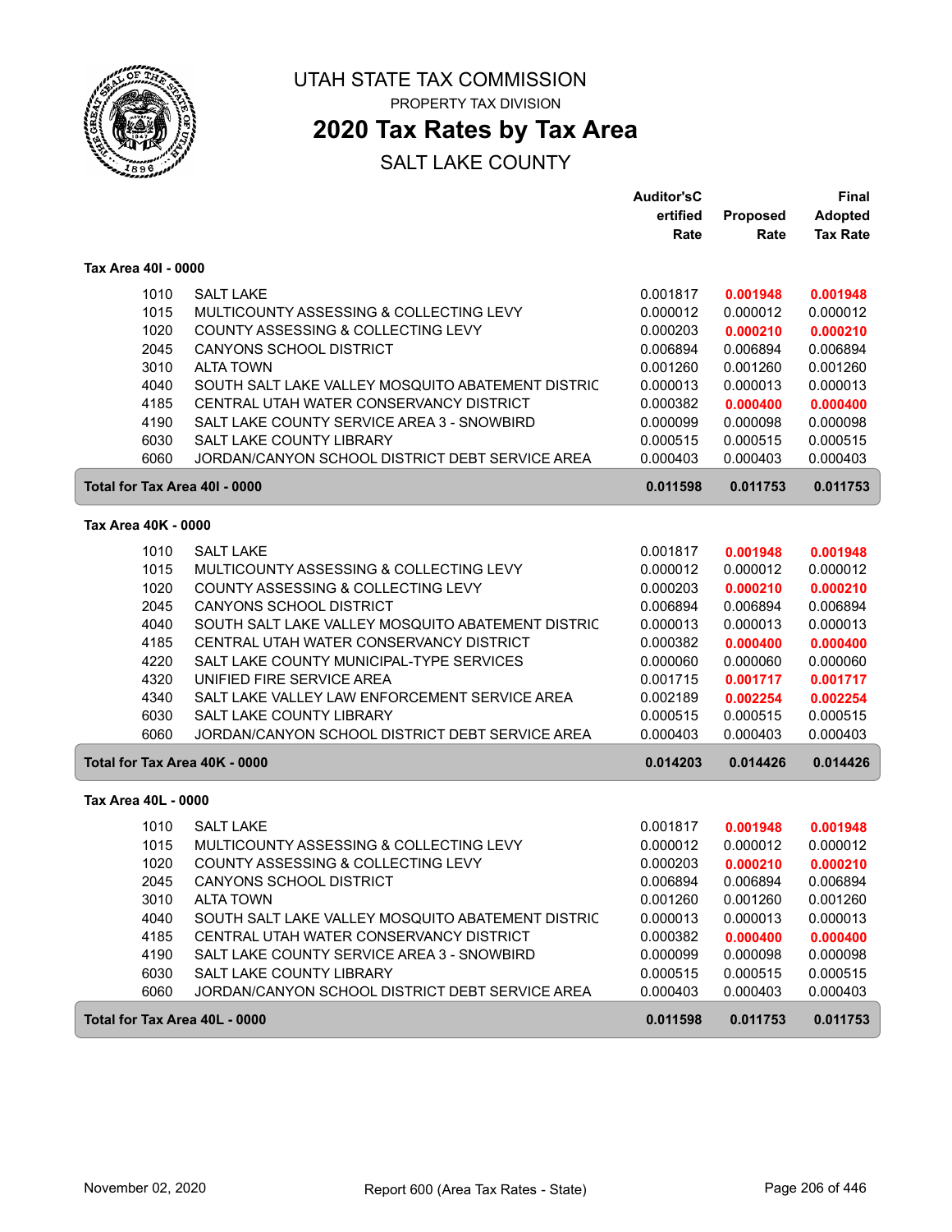# UTAH STATE TAX COMMISSION

PROPERTY TAX DIVISION

## 2020 Tax Rates by Tax Area

SALT LAKE COUNTY

| | | Auditor'sCertified Rate | Proposed Rate | Final Adopted Tax Rate |
|---|---|---|---|---|
| **Tax Area 40I - 0000** | | | | |
| 1010 | SALT LAKE | 0.001817 | **0.001948** | **0.001948** |
| 1015 | MULTICOUNTY ASSESSING & COLLECTING LEVY | 0.000012 | 0.000012 | 0.000012 |
| 1020 | COUNTY ASSESSING & COLLECTING LEVY | 0.000203 | **0.000210** | **0.000210** |
| 2045 | CANYONS SCHOOL DISTRICT | 0.006894 | 0.006894 | 0.006894 |
| 3010 | ALTA TOWN | 0.001260 | 0.001260 | 0.001260 |
| 4040 | SOUTH SALT LAKE VALLEY MOSQUITO ABATEMENT DISTRIC | 0.000013 | 0.000013 | 0.000013 |
| 4185 | CENTRAL UTAH WATER CONSERVANCY DISTRICT | 0.000382 | **0.000400** | **0.000400** |
| 4190 | SALT LAKE COUNTY SERVICE AREA 3 - SNOWBIRD | 0.000099 | 0.000098 | 0.000098 |
| 6030 | SALT LAKE COUNTY LIBRARY | 0.000515 | 0.000515 | 0.000515 |
| 6060 | JORDAN/CANYON SCHOOL DISTRICT DEBT SERVICE AREA | 0.000403 | 0.000403 | 0.000403 |
| **Total for Tax Area 40I - 0000** | | **0.011598** | **0.011753** | **0.011753** |
| **Tax Area 40K - 0000** | | | | |
| 1010 | SALT LAKE | 0.001817 | **0.001948** | **0.001948** |
| 1015 | MULTICOUNTY ASSESSING & COLLECTING LEVY | 0.000012 | 0.000012 | 0.000012 |
| 1020 | COUNTY ASSESSING & COLLECTING LEVY | 0.000203 | **0.000210** | **0.000210** |
| 2045 | CANYONS SCHOOL DISTRICT | 0.006894 | 0.006894 | 0.006894 |
| 4040 | SOUTH SALT LAKE VALLEY MOSQUITO ABATEMENT DISTRIC | 0.000013 | 0.000013 | 0.000013 |
| 4185 | CENTRAL UTAH WATER CONSERVANCY DISTRICT | 0.000382 | **0.000400** | **0.000400** |
| 4220 | SALT LAKE COUNTY MUNICIPAL-TYPE SERVICES | 0.000060 | 0.000060 | 0.000060 |
| 4320 | UNIFIED FIRE SERVICE AREA | 0.001715 | **0.001717** | **0.001717** |
| 4340 | SALT LAKE VALLEY LAW ENFORCEMENT SERVICE AREA | 0.002189 | **0.002254** | **0.002254** |
| 6030 | SALT LAKE COUNTY LIBRARY | 0.000515 | 0.000515 | 0.000515 |
| 6060 | JORDAN/CANYON SCHOOL DISTRICT DEBT SERVICE AREA | 0.000403 | 0.000403 | 0.000403 |
| **Total for Tax Area 40K - 0000** | | **0.014203** | **0.014426** | **0.014426** |
| **Tax Area 40L - 0000** | | | | |
| 1010 | SALT LAKE | 0.001817 | **0.001948** | **0.001948** |
| 1015 | MULTICOUNTY ASSESSING & COLLECTING LEVY | 0.000012 | 0.000012 | 0.000012 |
| 1020 | COUNTY ASSESSING & COLLECTING LEVY | 0.000203 | **0.000210** | **0.000210** |
| 2045 | CANYONS SCHOOL DISTRICT | 0.006894 | 0.006894 | 0.006894 |
| 3010 | ALTA TOWN | 0.001260 | 0.001260 | 0.001260 |
| 4040 | SOUTH SALT LAKE VALLEY MOSQUITO ABATEMENT DISTRIC | 0.000013 | 0.000013 | 0.000013 |
| 4185 | CENTRAL UTAH WATER CONSERVANCY DISTRICT | 0.000382 | **0.000400** | **0.000400** |
| 4190 | SALT LAKE COUNTY SERVICE AREA 3 - SNOWBIRD | 0.000099 | 0.000098 | 0.000098 |
| 6030 | SALT LAKE COUNTY LIBRARY | 0.000515 | 0.000515 | 0.000515 |
| 6060 | JORDAN/CANYON SCHOOL DISTRICT DEBT SERVICE AREA | 0.000403 | 0.000403 | 0.000403 |
| **Total for Tax Area 40L - 0000** | | **0.011598** | **0.011753** | **0.011753** |

November 02, 2020 — Report 600 (Area Tax Rates - State)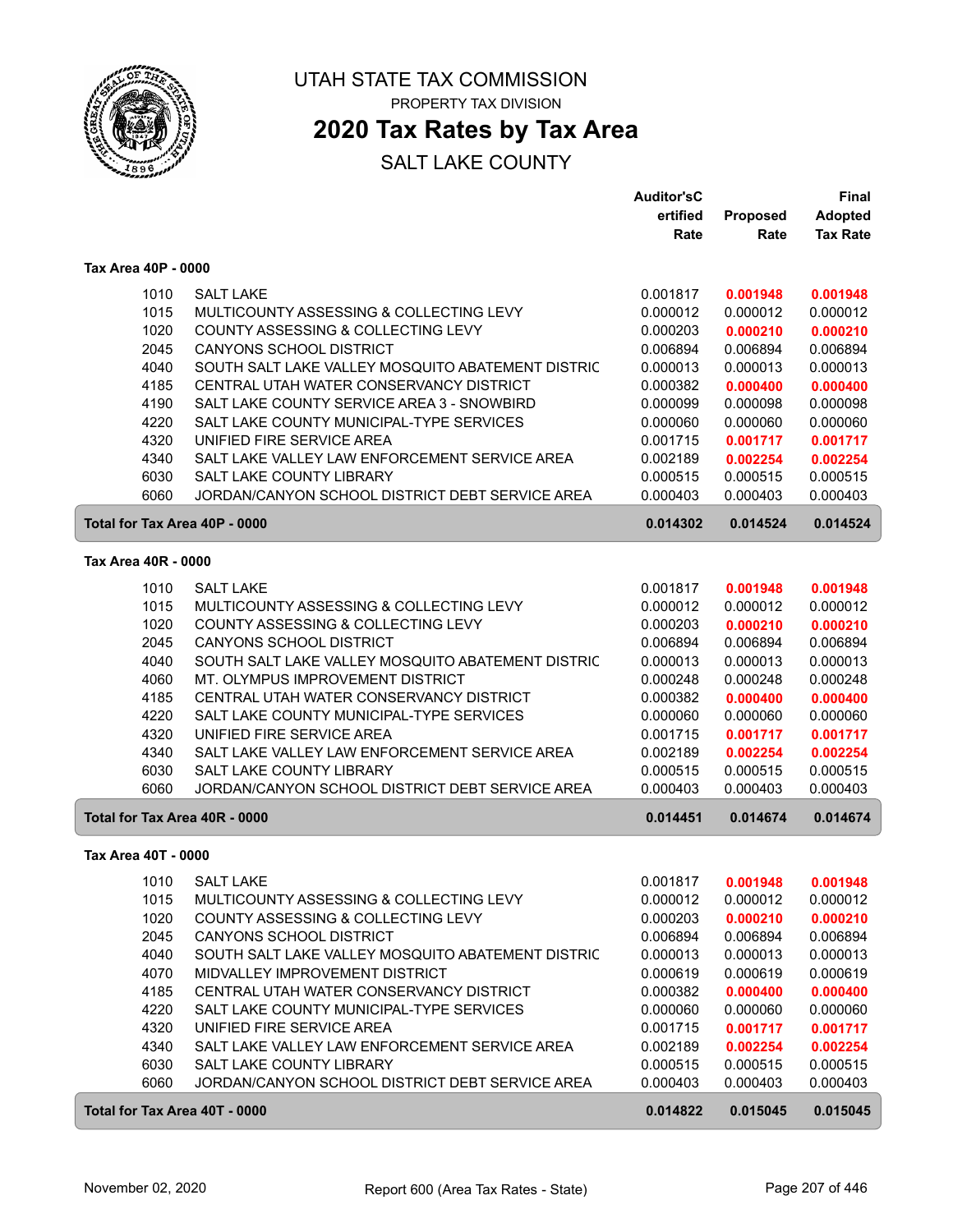# UTAH STATE TAX COMMISSION

PROPERTY TAX DIVISION

## 2020 Tax Rates by Tax Area

SALT LAKE COUNTY

### Tax Area 40P - 0000

| | | Auditor'sCertified Rate | Proposed Rate | Final Adopted Tax Rate |
|---|---|---|---|---|
| 1010 | SALT LAKE | 0.001817 | **0.001948** | **0.001948** |
| 1015 | MULTICOUNTY ASSESSING & COLLECTING LEVY | 0.000012 | 0.000012 | 0.000012 |
| 1020 | COUNTY ASSESSING & COLLECTING LEVY | 0.000203 | **0.000210** | **0.000210** |
| 2045 | CANYONS SCHOOL DISTRICT | 0.006894 | 0.006894 | 0.006894 |
| 4040 | SOUTH SALT LAKE VALLEY MOSQUITO ABATEMENT DISTRIC | 0.000013 | 0.000013 | 0.000013 |
| 4185 | CENTRAL UTAH WATER CONSERVANCY DISTRICT | 0.000382 | **0.000400** | **0.000400** |
| 4190 | SALT LAKE COUNTY SERVICE AREA 3 - SNOWBIRD | 0.000099 | 0.000098 | 0.000098 |
| 4220 | SALT LAKE COUNTY MUNICIPAL-TYPE SERVICES | 0.000060 | 0.000060 | 0.000060 |
| 4320 | UNIFIED FIRE SERVICE AREA | 0.001715 | **0.001717** | **0.001717** |
| 4340 | SALT LAKE VALLEY LAW ENFORCEMENT SERVICE AREA | 0.002189 | **0.002254** | **0.002254** |
| 6030 | SALT LAKE COUNTY LIBRARY | 0.000515 | 0.000515 | 0.000515 |
| 6060 | JORDAN/CANYON SCHOOL DISTRICT DEBT SERVICE AREA | 0.000403 | 0.000403 | 0.000403 |
| **Total for Tax Area 40P - 0000** | | **0.014302** | **0.014524** | **0.014524** |

### Tax Area 40R - 0000

| | | Auditor'sCertified Rate | Proposed Rate | Final Adopted Tax Rate |
|---|---|---|---|---|
| 1010 | SALT LAKE | 0.001817 | **0.001948** | **0.001948** |
| 1015 | MULTICOUNTY ASSESSING & COLLECTING LEVY | 0.000012 | 0.000012 | 0.000012 |
| 1020 | COUNTY ASSESSING & COLLECTING LEVY | 0.000203 | **0.000210** | **0.000210** |
| 2045 | CANYONS SCHOOL DISTRICT | 0.006894 | 0.006894 | 0.006894 |
| 4040 | SOUTH SALT LAKE VALLEY MOSQUITO ABATEMENT DISTRIC | 0.000013 | 0.000013 | 0.000013 |
| 4060 | MT. OLYMPUS IMPROVEMENT DISTRICT | 0.000248 | 0.000248 | 0.000248 |
| 4185 | CENTRAL UTAH WATER CONSERVANCY DISTRICT | 0.000382 | **0.000400** | **0.000400** |
| 4220 | SALT LAKE COUNTY MUNICIPAL-TYPE SERVICES | 0.000060 | 0.000060 | 0.000060 |
| 4320 | UNIFIED FIRE SERVICE AREA | 0.001715 | **0.001717** | **0.001717** |
| 4340 | SALT LAKE VALLEY LAW ENFORCEMENT SERVICE AREA | 0.002189 | **0.002254** | **0.002254** |
| 6030 | SALT LAKE COUNTY LIBRARY | 0.000515 | 0.000515 | 0.000515 |
| 6060 | JORDAN/CANYON SCHOOL DISTRICT DEBT SERVICE AREA | 0.000403 | 0.000403 | 0.000403 |
| **Total for Tax Area 40R - 0000** | | **0.014451** | **0.014674** | **0.014674** |

### Tax Area 40T - 0000

| | | Auditor'sCertified Rate | Proposed Rate | Final Adopted Tax Rate |
|---|---|---|---|---|
| 1010 | SALT LAKE | 0.001817 | **0.001948** | **0.001948** |
| 1015 | MULTICOUNTY ASSESSING & COLLECTING LEVY | 0.000012 | 0.000012 | 0.000012 |
| 1020 | COUNTY ASSESSING & COLLECTING LEVY | 0.000203 | **0.000210** | **0.000210** |
| 2045 | CANYONS SCHOOL DISTRICT | 0.006894 | 0.006894 | 0.006894 |
| 4040 | SOUTH SALT LAKE VALLEY MOSQUITO ABATEMENT DISTRIC | 0.000013 | 0.000013 | 0.000013 |
| 4070 | MIDVALLEY IMPROVEMENT DISTRICT | 0.000619 | 0.000619 | 0.000619 |
| 4185 | CENTRAL UTAH WATER CONSERVANCY DISTRICT | 0.000382 | **0.000400** | **0.000400** |
| 4220 | SALT LAKE COUNTY MUNICIPAL-TYPE SERVICES | 0.000060 | 0.000060 | 0.000060 |
| 4320 | UNIFIED FIRE SERVICE AREA | 0.001715 | **0.001717** | **0.001717** |
| 4340 | SALT LAKE VALLEY LAW ENFORCEMENT SERVICE AREA | 0.002189 | **0.002254** | **0.002254** |
| 6030 | SALT LAKE COUNTY LIBRARY | 0.000515 | 0.000515 | 0.000515 |
| 6060 | JORDAN/CANYON SCHOOL DISTRICT DEBT SERVICE AREA | 0.000403 | 0.000403 | 0.000403 |
| **Total for Tax Area 40T - 0000** | | **0.014822** | **0.015045** | **0.015045** |

November 02, 2020 — Report 600 (Area Tax Rates - State)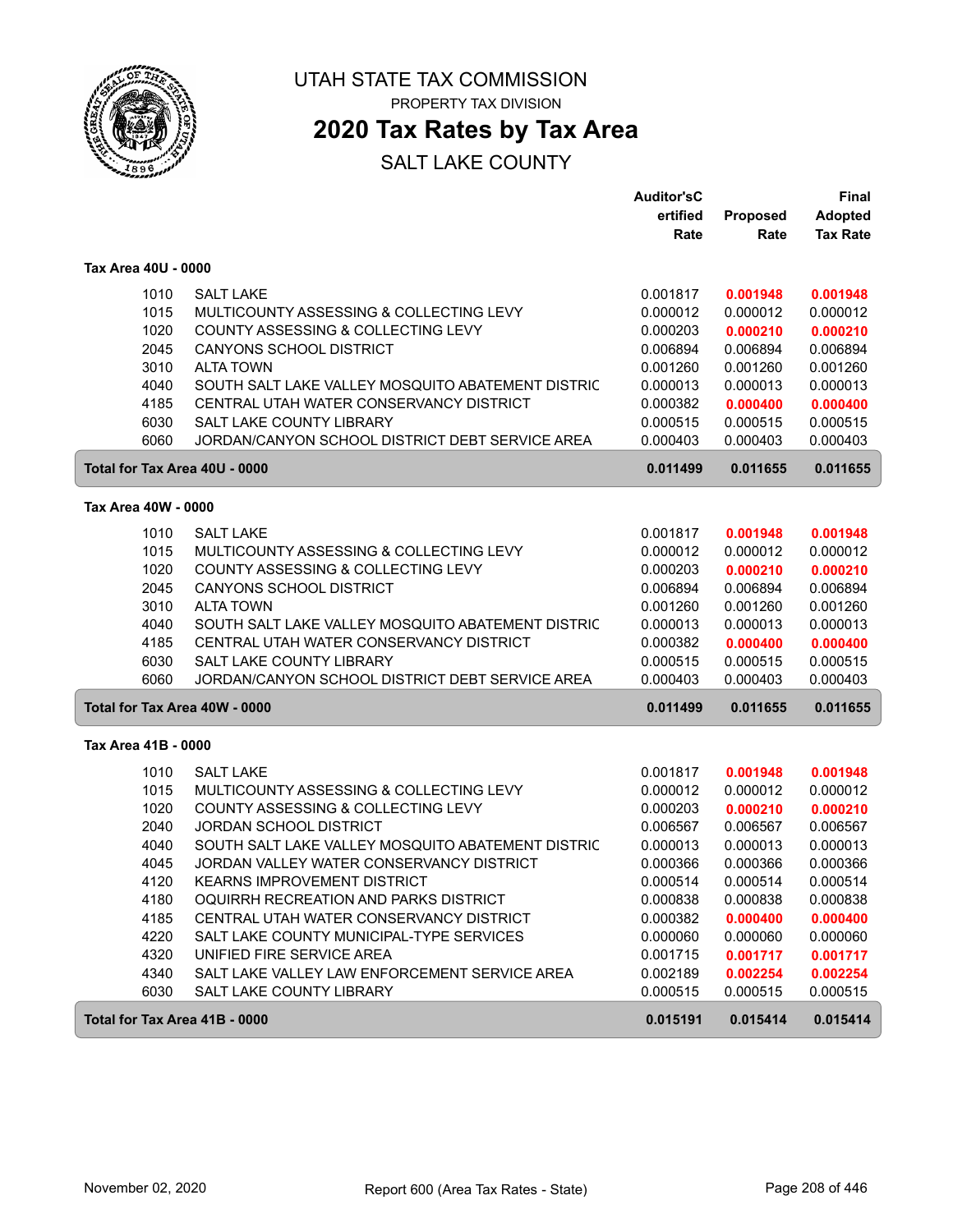# UTAH STATE TAX COMMISSION

PROPERTY TAX DIVISION

## 2020 Tax Rates by Tax Area

SALT LAKE COUNTY

### Tax Area 40U - 0000

| | | Auditor'sCertified Rate | Proposed Rate | Final Adopted Tax Rate |
|---|---|---|---|---|
| 1010 | SALT LAKE | 0.001817 | **0.001948** | **0.001948** |
| 1015 | MULTICOUNTY ASSESSING & COLLECTING LEVY | 0.000012 | 0.000012 | 0.000012 |
| 1020 | COUNTY ASSESSING & COLLECTING LEVY | 0.000203 | **0.000210** | **0.000210** |
| 2045 | CANYONS SCHOOL DISTRICT | 0.006894 | 0.006894 | 0.006894 |
| 3010 | ALTA TOWN | 0.001260 | 0.001260 | 0.001260 |
| 4040 | SOUTH SALT LAKE VALLEY MOSQUITO ABATEMENT DISTRIC | 0.000013 | 0.000013 | 0.000013 |
| 4185 | CENTRAL UTAH WATER CONSERVANCY DISTRICT | 0.000382 | **0.000400** | **0.000400** |
| 6030 | SALT LAKE COUNTY LIBRARY | 0.000515 | 0.000515 | 0.000515 |
| 6060 | JORDAN/CANYON SCHOOL DISTRICT DEBT SERVICE AREA | 0.000403 | 0.000403 | 0.000403 |
| **Total for Tax Area 40U - 0000** | | **0.011499** | **0.011655** | **0.011655** |

### Tax Area 40W - 0000

| | | Auditor'sCertified Rate | Proposed Rate | Final Adopted Tax Rate |
|---|---|---|---|---|
| 1010 | SALT LAKE | 0.001817 | **0.001948** | **0.001948** |
| 1015 | MULTICOUNTY ASSESSING & COLLECTING LEVY | 0.000012 | 0.000012 | 0.000012 |
| 1020 | COUNTY ASSESSING & COLLECTING LEVY | 0.000203 | **0.000210** | **0.000210** |
| 2045 | CANYONS SCHOOL DISTRICT | 0.006894 | 0.006894 | 0.006894 |
| 3010 | ALTA TOWN | 0.001260 | 0.001260 | 0.001260 |
| 4040 | SOUTH SALT LAKE VALLEY MOSQUITO ABATEMENT DISTRIC | 0.000013 | 0.000013 | 0.000013 |
| 4185 | CENTRAL UTAH WATER CONSERVANCY DISTRICT | 0.000382 | **0.000400** | **0.000400** |
| 6030 | SALT LAKE COUNTY LIBRARY | 0.000515 | 0.000515 | 0.000515 |
| 6060 | JORDAN/CANYON SCHOOL DISTRICT DEBT SERVICE AREA | 0.000403 | 0.000403 | 0.000403 |
| **Total for Tax Area 40W - 0000** | | **0.011499** | **0.011655** | **0.011655** |

### Tax Area 41B - 0000

| | | Auditor'sCertified Rate | Proposed Rate | Final Adopted Tax Rate |
|---|---|---|---|---|
| 1010 | SALT LAKE | 0.001817 | **0.001948** | **0.001948** |
| 1015 | MULTICOUNTY ASSESSING & COLLECTING LEVY | 0.000012 | 0.000012 | 0.000012 |
| 1020 | COUNTY ASSESSING & COLLECTING LEVY | 0.000203 | **0.000210** | **0.000210** |
| 2040 | JORDAN SCHOOL DISTRICT | 0.006567 | 0.006567 | 0.006567 |
| 4040 | SOUTH SALT LAKE VALLEY MOSQUITO ABATEMENT DISTRIC | 0.000013 | 0.000013 | 0.000013 |
| 4045 | JORDAN VALLEY WATER CONSERVANCY DISTRICT | 0.000366 | 0.000366 | 0.000366 |
| 4120 | KEARNS IMPROVEMENT DISTRICT | 0.000514 | 0.000514 | 0.000514 |
| 4180 | OQUIRRH RECREATION AND PARKS DISTRICT | 0.000838 | 0.000838 | 0.000838 |
| 4185 | CENTRAL UTAH WATER CONSERVANCY DISTRICT | 0.000382 | **0.000400** | **0.000400** |
| 4220 | SALT LAKE COUNTY MUNICIPAL-TYPE SERVICES | 0.000060 | 0.000060 | 0.000060 |
| 4320 | UNIFIED FIRE SERVICE AREA | 0.001715 | **0.001717** | **0.001717** |
| 4340 | SALT LAKE VALLEY LAW ENFORCEMENT SERVICE AREA | 0.002189 | **0.002254** | **0.002254** |
| 6030 | SALT LAKE COUNTY LIBRARY | 0.000515 | 0.000515 | 0.000515 |
| **Total for Tax Area 41B - 0000** | | **0.015191** | **0.015414** | **0.015414** |

November 02, 2020 — Report 600 (Area Tax Rates - State)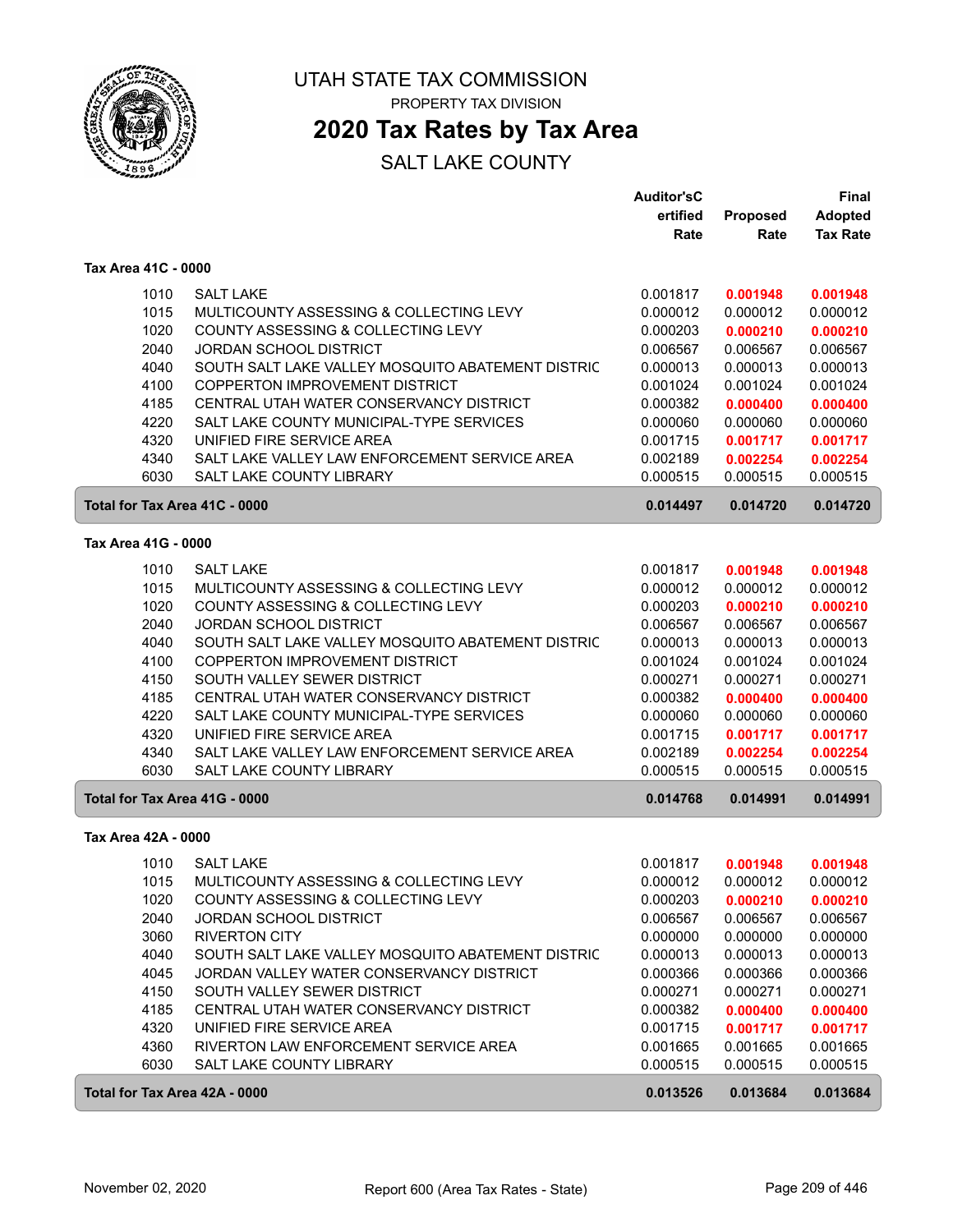# UTAH STATE TAX COMMISSION

PROPERTY TAX DIVISION

## 2020 Tax Rates by Tax Area

SALT LAKE COUNTY

### Tax Area 41C - 0000

| | | Auditor'sCertified Rate | Proposed Rate | Final Adopted Tax Rate |
|---|---|---|---|---|
| 1010 | SALT LAKE | 0.001817 | **0.001948** | **0.001948** |
| 1015 | MULTICOUNTY ASSESSING & COLLECTING LEVY | 0.000012 | 0.000012 | 0.000012 |
| 1020 | COUNTY ASSESSING & COLLECTING LEVY | 0.000203 | **0.000210** | **0.000210** |
| 2040 | JORDAN SCHOOL DISTRICT | 0.006567 | 0.006567 | 0.006567 |
| 4040 | SOUTH SALT LAKE VALLEY MOSQUITO ABATEMENT DISTRIC | 0.000013 | 0.000013 | 0.000013 |
| 4100 | COPPERTON IMPROVEMENT DISTRICT | 0.001024 | 0.001024 | 0.001024 |
| 4185 | CENTRAL UTAH WATER CONSERVANCY DISTRICT | 0.000382 | **0.000400** | **0.000400** |
| 4220 | SALT LAKE COUNTY MUNICIPAL-TYPE SERVICES | 0.000060 | 0.000060 | 0.000060 |
| 4320 | UNIFIED FIRE SERVICE AREA | 0.001715 | **0.001717** | **0.001717** |
| 4340 | SALT LAKE VALLEY LAW ENFORCEMENT SERVICE AREA | 0.002189 | **0.002254** | **0.002254** |
| 6030 | SALT LAKE COUNTY LIBRARY | 0.000515 | 0.000515 | 0.000515 |
| **Total for Tax Area 41C - 0000** | | **0.014497** | **0.014720** | **0.014720** |

### Tax Area 41G - 0000

| | | Auditor'sCertified Rate | Proposed Rate | Final Adopted Tax Rate |
|---|---|---|---|---|
| 1010 | SALT LAKE | 0.001817 | **0.001948** | **0.001948** |
| 1015 | MULTICOUNTY ASSESSING & COLLECTING LEVY | 0.000012 | 0.000012 | 0.000012 |
| 1020 | COUNTY ASSESSING & COLLECTING LEVY | 0.000203 | **0.000210** | **0.000210** |
| 2040 | JORDAN SCHOOL DISTRICT | 0.006567 | 0.006567 | 0.006567 |
| 4040 | SOUTH SALT LAKE VALLEY MOSQUITO ABATEMENT DISTRIC | 0.000013 | 0.000013 | 0.000013 |
| 4100 | COPPERTON IMPROVEMENT DISTRICT | 0.001024 | 0.001024 | 0.001024 |
| 4150 | SOUTH VALLEY SEWER DISTRICT | 0.000271 | 0.000271 | 0.000271 |
| 4185 | CENTRAL UTAH WATER CONSERVANCY DISTRICT | 0.000382 | **0.000400** | **0.000400** |
| 4220 | SALT LAKE COUNTY MUNICIPAL-TYPE SERVICES | 0.000060 | 0.000060 | 0.000060 |
| 4320 | UNIFIED FIRE SERVICE AREA | 0.001715 | **0.001717** | **0.001717** |
| 4340 | SALT LAKE VALLEY LAW ENFORCEMENT SERVICE AREA | 0.002189 | **0.002254** | **0.002254** |
| 6030 | SALT LAKE COUNTY LIBRARY | 0.000515 | 0.000515 | 0.000515 |
| **Total for Tax Area 41G - 0000** | | **0.014768** | **0.014991** | **0.014991** |

### Tax Area 42A - 0000

| | | Auditor'sCertified Rate | Proposed Rate | Final Adopted Tax Rate |
|---|---|---|---|---|
| 1010 | SALT LAKE | 0.001817 | **0.001948** | **0.001948** |
| 1015 | MULTICOUNTY ASSESSING & COLLECTING LEVY | 0.000012 | 0.000012 | 0.000012 |
| 1020 | COUNTY ASSESSING & COLLECTING LEVY | 0.000203 | **0.000210** | **0.000210** |
| 2040 | JORDAN SCHOOL DISTRICT | 0.006567 | 0.006567 | 0.006567 |
| 3060 | RIVERTON CITY | 0.000000 | 0.000000 | 0.000000 |
| 4040 | SOUTH SALT LAKE VALLEY MOSQUITO ABATEMENT DISTRIC | 0.000013 | 0.000013 | 0.000013 |
| 4045 | JORDAN VALLEY WATER CONSERVANCY DISTRICT | 0.000366 | 0.000366 | 0.000366 |
| 4150 | SOUTH VALLEY SEWER DISTRICT | 0.000271 | 0.000271 | 0.000271 |
| 4185 | CENTRAL UTAH WATER CONSERVANCY DISTRICT | 0.000382 | **0.000400** | **0.000400** |
| 4320 | UNIFIED FIRE SERVICE AREA | 0.001715 | **0.001717** | **0.001717** |
| 4360 | RIVERTON LAW ENFORCEMENT SERVICE AREA | 0.001665 | 0.001665 | 0.001665 |
| 6030 | SALT LAKE COUNTY LIBRARY | 0.000515 | 0.000515 | 0.000515 |
| **Total for Tax Area 42A - 0000** | | **0.013526** | **0.013684** | **0.013684** |

November 02, 2020 — Report 600 (Area Tax Rates - State)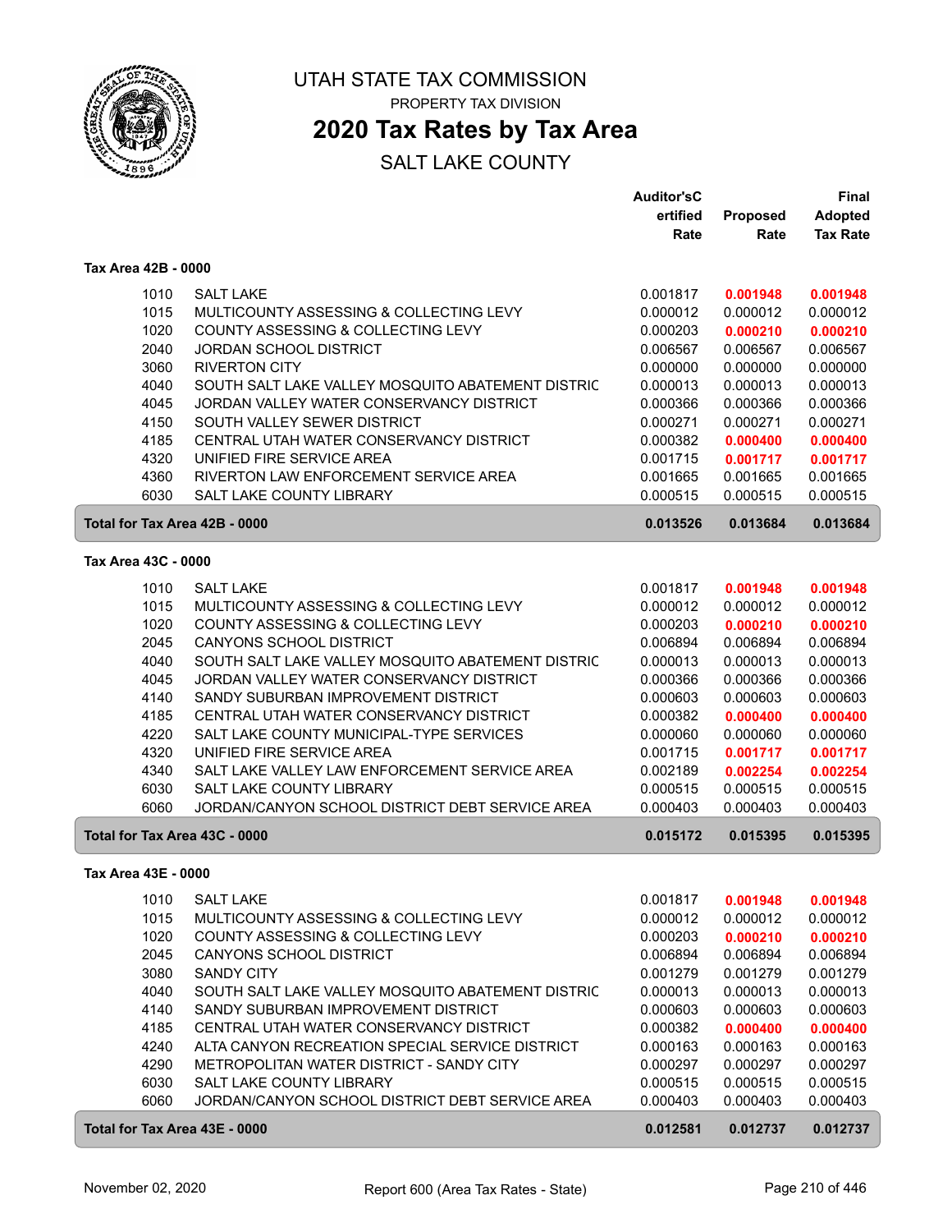# UTAH STATE TAX COMMISSION

PROPERTY TAX DIVISION

## 2020 Tax Rates by Tax Area

SALT LAKE COUNTY

### Tax Area 42B - 0000

| | | Auditor'sCertified Rate | Proposed Rate | Final Adopted Tax Rate |
|---|---|---|---|---|
| 1010 | SALT LAKE | 0.001817 | **0.001948** | **0.001948** |
| 1015 | MULTICOUNTY ASSESSING & COLLECTING LEVY | 0.000012 | 0.000012 | 0.000012 |
| 1020 | COUNTY ASSESSING & COLLECTING LEVY | 0.000203 | **0.000210** | **0.000210** |
| 2040 | JORDAN SCHOOL DISTRICT | 0.006567 | 0.006567 | 0.006567 |
| 3060 | RIVERTON CITY | 0.000000 | 0.000000 | 0.000000 |
| 4040 | SOUTH SALT LAKE VALLEY MOSQUITO ABATEMENT DISTRIC | 0.000013 | 0.000013 | 0.000013 |
| 4045 | JORDAN VALLEY WATER CONSERVANCY DISTRICT | 0.000366 | 0.000366 | 0.000366 |
| 4150 | SOUTH VALLEY SEWER DISTRICT | 0.000271 | 0.000271 | 0.000271 |
| 4185 | CENTRAL UTAH WATER CONSERVANCY DISTRICT | 0.000382 | **0.000400** | **0.000400** |
| 4320 | UNIFIED FIRE SERVICE AREA | 0.001715 | **0.001717** | **0.001717** |
| 4360 | RIVERTON LAW ENFORCEMENT SERVICE AREA | 0.001665 | 0.001665 | 0.001665 |
| 6030 | SALT LAKE COUNTY LIBRARY | 0.000515 | 0.000515 | 0.000515 |
| **Total for Tax Area 42B - 0000** | | **0.013526** | **0.013684** | **0.013684** |

### Tax Area 43C - 0000

| | | Auditor'sCertified Rate | Proposed Rate | Final Adopted Tax Rate |
|---|---|---|---|---|
| 1010 | SALT LAKE | 0.001817 | **0.001948** | **0.001948** |
| 1015 | MULTICOUNTY ASSESSING & COLLECTING LEVY | 0.000012 | 0.000012 | 0.000012 |
| 1020 | COUNTY ASSESSING & COLLECTING LEVY | 0.000203 | **0.000210** | **0.000210** |
| 2045 | CANYONS SCHOOL DISTRICT | 0.006894 | 0.006894 | 0.006894 |
| 4040 | SOUTH SALT LAKE VALLEY MOSQUITO ABATEMENT DISTRIC | 0.000013 | 0.000013 | 0.000013 |
| 4045 | JORDAN VALLEY WATER CONSERVANCY DISTRICT | 0.000366 | 0.000366 | 0.000366 |
| 4140 | SANDY SUBURBAN IMPROVEMENT DISTRICT | 0.000603 | 0.000603 | 0.000603 |
| 4185 | CENTRAL UTAH WATER CONSERVANCY DISTRICT | 0.000382 | **0.000400** | **0.000400** |
| 4220 | SALT LAKE COUNTY MUNICIPAL-TYPE SERVICES | 0.000060 | 0.000060 | 0.000060 |
| 4320 | UNIFIED FIRE SERVICE AREA | 0.001715 | **0.001717** | **0.001717** |
| 4340 | SALT LAKE VALLEY LAW ENFORCEMENT SERVICE AREA | 0.002189 | **0.002254** | **0.002254** |
| 6030 | SALT LAKE COUNTY LIBRARY | 0.000515 | 0.000515 | 0.000515 |
| 6060 | JORDAN/CANYON SCHOOL DISTRICT DEBT SERVICE AREA | 0.000403 | 0.000403 | 0.000403 |
| **Total for Tax Area 43C - 0000** | | **0.015172** | **0.015395** | **0.015395** |

### Tax Area 43E - 0000

| | | Auditor'sCertified Rate | Proposed Rate | Final Adopted Tax Rate |
|---|---|---|---|---|
| 1010 | SALT LAKE | 0.001817 | **0.001948** | **0.001948** |
| 1015 | MULTICOUNTY ASSESSING & COLLECTING LEVY | 0.000012 | 0.000012 | 0.000012 |
| 1020 | COUNTY ASSESSING & COLLECTING LEVY | 0.000203 | **0.000210** | **0.000210** |
| 2045 | CANYONS SCHOOL DISTRICT | 0.006894 | 0.006894 | 0.006894 |
| 3080 | SANDY CITY | 0.001279 | 0.001279 | 0.001279 |
| 4040 | SOUTH SALT LAKE VALLEY MOSQUITO ABATEMENT DISTRIC | 0.000013 | 0.000013 | 0.000013 |
| 4140 | SANDY SUBURBAN IMPROVEMENT DISTRICT | 0.000603 | 0.000603 | 0.000603 |
| 4185 | CENTRAL UTAH WATER CONSERVANCY DISTRICT | 0.000382 | **0.000400** | **0.000400** |
| 4240 | ALTA CANYON RECREATION SPECIAL SERVICE DISTRICT | 0.000163 | 0.000163 | 0.000163 |
| 4290 | METROPOLITAN WATER DISTRICT - SANDY CITY | 0.000297 | 0.000297 | 0.000297 |
| 6030 | SALT LAKE COUNTY LIBRARY | 0.000515 | 0.000515 | 0.000515 |
| 6060 | JORDAN/CANYON SCHOOL DISTRICT DEBT SERVICE AREA | 0.000403 | 0.000403 | 0.000403 |
| **Total for Tax Area 43E - 0000** | | **0.012581** | **0.012737** | **0.012737** |

November 02, 2020 — Report 600 (Area Tax Rates - State)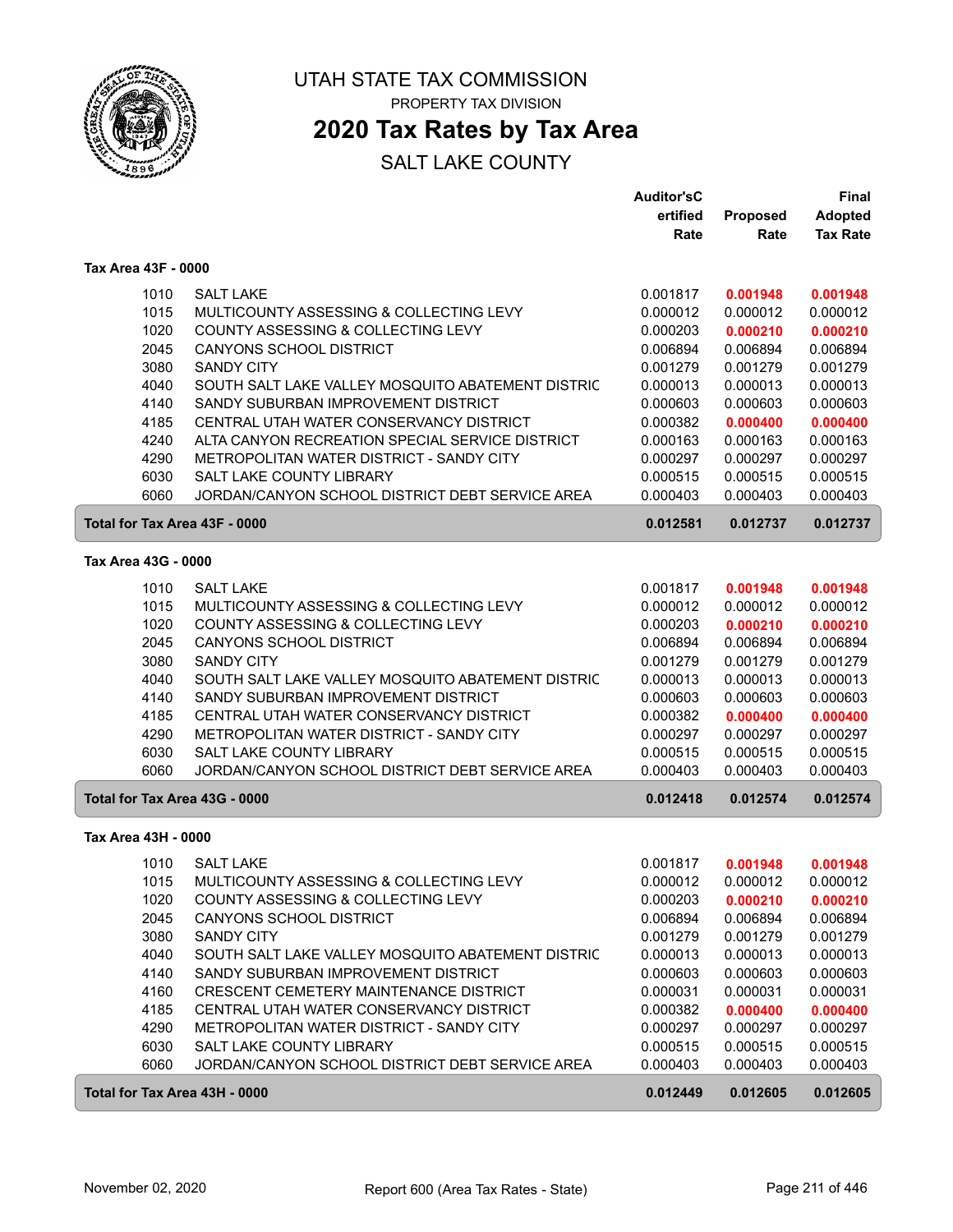# UTAH STATE TAX COMMISSION

PROPERTY TAX DIVISION

## 2020 Tax Rates by Tax Area

SALT LAKE COUNTY

| | | Auditor'sCertified Rate | Proposed Rate | Final Adopted Tax Rate |
|---|---|---|---|---|
| **Tax Area 43F - 0000** | | | | |
| 1010 | SALT LAKE | 0.001817 | **0.001948** | **0.001948** |
| 1015 | MULTICOUNTY ASSESSING & COLLECTING LEVY | 0.000012 | 0.000012 | 0.000012 |
| 1020 | COUNTY ASSESSING & COLLECTING LEVY | 0.000203 | **0.000210** | **0.000210** |
| 2045 | CANYONS SCHOOL DISTRICT | 0.006894 | 0.006894 | 0.006894 |
| 3080 | SANDY CITY | 0.001279 | 0.001279 | 0.001279 |
| 4040 | SOUTH SALT LAKE VALLEY MOSQUITO ABATEMENT DISTRIC | 0.000013 | 0.000013 | 0.000013 |
| 4140 | SANDY SUBURBAN IMPROVEMENT DISTRICT | 0.000603 | 0.000603 | 0.000603 |
| 4185 | CENTRAL UTAH WATER CONSERVANCY DISTRICT | 0.000382 | **0.000400** | **0.000400** |
| 4240 | ALTA CANYON RECREATION SPECIAL SERVICE DISTRICT | 0.000163 | 0.000163 | 0.000163 |
| 4290 | METROPOLITAN WATER DISTRICT - SANDY CITY | 0.000297 | 0.000297 | 0.000297 |
| 6030 | SALT LAKE COUNTY LIBRARY | 0.000515 | 0.000515 | 0.000515 |
| 6060 | JORDAN/CANYON SCHOOL DISTRICT DEBT SERVICE AREA | 0.000403 | 0.000403 | 0.000403 |
| **Total for Tax Area 43F - 0000** | | **0.012581** | **0.012737** | **0.012737** |
| **Tax Area 43G - 0000** | | | | |
| 1010 | SALT LAKE | 0.001817 | **0.001948** | **0.001948** |
| 1015 | MULTICOUNTY ASSESSING & COLLECTING LEVY | 0.000012 | 0.000012 | 0.000012 |
| 1020 | COUNTY ASSESSING & COLLECTING LEVY | 0.000203 | **0.000210** | **0.000210** |
| 2045 | CANYONS SCHOOL DISTRICT | 0.006894 | 0.006894 | 0.006894 |
| 3080 | SANDY CITY | 0.001279 | 0.001279 | 0.001279 |
| 4040 | SOUTH SALT LAKE VALLEY MOSQUITO ABATEMENT DISTRIC | 0.000013 | 0.000013 | 0.000013 |
| 4140 | SANDY SUBURBAN IMPROVEMENT DISTRICT | 0.000603 | 0.000603 | 0.000603 |
| 4185 | CENTRAL UTAH WATER CONSERVANCY DISTRICT | 0.000382 | **0.000400** | **0.000400** |
| 4290 | METROPOLITAN WATER DISTRICT - SANDY CITY | 0.000297 | 0.000297 | 0.000297 |
| 6030 | SALT LAKE COUNTY LIBRARY | 0.000515 | 0.000515 | 0.000515 |
| 6060 | JORDAN/CANYON SCHOOL DISTRICT DEBT SERVICE AREA | 0.000403 | 0.000403 | 0.000403 |
| **Total for Tax Area 43G - 0000** | | **0.012418** | **0.012574** | **0.012574** |
| **Tax Area 43H - 0000** | | | | |
| 1010 | SALT LAKE | 0.001817 | **0.001948** | **0.001948** |
| 1015 | MULTICOUNTY ASSESSING & COLLECTING LEVY | 0.000012 | 0.000012 | 0.000012 |
| 1020 | COUNTY ASSESSING & COLLECTING LEVY | 0.000203 | **0.000210** | **0.000210** |
| 2045 | CANYONS SCHOOL DISTRICT | 0.006894 | 0.006894 | 0.006894 |
| 3080 | SANDY CITY | 0.001279 | 0.001279 | 0.001279 |
| 4040 | SOUTH SALT LAKE VALLEY MOSQUITO ABATEMENT DISTRIC | 0.000013 | 0.000013 | 0.000013 |
| 4140 | SANDY SUBURBAN IMPROVEMENT DISTRICT | 0.000603 | 0.000603 | 0.000603 |
| 4160 | CRESCENT CEMETERY MAINTENANCE DISTRICT | 0.000031 | 0.000031 | 0.000031 |
| 4185 | CENTRAL UTAH WATER CONSERVANCY DISTRICT | 0.000382 | **0.000400** | **0.000400** |
| 4290 | METROPOLITAN WATER DISTRICT - SANDY CITY | 0.000297 | 0.000297 | 0.000297 |
| 6030 | SALT LAKE COUNTY LIBRARY | 0.000515 | 0.000515 | 0.000515 |
| 6060 | JORDAN/CANYON SCHOOL DISTRICT DEBT SERVICE AREA | 0.000403 | 0.000403 | 0.000403 |
| **Total for Tax Area 43H - 0000** | | **0.012449** | **0.012605** | **0.012605** |

November 02, 2020 — Report 600 (Area Tax Rates - State)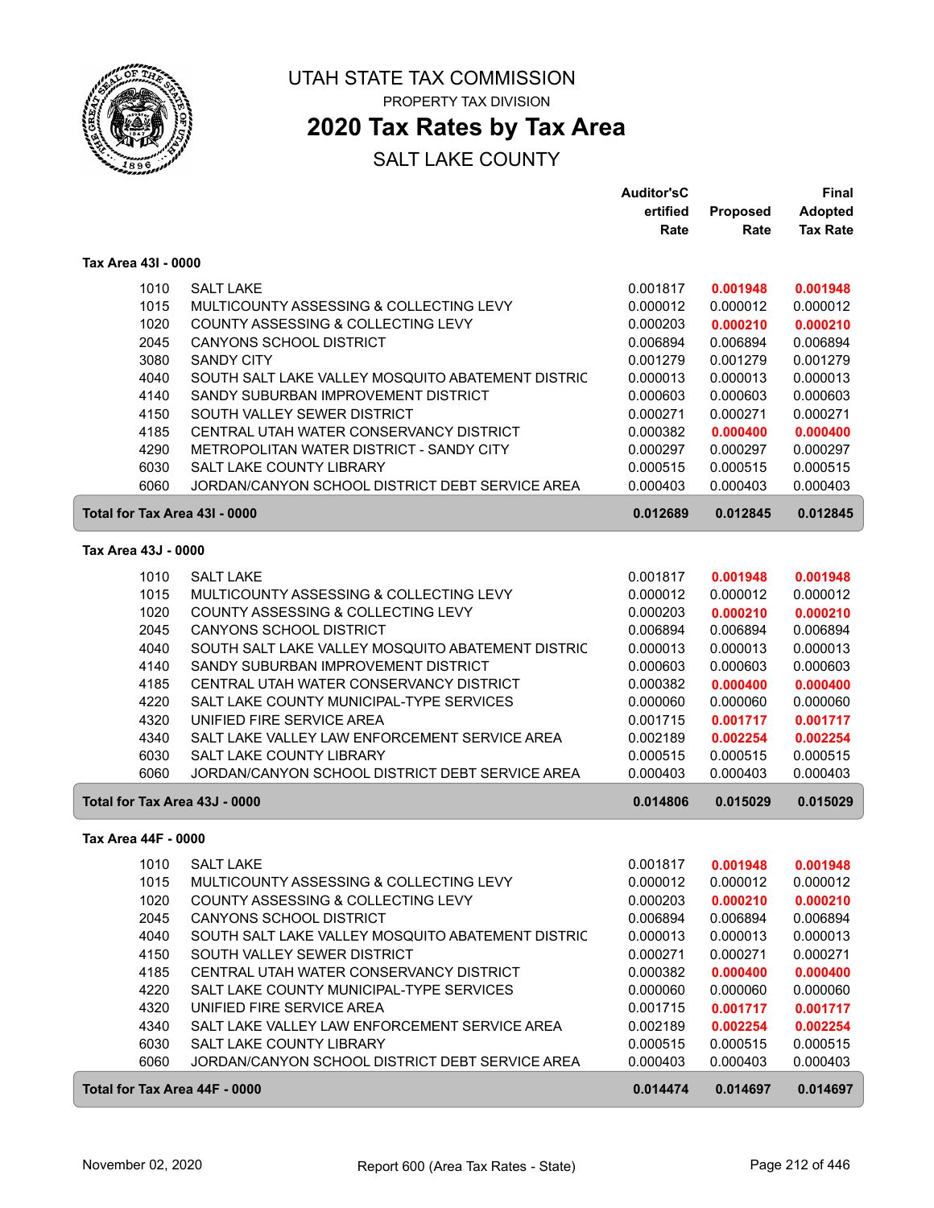# UTAH STATE TAX COMMISSION

PROPERTY TAX DIVISION

## 2020 Tax Rates by Tax Area

SALT LAKE COUNTY

| | | Auditor'sCertified Rate | Proposed Rate | Final Adopted Tax Rate |
|---|---|---|---|---|
| **Tax Area 43I - 0000** | | | | |
| 1010 | SALT LAKE | 0.001817 | **0.001948** | **0.001948** |
| 1015 | MULTICOUNTY ASSESSING & COLLECTING LEVY | 0.000012 | 0.000012 | 0.000012 |
| 1020 | COUNTY ASSESSING & COLLECTING LEVY | 0.000203 | **0.000210** | **0.000210** |
| 2045 | CANYONS SCHOOL DISTRICT | 0.006894 | 0.006894 | 0.006894 |
| 3080 | SANDY CITY | 0.001279 | 0.001279 | 0.001279 |
| 4040 | SOUTH SALT LAKE VALLEY MOSQUITO ABATEMENT DISTRIC | 0.000013 | 0.000013 | 0.000013 |
| 4140 | SANDY SUBURBAN IMPROVEMENT DISTRICT | 0.000603 | 0.000603 | 0.000603 |
| 4150 | SOUTH VALLEY SEWER DISTRICT | 0.000271 | 0.000271 | 0.000271 |
| 4185 | CENTRAL UTAH WATER CONSERVANCY DISTRICT | 0.000382 | **0.000400** | **0.000400** |
| 4290 | METROPOLITAN WATER DISTRICT - SANDY CITY | 0.000297 | 0.000297 | 0.000297 |
| 6030 | SALT LAKE COUNTY LIBRARY | 0.000515 | 0.000515 | 0.000515 |
| 6060 | JORDAN/CANYON SCHOOL DISTRICT DEBT SERVICE AREA | 0.000403 | 0.000403 | 0.000403 |
| **Total for Tax Area 43I - 0000** | | **0.012689** | **0.012845** | **0.012845** |
| **Tax Area 43J - 0000** | | | | |
| 1010 | SALT LAKE | 0.001817 | **0.001948** | **0.001948** |
| 1015 | MULTICOUNTY ASSESSING & COLLECTING LEVY | 0.000012 | 0.000012 | 0.000012 |
| 1020 | COUNTY ASSESSING & COLLECTING LEVY | 0.000203 | **0.000210** | **0.000210** |
| 2045 | CANYONS SCHOOL DISTRICT | 0.006894 | 0.006894 | 0.006894 |
| 4040 | SOUTH SALT LAKE VALLEY MOSQUITO ABATEMENT DISTRIC | 0.000013 | 0.000013 | 0.000013 |
| 4140 | SANDY SUBURBAN IMPROVEMENT DISTRICT | 0.000603 | 0.000603 | 0.000603 |
| 4185 | CENTRAL UTAH WATER CONSERVANCY DISTRICT | 0.000382 | **0.000400** | **0.000400** |
| 4220 | SALT LAKE COUNTY MUNICIPAL-TYPE SERVICES | 0.000060 | 0.000060 | 0.000060 |
| 4320 | UNIFIED FIRE SERVICE AREA | 0.001715 | **0.001717** | **0.001717** |
| 4340 | SALT LAKE VALLEY LAW ENFORCEMENT SERVICE AREA | 0.002189 | **0.002254** | **0.002254** |
| 6030 | SALT LAKE COUNTY LIBRARY | 0.000515 | 0.000515 | 0.000515 |
| 6060 | JORDAN/CANYON SCHOOL DISTRICT DEBT SERVICE AREA | 0.000403 | 0.000403 | 0.000403 |
| **Total for Tax Area 43J - 0000** | | **0.014806** | **0.015029** | **0.015029** |
| **Tax Area 44F - 0000** | | | | |
| 1010 | SALT LAKE | 0.001817 | **0.001948** | **0.001948** |
| 1015 | MULTICOUNTY ASSESSING & COLLECTING LEVY | 0.000012 | 0.000012 | 0.000012 |
| 1020 | COUNTY ASSESSING & COLLECTING LEVY | 0.000203 | **0.000210** | **0.000210** |
| 2045 | CANYONS SCHOOL DISTRICT | 0.006894 | 0.006894 | 0.006894 |
| 4040 | SOUTH SALT LAKE VALLEY MOSQUITO ABATEMENT DISTRIC | 0.000013 | 0.000013 | 0.000013 |
| 4150 | SOUTH VALLEY SEWER DISTRICT | 0.000271 | 0.000271 | 0.000271 |
| 4185 | CENTRAL UTAH WATER CONSERVANCY DISTRICT | 0.000382 | **0.000400** | **0.000400** |
| 4220 | SALT LAKE COUNTY MUNICIPAL-TYPE SERVICES | 0.000060 | 0.000060 | 0.000060 |
| 4320 | UNIFIED FIRE SERVICE AREA | 0.001715 | **0.001717** | **0.001717** |
| 4340 | SALT LAKE VALLEY LAW ENFORCEMENT SERVICE AREA | 0.002189 | **0.002254** | **0.002254** |
| 6030 | SALT LAKE COUNTY LIBRARY | 0.000515 | 0.000515 | 0.000515 |
| 6060 | JORDAN/CANYON SCHOOL DISTRICT DEBT SERVICE AREA | 0.000403 | 0.000403 | 0.000403 |
| **Total for Tax Area 44F - 0000** | | **0.014474** | **0.014697** | **0.014697** |

November 02, 2020 — Report 600 (Area Tax Rates - State)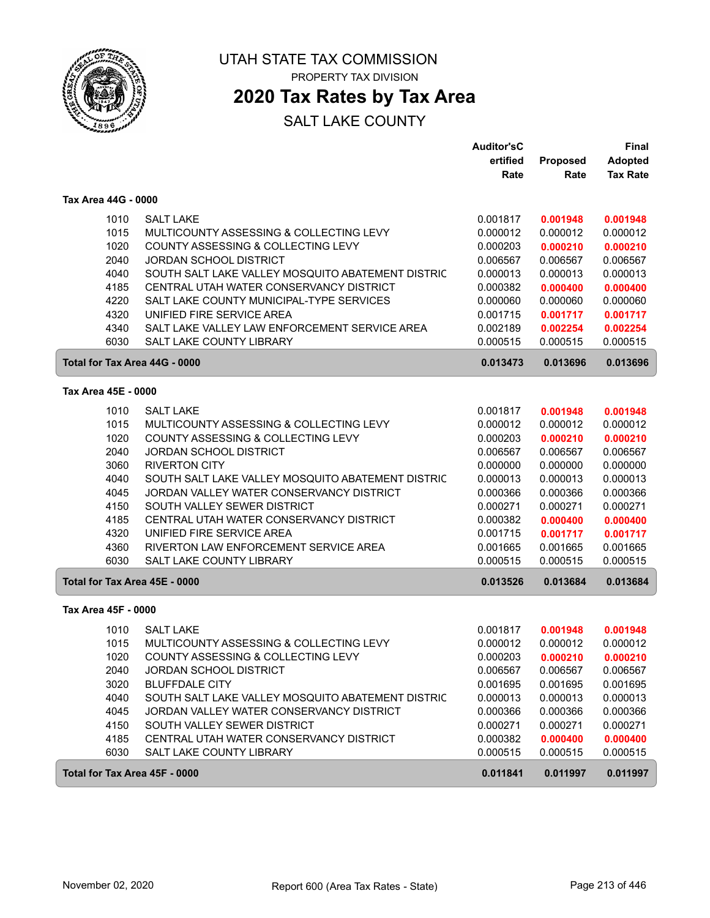# UTAH STATE TAX COMMISSION

PROPERTY TAX DIVISION

## 2020 Tax Rates by Tax Area

SALT LAKE COUNTY

| | | Auditor'sCertified Rate | Proposed Rate | Final Adopted Tax Rate |
|---|---|---|---|---|
| **Tax Area 44G - 0000** | | | | |
| 1010 | SALT LAKE | 0.001817 | **0.001948** | **0.001948** |
| 1015 | MULTICOUNTY ASSESSING & COLLECTING LEVY | 0.000012 | 0.000012 | 0.000012 |
| 1020 | COUNTY ASSESSING & COLLECTING LEVY | 0.000203 | **0.000210** | **0.000210** |
| 2040 | JORDAN SCHOOL DISTRICT | 0.006567 | 0.006567 | 0.006567 |
| 4040 | SOUTH SALT LAKE VALLEY MOSQUITO ABATEMENT DISTRIC | 0.000013 | 0.000013 | 0.000013 |
| 4185 | CENTRAL UTAH WATER CONSERVANCY DISTRICT | 0.000382 | **0.000400** | **0.000400** |
| 4220 | SALT LAKE COUNTY MUNICIPAL-TYPE SERVICES | 0.000060 | 0.000060 | 0.000060 |
| 4320 | UNIFIED FIRE SERVICE AREA | 0.001715 | **0.001717** | **0.001717** |
| 4340 | SALT LAKE VALLEY LAW ENFORCEMENT SERVICE AREA | 0.002189 | **0.002254** | **0.002254** |
| 6030 | SALT LAKE COUNTY LIBRARY | 0.000515 | 0.000515 | 0.000515 |
| **Total for Tax Area 44G - 0000** | | **0.013473** | **0.013696** | **0.013696** |
| **Tax Area 45E - 0000** | | | | |
| 1010 | SALT LAKE | 0.001817 | **0.001948** | **0.001948** |
| 1015 | MULTICOUNTY ASSESSING & COLLECTING LEVY | 0.000012 | 0.000012 | 0.000012 |
| 1020 | COUNTY ASSESSING & COLLECTING LEVY | 0.000203 | **0.000210** | **0.000210** |
| 2040 | JORDAN SCHOOL DISTRICT | 0.006567 | 0.006567 | 0.006567 |
| 3060 | RIVERTON CITY | 0.000000 | 0.000000 | 0.000000 |
| 4040 | SOUTH SALT LAKE VALLEY MOSQUITO ABATEMENT DISTRIC | 0.000013 | 0.000013 | 0.000013 |
| 4045 | JORDAN VALLEY WATER CONSERVANCY DISTRICT | 0.000366 | 0.000366 | 0.000366 |
| 4150 | SOUTH VALLEY SEWER DISTRICT | 0.000271 | 0.000271 | 0.000271 |
| 4185 | CENTRAL UTAH WATER CONSERVANCY DISTRICT | 0.000382 | **0.000400** | **0.000400** |
| 4320 | UNIFIED FIRE SERVICE AREA | 0.001715 | **0.001717** | **0.001717** |
| 4360 | RIVERTON LAW ENFORCEMENT SERVICE AREA | 0.001665 | 0.001665 | 0.001665 |
| 6030 | SALT LAKE COUNTY LIBRARY | 0.000515 | 0.000515 | 0.000515 |
| **Total for Tax Area 45E - 0000** | | **0.013526** | **0.013684** | **0.013684** |
| **Tax Area 45F - 0000** | | | | |
| 1010 | SALT LAKE | 0.001817 | **0.001948** | **0.001948** |
| 1015 | MULTICOUNTY ASSESSING & COLLECTING LEVY | 0.000012 | 0.000012 | 0.000012 |
| 1020 | COUNTY ASSESSING & COLLECTING LEVY | 0.000203 | **0.000210** | **0.000210** |
| 2040 | JORDAN SCHOOL DISTRICT | 0.006567 | 0.006567 | 0.006567 |
| 3020 | BLUFFDALE CITY | 0.001695 | 0.001695 | 0.001695 |
| 4040 | SOUTH SALT LAKE VALLEY MOSQUITO ABATEMENT DISTRIC | 0.000013 | 0.000013 | 0.000013 |
| 4045 | JORDAN VALLEY WATER CONSERVANCY DISTRICT | 0.000366 | 0.000366 | 0.000366 |
| 4150 | SOUTH VALLEY SEWER DISTRICT | 0.000271 | 0.000271 | 0.000271 |
| 4185 | CENTRAL UTAH WATER CONSERVANCY DISTRICT | 0.000382 | **0.000400** | **0.000400** |
| 6030 | SALT LAKE COUNTY LIBRARY | 0.000515 | 0.000515 | 0.000515 |
| **Total for Tax Area 45F - 0000** | | **0.011841** | **0.011997** | **0.011997** |

November 02, 2020 — Report 600 (Area Tax Rates - State)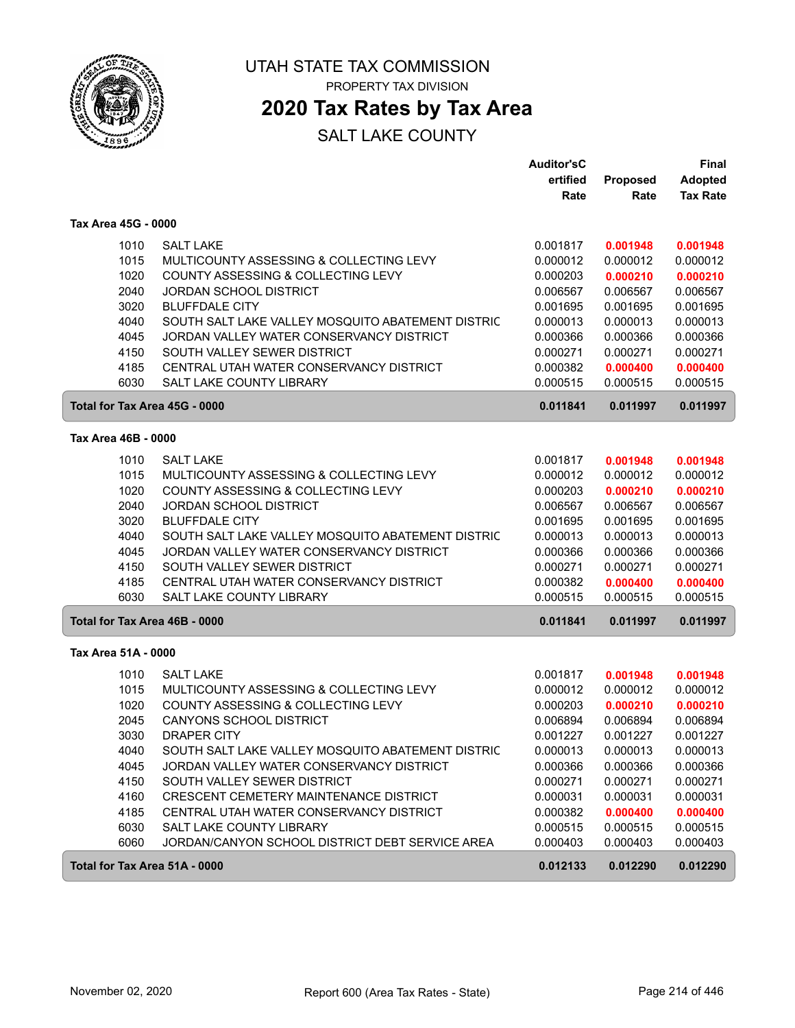# UTAH STATE TAX COMMISSION

PROPERTY TAX DIVISION

## 2020 Tax Rates by Tax Area

SALT LAKE COUNTY

| | | Auditor'sCertified Rate | Proposed Rate | Final Adopted Tax Rate |
|---|---|---|---|---|
| **Tax Area 45G - 0000** | | | | |
| 1010 | SALT LAKE | 0.001817 | **0.001948** | **0.001948** |
| 1015 | MULTICOUNTY ASSESSING & COLLECTING LEVY | 0.000012 | 0.000012 | 0.000012 |
| 1020 | COUNTY ASSESSING & COLLECTING LEVY | 0.000203 | **0.000210** | **0.000210** |
| 2040 | JORDAN SCHOOL DISTRICT | 0.006567 | 0.006567 | 0.006567 |
| 3020 | BLUFFDALE CITY | 0.001695 | 0.001695 | 0.001695 |
| 4040 | SOUTH SALT LAKE VALLEY MOSQUITO ABATEMENT DISTRIC | 0.000013 | 0.000013 | 0.000013 |
| 4045 | JORDAN VALLEY WATER CONSERVANCY DISTRICT | 0.000366 | 0.000366 | 0.000366 |
| 4150 | SOUTH VALLEY SEWER DISTRICT | 0.000271 | 0.000271 | 0.000271 |
| 4185 | CENTRAL UTAH WATER CONSERVANCY DISTRICT | 0.000382 | **0.000400** | **0.000400** |
| 6030 | SALT LAKE COUNTY LIBRARY | 0.000515 | 0.000515 | 0.000515 |
| **Total for Tax Area 45G - 0000** | | **0.011841** | **0.011997** | **0.011997** |
| **Tax Area 46B - 0000** | | | | |
| 1010 | SALT LAKE | 0.001817 | **0.001948** | **0.001948** |
| 1015 | MULTICOUNTY ASSESSING & COLLECTING LEVY | 0.000012 | 0.000012 | 0.000012 |
| 1020 | COUNTY ASSESSING & COLLECTING LEVY | 0.000203 | **0.000210** | **0.000210** |
| 2040 | JORDAN SCHOOL DISTRICT | 0.006567 | 0.006567 | 0.006567 |
| 3020 | BLUFFDALE CITY | 0.001695 | 0.001695 | 0.001695 |
| 4040 | SOUTH SALT LAKE VALLEY MOSQUITO ABATEMENT DISTRIC | 0.000013 | 0.000013 | 0.000013 |
| 4045 | JORDAN VALLEY WATER CONSERVANCY DISTRICT | 0.000366 | 0.000366 | 0.000366 |
| 4150 | SOUTH VALLEY SEWER DISTRICT | 0.000271 | 0.000271 | 0.000271 |
| 4185 | CENTRAL UTAH WATER CONSERVANCY DISTRICT | 0.000382 | **0.000400** | **0.000400** |
| 6030 | SALT LAKE COUNTY LIBRARY | 0.000515 | 0.000515 | 0.000515 |
| **Total for Tax Area 46B - 0000** | | **0.011841** | **0.011997** | **0.011997** |
| **Tax Area 51A - 0000** | | | | |
| 1010 | SALT LAKE | 0.001817 | **0.001948** | **0.001948** |
| 1015 | MULTICOUNTY ASSESSING & COLLECTING LEVY | 0.000012 | 0.000012 | 0.000012 |
| 1020 | COUNTY ASSESSING & COLLECTING LEVY | 0.000203 | **0.000210** | **0.000210** |
| 2045 | CANYONS SCHOOL DISTRICT | 0.006894 | 0.006894 | 0.006894 |
| 3030 | DRAPER CITY | 0.001227 | 0.001227 | 0.001227 |
| 4040 | SOUTH SALT LAKE VALLEY MOSQUITO ABATEMENT DISTRIC | 0.000013 | 0.000013 | 0.000013 |
| 4045 | JORDAN VALLEY WATER CONSERVANCY DISTRICT | 0.000366 | 0.000366 | 0.000366 |
| 4150 | SOUTH VALLEY SEWER DISTRICT | 0.000271 | 0.000271 | 0.000271 |
| 4160 | CRESCENT CEMETERY MAINTENANCE DISTRICT | 0.000031 | 0.000031 | 0.000031 |
| 4185 | CENTRAL UTAH WATER CONSERVANCY DISTRICT | 0.000382 | **0.000400** | **0.000400** |
| 6030 | SALT LAKE COUNTY LIBRARY | 0.000515 | 0.000515 | 0.000515 |
| 6060 | JORDAN/CANYON SCHOOL DISTRICT DEBT SERVICE AREA | 0.000403 | 0.000403 | 0.000403 |
| **Total for Tax Area 51A - 0000** | | **0.012133** | **0.012290** | **0.012290** |

November 02, 2020 — Report 600 (Area Tax Rates - State)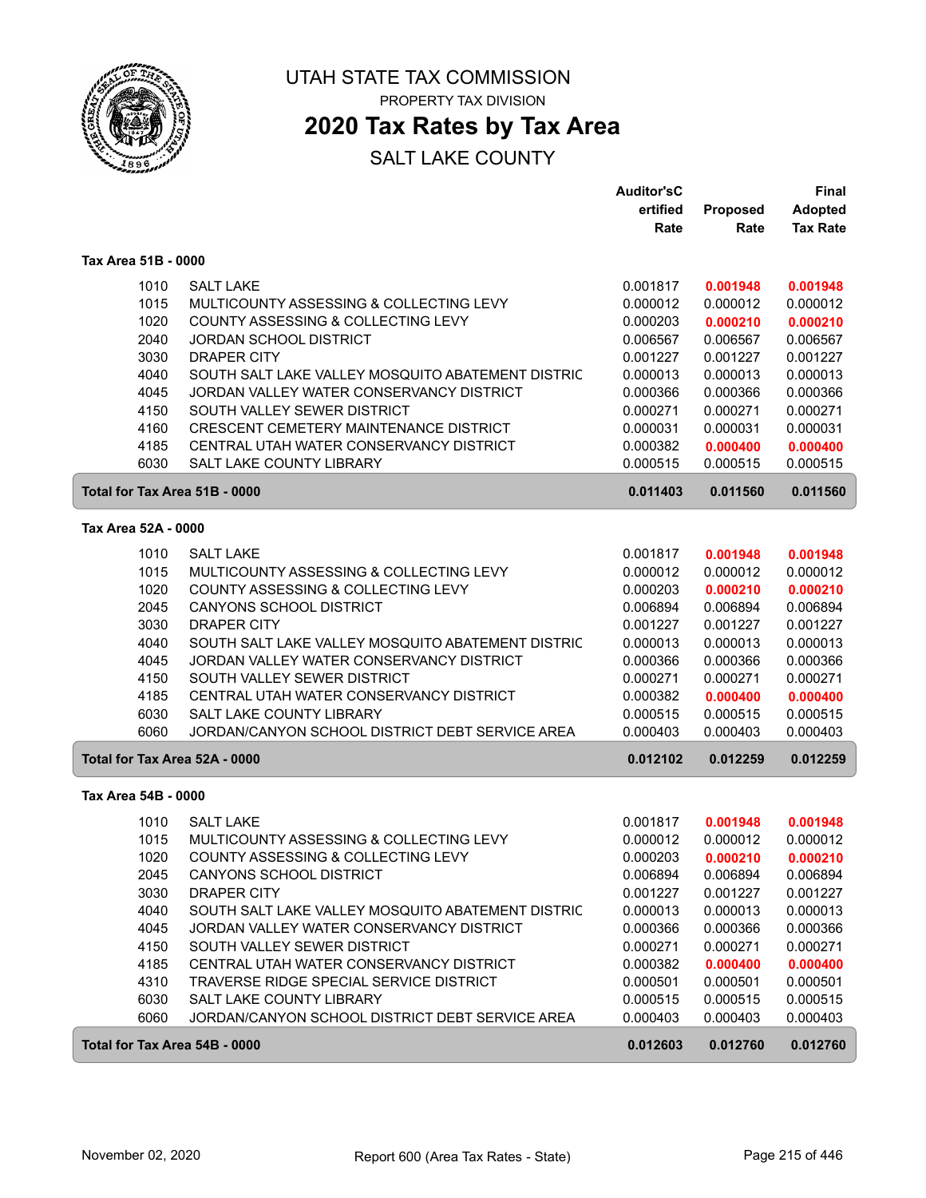# UTAH STATE TAX COMMISSION

PROPERTY TAX DIVISION

## 2020 Tax Rates by Tax Area

SALT LAKE COUNTY

### Tax Area 51B - 0000

| | | Auditor'sC ertified Rate | Proposed Rate | Final Adopted Tax Rate |
|---|---|---|---|---|
| 1010 | SALT LAKE | 0.001817 | **0.001948** | **0.001948** |
| 1015 | MULTICOUNTY ASSESSING & COLLECTING LEVY | 0.000012 | 0.000012 | 0.000012 |
| 1020 | COUNTY ASSESSING & COLLECTING LEVY | 0.000203 | **0.000210** | **0.000210** |
| 2040 | JORDAN SCHOOL DISTRICT | 0.006567 | 0.006567 | 0.006567 |
| 3030 | DRAPER CITY | 0.001227 | 0.001227 | 0.001227 |
| 4040 | SOUTH SALT LAKE VALLEY MOSQUITO ABATEMENT DISTRIC | 0.000013 | 0.000013 | 0.000013 |
| 4045 | JORDAN VALLEY WATER CONSERVANCY DISTRICT | 0.000366 | 0.000366 | 0.000366 |
| 4150 | SOUTH VALLEY SEWER DISTRICT | 0.000271 | 0.000271 | 0.000271 |
| 4160 | CRESCENT CEMETERY MAINTENANCE DISTRICT | 0.000031 | 0.000031 | 0.000031 |
| 4185 | CENTRAL UTAH WATER CONSERVANCY DISTRICT | 0.000382 | **0.000400** | **0.000400** |
| 6030 | SALT LAKE COUNTY LIBRARY | 0.000515 | 0.000515 | 0.000515 |
| **Total for Tax Area 51B - 0000** | | **0.011403** | **0.011560** | **0.011560** |

### Tax Area 52A - 0000

| | | Auditor'sC ertified Rate | Proposed Rate | Final Adopted Tax Rate |
|---|---|---|---|---|
| 1010 | SALT LAKE | 0.001817 | **0.001948** | **0.001948** |
| 1015 | MULTICOUNTY ASSESSING & COLLECTING LEVY | 0.000012 | 0.000012 | 0.000012 |
| 1020 | COUNTY ASSESSING & COLLECTING LEVY | 0.000203 | **0.000210** | **0.000210** |
| 2045 | CANYONS SCHOOL DISTRICT | 0.006894 | 0.006894 | 0.006894 |
| 3030 | DRAPER CITY | 0.001227 | 0.001227 | 0.001227 |
| 4040 | SOUTH SALT LAKE VALLEY MOSQUITO ABATEMENT DISTRIC | 0.000013 | 0.000013 | 0.000013 |
| 4045 | JORDAN VALLEY WATER CONSERVANCY DISTRICT | 0.000366 | 0.000366 | 0.000366 |
| 4150 | SOUTH VALLEY SEWER DISTRICT | 0.000271 | 0.000271 | 0.000271 |
| 4185 | CENTRAL UTAH WATER CONSERVANCY DISTRICT | 0.000382 | **0.000400** | **0.000400** |
| 6030 | SALT LAKE COUNTY LIBRARY | 0.000515 | 0.000515 | 0.000515 |
| 6060 | JORDAN/CANYON SCHOOL DISTRICT DEBT SERVICE AREA | 0.000403 | 0.000403 | 0.000403 |
| **Total for Tax Area 52A - 0000** | | **0.012102** | **0.012259** | **0.012259** |

### Tax Area 54B - 0000

| | | Auditor'sC ertified Rate | Proposed Rate | Final Adopted Tax Rate |
|---|---|---|---|---|
| 1010 | SALT LAKE | 0.001817 | **0.001948** | **0.001948** |
| 1015 | MULTICOUNTY ASSESSING & COLLECTING LEVY | 0.000012 | 0.000012 | 0.000012 |
| 1020 | COUNTY ASSESSING & COLLECTING LEVY | 0.000203 | **0.000210** | **0.000210** |
| 2045 | CANYONS SCHOOL DISTRICT | 0.006894 | 0.006894 | 0.006894 |
| 3030 | DRAPER CITY | 0.001227 | 0.001227 | 0.001227 |
| 4040 | SOUTH SALT LAKE VALLEY MOSQUITO ABATEMENT DISTRIC | 0.000013 | 0.000013 | 0.000013 |
| 4045 | JORDAN VALLEY WATER CONSERVANCY DISTRICT | 0.000366 | 0.000366 | 0.000366 |
| 4150 | SOUTH VALLEY SEWER DISTRICT | 0.000271 | 0.000271 | 0.000271 |
| 4185 | CENTRAL UTAH WATER CONSERVANCY DISTRICT | 0.000382 | **0.000400** | **0.000400** |
| 4310 | TRAVERSE RIDGE SPECIAL SERVICE DISTRICT | 0.000501 | 0.000501 | 0.000501 |
| 6030 | SALT LAKE COUNTY LIBRARY | 0.000515 | 0.000515 | 0.000515 |
| 6060 | JORDAN/CANYON SCHOOL DISTRICT DEBT SERVICE AREA | 0.000403 | 0.000403 | 0.000403 |
| **Total for Tax Area 54B - 0000** | | **0.012603** | **0.012760** | **0.012760** |

November 02, 2020 — Report 600 (Area Tax Rates - State)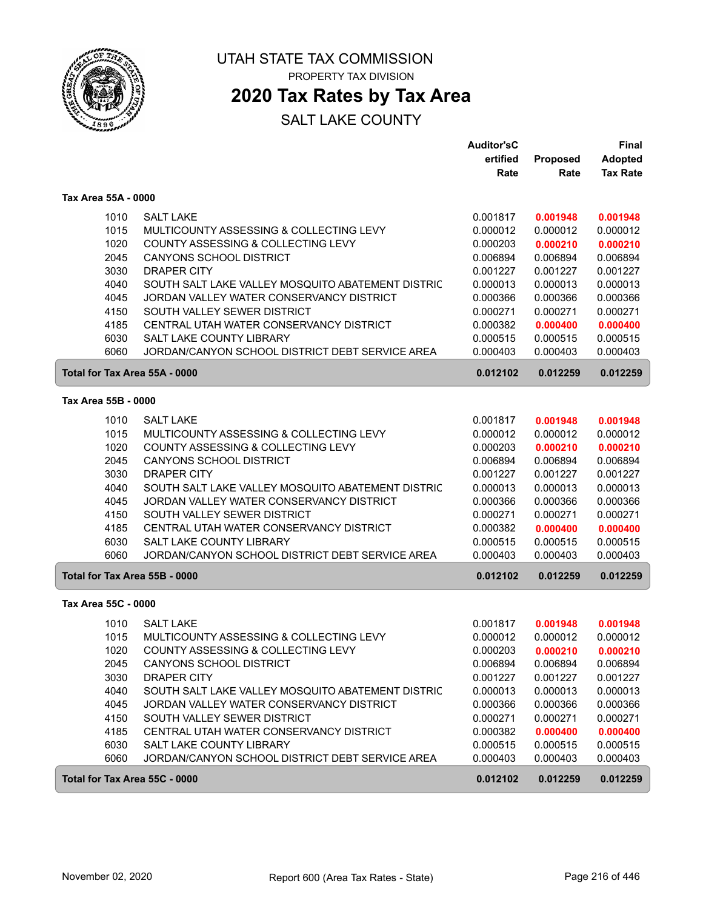# UTAH STATE TAX COMMISSION

PROPERTY TAX DIVISION

## 2020 Tax Rates by Tax Area

SALT LAKE COUNTY

### Tax Area 55A - 0000

| | | Auditor'sCertified Rate | Proposed Rate | Final Adopted Tax Rate |
|---|---|---|---|---|
| 1010 | SALT LAKE | 0.001817 | **0.001948** | **0.001948** |
| 1015 | MULTICOUNTY ASSESSING & COLLECTING LEVY | 0.000012 | 0.000012 | 0.000012 |
| 1020 | COUNTY ASSESSING & COLLECTING LEVY | 0.000203 | **0.000210** | **0.000210** |
| 2045 | CANYONS SCHOOL DISTRICT | 0.006894 | 0.006894 | 0.006894 |
| 3030 | DRAPER CITY | 0.001227 | 0.001227 | 0.001227 |
| 4040 | SOUTH SALT LAKE VALLEY MOSQUITO ABATEMENT DISTRIC | 0.000013 | 0.000013 | 0.000013 |
| 4045 | JORDAN VALLEY WATER CONSERVANCY DISTRICT | 0.000366 | 0.000366 | 0.000366 |
| 4150 | SOUTH VALLEY SEWER DISTRICT | 0.000271 | 0.000271 | 0.000271 |
| 4185 | CENTRAL UTAH WATER CONSERVANCY DISTRICT | 0.000382 | **0.000400** | **0.000400** |
| 6030 | SALT LAKE COUNTY LIBRARY | 0.000515 | 0.000515 | 0.000515 |
| 6060 | JORDAN/CANYON SCHOOL DISTRICT DEBT SERVICE AREA | 0.000403 | 0.000403 | 0.000403 |
| **Total for Tax Area 55A - 0000** | | **0.012102** | **0.012259** | **0.012259** |

### Tax Area 55B - 0000

| | | Auditor'sCertified Rate | Proposed Rate | Final Adopted Tax Rate |
|---|---|---|---|---|
| 1010 | SALT LAKE | 0.001817 | **0.001948** | **0.001948** |
| 1015 | MULTICOUNTY ASSESSING & COLLECTING LEVY | 0.000012 | 0.000012 | 0.000012 |
| 1020 | COUNTY ASSESSING & COLLECTING LEVY | 0.000203 | **0.000210** | **0.000210** |
| 2045 | CANYONS SCHOOL DISTRICT | 0.006894 | 0.006894 | 0.006894 |
| 3030 | DRAPER CITY | 0.001227 | 0.001227 | 0.001227 |
| 4040 | SOUTH SALT LAKE VALLEY MOSQUITO ABATEMENT DISTRIC | 0.000013 | 0.000013 | 0.000013 |
| 4045 | JORDAN VALLEY WATER CONSERVANCY DISTRICT | 0.000366 | 0.000366 | 0.000366 |
| 4150 | SOUTH VALLEY SEWER DISTRICT | 0.000271 | 0.000271 | 0.000271 |
| 4185 | CENTRAL UTAH WATER CONSERVANCY DISTRICT | 0.000382 | **0.000400** | **0.000400** |
| 6030 | SALT LAKE COUNTY LIBRARY | 0.000515 | 0.000515 | 0.000515 |
| 6060 | JORDAN/CANYON SCHOOL DISTRICT DEBT SERVICE AREA | 0.000403 | 0.000403 | 0.000403 |
| **Total for Tax Area 55B - 0000** | | **0.012102** | **0.012259** | **0.012259** |

### Tax Area 55C - 0000

| | | Auditor'sCertified Rate | Proposed Rate | Final Adopted Tax Rate |
|---|---|---|---|---|
| 1010 | SALT LAKE | 0.001817 | **0.001948** | **0.001948** |
| 1015 | MULTICOUNTY ASSESSING & COLLECTING LEVY | 0.000012 | 0.000012 | 0.000012 |
| 1020 | COUNTY ASSESSING & COLLECTING LEVY | 0.000203 | **0.000210** | **0.000210** |
| 2045 | CANYONS SCHOOL DISTRICT | 0.006894 | 0.006894 | 0.006894 |
| 3030 | DRAPER CITY | 0.001227 | 0.001227 | 0.001227 |
| 4040 | SOUTH SALT LAKE VALLEY MOSQUITO ABATEMENT DISTRIC | 0.000013 | 0.000013 | 0.000013 |
| 4045 | JORDAN VALLEY WATER CONSERVANCY DISTRICT | 0.000366 | 0.000366 | 0.000366 |
| 4150 | SOUTH VALLEY SEWER DISTRICT | 0.000271 | 0.000271 | 0.000271 |
| 4185 | CENTRAL UTAH WATER CONSERVANCY DISTRICT | 0.000382 | **0.000400** | **0.000400** |
| 6030 | SALT LAKE COUNTY LIBRARY | 0.000515 | 0.000515 | 0.000515 |
| 6060 | JORDAN/CANYON SCHOOL DISTRICT DEBT SERVICE AREA | 0.000403 | 0.000403 | 0.000403 |
| **Total for Tax Area 55C - 0000** | | **0.012102** | **0.012259** | **0.012259** |

November 02, 2020 — Report 600 (Area Tax Rates - State)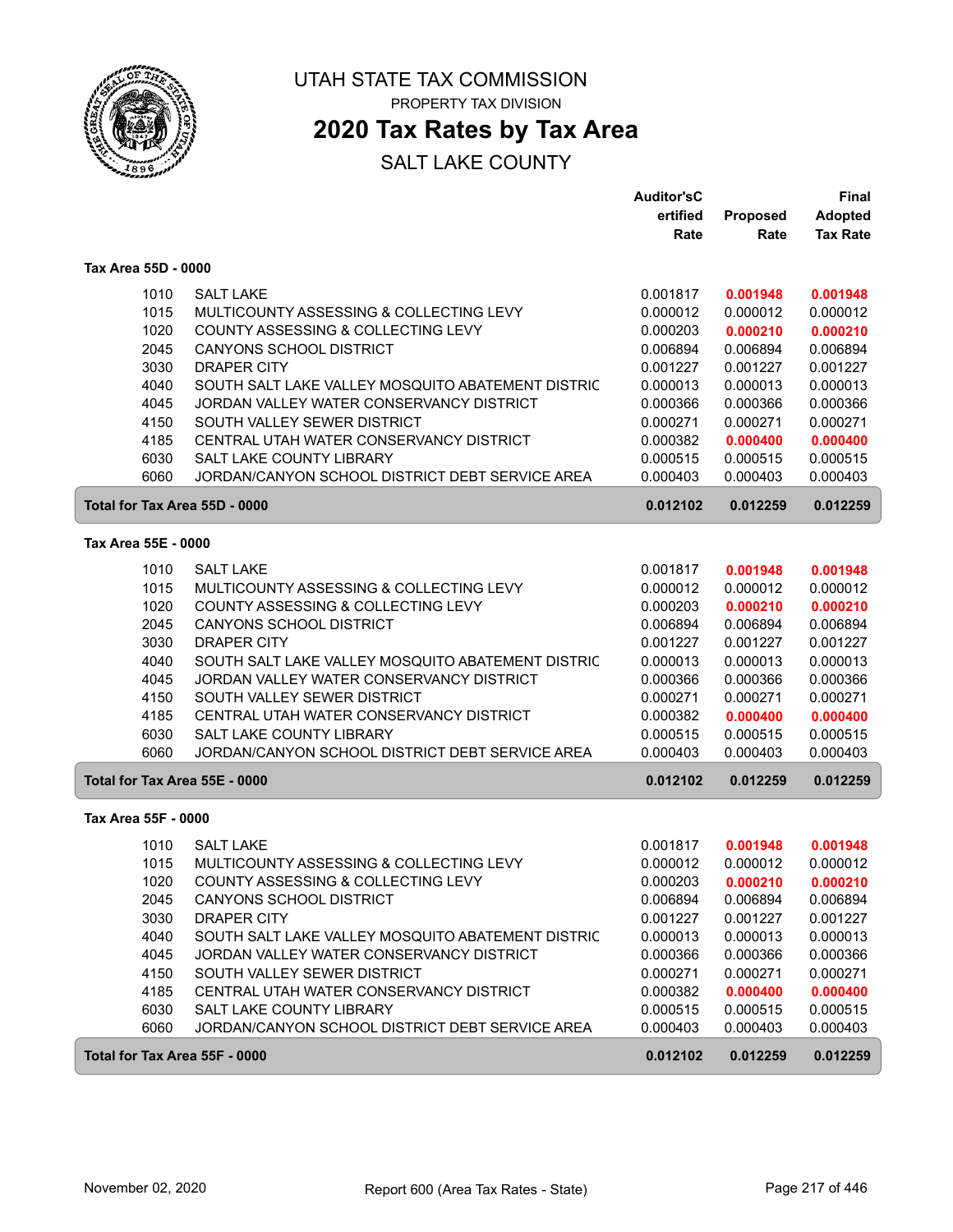# UTAH STATE TAX COMMISSION

PROPERTY TAX DIVISION

## 2020 Tax Rates by Tax Area

SALT LAKE COUNTY

| | | Auditor'sC ertified Rate | Proposed Rate | Final Adopted Tax Rate |
|---|---|---|---|---|
| **Tax Area 55D - 0000** | | | | |
| 1010 | SALT LAKE | 0.001817 | **0.001948** | **0.001948** |
| 1015 | MULTICOUNTY ASSESSING & COLLECTING LEVY | 0.000012 | 0.000012 | 0.000012 |
| 1020 | COUNTY ASSESSING & COLLECTING LEVY | 0.000203 | **0.000210** | **0.000210** |
| 2045 | CANYONS SCHOOL DISTRICT | 0.006894 | 0.006894 | 0.006894 |
| 3030 | DRAPER CITY | 0.001227 | 0.001227 | 0.001227 |
| 4040 | SOUTH SALT LAKE VALLEY MOSQUITO ABATEMENT DISTRIC | 0.000013 | 0.000013 | 0.000013 |
| 4045 | JORDAN VALLEY WATER CONSERVANCY DISTRICT | 0.000366 | 0.000366 | 0.000366 |
| 4150 | SOUTH VALLEY SEWER DISTRICT | 0.000271 | 0.000271 | 0.000271 |
| 4185 | CENTRAL UTAH WATER CONSERVANCY DISTRICT | 0.000382 | **0.000400** | **0.000400** |
| 6030 | SALT LAKE COUNTY LIBRARY | 0.000515 | 0.000515 | 0.000515 |
| 6060 | JORDAN/CANYON SCHOOL DISTRICT DEBT SERVICE AREA | 0.000403 | 0.000403 | 0.000403 |
| **Total for Tax Area 55D - 0000** | | **0.012102** | **0.012259** | **0.012259** |
| **Tax Area 55E - 0000** | | | | |
| 1010 | SALT LAKE | 0.001817 | **0.001948** | **0.001948** |
| 1015 | MULTICOUNTY ASSESSING & COLLECTING LEVY | 0.000012 | 0.000012 | 0.000012 |
| 1020 | COUNTY ASSESSING & COLLECTING LEVY | 0.000203 | **0.000210** | **0.000210** |
| 2045 | CANYONS SCHOOL DISTRICT | 0.006894 | 0.006894 | 0.006894 |
| 3030 | DRAPER CITY | 0.001227 | 0.001227 | 0.001227 |
| 4040 | SOUTH SALT LAKE VALLEY MOSQUITO ABATEMENT DISTRIC | 0.000013 | 0.000013 | 0.000013 |
| 4045 | JORDAN VALLEY WATER CONSERVANCY DISTRICT | 0.000366 | 0.000366 | 0.000366 |
| 4150 | SOUTH VALLEY SEWER DISTRICT | 0.000271 | 0.000271 | 0.000271 |
| 4185 | CENTRAL UTAH WATER CONSERVANCY DISTRICT | 0.000382 | **0.000400** | **0.000400** |
| 6030 | SALT LAKE COUNTY LIBRARY | 0.000515 | 0.000515 | 0.000515 |
| 6060 | JORDAN/CANYON SCHOOL DISTRICT DEBT SERVICE AREA | 0.000403 | 0.000403 | 0.000403 |
| **Total for Tax Area 55E - 0000** | | **0.012102** | **0.012259** | **0.012259** |
| **Tax Area 55F - 0000** | | | | |
| 1010 | SALT LAKE | 0.001817 | **0.001948** | **0.001948** |
| 1015 | MULTICOUNTY ASSESSING & COLLECTING LEVY | 0.000012 | 0.000012 | 0.000012 |
| 1020 | COUNTY ASSESSING & COLLECTING LEVY | 0.000203 | **0.000210** | **0.000210** |
| 2045 | CANYONS SCHOOL DISTRICT | 0.006894 | 0.006894 | 0.006894 |
| 3030 | DRAPER CITY | 0.001227 | 0.001227 | 0.001227 |
| 4040 | SOUTH SALT LAKE VALLEY MOSQUITO ABATEMENT DISTRIC | 0.000013 | 0.000013 | 0.000013 |
| 4045 | JORDAN VALLEY WATER CONSERVANCY DISTRICT | 0.000366 | 0.000366 | 0.000366 |
| 4150 | SOUTH VALLEY SEWER DISTRICT | 0.000271 | 0.000271 | 0.000271 |
| 4185 | CENTRAL UTAH WATER CONSERVANCY DISTRICT | 0.000382 | **0.000400** | **0.000400** |
| 6030 | SALT LAKE COUNTY LIBRARY | 0.000515 | 0.000515 | 0.000515 |
| 6060 | JORDAN/CANYON SCHOOL DISTRICT DEBT SERVICE AREA | 0.000403 | 0.000403 | 0.000403 |
| **Total for Tax Area 55F - 0000** | | **0.012102** | **0.012259** | **0.012259** |

November 02, 2020 — Report 600 (Area Tax Rates - State)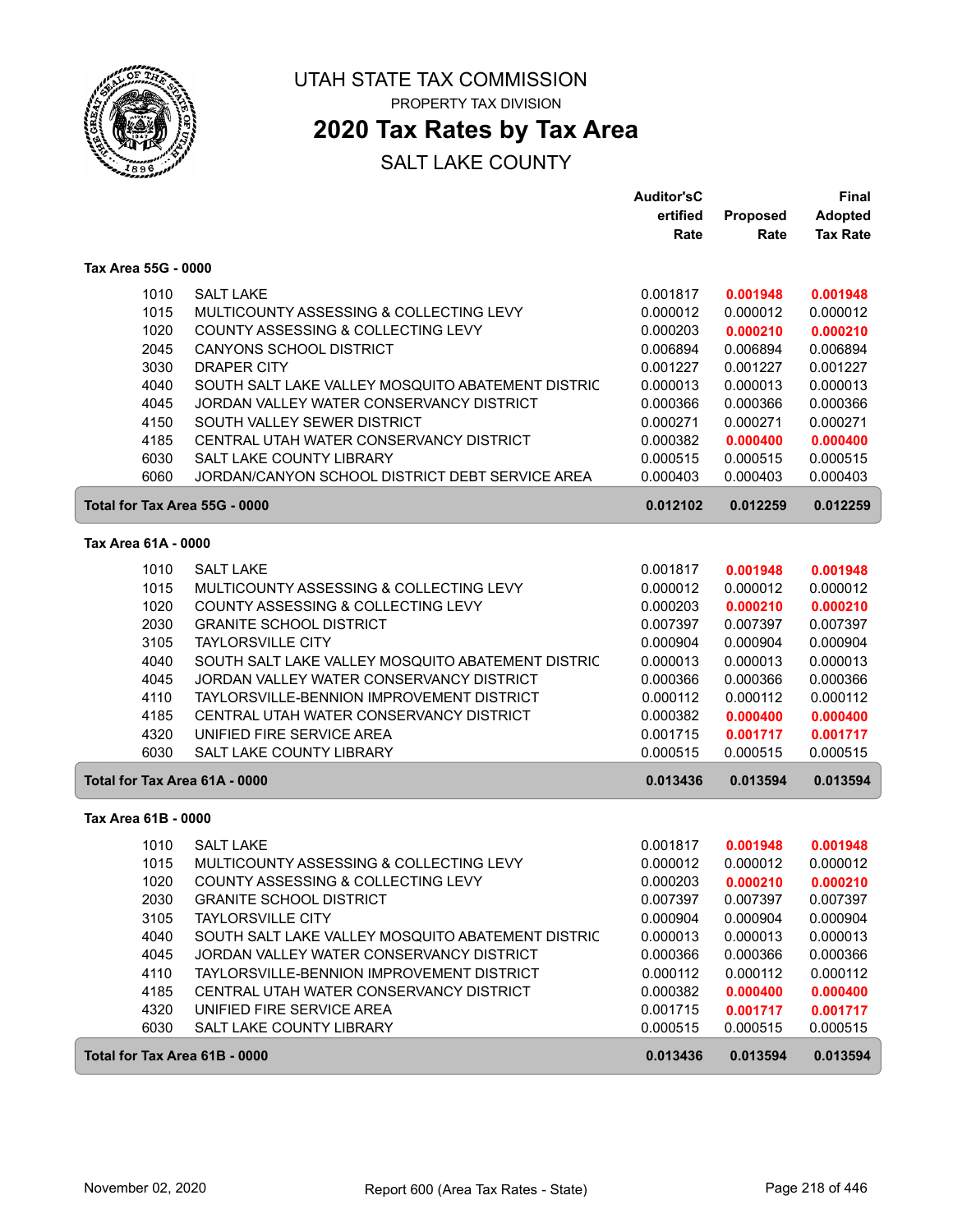# UTAH STATE TAX COMMISSION

PROPERTY TAX DIVISION

## 2020 Tax Rates by Tax Area

SALT LAKE COUNTY

### Tax Area 55G - 0000

| | | Auditor'sCertified Rate | Proposed Rate | Final Adopted Tax Rate |
|---|---|---|---|---|
| 1010 | SALT LAKE | 0.001817 | **0.001948** | **0.001948** |
| 1015 | MULTICOUNTY ASSESSING & COLLECTING LEVY | 0.000012 | 0.000012 | 0.000012 |
| 1020 | COUNTY ASSESSING & COLLECTING LEVY | 0.000203 | **0.000210** | **0.000210** |
| 2045 | CANYONS SCHOOL DISTRICT | 0.006894 | 0.006894 | 0.006894 |
| 3030 | DRAPER CITY | 0.001227 | 0.001227 | 0.001227 |
| 4040 | SOUTH SALT LAKE VALLEY MOSQUITO ABATEMENT DISTRIC | 0.000013 | 0.000013 | 0.000013 |
| 4045 | JORDAN VALLEY WATER CONSERVANCY DISTRICT | 0.000366 | 0.000366 | 0.000366 |
| 4150 | SOUTH VALLEY SEWER DISTRICT | 0.000271 | 0.000271 | 0.000271 |
| 4185 | CENTRAL UTAH WATER CONSERVANCY DISTRICT | 0.000382 | **0.000400** | **0.000400** |
| 6030 | SALT LAKE COUNTY LIBRARY | 0.000515 | 0.000515 | 0.000515 |
| 6060 | JORDAN/CANYON SCHOOL DISTRICT DEBT SERVICE AREA | 0.000403 | 0.000403 | 0.000403 |
| **Total for Tax Area 55G - 0000** | | **0.012102** | **0.012259** | **0.012259** |

### Tax Area 61A - 0000

| | | Auditor'sCertified Rate | Proposed Rate | Final Adopted Tax Rate |
|---|---|---|---|---|
| 1010 | SALT LAKE | 0.001817 | **0.001948** | **0.001948** |
| 1015 | MULTICOUNTY ASSESSING & COLLECTING LEVY | 0.000012 | 0.000012 | 0.000012 |
| 1020 | COUNTY ASSESSING & COLLECTING LEVY | 0.000203 | **0.000210** | **0.000210** |
| 2030 | GRANITE SCHOOL DISTRICT | 0.007397 | 0.007397 | 0.007397 |
| 3105 | TAYLORSVILLE CITY | 0.000904 | 0.000904 | 0.000904 |
| 4040 | SOUTH SALT LAKE VALLEY MOSQUITO ABATEMENT DISTRIC | 0.000013 | 0.000013 | 0.000013 |
| 4045 | JORDAN VALLEY WATER CONSERVANCY DISTRICT | 0.000366 | 0.000366 | 0.000366 |
| 4110 | TAYLORSVILLE-BENNION IMPROVEMENT DISTRICT | 0.000112 | 0.000112 | 0.000112 |
| 4185 | CENTRAL UTAH WATER CONSERVANCY DISTRICT | 0.000382 | **0.000400** | **0.000400** |
| 4320 | UNIFIED FIRE SERVICE AREA | 0.001715 | **0.001717** | **0.001717** |
| 6030 | SALT LAKE COUNTY LIBRARY | 0.000515 | 0.000515 | 0.000515 |
| **Total for Tax Area 61A - 0000** | | **0.013436** | **0.013594** | **0.013594** |

### Tax Area 61B - 0000

| | | Auditor'sCertified Rate | Proposed Rate | Final Adopted Tax Rate |
|---|---|---|---|---|
| 1010 | SALT LAKE | 0.001817 | **0.001948** | **0.001948** |
| 1015 | MULTICOUNTY ASSESSING & COLLECTING LEVY | 0.000012 | 0.000012 | 0.000012 |
| 1020 | COUNTY ASSESSING & COLLECTING LEVY | 0.000203 | **0.000210** | **0.000210** |
| 2030 | GRANITE SCHOOL DISTRICT | 0.007397 | 0.007397 | 0.007397 |
| 3105 | TAYLORSVILLE CITY | 0.000904 | 0.000904 | 0.000904 |
| 4040 | SOUTH SALT LAKE VALLEY MOSQUITO ABATEMENT DISTRIC | 0.000013 | 0.000013 | 0.000013 |
| 4045 | JORDAN VALLEY WATER CONSERVANCY DISTRICT | 0.000366 | 0.000366 | 0.000366 |
| 4110 | TAYLORSVILLE-BENNION IMPROVEMENT DISTRICT | 0.000112 | 0.000112 | 0.000112 |
| 4185 | CENTRAL UTAH WATER CONSERVANCY DISTRICT | 0.000382 | **0.000400** | **0.000400** |
| 4320 | UNIFIED FIRE SERVICE AREA | 0.001715 | **0.001717** | **0.001717** |
| 6030 | SALT LAKE COUNTY LIBRARY | 0.000515 | 0.000515 | 0.000515 |
| **Total for Tax Area 61B - 0000** | | **0.013436** | **0.013594** | **0.013594** |

November 02, 2020 — Report 600 (Area Tax Rates - State)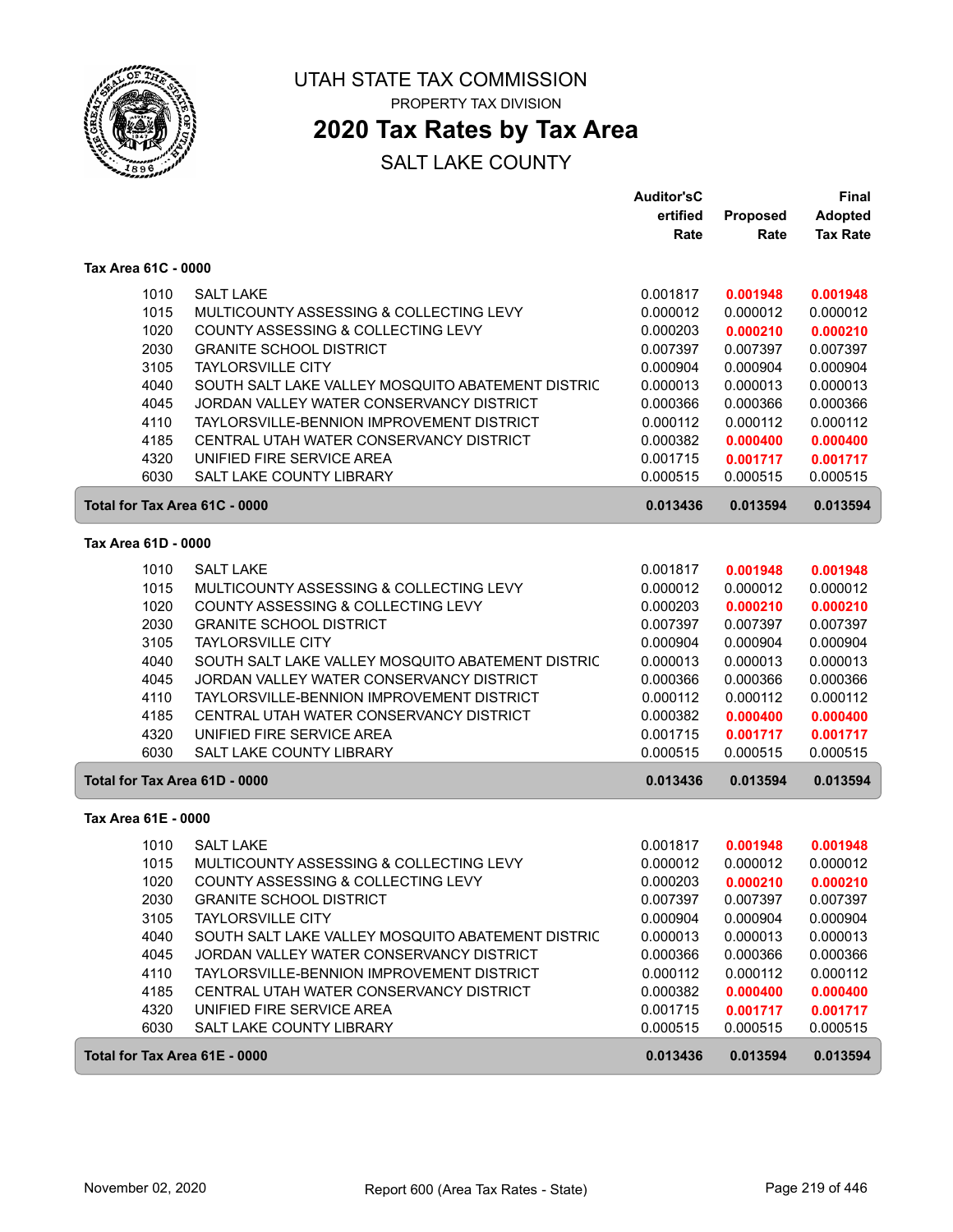# UTAH STATE TAX COMMISSION

PROPERTY TAX DIVISION

## 2020 Tax Rates by Tax Area

SALT LAKE COUNTY

| | | Auditor'sC ertified Rate | Proposed Rate | Final Adopted Tax Rate |
|---|---|---|---|---|
| **Tax Area 61C - 0000** | | | | |
| 1010 | SALT LAKE | 0.001817 | **0.001948** | **0.001948** |
| 1015 | MULTICOUNTY ASSESSING & COLLECTING LEVY | 0.000012 | 0.000012 | 0.000012 |
| 1020 | COUNTY ASSESSING & COLLECTING LEVY | 0.000203 | **0.000210** | **0.000210** |
| 2030 | GRANITE SCHOOL DISTRICT | 0.007397 | 0.007397 | 0.007397 |
| 3105 | TAYLORSVILLE CITY | 0.000904 | 0.000904 | 0.000904 |
| 4040 | SOUTH SALT LAKE VALLEY MOSQUITO ABATEMENT DISTRIC | 0.000013 | 0.000013 | 0.000013 |
| 4045 | JORDAN VALLEY WATER CONSERVANCY DISTRICT | 0.000366 | 0.000366 | 0.000366 |
| 4110 | TAYLORSVILLE-BENNION IMPROVEMENT DISTRICT | 0.000112 | 0.000112 | 0.000112 |
| 4185 | CENTRAL UTAH WATER CONSERVANCY DISTRICT | 0.000382 | **0.000400** | **0.000400** |
| 4320 | UNIFIED FIRE SERVICE AREA | 0.001715 | **0.001717** | **0.001717** |
| 6030 | SALT LAKE COUNTY LIBRARY | 0.000515 | 0.000515 | 0.000515 |
| **Total for Tax Area 61C - 0000** | | **0.013436** | **0.013594** | **0.013594** |
| **Tax Area 61D - 0000** | | | | |
| 1010 | SALT LAKE | 0.001817 | **0.001948** | **0.001948** |
| 1015 | MULTICOUNTY ASSESSING & COLLECTING LEVY | 0.000012 | 0.000012 | 0.000012 |
| 1020 | COUNTY ASSESSING & COLLECTING LEVY | 0.000203 | **0.000210** | **0.000210** |
| 2030 | GRANITE SCHOOL DISTRICT | 0.007397 | 0.007397 | 0.007397 |
| 3105 | TAYLORSVILLE CITY | 0.000904 | 0.000904 | 0.000904 |
| 4040 | SOUTH SALT LAKE VALLEY MOSQUITO ABATEMENT DISTRIC | 0.000013 | 0.000013 | 0.000013 |
| 4045 | JORDAN VALLEY WATER CONSERVANCY DISTRICT | 0.000366 | 0.000366 | 0.000366 |
| 4110 | TAYLORSVILLE-BENNION IMPROVEMENT DISTRICT | 0.000112 | 0.000112 | 0.000112 |
| 4185 | CENTRAL UTAH WATER CONSERVANCY DISTRICT | 0.000382 | **0.000400** | **0.000400** |
| 4320 | UNIFIED FIRE SERVICE AREA | 0.001715 | **0.001717** | **0.001717** |
| 6030 | SALT LAKE COUNTY LIBRARY | 0.000515 | 0.000515 | 0.000515 |
| **Total for Tax Area 61D - 0000** | | **0.013436** | **0.013594** | **0.013594** |
| **Tax Area 61E - 0000** | | | | |
| 1010 | SALT LAKE | 0.001817 | **0.001948** | **0.001948** |
| 1015 | MULTICOUNTY ASSESSING & COLLECTING LEVY | 0.000012 | 0.000012 | 0.000012 |
| 1020 | COUNTY ASSESSING & COLLECTING LEVY | 0.000203 | **0.000210** | **0.000210** |
| 2030 | GRANITE SCHOOL DISTRICT | 0.007397 | 0.007397 | 0.007397 |
| 3105 | TAYLORSVILLE CITY | 0.000904 | 0.000904 | 0.000904 |
| 4040 | SOUTH SALT LAKE VALLEY MOSQUITO ABATEMENT DISTRIC | 0.000013 | 0.000013 | 0.000013 |
| 4045 | JORDAN VALLEY WATER CONSERVANCY DISTRICT | 0.000366 | 0.000366 | 0.000366 |
| 4110 | TAYLORSVILLE-BENNION IMPROVEMENT DISTRICT | 0.000112 | 0.000112 | 0.000112 |
| 4185 | CENTRAL UTAH WATER CONSERVANCY DISTRICT | 0.000382 | **0.000400** | **0.000400** |
| 4320 | UNIFIED FIRE SERVICE AREA | 0.001715 | **0.001717** | **0.001717** |
| 6030 | SALT LAKE COUNTY LIBRARY | 0.000515 | 0.000515 | 0.000515 |
| **Total for Tax Area 61E - 0000** | | **0.013436** | **0.013594** | **0.013594** |

November 02, 2020 — Report 600 (Area Tax Rates - State)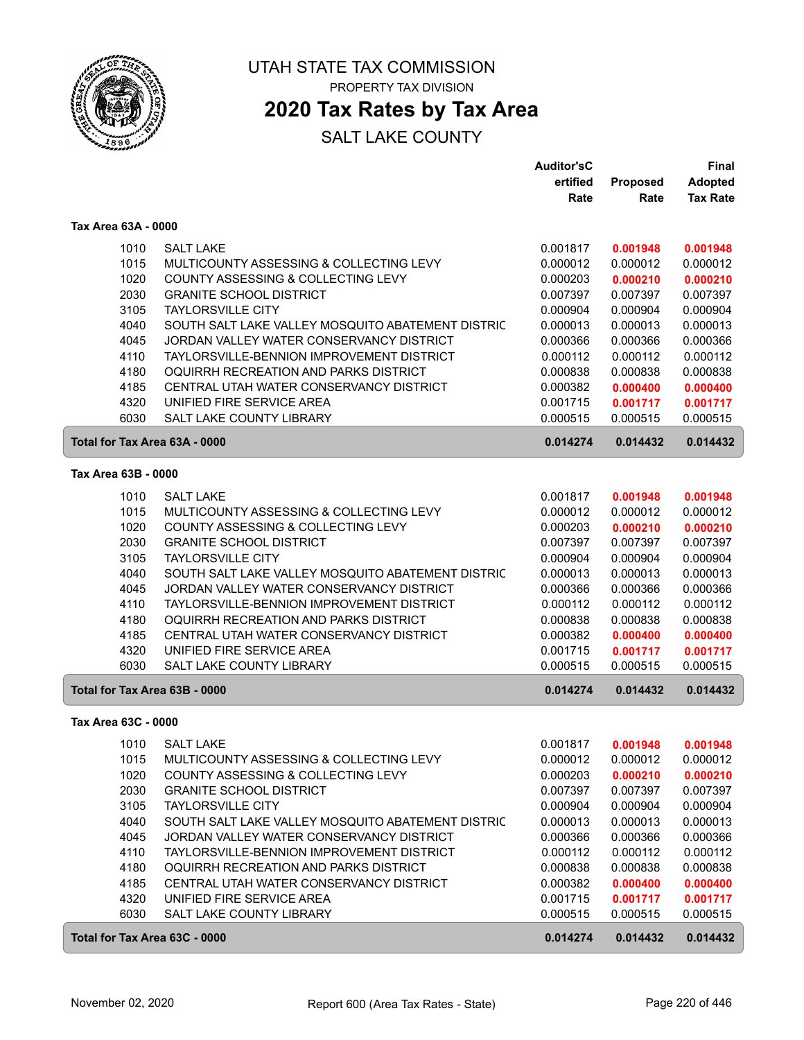# UTAH STATE TAX COMMISSION

PROPERTY TAX DIVISION

## 2020 Tax Rates by Tax Area

SALT LAKE COUNTY

### Tax Area 63A - 0000

| | | Auditor's Certified Rate | Proposed Rate | Final Adopted Tax Rate |
|---|---|---|---|---|
| 1010 | SALT LAKE | 0.001817 | **0.001948** | **0.001948** |
| 1015 | MULTICOUNTY ASSESSING & COLLECTING LEVY | 0.000012 | 0.000012 | 0.000012 |
| 1020 | COUNTY ASSESSING & COLLECTING LEVY | 0.000203 | **0.000210** | **0.000210** |
| 2030 | GRANITE SCHOOL DISTRICT | 0.007397 | 0.007397 | 0.007397 |
| 3105 | TAYLORSVILLE CITY | 0.000904 | 0.000904 | 0.000904 |
| 4040 | SOUTH SALT LAKE VALLEY MOSQUITO ABATEMENT DISTRIC | 0.000013 | 0.000013 | 0.000013 |
| 4045 | JORDAN VALLEY WATER CONSERVANCY DISTRICT | 0.000366 | 0.000366 | 0.000366 |
| 4110 | TAYLORSVILLE-BENNION IMPROVEMENT DISTRICT | 0.000112 | 0.000112 | 0.000112 |
| 4180 | OQUIRRH RECREATION AND PARKS DISTRICT | 0.000838 | 0.000838 | 0.000838 |
| 4185 | CENTRAL UTAH WATER CONSERVANCY DISTRICT | 0.000382 | **0.000400** | **0.000400** |
| 4320 | UNIFIED FIRE SERVICE AREA | 0.001715 | **0.001717** | **0.001717** |
| 6030 | SALT LAKE COUNTY LIBRARY | 0.000515 | 0.000515 | 0.000515 |
| **Total for Tax Area 63A - 0000** | | **0.014274** | **0.014432** | **0.014432** |

### Tax Area 63B - 0000

| | | Auditor's Certified Rate | Proposed Rate | Final Adopted Tax Rate |
|---|---|---|---|---|
| 1010 | SALT LAKE | 0.001817 | **0.001948** | **0.001948** |
| 1015 | MULTICOUNTY ASSESSING & COLLECTING LEVY | 0.000012 | 0.000012 | 0.000012 |
| 1020 | COUNTY ASSESSING & COLLECTING LEVY | 0.000203 | **0.000210** | **0.000210** |
| 2030 | GRANITE SCHOOL DISTRICT | 0.007397 | 0.007397 | 0.007397 |
| 3105 | TAYLORSVILLE CITY | 0.000904 | 0.000904 | 0.000904 |
| 4040 | SOUTH SALT LAKE VALLEY MOSQUITO ABATEMENT DISTRIC | 0.000013 | 0.000013 | 0.000013 |
| 4045 | JORDAN VALLEY WATER CONSERVANCY DISTRICT | 0.000366 | 0.000366 | 0.000366 |
| 4110 | TAYLORSVILLE-BENNION IMPROVEMENT DISTRICT | 0.000112 | 0.000112 | 0.000112 |
| 4180 | OQUIRRH RECREATION AND PARKS DISTRICT | 0.000838 | 0.000838 | 0.000838 |
| 4185 | CENTRAL UTAH WATER CONSERVANCY DISTRICT | 0.000382 | **0.000400** | **0.000400** |
| 4320 | UNIFIED FIRE SERVICE AREA | 0.001715 | **0.001717** | **0.001717** |
| 6030 | SALT LAKE COUNTY LIBRARY | 0.000515 | 0.000515 | 0.000515 |
| **Total for Tax Area 63B - 0000** | | **0.014274** | **0.014432** | **0.014432** |

### Tax Area 63C - 0000

| | | Auditor's Certified Rate | Proposed Rate | Final Adopted Tax Rate |
|---|---|---|---|---|
| 1010 | SALT LAKE | 0.001817 | **0.001948** | **0.001948** |
| 1015 | MULTICOUNTY ASSESSING & COLLECTING LEVY | 0.000012 | 0.000012 | 0.000012 |
| 1020 | COUNTY ASSESSING & COLLECTING LEVY | 0.000203 | **0.000210** | **0.000210** |
| 2030 | GRANITE SCHOOL DISTRICT | 0.007397 | 0.007397 | 0.007397 |
| 3105 | TAYLORSVILLE CITY | 0.000904 | 0.000904 | 0.000904 |
| 4040 | SOUTH SALT LAKE VALLEY MOSQUITO ABATEMENT DISTRIC | 0.000013 | 0.000013 | 0.000013 |
| 4045 | JORDAN VALLEY WATER CONSERVANCY DISTRICT | 0.000366 | 0.000366 | 0.000366 |
| 4110 | TAYLORSVILLE-BENNION IMPROVEMENT DISTRICT | 0.000112 | 0.000112 | 0.000112 |
| 4180 | OQUIRRH RECREATION AND PARKS DISTRICT | 0.000838 | 0.000838 | 0.000838 |
| 4185 | CENTRAL UTAH WATER CONSERVANCY DISTRICT | 0.000382 | **0.000400** | **0.000400** |
| 4320 | UNIFIED FIRE SERVICE AREA | 0.001715 | **0.001717** | **0.001717** |
| 6030 | SALT LAKE COUNTY LIBRARY | 0.000515 | 0.000515 | 0.000515 |
| **Total for Tax Area 63C - 0000** | | **0.014274** | **0.014432** | **0.014432** |

November 02, 2020 — Report 600 (Area Tax Rates - State)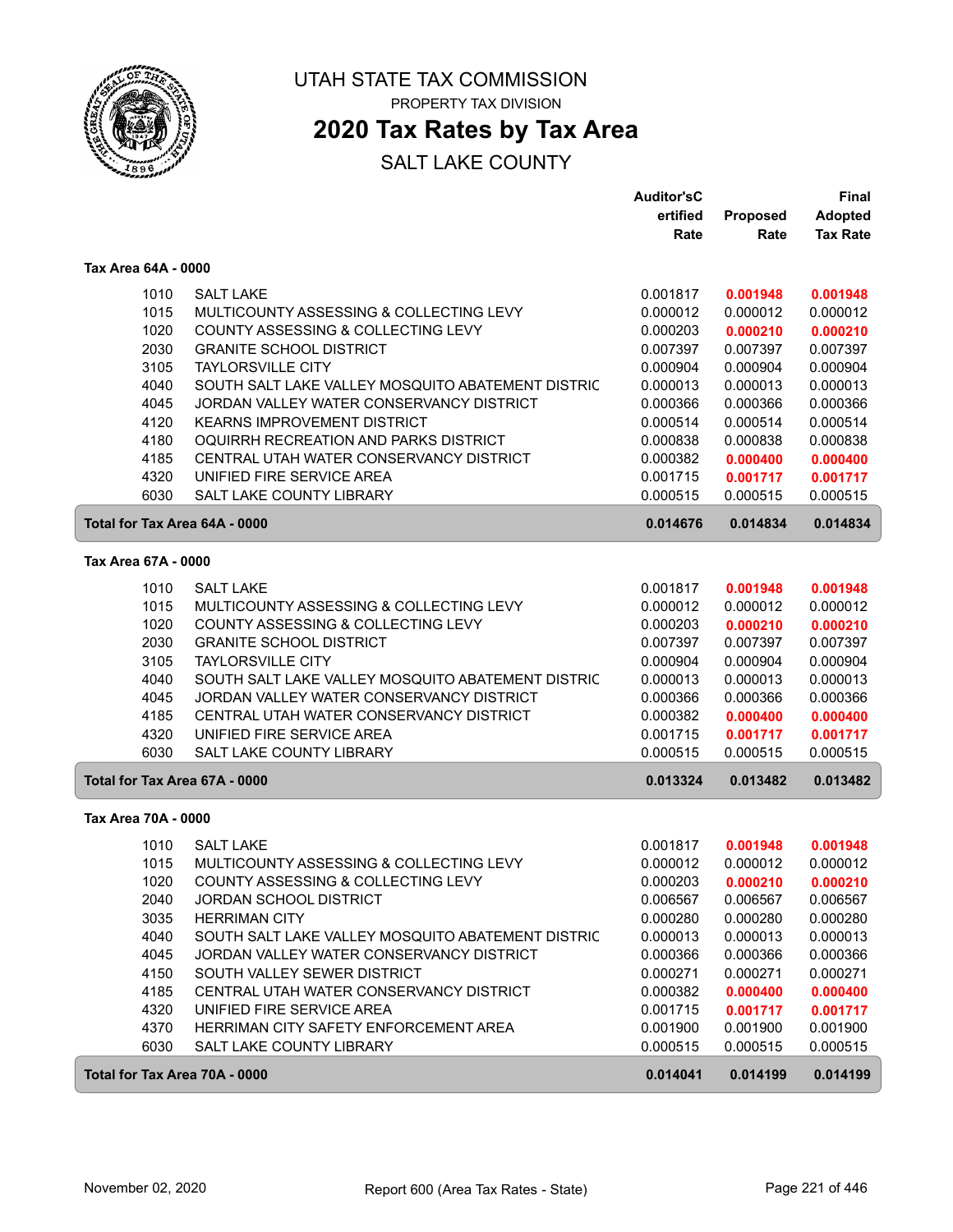# UTAH STATE TAX COMMISSION

PROPERTY TAX DIVISION

## 2020 Tax Rates by Tax Area

SALT LAKE COUNTY

| | | Auditor'sCertified Rate | Proposed Rate | Final Adopted Tax Rate |
|---|---|---|---|---|
| **Tax Area 64A - 0000** | | | | |
| 1010 | SALT LAKE | 0.001817 | **0.001948** | **0.001948** |
| 1015 | MULTICOUNTY ASSESSING & COLLECTING LEVY | 0.000012 | 0.000012 | 0.000012 |
| 1020 | COUNTY ASSESSING & COLLECTING LEVY | 0.000203 | **0.000210** | **0.000210** |
| 2030 | GRANITE SCHOOL DISTRICT | 0.007397 | 0.007397 | 0.007397 |
| 3105 | TAYLORSVILLE CITY | 0.000904 | 0.000904 | 0.000904 |
| 4040 | SOUTH SALT LAKE VALLEY MOSQUITO ABATEMENT DISTRIC | 0.000013 | 0.000013 | 0.000013 |
| 4045 | JORDAN VALLEY WATER CONSERVANCY DISTRICT | 0.000366 | 0.000366 | 0.000366 |
| 4120 | KEARNS IMPROVEMENT DISTRICT | 0.000514 | 0.000514 | 0.000514 |
| 4180 | OQUIRRH RECREATION AND PARKS DISTRICT | 0.000838 | 0.000838 | 0.000838 |
| 4185 | CENTRAL UTAH WATER CONSERVANCY DISTRICT | 0.000382 | **0.000400** | **0.000400** |
| 4320 | UNIFIED FIRE SERVICE AREA | 0.001715 | **0.001717** | **0.001717** |
| 6030 | SALT LAKE COUNTY LIBRARY | 0.000515 | 0.000515 | 0.000515 |
| **Total for Tax Area 64A - 0000** | | **0.014676** | **0.014834** | **0.014834** |
| **Tax Area 67A - 0000** | | | | |
| 1010 | SALT LAKE | 0.001817 | **0.001948** | **0.001948** |
| 1015 | MULTICOUNTY ASSESSING & COLLECTING LEVY | 0.000012 | 0.000012 | 0.000012 |
| 1020 | COUNTY ASSESSING & COLLECTING LEVY | 0.000203 | **0.000210** | **0.000210** |
| 2030 | GRANITE SCHOOL DISTRICT | 0.007397 | 0.007397 | 0.007397 |
| 3105 | TAYLORSVILLE CITY | 0.000904 | 0.000904 | 0.000904 |
| 4040 | SOUTH SALT LAKE VALLEY MOSQUITO ABATEMENT DISTRIC | 0.000013 | 0.000013 | 0.000013 |
| 4045 | JORDAN VALLEY WATER CONSERVANCY DISTRICT | 0.000366 | 0.000366 | 0.000366 |
| 4185 | CENTRAL UTAH WATER CONSERVANCY DISTRICT | 0.000382 | **0.000400** | **0.000400** |
| 4320 | UNIFIED FIRE SERVICE AREA | 0.001715 | **0.001717** | **0.001717** |
| 6030 | SALT LAKE COUNTY LIBRARY | 0.000515 | 0.000515 | 0.000515 |
| **Total for Tax Area 67A - 0000** | | **0.013324** | **0.013482** | **0.013482** |
| **Tax Area 70A - 0000** | | | | |
| 1010 | SALT LAKE | 0.001817 | **0.001948** | **0.001948** |
| 1015 | MULTICOUNTY ASSESSING & COLLECTING LEVY | 0.000012 | 0.000012 | 0.000012 |
| 1020 | COUNTY ASSESSING & COLLECTING LEVY | 0.000203 | **0.000210** | **0.000210** |
| 2040 | JORDAN SCHOOL DISTRICT | 0.006567 | 0.006567 | 0.006567 |
| 3035 | HERRIMAN CITY | 0.000280 | 0.000280 | 0.000280 |
| 4040 | SOUTH SALT LAKE VALLEY MOSQUITO ABATEMENT DISTRIC | 0.000013 | 0.000013 | 0.000013 |
| 4045 | JORDAN VALLEY WATER CONSERVANCY DISTRICT | 0.000366 | 0.000366 | 0.000366 |
| 4150 | SOUTH VALLEY SEWER DISTRICT | 0.000271 | 0.000271 | 0.000271 |
| 4185 | CENTRAL UTAH WATER CONSERVANCY DISTRICT | 0.000382 | **0.000400** | **0.000400** |
| 4320 | UNIFIED FIRE SERVICE AREA | 0.001715 | **0.001717** | **0.001717** |
| 4370 | HERRIMAN CITY SAFETY ENFORCEMENT AREA | 0.001900 | 0.001900 | 0.001900 |
| 6030 | SALT LAKE COUNTY LIBRARY | 0.000515 | 0.000515 | 0.000515 |
| **Total for Tax Area 70A - 0000** | | **0.014041** | **0.014199** | **0.014199** |

November 02, 2020 — Report 600 (Area Tax Rates - State)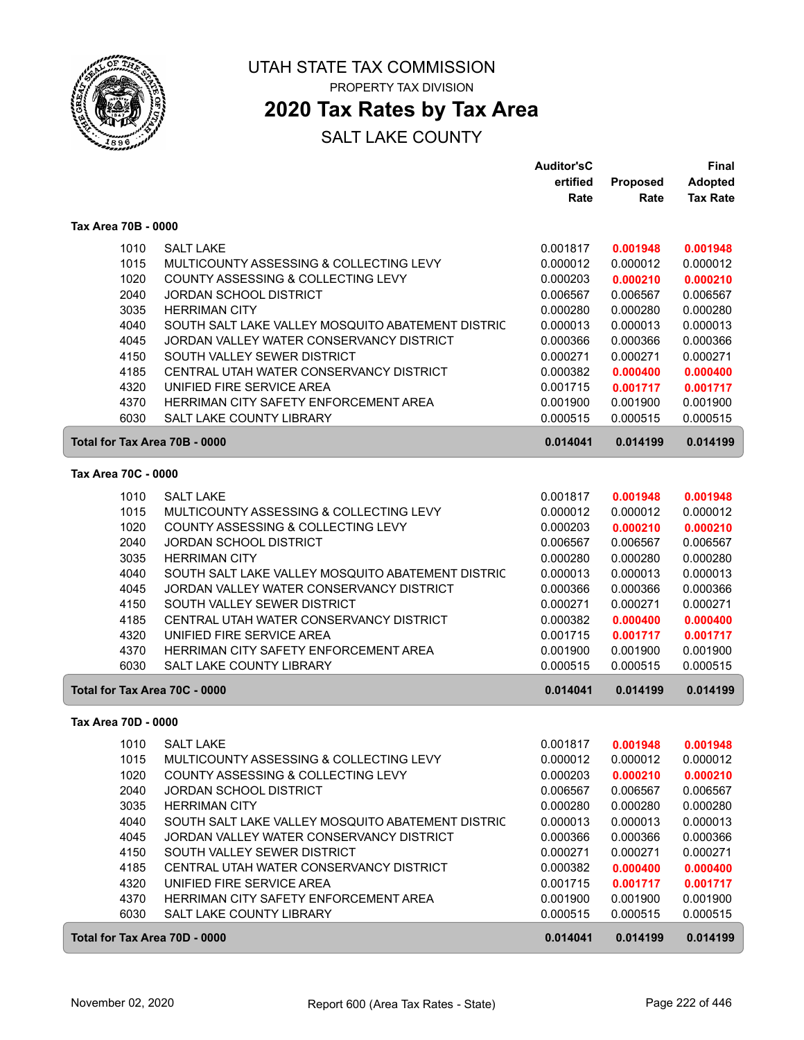UTAH STATE TAX COMMISSION

PROPERTY TAX DIVISION

# 2020 Tax Rates by Tax Area

SALT LAKE COUNTY

### Tax Area 70B - 0000

| | | Auditor's Certified Rate | Proposed Rate | Final Adopted Tax Rate |
|---|---|---|---|---|
| 1010 | SALT LAKE | 0.001817 | **0.001948** | **0.001948** |
| 1015 | MULTICOUNTY ASSESSING & COLLECTING LEVY | 0.000012 | 0.000012 | 0.000012 |
| 1020 | COUNTY ASSESSING & COLLECTING LEVY | 0.000203 | **0.000210** | **0.000210** |
| 2040 | JORDAN SCHOOL DISTRICT | 0.006567 | 0.006567 | 0.006567 |
| 3035 | HERRIMAN CITY | 0.000280 | 0.000280 | 0.000280 |
| 4040 | SOUTH SALT LAKE VALLEY MOSQUITO ABATEMENT DISTRIC | 0.000013 | 0.000013 | 0.000013 |
| 4045 | JORDAN VALLEY WATER CONSERVANCY DISTRICT | 0.000366 | 0.000366 | 0.000366 |
| 4150 | SOUTH VALLEY SEWER DISTRICT | 0.000271 | 0.000271 | 0.000271 |
| 4185 | CENTRAL UTAH WATER CONSERVANCY DISTRICT | 0.000382 | **0.000400** | **0.000400** |
| 4320 | UNIFIED FIRE SERVICE AREA | 0.001715 | **0.001717** | **0.001717** |
| 4370 | HERRIMAN CITY SAFETY ENFORCEMENT AREA | 0.001900 | 0.001900 | 0.001900 |
| 6030 | SALT LAKE COUNTY LIBRARY | 0.000515 | 0.000515 | 0.000515 |
| **Total for Tax Area 70B - 0000** | | **0.014041** | **0.014199** | **0.014199** |

### Tax Area 70C - 0000

| | | Auditor's Certified Rate | Proposed Rate | Final Adopted Tax Rate |
|---|---|---|---|---|
| 1010 | SALT LAKE | 0.001817 | **0.001948** | **0.001948** |
| 1015 | MULTICOUNTY ASSESSING & COLLECTING LEVY | 0.000012 | 0.000012 | 0.000012 |
| 1020 | COUNTY ASSESSING & COLLECTING LEVY | 0.000203 | **0.000210** | **0.000210** |
| 2040 | JORDAN SCHOOL DISTRICT | 0.006567 | 0.006567 | 0.006567 |
| 3035 | HERRIMAN CITY | 0.000280 | 0.000280 | 0.000280 |
| 4040 | SOUTH SALT LAKE VALLEY MOSQUITO ABATEMENT DISTRIC | 0.000013 | 0.000013 | 0.000013 |
| 4045 | JORDAN VALLEY WATER CONSERVANCY DISTRICT | 0.000366 | 0.000366 | 0.000366 |
| 4150 | SOUTH VALLEY SEWER DISTRICT | 0.000271 | 0.000271 | 0.000271 |
| 4185 | CENTRAL UTAH WATER CONSERVANCY DISTRICT | 0.000382 | **0.000400** | **0.000400** |
| 4320 | UNIFIED FIRE SERVICE AREA | 0.001715 | **0.001717** | **0.001717** |
| 4370 | HERRIMAN CITY SAFETY ENFORCEMENT AREA | 0.001900 | 0.001900 | 0.001900 |
| 6030 | SALT LAKE COUNTY LIBRARY | 0.000515 | 0.000515 | 0.000515 |
| **Total for Tax Area 70C - 0000** | | **0.014041** | **0.014199** | **0.014199** |

### Tax Area 70D - 0000

| | | Auditor's Certified Rate | Proposed Rate | Final Adopted Tax Rate |
|---|---|---|---|---|
| 1010 | SALT LAKE | 0.001817 | **0.001948** | **0.001948** |
| 1015 | MULTICOUNTY ASSESSING & COLLECTING LEVY | 0.000012 | 0.000012 | 0.000012 |
| 1020 | COUNTY ASSESSING & COLLECTING LEVY | 0.000203 | **0.000210** | **0.000210** |
| 2040 | JORDAN SCHOOL DISTRICT | 0.006567 | 0.006567 | 0.006567 |
| 3035 | HERRIMAN CITY | 0.000280 | 0.000280 | 0.000280 |
| 4040 | SOUTH SALT LAKE VALLEY MOSQUITO ABATEMENT DISTRIC | 0.000013 | 0.000013 | 0.000013 |
| 4045 | JORDAN VALLEY WATER CONSERVANCY DISTRICT | 0.000366 | 0.000366 | 0.000366 |
| 4150 | SOUTH VALLEY SEWER DISTRICT | 0.000271 | 0.000271 | 0.000271 |
| 4185 | CENTRAL UTAH WATER CONSERVANCY DISTRICT | 0.000382 | **0.000400** | **0.000400** |
| 4320 | UNIFIED FIRE SERVICE AREA | 0.001715 | **0.001717** | **0.001717** |
| 4370 | HERRIMAN CITY SAFETY ENFORCEMENT AREA | 0.001900 | 0.001900 | 0.001900 |
| 6030 | SALT LAKE COUNTY LIBRARY | 0.000515 | 0.000515 | 0.000515 |
| **Total for Tax Area 70D - 0000** | | **0.014041** | **0.014199** | **0.014199** |

November 02, 2020 — Report 600 (Area Tax Rates - State)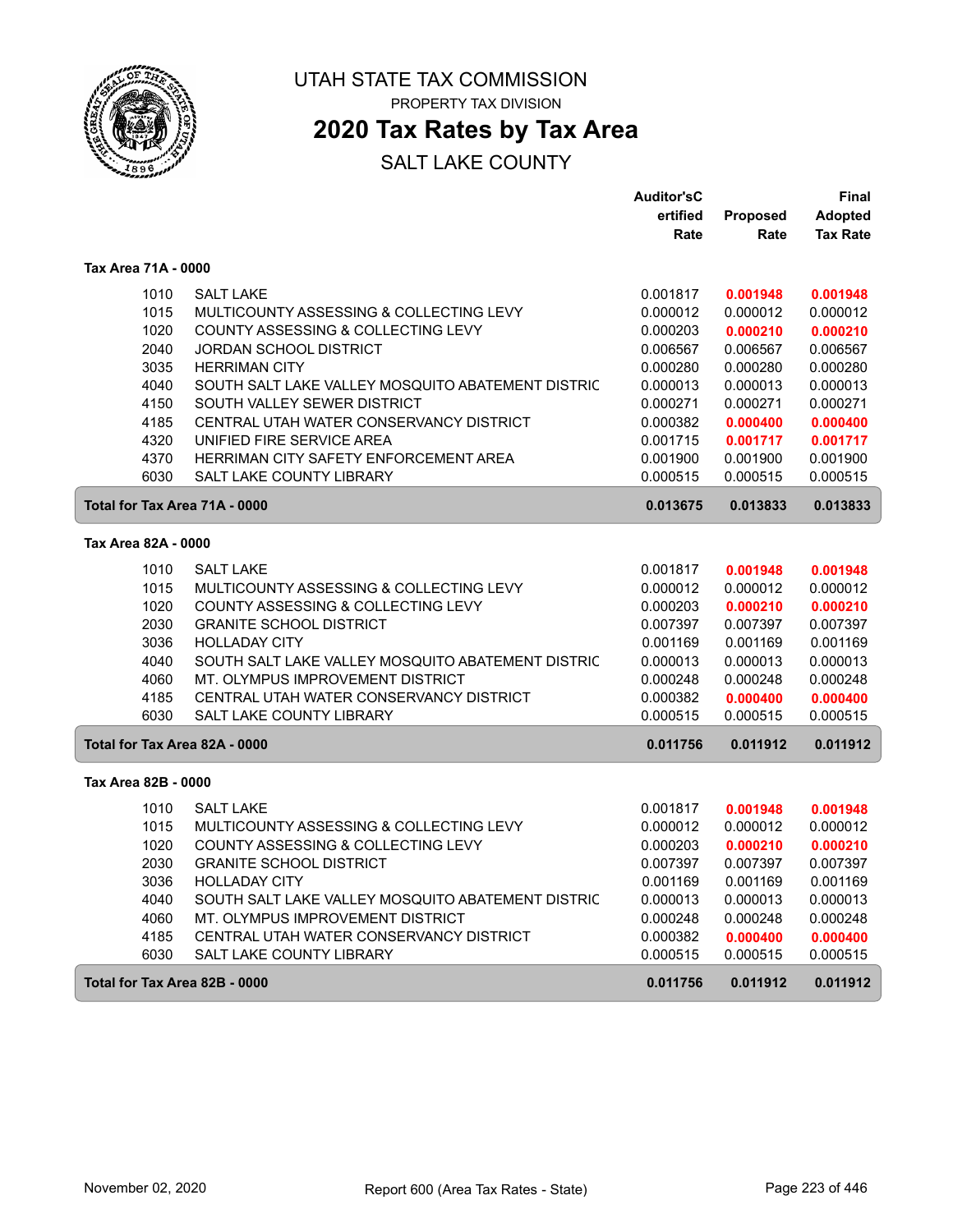# UTAH STATE TAX COMMISSION

PROPERTY TAX DIVISION

## 2020 Tax Rates by Tax Area

SALT LAKE COUNTY

| | | Auditor'sCertified Rate | Proposed Rate | Final Adopted Tax Rate |
|---|---|---|---|---|
| **Tax Area 71A - 0000** | | | | |
| 1010 | SALT LAKE | 0.001817 | **0.001948** | **0.001948** |
| 1015 | MULTICOUNTY ASSESSING & COLLECTING LEVY | 0.000012 | 0.000012 | 0.000012 |
| 1020 | COUNTY ASSESSING & COLLECTING LEVY | 0.000203 | **0.000210** | **0.000210** |
| 2040 | JORDAN SCHOOL DISTRICT | 0.006567 | 0.006567 | 0.006567 |
| 3035 | HERRIMAN CITY | 0.000280 | 0.000280 | 0.000280 |
| 4040 | SOUTH SALT LAKE VALLEY MOSQUITO ABATEMENT DISTRIC | 0.000013 | 0.000013 | 0.000013 |
| 4150 | SOUTH VALLEY SEWER DISTRICT | 0.000271 | 0.000271 | 0.000271 |
| 4185 | CENTRAL UTAH WATER CONSERVANCY DISTRICT | 0.000382 | **0.000400** | **0.000400** |
| 4320 | UNIFIED FIRE SERVICE AREA | 0.001715 | **0.001717** | **0.001717** |
| 4370 | HERRIMAN CITY SAFETY ENFORCEMENT AREA | 0.001900 | 0.001900 | 0.001900 |
| 6030 | SALT LAKE COUNTY LIBRARY | 0.000515 | 0.000515 | 0.000515 |
| **Total for Tax Area 71A - 0000** | | **0.013675** | **0.013833** | **0.013833** |
| **Tax Area 82A - 0000** | | | | |
| 1010 | SALT LAKE | 0.001817 | **0.001948** | **0.001948** |
| 1015 | MULTICOUNTY ASSESSING & COLLECTING LEVY | 0.000012 | 0.000012 | 0.000012 |
| 1020 | COUNTY ASSESSING & COLLECTING LEVY | 0.000203 | **0.000210** | **0.000210** |
| 2030 | GRANITE SCHOOL DISTRICT | 0.007397 | 0.007397 | 0.007397 |
| 3036 | HOLLADAY CITY | 0.001169 | 0.001169 | 0.001169 |
| 4040 | SOUTH SALT LAKE VALLEY MOSQUITO ABATEMENT DISTRIC | 0.000013 | 0.000013 | 0.000013 |
| 4060 | MT. OLYMPUS IMPROVEMENT DISTRICT | 0.000248 | 0.000248 | 0.000248 |
| 4185 | CENTRAL UTAH WATER CONSERVANCY DISTRICT | 0.000382 | **0.000400** | **0.000400** |
| 6030 | SALT LAKE COUNTY LIBRARY | 0.000515 | 0.000515 | 0.000515 |
| **Total for Tax Area 82A - 0000** | | **0.011756** | **0.011912** | **0.011912** |
| **Tax Area 82B - 0000** | | | | |
| 1010 | SALT LAKE | 0.001817 | **0.001948** | **0.001948** |
| 1015 | MULTICOUNTY ASSESSING & COLLECTING LEVY | 0.000012 | 0.000012 | 0.000012 |
| 1020 | COUNTY ASSESSING & COLLECTING LEVY | 0.000203 | **0.000210** | **0.000210** |
| 2030 | GRANITE SCHOOL DISTRICT | 0.007397 | 0.007397 | 0.007397 |
| 3036 | HOLLADAY CITY | 0.001169 | 0.001169 | 0.001169 |
| 4040 | SOUTH SALT LAKE VALLEY MOSQUITO ABATEMENT DISTRIC | 0.000013 | 0.000013 | 0.000013 |
| 4060 | MT. OLYMPUS IMPROVEMENT DISTRICT | 0.000248 | 0.000248 | 0.000248 |
| 4185 | CENTRAL UTAH WATER CONSERVANCY DISTRICT | 0.000382 | **0.000400** | **0.000400** |
| 6030 | SALT LAKE COUNTY LIBRARY | 0.000515 | 0.000515 | 0.000515 |
| **Total for Tax Area 82B - 0000** | | **0.011756** | **0.011912** | **0.011912** |

November 02, 2020 Report 600 (Area Tax Rates - State)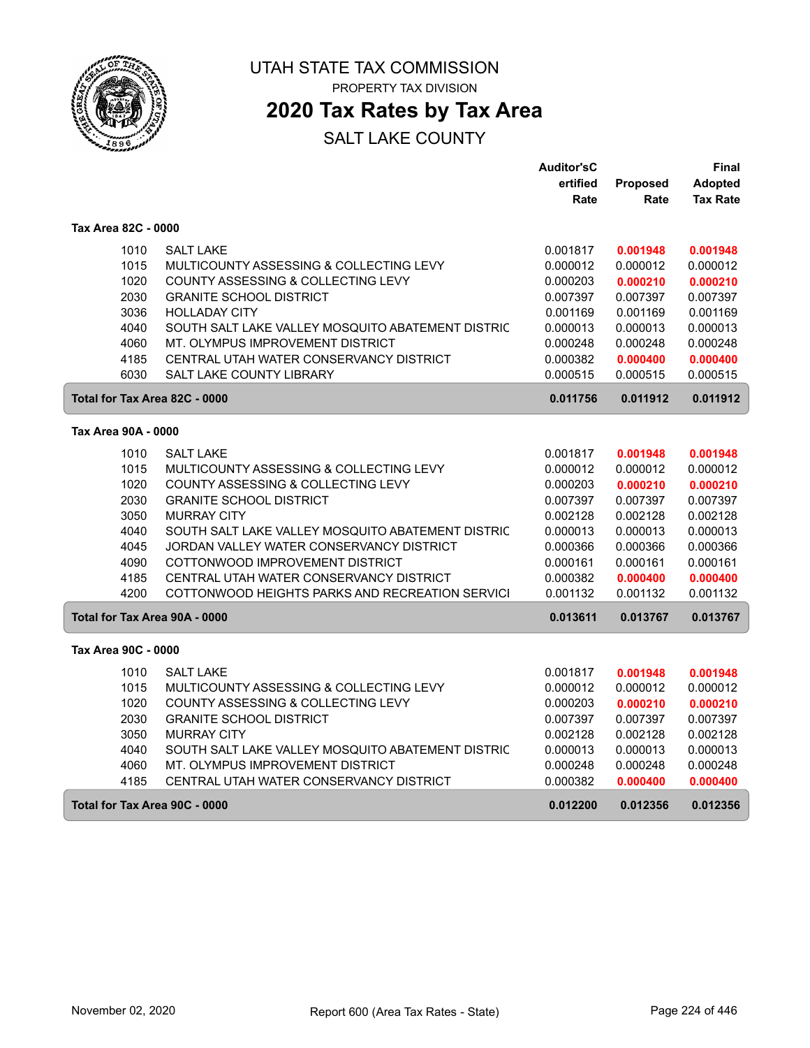# UTAH STATE TAX COMMISSION

PROPERTY TAX DIVISION

## 2020 Tax Rates by Tax Area

SALT LAKE COUNTY

| | | Auditor'sCertified Rate | Proposed Rate | Final Adopted Tax Rate |
|---|---|---|---|---|
| **Tax Area 82C - 0000** | | | | |
| 1010 | SALT LAKE | 0.001817 | **0.001948** | **0.001948** |
| 1015 | MULTICOUNTY ASSESSING & COLLECTING LEVY | 0.000012 | 0.000012 | 0.000012 |
| 1020 | COUNTY ASSESSING & COLLECTING LEVY | 0.000203 | **0.000210** | **0.000210** |
| 2030 | GRANITE SCHOOL DISTRICT | 0.007397 | 0.007397 | 0.007397 |
| 3036 | HOLLADAY CITY | 0.001169 | 0.001169 | 0.001169 |
| 4040 | SOUTH SALT LAKE VALLEY MOSQUITO ABATEMENT DISTRIC | 0.000013 | 0.000013 | 0.000013 |
| 4060 | MT. OLYMPUS IMPROVEMENT DISTRICT | 0.000248 | 0.000248 | 0.000248 |
| 4185 | CENTRAL UTAH WATER CONSERVANCY DISTRICT | 0.000382 | **0.000400** | **0.000400** |
| 6030 | SALT LAKE COUNTY LIBRARY | 0.000515 | 0.000515 | 0.000515 |
| **Total for Tax Area 82C - 0000** | | **0.011756** | **0.011912** | **0.011912** |
| **Tax Area 90A - 0000** | | | | |
| 1010 | SALT LAKE | 0.001817 | **0.001948** | **0.001948** |
| 1015 | MULTICOUNTY ASSESSING & COLLECTING LEVY | 0.000012 | 0.000012 | 0.000012 |
| 1020 | COUNTY ASSESSING & COLLECTING LEVY | 0.000203 | **0.000210** | **0.000210** |
| 2030 | GRANITE SCHOOL DISTRICT | 0.007397 | 0.007397 | 0.007397 |
| 3050 | MURRAY CITY | 0.002128 | 0.002128 | 0.002128 |
| 4040 | SOUTH SALT LAKE VALLEY MOSQUITO ABATEMENT DISTRIC | 0.000013 | 0.000013 | 0.000013 |
| 4045 | JORDAN VALLEY WATER CONSERVANCY DISTRICT | 0.000366 | 0.000366 | 0.000366 |
| 4090 | COTTONWOOD IMPROVEMENT DISTRICT | 0.000161 | 0.000161 | 0.000161 |
| 4185 | CENTRAL UTAH WATER CONSERVANCY DISTRICT | 0.000382 | **0.000400** | **0.000400** |
| 4200 | COTTONWOOD HEIGHTS PARKS AND RECREATION SERVICI | 0.001132 | 0.001132 | 0.001132 |
| **Total for Tax Area 90A - 0000** | | **0.013611** | **0.013767** | **0.013767** |
| **Tax Area 90C - 0000** | | | | |
| 1010 | SALT LAKE | 0.001817 | **0.001948** | **0.001948** |
| 1015 | MULTICOUNTY ASSESSING & COLLECTING LEVY | 0.000012 | 0.000012 | 0.000012 |
| 1020 | COUNTY ASSESSING & COLLECTING LEVY | 0.000203 | **0.000210** | **0.000210** |
| 2030 | GRANITE SCHOOL DISTRICT | 0.007397 | 0.007397 | 0.007397 |
| 3050 | MURRAY CITY | 0.002128 | 0.002128 | 0.002128 |
| 4040 | SOUTH SALT LAKE VALLEY MOSQUITO ABATEMENT DISTRIC | 0.000013 | 0.000013 | 0.000013 |
| 4060 | MT. OLYMPUS IMPROVEMENT DISTRICT | 0.000248 | 0.000248 | 0.000248 |
| 4185 | CENTRAL UTAH WATER CONSERVANCY DISTRICT | 0.000382 | **0.000400** | **0.000400** |
| **Total for Tax Area 90C - 0000** | | **0.012200** | **0.012356** | **0.012356** |

November 02, 2020 — Report 600 (Area Tax Rates - State)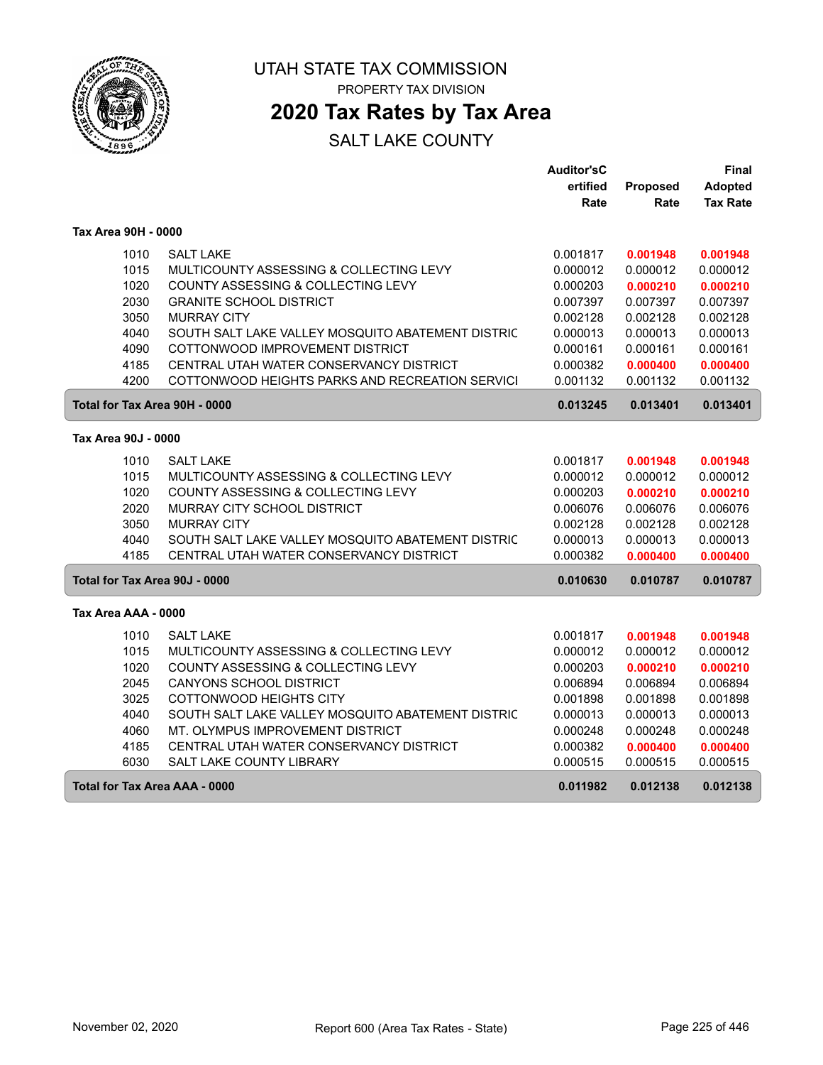# UTAH STATE TAX COMMISSION

PROPERTY TAX DIVISION

## 2020 Tax Rates by Tax Area

SALT LAKE COUNTY

| | | Auditor'sCertified Rate | Proposed Rate | Final Adopted Tax Rate |
|---|---|---|---|---|
| **Tax Area 90H - 0000** | | | | |
| 1010 | SALT LAKE | 0.001817 | **0.001948** | **0.001948** |
| 1015 | MULTICOUNTY ASSESSING & COLLECTING LEVY | 0.000012 | 0.000012 | 0.000012 |
| 1020 | COUNTY ASSESSING & COLLECTING LEVY | 0.000203 | **0.000210** | **0.000210** |
| 2030 | GRANITE SCHOOL DISTRICT | 0.007397 | 0.007397 | 0.007397 |
| 3050 | MURRAY CITY | 0.002128 | 0.002128 | 0.002128 |
| 4040 | SOUTH SALT LAKE VALLEY MOSQUITO ABATEMENT DISTRIC | 0.000013 | 0.000013 | 0.000013 |
| 4090 | COTTONWOOD IMPROVEMENT DISTRICT | 0.000161 | 0.000161 | 0.000161 |
| 4185 | CENTRAL UTAH WATER CONSERVANCY DISTRICT | 0.000382 | **0.000400** | **0.000400** |
| 4200 | COTTONWOOD HEIGHTS PARKS AND RECREATION SERVICI | 0.001132 | 0.001132 | 0.001132 |
| **Total for Tax Area 90H - 0000** | | **0.013245** | **0.013401** | **0.013401** |
| **Tax Area 90J - 0000** | | | | |
| 1010 | SALT LAKE | 0.001817 | **0.001948** | **0.001948** |
| 1015 | MULTICOUNTY ASSESSING & COLLECTING LEVY | 0.000012 | 0.000012 | 0.000012 |
| 1020 | COUNTY ASSESSING & COLLECTING LEVY | 0.000203 | **0.000210** | **0.000210** |
| 2020 | MURRAY CITY SCHOOL DISTRICT | 0.006076 | 0.006076 | 0.006076 |
| 3050 | MURRAY CITY | 0.002128 | 0.002128 | 0.002128 |
| 4040 | SOUTH SALT LAKE VALLEY MOSQUITO ABATEMENT DISTRIC | 0.000013 | 0.000013 | 0.000013 |
| 4185 | CENTRAL UTAH WATER CONSERVANCY DISTRICT | 0.000382 | **0.000400** | **0.000400** |
| **Total for Tax Area 90J - 0000** | | **0.010630** | **0.010787** | **0.010787** |
| **Tax Area AAA - 0000** | | | | |
| 1010 | SALT LAKE | 0.001817 | **0.001948** | **0.001948** |
| 1015 | MULTICOUNTY ASSESSING & COLLECTING LEVY | 0.000012 | 0.000012 | 0.000012 |
| 1020 | COUNTY ASSESSING & COLLECTING LEVY | 0.000203 | **0.000210** | **0.000210** |
| 2045 | CANYONS SCHOOL DISTRICT | 0.006894 | 0.006894 | 0.006894 |
| 3025 | COTTONWOOD HEIGHTS CITY | 0.001898 | 0.001898 | 0.001898 |
| 4040 | SOUTH SALT LAKE VALLEY MOSQUITO ABATEMENT DISTRIC | 0.000013 | 0.000013 | 0.000013 |
| 4060 | MT. OLYMPUS IMPROVEMENT DISTRICT | 0.000248 | 0.000248 | 0.000248 |
| 4185 | CENTRAL UTAH WATER CONSERVANCY DISTRICT | 0.000382 | **0.000400** | **0.000400** |
| 6030 | SALT LAKE COUNTY LIBRARY | 0.000515 | 0.000515 | 0.000515 |
| **Total for Tax Area AAA - 0000** | | **0.011982** | **0.012138** | **0.012138** |

November 02, 2020 — Report 600 (Area Tax Rates - State)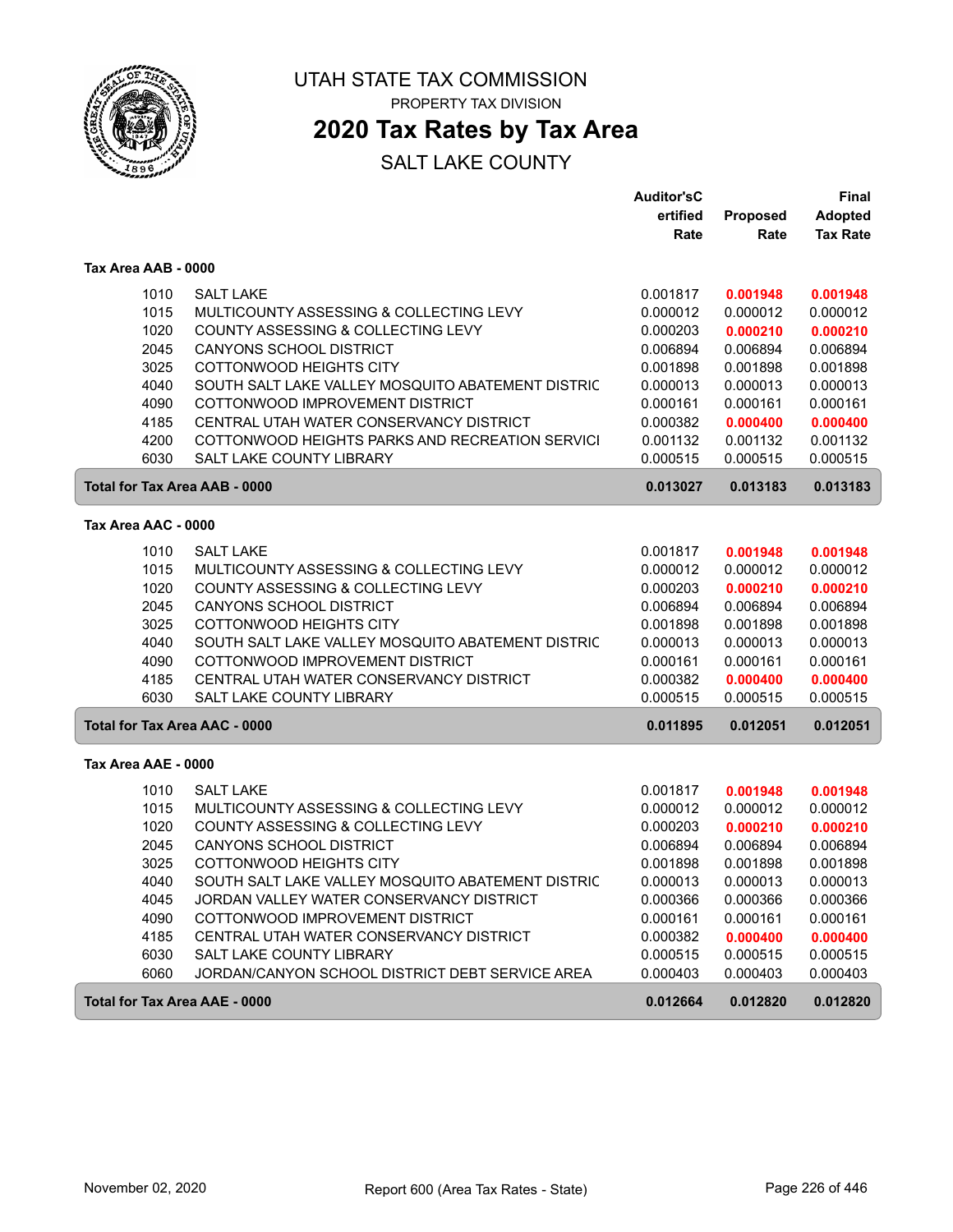# UTAH STATE TAX COMMISSION

PROPERTY TAX DIVISION

## 2020 Tax Rates by Tax Area

SALT LAKE COUNTY

| | | Auditor'sCertified Rate | Proposed Rate | Final Adopted Tax Rate |
|---|---|---|---|---|
| **Tax Area AAB - 0000** | | | | |
| 1010 | SALT LAKE | 0.001817 | **0.001948** | **0.001948** |
| 1015 | MULTICOUNTY ASSESSING & COLLECTING LEVY | 0.000012 | 0.000012 | 0.000012 |
| 1020 | COUNTY ASSESSING & COLLECTING LEVY | 0.000203 | **0.000210** | **0.000210** |
| 2045 | CANYONS SCHOOL DISTRICT | 0.006894 | 0.006894 | 0.006894 |
| 3025 | COTTONWOOD HEIGHTS CITY | 0.001898 | 0.001898 | 0.001898 |
| 4040 | SOUTH SALT LAKE VALLEY MOSQUITO ABATEMENT DISTRIC | 0.000013 | 0.000013 | 0.000013 |
| 4090 | COTTONWOOD IMPROVEMENT DISTRICT | 0.000161 | 0.000161 | 0.000161 |
| 4185 | CENTRAL UTAH WATER CONSERVANCY DISTRICT | 0.000382 | **0.000400** | **0.000400** |
| 4200 | COTTONWOOD HEIGHTS PARKS AND RECREATION SERVICI | 0.001132 | 0.001132 | 0.001132 |
| 6030 | SALT LAKE COUNTY LIBRARY | 0.000515 | 0.000515 | 0.000515 |
| **Total for Tax Area AAB - 0000** | | **0.013027** | **0.013183** | **0.013183** |
| **Tax Area AAC - 0000** | | | | |
| 1010 | SALT LAKE | 0.001817 | **0.001948** | **0.001948** |
| 1015 | MULTICOUNTY ASSESSING & COLLECTING LEVY | 0.000012 | 0.000012 | 0.000012 |
| 1020 | COUNTY ASSESSING & COLLECTING LEVY | 0.000203 | **0.000210** | **0.000210** |
| 2045 | CANYONS SCHOOL DISTRICT | 0.006894 | 0.006894 | 0.006894 |
| 3025 | COTTONWOOD HEIGHTS CITY | 0.001898 | 0.001898 | 0.001898 |
| 4040 | SOUTH SALT LAKE VALLEY MOSQUITO ABATEMENT DISTRIC | 0.000013 | 0.000013 | 0.000013 |
| 4090 | COTTONWOOD IMPROVEMENT DISTRICT | 0.000161 | 0.000161 | 0.000161 |
| 4185 | CENTRAL UTAH WATER CONSERVANCY DISTRICT | 0.000382 | **0.000400** | **0.000400** |
| 6030 | SALT LAKE COUNTY LIBRARY | 0.000515 | 0.000515 | 0.000515 |
| **Total for Tax Area AAC - 0000** | | **0.011895** | **0.012051** | **0.012051** |
| **Tax Area AAE - 0000** | | | | |
| 1010 | SALT LAKE | 0.001817 | **0.001948** | **0.001948** |
| 1015 | MULTICOUNTY ASSESSING & COLLECTING LEVY | 0.000012 | 0.000012 | 0.000012 |
| 1020 | COUNTY ASSESSING & COLLECTING LEVY | 0.000203 | **0.000210** | **0.000210** |
| 2045 | CANYONS SCHOOL DISTRICT | 0.006894 | 0.006894 | 0.006894 |
| 3025 | COTTONWOOD HEIGHTS CITY | 0.001898 | 0.001898 | 0.001898 |
| 4040 | SOUTH SALT LAKE VALLEY MOSQUITO ABATEMENT DISTRIC | 0.000013 | 0.000013 | 0.000013 |
| 4045 | JORDAN VALLEY WATER CONSERVANCY DISTRICT | 0.000366 | 0.000366 | 0.000366 |
| 4090 | COTTONWOOD IMPROVEMENT DISTRICT | 0.000161 | 0.000161 | 0.000161 |
| 4185 | CENTRAL UTAH WATER CONSERVANCY DISTRICT | 0.000382 | **0.000400** | **0.000400** |
| 6030 | SALT LAKE COUNTY LIBRARY | 0.000515 | 0.000515 | 0.000515 |
| 6060 | JORDAN/CANYON SCHOOL DISTRICT DEBT SERVICE AREA | 0.000403 | 0.000403 | 0.000403 |
| **Total for Tax Area AAE - 0000** | | **0.012664** | **0.012820** | **0.012820** |

November 02, 2020 Report 600 (Area Tax Rates - State)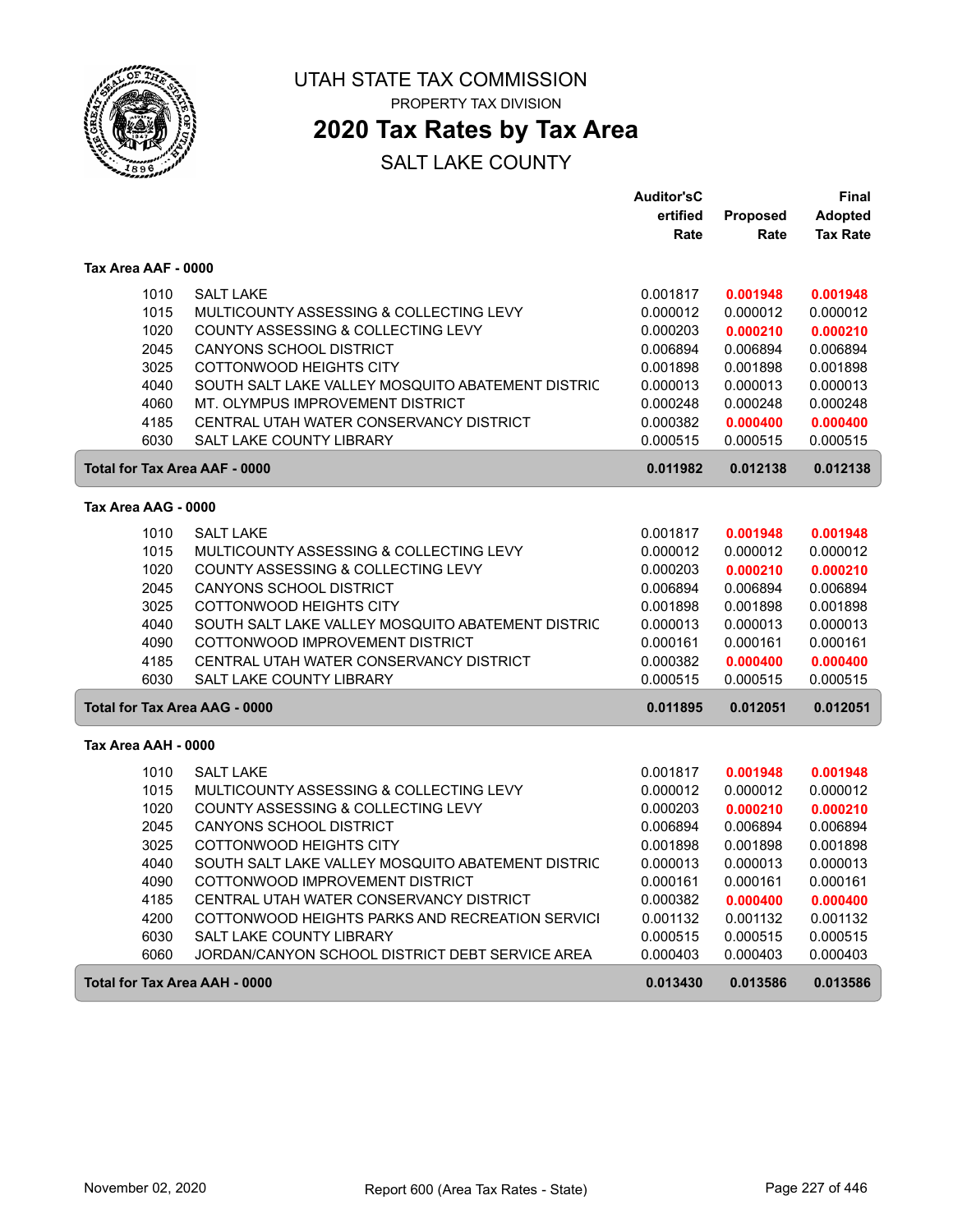# UTAH STATE TAX COMMISSION

PROPERTY TAX DIVISION

## 2020 Tax Rates by Tax Area

SALT LAKE COUNTY

### Tax Area AAF - 0000

| | | Auditor'sCertified Rate | Proposed Rate | Final Adopted Tax Rate |
|---|---|---|---|---|
| 1010 | SALT LAKE | 0.001817 | **0.001948** | **0.001948** |
| 1015 | MULTICOUNTY ASSESSING & COLLECTING LEVY | 0.000012 | 0.000012 | 0.000012 |
| 1020 | COUNTY ASSESSING & COLLECTING LEVY | 0.000203 | **0.000210** | **0.000210** |
| 2045 | CANYONS SCHOOL DISTRICT | 0.006894 | 0.006894 | 0.006894 |
| 3025 | COTTONWOOD HEIGHTS CITY | 0.001898 | 0.001898 | 0.001898 |
| 4040 | SOUTH SALT LAKE VALLEY MOSQUITO ABATEMENT DISTRIC | 0.000013 | 0.000013 | 0.000013 |
| 4060 | MT. OLYMPUS IMPROVEMENT DISTRICT | 0.000248 | 0.000248 | 0.000248 |
| 4185 | CENTRAL UTAH WATER CONSERVANCY DISTRICT | 0.000382 | **0.000400** | **0.000400** |
| 6030 | SALT LAKE COUNTY LIBRARY | 0.000515 | 0.000515 | 0.000515 |
| **Total for Tax Area AAF - 0000** | | **0.011982** | **0.012138** | **0.012138** |

### Tax Area AAG - 0000

| | | Auditor'sCertified Rate | Proposed Rate | Final Adopted Tax Rate |
|---|---|---|---|---|
| 1010 | SALT LAKE | 0.001817 | **0.001948** | **0.001948** |
| 1015 | MULTICOUNTY ASSESSING & COLLECTING LEVY | 0.000012 | 0.000012 | 0.000012 |
| 1020 | COUNTY ASSESSING & COLLECTING LEVY | 0.000203 | **0.000210** | **0.000210** |
| 2045 | CANYONS SCHOOL DISTRICT | 0.006894 | 0.006894 | 0.006894 |
| 3025 | COTTONWOOD HEIGHTS CITY | 0.001898 | 0.001898 | 0.001898 |
| 4040 | SOUTH SALT LAKE VALLEY MOSQUITO ABATEMENT DISTRIC | 0.000013 | 0.000013 | 0.000013 |
| 4090 | COTTONWOOD IMPROVEMENT DISTRICT | 0.000161 | 0.000161 | 0.000161 |
| 4185 | CENTRAL UTAH WATER CONSERVANCY DISTRICT | 0.000382 | **0.000400** | **0.000400** |
| 6030 | SALT LAKE COUNTY LIBRARY | 0.000515 | 0.000515 | 0.000515 |
| **Total for Tax Area AAG - 0000** | | **0.011895** | **0.012051** | **0.012051** |

### Tax Area AAH - 0000

| | | Auditor'sCertified Rate | Proposed Rate | Final Adopted Tax Rate |
|---|---|---|---|---|
| 1010 | SALT LAKE | 0.001817 | **0.001948** | **0.001948** |
| 1015 | MULTICOUNTY ASSESSING & COLLECTING LEVY | 0.000012 | 0.000012 | 0.000012 |
| 1020 | COUNTY ASSESSING & COLLECTING LEVY | 0.000203 | **0.000210** | **0.000210** |
| 2045 | CANYONS SCHOOL DISTRICT | 0.006894 | 0.006894 | 0.006894 |
| 3025 | COTTONWOOD HEIGHTS CITY | 0.001898 | 0.001898 | 0.001898 |
| 4040 | SOUTH SALT LAKE VALLEY MOSQUITO ABATEMENT DISTRIC | 0.000013 | 0.000013 | 0.000013 |
| 4090 | COTTONWOOD IMPROVEMENT DISTRICT | 0.000161 | 0.000161 | 0.000161 |
| 4185 | CENTRAL UTAH WATER CONSERVANCY DISTRICT | 0.000382 | **0.000400** | **0.000400** |
| 4200 | COTTONWOOD HEIGHTS PARKS AND RECREATION SERVICI | 0.001132 | 0.001132 | 0.001132 |
| 6030 | SALT LAKE COUNTY LIBRARY | 0.000515 | 0.000515 | 0.000515 |
| 6060 | JORDAN/CANYON SCHOOL DISTRICT DEBT SERVICE AREA | 0.000403 | 0.000403 | 0.000403 |
| **Total for Tax Area AAH - 0000** | | **0.013430** | **0.013586** | **0.013586** |

November 02, 2020 — Report 600 (Area Tax Rates - State)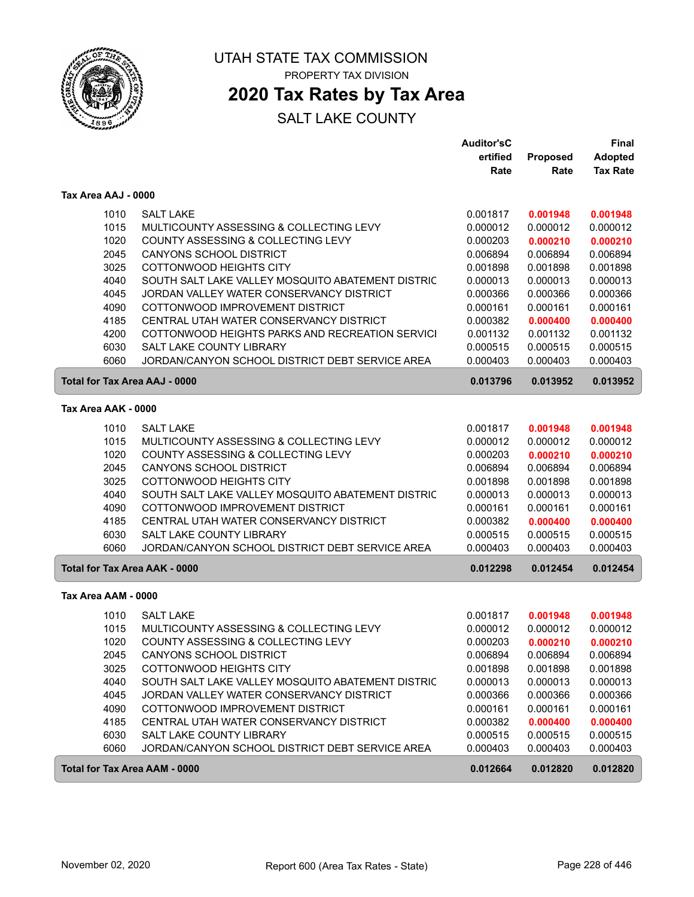# UTAH STATE TAX COMMISSION

PROPERTY TAX DIVISION

## 2020 Tax Rates by Tax Area

SALT LAKE COUNTY

### Tax Area AAJ - 0000

| | | Auditor'sC ertified Rate | Proposed Rate | Final Adopted Tax Rate |
|---|---|---|---|---|
| 1010 | SALT LAKE | 0.001817 | **0.001948** | **0.001948** |
| 1015 | MULTICOUNTY ASSESSING & COLLECTING LEVY | 0.000012 | 0.000012 | 0.000012 |
| 1020 | COUNTY ASSESSING & COLLECTING LEVY | 0.000203 | **0.000210** | **0.000210** |
| 2045 | CANYONS SCHOOL DISTRICT | 0.006894 | 0.006894 | 0.006894 |
| 3025 | COTTONWOOD HEIGHTS CITY | 0.001898 | 0.001898 | 0.001898 |
| 4040 | SOUTH SALT LAKE VALLEY MOSQUITO ABATEMENT DISTRIC | 0.000013 | 0.000013 | 0.000013 |
| 4045 | JORDAN VALLEY WATER CONSERVANCY DISTRICT | 0.000366 | 0.000366 | 0.000366 |
| 4090 | COTTONWOOD IMPROVEMENT DISTRICT | 0.000161 | 0.000161 | 0.000161 |
| 4185 | CENTRAL UTAH WATER CONSERVANCY DISTRICT | 0.000382 | **0.000400** | **0.000400** |
| 4200 | COTTONWOOD HEIGHTS PARKS AND RECREATION SERVICI | 0.001132 | 0.001132 | 0.001132 |
| 6030 | SALT LAKE COUNTY LIBRARY | 0.000515 | 0.000515 | 0.000515 |
| 6060 | JORDAN/CANYON SCHOOL DISTRICT DEBT SERVICE AREA | 0.000403 | 0.000403 | 0.000403 |
| **Total for Tax Area AAJ - 0000** | | **0.013796** | **0.013952** | **0.013952** |

### Tax Area AAK - 0000

| | | Auditor'sC ertified Rate | Proposed Rate | Final Adopted Tax Rate |
|---|---|---|---|---|
| 1010 | SALT LAKE | 0.001817 | **0.001948** | **0.001948** |
| 1015 | MULTICOUNTY ASSESSING & COLLECTING LEVY | 0.000012 | 0.000012 | 0.000012 |
| 1020 | COUNTY ASSESSING & COLLECTING LEVY | 0.000203 | **0.000210** | **0.000210** |
| 2045 | CANYONS SCHOOL DISTRICT | 0.006894 | 0.006894 | 0.006894 |
| 3025 | COTTONWOOD HEIGHTS CITY | 0.001898 | 0.001898 | 0.001898 |
| 4040 | SOUTH SALT LAKE VALLEY MOSQUITO ABATEMENT DISTRIC | 0.000013 | 0.000013 | 0.000013 |
| 4090 | COTTONWOOD IMPROVEMENT DISTRICT | 0.000161 | 0.000161 | 0.000161 |
| 4185 | CENTRAL UTAH WATER CONSERVANCY DISTRICT | 0.000382 | **0.000400** | **0.000400** |
| 6030 | SALT LAKE COUNTY LIBRARY | 0.000515 | 0.000515 | 0.000515 |
| 6060 | JORDAN/CANYON SCHOOL DISTRICT DEBT SERVICE AREA | 0.000403 | 0.000403 | 0.000403 |
| **Total for Tax Area AAK - 0000** | | **0.012298** | **0.012454** | **0.012454** |

### Tax Area AAM - 0000

| | | Auditor'sC ertified Rate | Proposed Rate | Final Adopted Tax Rate |
|---|---|---|---|---|
| 1010 | SALT LAKE | 0.001817 | **0.001948** | **0.001948** |
| 1015 | MULTICOUNTY ASSESSING & COLLECTING LEVY | 0.000012 | 0.000012 | 0.000012 |
| 1020 | COUNTY ASSESSING & COLLECTING LEVY | 0.000203 | **0.000210** | **0.000210** |
| 2045 | CANYONS SCHOOL DISTRICT | 0.006894 | 0.006894 | 0.006894 |
| 3025 | COTTONWOOD HEIGHTS CITY | 0.001898 | 0.001898 | 0.001898 |
| 4040 | SOUTH SALT LAKE VALLEY MOSQUITO ABATEMENT DISTRIC | 0.000013 | 0.000013 | 0.000013 |
| 4045 | JORDAN VALLEY WATER CONSERVANCY DISTRICT | 0.000366 | 0.000366 | 0.000366 |
| 4090 | COTTONWOOD IMPROVEMENT DISTRICT | 0.000161 | 0.000161 | 0.000161 |
| 4185 | CENTRAL UTAH WATER CONSERVANCY DISTRICT | 0.000382 | **0.000400** | **0.000400** |
| 6030 | SALT LAKE COUNTY LIBRARY | 0.000515 | 0.000515 | 0.000515 |
| 6060 | JORDAN/CANYON SCHOOL DISTRICT DEBT SERVICE AREA | 0.000403 | 0.000403 | 0.000403 |
| **Total for Tax Area AAM - 0000** | | **0.012664** | **0.012820** | **0.012820** |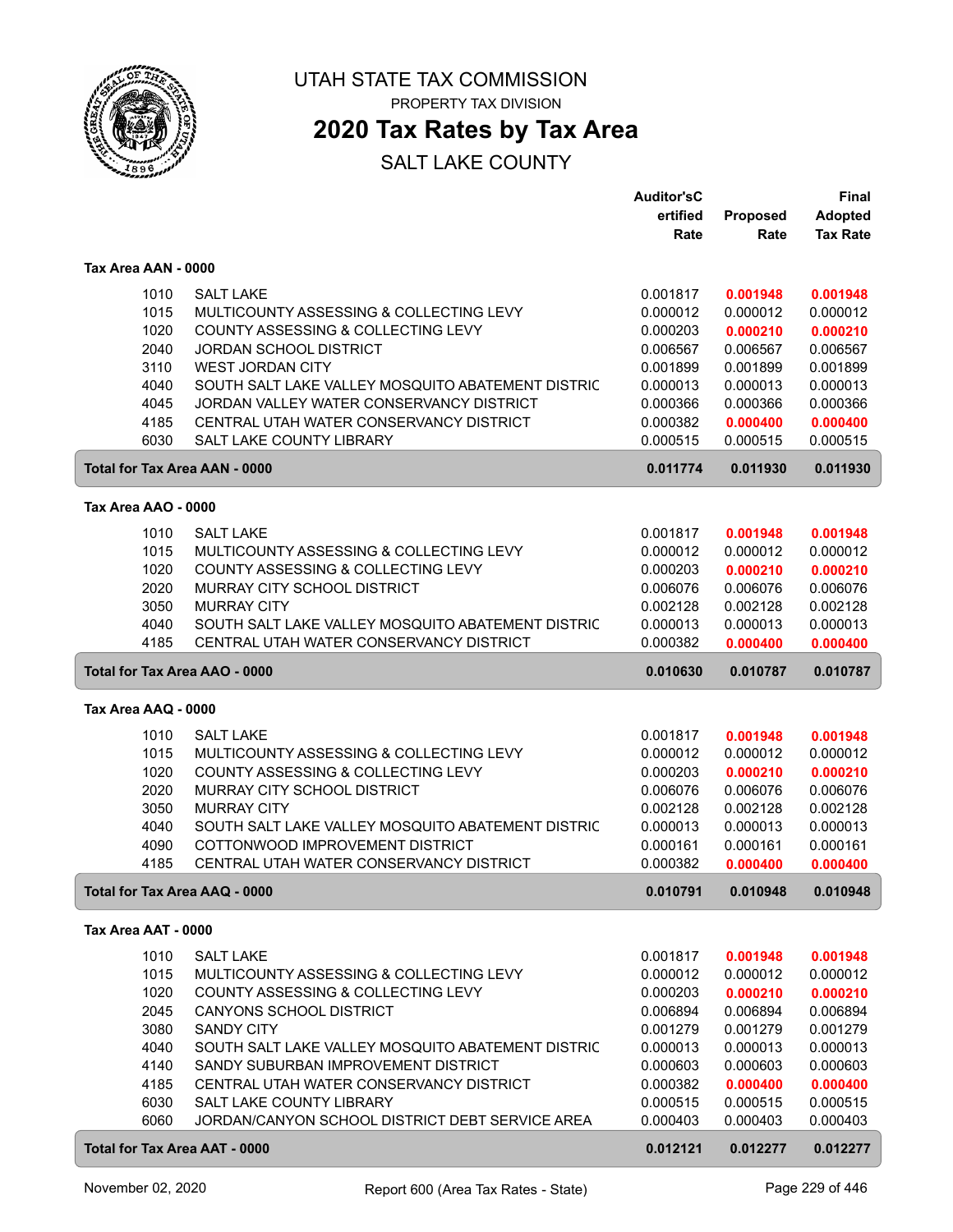# UTAH STATE TAX COMMISSION

PROPERTY TAX DIVISION

## 2020 Tax Rates by Tax Area

SALT LAKE COUNTY

| | | Auditor's Certified Rate | Proposed Rate | Final Adopted Tax Rate |
|---|---|---|---|---|
| **Tax Area AAN - 0000** | | | | |
| 1010 | SALT LAKE | 0.001817 | **0.001948** | **0.001948** |
| 1015 | MULTICOUNTY ASSESSING & COLLECTING LEVY | 0.000012 | 0.000012 | 0.000012 |
| 1020 | COUNTY ASSESSING & COLLECTING LEVY | 0.000203 | **0.000210** | **0.000210** |
| 2040 | JORDAN SCHOOL DISTRICT | 0.006567 | 0.006567 | 0.006567 |
| 3110 | WEST JORDAN CITY | 0.001899 | 0.001899 | 0.001899 |
| 4040 | SOUTH SALT LAKE VALLEY MOSQUITO ABATEMENT DISTRIC | 0.000013 | 0.000013 | 0.000013 |
| 4045 | JORDAN VALLEY WATER CONSERVANCY DISTRICT | 0.000366 | 0.000366 | 0.000366 |
| 4185 | CENTRAL UTAH WATER CONSERVANCY DISTRICT | 0.000382 | **0.000400** | **0.000400** |
| 6030 | SALT LAKE COUNTY LIBRARY | 0.000515 | 0.000515 | 0.000515 |
| **Total for Tax Area AAN - 0000** | | **0.011774** | **0.011930** | **0.011930** |
| **Tax Area AAO - 0000** | | | | |
| 1010 | SALT LAKE | 0.001817 | **0.001948** | **0.001948** |
| 1015 | MULTICOUNTY ASSESSING & COLLECTING LEVY | 0.000012 | 0.000012 | 0.000012 |
| 1020 | COUNTY ASSESSING & COLLECTING LEVY | 0.000203 | **0.000210** | **0.000210** |
| 2020 | MURRAY CITY SCHOOL DISTRICT | 0.006076 | 0.006076 | 0.006076 |
| 3050 | MURRAY CITY | 0.002128 | 0.002128 | 0.002128 |
| 4040 | SOUTH SALT LAKE VALLEY MOSQUITO ABATEMENT DISTRIC | 0.000013 | 0.000013 | 0.000013 |
| 4185 | CENTRAL UTAH WATER CONSERVANCY DISTRICT | 0.000382 | **0.000400** | **0.000400** |
| **Total for Tax Area AAO - 0000** | | **0.010630** | **0.010787** | **0.010787** |
| **Tax Area AAQ - 0000** | | | | |
| 1010 | SALT LAKE | 0.001817 | **0.001948** | **0.001948** |
| 1015 | MULTICOUNTY ASSESSING & COLLECTING LEVY | 0.000012 | 0.000012 | 0.000012 |
| 1020 | COUNTY ASSESSING & COLLECTING LEVY | 0.000203 | **0.000210** | **0.000210** |
| 2020 | MURRAY CITY SCHOOL DISTRICT | 0.006076 | 0.006076 | 0.006076 |
| 3050 | MURRAY CITY | 0.002128 | 0.002128 | 0.002128 |
| 4040 | SOUTH SALT LAKE VALLEY MOSQUITO ABATEMENT DISTRIC | 0.000013 | 0.000013 | 0.000013 |
| 4090 | COTTONWOOD IMPROVEMENT DISTRICT | 0.000161 | 0.000161 | 0.000161 |
| 4185 | CENTRAL UTAH WATER CONSERVANCY DISTRICT | 0.000382 | **0.000400** | **0.000400** |
| **Total for Tax Area AAQ - 0000** | | **0.010791** | **0.010948** | **0.010948** |
| **Tax Area AAT - 0000** | | | | |
| 1010 | SALT LAKE | 0.001817 | **0.001948** | **0.001948** |
| 1015 | MULTICOUNTY ASSESSING & COLLECTING LEVY | 0.000012 | 0.000012 | 0.000012 |
| 1020 | COUNTY ASSESSING & COLLECTING LEVY | 0.000203 | **0.000210** | **0.000210** |
| 2045 | CANYONS SCHOOL DISTRICT | 0.006894 | 0.006894 | 0.006894 |
| 3080 | SANDY CITY | 0.001279 | 0.001279 | 0.001279 |
| 4040 | SOUTH SALT LAKE VALLEY MOSQUITO ABATEMENT DISTRIC | 0.000013 | 0.000013 | 0.000013 |
| 4140 | SANDY SUBURBAN IMPROVEMENT DISTRICT | 0.000603 | 0.000603 | 0.000603 |
| 4185 | CENTRAL UTAH WATER CONSERVANCY DISTRICT | 0.000382 | **0.000400** | **0.000400** |
| 6030 | SALT LAKE COUNTY LIBRARY | 0.000515 | 0.000515 | 0.000515 |
| 6060 | JORDAN/CANYON SCHOOL DISTRICT DEBT SERVICE AREA | 0.000403 | 0.000403 | 0.000403 |
| **Total for Tax Area AAT - 0000** | | **0.012121** | **0.012277** | **0.012277** |

November 02, 2020 — Report 600 (Area Tax Rates - State)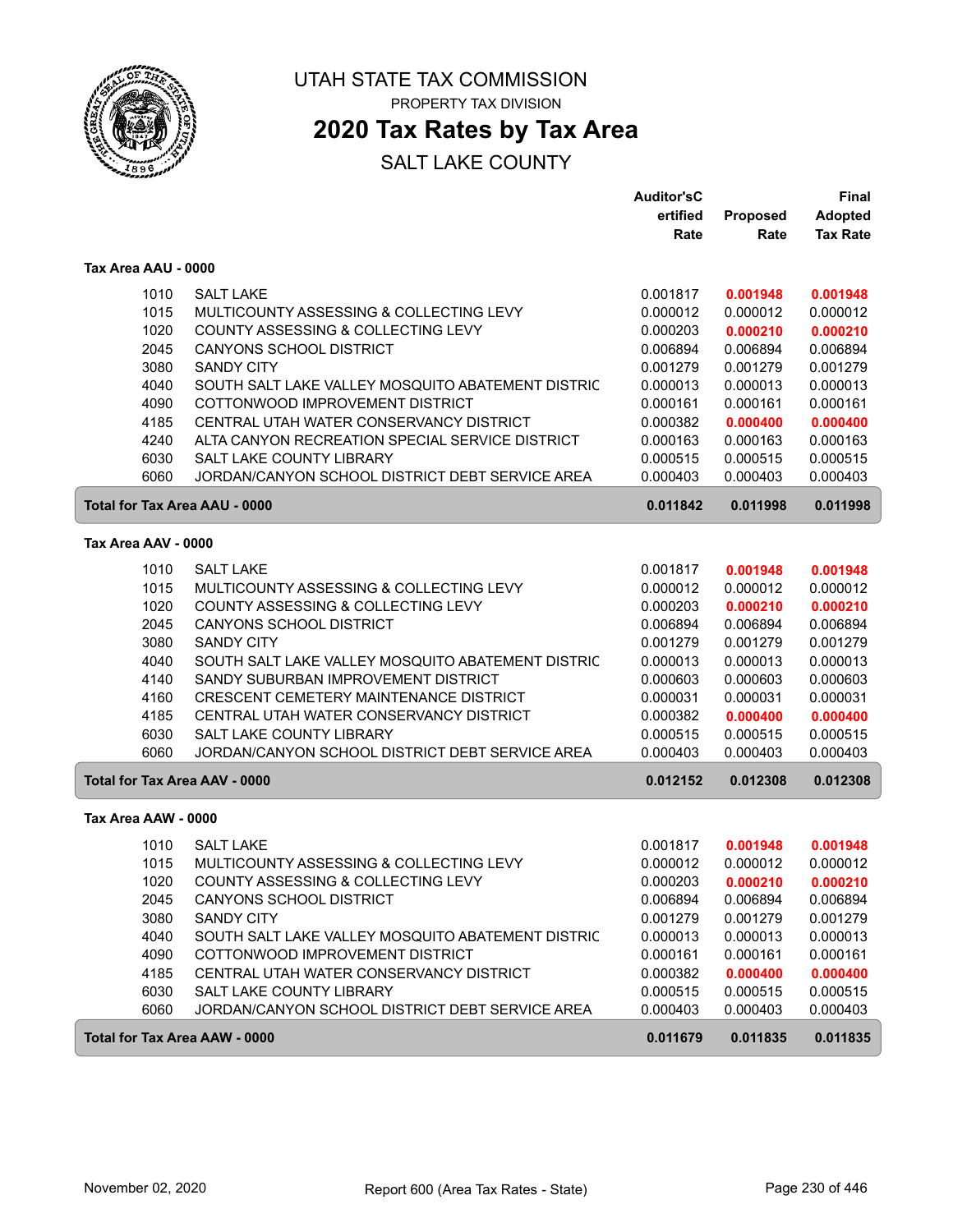UTAH STATE TAX COMMISSION

PROPERTY TAX DIVISION

# 2020 Tax Rates by Tax Area

SALT LAKE COUNTY

| | | Auditor'sCertified Rate | Proposed Rate | Final Adopted Tax Rate |
|---|---|---|---|---|
| **Tax Area AAU - 0000** | | | | |
| 1010 | SALT LAKE | 0.001817 | **0.001948** | **0.001948** |
| 1015 | MULTICOUNTY ASSESSING & COLLECTING LEVY | 0.000012 | 0.000012 | 0.000012 |
| 1020 | COUNTY ASSESSING & COLLECTING LEVY | 0.000203 | **0.000210** | **0.000210** |
| 2045 | CANYONS SCHOOL DISTRICT | 0.006894 | 0.006894 | 0.006894 |
| 3080 | SANDY CITY | 0.001279 | 0.001279 | 0.001279 |
| 4040 | SOUTH SALT LAKE VALLEY MOSQUITO ABATEMENT DISTRIC | 0.000013 | 0.000013 | 0.000013 |
| 4090 | COTTONWOOD IMPROVEMENT DISTRICT | 0.000161 | 0.000161 | 0.000161 |
| 4185 | CENTRAL UTAH WATER CONSERVANCY DISTRICT | 0.000382 | **0.000400** | **0.000400** |
| 4240 | ALTA CANYON RECREATION SPECIAL SERVICE DISTRICT | 0.000163 | 0.000163 | 0.000163 |
| 6030 | SALT LAKE COUNTY LIBRARY | 0.000515 | 0.000515 | 0.000515 |
| 6060 | JORDAN/CANYON SCHOOL DISTRICT DEBT SERVICE AREA | 0.000403 | 0.000403 | 0.000403 |
| **Total for Tax Area AAU - 0000** | | **0.011842** | **0.011998** | **0.011998** |
| **Tax Area AAV - 0000** | | | | |
| 1010 | SALT LAKE | 0.001817 | **0.001948** | **0.001948** |
| 1015 | MULTICOUNTY ASSESSING & COLLECTING LEVY | 0.000012 | 0.000012 | 0.000012 |
| 1020 | COUNTY ASSESSING & COLLECTING LEVY | 0.000203 | **0.000210** | **0.000210** |
| 2045 | CANYONS SCHOOL DISTRICT | 0.006894 | 0.006894 | 0.006894 |
| 3080 | SANDY CITY | 0.001279 | 0.001279 | 0.001279 |
| 4040 | SOUTH SALT LAKE VALLEY MOSQUITO ABATEMENT DISTRIC | 0.000013 | 0.000013 | 0.000013 |
| 4140 | SANDY SUBURBAN IMPROVEMENT DISTRICT | 0.000603 | 0.000603 | 0.000603 |
| 4160 | CRESCENT CEMETERY MAINTENANCE DISTRICT | 0.000031 | 0.000031 | 0.000031 |
| 4185 | CENTRAL UTAH WATER CONSERVANCY DISTRICT | 0.000382 | **0.000400** | **0.000400** |
| 6030 | SALT LAKE COUNTY LIBRARY | 0.000515 | 0.000515 | 0.000515 |
| 6060 | JORDAN/CANYON SCHOOL DISTRICT DEBT SERVICE AREA | 0.000403 | 0.000403 | 0.000403 |
| **Total for Tax Area AAV - 0000** | | **0.012152** | **0.012308** | **0.012308** |
| **Tax Area AAW - 0000** | | | | |
| 1010 | SALT LAKE | 0.001817 | **0.001948** | **0.001948** |
| 1015 | MULTICOUNTY ASSESSING & COLLECTING LEVY | 0.000012 | 0.000012 | 0.000012 |
| 1020 | COUNTY ASSESSING & COLLECTING LEVY | 0.000203 | **0.000210** | **0.000210** |
| 2045 | CANYONS SCHOOL DISTRICT | 0.006894 | 0.006894 | 0.006894 |
| 3080 | SANDY CITY | 0.001279 | 0.001279 | 0.001279 |
| 4040 | SOUTH SALT LAKE VALLEY MOSQUITO ABATEMENT DISTRIC | 0.000013 | 0.000013 | 0.000013 |
| 4090 | COTTONWOOD IMPROVEMENT DISTRICT | 0.000161 | 0.000161 | 0.000161 |
| 4185 | CENTRAL UTAH WATER CONSERVANCY DISTRICT | 0.000382 | **0.000400** | **0.000400** |
| 6030 | SALT LAKE COUNTY LIBRARY | 0.000515 | 0.000515 | 0.000515 |
| 6060 | JORDAN/CANYON SCHOOL DISTRICT DEBT SERVICE AREA | 0.000403 | 0.000403 | 0.000403 |
| **Total for Tax Area AAW - 0000** | | **0.011679** | **0.011835** | **0.011835** |

November 02, 2020 — Report 600 (Area Tax Rates - State)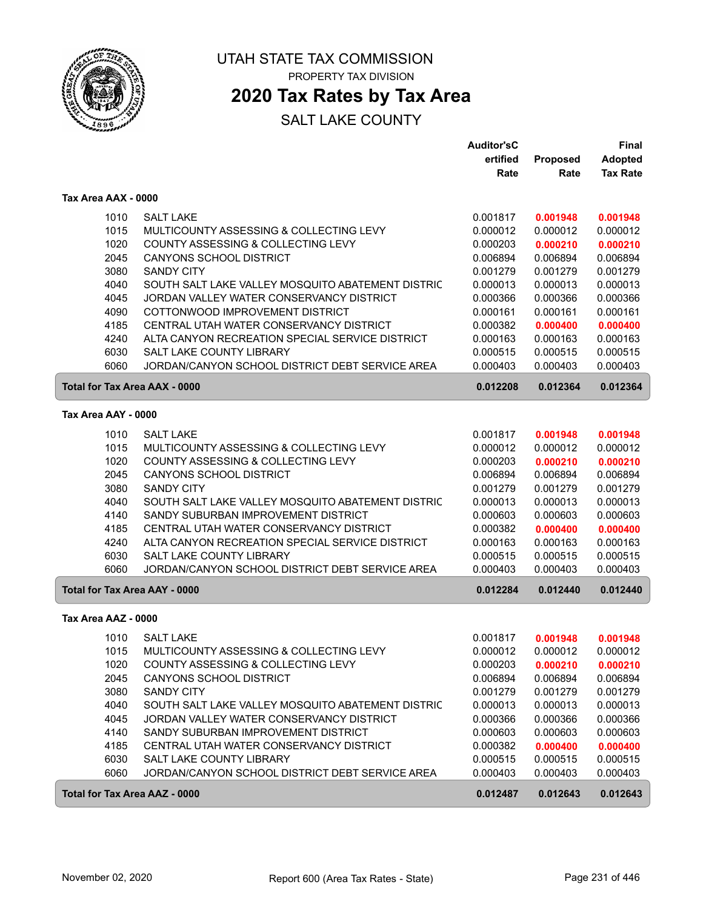# UTAH STATE TAX COMMISSION

PROPERTY TAX DIVISION

## 2020 Tax Rates by Tax Area

SALT LAKE COUNTY

### Tax Area AAX - 0000

| | | Auditor's Certified Rate | Proposed Rate | Final Adopted Tax Rate |
|---|---|---|---|---|
| 1010 | SALT LAKE | 0.001817 | **0.001948** | **0.001948** |
| 1015 | MULTICOUNTY ASSESSING & COLLECTING LEVY | 0.000012 | 0.000012 | 0.000012 |
| 1020 | COUNTY ASSESSING & COLLECTING LEVY | 0.000203 | **0.000210** | **0.000210** |
| 2045 | CANYONS SCHOOL DISTRICT | 0.006894 | 0.006894 | 0.006894 |
| 3080 | SANDY CITY | 0.001279 | 0.001279 | 0.001279 |
| 4040 | SOUTH SALT LAKE VALLEY MOSQUITO ABATEMENT DISTRIC | 0.000013 | 0.000013 | 0.000013 |
| 4045 | JORDAN VALLEY WATER CONSERVANCY DISTRICT | 0.000366 | 0.000366 | 0.000366 |
| 4090 | COTTONWOOD IMPROVEMENT DISTRICT | 0.000161 | 0.000161 | 0.000161 |
| 4185 | CENTRAL UTAH WATER CONSERVANCY DISTRICT | 0.000382 | **0.000400** | **0.000400** |
| 4240 | ALTA CANYON RECREATION SPECIAL SERVICE DISTRICT | 0.000163 | 0.000163 | 0.000163 |
| 6030 | SALT LAKE COUNTY LIBRARY | 0.000515 | 0.000515 | 0.000515 |
| 6060 | JORDAN/CANYON SCHOOL DISTRICT DEBT SERVICE AREA | 0.000403 | 0.000403 | 0.000403 |
| **Total for Tax Area AAX - 0000** | | **0.012208** | **0.012364** | **0.012364** |

### Tax Area AAY - 0000

| | | Auditor's Certified Rate | Proposed Rate | Final Adopted Tax Rate |
|---|---|---|---|---|
| 1010 | SALT LAKE | 0.001817 | **0.001948** | **0.001948** |
| 1015 | MULTICOUNTY ASSESSING & COLLECTING LEVY | 0.000012 | 0.000012 | 0.000012 |
| 1020 | COUNTY ASSESSING & COLLECTING LEVY | 0.000203 | **0.000210** | **0.000210** |
| 2045 | CANYONS SCHOOL DISTRICT | 0.006894 | 0.006894 | 0.006894 |
| 3080 | SANDY CITY | 0.001279 | 0.001279 | 0.001279 |
| 4040 | SOUTH SALT LAKE VALLEY MOSQUITO ABATEMENT DISTRIC | 0.000013 | 0.000013 | 0.000013 |
| 4140 | SANDY SUBURBAN IMPROVEMENT DISTRICT | 0.000603 | 0.000603 | 0.000603 |
| 4185 | CENTRAL UTAH WATER CONSERVANCY DISTRICT | 0.000382 | **0.000400** | **0.000400** |
| 4240 | ALTA CANYON RECREATION SPECIAL SERVICE DISTRICT | 0.000163 | 0.000163 | 0.000163 |
| 6030 | SALT LAKE COUNTY LIBRARY | 0.000515 | 0.000515 | 0.000515 |
| 6060 | JORDAN/CANYON SCHOOL DISTRICT DEBT SERVICE AREA | 0.000403 | 0.000403 | 0.000403 |
| **Total for Tax Area AAY - 0000** | | **0.012284** | **0.012440** | **0.012440** |

### Tax Area AAZ - 0000

| | | Auditor's Certified Rate | Proposed Rate | Final Adopted Tax Rate |
|---|---|---|---|---|
| 1010 | SALT LAKE | 0.001817 | **0.001948** | **0.001948** |
| 1015 | MULTICOUNTY ASSESSING & COLLECTING LEVY | 0.000012 | 0.000012 | 0.000012 |
| 1020 | COUNTY ASSESSING & COLLECTING LEVY | 0.000203 | **0.000210** | **0.000210** |
| 2045 | CANYONS SCHOOL DISTRICT | 0.006894 | 0.006894 | 0.006894 |
| 3080 | SANDY CITY | 0.001279 | 0.001279 | 0.001279 |
| 4040 | SOUTH SALT LAKE VALLEY MOSQUITO ABATEMENT DISTRIC | 0.000013 | 0.000013 | 0.000013 |
| 4045 | JORDAN VALLEY WATER CONSERVANCY DISTRICT | 0.000366 | 0.000366 | 0.000366 |
| 4140 | SANDY SUBURBAN IMPROVEMENT DISTRICT | 0.000603 | 0.000603 | 0.000603 |
| 4185 | CENTRAL UTAH WATER CONSERVANCY DISTRICT | 0.000382 | **0.000400** | **0.000400** |
| 6030 | SALT LAKE COUNTY LIBRARY | 0.000515 | 0.000515 | 0.000515 |
| 6060 | JORDAN/CANYON SCHOOL DISTRICT DEBT SERVICE AREA | 0.000403 | 0.000403 | 0.000403 |
| **Total for Tax Area AAZ - 0000** | | **0.012487** | **0.012643** | **0.012643** |

November 02, 2020 — Report 600 (Area Tax Rates - State)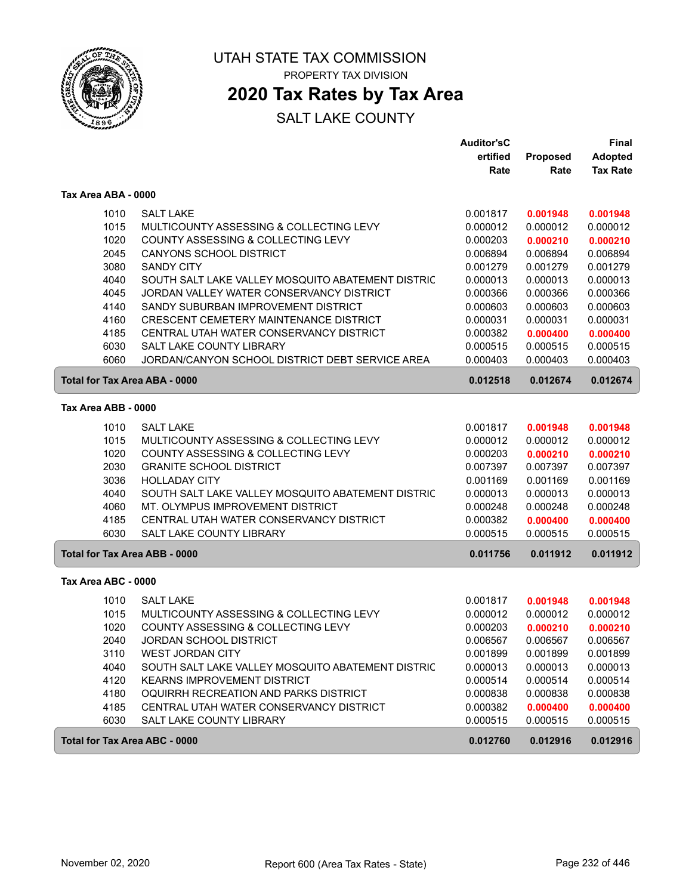# UTAH STATE TAX COMMISSION

PROPERTY TAX DIVISION

## 2020 Tax Rates by Tax Area

SALT LAKE COUNTY

| | | Auditor'sCertified Rate | Proposed Rate | Final Adopted Tax Rate |
|---|---|---|---|---|
| **Tax Area ABA - 0000** | | | | |
| 1010 | SALT LAKE | 0.001817 | **0.001948** | **0.001948** |
| 1015 | MULTICOUNTY ASSESSING & COLLECTING LEVY | 0.000012 | 0.000012 | 0.000012 |
| 1020 | COUNTY ASSESSING & COLLECTING LEVY | 0.000203 | **0.000210** | **0.000210** |
| 2045 | CANYONS SCHOOL DISTRICT | 0.006894 | 0.006894 | 0.006894 |
| 3080 | SANDY CITY | 0.001279 | 0.001279 | 0.001279 |
| 4040 | SOUTH SALT LAKE VALLEY MOSQUITO ABATEMENT DISTRIC | 0.000013 | 0.000013 | 0.000013 |
| 4045 | JORDAN VALLEY WATER CONSERVANCY DISTRICT | 0.000366 | 0.000366 | 0.000366 |
| 4140 | SANDY SUBURBAN IMPROVEMENT DISTRICT | 0.000603 | 0.000603 | 0.000603 |
| 4160 | CRESCENT CEMETERY MAINTENANCE DISTRICT | 0.000031 | 0.000031 | 0.000031 |
| 4185 | CENTRAL UTAH WATER CONSERVANCY DISTRICT | 0.000382 | **0.000400** | **0.000400** |
| 6030 | SALT LAKE COUNTY LIBRARY | 0.000515 | 0.000515 | 0.000515 |
| 6060 | JORDAN/CANYON SCHOOL DISTRICT DEBT SERVICE AREA | 0.000403 | 0.000403 | 0.000403 |
| **Total for Tax Area ABA - 0000** | | **0.012518** | **0.012674** | **0.012674** |
| **Tax Area ABB - 0000** | | | | |
| 1010 | SALT LAKE | 0.001817 | **0.001948** | **0.001948** |
| 1015 | MULTICOUNTY ASSESSING & COLLECTING LEVY | 0.000012 | 0.000012 | 0.000012 |
| 1020 | COUNTY ASSESSING & COLLECTING LEVY | 0.000203 | **0.000210** | **0.000210** |
| 2030 | GRANITE SCHOOL DISTRICT | 0.007397 | 0.007397 | 0.007397 |
| 3036 | HOLLADAY CITY | 0.001169 | 0.001169 | 0.001169 |
| 4040 | SOUTH SALT LAKE VALLEY MOSQUITO ABATEMENT DISTRIC | 0.000013 | 0.000013 | 0.000013 |
| 4060 | MT. OLYMPUS IMPROVEMENT DISTRICT | 0.000248 | 0.000248 | 0.000248 |
| 4185 | CENTRAL UTAH WATER CONSERVANCY DISTRICT | 0.000382 | **0.000400** | **0.000400** |
| 6030 | SALT LAKE COUNTY LIBRARY | 0.000515 | 0.000515 | 0.000515 |
| **Total for Tax Area ABB - 0000** | | **0.011756** | **0.011912** | **0.011912** |
| **Tax Area ABC - 0000** | | | | |
| 1010 | SALT LAKE | 0.001817 | **0.001948** | **0.001948** |
| 1015 | MULTICOUNTY ASSESSING & COLLECTING LEVY | 0.000012 | 0.000012 | 0.000012 |
| 1020 | COUNTY ASSESSING & COLLECTING LEVY | 0.000203 | **0.000210** | **0.000210** |
| 2040 | JORDAN SCHOOL DISTRICT | 0.006567 | 0.006567 | 0.006567 |
| 3110 | WEST JORDAN CITY | 0.001899 | 0.001899 | 0.001899 |
| 4040 | SOUTH SALT LAKE VALLEY MOSQUITO ABATEMENT DISTRIC | 0.000013 | 0.000013 | 0.000013 |
| 4120 | KEARNS IMPROVEMENT DISTRICT | 0.000514 | 0.000514 | 0.000514 |
| 4180 | OQUIRRH RECREATION AND PARKS DISTRICT | 0.000838 | 0.000838 | 0.000838 |
| 4185 | CENTRAL UTAH WATER CONSERVANCY DISTRICT | 0.000382 | **0.000400** | **0.000400** |
| 6030 | SALT LAKE COUNTY LIBRARY | 0.000515 | 0.000515 | 0.000515 |
| **Total for Tax Area ABC - 0000** | | **0.012760** | **0.012916** | **0.012916** |

November 02, 2020 — Report 600 (Area Tax Rates - State)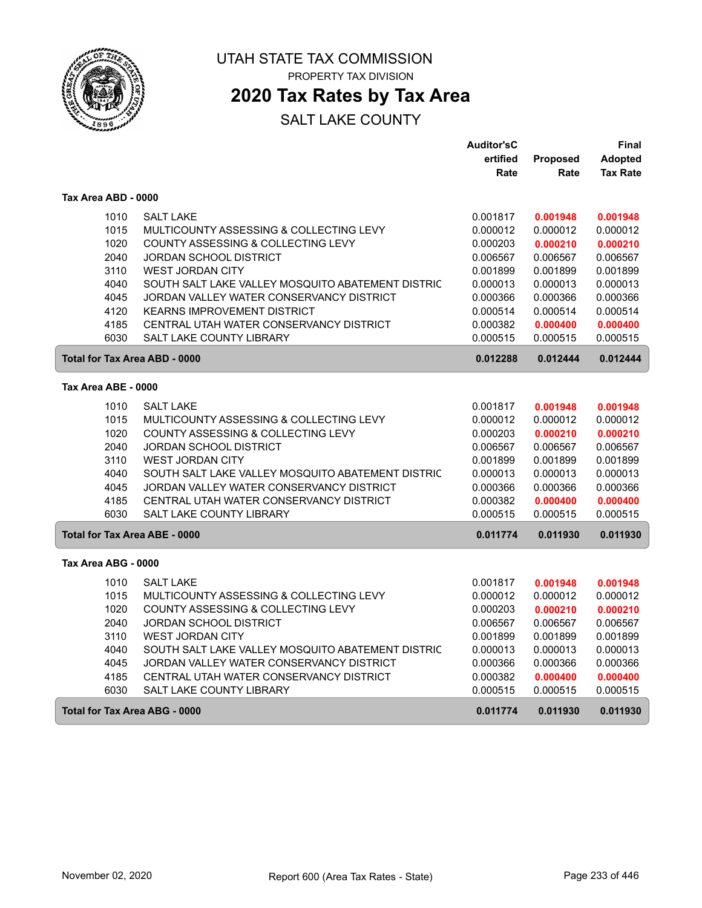# UTAH STATE TAX COMMISSION

PROPERTY TAX DIVISION

## 2020 Tax Rates by Tax Area

SALT LAKE COUNTY

### Tax Area ABD - 0000

| Code | Entity | Auditor's Certified Rate | Proposed Rate | Final Adopted Tax Rate |
|---|---|---|---|---|
| 1010 | SALT LAKE | 0.001817 | **0.001948** | **0.001948** |
| 1015 | MULTICOUNTY ASSESSING & COLLECTING LEVY | 0.000012 | 0.000012 | 0.000012 |
| 1020 | COUNTY ASSESSING & COLLECTING LEVY | 0.000203 | **0.000210** | **0.000210** |
| 2040 | JORDAN SCHOOL DISTRICT | 0.006567 | 0.006567 | 0.006567 |
| 3110 | WEST JORDAN CITY | 0.001899 | 0.001899 | 0.001899 |
| 4040 | SOUTH SALT LAKE VALLEY MOSQUITO ABATEMENT DISTRIC | 0.000013 | 0.000013 | 0.000013 |
| 4045 | JORDAN VALLEY WATER CONSERVANCY DISTRICT | 0.000366 | 0.000366 | 0.000366 |
| 4120 | KEARNS IMPROVEMENT DISTRICT | 0.000514 | 0.000514 | 0.000514 |
| 4185 | CENTRAL UTAH WATER CONSERVANCY DISTRICT | 0.000382 | **0.000400** | **0.000400** |
| 6030 | SALT LAKE COUNTY LIBRARY | 0.000515 | 0.000515 | 0.000515 |
| **Total for Tax Area ABD - 0000** | | **0.012288** | **0.012444** | **0.012444** |

### Tax Area ABE - 0000

| Code | Entity | Auditor's Certified Rate | Proposed Rate | Final Adopted Tax Rate |
|---|---|---|---|---|
| 1010 | SALT LAKE | 0.001817 | **0.001948** | **0.001948** |
| 1015 | MULTICOUNTY ASSESSING & COLLECTING LEVY | 0.000012 | 0.000012 | 0.000012 |
| 1020 | COUNTY ASSESSING & COLLECTING LEVY | 0.000203 | **0.000210** | **0.000210** |
| 2040 | JORDAN SCHOOL DISTRICT | 0.006567 | 0.006567 | 0.006567 |
| 3110 | WEST JORDAN CITY | 0.001899 | 0.001899 | 0.001899 |
| 4040 | SOUTH SALT LAKE VALLEY MOSQUITO ABATEMENT DISTRIC | 0.000013 | 0.000013 | 0.000013 |
| 4045 | JORDAN VALLEY WATER CONSERVANCY DISTRICT | 0.000366 | 0.000366 | 0.000366 |
| 4185 | CENTRAL UTAH WATER CONSERVANCY DISTRICT | 0.000382 | **0.000400** | **0.000400** |
| 6030 | SALT LAKE COUNTY LIBRARY | 0.000515 | 0.000515 | 0.000515 |
| **Total for Tax Area ABE - 0000** | | **0.011774** | **0.011930** | **0.011930** |

### Tax Area ABG - 0000

| Code | Entity | Auditor's Certified Rate | Proposed Rate | Final Adopted Tax Rate |
|---|---|---|---|---|
| 1010 | SALT LAKE | 0.001817 | **0.001948** | **0.001948** |
| 1015 | MULTICOUNTY ASSESSING & COLLECTING LEVY | 0.000012 | 0.000012 | 0.000012 |
| 1020 | COUNTY ASSESSING & COLLECTING LEVY | 0.000203 | **0.000210** | **0.000210** |
| 2040 | JORDAN SCHOOL DISTRICT | 0.006567 | 0.006567 | 0.006567 |
| 3110 | WEST JORDAN CITY | 0.001899 | 0.001899 | 0.001899 |
| 4040 | SOUTH SALT LAKE VALLEY MOSQUITO ABATEMENT DISTRIC | 0.000013 | 0.000013 | 0.000013 |
| 4045 | JORDAN VALLEY WATER CONSERVANCY DISTRICT | 0.000366 | 0.000366 | 0.000366 |
| 4185 | CENTRAL UTAH WATER CONSERVANCY DISTRICT | 0.000382 | **0.000400** | **0.000400** |
| 6030 | SALT LAKE COUNTY LIBRARY | 0.000515 | 0.000515 | 0.000515 |
| **Total for Tax Area ABG - 0000** | | **0.011774** | **0.011930** | **0.011930** |

November 02, 2020 — Report 600 (Area Tax Rates - State)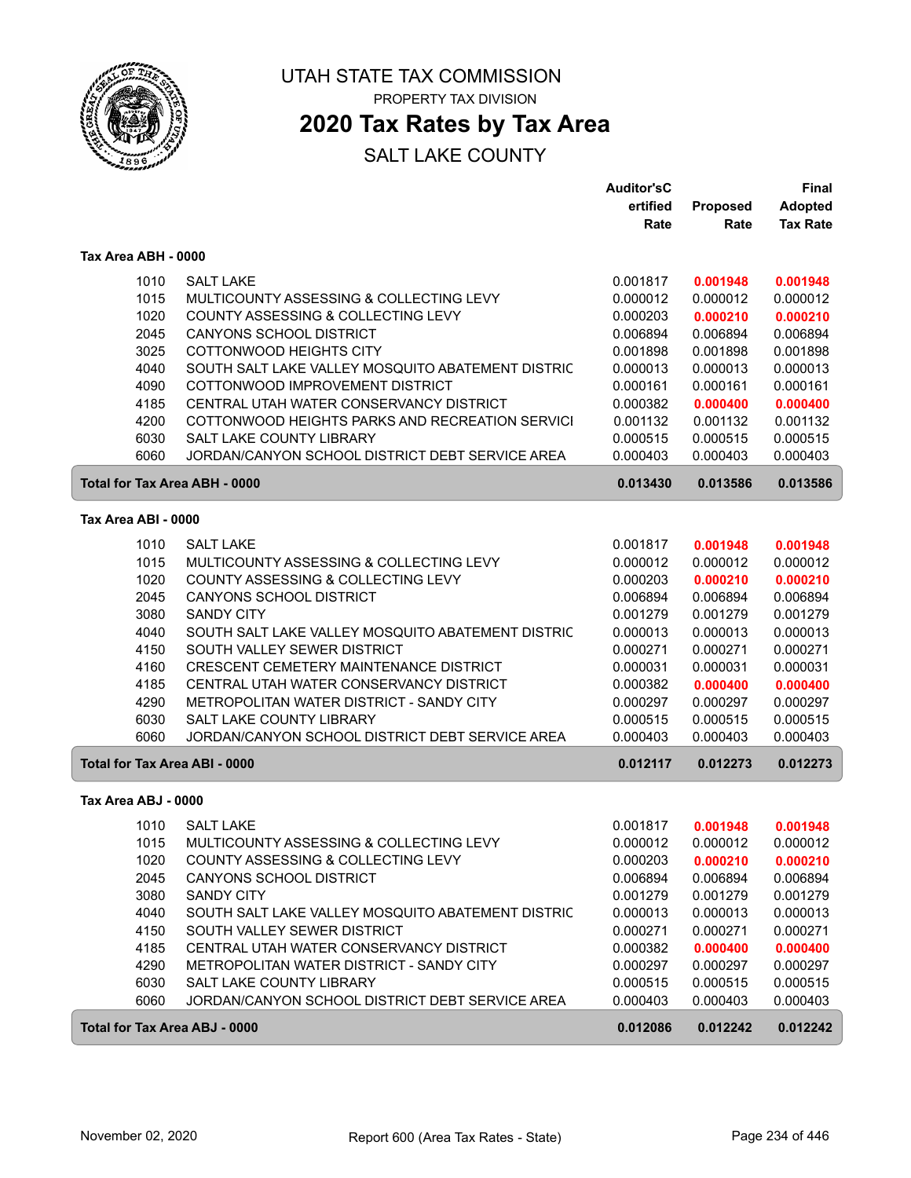# UTAH STATE TAX COMMISSION

PROPERTY TAX DIVISION

## 2020 Tax Rates by Tax Area

SALT LAKE COUNTY

### Tax Area ABH - 0000

| | | Auditor'sCertified Rate | Proposed Rate | Final Adopted Tax Rate |
|---|---|---|---|---|
| 1010 | SALT LAKE | 0.001817 | **0.001948** | **0.001948** |
| 1015 | MULTICOUNTY ASSESSING & COLLECTING LEVY | 0.000012 | 0.000012 | 0.000012 |
| 1020 | COUNTY ASSESSING & COLLECTING LEVY | 0.000203 | **0.000210** | **0.000210** |
| 2045 | CANYONS SCHOOL DISTRICT | 0.006894 | 0.006894 | 0.006894 |
| 3025 | COTTONWOOD HEIGHTS CITY | 0.001898 | 0.001898 | 0.001898 |
| 4040 | SOUTH SALT LAKE VALLEY MOSQUITO ABATEMENT DISTRIC | 0.000013 | 0.000013 | 0.000013 |
| 4090 | COTTONWOOD IMPROVEMENT DISTRICT | 0.000161 | 0.000161 | 0.000161 |
| 4185 | CENTRAL UTAH WATER CONSERVANCY DISTRICT | 0.000382 | **0.000400** | **0.000400** |
| 4200 | COTTONWOOD HEIGHTS PARKS AND RECREATION SERVICI | 0.001132 | 0.001132 | 0.001132 |
| 6030 | SALT LAKE COUNTY LIBRARY | 0.000515 | 0.000515 | 0.000515 |
| 6060 | JORDAN/CANYON SCHOOL DISTRICT DEBT SERVICE AREA | 0.000403 | 0.000403 | 0.000403 |
| **Total for Tax Area ABH - 0000** | | **0.013430** | **0.013586** | **0.013586** |

### Tax Area ABI - 0000

| | | Auditor'sCertified Rate | Proposed Rate | Final Adopted Tax Rate |
|---|---|---|---|---|
| 1010 | SALT LAKE | 0.001817 | **0.001948** | **0.001948** |
| 1015 | MULTICOUNTY ASSESSING & COLLECTING LEVY | 0.000012 | 0.000012 | 0.000012 |
| 1020 | COUNTY ASSESSING & COLLECTING LEVY | 0.000203 | **0.000210** | **0.000210** |
| 2045 | CANYONS SCHOOL DISTRICT | 0.006894 | 0.006894 | 0.006894 |
| 3080 | SANDY CITY | 0.001279 | 0.001279 | 0.001279 |
| 4040 | SOUTH SALT LAKE VALLEY MOSQUITO ABATEMENT DISTRIC | 0.000013 | 0.000013 | 0.000013 |
| 4150 | SOUTH VALLEY SEWER DISTRICT | 0.000271 | 0.000271 | 0.000271 |
| 4160 | CRESCENT CEMETERY MAINTENANCE DISTRICT | 0.000031 | 0.000031 | 0.000031 |
| 4185 | CENTRAL UTAH WATER CONSERVANCY DISTRICT | 0.000382 | **0.000400** | **0.000400** |
| 4290 | METROPOLITAN WATER DISTRICT - SANDY CITY | 0.000297 | 0.000297 | 0.000297 |
| 6030 | SALT LAKE COUNTY LIBRARY | 0.000515 | 0.000515 | 0.000515 |
| 6060 | JORDAN/CANYON SCHOOL DISTRICT DEBT SERVICE AREA | 0.000403 | 0.000403 | 0.000403 |
| **Total for Tax Area ABI - 0000** | | **0.012117** | **0.012273** | **0.012273** |

### Tax Area ABJ - 0000

| | | Auditor'sCertified Rate | Proposed Rate | Final Adopted Tax Rate |
|---|---|---|---|---|
| 1010 | SALT LAKE | 0.001817 | **0.001948** | **0.001948** |
| 1015 | MULTICOUNTY ASSESSING & COLLECTING LEVY | 0.000012 | 0.000012 | 0.000012 |
| 1020 | COUNTY ASSESSING & COLLECTING LEVY | 0.000203 | **0.000210** | **0.000210** |
| 2045 | CANYONS SCHOOL DISTRICT | 0.006894 | 0.006894 | 0.006894 |
| 3080 | SANDY CITY | 0.001279 | 0.001279 | 0.001279 |
| 4040 | SOUTH SALT LAKE VALLEY MOSQUITO ABATEMENT DISTRIC | 0.000013 | 0.000013 | 0.000013 |
| 4150 | SOUTH VALLEY SEWER DISTRICT | 0.000271 | 0.000271 | 0.000271 |
| 4185 | CENTRAL UTAH WATER CONSERVANCY DISTRICT | 0.000382 | **0.000400** | **0.000400** |
| 4290 | METROPOLITAN WATER DISTRICT - SANDY CITY | 0.000297 | 0.000297 | 0.000297 |
| 6030 | SALT LAKE COUNTY LIBRARY | 0.000515 | 0.000515 | 0.000515 |
| 6060 | JORDAN/CANYON SCHOOL DISTRICT DEBT SERVICE AREA | 0.000403 | 0.000403 | 0.000403 |
| **Total for Tax Area ABJ - 0000** | | **0.012086** | **0.012242** | **0.012242** |

November 02, 2020 — Report 600 (Area Tax Rates - State)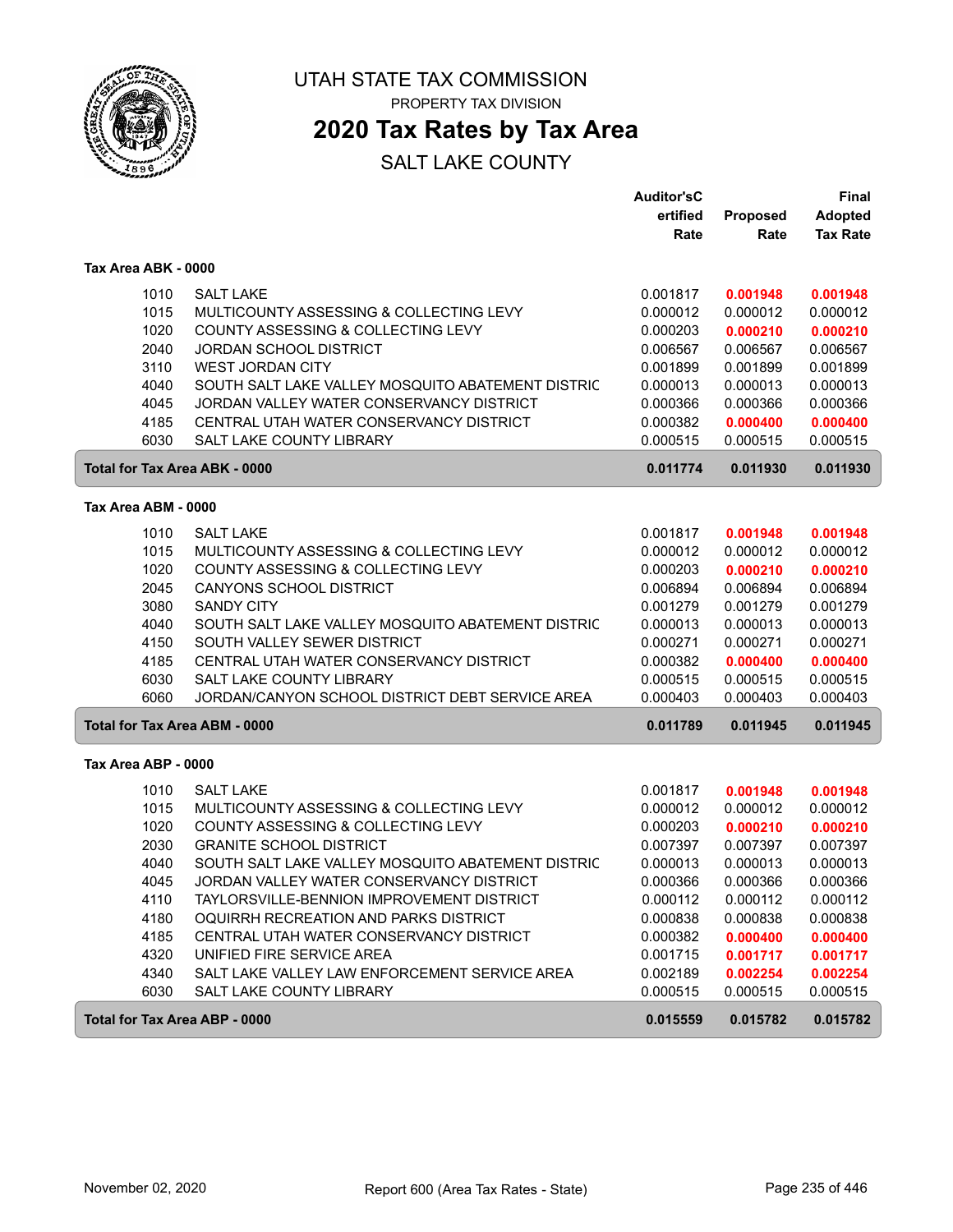# UTAH STATE TAX COMMISSION

PROPERTY TAX DIVISION

## 2020 Tax Rates by Tax Area

SALT LAKE COUNTY

| | | Auditor'sCertified Rate | Proposed Rate | Final Adopted Tax Rate |
|---|---|---|---|---|
| **Tax Area ABK - 0000** | | | | |
| 1010 | SALT LAKE | 0.001817 | **0.001948** | **0.001948** |
| 1015 | MULTICOUNTY ASSESSING & COLLECTING LEVY | 0.000012 | 0.000012 | 0.000012 |
| 1020 | COUNTY ASSESSING & COLLECTING LEVY | 0.000203 | **0.000210** | **0.000210** |
| 2040 | JORDAN SCHOOL DISTRICT | 0.006567 | 0.006567 | 0.006567 |
| 3110 | WEST JORDAN CITY | 0.001899 | 0.001899 | 0.001899 |
| 4040 | SOUTH SALT LAKE VALLEY MOSQUITO ABATEMENT DISTRIC | 0.000013 | 0.000013 | 0.000013 |
| 4045 | JORDAN VALLEY WATER CONSERVANCY DISTRICT | 0.000366 | 0.000366 | 0.000366 |
| 4185 | CENTRAL UTAH WATER CONSERVANCY DISTRICT | 0.000382 | **0.000400** | **0.000400** |
| 6030 | SALT LAKE COUNTY LIBRARY | 0.000515 | 0.000515 | 0.000515 |
| **Total for Tax Area ABK - 0000** | | **0.011774** | **0.011930** | **0.011930** |
| **Tax Area ABM - 0000** | | | | |
| 1010 | SALT LAKE | 0.001817 | **0.001948** | **0.001948** |
| 1015 | MULTICOUNTY ASSESSING & COLLECTING LEVY | 0.000012 | 0.000012 | 0.000012 |
| 1020 | COUNTY ASSESSING & COLLECTING LEVY | 0.000203 | **0.000210** | **0.000210** |
| 2045 | CANYONS SCHOOL DISTRICT | 0.006894 | 0.006894 | 0.006894 |
| 3080 | SANDY CITY | 0.001279 | 0.001279 | 0.001279 |
| 4040 | SOUTH SALT LAKE VALLEY MOSQUITO ABATEMENT DISTRIC | 0.000013 | 0.000013 | 0.000013 |
| 4150 | SOUTH VALLEY SEWER DISTRICT | 0.000271 | 0.000271 | 0.000271 |
| 4185 | CENTRAL UTAH WATER CONSERVANCY DISTRICT | 0.000382 | **0.000400** | **0.000400** |
| 6030 | SALT LAKE COUNTY LIBRARY | 0.000515 | 0.000515 | 0.000515 |
| 6060 | JORDAN/CANYON SCHOOL DISTRICT DEBT SERVICE AREA | 0.000403 | 0.000403 | 0.000403 |
| **Total for Tax Area ABM - 0000** | | **0.011789** | **0.011945** | **0.011945** |
| **Tax Area ABP - 0000** | | | | |
| 1010 | SALT LAKE | 0.001817 | **0.001948** | **0.001948** |
| 1015 | MULTICOUNTY ASSESSING & COLLECTING LEVY | 0.000012 | 0.000012 | 0.000012 |
| 1020 | COUNTY ASSESSING & COLLECTING LEVY | 0.000203 | **0.000210** | **0.000210** |
| 2030 | GRANITE SCHOOL DISTRICT | 0.007397 | 0.007397 | 0.007397 |
| 4040 | SOUTH SALT LAKE VALLEY MOSQUITO ABATEMENT DISTRIC | 0.000013 | 0.000013 | 0.000013 |
| 4045 | JORDAN VALLEY WATER CONSERVANCY DISTRICT | 0.000366 | 0.000366 | 0.000366 |
| 4110 | TAYLORSVILLE-BENNION IMPROVEMENT DISTRICT | 0.000112 | 0.000112 | 0.000112 |
| 4180 | OQUIRRH RECREATION AND PARKS DISTRICT | 0.000838 | 0.000838 | 0.000838 |
| 4185 | CENTRAL UTAH WATER CONSERVANCY DISTRICT | 0.000382 | **0.000400** | **0.000400** |
| 4320 | UNIFIED FIRE SERVICE AREA | 0.001715 | **0.001717** | **0.001717** |
| 4340 | SALT LAKE VALLEY LAW ENFORCEMENT SERVICE AREA | 0.002189 | **0.002254** | **0.002254** |
| 6030 | SALT LAKE COUNTY LIBRARY | 0.000515 | 0.000515 | 0.000515 |
| **Total for Tax Area ABP - 0000** | | **0.015559** | **0.015782** | **0.015782** |

November 02, 2020 — Report 600 (Area Tax Rates - State)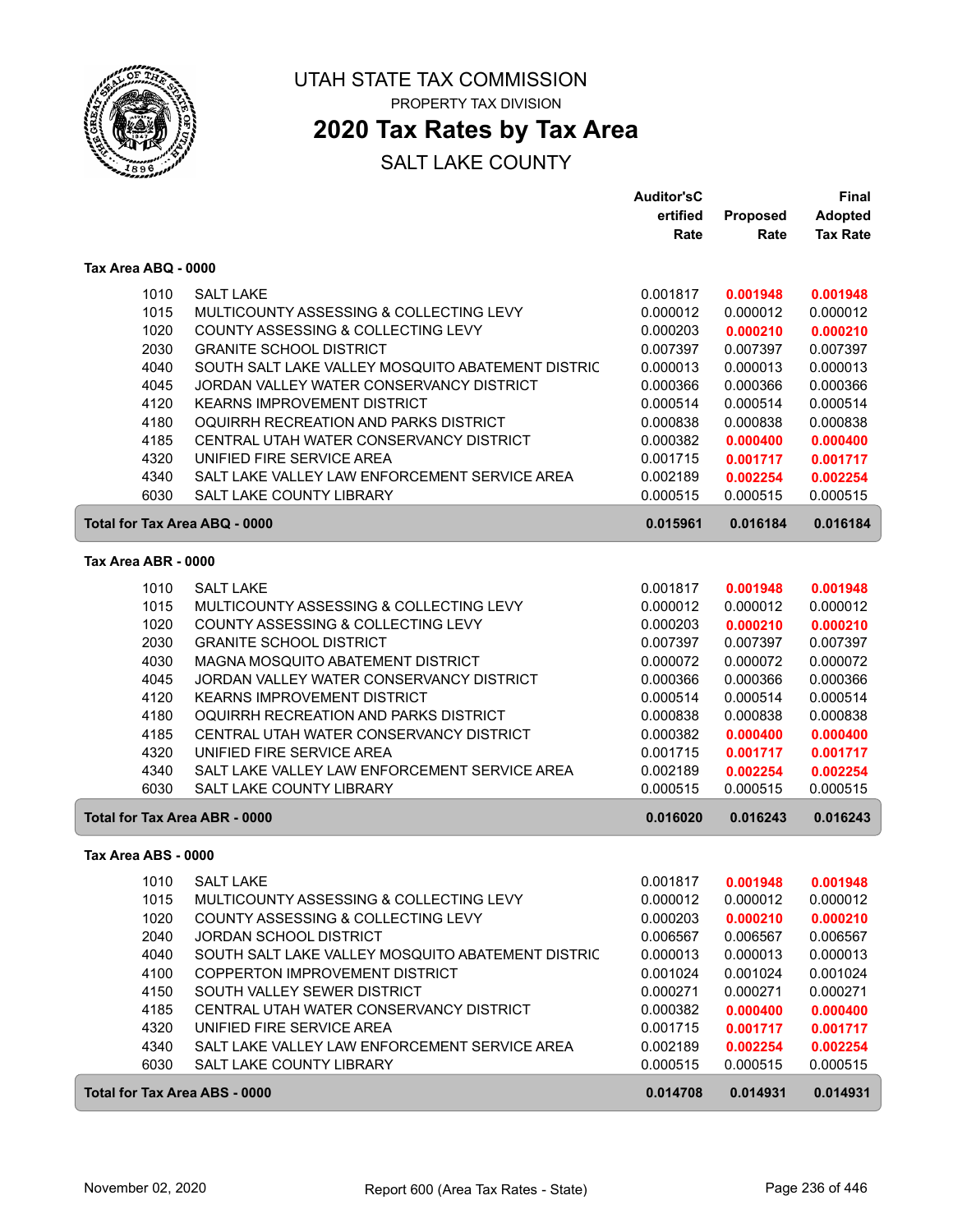# UTAH STATE TAX COMMISSION

PROPERTY TAX DIVISION

## 2020 Tax Rates by Tax Area

SALT LAKE COUNTY

### Tax Area ABQ - 0000

| Code | Entity | Auditor's Certified Rate | Proposed Rate | Final Adopted Tax Rate |
|---|---|---|---|---|
| 1010 | SALT LAKE | 0.001817 | **0.001948** | **0.001948** |
| 1015 | MULTICOUNTY ASSESSING & COLLECTING LEVY | 0.000012 | 0.000012 | 0.000012 |
| 1020 | COUNTY ASSESSING & COLLECTING LEVY | 0.000203 | **0.000210** | **0.000210** |
| 2030 | GRANITE SCHOOL DISTRICT | 0.007397 | 0.007397 | 0.007397 |
| 4040 | SOUTH SALT LAKE VALLEY MOSQUITO ABATEMENT DISTRIC | 0.000013 | 0.000013 | 0.000013 |
| 4045 | JORDAN VALLEY WATER CONSERVANCY DISTRICT | 0.000366 | 0.000366 | 0.000366 |
| 4120 | KEARNS IMPROVEMENT DISTRICT | 0.000514 | 0.000514 | 0.000514 |
| 4180 | OQUIRRH RECREATION AND PARKS DISTRICT | 0.000838 | 0.000838 | 0.000838 |
| 4185 | CENTRAL UTAH WATER CONSERVANCY DISTRICT | 0.000382 | **0.000400** | **0.000400** |
| 4320 | UNIFIED FIRE SERVICE AREA | 0.001715 | **0.001717** | **0.001717** |
| 4340 | SALT LAKE VALLEY LAW ENFORCEMENT SERVICE AREA | 0.002189 | **0.002254** | **0.002254** |
| 6030 | SALT LAKE COUNTY LIBRARY | 0.000515 | 0.000515 | 0.000515 |
| **Total for Tax Area ABQ - 0000** | | **0.015961** | **0.016184** | **0.016184** |

### Tax Area ABR - 0000

| Code | Entity | Auditor's Certified Rate | Proposed Rate | Final Adopted Tax Rate |
|---|---|---|---|---|
| 1010 | SALT LAKE | 0.001817 | **0.001948** | **0.001948** |
| 1015 | MULTICOUNTY ASSESSING & COLLECTING LEVY | 0.000012 | 0.000012 | 0.000012 |
| 1020 | COUNTY ASSESSING & COLLECTING LEVY | 0.000203 | **0.000210** | **0.000210** |
| 2030 | GRANITE SCHOOL DISTRICT | 0.007397 | 0.007397 | 0.007397 |
| 4030 | MAGNA MOSQUITO ABATEMENT DISTRICT | 0.000072 | 0.000072 | 0.000072 |
| 4045 | JORDAN VALLEY WATER CONSERVANCY DISTRICT | 0.000366 | 0.000366 | 0.000366 |
| 4120 | KEARNS IMPROVEMENT DISTRICT | 0.000514 | 0.000514 | 0.000514 |
| 4180 | OQUIRRH RECREATION AND PARKS DISTRICT | 0.000838 | 0.000838 | 0.000838 |
| 4185 | CENTRAL UTAH WATER CONSERVANCY DISTRICT | 0.000382 | **0.000400** | **0.000400** |
| 4320 | UNIFIED FIRE SERVICE AREA | 0.001715 | **0.001717** | **0.001717** |
| 4340 | SALT LAKE VALLEY LAW ENFORCEMENT SERVICE AREA | 0.002189 | **0.002254** | **0.002254** |
| 6030 | SALT LAKE COUNTY LIBRARY | 0.000515 | 0.000515 | 0.000515 |
| **Total for Tax Area ABR - 0000** | | **0.016020** | **0.016243** | **0.016243** |

### Tax Area ABS - 0000

| Code | Entity | Auditor's Certified Rate | Proposed Rate | Final Adopted Tax Rate |
|---|---|---|---|---|
| 1010 | SALT LAKE | 0.001817 | **0.001948** | **0.001948** |
| 1015 | MULTICOUNTY ASSESSING & COLLECTING LEVY | 0.000012 | 0.000012 | 0.000012 |
| 1020 | COUNTY ASSESSING & COLLECTING LEVY | 0.000203 | **0.000210** | **0.000210** |
| 2040 | JORDAN SCHOOL DISTRICT | 0.006567 | 0.006567 | 0.006567 |
| 4040 | SOUTH SALT LAKE VALLEY MOSQUITO ABATEMENT DISTRIC | 0.000013 | 0.000013 | 0.000013 |
| 4100 | COPPERTON IMPROVEMENT DISTRICT | 0.001024 | 0.001024 | 0.001024 |
| 4150 | SOUTH VALLEY SEWER DISTRICT | 0.000271 | 0.000271 | 0.000271 |
| 4185 | CENTRAL UTAH WATER CONSERVANCY DISTRICT | 0.000382 | **0.000400** | **0.000400** |
| 4320 | UNIFIED FIRE SERVICE AREA | 0.001715 | **0.001717** | **0.001717** |
| 4340 | SALT LAKE VALLEY LAW ENFORCEMENT SERVICE AREA | 0.002189 | **0.002254** | **0.002254** |
| 6030 | SALT LAKE COUNTY LIBRARY | 0.000515 | 0.000515 | 0.000515 |
| **Total for Tax Area ABS - 0000** | | **0.014708** | **0.014931** | **0.014931** |

November 02, 2020 — Report 600 (Area Tax Rates - State)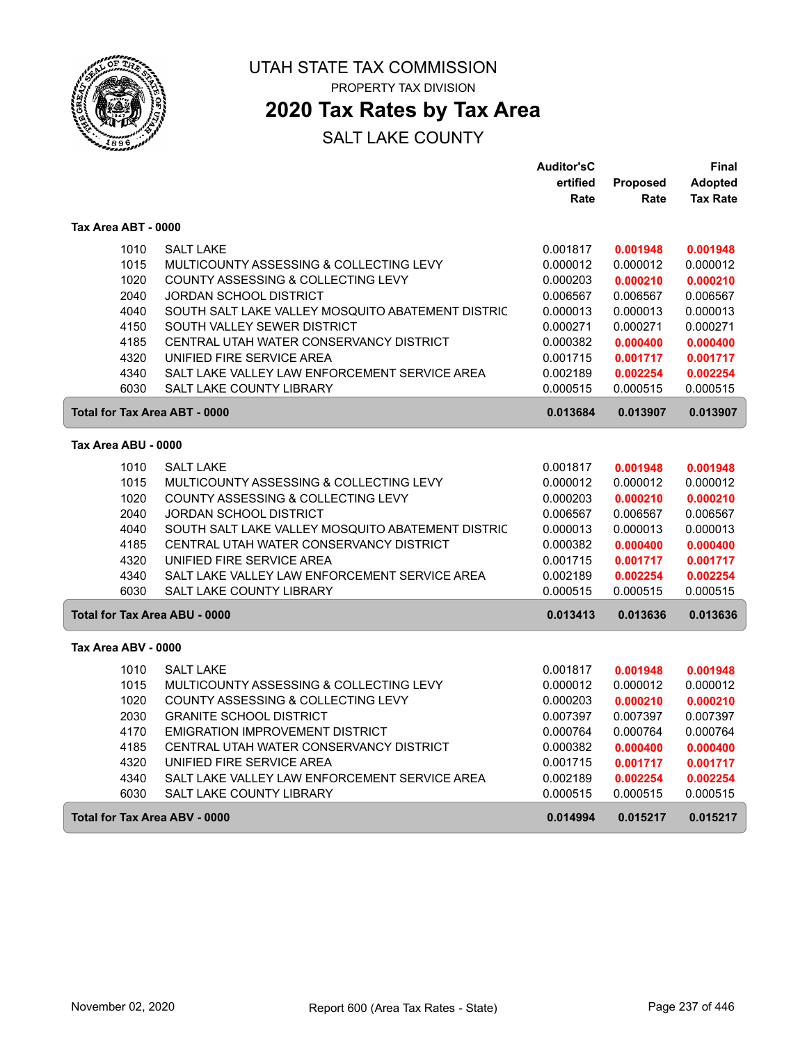# UTAH STATE TAX COMMISSION

PROPERTY TAX DIVISION

## 2020 Tax Rates by Tax Area

SALT LAKE COUNTY

| | | Auditor'sCertified Rate | Proposed Rate | Final Adopted Tax Rate |
|---|---|---|---|---|
| **Tax Area ABT - 0000** | | | | |
| 1010 | SALT LAKE | 0.001817 | **0.001948** | **0.001948** |
| 1015 | MULTICOUNTY ASSESSING & COLLECTING LEVY | 0.000012 | 0.000012 | 0.000012 |
| 1020 | COUNTY ASSESSING & COLLECTING LEVY | 0.000203 | **0.000210** | **0.000210** |
| 2040 | JORDAN SCHOOL DISTRICT | 0.006567 | 0.006567 | 0.006567 |
| 4040 | SOUTH SALT LAKE VALLEY MOSQUITO ABATEMENT DISTRIC | 0.000013 | 0.000013 | 0.000013 |
| 4150 | SOUTH VALLEY SEWER DISTRICT | 0.000271 | 0.000271 | 0.000271 |
| 4185 | CENTRAL UTAH WATER CONSERVANCY DISTRICT | 0.000382 | **0.000400** | **0.000400** |
| 4320 | UNIFIED FIRE SERVICE AREA | 0.001715 | **0.001717** | **0.001717** |
| 4340 | SALT LAKE VALLEY LAW ENFORCEMENT SERVICE AREA | 0.002189 | **0.002254** | **0.002254** |
| 6030 | SALT LAKE COUNTY LIBRARY | 0.000515 | 0.000515 | 0.000515 |
| **Total for Tax Area ABT - 0000** | | **0.013684** | **0.013907** | **0.013907** |
| **Tax Area ABU - 0000** | | | | |
| 1010 | SALT LAKE | 0.001817 | **0.001948** | **0.001948** |
| 1015 | MULTICOUNTY ASSESSING & COLLECTING LEVY | 0.000012 | 0.000012 | 0.000012 |
| 1020 | COUNTY ASSESSING & COLLECTING LEVY | 0.000203 | **0.000210** | **0.000210** |
| 2040 | JORDAN SCHOOL DISTRICT | 0.006567 | 0.006567 | 0.006567 |
| 4040 | SOUTH SALT LAKE VALLEY MOSQUITO ABATEMENT DISTRIC | 0.000013 | 0.000013 | 0.000013 |
| 4185 | CENTRAL UTAH WATER CONSERVANCY DISTRICT | 0.000382 | **0.000400** | **0.000400** |
| 4320 | UNIFIED FIRE SERVICE AREA | 0.001715 | **0.001717** | **0.001717** |
| 4340 | SALT LAKE VALLEY LAW ENFORCEMENT SERVICE AREA | 0.002189 | **0.002254** | **0.002254** |
| 6030 | SALT LAKE COUNTY LIBRARY | 0.000515 | 0.000515 | 0.000515 |
| **Total for Tax Area ABU - 0000** | | **0.013413** | **0.013636** | **0.013636** |
| **Tax Area ABV - 0000** | | | | |
| 1010 | SALT LAKE | 0.001817 | **0.001948** | **0.001948** |
| 1015 | MULTICOUNTY ASSESSING & COLLECTING LEVY | 0.000012 | 0.000012 | 0.000012 |
| 1020 | COUNTY ASSESSING & COLLECTING LEVY | 0.000203 | **0.000210** | **0.000210** |
| 2030 | GRANITE SCHOOL DISTRICT | 0.007397 | 0.007397 | 0.007397 |
| 4170 | EMIGRATION IMPROVEMENT DISTRICT | 0.000764 | 0.000764 | 0.000764 |
| 4185 | CENTRAL UTAH WATER CONSERVANCY DISTRICT | 0.000382 | **0.000400** | **0.000400** |
| 4320 | UNIFIED FIRE SERVICE AREA | 0.001715 | **0.001717** | **0.001717** |
| 4340 | SALT LAKE VALLEY LAW ENFORCEMENT SERVICE AREA | 0.002189 | **0.002254** | **0.002254** |
| 6030 | SALT LAKE COUNTY LIBRARY | 0.000515 | 0.000515 | 0.000515 |
| **Total for Tax Area ABV - 0000** | | **0.014994** | **0.015217** | **0.015217** |

November 02, 2020 — Report 600 (Area Tax Rates - State)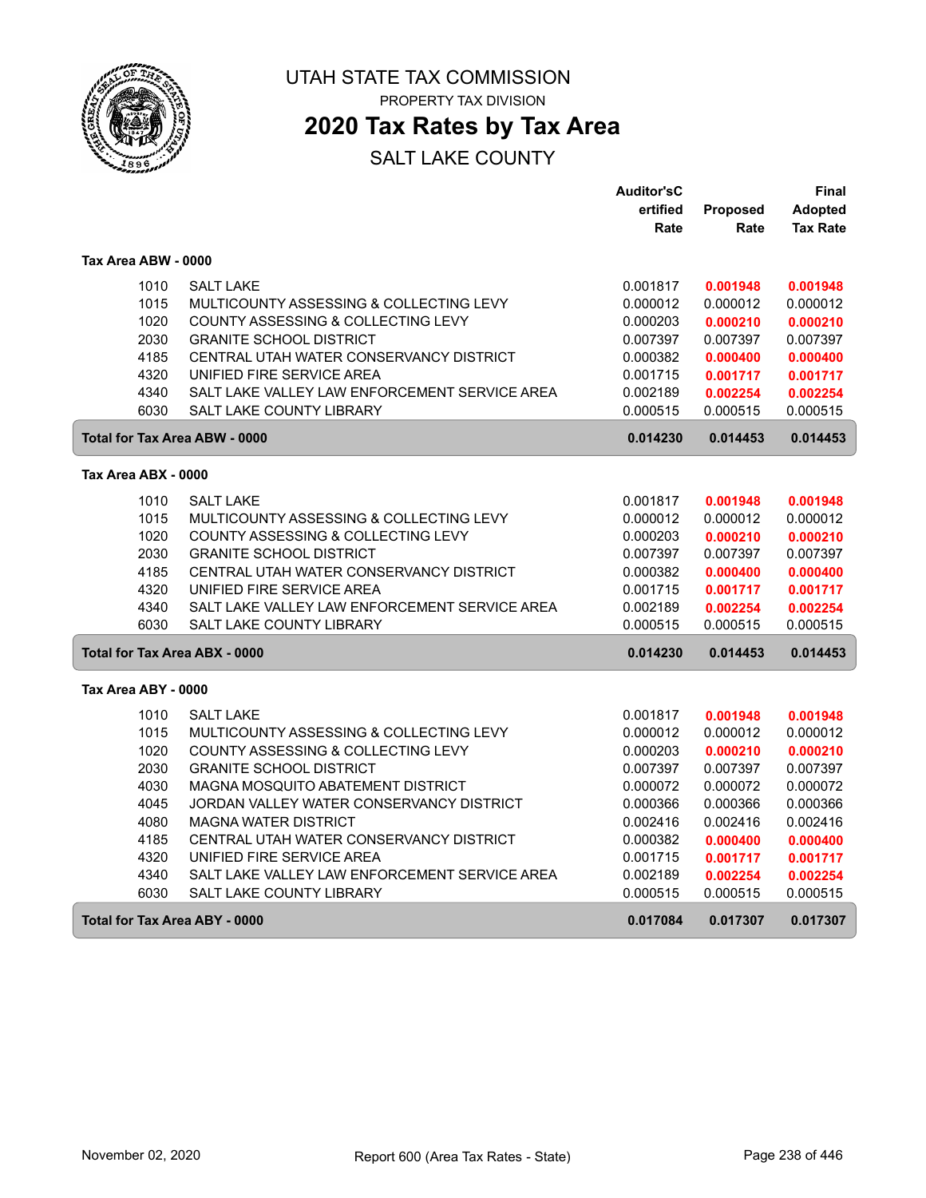# UTAH STATE TAX COMMISSION

PROPERTY TAX DIVISION

## 2020 Tax Rates by Tax Area

SALT LAKE COUNTY

### Tax Area ABW - 0000

| | | Auditor's Certified Rate | Proposed Rate | Final Adopted Tax Rate |
|---|---|---|---|---|
| 1010 | SALT LAKE | 0.001817 | **0.001948** | **0.001948** |
| 1015 | MULTICOUNTY ASSESSING & COLLECTING LEVY | 0.000012 | 0.000012 | 0.000012 |
| 1020 | COUNTY ASSESSING & COLLECTING LEVY | 0.000203 | **0.000210** | **0.000210** |
| 2030 | GRANITE SCHOOL DISTRICT | 0.007397 | 0.007397 | 0.007397 |
| 4185 | CENTRAL UTAH WATER CONSERVANCY DISTRICT | 0.000382 | **0.000400** | **0.000400** |
| 4320 | UNIFIED FIRE SERVICE AREA | 0.001715 | **0.001717** | **0.001717** |
| 4340 | SALT LAKE VALLEY LAW ENFORCEMENT SERVICE AREA | 0.002189 | **0.002254** | **0.002254** |
| 6030 | SALT LAKE COUNTY LIBRARY | 0.000515 | 0.000515 | 0.000515 |
| **Total for Tax Area ABW - 0000** | | **0.014230** | **0.014453** | **0.014453** |

### Tax Area ABX - 0000

| | | Auditor's Certified Rate | Proposed Rate | Final Adopted Tax Rate |
|---|---|---|---|---|
| 1010 | SALT LAKE | 0.001817 | **0.001948** | **0.001948** |
| 1015 | MULTICOUNTY ASSESSING & COLLECTING LEVY | 0.000012 | 0.000012 | 0.000012 |
| 1020 | COUNTY ASSESSING & COLLECTING LEVY | 0.000203 | **0.000210** | **0.000210** |
| 2030 | GRANITE SCHOOL DISTRICT | 0.007397 | 0.007397 | 0.007397 |
| 4185 | CENTRAL UTAH WATER CONSERVANCY DISTRICT | 0.000382 | **0.000400** | **0.000400** |
| 4320 | UNIFIED FIRE SERVICE AREA | 0.001715 | **0.001717** | **0.001717** |
| 4340 | SALT LAKE VALLEY LAW ENFORCEMENT SERVICE AREA | 0.002189 | **0.002254** | **0.002254** |
| 6030 | SALT LAKE COUNTY LIBRARY | 0.000515 | 0.000515 | 0.000515 |
| **Total for Tax Area ABX - 0000** | | **0.014230** | **0.014453** | **0.014453** |

### Tax Area ABY - 0000

| | | Auditor's Certified Rate | Proposed Rate | Final Adopted Tax Rate |
|---|---|---|---|---|
| 1010 | SALT LAKE | 0.001817 | **0.001948** | **0.001948** |
| 1015 | MULTICOUNTY ASSESSING & COLLECTING LEVY | 0.000012 | 0.000012 | 0.000012 |
| 1020 | COUNTY ASSESSING & COLLECTING LEVY | 0.000203 | **0.000210** | **0.000210** |
| 2030 | GRANITE SCHOOL DISTRICT | 0.007397 | 0.007397 | 0.007397 |
| 4030 | MAGNA MOSQUITO ABATEMENT DISTRICT | 0.000072 | 0.000072 | 0.000072 |
| 4045 | JORDAN VALLEY WATER CONSERVANCY DISTRICT | 0.000366 | 0.000366 | 0.000366 |
| 4080 | MAGNA WATER DISTRICT | 0.002416 | 0.002416 | 0.002416 |
| 4185 | CENTRAL UTAH WATER CONSERVANCY DISTRICT | 0.000382 | **0.000400** | **0.000400** |
| 4320 | UNIFIED FIRE SERVICE AREA | 0.001715 | **0.001717** | **0.001717** |
| 4340 | SALT LAKE VALLEY LAW ENFORCEMENT SERVICE AREA | 0.002189 | **0.002254** | **0.002254** |
| 6030 | SALT LAKE COUNTY LIBRARY | 0.000515 | 0.000515 | 0.000515 |
| **Total for Tax Area ABY - 0000** | | **0.017084** | **0.017307** | **0.017307** |

November 02, 2020 — Report 600 (Area Tax Rates - State)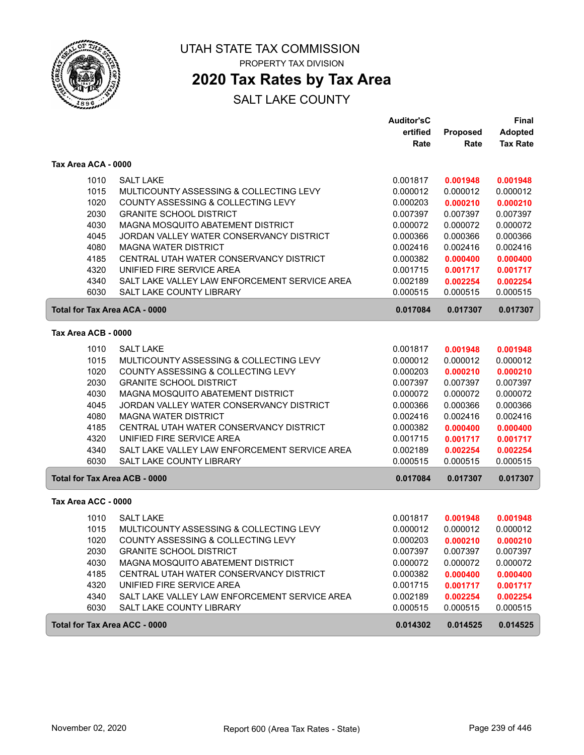# UTAH STATE TAX COMMISSION

PROPERTY TAX DIVISION

## 2020 Tax Rates by Tax Area

SALT LAKE COUNTY

### Tax Area ACA - 0000

| Code | Entity | Auditor's Certified Rate | Proposed Rate | Final Adopted Tax Rate |
|---|---|---|---|---|
| 1010 | SALT LAKE | 0.001817 | **0.001948** | **0.001948** |
| 1015 | MULTICOUNTY ASSESSING & COLLECTING LEVY | 0.000012 | 0.000012 | 0.000012 |
| 1020 | COUNTY ASSESSING & COLLECTING LEVY | 0.000203 | **0.000210** | **0.000210** |
| 2030 | GRANITE SCHOOL DISTRICT | 0.007397 | 0.007397 | 0.007397 |
| 4030 | MAGNA MOSQUITO ABATEMENT DISTRICT | 0.000072 | 0.000072 | 0.000072 |
| 4045 | JORDAN VALLEY WATER CONSERVANCY DISTRICT | 0.000366 | 0.000366 | 0.000366 |
| 4080 | MAGNA WATER DISTRICT | 0.002416 | 0.002416 | 0.002416 |
| 4185 | CENTRAL UTAH WATER CONSERVANCY DISTRICT | 0.000382 | **0.000400** | **0.000400** |
| 4320 | UNIFIED FIRE SERVICE AREA | 0.001715 | **0.001717** | **0.001717** |
| 4340 | SALT LAKE VALLEY LAW ENFORCEMENT SERVICE AREA | 0.002189 | **0.002254** | **0.002254** |
| 6030 | SALT LAKE COUNTY LIBRARY | 0.000515 | 0.000515 | 0.000515 |
| **Total for Tax Area ACA - 0000** | | **0.017084** | **0.017307** | **0.017307** |

### Tax Area ACB - 0000

| Code | Entity | Auditor's Certified Rate | Proposed Rate | Final Adopted Tax Rate |
|---|---|---|---|---|
| 1010 | SALT LAKE | 0.001817 | **0.001948** | **0.001948** |
| 1015 | MULTICOUNTY ASSESSING & COLLECTING LEVY | 0.000012 | 0.000012 | 0.000012 |
| 1020 | COUNTY ASSESSING & COLLECTING LEVY | 0.000203 | **0.000210** | **0.000210** |
| 2030 | GRANITE SCHOOL DISTRICT | 0.007397 | 0.007397 | 0.007397 |
| 4030 | MAGNA MOSQUITO ABATEMENT DISTRICT | 0.000072 | 0.000072 | 0.000072 |
| 4045 | JORDAN VALLEY WATER CONSERVANCY DISTRICT | 0.000366 | 0.000366 | 0.000366 |
| 4080 | MAGNA WATER DISTRICT | 0.002416 | 0.002416 | 0.002416 |
| 4185 | CENTRAL UTAH WATER CONSERVANCY DISTRICT | 0.000382 | **0.000400** | **0.000400** |
| 4320 | UNIFIED FIRE SERVICE AREA | 0.001715 | **0.001717** | **0.001717** |
| 4340 | SALT LAKE VALLEY LAW ENFORCEMENT SERVICE AREA | 0.002189 | **0.002254** | **0.002254** |
| 6030 | SALT LAKE COUNTY LIBRARY | 0.000515 | 0.000515 | 0.000515 |
| **Total for Tax Area ACB - 0000** | | **0.017084** | **0.017307** | **0.017307** |

### Tax Area ACC - 0000

| Code | Entity | Auditor's Certified Rate | Proposed Rate | Final Adopted Tax Rate |
|---|---|---|---|---|
| 1010 | SALT LAKE | 0.001817 | **0.001948** | **0.001948** |
| 1015 | MULTICOUNTY ASSESSING & COLLECTING LEVY | 0.000012 | 0.000012 | 0.000012 |
| 1020 | COUNTY ASSESSING & COLLECTING LEVY | 0.000203 | **0.000210** | **0.000210** |
| 2030 | GRANITE SCHOOL DISTRICT | 0.007397 | 0.007397 | 0.007397 |
| 4030 | MAGNA MOSQUITO ABATEMENT DISTRICT | 0.000072 | 0.000072 | 0.000072 |
| 4185 | CENTRAL UTAH WATER CONSERVANCY DISTRICT | 0.000382 | **0.000400** | **0.000400** |
| 4320 | UNIFIED FIRE SERVICE AREA | 0.001715 | **0.001717** | **0.001717** |
| 4340 | SALT LAKE VALLEY LAW ENFORCEMENT SERVICE AREA | 0.002189 | **0.002254** | **0.002254** |
| 6030 | SALT LAKE COUNTY LIBRARY | 0.000515 | 0.000515 | 0.000515 |
| **Total for Tax Area ACC - 0000** | | **0.014302** | **0.014525** | **0.014525** |

November 02, 2020 — Report 600 (Area Tax Rates - State)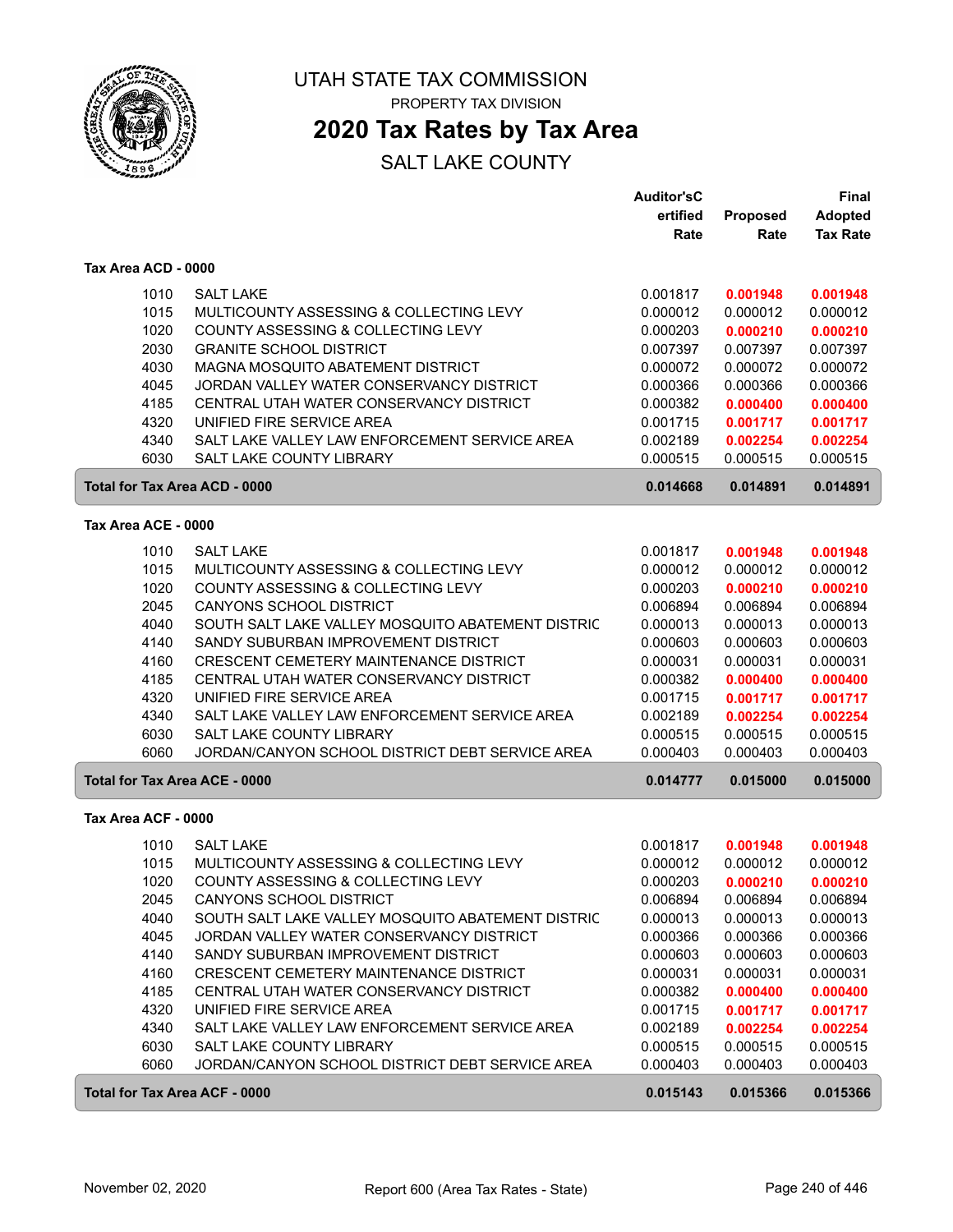# UTAH STATE TAX COMMISSION

PROPERTY TAX DIVISION

## 2020 Tax Rates by Tax Area

SALT LAKE COUNTY

| | | Auditor'sC ertified Rate | Proposed Rate | Final Adopted Tax Rate |
|---|---|---|---|---|
| **Tax Area ACD - 0000** | | | | |
| 1010 | SALT LAKE | 0.001817 | **0.001948** | **0.001948** |
| 1015 | MULTICOUNTY ASSESSING & COLLECTING LEVY | 0.000012 | 0.000012 | 0.000012 |
| 1020 | COUNTY ASSESSING & COLLECTING LEVY | 0.000203 | **0.000210** | **0.000210** |
| 2030 | GRANITE SCHOOL DISTRICT | 0.007397 | 0.007397 | 0.007397 |
| 4030 | MAGNA MOSQUITO ABATEMENT DISTRICT | 0.000072 | 0.000072 | 0.000072 |
| 4045 | JORDAN VALLEY WATER CONSERVANCY DISTRICT | 0.000366 | 0.000366 | 0.000366 |
| 4185 | CENTRAL UTAH WATER CONSERVANCY DISTRICT | 0.000382 | **0.000400** | **0.000400** |
| 4320 | UNIFIED FIRE SERVICE AREA | 0.001715 | **0.001717** | **0.001717** |
| 4340 | SALT LAKE VALLEY LAW ENFORCEMENT SERVICE AREA | 0.002189 | **0.002254** | **0.002254** |
| 6030 | SALT LAKE COUNTY LIBRARY | 0.000515 | 0.000515 | 0.000515 |
| **Total for Tax Area ACD - 0000** | | **0.014668** | **0.014891** | **0.014891** |
| **Tax Area ACE - 0000** | | | | |
| 1010 | SALT LAKE | 0.001817 | **0.001948** | **0.001948** |
| 1015 | MULTICOUNTY ASSESSING & COLLECTING LEVY | 0.000012 | 0.000012 | 0.000012 |
| 1020 | COUNTY ASSESSING & COLLECTING LEVY | 0.000203 | **0.000210** | **0.000210** |
| 2045 | CANYONS SCHOOL DISTRICT | 0.006894 | 0.006894 | 0.006894 |
| 4040 | SOUTH SALT LAKE VALLEY MOSQUITO ABATEMENT DISTRIC | 0.000013 | 0.000013 | 0.000013 |
| 4140 | SANDY SUBURBAN IMPROVEMENT DISTRICT | 0.000603 | 0.000603 | 0.000603 |
| 4160 | CRESCENT CEMETERY MAINTENANCE DISTRICT | 0.000031 | 0.000031 | 0.000031 |
| 4185 | CENTRAL UTAH WATER CONSERVANCY DISTRICT | 0.000382 | **0.000400** | **0.000400** |
| 4320 | UNIFIED FIRE SERVICE AREA | 0.001715 | **0.001717** | **0.001717** |
| 4340 | SALT LAKE VALLEY LAW ENFORCEMENT SERVICE AREA | 0.002189 | **0.002254** | **0.002254** |
| 6030 | SALT LAKE COUNTY LIBRARY | 0.000515 | 0.000515 | 0.000515 |
| 6060 | JORDAN/CANYON SCHOOL DISTRICT DEBT SERVICE AREA | 0.000403 | 0.000403 | 0.000403 |
| **Total for Tax Area ACE - 0000** | | **0.014777** | **0.015000** | **0.015000** |
| **Tax Area ACF - 0000** | | | | |
| 1010 | SALT LAKE | 0.001817 | **0.001948** | **0.001948** |
| 1015 | MULTICOUNTY ASSESSING & COLLECTING LEVY | 0.000012 | 0.000012 | 0.000012 |
| 1020 | COUNTY ASSESSING & COLLECTING LEVY | 0.000203 | **0.000210** | **0.000210** |
| 2045 | CANYONS SCHOOL DISTRICT | 0.006894 | 0.006894 | 0.006894 |
| 4040 | SOUTH SALT LAKE VALLEY MOSQUITO ABATEMENT DISTRIC | 0.000013 | 0.000013 | 0.000013 |
| 4045 | JORDAN VALLEY WATER CONSERVANCY DISTRICT | 0.000366 | 0.000366 | 0.000366 |
| 4140 | SANDY SUBURBAN IMPROVEMENT DISTRICT | 0.000603 | 0.000603 | 0.000603 |
| 4160 | CRESCENT CEMETERY MAINTENANCE DISTRICT | 0.000031 | 0.000031 | 0.000031 |
| 4185 | CENTRAL UTAH WATER CONSERVANCY DISTRICT | 0.000382 | **0.000400** | **0.000400** |
| 4320 | UNIFIED FIRE SERVICE AREA | 0.001715 | **0.001717** | **0.001717** |
| 4340 | SALT LAKE VALLEY LAW ENFORCEMENT SERVICE AREA | 0.002189 | **0.002254** | **0.002254** |
| 6030 | SALT LAKE COUNTY LIBRARY | 0.000515 | 0.000515 | 0.000515 |
| 6060 | JORDAN/CANYON SCHOOL DISTRICT DEBT SERVICE AREA | 0.000403 | 0.000403 | 0.000403 |
| **Total for Tax Area ACF - 0000** | | **0.015143** | **0.015366** | **0.015366** |

November 02, 2020 Report 600 (Area Tax Rates - State)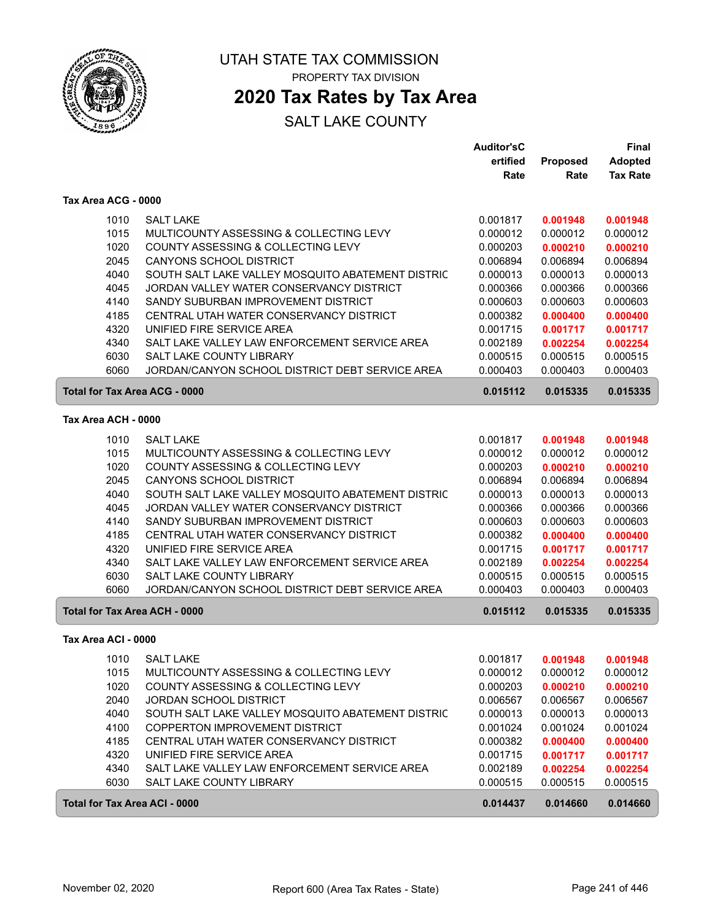# UTAH STATE TAX COMMISSION

PROPERTY TAX DIVISION

## 2020 Tax Rates by Tax Area

SALT LAKE COUNTY

| | | Auditor'sCertified Rate | Proposed Rate | Final Adopted Tax Rate |
|---|---|---|---|---|
| **Tax Area ACG - 0000** | | | | |
| 1010 | SALT LAKE | 0.001817 | **0.001948** | **0.001948** |
| 1015 | MULTICOUNTY ASSESSING & COLLECTING LEVY | 0.000012 | 0.000012 | 0.000012 |
| 1020 | COUNTY ASSESSING & COLLECTING LEVY | 0.000203 | **0.000210** | **0.000210** |
| 2045 | CANYONS SCHOOL DISTRICT | 0.006894 | 0.006894 | 0.006894 |
| 4040 | SOUTH SALT LAKE VALLEY MOSQUITO ABATEMENT DISTRIC | 0.000013 | 0.000013 | 0.000013 |
| 4045 | JORDAN VALLEY WATER CONSERVANCY DISTRICT | 0.000366 | 0.000366 | 0.000366 |
| 4140 | SANDY SUBURBAN IMPROVEMENT DISTRICT | 0.000603 | 0.000603 | 0.000603 |
| 4185 | CENTRAL UTAH WATER CONSERVANCY DISTRICT | 0.000382 | **0.000400** | **0.000400** |
| 4320 | UNIFIED FIRE SERVICE AREA | 0.001715 | **0.001717** | **0.001717** |
| 4340 | SALT LAKE VALLEY LAW ENFORCEMENT SERVICE AREA | 0.002189 | **0.002254** | **0.002254** |
| 6030 | SALT LAKE COUNTY LIBRARY | 0.000515 | 0.000515 | 0.000515 |
| 6060 | JORDAN/CANYON SCHOOL DISTRICT DEBT SERVICE AREA | 0.000403 | 0.000403 | 0.000403 |
| **Total for Tax Area ACG - 0000** | | **0.015112** | **0.015335** | **0.015335** |
| **Tax Area ACH - 0000** | | | | |
| 1010 | SALT LAKE | 0.001817 | **0.001948** | **0.001948** |
| 1015 | MULTICOUNTY ASSESSING & COLLECTING LEVY | 0.000012 | 0.000012 | 0.000012 |
| 1020 | COUNTY ASSESSING & COLLECTING LEVY | 0.000203 | **0.000210** | **0.000210** |
| 2045 | CANYONS SCHOOL DISTRICT | 0.006894 | 0.006894 | 0.006894 |
| 4040 | SOUTH SALT LAKE VALLEY MOSQUITO ABATEMENT DISTRIC | 0.000013 | 0.000013 | 0.000013 |
| 4045 | JORDAN VALLEY WATER CONSERVANCY DISTRICT | 0.000366 | 0.000366 | 0.000366 |
| 4140 | SANDY SUBURBAN IMPROVEMENT DISTRICT | 0.000603 | 0.000603 | 0.000603 |
| 4185 | CENTRAL UTAH WATER CONSERVANCY DISTRICT | 0.000382 | **0.000400** | **0.000400** |
| 4320 | UNIFIED FIRE SERVICE AREA | 0.001715 | **0.001717** | **0.001717** |
| 4340 | SALT LAKE VALLEY LAW ENFORCEMENT SERVICE AREA | 0.002189 | **0.002254** | **0.002254** |
| 6030 | SALT LAKE COUNTY LIBRARY | 0.000515 | 0.000515 | 0.000515 |
| 6060 | JORDAN/CANYON SCHOOL DISTRICT DEBT SERVICE AREA | 0.000403 | 0.000403 | 0.000403 |
| **Total for Tax Area ACH - 0000** | | **0.015112** | **0.015335** | **0.015335** |
| **Tax Area ACI - 0000** | | | | |
| 1010 | SALT LAKE | 0.001817 | **0.001948** | **0.001948** |
| 1015 | MULTICOUNTY ASSESSING & COLLECTING LEVY | 0.000012 | 0.000012 | 0.000012 |
| 1020 | COUNTY ASSESSING & COLLECTING LEVY | 0.000203 | **0.000210** | **0.000210** |
| 2040 | JORDAN SCHOOL DISTRICT | 0.006567 | 0.006567 | 0.006567 |
| 4040 | SOUTH SALT LAKE VALLEY MOSQUITO ABATEMENT DISTRIC | 0.000013 | 0.000013 | 0.000013 |
| 4100 | COPPERTON IMPROVEMENT DISTRICT | 0.001024 | 0.001024 | 0.001024 |
| 4185 | CENTRAL UTAH WATER CONSERVANCY DISTRICT | 0.000382 | **0.000400** | **0.000400** |
| 4320 | UNIFIED FIRE SERVICE AREA | 0.001715 | **0.001717** | **0.001717** |
| 4340 | SALT LAKE VALLEY LAW ENFORCEMENT SERVICE AREA | 0.002189 | **0.002254** | **0.002254** |
| 6030 | SALT LAKE COUNTY LIBRARY | 0.000515 | 0.000515 | 0.000515 |
| **Total for Tax Area ACI - 0000** | | **0.014437** | **0.014660** | **0.014660** |

November 02, 2020 Report 600 (Area Tax Rates - State)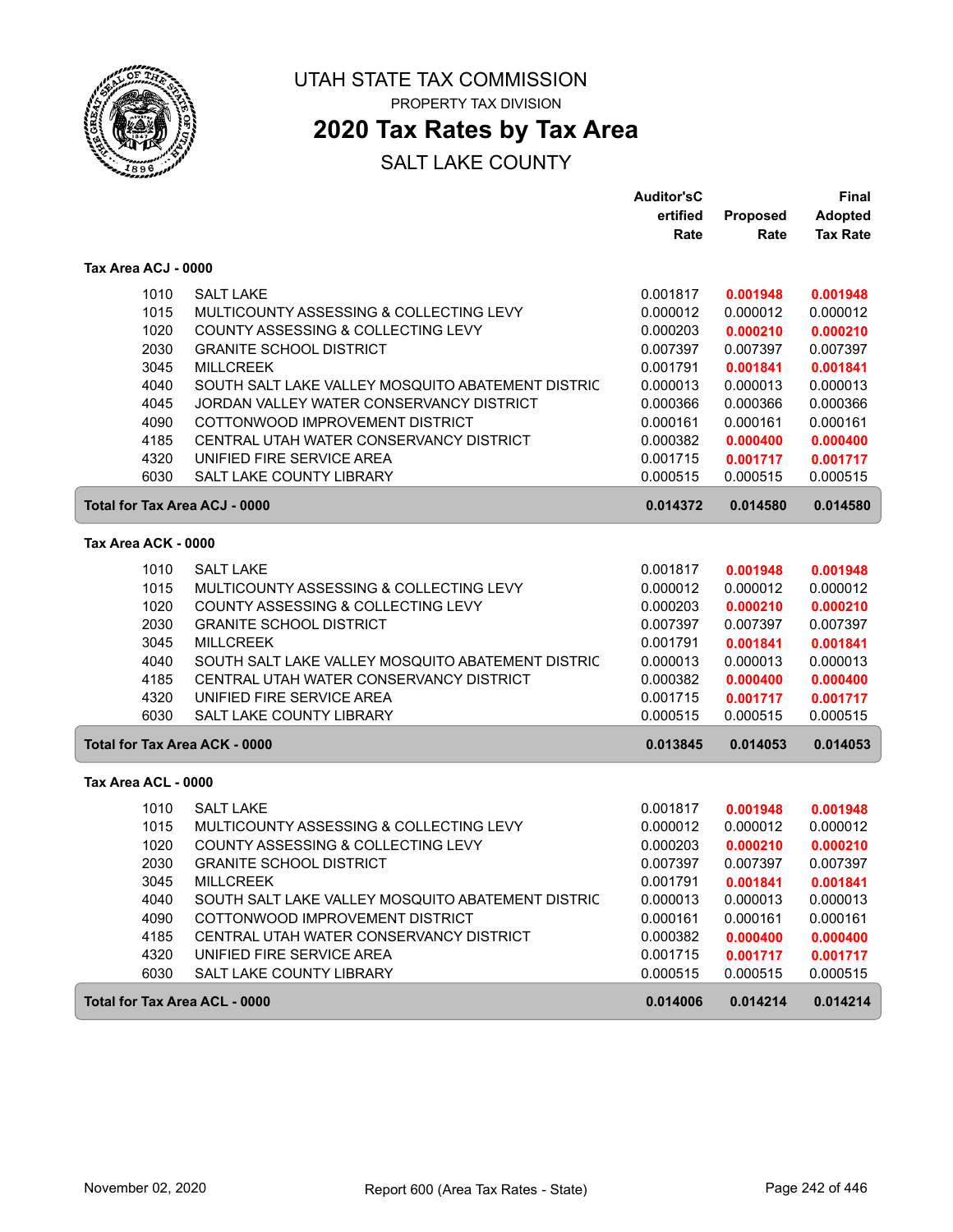# UTAH STATE TAX COMMISSION

PROPERTY TAX DIVISION

## 2020 Tax Rates by Tax Area

SALT LAKE COUNTY

### Tax Area ACJ - 0000

| | | Auditor'sCertified Rate | Proposed Rate | Final Adopted Tax Rate |
|---|---|---|---|---|
| 1010 | SALT LAKE | 0.001817 | **0.001948** | **0.001948** |
| 1015 | MULTICOUNTY ASSESSING & COLLECTING LEVY | 0.000012 | 0.000012 | 0.000012 |
| 1020 | COUNTY ASSESSING & COLLECTING LEVY | 0.000203 | **0.000210** | **0.000210** |
| 2030 | GRANITE SCHOOL DISTRICT | 0.007397 | 0.007397 | 0.007397 |
| 3045 | MILLCREEK | 0.001791 | **0.001841** | **0.001841** |
| 4040 | SOUTH SALT LAKE VALLEY MOSQUITO ABATEMENT DISTRIC | 0.000013 | 0.000013 | 0.000013 |
| 4045 | JORDAN VALLEY WATER CONSERVANCY DISTRICT | 0.000366 | 0.000366 | 0.000366 |
| 4090 | COTTONWOOD IMPROVEMENT DISTRICT | 0.000161 | 0.000161 | 0.000161 |
| 4185 | CENTRAL UTAH WATER CONSERVANCY DISTRICT | 0.000382 | **0.000400** | **0.000400** |
| 4320 | UNIFIED FIRE SERVICE AREA | 0.001715 | **0.001717** | **0.001717** |
| 6030 | SALT LAKE COUNTY LIBRARY | 0.000515 | 0.000515 | 0.000515 |
| **Total for Tax Area ACJ - 0000** | | **0.014372** | **0.014580** | **0.014580** |

### Tax Area ACK - 0000

| | | Auditor'sCertified Rate | Proposed Rate | Final Adopted Tax Rate |
|---|---|---|---|---|
| 1010 | SALT LAKE | 0.001817 | **0.001948** | **0.001948** |
| 1015 | MULTICOUNTY ASSESSING & COLLECTING LEVY | 0.000012 | 0.000012 | 0.000012 |
| 1020 | COUNTY ASSESSING & COLLECTING LEVY | 0.000203 | **0.000210** | **0.000210** |
| 2030 | GRANITE SCHOOL DISTRICT | 0.007397 | 0.007397 | 0.007397 |
| 3045 | MILLCREEK | 0.001791 | **0.001841** | **0.001841** |
| 4040 | SOUTH SALT LAKE VALLEY MOSQUITO ABATEMENT DISTRIC | 0.000013 | 0.000013 | 0.000013 |
| 4185 | CENTRAL UTAH WATER CONSERVANCY DISTRICT | 0.000382 | **0.000400** | **0.000400** |
| 4320 | UNIFIED FIRE SERVICE AREA | 0.001715 | **0.001717** | **0.001717** |
| 6030 | SALT LAKE COUNTY LIBRARY | 0.000515 | 0.000515 | 0.000515 |
| **Total for Tax Area ACK - 0000** | | **0.013845** | **0.014053** | **0.014053** |

### Tax Area ACL - 0000

| | | Auditor'sCertified Rate | Proposed Rate | Final Adopted Tax Rate |
|---|---|---|---|---|
| 1010 | SALT LAKE | 0.001817 | **0.001948** | **0.001948** |
| 1015 | MULTICOUNTY ASSESSING & COLLECTING LEVY | 0.000012 | 0.000012 | 0.000012 |
| 1020 | COUNTY ASSESSING & COLLECTING LEVY | 0.000203 | **0.000210** | **0.000210** |
| 2030 | GRANITE SCHOOL DISTRICT | 0.007397 | 0.007397 | 0.007397 |
| 3045 | MILLCREEK | 0.001791 | **0.001841** | **0.001841** |
| 4040 | SOUTH SALT LAKE VALLEY MOSQUITO ABATEMENT DISTRIC | 0.000013 | 0.000013 | 0.000013 |
| 4090 | COTTONWOOD IMPROVEMENT DISTRICT | 0.000161 | 0.000161 | 0.000161 |
| 4185 | CENTRAL UTAH WATER CONSERVANCY DISTRICT | 0.000382 | **0.000400** | **0.000400** |
| 4320 | UNIFIED FIRE SERVICE AREA | 0.001715 | **0.001717** | **0.001717** |
| 6030 | SALT LAKE COUNTY LIBRARY | 0.000515 | 0.000515 | 0.000515 |
| **Total for Tax Area ACL - 0000** | | **0.014006** | **0.014214** | **0.014214** |

November 02, 2020 — Report 600 (Area Tax Rates - State)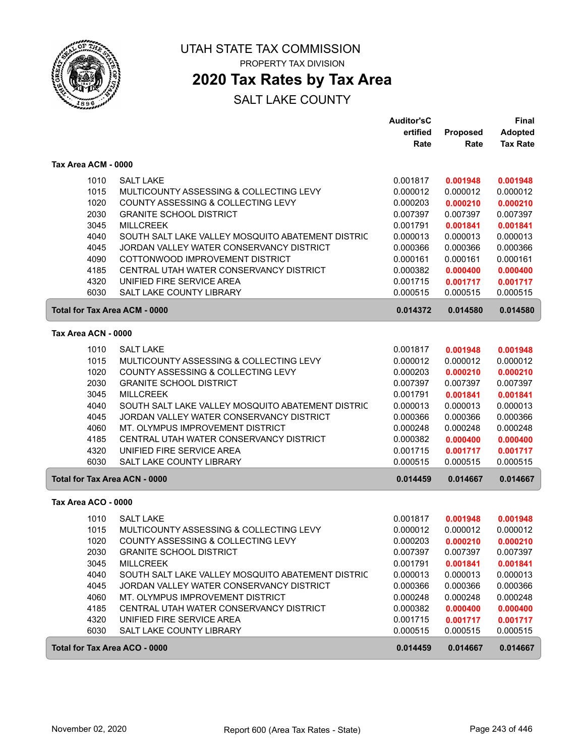# UTAH STATE TAX COMMISSION

PROPERTY TAX DIVISION

## 2020 Tax Rates by Tax Area

SALT LAKE COUNTY

| | | Auditor'sCertified Rate | Proposed Rate | Final Adopted Tax Rate |
|---|---|---|---|---|
| **Tax Area ACM - 0000** | | | | |
| 1010 | SALT LAKE | 0.001817 | **0.001948** | **0.001948** |
| 1015 | MULTICOUNTY ASSESSING & COLLECTING LEVY | 0.000012 | 0.000012 | 0.000012 |
| 1020 | COUNTY ASSESSING & COLLECTING LEVY | 0.000203 | **0.000210** | **0.000210** |
| 2030 | GRANITE SCHOOL DISTRICT | 0.007397 | 0.007397 | 0.007397 |
| 3045 | MILLCREEK | 0.001791 | **0.001841** | **0.001841** |
| 4040 | SOUTH SALT LAKE VALLEY MOSQUITO ABATEMENT DISTRIC | 0.000013 | 0.000013 | 0.000013 |
| 4045 | JORDAN VALLEY WATER CONSERVANCY DISTRICT | 0.000366 | 0.000366 | 0.000366 |
| 4090 | COTTONWOOD IMPROVEMENT DISTRICT | 0.000161 | 0.000161 | 0.000161 |
| 4185 | CENTRAL UTAH WATER CONSERVANCY DISTRICT | 0.000382 | **0.000400** | **0.000400** |
| 4320 | UNIFIED FIRE SERVICE AREA | 0.001715 | **0.001717** | **0.001717** |
| 6030 | SALT LAKE COUNTY LIBRARY | 0.000515 | 0.000515 | 0.000515 |
| **Total for Tax Area ACM - 0000** | | **0.014372** | **0.014580** | **0.014580** |
| **Tax Area ACN - 0000** | | | | |
| 1010 | SALT LAKE | 0.001817 | **0.001948** | **0.001948** |
| 1015 | MULTICOUNTY ASSESSING & COLLECTING LEVY | 0.000012 | 0.000012 | 0.000012 |
| 1020 | COUNTY ASSESSING & COLLECTING LEVY | 0.000203 | **0.000210** | **0.000210** |
| 2030 | GRANITE SCHOOL DISTRICT | 0.007397 | 0.007397 | 0.007397 |
| 3045 | MILLCREEK | 0.001791 | **0.001841** | **0.001841** |
| 4040 | SOUTH SALT LAKE VALLEY MOSQUITO ABATEMENT DISTRIC | 0.000013 | 0.000013 | 0.000013 |
| 4045 | JORDAN VALLEY WATER CONSERVANCY DISTRICT | 0.000366 | 0.000366 | 0.000366 |
| 4060 | MT. OLYMPUS IMPROVEMENT DISTRICT | 0.000248 | 0.000248 | 0.000248 |
| 4185 | CENTRAL UTAH WATER CONSERVANCY DISTRICT | 0.000382 | **0.000400** | **0.000400** |
| 4320 | UNIFIED FIRE SERVICE AREA | 0.001715 | **0.001717** | **0.001717** |
| 6030 | SALT LAKE COUNTY LIBRARY | 0.000515 | 0.000515 | 0.000515 |
| **Total for Tax Area ACN - 0000** | | **0.014459** | **0.014667** | **0.014667** |
| **Tax Area ACO - 0000** | | | | |
| 1010 | SALT LAKE | 0.001817 | **0.001948** | **0.001948** |
| 1015 | MULTICOUNTY ASSESSING & COLLECTING LEVY | 0.000012 | 0.000012 | 0.000012 |
| 1020 | COUNTY ASSESSING & COLLECTING LEVY | 0.000203 | **0.000210** | **0.000210** |
| 2030 | GRANITE SCHOOL DISTRICT | 0.007397 | 0.007397 | 0.007397 |
| 3045 | MILLCREEK | 0.001791 | **0.001841** | **0.001841** |
| 4040 | SOUTH SALT LAKE VALLEY MOSQUITO ABATEMENT DISTRIC | 0.000013 | 0.000013 | 0.000013 |
| 4045 | JORDAN VALLEY WATER CONSERVANCY DISTRICT | 0.000366 | 0.000366 | 0.000366 |
| 4060 | MT. OLYMPUS IMPROVEMENT DISTRICT | 0.000248 | 0.000248 | 0.000248 |
| 4185 | CENTRAL UTAH WATER CONSERVANCY DISTRICT | 0.000382 | **0.000400** | **0.000400** |
| 4320 | UNIFIED FIRE SERVICE AREA | 0.001715 | **0.001717** | **0.001717** |
| 6030 | SALT LAKE COUNTY LIBRARY | 0.000515 | 0.000515 | 0.000515 |
| **Total for Tax Area ACO - 0000** | | **0.014459** | **0.014667** | **0.014667** |

November 02, 2020 — Report 600 (Area Tax Rates - State)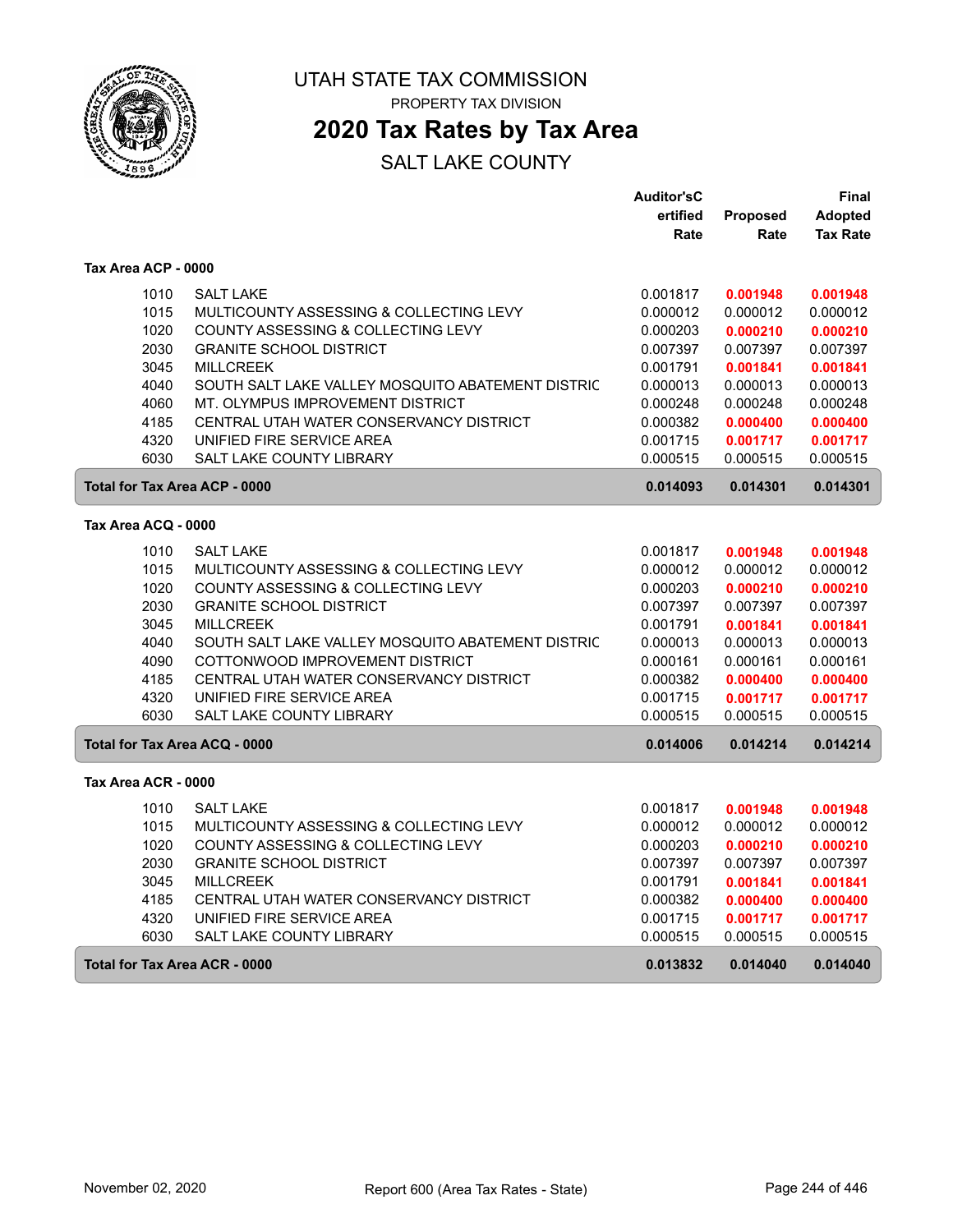# UTAH STATE TAX COMMISSION

PROPERTY TAX DIVISION

## 2020 Tax Rates by Tax Area

SALT LAKE COUNTY

### Tax Area ACP - 0000

| Code | Entity | Auditor's Certified Rate | Proposed Rate | Final Adopted Tax Rate |
|---|---|---|---|---|
| 1010 | SALT LAKE | 0.001817 | **0.001948** | **0.001948** |
| 1015 | MULTICOUNTY ASSESSING & COLLECTING LEVY | 0.000012 | 0.000012 | 0.000012 |
| 1020 | COUNTY ASSESSING & COLLECTING LEVY | 0.000203 | **0.000210** | **0.000210** |
| 2030 | GRANITE SCHOOL DISTRICT | 0.007397 | 0.007397 | 0.007397 |
| 3045 | MILLCREEK | 0.001791 | **0.001841** | **0.001841** |
| 4040 | SOUTH SALT LAKE VALLEY MOSQUITO ABATEMENT DISTRIC | 0.000013 | 0.000013 | 0.000013 |
| 4060 | MT. OLYMPUS IMPROVEMENT DISTRICT | 0.000248 | 0.000248 | 0.000248 |
| 4185 | CENTRAL UTAH WATER CONSERVANCY DISTRICT | 0.000382 | **0.000400** | **0.000400** |
| 4320 | UNIFIED FIRE SERVICE AREA | 0.001715 | **0.001717** | **0.001717** |
| 6030 | SALT LAKE COUNTY LIBRARY | 0.000515 | 0.000515 | 0.000515 |
| **Total for Tax Area ACP - 0000** | | **0.014093** | **0.014301** | **0.014301** |

### Tax Area ACQ - 0000

| Code | Entity | Auditor's Certified Rate | Proposed Rate | Final Adopted Tax Rate |
|---|---|---|---|---|
| 1010 | SALT LAKE | 0.001817 | **0.001948** | **0.001948** |
| 1015 | MULTICOUNTY ASSESSING & COLLECTING LEVY | 0.000012 | 0.000012 | 0.000012 |
| 1020 | COUNTY ASSESSING & COLLECTING LEVY | 0.000203 | **0.000210** | **0.000210** |
| 2030 | GRANITE SCHOOL DISTRICT | 0.007397 | 0.007397 | 0.007397 |
| 3045 | MILLCREEK | 0.001791 | **0.001841** | **0.001841** |
| 4040 | SOUTH SALT LAKE VALLEY MOSQUITO ABATEMENT DISTRIC | 0.000013 | 0.000013 | 0.000013 |
| 4090 | COTTONWOOD IMPROVEMENT DISTRICT | 0.000161 | 0.000161 | 0.000161 |
| 4185 | CENTRAL UTAH WATER CONSERVANCY DISTRICT | 0.000382 | **0.000400** | **0.000400** |
| 4320 | UNIFIED FIRE SERVICE AREA | 0.001715 | **0.001717** | **0.001717** |
| 6030 | SALT LAKE COUNTY LIBRARY | 0.000515 | 0.000515 | 0.000515 |
| **Total for Tax Area ACQ - 0000** | | **0.014006** | **0.014214** | **0.014214** |

### Tax Area ACR - 0000

| Code | Entity | Auditor's Certified Rate | Proposed Rate | Final Adopted Tax Rate |
|---|---|---|---|---|
| 1010 | SALT LAKE | 0.001817 | **0.001948** | **0.001948** |
| 1015 | MULTICOUNTY ASSESSING & COLLECTING LEVY | 0.000012 | 0.000012 | 0.000012 |
| 1020 | COUNTY ASSESSING & COLLECTING LEVY | 0.000203 | **0.000210** | **0.000210** |
| 2030 | GRANITE SCHOOL DISTRICT | 0.007397 | 0.007397 | 0.007397 |
| 3045 | MILLCREEK | 0.001791 | **0.001841** | **0.001841** |
| 4185 | CENTRAL UTAH WATER CONSERVANCY DISTRICT | 0.000382 | **0.000400** | **0.000400** |
| 4320 | UNIFIED FIRE SERVICE AREA | 0.001715 | **0.001717** | **0.001717** |
| 6030 | SALT LAKE COUNTY LIBRARY | 0.000515 | 0.000515 | 0.000515 |
| **Total for Tax Area ACR - 0000** | | **0.013832** | **0.014040** | **0.014040** |

November 02, 2020 — Report 600 (Area Tax Rates - State)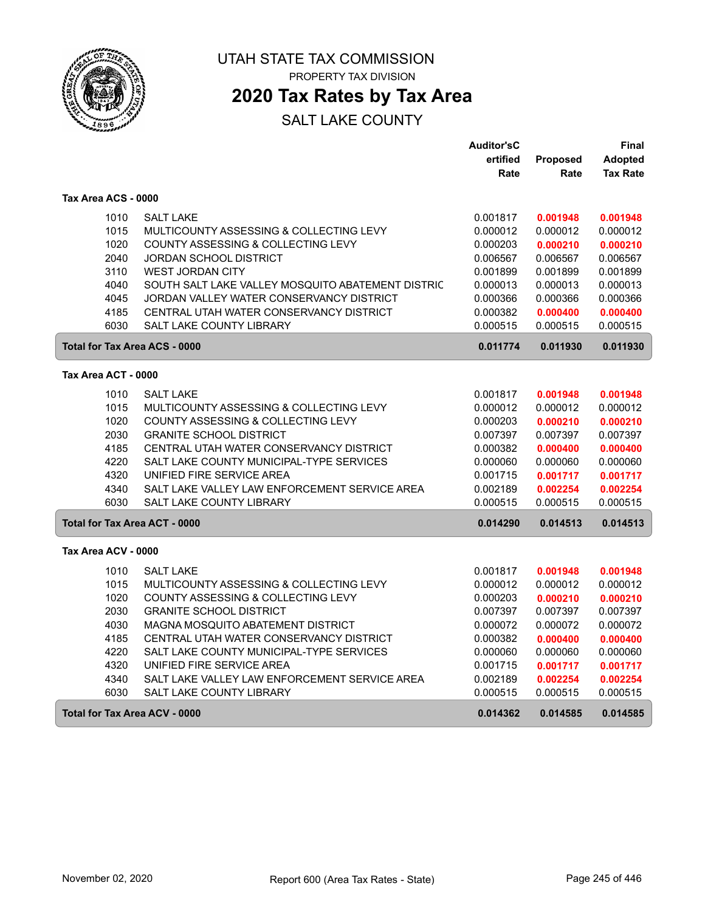# UTAH STATE TAX COMMISSION

PROPERTY TAX DIVISION

## 2020 Tax Rates by Tax Area

SALT LAKE COUNTY

### Tax Area ACS - 0000

| | | Auditor'sCertified Rate | Proposed Rate | Final Adopted Tax Rate |
|---|---|---|---|---|
| 1010 | SALT LAKE | 0.001817 | **0.001948** | **0.001948** |
| 1015 | MULTICOUNTY ASSESSING & COLLECTING LEVY | 0.000012 | 0.000012 | 0.000012 |
| 1020 | COUNTY ASSESSING & COLLECTING LEVY | 0.000203 | **0.000210** | **0.000210** |
| 2040 | JORDAN SCHOOL DISTRICT | 0.006567 | 0.006567 | 0.006567 |
| 3110 | WEST JORDAN CITY | 0.001899 | 0.001899 | 0.001899 |
| 4040 | SOUTH SALT LAKE VALLEY MOSQUITO ABATEMENT DISTRIC | 0.000013 | 0.000013 | 0.000013 |
| 4045 | JORDAN VALLEY WATER CONSERVANCY DISTRICT | 0.000366 | 0.000366 | 0.000366 |
| 4185 | CENTRAL UTAH WATER CONSERVANCY DISTRICT | 0.000382 | **0.000400** | **0.000400** |
| 6030 | SALT LAKE COUNTY LIBRARY | 0.000515 | 0.000515 | 0.000515 |
| **Total for Tax Area ACS - 0000** | | **0.011774** | **0.011930** | **0.011930** |

### Tax Area ACT - 0000

| | | Auditor'sCertified Rate | Proposed Rate | Final Adopted Tax Rate |
|---|---|---|---|---|
| 1010 | SALT LAKE | 0.001817 | **0.001948** | **0.001948** |
| 1015 | MULTICOUNTY ASSESSING & COLLECTING LEVY | 0.000012 | 0.000012 | 0.000012 |
| 1020 | COUNTY ASSESSING & COLLECTING LEVY | 0.000203 | **0.000210** | **0.000210** |
| 2030 | GRANITE SCHOOL DISTRICT | 0.007397 | 0.007397 | 0.007397 |
| 4185 | CENTRAL UTAH WATER CONSERVANCY DISTRICT | 0.000382 | **0.000400** | **0.000400** |
| 4220 | SALT LAKE COUNTY MUNICIPAL-TYPE SERVICES | 0.000060 | 0.000060 | 0.000060 |
| 4320 | UNIFIED FIRE SERVICE AREA | 0.001715 | **0.001717** | **0.001717** |
| 4340 | SALT LAKE VALLEY LAW ENFORCEMENT SERVICE AREA | 0.002189 | **0.002254** | **0.002254** |
| 6030 | SALT LAKE COUNTY LIBRARY | 0.000515 | 0.000515 | 0.000515 |
| **Total for Tax Area ACT - 0000** | | **0.014290** | **0.014513** | **0.014513** |

### Tax Area ACV - 0000

| | | Auditor'sCertified Rate | Proposed Rate | Final Adopted Tax Rate |
|---|---|---|---|---|
| 1010 | SALT LAKE | 0.001817 | **0.001948** | **0.001948** |
| 1015 | MULTICOUNTY ASSESSING & COLLECTING LEVY | 0.000012 | 0.000012 | 0.000012 |
| 1020 | COUNTY ASSESSING & COLLECTING LEVY | 0.000203 | **0.000210** | **0.000210** |
| 2030 | GRANITE SCHOOL DISTRICT | 0.007397 | 0.007397 | 0.007397 |
| 4030 | MAGNA MOSQUITO ABATEMENT DISTRICT | 0.000072 | 0.000072 | 0.000072 |
| 4185 | CENTRAL UTAH WATER CONSERVANCY DISTRICT | 0.000382 | **0.000400** | **0.000400** |
| 4220 | SALT LAKE COUNTY MUNICIPAL-TYPE SERVICES | 0.000060 | 0.000060 | 0.000060 |
| 4320 | UNIFIED FIRE SERVICE AREA | 0.001715 | **0.001717** | **0.001717** |
| 4340 | SALT LAKE VALLEY LAW ENFORCEMENT SERVICE AREA | 0.002189 | **0.002254** | **0.002254** |
| 6030 | SALT LAKE COUNTY LIBRARY | 0.000515 | 0.000515 | 0.000515 |
| **Total for Tax Area ACV - 0000** | | **0.014362** | **0.014585** | **0.014585** |

November 02, 2020 — Report 600 (Area Tax Rates - State)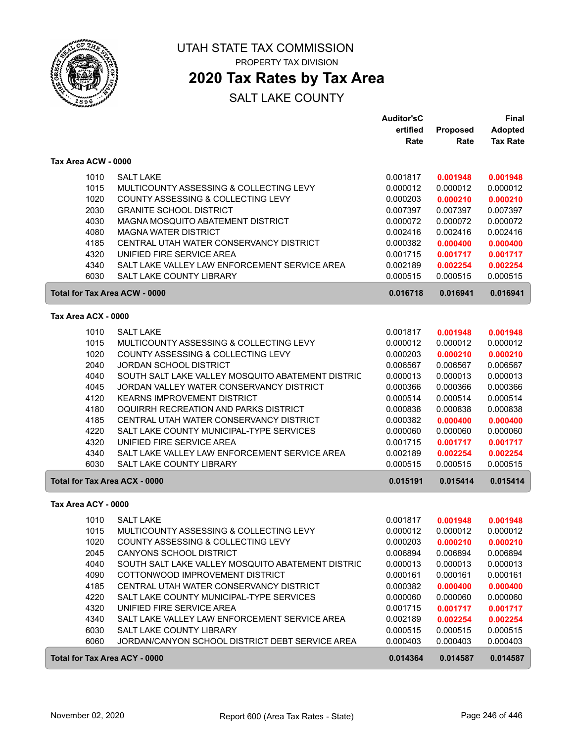# UTAH STATE TAX COMMISSION

PROPERTY TAX DIVISION

## 2020 Tax Rates by Tax Area

SALT LAKE COUNTY

### Tax Area ACW - 0000

| | | Auditor'sC ertified Rate | Proposed Rate | Final Adopted Tax Rate |
|---|---|---|---|---|
| 1010 | SALT LAKE | 0.001817 | **0.001948** | **0.001948** |
| 1015 | MULTICOUNTY ASSESSING & COLLECTING LEVY | 0.000012 | 0.000012 | 0.000012 |
| 1020 | COUNTY ASSESSING & COLLECTING LEVY | 0.000203 | **0.000210** | **0.000210** |
| 2030 | GRANITE SCHOOL DISTRICT | 0.007397 | 0.007397 | 0.007397 |
| 4030 | MAGNA MOSQUITO ABATEMENT DISTRICT | 0.000072 | 0.000072 | 0.000072 |
| 4080 | MAGNA WATER DISTRICT | 0.002416 | 0.002416 | 0.002416 |
| 4185 | CENTRAL UTAH WATER CONSERVANCY DISTRICT | 0.000382 | **0.000400** | **0.000400** |
| 4320 | UNIFIED FIRE SERVICE AREA | 0.001715 | **0.001717** | **0.001717** |
| 4340 | SALT LAKE VALLEY LAW ENFORCEMENT SERVICE AREA | 0.002189 | **0.002254** | **0.002254** |
| 6030 | SALT LAKE COUNTY LIBRARY | 0.000515 | 0.000515 | 0.000515 |
| **Total for Tax Area ACW - 0000** | | **0.016718** | **0.016941** | **0.016941** |

### Tax Area ACX - 0000

| | | Auditor'sC ertified Rate | Proposed Rate | Final Adopted Tax Rate |
|---|---|---|---|---|
| 1010 | SALT LAKE | 0.001817 | **0.001948** | **0.001948** |
| 1015 | MULTICOUNTY ASSESSING & COLLECTING LEVY | 0.000012 | 0.000012 | 0.000012 |
| 1020 | COUNTY ASSESSING & COLLECTING LEVY | 0.000203 | **0.000210** | **0.000210** |
| 2040 | JORDAN SCHOOL DISTRICT | 0.006567 | 0.006567 | 0.006567 |
| 4040 | SOUTH SALT LAKE VALLEY MOSQUITO ABATEMENT DISTRIC | 0.000013 | 0.000013 | 0.000013 |
| 4045 | JORDAN VALLEY WATER CONSERVANCY DISTRICT | 0.000366 | 0.000366 | 0.000366 |
| 4120 | KEARNS IMPROVEMENT DISTRICT | 0.000514 | 0.000514 | 0.000514 |
| 4180 | OQUIRRH RECREATION AND PARKS DISTRICT | 0.000838 | 0.000838 | 0.000838 |
| 4185 | CENTRAL UTAH WATER CONSERVANCY DISTRICT | 0.000382 | **0.000400** | **0.000400** |
| 4220 | SALT LAKE COUNTY MUNICIPAL-TYPE SERVICES | 0.000060 | 0.000060 | 0.000060 |
| 4320 | UNIFIED FIRE SERVICE AREA | 0.001715 | **0.001717** | **0.001717** |
| 4340 | SALT LAKE VALLEY LAW ENFORCEMENT SERVICE AREA | 0.002189 | **0.002254** | **0.002254** |
| 6030 | SALT LAKE COUNTY LIBRARY | 0.000515 | 0.000515 | 0.000515 |
| **Total for Tax Area ACX - 0000** | | **0.015191** | **0.015414** | **0.015414** |

### Tax Area ACY - 0000

| | | Auditor'sC ertified Rate | Proposed Rate | Final Adopted Tax Rate |
|---|---|---|---|---|
| 1010 | SALT LAKE | 0.001817 | **0.001948** | **0.001948** |
| 1015 | MULTICOUNTY ASSESSING & COLLECTING LEVY | 0.000012 | 0.000012 | 0.000012 |
| 1020 | COUNTY ASSESSING & COLLECTING LEVY | 0.000203 | **0.000210** | **0.000210** |
| 2045 | CANYONS SCHOOL DISTRICT | 0.006894 | 0.006894 | 0.006894 |
| 4040 | SOUTH SALT LAKE VALLEY MOSQUITO ABATEMENT DISTRIC | 0.000013 | 0.000013 | 0.000013 |
| 4090 | COTTONWOOD IMPROVEMENT DISTRICT | 0.000161 | 0.000161 | 0.000161 |
| 4185 | CENTRAL UTAH WATER CONSERVANCY DISTRICT | 0.000382 | **0.000400** | **0.000400** |
| 4220 | SALT LAKE COUNTY MUNICIPAL-TYPE SERVICES | 0.000060 | 0.000060 | 0.000060 |
| 4320 | UNIFIED FIRE SERVICE AREA | 0.001715 | **0.001717** | **0.001717** |
| 4340 | SALT LAKE VALLEY LAW ENFORCEMENT SERVICE AREA | 0.002189 | **0.002254** | **0.002254** |
| 6030 | SALT LAKE COUNTY LIBRARY | 0.000515 | 0.000515 | 0.000515 |
| 6060 | JORDAN/CANYON SCHOOL DISTRICT DEBT SERVICE AREA | 0.000403 | 0.000403 | 0.000403 |
| **Total for Tax Area ACY - 0000** | | **0.014364** | **0.014587** | **0.014587** |

November 02, 2020 — Report 600 (Area Tax Rates - State)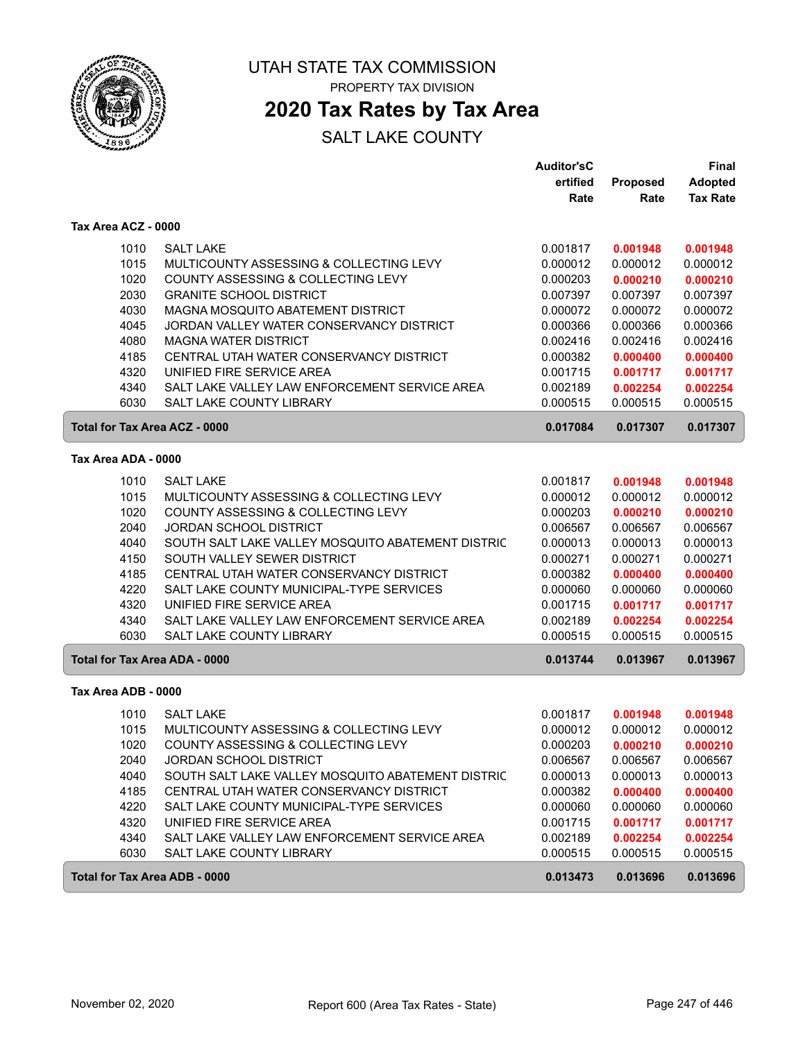# UTAH STATE TAX COMMISSION

PROPERTY TAX DIVISION

## 2020 Tax Rates by Tax Area

SALT LAKE COUNTY

| | | Auditor'sCertified Rate | Proposed Rate | Final Adopted Tax Rate |
|---|---|---|---|---|
| **Tax Area ACZ - 0000** | | | | |
| 1010 | SALT LAKE | 0.001817 | **0.001948** | **0.001948** |
| 1015 | MULTICOUNTY ASSESSING & COLLECTING LEVY | 0.000012 | 0.000012 | 0.000012 |
| 1020 | COUNTY ASSESSING & COLLECTING LEVY | 0.000203 | **0.000210** | **0.000210** |
| 2030 | GRANITE SCHOOL DISTRICT | 0.007397 | 0.007397 | 0.007397 |
| 4030 | MAGNA MOSQUITO ABATEMENT DISTRICT | 0.000072 | 0.000072 | 0.000072 |
| 4045 | JORDAN VALLEY WATER CONSERVANCY DISTRICT | 0.000366 | 0.000366 | 0.000366 |
| 4080 | MAGNA WATER DISTRICT | 0.002416 | 0.002416 | 0.002416 |
| 4185 | CENTRAL UTAH WATER CONSERVANCY DISTRICT | 0.000382 | **0.000400** | **0.000400** |
| 4320 | UNIFIED FIRE SERVICE AREA | 0.001715 | **0.001717** | **0.001717** |
| 4340 | SALT LAKE VALLEY LAW ENFORCEMENT SERVICE AREA | 0.002189 | **0.002254** | **0.002254** |
| 6030 | SALT LAKE COUNTY LIBRARY | 0.000515 | 0.000515 | 0.000515 |
| **Total for Tax Area ACZ - 0000** | | **0.017084** | **0.017307** | **0.017307** |
| **Tax Area ADA - 0000** | | | | |
| 1010 | SALT LAKE | 0.001817 | **0.001948** | **0.001948** |
| 1015 | MULTICOUNTY ASSESSING & COLLECTING LEVY | 0.000012 | 0.000012 | 0.000012 |
| 1020 | COUNTY ASSESSING & COLLECTING LEVY | 0.000203 | **0.000210** | **0.000210** |
| 2040 | JORDAN SCHOOL DISTRICT | 0.006567 | 0.006567 | 0.006567 |
| 4040 | SOUTH SALT LAKE VALLEY MOSQUITO ABATEMENT DISTRIC | 0.000013 | 0.000013 | 0.000013 |
| 4150 | SOUTH VALLEY SEWER DISTRICT | 0.000271 | 0.000271 | 0.000271 |
| 4185 | CENTRAL UTAH WATER CONSERVANCY DISTRICT | 0.000382 | **0.000400** | **0.000400** |
| 4220 | SALT LAKE COUNTY MUNICIPAL-TYPE SERVICES | 0.000060 | 0.000060 | 0.000060 |
| 4320 | UNIFIED FIRE SERVICE AREA | 0.001715 | **0.001717** | **0.001717** |
| 4340 | SALT LAKE VALLEY LAW ENFORCEMENT SERVICE AREA | 0.002189 | **0.002254** | **0.002254** |
| 6030 | SALT LAKE COUNTY LIBRARY | 0.000515 | 0.000515 | 0.000515 |
| **Total for Tax Area ADA - 0000** | | **0.013744** | **0.013967** | **0.013967** |
| **Tax Area ADB - 0000** | | | | |
| 1010 | SALT LAKE | 0.001817 | **0.001948** | **0.001948** |
| 1015 | MULTICOUNTY ASSESSING & COLLECTING LEVY | 0.000012 | 0.000012 | 0.000012 |
| 1020 | COUNTY ASSESSING & COLLECTING LEVY | 0.000203 | **0.000210** | **0.000210** |
| 2040 | JORDAN SCHOOL DISTRICT | 0.006567 | 0.006567 | 0.006567 |
| 4040 | SOUTH SALT LAKE VALLEY MOSQUITO ABATEMENT DISTRIC | 0.000013 | 0.000013 | 0.000013 |
| 4185 | CENTRAL UTAH WATER CONSERVANCY DISTRICT | 0.000382 | **0.000400** | **0.000400** |
| 4220 | SALT LAKE COUNTY MUNICIPAL-TYPE SERVICES | 0.000060 | 0.000060 | 0.000060 |
| 4320 | UNIFIED FIRE SERVICE AREA | 0.001715 | **0.001717** | **0.001717** |
| 4340 | SALT LAKE VALLEY LAW ENFORCEMENT SERVICE AREA | 0.002189 | **0.002254** | **0.002254** |
| 6030 | SALT LAKE COUNTY LIBRARY | 0.000515 | 0.000515 | 0.000515 |
| **Total for Tax Area ADB - 0000** | | **0.013473** | **0.013696** | **0.013696** |

November 02, 2020 — Report 600 (Area Tax Rates - State)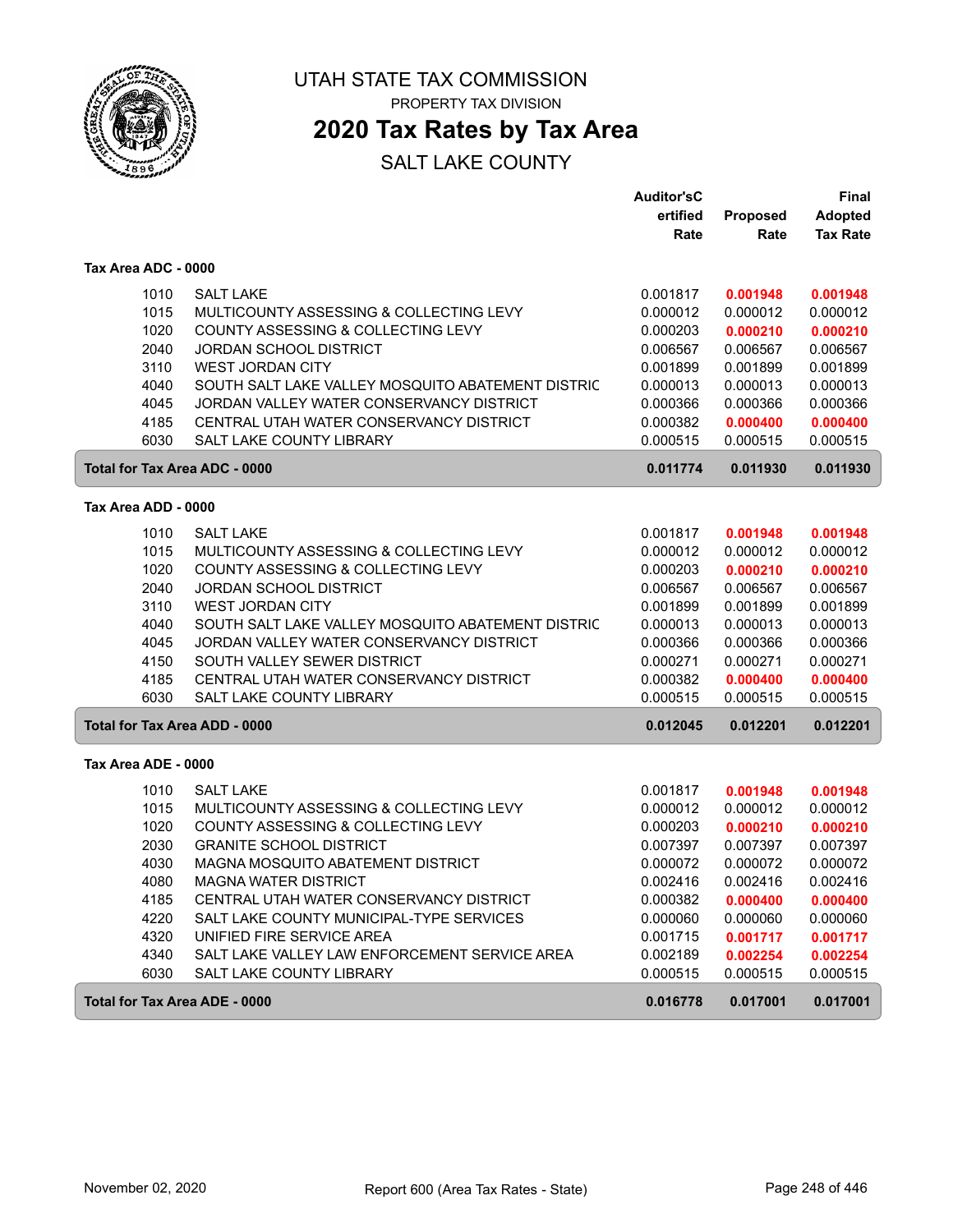# UTAH STATE TAX COMMISSION

PROPERTY TAX DIVISION

## 2020 Tax Rates by Tax Area

SALT LAKE COUNTY

| | | Auditor'sCertified Rate | Proposed Rate | Final Adopted Tax Rate |
|---|---|---|---|---|
| **Tax Area ADC - 0000** | | | | |
| 1010 | SALT LAKE | 0.001817 | **0.001948** | **0.001948** |
| 1015 | MULTICOUNTY ASSESSING & COLLECTING LEVY | 0.000012 | 0.000012 | 0.000012 |
| 1020 | COUNTY ASSESSING & COLLECTING LEVY | 0.000203 | **0.000210** | **0.000210** |
| 2040 | JORDAN SCHOOL DISTRICT | 0.006567 | 0.006567 | 0.006567 |
| 3110 | WEST JORDAN CITY | 0.001899 | 0.001899 | 0.001899 |
| 4040 | SOUTH SALT LAKE VALLEY MOSQUITO ABATEMENT DISTRIC | 0.000013 | 0.000013 | 0.000013 |
| 4045 | JORDAN VALLEY WATER CONSERVANCY DISTRICT | 0.000366 | 0.000366 | 0.000366 |
| 4185 | CENTRAL UTAH WATER CONSERVANCY DISTRICT | 0.000382 | **0.000400** | **0.000400** |
| 6030 | SALT LAKE COUNTY LIBRARY | 0.000515 | 0.000515 | 0.000515 |
| **Total for Tax Area ADC - 0000** | | **0.011774** | **0.011930** | **0.011930** |
| **Tax Area ADD - 0000** | | | | |
| 1010 | SALT LAKE | 0.001817 | **0.001948** | **0.001948** |
| 1015 | MULTICOUNTY ASSESSING & COLLECTING LEVY | 0.000012 | 0.000012 | 0.000012 |
| 1020 | COUNTY ASSESSING & COLLECTING LEVY | 0.000203 | **0.000210** | **0.000210** |
| 2040 | JORDAN SCHOOL DISTRICT | 0.006567 | 0.006567 | 0.006567 |
| 3110 | WEST JORDAN CITY | 0.001899 | 0.001899 | 0.001899 |
| 4040 | SOUTH SALT LAKE VALLEY MOSQUITO ABATEMENT DISTRIC | 0.000013 | 0.000013 | 0.000013 |
| 4045 | JORDAN VALLEY WATER CONSERVANCY DISTRICT | 0.000366 | 0.000366 | 0.000366 |
| 4150 | SOUTH VALLEY SEWER DISTRICT | 0.000271 | 0.000271 | 0.000271 |
| 4185 | CENTRAL UTAH WATER CONSERVANCY DISTRICT | 0.000382 | **0.000400** | **0.000400** |
| 6030 | SALT LAKE COUNTY LIBRARY | 0.000515 | 0.000515 | 0.000515 |
| **Total for Tax Area ADD - 0000** | | **0.012045** | **0.012201** | **0.012201** |
| **Tax Area ADE - 0000** | | | | |
| 1010 | SALT LAKE | 0.001817 | **0.001948** | **0.001948** |
| 1015 | MULTICOUNTY ASSESSING & COLLECTING LEVY | 0.000012 | 0.000012 | 0.000012 |
| 1020 | COUNTY ASSESSING & COLLECTING LEVY | 0.000203 | **0.000210** | **0.000210** |
| 2030 | GRANITE SCHOOL DISTRICT | 0.007397 | 0.007397 | 0.007397 |
| 4030 | MAGNA MOSQUITO ABATEMENT DISTRICT | 0.000072 | 0.000072 | 0.000072 |
| 4080 | MAGNA WATER DISTRICT | 0.002416 | 0.002416 | 0.002416 |
| 4185 | CENTRAL UTAH WATER CONSERVANCY DISTRICT | 0.000382 | **0.000400** | **0.000400** |
| 4220 | SALT LAKE COUNTY MUNICIPAL-TYPE SERVICES | 0.000060 | 0.000060 | 0.000060 |
| 4320 | UNIFIED FIRE SERVICE AREA | 0.001715 | **0.001717** | **0.001717** |
| 4340 | SALT LAKE VALLEY LAW ENFORCEMENT SERVICE AREA | 0.002189 | **0.002254** | **0.002254** |
| 6030 | SALT LAKE COUNTY LIBRARY | 0.000515 | 0.000515 | 0.000515 |
| **Total for Tax Area ADE - 0000** | | **0.016778** | **0.017001** | **0.017001** |

November 02, 2020 Report 600 (Area Tax Rates - State)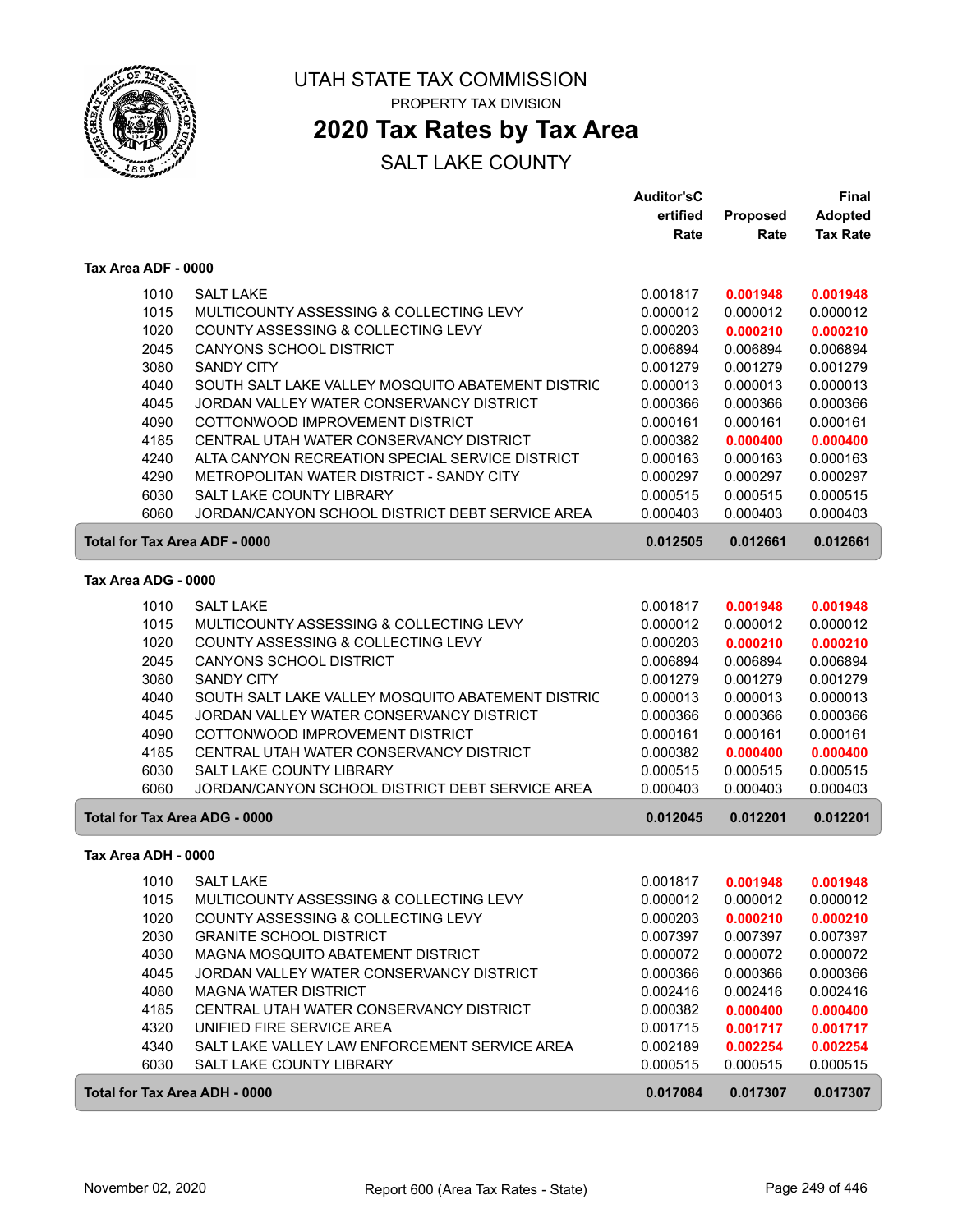# UTAH STATE TAX COMMISSION

PROPERTY TAX DIVISION

## 2020 Tax Rates by Tax Area

SALT LAKE COUNTY

| | | Auditor'sCertified Rate | Proposed Rate | Final Adopted Tax Rate |
|---|---|---|---|---|
| **Tax Area ADF - 0000** | | | | |
| 1010 | SALT LAKE | 0.001817 | **0.001948** | **0.001948** |
| 1015 | MULTICOUNTY ASSESSING & COLLECTING LEVY | 0.000012 | 0.000012 | 0.000012 |
| 1020 | COUNTY ASSESSING & COLLECTING LEVY | 0.000203 | **0.000210** | **0.000210** |
| 2045 | CANYONS SCHOOL DISTRICT | 0.006894 | 0.006894 | 0.006894 |
| 3080 | SANDY CITY | 0.001279 | 0.001279 | 0.001279 |
| 4040 | SOUTH SALT LAKE VALLEY MOSQUITO ABATEMENT DISTRIC | 0.000013 | 0.000013 | 0.000013 |
| 4045 | JORDAN VALLEY WATER CONSERVANCY DISTRICT | 0.000366 | 0.000366 | 0.000366 |
| 4090 | COTTONWOOD IMPROVEMENT DISTRICT | 0.000161 | 0.000161 | 0.000161 |
| 4185 | CENTRAL UTAH WATER CONSERVANCY DISTRICT | 0.000382 | **0.000400** | **0.000400** |
| 4240 | ALTA CANYON RECREATION SPECIAL SERVICE DISTRICT | 0.000163 | 0.000163 | 0.000163 |
| 4290 | METROPOLITAN WATER DISTRICT - SANDY CITY | 0.000297 | 0.000297 | 0.000297 |
| 6030 | SALT LAKE COUNTY LIBRARY | 0.000515 | 0.000515 | 0.000515 |
| 6060 | JORDAN/CANYON SCHOOL DISTRICT DEBT SERVICE AREA | 0.000403 | 0.000403 | 0.000403 |
| **Total for Tax Area ADF - 0000** | | **0.012505** | **0.012661** | **0.012661** |
| **Tax Area ADG - 0000** | | | | |
| 1010 | SALT LAKE | 0.001817 | **0.001948** | **0.001948** |
| 1015 | MULTICOUNTY ASSESSING & COLLECTING LEVY | 0.000012 | 0.000012 | 0.000012 |
| 1020 | COUNTY ASSESSING & COLLECTING LEVY | 0.000203 | **0.000210** | **0.000210** |
| 2045 | CANYONS SCHOOL DISTRICT | 0.006894 | 0.006894 | 0.006894 |
| 3080 | SANDY CITY | 0.001279 | 0.001279 | 0.001279 |
| 4040 | SOUTH SALT LAKE VALLEY MOSQUITO ABATEMENT DISTRIC | 0.000013 | 0.000013 | 0.000013 |
| 4045 | JORDAN VALLEY WATER CONSERVANCY DISTRICT | 0.000366 | 0.000366 | 0.000366 |
| 4090 | COTTONWOOD IMPROVEMENT DISTRICT | 0.000161 | 0.000161 | 0.000161 |
| 4185 | CENTRAL UTAH WATER CONSERVANCY DISTRICT | 0.000382 | **0.000400** | **0.000400** |
| 6030 | SALT LAKE COUNTY LIBRARY | 0.000515 | 0.000515 | 0.000515 |
| 6060 | JORDAN/CANYON SCHOOL DISTRICT DEBT SERVICE AREA | 0.000403 | 0.000403 | 0.000403 |
| **Total for Tax Area ADG - 0000** | | **0.012045** | **0.012201** | **0.012201** |
| **Tax Area ADH - 0000** | | | | |
| 1010 | SALT LAKE | 0.001817 | **0.001948** | **0.001948** |
| 1015 | MULTICOUNTY ASSESSING & COLLECTING LEVY | 0.000012 | 0.000012 | 0.000012 |
| 1020 | COUNTY ASSESSING & COLLECTING LEVY | 0.000203 | **0.000210** | **0.000210** |
| 2030 | GRANITE SCHOOL DISTRICT | 0.007397 | 0.007397 | 0.007397 |
| 4030 | MAGNA MOSQUITO ABATEMENT DISTRICT | 0.000072 | 0.000072 | 0.000072 |
| 4045 | JORDAN VALLEY WATER CONSERVANCY DISTRICT | 0.000366 | 0.000366 | 0.000366 |
| 4080 | MAGNA WATER DISTRICT | 0.002416 | 0.002416 | 0.002416 |
| 4185 | CENTRAL UTAH WATER CONSERVANCY DISTRICT | 0.000382 | **0.000400** | **0.000400** |
| 4320 | UNIFIED FIRE SERVICE AREA | 0.001715 | **0.001717** | **0.001717** |
| 4340 | SALT LAKE VALLEY LAW ENFORCEMENT SERVICE AREA | 0.002189 | **0.002254** | **0.002254** |
| 6030 | SALT LAKE COUNTY LIBRARY | 0.000515 | 0.000515 | 0.000515 |
| **Total for Tax Area ADH - 0000** | | **0.017084** | **0.017307** | **0.017307** |

November 02, 2020 | Report 600 (Area Tax Rates - State)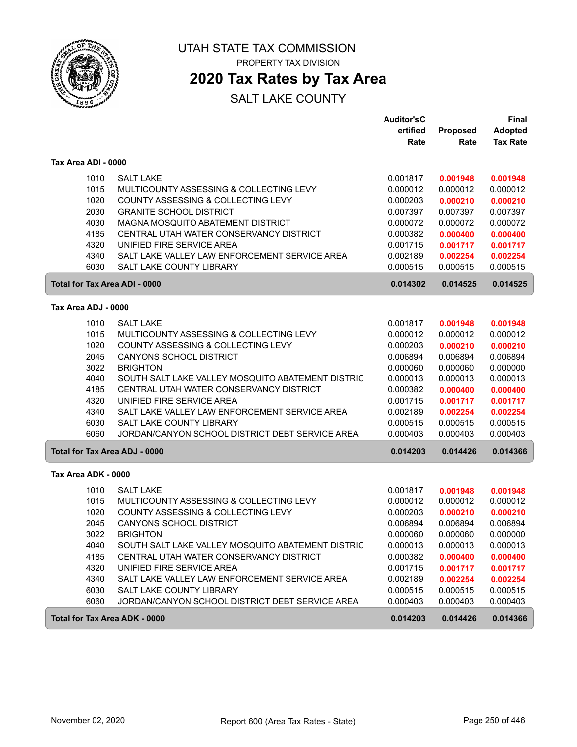# UTAH STATE TAX COMMISSION

PROPERTY TAX DIVISION

## 2020 Tax Rates by Tax Area

SALT LAKE COUNTY

| | | Auditor'sCertified Rate | Proposed Rate | Final Adopted Tax Rate |
|---|---|---|---|---|
| **Tax Area ADI - 0000** | | | | |
| 1010 | SALT LAKE | 0.001817 | **0.001948** | **0.001948** |
| 1015 | MULTICOUNTY ASSESSING & COLLECTING LEVY | 0.000012 | 0.000012 | 0.000012 |
| 1020 | COUNTY ASSESSING & COLLECTING LEVY | 0.000203 | **0.000210** | **0.000210** |
| 2030 | GRANITE SCHOOL DISTRICT | 0.007397 | 0.007397 | 0.007397 |
| 4030 | MAGNA MOSQUITO ABATEMENT DISTRICT | 0.000072 | 0.000072 | 0.000072 |
| 4185 | CENTRAL UTAH WATER CONSERVANCY DISTRICT | 0.000382 | **0.000400** | **0.000400** |
| 4320 | UNIFIED FIRE SERVICE AREA | 0.001715 | **0.001717** | **0.001717** |
| 4340 | SALT LAKE VALLEY LAW ENFORCEMENT SERVICE AREA | 0.002189 | **0.002254** | **0.002254** |
| 6030 | SALT LAKE COUNTY LIBRARY | 0.000515 | 0.000515 | 0.000515 |
| **Total for Tax Area ADI - 0000** | | **0.014302** | **0.014525** | **0.014525** |
| **Tax Area ADJ - 0000** | | | | |
| 1010 | SALT LAKE | 0.001817 | **0.001948** | **0.001948** |
| 1015 | MULTICOUNTY ASSESSING & COLLECTING LEVY | 0.000012 | 0.000012 | 0.000012 |
| 1020 | COUNTY ASSESSING & COLLECTING LEVY | 0.000203 | **0.000210** | **0.000210** |
| 2045 | CANYONS SCHOOL DISTRICT | 0.006894 | 0.006894 | 0.006894 |
| 3022 | BRIGHTON | 0.000060 | 0.000060 | 0.000000 |
| 4040 | SOUTH SALT LAKE VALLEY MOSQUITO ABATEMENT DISTRIC | 0.000013 | 0.000013 | 0.000013 |
| 4185 | CENTRAL UTAH WATER CONSERVANCY DISTRICT | 0.000382 | **0.000400** | **0.000400** |
| 4320 | UNIFIED FIRE SERVICE AREA | 0.001715 | **0.001717** | **0.001717** |
| 4340 | SALT LAKE VALLEY LAW ENFORCEMENT SERVICE AREA | 0.002189 | **0.002254** | **0.002254** |
| 6030 | SALT LAKE COUNTY LIBRARY | 0.000515 | 0.000515 | 0.000515 |
| 6060 | JORDAN/CANYON SCHOOL DISTRICT DEBT SERVICE AREA | 0.000403 | 0.000403 | 0.000403 |
| **Total for Tax Area ADJ - 0000** | | **0.014203** | **0.014426** | **0.014366** |
| **Tax Area ADK - 0000** | | | | |
| 1010 | SALT LAKE | 0.001817 | **0.001948** | **0.001948** |
| 1015 | MULTICOUNTY ASSESSING & COLLECTING LEVY | 0.000012 | 0.000012 | 0.000012 |
| 1020 | COUNTY ASSESSING & COLLECTING LEVY | 0.000203 | **0.000210** | **0.000210** |
| 2045 | CANYONS SCHOOL DISTRICT | 0.006894 | 0.006894 | 0.006894 |
| 3022 | BRIGHTON | 0.000060 | 0.000060 | 0.000000 |
| 4040 | SOUTH SALT LAKE VALLEY MOSQUITO ABATEMENT DISTRIC | 0.000013 | 0.000013 | 0.000013 |
| 4185 | CENTRAL UTAH WATER CONSERVANCY DISTRICT | 0.000382 | **0.000400** | **0.000400** |
| 4320 | UNIFIED FIRE SERVICE AREA | 0.001715 | **0.001717** | **0.001717** |
| 4340 | SALT LAKE VALLEY LAW ENFORCEMENT SERVICE AREA | 0.002189 | **0.002254** | **0.002254** |
| 6030 | SALT LAKE COUNTY LIBRARY | 0.000515 | 0.000515 | 0.000515 |
| 6060 | JORDAN/CANYON SCHOOL DISTRICT DEBT SERVICE AREA | 0.000403 | 0.000403 | 0.000403 |
| **Total for Tax Area ADK - 0000** | | **0.014203** | **0.014426** | **0.014366** |

November 02, 2020 Report 600 (Area Tax Rates - State)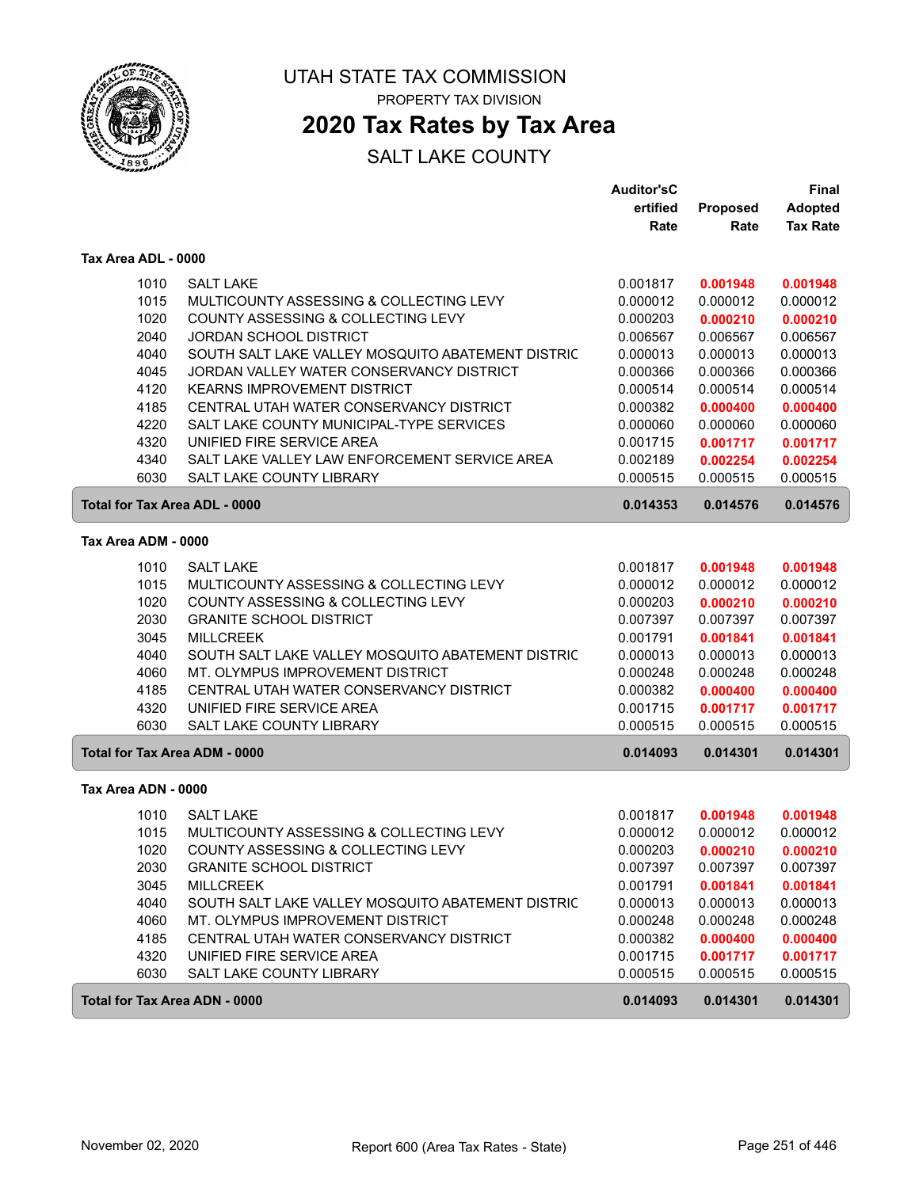# UTAH STATE TAX COMMISSION

PROPERTY TAX DIVISION

## 2020 Tax Rates by Tax Area

SALT LAKE COUNTY

### Tax Area ADL - 0000

| | | Auditor'sCertified Rate | Proposed Rate | Final Adopted Tax Rate |
|---|---|---|---|---|
| 1010 | SALT LAKE | 0.001817 | **0.001948** | **0.001948** |
| 1015 | MULTICOUNTY ASSESSING & COLLECTING LEVY | 0.000012 | 0.000012 | 0.000012 |
| 1020 | COUNTY ASSESSING & COLLECTING LEVY | 0.000203 | **0.000210** | **0.000210** |
| 2040 | JORDAN SCHOOL DISTRICT | 0.006567 | 0.006567 | 0.006567 |
| 4040 | SOUTH SALT LAKE VALLEY MOSQUITO ABATEMENT DISTRIC | 0.000013 | 0.000013 | 0.000013 |
| 4045 | JORDAN VALLEY WATER CONSERVANCY DISTRICT | 0.000366 | 0.000366 | 0.000366 |
| 4120 | KEARNS IMPROVEMENT DISTRICT | 0.000514 | 0.000514 | 0.000514 |
| 4185 | CENTRAL UTAH WATER CONSERVANCY DISTRICT | 0.000382 | **0.000400** | **0.000400** |
| 4220 | SALT LAKE COUNTY MUNICIPAL-TYPE SERVICES | 0.000060 | 0.000060 | 0.000060 |
| 4320 | UNIFIED FIRE SERVICE AREA | 0.001715 | **0.001717** | **0.001717** |
| 4340 | SALT LAKE VALLEY LAW ENFORCEMENT SERVICE AREA | 0.002189 | **0.002254** | **0.002254** |
| 6030 | SALT LAKE COUNTY LIBRARY | 0.000515 | 0.000515 | 0.000515 |
| **Total for Tax Area ADL - 0000** | | **0.014353** | **0.014576** | **0.014576** |

### Tax Area ADM - 0000

| | | Auditor'sCertified Rate | Proposed Rate | Final Adopted Tax Rate |
|---|---|---|---|---|
| 1010 | SALT LAKE | 0.001817 | **0.001948** | **0.001948** |
| 1015 | MULTICOUNTY ASSESSING & COLLECTING LEVY | 0.000012 | 0.000012 | 0.000012 |
| 1020 | COUNTY ASSESSING & COLLECTING LEVY | 0.000203 | **0.000210** | **0.000210** |
| 2030 | GRANITE SCHOOL DISTRICT | 0.007397 | 0.007397 | 0.007397 |
| 3045 | MILLCREEK | 0.001791 | **0.001841** | **0.001841** |
| 4040 | SOUTH SALT LAKE VALLEY MOSQUITO ABATEMENT DISTRIC | 0.000013 | 0.000013 | 0.000013 |
| 4060 | MT. OLYMPUS IMPROVEMENT DISTRICT | 0.000248 | 0.000248 | 0.000248 |
| 4185 | CENTRAL UTAH WATER CONSERVANCY DISTRICT | 0.000382 | **0.000400** | **0.000400** |
| 4320 | UNIFIED FIRE SERVICE AREA | 0.001715 | **0.001717** | **0.001717** |
| 6030 | SALT LAKE COUNTY LIBRARY | 0.000515 | 0.000515 | 0.000515 |
| **Total for Tax Area ADM - 0000** | | **0.014093** | **0.014301** | **0.014301** |

### Tax Area ADN - 0000

| | | Auditor'sCertified Rate | Proposed Rate | Final Adopted Tax Rate |
|---|---|---|---|---|
| 1010 | SALT LAKE | 0.001817 | **0.001948** | **0.001948** |
| 1015 | MULTICOUNTY ASSESSING & COLLECTING LEVY | 0.000012 | 0.000012 | 0.000012 |
| 1020 | COUNTY ASSESSING & COLLECTING LEVY | 0.000203 | **0.000210** | **0.000210** |
| 2030 | GRANITE SCHOOL DISTRICT | 0.007397 | 0.007397 | 0.007397 |
| 3045 | MILLCREEK | 0.001791 | **0.001841** | **0.001841** |
| 4040 | SOUTH SALT LAKE VALLEY MOSQUITO ABATEMENT DISTRIC | 0.000013 | 0.000013 | 0.000013 |
| 4060 | MT. OLYMPUS IMPROVEMENT DISTRICT | 0.000248 | 0.000248 | 0.000248 |
| 4185 | CENTRAL UTAH WATER CONSERVANCY DISTRICT | 0.000382 | **0.000400** | **0.000400** |
| 4320 | UNIFIED FIRE SERVICE AREA | 0.001715 | **0.001717** | **0.001717** |
| 6030 | SALT LAKE COUNTY LIBRARY | 0.000515 | 0.000515 | 0.000515 |
| **Total for Tax Area ADN - 0000** | | **0.014093** | **0.014301** | **0.014301** |

November 02, 2020 — Report 600 (Area Tax Rates - State)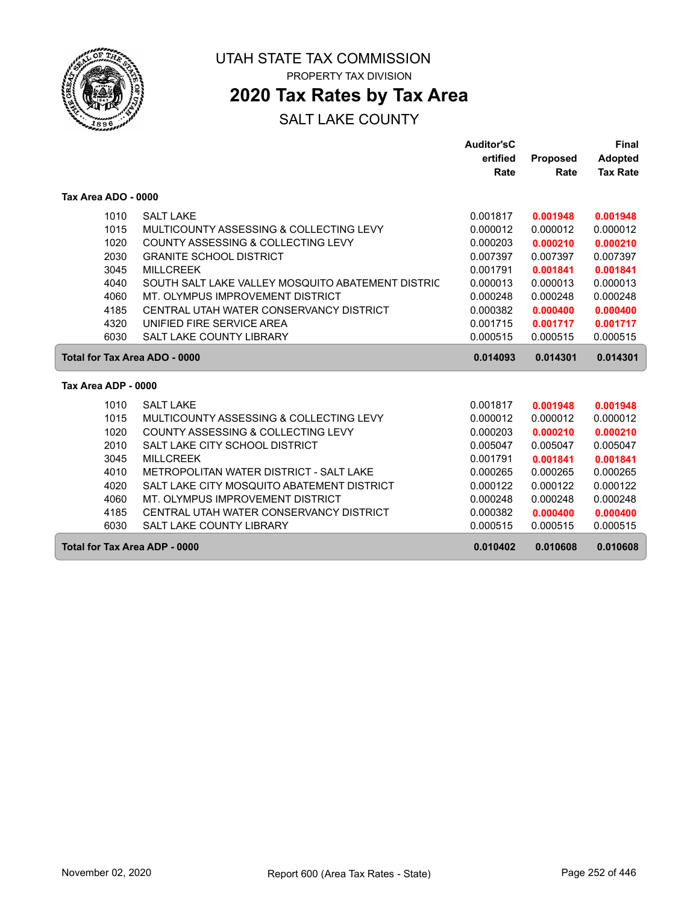# UTAH STATE TAX COMMISSION

PROPERTY TAX DIVISION

## 2020 Tax Rates by Tax Area

SALT LAKE COUNTY

| | | Auditor'sCertified Rate | Proposed Rate | Final Adopted Tax Rate |
|---|---|---|---|---|
| **Tax Area ADO - 0000** | | | | |
| 1010 | SALT LAKE | 0.001817 | **0.001948** | **0.001948** |
| 1015 | MULTICOUNTY ASSESSING & COLLECTING LEVY | 0.000012 | 0.000012 | 0.000012 |
| 1020 | COUNTY ASSESSING & COLLECTING LEVY | 0.000203 | **0.000210** | **0.000210** |
| 2030 | GRANITE SCHOOL DISTRICT | 0.007397 | 0.007397 | 0.007397 |
| 3045 | MILLCREEK | 0.001791 | **0.001841** | **0.001841** |
| 4040 | SOUTH SALT LAKE VALLEY MOSQUITO ABATEMENT DISTRIC | 0.000013 | 0.000013 | 0.000013 |
| 4060 | MT. OLYMPUS IMPROVEMENT DISTRICT | 0.000248 | 0.000248 | 0.000248 |
| 4185 | CENTRAL UTAH WATER CONSERVANCY DISTRICT | 0.000382 | **0.000400** | **0.000400** |
| 4320 | UNIFIED FIRE SERVICE AREA | 0.001715 | **0.001717** | **0.001717** |
| 6030 | SALT LAKE COUNTY LIBRARY | 0.000515 | 0.000515 | 0.000515 |
| **Total for Tax Area ADO - 0000** | | **0.014093** | **0.014301** | **0.014301** |
| **Tax Area ADP - 0000** | | | | |
| 1010 | SALT LAKE | 0.001817 | **0.001948** | **0.001948** |
| 1015 | MULTICOUNTY ASSESSING & COLLECTING LEVY | 0.000012 | 0.000012 | 0.000012 |
| 1020 | COUNTY ASSESSING & COLLECTING LEVY | 0.000203 | **0.000210** | **0.000210** |
| 2010 | SALT LAKE CITY SCHOOL DISTRICT | 0.005047 | 0.005047 | 0.005047 |
| 3045 | MILLCREEK | 0.001791 | **0.001841** | **0.001841** |
| 4010 | METROPOLITAN WATER DISTRICT - SALT LAKE | 0.000265 | 0.000265 | 0.000265 |
| 4020 | SALT LAKE CITY MOSQUITO ABATEMENT DISTRICT | 0.000122 | 0.000122 | 0.000122 |
| 4060 | MT. OLYMPUS IMPROVEMENT DISTRICT | 0.000248 | 0.000248 | 0.000248 |
| 4185 | CENTRAL UTAH WATER CONSERVANCY DISTRICT | 0.000382 | **0.000400** | **0.000400** |
| 6030 | SALT LAKE COUNTY LIBRARY | 0.000515 | 0.000515 | 0.000515 |
| **Total for Tax Area ADP - 0000** | | **0.010402** | **0.010608** | **0.010608** |

November 02, 2020 Report 600 (Area Tax Rates - State)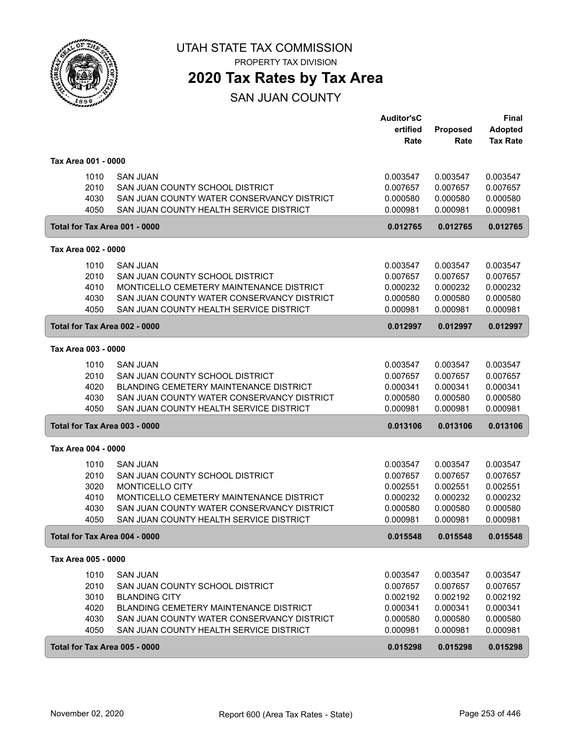UTAH STATE TAX COMMISSION

PROPERTY TAX DIVISION

# 2020 Tax Rates by Tax Area

## SAN JUAN COUNTY

| | | Auditor'sC ertified Rate | Proposed Rate | Final Adopted Tax Rate |
|---|---|---|---|---|
| **Tax Area 001 - 0000** | | | | |
| 1010 | SAN JUAN | 0.003547 | 0.003547 | 0.003547 |
| 2010 | SAN JUAN COUNTY SCHOOL DISTRICT | 0.007657 | 0.007657 | 0.007657 |
| 4030 | SAN JUAN COUNTY WATER CONSERVANCY DISTRICT | 0.000580 | 0.000580 | 0.000580 |
| 4050 | SAN JUAN COUNTY HEALTH SERVICE DISTRICT | 0.000981 | 0.000981 | 0.000981 |
| **Total for Tax Area 001 - 0000** | | **0.012765** | **0.012765** | **0.012765** |
| **Tax Area 002 - 0000** | | | | |
| 1010 | SAN JUAN | 0.003547 | 0.003547 | 0.003547 |
| 2010 | SAN JUAN COUNTY SCHOOL DISTRICT | 0.007657 | 0.007657 | 0.007657 |
| 4010 | MONTICELLO CEMETERY MAINTENANCE DISTRICT | 0.000232 | 0.000232 | 0.000232 |
| 4030 | SAN JUAN COUNTY WATER CONSERVANCY DISTRICT | 0.000580 | 0.000580 | 0.000580 |
| 4050 | SAN JUAN COUNTY HEALTH SERVICE DISTRICT | 0.000981 | 0.000981 | 0.000981 |
| **Total for Tax Area 002 - 0000** | | **0.012997** | **0.012997** | **0.012997** |
| **Tax Area 003 - 0000** | | | | |
| 1010 | SAN JUAN | 0.003547 | 0.003547 | 0.003547 |
| 2010 | SAN JUAN COUNTY SCHOOL DISTRICT | 0.007657 | 0.007657 | 0.007657 |
| 4020 | BLANDING CEMETERY MAINTENANCE DISTRICT | 0.000341 | 0.000341 | 0.000341 |
| 4030 | SAN JUAN COUNTY WATER CONSERVANCY DISTRICT | 0.000580 | 0.000580 | 0.000580 |
| 4050 | SAN JUAN COUNTY HEALTH SERVICE DISTRICT | 0.000981 | 0.000981 | 0.000981 |
| **Total for Tax Area 003 - 0000** | | **0.013106** | **0.013106** | **0.013106** |
| **Tax Area 004 - 0000** | | | | |
| 1010 | SAN JUAN | 0.003547 | 0.003547 | 0.003547 |
| 2010 | SAN JUAN COUNTY SCHOOL DISTRICT | 0.007657 | 0.007657 | 0.007657 |
| 3020 | MONTICELLO CITY | 0.002551 | 0.002551 | 0.002551 |
| 4010 | MONTICELLO CEMETERY MAINTENANCE DISTRICT | 0.000232 | 0.000232 | 0.000232 |
| 4030 | SAN JUAN COUNTY WATER CONSERVANCY DISTRICT | 0.000580 | 0.000580 | 0.000580 |
| 4050 | SAN JUAN COUNTY HEALTH SERVICE DISTRICT | 0.000981 | 0.000981 | 0.000981 |
| **Total for Tax Area 004 - 0000** | | **0.015548** | **0.015548** | **0.015548** |
| **Tax Area 005 - 0000** | | | | |
| 1010 | SAN JUAN | 0.003547 | 0.003547 | 0.003547 |
| 2010 | SAN JUAN COUNTY SCHOOL DISTRICT | 0.007657 | 0.007657 | 0.007657 |
| 3010 | BLANDING CITY | 0.002192 | 0.002192 | 0.002192 |
| 4020 | BLANDING CEMETERY MAINTENANCE DISTRICT | 0.000341 | 0.000341 | 0.000341 |
| 4030 | SAN JUAN COUNTY WATER CONSERVANCY DISTRICT | 0.000580 | 0.000580 | 0.000580 |
| 4050 | SAN JUAN COUNTY HEALTH SERVICE DISTRICT | 0.000981 | 0.000981 | 0.000981 |
| **Total for Tax Area 005 - 0000** | | **0.015298** | **0.015298** | **0.015298** |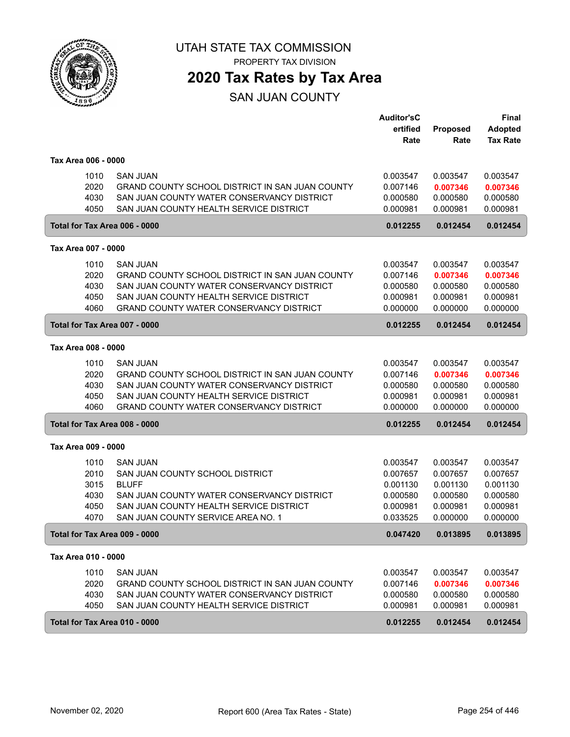# UTAH STATE TAX COMMISSION

PROPERTY TAX DIVISION

## 2020 Tax Rates by Tax Area

SAN JUAN COUNTY

| | | Auditor's Certified Rate | Proposed Rate | Final Adopted Tax Rate |
|---|---|---|---|---|
| **Tax Area 006 - 0000** | | | | |
| 1010 | SAN JUAN | 0.003547 | 0.003547 | 0.003547 |
| 2020 | GRAND COUNTY SCHOOL DISTRICT IN SAN JUAN COUNTY | 0.007146 | **0.007346** | **0.007346** |
| 4030 | SAN JUAN COUNTY WATER CONSERVANCY DISTRICT | 0.000580 | 0.000580 | 0.000580 |
| 4050 | SAN JUAN COUNTY HEALTH SERVICE DISTRICT | 0.000981 | 0.000981 | 0.000981 |
| **Total for Tax Area 006 - 0000** | | **0.012255** | **0.012454** | **0.012454** |
| **Tax Area 007 - 0000** | | | | |
| 1010 | SAN JUAN | 0.003547 | 0.003547 | 0.003547 |
| 2020 | GRAND COUNTY SCHOOL DISTRICT IN SAN JUAN COUNTY | 0.007146 | **0.007346** | **0.007346** |
| 4030 | SAN JUAN COUNTY WATER CONSERVANCY DISTRICT | 0.000580 | 0.000580 | 0.000580 |
| 4050 | SAN JUAN COUNTY HEALTH SERVICE DISTRICT | 0.000981 | 0.000981 | 0.000981 |
| 4060 | GRAND COUNTY WATER CONSERVANCY DISTRICT | 0.000000 | 0.000000 | 0.000000 |
| **Total for Tax Area 007 - 0000** | | **0.012255** | **0.012454** | **0.012454** |
| **Tax Area 008 - 0000** | | | | |
| 1010 | SAN JUAN | 0.003547 | 0.003547 | 0.003547 |
| 2020 | GRAND COUNTY SCHOOL DISTRICT IN SAN JUAN COUNTY | 0.007146 | **0.007346** | **0.007346** |
| 4030 | SAN JUAN COUNTY WATER CONSERVANCY DISTRICT | 0.000580 | 0.000580 | 0.000580 |
| 4050 | SAN JUAN COUNTY HEALTH SERVICE DISTRICT | 0.000981 | 0.000981 | 0.000981 |
| 4060 | GRAND COUNTY WATER CONSERVANCY DISTRICT | 0.000000 | 0.000000 | 0.000000 |
| **Total for Tax Area 008 - 0000** | | **0.012255** | **0.012454** | **0.012454** |
| **Tax Area 009 - 0000** | | | | |
| 1010 | SAN JUAN | 0.003547 | 0.003547 | 0.003547 |
| 2010 | SAN JUAN COUNTY SCHOOL DISTRICT | 0.007657 | 0.007657 | 0.007657 |
| 3015 | BLUFF | 0.001130 | 0.001130 | 0.001130 |
| 4030 | SAN JUAN COUNTY WATER CONSERVANCY DISTRICT | 0.000580 | 0.000580 | 0.000580 |
| 4050 | SAN JUAN COUNTY HEALTH SERVICE DISTRICT | 0.000981 | 0.000981 | 0.000981 |
| 4070 | SAN JUAN COUNTY SERVICE AREA NO. 1 | 0.033525 | 0.000000 | 0.000000 |
| **Total for Tax Area 009 - 0000** | | **0.047420** | **0.013895** | **0.013895** |
| **Tax Area 010 - 0000** | | | | |
| 1010 | SAN JUAN | 0.003547 | 0.003547 | 0.003547 |
| 2020 | GRAND COUNTY SCHOOL DISTRICT IN SAN JUAN COUNTY | 0.007146 | **0.007346** | **0.007346** |
| 4030 | SAN JUAN COUNTY WATER CONSERVANCY DISTRICT | 0.000580 | 0.000580 | 0.000580 |
| 4050 | SAN JUAN COUNTY HEALTH SERVICE DISTRICT | 0.000981 | 0.000981 | 0.000981 |
| **Total for Tax Area 010 - 0000** | | **0.012255** | **0.012454** | **0.012454** |

November 02, 2020 — Report 600 (Area Tax Rates - State)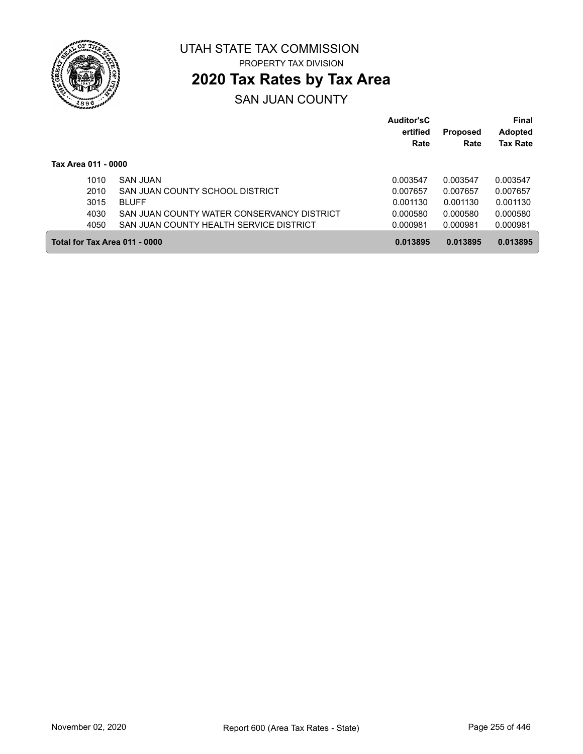UTAH STATE TAX COMMISSION

PROPERTY TAX DIVISION

# 2020 Tax Rates by Tax Area

## SAN JUAN COUNTY

| | | Auditor'sCertified Rate | Proposed Rate | Final Adopted Tax Rate |
|---|---|---|---|---|
| **Tax Area 011 - 0000** | | | | |
| 1010 | SAN JUAN | 0.003547 | 0.003547 | 0.003547 |
| 2010 | SAN JUAN COUNTY SCHOOL DISTRICT | 0.007657 | 0.007657 | 0.007657 |
| 3015 | BLUFF | 0.001130 | 0.001130 | 0.001130 |
| 4030 | SAN JUAN COUNTY WATER CONSERVANCY DISTRICT | 0.000580 | 0.000580 | 0.000580 |
| 4050 | SAN JUAN COUNTY HEALTH SERVICE DISTRICT | 0.000981 | 0.000981 | 0.000981 |
| **Total for Tax Area 011 - 0000** | | **0.013895** | **0.013895** | **0.013895** |

November 02, 2020 | Report 600 (Area Tax Rates - State)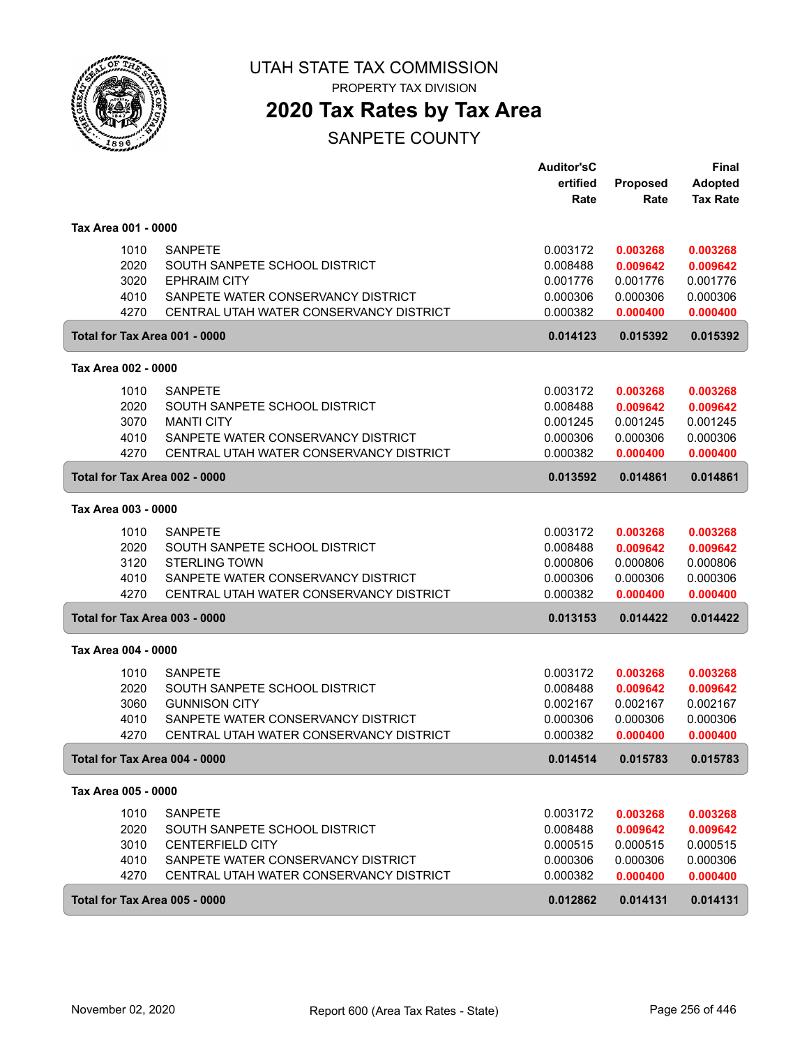# UTAH STATE TAX COMMISSION

PROPERTY TAX DIVISION

## 2020 Tax Rates by Tax Area

SANPETE COUNTY

| | | Auditor'sCertified Rate | Proposed Rate | Final Adopted Tax Rate |
|---|---|---|---|---|
| **Tax Area 001 - 0000** | | | | |
| 1010 | SANPETE | 0.003172 | **0.003268** | **0.003268** |
| 2020 | SOUTH SANPETE SCHOOL DISTRICT | 0.008488 | **0.009642** | **0.009642** |
| 3020 | EPHRAIM CITY | 0.001776 | 0.001776 | 0.001776 |
| 4010 | SANPETE WATER CONSERVANCY DISTRICT | 0.000306 | 0.000306 | 0.000306 |
| 4270 | CENTRAL UTAH WATER CONSERVANCY DISTRICT | 0.000382 | **0.000400** | **0.000400** |
| **Total for Tax Area 001 - 0000** | | **0.014123** | **0.015392** | **0.015392** |
| **Tax Area 002 - 0000** | | | | |
| 1010 | SANPETE | 0.003172 | **0.003268** | **0.003268** |
| 2020 | SOUTH SANPETE SCHOOL DISTRICT | 0.008488 | **0.009642** | **0.009642** |
| 3070 | MANTI CITY | 0.001245 | 0.001245 | 0.001245 |
| 4010 | SANPETE WATER CONSERVANCY DISTRICT | 0.000306 | 0.000306 | 0.000306 |
| 4270 | CENTRAL UTAH WATER CONSERVANCY DISTRICT | 0.000382 | **0.000400** | **0.000400** |
| **Total for Tax Area 002 - 0000** | | **0.013592** | **0.014861** | **0.014861** |
| **Tax Area 003 - 0000** | | | | |
| 1010 | SANPETE | 0.003172 | **0.003268** | **0.003268** |
| 2020 | SOUTH SANPETE SCHOOL DISTRICT | 0.008488 | **0.009642** | **0.009642** |
| 3120 | STERLING TOWN | 0.000806 | 0.000806 | 0.000806 |
| 4010 | SANPETE WATER CONSERVANCY DISTRICT | 0.000306 | 0.000306 | 0.000306 |
| 4270 | CENTRAL UTAH WATER CONSERVANCY DISTRICT | 0.000382 | **0.000400** | **0.000400** |
| **Total for Tax Area 003 - 0000** | | **0.013153** | **0.014422** | **0.014422** |
| **Tax Area 004 - 0000** | | | | |
| 1010 | SANPETE | 0.003172 | **0.003268** | **0.003268** |
| 2020 | SOUTH SANPETE SCHOOL DISTRICT | 0.008488 | **0.009642** | **0.009642** |
| 3060 | GUNNISON CITY | 0.002167 | 0.002167 | 0.002167 |
| 4010 | SANPETE WATER CONSERVANCY DISTRICT | 0.000306 | 0.000306 | 0.000306 |
| 4270 | CENTRAL UTAH WATER CONSERVANCY DISTRICT | 0.000382 | **0.000400** | **0.000400** |
| **Total for Tax Area 004 - 0000** | | **0.014514** | **0.015783** | **0.015783** |
| **Tax Area 005 - 0000** | | | | |
| 1010 | SANPETE | 0.003172 | **0.003268** | **0.003268** |
| 2020 | SOUTH SANPETE SCHOOL DISTRICT | 0.008488 | **0.009642** | **0.009642** |
| 3010 | CENTERFIELD CITY | 0.000515 | 0.000515 | 0.000515 |
| 4010 | SANPETE WATER CONSERVANCY DISTRICT | 0.000306 | 0.000306 | 0.000306 |
| 4270 | CENTRAL UTAH WATER CONSERVANCY DISTRICT | 0.000382 | **0.000400** | **0.000400** |
| **Total for Tax Area 005 - 0000** | | **0.012862** | **0.014131** | **0.014131** |

November 02, 2020 Report 600 (Area Tax Rates - State)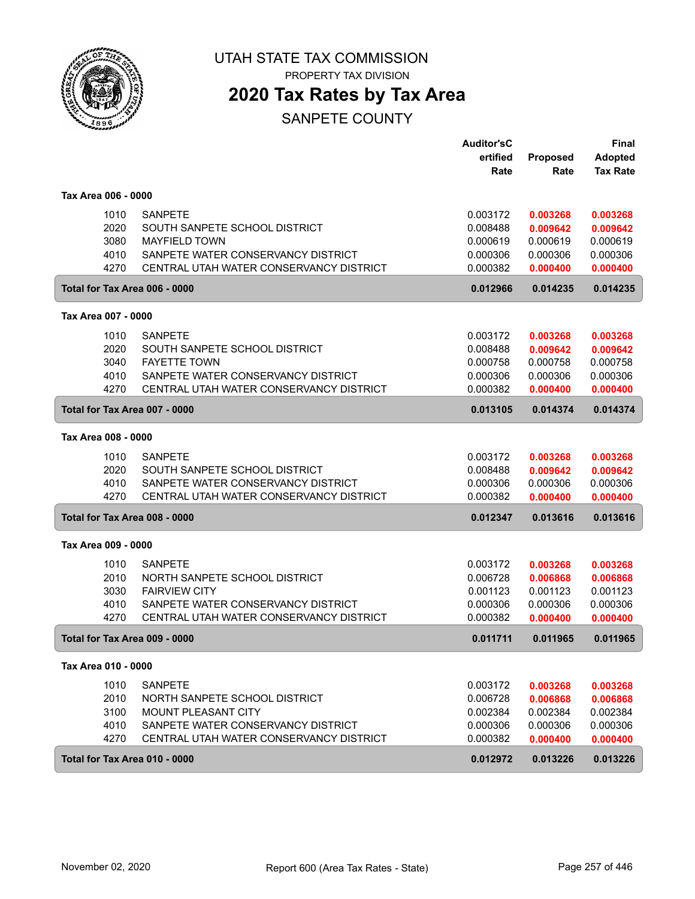# UTAH STATE TAX COMMISSION

PROPERTY TAX DIVISION

## 2020 Tax Rates by Tax Area

SANPETE COUNTY

| | | Auditor'sCertified Rate | Proposed Rate | Final Adopted Tax Rate |
|---|---|---|---|---|
| **Tax Area 006 - 0000** | | | | |
| 1010 | SANPETE | 0.003172 | **0.003268** | **0.003268** |
| 2020 | SOUTH SANPETE SCHOOL DISTRICT | 0.008488 | **0.009642** | **0.009642** |
| 3080 | MAYFIELD TOWN | 0.000619 | 0.000619 | 0.000619 |
| 4010 | SANPETE WATER CONSERVANCY DISTRICT | 0.000306 | 0.000306 | 0.000306 |
| 4270 | CENTRAL UTAH WATER CONSERVANCY DISTRICT | 0.000382 | **0.000400** | **0.000400** |
| **Total for Tax Area 006 - 0000** | | **0.012966** | **0.014235** | **0.014235** |
| **Tax Area 007 - 0000** | | | | |
| 1010 | SANPETE | 0.003172 | **0.003268** | **0.003268** |
| 2020 | SOUTH SANPETE SCHOOL DISTRICT | 0.008488 | **0.009642** | **0.009642** |
| 3040 | FAYETTE TOWN | 0.000758 | 0.000758 | 0.000758 |
| 4010 | SANPETE WATER CONSERVANCY DISTRICT | 0.000306 | 0.000306 | 0.000306 |
| 4270 | CENTRAL UTAH WATER CONSERVANCY DISTRICT | 0.000382 | **0.000400** | **0.000400** |
| **Total for Tax Area 007 - 0000** | | **0.013105** | **0.014374** | **0.014374** |
| **Tax Area 008 - 0000** | | | | |
| 1010 | SANPETE | 0.003172 | **0.003268** | **0.003268** |
| 2020 | SOUTH SANPETE SCHOOL DISTRICT | 0.008488 | **0.009642** | **0.009642** |
| 4010 | SANPETE WATER CONSERVANCY DISTRICT | 0.000306 | 0.000306 | 0.000306 |
| 4270 | CENTRAL UTAH WATER CONSERVANCY DISTRICT | 0.000382 | **0.000400** | **0.000400** |
| **Total for Tax Area 008 - 0000** | | **0.012347** | **0.013616** | **0.013616** |
| **Tax Area 009 - 0000** | | | | |
| 1010 | SANPETE | 0.003172 | **0.003268** | **0.003268** |
| 2010 | NORTH SANPETE SCHOOL DISTRICT | 0.006728 | **0.006868** | **0.006868** |
| 3030 | FAIRVIEW CITY | 0.001123 | 0.001123 | 0.001123 |
| 4010 | SANPETE WATER CONSERVANCY DISTRICT | 0.000306 | 0.000306 | 0.000306 |
| 4270 | CENTRAL UTAH WATER CONSERVANCY DISTRICT | 0.000382 | **0.000400** | **0.000400** |
| **Total for Tax Area 009 - 0000** | | **0.011711** | **0.011965** | **0.011965** |
| **Tax Area 010 - 0000** | | | | |
| 1010 | SANPETE | 0.003172 | **0.003268** | **0.003268** |
| 2010 | NORTH SANPETE SCHOOL DISTRICT | 0.006728 | **0.006868** | **0.006868** |
| 3100 | MOUNT PLEASANT CITY | 0.002384 | 0.002384 | 0.002384 |
| 4010 | SANPETE WATER CONSERVANCY DISTRICT | 0.000306 | 0.000306 | 0.000306 |
| 4270 | CENTRAL UTAH WATER CONSERVANCY DISTRICT | 0.000382 | **0.000400** | **0.000400** |
| **Total for Tax Area 010 - 0000** | | **0.012972** | **0.013226** | **0.013226** |

November 02, 2020 — Report 600 (Area Tax Rates - State)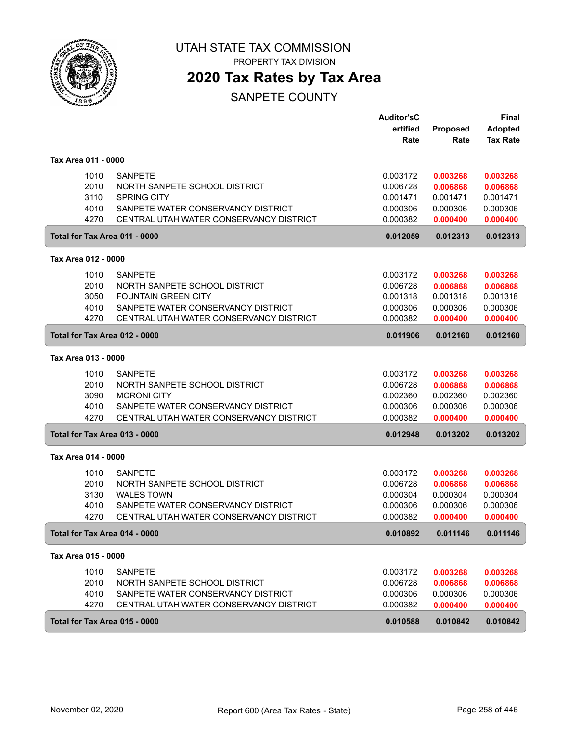# UTAH STATE TAX COMMISSION

PROPERTY TAX DIVISION

## 2020 Tax Rates by Tax Area

### SANPETE COUNTY

| | | Auditor's Certified Rate | Proposed Rate | Final Adopted Tax Rate |
|---|---|---|---|---|
| **Tax Area 011 - 0000** | | | | |
| 1010 | SANPETE | 0.003172 | **0.003268** | **0.003268** |
| 2010 | NORTH SANPETE SCHOOL DISTRICT | 0.006728 | **0.006868** | **0.006868** |
| 3110 | SPRING CITY | 0.001471 | 0.001471 | 0.001471 |
| 4010 | SANPETE WATER CONSERVANCY DISTRICT | 0.000306 | 0.000306 | 0.000306 |
| 4270 | CENTRAL UTAH WATER CONSERVANCY DISTRICT | 0.000382 | **0.000400** | **0.000400** |
| **Total for Tax Area 011 - 0000** | | **0.012059** | **0.012313** | **0.012313** |
| **Tax Area 012 - 0000** | | | | |
| 1010 | SANPETE | 0.003172 | **0.003268** | **0.003268** |
| 2010 | NORTH SANPETE SCHOOL DISTRICT | 0.006728 | **0.006868** | **0.006868** |
| 3050 | FOUNTAIN GREEN CITY | 0.001318 | 0.001318 | 0.001318 |
| 4010 | SANPETE WATER CONSERVANCY DISTRICT | 0.000306 | 0.000306 | 0.000306 |
| 4270 | CENTRAL UTAH WATER CONSERVANCY DISTRICT | 0.000382 | **0.000400** | **0.000400** |
| **Total for Tax Area 012 - 0000** | | **0.011906** | **0.012160** | **0.012160** |
| **Tax Area 013 - 0000** | | | | |
| 1010 | SANPETE | 0.003172 | **0.003268** | **0.003268** |
| 2010 | NORTH SANPETE SCHOOL DISTRICT | 0.006728 | **0.006868** | **0.006868** |
| 3090 | MORONI CITY | 0.002360 | 0.002360 | 0.002360 |
| 4010 | SANPETE WATER CONSERVANCY DISTRICT | 0.000306 | 0.000306 | 0.000306 |
| 4270 | CENTRAL UTAH WATER CONSERVANCY DISTRICT | 0.000382 | **0.000400** | **0.000400** |
| **Total for Tax Area 013 - 0000** | | **0.012948** | **0.013202** | **0.013202** |
| **Tax Area 014 - 0000** | | | | |
| 1010 | SANPETE | 0.003172 | **0.003268** | **0.003268** |
| 2010 | NORTH SANPETE SCHOOL DISTRICT | 0.006728 | **0.006868** | **0.006868** |
| 3130 | WALES TOWN | 0.000304 | 0.000304 | 0.000304 |
| 4010 | SANPETE WATER CONSERVANCY DISTRICT | 0.000306 | 0.000306 | 0.000306 |
| 4270 | CENTRAL UTAH WATER CONSERVANCY DISTRICT | 0.000382 | **0.000400** | **0.000400** |
| **Total for Tax Area 014 - 0000** | | **0.010892** | **0.011146** | **0.011146** |
| **Tax Area 015 - 0000** | | | | |
| 1010 | SANPETE | 0.003172 | **0.003268** | **0.003268** |
| 2010 | NORTH SANPETE SCHOOL DISTRICT | 0.006728 | **0.006868** | **0.006868** |
| 4010 | SANPETE WATER CONSERVANCY DISTRICT | 0.000306 | 0.000306 | 0.000306 |
| 4270 | CENTRAL UTAH WATER CONSERVANCY DISTRICT | 0.000382 | **0.000400** | **0.000400** |
| **Total for Tax Area 015 - 0000** | | **0.010588** | **0.010842** | **0.010842** |

November 02, 2020 — Report 600 (Area Tax Rates - State)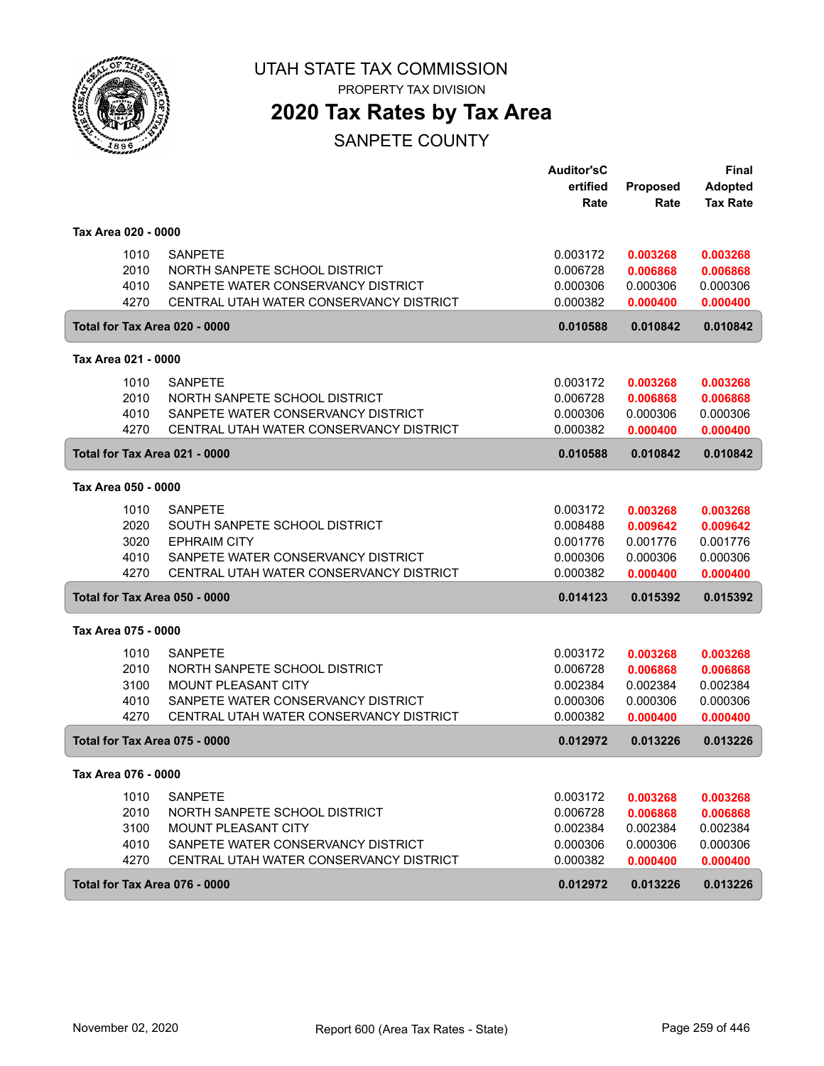# UTAH STATE TAX COMMISSION

PROPERTY TAX DIVISION

## 2020 Tax Rates by Tax Area

SANPETE COUNTY

| | | Auditor'sCertified Rate | Proposed Rate | Final Adopted Tax Rate |
|---|---|---|---|---|
| **Tax Area 020 - 0000** | | | | |
| 1010 | SANPETE | 0.003172 | 0.003268 | 0.003268 |
| 2010 | NORTH SANPETE SCHOOL DISTRICT | 0.006728 | 0.006868 | 0.006868 |
| 4010 | SANPETE WATER CONSERVANCY DISTRICT | 0.000306 | 0.000306 | 0.000306 |
| 4270 | CENTRAL UTAH WATER CONSERVANCY DISTRICT | 0.000382 | 0.000400 | 0.000400 |
| **Total for Tax Area 020 - 0000** | | **0.010588** | **0.010842** | **0.010842** |
| **Tax Area 021 - 0000** | | | | |
| 1010 | SANPETE | 0.003172 | 0.003268 | 0.003268 |
| 2010 | NORTH SANPETE SCHOOL DISTRICT | 0.006728 | 0.006868 | 0.006868 |
| 4010 | SANPETE WATER CONSERVANCY DISTRICT | 0.000306 | 0.000306 | 0.000306 |
| 4270 | CENTRAL UTAH WATER CONSERVANCY DISTRICT | 0.000382 | 0.000400 | 0.000400 |
| **Total for Tax Area 021 - 0000** | | **0.010588** | **0.010842** | **0.010842** |
| **Tax Area 050 - 0000** | | | | |
| 1010 | SANPETE | 0.003172 | 0.003268 | 0.003268 |
| 2020 | SOUTH SANPETE SCHOOL DISTRICT | 0.008488 | 0.009642 | 0.009642 |
| 3020 | EPHRAIM CITY | 0.001776 | 0.001776 | 0.001776 |
| 4010 | SANPETE WATER CONSERVANCY DISTRICT | 0.000306 | 0.000306 | 0.000306 |
| 4270 | CENTRAL UTAH WATER CONSERVANCY DISTRICT | 0.000382 | 0.000400 | 0.000400 |
| **Total for Tax Area 050 - 0000** | | **0.014123** | **0.015392** | **0.015392** |
| **Tax Area 075 - 0000** | | | | |
| 1010 | SANPETE | 0.003172 | 0.003268 | 0.003268 |
| 2010 | NORTH SANPETE SCHOOL DISTRICT | 0.006728 | 0.006868 | 0.006868 |
| 3100 | MOUNT PLEASANT CITY | 0.002384 | 0.002384 | 0.002384 |
| 4010 | SANPETE WATER CONSERVANCY DISTRICT | 0.000306 | 0.000306 | 0.000306 |
| 4270 | CENTRAL UTAH WATER CONSERVANCY DISTRICT | 0.000382 | 0.000400 | 0.000400 |
| **Total for Tax Area 075 - 0000** | | **0.012972** | **0.013226** | **0.013226** |
| **Tax Area 076 - 0000** | | | | |
| 1010 | SANPETE | 0.003172 | 0.003268 | 0.003268 |
| 2010 | NORTH SANPETE SCHOOL DISTRICT | 0.006728 | 0.006868 | 0.006868 |
| 3100 | MOUNT PLEASANT CITY | 0.002384 | 0.002384 | 0.002384 |
| 4010 | SANPETE WATER CONSERVANCY DISTRICT | 0.000306 | 0.000306 | 0.000306 |
| 4270 | CENTRAL UTAH WATER CONSERVANCY DISTRICT | 0.000382 | 0.000400 | 0.000400 |
| **Total for Tax Area 076 - 0000** | | **0.012972** | **0.013226** | **0.013226** |

November 02, 2020 — Report 600 (Area Tax Rates - State)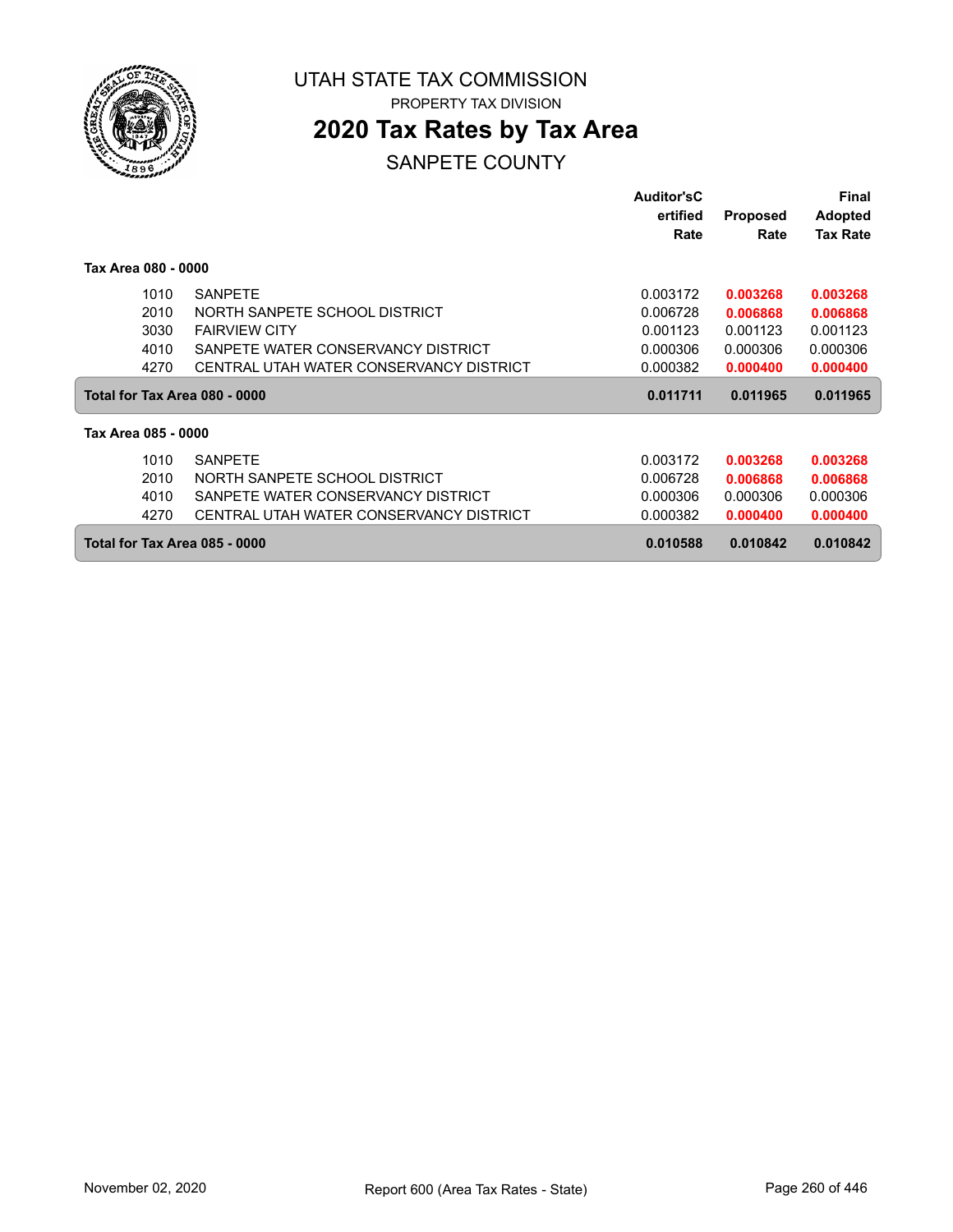# UTAH STATE TAX COMMISSION

PROPERTY TAX DIVISION

## 2020 Tax Rates by Tax Area

SANPETE COUNTY

| | | Auditor'sCertified Rate | Proposed Rate | Final Adopted Tax Rate |
|---|---|---|---|---|
| **Tax Area 080 - 0000** | | | | |
| 1010 | SANPETE | 0.003172 | **0.003268** | **0.003268** |
| 2010 | NORTH SANPETE SCHOOL DISTRICT | 0.006728 | **0.006868** | **0.006868** |
| 3030 | FAIRVIEW CITY | 0.001123 | 0.001123 | 0.001123 |
| 4010 | SANPETE WATER CONSERVANCY DISTRICT | 0.000306 | 0.000306 | 0.000306 |
| 4270 | CENTRAL UTAH WATER CONSERVANCY DISTRICT | 0.000382 | **0.000400** | **0.000400** |
| **Total for Tax Area 080 - 0000** | | **0.011711** | **0.011965** | **0.011965** |
| **Tax Area 085 - 0000** | | | | |
| 1010 | SANPETE | 0.003172 | **0.003268** | **0.003268** |
| 2010 | NORTH SANPETE SCHOOL DISTRICT | 0.006728 | **0.006868** | **0.006868** |
| 4010 | SANPETE WATER CONSERVANCY DISTRICT | 0.000306 | 0.000306 | 0.000306 |
| 4270 | CENTRAL UTAH WATER CONSERVANCY DISTRICT | 0.000382 | **0.000400** | **0.000400** |
| **Total for Tax Area 085 - 0000** | | **0.010588** | **0.010842** | **0.010842** |

November 02, 2020 — Report 600 (Area Tax Rates - State)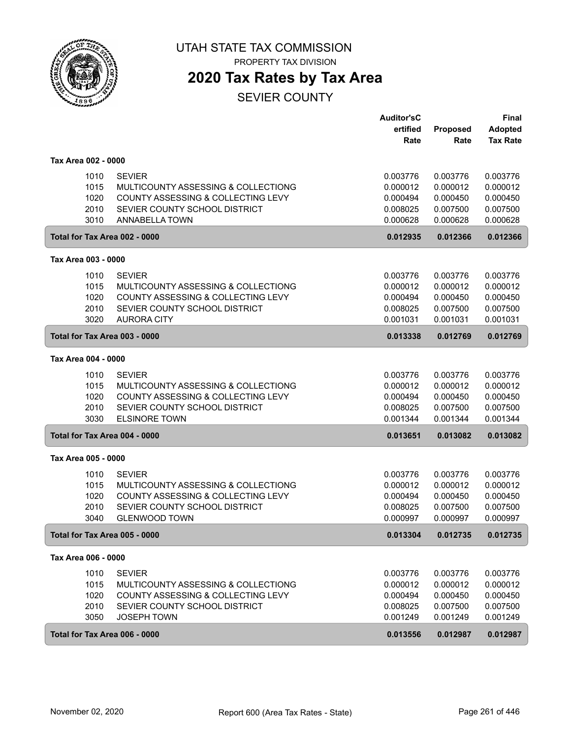# UTAH STATE TAX COMMISSION

PROPERTY TAX DIVISION

## 2020 Tax Rates by Tax Area

SEVIER COUNTY

| | | Auditor'sCertified Rate | Proposed Rate | Final Adopted Tax Rate |
|---|---|---|---|---|
| **Tax Area 002 - 0000** | | | | |
| 1010 | SEVIER | 0.003776 | 0.003776 | 0.003776 |
| 1015 | MULTICOUNTY ASSESSING & COLLECTIONG | 0.000012 | 0.000012 | 0.000012 |
| 1020 | COUNTY ASSESSING & COLLECTING LEVY | 0.000494 | 0.000450 | 0.000450 |
| 2010 | SEVIER COUNTY SCHOOL DISTRICT | 0.008025 | 0.007500 | 0.007500 |
| 3010 | ANNABELLA TOWN | 0.000628 | 0.000628 | 0.000628 |
| **Total for Tax Area 002 - 0000** | | **0.012935** | **0.012366** | **0.012366** |
| **Tax Area 003 - 0000** | | | | |
| 1010 | SEVIER | 0.003776 | 0.003776 | 0.003776 |
| 1015 | MULTICOUNTY ASSESSING & COLLECTIONG | 0.000012 | 0.000012 | 0.000012 |
| 1020 | COUNTY ASSESSING & COLLECTING LEVY | 0.000494 | 0.000450 | 0.000450 |
| 2010 | SEVIER COUNTY SCHOOL DISTRICT | 0.008025 | 0.007500 | 0.007500 |
| 3020 | AURORA CITY | 0.001031 | 0.001031 | 0.001031 |
| **Total for Tax Area 003 - 0000** | | **0.013338** | **0.012769** | **0.012769** |
| **Tax Area 004 - 0000** | | | | |
| 1010 | SEVIER | 0.003776 | 0.003776 | 0.003776 |
| 1015 | MULTICOUNTY ASSESSING & COLLECTIONG | 0.000012 | 0.000012 | 0.000012 |
| 1020 | COUNTY ASSESSING & COLLECTING LEVY | 0.000494 | 0.000450 | 0.000450 |
| 2010 | SEVIER COUNTY SCHOOL DISTRICT | 0.008025 | 0.007500 | 0.007500 |
| 3030 | ELSINORE TOWN | 0.001344 | 0.001344 | 0.001344 |
| **Total for Tax Area 004 - 0000** | | **0.013651** | **0.013082** | **0.013082** |
| **Tax Area 005 - 0000** | | | | |
| 1010 | SEVIER | 0.003776 | 0.003776 | 0.003776 |
| 1015 | MULTICOUNTY ASSESSING & COLLECTIONG | 0.000012 | 0.000012 | 0.000012 |
| 1020 | COUNTY ASSESSING & COLLECTING LEVY | 0.000494 | 0.000450 | 0.000450 |
| 2010 | SEVIER COUNTY SCHOOL DISTRICT | 0.008025 | 0.007500 | 0.007500 |
| 3040 | GLENWOOD TOWN | 0.000997 | 0.000997 | 0.000997 |
| **Total for Tax Area 005 - 0000** | | **0.013304** | **0.012735** | **0.012735** |
| **Tax Area 006 - 0000** | | | | |
| 1010 | SEVIER | 0.003776 | 0.003776 | 0.003776 |
| 1015 | MULTICOUNTY ASSESSING & COLLECTIONG | 0.000012 | 0.000012 | 0.000012 |
| 1020 | COUNTY ASSESSING & COLLECTING LEVY | 0.000494 | 0.000450 | 0.000450 |
| 2010 | SEVIER COUNTY SCHOOL DISTRICT | 0.008025 | 0.007500 | 0.007500 |
| 3050 | JOSEPH TOWN | 0.001249 | 0.001249 | 0.001249 |
| **Total for Tax Area 006 - 0000** | | **0.013556** | **0.012987** | **0.012987** |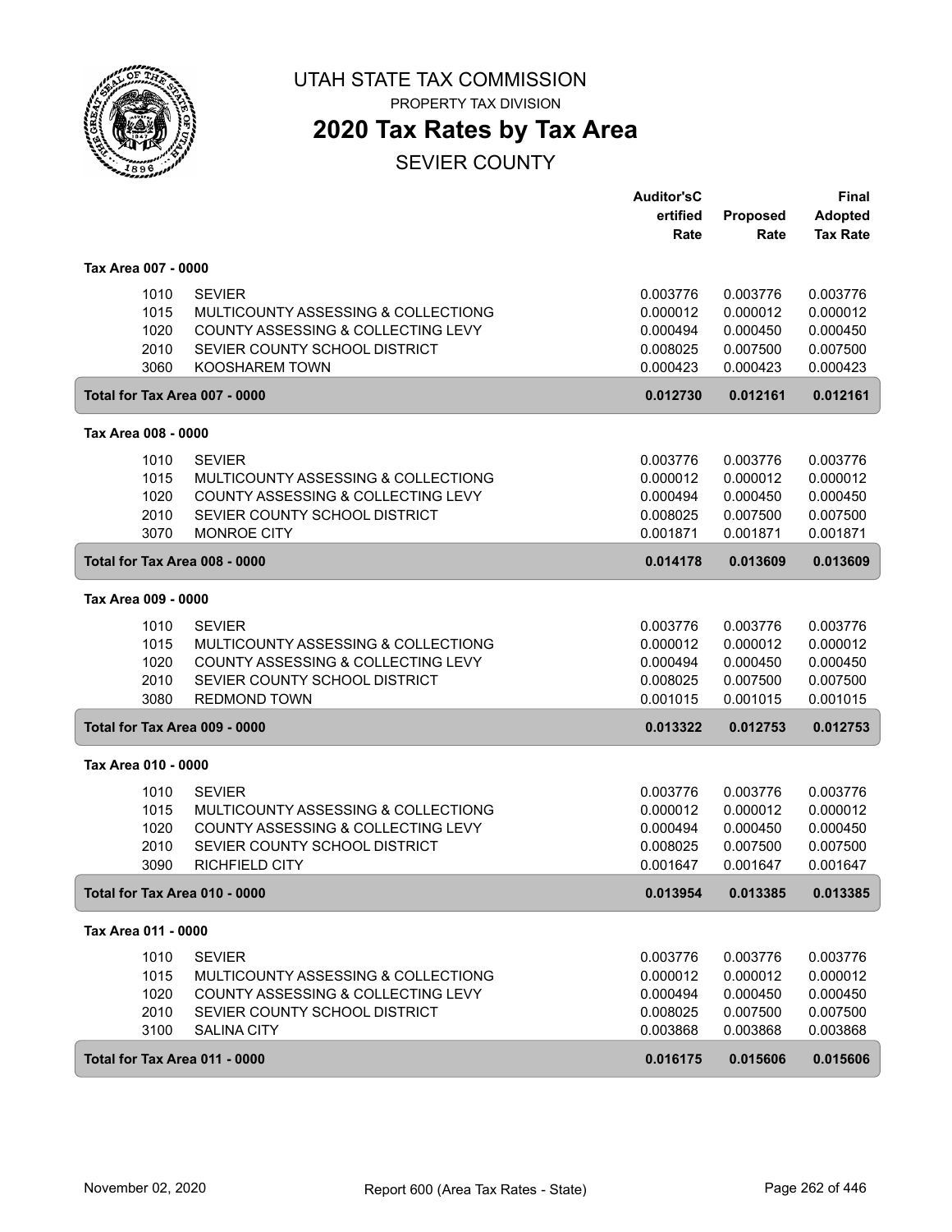# UTAH STATE TAX COMMISSION

PROPERTY TAX DIVISION

## 2020 Tax Rates by Tax Area

SEVIER COUNTY

| | | Auditor's Certified Rate | Proposed Rate | Final Adopted Tax Rate |
|---|---|---|---|---|
| **Tax Area 007 - 0000** | | | | |
| 1010 | SEVIER | 0.003776 | 0.003776 | 0.003776 |
| 1015 | MULTICOUNTY ASSESSING & COLLECTIONG | 0.000012 | 0.000012 | 0.000012 |
| 1020 | COUNTY ASSESSING & COLLECTING LEVY | 0.000494 | 0.000450 | 0.000450 |
| 2010 | SEVIER COUNTY SCHOOL DISTRICT | 0.008025 | 0.007500 | 0.007500 |
| 3060 | KOOSHAREM TOWN | 0.000423 | 0.000423 | 0.000423 |
| **Total for Tax Area 007 - 0000** | | **0.012730** | **0.012161** | **0.012161** |
| **Tax Area 008 - 0000** | | | | |
| 1010 | SEVIER | 0.003776 | 0.003776 | 0.003776 |
| 1015 | MULTICOUNTY ASSESSING & COLLECTIONG | 0.000012 | 0.000012 | 0.000012 |
| 1020 | COUNTY ASSESSING & COLLECTING LEVY | 0.000494 | 0.000450 | 0.000450 |
| 2010 | SEVIER COUNTY SCHOOL DISTRICT | 0.008025 | 0.007500 | 0.007500 |
| 3070 | MONROE CITY | 0.001871 | 0.001871 | 0.001871 |
| **Total for Tax Area 008 - 0000** | | **0.014178** | **0.013609** | **0.013609** |
| **Tax Area 009 - 0000** | | | | |
| 1010 | SEVIER | 0.003776 | 0.003776 | 0.003776 |
| 1015 | MULTICOUNTY ASSESSING & COLLECTIONG | 0.000012 | 0.000012 | 0.000012 |
| 1020 | COUNTY ASSESSING & COLLECTING LEVY | 0.000494 | 0.000450 | 0.000450 |
| 2010 | SEVIER COUNTY SCHOOL DISTRICT | 0.008025 | 0.007500 | 0.007500 |
| 3080 | REDMOND TOWN | 0.001015 | 0.001015 | 0.001015 |
| **Total for Tax Area 009 - 0000** | | **0.013322** | **0.012753** | **0.012753** |
| **Tax Area 010 - 0000** | | | | |
| 1010 | SEVIER | 0.003776 | 0.003776 | 0.003776 |
| 1015 | MULTICOUNTY ASSESSING & COLLECTIONG | 0.000012 | 0.000012 | 0.000012 |
| 1020 | COUNTY ASSESSING & COLLECTING LEVY | 0.000494 | 0.000450 | 0.000450 |
| 2010 | SEVIER COUNTY SCHOOL DISTRICT | 0.008025 | 0.007500 | 0.007500 |
| 3090 | RICHFIELD CITY | 0.001647 | 0.001647 | 0.001647 |
| **Total for Tax Area 010 - 0000** | | **0.013954** | **0.013385** | **0.013385** |
| **Tax Area 011 - 0000** | | | | |
| 1010 | SEVIER | 0.003776 | 0.003776 | 0.003776 |
| 1015 | MULTICOUNTY ASSESSING & COLLECTIONG | 0.000012 | 0.000012 | 0.000012 |
| 1020 | COUNTY ASSESSING & COLLECTING LEVY | 0.000494 | 0.000450 | 0.000450 |
| 2010 | SEVIER COUNTY SCHOOL DISTRICT | 0.008025 | 0.007500 | 0.007500 |
| 3100 | SALINA CITY | 0.003868 | 0.003868 | 0.003868 |
| **Total for Tax Area 011 - 0000** | | **0.016175** | **0.015606** | **0.015606** |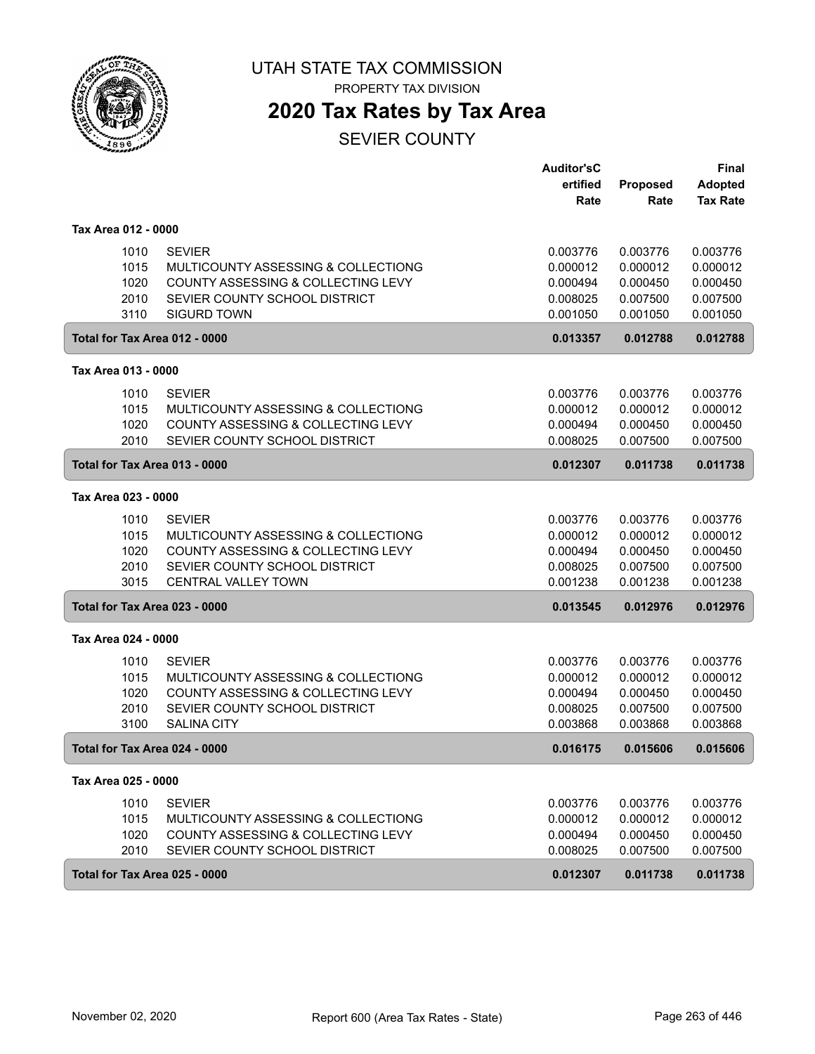# UTAH STATE TAX COMMISSION

PROPERTY TAX DIVISION

## 2020 Tax Rates by Tax Area

SEVIER COUNTY

| | | Auditor'sCertified Rate | Proposed Rate | Final Adopted Tax Rate |
|---|---|---|---|---|
| **Tax Area 012 - 0000** | | | | |
| 1010 | SEVIER | 0.003776 | 0.003776 | 0.003776 |
| 1015 | MULTICOUNTY ASSESSING & COLLECTIONG | 0.000012 | 0.000012 | 0.000012 |
| 1020 | COUNTY ASSESSING & COLLECTING LEVY | 0.000494 | 0.000450 | 0.000450 |
| 2010 | SEVIER COUNTY SCHOOL DISTRICT | 0.008025 | 0.007500 | 0.007500 |
| 3110 | SIGURD TOWN | 0.001050 | 0.001050 | 0.001050 |
| **Total for Tax Area 012 - 0000** | | **0.013357** | **0.012788** | **0.012788** |
| **Tax Area 013 - 0000** | | | | |
| 1010 | SEVIER | 0.003776 | 0.003776 | 0.003776 |
| 1015 | MULTICOUNTY ASSESSING & COLLECTIONG | 0.000012 | 0.000012 | 0.000012 |
| 1020 | COUNTY ASSESSING & COLLECTING LEVY | 0.000494 | 0.000450 | 0.000450 |
| 2010 | SEVIER COUNTY SCHOOL DISTRICT | 0.008025 | 0.007500 | 0.007500 |
| **Total for Tax Area 013 - 0000** | | **0.012307** | **0.011738** | **0.011738** |
| **Tax Area 023 - 0000** | | | | |
| 1010 | SEVIER | 0.003776 | 0.003776 | 0.003776 |
| 1015 | MULTICOUNTY ASSESSING & COLLECTIONG | 0.000012 | 0.000012 | 0.000012 |
| 1020 | COUNTY ASSESSING & COLLECTING LEVY | 0.000494 | 0.000450 | 0.000450 |
| 2010 | SEVIER COUNTY SCHOOL DISTRICT | 0.008025 | 0.007500 | 0.007500 |
| 3015 | CENTRAL VALLEY TOWN | 0.001238 | 0.001238 | 0.001238 |
| **Total for Tax Area 023 - 0000** | | **0.013545** | **0.012976** | **0.012976** |
| **Tax Area 024 - 0000** | | | | |
| 1010 | SEVIER | 0.003776 | 0.003776 | 0.003776 |
| 1015 | MULTICOUNTY ASSESSING & COLLECTIONG | 0.000012 | 0.000012 | 0.000012 |
| 1020 | COUNTY ASSESSING & COLLECTING LEVY | 0.000494 | 0.000450 | 0.000450 |
| 2010 | SEVIER COUNTY SCHOOL DISTRICT | 0.008025 | 0.007500 | 0.007500 |
| 3100 | SALINA CITY | 0.003868 | 0.003868 | 0.003868 |
| **Total for Tax Area 024 - 0000** | | **0.016175** | **0.015606** | **0.015606** |
| **Tax Area 025 - 0000** | | | | |
| 1010 | SEVIER | 0.003776 | 0.003776 | 0.003776 |
| 1015 | MULTICOUNTY ASSESSING & COLLECTIONG | 0.000012 | 0.000012 | 0.000012 |
| 1020 | COUNTY ASSESSING & COLLECTING LEVY | 0.000494 | 0.000450 | 0.000450 |
| 2010 | SEVIER COUNTY SCHOOL DISTRICT | 0.008025 | 0.007500 | 0.007500 |
| **Total for Tax Area 025 - 0000** | | **0.012307** | **0.011738** | **0.011738** |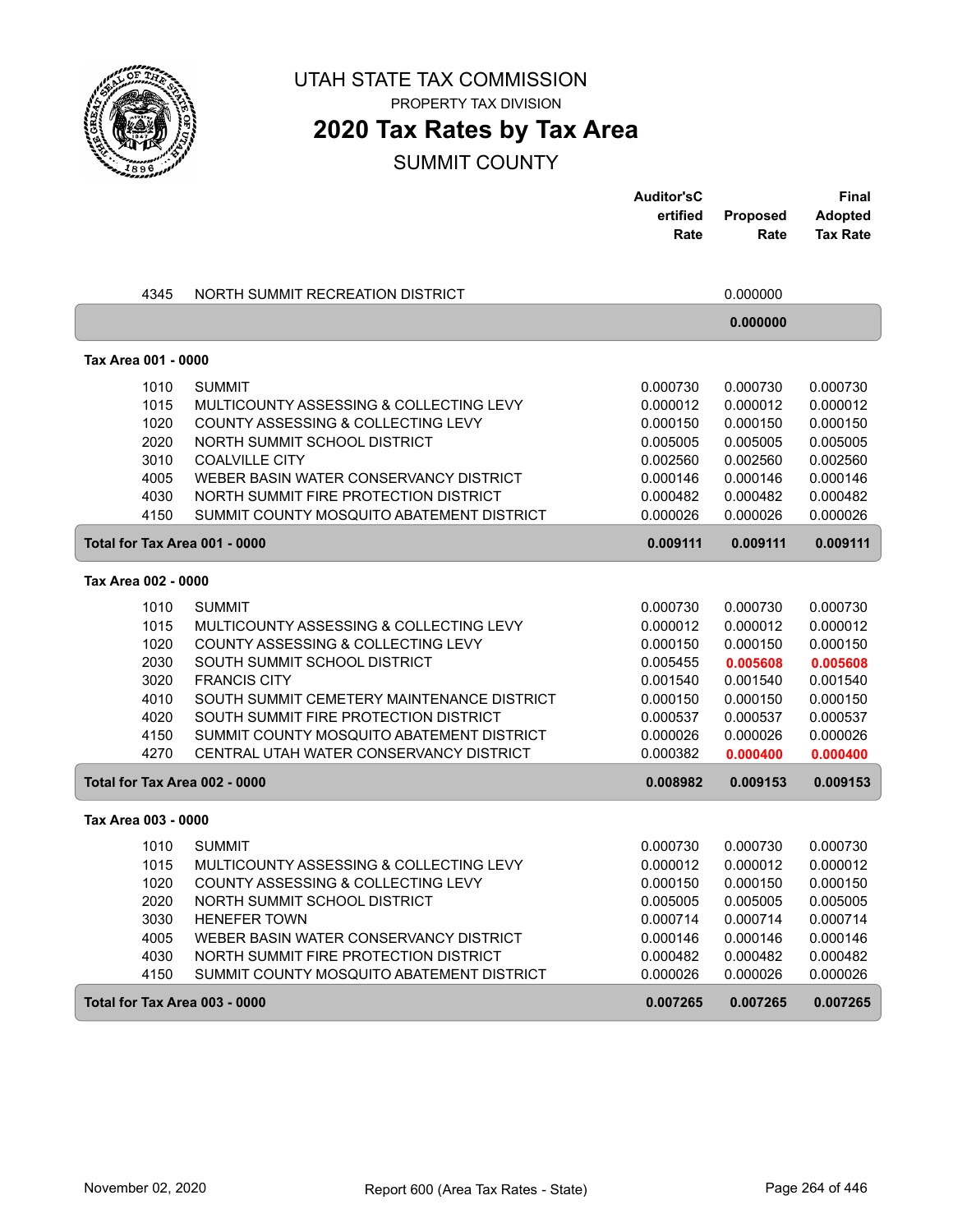# UTAH STATE TAX COMMISSION

PROPERTY TAX DIVISION

# 2020 Tax Rates by Tax Area

SUMMIT COUNTY

| | | Auditor's Certified Rate | Proposed Rate | Final Adopted Tax Rate |
|---|---|---|---|---|
| 4345 | NORTH SUMMIT RECREATION DISTRICT | | 0.000000 | |
| | | | **0.000000** | |

**Tax Area 001 - 0000**

| | | Auditor's Certified Rate | Proposed Rate | Final Adopted Tax Rate |
|---|---|---|---|---|
| 1010 | SUMMIT | 0.000730 | 0.000730 | 0.000730 |
| 1015 | MULTICOUNTY ASSESSING & COLLECTING LEVY | 0.000012 | 0.000012 | 0.000012 |
| 1020 | COUNTY ASSESSING & COLLECTING LEVY | 0.000150 | 0.000150 | 0.000150 |
| 2020 | NORTH SUMMIT SCHOOL DISTRICT | 0.005005 | 0.005005 | 0.005005 |
| 3010 | COALVILLE CITY | 0.002560 | 0.002560 | 0.002560 |
| 4005 | WEBER BASIN WATER CONSERVANCY DISTRICT | 0.000146 | 0.000146 | 0.000146 |
| 4030 | NORTH SUMMIT FIRE PROTECTION DISTRICT | 0.000482 | 0.000482 | 0.000482 |
| 4150 | SUMMIT COUNTY MOSQUITO ABATEMENT DISTRICT | 0.000026 | 0.000026 | 0.000026 |
| **Total for Tax Area 001 - 0000** | | **0.009111** | **0.009111** | **0.009111** |

**Tax Area 002 - 0000**

| | | Auditor's Certified Rate | Proposed Rate | Final Adopted Tax Rate |
|---|---|---|---|---|
| 1010 | SUMMIT | 0.000730 | 0.000730 | 0.000730 |
| 1015 | MULTICOUNTY ASSESSING & COLLECTING LEVY | 0.000012 | 0.000012 | 0.000012 |
| 1020 | COUNTY ASSESSING & COLLECTING LEVY | 0.000150 | 0.000150 | 0.000150 |
| 2030 | SOUTH SUMMIT SCHOOL DISTRICT | 0.005455 | **0.005608** | **0.005608** |
| 3020 | FRANCIS CITY | 0.001540 | 0.001540 | 0.001540 |
| 4010 | SOUTH SUMMIT CEMETERY MAINTENANCE DISTRICT | 0.000150 | 0.000150 | 0.000150 |
| 4020 | SOUTH SUMMIT FIRE PROTECTION DISTRICT | 0.000537 | 0.000537 | 0.000537 |
| 4150 | SUMMIT COUNTY MOSQUITO ABATEMENT DISTRICT | 0.000026 | 0.000026 | 0.000026 |
| 4270 | CENTRAL UTAH WATER CONSERVANCY DISTRICT | 0.000382 | **0.000400** | **0.000400** |
| **Total for Tax Area 002 - 0000** | | **0.008982** | **0.009153** | **0.009153** |

**Tax Area 003 - 0000**

| | | Auditor's Certified Rate | Proposed Rate | Final Adopted Tax Rate |
|---|---|---|---|---|
| 1010 | SUMMIT | 0.000730 | 0.000730 | 0.000730 |
| 1015 | MULTICOUNTY ASSESSING & COLLECTING LEVY | 0.000012 | 0.000012 | 0.000012 |
| 1020 | COUNTY ASSESSING & COLLECTING LEVY | 0.000150 | 0.000150 | 0.000150 |
| 2020 | NORTH SUMMIT SCHOOL DISTRICT | 0.005005 | 0.005005 | 0.005005 |
| 3030 | HENEFER TOWN | 0.000714 | 0.000714 | 0.000714 |
| 4005 | WEBER BASIN WATER CONSERVANCY DISTRICT | 0.000146 | 0.000146 | 0.000146 |
| 4030 | NORTH SUMMIT FIRE PROTECTION DISTRICT | 0.000482 | 0.000482 | 0.000482 |
| 4150 | SUMMIT COUNTY MOSQUITO ABATEMENT DISTRICT | 0.000026 | 0.000026 | 0.000026 |
| **Total for Tax Area 003 - 0000** | | **0.007265** | **0.007265** | **0.007265** |

November 02, 2020 — Report 600 (Area Tax Rates - State)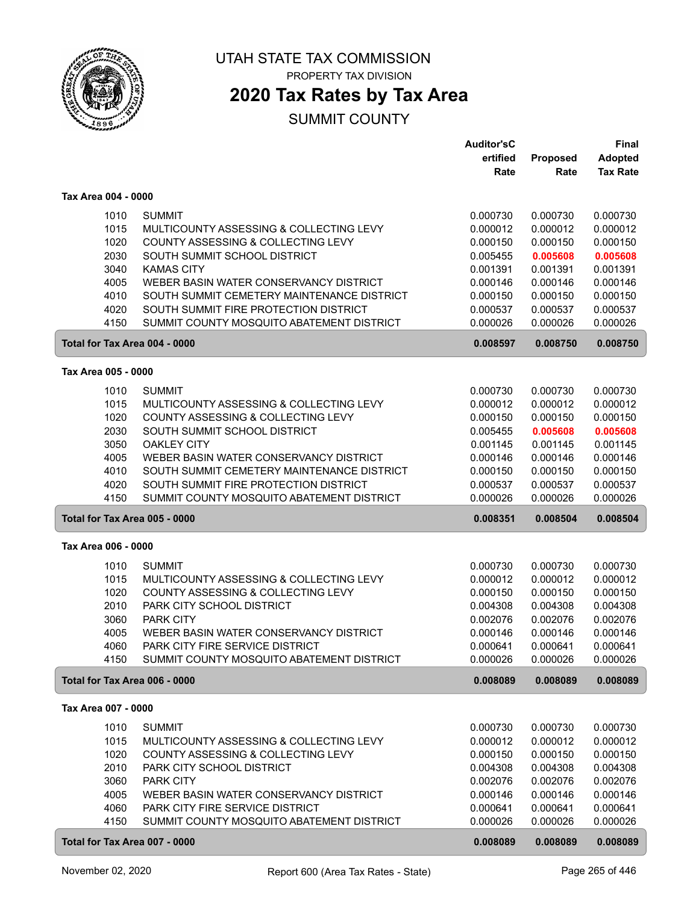# UTAH STATE TAX COMMISSION

PROPERTY TAX DIVISION

## 2020 Tax Rates by Tax Area

SUMMIT COUNTY

### Tax Area 004 - 0000

| | | Auditor's Certified Rate | Proposed Rate | Final Adopted Tax Rate |
|---|---|---|---|---|
| 1010 | SUMMIT | 0.000730 | 0.000730 | 0.000730 |
| 1015 | MULTICOUNTY ASSESSING & COLLECTING LEVY | 0.000012 | 0.000012 | 0.000012 |
| 1020 | COUNTY ASSESSING & COLLECTING LEVY | 0.000150 | 0.000150 | 0.000150 |
| 2030 | SOUTH SUMMIT SCHOOL DISTRICT | 0.005455 | **0.005608** | **0.005608** |
| 3040 | KAMAS CITY | 0.001391 | 0.001391 | 0.001391 |
| 4005 | WEBER BASIN WATER CONSERVANCY DISTRICT | 0.000146 | 0.000146 | 0.000146 |
| 4010 | SOUTH SUMMIT CEMETERY MAINTENANCE DISTRICT | 0.000150 | 0.000150 | 0.000150 |
| 4020 | SOUTH SUMMIT FIRE PROTECTION DISTRICT | 0.000537 | 0.000537 | 0.000537 |
| 4150 | SUMMIT COUNTY MOSQUITO ABATEMENT DISTRICT | 0.000026 | 0.000026 | 0.000026 |
| **Total for Tax Area 004 - 0000** | | **0.008597** | **0.008750** | **0.008750** |

### Tax Area 005 - 0000

| | | Auditor's Certified Rate | Proposed Rate | Final Adopted Tax Rate |
|---|---|---|---|---|
| 1010 | SUMMIT | 0.000730 | 0.000730 | 0.000730 |
| 1015 | MULTICOUNTY ASSESSING & COLLECTING LEVY | 0.000012 | 0.000012 | 0.000012 |
| 1020 | COUNTY ASSESSING & COLLECTING LEVY | 0.000150 | 0.000150 | 0.000150 |
| 2030 | SOUTH SUMMIT SCHOOL DISTRICT | 0.005455 | **0.005608** | **0.005608** |
| 3050 | OAKLEY CITY | 0.001145 | 0.001145 | 0.001145 |
| 4005 | WEBER BASIN WATER CONSERVANCY DISTRICT | 0.000146 | 0.000146 | 0.000146 |
| 4010 | SOUTH SUMMIT CEMETERY MAINTENANCE DISTRICT | 0.000150 | 0.000150 | 0.000150 |
| 4020 | SOUTH SUMMIT FIRE PROTECTION DISTRICT | 0.000537 | 0.000537 | 0.000537 |
| 4150 | SUMMIT COUNTY MOSQUITO ABATEMENT DISTRICT | 0.000026 | 0.000026 | 0.000026 |
| **Total for Tax Area 005 - 0000** | | **0.008351** | **0.008504** | **0.008504** |

### Tax Area 006 - 0000

| | | Auditor's Certified Rate | Proposed Rate | Final Adopted Tax Rate |
|---|---|---|---|---|
| 1010 | SUMMIT | 0.000730 | 0.000730 | 0.000730 |
| 1015 | MULTICOUNTY ASSESSING & COLLECTING LEVY | 0.000012 | 0.000012 | 0.000012 |
| 1020 | COUNTY ASSESSING & COLLECTING LEVY | 0.000150 | 0.000150 | 0.000150 |
| 2010 | PARK CITY SCHOOL DISTRICT | 0.004308 | 0.004308 | 0.004308 |
| 3060 | PARK CITY | 0.002076 | 0.002076 | 0.002076 |
| 4005 | WEBER BASIN WATER CONSERVANCY DISTRICT | 0.000146 | 0.000146 | 0.000146 |
| 4060 | PARK CITY FIRE SERVICE DISTRICT | 0.000641 | 0.000641 | 0.000641 |
| 4150 | SUMMIT COUNTY MOSQUITO ABATEMENT DISTRICT | 0.000026 | 0.000026 | 0.000026 |
| **Total for Tax Area 006 - 0000** | | **0.008089** | **0.008089** | **0.008089** |

### Tax Area 007 - 0000

| | | Auditor's Certified Rate | Proposed Rate | Final Adopted Tax Rate |
|---|---|---|---|---|
| 1010 | SUMMIT | 0.000730 | 0.000730 | 0.000730 |
| 1015 | MULTICOUNTY ASSESSING & COLLECTING LEVY | 0.000012 | 0.000012 | 0.000012 |
| 1020 | COUNTY ASSESSING & COLLECTING LEVY | 0.000150 | 0.000150 | 0.000150 |
| 2010 | PARK CITY SCHOOL DISTRICT | 0.004308 | 0.004308 | 0.004308 |
| 3060 | PARK CITY | 0.002076 | 0.002076 | 0.002076 |
| 4005 | WEBER BASIN WATER CONSERVANCY DISTRICT | 0.000146 | 0.000146 | 0.000146 |
| 4060 | PARK CITY FIRE SERVICE DISTRICT | 0.000641 | 0.000641 | 0.000641 |
| 4150 | SUMMIT COUNTY MOSQUITO ABATEMENT DISTRICT | 0.000026 | 0.000026 | 0.000026 |
| **Total for Tax Area 007 - 0000** | | **0.008089** | **0.008089** | **0.008089** |

November 02, 2020 — Report 600 (Area Tax Rates - State)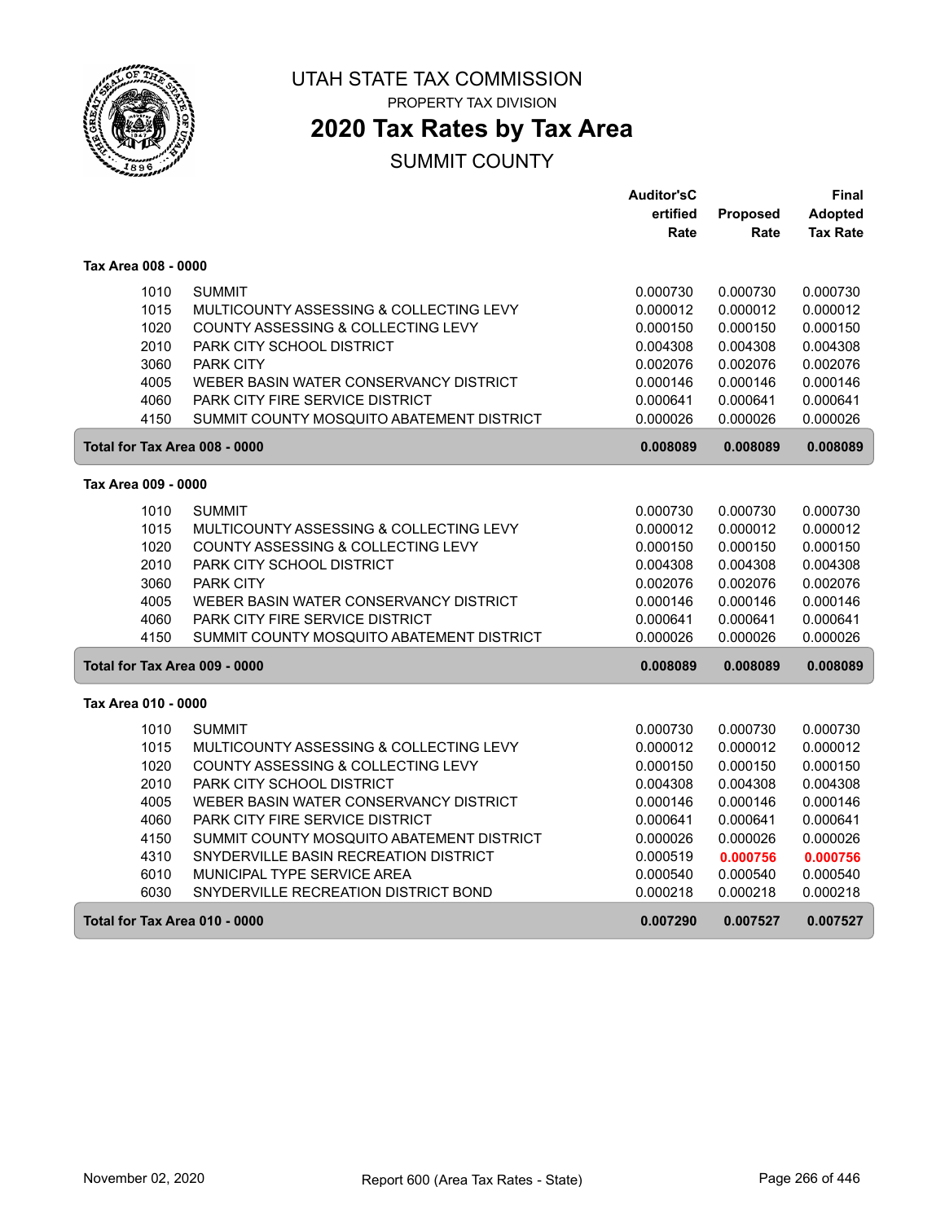# UTAH STATE TAX COMMISSION

PROPERTY TAX DIVISION

## 2020 Tax Rates by Tax Area

SUMMIT COUNTY

| | | Auditor'sCertified Rate | Proposed Rate | Final Adopted Tax Rate |
|---|---|---|---|---|
| **Tax Area 008 - 0000** | | | | |
| 1010 | SUMMIT | 0.000730 | 0.000730 | 0.000730 |
| 1015 | MULTICOUNTY ASSESSING & COLLECTING LEVY | 0.000012 | 0.000012 | 0.000012 |
| 1020 | COUNTY ASSESSING & COLLECTING LEVY | 0.000150 | 0.000150 | 0.000150 |
| 2010 | PARK CITY SCHOOL DISTRICT | 0.004308 | 0.004308 | 0.004308 |
| 3060 | PARK CITY | 0.002076 | 0.002076 | 0.002076 |
| 4005 | WEBER BASIN WATER CONSERVANCY DISTRICT | 0.000146 | 0.000146 | 0.000146 |
| 4060 | PARK CITY FIRE SERVICE DISTRICT | 0.000641 | 0.000641 | 0.000641 |
| 4150 | SUMMIT COUNTY MOSQUITO ABATEMENT DISTRICT | 0.000026 | 0.000026 | 0.000026 |
| **Total for Tax Area 008 - 0000** | | **0.008089** | **0.008089** | **0.008089** |
| **Tax Area 009 - 0000** | | | | |
| 1010 | SUMMIT | 0.000730 | 0.000730 | 0.000730 |
| 1015 | MULTICOUNTY ASSESSING & COLLECTING LEVY | 0.000012 | 0.000012 | 0.000012 |
| 1020 | COUNTY ASSESSING & COLLECTING LEVY | 0.000150 | 0.000150 | 0.000150 |
| 2010 | PARK CITY SCHOOL DISTRICT | 0.004308 | 0.004308 | 0.004308 |
| 3060 | PARK CITY | 0.002076 | 0.002076 | 0.002076 |
| 4005 | WEBER BASIN WATER CONSERVANCY DISTRICT | 0.000146 | 0.000146 | 0.000146 |
| 4060 | PARK CITY FIRE SERVICE DISTRICT | 0.000641 | 0.000641 | 0.000641 |
| 4150 | SUMMIT COUNTY MOSQUITO ABATEMENT DISTRICT | 0.000026 | 0.000026 | 0.000026 |
| **Total for Tax Area 009 - 0000** | | **0.008089** | **0.008089** | **0.008089** |
| **Tax Area 010 - 0000** | | | | |
| 1010 | SUMMIT | 0.000730 | 0.000730 | 0.000730 |
| 1015 | MULTICOUNTY ASSESSING & COLLECTING LEVY | 0.000012 | 0.000012 | 0.000012 |
| 1020 | COUNTY ASSESSING & COLLECTING LEVY | 0.000150 | 0.000150 | 0.000150 |
| 2010 | PARK CITY SCHOOL DISTRICT | 0.004308 | 0.004308 | 0.004308 |
| 4005 | WEBER BASIN WATER CONSERVANCY DISTRICT | 0.000146 | 0.000146 | 0.000146 |
| 4060 | PARK CITY FIRE SERVICE DISTRICT | 0.000641 | 0.000641 | 0.000641 |
| 4150 | SUMMIT COUNTY MOSQUITO ABATEMENT DISTRICT | 0.000026 | 0.000026 | 0.000026 |
| 4310 | SNYDERVILLE BASIN RECREATION DISTRICT | 0.000519 | **0.000756** | **0.000756** |
| 6010 | MUNICIPAL TYPE SERVICE AREA | 0.000540 | 0.000540 | 0.000540 |
| 6030 | SNYDERVILLE RECREATION DISTRICT BOND | 0.000218 | 0.000218 | 0.000218 |
| **Total for Tax Area 010 - 0000** | | **0.007290** | **0.007527** | **0.007527** |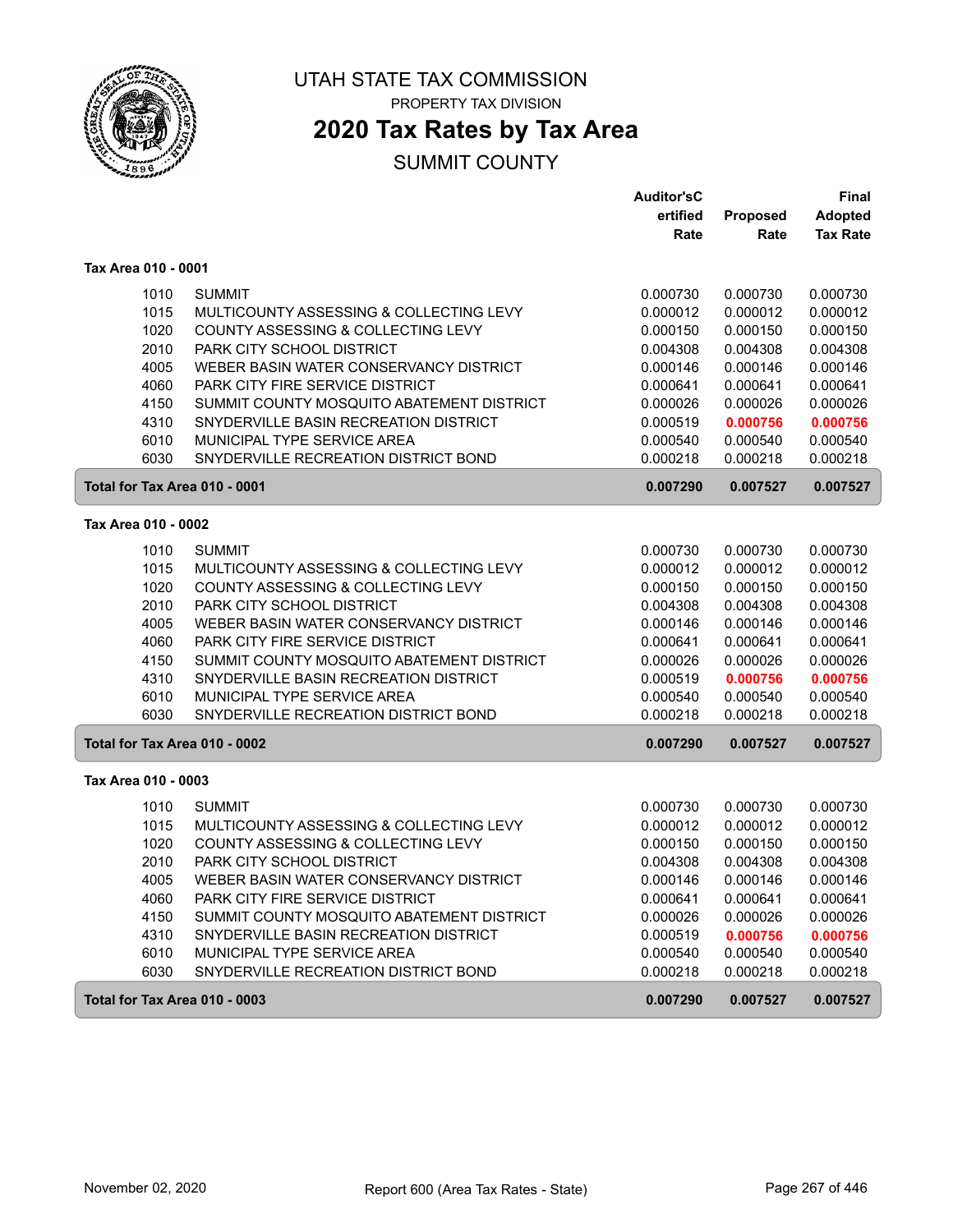# UTAH STATE TAX COMMISSION

PROPERTY TAX DIVISION

## 2020 Tax Rates by Tax Area

SUMMIT COUNTY

| | | Auditor'sCertified Rate | Proposed Rate | Final Adopted Tax Rate |
|---|---|---|---|---|
| **Tax Area 010 - 0001** | | | | |
| 1010 | SUMMIT | 0.000730 | 0.000730 | 0.000730 |
| 1015 | MULTICOUNTY ASSESSING & COLLECTING LEVY | 0.000012 | 0.000012 | 0.000012 |
| 1020 | COUNTY ASSESSING & COLLECTING LEVY | 0.000150 | 0.000150 | 0.000150 |
| 2010 | PARK CITY SCHOOL DISTRICT | 0.004308 | 0.004308 | 0.004308 |
| 4005 | WEBER BASIN WATER CONSERVANCY DISTRICT | 0.000146 | 0.000146 | 0.000146 |
| 4060 | PARK CITY FIRE SERVICE DISTRICT | 0.000641 | 0.000641 | 0.000641 |
| 4150 | SUMMIT COUNTY MOSQUITO ABATEMENT DISTRICT | 0.000026 | 0.000026 | 0.000026 |
| 4310 | SNYDERVILLE BASIN RECREATION DISTRICT | 0.000519 | **0.000756** | **0.000756** |
| 6010 | MUNICIPAL TYPE SERVICE AREA | 0.000540 | 0.000540 | 0.000540 |
| 6030 | SNYDERVILLE RECREATION DISTRICT BOND | 0.000218 | 0.000218 | 0.000218 |
| **Total for Tax Area 010 - 0001** | | **0.007290** | **0.007527** | **0.007527** |
| **Tax Area 010 - 0002** | | | | |
| 1010 | SUMMIT | 0.000730 | 0.000730 | 0.000730 |
| 1015 | MULTICOUNTY ASSESSING & COLLECTING LEVY | 0.000012 | 0.000012 | 0.000012 |
| 1020 | COUNTY ASSESSING & COLLECTING LEVY | 0.000150 | 0.000150 | 0.000150 |
| 2010 | PARK CITY SCHOOL DISTRICT | 0.004308 | 0.004308 | 0.004308 |
| 4005 | WEBER BASIN WATER CONSERVANCY DISTRICT | 0.000146 | 0.000146 | 0.000146 |
| 4060 | PARK CITY FIRE SERVICE DISTRICT | 0.000641 | 0.000641 | 0.000641 |
| 4150 | SUMMIT COUNTY MOSQUITO ABATEMENT DISTRICT | 0.000026 | 0.000026 | 0.000026 |
| 4310 | SNYDERVILLE BASIN RECREATION DISTRICT | 0.000519 | **0.000756** | **0.000756** |
| 6010 | MUNICIPAL TYPE SERVICE AREA | 0.000540 | 0.000540 | 0.000540 |
| 6030 | SNYDERVILLE RECREATION DISTRICT BOND | 0.000218 | 0.000218 | 0.000218 |
| **Total for Tax Area 010 - 0002** | | **0.007290** | **0.007527** | **0.007527** |
| **Tax Area 010 - 0003** | | | | |
| 1010 | SUMMIT | 0.000730 | 0.000730 | 0.000730 |
| 1015 | MULTICOUNTY ASSESSING & COLLECTING LEVY | 0.000012 | 0.000012 | 0.000012 |
| 1020 | COUNTY ASSESSING & COLLECTING LEVY | 0.000150 | 0.000150 | 0.000150 |
| 2010 | PARK CITY SCHOOL DISTRICT | 0.004308 | 0.004308 | 0.004308 |
| 4005 | WEBER BASIN WATER CONSERVANCY DISTRICT | 0.000146 | 0.000146 | 0.000146 |
| 4060 | PARK CITY FIRE SERVICE DISTRICT | 0.000641 | 0.000641 | 0.000641 |
| 4150 | SUMMIT COUNTY MOSQUITO ABATEMENT DISTRICT | 0.000026 | 0.000026 | 0.000026 |
| 4310 | SNYDERVILLE BASIN RECREATION DISTRICT | 0.000519 | **0.000756** | **0.000756** |
| 6010 | MUNICIPAL TYPE SERVICE AREA | 0.000540 | 0.000540 | 0.000540 |
| 6030 | SNYDERVILLE RECREATION DISTRICT BOND | 0.000218 | 0.000218 | 0.000218 |
| **Total for Tax Area 010 - 0003** | | **0.007290** | **0.007527** | **0.007527** |

November 02, 2020 | Report 600 (Area Tax Rates - State)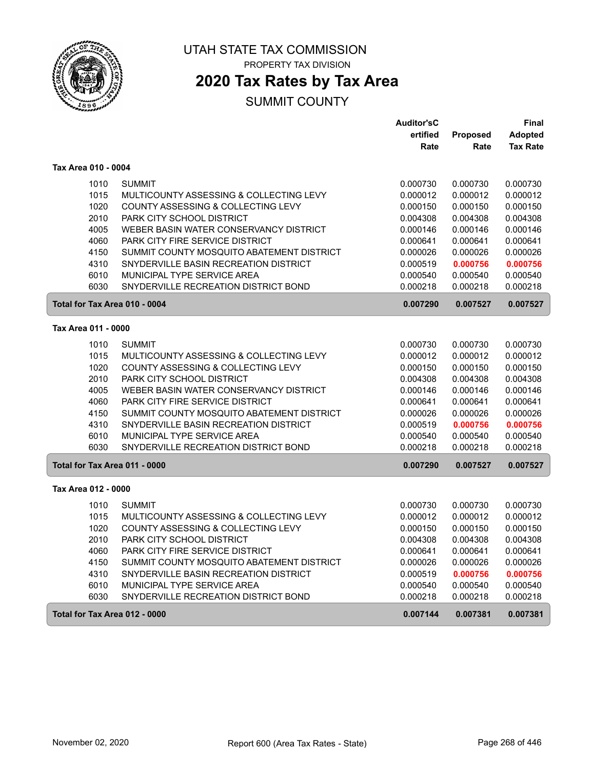# UTAH STATE TAX COMMISSION

PROPERTY TAX DIVISION

## 2020 Tax Rates by Tax Area

SUMMIT COUNTY

| | | Auditor's Certified Rate | Proposed Rate | Final Adopted Tax Rate |
|---|---|---|---|---|
| **Tax Area 010 - 0004** | | | | |
| 1010 | SUMMIT | 0.000730 | 0.000730 | 0.000730 |
| 1015 | MULTICOUNTY ASSESSING & COLLECTING LEVY | 0.000012 | 0.000012 | 0.000012 |
| 1020 | COUNTY ASSESSING & COLLECTING LEVY | 0.000150 | 0.000150 | 0.000150 |
| 2010 | PARK CITY SCHOOL DISTRICT | 0.004308 | 0.004308 | 0.004308 |
| 4005 | WEBER BASIN WATER CONSERVANCY DISTRICT | 0.000146 | 0.000146 | 0.000146 |
| 4060 | PARK CITY FIRE SERVICE DISTRICT | 0.000641 | 0.000641 | 0.000641 |
| 4150 | SUMMIT COUNTY MOSQUITO ABATEMENT DISTRICT | 0.000026 | 0.000026 | 0.000026 |
| 4310 | SNYDERVILLE BASIN RECREATION DISTRICT | 0.000519 | **0.000756** | **0.000756** |
| 6010 | MUNICIPAL TYPE SERVICE AREA | 0.000540 | 0.000540 | 0.000540 |
| 6030 | SNYDERVILLE RECREATION DISTRICT BOND | 0.000218 | 0.000218 | 0.000218 |
| **Total for Tax Area 010 - 0004** | | **0.007290** | **0.007527** | **0.007527** |
| **Tax Area 011 - 0000** | | | | |
| 1010 | SUMMIT | 0.000730 | 0.000730 | 0.000730 |
| 1015 | MULTICOUNTY ASSESSING & COLLECTING LEVY | 0.000012 | 0.000012 | 0.000012 |
| 1020 | COUNTY ASSESSING & COLLECTING LEVY | 0.000150 | 0.000150 | 0.000150 |
| 2010 | PARK CITY SCHOOL DISTRICT | 0.004308 | 0.004308 | 0.004308 |
| 4005 | WEBER BASIN WATER CONSERVANCY DISTRICT | 0.000146 | 0.000146 | 0.000146 |
| 4060 | PARK CITY FIRE SERVICE DISTRICT | 0.000641 | 0.000641 | 0.000641 |
| 4150 | SUMMIT COUNTY MOSQUITO ABATEMENT DISTRICT | 0.000026 | 0.000026 | 0.000026 |
| 4310 | SNYDERVILLE BASIN RECREATION DISTRICT | 0.000519 | **0.000756** | **0.000756** |
| 6010 | MUNICIPAL TYPE SERVICE AREA | 0.000540 | 0.000540 | 0.000540 |
| 6030 | SNYDERVILLE RECREATION DISTRICT BOND | 0.000218 | 0.000218 | 0.000218 |
| **Total for Tax Area 011 - 0000** | | **0.007290** | **0.007527** | **0.007527** |
| **Tax Area 012 - 0000** | | | | |
| 1010 | SUMMIT | 0.000730 | 0.000730 | 0.000730 |
| 1015 | MULTICOUNTY ASSESSING & COLLECTING LEVY | 0.000012 | 0.000012 | 0.000012 |
| 1020 | COUNTY ASSESSING & COLLECTING LEVY | 0.000150 | 0.000150 | 0.000150 |
| 2010 | PARK CITY SCHOOL DISTRICT | 0.004308 | 0.004308 | 0.004308 |
| 4060 | PARK CITY FIRE SERVICE DISTRICT | 0.000641 | 0.000641 | 0.000641 |
| 4150 | SUMMIT COUNTY MOSQUITO ABATEMENT DISTRICT | 0.000026 | 0.000026 | 0.000026 |
| 4310 | SNYDERVILLE BASIN RECREATION DISTRICT | 0.000519 | **0.000756** | **0.000756** |
| 6010 | MUNICIPAL TYPE SERVICE AREA | 0.000540 | 0.000540 | 0.000540 |
| 6030 | SNYDERVILLE RECREATION DISTRICT BOND | 0.000218 | 0.000218 | 0.000218 |
| **Total for Tax Area 012 - 0000** | | **0.007144** | **0.007381** | **0.007381** |

November 02, 2020 — Report 600 (Area Tax Rates - State)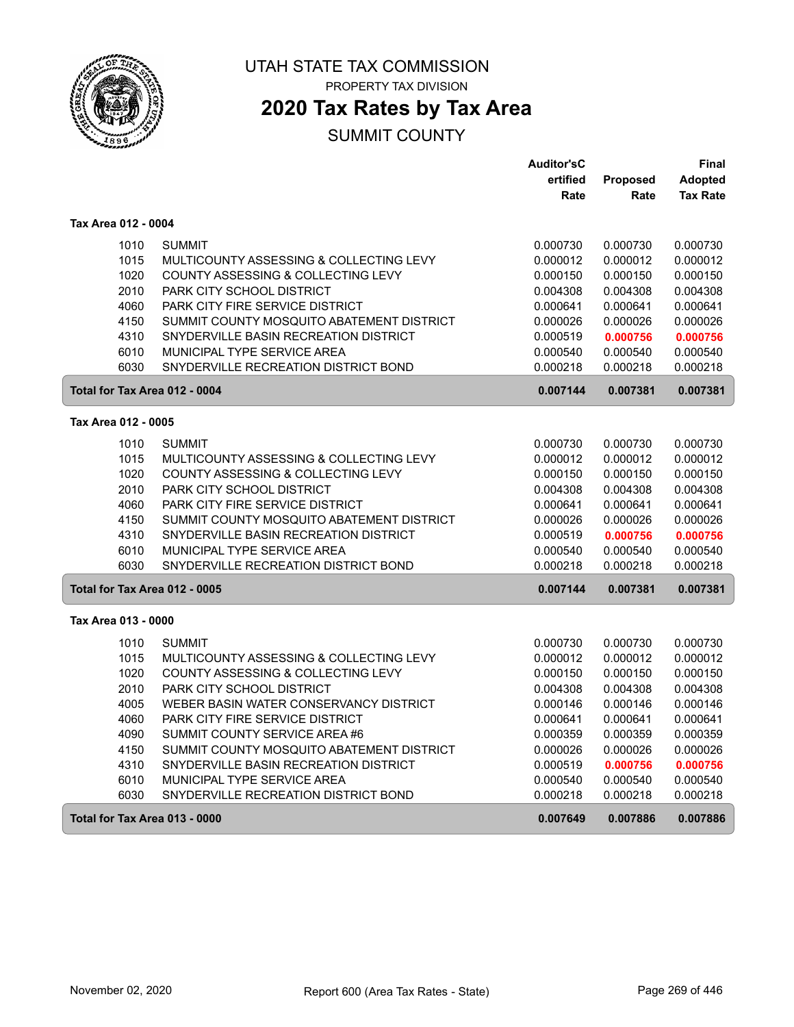UTAH STATE TAX COMMISSION

PROPERTY TAX DIVISION

# 2020 Tax Rates by Tax Area

## SUMMIT COUNTY

| | | Auditor'sCertified Rate | Proposed Rate | Final Adopted Tax Rate |
|---|---|---|---|---|
| **Tax Area 012 - 0004** | | | | |
| 1010 | SUMMIT | 0.000730 | 0.000730 | 0.000730 |
| 1015 | MULTICOUNTY ASSESSING & COLLECTING LEVY | 0.000012 | 0.000012 | 0.000012 |
| 1020 | COUNTY ASSESSING & COLLECTING LEVY | 0.000150 | 0.000150 | 0.000150 |
| 2010 | PARK CITY SCHOOL DISTRICT | 0.004308 | 0.004308 | 0.004308 |
| 4060 | PARK CITY FIRE SERVICE DISTRICT | 0.000641 | 0.000641 | 0.000641 |
| 4150 | SUMMIT COUNTY MOSQUITO ABATEMENT DISTRICT | 0.000026 | 0.000026 | 0.000026 |
| 4310 | SNYDERVILLE BASIN RECREATION DISTRICT | 0.000519 | **0.000756** | **0.000756** |
| 6010 | MUNICIPAL TYPE SERVICE AREA | 0.000540 | 0.000540 | 0.000540 |
| 6030 | SNYDERVILLE RECREATION DISTRICT BOND | 0.000218 | 0.000218 | 0.000218 |
| **Total for Tax Area 012 - 0004** | | **0.007144** | **0.007381** | **0.007381** |
| **Tax Area 012 - 0005** | | | | |
| 1010 | SUMMIT | 0.000730 | 0.000730 | 0.000730 |
| 1015 | MULTICOUNTY ASSESSING & COLLECTING LEVY | 0.000012 | 0.000012 | 0.000012 |
| 1020 | COUNTY ASSESSING & COLLECTING LEVY | 0.000150 | 0.000150 | 0.000150 |
| 2010 | PARK CITY SCHOOL DISTRICT | 0.004308 | 0.004308 | 0.004308 |
| 4060 | PARK CITY FIRE SERVICE DISTRICT | 0.000641 | 0.000641 | 0.000641 |
| 4150 | SUMMIT COUNTY MOSQUITO ABATEMENT DISTRICT | 0.000026 | 0.000026 | 0.000026 |
| 4310 | SNYDERVILLE BASIN RECREATION DISTRICT | 0.000519 | **0.000756** | **0.000756** |
| 6010 | MUNICIPAL TYPE SERVICE AREA | 0.000540 | 0.000540 | 0.000540 |
| 6030 | SNYDERVILLE RECREATION DISTRICT BOND | 0.000218 | 0.000218 | 0.000218 |
| **Total for Tax Area 012 - 0005** | | **0.007144** | **0.007381** | **0.007381** |
| **Tax Area 013 - 0000** | | | | |
| 1010 | SUMMIT | 0.000730 | 0.000730 | 0.000730 |
| 1015 | MULTICOUNTY ASSESSING & COLLECTING LEVY | 0.000012 | 0.000012 | 0.000012 |
| 1020 | COUNTY ASSESSING & COLLECTING LEVY | 0.000150 | 0.000150 | 0.000150 |
| 2010 | PARK CITY SCHOOL DISTRICT | 0.004308 | 0.004308 | 0.004308 |
| 4005 | WEBER BASIN WATER CONSERVANCY DISTRICT | 0.000146 | 0.000146 | 0.000146 |
| 4060 | PARK CITY FIRE SERVICE DISTRICT | 0.000641 | 0.000641 | 0.000641 |
| 4090 | SUMMIT COUNTY SERVICE AREA #6 | 0.000359 | 0.000359 | 0.000359 |
| 4150 | SUMMIT COUNTY MOSQUITO ABATEMENT DISTRICT | 0.000026 | 0.000026 | 0.000026 |
| 4310 | SNYDERVILLE BASIN RECREATION DISTRICT | 0.000519 | **0.000756** | **0.000756** |
| 6010 | MUNICIPAL TYPE SERVICE AREA | 0.000540 | 0.000540 | 0.000540 |
| 6030 | SNYDERVILLE RECREATION DISTRICT BOND | 0.000218 | 0.000218 | 0.000218 |
| **Total for Tax Area 013 - 0000** | | **0.007649** | **0.007886** | **0.007886** |

November 02, 2020 — Report 600 (Area Tax Rates - State)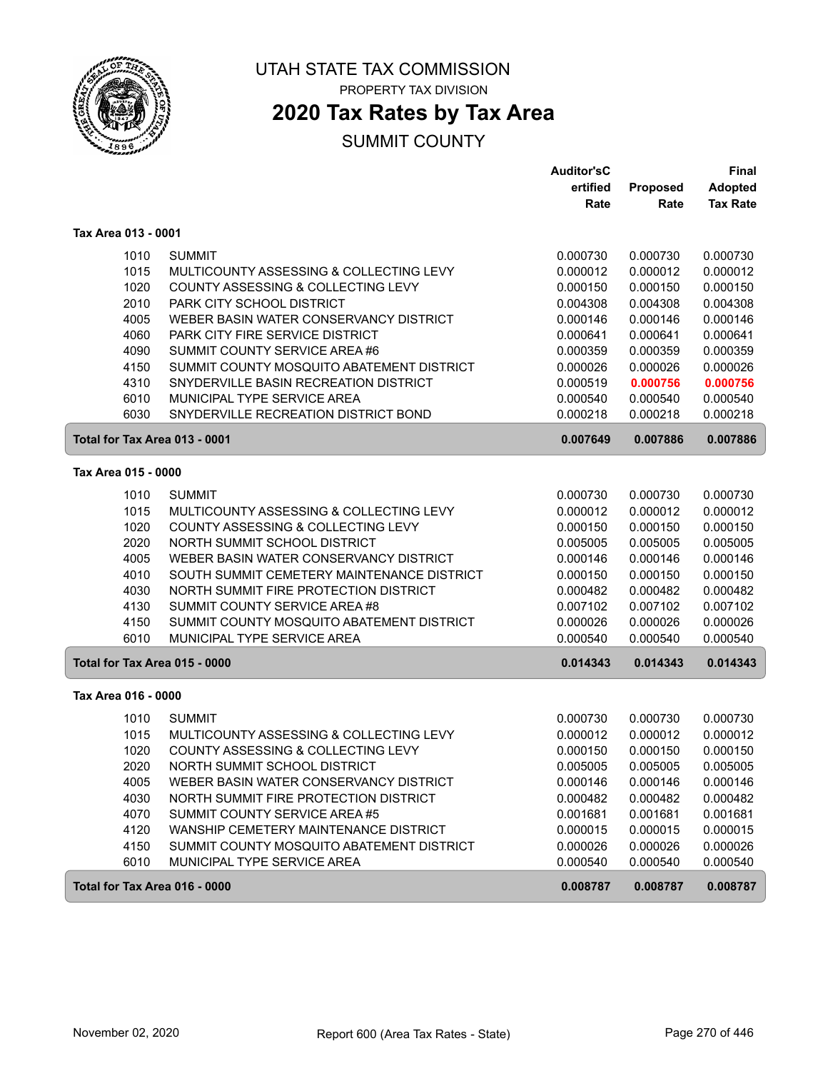# UTAH STATE TAX COMMISSION

PROPERTY TAX DIVISION

## 2020 Tax Rates by Tax Area

SUMMIT COUNTY

| | | Auditor's Certified Rate | Proposed Rate | Final Adopted Tax Rate |
|---|---|---|---|---|
| **Tax Area 013 - 0001** | | | | |
| 1010 | SUMMIT | 0.000730 | 0.000730 | 0.000730 |
| 1015 | MULTICOUNTY ASSESSING & COLLECTING LEVY | 0.000012 | 0.000012 | 0.000012 |
| 1020 | COUNTY ASSESSING & COLLECTING LEVY | 0.000150 | 0.000150 | 0.000150 |
| 2010 | PARK CITY SCHOOL DISTRICT | 0.004308 | 0.004308 | 0.004308 |
| 4005 | WEBER BASIN WATER CONSERVANCY DISTRICT | 0.000146 | 0.000146 | 0.000146 |
| 4060 | PARK CITY FIRE SERVICE DISTRICT | 0.000641 | 0.000641 | 0.000641 |
| 4090 | SUMMIT COUNTY SERVICE AREA #6 | 0.000359 | 0.000359 | 0.000359 |
| 4150 | SUMMIT COUNTY MOSQUITO ABATEMENT DISTRICT | 0.000026 | 0.000026 | 0.000026 |
| 4310 | SNYDERVILLE BASIN RECREATION DISTRICT | 0.000519 | **0.000756** | **0.000756** |
| 6010 | MUNICIPAL TYPE SERVICE AREA | 0.000540 | 0.000540 | 0.000540 |
| 6030 | SNYDERVILLE RECREATION DISTRICT BOND | 0.000218 | 0.000218 | 0.000218 |
| **Total for Tax Area 013 - 0001** | | **0.007649** | **0.007886** | **0.007886** |
| **Tax Area 015 - 0000** | | | | |
| 1010 | SUMMIT | 0.000730 | 0.000730 | 0.000730 |
| 1015 | MULTICOUNTY ASSESSING & COLLECTING LEVY | 0.000012 | 0.000012 | 0.000012 |
| 1020 | COUNTY ASSESSING & COLLECTING LEVY | 0.000150 | 0.000150 | 0.000150 |
| 2020 | NORTH SUMMIT SCHOOL DISTRICT | 0.005005 | 0.005005 | 0.005005 |
| 4005 | WEBER BASIN WATER CONSERVANCY DISTRICT | 0.000146 | 0.000146 | 0.000146 |
| 4010 | SOUTH SUMMIT CEMETERY MAINTENANCE DISTRICT | 0.000150 | 0.000150 | 0.000150 |
| 4030 | NORTH SUMMIT FIRE PROTECTION DISTRICT | 0.000482 | 0.000482 | 0.000482 |
| 4130 | SUMMIT COUNTY SERVICE AREA #8 | 0.007102 | 0.007102 | 0.007102 |
| 4150 | SUMMIT COUNTY MOSQUITO ABATEMENT DISTRICT | 0.000026 | 0.000026 | 0.000026 |
| 6010 | MUNICIPAL TYPE SERVICE AREA | 0.000540 | 0.000540 | 0.000540 |
| **Total for Tax Area 015 - 0000** | | **0.014343** | **0.014343** | **0.014343** |
| **Tax Area 016 - 0000** | | | | |
| 1010 | SUMMIT | 0.000730 | 0.000730 | 0.000730 |
| 1015 | MULTICOUNTY ASSESSING & COLLECTING LEVY | 0.000012 | 0.000012 | 0.000012 |
| 1020 | COUNTY ASSESSING & COLLECTING LEVY | 0.000150 | 0.000150 | 0.000150 |
| 2020 | NORTH SUMMIT SCHOOL DISTRICT | 0.005005 | 0.005005 | 0.005005 |
| 4005 | WEBER BASIN WATER CONSERVANCY DISTRICT | 0.000146 | 0.000146 | 0.000146 |
| 4030 | NORTH SUMMIT FIRE PROTECTION DISTRICT | 0.000482 | 0.000482 | 0.000482 |
| 4070 | SUMMIT COUNTY SERVICE AREA #5 | 0.001681 | 0.001681 | 0.001681 |
| 4120 | WANSHIP CEMETERY MAINTENANCE DISTRICT | 0.000015 | 0.000015 | 0.000015 |
| 4150 | SUMMIT COUNTY MOSQUITO ABATEMENT DISTRICT | 0.000026 | 0.000026 | 0.000026 |
| 6010 | MUNICIPAL TYPE SERVICE AREA | 0.000540 | 0.000540 | 0.000540 |
| **Total for Tax Area 016 - 0000** | | **0.008787** | **0.008787** | **0.008787** |

November 02, 2020 — Report 600 (Area Tax Rates - State)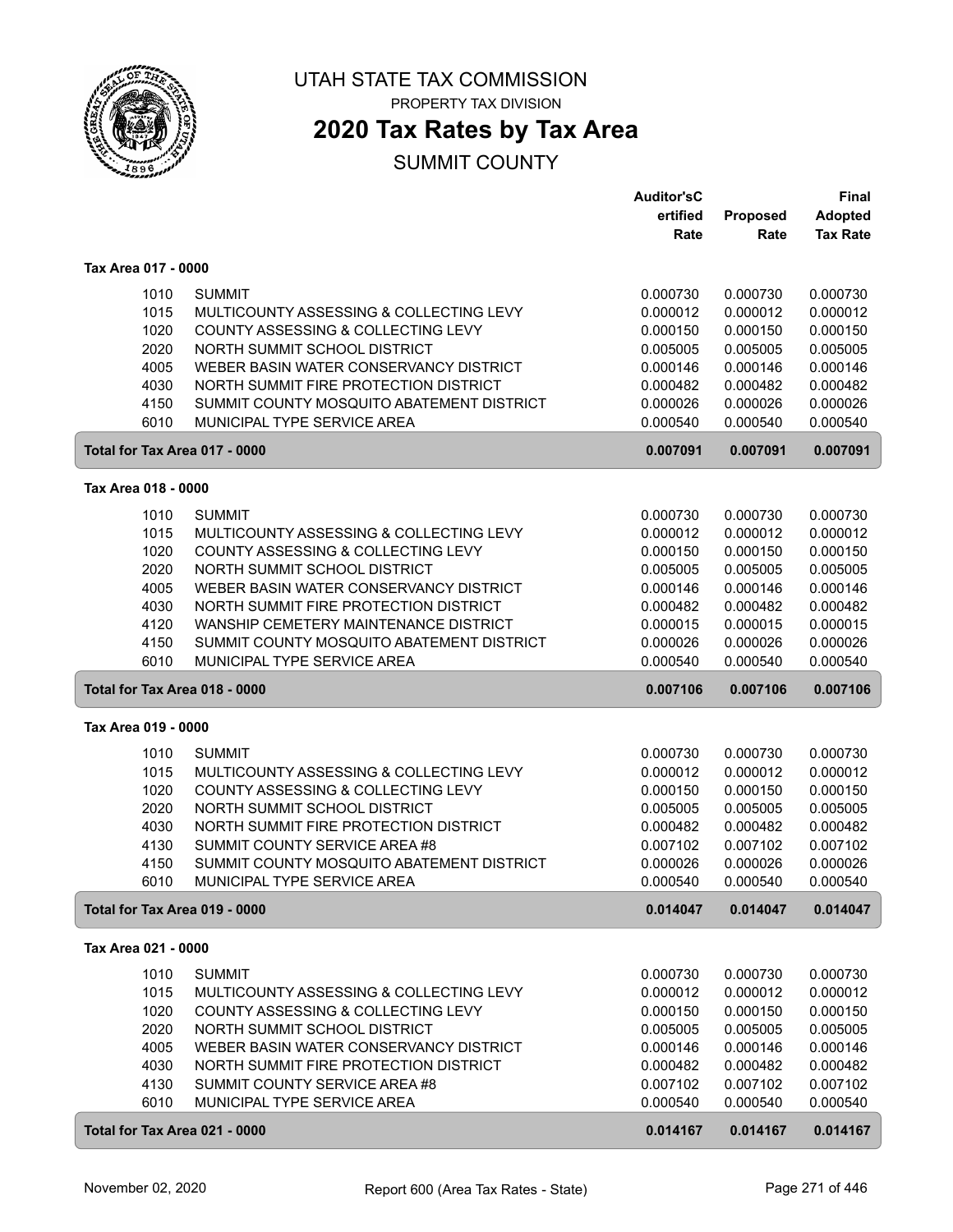# UTAH STATE TAX COMMISSION

PROPERTY TAX DIVISION

## 2020 Tax Rates by Tax Area

SUMMIT COUNTY

| | | Auditor'sCertified Rate | Proposed Rate | Final Adopted Tax Rate |
|---|---|---|---|---|
| **Tax Area 017 - 0000** | | | | |
| 1010 | SUMMIT | 0.000730 | 0.000730 | 0.000730 |
| 1015 | MULTICOUNTY ASSESSING & COLLECTING LEVY | 0.000012 | 0.000012 | 0.000012 |
| 1020 | COUNTY ASSESSING & COLLECTING LEVY | 0.000150 | 0.000150 | 0.000150 |
| 2020 | NORTH SUMMIT SCHOOL DISTRICT | 0.005005 | 0.005005 | 0.005005 |
| 4005 | WEBER BASIN WATER CONSERVANCY DISTRICT | 0.000146 | 0.000146 | 0.000146 |
| 4030 | NORTH SUMMIT FIRE PROTECTION DISTRICT | 0.000482 | 0.000482 | 0.000482 |
| 4150 | SUMMIT COUNTY MOSQUITO ABATEMENT DISTRICT | 0.000026 | 0.000026 | 0.000026 |
| 6010 | MUNICIPAL TYPE SERVICE AREA | 0.000540 | 0.000540 | 0.000540 |
| **Total for Tax Area 017 - 0000** | | **0.007091** | **0.007091** | **0.007091** |
| **Tax Area 018 - 0000** | | | | |
| 1010 | SUMMIT | 0.000730 | 0.000730 | 0.000730 |
| 1015 | MULTICOUNTY ASSESSING & COLLECTING LEVY | 0.000012 | 0.000012 | 0.000012 |
| 1020 | COUNTY ASSESSING & COLLECTING LEVY | 0.000150 | 0.000150 | 0.000150 |
| 2020 | NORTH SUMMIT SCHOOL DISTRICT | 0.005005 | 0.005005 | 0.005005 |
| 4005 | WEBER BASIN WATER CONSERVANCY DISTRICT | 0.000146 | 0.000146 | 0.000146 |
| 4030 | NORTH SUMMIT FIRE PROTECTION DISTRICT | 0.000482 | 0.000482 | 0.000482 |
| 4120 | WANSHIP CEMETERY MAINTENANCE DISTRICT | 0.000015 | 0.000015 | 0.000015 |
| 4150 | SUMMIT COUNTY MOSQUITO ABATEMENT DISTRICT | 0.000026 | 0.000026 | 0.000026 |
| 6010 | MUNICIPAL TYPE SERVICE AREA | 0.000540 | 0.000540 | 0.000540 |
| **Total for Tax Area 018 - 0000** | | **0.007106** | **0.007106** | **0.007106** |
| **Tax Area 019 - 0000** | | | | |
| 1010 | SUMMIT | 0.000730 | 0.000730 | 0.000730 |
| 1015 | MULTICOUNTY ASSESSING & COLLECTING LEVY | 0.000012 | 0.000012 | 0.000012 |
| 1020 | COUNTY ASSESSING & COLLECTING LEVY | 0.000150 | 0.000150 | 0.000150 |
| 2020 | NORTH SUMMIT SCHOOL DISTRICT | 0.005005 | 0.005005 | 0.005005 |
| 4030 | NORTH SUMMIT FIRE PROTECTION DISTRICT | 0.000482 | 0.000482 | 0.000482 |
| 4130 | SUMMIT COUNTY SERVICE AREA #8 | 0.007102 | 0.007102 | 0.007102 |
| 4150 | SUMMIT COUNTY MOSQUITO ABATEMENT DISTRICT | 0.000026 | 0.000026 | 0.000026 |
| 6010 | MUNICIPAL TYPE SERVICE AREA | 0.000540 | 0.000540 | 0.000540 |
| **Total for Tax Area 019 - 0000** | | **0.014047** | **0.014047** | **0.014047** |
| **Tax Area 021 - 0000** | | | | |
| 1010 | SUMMIT | 0.000730 | 0.000730 | 0.000730 |
| 1015 | MULTICOUNTY ASSESSING & COLLECTING LEVY | 0.000012 | 0.000012 | 0.000012 |
| 1020 | COUNTY ASSESSING & COLLECTING LEVY | 0.000150 | 0.000150 | 0.000150 |
| 2020 | NORTH SUMMIT SCHOOL DISTRICT | 0.005005 | 0.005005 | 0.005005 |
| 4005 | WEBER BASIN WATER CONSERVANCY DISTRICT | 0.000146 | 0.000146 | 0.000146 |
| 4030 | NORTH SUMMIT FIRE PROTECTION DISTRICT | 0.000482 | 0.000482 | 0.000482 |
| 4130 | SUMMIT COUNTY SERVICE AREA #8 | 0.007102 | 0.007102 | 0.007102 |
| 6010 | MUNICIPAL TYPE SERVICE AREA | 0.000540 | 0.000540 | 0.000540 |
| **Total for Tax Area 021 - 0000** | | **0.014167** | **0.014167** | **0.014167** |

November 02, 2020 — Report 600 (Area Tax Rates - State)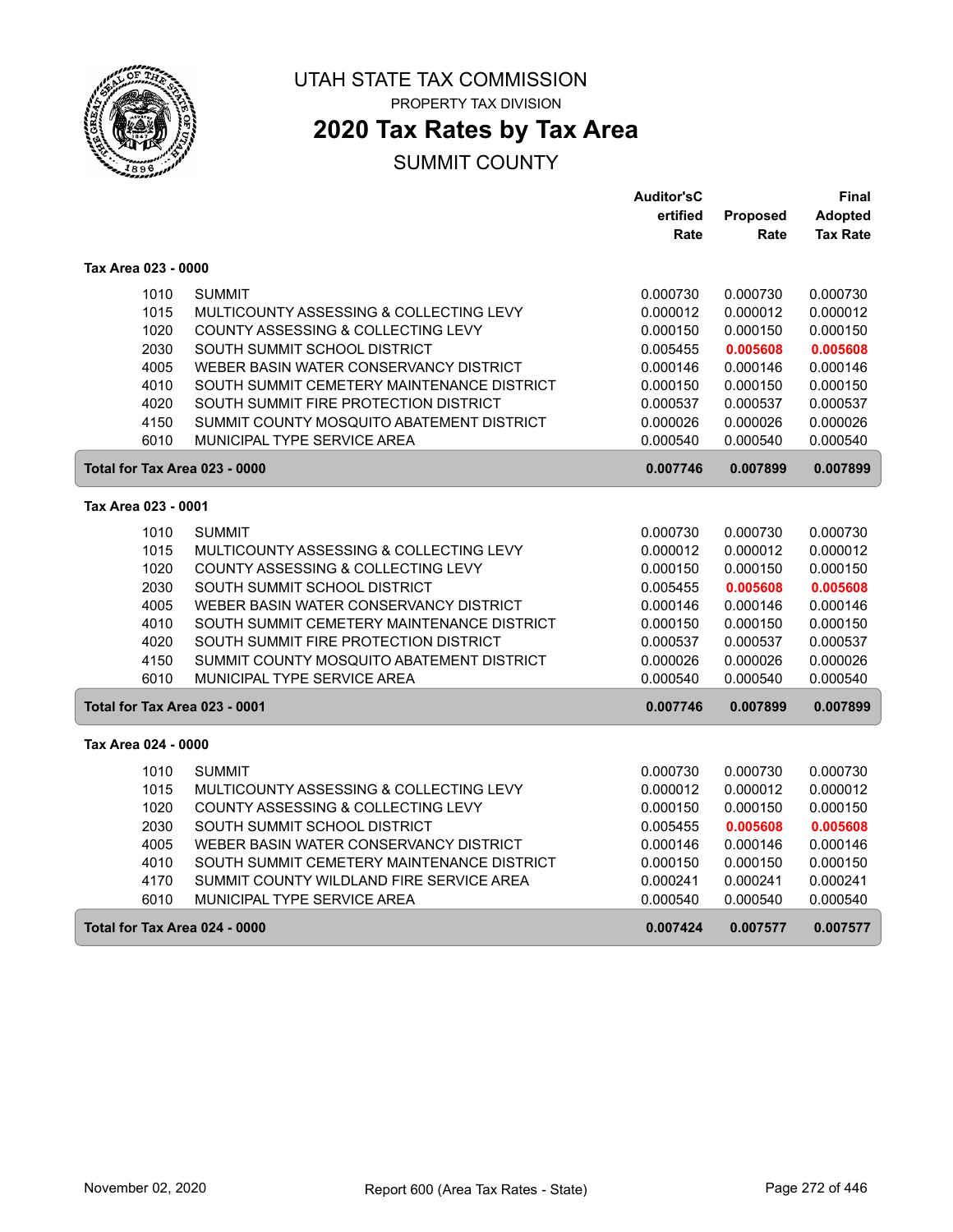# UTAH STATE TAX COMMISSION

PROPERTY TAX DIVISION

## 2020 Tax Rates by Tax Area

SUMMIT COUNTY

| | | Auditor'sCertified Rate | Proposed Rate | Final Adopted Tax Rate |
|---|---|---|---|---|
| **Tax Area 023 - 0000** | | | | |
| 1010 | SUMMIT | 0.000730 | 0.000730 | 0.000730 |
| 1015 | MULTICOUNTY ASSESSING & COLLECTING LEVY | 0.000012 | 0.000012 | 0.000012 |
| 1020 | COUNTY ASSESSING & COLLECTING LEVY | 0.000150 | 0.000150 | 0.000150 |
| 2030 | SOUTH SUMMIT SCHOOL DISTRICT | 0.005455 | 0.005608 | 0.005608 |
| 4005 | WEBER BASIN WATER CONSERVANCY DISTRICT | 0.000146 | 0.000146 | 0.000146 |
| 4010 | SOUTH SUMMIT CEMETERY MAINTENANCE DISTRICT | 0.000150 | 0.000150 | 0.000150 |
| 4020 | SOUTH SUMMIT FIRE PROTECTION DISTRICT | 0.000537 | 0.000537 | 0.000537 |
| 4150 | SUMMIT COUNTY MOSQUITO ABATEMENT DISTRICT | 0.000026 | 0.000026 | 0.000026 |
| 6010 | MUNICIPAL TYPE SERVICE AREA | 0.000540 | 0.000540 | 0.000540 |
| **Total for Tax Area 023 - 0000** | | **0.007746** | **0.007899** | **0.007899** |
| **Tax Area 023 - 0001** | | | | |
| 1010 | SUMMIT | 0.000730 | 0.000730 | 0.000730 |
| 1015 | MULTICOUNTY ASSESSING & COLLECTING LEVY | 0.000012 | 0.000012 | 0.000012 |
| 1020 | COUNTY ASSESSING & COLLECTING LEVY | 0.000150 | 0.000150 | 0.000150 |
| 2030 | SOUTH SUMMIT SCHOOL DISTRICT | 0.005455 | 0.005608 | 0.005608 |
| 4005 | WEBER BASIN WATER CONSERVANCY DISTRICT | 0.000146 | 0.000146 | 0.000146 |
| 4010 | SOUTH SUMMIT CEMETERY MAINTENANCE DISTRICT | 0.000150 | 0.000150 | 0.000150 |
| 4020 | SOUTH SUMMIT FIRE PROTECTION DISTRICT | 0.000537 | 0.000537 | 0.000537 |
| 4150 | SUMMIT COUNTY MOSQUITO ABATEMENT DISTRICT | 0.000026 | 0.000026 | 0.000026 |
| 6010 | MUNICIPAL TYPE SERVICE AREA | 0.000540 | 0.000540 | 0.000540 |
| **Total for Tax Area 023 - 0001** | | **0.007746** | **0.007899** | **0.007899** |
| **Tax Area 024 - 0000** | | | | |
| 1010 | SUMMIT | 0.000730 | 0.000730 | 0.000730 |
| 1015 | MULTICOUNTY ASSESSING & COLLECTING LEVY | 0.000012 | 0.000012 | 0.000012 |
| 1020 | COUNTY ASSESSING & COLLECTING LEVY | 0.000150 | 0.000150 | 0.000150 |
| 2030 | SOUTH SUMMIT SCHOOL DISTRICT | 0.005455 | 0.005608 | 0.005608 |
| 4005 | WEBER BASIN WATER CONSERVANCY DISTRICT | 0.000146 | 0.000146 | 0.000146 |
| 4010 | SOUTH SUMMIT CEMETERY MAINTENANCE DISTRICT | 0.000150 | 0.000150 | 0.000150 |
| 4170 | SUMMIT COUNTY WILDLAND FIRE SERVICE AREA | 0.000241 | 0.000241 | 0.000241 |
| 6010 | MUNICIPAL TYPE SERVICE AREA | 0.000540 | 0.000540 | 0.000540 |
| **Total for Tax Area 024 - 0000** | | **0.007424** | **0.007577** | **0.007577** |

November 02, 2020 — Report 600 (Area Tax Rates - State)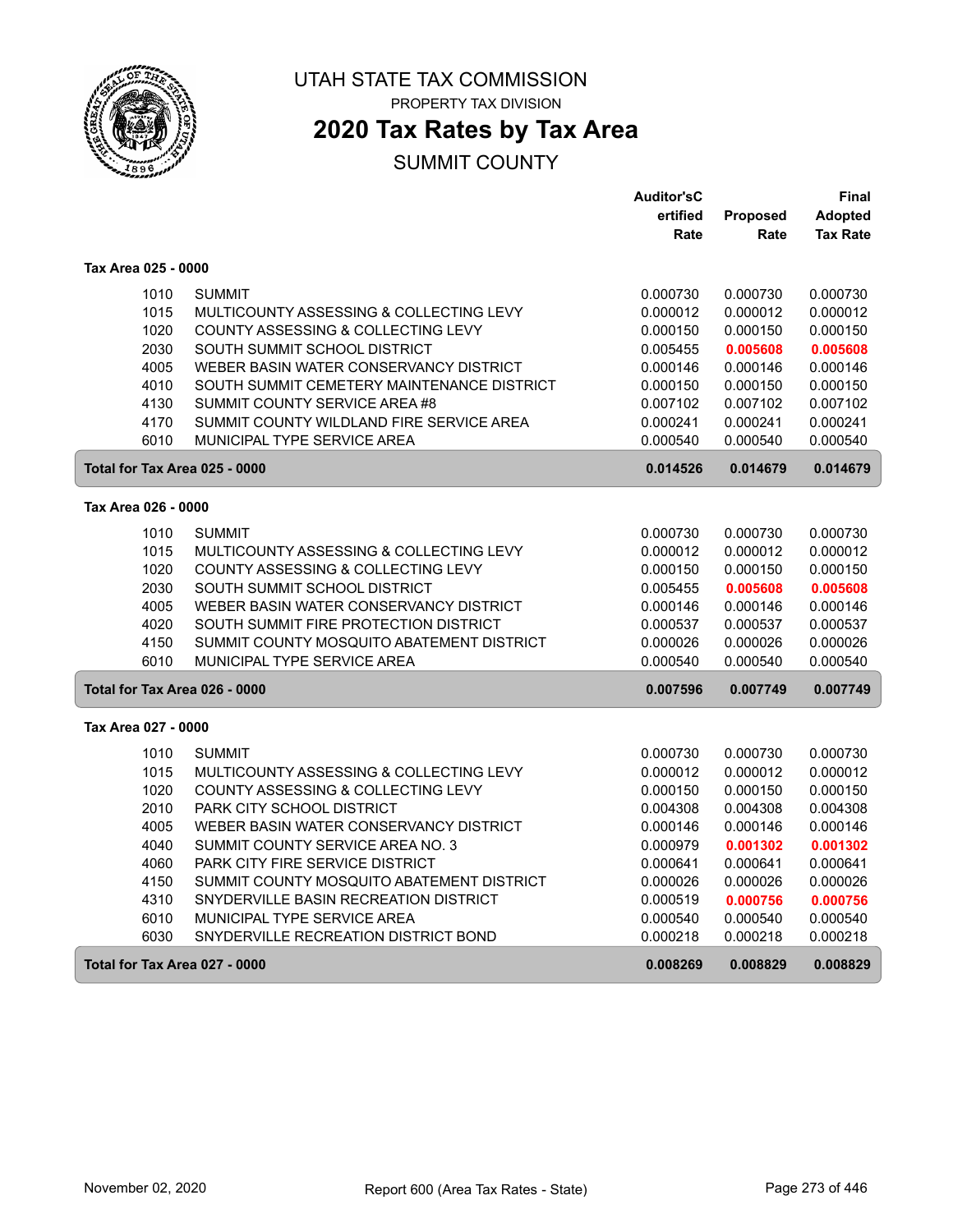UTAH STATE TAX COMMISSION

PROPERTY TAX DIVISION

# 2020 Tax Rates by Tax Area

## SUMMIT COUNTY

| | | Auditor'sCertified Rate | Proposed Rate | Final Adopted Tax Rate |
|---|---|---|---|---|
| **Tax Area 025 - 0000** | | | | |
| 1010 | SUMMIT | 0.000730 | 0.000730 | 0.000730 |
| 1015 | MULTICOUNTY ASSESSING & COLLECTING LEVY | 0.000012 | 0.000012 | 0.000012 |
| 1020 | COUNTY ASSESSING & COLLECTING LEVY | 0.000150 | 0.000150 | 0.000150 |
| 2030 | SOUTH SUMMIT SCHOOL DISTRICT | 0.005455 | **0.005608** | **0.005608** |
| 4005 | WEBER BASIN WATER CONSERVANCY DISTRICT | 0.000146 | 0.000146 | 0.000146 |
| 4010 | SOUTH SUMMIT CEMETERY MAINTENANCE DISTRICT | 0.000150 | 0.000150 | 0.000150 |
| 4130 | SUMMIT COUNTY SERVICE AREA #8 | 0.007102 | 0.007102 | 0.007102 |
| 4170 | SUMMIT COUNTY WILDLAND FIRE SERVICE AREA | 0.000241 | 0.000241 | 0.000241 |
| 6010 | MUNICIPAL TYPE SERVICE AREA | 0.000540 | 0.000540 | 0.000540 |
| **Total for Tax Area 025 - 0000** | | **0.014526** | **0.014679** | **0.014679** |
| **Tax Area 026 - 0000** | | | | |
| 1010 | SUMMIT | 0.000730 | 0.000730 | 0.000730 |
| 1015 | MULTICOUNTY ASSESSING & COLLECTING LEVY | 0.000012 | 0.000012 | 0.000012 |
| 1020 | COUNTY ASSESSING & COLLECTING LEVY | 0.000150 | 0.000150 | 0.000150 |
| 2030 | SOUTH SUMMIT SCHOOL DISTRICT | 0.005455 | **0.005608** | **0.005608** |
| 4005 | WEBER BASIN WATER CONSERVANCY DISTRICT | 0.000146 | 0.000146 | 0.000146 |
| 4020 | SOUTH SUMMIT FIRE PROTECTION DISTRICT | 0.000537 | 0.000537 | 0.000537 |
| 4150 | SUMMIT COUNTY MOSQUITO ABATEMENT DISTRICT | 0.000026 | 0.000026 | 0.000026 |
| 6010 | MUNICIPAL TYPE SERVICE AREA | 0.000540 | 0.000540 | 0.000540 |
| **Total for Tax Area 026 - 0000** | | **0.007596** | **0.007749** | **0.007749** |
| **Tax Area 027 - 0000** | | | | |
| 1010 | SUMMIT | 0.000730 | 0.000730 | 0.000730 |
| 1015 | MULTICOUNTY ASSESSING & COLLECTING LEVY | 0.000012 | 0.000012 | 0.000012 |
| 1020 | COUNTY ASSESSING & COLLECTING LEVY | 0.000150 | 0.000150 | 0.000150 |
| 2010 | PARK CITY SCHOOL DISTRICT | 0.004308 | 0.004308 | 0.004308 |
| 4005 | WEBER BASIN WATER CONSERVANCY DISTRICT | 0.000146 | 0.000146 | 0.000146 |
| 4040 | SUMMIT COUNTY SERVICE AREA NO. 3 | 0.000979 | **0.001302** | **0.001302** |
| 4060 | PARK CITY FIRE SERVICE DISTRICT | 0.000641 | 0.000641 | 0.000641 |
| 4150 | SUMMIT COUNTY MOSQUITO ABATEMENT DISTRICT | 0.000026 | 0.000026 | 0.000026 |
| 4310 | SNYDERVILLE BASIN RECREATION DISTRICT | 0.000519 | **0.000756** | **0.000756** |
| 6010 | MUNICIPAL TYPE SERVICE AREA | 0.000540 | 0.000540 | 0.000540 |
| 6030 | SNYDERVILLE RECREATION DISTRICT BOND | 0.000218 | 0.000218 | 0.000218 |
| **Total for Tax Area 027 - 0000** | | **0.008269** | **0.008829** | **0.008829** |

November 02, 2020 Report 600 (Area Tax Rates - State)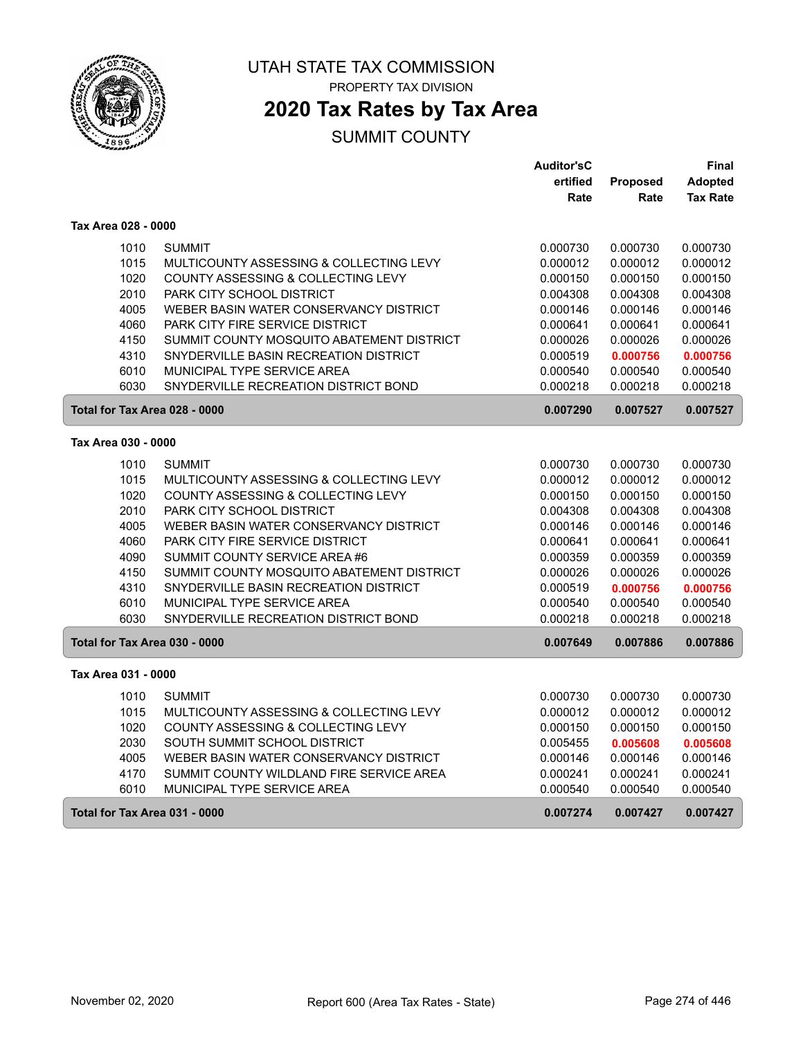# UTAH STATE TAX COMMISSION

PROPERTY TAX DIVISION

## 2020 Tax Rates by Tax Area

SUMMIT COUNTY

| | | Auditor's Certified Rate | Proposed Rate | Final Adopted Tax Rate |
|---|---|---|---|---|
| **Tax Area 028 - 0000** | | | | |
| 1010 | SUMMIT | 0.000730 | 0.000730 | 0.000730 |
| 1015 | MULTICOUNTY ASSESSING & COLLECTING LEVY | 0.000012 | 0.000012 | 0.000012 |
| 1020 | COUNTY ASSESSING & COLLECTING LEVY | 0.000150 | 0.000150 | 0.000150 |
| 2010 | PARK CITY SCHOOL DISTRICT | 0.004308 | 0.004308 | 0.004308 |
| 4005 | WEBER BASIN WATER CONSERVANCY DISTRICT | 0.000146 | 0.000146 | 0.000146 |
| 4060 | PARK CITY FIRE SERVICE DISTRICT | 0.000641 | 0.000641 | 0.000641 |
| 4150 | SUMMIT COUNTY MOSQUITO ABATEMENT DISTRICT | 0.000026 | 0.000026 | 0.000026 |
| 4310 | SNYDERVILLE BASIN RECREATION DISTRICT | 0.000519 | **0.000756** | **0.000756** |
| 6010 | MUNICIPAL TYPE SERVICE AREA | 0.000540 | 0.000540 | 0.000540 |
| 6030 | SNYDERVILLE RECREATION DISTRICT BOND | 0.000218 | 0.000218 | 0.000218 |
| **Total for Tax Area 028 - 0000** | | **0.007290** | **0.007527** | **0.007527** |
| **Tax Area 030 - 0000** | | | | |
| 1010 | SUMMIT | 0.000730 | 0.000730 | 0.000730 |
| 1015 | MULTICOUNTY ASSESSING & COLLECTING LEVY | 0.000012 | 0.000012 | 0.000012 |
| 1020 | COUNTY ASSESSING & COLLECTING LEVY | 0.000150 | 0.000150 | 0.000150 |
| 2010 | PARK CITY SCHOOL DISTRICT | 0.004308 | 0.004308 | 0.004308 |
| 4005 | WEBER BASIN WATER CONSERVANCY DISTRICT | 0.000146 | 0.000146 | 0.000146 |
| 4060 | PARK CITY FIRE SERVICE DISTRICT | 0.000641 | 0.000641 | 0.000641 |
| 4090 | SUMMIT COUNTY SERVICE AREA #6 | 0.000359 | 0.000359 | 0.000359 |
| 4150 | SUMMIT COUNTY MOSQUITO ABATEMENT DISTRICT | 0.000026 | 0.000026 | 0.000026 |
| 4310 | SNYDERVILLE BASIN RECREATION DISTRICT | 0.000519 | **0.000756** | **0.000756** |
| 6010 | MUNICIPAL TYPE SERVICE AREA | 0.000540 | 0.000540 | 0.000540 |
| 6030 | SNYDERVILLE RECREATION DISTRICT BOND | 0.000218 | 0.000218 | 0.000218 |
| **Total for Tax Area 030 - 0000** | | **0.007649** | **0.007886** | **0.007886** |
| **Tax Area 031 - 0000** | | | | |
| 1010 | SUMMIT | 0.000730 | 0.000730 | 0.000730 |
| 1015 | MULTICOUNTY ASSESSING & COLLECTING LEVY | 0.000012 | 0.000012 | 0.000012 |
| 1020 | COUNTY ASSESSING & COLLECTING LEVY | 0.000150 | 0.000150 | 0.000150 |
| 2030 | SOUTH SUMMIT SCHOOL DISTRICT | 0.005455 | **0.005608** | **0.005608** |
| 4005 | WEBER BASIN WATER CONSERVANCY DISTRICT | 0.000146 | 0.000146 | 0.000146 |
| 4170 | SUMMIT COUNTY WILDLAND FIRE SERVICE AREA | 0.000241 | 0.000241 | 0.000241 |
| 6010 | MUNICIPAL TYPE SERVICE AREA | 0.000540 | 0.000540 | 0.000540 |
| **Total for Tax Area 031 - 0000** | | **0.007274** | **0.007427** | **0.007427** |

November 02, 2020 — Report 600 (Area Tax Rates - State)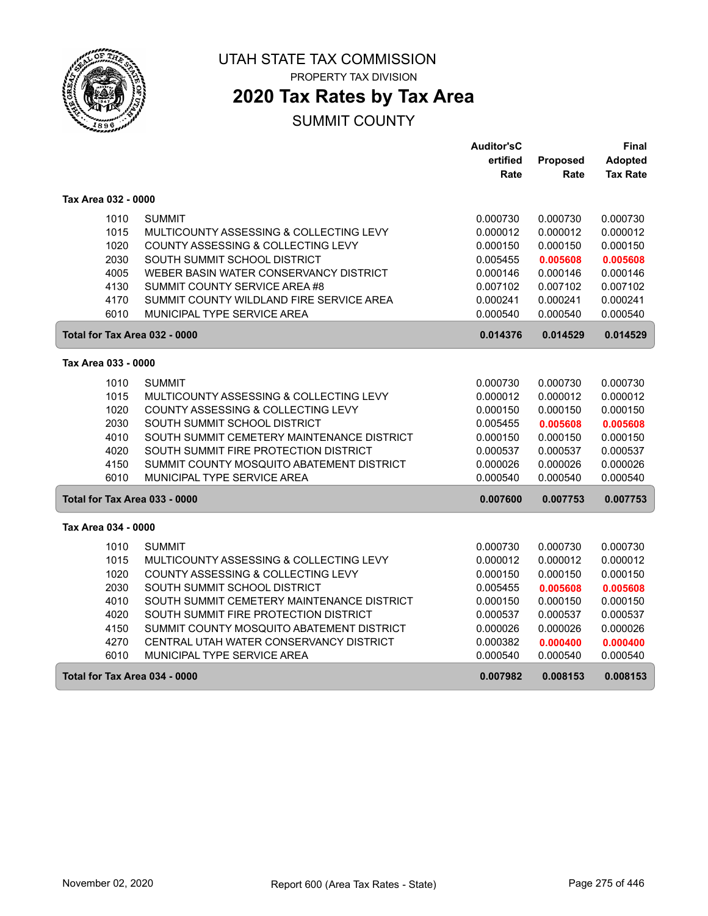# UTAH STATE TAX COMMISSION

PROPERTY TAX DIVISION

## 2020 Tax Rates by Tax Area

SUMMIT COUNTY

| | | Auditor's Certified Rate | Proposed Rate | Final Adopted Tax Rate |
|---|---|---|---|---|
| **Tax Area 032 - 0000** | | | | |
| 1010 | SUMMIT | 0.000730 | 0.000730 | 0.000730 |
| 1015 | MULTICOUNTY ASSESSING & COLLECTING LEVY | 0.000012 | 0.000012 | 0.000012 |
| 1020 | COUNTY ASSESSING & COLLECTING LEVY | 0.000150 | 0.000150 | 0.000150 |
| 2030 | SOUTH SUMMIT SCHOOL DISTRICT | 0.005455 | **0.005608** | **0.005608** |
| 4005 | WEBER BASIN WATER CONSERVANCY DISTRICT | 0.000146 | 0.000146 | 0.000146 |
| 4130 | SUMMIT COUNTY SERVICE AREA #8 | 0.007102 | 0.007102 | 0.007102 |
| 4170 | SUMMIT COUNTY WILDLAND FIRE SERVICE AREA | 0.000241 | 0.000241 | 0.000241 |
| 6010 | MUNICIPAL TYPE SERVICE AREA | 0.000540 | 0.000540 | 0.000540 |
| **Total for Tax Area 032 - 0000** | | **0.014376** | **0.014529** | **0.014529** |
| **Tax Area 033 - 0000** | | | | |
| 1010 | SUMMIT | 0.000730 | 0.000730 | 0.000730 |
| 1015 | MULTICOUNTY ASSESSING & COLLECTING LEVY | 0.000012 | 0.000012 | 0.000012 |
| 1020 | COUNTY ASSESSING & COLLECTING LEVY | 0.000150 | 0.000150 | 0.000150 |
| 2030 | SOUTH SUMMIT SCHOOL DISTRICT | 0.005455 | **0.005608** | **0.005608** |
| 4010 | SOUTH SUMMIT CEMETERY MAINTENANCE DISTRICT | 0.000150 | 0.000150 | 0.000150 |
| 4020 | SOUTH SUMMIT FIRE PROTECTION DISTRICT | 0.000537 | 0.000537 | 0.000537 |
| 4150 | SUMMIT COUNTY MOSQUITO ABATEMENT DISTRICT | 0.000026 | 0.000026 | 0.000026 |
| 6010 | MUNICIPAL TYPE SERVICE AREA | 0.000540 | 0.000540 | 0.000540 |
| **Total for Tax Area 033 - 0000** | | **0.007600** | **0.007753** | **0.007753** |
| **Tax Area 034 - 0000** | | | | |
| 1010 | SUMMIT | 0.000730 | 0.000730 | 0.000730 |
| 1015 | MULTICOUNTY ASSESSING & COLLECTING LEVY | 0.000012 | 0.000012 | 0.000012 |
| 1020 | COUNTY ASSESSING & COLLECTING LEVY | 0.000150 | 0.000150 | 0.000150 |
| 2030 | SOUTH SUMMIT SCHOOL DISTRICT | 0.005455 | **0.005608** | **0.005608** |
| 4010 | SOUTH SUMMIT CEMETERY MAINTENANCE DISTRICT | 0.000150 | 0.000150 | 0.000150 |
| 4020 | SOUTH SUMMIT FIRE PROTECTION DISTRICT | 0.000537 | 0.000537 | 0.000537 |
| 4150 | SUMMIT COUNTY MOSQUITO ABATEMENT DISTRICT | 0.000026 | 0.000026 | 0.000026 |
| 4270 | CENTRAL UTAH WATER CONSERVANCY DISTRICT | 0.000382 | **0.000400** | **0.000400** |
| 6010 | MUNICIPAL TYPE SERVICE AREA | 0.000540 | 0.000540 | 0.000540 |
| **Total for Tax Area 034 - 0000** | | **0.007982** | **0.008153** | **0.008153** |

November 02, 2020 — Report 600 (Area Tax Rates - State)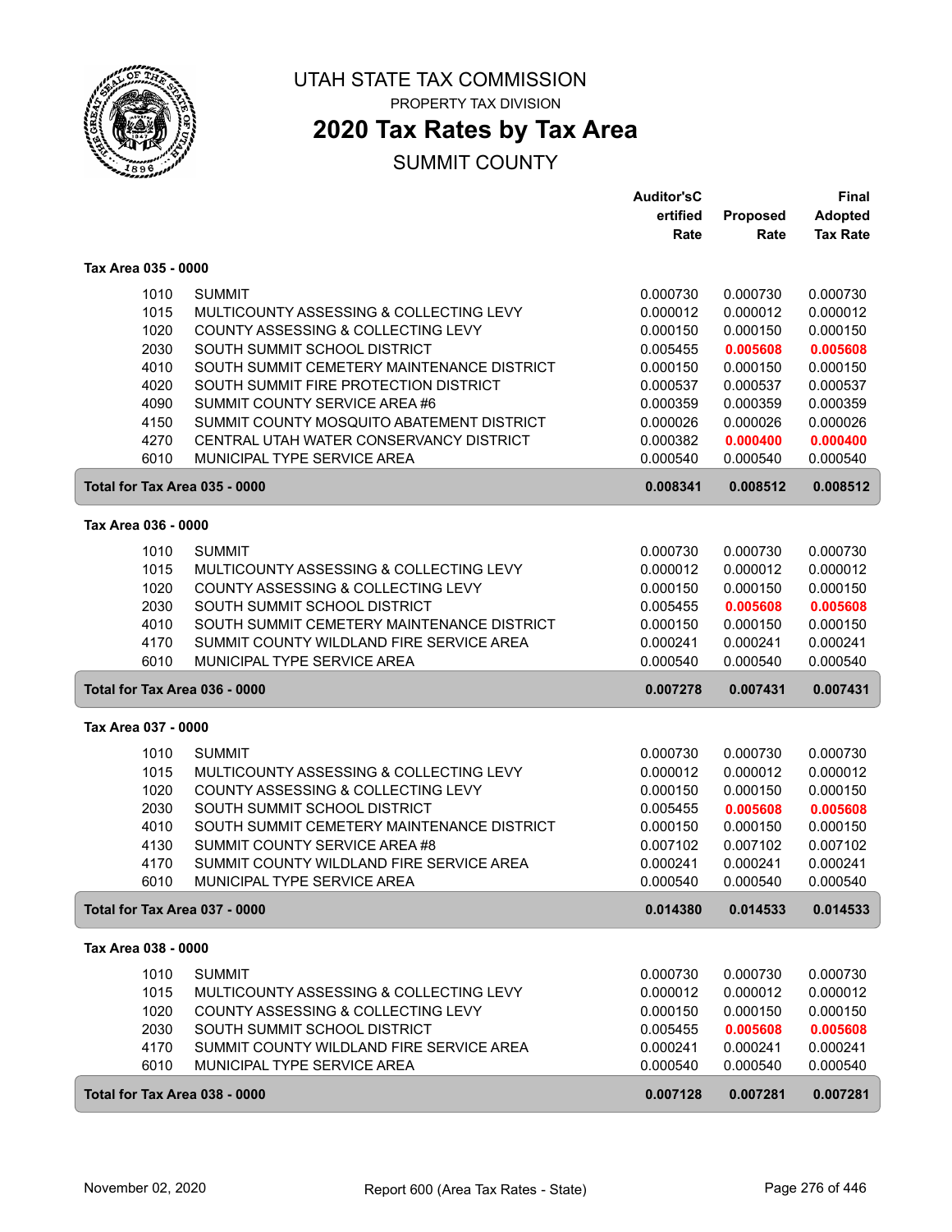# UTAH STATE TAX COMMISSION

PROPERTY TAX DIVISION

## 2020 Tax Rates by Tax Area

SUMMIT COUNTY

| | | Auditor'sCertified Rate | Proposed Rate | Final Adopted Tax Rate |
|---|---|---|---|---|
| **Tax Area 035 - 0000** | | | | |
| 1010 | SUMMIT | 0.000730 | 0.000730 | 0.000730 |
| 1015 | MULTICOUNTY ASSESSING & COLLECTING LEVY | 0.000012 | 0.000012 | 0.000012 |
| 1020 | COUNTY ASSESSING & COLLECTING LEVY | 0.000150 | 0.000150 | 0.000150 |
| 2030 | SOUTH SUMMIT SCHOOL DISTRICT | 0.005455 | **0.005608** | **0.005608** |
| 4010 | SOUTH SUMMIT CEMETERY MAINTENANCE DISTRICT | 0.000150 | 0.000150 | 0.000150 |
| 4020 | SOUTH SUMMIT FIRE PROTECTION DISTRICT | 0.000537 | 0.000537 | 0.000537 |
| 4090 | SUMMIT COUNTY SERVICE AREA #6 | 0.000359 | 0.000359 | 0.000359 |
| 4150 | SUMMIT COUNTY MOSQUITO ABATEMENT DISTRICT | 0.000026 | 0.000026 | 0.000026 |
| 4270 | CENTRAL UTAH WATER CONSERVANCY DISTRICT | 0.000382 | **0.000400** | **0.000400** |
| 6010 | MUNICIPAL TYPE SERVICE AREA | 0.000540 | 0.000540 | 0.000540 |
| **Total for Tax Area 035 - 0000** | | **0.008341** | **0.008512** | **0.008512** |
| **Tax Area 036 - 0000** | | | | |
| 1010 | SUMMIT | 0.000730 | 0.000730 | 0.000730 |
| 1015 | MULTICOUNTY ASSESSING & COLLECTING LEVY | 0.000012 | 0.000012 | 0.000012 |
| 1020 | COUNTY ASSESSING & COLLECTING LEVY | 0.000150 | 0.000150 | 0.000150 |
| 2030 | SOUTH SUMMIT SCHOOL DISTRICT | 0.005455 | **0.005608** | **0.005608** |
| 4010 | SOUTH SUMMIT CEMETERY MAINTENANCE DISTRICT | 0.000150 | 0.000150 | 0.000150 |
| 4170 | SUMMIT COUNTY WILDLAND FIRE SERVICE AREA | 0.000241 | 0.000241 | 0.000241 |
| 6010 | MUNICIPAL TYPE SERVICE AREA | 0.000540 | 0.000540 | 0.000540 |
| **Total for Tax Area 036 - 0000** | | **0.007278** | **0.007431** | **0.007431** |
| **Tax Area 037 - 0000** | | | | |
| 1010 | SUMMIT | 0.000730 | 0.000730 | 0.000730 |
| 1015 | MULTICOUNTY ASSESSING & COLLECTING LEVY | 0.000012 | 0.000012 | 0.000012 |
| 1020 | COUNTY ASSESSING & COLLECTING LEVY | 0.000150 | 0.000150 | 0.000150 |
| 2030 | SOUTH SUMMIT SCHOOL DISTRICT | 0.005455 | **0.005608** | **0.005608** |
| 4010 | SOUTH SUMMIT CEMETERY MAINTENANCE DISTRICT | 0.000150 | 0.000150 | 0.000150 |
| 4130 | SUMMIT COUNTY SERVICE AREA #8 | 0.007102 | 0.007102 | 0.007102 |
| 4170 | SUMMIT COUNTY WILDLAND FIRE SERVICE AREA | 0.000241 | 0.000241 | 0.000241 |
| 6010 | MUNICIPAL TYPE SERVICE AREA | 0.000540 | 0.000540 | 0.000540 |
| **Total for Tax Area 037 - 0000** | | **0.014380** | **0.014533** | **0.014533** |
| **Tax Area 038 - 0000** | | | | |
| 1010 | SUMMIT | 0.000730 | 0.000730 | 0.000730 |
| 1015 | MULTICOUNTY ASSESSING & COLLECTING LEVY | 0.000012 | 0.000012 | 0.000012 |
| 1020 | COUNTY ASSESSING & COLLECTING LEVY | 0.000150 | 0.000150 | 0.000150 |
| 2030 | SOUTH SUMMIT SCHOOL DISTRICT | 0.005455 | **0.005608** | **0.005608** |
| 4170 | SUMMIT COUNTY WILDLAND FIRE SERVICE AREA | 0.000241 | 0.000241 | 0.000241 |
| 6010 | MUNICIPAL TYPE SERVICE AREA | 0.000540 | 0.000540 | 0.000540 |
| **Total for Tax Area 038 - 0000** | | **0.007128** | **0.007281** | **0.007281** |

November 02, 2020 — Report 600 (Area Tax Rates - State)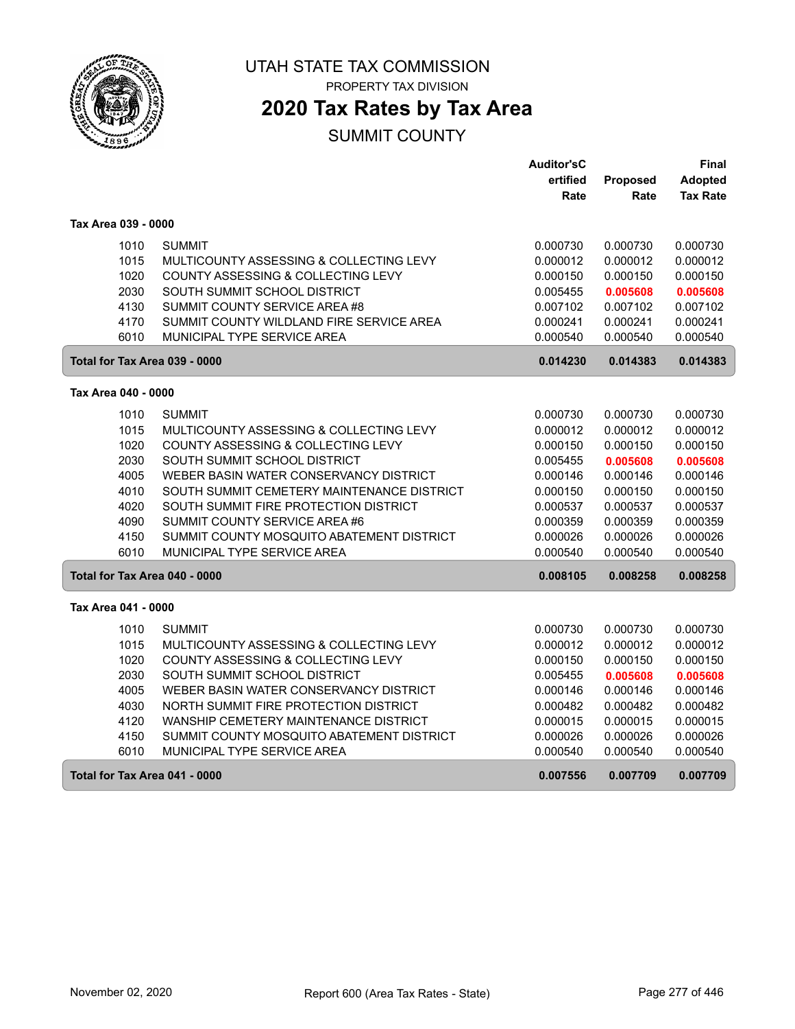# UTAH STATE TAX COMMISSION

PROPERTY TAX DIVISION

## 2020 Tax Rates by Tax Area

SUMMIT COUNTY

| | | Auditor'sCertified Rate | Proposed Rate | Final Adopted Tax Rate |
|---|---|---|---|---|
| **Tax Area 039 - 0000** | | | | |
| 1010 | SUMMIT | 0.000730 | 0.000730 | 0.000730 |
| 1015 | MULTICOUNTY ASSESSING & COLLECTING LEVY | 0.000012 | 0.000012 | 0.000012 |
| 1020 | COUNTY ASSESSING & COLLECTING LEVY | 0.000150 | 0.000150 | 0.000150 |
| 2030 | SOUTH SUMMIT SCHOOL DISTRICT | 0.005455 | **0.005608** | **0.005608** |
| 4130 | SUMMIT COUNTY SERVICE AREA #8 | 0.007102 | 0.007102 | 0.007102 |
| 4170 | SUMMIT COUNTY WILDLAND FIRE SERVICE AREA | 0.000241 | 0.000241 | 0.000241 |
| 6010 | MUNICIPAL TYPE SERVICE AREA | 0.000540 | 0.000540 | 0.000540 |
| **Total for Tax Area 039 - 0000** | | **0.014230** | **0.014383** | **0.014383** |
| **Tax Area 040 - 0000** | | | | |
| 1010 | SUMMIT | 0.000730 | 0.000730 | 0.000730 |
| 1015 | MULTICOUNTY ASSESSING & COLLECTING LEVY | 0.000012 | 0.000012 | 0.000012 |
| 1020 | COUNTY ASSESSING & COLLECTING LEVY | 0.000150 | 0.000150 | 0.000150 |
| 2030 | SOUTH SUMMIT SCHOOL DISTRICT | 0.005455 | **0.005608** | **0.005608** |
| 4005 | WEBER BASIN WATER CONSERVANCY DISTRICT | 0.000146 | 0.000146 | 0.000146 |
| 4010 | SOUTH SUMMIT CEMETERY MAINTENANCE DISTRICT | 0.000150 | 0.000150 | 0.000150 |
| 4020 | SOUTH SUMMIT FIRE PROTECTION DISTRICT | 0.000537 | 0.000537 | 0.000537 |
| 4090 | SUMMIT COUNTY SERVICE AREA #6 | 0.000359 | 0.000359 | 0.000359 |
| 4150 | SUMMIT COUNTY MOSQUITO ABATEMENT DISTRICT | 0.000026 | 0.000026 | 0.000026 |
| 6010 | MUNICIPAL TYPE SERVICE AREA | 0.000540 | 0.000540 | 0.000540 |
| **Total for Tax Area 040 - 0000** | | **0.008105** | **0.008258** | **0.008258** |
| **Tax Area 041 - 0000** | | | | |
| 1010 | SUMMIT | 0.000730 | 0.000730 | 0.000730 |
| 1015 | MULTICOUNTY ASSESSING & COLLECTING LEVY | 0.000012 | 0.000012 | 0.000012 |
| 1020 | COUNTY ASSESSING & COLLECTING LEVY | 0.000150 | 0.000150 | 0.000150 |
| 2030 | SOUTH SUMMIT SCHOOL DISTRICT | 0.005455 | **0.005608** | **0.005608** |
| 4005 | WEBER BASIN WATER CONSERVANCY DISTRICT | 0.000146 | 0.000146 | 0.000146 |
| 4030 | NORTH SUMMIT FIRE PROTECTION DISTRICT | 0.000482 | 0.000482 | 0.000482 |
| 4120 | WANSHIP CEMETERY MAINTENANCE DISTRICT | 0.000015 | 0.000015 | 0.000015 |
| 4150 | SUMMIT COUNTY MOSQUITO ABATEMENT DISTRICT | 0.000026 | 0.000026 | 0.000026 |
| 6010 | MUNICIPAL TYPE SERVICE AREA | 0.000540 | 0.000540 | 0.000540 |
| **Total for Tax Area 041 - 0000** | | **0.007556** | **0.007709** | **0.007709** |

November 02, 2020 — Report 600 (Area Tax Rates - State)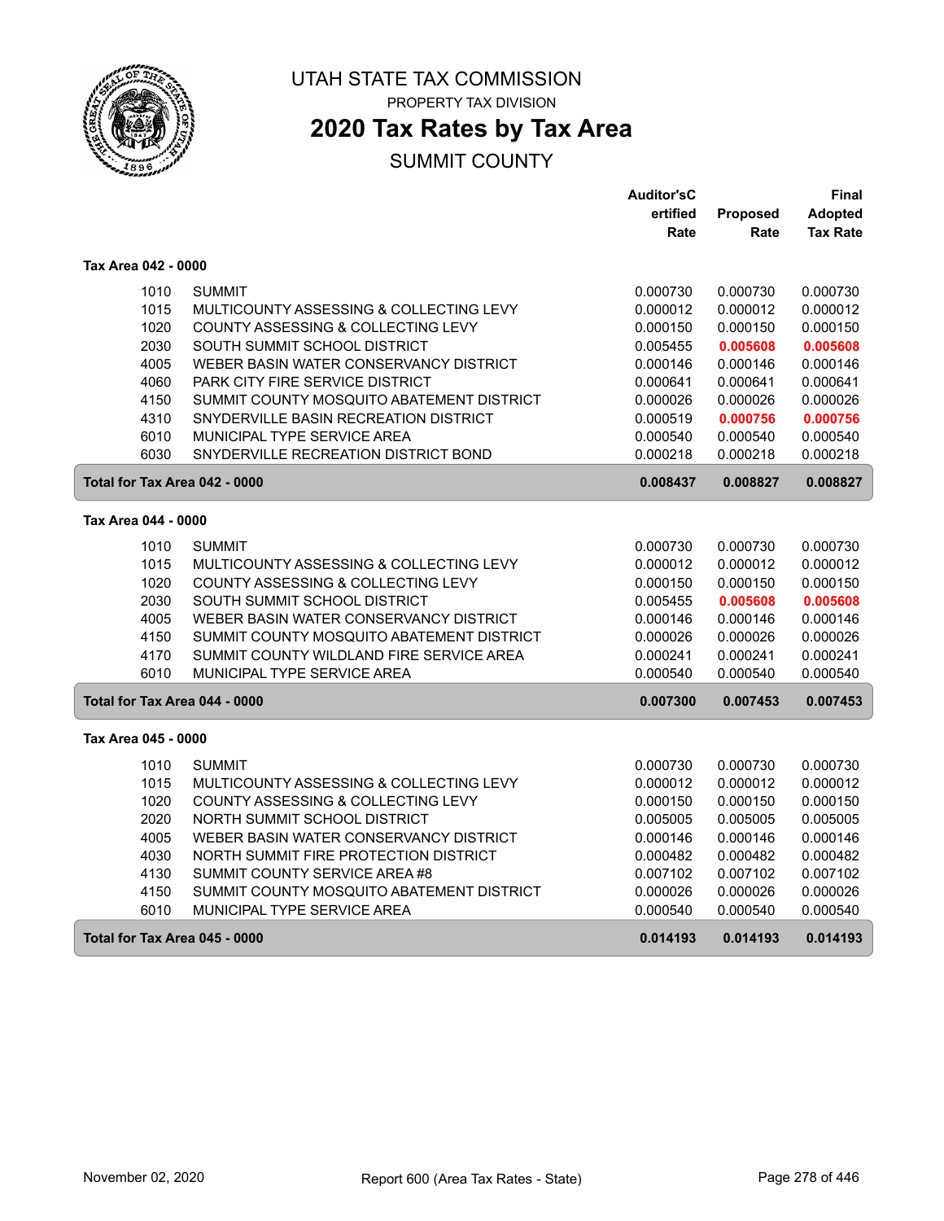# UTAH STATE TAX COMMISSION

PROPERTY TAX DIVISION

## 2020 Tax Rates by Tax Area

SUMMIT COUNTY

| | | Auditor'sCertified Rate | Proposed Rate | Final Adopted Tax Rate |
|---|---|---|---|---|
| **Tax Area 042 - 0000** | | | | |
| 1010 | SUMMIT | 0.000730 | 0.000730 | 0.000730 |
| 1015 | MULTICOUNTY ASSESSING & COLLECTING LEVY | 0.000012 | 0.000012 | 0.000012 |
| 1020 | COUNTY ASSESSING & COLLECTING LEVY | 0.000150 | 0.000150 | 0.000150 |
| 2030 | SOUTH SUMMIT SCHOOL DISTRICT | 0.005455 | **0.005608** | **0.005608** |
| 4005 | WEBER BASIN WATER CONSERVANCY DISTRICT | 0.000146 | 0.000146 | 0.000146 |
| 4060 | PARK CITY FIRE SERVICE DISTRICT | 0.000641 | 0.000641 | 0.000641 |
| 4150 | SUMMIT COUNTY MOSQUITO ABATEMENT DISTRICT | 0.000026 | 0.000026 | 0.000026 |
| 4310 | SNYDERVILLE BASIN RECREATION DISTRICT | 0.000519 | **0.000756** | **0.000756** |
| 6010 | MUNICIPAL TYPE SERVICE AREA | 0.000540 | 0.000540 | 0.000540 |
| 6030 | SNYDERVILLE RECREATION DISTRICT BOND | 0.000218 | 0.000218 | 0.000218 |
| **Total for Tax Area 042 - 0000** | | **0.008437** | **0.008827** | **0.008827** |
| **Tax Area 044 - 0000** | | | | |
| 1010 | SUMMIT | 0.000730 | 0.000730 | 0.000730 |
| 1015 | MULTICOUNTY ASSESSING & COLLECTING LEVY | 0.000012 | 0.000012 | 0.000012 |
| 1020 | COUNTY ASSESSING & COLLECTING LEVY | 0.000150 | 0.000150 | 0.000150 |
| 2030 | SOUTH SUMMIT SCHOOL DISTRICT | 0.005455 | **0.005608** | **0.005608** |
| 4005 | WEBER BASIN WATER CONSERVANCY DISTRICT | 0.000146 | 0.000146 | 0.000146 |
| 4150 | SUMMIT COUNTY MOSQUITO ABATEMENT DISTRICT | 0.000026 | 0.000026 | 0.000026 |
| 4170 | SUMMIT COUNTY WILDLAND FIRE SERVICE AREA | 0.000241 | 0.000241 | 0.000241 |
| 6010 | MUNICIPAL TYPE SERVICE AREA | 0.000540 | 0.000540 | 0.000540 |
| **Total for Tax Area 044 - 0000** | | **0.007300** | **0.007453** | **0.007453** |
| **Tax Area 045 - 0000** | | | | |
| 1010 | SUMMIT | 0.000730 | 0.000730 | 0.000730 |
| 1015 | MULTICOUNTY ASSESSING & COLLECTING LEVY | 0.000012 | 0.000012 | 0.000012 |
| 1020 | COUNTY ASSESSING & COLLECTING LEVY | 0.000150 | 0.000150 | 0.000150 |
| 2020 | NORTH SUMMIT SCHOOL DISTRICT | 0.005005 | 0.005005 | 0.005005 |
| 4005 | WEBER BASIN WATER CONSERVANCY DISTRICT | 0.000146 | 0.000146 | 0.000146 |
| 4030 | NORTH SUMMIT FIRE PROTECTION DISTRICT | 0.000482 | 0.000482 | 0.000482 |
| 4130 | SUMMIT COUNTY SERVICE AREA #8 | 0.007102 | 0.007102 | 0.007102 |
| 4150 | SUMMIT COUNTY MOSQUITO ABATEMENT DISTRICT | 0.000026 | 0.000026 | 0.000026 |
| 6010 | MUNICIPAL TYPE SERVICE AREA | 0.000540 | 0.000540 | 0.000540 |
| **Total for Tax Area 045 - 0000** | | **0.014193** | **0.014193** | **0.014193** |

November 02, 2020 — Report 600 (Area Tax Rates - State)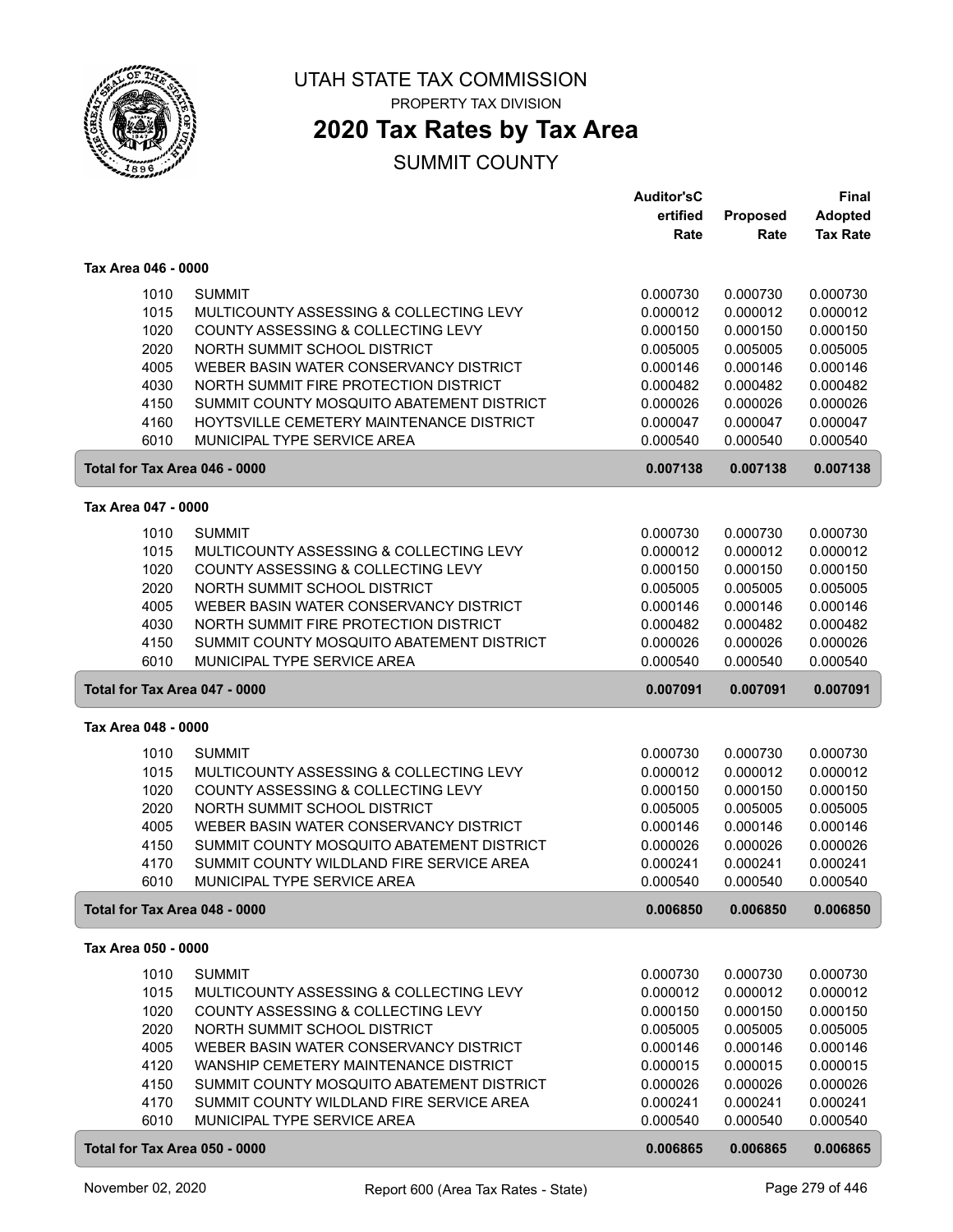# UTAH STATE TAX COMMISSION

PROPERTY TAX DIVISION

## 2020 Tax Rates by Tax Area

SUMMIT COUNTY

| | | Auditor'sC ertified Rate | Proposed Rate | Final Adopted Tax Rate |
|---|---|---|---|---|
| **Tax Area 046 - 0000** | | | | |
| 1010 | SUMMIT | 0.000730 | 0.000730 | 0.000730 |
| 1015 | MULTICOUNTY ASSESSING & COLLECTING LEVY | 0.000012 | 0.000012 | 0.000012 |
| 1020 | COUNTY ASSESSING & COLLECTING LEVY | 0.000150 | 0.000150 | 0.000150 |
| 2020 | NORTH SUMMIT SCHOOL DISTRICT | 0.005005 | 0.005005 | 0.005005 |
| 4005 | WEBER BASIN WATER CONSERVANCY DISTRICT | 0.000146 | 0.000146 | 0.000146 |
| 4030 | NORTH SUMMIT FIRE PROTECTION DISTRICT | 0.000482 | 0.000482 | 0.000482 |
| 4150 | SUMMIT COUNTY MOSQUITO ABATEMENT DISTRICT | 0.000026 | 0.000026 | 0.000026 |
| 4160 | HOYTSVILLE CEMETERY MAINTENANCE DISTRICT | 0.000047 | 0.000047 | 0.000047 |
| 6010 | MUNICIPAL TYPE SERVICE AREA | 0.000540 | 0.000540 | 0.000540 |
| **Total for Tax Area 046 - 0000** | | **0.007138** | **0.007138** | **0.007138** |
| **Tax Area 047 - 0000** | | | | |
| 1010 | SUMMIT | 0.000730 | 0.000730 | 0.000730 |
| 1015 | MULTICOUNTY ASSESSING & COLLECTING LEVY | 0.000012 | 0.000012 | 0.000012 |
| 1020 | COUNTY ASSESSING & COLLECTING LEVY | 0.000150 | 0.000150 | 0.000150 |
| 2020 | NORTH SUMMIT SCHOOL DISTRICT | 0.005005 | 0.005005 | 0.005005 |
| 4005 | WEBER BASIN WATER CONSERVANCY DISTRICT | 0.000146 | 0.000146 | 0.000146 |
| 4030 | NORTH SUMMIT FIRE PROTECTION DISTRICT | 0.000482 | 0.000482 | 0.000482 |
| 4150 | SUMMIT COUNTY MOSQUITO ABATEMENT DISTRICT | 0.000026 | 0.000026 | 0.000026 |
| 6010 | MUNICIPAL TYPE SERVICE AREA | 0.000540 | 0.000540 | 0.000540 |
| **Total for Tax Area 047 - 0000** | | **0.007091** | **0.007091** | **0.007091** |
| **Tax Area 048 - 0000** | | | | |
| 1010 | SUMMIT | 0.000730 | 0.000730 | 0.000730 |
| 1015 | MULTICOUNTY ASSESSING & COLLECTING LEVY | 0.000012 | 0.000012 | 0.000012 |
| 1020 | COUNTY ASSESSING & COLLECTING LEVY | 0.000150 | 0.000150 | 0.000150 |
| 2020 | NORTH SUMMIT SCHOOL DISTRICT | 0.005005 | 0.005005 | 0.005005 |
| 4005 | WEBER BASIN WATER CONSERVANCY DISTRICT | 0.000146 | 0.000146 | 0.000146 |
| 4150 | SUMMIT COUNTY MOSQUITO ABATEMENT DISTRICT | 0.000026 | 0.000026 | 0.000026 |
| 4170 | SUMMIT COUNTY WILDLAND FIRE SERVICE AREA | 0.000241 | 0.000241 | 0.000241 |
| 6010 | MUNICIPAL TYPE SERVICE AREA | 0.000540 | 0.000540 | 0.000540 |
| **Total for Tax Area 048 - 0000** | | **0.006850** | **0.006850** | **0.006850** |
| **Tax Area 050 - 0000** | | | | |
| 1010 | SUMMIT | 0.000730 | 0.000730 | 0.000730 |
| 1015 | MULTICOUNTY ASSESSING & COLLECTING LEVY | 0.000012 | 0.000012 | 0.000012 |
| 1020 | COUNTY ASSESSING & COLLECTING LEVY | 0.000150 | 0.000150 | 0.000150 |
| 2020 | NORTH SUMMIT SCHOOL DISTRICT | 0.005005 | 0.005005 | 0.005005 |
| 4005 | WEBER BASIN WATER CONSERVANCY DISTRICT | 0.000146 | 0.000146 | 0.000146 |
| 4120 | WANSHIP CEMETERY MAINTENANCE DISTRICT | 0.000015 | 0.000015 | 0.000015 |
| 4150 | SUMMIT COUNTY MOSQUITO ABATEMENT DISTRICT | 0.000026 | 0.000026 | 0.000026 |
| 4170 | SUMMIT COUNTY WILDLAND FIRE SERVICE AREA | 0.000241 | 0.000241 | 0.000241 |
| 6010 | MUNICIPAL TYPE SERVICE AREA | 0.000540 | 0.000540 | 0.000540 |
| **Total for Tax Area 050 - 0000** | | **0.006865** | **0.006865** | **0.006865** |

November 02, 2020 — Report 600 (Area Tax Rates - State)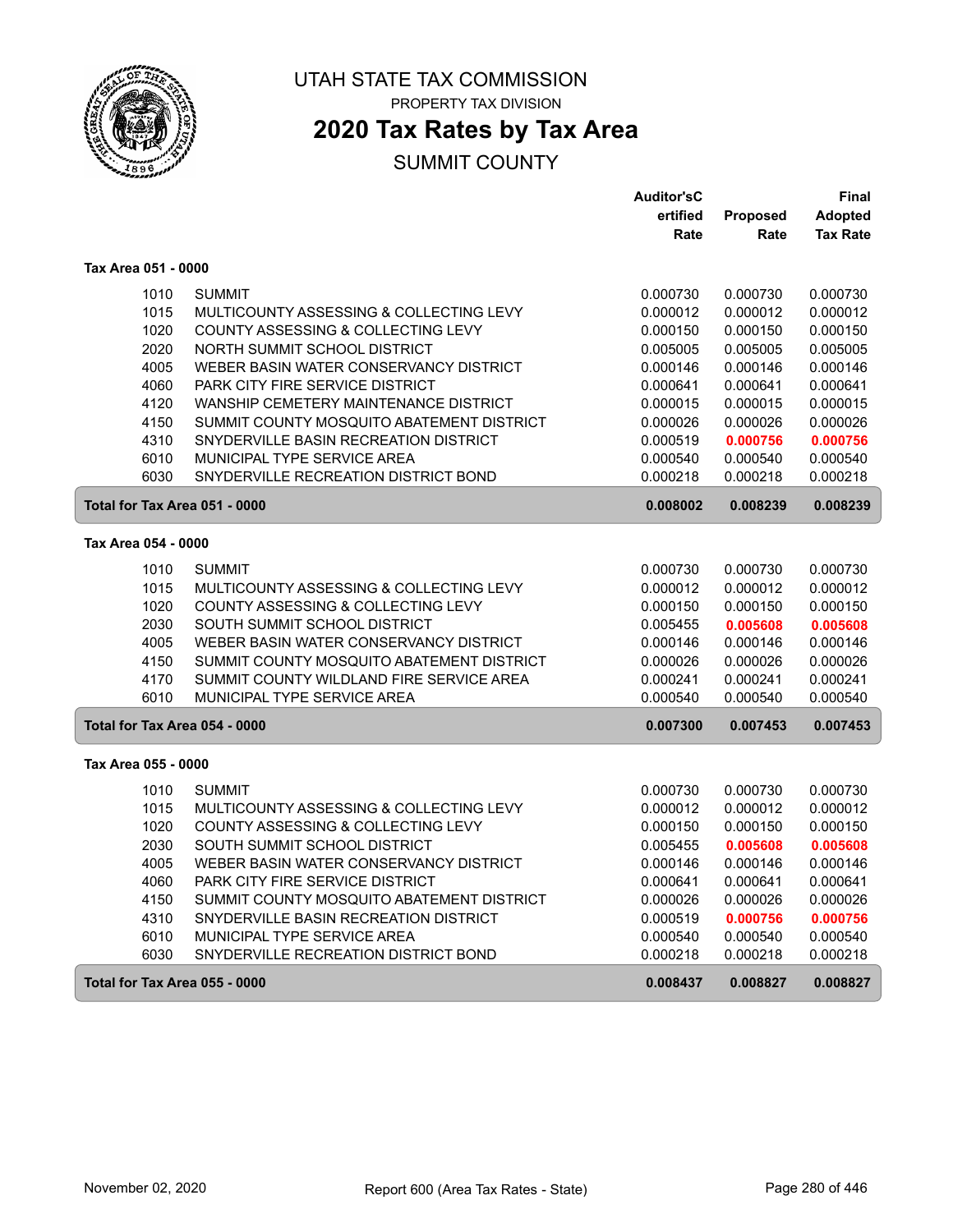# UTAH STATE TAX COMMISSION

PROPERTY TAX DIVISION

## 2020 Tax Rates by Tax Area

SUMMIT COUNTY

| | | Auditor'sCertified Rate | Proposed Rate | Final Adopted Tax Rate |
|---|---|---|---|---|
| **Tax Area 051 - 0000** | | | | |
| 1010 | SUMMIT | 0.000730 | 0.000730 | 0.000730 |
| 1015 | MULTICOUNTY ASSESSING & COLLECTING LEVY | 0.000012 | 0.000012 | 0.000012 |
| 1020 | COUNTY ASSESSING & COLLECTING LEVY | 0.000150 | 0.000150 | 0.000150 |
| 2020 | NORTH SUMMIT SCHOOL DISTRICT | 0.005005 | 0.005005 | 0.005005 |
| 4005 | WEBER BASIN WATER CONSERVANCY DISTRICT | 0.000146 | 0.000146 | 0.000146 |
| 4060 | PARK CITY FIRE SERVICE DISTRICT | 0.000641 | 0.000641 | 0.000641 |
| 4120 | WANSHIP CEMETERY MAINTENANCE DISTRICT | 0.000015 | 0.000015 | 0.000015 |
| 4150 | SUMMIT COUNTY MOSQUITO ABATEMENT DISTRICT | 0.000026 | 0.000026 | 0.000026 |
| 4310 | SNYDERVILLE BASIN RECREATION DISTRICT | 0.000519 | **0.000756** | **0.000756** |
| 6010 | MUNICIPAL TYPE SERVICE AREA | 0.000540 | 0.000540 | 0.000540 |
| 6030 | SNYDERVILLE RECREATION DISTRICT BOND | 0.000218 | 0.000218 | 0.000218 |
| **Total for Tax Area 051 - 0000** | | **0.008002** | **0.008239** | **0.008239** |
| **Tax Area 054 - 0000** | | | | |
| 1010 | SUMMIT | 0.000730 | 0.000730 | 0.000730 |
| 1015 | MULTICOUNTY ASSESSING & COLLECTING LEVY | 0.000012 | 0.000012 | 0.000012 |
| 1020 | COUNTY ASSESSING & COLLECTING LEVY | 0.000150 | 0.000150 | 0.000150 |
| 2030 | SOUTH SUMMIT SCHOOL DISTRICT | 0.005455 | **0.005608** | **0.005608** |
| 4005 | WEBER BASIN WATER CONSERVANCY DISTRICT | 0.000146 | 0.000146 | 0.000146 |
| 4150 | SUMMIT COUNTY MOSQUITO ABATEMENT DISTRICT | 0.000026 | 0.000026 | 0.000026 |
| 4170 | SUMMIT COUNTY WILDLAND FIRE SERVICE AREA | 0.000241 | 0.000241 | 0.000241 |
| 6010 | MUNICIPAL TYPE SERVICE AREA | 0.000540 | 0.000540 | 0.000540 |
| **Total for Tax Area 054 - 0000** | | **0.007300** | **0.007453** | **0.007453** |
| **Tax Area 055 - 0000** | | | | |
| 1010 | SUMMIT | 0.000730 | 0.000730 | 0.000730 |
| 1015 | MULTICOUNTY ASSESSING & COLLECTING LEVY | 0.000012 | 0.000012 | 0.000012 |
| 1020 | COUNTY ASSESSING & COLLECTING LEVY | 0.000150 | 0.000150 | 0.000150 |
| 2030 | SOUTH SUMMIT SCHOOL DISTRICT | 0.005455 | **0.005608** | **0.005608** |
| 4005 | WEBER BASIN WATER CONSERVANCY DISTRICT | 0.000146 | 0.000146 | 0.000146 |
| 4060 | PARK CITY FIRE SERVICE DISTRICT | 0.000641 | 0.000641 | 0.000641 |
| 4150 | SUMMIT COUNTY MOSQUITO ABATEMENT DISTRICT | 0.000026 | 0.000026 | 0.000026 |
| 4310 | SNYDERVILLE BASIN RECREATION DISTRICT | 0.000519 | **0.000756** | **0.000756** |
| 6010 | MUNICIPAL TYPE SERVICE AREA | 0.000540 | 0.000540 | 0.000540 |
| 6030 | SNYDERVILLE RECREATION DISTRICT BOND | 0.000218 | 0.000218 | 0.000218 |
| **Total for Tax Area 055 - 0000** | | **0.008437** | **0.008827** | **0.008827** |

November 02, 2020 Report 600 (Area Tax Rates - State)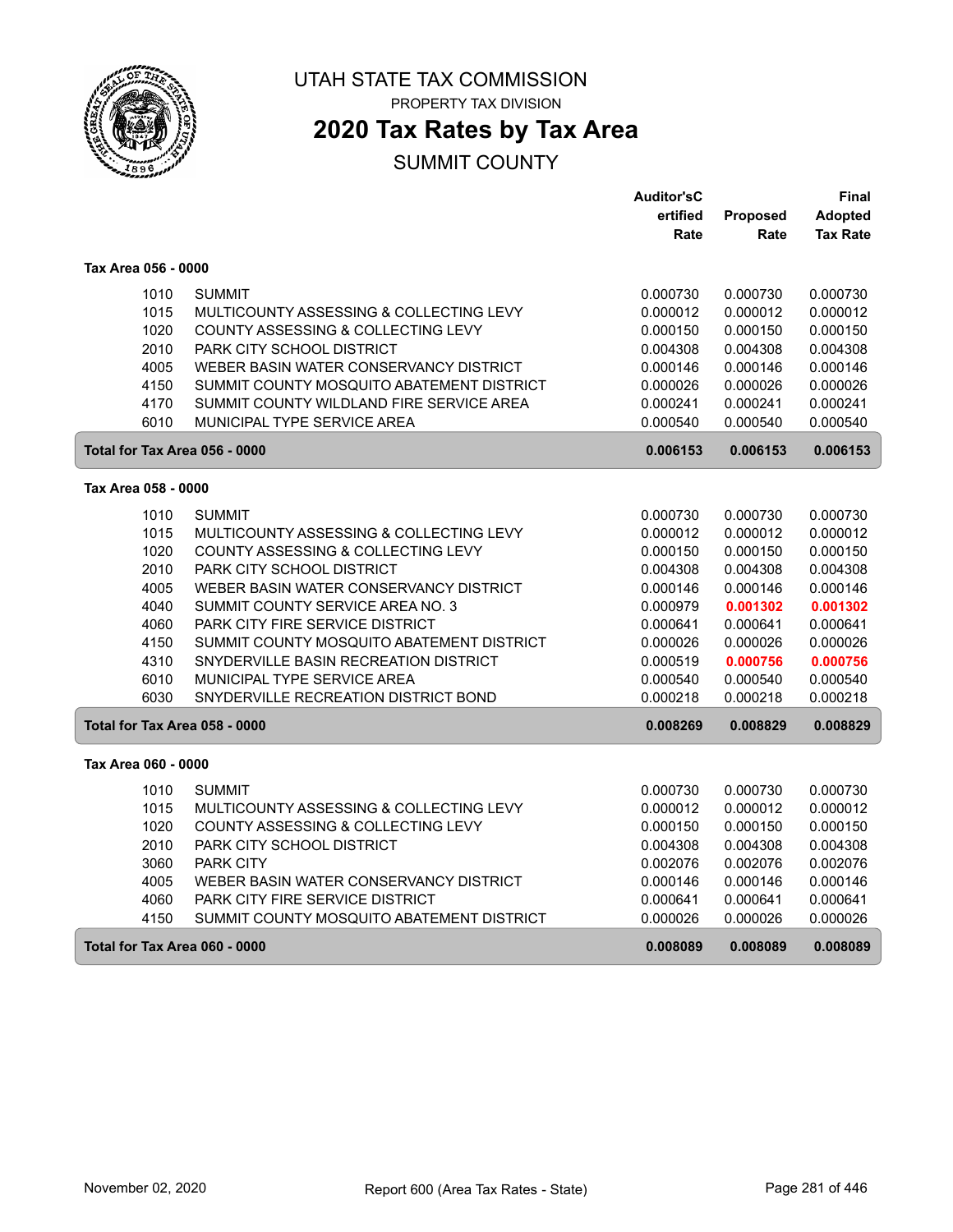# UTAH STATE TAX COMMISSION

PROPERTY TAX DIVISION

## 2020 Tax Rates by Tax Area

SUMMIT COUNTY

| | | Auditor'sCertified Rate | Proposed Rate | Final Adopted Tax Rate |
|---|---|---|---|---|
| **Tax Area 056 - 0000** | | | | |
| 1010 | SUMMIT | 0.000730 | 0.000730 | 0.000730 |
| 1015 | MULTICOUNTY ASSESSING & COLLECTING LEVY | 0.000012 | 0.000012 | 0.000012 |
| 1020 | COUNTY ASSESSING & COLLECTING LEVY | 0.000150 | 0.000150 | 0.000150 |
| 2010 | PARK CITY SCHOOL DISTRICT | 0.004308 | 0.004308 | 0.004308 |
| 4005 | WEBER BASIN WATER CONSERVANCY DISTRICT | 0.000146 | 0.000146 | 0.000146 |
| 4150 | SUMMIT COUNTY MOSQUITO ABATEMENT DISTRICT | 0.000026 | 0.000026 | 0.000026 |
| 4170 | SUMMIT COUNTY WILDLAND FIRE SERVICE AREA | 0.000241 | 0.000241 | 0.000241 |
| 6010 | MUNICIPAL TYPE SERVICE AREA | 0.000540 | 0.000540 | 0.000540 |
| **Total for Tax Area 056 - 0000** | | **0.006153** | **0.006153** | **0.006153** |
| **Tax Area 058 - 0000** | | | | |
| 1010 | SUMMIT | 0.000730 | 0.000730 | 0.000730 |
| 1015 | MULTICOUNTY ASSESSING & COLLECTING LEVY | 0.000012 | 0.000012 | 0.000012 |
| 1020 | COUNTY ASSESSING & COLLECTING LEVY | 0.000150 | 0.000150 | 0.000150 |
| 2010 | PARK CITY SCHOOL DISTRICT | 0.004308 | 0.004308 | 0.004308 |
| 4005 | WEBER BASIN WATER CONSERVANCY DISTRICT | 0.000146 | 0.000146 | 0.000146 |
| 4040 | SUMMIT COUNTY SERVICE AREA NO. 3 | 0.000979 | **0.001302** | **0.001302** |
| 4060 | PARK CITY FIRE SERVICE DISTRICT | 0.000641 | 0.000641 | 0.000641 |
| 4150 | SUMMIT COUNTY MOSQUITO ABATEMENT DISTRICT | 0.000026 | 0.000026 | 0.000026 |
| 4310 | SNYDERVILLE BASIN RECREATION DISTRICT | 0.000519 | **0.000756** | **0.000756** |
| 6010 | MUNICIPAL TYPE SERVICE AREA | 0.000540 | 0.000540 | 0.000540 |
| 6030 | SNYDERVILLE RECREATION DISTRICT BOND | 0.000218 | 0.000218 | 0.000218 |
| **Total for Tax Area 058 - 0000** | | **0.008269** | **0.008829** | **0.008829** |
| **Tax Area 060 - 0000** | | | | |
| 1010 | SUMMIT | 0.000730 | 0.000730 | 0.000730 |
| 1015 | MULTICOUNTY ASSESSING & COLLECTING LEVY | 0.000012 | 0.000012 | 0.000012 |
| 1020 | COUNTY ASSESSING & COLLECTING LEVY | 0.000150 | 0.000150 | 0.000150 |
| 2010 | PARK CITY SCHOOL DISTRICT | 0.004308 | 0.004308 | 0.004308 |
| 3060 | PARK CITY | 0.002076 | 0.002076 | 0.002076 |
| 4005 | WEBER BASIN WATER CONSERVANCY DISTRICT | 0.000146 | 0.000146 | 0.000146 |
| 4060 | PARK CITY FIRE SERVICE DISTRICT | 0.000641 | 0.000641 | 0.000641 |
| 4150 | SUMMIT COUNTY MOSQUITO ABATEMENT DISTRICT | 0.000026 | 0.000026 | 0.000026 |
| **Total for Tax Area 060 - 0000** | | **0.008089** | **0.008089** | **0.008089** |

November 02, 2020 — Report 600 (Area Tax Rates - State)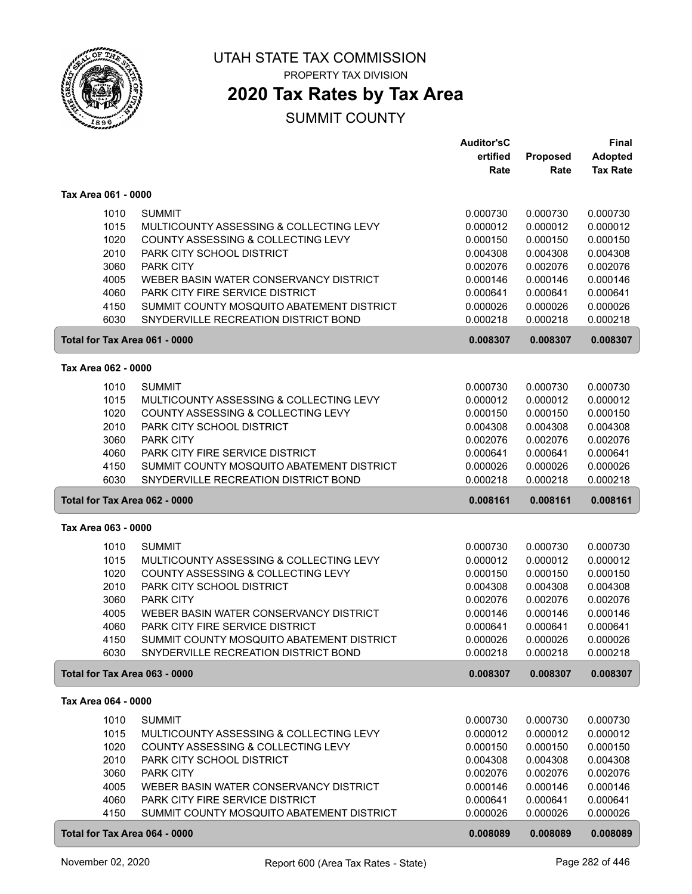# UTAH STATE TAX COMMISSION

PROPERTY TAX DIVISION

## 2020 Tax Rates by Tax Area

SUMMIT COUNTY

| | | Auditor'sC ertified Rate | Proposed Rate | Final Adopted Tax Rate |
|---|---|---|---|---|
| **Tax Area 061 - 0000** | | | | |
| 1010 | SUMMIT | 0.000730 | 0.000730 | 0.000730 |
| 1015 | MULTICOUNTY ASSESSING & COLLECTING LEVY | 0.000012 | 0.000012 | 0.000012 |
| 1020 | COUNTY ASSESSING & COLLECTING LEVY | 0.000150 | 0.000150 | 0.000150 |
| 2010 | PARK CITY SCHOOL DISTRICT | 0.004308 | 0.004308 | 0.004308 |
| 3060 | PARK CITY | 0.002076 | 0.002076 | 0.002076 |
| 4005 | WEBER BASIN WATER CONSERVANCY DISTRICT | 0.000146 | 0.000146 | 0.000146 |
| 4060 | PARK CITY FIRE SERVICE DISTRICT | 0.000641 | 0.000641 | 0.000641 |
| 4150 | SUMMIT COUNTY MOSQUITO ABATEMENT DISTRICT | 0.000026 | 0.000026 | 0.000026 |
| 6030 | SNYDERVILLE RECREATION DISTRICT BOND | 0.000218 | 0.000218 | 0.000218 |
| **Total for Tax Area 061 - 0000** | | **0.008307** | **0.008307** | **0.008307** |
| **Tax Area 062 - 0000** | | | | |
| 1010 | SUMMIT | 0.000730 | 0.000730 | 0.000730 |
| 1015 | MULTICOUNTY ASSESSING & COLLECTING LEVY | 0.000012 | 0.000012 | 0.000012 |
| 1020 | COUNTY ASSESSING & COLLECTING LEVY | 0.000150 | 0.000150 | 0.000150 |
| 2010 | PARK CITY SCHOOL DISTRICT | 0.004308 | 0.004308 | 0.004308 |
| 3060 | PARK CITY | 0.002076 | 0.002076 | 0.002076 |
| 4060 | PARK CITY FIRE SERVICE DISTRICT | 0.000641 | 0.000641 | 0.000641 |
| 4150 | SUMMIT COUNTY MOSQUITO ABATEMENT DISTRICT | 0.000026 | 0.000026 | 0.000026 |
| 6030 | SNYDERVILLE RECREATION DISTRICT BOND | 0.000218 | 0.000218 | 0.000218 |
| **Total for Tax Area 062 - 0000** | | **0.008161** | **0.008161** | **0.008161** |
| **Tax Area 063 - 0000** | | | | |
| 1010 | SUMMIT | 0.000730 | 0.000730 | 0.000730 |
| 1015 | MULTICOUNTY ASSESSING & COLLECTING LEVY | 0.000012 | 0.000012 | 0.000012 |
| 1020 | COUNTY ASSESSING & COLLECTING LEVY | 0.000150 | 0.000150 | 0.000150 |
| 2010 | PARK CITY SCHOOL DISTRICT | 0.004308 | 0.004308 | 0.004308 |
| 3060 | PARK CITY | 0.002076 | 0.002076 | 0.002076 |
| 4005 | WEBER BASIN WATER CONSERVANCY DISTRICT | 0.000146 | 0.000146 | 0.000146 |
| 4060 | PARK CITY FIRE SERVICE DISTRICT | 0.000641 | 0.000641 | 0.000641 |
| 4150 | SUMMIT COUNTY MOSQUITO ABATEMENT DISTRICT | 0.000026 | 0.000026 | 0.000026 |
| 6030 | SNYDERVILLE RECREATION DISTRICT BOND | 0.000218 | 0.000218 | 0.000218 |
| **Total for Tax Area 063 - 0000** | | **0.008307** | **0.008307** | **0.008307** |
| **Tax Area 064 - 0000** | | | | |
| 1010 | SUMMIT | 0.000730 | 0.000730 | 0.000730 |
| 1015 | MULTICOUNTY ASSESSING & COLLECTING LEVY | 0.000012 | 0.000012 | 0.000012 |
| 1020 | COUNTY ASSESSING & COLLECTING LEVY | 0.000150 | 0.000150 | 0.000150 |
| 2010 | PARK CITY SCHOOL DISTRICT | 0.004308 | 0.004308 | 0.004308 |
| 3060 | PARK CITY | 0.002076 | 0.002076 | 0.002076 |
| 4005 | WEBER BASIN WATER CONSERVANCY DISTRICT | 0.000146 | 0.000146 | 0.000146 |
| 4060 | PARK CITY FIRE SERVICE DISTRICT | 0.000641 | 0.000641 | 0.000641 |
| 4150 | SUMMIT COUNTY MOSQUITO ABATEMENT DISTRICT | 0.000026 | 0.000026 | 0.000026 |
| **Total for Tax Area 064 - 0000** | | **0.008089** | **0.008089** | **0.008089** |

November 02, 2020 — Report 600 (Area Tax Rates - State)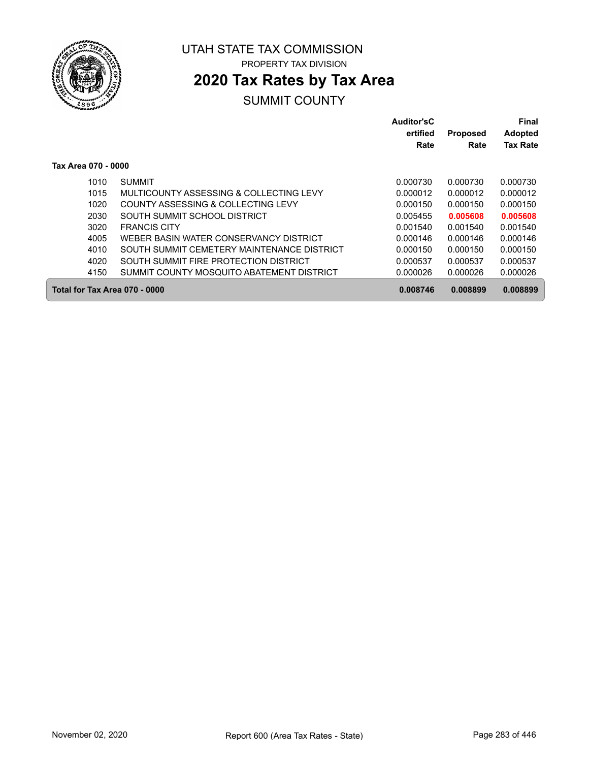UTAH STATE TAX COMMISSION

PROPERTY TAX DIVISION

# 2020 Tax Rates by Tax Area

SUMMIT COUNTY

| | | Auditor'sCertified Rate | Proposed Rate | Final Adopted Tax Rate |
|---|---|---|---|---|
| **Tax Area 070 - 0000** | | | | |
| 1010 | SUMMIT | 0.000730 | 0.000730 | 0.000730 |
| 1015 | MULTICOUNTY ASSESSING & COLLECTING LEVY | 0.000012 | 0.000012 | 0.000012 |
| 1020 | COUNTY ASSESSING & COLLECTING LEVY | 0.000150 | 0.000150 | 0.000150 |
| 2030 | SOUTH SUMMIT SCHOOL DISTRICT | 0.005455 | **0.005608** | **0.005608** |
| 3020 | FRANCIS CITY | 0.001540 | 0.001540 | 0.001540 |
| 4005 | WEBER BASIN WATER CONSERVANCY DISTRICT | 0.000146 | 0.000146 | 0.000146 |
| 4010 | SOUTH SUMMIT CEMETERY MAINTENANCE DISTRICT | 0.000150 | 0.000150 | 0.000150 |
| 4020 | SOUTH SUMMIT FIRE PROTECTION DISTRICT | 0.000537 | 0.000537 | 0.000537 |
| 4150 | SUMMIT COUNTY MOSQUITO ABATEMENT DISTRICT | 0.000026 | 0.000026 | 0.000026 |
| **Total for Tax Area 070 - 0000** | | **0.008746** | **0.008899** | **0.008899** |

November 02, 2020 Report 600 (Area Tax Rates - State)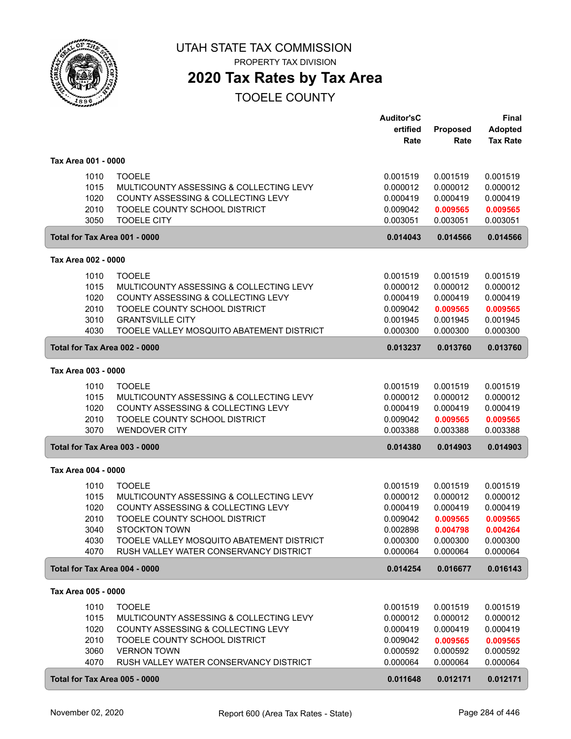# UTAH STATE TAX COMMISSION

PROPERTY TAX DIVISION

## 2020 Tax Rates by Tax Area

TOOELE COUNTY

| | | Auditor's Certified Rate | Proposed Rate | Final Adopted Tax Rate |
|---|---|---|---|---|
| **Tax Area 001 - 0000** | | | | |
| 1010 | TOOELE | 0.001519 | 0.001519 | 0.001519 |
| 1015 | MULTICOUNTY ASSESSING & COLLECTING LEVY | 0.000012 | 0.000012 | 0.000012 |
| 1020 | COUNTY ASSESSING & COLLECTING LEVY | 0.000419 | 0.000419 | 0.000419 |
| 2010 | TOOELE COUNTY SCHOOL DISTRICT | 0.009042 | **0.009565** | **0.009565** |
| 3050 | TOOELE CITY | 0.003051 | 0.003051 | 0.003051 |
| **Total for Tax Area 001 - 0000** | | **0.014043** | **0.014566** | **0.014566** |
| **Tax Area 002 - 0000** | | | | |
| 1010 | TOOELE | 0.001519 | 0.001519 | 0.001519 |
| 1015 | MULTICOUNTY ASSESSING & COLLECTING LEVY | 0.000012 | 0.000012 | 0.000012 |
| 1020 | COUNTY ASSESSING & COLLECTING LEVY | 0.000419 | 0.000419 | 0.000419 |
| 2010 | TOOELE COUNTY SCHOOL DISTRICT | 0.009042 | **0.009565** | **0.009565** |
| 3010 | GRANTSVILLE CITY | 0.001945 | 0.001945 | 0.001945 |
| 4030 | TOOELE VALLEY MOSQUITO ABATEMENT DISTRICT | 0.000300 | 0.000300 | 0.000300 |
| **Total for Tax Area 002 - 0000** | | **0.013237** | **0.013760** | **0.013760** |
| **Tax Area 003 - 0000** | | | | |
| 1010 | TOOELE | 0.001519 | 0.001519 | 0.001519 |
| 1015 | MULTICOUNTY ASSESSING & COLLECTING LEVY | 0.000012 | 0.000012 | 0.000012 |
| 1020 | COUNTY ASSESSING & COLLECTING LEVY | 0.000419 | 0.000419 | 0.000419 |
| 2010 | TOOELE COUNTY SCHOOL DISTRICT | 0.009042 | **0.009565** | **0.009565** |
| 3070 | WENDOVER CITY | 0.003388 | 0.003388 | 0.003388 |
| **Total for Tax Area 003 - 0000** | | **0.014380** | **0.014903** | **0.014903** |
| **Tax Area 004 - 0000** | | | | |
| 1010 | TOOELE | 0.001519 | 0.001519 | 0.001519 |
| 1015 | MULTICOUNTY ASSESSING & COLLECTING LEVY | 0.000012 | 0.000012 | 0.000012 |
| 1020 | COUNTY ASSESSING & COLLECTING LEVY | 0.000419 | 0.000419 | 0.000419 |
| 2010 | TOOELE COUNTY SCHOOL DISTRICT | 0.009042 | **0.009565** | **0.009565** |
| 3040 | STOCKTON TOWN | 0.002898 | **0.004798** | **0.004264** |
| 4030 | TOOELE VALLEY MOSQUITO ABATEMENT DISTRICT | 0.000300 | 0.000300 | 0.000300 |
| 4070 | RUSH VALLEY WATER CONSERVANCY DISTRICT | 0.000064 | 0.000064 | 0.000064 |
| **Total for Tax Area 004 - 0000** | | **0.014254** | **0.016677** | **0.016143** |
| **Tax Area 005 - 0000** | | | | |
| 1010 | TOOELE | 0.001519 | 0.001519 | 0.001519 |
| 1015 | MULTICOUNTY ASSESSING & COLLECTING LEVY | 0.000012 | 0.000012 | 0.000012 |
| 1020 | COUNTY ASSESSING & COLLECTING LEVY | 0.000419 | 0.000419 | 0.000419 |
| 2010 | TOOELE COUNTY SCHOOL DISTRICT | 0.009042 | **0.009565** | **0.009565** |
| 3060 | VERNON TOWN | 0.000592 | 0.000592 | 0.000592 |
| 4070 | RUSH VALLEY WATER CONSERVANCY DISTRICT | 0.000064 | 0.000064 | 0.000064 |
| **Total for Tax Area 005 - 0000** | | **0.011648** | **0.012171** | **0.012171** |

November 02, 2020 — Report 600 (Area Tax Rates - State)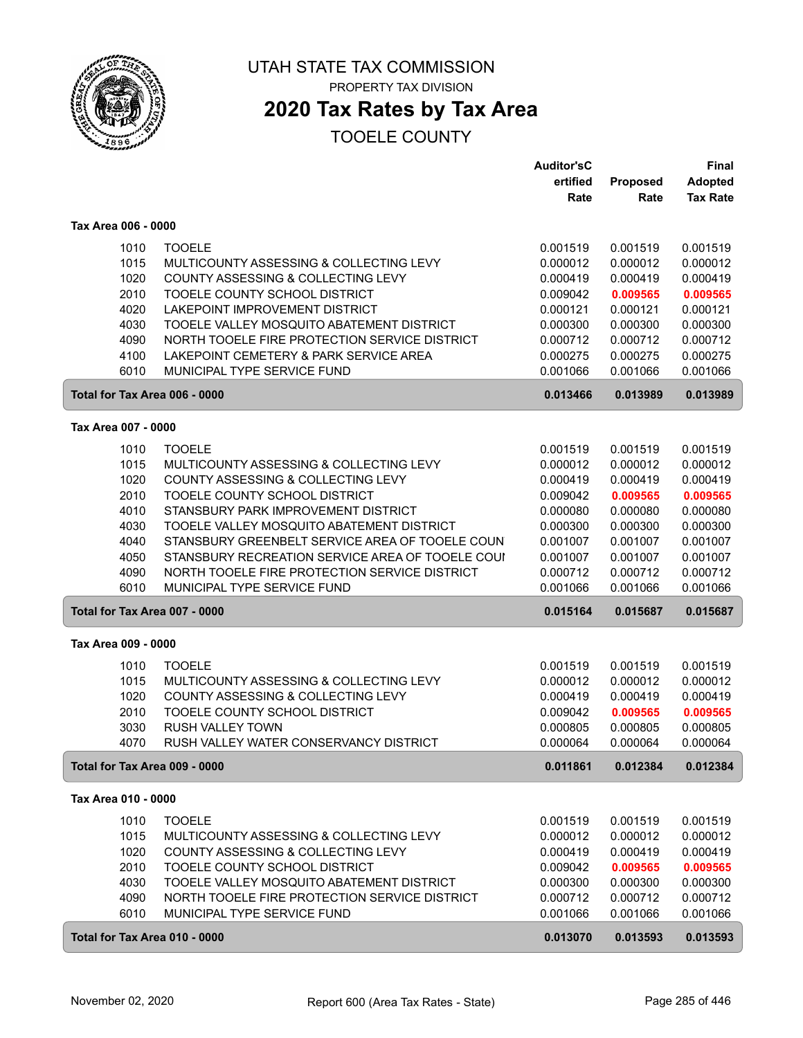# UTAH STATE TAX COMMISSION

PROPERTY TAX DIVISION

## 2020 Tax Rates by Tax Area

TOOELE COUNTY

| | | Auditor'sCertified Rate | Proposed Rate | Final Adopted Tax Rate |
|---|---|---|---|---|
| **Tax Area 006 - 0000** | | | | |
| 1010 | TOOELE | 0.001519 | 0.001519 | 0.001519 |
| 1015 | MULTICOUNTY ASSESSING & COLLECTING LEVY | 0.000012 | 0.000012 | 0.000012 |
| 1020 | COUNTY ASSESSING & COLLECTING LEVY | 0.000419 | 0.000419 | 0.000419 |
| 2010 | TOOELE COUNTY SCHOOL DISTRICT | 0.009042 | 0.009565 | 0.009565 |
| 4020 | LAKEPOINT IMPROVEMENT DISTRICT | 0.000121 | 0.000121 | 0.000121 |
| 4030 | TOOELE VALLEY MOSQUITO ABATEMENT DISTRICT | 0.000300 | 0.000300 | 0.000300 |
| 4090 | NORTH TOOELE FIRE PROTECTION SERVICE DISTRICT | 0.000712 | 0.000712 | 0.000712 |
| 4100 | LAKEPOINT CEMETERY & PARK SERVICE AREA | 0.000275 | 0.000275 | 0.000275 |
| 6010 | MUNICIPAL TYPE SERVICE FUND | 0.001066 | 0.001066 | 0.001066 |
| **Total for Tax Area 006 - 0000** | | **0.013466** | **0.013989** | **0.013989** |
| **Tax Area 007 - 0000** | | | | |
| 1010 | TOOELE | 0.001519 | 0.001519 | 0.001519 |
| 1015 | MULTICOUNTY ASSESSING & COLLECTING LEVY | 0.000012 | 0.000012 | 0.000012 |
| 1020 | COUNTY ASSESSING & COLLECTING LEVY | 0.000419 | 0.000419 | 0.000419 |
| 2010 | TOOELE COUNTY SCHOOL DISTRICT | 0.009042 | 0.009565 | 0.009565 |
| 4010 | STANSBURY PARK IMPROVEMENT DISTRICT | 0.000080 | 0.000080 | 0.000080 |
| 4030 | TOOELE VALLEY MOSQUITO ABATEMENT DISTRICT | 0.000300 | 0.000300 | 0.000300 |
| 4040 | STANSBURY GREENBELT SERVICE AREA OF TOOELE COUN | 0.001007 | 0.001007 | 0.001007 |
| 4050 | STANSBURY RECREATION SERVICE AREA OF TOOELE COUI | 0.001007 | 0.001007 | 0.001007 |
| 4090 | NORTH TOOELE FIRE PROTECTION SERVICE DISTRICT | 0.000712 | 0.000712 | 0.000712 |
| 6010 | MUNICIPAL TYPE SERVICE FUND | 0.001066 | 0.001066 | 0.001066 |
| **Total for Tax Area 007 - 0000** | | **0.015164** | **0.015687** | **0.015687** |
| **Tax Area 009 - 0000** | | | | |
| 1010 | TOOELE | 0.001519 | 0.001519 | 0.001519 |
| 1015 | MULTICOUNTY ASSESSING & COLLECTING LEVY | 0.000012 | 0.000012 | 0.000012 |
| 1020 | COUNTY ASSESSING & COLLECTING LEVY | 0.000419 | 0.000419 | 0.000419 |
| 2010 | TOOELE COUNTY SCHOOL DISTRICT | 0.009042 | 0.009565 | 0.009565 |
| 3030 | RUSH VALLEY TOWN | 0.000805 | 0.000805 | 0.000805 |
| 4070 | RUSH VALLEY WATER CONSERVANCY DISTRICT | 0.000064 | 0.000064 | 0.000064 |
| **Total for Tax Area 009 - 0000** | | **0.011861** | **0.012384** | **0.012384** |
| **Tax Area 010 - 0000** | | | | |
| 1010 | TOOELE | 0.001519 | 0.001519 | 0.001519 |
| 1015 | MULTICOUNTY ASSESSING & COLLECTING LEVY | 0.000012 | 0.000012 | 0.000012 |
| 1020 | COUNTY ASSESSING & COLLECTING LEVY | 0.000419 | 0.000419 | 0.000419 |
| 2010 | TOOELE COUNTY SCHOOL DISTRICT | 0.009042 | 0.009565 | 0.009565 |
| 4030 | TOOELE VALLEY MOSQUITO ABATEMENT DISTRICT | 0.000300 | 0.000300 | 0.000300 |
| 4090 | NORTH TOOELE FIRE PROTECTION SERVICE DISTRICT | 0.000712 | 0.000712 | 0.000712 |
| 6010 | MUNICIPAL TYPE SERVICE FUND | 0.001066 | 0.001066 | 0.001066 |
| **Total for Tax Area 010 - 0000** | | **0.013070** | **0.013593** | **0.013593** |

November 02, 2020 Report 600 (Area Tax Rates - State)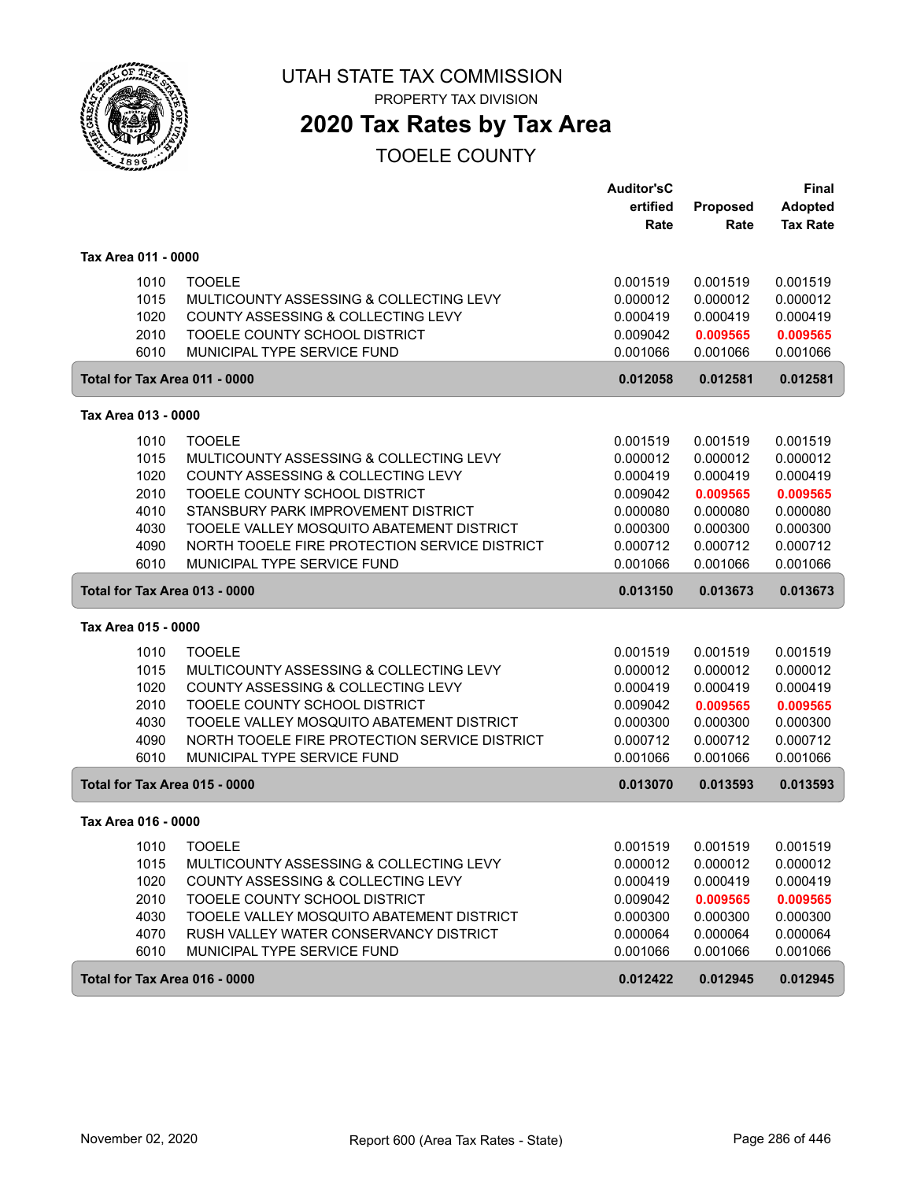UTAH STATE TAX COMMISSION

PROPERTY TAX DIVISION

# 2020 Tax Rates by Tax Area

## TOOELE COUNTY

| | | Auditor'sCertified Rate | Proposed Rate | Final Adopted Tax Rate |
|---|---|---|---|---|
| **Tax Area 011 - 0000** | | | | |
| 1010 | TOOELE | 0.001519 | 0.001519 | 0.001519 |
| 1015 | MULTICOUNTY ASSESSING & COLLECTING LEVY | 0.000012 | 0.000012 | 0.000012 |
| 1020 | COUNTY ASSESSING & COLLECTING LEVY | 0.000419 | 0.000419 | 0.000419 |
| 2010 | TOOELE COUNTY SCHOOL DISTRICT | 0.009042 | **0.009565** | **0.009565** |
| 6010 | MUNICIPAL TYPE SERVICE FUND | 0.001066 | 0.001066 | 0.001066 |
| **Total for Tax Area 011 - 0000** | | **0.012058** | **0.012581** | **0.012581** |
| **Tax Area 013 - 0000** | | | | |
| 1010 | TOOELE | 0.001519 | 0.001519 | 0.001519 |
| 1015 | MULTICOUNTY ASSESSING & COLLECTING LEVY | 0.000012 | 0.000012 | 0.000012 |
| 1020 | COUNTY ASSESSING & COLLECTING LEVY | 0.000419 | 0.000419 | 0.000419 |
| 2010 | TOOELE COUNTY SCHOOL DISTRICT | 0.009042 | **0.009565** | **0.009565** |
| 4010 | STANSBURY PARK IMPROVEMENT DISTRICT | 0.000080 | 0.000080 | 0.000080 |
| 4030 | TOOELE VALLEY MOSQUITO ABATEMENT DISTRICT | 0.000300 | 0.000300 | 0.000300 |
| 4090 | NORTH TOOELE FIRE PROTECTION SERVICE DISTRICT | 0.000712 | 0.000712 | 0.000712 |
| 6010 | MUNICIPAL TYPE SERVICE FUND | 0.001066 | 0.001066 | 0.001066 |
| **Total for Tax Area 013 - 0000** | | **0.013150** | **0.013673** | **0.013673** |
| **Tax Area 015 - 0000** | | | | |
| 1010 | TOOELE | 0.001519 | 0.001519 | 0.001519 |
| 1015 | MULTICOUNTY ASSESSING & COLLECTING LEVY | 0.000012 | 0.000012 | 0.000012 |
| 1020 | COUNTY ASSESSING & COLLECTING LEVY | 0.000419 | 0.000419 | 0.000419 |
| 2010 | TOOELE COUNTY SCHOOL DISTRICT | 0.009042 | **0.009565** | **0.009565** |
| 4030 | TOOELE VALLEY MOSQUITO ABATEMENT DISTRICT | 0.000300 | 0.000300 | 0.000300 |
| 4090 | NORTH TOOELE FIRE PROTECTION SERVICE DISTRICT | 0.000712 | 0.000712 | 0.000712 |
| 6010 | MUNICIPAL TYPE SERVICE FUND | 0.001066 | 0.001066 | 0.001066 |
| **Total for Tax Area 015 - 0000** | | **0.013070** | **0.013593** | **0.013593** |
| **Tax Area 016 - 0000** | | | | |
| 1010 | TOOELE | 0.001519 | 0.001519 | 0.001519 |
| 1015 | MULTICOUNTY ASSESSING & COLLECTING LEVY | 0.000012 | 0.000012 | 0.000012 |
| 1020 | COUNTY ASSESSING & COLLECTING LEVY | 0.000419 | 0.000419 | 0.000419 |
| 2010 | TOOELE COUNTY SCHOOL DISTRICT | 0.009042 | **0.009565** | **0.009565** |
| 4030 | TOOELE VALLEY MOSQUITO ABATEMENT DISTRICT | 0.000300 | 0.000300 | 0.000300 |
| 4070 | RUSH VALLEY WATER CONSERVANCY DISTRICT | 0.000064 | 0.000064 | 0.000064 |
| 6010 | MUNICIPAL TYPE SERVICE FUND | 0.001066 | 0.001066 | 0.001066 |
| **Total for Tax Area 016 - 0000** | | **0.012422** | **0.012945** | **0.012945** |

November 02, 2020 — Report 600 (Area Tax Rates - State)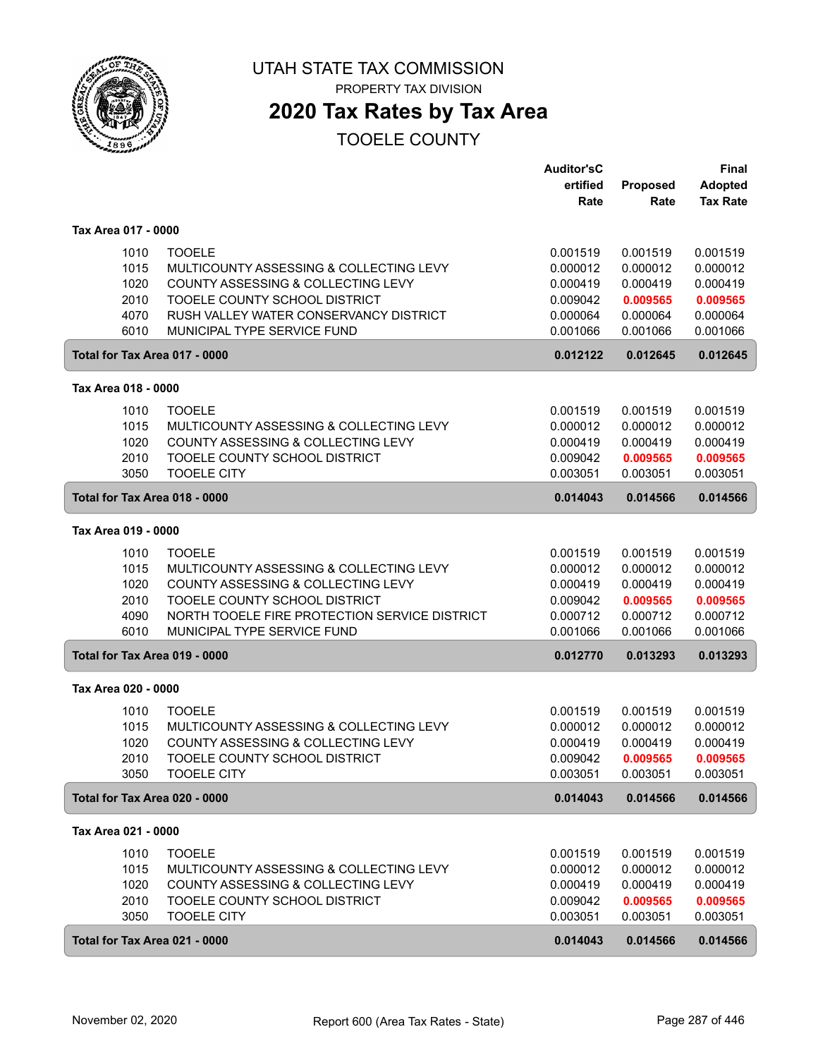UTAH STATE TAX COMMISSION

PROPERTY TAX DIVISION

# 2020 Tax Rates by Tax Area

## TOOELE COUNTY

| | | Auditor's Certified Rate | Proposed Rate | Final Adopted Tax Rate |
|---|---|---|---|---|
| **Tax Area 017 - 0000** | | | | |
| 1010 | TOOELE | 0.001519 | 0.001519 | 0.001519 |
| 1015 | MULTICOUNTY ASSESSING & COLLECTING LEVY | 0.000012 | 0.000012 | 0.000012 |
| 1020 | COUNTY ASSESSING & COLLECTING LEVY | 0.000419 | 0.000419 | 0.000419 |
| 2010 | TOOELE COUNTY SCHOOL DISTRICT | 0.009042 | **0.009565** | **0.009565** |
| 4070 | RUSH VALLEY WATER CONSERVANCY DISTRICT | 0.000064 | 0.000064 | 0.000064 |
| 6010 | MUNICIPAL TYPE SERVICE FUND | 0.001066 | 0.001066 | 0.001066 |
| **Total for Tax Area 017 - 0000** | | **0.012122** | **0.012645** | **0.012645** |
| **Tax Area 018 - 0000** | | | | |
| 1010 | TOOELE | 0.001519 | 0.001519 | 0.001519 |
| 1015 | MULTICOUNTY ASSESSING & COLLECTING LEVY | 0.000012 | 0.000012 | 0.000012 |
| 1020 | COUNTY ASSESSING & COLLECTING LEVY | 0.000419 | 0.000419 | 0.000419 |
| 2010 | TOOELE COUNTY SCHOOL DISTRICT | 0.009042 | **0.009565** | **0.009565** |
| 3050 | TOOELE CITY | 0.003051 | 0.003051 | 0.003051 |
| **Total for Tax Area 018 - 0000** | | **0.014043** | **0.014566** | **0.014566** |
| **Tax Area 019 - 0000** | | | | |
| 1010 | TOOELE | 0.001519 | 0.001519 | 0.001519 |
| 1015 | MULTICOUNTY ASSESSING & COLLECTING LEVY | 0.000012 | 0.000012 | 0.000012 |
| 1020 | COUNTY ASSESSING & COLLECTING LEVY | 0.000419 | 0.000419 | 0.000419 |
| 2010 | TOOELE COUNTY SCHOOL DISTRICT | 0.009042 | **0.009565** | **0.009565** |
| 4090 | NORTH TOOELE FIRE PROTECTION SERVICE DISTRICT | 0.000712 | 0.000712 | 0.000712 |
| 6010 | MUNICIPAL TYPE SERVICE FUND | 0.001066 | 0.001066 | 0.001066 |
| **Total for Tax Area 019 - 0000** | | **0.012770** | **0.013293** | **0.013293** |
| **Tax Area 020 - 0000** | | | | |
| 1010 | TOOELE | 0.001519 | 0.001519 | 0.001519 |
| 1015 | MULTICOUNTY ASSESSING & COLLECTING LEVY | 0.000012 | 0.000012 | 0.000012 |
| 1020 | COUNTY ASSESSING & COLLECTING LEVY | 0.000419 | 0.000419 | 0.000419 |
| 2010 | TOOELE COUNTY SCHOOL DISTRICT | 0.009042 | **0.009565** | **0.009565** |
| 3050 | TOOELE CITY | 0.003051 | 0.003051 | 0.003051 |
| **Total for Tax Area 020 - 0000** | | **0.014043** | **0.014566** | **0.014566** |
| **Tax Area 021 - 0000** | | | | |
| 1010 | TOOELE | 0.001519 | 0.001519 | 0.001519 |
| 1015 | MULTICOUNTY ASSESSING & COLLECTING LEVY | 0.000012 | 0.000012 | 0.000012 |
| 1020 | COUNTY ASSESSING & COLLECTING LEVY | 0.000419 | 0.000419 | 0.000419 |
| 2010 | TOOELE COUNTY SCHOOL DISTRICT | 0.009042 | **0.009565** | **0.009565** |
| 3050 | TOOELE CITY | 0.003051 | 0.003051 | 0.003051 |
| **Total for Tax Area 021 - 0000** | | **0.014043** | **0.014566** | **0.014566** |

November 02, 2020 — Report 600 (Area Tax Rates - State)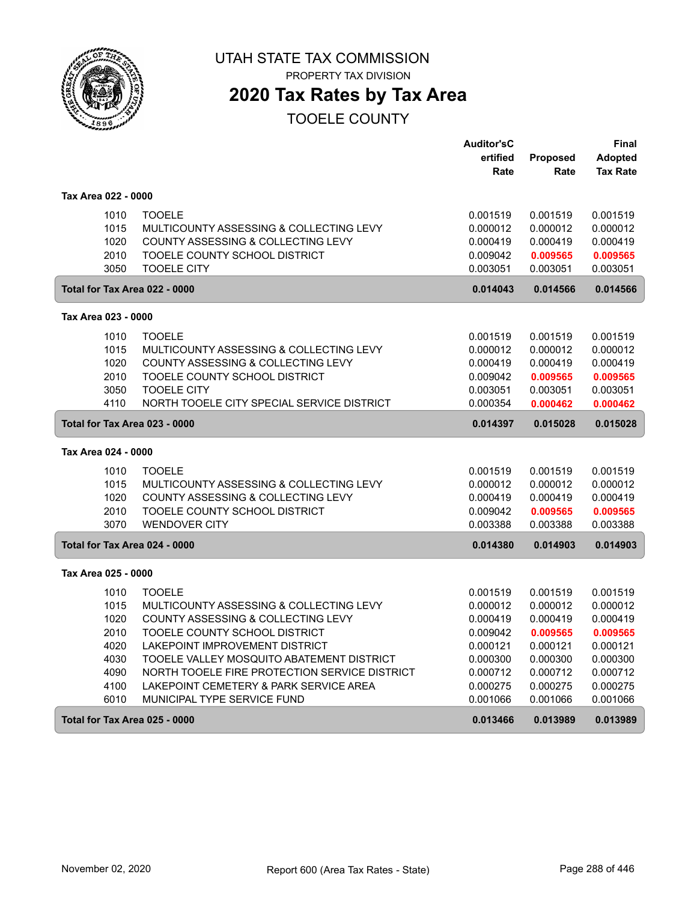# UTAH STATE TAX COMMISSION

PROPERTY TAX DIVISION

## 2020 Tax Rates by Tax Area

TOOELE COUNTY

| | | Auditor'sCertified Rate | Proposed Rate | Final Adopted Tax Rate |
|---|---|---|---|---|
| **Tax Area 022 - 0000** | | | | |
| 1010 | TOOELE | 0.001519 | 0.001519 | 0.001519 |
| 1015 | MULTICOUNTY ASSESSING & COLLECTING LEVY | 0.000012 | 0.000012 | 0.000012 |
| 1020 | COUNTY ASSESSING & COLLECTING LEVY | 0.000419 | 0.000419 | 0.000419 |
| 2010 | TOOELE COUNTY SCHOOL DISTRICT | 0.009042 | 0.009565 | 0.009565 |
| 3050 | TOOELE CITY | 0.003051 | 0.003051 | 0.003051 |
| **Total for Tax Area 022 - 0000** | | **0.014043** | **0.014566** | **0.014566** |
| **Tax Area 023 - 0000** | | | | |
| 1010 | TOOELE | 0.001519 | 0.001519 | 0.001519 |
| 1015 | MULTICOUNTY ASSESSING & COLLECTING LEVY | 0.000012 | 0.000012 | 0.000012 |
| 1020 | COUNTY ASSESSING & COLLECTING LEVY | 0.000419 | 0.000419 | 0.000419 |
| 2010 | TOOELE COUNTY SCHOOL DISTRICT | 0.009042 | 0.009565 | 0.009565 |
| 3050 | TOOELE CITY | 0.003051 | 0.003051 | 0.003051 |
| 4110 | NORTH TOOELE CITY SPECIAL SERVICE DISTRICT | 0.000354 | 0.000462 | 0.000462 |
| **Total for Tax Area 023 - 0000** | | **0.014397** | **0.015028** | **0.015028** |
| **Tax Area 024 - 0000** | | | | |
| 1010 | TOOELE | 0.001519 | 0.001519 | 0.001519 |
| 1015 | MULTICOUNTY ASSESSING & COLLECTING LEVY | 0.000012 | 0.000012 | 0.000012 |
| 1020 | COUNTY ASSESSING & COLLECTING LEVY | 0.000419 | 0.000419 | 0.000419 |
| 2010 | TOOELE COUNTY SCHOOL DISTRICT | 0.009042 | 0.009565 | 0.009565 |
| 3070 | WENDOVER CITY | 0.003388 | 0.003388 | 0.003388 |
| **Total for Tax Area 024 - 0000** | | **0.014380** | **0.014903** | **0.014903** |
| **Tax Area 025 - 0000** | | | | |
| 1010 | TOOELE | 0.001519 | 0.001519 | 0.001519 |
| 1015 | MULTICOUNTY ASSESSING & COLLECTING LEVY | 0.000012 | 0.000012 | 0.000012 |
| 1020 | COUNTY ASSESSING & COLLECTING LEVY | 0.000419 | 0.000419 | 0.000419 |
| 2010 | TOOELE COUNTY SCHOOL DISTRICT | 0.009042 | 0.009565 | 0.009565 |
| 4020 | LAKEPOINT IMPROVEMENT DISTRICT | 0.000121 | 0.000121 | 0.000121 |
| 4030 | TOOELE VALLEY MOSQUITO ABATEMENT DISTRICT | 0.000300 | 0.000300 | 0.000300 |
| 4090 | NORTH TOOELE FIRE PROTECTION SERVICE DISTRICT | 0.000712 | 0.000712 | 0.000712 |
| 4100 | LAKEPOINT CEMETERY & PARK SERVICE AREA | 0.000275 | 0.000275 | 0.000275 |
| 6010 | MUNICIPAL TYPE SERVICE FUND | 0.001066 | 0.001066 | 0.001066 |
| **Total for Tax Area 025 - 0000** | | **0.013466** | **0.013989** | **0.013989** |

November 02, 2020 — Report 600 (Area Tax Rates - State)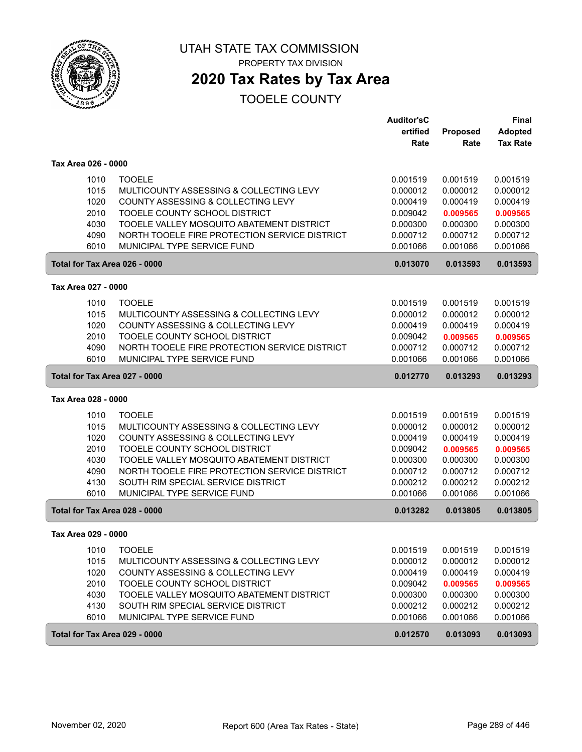# UTAH STATE TAX COMMISSION

PROPERTY TAX DIVISION

## 2020 Tax Rates by Tax Area

TOOELE COUNTY

| | | Auditor'sC ertified Rate | Proposed Rate | Final Adopted Tax Rate |
|---|---|---|---|---|
| **Tax Area 026 - 0000** | | | | |
| 1010 | TOOELE | 0.001519 | 0.001519 | 0.001519 |
| 1015 | MULTICOUNTY ASSESSING & COLLECTING LEVY | 0.000012 | 0.000012 | 0.000012 |
| 1020 | COUNTY ASSESSING & COLLECTING LEVY | 0.000419 | 0.000419 | 0.000419 |
| 2010 | TOOELE COUNTY SCHOOL DISTRICT | 0.009042 | **0.009565** | **0.009565** |
| 4030 | TOOELE VALLEY MOSQUITO ABATEMENT DISTRICT | 0.000300 | 0.000300 | 0.000300 |
| 4090 | NORTH TOOELE FIRE PROTECTION SERVICE DISTRICT | 0.000712 | 0.000712 | 0.000712 |
| 6010 | MUNICIPAL TYPE SERVICE FUND | 0.001066 | 0.001066 | 0.001066 |
| **Total for Tax Area 026 - 0000** | | **0.013070** | **0.013593** | **0.013593** |
| **Tax Area 027 - 0000** | | | | |
| 1010 | TOOELE | 0.001519 | 0.001519 | 0.001519 |
| 1015 | MULTICOUNTY ASSESSING & COLLECTING LEVY | 0.000012 | 0.000012 | 0.000012 |
| 1020 | COUNTY ASSESSING & COLLECTING LEVY | 0.000419 | 0.000419 | 0.000419 |
| 2010 | TOOELE COUNTY SCHOOL DISTRICT | 0.009042 | **0.009565** | **0.009565** |
| 4090 | NORTH TOOELE FIRE PROTECTION SERVICE DISTRICT | 0.000712 | 0.000712 | 0.000712 |
| 6010 | MUNICIPAL TYPE SERVICE FUND | 0.001066 | 0.001066 | 0.001066 |
| **Total for Tax Area 027 - 0000** | | **0.012770** | **0.013293** | **0.013293** |
| **Tax Area 028 - 0000** | | | | |
| 1010 | TOOELE | 0.001519 | 0.001519 | 0.001519 |
| 1015 | MULTICOUNTY ASSESSING & COLLECTING LEVY | 0.000012 | 0.000012 | 0.000012 |
| 1020 | COUNTY ASSESSING & COLLECTING LEVY | 0.000419 | 0.000419 | 0.000419 |
| 2010 | TOOELE COUNTY SCHOOL DISTRICT | 0.009042 | **0.009565** | **0.009565** |
| 4030 | TOOELE VALLEY MOSQUITO ABATEMENT DISTRICT | 0.000300 | 0.000300 | 0.000300 |
| 4090 | NORTH TOOELE FIRE PROTECTION SERVICE DISTRICT | 0.000712 | 0.000712 | 0.000712 |
| 4130 | SOUTH RIM SPECIAL SERVICE DISTRICT | 0.000212 | 0.000212 | 0.000212 |
| 6010 | MUNICIPAL TYPE SERVICE FUND | 0.001066 | 0.001066 | 0.001066 |
| **Total for Tax Area 028 - 0000** | | **0.013282** | **0.013805** | **0.013805** |
| **Tax Area 029 - 0000** | | | | |
| 1010 | TOOELE | 0.001519 | 0.001519 | 0.001519 |
| 1015 | MULTICOUNTY ASSESSING & COLLECTING LEVY | 0.000012 | 0.000012 | 0.000012 |
| 1020 | COUNTY ASSESSING & COLLECTING LEVY | 0.000419 | 0.000419 | 0.000419 |
| 2010 | TOOELE COUNTY SCHOOL DISTRICT | 0.009042 | **0.009565** | **0.009565** |
| 4030 | TOOELE VALLEY MOSQUITO ABATEMENT DISTRICT | 0.000300 | 0.000300 | 0.000300 |
| 4130 | SOUTH RIM SPECIAL SERVICE DISTRICT | 0.000212 | 0.000212 | 0.000212 |
| 6010 | MUNICIPAL TYPE SERVICE FUND | 0.001066 | 0.001066 | 0.001066 |
| **Total for Tax Area 029 - 0000** | | **0.012570** | **0.013093** | **0.013093** |

November 02, 2020 — Report 600 (Area Tax Rates - State)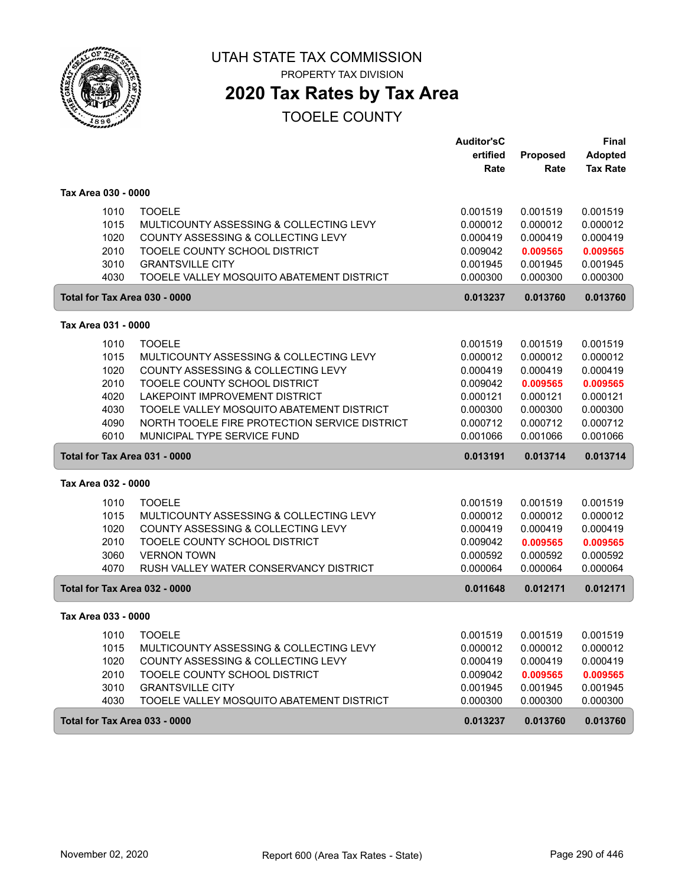# UTAH STATE TAX COMMISSION

PROPERTY TAX DIVISION

## 2020 Tax Rates by Tax Area

TOOELE COUNTY

| | | Auditor'sCertified Rate | Proposed Rate | Final Adopted Tax Rate |
|---|---|---|---|---|
| **Tax Area 030 - 0000** | | | | |
| 1010 | TOOELE | 0.001519 | 0.001519 | 0.001519 |
| 1015 | MULTICOUNTY ASSESSING & COLLECTING LEVY | 0.000012 | 0.000012 | 0.000012 |
| 1020 | COUNTY ASSESSING & COLLECTING LEVY | 0.000419 | 0.000419 | 0.000419 |
| 2010 | TOOELE COUNTY SCHOOL DISTRICT | 0.009042 | **0.009565** | **0.009565** |
| 3010 | GRANTSVILLE CITY | 0.001945 | 0.001945 | 0.001945 |
| 4030 | TOOELE VALLEY MOSQUITO ABATEMENT DISTRICT | 0.000300 | 0.000300 | 0.000300 |
| **Total for Tax Area 030 - 0000** | | **0.013237** | **0.013760** | **0.013760** |
| **Tax Area 031 - 0000** | | | | |
| 1010 | TOOELE | 0.001519 | 0.001519 | 0.001519 |
| 1015 | MULTICOUNTY ASSESSING & COLLECTING LEVY | 0.000012 | 0.000012 | 0.000012 |
| 1020 | COUNTY ASSESSING & COLLECTING LEVY | 0.000419 | 0.000419 | 0.000419 |
| 2010 | TOOELE COUNTY SCHOOL DISTRICT | 0.009042 | **0.009565** | **0.009565** |
| 4020 | LAKEPOINT IMPROVEMENT DISTRICT | 0.000121 | 0.000121 | 0.000121 |
| 4030 | TOOELE VALLEY MOSQUITO ABATEMENT DISTRICT | 0.000300 | 0.000300 | 0.000300 |
| 4090 | NORTH TOOELE FIRE PROTECTION SERVICE DISTRICT | 0.000712 | 0.000712 | 0.000712 |
| 6010 | MUNICIPAL TYPE SERVICE FUND | 0.001066 | 0.001066 | 0.001066 |
| **Total for Tax Area 031 - 0000** | | **0.013191** | **0.013714** | **0.013714** |
| **Tax Area 032 - 0000** | | | | |
| 1010 | TOOELE | 0.001519 | 0.001519 | 0.001519 |
| 1015 | MULTICOUNTY ASSESSING & COLLECTING LEVY | 0.000012 | 0.000012 | 0.000012 |
| 1020 | COUNTY ASSESSING & COLLECTING LEVY | 0.000419 | 0.000419 | 0.000419 |
| 2010 | TOOELE COUNTY SCHOOL DISTRICT | 0.009042 | **0.009565** | **0.009565** |
| 3060 | VERNON TOWN | 0.000592 | 0.000592 | 0.000592 |
| 4070 | RUSH VALLEY WATER CONSERVANCY DISTRICT | 0.000064 | 0.000064 | 0.000064 |
| **Total for Tax Area 032 - 0000** | | **0.011648** | **0.012171** | **0.012171** |
| **Tax Area 033 - 0000** | | | | |
| 1010 | TOOELE | 0.001519 | 0.001519 | 0.001519 |
| 1015 | MULTICOUNTY ASSESSING & COLLECTING LEVY | 0.000012 | 0.000012 | 0.000012 |
| 1020 | COUNTY ASSESSING & COLLECTING LEVY | 0.000419 | 0.000419 | 0.000419 |
| 2010 | TOOELE COUNTY SCHOOL DISTRICT | 0.009042 | **0.009565** | **0.009565** |
| 3010 | GRANTSVILLE CITY | 0.001945 | 0.001945 | 0.001945 |
| 4030 | TOOELE VALLEY MOSQUITO ABATEMENT DISTRICT | 0.000300 | 0.000300 | 0.000300 |
| **Total for Tax Area 033 - 0000** | | **0.013237** | **0.013760** | **0.013760** |

November 02, 2020 — Report 600 (Area Tax Rates - State)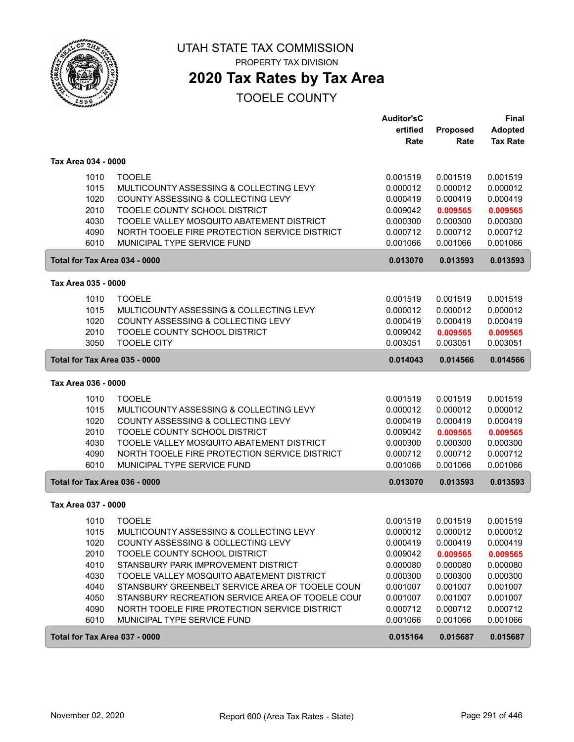UTAH STATE TAX COMMISSION

PROPERTY TAX DIVISION

# 2020 Tax Rates by Tax Area

## TOOELE COUNTY

| | | Auditor'sC ertified Rate | Proposed Rate | Final Adopted Tax Rate |
|---|---|---|---|---|
| **Tax Area 034 - 0000** | | | | |
| 1010 | TOOELE | 0.001519 | 0.001519 | 0.001519 |
| 1015 | MULTICOUNTY ASSESSING & COLLECTING LEVY | 0.000012 | 0.000012 | 0.000012 |
| 1020 | COUNTY ASSESSING & COLLECTING LEVY | 0.000419 | 0.000419 | 0.000419 |
| 2010 | TOOELE COUNTY SCHOOL DISTRICT | 0.009042 | **0.009565** | **0.009565** |
| 4030 | TOOELE VALLEY MOSQUITO ABATEMENT DISTRICT | 0.000300 | 0.000300 | 0.000300 |
| 4090 | NORTH TOOELE FIRE PROTECTION SERVICE DISTRICT | 0.000712 | 0.000712 | 0.000712 |
| 6010 | MUNICIPAL TYPE SERVICE FUND | 0.001066 | 0.001066 | 0.001066 |
| **Total for Tax Area 034 - 0000** | | **0.013070** | **0.013593** | **0.013593** |
| **Tax Area 035 - 0000** | | | | |
| 1010 | TOOELE | 0.001519 | 0.001519 | 0.001519 |
| 1015 | MULTICOUNTY ASSESSING & COLLECTING LEVY | 0.000012 | 0.000012 | 0.000012 |
| 1020 | COUNTY ASSESSING & COLLECTING LEVY | 0.000419 | 0.000419 | 0.000419 |
| 2010 | TOOELE COUNTY SCHOOL DISTRICT | 0.009042 | **0.009565** | **0.009565** |
| 3050 | TOOELE CITY | 0.003051 | 0.003051 | 0.003051 |
| **Total for Tax Area 035 - 0000** | | **0.014043** | **0.014566** | **0.014566** |
| **Tax Area 036 - 0000** | | | | |
| 1010 | TOOELE | 0.001519 | 0.001519 | 0.001519 |
| 1015 | MULTICOUNTY ASSESSING & COLLECTING LEVY | 0.000012 | 0.000012 | 0.000012 |
| 1020 | COUNTY ASSESSING & COLLECTING LEVY | 0.000419 | 0.000419 | 0.000419 |
| 2010 | TOOELE COUNTY SCHOOL DISTRICT | 0.009042 | **0.009565** | **0.009565** |
| 4030 | TOOELE VALLEY MOSQUITO ABATEMENT DISTRICT | 0.000300 | 0.000300 | 0.000300 |
| 4090 | NORTH TOOELE FIRE PROTECTION SERVICE DISTRICT | 0.000712 | 0.000712 | 0.000712 |
| 6010 | MUNICIPAL TYPE SERVICE FUND | 0.001066 | 0.001066 | 0.001066 |
| **Total for Tax Area 036 - 0000** | | **0.013070** | **0.013593** | **0.013593** |
| **Tax Area 037 - 0000** | | | | |
| 1010 | TOOELE | 0.001519 | 0.001519 | 0.001519 |
| 1015 | MULTICOUNTY ASSESSING & COLLECTING LEVY | 0.000012 | 0.000012 | 0.000012 |
| 1020 | COUNTY ASSESSING & COLLECTING LEVY | 0.000419 | 0.000419 | 0.000419 |
| 2010 | TOOELE COUNTY SCHOOL DISTRICT | 0.009042 | **0.009565** | **0.009565** |
| 4010 | STANSBURY PARK IMPROVEMENT DISTRICT | 0.000080 | 0.000080 | 0.000080 |
| 4030 | TOOELE VALLEY MOSQUITO ABATEMENT DISTRICT | 0.000300 | 0.000300 | 0.000300 |
| 4040 | STANSBURY GREENBELT SERVICE AREA OF TOOELE COUN | 0.001007 | 0.001007 | 0.001007 |
| 4050 | STANSBURY RECREATION SERVICE AREA OF TOOELE COUI | 0.001007 | 0.001007 | 0.001007 |
| 4090 | NORTH TOOELE FIRE PROTECTION SERVICE DISTRICT | 0.000712 | 0.000712 | 0.000712 |
| 6010 | MUNICIPAL TYPE SERVICE FUND | 0.001066 | 0.001066 | 0.001066 |
| **Total for Tax Area 037 - 0000** | | **0.015164** | **0.015687** | **0.015687** |

November 02, 2020 Report 600 (Area Tax Rates - State)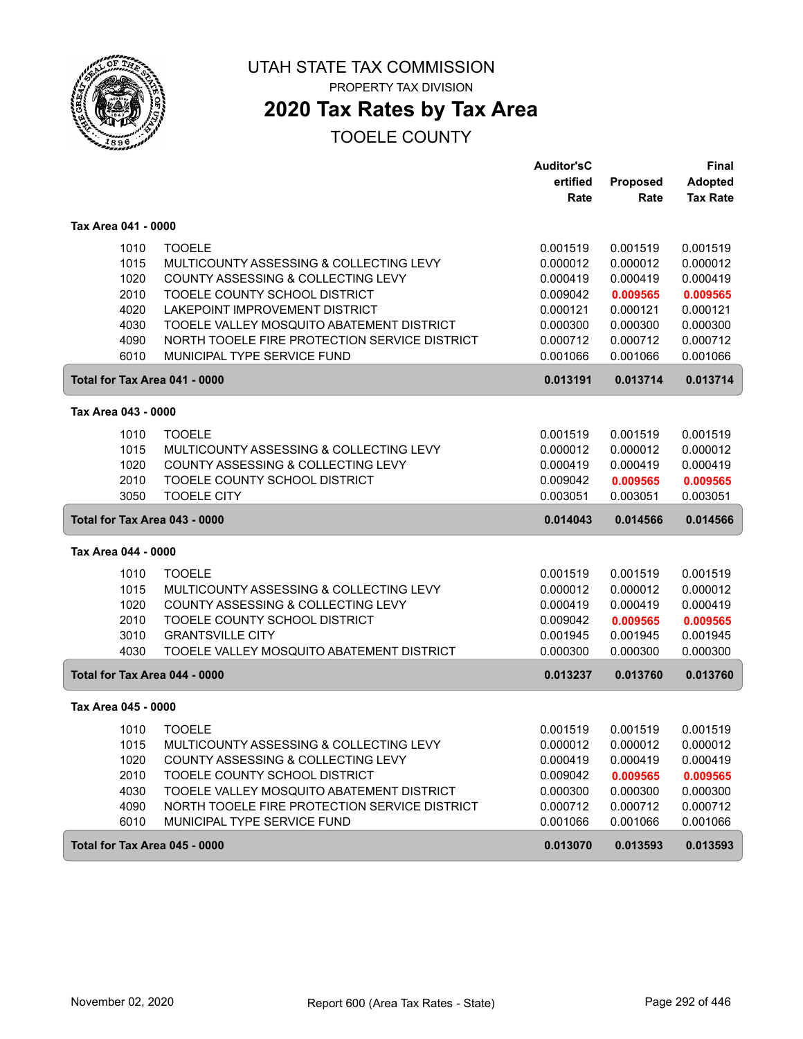# UTAH STATE TAX COMMISSION

PROPERTY TAX DIVISION

## 2020 Tax Rates by Tax Area

TOOELE COUNTY

| | | Auditor'sCertified Rate | Proposed Rate | Final Adopted Tax Rate |
|---|---|---|---|---|
| **Tax Area 041 - 0000** | | | | |
| 1010 | TOOELE | 0.001519 | 0.001519 | 0.001519 |
| 1015 | MULTICOUNTY ASSESSING & COLLECTING LEVY | 0.000012 | 0.000012 | 0.000012 |
| 1020 | COUNTY ASSESSING & COLLECTING LEVY | 0.000419 | 0.000419 | 0.000419 |
| 2010 | TOOELE COUNTY SCHOOL DISTRICT | 0.009042 | 0.009565 | 0.009565 |
| 4020 | LAKEPOINT IMPROVEMENT DISTRICT | 0.000121 | 0.000121 | 0.000121 |
| 4030 | TOOELE VALLEY MOSQUITO ABATEMENT DISTRICT | 0.000300 | 0.000300 | 0.000300 |
| 4090 | NORTH TOOELE FIRE PROTECTION SERVICE DISTRICT | 0.000712 | 0.000712 | 0.000712 |
| 6010 | MUNICIPAL TYPE SERVICE FUND | 0.001066 | 0.001066 | 0.001066 |
| **Total for Tax Area 041 - 0000** | | **0.013191** | **0.013714** | **0.013714** |
| **Tax Area 043 - 0000** | | | | |
| 1010 | TOOELE | 0.001519 | 0.001519 | 0.001519 |
| 1015 | MULTICOUNTY ASSESSING & COLLECTING LEVY | 0.000012 | 0.000012 | 0.000012 |
| 1020 | COUNTY ASSESSING & COLLECTING LEVY | 0.000419 | 0.000419 | 0.000419 |
| 2010 | TOOELE COUNTY SCHOOL DISTRICT | 0.009042 | 0.009565 | 0.009565 |
| 3050 | TOOELE CITY | 0.003051 | 0.003051 | 0.003051 |
| **Total for Tax Area 043 - 0000** | | **0.014043** | **0.014566** | **0.014566** |
| **Tax Area 044 - 0000** | | | | |
| 1010 | TOOELE | 0.001519 | 0.001519 | 0.001519 |
| 1015 | MULTICOUNTY ASSESSING & COLLECTING LEVY | 0.000012 | 0.000012 | 0.000012 |
| 1020 | COUNTY ASSESSING & COLLECTING LEVY | 0.000419 | 0.000419 | 0.000419 |
| 2010 | TOOELE COUNTY SCHOOL DISTRICT | 0.009042 | 0.009565 | 0.009565 |
| 3010 | GRANTSVILLE CITY | 0.001945 | 0.001945 | 0.001945 |
| 4030 | TOOELE VALLEY MOSQUITO ABATEMENT DISTRICT | 0.000300 | 0.000300 | 0.000300 |
| **Total for Tax Area 044 - 0000** | | **0.013237** | **0.013760** | **0.013760** |
| **Tax Area 045 - 0000** | | | | |
| 1010 | TOOELE | 0.001519 | 0.001519 | 0.001519 |
| 1015 | MULTICOUNTY ASSESSING & COLLECTING LEVY | 0.000012 | 0.000012 | 0.000012 |
| 1020 | COUNTY ASSESSING & COLLECTING LEVY | 0.000419 | 0.000419 | 0.000419 |
| 2010 | TOOELE COUNTY SCHOOL DISTRICT | 0.009042 | 0.009565 | 0.009565 |
| 4030 | TOOELE VALLEY MOSQUITO ABATEMENT DISTRICT | 0.000300 | 0.000300 | 0.000300 |
| 4090 | NORTH TOOELE FIRE PROTECTION SERVICE DISTRICT | 0.000712 | 0.000712 | 0.000712 |
| 6010 | MUNICIPAL TYPE SERVICE FUND | 0.001066 | 0.001066 | 0.001066 |
| **Total for Tax Area 045 - 0000** | | **0.013070** | **0.013593** | **0.013593** |

November 02, 2020 — Report 600 (Area Tax Rates - State)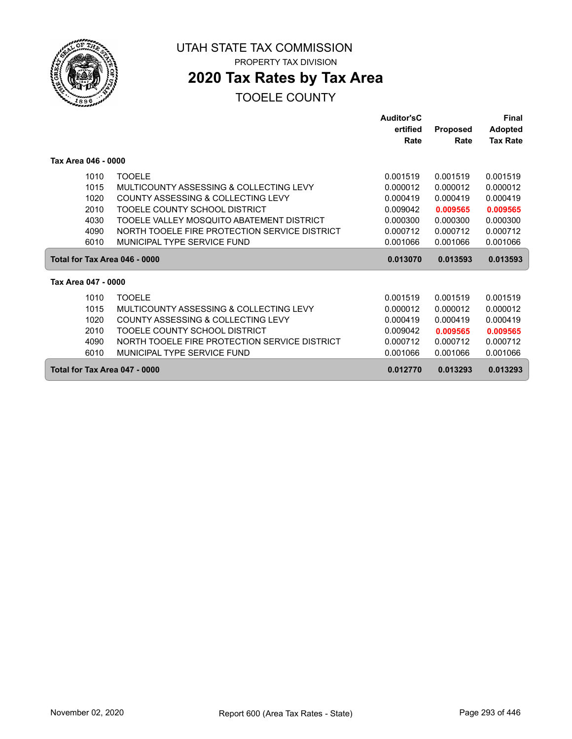# UTAH STATE TAX COMMISSION

PROPERTY TAX DIVISION

## 2020 Tax Rates by Tax Area

TOOELE COUNTY

| | | Auditor'sCertified Rate | Proposed Rate | Final Adopted Tax Rate |
|---|---|---|---|---|
| **Tax Area 046 - 0000** | | | | |
| 1010 | TOOELE | 0.001519 | 0.001519 | 0.001519 |
| 1015 | MULTICOUNTY ASSESSING & COLLECTING LEVY | 0.000012 | 0.000012 | 0.000012 |
| 1020 | COUNTY ASSESSING & COLLECTING LEVY | 0.000419 | 0.000419 | 0.000419 |
| 2010 | TOOELE COUNTY SCHOOL DISTRICT | 0.009042 | **0.009565** | **0.009565** |
| 4030 | TOOELE VALLEY MOSQUITO ABATEMENT DISTRICT | 0.000300 | 0.000300 | 0.000300 |
| 4090 | NORTH TOOELE FIRE PROTECTION SERVICE DISTRICT | 0.000712 | 0.000712 | 0.000712 |
| 6010 | MUNICIPAL TYPE SERVICE FUND | 0.001066 | 0.001066 | 0.001066 |
| **Total for Tax Area 046 - 0000** | | **0.013070** | **0.013593** | **0.013593** |
| **Tax Area 047 - 0000** | | | | |
| 1010 | TOOELE | 0.001519 | 0.001519 | 0.001519 |
| 1015 | MULTICOUNTY ASSESSING & COLLECTING LEVY | 0.000012 | 0.000012 | 0.000012 |
| 1020 | COUNTY ASSESSING & COLLECTING LEVY | 0.000419 | 0.000419 | 0.000419 |
| 2010 | TOOELE COUNTY SCHOOL DISTRICT | 0.009042 | **0.009565** | **0.009565** |
| 4090 | NORTH TOOELE FIRE PROTECTION SERVICE DISTRICT | 0.000712 | 0.000712 | 0.000712 |
| 6010 | MUNICIPAL TYPE SERVICE FUND | 0.001066 | 0.001066 | 0.001066 |
| **Total for Tax Area 047 - 0000** | | **0.012770** | **0.013293** | **0.013293** |

November 02, 2020 Report 600 (Area Tax Rates - State)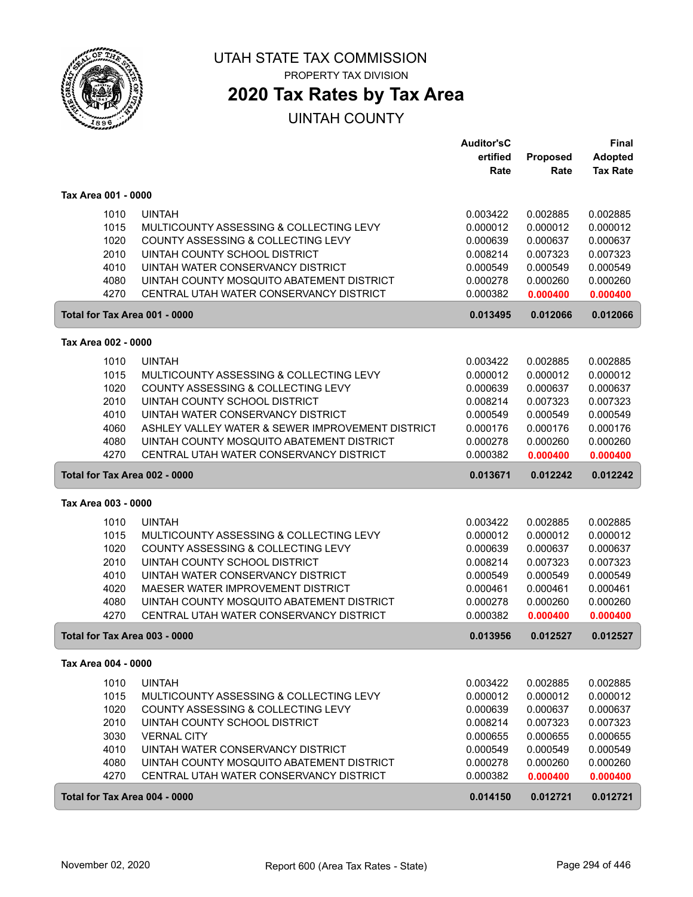# UTAH STATE TAX COMMISSION

PROPERTY TAX DIVISION

## 2020 Tax Rates by Tax Area

UINTAH COUNTY

| | | Auditor'sCertified Rate | Proposed Rate | Final Adopted Tax Rate |
|---|---|---|---|---|
| **Tax Area 001 - 0000** | | | | |
| 1010 | UINTAH | 0.003422 | 0.002885 | 0.002885 |
| 1015 | MULTICOUNTY ASSESSING & COLLECTING LEVY | 0.000012 | 0.000012 | 0.000012 |
| 1020 | COUNTY ASSESSING & COLLECTING LEVY | 0.000639 | 0.000637 | 0.000637 |
| 2010 | UINTAH COUNTY SCHOOL DISTRICT | 0.008214 | 0.007323 | 0.007323 |
| 4010 | UINTAH WATER CONSERVANCY DISTRICT | 0.000549 | 0.000549 | 0.000549 |
| 4080 | UINTAH COUNTY MOSQUITO ABATEMENT DISTRICT | 0.000278 | 0.000260 | 0.000260 |
| 4270 | CENTRAL UTAH WATER CONSERVANCY DISTRICT | 0.000382 | 0.000400 | 0.000400 |
| **Total for Tax Area 001 - 0000** | | **0.013495** | **0.012066** | **0.012066** |
| **Tax Area 002 - 0000** | | | | |
| 1010 | UINTAH | 0.003422 | 0.002885 | 0.002885 |
| 1015 | MULTICOUNTY ASSESSING & COLLECTING LEVY | 0.000012 | 0.000012 | 0.000012 |
| 1020 | COUNTY ASSESSING & COLLECTING LEVY | 0.000639 | 0.000637 | 0.000637 |
| 2010 | UINTAH COUNTY SCHOOL DISTRICT | 0.008214 | 0.007323 | 0.007323 |
| 4010 | UINTAH WATER CONSERVANCY DISTRICT | 0.000549 | 0.000549 | 0.000549 |
| 4060 | ASHLEY VALLEY WATER & SEWER IMPROVEMENT DISTRICT | 0.000176 | 0.000176 | 0.000176 |
| 4080 | UINTAH COUNTY MOSQUITO ABATEMENT DISTRICT | 0.000278 | 0.000260 | 0.000260 |
| 4270 | CENTRAL UTAH WATER CONSERVANCY DISTRICT | 0.000382 | 0.000400 | 0.000400 |
| **Total for Tax Area 002 - 0000** | | **0.013671** | **0.012242** | **0.012242** |
| **Tax Area 003 - 0000** | | | | |
| 1010 | UINTAH | 0.003422 | 0.002885 | 0.002885 |
| 1015 | MULTICOUNTY ASSESSING & COLLECTING LEVY | 0.000012 | 0.000012 | 0.000012 |
| 1020 | COUNTY ASSESSING & COLLECTING LEVY | 0.000639 | 0.000637 | 0.000637 |
| 2010 | UINTAH COUNTY SCHOOL DISTRICT | 0.008214 | 0.007323 | 0.007323 |
| 4010 | UINTAH WATER CONSERVANCY DISTRICT | 0.000549 | 0.000549 | 0.000549 |
| 4020 | MAESER WATER IMPROVEMENT DISTRICT | 0.000461 | 0.000461 | 0.000461 |
| 4080 | UINTAH COUNTY MOSQUITO ABATEMENT DISTRICT | 0.000278 | 0.000260 | 0.000260 |
| 4270 | CENTRAL UTAH WATER CONSERVANCY DISTRICT | 0.000382 | 0.000400 | 0.000400 |
| **Total for Tax Area 003 - 0000** | | **0.013956** | **0.012527** | **0.012527** |
| **Tax Area 004 - 0000** | | | | |
| 1010 | UINTAH | 0.003422 | 0.002885 | 0.002885 |
| 1015 | MULTICOUNTY ASSESSING & COLLECTING LEVY | 0.000012 | 0.000012 | 0.000012 |
| 1020 | COUNTY ASSESSING & COLLECTING LEVY | 0.000639 | 0.000637 | 0.000637 |
| 2010 | UINTAH COUNTY SCHOOL DISTRICT | 0.008214 | 0.007323 | 0.007323 |
| 3030 | VERNAL CITY | 0.000655 | 0.000655 | 0.000655 |
| 4010 | UINTAH WATER CONSERVANCY DISTRICT | 0.000549 | 0.000549 | 0.000549 |
| 4080 | UINTAH COUNTY MOSQUITO ABATEMENT DISTRICT | 0.000278 | 0.000260 | 0.000260 |
| 4270 | CENTRAL UTAH WATER CONSERVANCY DISTRICT | 0.000382 | 0.000400 | 0.000400 |
| **Total for Tax Area 004 - 0000** | | **0.014150** | **0.012721** | **0.012721** |

November 02, 2020 — Report 600 (Area Tax Rates - State)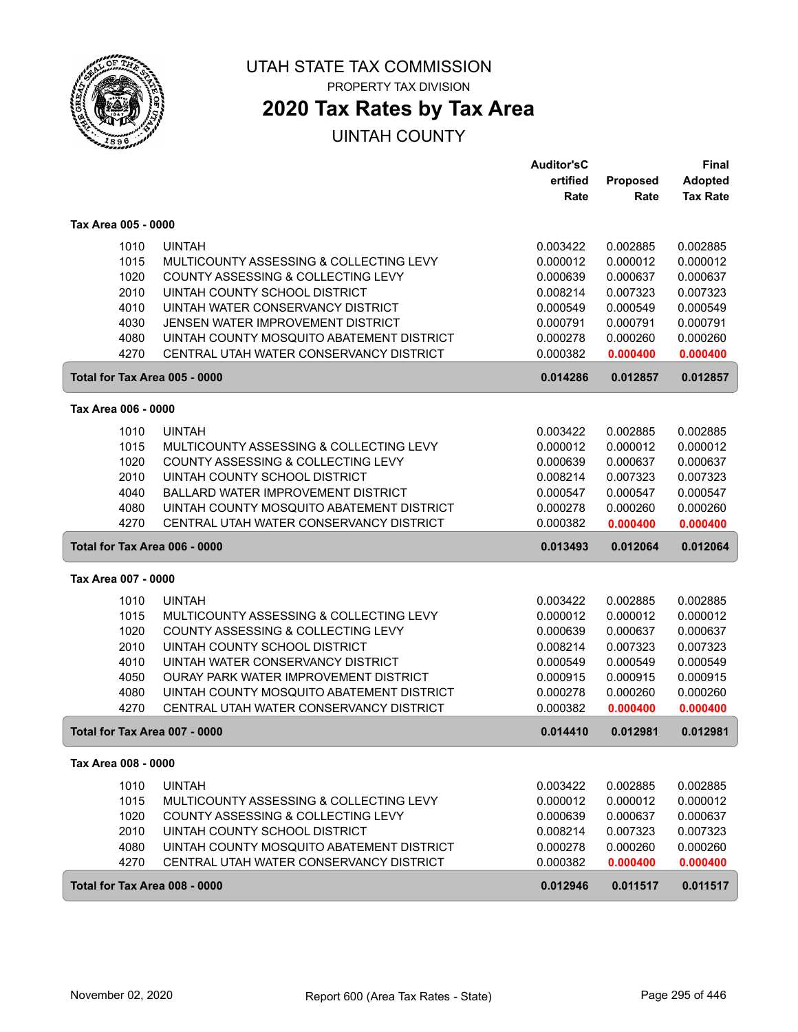# UTAH STATE TAX COMMISSION

PROPERTY TAX DIVISION

## 2020 Tax Rates by Tax Area

UINTAH COUNTY

| | | Auditor'sCertified Rate | Proposed Rate | Final Adopted Tax Rate |
|---|---|---|---|---|
| **Tax Area 005 - 0000** | | | | |
| 1010 | UINTAH | 0.003422 | 0.002885 | 0.002885 |
| 1015 | MULTICOUNTY ASSESSING & COLLECTING LEVY | 0.000012 | 0.000012 | 0.000012 |
| 1020 | COUNTY ASSESSING & COLLECTING LEVY | 0.000639 | 0.000637 | 0.000637 |
| 2010 | UINTAH COUNTY SCHOOL DISTRICT | 0.008214 | 0.007323 | 0.007323 |
| 4010 | UINTAH WATER CONSERVANCY DISTRICT | 0.000549 | 0.000549 | 0.000549 |
| 4030 | JENSEN WATER IMPROVEMENT DISTRICT | 0.000791 | 0.000791 | 0.000791 |
| 4080 | UINTAH COUNTY MOSQUITO ABATEMENT DISTRICT | 0.000278 | 0.000260 | 0.000260 |
| 4270 | CENTRAL UTAH WATER CONSERVANCY DISTRICT | 0.000382 | 0.000400 | 0.000400 |
| **Total for Tax Area 005 - 0000** | | **0.014286** | **0.012857** | **0.012857** |
| **Tax Area 006 - 0000** | | | | |
| 1010 | UINTAH | 0.003422 | 0.002885 | 0.002885 |
| 1015 | MULTICOUNTY ASSESSING & COLLECTING LEVY | 0.000012 | 0.000012 | 0.000012 |
| 1020 | COUNTY ASSESSING & COLLECTING LEVY | 0.000639 | 0.000637 | 0.000637 |
| 2010 | UINTAH COUNTY SCHOOL DISTRICT | 0.008214 | 0.007323 | 0.007323 |
| 4040 | BALLARD WATER IMPROVEMENT DISTRICT | 0.000547 | 0.000547 | 0.000547 |
| 4080 | UINTAH COUNTY MOSQUITO ABATEMENT DISTRICT | 0.000278 | 0.000260 | 0.000260 |
| 4270 | CENTRAL UTAH WATER CONSERVANCY DISTRICT | 0.000382 | 0.000400 | 0.000400 |
| **Total for Tax Area 006 - 0000** | | **0.013493** | **0.012064** | **0.012064** |
| **Tax Area 007 - 0000** | | | | |
| 1010 | UINTAH | 0.003422 | 0.002885 | 0.002885 |
| 1015 | MULTICOUNTY ASSESSING & COLLECTING LEVY | 0.000012 | 0.000012 | 0.000012 |
| 1020 | COUNTY ASSESSING & COLLECTING LEVY | 0.000639 | 0.000637 | 0.000637 |
| 2010 | UINTAH COUNTY SCHOOL DISTRICT | 0.008214 | 0.007323 | 0.007323 |
| 4010 | UINTAH WATER CONSERVANCY DISTRICT | 0.000549 | 0.000549 | 0.000549 |
| 4050 | OURAY PARK WATER IMPROVEMENT DISTRICT | 0.000915 | 0.000915 | 0.000915 |
| 4080 | UINTAH COUNTY MOSQUITO ABATEMENT DISTRICT | 0.000278 | 0.000260 | 0.000260 |
| 4270 | CENTRAL UTAH WATER CONSERVANCY DISTRICT | 0.000382 | 0.000400 | 0.000400 |
| **Total for Tax Area 007 - 0000** | | **0.014410** | **0.012981** | **0.012981** |
| **Tax Area 008 - 0000** | | | | |
| 1010 | UINTAH | 0.003422 | 0.002885 | 0.002885 |
| 1015 | MULTICOUNTY ASSESSING & COLLECTING LEVY | 0.000012 | 0.000012 | 0.000012 |
| 1020 | COUNTY ASSESSING & COLLECTING LEVY | 0.000639 | 0.000637 | 0.000637 |
| 2010 | UINTAH COUNTY SCHOOL DISTRICT | 0.008214 | 0.007323 | 0.007323 |
| 4080 | UINTAH COUNTY MOSQUITO ABATEMENT DISTRICT | 0.000278 | 0.000260 | 0.000260 |
| 4270 | CENTRAL UTAH WATER CONSERVANCY DISTRICT | 0.000382 | 0.000400 | 0.000400 |
| **Total for Tax Area 008 - 0000** | | **0.012946** | **0.011517** | **0.011517** |

November 02, 2020 Report 600 (Area Tax Rates - State)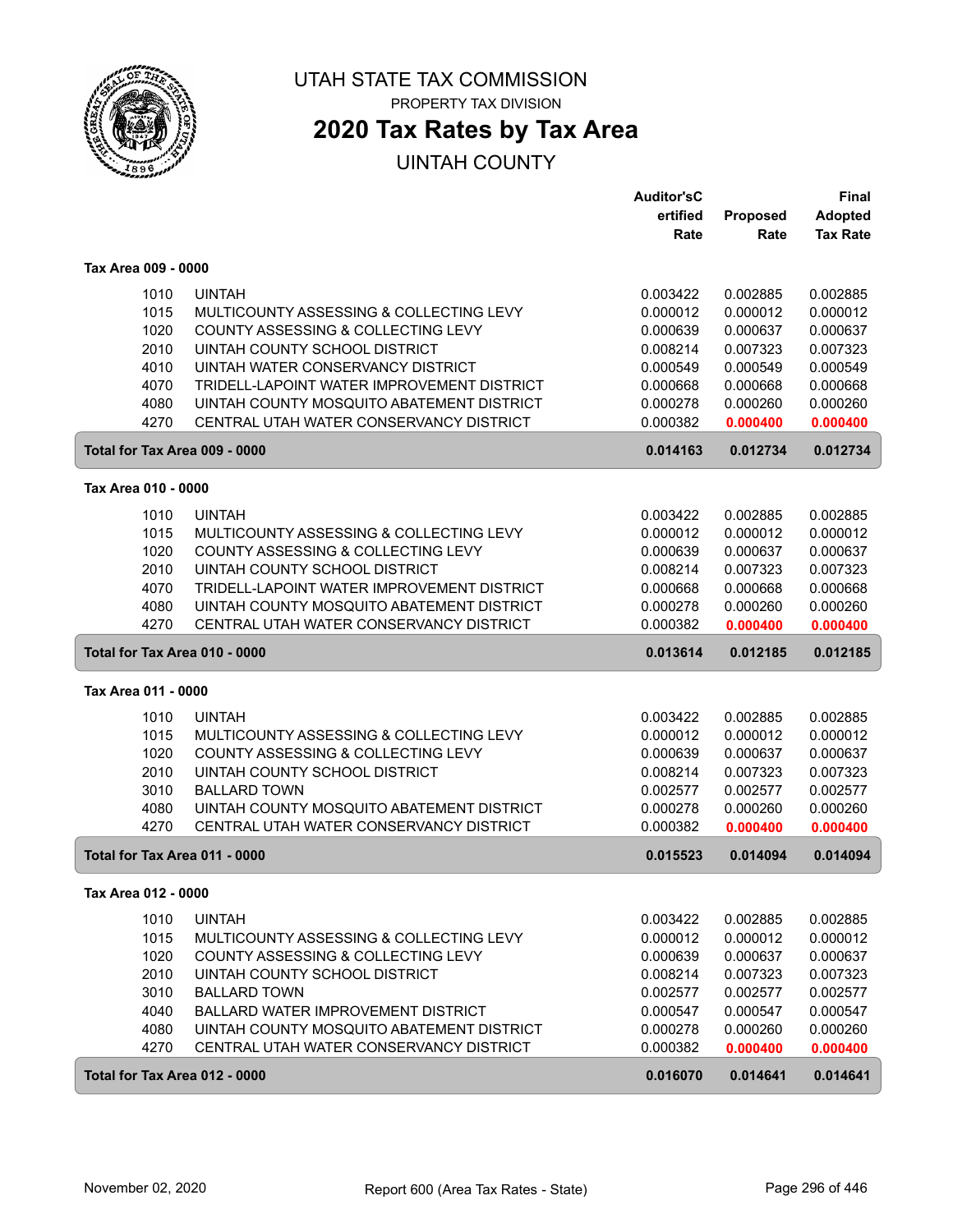# UTAH STATE TAX COMMISSION

PROPERTY TAX DIVISION

## 2020 Tax Rates by Tax Area

UINTAH COUNTY

| | | Auditor'sCertified Rate | Proposed Rate | Final Adopted Tax Rate |
|---|---|---|---|---|
| **Tax Area 009 - 0000** | | | | |
| 1010 | UINTAH | 0.003422 | 0.002885 | 0.002885 |
| 1015 | MULTICOUNTY ASSESSING & COLLECTING LEVY | 0.000012 | 0.000012 | 0.000012 |
| 1020 | COUNTY ASSESSING & COLLECTING LEVY | 0.000639 | 0.000637 | 0.000637 |
| 2010 | UINTAH COUNTY SCHOOL DISTRICT | 0.008214 | 0.007323 | 0.007323 |
| 4010 | UINTAH WATER CONSERVANCY DISTRICT | 0.000549 | 0.000549 | 0.000549 |
| 4070 | TRIDELL-LAPOINT WATER IMPROVEMENT DISTRICT | 0.000668 | 0.000668 | 0.000668 |
| 4080 | UINTAH COUNTY MOSQUITO ABATEMENT DISTRICT | 0.000278 | 0.000260 | 0.000260 |
| 4270 | CENTRAL UTAH WATER CONSERVANCY DISTRICT | 0.000382 | 0.000400 | 0.000400 |
| **Total for Tax Area 009 - 0000** | | **0.014163** | **0.012734** | **0.012734** |
| **Tax Area 010 - 0000** | | | | |
| 1010 | UINTAH | 0.003422 | 0.002885 | 0.002885 |
| 1015 | MULTICOUNTY ASSESSING & COLLECTING LEVY | 0.000012 | 0.000012 | 0.000012 |
| 1020 | COUNTY ASSESSING & COLLECTING LEVY | 0.000639 | 0.000637 | 0.000637 |
| 2010 | UINTAH COUNTY SCHOOL DISTRICT | 0.008214 | 0.007323 | 0.007323 |
| 4070 | TRIDELL-LAPOINT WATER IMPROVEMENT DISTRICT | 0.000668 | 0.000668 | 0.000668 |
| 4080 | UINTAH COUNTY MOSQUITO ABATEMENT DISTRICT | 0.000278 | 0.000260 | 0.000260 |
| 4270 | CENTRAL UTAH WATER CONSERVANCY DISTRICT | 0.000382 | 0.000400 | 0.000400 |
| **Total for Tax Area 010 - 0000** | | **0.013614** | **0.012185** | **0.012185** |
| **Tax Area 011 - 0000** | | | | |
| 1010 | UINTAH | 0.003422 | 0.002885 | 0.002885 |
| 1015 | MULTICOUNTY ASSESSING & COLLECTING LEVY | 0.000012 | 0.000012 | 0.000012 |
| 1020 | COUNTY ASSESSING & COLLECTING LEVY | 0.000639 | 0.000637 | 0.000637 |
| 2010 | UINTAH COUNTY SCHOOL DISTRICT | 0.008214 | 0.007323 | 0.007323 |
| 3010 | BALLARD TOWN | 0.002577 | 0.002577 | 0.002577 |
| 4080 | UINTAH COUNTY MOSQUITO ABATEMENT DISTRICT | 0.000278 | 0.000260 | 0.000260 |
| 4270 | CENTRAL UTAH WATER CONSERVANCY DISTRICT | 0.000382 | 0.000400 | 0.000400 |
| **Total for Tax Area 011 - 0000** | | **0.015523** | **0.014094** | **0.014094** |
| **Tax Area 012 - 0000** | | | | |
| 1010 | UINTAH | 0.003422 | 0.002885 | 0.002885 |
| 1015 | MULTICOUNTY ASSESSING & COLLECTING LEVY | 0.000012 | 0.000012 | 0.000012 |
| 1020 | COUNTY ASSESSING & COLLECTING LEVY | 0.000639 | 0.000637 | 0.000637 |
| 2010 | UINTAH COUNTY SCHOOL DISTRICT | 0.008214 | 0.007323 | 0.007323 |
| 3010 | BALLARD TOWN | 0.002577 | 0.002577 | 0.002577 |
| 4040 | BALLARD WATER IMPROVEMENT DISTRICT | 0.000547 | 0.000547 | 0.000547 |
| 4080 | UINTAH COUNTY MOSQUITO ABATEMENT DISTRICT | 0.000278 | 0.000260 | 0.000260 |
| 4270 | CENTRAL UTAH WATER CONSERVANCY DISTRICT | 0.000382 | 0.000400 | 0.000400 |
| **Total for Tax Area 012 - 0000** | | **0.016070** | **0.014641** | **0.014641** |

November 02, 2020 — Report 600 (Area Tax Rates - State)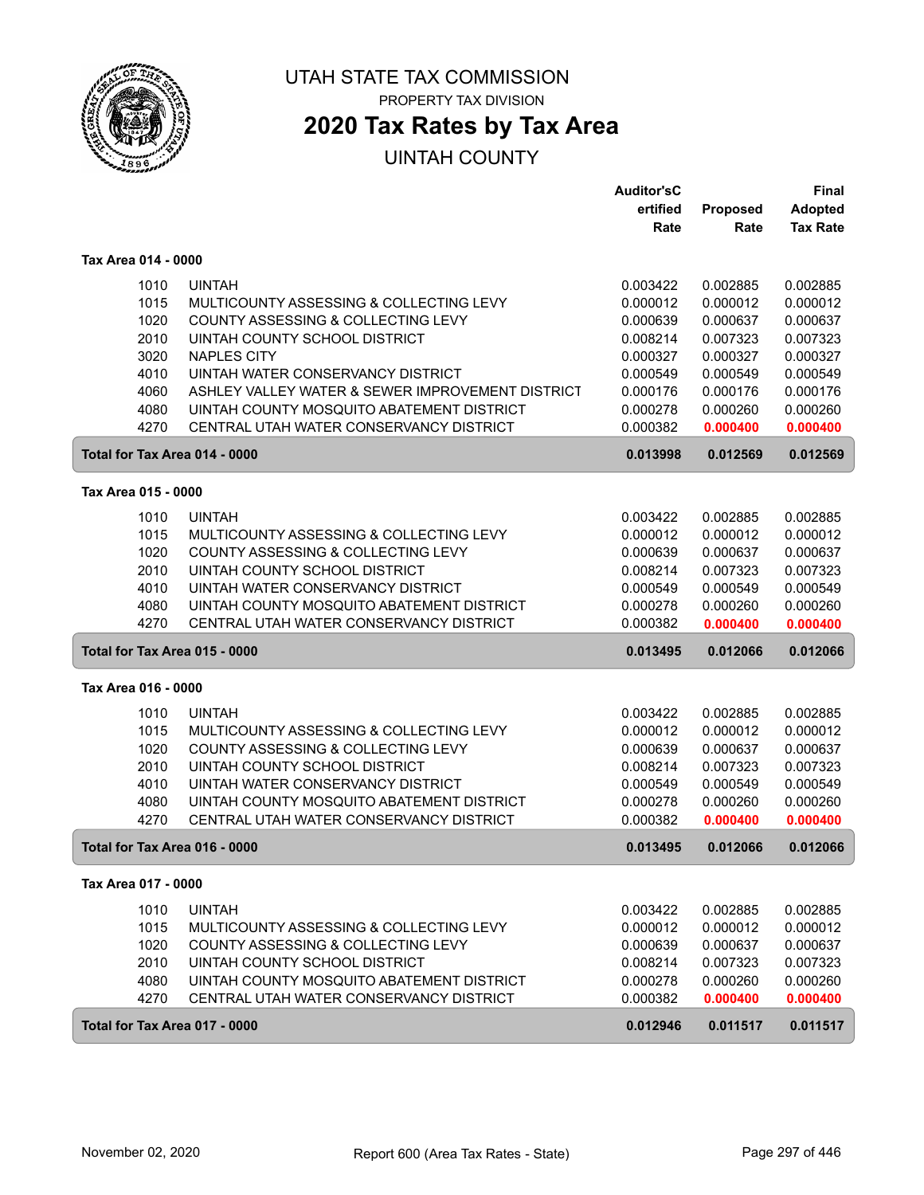# UTAH STATE TAX COMMISSION

PROPERTY TAX DIVISION

## 2020 Tax Rates by Tax Area

UINTAH COUNTY

| | | Auditor'sCertified Rate | Proposed Rate | Final Adopted Tax Rate |
|---|---|---|---|---|
| **Tax Area 014 - 0000** | | | | |
| 1010 | UINTAH | 0.003422 | 0.002885 | 0.002885 |
| 1015 | MULTICOUNTY ASSESSING & COLLECTING LEVY | 0.000012 | 0.000012 | 0.000012 |
| 1020 | COUNTY ASSESSING & COLLECTING LEVY | 0.000639 | 0.000637 | 0.000637 |
| 2010 | UINTAH COUNTY SCHOOL DISTRICT | 0.008214 | 0.007323 | 0.007323 |
| 3020 | NAPLES CITY | 0.000327 | 0.000327 | 0.000327 |
| 4010 | UINTAH WATER CONSERVANCY DISTRICT | 0.000549 | 0.000549 | 0.000549 |
| 4060 | ASHLEY VALLEY WATER & SEWER IMPROVEMENT DISTRICT | 0.000176 | 0.000176 | 0.000176 |
| 4080 | UINTAH COUNTY MOSQUITO ABATEMENT DISTRICT | 0.000278 | 0.000260 | 0.000260 |
| 4270 | CENTRAL UTAH WATER CONSERVANCY DISTRICT | 0.000382 | 0.000400 | 0.000400 |
| **Total for Tax Area 014 - 0000** | | **0.013998** | **0.012569** | **0.012569** |
| **Tax Area 015 - 0000** | | | | |
| 1010 | UINTAH | 0.003422 | 0.002885 | 0.002885 |
| 1015 | MULTICOUNTY ASSESSING & COLLECTING LEVY | 0.000012 | 0.000012 | 0.000012 |
| 1020 | COUNTY ASSESSING & COLLECTING LEVY | 0.000639 | 0.000637 | 0.000637 |
| 2010 | UINTAH COUNTY SCHOOL DISTRICT | 0.008214 | 0.007323 | 0.007323 |
| 4010 | UINTAH WATER CONSERVANCY DISTRICT | 0.000549 | 0.000549 | 0.000549 |
| 4080 | UINTAH COUNTY MOSQUITO ABATEMENT DISTRICT | 0.000278 | 0.000260 | 0.000260 |
| 4270 | CENTRAL UTAH WATER CONSERVANCY DISTRICT | 0.000382 | 0.000400 | 0.000400 |
| **Total for Tax Area 015 - 0000** | | **0.013495** | **0.012066** | **0.012066** |
| **Tax Area 016 - 0000** | | | | |
| 1010 | UINTAH | 0.003422 | 0.002885 | 0.002885 |
| 1015 | MULTICOUNTY ASSESSING & COLLECTING LEVY | 0.000012 | 0.000012 | 0.000012 |
| 1020 | COUNTY ASSESSING & COLLECTING LEVY | 0.000639 | 0.000637 | 0.000637 |
| 2010 | UINTAH COUNTY SCHOOL DISTRICT | 0.008214 | 0.007323 | 0.007323 |
| 4010 | UINTAH WATER CONSERVANCY DISTRICT | 0.000549 | 0.000549 | 0.000549 |
| 4080 | UINTAH COUNTY MOSQUITO ABATEMENT DISTRICT | 0.000278 | 0.000260 | 0.000260 |
| 4270 | CENTRAL UTAH WATER CONSERVANCY DISTRICT | 0.000382 | 0.000400 | 0.000400 |
| **Total for Tax Area 016 - 0000** | | **0.013495** | **0.012066** | **0.012066** |
| **Tax Area 017 - 0000** | | | | |
| 1010 | UINTAH | 0.003422 | 0.002885 | 0.002885 |
| 1015 | MULTICOUNTY ASSESSING & COLLECTING LEVY | 0.000012 | 0.000012 | 0.000012 |
| 1020 | COUNTY ASSESSING & COLLECTING LEVY | 0.000639 | 0.000637 | 0.000637 |
| 2010 | UINTAH COUNTY SCHOOL DISTRICT | 0.008214 | 0.007323 | 0.007323 |
| 4080 | UINTAH COUNTY MOSQUITO ABATEMENT DISTRICT | 0.000278 | 0.000260 | 0.000260 |
| 4270 | CENTRAL UTAH WATER CONSERVANCY DISTRICT | 0.000382 | 0.000400 | 0.000400 |
| **Total for Tax Area 017 - 0000** | | **0.012946** | **0.011517** | **0.011517** |

November 02, 2020 — Report 600 (Area Tax Rates - State)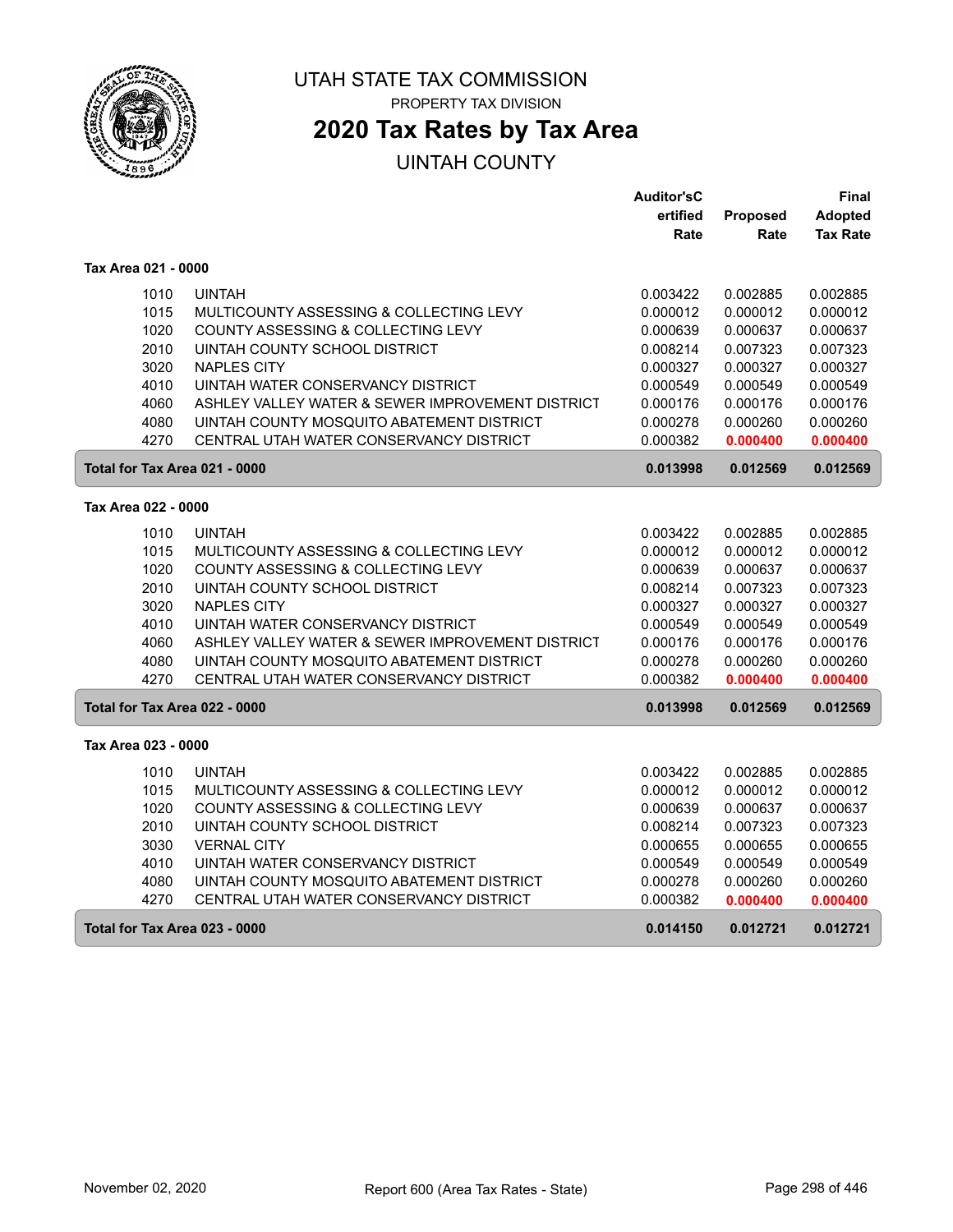# UTAH STATE TAX COMMISSION

PROPERTY TAX DIVISION

## 2020 Tax Rates by Tax Area

UINTAH COUNTY

| | | Auditor'sCertified Rate | Proposed Rate | Final Adopted Tax Rate |
|---|---|---|---|---|
| **Tax Area 021 - 0000** | | | | |
| 1010 | UINTAH | 0.003422 | 0.002885 | 0.002885 |
| 1015 | MULTICOUNTY ASSESSING & COLLECTING LEVY | 0.000012 | 0.000012 | 0.000012 |
| 1020 | COUNTY ASSESSING & COLLECTING LEVY | 0.000639 | 0.000637 | 0.000637 |
| 2010 | UINTAH COUNTY SCHOOL DISTRICT | 0.008214 | 0.007323 | 0.007323 |
| 3020 | NAPLES CITY | 0.000327 | 0.000327 | 0.000327 |
| 4010 | UINTAH WATER CONSERVANCY DISTRICT | 0.000549 | 0.000549 | 0.000549 |
| 4060 | ASHLEY VALLEY WATER & SEWER IMPROVEMENT DISTRICT | 0.000176 | 0.000176 | 0.000176 |
| 4080 | UINTAH COUNTY MOSQUITO ABATEMENT DISTRICT | 0.000278 | 0.000260 | 0.000260 |
| 4270 | CENTRAL UTAH WATER CONSERVANCY DISTRICT | 0.000382 | **0.000400** | **0.000400** |
| **Total for Tax Area 021 - 0000** | | **0.013998** | **0.012569** | **0.012569** |
| **Tax Area 022 - 0000** | | | | |
| 1010 | UINTAH | 0.003422 | 0.002885 | 0.002885 |
| 1015 | MULTICOUNTY ASSESSING & COLLECTING LEVY | 0.000012 | 0.000012 | 0.000012 |
| 1020 | COUNTY ASSESSING & COLLECTING LEVY | 0.000639 | 0.000637 | 0.000637 |
| 2010 | UINTAH COUNTY SCHOOL DISTRICT | 0.008214 | 0.007323 | 0.007323 |
| 3020 | NAPLES CITY | 0.000327 | 0.000327 | 0.000327 |
| 4010 | UINTAH WATER CONSERVANCY DISTRICT | 0.000549 | 0.000549 | 0.000549 |
| 4060 | ASHLEY VALLEY WATER & SEWER IMPROVEMENT DISTRICT | 0.000176 | 0.000176 | 0.000176 |
| 4080 | UINTAH COUNTY MOSQUITO ABATEMENT DISTRICT | 0.000278 | 0.000260 | 0.000260 |
| 4270 | CENTRAL UTAH WATER CONSERVANCY DISTRICT | 0.000382 | **0.000400** | **0.000400** |
| **Total for Tax Area 022 - 0000** | | **0.013998** | **0.012569** | **0.012569** |
| **Tax Area 023 - 0000** | | | | |
| 1010 | UINTAH | 0.003422 | 0.002885 | 0.002885 |
| 1015 | MULTICOUNTY ASSESSING & COLLECTING LEVY | 0.000012 | 0.000012 | 0.000012 |
| 1020 | COUNTY ASSESSING & COLLECTING LEVY | 0.000639 | 0.000637 | 0.000637 |
| 2010 | UINTAH COUNTY SCHOOL DISTRICT | 0.008214 | 0.007323 | 0.007323 |
| 3030 | VERNAL CITY | 0.000655 | 0.000655 | 0.000655 |
| 4010 | UINTAH WATER CONSERVANCY DISTRICT | 0.000549 | 0.000549 | 0.000549 |
| 4080 | UINTAH COUNTY MOSQUITO ABATEMENT DISTRICT | 0.000278 | 0.000260 | 0.000260 |
| 4270 | CENTRAL UTAH WATER CONSERVANCY DISTRICT | 0.000382 | **0.000400** | **0.000400** |
| **Total for Tax Area 023 - 0000** | | **0.014150** | **0.012721** | **0.012721** |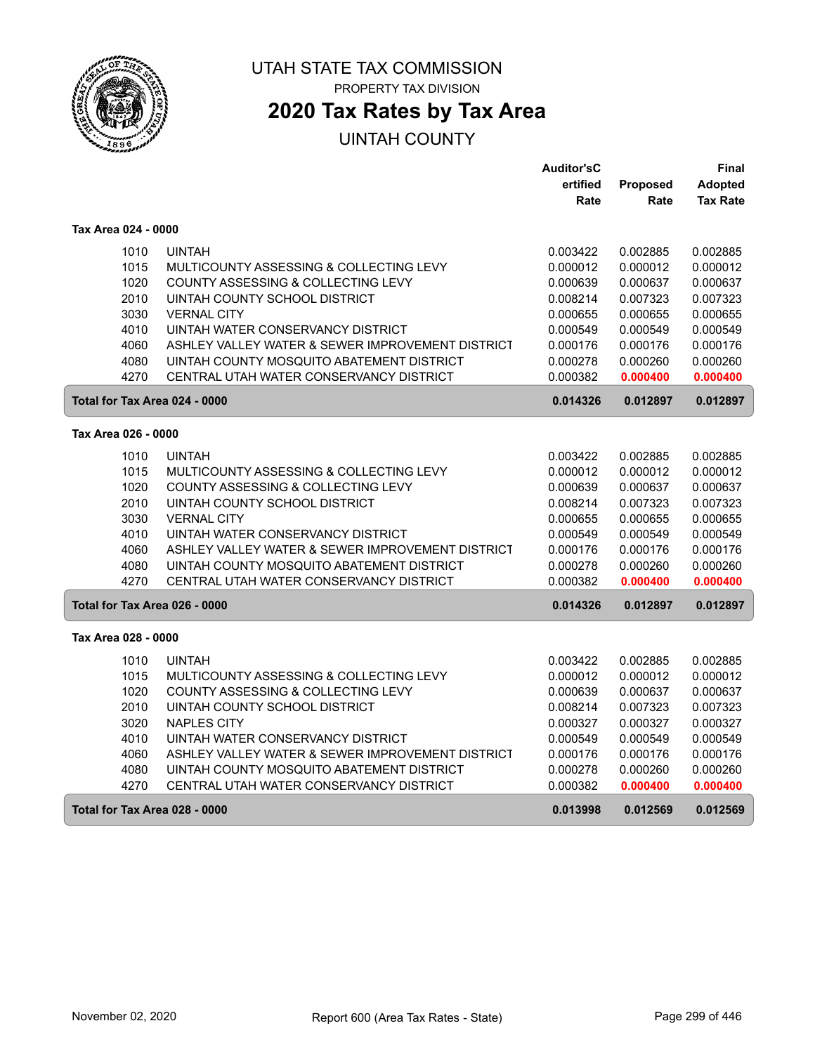# UTAH STATE TAX COMMISSION

PROPERTY TAX DIVISION

## 2020 Tax Rates by Tax Area

UINTAH COUNTY

| | | Auditor'sCertified Rate | Proposed Rate | Final Adopted Tax Rate |
|---|---|---|---|---|
| **Tax Area 024 - 0000** | | | | |
| 1010 | UINTAH | 0.003422 | 0.002885 | 0.002885 |
| 1015 | MULTICOUNTY ASSESSING & COLLECTING LEVY | 0.000012 | 0.000012 | 0.000012 |
| 1020 | COUNTY ASSESSING & COLLECTING LEVY | 0.000639 | 0.000637 | 0.000637 |
| 2010 | UINTAH COUNTY SCHOOL DISTRICT | 0.008214 | 0.007323 | 0.007323 |
| 3030 | VERNAL CITY | 0.000655 | 0.000655 | 0.000655 |
| 4010 | UINTAH WATER CONSERVANCY DISTRICT | 0.000549 | 0.000549 | 0.000549 |
| 4060 | ASHLEY VALLEY WATER & SEWER IMPROVEMENT DISTRICT | 0.000176 | 0.000176 | 0.000176 |
| 4080 | UINTAH COUNTY MOSQUITO ABATEMENT DISTRICT | 0.000278 | 0.000260 | 0.000260 |
| 4270 | CENTRAL UTAH WATER CONSERVANCY DISTRICT | 0.000382 | 0.000400 | 0.000400 |
| **Total for Tax Area 024 - 0000** | | **0.014326** | **0.012897** | **0.012897** |
| **Tax Area 026 - 0000** | | | | |
| 1010 | UINTAH | 0.003422 | 0.002885 | 0.002885 |
| 1015 | MULTICOUNTY ASSESSING & COLLECTING LEVY | 0.000012 | 0.000012 | 0.000012 |
| 1020 | COUNTY ASSESSING & COLLECTING LEVY | 0.000639 | 0.000637 | 0.000637 |
| 2010 | UINTAH COUNTY SCHOOL DISTRICT | 0.008214 | 0.007323 | 0.007323 |
| 3030 | VERNAL CITY | 0.000655 | 0.000655 | 0.000655 |
| 4010 | UINTAH WATER CONSERVANCY DISTRICT | 0.000549 | 0.000549 | 0.000549 |
| 4060 | ASHLEY VALLEY WATER & SEWER IMPROVEMENT DISTRICT | 0.000176 | 0.000176 | 0.000176 |
| 4080 | UINTAH COUNTY MOSQUITO ABATEMENT DISTRICT | 0.000278 | 0.000260 | 0.000260 |
| 4270 | CENTRAL UTAH WATER CONSERVANCY DISTRICT | 0.000382 | 0.000400 | 0.000400 |
| **Total for Tax Area 026 - 0000** | | **0.014326** | **0.012897** | **0.012897** |
| **Tax Area 028 - 0000** | | | | |
| 1010 | UINTAH | 0.003422 | 0.002885 | 0.002885 |
| 1015 | MULTICOUNTY ASSESSING & COLLECTING LEVY | 0.000012 | 0.000012 | 0.000012 |
| 1020 | COUNTY ASSESSING & COLLECTING LEVY | 0.000639 | 0.000637 | 0.000637 |
| 2010 | UINTAH COUNTY SCHOOL DISTRICT | 0.008214 | 0.007323 | 0.007323 |
| 3020 | NAPLES CITY | 0.000327 | 0.000327 | 0.000327 |
| 4010 | UINTAH WATER CONSERVANCY DISTRICT | 0.000549 | 0.000549 | 0.000549 |
| 4060 | ASHLEY VALLEY WATER & SEWER IMPROVEMENT DISTRICT | 0.000176 | 0.000176 | 0.000176 |
| 4080 | UINTAH COUNTY MOSQUITO ABATEMENT DISTRICT | 0.000278 | 0.000260 | 0.000260 |
| 4270 | CENTRAL UTAH WATER CONSERVANCY DISTRICT | 0.000382 | 0.000400 | 0.000400 |
| **Total for Tax Area 028 - 0000** | | **0.013998** | **0.012569** | **0.012569** |

November 02, 2020 — Report 600 (Area Tax Rates - State)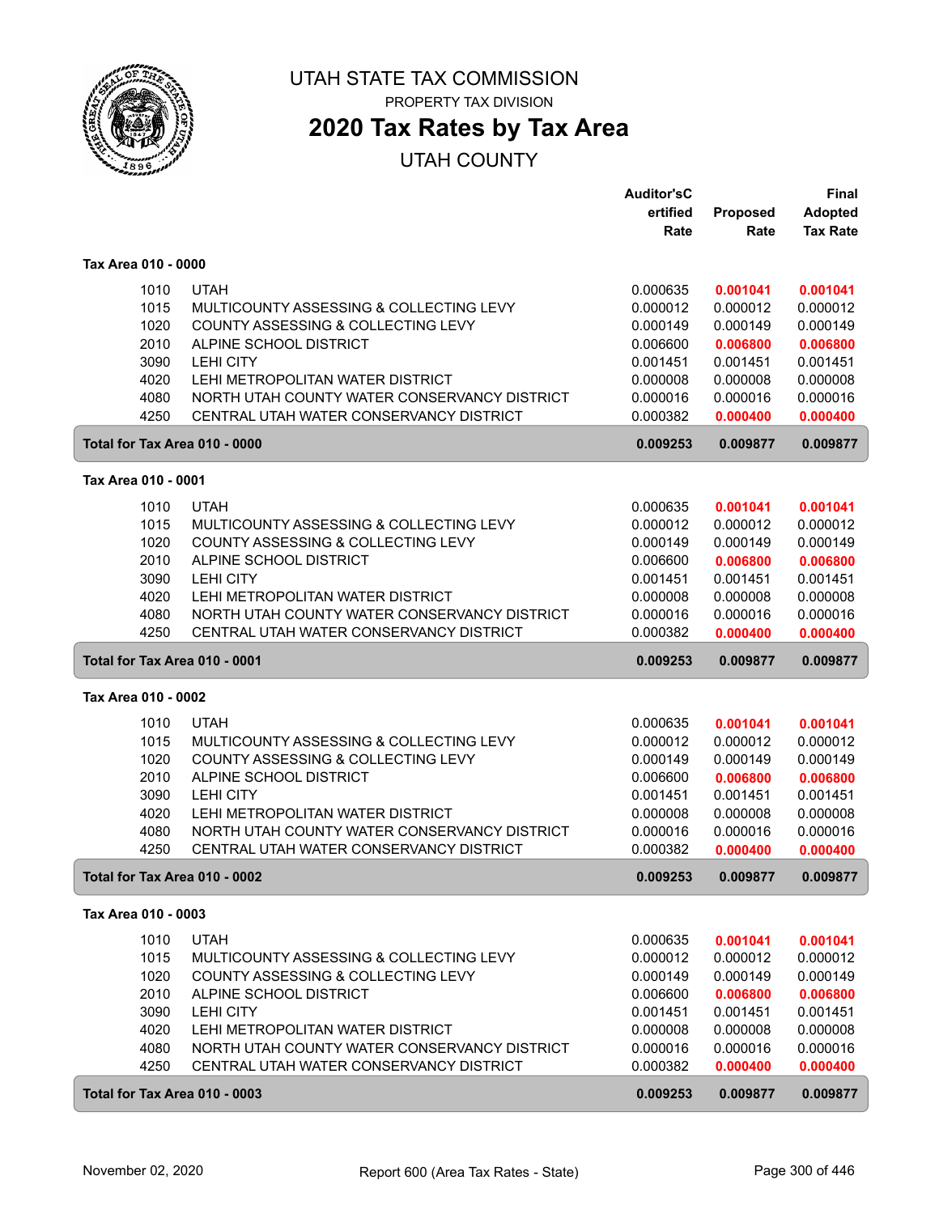# UTAH STATE TAX COMMISSION

PROPERTY TAX DIVISION

## 2020 Tax Rates by Tax Area

UTAH COUNTY

### Tax Area 010 - 0000

| | | Auditor's Certified Rate | Proposed Rate | Final Adopted Tax Rate |
|---|---|---|---|---|
| 1010 | UTAH | 0.000635 | **0.001041** | **0.001041** |
| 1015 | MULTICOUNTY ASSESSING & COLLECTING LEVY | 0.000012 | 0.000012 | 0.000012 |
| 1020 | COUNTY ASSESSING & COLLECTING LEVY | 0.000149 | 0.000149 | 0.000149 |
| 2010 | ALPINE SCHOOL DISTRICT | 0.006600 | **0.006800** | **0.006800** |
| 3090 | LEHI CITY | 0.001451 | 0.001451 | 0.001451 |
| 4020 | LEHI METROPOLITAN WATER DISTRICT | 0.000008 | 0.000008 | 0.000008 |
| 4080 | NORTH UTAH COUNTY WATER CONSERVANCY DISTRICT | 0.000016 | 0.000016 | 0.000016 |
| 4250 | CENTRAL UTAH WATER CONSERVANCY DISTRICT | 0.000382 | **0.000400** | **0.000400** |
| **Total for Tax Area 010 - 0000** | | **0.009253** | **0.009877** | **0.009877** |

### Tax Area 010 - 0001

| | | Auditor's Certified Rate | Proposed Rate | Final Adopted Tax Rate |
|---|---|---|---|---|
| 1010 | UTAH | 0.000635 | **0.001041** | **0.001041** |
| 1015 | MULTICOUNTY ASSESSING & COLLECTING LEVY | 0.000012 | 0.000012 | 0.000012 |
| 1020 | COUNTY ASSESSING & COLLECTING LEVY | 0.000149 | 0.000149 | 0.000149 |
| 2010 | ALPINE SCHOOL DISTRICT | 0.006600 | **0.006800** | **0.006800** |
| 3090 | LEHI CITY | 0.001451 | 0.001451 | 0.001451 |
| 4020 | LEHI METROPOLITAN WATER DISTRICT | 0.000008 | 0.000008 | 0.000008 |
| 4080 | NORTH UTAH COUNTY WATER CONSERVANCY DISTRICT | 0.000016 | 0.000016 | 0.000016 |
| 4250 | CENTRAL UTAH WATER CONSERVANCY DISTRICT | 0.000382 | **0.000400** | **0.000400** |
| **Total for Tax Area 010 - 0001** | | **0.009253** | **0.009877** | **0.009877** |

### Tax Area 010 - 0002

| | | Auditor's Certified Rate | Proposed Rate | Final Adopted Tax Rate |
|---|---|---|---|---|
| 1010 | UTAH | 0.000635 | **0.001041** | **0.001041** |
| 1015 | MULTICOUNTY ASSESSING & COLLECTING LEVY | 0.000012 | 0.000012 | 0.000012 |
| 1020 | COUNTY ASSESSING & COLLECTING LEVY | 0.000149 | 0.000149 | 0.000149 |
| 2010 | ALPINE SCHOOL DISTRICT | 0.006600 | **0.006800** | **0.006800** |
| 3090 | LEHI CITY | 0.001451 | 0.001451 | 0.001451 |
| 4020 | LEHI METROPOLITAN WATER DISTRICT | 0.000008 | 0.000008 | 0.000008 |
| 4080 | NORTH UTAH COUNTY WATER CONSERVANCY DISTRICT | 0.000016 | 0.000016 | 0.000016 |
| 4250 | CENTRAL UTAH WATER CONSERVANCY DISTRICT | 0.000382 | **0.000400** | **0.000400** |
| **Total for Tax Area 010 - 0002** | | **0.009253** | **0.009877** | **0.009877** |

### Tax Area 010 - 0003

| | | Auditor's Certified Rate | Proposed Rate | Final Adopted Tax Rate |
|---|---|---|---|---|
| 1010 | UTAH | 0.000635 | **0.001041** | **0.001041** |
| 1015 | MULTICOUNTY ASSESSING & COLLECTING LEVY | 0.000012 | 0.000012 | 0.000012 |
| 1020 | COUNTY ASSESSING & COLLECTING LEVY | 0.000149 | 0.000149 | 0.000149 |
| 2010 | ALPINE SCHOOL DISTRICT | 0.006600 | **0.006800** | **0.006800** |
| 3090 | LEHI CITY | 0.001451 | 0.001451 | 0.001451 |
| 4020 | LEHI METROPOLITAN WATER DISTRICT | 0.000008 | 0.000008 | 0.000008 |
| 4080 | NORTH UTAH COUNTY WATER CONSERVANCY DISTRICT | 0.000016 | 0.000016 | 0.000016 |
| 4250 | CENTRAL UTAH WATER CONSERVANCY DISTRICT | 0.000382 | **0.000400** | **0.000400** |
| **Total for Tax Area 010 - 0003** | | **0.009253** | **0.009877** | **0.009877** |

November 02, 2020 — Report 600 (Area Tax Rates - State)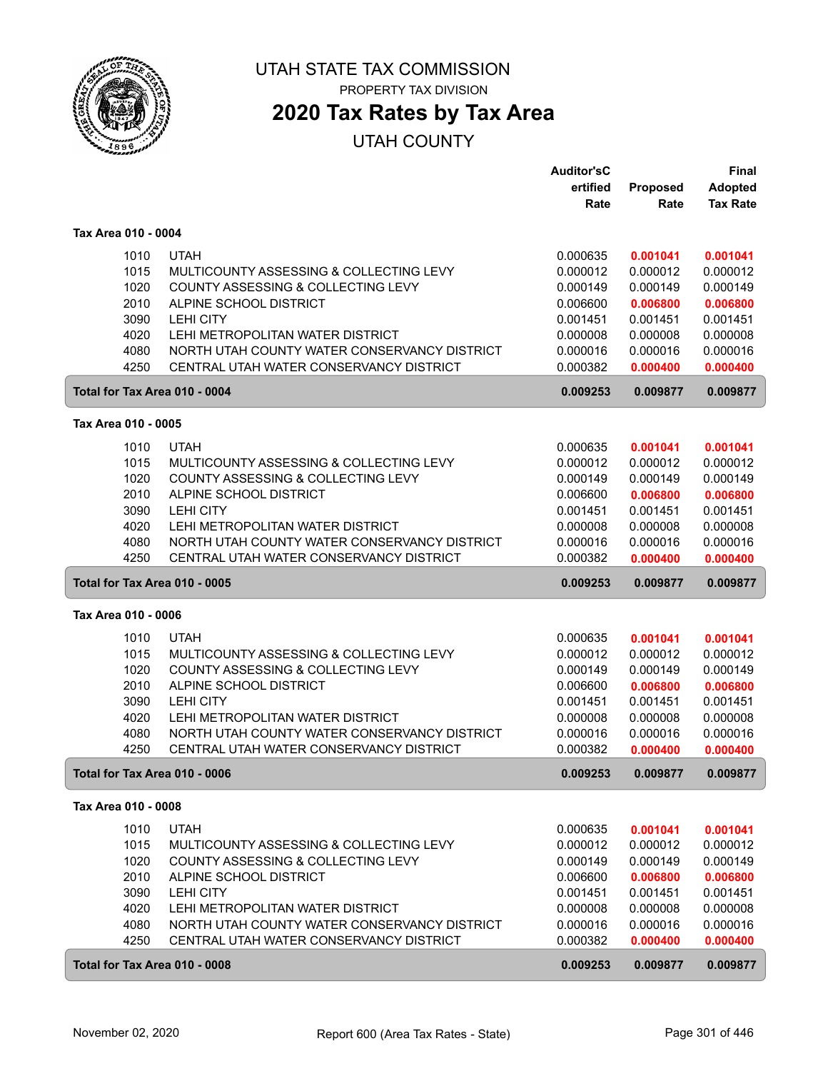# UTAH STATE TAX COMMISSION

PROPERTY TAX DIVISION

## 2020 Tax Rates by Tax Area

UTAH COUNTY

### Tax Area 010 - 0004

| | | Auditor's Certified Rate | Proposed Rate | Final Adopted Tax Rate |
|---|---|---|---|---|
| 1010 | UTAH | 0.000635 | **0.001041** | **0.001041** |
| 1015 | MULTICOUNTY ASSESSING & COLLECTING LEVY | 0.000012 | 0.000012 | 0.000012 |
| 1020 | COUNTY ASSESSING & COLLECTING LEVY | 0.000149 | 0.000149 | 0.000149 |
| 2010 | ALPINE SCHOOL DISTRICT | 0.006600 | **0.006800** | **0.006800** |
| 3090 | LEHI CITY | 0.001451 | 0.001451 | 0.001451 |
| 4020 | LEHI METROPOLITAN WATER DISTRICT | 0.000008 | 0.000008 | 0.000008 |
| 4080 | NORTH UTAH COUNTY WATER CONSERVANCY DISTRICT | 0.000016 | 0.000016 | 0.000016 |
| 4250 | CENTRAL UTAH WATER CONSERVANCY DISTRICT | 0.000382 | **0.000400** | **0.000400** |
| **Total for Tax Area 010 - 0004** | | **0.009253** | **0.009877** | **0.009877** |

### Tax Area 010 - 0005

| | | Auditor's Certified Rate | Proposed Rate | Final Adopted Tax Rate |
|---|---|---|---|---|
| 1010 | UTAH | 0.000635 | **0.001041** | **0.001041** |
| 1015 | MULTICOUNTY ASSESSING & COLLECTING LEVY | 0.000012 | 0.000012 | 0.000012 |
| 1020 | COUNTY ASSESSING & COLLECTING LEVY | 0.000149 | 0.000149 | 0.000149 |
| 2010 | ALPINE SCHOOL DISTRICT | 0.006600 | **0.006800** | **0.006800** |
| 3090 | LEHI CITY | 0.001451 | 0.001451 | 0.001451 |
| 4020 | LEHI METROPOLITAN WATER DISTRICT | 0.000008 | 0.000008 | 0.000008 |
| 4080 | NORTH UTAH COUNTY WATER CONSERVANCY DISTRICT | 0.000016 | 0.000016 | 0.000016 |
| 4250 | CENTRAL UTAH WATER CONSERVANCY DISTRICT | 0.000382 | **0.000400** | **0.000400** |
| **Total for Tax Area 010 - 0005** | | **0.009253** | **0.009877** | **0.009877** |

### Tax Area 010 - 0006

| | | Auditor's Certified Rate | Proposed Rate | Final Adopted Tax Rate |
|---|---|---|---|---|
| 1010 | UTAH | 0.000635 | **0.001041** | **0.001041** |
| 1015 | MULTICOUNTY ASSESSING & COLLECTING LEVY | 0.000012 | 0.000012 | 0.000012 |
| 1020 | COUNTY ASSESSING & COLLECTING LEVY | 0.000149 | 0.000149 | 0.000149 |
| 2010 | ALPINE SCHOOL DISTRICT | 0.006600 | **0.006800** | **0.006800** |
| 3090 | LEHI CITY | 0.001451 | 0.001451 | 0.001451 |
| 4020 | LEHI METROPOLITAN WATER DISTRICT | 0.000008 | 0.000008 | 0.000008 |
| 4080 | NORTH UTAH COUNTY WATER CONSERVANCY DISTRICT | 0.000016 | 0.000016 | 0.000016 |
| 4250 | CENTRAL UTAH WATER CONSERVANCY DISTRICT | 0.000382 | **0.000400** | **0.000400** |
| **Total for Tax Area 010 - 0006** | | **0.009253** | **0.009877** | **0.009877** |

### Tax Area 010 - 0008

| | | Auditor's Certified Rate | Proposed Rate | Final Adopted Tax Rate |
|---|---|---|---|---|
| 1010 | UTAH | 0.000635 | **0.001041** | **0.001041** |
| 1015 | MULTICOUNTY ASSESSING & COLLECTING LEVY | 0.000012 | 0.000012 | 0.000012 |
| 1020 | COUNTY ASSESSING & COLLECTING LEVY | 0.000149 | 0.000149 | 0.000149 |
| 2010 | ALPINE SCHOOL DISTRICT | 0.006600 | **0.006800** | **0.006800** |
| 3090 | LEHI CITY | 0.001451 | 0.001451 | 0.001451 |
| 4020 | LEHI METROPOLITAN WATER DISTRICT | 0.000008 | 0.000008 | 0.000008 |
| 4080 | NORTH UTAH COUNTY WATER CONSERVANCY DISTRICT | 0.000016 | 0.000016 | 0.000016 |
| 4250 | CENTRAL UTAH WATER CONSERVANCY DISTRICT | 0.000382 | **0.000400** | **0.000400** |
| **Total for Tax Area 010 - 0008** | | **0.009253** | **0.009877** | **0.009877** |

November 02, 2020 — Report 600 (Area Tax Rates - State)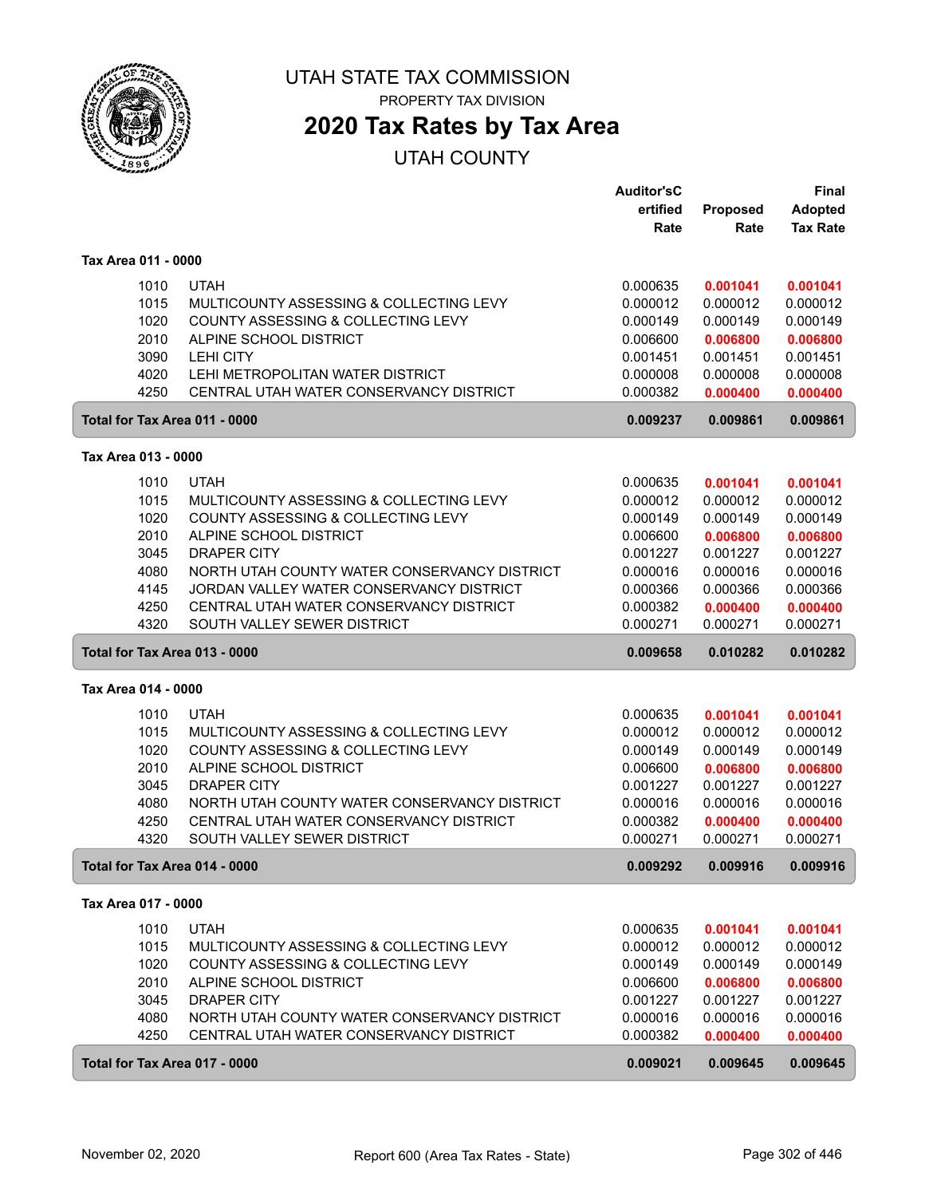# UTAH STATE TAX COMMISSION

PROPERTY TAX DIVISION

## 2020 Tax Rates by Tax Area

UTAH COUNTY

| | | Auditor'sCertified Rate | Proposed Rate | Final Adopted Tax Rate |
|---|---|---|---|---|
| **Tax Area 011 - 0000** | | | | |
| 1010 | UTAH | 0.000635 | **0.001041** | **0.001041** |
| 1015 | MULTICOUNTY ASSESSING & COLLECTING LEVY | 0.000012 | 0.000012 | 0.000012 |
| 1020 | COUNTY ASSESSING & COLLECTING LEVY | 0.000149 | 0.000149 | 0.000149 |
| 2010 | ALPINE SCHOOL DISTRICT | 0.006600 | **0.006800** | **0.006800** |
| 3090 | LEHI CITY | 0.001451 | 0.001451 | 0.001451 |
| 4020 | LEHI METROPOLITAN WATER DISTRICT | 0.000008 | 0.000008 | 0.000008 |
| 4250 | CENTRAL UTAH WATER CONSERVANCY DISTRICT | 0.000382 | **0.000400** | **0.000400** |
| **Total for Tax Area 011 - 0000** | | **0.009237** | **0.009861** | **0.009861** |
| **Tax Area 013 - 0000** | | | | |
| 1010 | UTAH | 0.000635 | **0.001041** | **0.001041** |
| 1015 | MULTICOUNTY ASSESSING & COLLECTING LEVY | 0.000012 | 0.000012 | 0.000012 |
| 1020 | COUNTY ASSESSING & COLLECTING LEVY | 0.000149 | 0.000149 | 0.000149 |
| 2010 | ALPINE SCHOOL DISTRICT | 0.006600 | **0.006800** | **0.006800** |
| 3045 | DRAPER CITY | 0.001227 | 0.001227 | 0.001227 |
| 4080 | NORTH UTAH COUNTY WATER CONSERVANCY DISTRICT | 0.000016 | 0.000016 | 0.000016 |
| 4145 | JORDAN VALLEY WATER CONSERVANCY DISTRICT | 0.000366 | 0.000366 | 0.000366 |
| 4250 | CENTRAL UTAH WATER CONSERVANCY DISTRICT | 0.000382 | **0.000400** | **0.000400** |
| 4320 | SOUTH VALLEY SEWER DISTRICT | 0.000271 | 0.000271 | 0.000271 |
| **Total for Tax Area 013 - 0000** | | **0.009658** | **0.010282** | **0.010282** |
| **Tax Area 014 - 0000** | | | | |
| 1010 | UTAH | 0.000635 | **0.001041** | **0.001041** |
| 1015 | MULTICOUNTY ASSESSING & COLLECTING LEVY | 0.000012 | 0.000012 | 0.000012 |
| 1020 | COUNTY ASSESSING & COLLECTING LEVY | 0.000149 | 0.000149 | 0.000149 |
| 2010 | ALPINE SCHOOL DISTRICT | 0.006600 | **0.006800** | **0.006800** |
| 3045 | DRAPER CITY | 0.001227 | 0.001227 | 0.001227 |
| 4080 | NORTH UTAH COUNTY WATER CONSERVANCY DISTRICT | 0.000016 | 0.000016 | 0.000016 |
| 4250 | CENTRAL UTAH WATER CONSERVANCY DISTRICT | 0.000382 | **0.000400** | **0.000400** |
| 4320 | SOUTH VALLEY SEWER DISTRICT | 0.000271 | 0.000271 | 0.000271 |
| **Total for Tax Area 014 - 0000** | | **0.009292** | **0.009916** | **0.009916** |
| **Tax Area 017 - 0000** | | | | |
| 1010 | UTAH | 0.000635 | **0.001041** | **0.001041** |
| 1015 | MULTICOUNTY ASSESSING & COLLECTING LEVY | 0.000012 | 0.000012 | 0.000012 |
| 1020 | COUNTY ASSESSING & COLLECTING LEVY | 0.000149 | 0.000149 | 0.000149 |
| 2010 | ALPINE SCHOOL DISTRICT | 0.006600 | **0.006800** | **0.006800** |
| 3045 | DRAPER CITY | 0.001227 | 0.001227 | 0.001227 |
| 4080 | NORTH UTAH COUNTY WATER CONSERVANCY DISTRICT | 0.000016 | 0.000016 | 0.000016 |
| 4250 | CENTRAL UTAH WATER CONSERVANCY DISTRICT | 0.000382 | **0.000400** | **0.000400** |
| **Total for Tax Area 017 - 0000** | | **0.009021** | **0.009645** | **0.009645** |

November 02, 2020 — Report 600 (Area Tax Rates - State)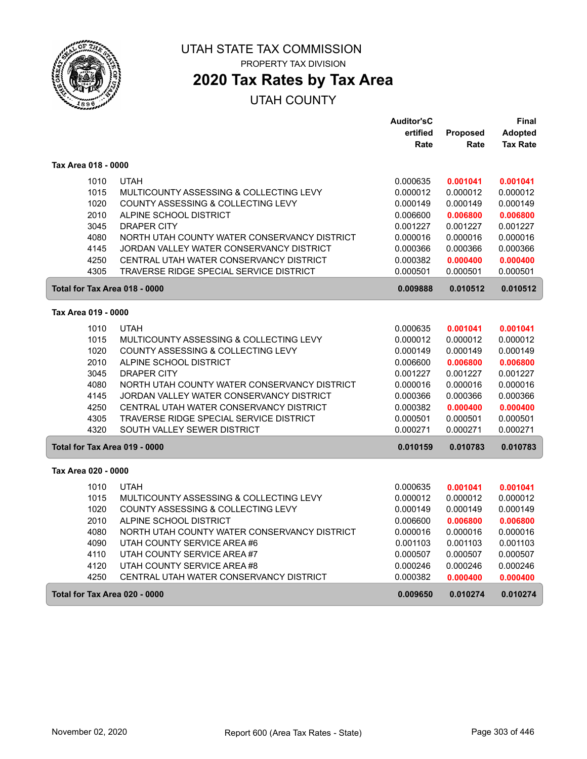# UTAH STATE TAX COMMISSION

PROPERTY TAX DIVISION

## 2020 Tax Rates by Tax Area

UTAH COUNTY

| | | Auditor's Certified Rate | Proposed Rate | Final Adopted Tax Rate |
|---|---|---|---|---|
| **Tax Area 018 - 0000** | | | | |
| 1010 | UTAH | 0.000635 | **0.001041** | **0.001041** |
| 1015 | MULTICOUNTY ASSESSING & COLLECTING LEVY | 0.000012 | 0.000012 | 0.000012 |
| 1020 | COUNTY ASSESSING & COLLECTING LEVY | 0.000149 | 0.000149 | 0.000149 |
| 2010 | ALPINE SCHOOL DISTRICT | 0.006600 | **0.006800** | **0.006800** |
| 3045 | DRAPER CITY | 0.001227 | 0.001227 | 0.001227 |
| 4080 | NORTH UTAH COUNTY WATER CONSERVANCY DISTRICT | 0.000016 | 0.000016 | 0.000016 |
| 4145 | JORDAN VALLEY WATER CONSERVANCY DISTRICT | 0.000366 | 0.000366 | 0.000366 |
| 4250 | CENTRAL UTAH WATER CONSERVANCY DISTRICT | 0.000382 | **0.000400** | **0.000400** |
| 4305 | TRAVERSE RIDGE SPECIAL SERVICE DISTRICT | 0.000501 | 0.000501 | 0.000501 |
| **Total for Tax Area 018 - 0000** | | **0.009888** | **0.010512** | **0.010512** |
| **Tax Area 019 - 0000** | | | | |
| 1010 | UTAH | 0.000635 | **0.001041** | **0.001041** |
| 1015 | MULTICOUNTY ASSESSING & COLLECTING LEVY | 0.000012 | 0.000012 | 0.000012 |
| 1020 | COUNTY ASSESSING & COLLECTING LEVY | 0.000149 | 0.000149 | 0.000149 |
| 2010 | ALPINE SCHOOL DISTRICT | 0.006600 | **0.006800** | **0.006800** |
| 3045 | DRAPER CITY | 0.001227 | 0.001227 | 0.001227 |
| 4080 | NORTH UTAH COUNTY WATER CONSERVANCY DISTRICT | 0.000016 | 0.000016 | 0.000016 |
| 4145 | JORDAN VALLEY WATER CONSERVANCY DISTRICT | 0.000366 | 0.000366 | 0.000366 |
| 4250 | CENTRAL UTAH WATER CONSERVANCY DISTRICT | 0.000382 | **0.000400** | **0.000400** |
| 4305 | TRAVERSE RIDGE SPECIAL SERVICE DISTRICT | 0.000501 | 0.000501 | 0.000501 |
| 4320 | SOUTH VALLEY SEWER DISTRICT | 0.000271 | 0.000271 | 0.000271 |
| **Total for Tax Area 019 - 0000** | | **0.010159** | **0.010783** | **0.010783** |
| **Tax Area 020 - 0000** | | | | |
| 1010 | UTAH | 0.000635 | **0.001041** | **0.001041** |
| 1015 | MULTICOUNTY ASSESSING & COLLECTING LEVY | 0.000012 | 0.000012 | 0.000012 |
| 1020 | COUNTY ASSESSING & COLLECTING LEVY | 0.000149 | 0.000149 | 0.000149 |
| 2010 | ALPINE SCHOOL DISTRICT | 0.006600 | **0.006800** | **0.006800** |
| 4080 | NORTH UTAH COUNTY WATER CONSERVANCY DISTRICT | 0.000016 | 0.000016 | 0.000016 |
| 4090 | UTAH COUNTY SERVICE AREA #6 | 0.001103 | 0.001103 | 0.001103 |
| 4110 | UTAH COUNTY SERVICE AREA #7 | 0.000507 | 0.000507 | 0.000507 |
| 4120 | UTAH COUNTY SERVICE AREA #8 | 0.000246 | 0.000246 | 0.000246 |
| 4250 | CENTRAL UTAH WATER CONSERVANCY DISTRICT | 0.000382 | **0.000400** | **0.000400** |
| **Total for Tax Area 020 - 0000** | | **0.009650** | **0.010274** | **0.010274** |

November 02, 2020 — Report 600 (Area Tax Rates - State)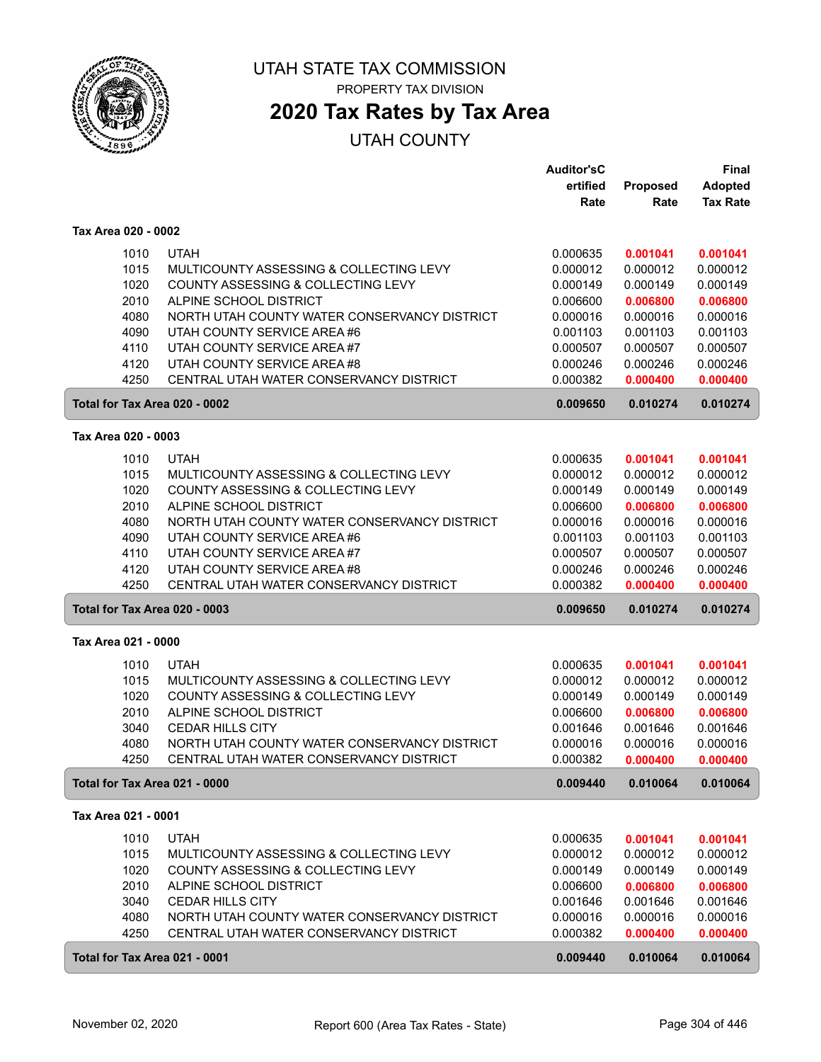UTAH STATE TAX COMMISSION

PROPERTY TAX DIVISION

# 2020 Tax Rates by Tax Area

UTAH COUNTY

| | | Auditor's Certified Rate | Proposed Rate | Final Adopted Tax Rate |
|---|---|---|---|---|
| **Tax Area 020 - 0002** | | | | |
| 1010 | UTAH | 0.000635 | **0.001041** | **0.001041** |
| 1015 | MULTICOUNTY ASSESSING & COLLECTING LEVY | 0.000012 | 0.000012 | 0.000012 |
| 1020 | COUNTY ASSESSING & COLLECTING LEVY | 0.000149 | 0.000149 | 0.000149 |
| 2010 | ALPINE SCHOOL DISTRICT | 0.006600 | **0.006800** | **0.006800** |
| 4080 | NORTH UTAH COUNTY WATER CONSERVANCY DISTRICT | 0.000016 | 0.000016 | 0.000016 |
| 4090 | UTAH COUNTY SERVICE AREA #6 | 0.001103 | 0.001103 | 0.001103 |
| 4110 | UTAH COUNTY SERVICE AREA #7 | 0.000507 | 0.000507 | 0.000507 |
| 4120 | UTAH COUNTY SERVICE AREA #8 | 0.000246 | 0.000246 | 0.000246 |
| 4250 | CENTRAL UTAH WATER CONSERVANCY DISTRICT | 0.000382 | **0.000400** | **0.000400** |
| **Total for Tax Area 020 - 0002** | | **0.009650** | **0.010274** | **0.010274** |
| **Tax Area 020 - 0003** | | | | |
| 1010 | UTAH | 0.000635 | **0.001041** | **0.001041** |
| 1015 | MULTICOUNTY ASSESSING & COLLECTING LEVY | 0.000012 | 0.000012 | 0.000012 |
| 1020 | COUNTY ASSESSING & COLLECTING LEVY | 0.000149 | 0.000149 | 0.000149 |
| 2010 | ALPINE SCHOOL DISTRICT | 0.006600 | **0.006800** | **0.006800** |
| 4080 | NORTH UTAH COUNTY WATER CONSERVANCY DISTRICT | 0.000016 | 0.000016 | 0.000016 |
| 4090 | UTAH COUNTY SERVICE AREA #6 | 0.001103 | 0.001103 | 0.001103 |
| 4110 | UTAH COUNTY SERVICE AREA #7 | 0.000507 | 0.000507 | 0.000507 |
| 4120 | UTAH COUNTY SERVICE AREA #8 | 0.000246 | 0.000246 | 0.000246 |
| 4250 | CENTRAL UTAH WATER CONSERVANCY DISTRICT | 0.000382 | **0.000400** | **0.000400** |
| **Total for Tax Area 020 - 0003** | | **0.009650** | **0.010274** | **0.010274** |
| **Tax Area 021 - 0000** | | | | |
| 1010 | UTAH | 0.000635 | **0.001041** | **0.001041** |
| 1015 | MULTICOUNTY ASSESSING & COLLECTING LEVY | 0.000012 | 0.000012 | 0.000012 |
| 1020 | COUNTY ASSESSING & COLLECTING LEVY | 0.000149 | 0.000149 | 0.000149 |
| 2010 | ALPINE SCHOOL DISTRICT | 0.006600 | **0.006800** | **0.006800** |
| 3040 | CEDAR HILLS CITY | 0.001646 | 0.001646 | 0.001646 |
| 4080 | NORTH UTAH COUNTY WATER CONSERVANCY DISTRICT | 0.000016 | 0.000016 | 0.000016 |
| 4250 | CENTRAL UTAH WATER CONSERVANCY DISTRICT | 0.000382 | **0.000400** | **0.000400** |
| **Total for Tax Area 021 - 0000** | | **0.009440** | **0.010064** | **0.010064** |
| **Tax Area 021 - 0001** | | | | |
| 1010 | UTAH | 0.000635 | **0.001041** | **0.001041** |
| 1015 | MULTICOUNTY ASSESSING & COLLECTING LEVY | 0.000012 | 0.000012 | 0.000012 |
| 1020 | COUNTY ASSESSING & COLLECTING LEVY | 0.000149 | 0.000149 | 0.000149 |
| 2010 | ALPINE SCHOOL DISTRICT | 0.006600 | **0.006800** | **0.006800** |
| 3040 | CEDAR HILLS CITY | 0.001646 | 0.001646 | 0.001646 |
| 4080 | NORTH UTAH COUNTY WATER CONSERVANCY DISTRICT | 0.000016 | 0.000016 | 0.000016 |
| 4250 | CENTRAL UTAH WATER CONSERVANCY DISTRICT | 0.000382 | **0.000400** | **0.000400** |
| **Total for Tax Area 021 - 0001** | | **0.009440** | **0.010064** | **0.010064** |

November 02, 2020 — Report 600 (Area Tax Rates - State)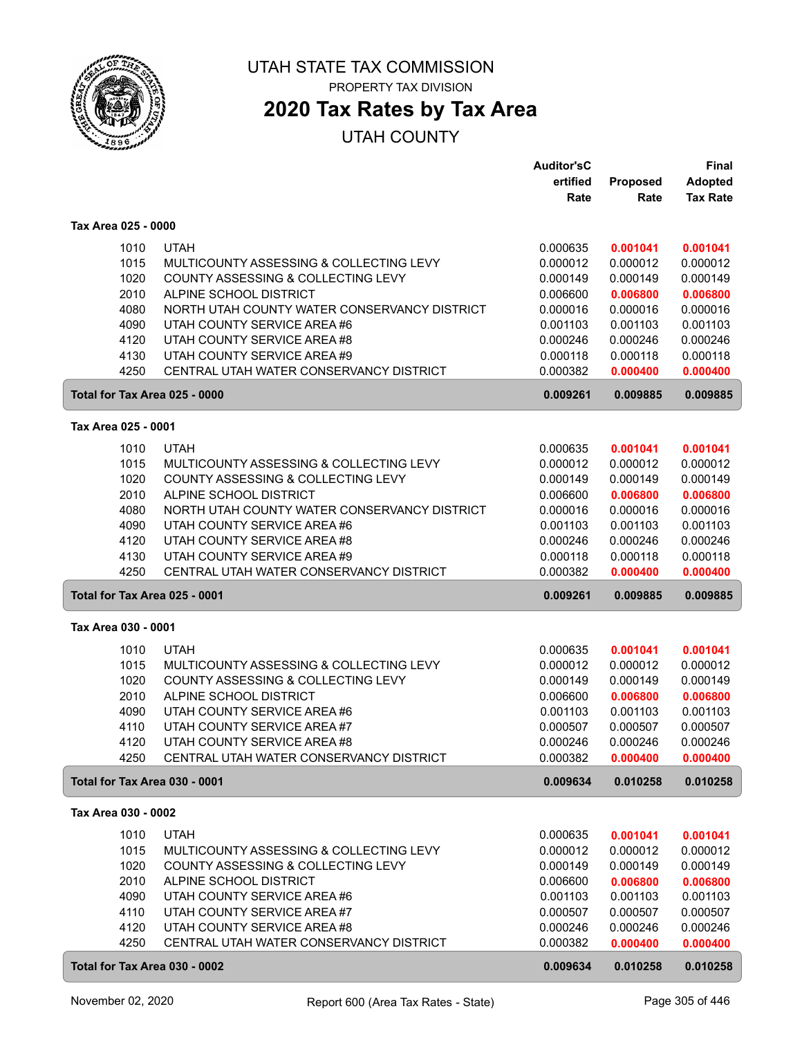# UTAH STATE TAX COMMISSION

PROPERTY TAX DIVISION

## 2020 Tax Rates by Tax Area

UTAH COUNTY

| | | Auditor's Certified Rate | Proposed Rate | Final Adopted Tax Rate |
|---|---|---|---|---|
| **Tax Area 025 - 0000** | | | | |
| 1010 | UTAH | 0.000635 | **0.001041** | **0.001041** |
| 1015 | MULTICOUNTY ASSESSING & COLLECTING LEVY | 0.000012 | 0.000012 | 0.000012 |
| 1020 | COUNTY ASSESSING & COLLECTING LEVY | 0.000149 | 0.000149 | 0.000149 |
| 2010 | ALPINE SCHOOL DISTRICT | 0.006600 | **0.006800** | **0.006800** |
| 4080 | NORTH UTAH COUNTY WATER CONSERVANCY DISTRICT | 0.000016 | 0.000016 | 0.000016 |
| 4090 | UTAH COUNTY SERVICE AREA #6 | 0.001103 | 0.001103 | 0.001103 |
| 4120 | UTAH COUNTY SERVICE AREA #8 | 0.000246 | 0.000246 | 0.000246 |
| 4130 | UTAH COUNTY SERVICE AREA #9 | 0.000118 | 0.000118 | 0.000118 |
| 4250 | CENTRAL UTAH WATER CONSERVANCY DISTRICT | 0.000382 | **0.000400** | **0.000400** |
| **Total for Tax Area 025 - 0000** | | **0.009261** | **0.009885** | **0.009885** |
| **Tax Area 025 - 0001** | | | | |
| 1010 | UTAH | 0.000635 | **0.001041** | **0.001041** |
| 1015 | MULTICOUNTY ASSESSING & COLLECTING LEVY | 0.000012 | 0.000012 | 0.000012 |
| 1020 | COUNTY ASSESSING & COLLECTING LEVY | 0.000149 | 0.000149 | 0.000149 |
| 2010 | ALPINE SCHOOL DISTRICT | 0.006600 | **0.006800** | **0.006800** |
| 4080 | NORTH UTAH COUNTY WATER CONSERVANCY DISTRICT | 0.000016 | 0.000016 | 0.000016 |
| 4090 | UTAH COUNTY SERVICE AREA #6 | 0.001103 | 0.001103 | 0.001103 |
| 4120 | UTAH COUNTY SERVICE AREA #8 | 0.000246 | 0.000246 | 0.000246 |
| 4130 | UTAH COUNTY SERVICE AREA #9 | 0.000118 | 0.000118 | 0.000118 |
| 4250 | CENTRAL UTAH WATER CONSERVANCY DISTRICT | 0.000382 | **0.000400** | **0.000400** |
| **Total for Tax Area 025 - 0001** | | **0.009261** | **0.009885** | **0.009885** |
| **Tax Area 030 - 0001** | | | | |
| 1010 | UTAH | 0.000635 | **0.001041** | **0.001041** |
| 1015 | MULTICOUNTY ASSESSING & COLLECTING LEVY | 0.000012 | 0.000012 | 0.000012 |
| 1020 | COUNTY ASSESSING & COLLECTING LEVY | 0.000149 | 0.000149 | 0.000149 |
| 2010 | ALPINE SCHOOL DISTRICT | 0.006600 | **0.006800** | **0.006800** |
| 4090 | UTAH COUNTY SERVICE AREA #6 | 0.001103 | 0.001103 | 0.001103 |
| 4110 | UTAH COUNTY SERVICE AREA #7 | 0.000507 | 0.000507 | 0.000507 |
| 4120 | UTAH COUNTY SERVICE AREA #8 | 0.000246 | 0.000246 | 0.000246 |
| 4250 | CENTRAL UTAH WATER CONSERVANCY DISTRICT | 0.000382 | **0.000400** | **0.000400** |
| **Total for Tax Area 030 - 0001** | | **0.009634** | **0.010258** | **0.010258** |
| **Tax Area 030 - 0002** | | | | |
| 1010 | UTAH | 0.000635 | **0.001041** | **0.001041** |
| 1015 | MULTICOUNTY ASSESSING & COLLECTING LEVY | 0.000012 | 0.000012 | 0.000012 |
| 1020 | COUNTY ASSESSING & COLLECTING LEVY | 0.000149 | 0.000149 | 0.000149 |
| 2010 | ALPINE SCHOOL DISTRICT | 0.006600 | **0.006800** | **0.006800** |
| 4090 | UTAH COUNTY SERVICE AREA #6 | 0.001103 | 0.001103 | 0.001103 |
| 4110 | UTAH COUNTY SERVICE AREA #7 | 0.000507 | 0.000507 | 0.000507 |
| 4120 | UTAH COUNTY SERVICE AREA #8 | 0.000246 | 0.000246 | 0.000246 |
| 4250 | CENTRAL UTAH WATER CONSERVANCY DISTRICT | 0.000382 | **0.000400** | **0.000400** |
| **Total for Tax Area 030 - 0002** | | **0.009634** | **0.010258** | **0.010258** |

November 02, 2020 — Report 600 (Area Tax Rates - State)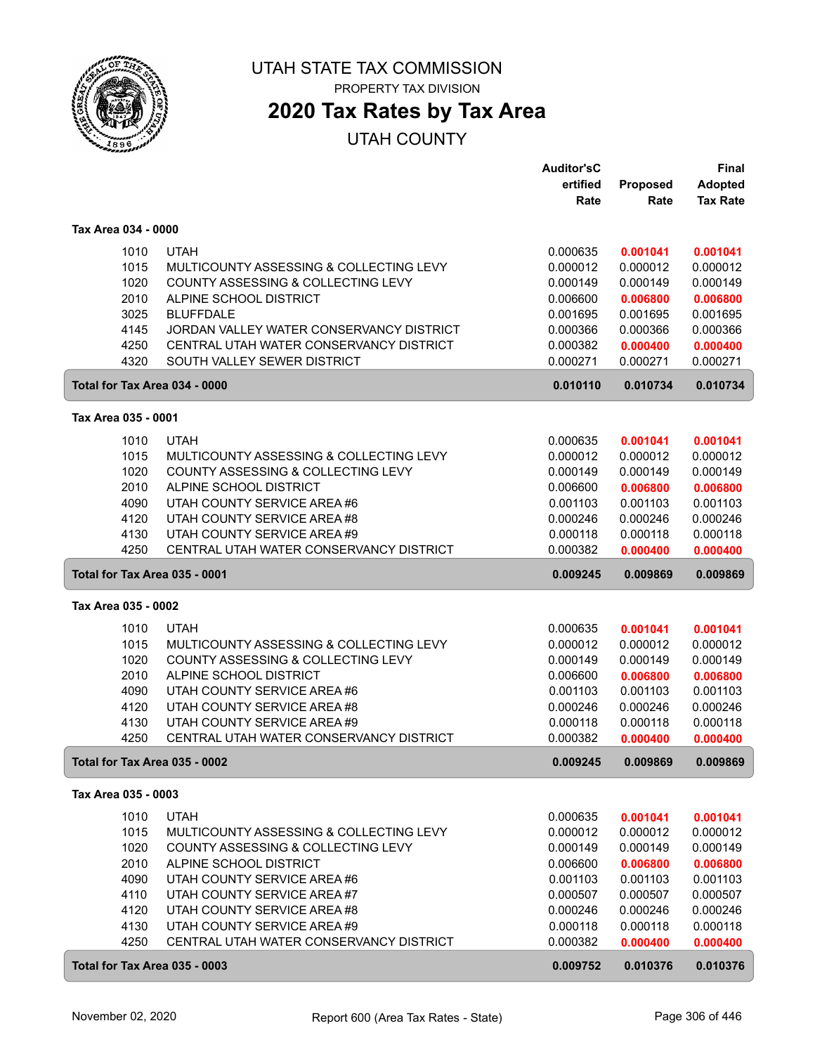# UTAH STATE TAX COMMISSION

PROPERTY TAX DIVISION

## 2020 Tax Rates by Tax Area

UTAH COUNTY

| | | Auditor'sCertified Rate | Proposed Rate | Final Adopted Tax Rate |
|---|---|---|---|---|
| **Tax Area 034 - 0000** | | | | |
| 1010 | UTAH | 0.000635 | **0.001041** | **0.001041** |
| 1015 | MULTICOUNTY ASSESSING & COLLECTING LEVY | 0.000012 | 0.000012 | 0.000012 |
| 1020 | COUNTY ASSESSING & COLLECTING LEVY | 0.000149 | 0.000149 | 0.000149 |
| 2010 | ALPINE SCHOOL DISTRICT | 0.006600 | **0.006800** | **0.006800** |
| 3025 | BLUFFDALE | 0.001695 | 0.001695 | 0.001695 |
| 4145 | JORDAN VALLEY WATER CONSERVANCY DISTRICT | 0.000366 | 0.000366 | 0.000366 |
| 4250 | CENTRAL UTAH WATER CONSERVANCY DISTRICT | 0.000382 | **0.000400** | **0.000400** |
| 4320 | SOUTH VALLEY SEWER DISTRICT | 0.000271 | 0.000271 | 0.000271 |
| **Total for Tax Area 034 - 0000** | | **0.010110** | **0.010734** | **0.010734** |
| **Tax Area 035 - 0001** | | | | |
| 1010 | UTAH | 0.000635 | **0.001041** | **0.001041** |
| 1015 | MULTICOUNTY ASSESSING & COLLECTING LEVY | 0.000012 | 0.000012 | 0.000012 |
| 1020 | COUNTY ASSESSING & COLLECTING LEVY | 0.000149 | 0.000149 | 0.000149 |
| 2010 | ALPINE SCHOOL DISTRICT | 0.006600 | **0.006800** | **0.006800** |
| 4090 | UTAH COUNTY SERVICE AREA #6 | 0.001103 | 0.001103 | 0.001103 |
| 4120 | UTAH COUNTY SERVICE AREA #8 | 0.000246 | 0.000246 | 0.000246 |
| 4130 | UTAH COUNTY SERVICE AREA #9 | 0.000118 | 0.000118 | 0.000118 |
| 4250 | CENTRAL UTAH WATER CONSERVANCY DISTRICT | 0.000382 | **0.000400** | **0.000400** |
| **Total for Tax Area 035 - 0001** | | **0.009245** | **0.009869** | **0.009869** |
| **Tax Area 035 - 0002** | | | | |
| 1010 | UTAH | 0.000635 | **0.001041** | **0.001041** |
| 1015 | MULTICOUNTY ASSESSING & COLLECTING LEVY | 0.000012 | 0.000012 | 0.000012 |
| 1020 | COUNTY ASSESSING & COLLECTING LEVY | 0.000149 | 0.000149 | 0.000149 |
| 2010 | ALPINE SCHOOL DISTRICT | 0.006600 | **0.006800** | **0.006800** |
| 4090 | UTAH COUNTY SERVICE AREA #6 | 0.001103 | 0.001103 | 0.001103 |
| 4120 | UTAH COUNTY SERVICE AREA #8 | 0.000246 | 0.000246 | 0.000246 |
| 4130 | UTAH COUNTY SERVICE AREA #9 | 0.000118 | 0.000118 | 0.000118 |
| 4250 | CENTRAL UTAH WATER CONSERVANCY DISTRICT | 0.000382 | **0.000400** | **0.000400** |
| **Total for Tax Area 035 - 0002** | | **0.009245** | **0.009869** | **0.009869** |
| **Tax Area 035 - 0003** | | | | |
| 1010 | UTAH | 0.000635 | **0.001041** | **0.001041** |
| 1015 | MULTICOUNTY ASSESSING & COLLECTING LEVY | 0.000012 | 0.000012 | 0.000012 |
| 1020 | COUNTY ASSESSING & COLLECTING LEVY | 0.000149 | 0.000149 | 0.000149 |
| 2010 | ALPINE SCHOOL DISTRICT | 0.006600 | **0.006800** | **0.006800** |
| 4090 | UTAH COUNTY SERVICE AREA #6 | 0.001103 | 0.001103 | 0.001103 |
| 4110 | UTAH COUNTY SERVICE AREA #7 | 0.000507 | 0.000507 | 0.000507 |
| 4120 | UTAH COUNTY SERVICE AREA #8 | 0.000246 | 0.000246 | 0.000246 |
| 4130 | UTAH COUNTY SERVICE AREA #9 | 0.000118 | 0.000118 | 0.000118 |
| 4250 | CENTRAL UTAH WATER CONSERVANCY DISTRICT | 0.000382 | **0.000400** | **0.000400** |
| **Total for Tax Area 035 - 0003** | | **0.009752** | **0.010376** | **0.010376** |

November 02, 2020 Report 600 (Area Tax Rates - State)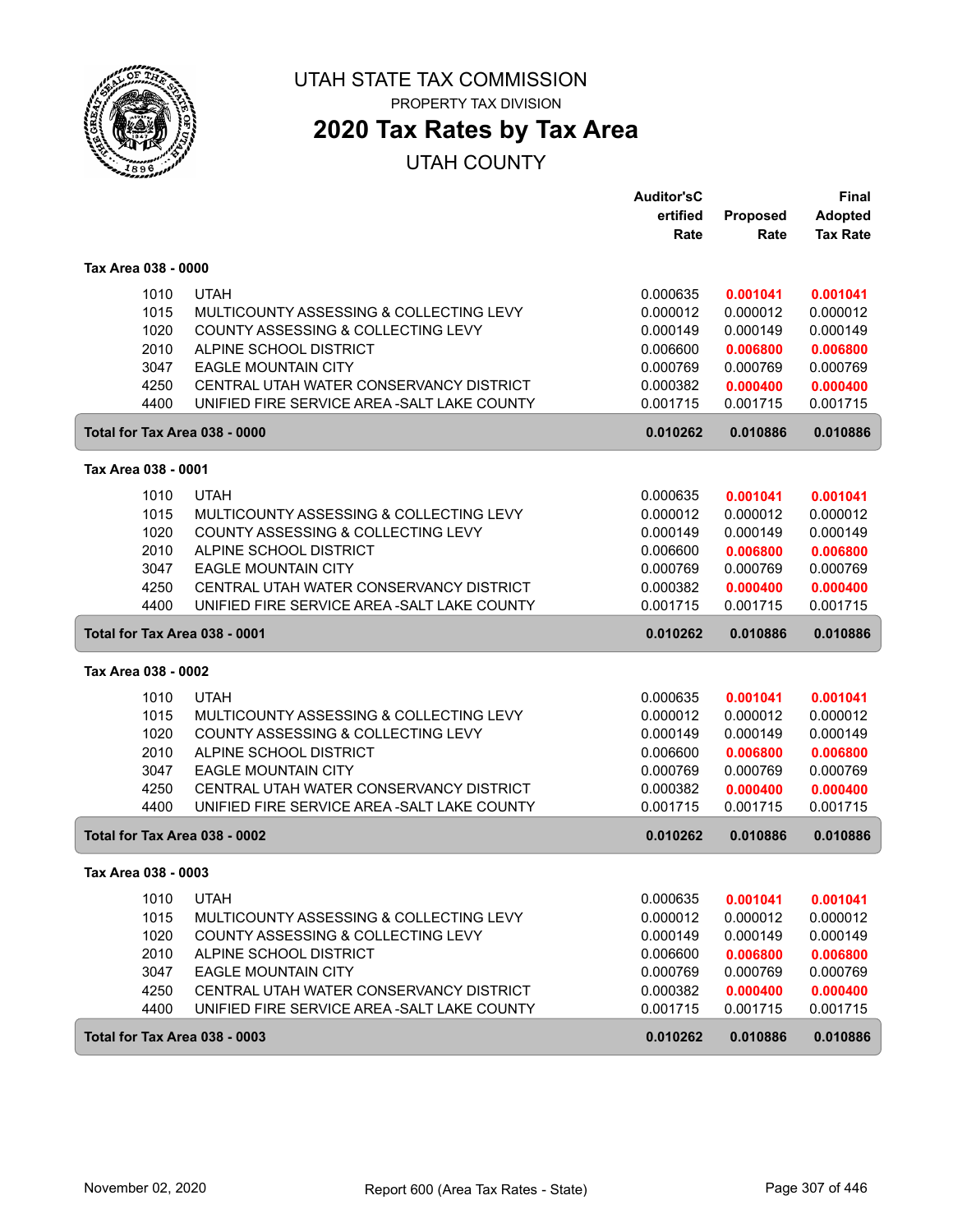# UTAH STATE TAX COMMISSION

PROPERTY TAX DIVISION

## 2020 Tax Rates by Tax Area

UTAH COUNTY

| | | Auditor'sCertified Rate | Proposed Rate | Final Adopted Tax Rate |
|---|---|---|---|---|
| **Tax Area 038 - 0000** | | | | |
| 1010 | UTAH | 0.000635 | **0.001041** | **0.001041** |
| 1015 | MULTICOUNTY ASSESSING & COLLECTING LEVY | 0.000012 | 0.000012 | 0.000012 |
| 1020 | COUNTY ASSESSING & COLLECTING LEVY | 0.000149 | 0.000149 | 0.000149 |
| 2010 | ALPINE SCHOOL DISTRICT | 0.006600 | **0.006800** | **0.006800** |
| 3047 | EAGLE MOUNTAIN CITY | 0.000769 | 0.000769 | 0.000769 |
| 4250 | CENTRAL UTAH WATER CONSERVANCY DISTRICT | 0.000382 | **0.000400** | **0.000400** |
| 4400 | UNIFIED FIRE SERVICE AREA -SALT LAKE COUNTY | 0.001715 | 0.001715 | 0.001715 |
| **Total for Tax Area 038 - 0000** | | **0.010262** | **0.010886** | **0.010886** |
| **Tax Area 038 - 0001** | | | | |
| 1010 | UTAH | 0.000635 | **0.001041** | **0.001041** |
| 1015 | MULTICOUNTY ASSESSING & COLLECTING LEVY | 0.000012 | 0.000012 | 0.000012 |
| 1020 | COUNTY ASSESSING & COLLECTING LEVY | 0.000149 | 0.000149 | 0.000149 |
| 2010 | ALPINE SCHOOL DISTRICT | 0.006600 | **0.006800** | **0.006800** |
| 3047 | EAGLE MOUNTAIN CITY | 0.000769 | 0.000769 | 0.000769 |
| 4250 | CENTRAL UTAH WATER CONSERVANCY DISTRICT | 0.000382 | **0.000400** | **0.000400** |
| 4400 | UNIFIED FIRE SERVICE AREA -SALT LAKE COUNTY | 0.001715 | 0.001715 | 0.001715 |
| **Total for Tax Area 038 - 0001** | | **0.010262** | **0.010886** | **0.010886** |
| **Tax Area 038 - 0002** | | | | |
| 1010 | UTAH | 0.000635 | **0.001041** | **0.001041** |
| 1015 | MULTICOUNTY ASSESSING & COLLECTING LEVY | 0.000012 | 0.000012 | 0.000012 |
| 1020 | COUNTY ASSESSING & COLLECTING LEVY | 0.000149 | 0.000149 | 0.000149 |
| 2010 | ALPINE SCHOOL DISTRICT | 0.006600 | **0.006800** | **0.006800** |
| 3047 | EAGLE MOUNTAIN CITY | 0.000769 | 0.000769 | 0.000769 |
| 4250 | CENTRAL UTAH WATER CONSERVANCY DISTRICT | 0.000382 | **0.000400** | **0.000400** |
| 4400 | UNIFIED FIRE SERVICE AREA -SALT LAKE COUNTY | 0.001715 | 0.001715 | 0.001715 |
| **Total for Tax Area 038 - 0002** | | **0.010262** | **0.010886** | **0.010886** |
| **Tax Area 038 - 0003** | | | | |
| 1010 | UTAH | 0.000635 | **0.001041** | **0.001041** |
| 1015 | MULTICOUNTY ASSESSING & COLLECTING LEVY | 0.000012 | 0.000012 | 0.000012 |
| 1020 | COUNTY ASSESSING & COLLECTING LEVY | 0.000149 | 0.000149 | 0.000149 |
| 2010 | ALPINE SCHOOL DISTRICT | 0.006600 | **0.006800** | **0.006800** |
| 3047 | EAGLE MOUNTAIN CITY | 0.000769 | 0.000769 | 0.000769 |
| 4250 | CENTRAL UTAH WATER CONSERVANCY DISTRICT | 0.000382 | **0.000400** | **0.000400** |
| 4400 | UNIFIED FIRE SERVICE AREA -SALT LAKE COUNTY | 0.001715 | 0.001715 | 0.001715 |
| **Total for Tax Area 038 - 0003** | | **0.010262** | **0.010886** | **0.010886** |

November 02, 2020 — Report 600 (Area Tax Rates - State)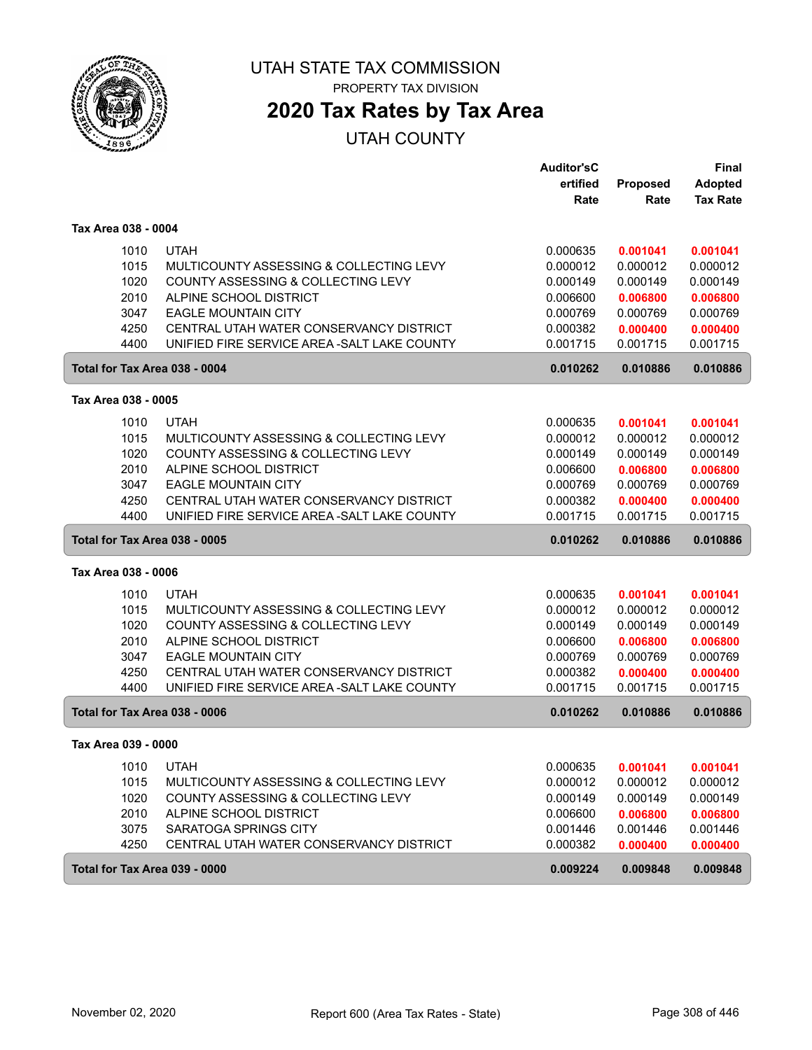# UTAH STATE TAX COMMISSION

PROPERTY TAX DIVISION

## 2020 Tax Rates by Tax Area

UTAH COUNTY

| | | Auditor'sCertified Rate | Proposed Rate | Final Adopted Tax Rate |
|---|---|---|---|---|
| **Tax Area 038 - 0004** | | | | |
| 1010 | UTAH | 0.000635 | **0.001041** | **0.001041** |
| 1015 | MULTICOUNTY ASSESSING & COLLECTING LEVY | 0.000012 | 0.000012 | 0.000012 |
| 1020 | COUNTY ASSESSING & COLLECTING LEVY | 0.000149 | 0.000149 | 0.000149 |
| 2010 | ALPINE SCHOOL DISTRICT | 0.006600 | **0.006800** | **0.006800** |
| 3047 | EAGLE MOUNTAIN CITY | 0.000769 | 0.000769 | 0.000769 |
| 4250 | CENTRAL UTAH WATER CONSERVANCY DISTRICT | 0.000382 | **0.000400** | **0.000400** |
| 4400 | UNIFIED FIRE SERVICE AREA -SALT LAKE COUNTY | 0.001715 | 0.001715 | 0.001715 |
| **Total for Tax Area 038 - 0004** | | **0.010262** | **0.010886** | **0.010886** |
| **Tax Area 038 - 0005** | | | | |
| 1010 | UTAH | 0.000635 | **0.001041** | **0.001041** |
| 1015 | MULTICOUNTY ASSESSING & COLLECTING LEVY | 0.000012 | 0.000012 | 0.000012 |
| 1020 | COUNTY ASSESSING & COLLECTING LEVY | 0.000149 | 0.000149 | 0.000149 |
| 2010 | ALPINE SCHOOL DISTRICT | 0.006600 | **0.006800** | **0.006800** |
| 3047 | EAGLE MOUNTAIN CITY | 0.000769 | 0.000769 | 0.000769 |
| 4250 | CENTRAL UTAH WATER CONSERVANCY DISTRICT | 0.000382 | **0.000400** | **0.000400** |
| 4400 | UNIFIED FIRE SERVICE AREA -SALT LAKE COUNTY | 0.001715 | 0.001715 | 0.001715 |
| **Total for Tax Area 038 - 0005** | | **0.010262** | **0.010886** | **0.010886** |
| **Tax Area 038 - 0006** | | | | |
| 1010 | UTAH | 0.000635 | **0.001041** | **0.001041** |
| 1015 | MULTICOUNTY ASSESSING & COLLECTING LEVY | 0.000012 | 0.000012 | 0.000012 |
| 1020 | COUNTY ASSESSING & COLLECTING LEVY | 0.000149 | 0.000149 | 0.000149 |
| 2010 | ALPINE SCHOOL DISTRICT | 0.006600 | **0.006800** | **0.006800** |
| 3047 | EAGLE MOUNTAIN CITY | 0.000769 | 0.000769 | 0.000769 |
| 4250 | CENTRAL UTAH WATER CONSERVANCY DISTRICT | 0.000382 | **0.000400** | **0.000400** |
| 4400 | UNIFIED FIRE SERVICE AREA -SALT LAKE COUNTY | 0.001715 | 0.001715 | 0.001715 |
| **Total for Tax Area 038 - 0006** | | **0.010262** | **0.010886** | **0.010886** |
| **Tax Area 039 - 0000** | | | | |
| 1010 | UTAH | 0.000635 | **0.001041** | **0.001041** |
| 1015 | MULTICOUNTY ASSESSING & COLLECTING LEVY | 0.000012 | 0.000012 | 0.000012 |
| 1020 | COUNTY ASSESSING & COLLECTING LEVY | 0.000149 | 0.000149 | 0.000149 |
| 2010 | ALPINE SCHOOL DISTRICT | 0.006600 | **0.006800** | **0.006800** |
| 3075 | SARATOGA SPRINGS CITY | 0.001446 | 0.001446 | 0.001446 |
| 4250 | CENTRAL UTAH WATER CONSERVANCY DISTRICT | 0.000382 | **0.000400** | **0.000400** |
| **Total for Tax Area 039 - 0000** | | **0.009224** | **0.009848** | **0.009848** |

November 02, 2020 — Report 600 (Area Tax Rates - State)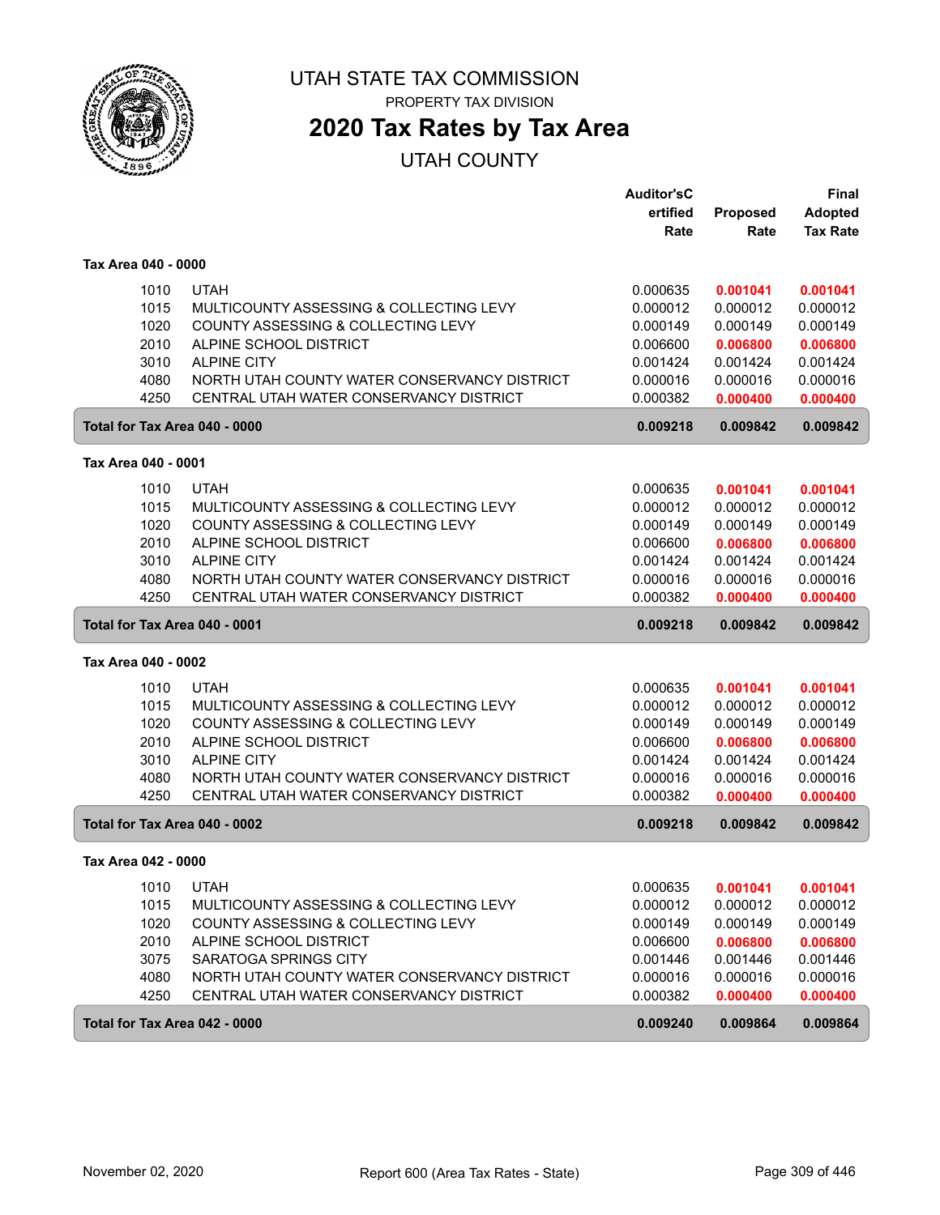# UTAH STATE TAX COMMISSION

PROPERTY TAX DIVISION

## 2020 Tax Rates by Tax Area

UTAH COUNTY

### Tax Area 040 - 0000

| Code | Entity | Auditor's Certified Rate | Proposed Rate | Final Adopted Tax Rate |
|---|---|---|---|---|
| 1010 | UTAH | 0.000635 | **0.001041** | **0.001041** |
| 1015 | MULTICOUNTY ASSESSING & COLLECTING LEVY | 0.000012 | 0.000012 | 0.000012 |
| 1020 | COUNTY ASSESSING & COLLECTING LEVY | 0.000149 | 0.000149 | 0.000149 |
| 2010 | ALPINE SCHOOL DISTRICT | 0.006600 | **0.006800** | **0.006800** |
| 3010 | ALPINE CITY | 0.001424 | 0.001424 | 0.001424 |
| 4080 | NORTH UTAH COUNTY WATER CONSERVANCY DISTRICT | 0.000016 | 0.000016 | 0.000016 |
| 4250 | CENTRAL UTAH WATER CONSERVANCY DISTRICT | 0.000382 | **0.000400** | **0.000400** |
| **Total for Tax Area 040 - 0000** | | **0.009218** | **0.009842** | **0.009842** |

### Tax Area 040 - 0001

| Code | Entity | Auditor's Certified Rate | Proposed Rate | Final Adopted Tax Rate |
|---|---|---|---|---|
| 1010 | UTAH | 0.000635 | **0.001041** | **0.001041** |
| 1015 | MULTICOUNTY ASSESSING & COLLECTING LEVY | 0.000012 | 0.000012 | 0.000012 |
| 1020 | COUNTY ASSESSING & COLLECTING LEVY | 0.000149 | 0.000149 | 0.000149 |
| 2010 | ALPINE SCHOOL DISTRICT | 0.006600 | **0.006800** | **0.006800** |
| 3010 | ALPINE CITY | 0.001424 | 0.001424 | 0.001424 |
| 4080 | NORTH UTAH COUNTY WATER CONSERVANCY DISTRICT | 0.000016 | 0.000016 | 0.000016 |
| 4250 | CENTRAL UTAH WATER CONSERVANCY DISTRICT | 0.000382 | **0.000400** | **0.000400** |
| **Total for Tax Area 040 - 0001** | | **0.009218** | **0.009842** | **0.009842** |

### Tax Area 040 - 0002

| Code | Entity | Auditor's Certified Rate | Proposed Rate | Final Adopted Tax Rate |
|---|---|---|---|---|
| 1010 | UTAH | 0.000635 | **0.001041** | **0.001041** |
| 1015 | MULTICOUNTY ASSESSING & COLLECTING LEVY | 0.000012 | 0.000012 | 0.000012 |
| 1020 | COUNTY ASSESSING & COLLECTING LEVY | 0.000149 | 0.000149 | 0.000149 |
| 2010 | ALPINE SCHOOL DISTRICT | 0.006600 | **0.006800** | **0.006800** |
| 3010 | ALPINE CITY | 0.001424 | 0.001424 | 0.001424 |
| 4080 | NORTH UTAH COUNTY WATER CONSERVANCY DISTRICT | 0.000016 | 0.000016 | 0.000016 |
| 4250 | CENTRAL UTAH WATER CONSERVANCY DISTRICT | 0.000382 | **0.000400** | **0.000400** |
| **Total for Tax Area 040 - 0002** | | **0.009218** | **0.009842** | **0.009842** |

### Tax Area 042 - 0000

| Code | Entity | Auditor's Certified Rate | Proposed Rate | Final Adopted Tax Rate |
|---|---|---|---|---|
| 1010 | UTAH | 0.000635 | **0.001041** | **0.001041** |
| 1015 | MULTICOUNTY ASSESSING & COLLECTING LEVY | 0.000012 | 0.000012 | 0.000012 |
| 1020 | COUNTY ASSESSING & COLLECTING LEVY | 0.000149 | 0.000149 | 0.000149 |
| 2010 | ALPINE SCHOOL DISTRICT | 0.006600 | **0.006800** | **0.006800** |
| 3075 | SARATOGA SPRINGS CITY | 0.001446 | 0.001446 | 0.001446 |
| 4080 | NORTH UTAH COUNTY WATER CONSERVANCY DISTRICT | 0.000016 | 0.000016 | 0.000016 |
| 4250 | CENTRAL UTAH WATER CONSERVANCY DISTRICT | 0.000382 | **0.000400** | **0.000400** |
| **Total for Tax Area 042 - 0000** | | **0.009240** | **0.009864** | **0.009864** |

November 02, 2020 — Report 600 (Area Tax Rates - State)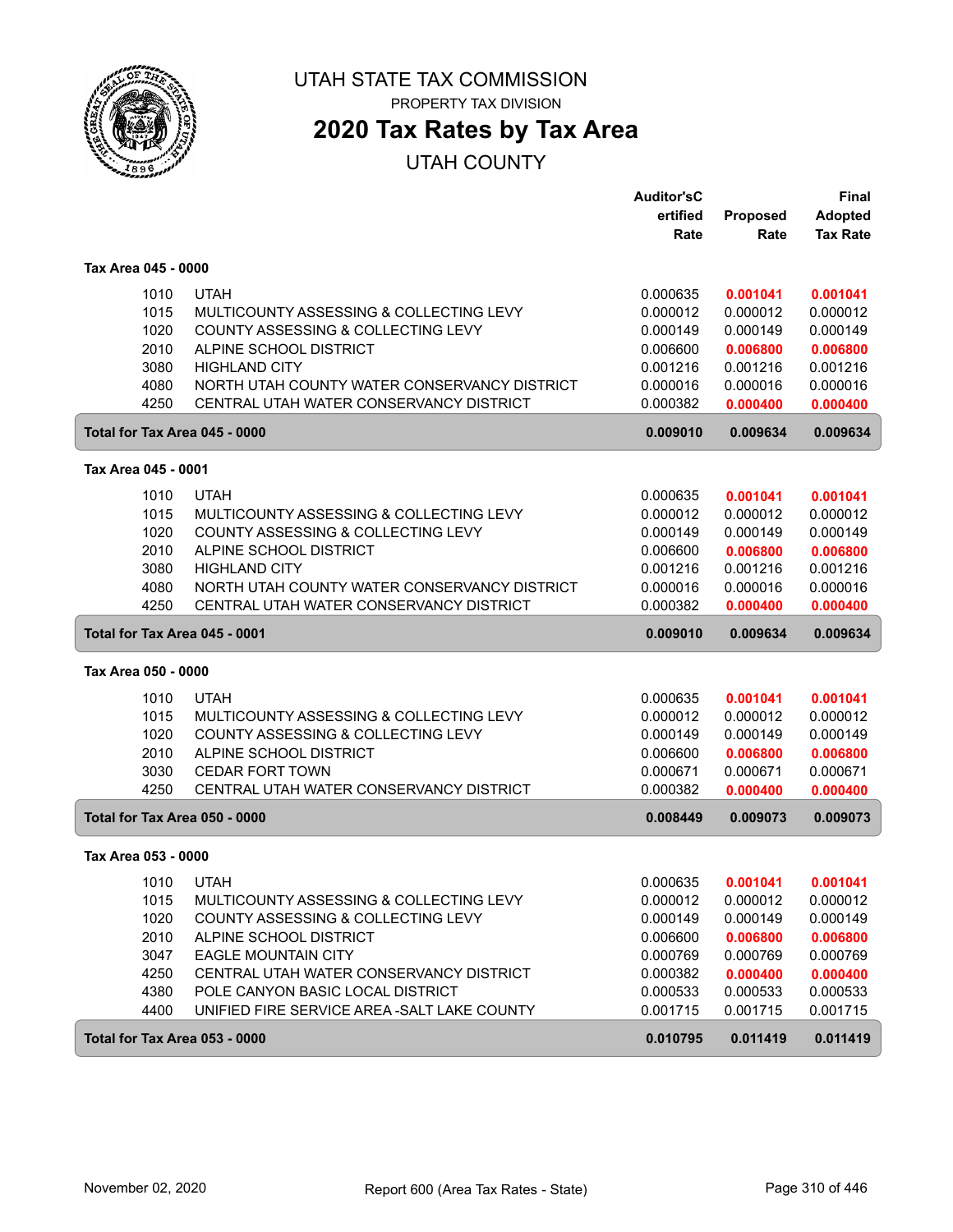# UTAH STATE TAX COMMISSION

PROPERTY TAX DIVISION

## 2020 Tax Rates by Tax Area

UTAH COUNTY

| | | Auditor'sCertified Rate | Proposed Rate | Final Adopted Tax Rate |
|---|---|---|---|---|
| **Tax Area 045 - 0000** | | | | |
| 1010 | UTAH | 0.000635 | **0.001041** | **0.001041** |
| 1015 | MULTICOUNTY ASSESSING & COLLECTING LEVY | 0.000012 | 0.000012 | 0.000012 |
| 1020 | COUNTY ASSESSING & COLLECTING LEVY | 0.000149 | 0.000149 | 0.000149 |
| 2010 | ALPINE SCHOOL DISTRICT | 0.006600 | **0.006800** | **0.006800** |
| 3080 | HIGHLAND CITY | 0.001216 | 0.001216 | 0.001216 |
| 4080 | NORTH UTAH COUNTY WATER CONSERVANCY DISTRICT | 0.000016 | 0.000016 | 0.000016 |
| 4250 | CENTRAL UTAH WATER CONSERVANCY DISTRICT | 0.000382 | **0.000400** | **0.000400** |
| **Total for Tax Area 045 - 0000** | | **0.009010** | **0.009634** | **0.009634** |
| **Tax Area 045 - 0001** | | | | |
| 1010 | UTAH | 0.000635 | **0.001041** | **0.001041** |
| 1015 | MULTICOUNTY ASSESSING & COLLECTING LEVY | 0.000012 | 0.000012 | 0.000012 |
| 1020 | COUNTY ASSESSING & COLLECTING LEVY | 0.000149 | 0.000149 | 0.000149 |
| 2010 | ALPINE SCHOOL DISTRICT | 0.006600 | **0.006800** | **0.006800** |
| 3080 | HIGHLAND CITY | 0.001216 | 0.001216 | 0.001216 |
| 4080 | NORTH UTAH COUNTY WATER CONSERVANCY DISTRICT | 0.000016 | 0.000016 | 0.000016 |
| 4250 | CENTRAL UTAH WATER CONSERVANCY DISTRICT | 0.000382 | **0.000400** | **0.000400** |
| **Total for Tax Area 045 - 0001** | | **0.009010** | **0.009634** | **0.009634** |
| **Tax Area 050 - 0000** | | | | |
| 1010 | UTAH | 0.000635 | **0.001041** | **0.001041** |
| 1015 | MULTICOUNTY ASSESSING & COLLECTING LEVY | 0.000012 | 0.000012 | 0.000012 |
| 1020 | COUNTY ASSESSING & COLLECTING LEVY | 0.000149 | 0.000149 | 0.000149 |
| 2010 | ALPINE SCHOOL DISTRICT | 0.006600 | **0.006800** | **0.006800** |
| 3030 | CEDAR FORT TOWN | 0.000671 | 0.000671 | 0.000671 |
| 4250 | CENTRAL UTAH WATER CONSERVANCY DISTRICT | 0.000382 | **0.000400** | **0.000400** |
| **Total for Tax Area 050 - 0000** | | **0.008449** | **0.009073** | **0.009073** |
| **Tax Area 053 - 0000** | | | | |
| 1010 | UTAH | 0.000635 | **0.001041** | **0.001041** |
| 1015 | MULTICOUNTY ASSESSING & COLLECTING LEVY | 0.000012 | 0.000012 | 0.000012 |
| 1020 | COUNTY ASSESSING & COLLECTING LEVY | 0.000149 | 0.000149 | 0.000149 |
| 2010 | ALPINE SCHOOL DISTRICT | 0.006600 | **0.006800** | **0.006800** |
| 3047 | EAGLE MOUNTAIN CITY | 0.000769 | 0.000769 | 0.000769 |
| 4250 | CENTRAL UTAH WATER CONSERVANCY DISTRICT | 0.000382 | **0.000400** | **0.000400** |
| 4380 | POLE CANYON BASIC LOCAL DISTRICT | 0.000533 | 0.000533 | 0.000533 |
| 4400 | UNIFIED FIRE SERVICE AREA -SALT LAKE COUNTY | 0.001715 | 0.001715 | 0.001715 |
| **Total for Tax Area 053 - 0000** | | **0.010795** | **0.011419** | **0.011419** |

November 02, 2020 — Report 600 (Area Tax Rates - State)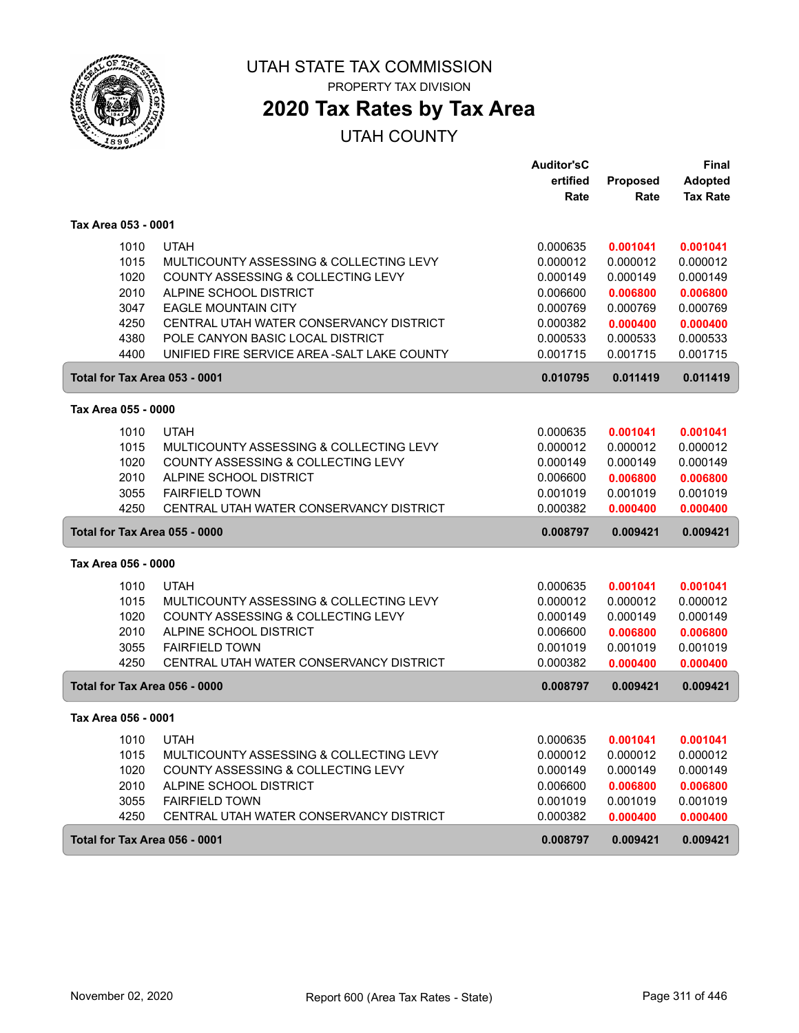# UTAH STATE TAX COMMISSION

PROPERTY TAX DIVISION

## 2020 Tax Rates by Tax Area

UTAH COUNTY

| | | Auditor'sCertified Rate | Proposed Rate | Final Adopted Tax Rate |
|---|---|---|---|---|
| **Tax Area 053 - 0001** | | | | |
| 1010 | UTAH | 0.000635 | **0.001041** | **0.001041** |
| 1015 | MULTICOUNTY ASSESSING & COLLECTING LEVY | 0.000012 | 0.000012 | 0.000012 |
| 1020 | COUNTY ASSESSING & COLLECTING LEVY | 0.000149 | 0.000149 | 0.000149 |
| 2010 | ALPINE SCHOOL DISTRICT | 0.006600 | **0.006800** | **0.006800** |
| 3047 | EAGLE MOUNTAIN CITY | 0.000769 | 0.000769 | 0.000769 |
| 4250 | CENTRAL UTAH WATER CONSERVANCY DISTRICT | 0.000382 | **0.000400** | **0.000400** |
| 4380 | POLE CANYON BASIC LOCAL DISTRICT | 0.000533 | 0.000533 | 0.000533 |
| 4400 | UNIFIED FIRE SERVICE AREA -SALT LAKE COUNTY | 0.001715 | 0.001715 | 0.001715 |
| **Total for Tax Area 053 - 0001** | | **0.010795** | **0.011419** | **0.011419** |
| **Tax Area 055 - 0000** | | | | |
| 1010 | UTAH | 0.000635 | **0.001041** | **0.001041** |
| 1015 | MULTICOUNTY ASSESSING & COLLECTING LEVY | 0.000012 | 0.000012 | 0.000012 |
| 1020 | COUNTY ASSESSING & COLLECTING LEVY | 0.000149 | 0.000149 | 0.000149 |
| 2010 | ALPINE SCHOOL DISTRICT | 0.006600 | **0.006800** | **0.006800** |
| 3055 | FAIRFIELD TOWN | 0.001019 | 0.001019 | 0.001019 |
| 4250 | CENTRAL UTAH WATER CONSERVANCY DISTRICT | 0.000382 | **0.000400** | **0.000400** |
| **Total for Tax Area 055 - 0000** | | **0.008797** | **0.009421** | **0.009421** |
| **Tax Area 056 - 0000** | | | | |
| 1010 | UTAH | 0.000635 | **0.001041** | **0.001041** |
| 1015 | MULTICOUNTY ASSESSING & COLLECTING LEVY | 0.000012 | 0.000012 | 0.000012 |
| 1020 | COUNTY ASSESSING & COLLECTING LEVY | 0.000149 | 0.000149 | 0.000149 |
| 2010 | ALPINE SCHOOL DISTRICT | 0.006600 | **0.006800** | **0.006800** |
| 3055 | FAIRFIELD TOWN | 0.001019 | 0.001019 | 0.001019 |
| 4250 | CENTRAL UTAH WATER CONSERVANCY DISTRICT | 0.000382 | **0.000400** | **0.000400** |
| **Total for Tax Area 056 - 0000** | | **0.008797** | **0.009421** | **0.009421** |
| **Tax Area 056 - 0001** | | | | |
| 1010 | UTAH | 0.000635 | **0.001041** | **0.001041** |
| 1015 | MULTICOUNTY ASSESSING & COLLECTING LEVY | 0.000012 | 0.000012 | 0.000012 |
| 1020 | COUNTY ASSESSING & COLLECTING LEVY | 0.000149 | 0.000149 | 0.000149 |
| 2010 | ALPINE SCHOOL DISTRICT | 0.006600 | **0.006800** | **0.006800** |
| 3055 | FAIRFIELD TOWN | 0.001019 | 0.001019 | 0.001019 |
| 4250 | CENTRAL UTAH WATER CONSERVANCY DISTRICT | 0.000382 | **0.000400** | **0.000400** |
| **Total for Tax Area 056 - 0001** | | **0.008797** | **0.009421** | **0.009421** |

November 02, 2020 — Report 600 (Area Tax Rates - State)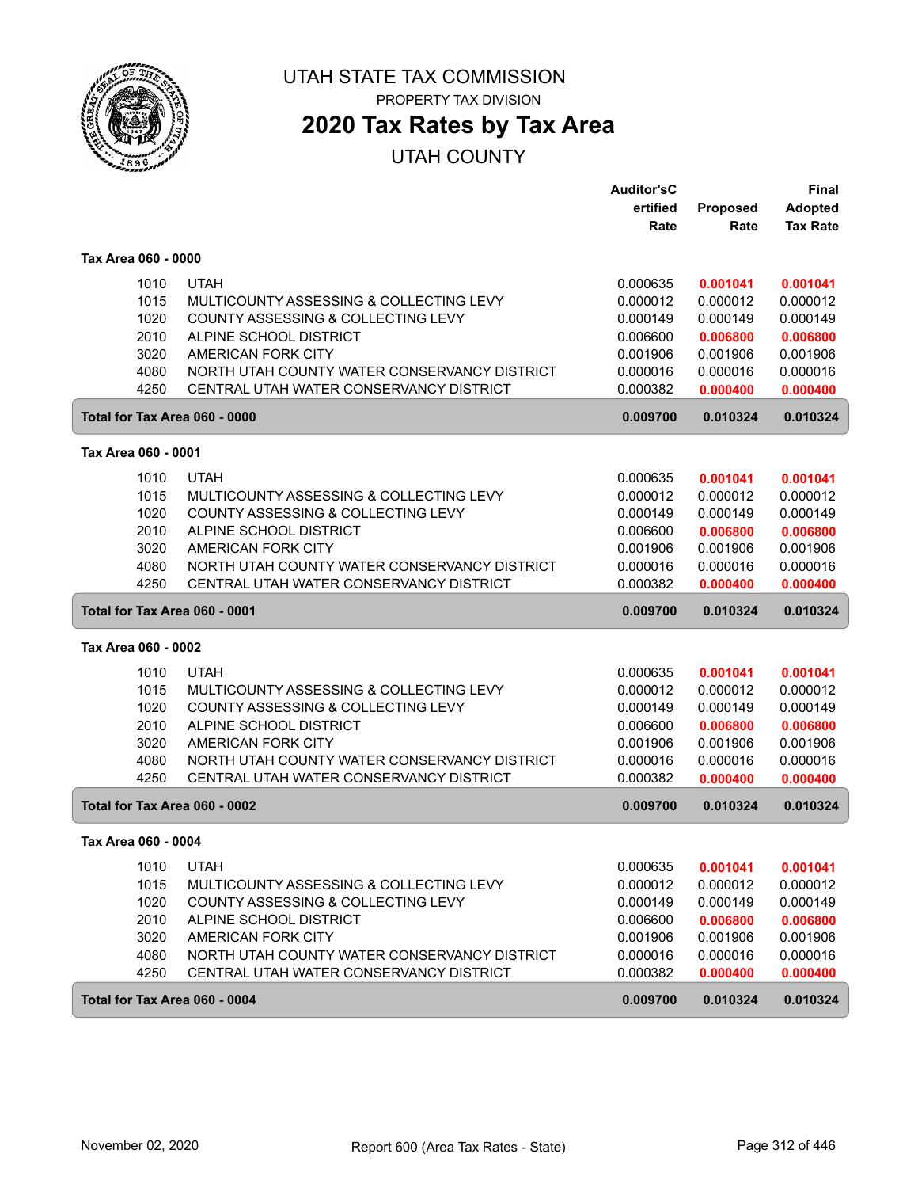# UTAH STATE TAX COMMISSION

PROPERTY TAX DIVISION

## 2020 Tax Rates by Tax Area

UTAH COUNTY

| | | Auditor'sCertified Rate | Proposed Rate | Final Adopted Tax Rate |
|---|---|---|---|---|
| **Tax Area 060 - 0000** | | | | |
| 1010 | UTAH | 0.000635 | **0.001041** | **0.001041** |
| 1015 | MULTICOUNTY ASSESSING & COLLECTING LEVY | 0.000012 | 0.000012 | 0.000012 |
| 1020 | COUNTY ASSESSING & COLLECTING LEVY | 0.000149 | 0.000149 | 0.000149 |
| 2010 | ALPINE SCHOOL DISTRICT | 0.006600 | **0.006800** | **0.006800** |
| 3020 | AMERICAN FORK CITY | 0.001906 | 0.001906 | 0.001906 |
| 4080 | NORTH UTAH COUNTY WATER CONSERVANCY DISTRICT | 0.000016 | 0.000016 | 0.000016 |
| 4250 | CENTRAL UTAH WATER CONSERVANCY DISTRICT | 0.000382 | **0.000400** | **0.000400** |
| **Total for Tax Area 060 - 0000** | | **0.009700** | **0.010324** | **0.010324** |
| **Tax Area 060 - 0001** | | | | |
| 1010 | UTAH | 0.000635 | **0.001041** | **0.001041** |
| 1015 | MULTICOUNTY ASSESSING & COLLECTING LEVY | 0.000012 | 0.000012 | 0.000012 |
| 1020 | COUNTY ASSESSING & COLLECTING LEVY | 0.000149 | 0.000149 | 0.000149 |
| 2010 | ALPINE SCHOOL DISTRICT | 0.006600 | **0.006800** | **0.006800** |
| 3020 | AMERICAN FORK CITY | 0.001906 | 0.001906 | 0.001906 |
| 4080 | NORTH UTAH COUNTY WATER CONSERVANCY DISTRICT | 0.000016 | 0.000016 | 0.000016 |
| 4250 | CENTRAL UTAH WATER CONSERVANCY DISTRICT | 0.000382 | **0.000400** | **0.000400** |
| **Total for Tax Area 060 - 0001** | | **0.009700** | **0.010324** | **0.010324** |
| **Tax Area 060 - 0002** | | | | |
| 1010 | UTAH | 0.000635 | **0.001041** | **0.001041** |
| 1015 | MULTICOUNTY ASSESSING & COLLECTING LEVY | 0.000012 | 0.000012 | 0.000012 |
| 1020 | COUNTY ASSESSING & COLLECTING LEVY | 0.000149 | 0.000149 | 0.000149 |
| 2010 | ALPINE SCHOOL DISTRICT | 0.006600 | **0.006800** | **0.006800** |
| 3020 | AMERICAN FORK CITY | 0.001906 | 0.001906 | 0.001906 |
| 4080 | NORTH UTAH COUNTY WATER CONSERVANCY DISTRICT | 0.000016 | 0.000016 | 0.000016 |
| 4250 | CENTRAL UTAH WATER CONSERVANCY DISTRICT | 0.000382 | **0.000400** | **0.000400** |
| **Total for Tax Area 060 - 0002** | | **0.009700** | **0.010324** | **0.010324** |
| **Tax Area 060 - 0004** | | | | |
| 1010 | UTAH | 0.000635 | **0.001041** | **0.001041** |
| 1015 | MULTICOUNTY ASSESSING & COLLECTING LEVY | 0.000012 | 0.000012 | 0.000012 |
| 1020 | COUNTY ASSESSING & COLLECTING LEVY | 0.000149 | 0.000149 | 0.000149 |
| 2010 | ALPINE SCHOOL DISTRICT | 0.006600 | **0.006800** | **0.006800** |
| 3020 | AMERICAN FORK CITY | 0.001906 | 0.001906 | 0.001906 |
| 4080 | NORTH UTAH COUNTY WATER CONSERVANCY DISTRICT | 0.000016 | 0.000016 | 0.000016 |
| 4250 | CENTRAL UTAH WATER CONSERVANCY DISTRICT | 0.000382 | **0.000400** | **0.000400** |
| **Total for Tax Area 060 - 0004** | | **0.009700** | **0.010324** | **0.010324** |

November 02, 2020 — Report 600 (Area Tax Rates - State)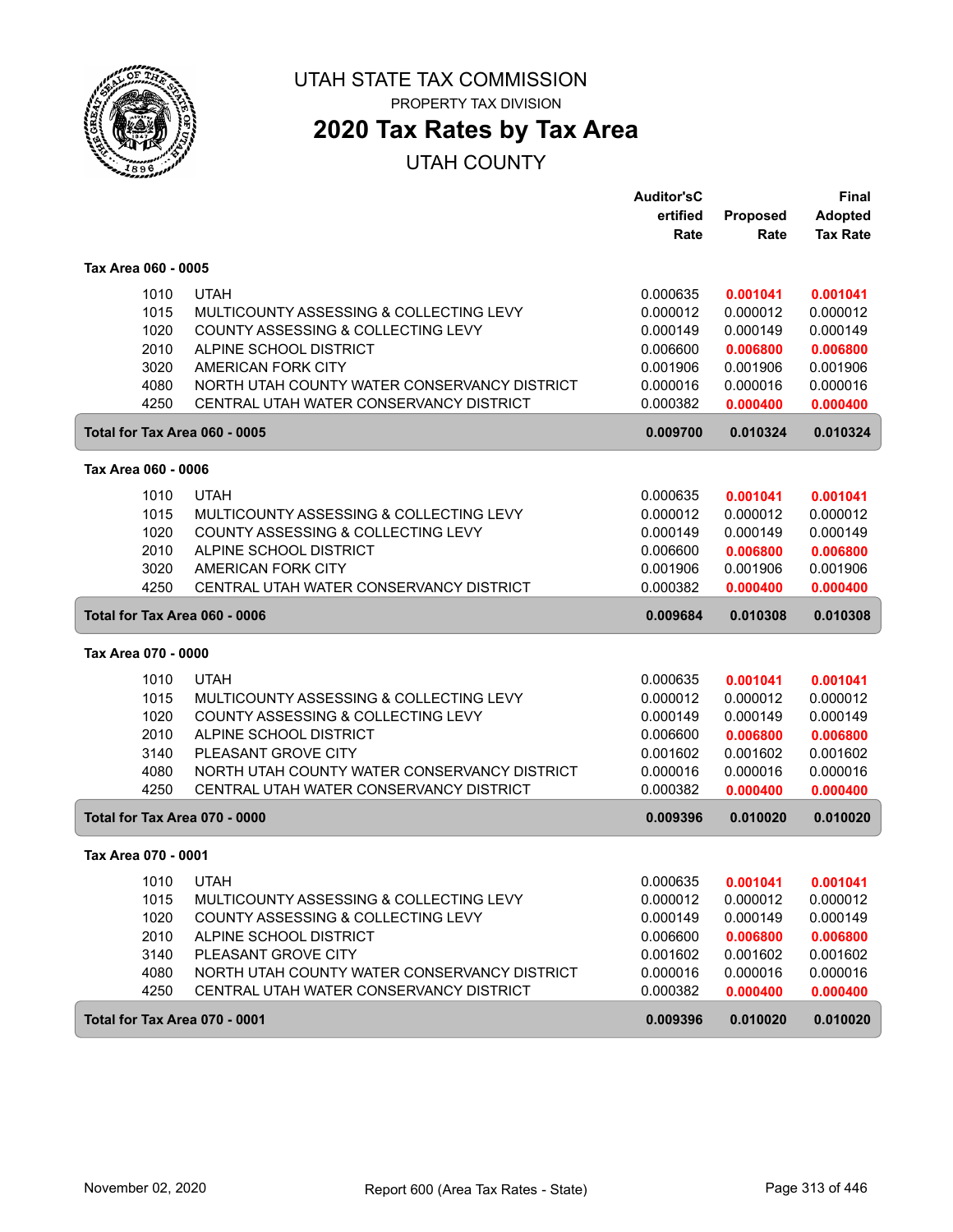# UTAH STATE TAX COMMISSION

PROPERTY TAX DIVISION

## 2020 Tax Rates by Tax Area

UTAH COUNTY

| | | Auditor'sCertified Rate | Proposed Rate | Final Adopted Tax Rate |
|---|---|---|---|---|
| **Tax Area 060 - 0005** | | | | |
| 1010 | UTAH | 0.000635 | **0.001041** | **0.001041** |
| 1015 | MULTICOUNTY ASSESSING & COLLECTING LEVY | 0.000012 | 0.000012 | 0.000012 |
| 1020 | COUNTY ASSESSING & COLLECTING LEVY | 0.000149 | 0.000149 | 0.000149 |
| 2010 | ALPINE SCHOOL DISTRICT | 0.006600 | **0.006800** | **0.006800** |
| 3020 | AMERICAN FORK CITY | 0.001906 | 0.001906 | 0.001906 |
| 4080 | NORTH UTAH COUNTY WATER CONSERVANCY DISTRICT | 0.000016 | 0.000016 | 0.000016 |
| 4250 | CENTRAL UTAH WATER CONSERVANCY DISTRICT | 0.000382 | **0.000400** | **0.000400** |
| **Total for Tax Area 060 - 0005** | | **0.009700** | **0.010324** | **0.010324** |
| **Tax Area 060 - 0006** | | | | |
| 1010 | UTAH | 0.000635 | **0.001041** | **0.001041** |
| 1015 | MULTICOUNTY ASSESSING & COLLECTING LEVY | 0.000012 | 0.000012 | 0.000012 |
| 1020 | COUNTY ASSESSING & COLLECTING LEVY | 0.000149 | 0.000149 | 0.000149 |
| 2010 | ALPINE SCHOOL DISTRICT | 0.006600 | **0.006800** | **0.006800** |
| 3020 | AMERICAN FORK CITY | 0.001906 | 0.001906 | 0.001906 |
| 4250 | CENTRAL UTAH WATER CONSERVANCY DISTRICT | 0.000382 | **0.000400** | **0.000400** |
| **Total for Tax Area 060 - 0006** | | **0.009684** | **0.010308** | **0.010308** |
| **Tax Area 070 - 0000** | | | | |
| 1010 | UTAH | 0.000635 | **0.001041** | **0.001041** |
| 1015 | MULTICOUNTY ASSESSING & COLLECTING LEVY | 0.000012 | 0.000012 | 0.000012 |
| 1020 | COUNTY ASSESSING & COLLECTING LEVY | 0.000149 | 0.000149 | 0.000149 |
| 2010 | ALPINE SCHOOL DISTRICT | 0.006600 | **0.006800** | **0.006800** |
| 3140 | PLEASANT GROVE CITY | 0.001602 | 0.001602 | 0.001602 |
| 4080 | NORTH UTAH COUNTY WATER CONSERVANCY DISTRICT | 0.000016 | 0.000016 | 0.000016 |
| 4250 | CENTRAL UTAH WATER CONSERVANCY DISTRICT | 0.000382 | **0.000400** | **0.000400** |
| **Total for Tax Area 070 - 0000** | | **0.009396** | **0.010020** | **0.010020** |
| **Tax Area 070 - 0001** | | | | |
| 1010 | UTAH | 0.000635 | **0.001041** | **0.001041** |
| 1015 | MULTICOUNTY ASSESSING & COLLECTING LEVY | 0.000012 | 0.000012 | 0.000012 |
| 1020 | COUNTY ASSESSING & COLLECTING LEVY | 0.000149 | 0.000149 | 0.000149 |
| 2010 | ALPINE SCHOOL DISTRICT | 0.006600 | **0.006800** | **0.006800** |
| 3140 | PLEASANT GROVE CITY | 0.001602 | 0.001602 | 0.001602 |
| 4080 | NORTH UTAH COUNTY WATER CONSERVANCY DISTRICT | 0.000016 | 0.000016 | 0.000016 |
| 4250 | CENTRAL UTAH WATER CONSERVANCY DISTRICT | 0.000382 | **0.000400** | **0.000400** |
| **Total for Tax Area 070 - 0001** | | **0.009396** | **0.010020** | **0.010020** |

November 02, 2020 — Report 600 (Area Tax Rates - State)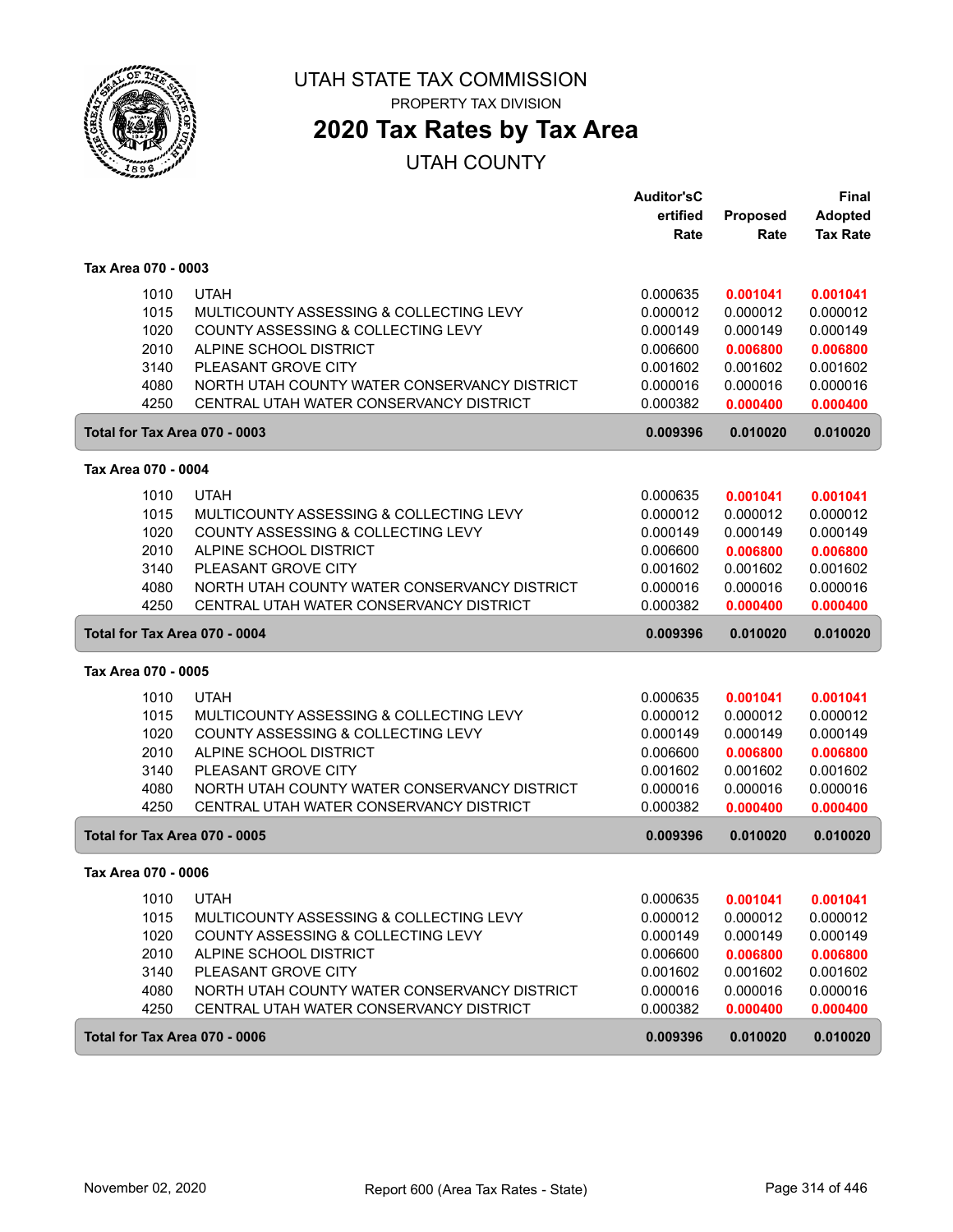# UTAH STATE TAX COMMISSION

PROPERTY TAX DIVISION

## 2020 Tax Rates by Tax Area

UTAH COUNTY

### Tax Area 070 - 0003

| | | Auditor'sCertified Rate | Proposed Rate | Final Adopted Tax Rate |
|---|---|---|---|---|
| 1010 | UTAH | 0.000635 | **0.001041** | **0.001041** |
| 1015 | MULTICOUNTY ASSESSING & COLLECTING LEVY | 0.000012 | 0.000012 | 0.000012 |
| 1020 | COUNTY ASSESSING & COLLECTING LEVY | 0.000149 | 0.000149 | 0.000149 |
| 2010 | ALPINE SCHOOL DISTRICT | 0.006600 | **0.006800** | **0.006800** |
| 3140 | PLEASANT GROVE CITY | 0.001602 | 0.001602 | 0.001602 |
| 4080 | NORTH UTAH COUNTY WATER CONSERVANCY DISTRICT | 0.000016 | 0.000016 | 0.000016 |
| 4250 | CENTRAL UTAH WATER CONSERVANCY DISTRICT | 0.000382 | **0.000400** | **0.000400** |
| **Total for Tax Area 070 - 0003** | | **0.009396** | **0.010020** | **0.010020** |

### Tax Area 070 - 0004

| | | Auditor'sCertified Rate | Proposed Rate | Final Adopted Tax Rate |
|---|---|---|---|---|
| 1010 | UTAH | 0.000635 | **0.001041** | **0.001041** |
| 1015 | MULTICOUNTY ASSESSING & COLLECTING LEVY | 0.000012 | 0.000012 | 0.000012 |
| 1020 | COUNTY ASSESSING & COLLECTING LEVY | 0.000149 | 0.000149 | 0.000149 |
| 2010 | ALPINE SCHOOL DISTRICT | 0.006600 | **0.006800** | **0.006800** |
| 3140 | PLEASANT GROVE CITY | 0.001602 | 0.001602 | 0.001602 |
| 4080 | NORTH UTAH COUNTY WATER CONSERVANCY DISTRICT | 0.000016 | 0.000016 | 0.000016 |
| 4250 | CENTRAL UTAH WATER CONSERVANCY DISTRICT | 0.000382 | **0.000400** | **0.000400** |
| **Total for Tax Area 070 - 0004** | | **0.009396** | **0.010020** | **0.010020** |

### Tax Area 070 - 0005

| | | Auditor'sCertified Rate | Proposed Rate | Final Adopted Tax Rate |
|---|---|---|---|---|
| 1010 | UTAH | 0.000635 | **0.001041** | **0.001041** |
| 1015 | MULTICOUNTY ASSESSING & COLLECTING LEVY | 0.000012 | 0.000012 | 0.000012 |
| 1020 | COUNTY ASSESSING & COLLECTING LEVY | 0.000149 | 0.000149 | 0.000149 |
| 2010 | ALPINE SCHOOL DISTRICT | 0.006600 | **0.006800** | **0.006800** |
| 3140 | PLEASANT GROVE CITY | 0.001602 | 0.001602 | 0.001602 |
| 4080 | NORTH UTAH COUNTY WATER CONSERVANCY DISTRICT | 0.000016 | 0.000016 | 0.000016 |
| 4250 | CENTRAL UTAH WATER CONSERVANCY DISTRICT | 0.000382 | **0.000400** | **0.000400** |
| **Total for Tax Area 070 - 0005** | | **0.009396** | **0.010020** | **0.010020** |

### Tax Area 070 - 0006

| | | Auditor'sCertified Rate | Proposed Rate | Final Adopted Tax Rate |
|---|---|---|---|---|
| 1010 | UTAH | 0.000635 | **0.001041** | **0.001041** |
| 1015 | MULTICOUNTY ASSESSING & COLLECTING LEVY | 0.000012 | 0.000012 | 0.000012 |
| 1020 | COUNTY ASSESSING & COLLECTING LEVY | 0.000149 | 0.000149 | 0.000149 |
| 2010 | ALPINE SCHOOL DISTRICT | 0.006600 | **0.006800** | **0.006800** |
| 3140 | PLEASANT GROVE CITY | 0.001602 | 0.001602 | 0.001602 |
| 4080 | NORTH UTAH COUNTY WATER CONSERVANCY DISTRICT | 0.000016 | 0.000016 | 0.000016 |
| 4250 | CENTRAL UTAH WATER CONSERVANCY DISTRICT | 0.000382 | **0.000400** | **0.000400** |
| **Total for Tax Area 070 - 0006** | | **0.009396** | **0.010020** | **0.010020** |

November 02, 2020 — Report 600 (Area Tax Rates - State)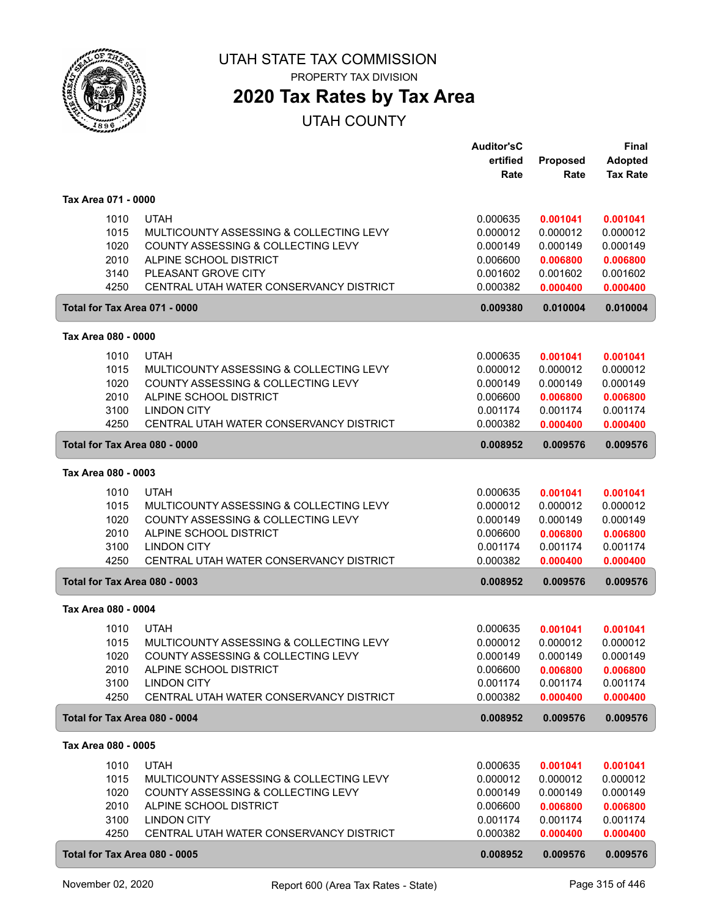# UTAH STATE TAX COMMISSION

PROPERTY TAX DIVISION

## 2020 Tax Rates by Tax Area

UTAH COUNTY

| | | Auditor's Certified Rate | Proposed Rate | Final Adopted Tax Rate |
|---|---|---|---|---|
| **Tax Area 071 - 0000** | | | | |
| 1010 | UTAH | 0.000635 | **0.001041** | **0.001041** |
| 1015 | MULTICOUNTY ASSESSING & COLLECTING LEVY | 0.000012 | 0.000012 | 0.000012 |
| 1020 | COUNTY ASSESSING & COLLECTING LEVY | 0.000149 | 0.000149 | 0.000149 |
| 2010 | ALPINE SCHOOL DISTRICT | 0.006600 | **0.006800** | **0.006800** |
| 3140 | PLEASANT GROVE CITY | 0.001602 | 0.001602 | 0.001602 |
| 4250 | CENTRAL UTAH WATER CONSERVANCY DISTRICT | 0.000382 | **0.000400** | **0.000400** |
| **Total for Tax Area 071 - 0000** | | **0.009380** | **0.010004** | **0.010004** |
| **Tax Area 080 - 0000** | | | | |
| 1010 | UTAH | 0.000635 | **0.001041** | **0.001041** |
| 1015 | MULTICOUNTY ASSESSING & COLLECTING LEVY | 0.000012 | 0.000012 | 0.000012 |
| 1020 | COUNTY ASSESSING & COLLECTING LEVY | 0.000149 | 0.000149 | 0.000149 |
| 2010 | ALPINE SCHOOL DISTRICT | 0.006600 | **0.006800** | **0.006800** |
| 3100 | LINDON CITY | 0.001174 | 0.001174 | 0.001174 |
| 4250 | CENTRAL UTAH WATER CONSERVANCY DISTRICT | 0.000382 | **0.000400** | **0.000400** |
| **Total for Tax Area 080 - 0000** | | **0.008952** | **0.009576** | **0.009576** |
| **Tax Area 080 - 0003** | | | | |
| 1010 | UTAH | 0.000635 | **0.001041** | **0.001041** |
| 1015 | MULTICOUNTY ASSESSING & COLLECTING LEVY | 0.000012 | 0.000012 | 0.000012 |
| 1020 | COUNTY ASSESSING & COLLECTING LEVY | 0.000149 | 0.000149 | 0.000149 |
| 2010 | ALPINE SCHOOL DISTRICT | 0.006600 | **0.006800** | **0.006800** |
| 3100 | LINDON CITY | 0.001174 | 0.001174 | 0.001174 |
| 4250 | CENTRAL UTAH WATER CONSERVANCY DISTRICT | 0.000382 | **0.000400** | **0.000400** |
| **Total for Tax Area 080 - 0003** | | **0.008952** | **0.009576** | **0.009576** |
| **Tax Area 080 - 0004** | | | | |
| 1010 | UTAH | 0.000635 | **0.001041** | **0.001041** |
| 1015 | MULTICOUNTY ASSESSING & COLLECTING LEVY | 0.000012 | 0.000012 | 0.000012 |
| 1020 | COUNTY ASSESSING & COLLECTING LEVY | 0.000149 | 0.000149 | 0.000149 |
| 2010 | ALPINE SCHOOL DISTRICT | 0.006600 | **0.006800** | **0.006800** |
| 3100 | LINDON CITY | 0.001174 | 0.001174 | 0.001174 |
| 4250 | CENTRAL UTAH WATER CONSERVANCY DISTRICT | 0.000382 | **0.000400** | **0.000400** |
| **Total for Tax Area 080 - 0004** | | **0.008952** | **0.009576** | **0.009576** |
| **Tax Area 080 - 0005** | | | | |
| 1010 | UTAH | 0.000635 | **0.001041** | **0.001041** |
| 1015 | MULTICOUNTY ASSESSING & COLLECTING LEVY | 0.000012 | 0.000012 | 0.000012 |
| 1020 | COUNTY ASSESSING & COLLECTING LEVY | 0.000149 | 0.000149 | 0.000149 |
| 2010 | ALPINE SCHOOL DISTRICT | 0.006600 | **0.006800** | **0.006800** |
| 3100 | LINDON CITY | 0.001174 | 0.001174 | 0.001174 |
| 4250 | CENTRAL UTAH WATER CONSERVANCY DISTRICT | 0.000382 | **0.000400** | **0.000400** |
| **Total for Tax Area 080 - 0005** | | **0.008952** | **0.009576** | **0.009576** |

November 02, 2020 — Report 600 (Area Tax Rates - State)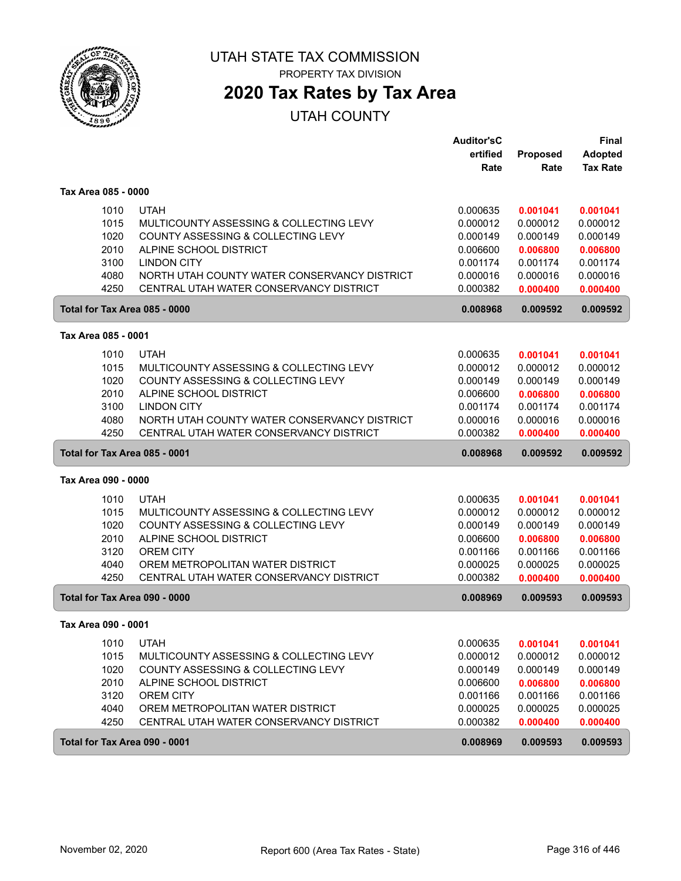# UTAH STATE TAX COMMISSION

PROPERTY TAX DIVISION

## 2020 Tax Rates by Tax Area

UTAH COUNTY

### Tax Area 085 - 0000

| | | Auditor's Certified Rate | Proposed Rate | Final Adopted Tax Rate |
|---|---|---|---|---|
| 1010 | UTAH | 0.000635 | **0.001041** | **0.001041** |
| 1015 | MULTICOUNTY ASSESSING & COLLECTING LEVY | 0.000012 | 0.000012 | 0.000012 |
| 1020 | COUNTY ASSESSING & COLLECTING LEVY | 0.000149 | 0.000149 | 0.000149 |
| 2010 | ALPINE SCHOOL DISTRICT | 0.006600 | **0.006800** | **0.006800** |
| 3100 | LINDON CITY | 0.001174 | 0.001174 | 0.001174 |
| 4080 | NORTH UTAH COUNTY WATER CONSERVANCY DISTRICT | 0.000016 | 0.000016 | 0.000016 |
| 4250 | CENTRAL UTAH WATER CONSERVANCY DISTRICT | 0.000382 | **0.000400** | **0.000400** |
| **Total for Tax Area 085 - 0000** | | **0.008968** | **0.009592** | **0.009592** |

### Tax Area 085 - 0001

| | | Auditor's Certified Rate | Proposed Rate | Final Adopted Tax Rate |
|---|---|---|---|---|
| 1010 | UTAH | 0.000635 | **0.001041** | **0.001041** |
| 1015 | MULTICOUNTY ASSESSING & COLLECTING LEVY | 0.000012 | 0.000012 | 0.000012 |
| 1020 | COUNTY ASSESSING & COLLECTING LEVY | 0.000149 | 0.000149 | 0.000149 |
| 2010 | ALPINE SCHOOL DISTRICT | 0.006600 | **0.006800** | **0.006800** |
| 3100 | LINDON CITY | 0.001174 | 0.001174 | 0.001174 |
| 4080 | NORTH UTAH COUNTY WATER CONSERVANCY DISTRICT | 0.000016 | 0.000016 | 0.000016 |
| 4250 | CENTRAL UTAH WATER CONSERVANCY DISTRICT | 0.000382 | **0.000400** | **0.000400** |
| **Total for Tax Area 085 - 0001** | | **0.008968** | **0.009592** | **0.009592** |

### Tax Area 090 - 0000

| | | Auditor's Certified Rate | Proposed Rate | Final Adopted Tax Rate |
|---|---|---|---|---|
| 1010 | UTAH | 0.000635 | **0.001041** | **0.001041** |
| 1015 | MULTICOUNTY ASSESSING & COLLECTING LEVY | 0.000012 | 0.000012 | 0.000012 |
| 1020 | COUNTY ASSESSING & COLLECTING LEVY | 0.000149 | 0.000149 | 0.000149 |
| 2010 | ALPINE SCHOOL DISTRICT | 0.006600 | **0.006800** | **0.006800** |
| 3120 | OREM CITY | 0.001166 | 0.001166 | 0.001166 |
| 4040 | OREM METROPOLITAN WATER DISTRICT | 0.000025 | 0.000025 | 0.000025 |
| 4250 | CENTRAL UTAH WATER CONSERVANCY DISTRICT | 0.000382 | **0.000400** | **0.000400** |
| **Total for Tax Area 090 - 0000** | | **0.008969** | **0.009593** | **0.009593** |

### Tax Area 090 - 0001

| | | Auditor's Certified Rate | Proposed Rate | Final Adopted Tax Rate |
|---|---|---|---|---|
| 1010 | UTAH | 0.000635 | **0.001041** | **0.001041** |
| 1015 | MULTICOUNTY ASSESSING & COLLECTING LEVY | 0.000012 | 0.000012 | 0.000012 |
| 1020 | COUNTY ASSESSING & COLLECTING LEVY | 0.000149 | 0.000149 | 0.000149 |
| 2010 | ALPINE SCHOOL DISTRICT | 0.006600 | **0.006800** | **0.006800** |
| 3120 | OREM CITY | 0.001166 | 0.001166 | 0.001166 |
| 4040 | OREM METROPOLITAN WATER DISTRICT | 0.000025 | 0.000025 | 0.000025 |
| 4250 | CENTRAL UTAH WATER CONSERVANCY DISTRICT | 0.000382 | **0.000400** | **0.000400** |
| **Total for Tax Area 090 - 0001** | | **0.008969** | **0.009593** | **0.009593** |

November 02, 2020 — Report 600 (Area Tax Rates - State)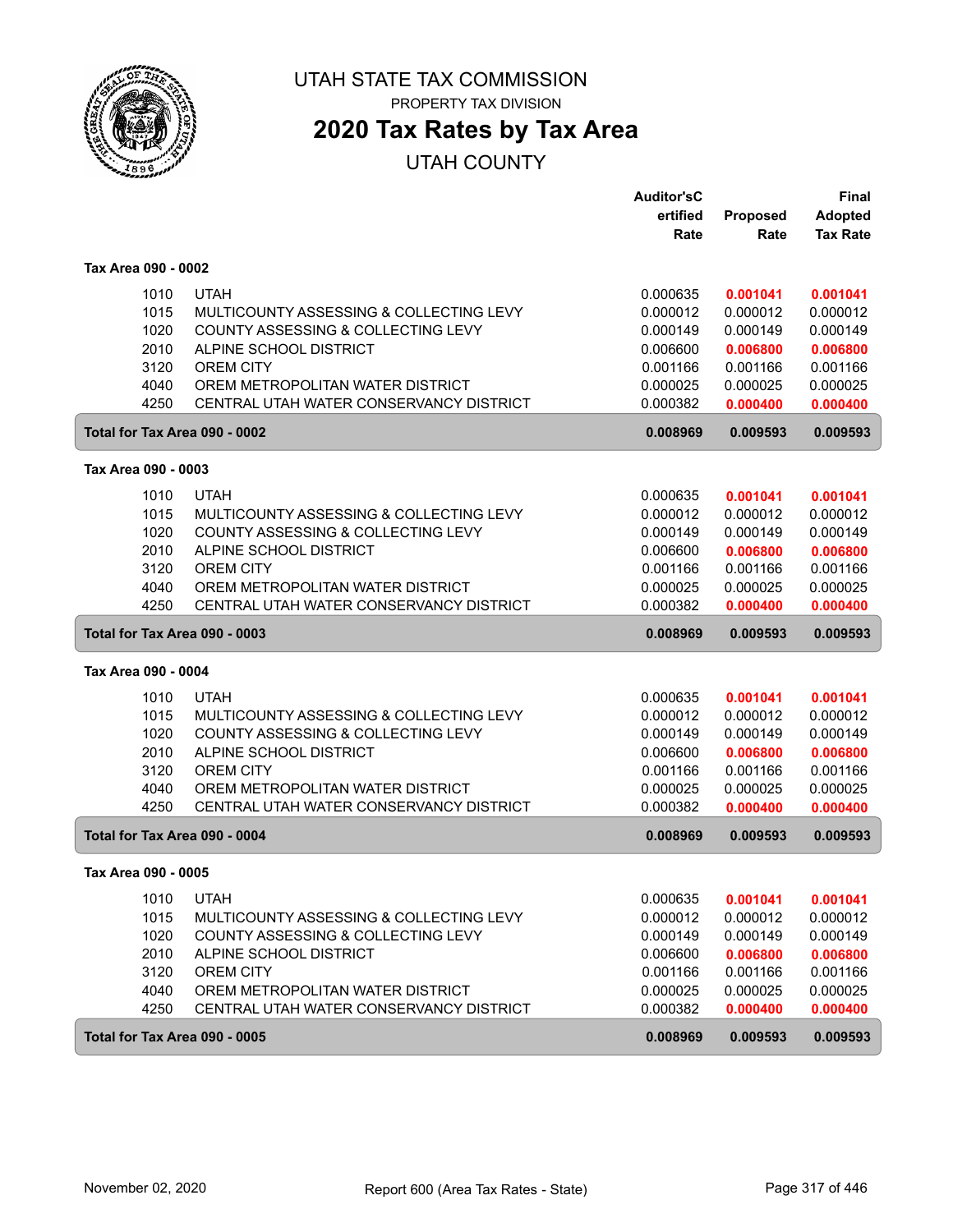# UTAH STATE TAX COMMISSION

PROPERTY TAX DIVISION

## 2020 Tax Rates by Tax Area

UTAH COUNTY

| | | Auditor'sCertified Rate | Proposed Rate | Final Adopted Tax Rate |
|---|---|---|---|---|
| **Tax Area 090 - 0002** | | | | |
| 1010 | UTAH | 0.000635 | **0.001041** | **0.001041** |
| 1015 | MULTICOUNTY ASSESSING & COLLECTING LEVY | 0.000012 | 0.000012 | 0.000012 |
| 1020 | COUNTY ASSESSING & COLLECTING LEVY | 0.000149 | 0.000149 | 0.000149 |
| 2010 | ALPINE SCHOOL DISTRICT | 0.006600 | **0.006800** | **0.006800** |
| 3120 | OREM CITY | 0.001166 | 0.001166 | 0.001166 |
| 4040 | OREM METROPOLITAN WATER DISTRICT | 0.000025 | 0.000025 | 0.000025 |
| 4250 | CENTRAL UTAH WATER CONSERVANCY DISTRICT | 0.000382 | **0.000400** | **0.000400** |
| **Total for Tax Area 090 - 0002** | | **0.008969** | **0.009593** | **0.009593** |
| **Tax Area 090 - 0003** | | | | |
| 1010 | UTAH | 0.000635 | **0.001041** | **0.001041** |
| 1015 | MULTICOUNTY ASSESSING & COLLECTING LEVY | 0.000012 | 0.000012 | 0.000012 |
| 1020 | COUNTY ASSESSING & COLLECTING LEVY | 0.000149 | 0.000149 | 0.000149 |
| 2010 | ALPINE SCHOOL DISTRICT | 0.006600 | **0.006800** | **0.006800** |
| 3120 | OREM CITY | 0.001166 | 0.001166 | 0.001166 |
| 4040 | OREM METROPOLITAN WATER DISTRICT | 0.000025 | 0.000025 | 0.000025 |
| 4250 | CENTRAL UTAH WATER CONSERVANCY DISTRICT | 0.000382 | **0.000400** | **0.000400** |
| **Total for Tax Area 090 - 0003** | | **0.008969** | **0.009593** | **0.009593** |
| **Tax Area 090 - 0004** | | | | |
| 1010 | UTAH | 0.000635 | **0.001041** | **0.001041** |
| 1015 | MULTICOUNTY ASSESSING & COLLECTING LEVY | 0.000012 | 0.000012 | 0.000012 |
| 1020 | COUNTY ASSESSING & COLLECTING LEVY | 0.000149 | 0.000149 | 0.000149 |
| 2010 | ALPINE SCHOOL DISTRICT | 0.006600 | **0.006800** | **0.006800** |
| 3120 | OREM CITY | 0.001166 | 0.001166 | 0.001166 |
| 4040 | OREM METROPOLITAN WATER DISTRICT | 0.000025 | 0.000025 | 0.000025 |
| 4250 | CENTRAL UTAH WATER CONSERVANCY DISTRICT | 0.000382 | **0.000400** | **0.000400** |
| **Total for Tax Area 090 - 0004** | | **0.008969** | **0.009593** | **0.009593** |
| **Tax Area 090 - 0005** | | | | |
| 1010 | UTAH | 0.000635 | **0.001041** | **0.001041** |
| 1015 | MULTICOUNTY ASSESSING & COLLECTING LEVY | 0.000012 | 0.000012 | 0.000012 |
| 1020 | COUNTY ASSESSING & COLLECTING LEVY | 0.000149 | 0.000149 | 0.000149 |
| 2010 | ALPINE SCHOOL DISTRICT | 0.006600 | **0.006800** | **0.006800** |
| 3120 | OREM CITY | 0.001166 | 0.001166 | 0.001166 |
| 4040 | OREM METROPOLITAN WATER DISTRICT | 0.000025 | 0.000025 | 0.000025 |
| 4250 | CENTRAL UTAH WATER CONSERVANCY DISTRICT | 0.000382 | **0.000400** | **0.000400** |
| **Total for Tax Area 090 - 0005** | | **0.008969** | **0.009593** | **0.009593** |

November 02, 2020 Report 600 (Area Tax Rates - State)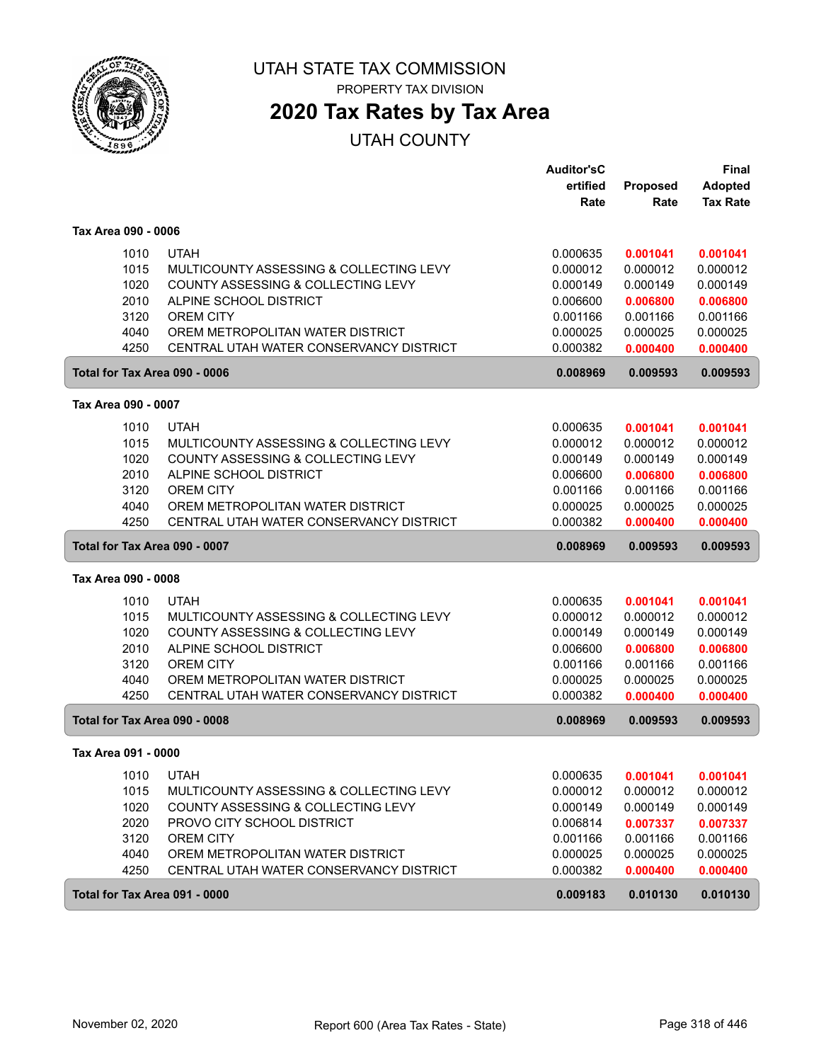# UTAH STATE TAX COMMISSION

PROPERTY TAX DIVISION

## 2020 Tax Rates by Tax Area

UTAH COUNTY

| | | Auditor's Certified Rate | Proposed Rate | Final Adopted Tax Rate |
|---|---|---|---|---|
| **Tax Area 090 - 0006** | | | | |
| 1010 | UTAH | 0.000635 | **0.001041** | **0.001041** |
| 1015 | MULTICOUNTY ASSESSING & COLLECTING LEVY | 0.000012 | 0.000012 | 0.000012 |
| 1020 | COUNTY ASSESSING & COLLECTING LEVY | 0.000149 | 0.000149 | 0.000149 |
| 2010 | ALPINE SCHOOL DISTRICT | 0.006600 | **0.006800** | **0.006800** |
| 3120 | OREM CITY | 0.001166 | 0.001166 | 0.001166 |
| 4040 | OREM METROPOLITAN WATER DISTRICT | 0.000025 | 0.000025 | 0.000025 |
| 4250 | CENTRAL UTAH WATER CONSERVANCY DISTRICT | 0.000382 | **0.000400** | **0.000400** |
| **Total for Tax Area 090 - 0006** | | **0.008969** | **0.009593** | **0.009593** |
| **Tax Area 090 - 0007** | | | | |
| 1010 | UTAH | 0.000635 | **0.001041** | **0.001041** |
| 1015 | MULTICOUNTY ASSESSING & COLLECTING LEVY | 0.000012 | 0.000012 | 0.000012 |
| 1020 | COUNTY ASSESSING & COLLECTING LEVY | 0.000149 | 0.000149 | 0.000149 |
| 2010 | ALPINE SCHOOL DISTRICT | 0.006600 | **0.006800** | **0.006800** |
| 3120 | OREM CITY | 0.001166 | 0.001166 | 0.001166 |
| 4040 | OREM METROPOLITAN WATER DISTRICT | 0.000025 | 0.000025 | 0.000025 |
| 4250 | CENTRAL UTAH WATER CONSERVANCY DISTRICT | 0.000382 | **0.000400** | **0.000400** |
| **Total for Tax Area 090 - 0007** | | **0.008969** | **0.009593** | **0.009593** |
| **Tax Area 090 - 0008** | | | | |
| 1010 | UTAH | 0.000635 | **0.001041** | **0.001041** |
| 1015 | MULTICOUNTY ASSESSING & COLLECTING LEVY | 0.000012 | 0.000012 | 0.000012 |
| 1020 | COUNTY ASSESSING & COLLECTING LEVY | 0.000149 | 0.000149 | 0.000149 |
| 2010 | ALPINE SCHOOL DISTRICT | 0.006600 | **0.006800** | **0.006800** |
| 3120 | OREM CITY | 0.001166 | 0.001166 | 0.001166 |
| 4040 | OREM METROPOLITAN WATER DISTRICT | 0.000025 | 0.000025 | 0.000025 |
| 4250 | CENTRAL UTAH WATER CONSERVANCY DISTRICT | 0.000382 | **0.000400** | **0.000400** |
| **Total for Tax Area 090 - 0008** | | **0.008969** | **0.009593** | **0.009593** |
| **Tax Area 091 - 0000** | | | | |
| 1010 | UTAH | 0.000635 | **0.001041** | **0.001041** |
| 1015 | MULTICOUNTY ASSESSING & COLLECTING LEVY | 0.000012 | 0.000012 | 0.000012 |
| 1020 | COUNTY ASSESSING & COLLECTING LEVY | 0.000149 | 0.000149 | 0.000149 |
| 2020 | PROVO CITY SCHOOL DISTRICT | 0.006814 | **0.007337** | **0.007337** |
| 3120 | OREM CITY | 0.001166 | 0.001166 | 0.001166 |
| 4040 | OREM METROPOLITAN WATER DISTRICT | 0.000025 | 0.000025 | 0.000025 |
| 4250 | CENTRAL UTAH WATER CONSERVANCY DISTRICT | 0.000382 | **0.000400** | **0.000400** |
| **Total for Tax Area 091 - 0000** | | **0.009183** | **0.010130** | **0.010130** |

November 02, 2020 — Report 600 (Area Tax Rates - State)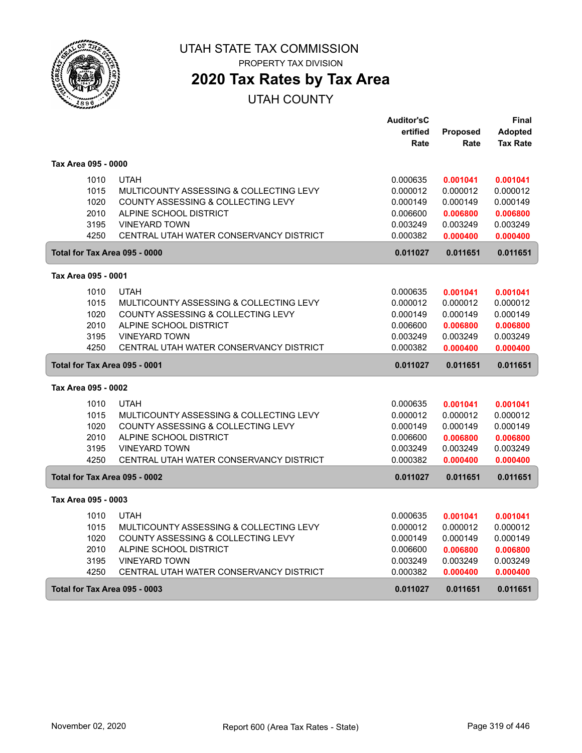# UTAH STATE TAX COMMISSION

PROPERTY TAX DIVISION

## 2020 Tax Rates by Tax Area

UTAH COUNTY

| | | Auditor'sCertified Rate | Proposed Rate | Final Adopted Tax Rate |
|---|---|---|---|---|
| **Tax Area 095 - 0000** | | | | |
| 1010 | UTAH | 0.000635 | **0.001041** | **0.001041** |
| 1015 | MULTICOUNTY ASSESSING & COLLECTING LEVY | 0.000012 | 0.000012 | 0.000012 |
| 1020 | COUNTY ASSESSING & COLLECTING LEVY | 0.000149 | 0.000149 | 0.000149 |
| 2010 | ALPINE SCHOOL DISTRICT | 0.006600 | **0.006800** | **0.006800** |
| 3195 | VINEYARD TOWN | 0.003249 | 0.003249 | 0.003249 |
| 4250 | CENTRAL UTAH WATER CONSERVANCY DISTRICT | 0.000382 | **0.000400** | **0.000400** |
| **Total for Tax Area 095 - 0000** | | **0.011027** | **0.011651** | **0.011651** |
| **Tax Area 095 - 0001** | | | | |
| 1010 | UTAH | 0.000635 | **0.001041** | **0.001041** |
| 1015 | MULTICOUNTY ASSESSING & COLLECTING LEVY | 0.000012 | 0.000012 | 0.000012 |
| 1020 | COUNTY ASSESSING & COLLECTING LEVY | 0.000149 | 0.000149 | 0.000149 |
| 2010 | ALPINE SCHOOL DISTRICT | 0.006600 | **0.006800** | **0.006800** |
| 3195 | VINEYARD TOWN | 0.003249 | 0.003249 | 0.003249 |
| 4250 | CENTRAL UTAH WATER CONSERVANCY DISTRICT | 0.000382 | **0.000400** | **0.000400** |
| **Total for Tax Area 095 - 0001** | | **0.011027** | **0.011651** | **0.011651** |
| **Tax Area 095 - 0002** | | | | |
| 1010 | UTAH | 0.000635 | **0.001041** | **0.001041** |
| 1015 | MULTICOUNTY ASSESSING & COLLECTING LEVY | 0.000012 | 0.000012 | 0.000012 |
| 1020 | COUNTY ASSESSING & COLLECTING LEVY | 0.000149 | 0.000149 | 0.000149 |
| 2010 | ALPINE SCHOOL DISTRICT | 0.006600 | **0.006800** | **0.006800** |
| 3195 | VINEYARD TOWN | 0.003249 | 0.003249 | 0.003249 |
| 4250 | CENTRAL UTAH WATER CONSERVANCY DISTRICT | 0.000382 | **0.000400** | **0.000400** |
| **Total for Tax Area 095 - 0002** | | **0.011027** | **0.011651** | **0.011651** |
| **Tax Area 095 - 0003** | | | | |
| 1010 | UTAH | 0.000635 | **0.001041** | **0.001041** |
| 1015 | MULTICOUNTY ASSESSING & COLLECTING LEVY | 0.000012 | 0.000012 | 0.000012 |
| 1020 | COUNTY ASSESSING & COLLECTING LEVY | 0.000149 | 0.000149 | 0.000149 |
| 2010 | ALPINE SCHOOL DISTRICT | 0.006600 | **0.006800** | **0.006800** |
| 3195 | VINEYARD TOWN | 0.003249 | 0.003249 | 0.003249 |
| 4250 | CENTRAL UTAH WATER CONSERVANCY DISTRICT | 0.000382 | **0.000400** | **0.000400** |
| **Total for Tax Area 095 - 0003** | | **0.011027** | **0.011651** | **0.011651** |

November 02, 2020 Report 600 (Area Tax Rates - State)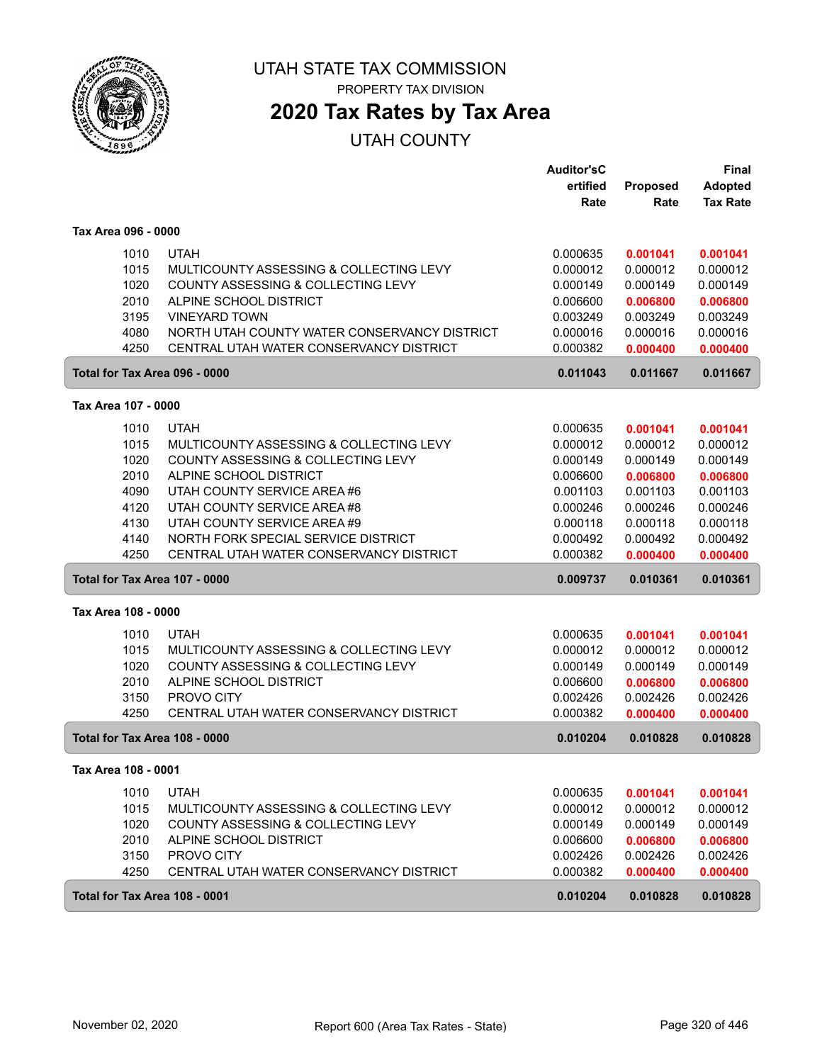# UTAH STATE TAX COMMISSION

PROPERTY TAX DIVISION

## 2020 Tax Rates by Tax Area

UTAH COUNTY

### Tax Area 096 - 0000

| Code | Entity | Auditor's Certified Rate | Proposed Rate | Final Adopted Tax Rate |
|---|---|---|---|---|
| 1010 | UTAH | 0.000635 | 0.001041 | 0.001041 |
| 1015 | MULTICOUNTY ASSESSING & COLLECTING LEVY | 0.000012 | 0.000012 | 0.000012 |
| 1020 | COUNTY ASSESSING & COLLECTING LEVY | 0.000149 | 0.000149 | 0.000149 |
| 2010 | ALPINE SCHOOL DISTRICT | 0.006600 | 0.006800 | 0.006800 |
| 3195 | VINEYARD TOWN | 0.003249 | 0.003249 | 0.003249 |
| 4080 | NORTH UTAH COUNTY WATER CONSERVANCY DISTRICT | 0.000016 | 0.000016 | 0.000016 |
| 4250 | CENTRAL UTAH WATER CONSERVANCY DISTRICT | 0.000382 | 0.000400 | 0.000400 |
| **Total for Tax Area 096 - 0000** | | **0.011043** | **0.011667** | **0.011667** |

### Tax Area 107 - 0000

| Code | Entity | Auditor's Certified Rate | Proposed Rate | Final Adopted Tax Rate |
|---|---|---|---|---|
| 1010 | UTAH | 0.000635 | 0.001041 | 0.001041 |
| 1015 | MULTICOUNTY ASSESSING & COLLECTING LEVY | 0.000012 | 0.000012 | 0.000012 |
| 1020 | COUNTY ASSESSING & COLLECTING LEVY | 0.000149 | 0.000149 | 0.000149 |
| 2010 | ALPINE SCHOOL DISTRICT | 0.006600 | 0.006800 | 0.006800 |
| 4090 | UTAH COUNTY SERVICE AREA #6 | 0.001103 | 0.001103 | 0.001103 |
| 4120 | UTAH COUNTY SERVICE AREA #8 | 0.000246 | 0.000246 | 0.000246 |
| 4130 | UTAH COUNTY SERVICE AREA #9 | 0.000118 | 0.000118 | 0.000118 |
| 4140 | NORTH FORK SPECIAL SERVICE DISTRICT | 0.000492 | 0.000492 | 0.000492 |
| 4250 | CENTRAL UTAH WATER CONSERVANCY DISTRICT | 0.000382 | 0.000400 | 0.000400 |
| **Total for Tax Area 107 - 0000** | | **0.009737** | **0.010361** | **0.010361** |

### Tax Area 108 - 0000

| Code | Entity | Auditor's Certified Rate | Proposed Rate | Final Adopted Tax Rate |
|---|---|---|---|---|
| 1010 | UTAH | 0.000635 | 0.001041 | 0.001041 |
| 1015 | MULTICOUNTY ASSESSING & COLLECTING LEVY | 0.000012 | 0.000012 | 0.000012 |
| 1020 | COUNTY ASSESSING & COLLECTING LEVY | 0.000149 | 0.000149 | 0.000149 |
| 2010 | ALPINE SCHOOL DISTRICT | 0.006600 | 0.006800 | 0.006800 |
| 3150 | PROVO CITY | 0.002426 | 0.002426 | 0.002426 |
| 4250 | CENTRAL UTAH WATER CONSERVANCY DISTRICT | 0.000382 | 0.000400 | 0.000400 |
| **Total for Tax Area 108 - 0000** | | **0.010204** | **0.010828** | **0.010828** |

### Tax Area 108 - 0001

| Code | Entity | Auditor's Certified Rate | Proposed Rate | Final Adopted Tax Rate |
|---|---|---|---|---|
| 1010 | UTAH | 0.000635 | 0.001041 | 0.001041 |
| 1015 | MULTICOUNTY ASSESSING & COLLECTING LEVY | 0.000012 | 0.000012 | 0.000012 |
| 1020 | COUNTY ASSESSING & COLLECTING LEVY | 0.000149 | 0.000149 | 0.000149 |
| 2010 | ALPINE SCHOOL DISTRICT | 0.006600 | 0.006800 | 0.006800 |
| 3150 | PROVO CITY | 0.002426 | 0.002426 | 0.002426 |
| 4250 | CENTRAL UTAH WATER CONSERVANCY DISTRICT | 0.000382 | 0.000400 | 0.000400 |
| **Total for Tax Area 108 - 0001** | | **0.010204** | **0.010828** | **0.010828** |

November 02, 2020 — Report 600 (Area Tax Rates - State)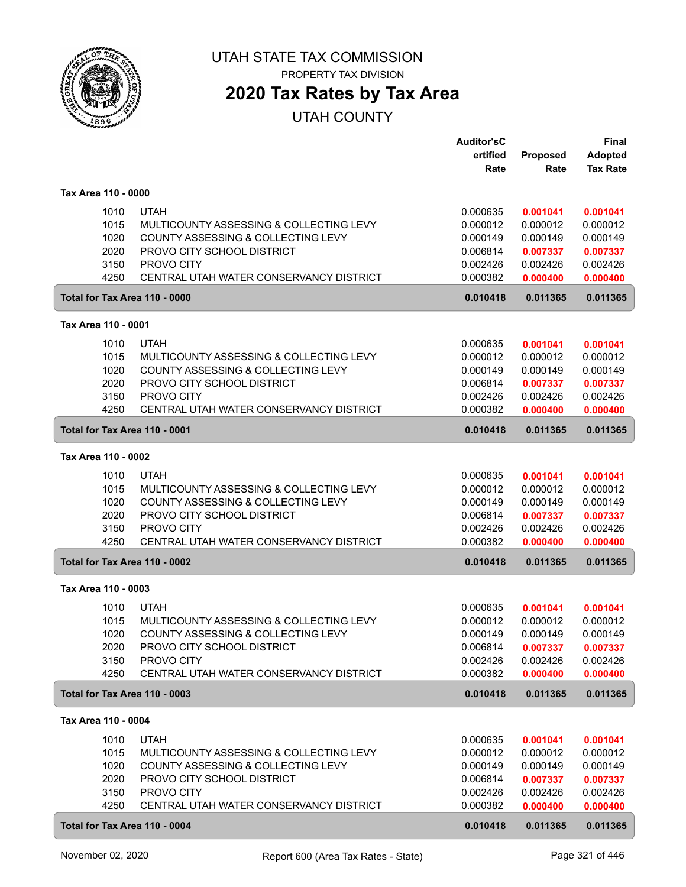UTAH STATE TAX COMMISSION

PROPERTY TAX DIVISION

# 2020 Tax Rates by Tax Area

## UTAH COUNTY

| | | Auditor'sCertified Rate | Proposed Rate | Final Adopted Tax Rate |
|---|---|---|---|---|
| **Tax Area 110 - 0000** | | | | |
| 1010 | UTAH | 0.000635 | **0.001041** | **0.001041** |
| 1015 | MULTICOUNTY ASSESSING & COLLECTING LEVY | 0.000012 | 0.000012 | 0.000012 |
| 1020 | COUNTY ASSESSING & COLLECTING LEVY | 0.000149 | 0.000149 | 0.000149 |
| 2020 | PROVO CITY SCHOOL DISTRICT | 0.006814 | **0.007337** | **0.007337** |
| 3150 | PROVO CITY | 0.002426 | 0.002426 | 0.002426 |
| 4250 | CENTRAL UTAH WATER CONSERVANCY DISTRICT | 0.000382 | **0.000400** | **0.000400** |
| **Total for Tax Area 110 - 0000** | | **0.010418** | **0.011365** | **0.011365** |
| **Tax Area 110 - 0001** | | | | |
| 1010 | UTAH | 0.000635 | **0.001041** | **0.001041** |
| 1015 | MULTICOUNTY ASSESSING & COLLECTING LEVY | 0.000012 | 0.000012 | 0.000012 |
| 1020 | COUNTY ASSESSING & COLLECTING LEVY | 0.000149 | 0.000149 | 0.000149 |
| 2020 | PROVO CITY SCHOOL DISTRICT | 0.006814 | **0.007337** | **0.007337** |
| 3150 | PROVO CITY | 0.002426 | 0.002426 | 0.002426 |
| 4250 | CENTRAL UTAH WATER CONSERVANCY DISTRICT | 0.000382 | **0.000400** | **0.000400** |
| **Total for Tax Area 110 - 0001** | | **0.010418** | **0.011365** | **0.011365** |
| **Tax Area 110 - 0002** | | | | |
| 1010 | UTAH | 0.000635 | **0.001041** | **0.001041** |
| 1015 | MULTICOUNTY ASSESSING & COLLECTING LEVY | 0.000012 | 0.000012 | 0.000012 |
| 1020 | COUNTY ASSESSING & COLLECTING LEVY | 0.000149 | 0.000149 | 0.000149 |
| 2020 | PROVO CITY SCHOOL DISTRICT | 0.006814 | **0.007337** | **0.007337** |
| 3150 | PROVO CITY | 0.002426 | 0.002426 | 0.002426 |
| 4250 | CENTRAL UTAH WATER CONSERVANCY DISTRICT | 0.000382 | **0.000400** | **0.000400** |
| **Total for Tax Area 110 - 0002** | | **0.010418** | **0.011365** | **0.011365** |
| **Tax Area 110 - 0003** | | | | |
| 1010 | UTAH | 0.000635 | **0.001041** | **0.001041** |
| 1015 | MULTICOUNTY ASSESSING & COLLECTING LEVY | 0.000012 | 0.000012 | 0.000012 |
| 1020 | COUNTY ASSESSING & COLLECTING LEVY | 0.000149 | 0.000149 | 0.000149 |
| 2020 | PROVO CITY SCHOOL DISTRICT | 0.006814 | **0.007337** | **0.007337** |
| 3150 | PROVO CITY | 0.002426 | 0.002426 | 0.002426 |
| 4250 | CENTRAL UTAH WATER CONSERVANCY DISTRICT | 0.000382 | **0.000400** | **0.000400** |
| **Total for Tax Area 110 - 0003** | | **0.010418** | **0.011365** | **0.011365** |
| **Tax Area 110 - 0004** | | | | |
| 1010 | UTAH | 0.000635 | **0.001041** | **0.001041** |
| 1015 | MULTICOUNTY ASSESSING & COLLECTING LEVY | 0.000012 | 0.000012 | 0.000012 |
| 1020 | COUNTY ASSESSING & COLLECTING LEVY | 0.000149 | 0.000149 | 0.000149 |
| 2020 | PROVO CITY SCHOOL DISTRICT | 0.006814 | **0.007337** | **0.007337** |
| 3150 | PROVO CITY | 0.002426 | 0.002426 | 0.002426 |
| 4250 | CENTRAL UTAH WATER CONSERVANCY DISTRICT | 0.000382 | **0.000400** | **0.000400** |
| **Total for Tax Area 110 - 0004** | | **0.010418** | **0.011365** | **0.011365** |

November 02, 2020 — Report 600 (Area Tax Rates - State)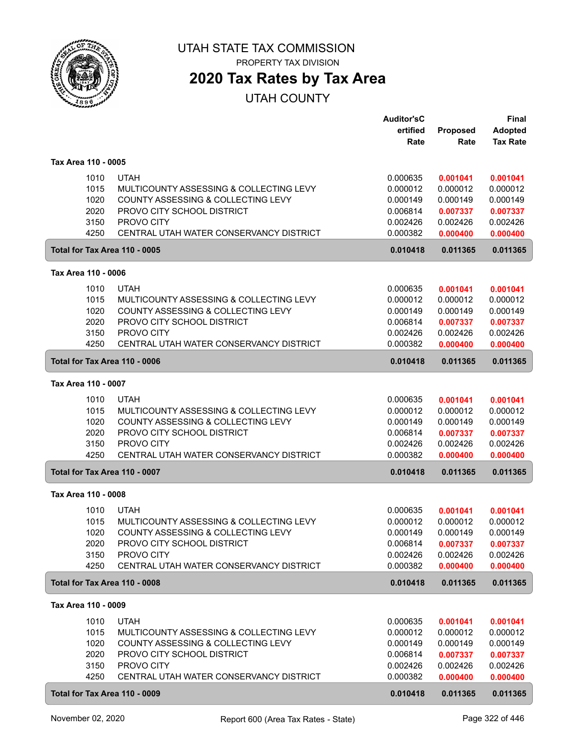# UTAH STATE TAX COMMISSION

PROPERTY TAX DIVISION

## 2020 Tax Rates by Tax Area

UTAH COUNTY

| | | Auditor's Certified Rate | Proposed Rate | Final Adopted Tax Rate |
|---|---|---|---|---|
| **Tax Area 110 - 0005** | | | | |
| 1010 | UTAH | 0.000635 | **0.001041** | **0.001041** |
| 1015 | MULTICOUNTY ASSESSING & COLLECTING LEVY | 0.000012 | 0.000012 | 0.000012 |
| 1020 | COUNTY ASSESSING & COLLECTING LEVY | 0.000149 | 0.000149 | 0.000149 |
| 2020 | PROVO CITY SCHOOL DISTRICT | 0.006814 | **0.007337** | **0.007337** |
| 3150 | PROVO CITY | 0.002426 | 0.002426 | 0.002426 |
| 4250 | CENTRAL UTAH WATER CONSERVANCY DISTRICT | 0.000382 | **0.000400** | **0.000400** |
| **Total for Tax Area 110 - 0005** | | **0.010418** | **0.011365** | **0.011365** |
| **Tax Area 110 - 0006** | | | | |
| 1010 | UTAH | 0.000635 | **0.001041** | **0.001041** |
| 1015 | MULTICOUNTY ASSESSING & COLLECTING LEVY | 0.000012 | 0.000012 | 0.000012 |
| 1020 | COUNTY ASSESSING & COLLECTING LEVY | 0.000149 | 0.000149 | 0.000149 |
| 2020 | PROVO CITY SCHOOL DISTRICT | 0.006814 | **0.007337** | **0.007337** |
| 3150 | PROVO CITY | 0.002426 | 0.002426 | 0.002426 |
| 4250 | CENTRAL UTAH WATER CONSERVANCY DISTRICT | 0.000382 | **0.000400** | **0.000400** |
| **Total for Tax Area 110 - 0006** | | **0.010418** | **0.011365** | **0.011365** |
| **Tax Area 110 - 0007** | | | | |
| 1010 | UTAH | 0.000635 | **0.001041** | **0.001041** |
| 1015 | MULTICOUNTY ASSESSING & COLLECTING LEVY | 0.000012 | 0.000012 | 0.000012 |
| 1020 | COUNTY ASSESSING & COLLECTING LEVY | 0.000149 | 0.000149 | 0.000149 |
| 2020 | PROVO CITY SCHOOL DISTRICT | 0.006814 | **0.007337** | **0.007337** |
| 3150 | PROVO CITY | 0.002426 | 0.002426 | 0.002426 |
| 4250 | CENTRAL UTAH WATER CONSERVANCY DISTRICT | 0.000382 | **0.000400** | **0.000400** |
| **Total for Tax Area 110 - 0007** | | **0.010418** | **0.011365** | **0.011365** |
| **Tax Area 110 - 0008** | | | | |
| 1010 | UTAH | 0.000635 | **0.001041** | **0.001041** |
| 1015 | MULTICOUNTY ASSESSING & COLLECTING LEVY | 0.000012 | 0.000012 | 0.000012 |
| 1020 | COUNTY ASSESSING & COLLECTING LEVY | 0.000149 | 0.000149 | 0.000149 |
| 2020 | PROVO CITY SCHOOL DISTRICT | 0.006814 | **0.007337** | **0.007337** |
| 3150 | PROVO CITY | 0.002426 | 0.002426 | 0.002426 |
| 4250 | CENTRAL UTAH WATER CONSERVANCY DISTRICT | 0.000382 | **0.000400** | **0.000400** |
| **Total for Tax Area 110 - 0008** | | **0.010418** | **0.011365** | **0.011365** |
| **Tax Area 110 - 0009** | | | | |
| 1010 | UTAH | 0.000635 | **0.001041** | **0.001041** |
| 1015 | MULTICOUNTY ASSESSING & COLLECTING LEVY | 0.000012 | 0.000012 | 0.000012 |
| 1020 | COUNTY ASSESSING & COLLECTING LEVY | 0.000149 | 0.000149 | 0.000149 |
| 2020 | PROVO CITY SCHOOL DISTRICT | 0.006814 | **0.007337** | **0.007337** |
| 3150 | PROVO CITY | 0.002426 | 0.002426 | 0.002426 |
| 4250 | CENTRAL UTAH WATER CONSERVANCY DISTRICT | 0.000382 | **0.000400** | **0.000400** |
| **Total for Tax Area 110 - 0009** | | **0.010418** | **0.011365** | **0.011365** |

November 02, 2020 — Report 600 (Area Tax Rates - State)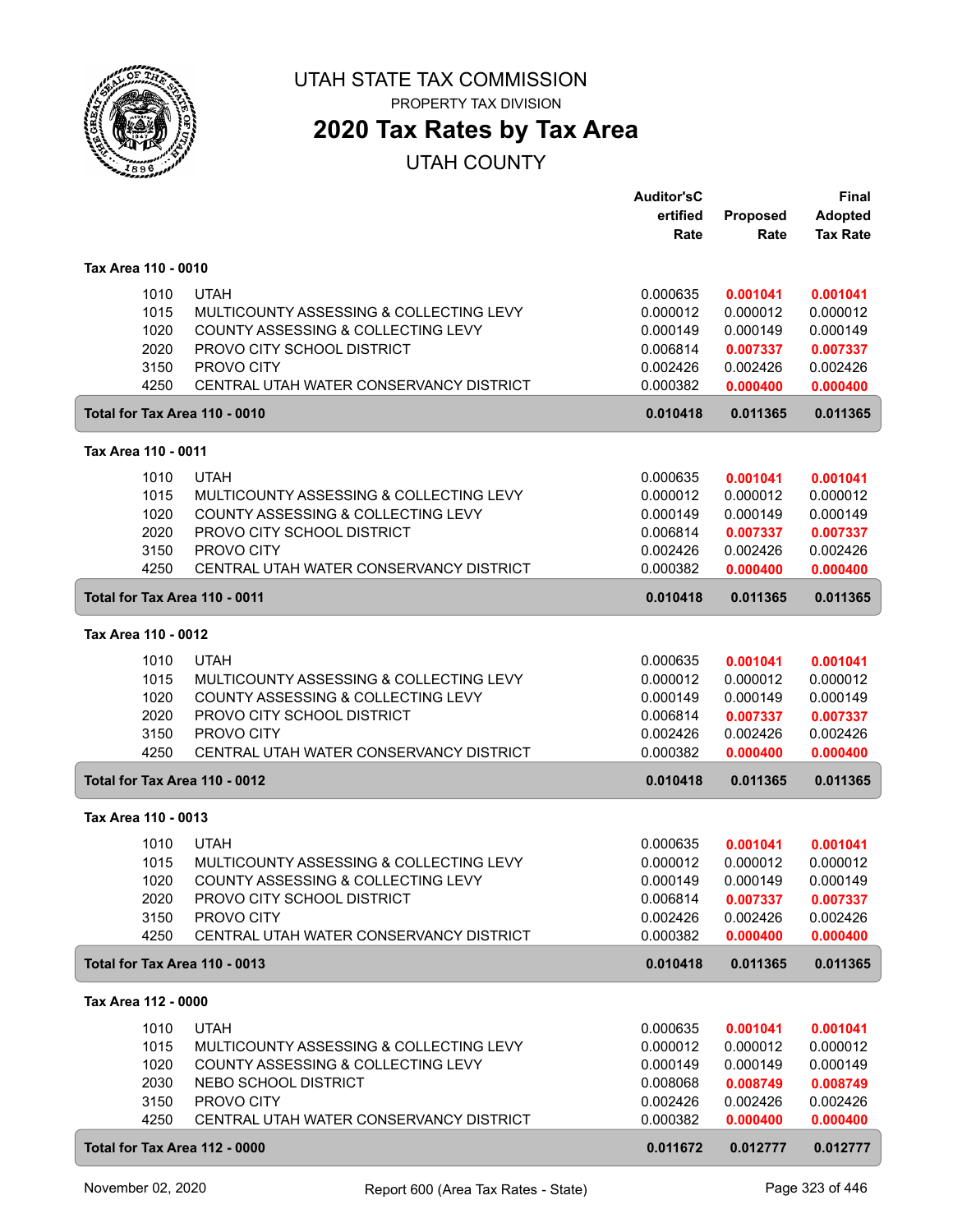# UTAH STATE TAX COMMISSION

PROPERTY TAX DIVISION

## 2020 Tax Rates by Tax Area

UTAH COUNTY

| | | Auditor'sCertified Rate | Proposed Rate | Final Adopted Tax Rate |
|---|---|---|---|---|
| **Tax Area 110 - 0010** | | | | |
| 1010 | UTAH | 0.000635 | **0.001041** | **0.001041** |
| 1015 | MULTICOUNTY ASSESSING & COLLECTING LEVY | 0.000012 | 0.000012 | 0.000012 |
| 1020 | COUNTY ASSESSING & COLLECTING LEVY | 0.000149 | 0.000149 | 0.000149 |
| 2020 | PROVO CITY SCHOOL DISTRICT | 0.006814 | **0.007337** | **0.007337** |
| 3150 | PROVO CITY | 0.002426 | 0.002426 | 0.002426 |
| 4250 | CENTRAL UTAH WATER CONSERVANCY DISTRICT | 0.000382 | **0.000400** | **0.000400** |
| **Total for Tax Area 110 - 0010** | | **0.010418** | **0.011365** | **0.011365** |
| **Tax Area 110 - 0011** | | | | |
| 1010 | UTAH | 0.000635 | **0.001041** | **0.001041** |
| 1015 | MULTICOUNTY ASSESSING & COLLECTING LEVY | 0.000012 | 0.000012 | 0.000012 |
| 1020 | COUNTY ASSESSING & COLLECTING LEVY | 0.000149 | 0.000149 | 0.000149 |
| 2020 | PROVO CITY SCHOOL DISTRICT | 0.006814 | **0.007337** | **0.007337** |
| 3150 | PROVO CITY | 0.002426 | 0.002426 | 0.002426 |
| 4250 | CENTRAL UTAH WATER CONSERVANCY DISTRICT | 0.000382 | **0.000400** | **0.000400** |
| **Total for Tax Area 110 - 0011** | | **0.010418** | **0.011365** | **0.011365** |
| **Tax Area 110 - 0012** | | | | |
| 1010 | UTAH | 0.000635 | **0.001041** | **0.001041** |
| 1015 | MULTICOUNTY ASSESSING & COLLECTING LEVY | 0.000012 | 0.000012 | 0.000012 |
| 1020 | COUNTY ASSESSING & COLLECTING LEVY | 0.000149 | 0.000149 | 0.000149 |
| 2020 | PROVO CITY SCHOOL DISTRICT | 0.006814 | **0.007337** | **0.007337** |
| 3150 | PROVO CITY | 0.002426 | 0.002426 | 0.002426 |
| 4250 | CENTRAL UTAH WATER CONSERVANCY DISTRICT | 0.000382 | **0.000400** | **0.000400** |
| **Total for Tax Area 110 - 0012** | | **0.010418** | **0.011365** | **0.011365** |
| **Tax Area 110 - 0013** | | | | |
| 1010 | UTAH | 0.000635 | **0.001041** | **0.001041** |
| 1015 | MULTICOUNTY ASSESSING & COLLECTING LEVY | 0.000012 | 0.000012 | 0.000012 |
| 1020 | COUNTY ASSESSING & COLLECTING LEVY | 0.000149 | 0.000149 | 0.000149 |
| 2020 | PROVO CITY SCHOOL DISTRICT | 0.006814 | **0.007337** | **0.007337** |
| 3150 | PROVO CITY | 0.002426 | 0.002426 | 0.002426 |
| 4250 | CENTRAL UTAH WATER CONSERVANCY DISTRICT | 0.000382 | **0.000400** | **0.000400** |
| **Total for Tax Area 110 - 0013** | | **0.010418** | **0.011365** | **0.011365** |
| **Tax Area 112 - 0000** | | | | |
| 1010 | UTAH | 0.000635 | **0.001041** | **0.001041** |
| 1015 | MULTICOUNTY ASSESSING & COLLECTING LEVY | 0.000012 | 0.000012 | 0.000012 |
| 1020 | COUNTY ASSESSING & COLLECTING LEVY | 0.000149 | 0.000149 | 0.000149 |
| 2030 | NEBO SCHOOL DISTRICT | 0.008068 | **0.008749** | **0.008749** |
| 3150 | PROVO CITY | 0.002426 | 0.002426 | 0.002426 |
| 4250 | CENTRAL UTAH WATER CONSERVANCY DISTRICT | 0.000382 | **0.000400** | **0.000400** |
| **Total for Tax Area 112 - 0000** | | **0.011672** | **0.012777** | **0.012777** |

November 02, 2020 — Report 600 (Area Tax Rates - State)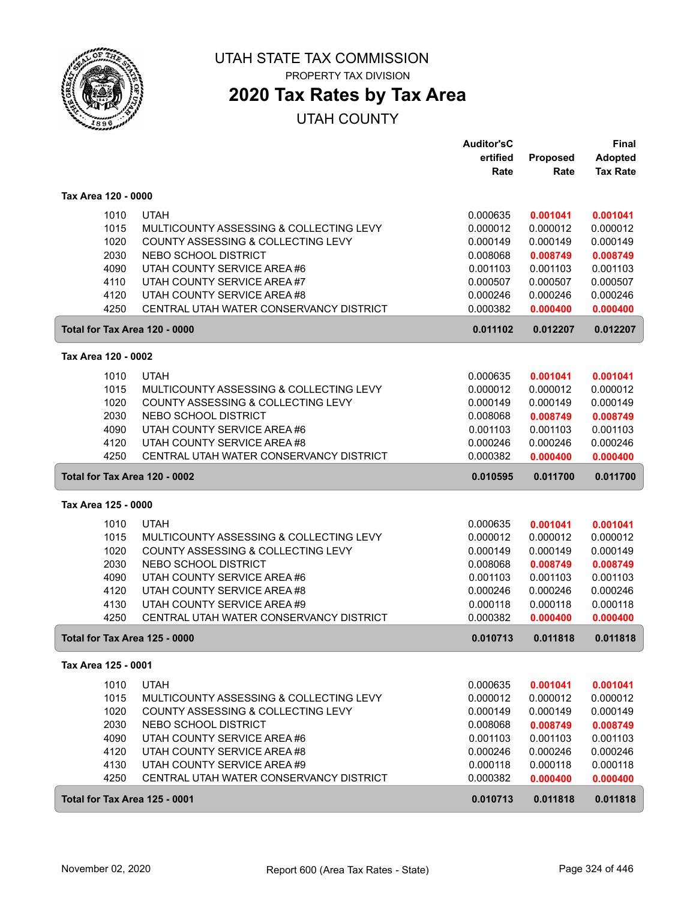# UTAH STATE TAX COMMISSION

PROPERTY TAX DIVISION

## 2020 Tax Rates by Tax Area

UTAH COUNTY

| | | Auditor'sCertified Rate | Proposed Rate | Final Adopted Tax Rate |
|---|---|---|---|---|
| **Tax Area 120 - 0000** | | | | |
| 1010 | UTAH | 0.000635 | **0.001041** | **0.001041** |
| 1015 | MULTICOUNTY ASSESSING & COLLECTING LEVY | 0.000012 | 0.000012 | 0.000012 |
| 1020 | COUNTY ASSESSING & COLLECTING LEVY | 0.000149 | 0.000149 | 0.000149 |
| 2030 | NEBO SCHOOL DISTRICT | 0.008068 | **0.008749** | **0.008749** |
| 4090 | UTAH COUNTY SERVICE AREA #6 | 0.001103 | 0.001103 | 0.001103 |
| 4110 | UTAH COUNTY SERVICE AREA #7 | 0.000507 | 0.000507 | 0.000507 |
| 4120 | UTAH COUNTY SERVICE AREA #8 | 0.000246 | 0.000246 | 0.000246 |
| 4250 | CENTRAL UTAH WATER CONSERVANCY DISTRICT | 0.000382 | **0.000400** | **0.000400** |
| **Total for Tax Area 120 - 0000** | | **0.011102** | **0.012207** | **0.012207** |
| **Tax Area 120 - 0002** | | | | |
| 1010 | UTAH | 0.000635 | **0.001041** | **0.001041** |
| 1015 | MULTICOUNTY ASSESSING & COLLECTING LEVY | 0.000012 | 0.000012 | 0.000012 |
| 1020 | COUNTY ASSESSING & COLLECTING LEVY | 0.000149 | 0.000149 | 0.000149 |
| 2030 | NEBO SCHOOL DISTRICT | 0.008068 | **0.008749** | **0.008749** |
| 4090 | UTAH COUNTY SERVICE AREA #6 | 0.001103 | 0.001103 | 0.001103 |
| 4120 | UTAH COUNTY SERVICE AREA #8 | 0.000246 | 0.000246 | 0.000246 |
| 4250 | CENTRAL UTAH WATER CONSERVANCY DISTRICT | 0.000382 | **0.000400** | **0.000400** |
| **Total for Tax Area 120 - 0002** | | **0.010595** | **0.011700** | **0.011700** |
| **Tax Area 125 - 0000** | | | | |
| 1010 | UTAH | 0.000635 | **0.001041** | **0.001041** |
| 1015 | MULTICOUNTY ASSESSING & COLLECTING LEVY | 0.000012 | 0.000012 | 0.000012 |
| 1020 | COUNTY ASSESSING & COLLECTING LEVY | 0.000149 | 0.000149 | 0.000149 |
| 2030 | NEBO SCHOOL DISTRICT | 0.008068 | **0.008749** | **0.008749** |
| 4090 | UTAH COUNTY SERVICE AREA #6 | 0.001103 | 0.001103 | 0.001103 |
| 4120 | UTAH COUNTY SERVICE AREA #8 | 0.000246 | 0.000246 | 0.000246 |
| 4130 | UTAH COUNTY SERVICE AREA #9 | 0.000118 | 0.000118 | 0.000118 |
| 4250 | CENTRAL UTAH WATER CONSERVANCY DISTRICT | 0.000382 | **0.000400** | **0.000400** |
| **Total for Tax Area 125 - 0000** | | **0.010713** | **0.011818** | **0.011818** |
| **Tax Area 125 - 0001** | | | | |
| 1010 | UTAH | 0.000635 | **0.001041** | **0.001041** |
| 1015 | MULTICOUNTY ASSESSING & COLLECTING LEVY | 0.000012 | 0.000012 | 0.000012 |
| 1020 | COUNTY ASSESSING & COLLECTING LEVY | 0.000149 | 0.000149 | 0.000149 |
| 2030 | NEBO SCHOOL DISTRICT | 0.008068 | **0.008749** | **0.008749** |
| 4090 | UTAH COUNTY SERVICE AREA #6 | 0.001103 | 0.001103 | 0.001103 |
| 4120 | UTAH COUNTY SERVICE AREA #8 | 0.000246 | 0.000246 | 0.000246 |
| 4130 | UTAH COUNTY SERVICE AREA #9 | 0.000118 | 0.000118 | 0.000118 |
| 4250 | CENTRAL UTAH WATER CONSERVANCY DISTRICT | 0.000382 | **0.000400** | **0.000400** |
| **Total for Tax Area 125 - 0001** | | **0.010713** | **0.011818** | **0.011818** |

November 02, 2020 — Report 600 (Area Tax Rates - State)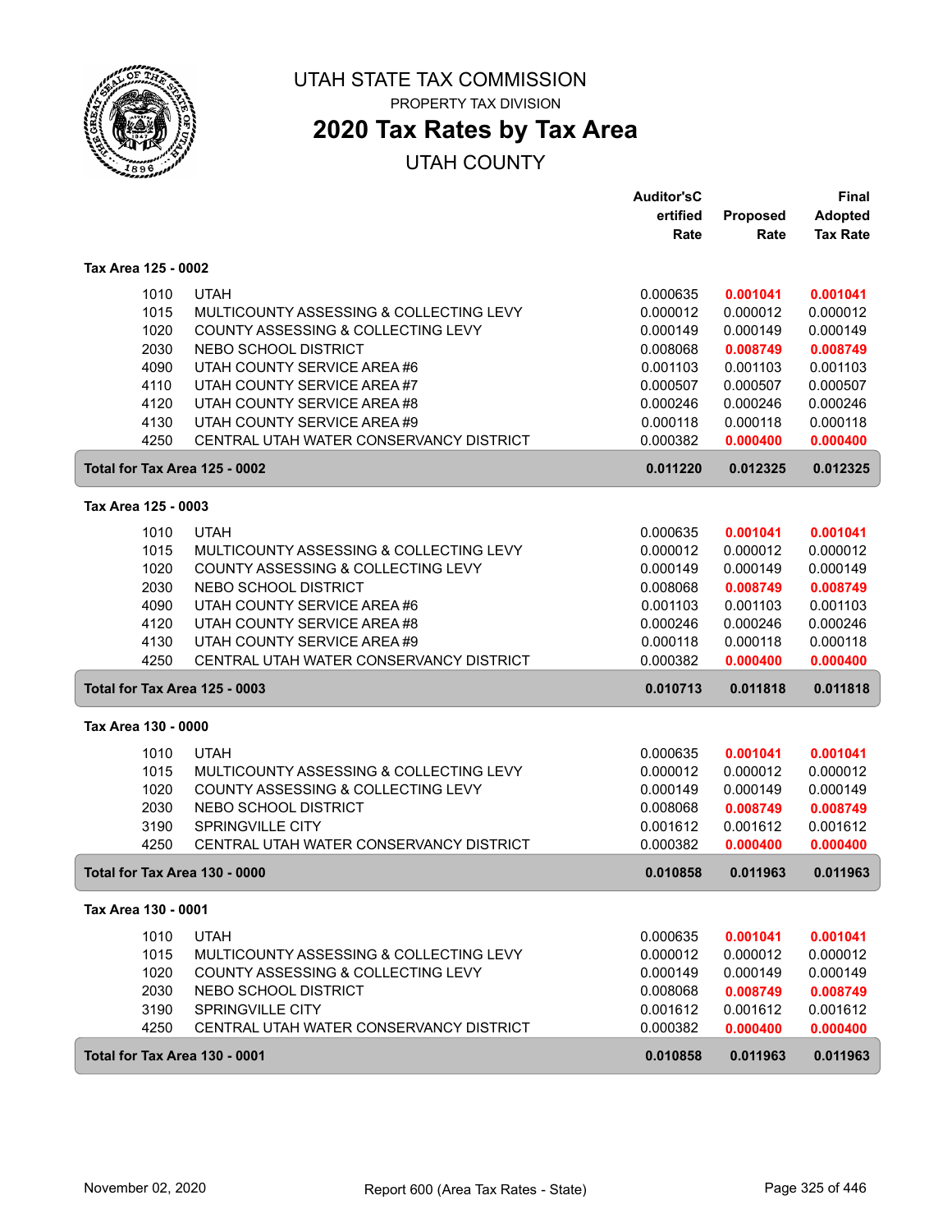# UTAH STATE TAX COMMISSION

PROPERTY TAX DIVISION

## 2020 Tax Rates by Tax Area

UTAH COUNTY

| | | Auditor'sCertified Rate | Proposed Rate | Final Adopted Tax Rate |
|---|---|---|---|---|
| **Tax Area 125 - 0002** | | | | |
| 1010 | UTAH | 0.000635 | **0.001041** | **0.001041** |
| 1015 | MULTICOUNTY ASSESSING & COLLECTING LEVY | 0.000012 | 0.000012 | 0.000012 |
| 1020 | COUNTY ASSESSING & COLLECTING LEVY | 0.000149 | 0.000149 | 0.000149 |
| 2030 | NEBO SCHOOL DISTRICT | 0.008068 | **0.008749** | **0.008749** |
| 4090 | UTAH COUNTY SERVICE AREA #6 | 0.001103 | 0.001103 | 0.001103 |
| 4110 | UTAH COUNTY SERVICE AREA #7 | 0.000507 | 0.000507 | 0.000507 |
| 4120 | UTAH COUNTY SERVICE AREA #8 | 0.000246 | 0.000246 | 0.000246 |
| 4130 | UTAH COUNTY SERVICE AREA #9 | 0.000118 | 0.000118 | 0.000118 |
| 4250 | CENTRAL UTAH WATER CONSERVANCY DISTRICT | 0.000382 | **0.000400** | **0.000400** |
| **Total for Tax Area 125 - 0002** | | **0.011220** | **0.012325** | **0.012325** |
| **Tax Area 125 - 0003** | | | | |
| 1010 | UTAH | 0.000635 | **0.001041** | **0.001041** |
| 1015 | MULTICOUNTY ASSESSING & COLLECTING LEVY | 0.000012 | 0.000012 | 0.000012 |
| 1020 | COUNTY ASSESSING & COLLECTING LEVY | 0.000149 | 0.000149 | 0.000149 |
| 2030 | NEBO SCHOOL DISTRICT | 0.008068 | **0.008749** | **0.008749** |
| 4090 | UTAH COUNTY SERVICE AREA #6 | 0.001103 | 0.001103 | 0.001103 |
| 4120 | UTAH COUNTY SERVICE AREA #8 | 0.000246 | 0.000246 | 0.000246 |
| 4130 | UTAH COUNTY SERVICE AREA #9 | 0.000118 | 0.000118 | 0.000118 |
| 4250 | CENTRAL UTAH WATER CONSERVANCY DISTRICT | 0.000382 | **0.000400** | **0.000400** |
| **Total for Tax Area 125 - 0003** | | **0.010713** | **0.011818** | **0.011818** |
| **Tax Area 130 - 0000** | | | | |
| 1010 | UTAH | 0.000635 | **0.001041** | **0.001041** |
| 1015 | MULTICOUNTY ASSESSING & COLLECTING LEVY | 0.000012 | 0.000012 | 0.000012 |
| 1020 | COUNTY ASSESSING & COLLECTING LEVY | 0.000149 | 0.000149 | 0.000149 |
| 2030 | NEBO SCHOOL DISTRICT | 0.008068 | **0.008749** | **0.008749** |
| 3190 | SPRINGVILLE CITY | 0.001612 | 0.001612 | 0.001612 |
| 4250 | CENTRAL UTAH WATER CONSERVANCY DISTRICT | 0.000382 | **0.000400** | **0.000400** |
| **Total for Tax Area 130 - 0000** | | **0.010858** | **0.011963** | **0.011963** |
| **Tax Area 130 - 0001** | | | | |
| 1010 | UTAH | 0.000635 | **0.001041** | **0.001041** |
| 1015 | MULTICOUNTY ASSESSING & COLLECTING LEVY | 0.000012 | 0.000012 | 0.000012 |
| 1020 | COUNTY ASSESSING & COLLECTING LEVY | 0.000149 | 0.000149 | 0.000149 |
| 2030 | NEBO SCHOOL DISTRICT | 0.008068 | **0.008749** | **0.008749** |
| 3190 | SPRINGVILLE CITY | 0.001612 | 0.001612 | 0.001612 |
| 4250 | CENTRAL UTAH WATER CONSERVANCY DISTRICT | 0.000382 | **0.000400** | **0.000400** |
| **Total for Tax Area 130 - 0001** | | **0.010858** | **0.011963** | **0.011963** |

November 02, 2020 — Report 600 (Area Tax Rates - State)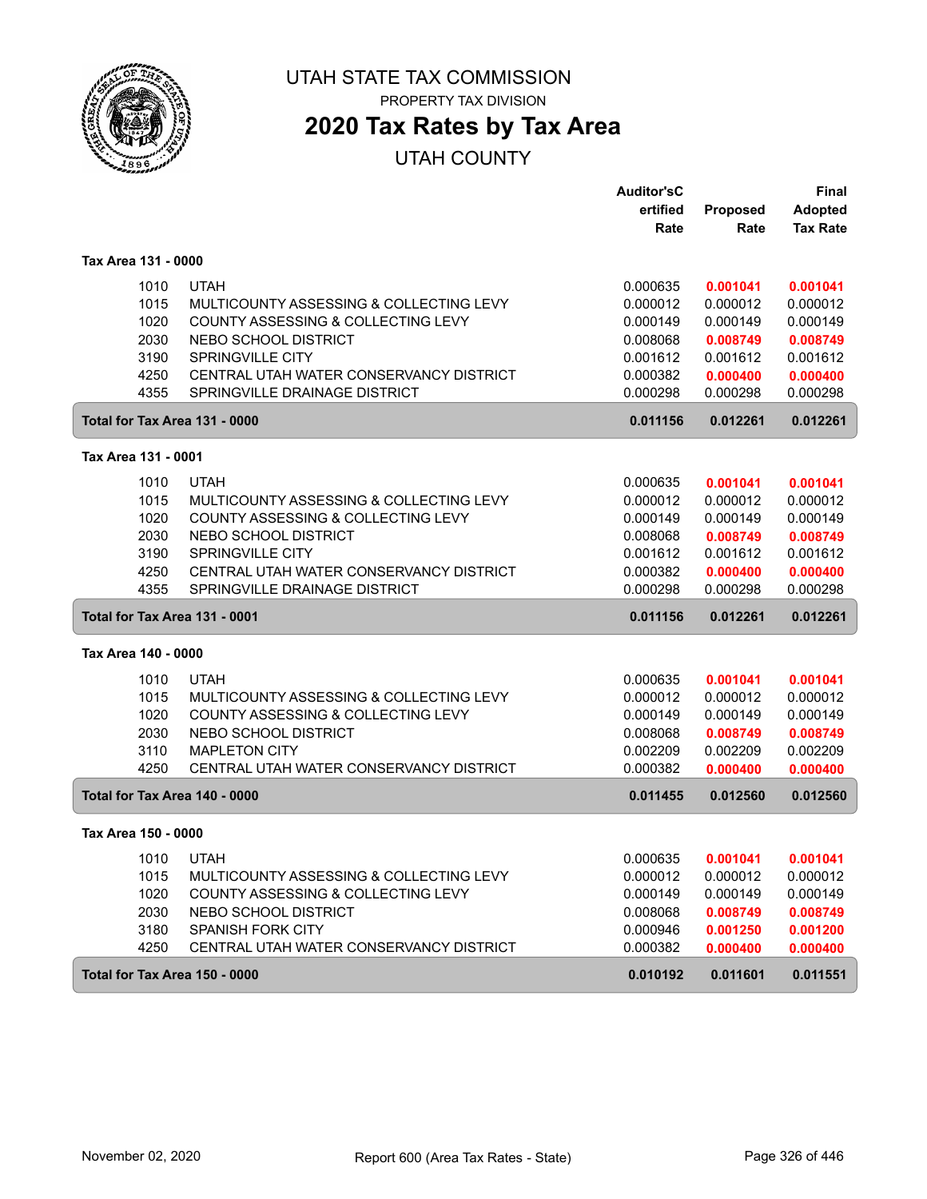# UTAH STATE TAX COMMISSION

PROPERTY TAX DIVISION

## 2020 Tax Rates by Tax Area

UTAH COUNTY

| | | Auditor's Certified Rate | Proposed Rate | Final Adopted Tax Rate |
|---|---|---|---|---|
| **Tax Area 131 - 0000** | | | | |
| 1010 | UTAH | 0.000635 | **0.001041** | **0.001041** |
| 1015 | MULTICOUNTY ASSESSING & COLLECTING LEVY | 0.000012 | 0.000012 | 0.000012 |
| 1020 | COUNTY ASSESSING & COLLECTING LEVY | 0.000149 | 0.000149 | 0.000149 |
| 2030 | NEBO SCHOOL DISTRICT | 0.008068 | **0.008749** | **0.008749** |
| 3190 | SPRINGVILLE CITY | 0.001612 | 0.001612 | 0.001612 |
| 4250 | CENTRAL UTAH WATER CONSERVANCY DISTRICT | 0.000382 | **0.000400** | **0.000400** |
| 4355 | SPRINGVILLE DRAINAGE DISTRICT | 0.000298 | 0.000298 | 0.000298 |
| **Total for Tax Area 131 - 0000** | | **0.011156** | **0.012261** | **0.012261** |
| **Tax Area 131 - 0001** | | | | |
| 1010 | UTAH | 0.000635 | **0.001041** | **0.001041** |
| 1015 | MULTICOUNTY ASSESSING & COLLECTING LEVY | 0.000012 | 0.000012 | 0.000012 |
| 1020 | COUNTY ASSESSING & COLLECTING LEVY | 0.000149 | 0.000149 | 0.000149 |
| 2030 | NEBO SCHOOL DISTRICT | 0.008068 | **0.008749** | **0.008749** |
| 3190 | SPRINGVILLE CITY | 0.001612 | 0.001612 | 0.001612 |
| 4250 | CENTRAL UTAH WATER CONSERVANCY DISTRICT | 0.000382 | **0.000400** | **0.000400** |
| 4355 | SPRINGVILLE DRAINAGE DISTRICT | 0.000298 | 0.000298 | 0.000298 |
| **Total for Tax Area 131 - 0001** | | **0.011156** | **0.012261** | **0.012261** |
| **Tax Area 140 - 0000** | | | | |
| 1010 | UTAH | 0.000635 | **0.001041** | **0.001041** |
| 1015 | MULTICOUNTY ASSESSING & COLLECTING LEVY | 0.000012 | 0.000012 | 0.000012 |
| 1020 | COUNTY ASSESSING & COLLECTING LEVY | 0.000149 | 0.000149 | 0.000149 |
| 2030 | NEBO SCHOOL DISTRICT | 0.008068 | **0.008749** | **0.008749** |
| 3110 | MAPLETON CITY | 0.002209 | 0.002209 | 0.002209 |
| 4250 | CENTRAL UTAH WATER CONSERVANCY DISTRICT | 0.000382 | **0.000400** | **0.000400** |
| **Total for Tax Area 140 - 0000** | | **0.011455** | **0.012560** | **0.012560** |
| **Tax Area 150 - 0000** | | | | |
| 1010 | UTAH | 0.000635 | **0.001041** | **0.001041** |
| 1015 | MULTICOUNTY ASSESSING & COLLECTING LEVY | 0.000012 | 0.000012 | 0.000012 |
| 1020 | COUNTY ASSESSING & COLLECTING LEVY | 0.000149 | 0.000149 | 0.000149 |
| 2030 | NEBO SCHOOL DISTRICT | 0.008068 | **0.008749** | **0.008749** |
| 3180 | SPANISH FORK CITY | 0.000946 | **0.001250** | **0.001200** |
| 4250 | CENTRAL UTAH WATER CONSERVANCY DISTRICT | 0.000382 | **0.000400** | **0.000400** |
| **Total for Tax Area 150 - 0000** | | **0.010192** | **0.011601** | **0.011551** |

November 02, 2020 — Report 600 (Area Tax Rates - State)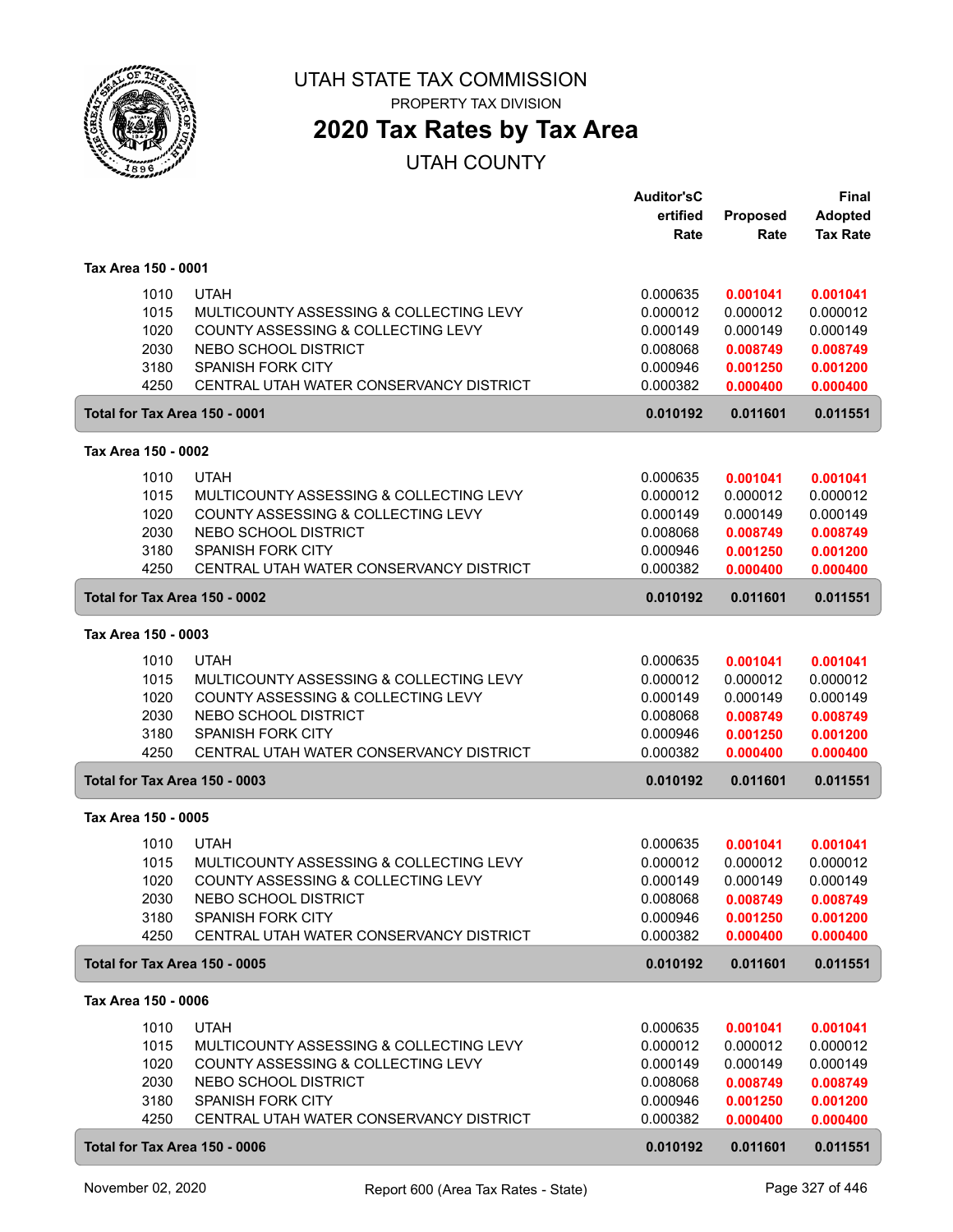# UTAH STATE TAX COMMISSION

PROPERTY TAX DIVISION

## 2020 Tax Rates by Tax Area

UTAH COUNTY

| | | Auditor's Certified Rate | Proposed Rate | Final Adopted Tax Rate |
|---|---|---|---|---|
| **Tax Area 150 - 0001** | | | | |
| 1010 | UTAH | 0.000635 | **0.001041** | **0.001041** |
| 1015 | MULTICOUNTY ASSESSING & COLLECTING LEVY | 0.000012 | 0.000012 | 0.000012 |
| 1020 | COUNTY ASSESSING & COLLECTING LEVY | 0.000149 | 0.000149 | 0.000149 |
| 2030 | NEBO SCHOOL DISTRICT | 0.008068 | **0.008749** | **0.008749** |
| 3180 | SPANISH FORK CITY | 0.000946 | **0.001250** | **0.001200** |
| 4250 | CENTRAL UTAH WATER CONSERVANCY DISTRICT | 0.000382 | **0.000400** | **0.000400** |
| **Total for Tax Area 150 - 0001** | | **0.010192** | **0.011601** | **0.011551** |
| **Tax Area 150 - 0002** | | | | |
| 1010 | UTAH | 0.000635 | **0.001041** | **0.001041** |
| 1015 | MULTICOUNTY ASSESSING & COLLECTING LEVY | 0.000012 | 0.000012 | 0.000012 |
| 1020 | COUNTY ASSESSING & COLLECTING LEVY | 0.000149 | 0.000149 | 0.000149 |
| 2030 | NEBO SCHOOL DISTRICT | 0.008068 | **0.008749** | **0.008749** |
| 3180 | SPANISH FORK CITY | 0.000946 | **0.001250** | **0.001200** |
| 4250 | CENTRAL UTAH WATER CONSERVANCY DISTRICT | 0.000382 | **0.000400** | **0.000400** |
| **Total for Tax Area 150 - 0002** | | **0.010192** | **0.011601** | **0.011551** |
| **Tax Area 150 - 0003** | | | | |
| 1010 | UTAH | 0.000635 | **0.001041** | **0.001041** |
| 1015 | MULTICOUNTY ASSESSING & COLLECTING LEVY | 0.000012 | 0.000012 | 0.000012 |
| 1020 | COUNTY ASSESSING & COLLECTING LEVY | 0.000149 | 0.000149 | 0.000149 |
| 2030 | NEBO SCHOOL DISTRICT | 0.008068 | **0.008749** | **0.008749** |
| 3180 | SPANISH FORK CITY | 0.000946 | **0.001250** | **0.001200** |
| 4250 | CENTRAL UTAH WATER CONSERVANCY DISTRICT | 0.000382 | **0.000400** | **0.000400** |
| **Total for Tax Area 150 - 0003** | | **0.010192** | **0.011601** | **0.011551** |
| **Tax Area 150 - 0005** | | | | |
| 1010 | UTAH | 0.000635 | **0.001041** | **0.001041** |
| 1015 | MULTICOUNTY ASSESSING & COLLECTING LEVY | 0.000012 | 0.000012 | 0.000012 |
| 1020 | COUNTY ASSESSING & COLLECTING LEVY | 0.000149 | 0.000149 | 0.000149 |
| 2030 | NEBO SCHOOL DISTRICT | 0.008068 | **0.008749** | **0.008749** |
| 3180 | SPANISH FORK CITY | 0.000946 | **0.001250** | **0.001200** |
| 4250 | CENTRAL UTAH WATER CONSERVANCY DISTRICT | 0.000382 | **0.000400** | **0.000400** |
| **Total for Tax Area 150 - 0005** | | **0.010192** | **0.011601** | **0.011551** |
| **Tax Area 150 - 0006** | | | | |
| 1010 | UTAH | 0.000635 | **0.001041** | **0.001041** |
| 1015 | MULTICOUNTY ASSESSING & COLLECTING LEVY | 0.000012 | 0.000012 | 0.000012 |
| 1020 | COUNTY ASSESSING & COLLECTING LEVY | 0.000149 | 0.000149 | 0.000149 |
| 2030 | NEBO SCHOOL DISTRICT | 0.008068 | **0.008749** | **0.008749** |
| 3180 | SPANISH FORK CITY | 0.000946 | **0.001250** | **0.001200** |
| 4250 | CENTRAL UTAH WATER CONSERVANCY DISTRICT | 0.000382 | **0.000400** | **0.000400** |
| **Total for Tax Area 150 - 0006** | | **0.010192** | **0.011601** | **0.011551** |

November 02, 2020 | Report 600 (Area Tax Rates - State)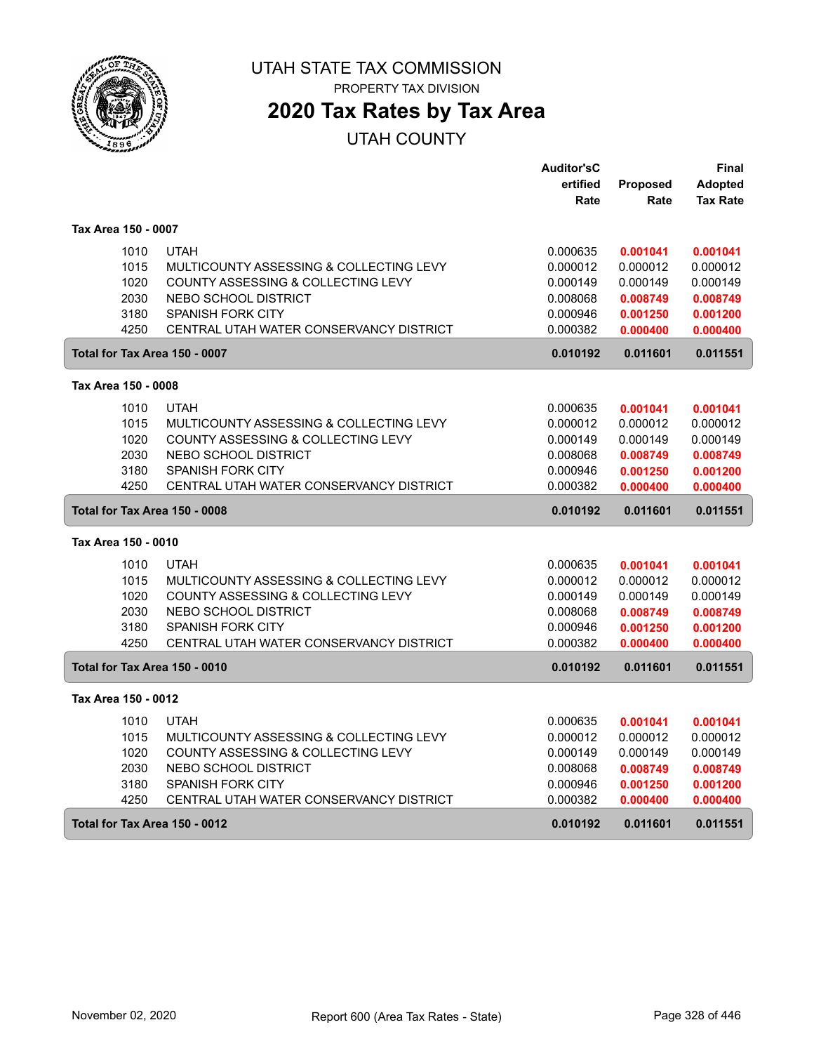# UTAH STATE TAX COMMISSION

PROPERTY TAX DIVISION

## 2020 Tax Rates by Tax Area

UTAH COUNTY

| | | Auditor'sCertified Rate | Proposed Rate | Final Adopted Tax Rate |
|---|---|---|---|---|
| **Tax Area 150 - 0007** | | | | |
| 1010 | UTAH | 0.000635 | **0.001041** | **0.001041** |
| 1015 | MULTICOUNTY ASSESSING & COLLECTING LEVY | 0.000012 | 0.000012 | 0.000012 |
| 1020 | COUNTY ASSESSING & COLLECTING LEVY | 0.000149 | 0.000149 | 0.000149 |
| 2030 | NEBO SCHOOL DISTRICT | 0.008068 | **0.008749** | **0.008749** |
| 3180 | SPANISH FORK CITY | 0.000946 | **0.001250** | **0.001200** |
| 4250 | CENTRAL UTAH WATER CONSERVANCY DISTRICT | 0.000382 | **0.000400** | **0.000400** |
| **Total for Tax Area 150 - 0007** | | **0.010192** | **0.011601** | **0.011551** |
| **Tax Area 150 - 0008** | | | | |
| 1010 | UTAH | 0.000635 | **0.001041** | **0.001041** |
| 1015 | MULTICOUNTY ASSESSING & COLLECTING LEVY | 0.000012 | 0.000012 | 0.000012 |
| 1020 | COUNTY ASSESSING & COLLECTING LEVY | 0.000149 | 0.000149 | 0.000149 |
| 2030 | NEBO SCHOOL DISTRICT | 0.008068 | **0.008749** | **0.008749** |
| 3180 | SPANISH FORK CITY | 0.000946 | **0.001250** | **0.001200** |
| 4250 | CENTRAL UTAH WATER CONSERVANCY DISTRICT | 0.000382 | **0.000400** | **0.000400** |
| **Total for Tax Area 150 - 0008** | | **0.010192** | **0.011601** | **0.011551** |
| **Tax Area 150 - 0010** | | | | |
| 1010 | UTAH | 0.000635 | **0.001041** | **0.001041** |
| 1015 | MULTICOUNTY ASSESSING & COLLECTING LEVY | 0.000012 | 0.000012 | 0.000012 |
| 1020 | COUNTY ASSESSING & COLLECTING LEVY | 0.000149 | 0.000149 | 0.000149 |
| 2030 | NEBO SCHOOL DISTRICT | 0.008068 | **0.008749** | **0.008749** |
| 3180 | SPANISH FORK CITY | 0.000946 | **0.001250** | **0.001200** |
| 4250 | CENTRAL UTAH WATER CONSERVANCY DISTRICT | 0.000382 | **0.000400** | **0.000400** |
| **Total for Tax Area 150 - 0010** | | **0.010192** | **0.011601** | **0.011551** |
| **Tax Area 150 - 0012** | | | | |
| 1010 | UTAH | 0.000635 | **0.001041** | **0.001041** |
| 1015 | MULTICOUNTY ASSESSING & COLLECTING LEVY | 0.000012 | 0.000012 | 0.000012 |
| 1020 | COUNTY ASSESSING & COLLECTING LEVY | 0.000149 | 0.000149 | 0.000149 |
| 2030 | NEBO SCHOOL DISTRICT | 0.008068 | **0.008749** | **0.008749** |
| 3180 | SPANISH FORK CITY | 0.000946 | **0.001250** | **0.001200** |
| 4250 | CENTRAL UTAH WATER CONSERVANCY DISTRICT | 0.000382 | **0.000400** | **0.000400** |
| **Total for Tax Area 150 - 0012** | | **0.010192** | **0.011601** | **0.011551** |

November 02, 2020 — Report 600 (Area Tax Rates - State)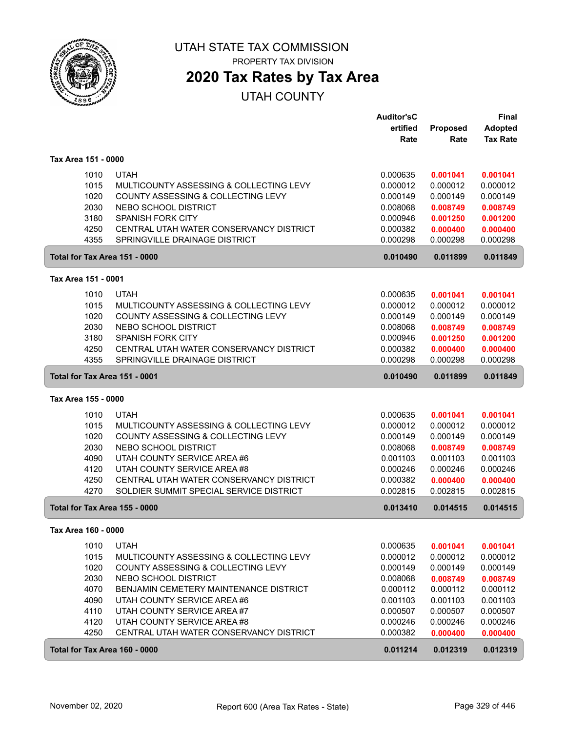# UTAH STATE TAX COMMISSION

PROPERTY TAX DIVISION

## 2020 Tax Rates by Tax Area

UTAH COUNTY

| | | Auditor'sCertified Rate | Proposed Rate | Final Adopted Tax Rate |
|---|---|---|---|---|
| **Tax Area 151 - 0000** | | | | |
| 1010 | UTAH | 0.000635 | **0.001041** | **0.001041** |
| 1015 | MULTICOUNTY ASSESSING & COLLECTING LEVY | 0.000012 | 0.000012 | 0.000012 |
| 1020 | COUNTY ASSESSING & COLLECTING LEVY | 0.000149 | 0.000149 | 0.000149 |
| 2030 | NEBO SCHOOL DISTRICT | 0.008068 | **0.008749** | **0.008749** |
| 3180 | SPANISH FORK CITY | 0.000946 | **0.001250** | **0.001200** |
| 4250 | CENTRAL UTAH WATER CONSERVANCY DISTRICT | 0.000382 | **0.000400** | **0.000400** |
| 4355 | SPRINGVILLE DRAINAGE DISTRICT | 0.000298 | 0.000298 | 0.000298 |
| **Total for Tax Area 151 - 0000** | | **0.010490** | **0.011899** | **0.011849** |
| **Tax Area 151 - 0001** | | | | |
| 1010 | UTAH | 0.000635 | **0.001041** | **0.001041** |
| 1015 | MULTICOUNTY ASSESSING & COLLECTING LEVY | 0.000012 | 0.000012 | 0.000012 |
| 1020 | COUNTY ASSESSING & COLLECTING LEVY | 0.000149 | 0.000149 | 0.000149 |
| 2030 | NEBO SCHOOL DISTRICT | 0.008068 | **0.008749** | **0.008749** |
| 3180 | SPANISH FORK CITY | 0.000946 | **0.001250** | **0.001200** |
| 4250 | CENTRAL UTAH WATER CONSERVANCY DISTRICT | 0.000382 | **0.000400** | **0.000400** |
| 4355 | SPRINGVILLE DRAINAGE DISTRICT | 0.000298 | 0.000298 | 0.000298 |
| **Total for Tax Area 151 - 0001** | | **0.010490** | **0.011899** | **0.011849** |
| **Tax Area 155 - 0000** | | | | |
| 1010 | UTAH | 0.000635 | **0.001041** | **0.001041** |
| 1015 | MULTICOUNTY ASSESSING & COLLECTING LEVY | 0.000012 | 0.000012 | 0.000012 |
| 1020 | COUNTY ASSESSING & COLLECTING LEVY | 0.000149 | 0.000149 | 0.000149 |
| 2030 | NEBO SCHOOL DISTRICT | 0.008068 | **0.008749** | **0.008749** |
| 4090 | UTAH COUNTY SERVICE AREA #6 | 0.001103 | 0.001103 | 0.001103 |
| 4120 | UTAH COUNTY SERVICE AREA #8 | 0.000246 | 0.000246 | 0.000246 |
| 4250 | CENTRAL UTAH WATER CONSERVANCY DISTRICT | 0.000382 | **0.000400** | **0.000400** |
| 4270 | SOLDIER SUMMIT SPECIAL SERVICE DISTRICT | 0.002815 | 0.002815 | 0.002815 |
| **Total for Tax Area 155 - 0000** | | **0.013410** | **0.014515** | **0.014515** |
| **Tax Area 160 - 0000** | | | | |
| 1010 | UTAH | 0.000635 | **0.001041** | **0.001041** |
| 1015 | MULTICOUNTY ASSESSING & COLLECTING LEVY | 0.000012 | 0.000012 | 0.000012 |
| 1020 | COUNTY ASSESSING & COLLECTING LEVY | 0.000149 | 0.000149 | 0.000149 |
| 2030 | NEBO SCHOOL DISTRICT | 0.008068 | **0.008749** | **0.008749** |
| 4070 | BENJAMIN CEMETERY MAINTENANCE DISTRICT | 0.000112 | 0.000112 | 0.000112 |
| 4090 | UTAH COUNTY SERVICE AREA #6 | 0.001103 | 0.001103 | 0.001103 |
| 4110 | UTAH COUNTY SERVICE AREA #7 | 0.000507 | 0.000507 | 0.000507 |
| 4120 | UTAH COUNTY SERVICE AREA #8 | 0.000246 | 0.000246 | 0.000246 |
| 4250 | CENTRAL UTAH WATER CONSERVANCY DISTRICT | 0.000382 | **0.000400** | **0.000400** |
| **Total for Tax Area 160 - 0000** | | **0.011214** | **0.012319** | **0.012319** |

November 02, 2020 — Report 600 (Area Tax Rates - State)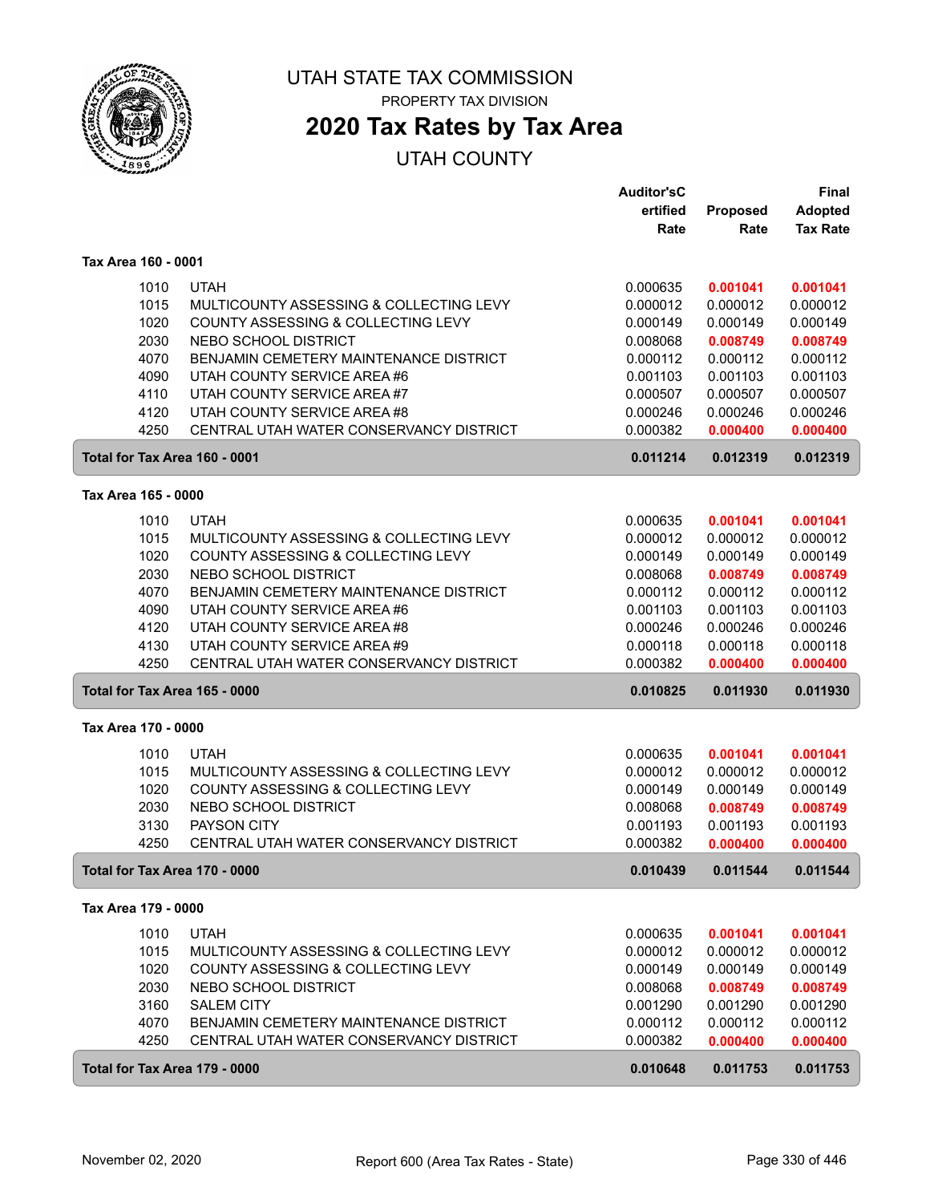# UTAH STATE TAX COMMISSION

PROPERTY TAX DIVISION

## 2020 Tax Rates by Tax Area

UTAH COUNTY

| | | Auditor'sCertified Rate | Proposed Rate | Final Adopted Tax Rate |
|---|---|---|---|---|
| **Tax Area 160 - 0001** | | | | |
| 1010 | UTAH | 0.000635 | **0.001041** | **0.001041** |
| 1015 | MULTICOUNTY ASSESSING & COLLECTING LEVY | 0.000012 | 0.000012 | 0.000012 |
| 1020 | COUNTY ASSESSING & COLLECTING LEVY | 0.000149 | 0.000149 | 0.000149 |
| 2030 | NEBO SCHOOL DISTRICT | 0.008068 | **0.008749** | **0.008749** |
| 4070 | BENJAMIN CEMETERY MAINTENANCE DISTRICT | 0.000112 | 0.000112 | 0.000112 |
| 4090 | UTAH COUNTY SERVICE AREA #6 | 0.001103 | 0.001103 | 0.001103 |
| 4110 | UTAH COUNTY SERVICE AREA #7 | 0.000507 | 0.000507 | 0.000507 |
| 4120 | UTAH COUNTY SERVICE AREA #8 | 0.000246 | 0.000246 | 0.000246 |
| 4250 | CENTRAL UTAH WATER CONSERVANCY DISTRICT | 0.000382 | **0.000400** | **0.000400** |
| **Total for Tax Area 160 - 0001** | | **0.011214** | **0.012319** | **0.012319** |
| **Tax Area 165 - 0000** | | | | |
| 1010 | UTAH | 0.000635 | **0.001041** | **0.001041** |
| 1015 | MULTICOUNTY ASSESSING & COLLECTING LEVY | 0.000012 | 0.000012 | 0.000012 |
| 1020 | COUNTY ASSESSING & COLLECTING LEVY | 0.000149 | 0.000149 | 0.000149 |
| 2030 | NEBO SCHOOL DISTRICT | 0.008068 | **0.008749** | **0.008749** |
| 4070 | BENJAMIN CEMETERY MAINTENANCE DISTRICT | 0.000112 | 0.000112 | 0.000112 |
| 4090 | UTAH COUNTY SERVICE AREA #6 | 0.001103 | 0.001103 | 0.001103 |
| 4120 | UTAH COUNTY SERVICE AREA #8 | 0.000246 | 0.000246 | 0.000246 |
| 4130 | UTAH COUNTY SERVICE AREA #9 | 0.000118 | 0.000118 | 0.000118 |
| 4250 | CENTRAL UTAH WATER CONSERVANCY DISTRICT | 0.000382 | **0.000400** | **0.000400** |
| **Total for Tax Area 165 - 0000** | | **0.010825** | **0.011930** | **0.011930** |
| **Tax Area 170 - 0000** | | | | |
| 1010 | UTAH | 0.000635 | **0.001041** | **0.001041** |
| 1015 | MULTICOUNTY ASSESSING & COLLECTING LEVY | 0.000012 | 0.000012 | 0.000012 |
| 1020 | COUNTY ASSESSING & COLLECTING LEVY | 0.000149 | 0.000149 | 0.000149 |
| 2030 | NEBO SCHOOL DISTRICT | 0.008068 | **0.008749** | **0.008749** |
| 3130 | PAYSON CITY | 0.001193 | 0.001193 | 0.001193 |
| 4250 | CENTRAL UTAH WATER CONSERVANCY DISTRICT | 0.000382 | **0.000400** | **0.000400** |
| **Total for Tax Area 170 - 0000** | | **0.010439** | **0.011544** | **0.011544** |
| **Tax Area 179 - 0000** | | | | |
| 1010 | UTAH | 0.000635 | **0.001041** | **0.001041** |
| 1015 | MULTICOUNTY ASSESSING & COLLECTING LEVY | 0.000012 | 0.000012 | 0.000012 |
| 1020 | COUNTY ASSESSING & COLLECTING LEVY | 0.000149 | 0.000149 | 0.000149 |
| 2030 | NEBO SCHOOL DISTRICT | 0.008068 | **0.008749** | **0.008749** |
| 3160 | SALEM CITY | 0.001290 | 0.001290 | 0.001290 |
| 4070 | BENJAMIN CEMETERY MAINTENANCE DISTRICT | 0.000112 | 0.000112 | 0.000112 |
| 4250 | CENTRAL UTAH WATER CONSERVANCY DISTRICT | 0.000382 | **0.000400** | **0.000400** |
| **Total for Tax Area 179 - 0000** | | **0.010648** | **0.011753** | **0.011753** |

November 02, 2020 — Report 600 (Area Tax Rates - State)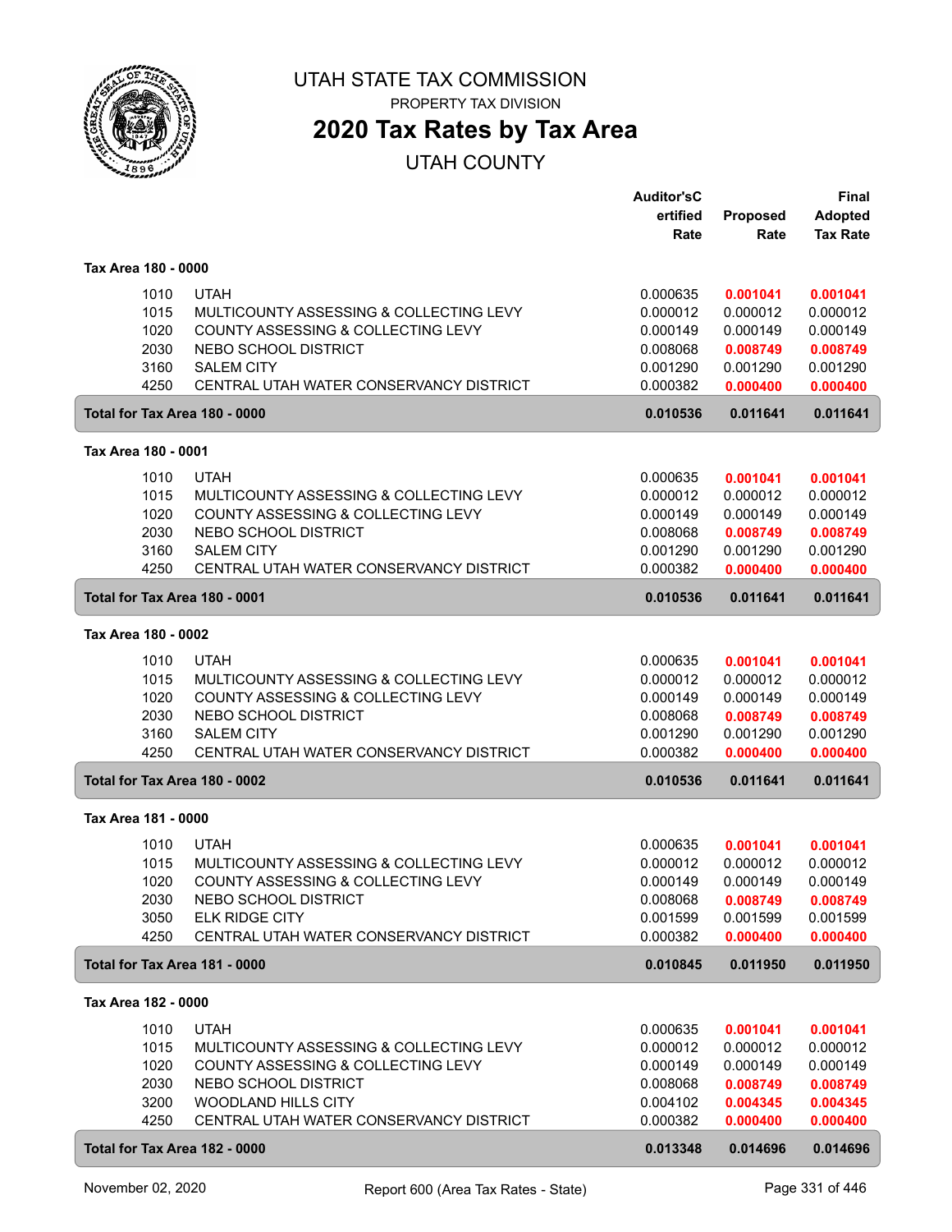# UTAH STATE TAX COMMISSION

PROPERTY TAX DIVISION

## 2020 Tax Rates by Tax Area

UTAH COUNTY

| | | Auditor'sCertified Rate | Proposed Rate | Final Adopted Tax Rate |
|---|---|---|---|---|
| **Tax Area 180 - 0000** | | | | |
| 1010 | UTAH | 0.000635 | **0.001041** | **0.001041** |
| 1015 | MULTICOUNTY ASSESSING & COLLECTING LEVY | 0.000012 | 0.000012 | 0.000012 |
| 1020 | COUNTY ASSESSING & COLLECTING LEVY | 0.000149 | 0.000149 | 0.000149 |
| 2030 | NEBO SCHOOL DISTRICT | 0.008068 | **0.008749** | **0.008749** |
| 3160 | SALEM CITY | 0.001290 | 0.001290 | 0.001290 |
| 4250 | CENTRAL UTAH WATER CONSERVANCY DISTRICT | 0.000382 | **0.000400** | **0.000400** |
| **Total for Tax Area 180 - 0000** | | **0.010536** | **0.011641** | **0.011641** |
| **Tax Area 180 - 0001** | | | | |
| 1010 | UTAH | 0.000635 | **0.001041** | **0.001041** |
| 1015 | MULTICOUNTY ASSESSING & COLLECTING LEVY | 0.000012 | 0.000012 | 0.000012 |
| 1020 | COUNTY ASSESSING & COLLECTING LEVY | 0.000149 | 0.000149 | 0.000149 |
| 2030 | NEBO SCHOOL DISTRICT | 0.008068 | **0.008749** | **0.008749** |
| 3160 | SALEM CITY | 0.001290 | 0.001290 | 0.001290 |
| 4250 | CENTRAL UTAH WATER CONSERVANCY DISTRICT | 0.000382 | **0.000400** | **0.000400** |
| **Total for Tax Area 180 - 0001** | | **0.010536** | **0.011641** | **0.011641** |
| **Tax Area 180 - 0002** | | | | |
| 1010 | UTAH | 0.000635 | **0.001041** | **0.001041** |
| 1015 | MULTICOUNTY ASSESSING & COLLECTING LEVY | 0.000012 | 0.000012 | 0.000012 |
| 1020 | COUNTY ASSESSING & COLLECTING LEVY | 0.000149 | 0.000149 | 0.000149 |
| 2030 | NEBO SCHOOL DISTRICT | 0.008068 | **0.008749** | **0.008749** |
| 3160 | SALEM CITY | 0.001290 | 0.001290 | 0.001290 |
| 4250 | CENTRAL UTAH WATER CONSERVANCY DISTRICT | 0.000382 | **0.000400** | **0.000400** |
| **Total for Tax Area 180 - 0002** | | **0.010536** | **0.011641** | **0.011641** |
| **Tax Area 181 - 0000** | | | | |
| 1010 | UTAH | 0.000635 | **0.001041** | **0.001041** |
| 1015 | MULTICOUNTY ASSESSING & COLLECTING LEVY | 0.000012 | 0.000012 | 0.000012 |
| 1020 | COUNTY ASSESSING & COLLECTING LEVY | 0.000149 | 0.000149 | 0.000149 |
| 2030 | NEBO SCHOOL DISTRICT | 0.008068 | **0.008749** | **0.008749** |
| 3050 | ELK RIDGE CITY | 0.001599 | 0.001599 | 0.001599 |
| 4250 | CENTRAL UTAH WATER CONSERVANCY DISTRICT | 0.000382 | **0.000400** | **0.000400** |
| **Total for Tax Area 181 - 0000** | | **0.010845** | **0.011950** | **0.011950** |
| **Tax Area 182 - 0000** | | | | |
| 1010 | UTAH | 0.000635 | **0.001041** | **0.001041** |
| 1015 | MULTICOUNTY ASSESSING & COLLECTING LEVY | 0.000012 | 0.000012 | 0.000012 |
| 1020 | COUNTY ASSESSING & COLLECTING LEVY | 0.000149 | 0.000149 | 0.000149 |
| 2030 | NEBO SCHOOL DISTRICT | 0.008068 | **0.008749** | **0.008749** |
| 3200 | WOODLAND HILLS CITY | 0.004102 | **0.004345** | **0.004345** |
| 4250 | CENTRAL UTAH WATER CONSERVANCY DISTRICT | 0.000382 | **0.000400** | **0.000400** |
| **Total for Tax Area 182 - 0000** | | **0.013348** | **0.014696** | **0.014696** |

November 02, 2020 — Report 600 (Area Tax Rates - State)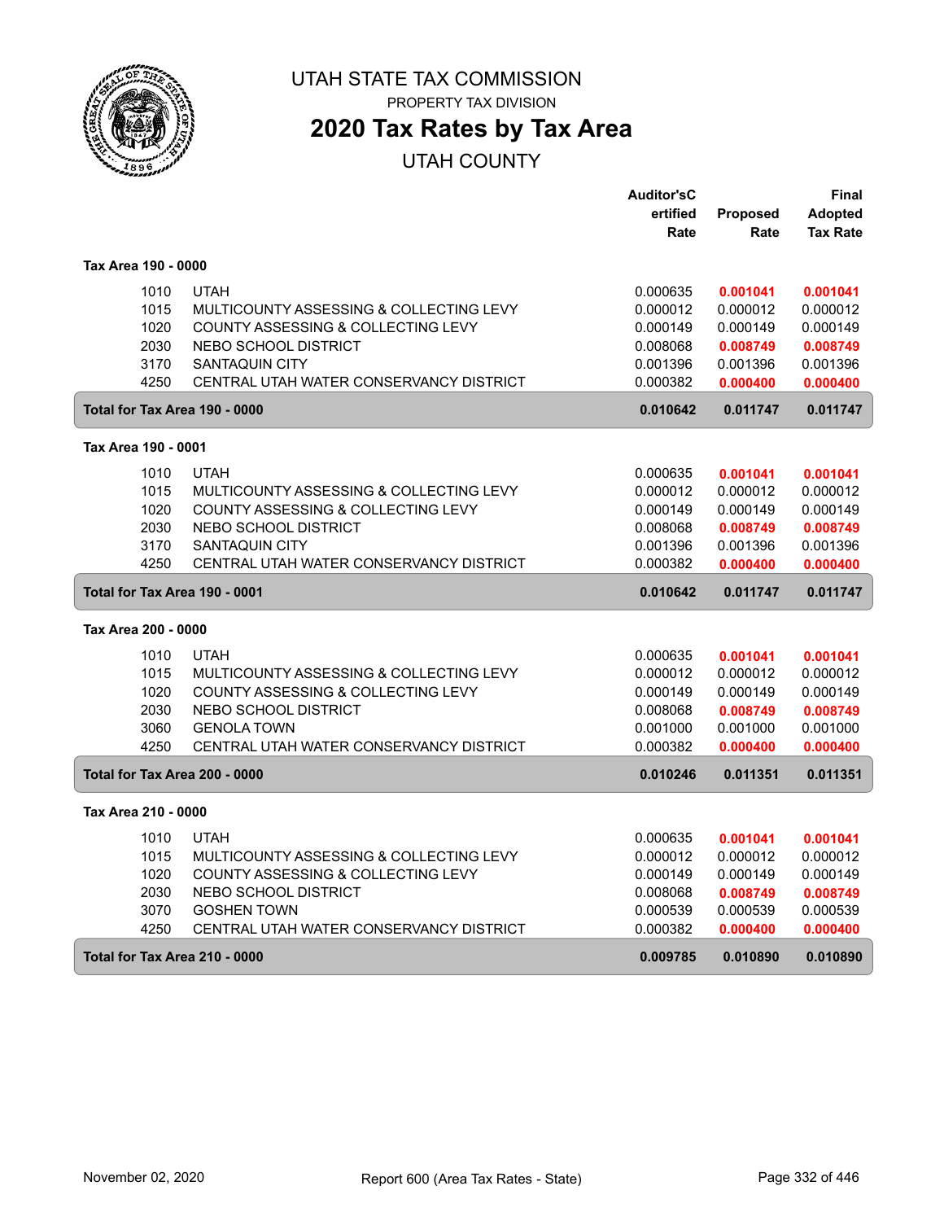# UTAH STATE TAX COMMISSION

PROPERTY TAX DIVISION

## 2020 Tax Rates by Tax Area

UTAH COUNTY

| | | Auditor's Certified Rate | Proposed Rate | Final Adopted Tax Rate |
|---|---|---|---|---|
| **Tax Area 190 - 0000** | | | | |
| 1010 | UTAH | 0.000635 | **0.001041** | **0.001041** |
| 1015 | MULTICOUNTY ASSESSING & COLLECTING LEVY | 0.000012 | 0.000012 | 0.000012 |
| 1020 | COUNTY ASSESSING & COLLECTING LEVY | 0.000149 | 0.000149 | 0.000149 |
| 2030 | NEBO SCHOOL DISTRICT | 0.008068 | **0.008749** | **0.008749** |
| 3170 | SANTAQUIN CITY | 0.001396 | 0.001396 | 0.001396 |
| 4250 | CENTRAL UTAH WATER CONSERVANCY DISTRICT | 0.000382 | **0.000400** | **0.000400** |
| **Total for Tax Area 190 - 0000** | | **0.010642** | **0.011747** | **0.011747** |
| **Tax Area 190 - 0001** | | | | |
| 1010 | UTAH | 0.000635 | **0.001041** | **0.001041** |
| 1015 | MULTICOUNTY ASSESSING & COLLECTING LEVY | 0.000012 | 0.000012 | 0.000012 |
| 1020 | COUNTY ASSESSING & COLLECTING LEVY | 0.000149 | 0.000149 | 0.000149 |
| 2030 | NEBO SCHOOL DISTRICT | 0.008068 | **0.008749** | **0.008749** |
| 3170 | SANTAQUIN CITY | 0.001396 | 0.001396 | 0.001396 |
| 4250 | CENTRAL UTAH WATER CONSERVANCY DISTRICT | 0.000382 | **0.000400** | **0.000400** |
| **Total for Tax Area 190 - 0001** | | **0.010642** | **0.011747** | **0.011747** |
| **Tax Area 200 - 0000** | | | | |
| 1010 | UTAH | 0.000635 | **0.001041** | **0.001041** |
| 1015 | MULTICOUNTY ASSESSING & COLLECTING LEVY | 0.000012 | 0.000012 | 0.000012 |
| 1020 | COUNTY ASSESSING & COLLECTING LEVY | 0.000149 | 0.000149 | 0.000149 |
| 2030 | NEBO SCHOOL DISTRICT | 0.008068 | **0.008749** | **0.008749** |
| 3060 | GENOLA TOWN | 0.001000 | 0.001000 | 0.001000 |
| 4250 | CENTRAL UTAH WATER CONSERVANCY DISTRICT | 0.000382 | **0.000400** | **0.000400** |
| **Total for Tax Area 200 - 0000** | | **0.010246** | **0.011351** | **0.011351** |
| **Tax Area 210 - 0000** | | | | |
| 1010 | UTAH | 0.000635 | **0.001041** | **0.001041** |
| 1015 | MULTICOUNTY ASSESSING & COLLECTING LEVY | 0.000012 | 0.000012 | 0.000012 |
| 1020 | COUNTY ASSESSING & COLLECTING LEVY | 0.000149 | 0.000149 | 0.000149 |
| 2030 | NEBO SCHOOL DISTRICT | 0.008068 | **0.008749** | **0.008749** |
| 3070 | GOSHEN TOWN | 0.000539 | 0.000539 | 0.000539 |
| 4250 | CENTRAL UTAH WATER CONSERVANCY DISTRICT | 0.000382 | **0.000400** | **0.000400** |
| **Total for Tax Area 210 - 0000** | | **0.009785** | **0.010890** | **0.010890** |

November 02, 2020 — Report 600 (Area Tax Rates - State)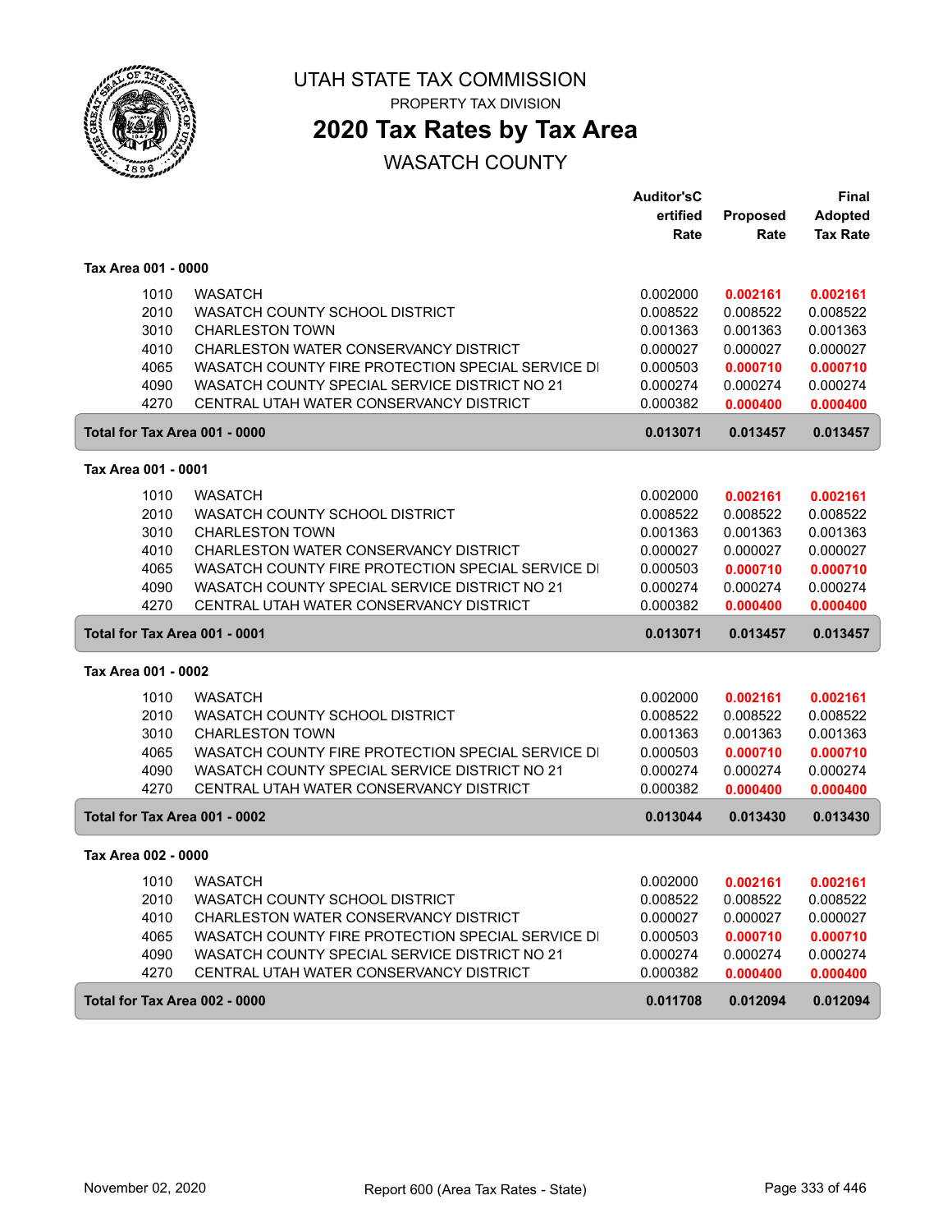# UTAH STATE TAX COMMISSION

PROPERTY TAX DIVISION

## 2020 Tax Rates by Tax Area

WASATCH COUNTY

| | | Auditor'sCertified Rate | Proposed Rate | Final Adopted Tax Rate |
|---|---|---|---|---|
| **Tax Area 001 - 0000** | | | | |
| 1010 | WASATCH | 0.002000 | **0.002161** | **0.002161** |
| 2010 | WASATCH COUNTY SCHOOL DISTRICT | 0.008522 | 0.008522 | 0.008522 |
| 3010 | CHARLESTON TOWN | 0.001363 | 0.001363 | 0.001363 |
| 4010 | CHARLESTON WATER CONSERVANCY DISTRICT | 0.000027 | 0.000027 | 0.000027 |
| 4065 | WASATCH COUNTY FIRE PROTECTION SPECIAL SERVICE DI | 0.000503 | **0.000710** | **0.000710** |
| 4090 | WASATCH COUNTY SPECIAL SERVICE DISTRICT NO 21 | 0.000274 | 0.000274 | 0.000274 |
| 4270 | CENTRAL UTAH WATER CONSERVANCY DISTRICT | 0.000382 | **0.000400** | **0.000400** |
| **Total for Tax Area 001 - 0000** | | **0.013071** | **0.013457** | **0.013457** |
| **Tax Area 001 - 0001** | | | | |
| 1010 | WASATCH | 0.002000 | **0.002161** | **0.002161** |
| 2010 | WASATCH COUNTY SCHOOL DISTRICT | 0.008522 | 0.008522 | 0.008522 |
| 3010 | CHARLESTON TOWN | 0.001363 | 0.001363 | 0.001363 |
| 4010 | CHARLESTON WATER CONSERVANCY DISTRICT | 0.000027 | 0.000027 | 0.000027 |
| 4065 | WASATCH COUNTY FIRE PROTECTION SPECIAL SERVICE DI | 0.000503 | **0.000710** | **0.000710** |
| 4090 | WASATCH COUNTY SPECIAL SERVICE DISTRICT NO 21 | 0.000274 | 0.000274 | 0.000274 |
| 4270 | CENTRAL UTAH WATER CONSERVANCY DISTRICT | 0.000382 | **0.000400** | **0.000400** |
| **Total for Tax Area 001 - 0001** | | **0.013071** | **0.013457** | **0.013457** |
| **Tax Area 001 - 0002** | | | | |
| 1010 | WASATCH | 0.002000 | **0.002161** | **0.002161** |
| 2010 | WASATCH COUNTY SCHOOL DISTRICT | 0.008522 | 0.008522 | 0.008522 |
| 3010 | CHARLESTON TOWN | 0.001363 | 0.001363 | 0.001363 |
| 4065 | WASATCH COUNTY FIRE PROTECTION SPECIAL SERVICE DI | 0.000503 | **0.000710** | **0.000710** |
| 4090 | WASATCH COUNTY SPECIAL SERVICE DISTRICT NO 21 | 0.000274 | 0.000274 | 0.000274 |
| 4270 | CENTRAL UTAH WATER CONSERVANCY DISTRICT | 0.000382 | **0.000400** | **0.000400** |
| **Total for Tax Area 001 - 0002** | | **0.013044** | **0.013430** | **0.013430** |
| **Tax Area 002 - 0000** | | | | |
| 1010 | WASATCH | 0.002000 | **0.002161** | **0.002161** |
| 2010 | WASATCH COUNTY SCHOOL DISTRICT | 0.008522 | 0.008522 | 0.008522 |
| 4010 | CHARLESTON WATER CONSERVANCY DISTRICT | 0.000027 | 0.000027 | 0.000027 |
| 4065 | WASATCH COUNTY FIRE PROTECTION SPECIAL SERVICE DI | 0.000503 | **0.000710** | **0.000710** |
| 4090 | WASATCH COUNTY SPECIAL SERVICE DISTRICT NO 21 | 0.000274 | 0.000274 | 0.000274 |
| 4270 | CENTRAL UTAH WATER CONSERVANCY DISTRICT | 0.000382 | **0.000400** | **0.000400** |
| **Total for Tax Area 002 - 0000** | | **0.011708** | **0.012094** | **0.012094** |

November 02, 2020 — Report 600 (Area Tax Rates - State)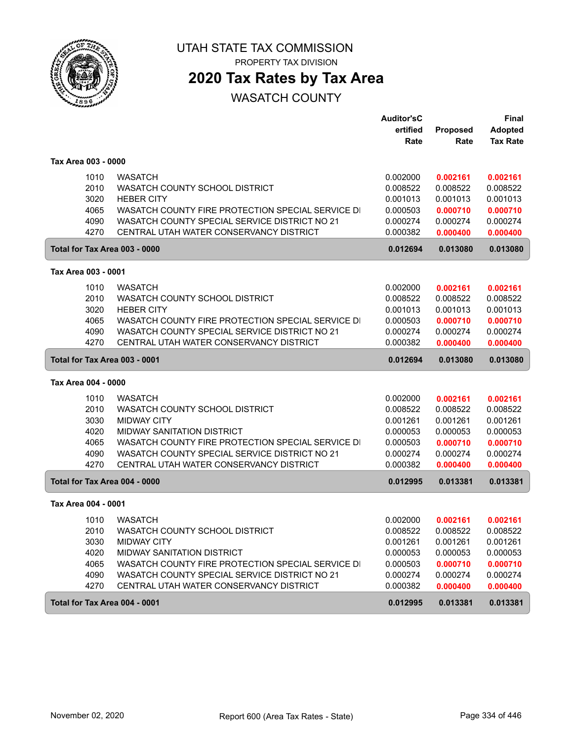# UTAH STATE TAX COMMISSION

PROPERTY TAX DIVISION

## 2020 Tax Rates by Tax Area

WASATCH COUNTY

| | | Auditor'sCertified Rate | Proposed Rate | Final Adopted Tax Rate |
|---|---|---|---|---|
| **Tax Area 003 - 0000** | | | | |
| 1010 | WASATCH | 0.002000 | **0.002161** | **0.002161** |
| 2010 | WASATCH COUNTY SCHOOL DISTRICT | 0.008522 | 0.008522 | 0.008522 |
| 3020 | HEBER CITY | 0.001013 | 0.001013 | 0.001013 |
| 4065 | WASATCH COUNTY FIRE PROTECTION SPECIAL SERVICE DI | 0.000503 | **0.000710** | **0.000710** |
| 4090 | WASATCH COUNTY SPECIAL SERVICE DISTRICT NO 21 | 0.000274 | 0.000274 | 0.000274 |
| 4270 | CENTRAL UTAH WATER CONSERVANCY DISTRICT | 0.000382 | **0.000400** | **0.000400** |
| **Total for Tax Area 003 - 0000** | | **0.012694** | **0.013080** | **0.013080** |
| **Tax Area 003 - 0001** | | | | |
| 1010 | WASATCH | 0.002000 | **0.002161** | **0.002161** |
| 2010 | WASATCH COUNTY SCHOOL DISTRICT | 0.008522 | 0.008522 | 0.008522 |
| 3020 | HEBER CITY | 0.001013 | 0.001013 | 0.001013 |
| 4065 | WASATCH COUNTY FIRE PROTECTION SPECIAL SERVICE DI | 0.000503 | **0.000710** | **0.000710** |
| 4090 | WASATCH COUNTY SPECIAL SERVICE DISTRICT NO 21 | 0.000274 | 0.000274 | 0.000274 |
| 4270 | CENTRAL UTAH WATER CONSERVANCY DISTRICT | 0.000382 | **0.000400** | **0.000400** |
| **Total for Tax Area 003 - 0001** | | **0.012694** | **0.013080** | **0.013080** |
| **Tax Area 004 - 0000** | | | | |
| 1010 | WASATCH | 0.002000 | **0.002161** | **0.002161** |
| 2010 | WASATCH COUNTY SCHOOL DISTRICT | 0.008522 | 0.008522 | 0.008522 |
| 3030 | MIDWAY CITY | 0.001261 | 0.001261 | 0.001261 |
| 4020 | MIDWAY SANITATION DISTRICT | 0.000053 | 0.000053 | 0.000053 |
| 4065 | WASATCH COUNTY FIRE PROTECTION SPECIAL SERVICE DI | 0.000503 | **0.000710** | **0.000710** |
| 4090 | WASATCH COUNTY SPECIAL SERVICE DISTRICT NO 21 | 0.000274 | 0.000274 | 0.000274 |
| 4270 | CENTRAL UTAH WATER CONSERVANCY DISTRICT | 0.000382 | **0.000400** | **0.000400** |
| **Total for Tax Area 004 - 0000** | | **0.012995** | **0.013381** | **0.013381** |
| **Tax Area 004 - 0001** | | | | |
| 1010 | WASATCH | 0.002000 | **0.002161** | **0.002161** |
| 2010 | WASATCH COUNTY SCHOOL DISTRICT | 0.008522 | 0.008522 | 0.008522 |
| 3030 | MIDWAY CITY | 0.001261 | 0.001261 | 0.001261 |
| 4020 | MIDWAY SANITATION DISTRICT | 0.000053 | 0.000053 | 0.000053 |
| 4065 | WASATCH COUNTY FIRE PROTECTION SPECIAL SERVICE DI | 0.000503 | **0.000710** | **0.000710** |
| 4090 | WASATCH COUNTY SPECIAL SERVICE DISTRICT NO 21 | 0.000274 | 0.000274 | 0.000274 |
| 4270 | CENTRAL UTAH WATER CONSERVANCY DISTRICT | 0.000382 | **0.000400** | **0.000400** |
| **Total for Tax Area 004 - 0001** | | **0.012995** | **0.013381** | **0.013381** |

November 02, 2020 — Report 600 (Area Tax Rates - State)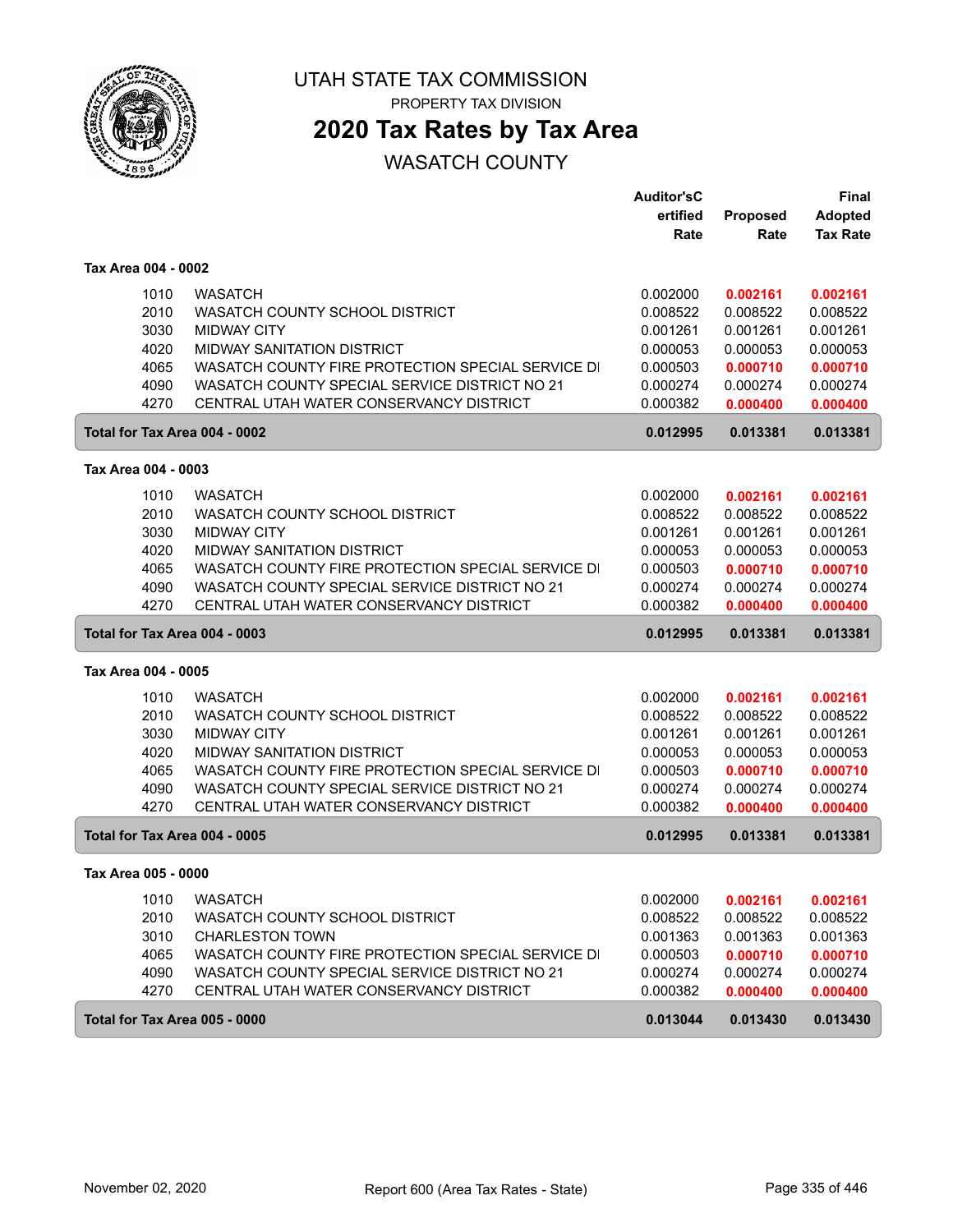# UTAH STATE TAX COMMISSION

PROPERTY TAX DIVISION

## 2020 Tax Rates by Tax Area

WASATCH COUNTY

| | | Auditor'sCertified Rate | Proposed Rate | Final Adopted Tax Rate |
|---|---|---|---|---|
| **Tax Area 004 - 0002** | | | | |
| 1010 | WASATCH | 0.002000 | **0.002161** | **0.002161** |
| 2010 | WASATCH COUNTY SCHOOL DISTRICT | 0.008522 | 0.008522 | 0.008522 |
| 3030 | MIDWAY CITY | 0.001261 | 0.001261 | 0.001261 |
| 4020 | MIDWAY SANITATION DISTRICT | 0.000053 | 0.000053 | 0.000053 |
| 4065 | WASATCH COUNTY FIRE PROTECTION SPECIAL SERVICE DI | 0.000503 | **0.000710** | **0.000710** |
| 4090 | WASATCH COUNTY SPECIAL SERVICE DISTRICT NO 21 | 0.000274 | 0.000274 | 0.000274 |
| 4270 | CENTRAL UTAH WATER CONSERVANCY DISTRICT | 0.000382 | **0.000400** | **0.000400** |
| **Total for Tax Area 004 - 0002** | | **0.012995** | **0.013381** | **0.013381** |
| **Tax Area 004 - 0003** | | | | |
| 1010 | WASATCH | 0.002000 | **0.002161** | **0.002161** |
| 2010 | WASATCH COUNTY SCHOOL DISTRICT | 0.008522 | 0.008522 | 0.008522 |
| 3030 | MIDWAY CITY | 0.001261 | 0.001261 | 0.001261 |
| 4020 | MIDWAY SANITATION DISTRICT | 0.000053 | 0.000053 | 0.000053 |
| 4065 | WASATCH COUNTY FIRE PROTECTION SPECIAL SERVICE DI | 0.000503 | **0.000710** | **0.000710** |
| 4090 | WASATCH COUNTY SPECIAL SERVICE DISTRICT NO 21 | 0.000274 | 0.000274 | 0.000274 |
| 4270 | CENTRAL UTAH WATER CONSERVANCY DISTRICT | 0.000382 | **0.000400** | **0.000400** |
| **Total for Tax Area 004 - 0003** | | **0.012995** | **0.013381** | **0.013381** |
| **Tax Area 004 - 0005** | | | | |
| 1010 | WASATCH | 0.002000 | **0.002161** | **0.002161** |
| 2010 | WASATCH COUNTY SCHOOL DISTRICT | 0.008522 | 0.008522 | 0.008522 |
| 3030 | MIDWAY CITY | 0.001261 | 0.001261 | 0.001261 |
| 4020 | MIDWAY SANITATION DISTRICT | 0.000053 | 0.000053 | 0.000053 |
| 4065 | WASATCH COUNTY FIRE PROTECTION SPECIAL SERVICE DI | 0.000503 | **0.000710** | **0.000710** |
| 4090 | WASATCH COUNTY SPECIAL SERVICE DISTRICT NO 21 | 0.000274 | 0.000274 | 0.000274 |
| 4270 | CENTRAL UTAH WATER CONSERVANCY DISTRICT | 0.000382 | **0.000400** | **0.000400** |
| **Total for Tax Area 004 - 0005** | | **0.012995** | **0.013381** | **0.013381** |
| **Tax Area 005 - 0000** | | | | |
| 1010 | WASATCH | 0.002000 | **0.002161** | **0.002161** |
| 2010 | WASATCH COUNTY SCHOOL DISTRICT | 0.008522 | 0.008522 | 0.008522 |
| 3010 | CHARLESTON TOWN | 0.001363 | 0.001363 | 0.001363 |
| 4065 | WASATCH COUNTY FIRE PROTECTION SPECIAL SERVICE DI | 0.000503 | **0.000710** | **0.000710** |
| 4090 | WASATCH COUNTY SPECIAL SERVICE DISTRICT NO 21 | 0.000274 | 0.000274 | 0.000274 |
| 4270 | CENTRAL UTAH WATER CONSERVANCY DISTRICT | 0.000382 | **0.000400** | **0.000400** |
| **Total for Tax Area 005 - 0000** | | **0.013044** | **0.013430** | **0.013430** |

November 02, 2020 — Report 600 (Area Tax Rates - State)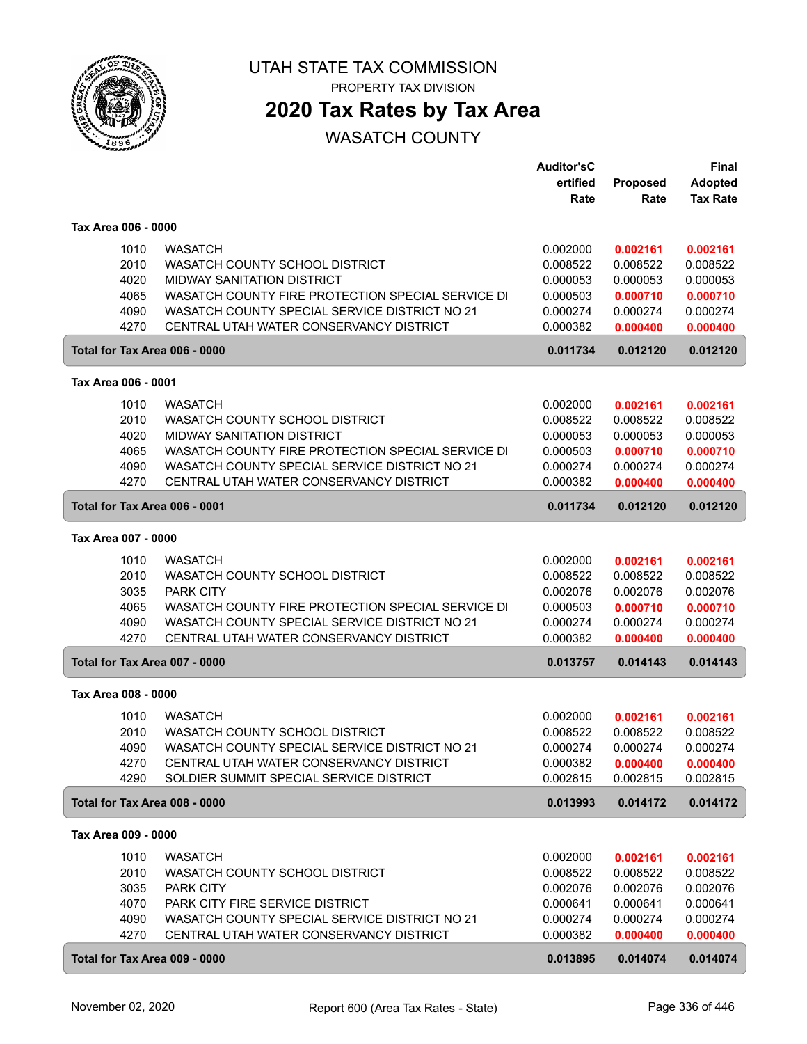# UTAH STATE TAX COMMISSION

PROPERTY TAX DIVISION

## 2020 Tax Rates by Tax Area

WASATCH COUNTY

| | | Auditor's Certified Rate | Proposed Rate | Final Adopted Tax Rate |
|---|---|---|---|---|
| **Tax Area 006 - 0000** | | | | |
| 1010 | WASATCH | 0.002000 | **0.002161** | **0.002161** |
| 2010 | WASATCH COUNTY SCHOOL DISTRICT | 0.008522 | 0.008522 | 0.008522 |
| 4020 | MIDWAY SANITATION DISTRICT | 0.000053 | 0.000053 | 0.000053 |
| 4065 | WASATCH COUNTY FIRE PROTECTION SPECIAL SERVICE DI | 0.000503 | **0.000710** | **0.000710** |
| 4090 | WASATCH COUNTY SPECIAL SERVICE DISTRICT NO 21 | 0.000274 | 0.000274 | 0.000274 |
| 4270 | CENTRAL UTAH WATER CONSERVANCY DISTRICT | 0.000382 | **0.000400** | **0.000400** |
| **Total for Tax Area 006 - 0000** | | **0.011734** | **0.012120** | **0.012120** |
| **Tax Area 006 - 0001** | | | | |
| 1010 | WASATCH | 0.002000 | **0.002161** | **0.002161** |
| 2010 | WASATCH COUNTY SCHOOL DISTRICT | 0.008522 | 0.008522 | 0.008522 |
| 4020 | MIDWAY SANITATION DISTRICT | 0.000053 | 0.000053 | 0.000053 |
| 4065 | WASATCH COUNTY FIRE PROTECTION SPECIAL SERVICE DI | 0.000503 | **0.000710** | **0.000710** |
| 4090 | WASATCH COUNTY SPECIAL SERVICE DISTRICT NO 21 | 0.000274 | 0.000274 | 0.000274 |
| 4270 | CENTRAL UTAH WATER CONSERVANCY DISTRICT | 0.000382 | **0.000400** | **0.000400** |
| **Total for Tax Area 006 - 0001** | | **0.011734** | **0.012120** | **0.012120** |
| **Tax Area 007 - 0000** | | | | |
| 1010 | WASATCH | 0.002000 | **0.002161** | **0.002161** |
| 2010 | WASATCH COUNTY SCHOOL DISTRICT | 0.008522 | 0.008522 | 0.008522 |
| 3035 | PARK CITY | 0.002076 | 0.002076 | 0.002076 |
| 4065 | WASATCH COUNTY FIRE PROTECTION SPECIAL SERVICE DI | 0.000503 | **0.000710** | **0.000710** |
| 4090 | WASATCH COUNTY SPECIAL SERVICE DISTRICT NO 21 | 0.000274 | 0.000274 | 0.000274 |
| 4270 | CENTRAL UTAH WATER CONSERVANCY DISTRICT | 0.000382 | **0.000400** | **0.000400** |
| **Total for Tax Area 007 - 0000** | | **0.013757** | **0.014143** | **0.014143** |
| **Tax Area 008 - 0000** | | | | |
| 1010 | WASATCH | 0.002000 | **0.002161** | **0.002161** |
| 2010 | WASATCH COUNTY SCHOOL DISTRICT | 0.008522 | 0.008522 | 0.008522 |
| 4090 | WASATCH COUNTY SPECIAL SERVICE DISTRICT NO 21 | 0.000274 | 0.000274 | 0.000274 |
| 4270 | CENTRAL UTAH WATER CONSERVANCY DISTRICT | 0.000382 | **0.000400** | **0.000400** |
| 4290 | SOLDIER SUMMIT SPECIAL SERVICE DISTRICT | 0.002815 | 0.002815 | 0.002815 |
| **Total for Tax Area 008 - 0000** | | **0.013993** | **0.014172** | **0.014172** |
| **Tax Area 009 - 0000** | | | | |
| 1010 | WASATCH | 0.002000 | **0.002161** | **0.002161** |
| 2010 | WASATCH COUNTY SCHOOL DISTRICT | 0.008522 | 0.008522 | 0.008522 |
| 3035 | PARK CITY | 0.002076 | 0.002076 | 0.002076 |
| 4070 | PARK CITY FIRE SERVICE DISTRICT | 0.000641 | 0.000641 | 0.000641 |
| 4090 | WASATCH COUNTY SPECIAL SERVICE DISTRICT NO 21 | 0.000274 | 0.000274 | 0.000274 |
| 4270 | CENTRAL UTAH WATER CONSERVANCY DISTRICT | 0.000382 | **0.000400** | **0.000400** |
| **Total for Tax Area 009 - 0000** | | **0.013895** | **0.014074** | **0.014074** |

November 02, 2020 — Report 600 (Area Tax Rates - State)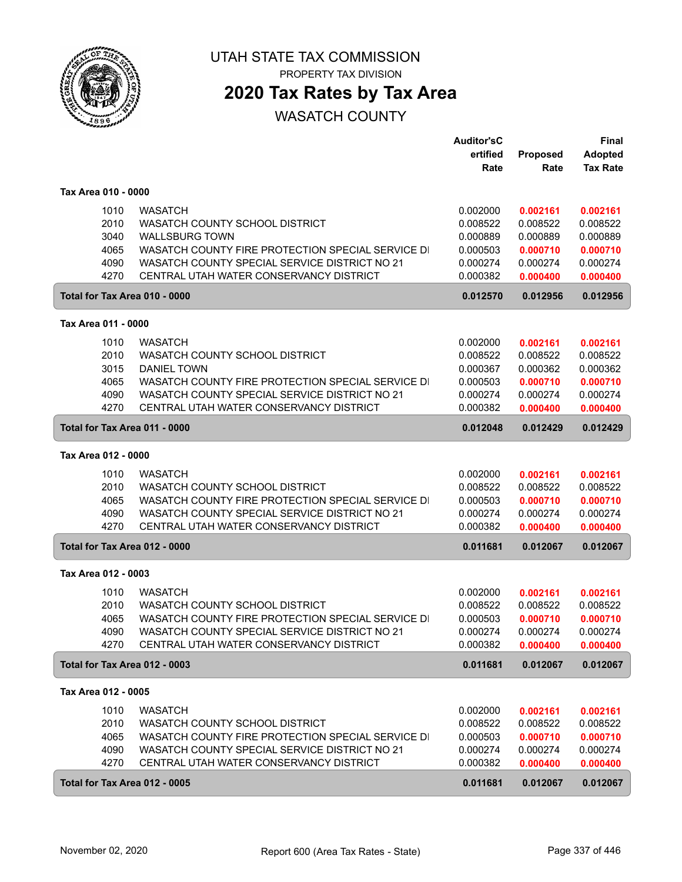# UTAH STATE TAX COMMISSION

PROPERTY TAX DIVISION

## 2020 Tax Rates by Tax Area

WASATCH COUNTY

| | | Auditor'sC ertified Rate | Proposed Rate | Final Adopted Tax Rate |
|---|---|---|---|---|
| **Tax Area 010 - 0000** | | | | |
| 1010 | WASATCH | 0.002000 | **0.002161** | **0.002161** |
| 2010 | WASATCH COUNTY SCHOOL DISTRICT | 0.008522 | 0.008522 | 0.008522 |
| 3040 | WALLSBURG TOWN | 0.000889 | 0.000889 | 0.000889 |
| 4065 | WASATCH COUNTY FIRE PROTECTION SPECIAL SERVICE DI | 0.000503 | **0.000710** | **0.000710** |
| 4090 | WASATCH COUNTY SPECIAL SERVICE DISTRICT NO 21 | 0.000274 | 0.000274 | 0.000274 |
| 4270 | CENTRAL UTAH WATER CONSERVANCY DISTRICT | 0.000382 | **0.000400** | **0.000400** |
| **Total for Tax Area 010 - 0000** | | **0.012570** | **0.012956** | **0.012956** |
| **Tax Area 011 - 0000** | | | | |
| 1010 | WASATCH | 0.002000 | **0.002161** | **0.002161** |
| 2010 | WASATCH COUNTY SCHOOL DISTRICT | 0.008522 | 0.008522 | 0.008522 |
| 3015 | DANIEL TOWN | 0.000367 | 0.000362 | 0.000362 |
| 4065 | WASATCH COUNTY FIRE PROTECTION SPECIAL SERVICE DI | 0.000503 | **0.000710** | **0.000710** |
| 4090 | WASATCH COUNTY SPECIAL SERVICE DISTRICT NO 21 | 0.000274 | 0.000274 | 0.000274 |
| 4270 | CENTRAL UTAH WATER CONSERVANCY DISTRICT | 0.000382 | **0.000400** | **0.000400** |
| **Total for Tax Area 011 - 0000** | | **0.012048** | **0.012429** | **0.012429** |
| **Tax Area 012 - 0000** | | | | |
| 1010 | WASATCH | 0.002000 | **0.002161** | **0.002161** |
| 2010 | WASATCH COUNTY SCHOOL DISTRICT | 0.008522 | 0.008522 | 0.008522 |
| 4065 | WASATCH COUNTY FIRE PROTECTION SPECIAL SERVICE DI | 0.000503 | **0.000710** | **0.000710** |
| 4090 | WASATCH COUNTY SPECIAL SERVICE DISTRICT NO 21 | 0.000274 | 0.000274 | 0.000274 |
| 4270 | CENTRAL UTAH WATER CONSERVANCY DISTRICT | 0.000382 | **0.000400** | **0.000400** |
| **Total for Tax Area 012 - 0000** | | **0.011681** | **0.012067** | **0.012067** |
| **Tax Area 012 - 0003** | | | | |
| 1010 | WASATCH | 0.002000 | **0.002161** | **0.002161** |
| 2010 | WASATCH COUNTY SCHOOL DISTRICT | 0.008522 | 0.008522 | 0.008522 |
| 4065 | WASATCH COUNTY FIRE PROTECTION SPECIAL SERVICE DI | 0.000503 | **0.000710** | **0.000710** |
| 4090 | WASATCH COUNTY SPECIAL SERVICE DISTRICT NO 21 | 0.000274 | 0.000274 | 0.000274 |
| 4270 | CENTRAL UTAH WATER CONSERVANCY DISTRICT | 0.000382 | **0.000400** | **0.000400** |
| **Total for Tax Area 012 - 0003** | | **0.011681** | **0.012067** | **0.012067** |
| **Tax Area 012 - 0005** | | | | |
| 1010 | WASATCH | 0.002000 | **0.002161** | **0.002161** |
| 2010 | WASATCH COUNTY SCHOOL DISTRICT | 0.008522 | 0.008522 | 0.008522 |
| 4065 | WASATCH COUNTY FIRE PROTECTION SPECIAL SERVICE DI | 0.000503 | **0.000710** | **0.000710** |
| 4090 | WASATCH COUNTY SPECIAL SERVICE DISTRICT NO 21 | 0.000274 | 0.000274 | 0.000274 |
| 4270 | CENTRAL UTAH WATER CONSERVANCY DISTRICT | 0.000382 | **0.000400** | **0.000400** |
| **Total for Tax Area 012 - 0005** | | **0.011681** | **0.012067** | **0.012067** |

November 02, 2020 — Report 600 (Area Tax Rates - State)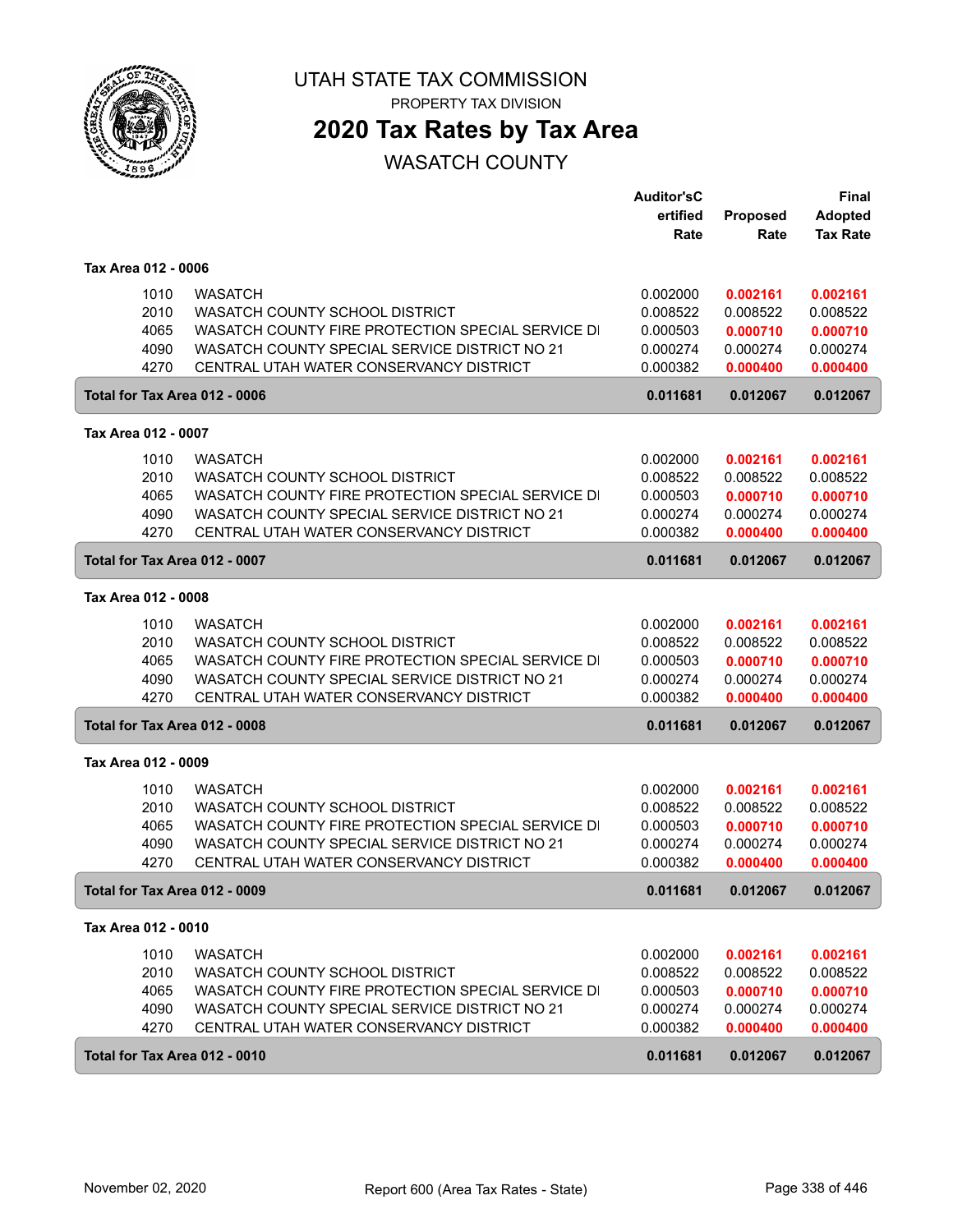# UTAH STATE TAX COMMISSION

PROPERTY TAX DIVISION

## 2020 Tax Rates by Tax Area

WASATCH COUNTY

| | | Auditor'sCertified Rate | Proposed Rate | Final Adopted Tax Rate |
|---|---|---|---|---|
| **Tax Area 012 - 0006** | | | | |
| 1010 | WASATCH | 0.002000 | **0.002161** | **0.002161** |
| 2010 | WASATCH COUNTY SCHOOL DISTRICT | 0.008522 | 0.008522 | 0.008522 |
| 4065 | WASATCH COUNTY FIRE PROTECTION SPECIAL SERVICE DI | 0.000503 | **0.000710** | **0.000710** |
| 4090 | WASATCH COUNTY SPECIAL SERVICE DISTRICT NO 21 | 0.000274 | 0.000274 | 0.000274 |
| 4270 | CENTRAL UTAH WATER CONSERVANCY DISTRICT | 0.000382 | **0.000400** | **0.000400** |
| **Total for Tax Area 012 - 0006** | | **0.011681** | **0.012067** | **0.012067** |
| **Tax Area 012 - 0007** | | | | |
| 1010 | WASATCH | 0.002000 | **0.002161** | **0.002161** |
| 2010 | WASATCH COUNTY SCHOOL DISTRICT | 0.008522 | 0.008522 | 0.008522 |
| 4065 | WASATCH COUNTY FIRE PROTECTION SPECIAL SERVICE DI | 0.000503 | **0.000710** | **0.000710** |
| 4090 | WASATCH COUNTY SPECIAL SERVICE DISTRICT NO 21 | 0.000274 | 0.000274 | 0.000274 |
| 4270 | CENTRAL UTAH WATER CONSERVANCY DISTRICT | 0.000382 | **0.000400** | **0.000400** |
| **Total for Tax Area 012 - 0007** | | **0.011681** | **0.012067** | **0.012067** |
| **Tax Area 012 - 0008** | | | | |
| 1010 | WASATCH | 0.002000 | **0.002161** | **0.002161** |
| 2010 | WASATCH COUNTY SCHOOL DISTRICT | 0.008522 | 0.008522 | 0.008522 |
| 4065 | WASATCH COUNTY FIRE PROTECTION SPECIAL SERVICE DI | 0.000503 | **0.000710** | **0.000710** |
| 4090 | WASATCH COUNTY SPECIAL SERVICE DISTRICT NO 21 | 0.000274 | 0.000274 | 0.000274 |
| 4270 | CENTRAL UTAH WATER CONSERVANCY DISTRICT | 0.000382 | **0.000400** | **0.000400** |
| **Total for Tax Area 012 - 0008** | | **0.011681** | **0.012067** | **0.012067** |
| **Tax Area 012 - 0009** | | | | |
| 1010 | WASATCH | 0.002000 | **0.002161** | **0.002161** |
| 2010 | WASATCH COUNTY SCHOOL DISTRICT | 0.008522 | 0.008522 | 0.008522 |
| 4065 | WASATCH COUNTY FIRE PROTECTION SPECIAL SERVICE DI | 0.000503 | **0.000710** | **0.000710** |
| 4090 | WASATCH COUNTY SPECIAL SERVICE DISTRICT NO 21 | 0.000274 | 0.000274 | 0.000274 |
| 4270 | CENTRAL UTAH WATER CONSERVANCY DISTRICT | 0.000382 | **0.000400** | **0.000400** |
| **Total for Tax Area 012 - 0009** | | **0.011681** | **0.012067** | **0.012067** |
| **Tax Area 012 - 0010** | | | | |
| 1010 | WASATCH | 0.002000 | **0.002161** | **0.002161** |
| 2010 | WASATCH COUNTY SCHOOL DISTRICT | 0.008522 | 0.008522 | 0.008522 |
| 4065 | WASATCH COUNTY FIRE PROTECTION SPECIAL SERVICE DI | 0.000503 | **0.000710** | **0.000710** |
| 4090 | WASATCH COUNTY SPECIAL SERVICE DISTRICT NO 21 | 0.000274 | 0.000274 | 0.000274 |
| 4270 | CENTRAL UTAH WATER CONSERVANCY DISTRICT | 0.000382 | **0.000400** | **0.000400** |
| **Total for Tax Area 012 - 0010** | | **0.011681** | **0.012067** | **0.012067** |

November 02, 2020 — Report 600 (Area Tax Rates - State)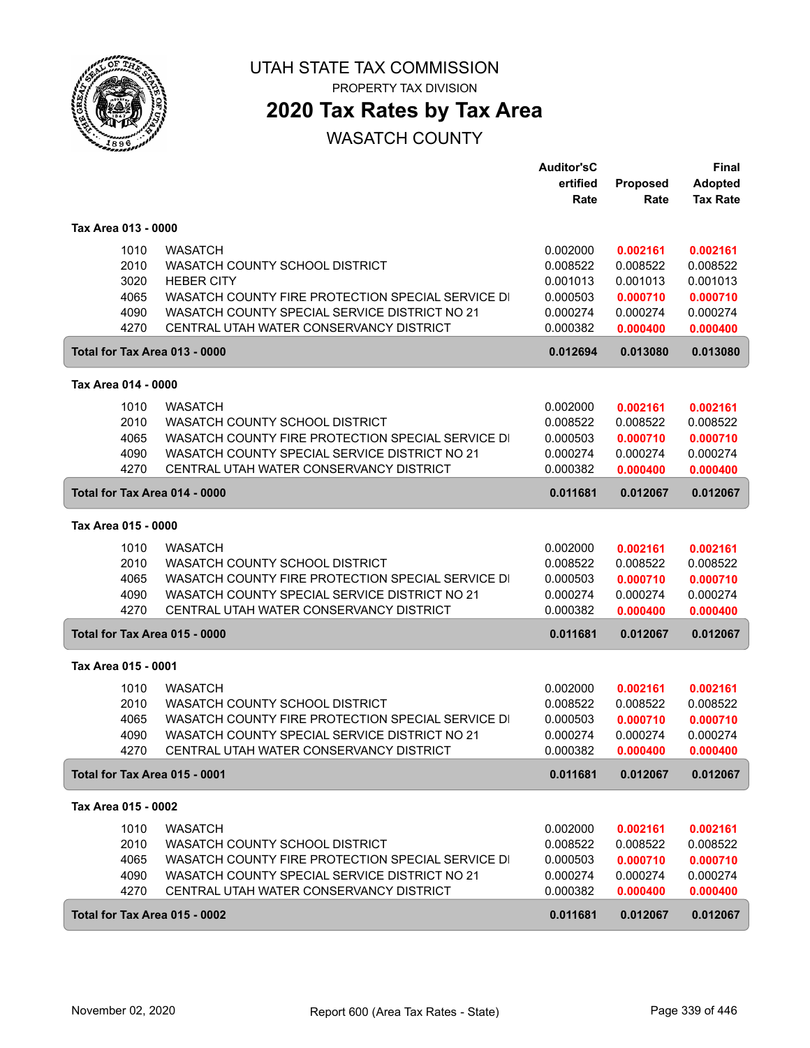# UTAH STATE TAX COMMISSION

PROPERTY TAX DIVISION

## 2020 Tax Rates by Tax Area

WASATCH COUNTY

| | | Auditor'sCertified Rate | Proposed Rate | Final Adopted Tax Rate |
|---|---|---|---|---|
| **Tax Area 013 - 0000** | | | | |
| 1010 | WASATCH | 0.002000 | **0.002161** | **0.002161** |
| 2010 | WASATCH COUNTY SCHOOL DISTRICT | 0.008522 | 0.008522 | 0.008522 |
| 3020 | HEBER CITY | 0.001013 | 0.001013 | 0.001013 |
| 4065 | WASATCH COUNTY FIRE PROTECTION SPECIAL SERVICE DI | 0.000503 | **0.000710** | **0.000710** |
| 4090 | WASATCH COUNTY SPECIAL SERVICE DISTRICT NO 21 | 0.000274 | 0.000274 | 0.000274 |
| 4270 | CENTRAL UTAH WATER CONSERVANCY DISTRICT | 0.000382 | **0.000400** | **0.000400** |
| **Total for Tax Area 013 - 0000** | | **0.012694** | **0.013080** | **0.013080** |
| **Tax Area 014 - 0000** | | | | |
| 1010 | WASATCH | 0.002000 | **0.002161** | **0.002161** |
| 2010 | WASATCH COUNTY SCHOOL DISTRICT | 0.008522 | 0.008522 | 0.008522 |
| 4065 | WASATCH COUNTY FIRE PROTECTION SPECIAL SERVICE DI | 0.000503 | **0.000710** | **0.000710** |
| 4090 | WASATCH COUNTY SPECIAL SERVICE DISTRICT NO 21 | 0.000274 | 0.000274 | 0.000274 |
| 4270 | CENTRAL UTAH WATER CONSERVANCY DISTRICT | 0.000382 | **0.000400** | **0.000400** |
| **Total for Tax Area 014 - 0000** | | **0.011681** | **0.012067** | **0.012067** |
| **Tax Area 015 - 0000** | | | | |
| 1010 | WASATCH | 0.002000 | **0.002161** | **0.002161** |
| 2010 | WASATCH COUNTY SCHOOL DISTRICT | 0.008522 | 0.008522 | 0.008522 |
| 4065 | WASATCH COUNTY FIRE PROTECTION SPECIAL SERVICE DI | 0.000503 | **0.000710** | **0.000710** |
| 4090 | WASATCH COUNTY SPECIAL SERVICE DISTRICT NO 21 | 0.000274 | 0.000274 | 0.000274 |
| 4270 | CENTRAL UTAH WATER CONSERVANCY DISTRICT | 0.000382 | **0.000400** | **0.000400** |
| **Total for Tax Area 015 - 0000** | | **0.011681** | **0.012067** | **0.012067** |
| **Tax Area 015 - 0001** | | | | |
| 1010 | WASATCH | 0.002000 | **0.002161** | **0.002161** |
| 2010 | WASATCH COUNTY SCHOOL DISTRICT | 0.008522 | 0.008522 | 0.008522 |
| 4065 | WASATCH COUNTY FIRE PROTECTION SPECIAL SERVICE DI | 0.000503 | **0.000710** | **0.000710** |
| 4090 | WASATCH COUNTY SPECIAL SERVICE DISTRICT NO 21 | 0.000274 | 0.000274 | 0.000274 |
| 4270 | CENTRAL UTAH WATER CONSERVANCY DISTRICT | 0.000382 | **0.000400** | **0.000400** |
| **Total for Tax Area 015 - 0001** | | **0.011681** | **0.012067** | **0.012067** |
| **Tax Area 015 - 0002** | | | | |
| 1010 | WASATCH | 0.002000 | **0.002161** | **0.002161** |
| 2010 | WASATCH COUNTY SCHOOL DISTRICT | 0.008522 | 0.008522 | 0.008522 |
| 4065 | WASATCH COUNTY FIRE PROTECTION SPECIAL SERVICE DI | 0.000503 | **0.000710** | **0.000710** |
| 4090 | WASATCH COUNTY SPECIAL SERVICE DISTRICT NO 21 | 0.000274 | 0.000274 | 0.000274 |
| 4270 | CENTRAL UTAH WATER CONSERVANCY DISTRICT | 0.000382 | **0.000400** | **0.000400** |
| **Total for Tax Area 015 - 0002** | | **0.011681** | **0.012067** | **0.012067** |

November 02, 2020 — Report 600 (Area Tax Rates - State)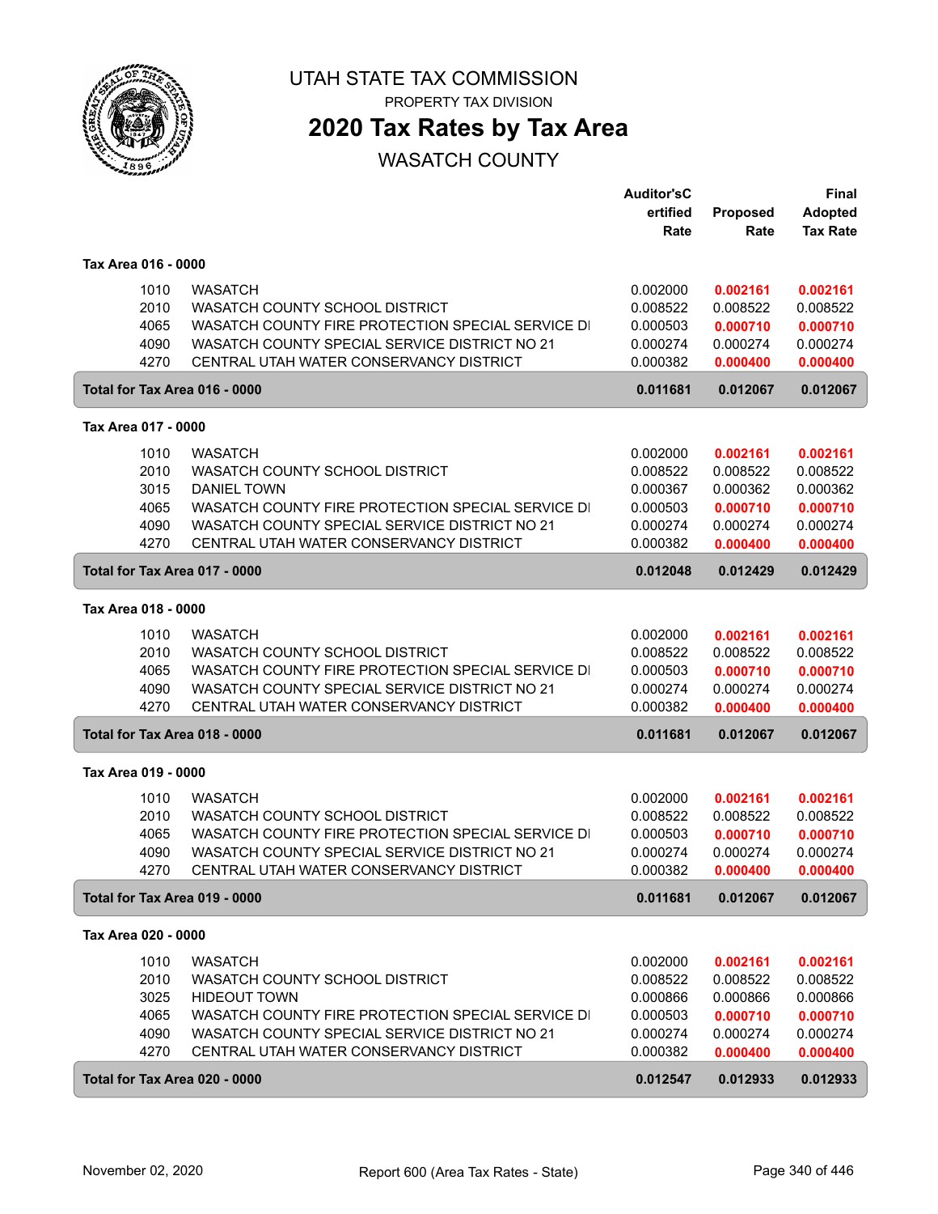# UTAH STATE TAX COMMISSION

PROPERTY TAX DIVISION

## 2020 Tax Rates by Tax Area

WASATCH COUNTY

| | | Auditor'sCertified Rate | Proposed Rate | Final Adopted Tax Rate |
|---|---|---|---|---|
| **Tax Area 016 - 0000** | | | | |
| 1010 | WASATCH | 0.002000 | 0.002161 | 0.002161 |
| 2010 | WASATCH COUNTY SCHOOL DISTRICT | 0.008522 | 0.008522 | 0.008522 |
| 4065 | WASATCH COUNTY FIRE PROTECTION SPECIAL SERVICE DI | 0.000503 | 0.000710 | 0.000710 |
| 4090 | WASATCH COUNTY SPECIAL SERVICE DISTRICT NO 21 | 0.000274 | 0.000274 | 0.000274 |
| 4270 | CENTRAL UTAH WATER CONSERVANCY DISTRICT | 0.000382 | 0.000400 | 0.000400 |
| **Total for Tax Area 016 - 0000** | | **0.011681** | **0.012067** | **0.012067** |
| **Tax Area 017 - 0000** | | | | |
| 1010 | WASATCH | 0.002000 | 0.002161 | 0.002161 |
| 2010 | WASATCH COUNTY SCHOOL DISTRICT | 0.008522 | 0.008522 | 0.008522 |
| 3015 | DANIEL TOWN | 0.000367 | 0.000362 | 0.000362 |
| 4065 | WASATCH COUNTY FIRE PROTECTION SPECIAL SERVICE DI | 0.000503 | 0.000710 | 0.000710 |
| 4090 | WASATCH COUNTY SPECIAL SERVICE DISTRICT NO 21 | 0.000274 | 0.000274 | 0.000274 |
| 4270 | CENTRAL UTAH WATER CONSERVANCY DISTRICT | 0.000382 | 0.000400 | 0.000400 |
| **Total for Tax Area 017 - 0000** | | **0.012048** | **0.012429** | **0.012429** |
| **Tax Area 018 - 0000** | | | | |
| 1010 | WASATCH | 0.002000 | 0.002161 | 0.002161 |
| 2010 | WASATCH COUNTY SCHOOL DISTRICT | 0.008522 | 0.008522 | 0.008522 |
| 4065 | WASATCH COUNTY FIRE PROTECTION SPECIAL SERVICE DI | 0.000503 | 0.000710 | 0.000710 |
| 4090 | WASATCH COUNTY SPECIAL SERVICE DISTRICT NO 21 | 0.000274 | 0.000274 | 0.000274 |
| 4270 | CENTRAL UTAH WATER CONSERVANCY DISTRICT | 0.000382 | 0.000400 | 0.000400 |
| **Total for Tax Area 018 - 0000** | | **0.011681** | **0.012067** | **0.012067** |
| **Tax Area 019 - 0000** | | | | |
| 1010 | WASATCH | 0.002000 | 0.002161 | 0.002161 |
| 2010 | WASATCH COUNTY SCHOOL DISTRICT | 0.008522 | 0.008522 | 0.008522 |
| 4065 | WASATCH COUNTY FIRE PROTECTION SPECIAL SERVICE DI | 0.000503 | 0.000710 | 0.000710 |
| 4090 | WASATCH COUNTY SPECIAL SERVICE DISTRICT NO 21 | 0.000274 | 0.000274 | 0.000274 |
| 4270 | CENTRAL UTAH WATER CONSERVANCY DISTRICT | 0.000382 | 0.000400 | 0.000400 |
| **Total for Tax Area 019 - 0000** | | **0.011681** | **0.012067** | **0.012067** |
| **Tax Area 020 - 0000** | | | | |
| 1010 | WASATCH | 0.002000 | 0.002161 | 0.002161 |
| 2010 | WASATCH COUNTY SCHOOL DISTRICT | 0.008522 | 0.008522 | 0.008522 |
| 3025 | HIDEOUT TOWN | 0.000866 | 0.000866 | 0.000866 |
| 4065 | WASATCH COUNTY FIRE PROTECTION SPECIAL SERVICE DI | 0.000503 | 0.000710 | 0.000710 |
| 4090 | WASATCH COUNTY SPECIAL SERVICE DISTRICT NO 21 | 0.000274 | 0.000274 | 0.000274 |
| 4270 | CENTRAL UTAH WATER CONSERVANCY DISTRICT | 0.000382 | 0.000400 | 0.000400 |
| **Total for Tax Area 020 - 0000** | | **0.012547** | **0.012933** | **0.012933** |

November 02, 2020 — Report 600 (Area Tax Rates - State)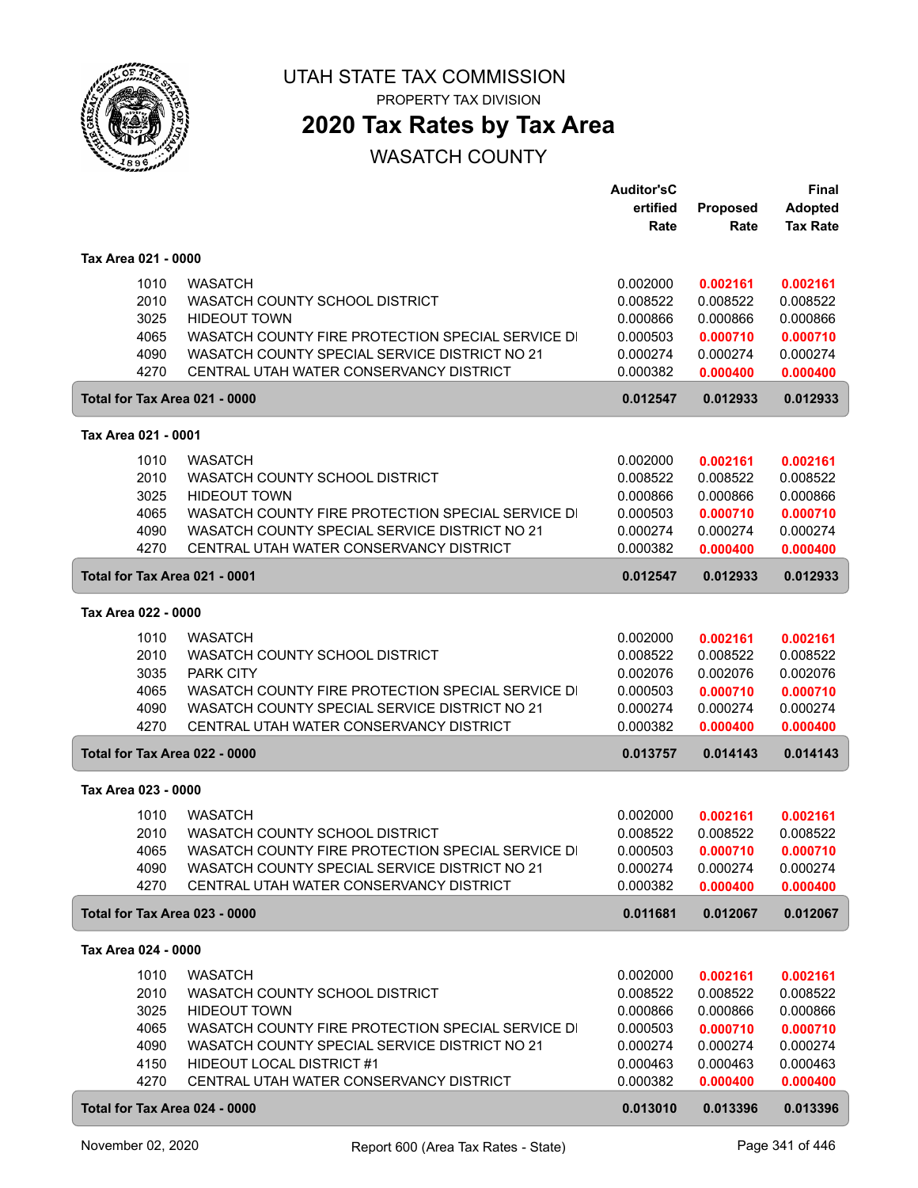# UTAH STATE TAX COMMISSION

PROPERTY TAX DIVISION

## 2020 Tax Rates by Tax Area

WASATCH COUNTY

| | | Auditor's Certified Rate | Proposed Rate | Final Adopted Tax Rate |
|---|---|---|---|---|
| **Tax Area 021 - 0000** | | | | |
| 1010 | WASATCH | 0.002000 | **0.002161** | **0.002161** |
| 2010 | WASATCH COUNTY SCHOOL DISTRICT | 0.008522 | 0.008522 | 0.008522 |
| 3025 | HIDEOUT TOWN | 0.000866 | 0.000866 | 0.000866 |
| 4065 | WASATCH COUNTY FIRE PROTECTION SPECIAL SERVICE DI | 0.000503 | **0.000710** | **0.000710** |
| 4090 | WASATCH COUNTY SPECIAL SERVICE DISTRICT NO 21 | 0.000274 | 0.000274 | 0.000274 |
| 4270 | CENTRAL UTAH WATER CONSERVANCY DISTRICT | 0.000382 | **0.000400** | **0.000400** |
| **Total for Tax Area 021 - 0000** | | **0.012547** | **0.012933** | **0.012933** |
| **Tax Area 021 - 0001** | | | | |
| 1010 | WASATCH | 0.002000 | **0.002161** | **0.002161** |
| 2010 | WASATCH COUNTY SCHOOL DISTRICT | 0.008522 | 0.008522 | 0.008522 |
| 3025 | HIDEOUT TOWN | 0.000866 | 0.000866 | 0.000866 |
| 4065 | WASATCH COUNTY FIRE PROTECTION SPECIAL SERVICE DI | 0.000503 | **0.000710** | **0.000710** |
| 4090 | WASATCH COUNTY SPECIAL SERVICE DISTRICT NO 21 | 0.000274 | 0.000274 | 0.000274 |
| 4270 | CENTRAL UTAH WATER CONSERVANCY DISTRICT | 0.000382 | **0.000400** | **0.000400** |
| **Total for Tax Area 021 - 0001** | | **0.012547** | **0.012933** | **0.012933** |
| **Tax Area 022 - 0000** | | | | |
| 1010 | WASATCH | 0.002000 | **0.002161** | **0.002161** |
| 2010 | WASATCH COUNTY SCHOOL DISTRICT | 0.008522 | 0.008522 | 0.008522 |
| 3035 | PARK CITY | 0.002076 | 0.002076 | 0.002076 |
| 4065 | WASATCH COUNTY FIRE PROTECTION SPECIAL SERVICE DI | 0.000503 | **0.000710** | **0.000710** |
| 4090 | WASATCH COUNTY SPECIAL SERVICE DISTRICT NO 21 | 0.000274 | 0.000274 | 0.000274 |
| 4270 | CENTRAL UTAH WATER CONSERVANCY DISTRICT | 0.000382 | **0.000400** | **0.000400** |
| **Total for Tax Area 022 - 0000** | | **0.013757** | **0.014143** | **0.014143** |
| **Tax Area 023 - 0000** | | | | |
| 1010 | WASATCH | 0.002000 | **0.002161** | **0.002161** |
| 2010 | WASATCH COUNTY SCHOOL DISTRICT | 0.008522 | 0.008522 | 0.008522 |
| 4065 | WASATCH COUNTY FIRE PROTECTION SPECIAL SERVICE DI | 0.000503 | **0.000710** | **0.000710** |
| 4090 | WASATCH COUNTY SPECIAL SERVICE DISTRICT NO 21 | 0.000274 | 0.000274 | 0.000274 |
| 4270 | CENTRAL UTAH WATER CONSERVANCY DISTRICT | 0.000382 | **0.000400** | **0.000400** |
| **Total for Tax Area 023 - 0000** | | **0.011681** | **0.012067** | **0.012067** |
| **Tax Area 024 - 0000** | | | | |
| 1010 | WASATCH | 0.002000 | **0.002161** | **0.002161** |
| 2010 | WASATCH COUNTY SCHOOL DISTRICT | 0.008522 | 0.008522 | 0.008522 |
| 3025 | HIDEOUT TOWN | 0.000866 | 0.000866 | 0.000866 |
| 4065 | WASATCH COUNTY FIRE PROTECTION SPECIAL SERVICE DI | 0.000503 | **0.000710** | **0.000710** |
| 4090 | WASATCH COUNTY SPECIAL SERVICE DISTRICT NO 21 | 0.000274 | 0.000274 | 0.000274 |
| 4150 | HIDEOUT LOCAL DISTRICT #1 | 0.000463 | 0.000463 | 0.000463 |
| 4270 | CENTRAL UTAH WATER CONSERVANCY DISTRICT | 0.000382 | **0.000400** | **0.000400** |
| **Total for Tax Area 024 - 0000** | | **0.013010** | **0.013396** | **0.013396** |

November 02, 2020 — Report 600 (Area Tax Rates - State)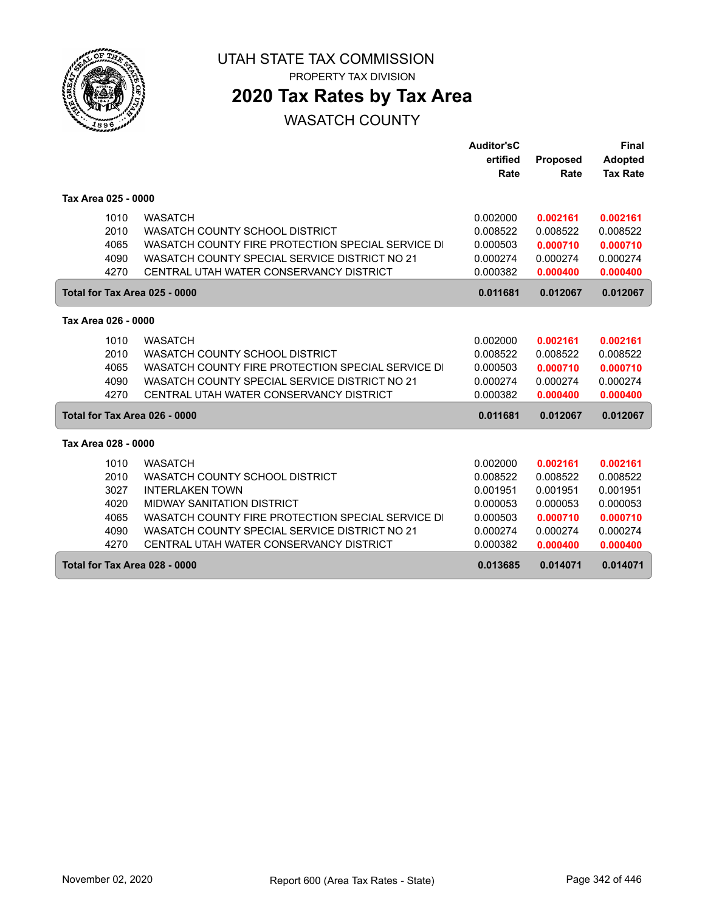# UTAH STATE TAX COMMISSION

PROPERTY TAX DIVISION

## 2020 Tax Rates by Tax Area

### WASATCH COUNTY

| | | Auditor'sCertified Rate | Proposed Rate | Final Adopted Tax Rate |
|---|---|---|---|---|
| **Tax Area 025 - 0000** | | | | |
| 1010 | WASATCH | 0.002000 | 0.002161 | 0.002161 |
| 2010 | WASATCH COUNTY SCHOOL DISTRICT | 0.008522 | 0.008522 | 0.008522 |
| 4065 | WASATCH COUNTY FIRE PROTECTION SPECIAL SERVICE DI | 0.000503 | 0.000710 | 0.000710 |
| 4090 | WASATCH COUNTY SPECIAL SERVICE DISTRICT NO 21 | 0.000274 | 0.000274 | 0.000274 |
| 4270 | CENTRAL UTAH WATER CONSERVANCY DISTRICT | 0.000382 | 0.000400 | 0.000400 |
| **Total for Tax Area 025 - 0000** | | **0.011681** | **0.012067** | **0.012067** |
| **Tax Area 026 - 0000** | | | | |
| 1010 | WASATCH | 0.002000 | 0.002161 | 0.002161 |
| 2010 | WASATCH COUNTY SCHOOL DISTRICT | 0.008522 | 0.008522 | 0.008522 |
| 4065 | WASATCH COUNTY FIRE PROTECTION SPECIAL SERVICE DI | 0.000503 | 0.000710 | 0.000710 |
| 4090 | WASATCH COUNTY SPECIAL SERVICE DISTRICT NO 21 | 0.000274 | 0.000274 | 0.000274 |
| 4270 | CENTRAL UTAH WATER CONSERVANCY DISTRICT | 0.000382 | 0.000400 | 0.000400 |
| **Total for Tax Area 026 - 0000** | | **0.011681** | **0.012067** | **0.012067** |
| **Tax Area 028 - 0000** | | | | |
| 1010 | WASATCH | 0.002000 | 0.002161 | 0.002161 |
| 2010 | WASATCH COUNTY SCHOOL DISTRICT | 0.008522 | 0.008522 | 0.008522 |
| 3027 | INTERLAKEN TOWN | 0.001951 | 0.001951 | 0.001951 |
| 4020 | MIDWAY SANITATION DISTRICT | 0.000053 | 0.000053 | 0.000053 |
| 4065 | WASATCH COUNTY FIRE PROTECTION SPECIAL SERVICE DI | 0.000503 | 0.000710 | 0.000710 |
| 4090 | WASATCH COUNTY SPECIAL SERVICE DISTRICT NO 21 | 0.000274 | 0.000274 | 0.000274 |
| 4270 | CENTRAL UTAH WATER CONSERVANCY DISTRICT | 0.000382 | 0.000400 | 0.000400 |
| **Total for Tax Area 028 - 0000** | | **0.013685** | **0.014071** | **0.014071** |

November 02, 2020 — Report 600 (Area Tax Rates - State)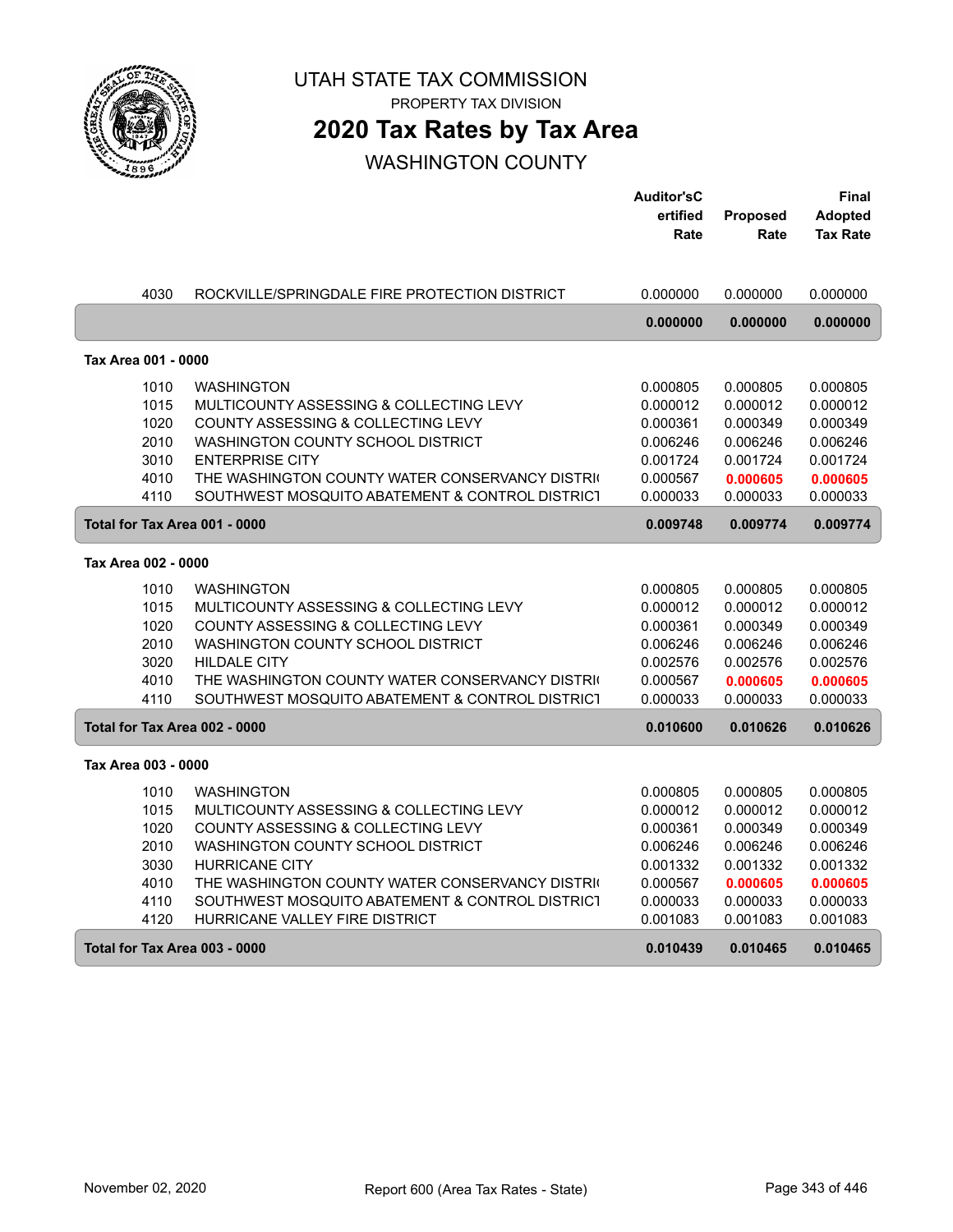# UTAH STATE TAX COMMISSION

PROPERTY TAX DIVISION

## 2020 Tax Rates by Tax Area

WASHINGTON COUNTY

| | | Auditor'sCertified Rate | Proposed Rate | Final Adopted Tax Rate |
|---|---|---|---|---|
| 4030 | ROCKVILLE/SPRINGDALE FIRE PROTECTION DISTRICT | 0.000000 | 0.000000 | 0.000000 |
| | | **0.000000** | **0.000000** | **0.000000** |
| **Tax Area 001 - 0000** | | | | |
| 1010 | WASHINGTON | 0.000805 | 0.000805 | 0.000805 |
| 1015 | MULTICOUNTY ASSESSING & COLLECTING LEVY | 0.000012 | 0.000012 | 0.000012 |
| 1020 | COUNTY ASSESSING & COLLECTING LEVY | 0.000361 | 0.000349 | 0.000349 |
| 2010 | WASHINGTON COUNTY SCHOOL DISTRICT | 0.006246 | 0.006246 | 0.006246 |
| 3010 | ENTERPRISE CITY | 0.001724 | 0.001724 | 0.001724 |
| 4010 | THE WASHINGTON COUNTY WATER CONSERVANCY DISTRI( | 0.000567 | **0.000605** | **0.000605** |
| 4110 | SOUTHWEST MOSQUITO ABATEMENT & CONTROL DISTRICT | 0.000033 | 0.000033 | 0.000033 |
| **Total for Tax Area 001 - 0000** | | **0.009748** | **0.009774** | **0.009774** |
| **Tax Area 002 - 0000** | | | | |
| 1010 | WASHINGTON | 0.000805 | 0.000805 | 0.000805 |
| 1015 | MULTICOUNTY ASSESSING & COLLECTING LEVY | 0.000012 | 0.000012 | 0.000012 |
| 1020 | COUNTY ASSESSING & COLLECTING LEVY | 0.000361 | 0.000349 | 0.000349 |
| 2010 | WASHINGTON COUNTY SCHOOL DISTRICT | 0.006246 | 0.006246 | 0.006246 |
| 3020 | HILDALE CITY | 0.002576 | 0.002576 | 0.002576 |
| 4010 | THE WASHINGTON COUNTY WATER CONSERVANCY DISTRI( | 0.000567 | **0.000605** | **0.000605** |
| 4110 | SOUTHWEST MOSQUITO ABATEMENT & CONTROL DISTRICT | 0.000033 | 0.000033 | 0.000033 |
| **Total for Tax Area 002 - 0000** | | **0.010600** | **0.010626** | **0.010626** |
| **Tax Area 003 - 0000** | | | | |
| 1010 | WASHINGTON | 0.000805 | 0.000805 | 0.000805 |
| 1015 | MULTICOUNTY ASSESSING & COLLECTING LEVY | 0.000012 | 0.000012 | 0.000012 |
| 1020 | COUNTY ASSESSING & COLLECTING LEVY | 0.000361 | 0.000349 | 0.000349 |
| 2010 | WASHINGTON COUNTY SCHOOL DISTRICT | 0.006246 | 0.006246 | 0.006246 |
| 3030 | HURRICANE CITY | 0.001332 | 0.001332 | 0.001332 |
| 4010 | THE WASHINGTON COUNTY WATER CONSERVANCY DISTRI( | 0.000567 | **0.000605** | **0.000605** |
| 4110 | SOUTHWEST MOSQUITO ABATEMENT & CONTROL DISTRICT | 0.000033 | 0.000033 | 0.000033 |
| 4120 | HURRICANE VALLEY FIRE DISTRICT | 0.001083 | 0.001083 | 0.001083 |
| **Total for Tax Area 003 - 0000** | | **0.010439** | **0.010465** | **0.010465** |

November 02, 2020 — Report 600 (Area Tax Rates - State)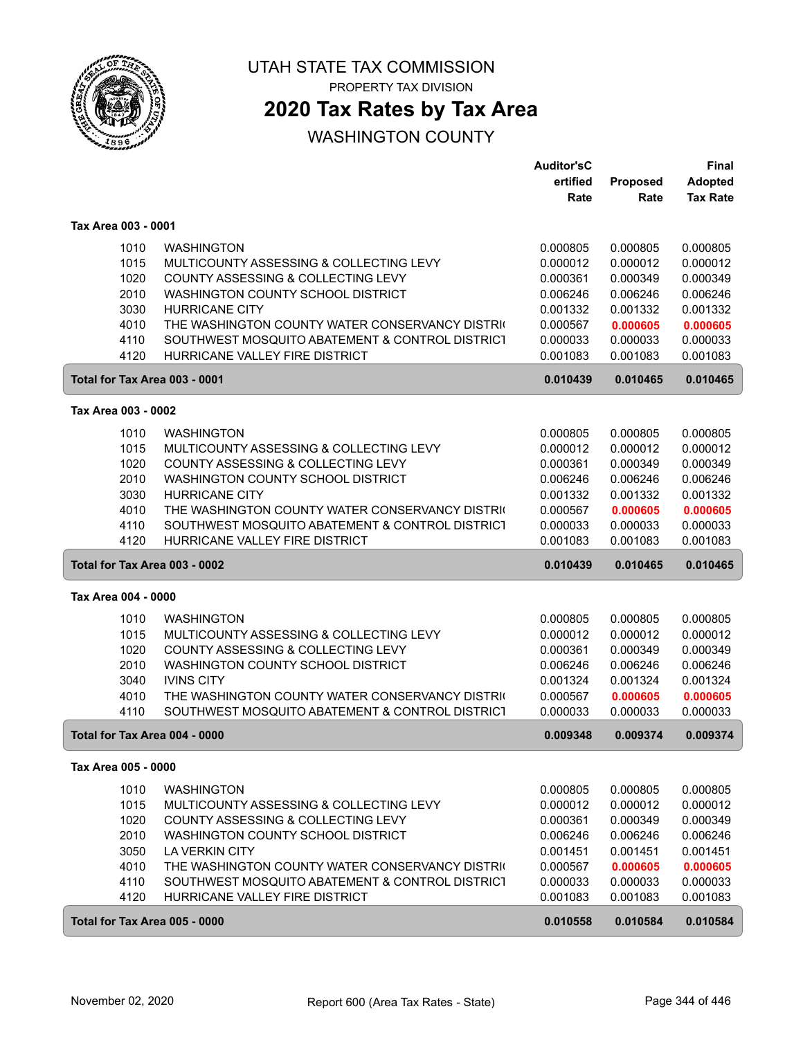# UTAH STATE TAX COMMISSION

PROPERTY TAX DIVISION

## 2020 Tax Rates by Tax Area

WASHINGTON COUNTY

| | | Auditor'sCertified Rate | Proposed Rate | Final Adopted Tax Rate |
|---|---|---|---|---|
| **Tax Area 003 - 0001** | | | | |
| 1010 | WASHINGTON | 0.000805 | 0.000805 | 0.000805 |
| 1015 | MULTICOUNTY ASSESSING & COLLECTING LEVY | 0.000012 | 0.000012 | 0.000012 |
| 1020 | COUNTY ASSESSING & COLLECTING LEVY | 0.000361 | 0.000349 | 0.000349 |
| 2010 | WASHINGTON COUNTY SCHOOL DISTRICT | 0.006246 | 0.006246 | 0.006246 |
| 3030 | HURRICANE CITY | 0.001332 | 0.001332 | 0.001332 |
| 4010 | THE WASHINGTON COUNTY WATER CONSERVANCY DISTRI | 0.000567 | **0.000605** | **0.000605** |
| 4110 | SOUTHWEST MOSQUITO ABATEMENT & CONTROL DISTRICT | 0.000033 | 0.000033 | 0.000033 |
| 4120 | HURRICANE VALLEY FIRE DISTRICT | 0.001083 | 0.001083 | 0.001083 |
| **Total for Tax Area 003 - 0001** | | **0.010439** | **0.010465** | **0.010465** |
| **Tax Area 003 - 0002** | | | | |
| 1010 | WASHINGTON | 0.000805 | 0.000805 | 0.000805 |
| 1015 | MULTICOUNTY ASSESSING & COLLECTING LEVY | 0.000012 | 0.000012 | 0.000012 |
| 1020 | COUNTY ASSESSING & COLLECTING LEVY | 0.000361 | 0.000349 | 0.000349 |
| 2010 | WASHINGTON COUNTY SCHOOL DISTRICT | 0.006246 | 0.006246 | 0.006246 |
| 3030 | HURRICANE CITY | 0.001332 | 0.001332 | 0.001332 |
| 4010 | THE WASHINGTON COUNTY WATER CONSERVANCY DISTRI | 0.000567 | **0.000605** | **0.000605** |
| 4110 | SOUTHWEST MOSQUITO ABATEMENT & CONTROL DISTRICT | 0.000033 | 0.000033 | 0.000033 |
| 4120 | HURRICANE VALLEY FIRE DISTRICT | 0.001083 | 0.001083 | 0.001083 |
| **Total for Tax Area 003 - 0002** | | **0.010439** | **0.010465** | **0.010465** |
| **Tax Area 004 - 0000** | | | | |
| 1010 | WASHINGTON | 0.000805 | 0.000805 | 0.000805 |
| 1015 | MULTICOUNTY ASSESSING & COLLECTING LEVY | 0.000012 | 0.000012 | 0.000012 |
| 1020 | COUNTY ASSESSING & COLLECTING LEVY | 0.000361 | 0.000349 | 0.000349 |
| 2010 | WASHINGTON COUNTY SCHOOL DISTRICT | 0.006246 | 0.006246 | 0.006246 |
| 3040 | IVINS CITY | 0.001324 | 0.001324 | 0.001324 |
| 4010 | THE WASHINGTON COUNTY WATER CONSERVANCY DISTRI | 0.000567 | **0.000605** | **0.000605** |
| 4110 | SOUTHWEST MOSQUITO ABATEMENT & CONTROL DISTRICT | 0.000033 | 0.000033 | 0.000033 |
| **Total for Tax Area 004 - 0000** | | **0.009348** | **0.009374** | **0.009374** |
| **Tax Area 005 - 0000** | | | | |
| 1010 | WASHINGTON | 0.000805 | 0.000805 | 0.000805 |
| 1015 | MULTICOUNTY ASSESSING & COLLECTING LEVY | 0.000012 | 0.000012 | 0.000012 |
| 1020 | COUNTY ASSESSING & COLLECTING LEVY | 0.000361 | 0.000349 | 0.000349 |
| 2010 | WASHINGTON COUNTY SCHOOL DISTRICT | 0.006246 | 0.006246 | 0.006246 |
| 3050 | LA VERKIN CITY | 0.001451 | 0.001451 | 0.001451 |
| 4010 | THE WASHINGTON COUNTY WATER CONSERVANCY DISTRI | 0.000567 | **0.000605** | **0.000605** |
| 4110 | SOUTHWEST MOSQUITO ABATEMENT & CONTROL DISTRICT | 0.000033 | 0.000033 | 0.000033 |
| 4120 | HURRICANE VALLEY FIRE DISTRICT | 0.001083 | 0.001083 | 0.001083 |
| **Total for Tax Area 005 - 0000** | | **0.010558** | **0.010584** | **0.010584** |

November 02, 2020 — Report 600 (Area Tax Rates - State)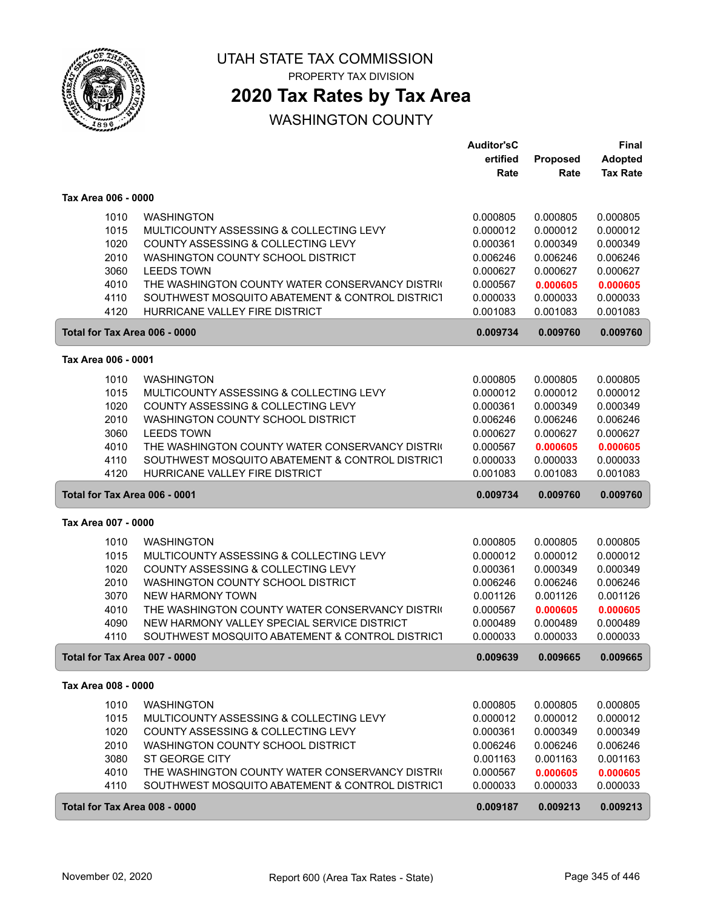# UTAH STATE TAX COMMISSION

PROPERTY TAX DIVISION

## 2020 Tax Rates by Tax Area

WASHINGTON COUNTY

| | | Auditor'sCertified Rate | Proposed Rate | Final Adopted Tax Rate |
|---|---|---|---|---|
| **Tax Area 006 - 0000** | | | | |
| 1010 | WASHINGTON | 0.000805 | 0.000805 | 0.000805 |
| 1015 | MULTICOUNTY ASSESSING & COLLECTING LEVY | 0.000012 | 0.000012 | 0.000012 |
| 1020 | COUNTY ASSESSING & COLLECTING LEVY | 0.000361 | 0.000349 | 0.000349 |
| 2010 | WASHINGTON COUNTY SCHOOL DISTRICT | 0.006246 | 0.006246 | 0.006246 |
| 3060 | LEEDS TOWN | 0.000627 | 0.000627 | 0.000627 |
| 4010 | THE WASHINGTON COUNTY WATER CONSERVANCY DISTRI | 0.000567 | **0.000605** | **0.000605** |
| 4110 | SOUTHWEST MOSQUITO ABATEMENT & CONTROL DISTRICT | 0.000033 | 0.000033 | 0.000033 |
| 4120 | HURRICANE VALLEY FIRE DISTRICT | 0.001083 | 0.001083 | 0.001083 |
| **Total for Tax Area 006 - 0000** | | **0.009734** | **0.009760** | **0.009760** |
| **Tax Area 006 - 0001** | | | | |
| 1010 | WASHINGTON | 0.000805 | 0.000805 | 0.000805 |
| 1015 | MULTICOUNTY ASSESSING & COLLECTING LEVY | 0.000012 | 0.000012 | 0.000012 |
| 1020 | COUNTY ASSESSING & COLLECTING LEVY | 0.000361 | 0.000349 | 0.000349 |
| 2010 | WASHINGTON COUNTY SCHOOL DISTRICT | 0.006246 | 0.006246 | 0.006246 |
| 3060 | LEEDS TOWN | 0.000627 | 0.000627 | 0.000627 |
| 4010 | THE WASHINGTON COUNTY WATER CONSERVANCY DISTRI | 0.000567 | **0.000605** | **0.000605** |
| 4110 | SOUTHWEST MOSQUITO ABATEMENT & CONTROL DISTRICT | 0.000033 | 0.000033 | 0.000033 |
| 4120 | HURRICANE VALLEY FIRE DISTRICT | 0.001083 | 0.001083 | 0.001083 |
| **Total for Tax Area 006 - 0001** | | **0.009734** | **0.009760** | **0.009760** |
| **Tax Area 007 - 0000** | | | | |
| 1010 | WASHINGTON | 0.000805 | 0.000805 | 0.000805 |
| 1015 | MULTICOUNTY ASSESSING & COLLECTING LEVY | 0.000012 | 0.000012 | 0.000012 |
| 1020 | COUNTY ASSESSING & COLLECTING LEVY | 0.000361 | 0.000349 | 0.000349 |
| 2010 | WASHINGTON COUNTY SCHOOL DISTRICT | 0.006246 | 0.006246 | 0.006246 |
| 3070 | NEW HARMONY TOWN | 0.001126 | 0.001126 | 0.001126 |
| 4010 | THE WASHINGTON COUNTY WATER CONSERVANCY DISTRI | 0.000567 | **0.000605** | **0.000605** |
| 4090 | NEW HARMONY VALLEY SPECIAL SERVICE DISTRICT | 0.000489 | 0.000489 | 0.000489 |
| 4110 | SOUTHWEST MOSQUITO ABATEMENT & CONTROL DISTRICT | 0.000033 | 0.000033 | 0.000033 |
| **Total for Tax Area 007 - 0000** | | **0.009639** | **0.009665** | **0.009665** |
| **Tax Area 008 - 0000** | | | | |
| 1010 | WASHINGTON | 0.000805 | 0.000805 | 0.000805 |
| 1015 | MULTICOUNTY ASSESSING & COLLECTING LEVY | 0.000012 | 0.000012 | 0.000012 |
| 1020 | COUNTY ASSESSING & COLLECTING LEVY | 0.000361 | 0.000349 | 0.000349 |
| 2010 | WASHINGTON COUNTY SCHOOL DISTRICT | 0.006246 | 0.006246 | 0.006246 |
| 3080 | ST GEORGE CITY | 0.001163 | 0.001163 | 0.001163 |
| 4010 | THE WASHINGTON COUNTY WATER CONSERVANCY DISTRI | 0.000567 | **0.000605** | **0.000605** |
| 4110 | SOUTHWEST MOSQUITO ABATEMENT & CONTROL DISTRICT | 0.000033 | 0.000033 | 0.000033 |
| **Total for Tax Area 008 - 0000** | | **0.009187** | **0.009213** | **0.009213** |

November 02, 2020 — Report 600 (Area Tax Rates - State)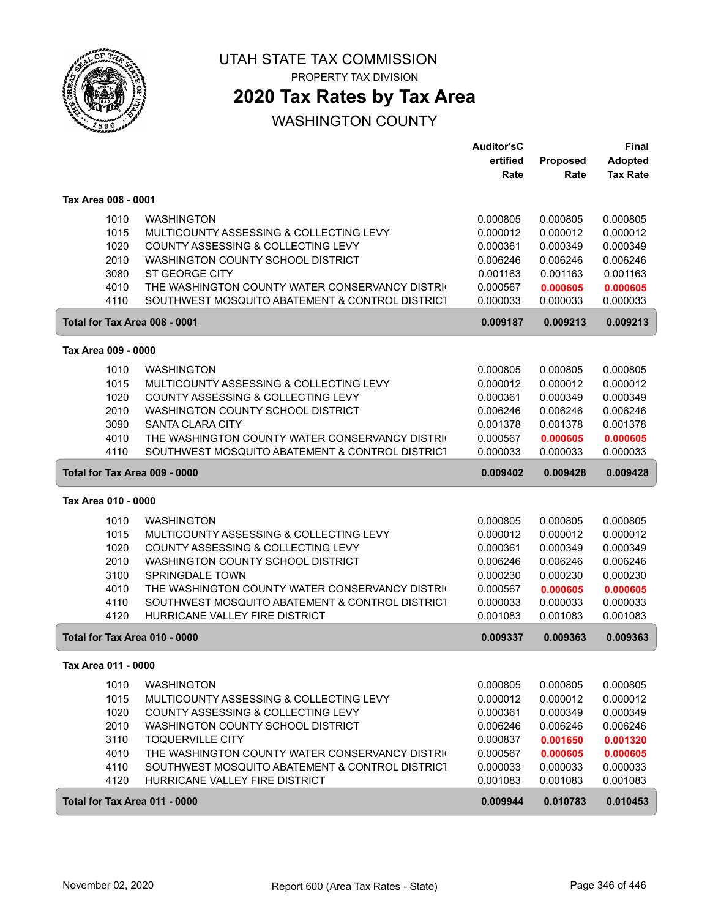# UTAH STATE TAX COMMISSION

PROPERTY TAX DIVISION

## 2020 Tax Rates by Tax Area

WASHINGTON COUNTY

| | | Auditor'sCertified Rate | Proposed Rate | Final Adopted Tax Rate |
|---|---|---|---|---|
| **Tax Area 008 - 0001** | | | | |
| 1010 | WASHINGTON | 0.000805 | 0.000805 | 0.000805 |
| 1015 | MULTICOUNTY ASSESSING & COLLECTING LEVY | 0.000012 | 0.000012 | 0.000012 |
| 1020 | COUNTY ASSESSING & COLLECTING LEVY | 0.000361 | 0.000349 | 0.000349 |
| 2010 | WASHINGTON COUNTY SCHOOL DISTRICT | 0.006246 | 0.006246 | 0.006246 |
| 3080 | ST GEORGE CITY | 0.001163 | 0.001163 | 0.001163 |
| 4010 | THE WASHINGTON COUNTY WATER CONSERVANCY DISTRI( | 0.000567 | **0.000605** | **0.000605** |
| 4110 | SOUTHWEST MOSQUITO ABATEMENT & CONTROL DISTRICT | 0.000033 | 0.000033 | 0.000033 |
| **Total for Tax Area 008 - 0001** | | **0.009187** | **0.009213** | **0.009213** |
| **Tax Area 009 - 0000** | | | | |
| 1010 | WASHINGTON | 0.000805 | 0.000805 | 0.000805 |
| 1015 | MULTICOUNTY ASSESSING & COLLECTING LEVY | 0.000012 | 0.000012 | 0.000012 |
| 1020 | COUNTY ASSESSING & COLLECTING LEVY | 0.000361 | 0.000349 | 0.000349 |
| 2010 | WASHINGTON COUNTY SCHOOL DISTRICT | 0.006246 | 0.006246 | 0.006246 |
| 3090 | SANTA CLARA CITY | 0.001378 | 0.001378 | 0.001378 |
| 4010 | THE WASHINGTON COUNTY WATER CONSERVANCY DISTRI( | 0.000567 | **0.000605** | **0.000605** |
| 4110 | SOUTHWEST MOSQUITO ABATEMENT & CONTROL DISTRICT | 0.000033 | 0.000033 | 0.000033 |
| **Total for Tax Area 009 - 0000** | | **0.009402** | **0.009428** | **0.009428** |
| **Tax Area 010 - 0000** | | | | |
| 1010 | WASHINGTON | 0.000805 | 0.000805 | 0.000805 |
| 1015 | MULTICOUNTY ASSESSING & COLLECTING LEVY | 0.000012 | 0.000012 | 0.000012 |
| 1020 | COUNTY ASSESSING & COLLECTING LEVY | 0.000361 | 0.000349 | 0.000349 |
| 2010 | WASHINGTON COUNTY SCHOOL DISTRICT | 0.006246 | 0.006246 | 0.006246 |
| 3100 | SPRINGDALE TOWN | 0.000230 | 0.000230 | 0.000230 |
| 4010 | THE WASHINGTON COUNTY WATER CONSERVANCY DISTRI( | 0.000567 | **0.000605** | **0.000605** |
| 4110 | SOUTHWEST MOSQUITO ABATEMENT & CONTROL DISTRICT | 0.000033 | 0.000033 | 0.000033 |
| 4120 | HURRICANE VALLEY FIRE DISTRICT | 0.001083 | 0.001083 | 0.001083 |
| **Total for Tax Area 010 - 0000** | | **0.009337** | **0.009363** | **0.009363** |
| **Tax Area 011 - 0000** | | | | |
| 1010 | WASHINGTON | 0.000805 | 0.000805 | 0.000805 |
| 1015 | MULTICOUNTY ASSESSING & COLLECTING LEVY | 0.000012 | 0.000012 | 0.000012 |
| 1020 | COUNTY ASSESSING & COLLECTING LEVY | 0.000361 | 0.000349 | 0.000349 |
| 2010 | WASHINGTON COUNTY SCHOOL DISTRICT | 0.006246 | 0.006246 | 0.006246 |
| 3110 | TOQUERVILLE CITY | 0.000837 | **0.001650** | **0.001320** |
| 4010 | THE WASHINGTON COUNTY WATER CONSERVANCY DISTRI( | 0.000567 | **0.000605** | **0.000605** |
| 4110 | SOUTHWEST MOSQUITO ABATEMENT & CONTROL DISTRICT | 0.000033 | 0.000033 | 0.000033 |
| 4120 | HURRICANE VALLEY FIRE DISTRICT | 0.001083 | 0.001083 | 0.001083 |
| **Total for Tax Area 011 - 0000** | | **0.009944** | **0.010783** | **0.010453** |

November 02, 2020 — Report 600 (Area Tax Rates - State)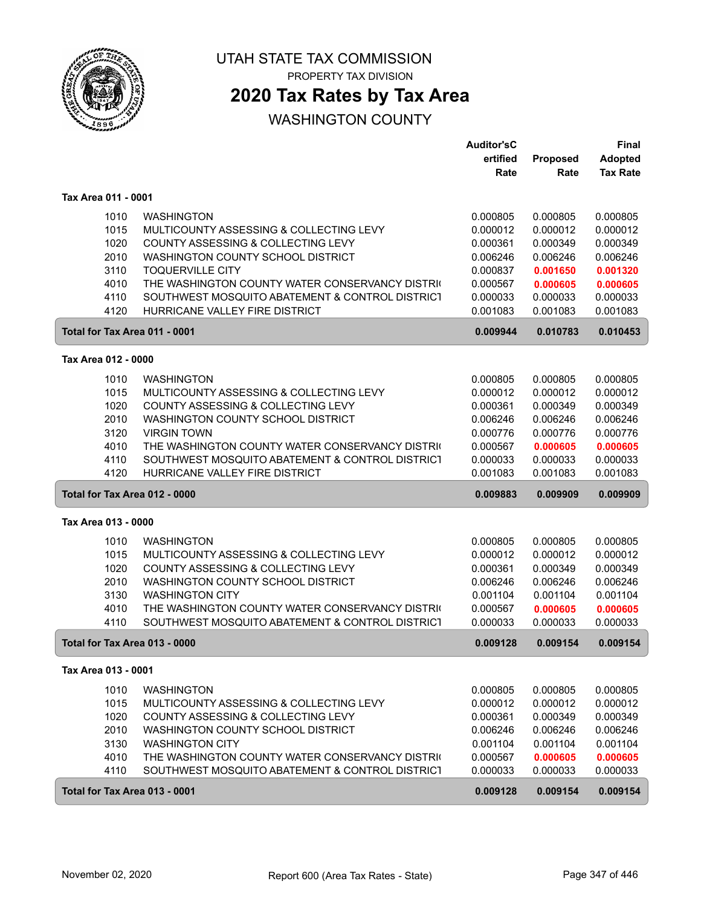# UTAH STATE TAX COMMISSION

PROPERTY TAX DIVISION

## 2020 Tax Rates by Tax Area

WASHINGTON COUNTY

| | | Auditor'sCertified Rate | Proposed Rate | Final Adopted Tax Rate |
|---|---|---|---|---|
| **Tax Area 011 - 0001** | | | | |
| 1010 | WASHINGTON | 0.000805 | 0.000805 | 0.000805 |
| 1015 | MULTICOUNTY ASSESSING & COLLECTING LEVY | 0.000012 | 0.000012 | 0.000012 |
| 1020 | COUNTY ASSESSING & COLLECTING LEVY | 0.000361 | 0.000349 | 0.000349 |
| 2010 | WASHINGTON COUNTY SCHOOL DISTRICT | 0.006246 | 0.006246 | 0.006246 |
| 3110 | TOQUERVILLE CITY | 0.000837 | **0.001650** | **0.001320** |
| 4010 | THE WASHINGTON COUNTY WATER CONSERVANCY DISTRI | 0.000567 | **0.000605** | **0.000605** |
| 4110 | SOUTHWEST MOSQUITO ABATEMENT & CONTROL DISTRICT | 0.000033 | 0.000033 | 0.000033 |
| 4120 | HURRICANE VALLEY FIRE DISTRICT | 0.001083 | 0.001083 | 0.001083 |
| **Total for Tax Area 011 - 0001** | | **0.009944** | **0.010783** | **0.010453** |
| **Tax Area 012 - 0000** | | | | |
| 1010 | WASHINGTON | 0.000805 | 0.000805 | 0.000805 |
| 1015 | MULTICOUNTY ASSESSING & COLLECTING LEVY | 0.000012 | 0.000012 | 0.000012 |
| 1020 | COUNTY ASSESSING & COLLECTING LEVY | 0.000361 | 0.000349 | 0.000349 |
| 2010 | WASHINGTON COUNTY SCHOOL DISTRICT | 0.006246 | 0.006246 | 0.006246 |
| 3120 | VIRGIN TOWN | 0.000776 | 0.000776 | 0.000776 |
| 4010 | THE WASHINGTON COUNTY WATER CONSERVANCY DISTRI | 0.000567 | **0.000605** | **0.000605** |
| 4110 | SOUTHWEST MOSQUITO ABATEMENT & CONTROL DISTRICT | 0.000033 | 0.000033 | 0.000033 |
| 4120 | HURRICANE VALLEY FIRE DISTRICT | 0.001083 | 0.001083 | 0.001083 |
| **Total for Tax Area 012 - 0000** | | **0.009883** | **0.009909** | **0.009909** |
| **Tax Area 013 - 0000** | | | | |
| 1010 | WASHINGTON | 0.000805 | 0.000805 | 0.000805 |
| 1015 | MULTICOUNTY ASSESSING & COLLECTING LEVY | 0.000012 | 0.000012 | 0.000012 |
| 1020 | COUNTY ASSESSING & COLLECTING LEVY | 0.000361 | 0.000349 | 0.000349 |
| 2010 | WASHINGTON COUNTY SCHOOL DISTRICT | 0.006246 | 0.006246 | 0.006246 |
| 3130 | WASHINGTON CITY | 0.001104 | 0.001104 | 0.001104 |
| 4010 | THE WASHINGTON COUNTY WATER CONSERVANCY DISTRI | 0.000567 | **0.000605** | **0.000605** |
| 4110 | SOUTHWEST MOSQUITO ABATEMENT & CONTROL DISTRICT | 0.000033 | 0.000033 | 0.000033 |
| **Total for Tax Area 013 - 0000** | | **0.009128** | **0.009154** | **0.009154** |
| **Tax Area 013 - 0001** | | | | |
| 1010 | WASHINGTON | 0.000805 | 0.000805 | 0.000805 |
| 1015 | MULTICOUNTY ASSESSING & COLLECTING LEVY | 0.000012 | 0.000012 | 0.000012 |
| 1020 | COUNTY ASSESSING & COLLECTING LEVY | 0.000361 | 0.000349 | 0.000349 |
| 2010 | WASHINGTON COUNTY SCHOOL DISTRICT | 0.006246 | 0.006246 | 0.006246 |
| 3130 | WASHINGTON CITY | 0.001104 | 0.001104 | 0.001104 |
| 4010 | THE WASHINGTON COUNTY WATER CONSERVANCY DISTRI | 0.000567 | **0.000605** | **0.000605** |
| 4110 | SOUTHWEST MOSQUITO ABATEMENT & CONTROL DISTRICT | 0.000033 | 0.000033 | 0.000033 |
| **Total for Tax Area 013 - 0001** | | **0.009128** | **0.009154** | **0.009154** |

November 02, 2020 — Report 600 (Area Tax Rates - State)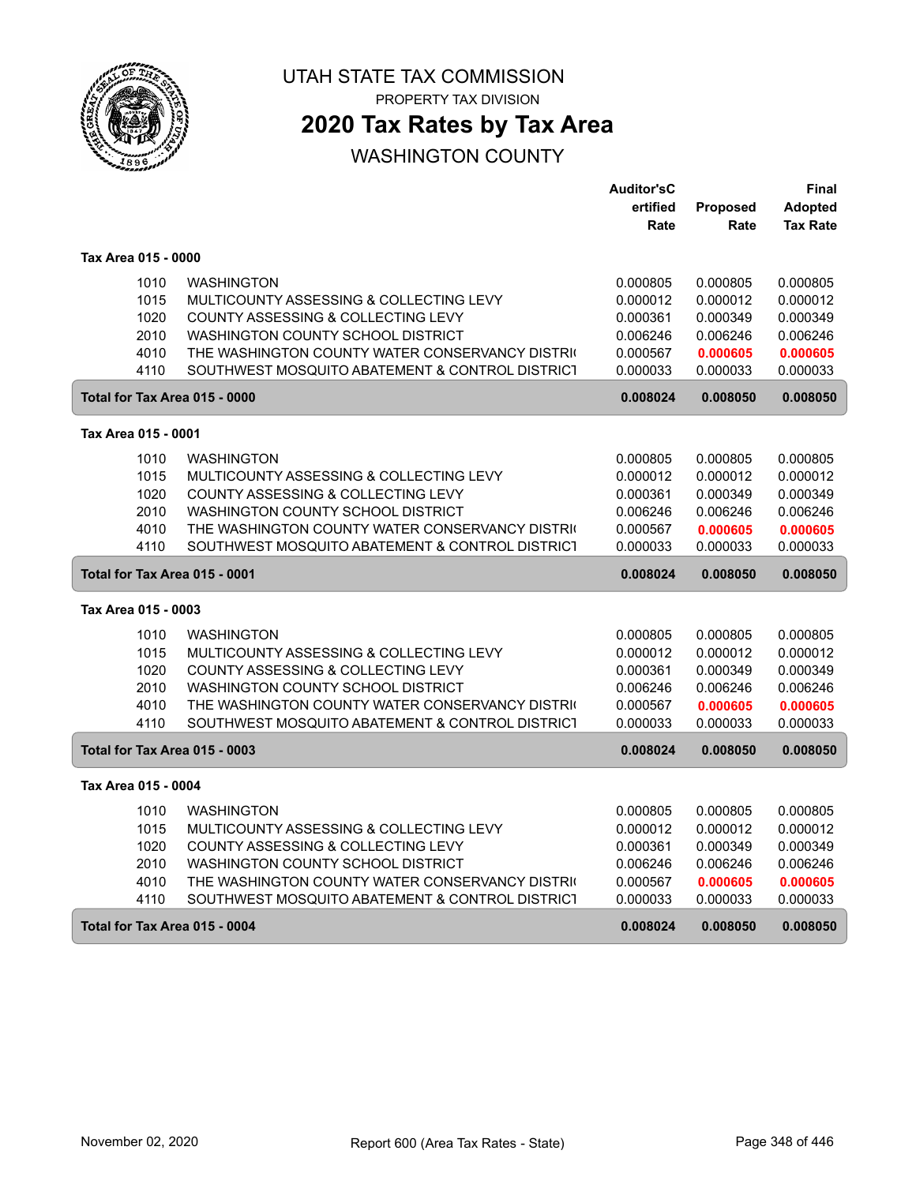# UTAH STATE TAX COMMISSION

PROPERTY TAX DIVISION

## 2020 Tax Rates by Tax Area

WASHINGTON COUNTY

| | | Auditor'sCertified Rate | Proposed Rate | Final Adopted Tax Rate |
|---|---|---|---|---|
| **Tax Area 015 - 0000** | | | | |
| 1010 | WASHINGTON | 0.000805 | 0.000805 | 0.000805 |
| 1015 | MULTICOUNTY ASSESSING & COLLECTING LEVY | 0.000012 | 0.000012 | 0.000012 |
| 1020 | COUNTY ASSESSING & COLLECTING LEVY | 0.000361 | 0.000349 | 0.000349 |
| 2010 | WASHINGTON COUNTY SCHOOL DISTRICT | 0.006246 | 0.006246 | 0.006246 |
| 4010 | THE WASHINGTON COUNTY WATER CONSERVANCY DISTRI | 0.000567 | **0.000605** | **0.000605** |
| 4110 | SOUTHWEST MOSQUITO ABATEMENT & CONTROL DISTRICT | 0.000033 | 0.000033 | 0.000033 |
| **Total for Tax Area 015 - 0000** | | **0.008024** | **0.008050** | **0.008050** |
| **Tax Area 015 - 0001** | | | | |
| 1010 | WASHINGTON | 0.000805 | 0.000805 | 0.000805 |
| 1015 | MULTICOUNTY ASSESSING & COLLECTING LEVY | 0.000012 | 0.000012 | 0.000012 |
| 1020 | COUNTY ASSESSING & COLLECTING LEVY | 0.000361 | 0.000349 | 0.000349 |
| 2010 | WASHINGTON COUNTY SCHOOL DISTRICT | 0.006246 | 0.006246 | 0.006246 |
| 4010 | THE WASHINGTON COUNTY WATER CONSERVANCY DISTRI | 0.000567 | **0.000605** | **0.000605** |
| 4110 | SOUTHWEST MOSQUITO ABATEMENT & CONTROL DISTRICT | 0.000033 | 0.000033 | 0.000033 |
| **Total for Tax Area 015 - 0001** | | **0.008024** | **0.008050** | **0.008050** |
| **Tax Area 015 - 0003** | | | | |
| 1010 | WASHINGTON | 0.000805 | 0.000805 | 0.000805 |
| 1015 | MULTICOUNTY ASSESSING & COLLECTING LEVY | 0.000012 | 0.000012 | 0.000012 |
| 1020 | COUNTY ASSESSING & COLLECTING LEVY | 0.000361 | 0.000349 | 0.000349 |
| 2010 | WASHINGTON COUNTY SCHOOL DISTRICT | 0.006246 | 0.006246 | 0.006246 |
| 4010 | THE WASHINGTON COUNTY WATER CONSERVANCY DISTRI | 0.000567 | **0.000605** | **0.000605** |
| 4110 | SOUTHWEST MOSQUITO ABATEMENT & CONTROL DISTRICT | 0.000033 | 0.000033 | 0.000033 |
| **Total for Tax Area 015 - 0003** | | **0.008024** | **0.008050** | **0.008050** |
| **Tax Area 015 - 0004** | | | | |
| 1010 | WASHINGTON | 0.000805 | 0.000805 | 0.000805 |
| 1015 | MULTICOUNTY ASSESSING & COLLECTING LEVY | 0.000012 | 0.000012 | 0.000012 |
| 1020 | COUNTY ASSESSING & COLLECTING LEVY | 0.000361 | 0.000349 | 0.000349 |
| 2010 | WASHINGTON COUNTY SCHOOL DISTRICT | 0.006246 | 0.006246 | 0.006246 |
| 4010 | THE WASHINGTON COUNTY WATER CONSERVANCY DISTRI | 0.000567 | **0.000605** | **0.000605** |
| 4110 | SOUTHWEST MOSQUITO ABATEMENT & CONTROL DISTRICT | 0.000033 | 0.000033 | 0.000033 |
| **Total for Tax Area 015 - 0004** | | **0.008024** | **0.008050** | **0.008050** |

November 02, 2020 Report 600 (Area Tax Rates - State)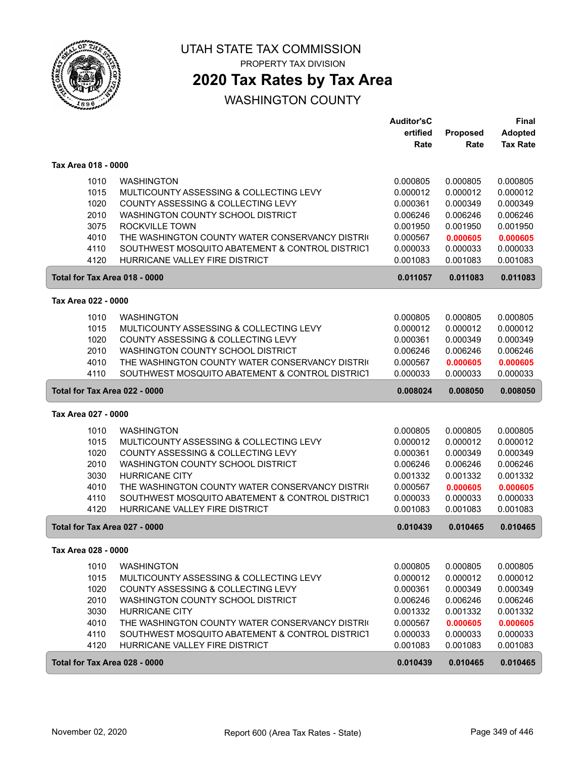UTAH STATE TAX COMMISSION

PROPERTY TAX DIVISION

# 2020 Tax Rates by Tax Area

## WASHINGTON COUNTY

| | | Auditor'sCertified Rate | Proposed Rate | Final Adopted Tax Rate |
|---|---|---|---|---|
| **Tax Area 018 - 0000** | | | | |
| 1010 | WASHINGTON | 0.000805 | 0.000805 | 0.000805 |
| 1015 | MULTICOUNTY ASSESSING & COLLECTING LEVY | 0.000012 | 0.000012 | 0.000012 |
| 1020 | COUNTY ASSESSING & COLLECTING LEVY | 0.000361 | 0.000349 | 0.000349 |
| 2010 | WASHINGTON COUNTY SCHOOL DISTRICT | 0.006246 | 0.006246 | 0.006246 |
| 3075 | ROCKVILLE TOWN | 0.001950 | 0.001950 | 0.001950 |
| 4010 | THE WASHINGTON COUNTY WATER CONSERVANCY DISTRI( | 0.000567 | **0.000605** | **0.000605** |
| 4110 | SOUTHWEST MOSQUITO ABATEMENT & CONTROL DISTRICT | 0.000033 | 0.000033 | 0.000033 |
| 4120 | HURRICANE VALLEY FIRE DISTRICT | 0.001083 | 0.001083 | 0.001083 |
| **Total for Tax Area 018 - 0000** | | **0.011057** | **0.011083** | **0.011083** |
| **Tax Area 022 - 0000** | | | | |
| 1010 | WASHINGTON | 0.000805 | 0.000805 | 0.000805 |
| 1015 | MULTICOUNTY ASSESSING & COLLECTING LEVY | 0.000012 | 0.000012 | 0.000012 |
| 1020 | COUNTY ASSESSING & COLLECTING LEVY | 0.000361 | 0.000349 | 0.000349 |
| 2010 | WASHINGTON COUNTY SCHOOL DISTRICT | 0.006246 | 0.006246 | 0.006246 |
| 4010 | THE WASHINGTON COUNTY WATER CONSERVANCY DISTRI( | 0.000567 | **0.000605** | **0.000605** |
| 4110 | SOUTHWEST MOSQUITO ABATEMENT & CONTROL DISTRICT | 0.000033 | 0.000033 | 0.000033 |
| **Total for Tax Area 022 - 0000** | | **0.008024** | **0.008050** | **0.008050** |
| **Tax Area 027 - 0000** | | | | |
| 1010 | WASHINGTON | 0.000805 | 0.000805 | 0.000805 |
| 1015 | MULTICOUNTY ASSESSING & COLLECTING LEVY | 0.000012 | 0.000012 | 0.000012 |
| 1020 | COUNTY ASSESSING & COLLECTING LEVY | 0.000361 | 0.000349 | 0.000349 |
| 2010 | WASHINGTON COUNTY SCHOOL DISTRICT | 0.006246 | 0.006246 | 0.006246 |
| 3030 | HURRICANE CITY | 0.001332 | 0.001332 | 0.001332 |
| 4010 | THE WASHINGTON COUNTY WATER CONSERVANCY DISTRI( | 0.000567 | **0.000605** | **0.000605** |
| 4110 | SOUTHWEST MOSQUITO ABATEMENT & CONTROL DISTRICT | 0.000033 | 0.000033 | 0.000033 |
| 4120 | HURRICANE VALLEY FIRE DISTRICT | 0.001083 | 0.001083 | 0.001083 |
| **Total for Tax Area 027 - 0000** | | **0.010439** | **0.010465** | **0.010465** |
| **Tax Area 028 - 0000** | | | | |
| 1010 | WASHINGTON | 0.000805 | 0.000805 | 0.000805 |
| 1015 | MULTICOUNTY ASSESSING & COLLECTING LEVY | 0.000012 | 0.000012 | 0.000012 |
| 1020 | COUNTY ASSESSING & COLLECTING LEVY | 0.000361 | 0.000349 | 0.000349 |
| 2010 | WASHINGTON COUNTY SCHOOL DISTRICT | 0.006246 | 0.006246 | 0.006246 |
| 3030 | HURRICANE CITY | 0.001332 | 0.001332 | 0.001332 |
| 4010 | THE WASHINGTON COUNTY WATER CONSERVANCY DISTRI( | 0.000567 | **0.000605** | **0.000605** |
| 4110 | SOUTHWEST MOSQUITO ABATEMENT & CONTROL DISTRICT | 0.000033 | 0.000033 | 0.000033 |
| 4120 | HURRICANE VALLEY FIRE DISTRICT | 0.001083 | 0.001083 | 0.001083 |
| **Total for Tax Area 028 - 0000** | | **0.010439** | **0.010465** | **0.010465** |

November 02, 2020 — Report 600 (Area Tax Rates - State)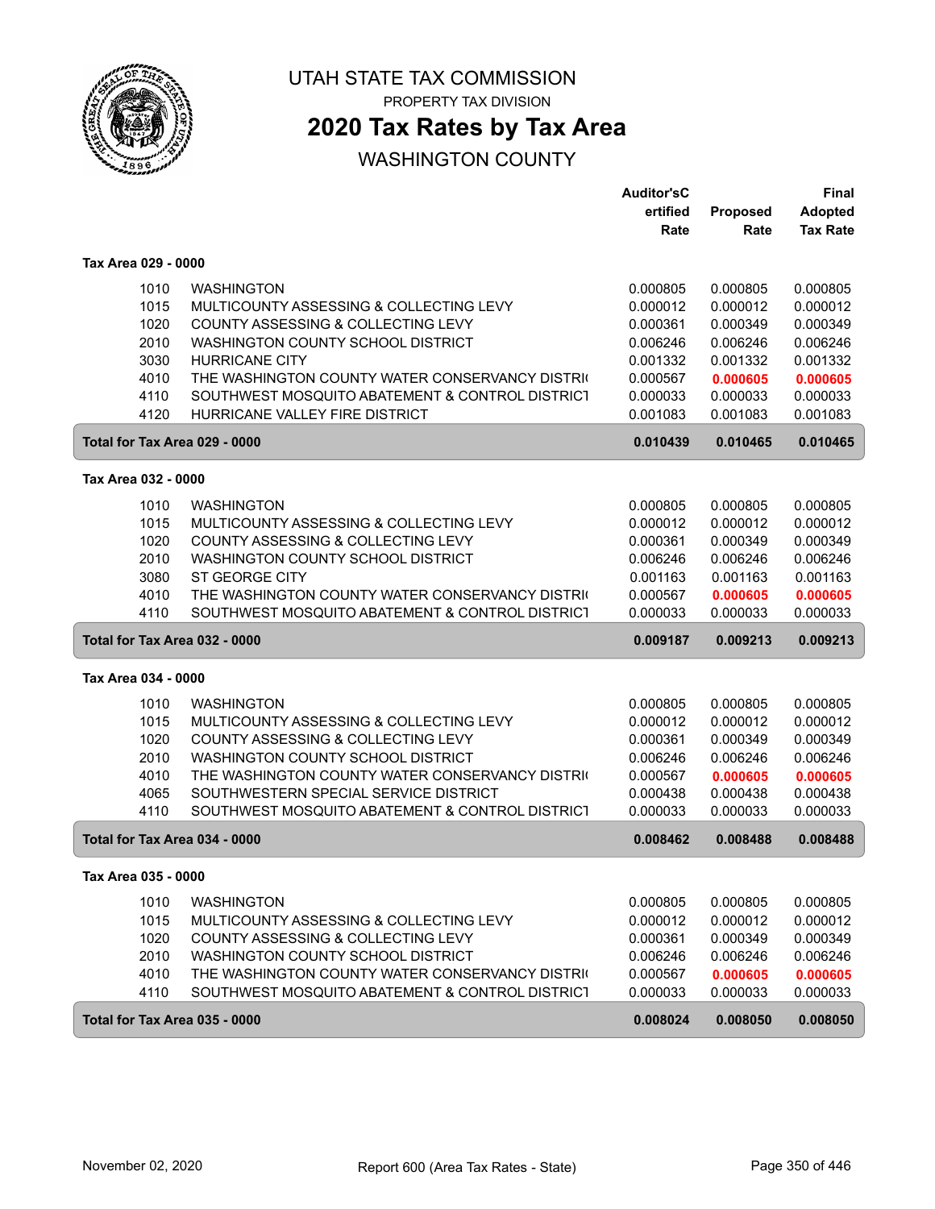# UTAH STATE TAX COMMISSION

PROPERTY TAX DIVISION

## 2020 Tax Rates by Tax Area

WASHINGTON COUNTY

| | | Auditor'sCertified Rate | Proposed Rate | Final Adopted Tax Rate |
|---|---|---|---|---|
| **Tax Area 029 - 0000** | | | | |
| 1010 | WASHINGTON | 0.000805 | 0.000805 | 0.000805 |
| 1015 | MULTICOUNTY ASSESSING & COLLECTING LEVY | 0.000012 | 0.000012 | 0.000012 |
| 1020 | COUNTY ASSESSING & COLLECTING LEVY | 0.000361 | 0.000349 | 0.000349 |
| 2010 | WASHINGTON COUNTY SCHOOL DISTRICT | 0.006246 | 0.006246 | 0.006246 |
| 3030 | HURRICANE CITY | 0.001332 | 0.001332 | 0.001332 |
| 4010 | THE WASHINGTON COUNTY WATER CONSERVANCY DISTRI | 0.000567 | **0.000605** | **0.000605** |
| 4110 | SOUTHWEST MOSQUITO ABATEMENT & CONTROL DISTRICT | 0.000033 | 0.000033 | 0.000033 |
| 4120 | HURRICANE VALLEY FIRE DISTRICT | 0.001083 | 0.001083 | 0.001083 |
| **Total for Tax Area 029 - 0000** | | **0.010439** | **0.010465** | **0.010465** |
| **Tax Area 032 - 0000** | | | | |
| 1010 | WASHINGTON | 0.000805 | 0.000805 | 0.000805 |
| 1015 | MULTICOUNTY ASSESSING & COLLECTING LEVY | 0.000012 | 0.000012 | 0.000012 |
| 1020 | COUNTY ASSESSING & COLLECTING LEVY | 0.000361 | 0.000349 | 0.000349 |
| 2010 | WASHINGTON COUNTY SCHOOL DISTRICT | 0.006246 | 0.006246 | 0.006246 |
| 3080 | ST GEORGE CITY | 0.001163 | 0.001163 | 0.001163 |
| 4010 | THE WASHINGTON COUNTY WATER CONSERVANCY DISTRI | 0.000567 | **0.000605** | **0.000605** |
| 4110 | SOUTHWEST MOSQUITO ABATEMENT & CONTROL DISTRICT | 0.000033 | 0.000033 | 0.000033 |
| **Total for Tax Area 032 - 0000** | | **0.009187** | **0.009213** | **0.009213** |
| **Tax Area 034 - 0000** | | | | |
| 1010 | WASHINGTON | 0.000805 | 0.000805 | 0.000805 |
| 1015 | MULTICOUNTY ASSESSING & COLLECTING LEVY | 0.000012 | 0.000012 | 0.000012 |
| 1020 | COUNTY ASSESSING & COLLECTING LEVY | 0.000361 | 0.000349 | 0.000349 |
| 2010 | WASHINGTON COUNTY SCHOOL DISTRICT | 0.006246 | 0.006246 | 0.006246 |
| 4010 | THE WASHINGTON COUNTY WATER CONSERVANCY DISTRI | 0.000567 | **0.000605** | **0.000605** |
| 4065 | SOUTHWESTERN SPECIAL SERVICE DISTRICT | 0.000438 | 0.000438 | 0.000438 |
| 4110 | SOUTHWEST MOSQUITO ABATEMENT & CONTROL DISTRICT | 0.000033 | 0.000033 | 0.000033 |
| **Total for Tax Area 034 - 0000** | | **0.008462** | **0.008488** | **0.008488** |
| **Tax Area 035 - 0000** | | | | |
| 1010 | WASHINGTON | 0.000805 | 0.000805 | 0.000805 |
| 1015 | MULTICOUNTY ASSESSING & COLLECTING LEVY | 0.000012 | 0.000012 | 0.000012 |
| 1020 | COUNTY ASSESSING & COLLECTING LEVY | 0.000361 | 0.000349 | 0.000349 |
| 2010 | WASHINGTON COUNTY SCHOOL DISTRICT | 0.006246 | 0.006246 | 0.006246 |
| 4010 | THE WASHINGTON COUNTY WATER CONSERVANCY DISTRI | 0.000567 | **0.000605** | **0.000605** |
| 4110 | SOUTHWEST MOSQUITO ABATEMENT & CONTROL DISTRICT | 0.000033 | 0.000033 | 0.000033 |
| **Total for Tax Area 035 - 0000** | | **0.008024** | **0.008050** | **0.008050** |

November 02, 2020 — Report 600 (Area Tax Rates - State)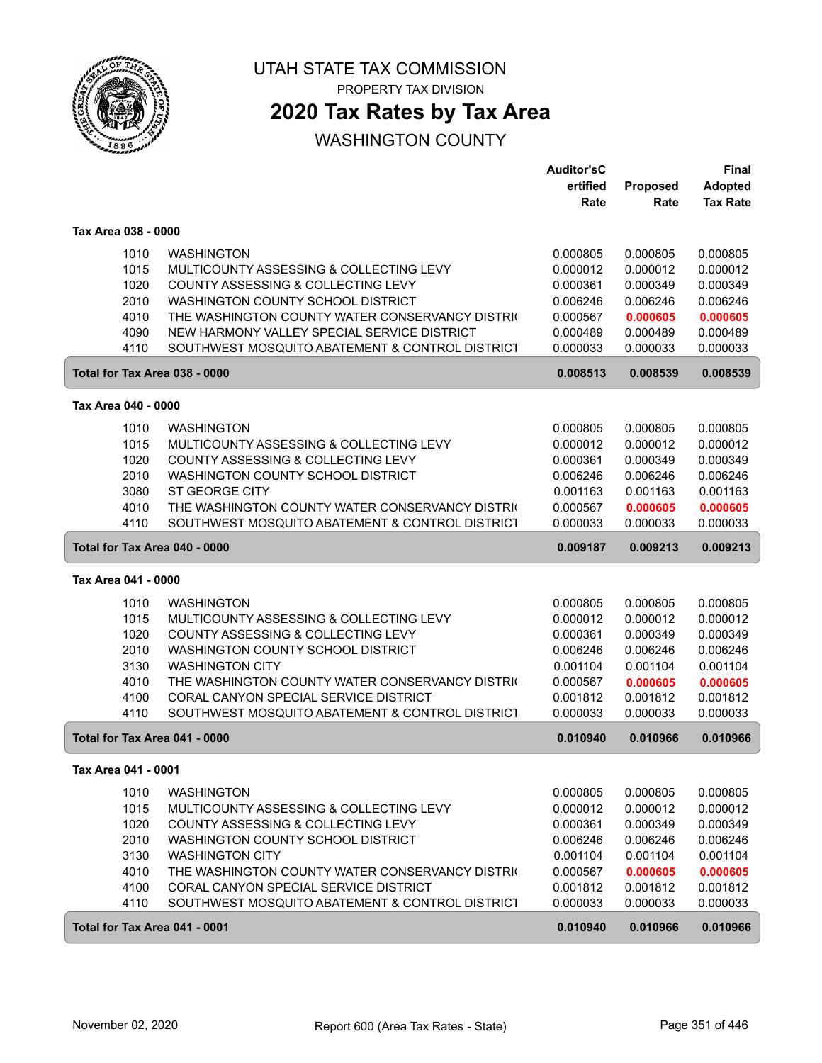# UTAH STATE TAX COMMISSION

PROPERTY TAX DIVISION

## 2020 Tax Rates by Tax Area

WASHINGTON COUNTY

| | | Auditor'sCertified Rate | Proposed Rate | Final Adopted Tax Rate |
|---|---|---|---|---|
| **Tax Area 038 - 0000** | | | | |
| 1010 | WASHINGTON | 0.000805 | 0.000805 | 0.000805 |
| 1015 | MULTICOUNTY ASSESSING & COLLECTING LEVY | 0.000012 | 0.000012 | 0.000012 |
| 1020 | COUNTY ASSESSING & COLLECTING LEVY | 0.000361 | 0.000349 | 0.000349 |
| 2010 | WASHINGTON COUNTY SCHOOL DISTRICT | 0.006246 | 0.006246 | 0.006246 |
| 4010 | THE WASHINGTON COUNTY WATER CONSERVANCY DISTRI( | 0.000567 | **0.000605** | **0.000605** |
| 4090 | NEW HARMONY VALLEY SPECIAL SERVICE DISTRICT | 0.000489 | 0.000489 | 0.000489 |
| 4110 | SOUTHWEST MOSQUITO ABATEMENT & CONTROL DISTRICT | 0.000033 | 0.000033 | 0.000033 |
| **Total for Tax Area 038 - 0000** | | **0.008513** | **0.008539** | **0.008539** |
| **Tax Area 040 - 0000** | | | | |
| 1010 | WASHINGTON | 0.000805 | 0.000805 | 0.000805 |
| 1015 | MULTICOUNTY ASSESSING & COLLECTING LEVY | 0.000012 | 0.000012 | 0.000012 |
| 1020 | COUNTY ASSESSING & COLLECTING LEVY | 0.000361 | 0.000349 | 0.000349 |
| 2010 | WASHINGTON COUNTY SCHOOL DISTRICT | 0.006246 | 0.006246 | 0.006246 |
| 3080 | ST GEORGE CITY | 0.001163 | 0.001163 | 0.001163 |
| 4010 | THE WASHINGTON COUNTY WATER CONSERVANCY DISTRI( | 0.000567 | **0.000605** | **0.000605** |
| 4110 | SOUTHWEST MOSQUITO ABATEMENT & CONTROL DISTRICT | 0.000033 | 0.000033 | 0.000033 |
| **Total for Tax Area 040 - 0000** | | **0.009187** | **0.009213** | **0.009213** |
| **Tax Area 041 - 0000** | | | | |
| 1010 | WASHINGTON | 0.000805 | 0.000805 | 0.000805 |
| 1015 | MULTICOUNTY ASSESSING & COLLECTING LEVY | 0.000012 | 0.000012 | 0.000012 |
| 1020 | COUNTY ASSESSING & COLLECTING LEVY | 0.000361 | 0.000349 | 0.000349 |
| 2010 | WASHINGTON COUNTY SCHOOL DISTRICT | 0.006246 | 0.006246 | 0.006246 |
| 3130 | WASHINGTON CITY | 0.001104 | 0.001104 | 0.001104 |
| 4010 | THE WASHINGTON COUNTY WATER CONSERVANCY DISTRI( | 0.000567 | **0.000605** | **0.000605** |
| 4100 | CORAL CANYON SPECIAL SERVICE DISTRICT | 0.001812 | 0.001812 | 0.001812 |
| 4110 | SOUTHWEST MOSQUITO ABATEMENT & CONTROL DISTRICT | 0.000033 | 0.000033 | 0.000033 |
| **Total for Tax Area 041 - 0000** | | **0.010940** | **0.010966** | **0.010966** |
| **Tax Area 041 - 0001** | | | | |
| 1010 | WASHINGTON | 0.000805 | 0.000805 | 0.000805 |
| 1015 | MULTICOUNTY ASSESSING & COLLECTING LEVY | 0.000012 | 0.000012 | 0.000012 |
| 1020 | COUNTY ASSESSING & COLLECTING LEVY | 0.000361 | 0.000349 | 0.000349 |
| 2010 | WASHINGTON COUNTY SCHOOL DISTRICT | 0.006246 | 0.006246 | 0.006246 |
| 3130 | WASHINGTON CITY | 0.001104 | 0.001104 | 0.001104 |
| 4010 | THE WASHINGTON COUNTY WATER CONSERVANCY DISTRI( | 0.000567 | **0.000605** | **0.000605** |
| 4100 | CORAL CANYON SPECIAL SERVICE DISTRICT | 0.001812 | 0.001812 | 0.001812 |
| 4110 | SOUTHWEST MOSQUITO ABATEMENT & CONTROL DISTRICT | 0.000033 | 0.000033 | 0.000033 |
| **Total for Tax Area 041 - 0001** | | **0.010940** | **0.010966** | **0.010966** |

November 02, 2020 — Report 600 (Area Tax Rates - State)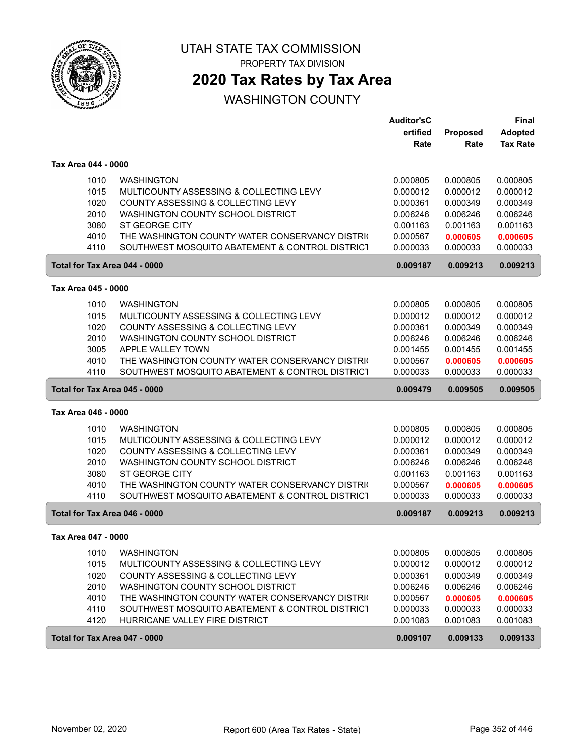UTAH STATE TAX COMMISSION

PROPERTY TAX DIVISION

# 2020 Tax Rates by Tax Area

## WASHINGTON COUNTY

| | | Auditor'sCertified Rate | Proposed Rate | Final Adopted Tax Rate |
|---|---|---|---|---|
| **Tax Area 044 - 0000** | | | | |
| 1010 | WASHINGTON | 0.000805 | 0.000805 | 0.000805 |
| 1015 | MULTICOUNTY ASSESSING & COLLECTING LEVY | 0.000012 | 0.000012 | 0.000012 |
| 1020 | COUNTY ASSESSING & COLLECTING LEVY | 0.000361 | 0.000349 | 0.000349 |
| 2010 | WASHINGTON COUNTY SCHOOL DISTRICT | 0.006246 | 0.006246 | 0.006246 |
| 3080 | ST GEORGE CITY | 0.001163 | 0.001163 | 0.001163 |
| 4010 | THE WASHINGTON COUNTY WATER CONSERVANCY DISTRI( | 0.000567 | **0.000605** | **0.000605** |
| 4110 | SOUTHWEST MOSQUITO ABATEMENT & CONTROL DISTRICT | 0.000033 | 0.000033 | 0.000033 |
| **Total for Tax Area 044 - 0000** | | **0.009187** | **0.009213** | **0.009213** |
| **Tax Area 045 - 0000** | | | | |
| 1010 | WASHINGTON | 0.000805 | 0.000805 | 0.000805 |
| 1015 | MULTICOUNTY ASSESSING & COLLECTING LEVY | 0.000012 | 0.000012 | 0.000012 |
| 1020 | COUNTY ASSESSING & COLLECTING LEVY | 0.000361 | 0.000349 | 0.000349 |
| 2010 | WASHINGTON COUNTY SCHOOL DISTRICT | 0.006246 | 0.006246 | 0.006246 |
| 3005 | APPLE VALLEY TOWN | 0.001455 | 0.001455 | 0.001455 |
| 4010 | THE WASHINGTON COUNTY WATER CONSERVANCY DISTRI( | 0.000567 | **0.000605** | **0.000605** |
| 4110 | SOUTHWEST MOSQUITO ABATEMENT & CONTROL DISTRICT | 0.000033 | 0.000033 | 0.000033 |
| **Total for Tax Area 045 - 0000** | | **0.009479** | **0.009505** | **0.009505** |
| **Tax Area 046 - 0000** | | | | |
| 1010 | WASHINGTON | 0.000805 | 0.000805 | 0.000805 |
| 1015 | MULTICOUNTY ASSESSING & COLLECTING LEVY | 0.000012 | 0.000012 | 0.000012 |
| 1020 | COUNTY ASSESSING & COLLECTING LEVY | 0.000361 | 0.000349 | 0.000349 |
| 2010 | WASHINGTON COUNTY SCHOOL DISTRICT | 0.006246 | 0.006246 | 0.006246 |
| 3080 | ST GEORGE CITY | 0.001163 | 0.001163 | 0.001163 |
| 4010 | THE WASHINGTON COUNTY WATER CONSERVANCY DISTRI( | 0.000567 | **0.000605** | **0.000605** |
| 4110 | SOUTHWEST MOSQUITO ABATEMENT & CONTROL DISTRICT | 0.000033 | 0.000033 | 0.000033 |
| **Total for Tax Area 046 - 0000** | | **0.009187** | **0.009213** | **0.009213** |
| **Tax Area 047 - 0000** | | | | |
| 1010 | WASHINGTON | 0.000805 | 0.000805 | 0.000805 |
| 1015 | MULTICOUNTY ASSESSING & COLLECTING LEVY | 0.000012 | 0.000012 | 0.000012 |
| 1020 | COUNTY ASSESSING & COLLECTING LEVY | 0.000361 | 0.000349 | 0.000349 |
| 2010 | WASHINGTON COUNTY SCHOOL DISTRICT | 0.006246 | 0.006246 | 0.006246 |
| 4010 | THE WASHINGTON COUNTY WATER CONSERVANCY DISTRI( | 0.000567 | **0.000605** | **0.000605** |
| 4110 | SOUTHWEST MOSQUITO ABATEMENT & CONTROL DISTRICT | 0.000033 | 0.000033 | 0.000033 |
| 4120 | HURRICANE VALLEY FIRE DISTRICT | 0.001083 | 0.001083 | 0.001083 |
| **Total for Tax Area 047 - 0000** | | **0.009107** | **0.009133** | **0.009133** |

November 02, 2020 — Report 600 (Area Tax Rates - State)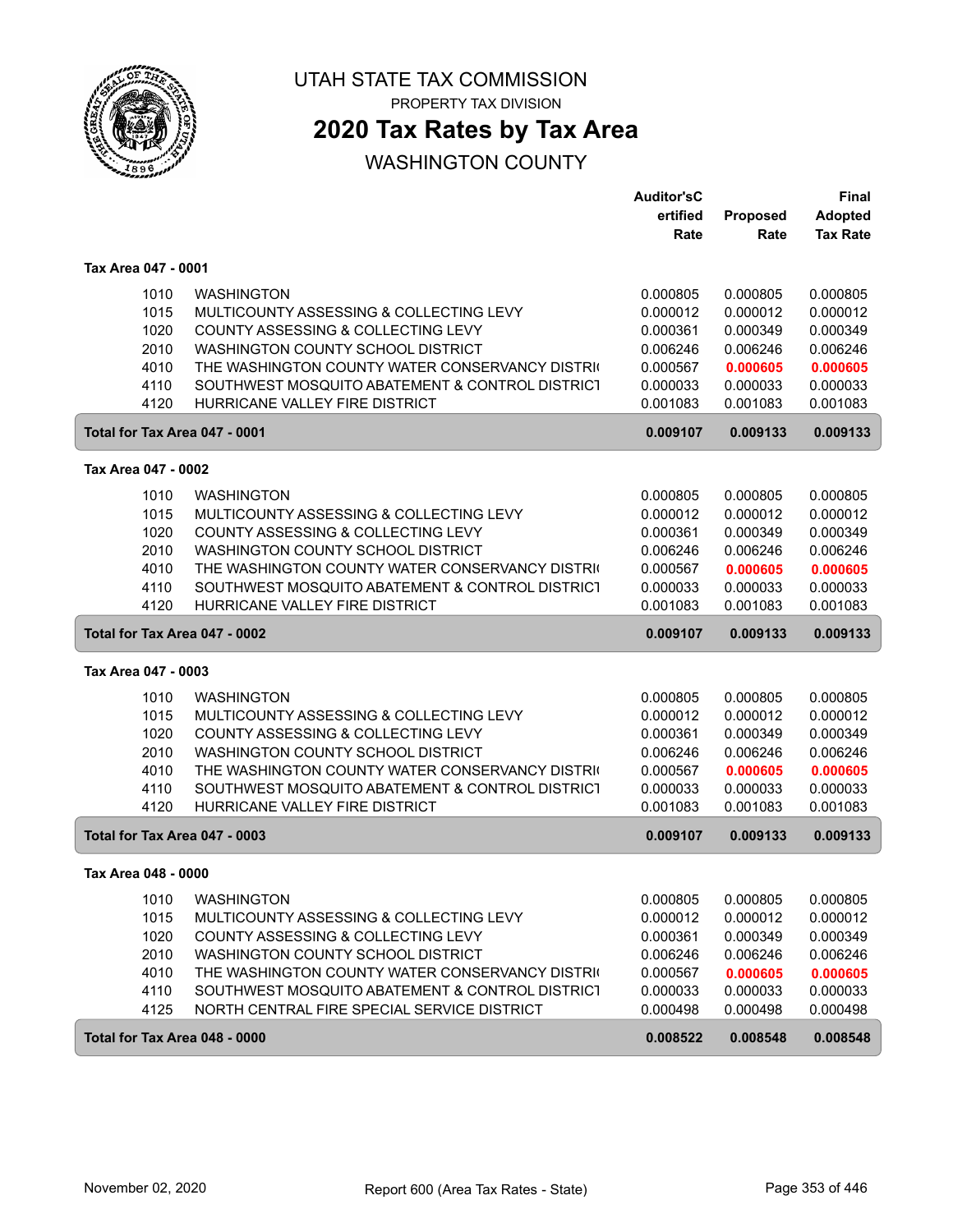# UTAH STATE TAX COMMISSION

PROPERTY TAX DIVISION

## 2020 Tax Rates by Tax Area

WASHINGTON COUNTY

| | | Auditor'sC ertified Rate | Proposed Rate | Final Adopted Tax Rate |
|---|---|---|---|---|
| **Tax Area 047 - 0001** | | | | |
| 1010 | WASHINGTON | 0.000805 | 0.000805 | 0.000805 |
| 1015 | MULTICOUNTY ASSESSING & COLLECTING LEVY | 0.000012 | 0.000012 | 0.000012 |
| 1020 | COUNTY ASSESSING & COLLECTING LEVY | 0.000361 | 0.000349 | 0.000349 |
| 2010 | WASHINGTON COUNTY SCHOOL DISTRICT | 0.006246 | 0.006246 | 0.006246 |
| 4010 | THE WASHINGTON COUNTY WATER CONSERVANCY DISTRI( | 0.000567 | **0.000605** | **0.000605** |
| 4110 | SOUTHWEST MOSQUITO ABATEMENT & CONTROL DISTRICT | 0.000033 | 0.000033 | 0.000033 |
| 4120 | HURRICANE VALLEY FIRE DISTRICT | 0.001083 | 0.001083 | 0.001083 |
| **Total for Tax Area 047 - 0001** | | **0.009107** | **0.009133** | **0.009133** |
| **Tax Area 047 - 0002** | | | | |
| 1010 | WASHINGTON | 0.000805 | 0.000805 | 0.000805 |
| 1015 | MULTICOUNTY ASSESSING & COLLECTING LEVY | 0.000012 | 0.000012 | 0.000012 |
| 1020 | COUNTY ASSESSING & COLLECTING LEVY | 0.000361 | 0.000349 | 0.000349 |
| 2010 | WASHINGTON COUNTY SCHOOL DISTRICT | 0.006246 | 0.006246 | 0.006246 |
| 4010 | THE WASHINGTON COUNTY WATER CONSERVANCY DISTRI( | 0.000567 | **0.000605** | **0.000605** |
| 4110 | SOUTHWEST MOSQUITO ABATEMENT & CONTROL DISTRICT | 0.000033 | 0.000033 | 0.000033 |
| 4120 | HURRICANE VALLEY FIRE DISTRICT | 0.001083 | 0.001083 | 0.001083 |
| **Total for Tax Area 047 - 0002** | | **0.009107** | **0.009133** | **0.009133** |
| **Tax Area 047 - 0003** | | | | |
| 1010 | WASHINGTON | 0.000805 | 0.000805 | 0.000805 |
| 1015 | MULTICOUNTY ASSESSING & COLLECTING LEVY | 0.000012 | 0.000012 | 0.000012 |
| 1020 | COUNTY ASSESSING & COLLECTING LEVY | 0.000361 | 0.000349 | 0.000349 |
| 2010 | WASHINGTON COUNTY SCHOOL DISTRICT | 0.006246 | 0.006246 | 0.006246 |
| 4010 | THE WASHINGTON COUNTY WATER CONSERVANCY DISTRI( | 0.000567 | **0.000605** | **0.000605** |
| 4110 | SOUTHWEST MOSQUITO ABATEMENT & CONTROL DISTRICT | 0.000033 | 0.000033 | 0.000033 |
| 4120 | HURRICANE VALLEY FIRE DISTRICT | 0.001083 | 0.001083 | 0.001083 |
| **Total for Tax Area 047 - 0003** | | **0.009107** | **0.009133** | **0.009133** |
| **Tax Area 048 - 0000** | | | | |
| 1010 | WASHINGTON | 0.000805 | 0.000805 | 0.000805 |
| 1015 | MULTICOUNTY ASSESSING & COLLECTING LEVY | 0.000012 | 0.000012 | 0.000012 |
| 1020 | COUNTY ASSESSING & COLLECTING LEVY | 0.000361 | 0.000349 | 0.000349 |
| 2010 | WASHINGTON COUNTY SCHOOL DISTRICT | 0.006246 | 0.006246 | 0.006246 |
| 4010 | THE WASHINGTON COUNTY WATER CONSERVANCY DISTRI( | 0.000567 | **0.000605** | **0.000605** |
| 4110 | SOUTHWEST MOSQUITO ABATEMENT & CONTROL DISTRICT | 0.000033 | 0.000033 | 0.000033 |
| 4125 | NORTH CENTRAL FIRE SPECIAL SERVICE DISTRICT | 0.000498 | 0.000498 | 0.000498 |
| **Total for Tax Area 048 - 0000** | | **0.008522** | **0.008548** | **0.008548** |

November 02, 2020 Report 600 (Area Tax Rates - State)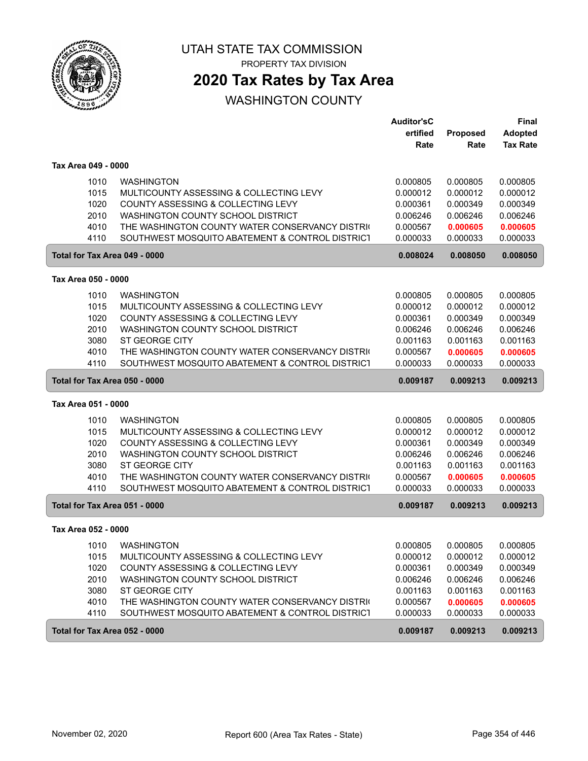# UTAH STATE TAX COMMISSION

PROPERTY TAX DIVISION

## 2020 Tax Rates by Tax Area

WASHINGTON COUNTY

| | | Auditor'sCertified Rate | Proposed Rate | Final Adopted Tax Rate |
|---|---|---|---|---|
| **Tax Area 049 - 0000** | | | | |
| 1010 | WASHINGTON | 0.000805 | 0.000805 | 0.000805 |
| 1015 | MULTICOUNTY ASSESSING & COLLECTING LEVY | 0.000012 | 0.000012 | 0.000012 |
| 1020 | COUNTY ASSESSING & COLLECTING LEVY | 0.000361 | 0.000349 | 0.000349 |
| 2010 | WASHINGTON COUNTY SCHOOL DISTRICT | 0.006246 | 0.006246 | 0.006246 |
| 4010 | THE WASHINGTON COUNTY WATER CONSERVANCY DISTRI( | 0.000567 | **0.000605** | **0.000605** |
| 4110 | SOUTHWEST MOSQUITO ABATEMENT & CONTROL DISTRICT | 0.000033 | 0.000033 | 0.000033 |
| **Total for Tax Area 049 - 0000** | | **0.008024** | **0.008050** | **0.008050** |
| **Tax Area 050 - 0000** | | | | |
| 1010 | WASHINGTON | 0.000805 | 0.000805 | 0.000805 |
| 1015 | MULTICOUNTY ASSESSING & COLLECTING LEVY | 0.000012 | 0.000012 | 0.000012 |
| 1020 | COUNTY ASSESSING & COLLECTING LEVY | 0.000361 | 0.000349 | 0.000349 |
| 2010 | WASHINGTON COUNTY SCHOOL DISTRICT | 0.006246 | 0.006246 | 0.006246 |
| 3080 | ST GEORGE CITY | 0.001163 | 0.001163 | 0.001163 |
| 4010 | THE WASHINGTON COUNTY WATER CONSERVANCY DISTRI( | 0.000567 | **0.000605** | **0.000605** |
| 4110 | SOUTHWEST MOSQUITO ABATEMENT & CONTROL DISTRICT | 0.000033 | 0.000033 | 0.000033 |
| **Total for Tax Area 050 - 0000** | | **0.009187** | **0.009213** | **0.009213** |
| **Tax Area 051 - 0000** | | | | |
| 1010 | WASHINGTON | 0.000805 | 0.000805 | 0.000805 |
| 1015 | MULTICOUNTY ASSESSING & COLLECTING LEVY | 0.000012 | 0.000012 | 0.000012 |
| 1020 | COUNTY ASSESSING & COLLECTING LEVY | 0.000361 | 0.000349 | 0.000349 |
| 2010 | WASHINGTON COUNTY SCHOOL DISTRICT | 0.006246 | 0.006246 | 0.006246 |
| 3080 | ST GEORGE CITY | 0.001163 | 0.001163 | 0.001163 |
| 4010 | THE WASHINGTON COUNTY WATER CONSERVANCY DISTRI( | 0.000567 | **0.000605** | **0.000605** |
| 4110 | SOUTHWEST MOSQUITO ABATEMENT & CONTROL DISTRICT | 0.000033 | 0.000033 | 0.000033 |
| **Total for Tax Area 051 - 0000** | | **0.009187** | **0.009213** | **0.009213** |
| **Tax Area 052 - 0000** | | | | |
| 1010 | WASHINGTON | 0.000805 | 0.000805 | 0.000805 |
| 1015 | MULTICOUNTY ASSESSING & COLLECTING LEVY | 0.000012 | 0.000012 | 0.000012 |
| 1020 | COUNTY ASSESSING & COLLECTING LEVY | 0.000361 | 0.000349 | 0.000349 |
| 2010 | WASHINGTON COUNTY SCHOOL DISTRICT | 0.006246 | 0.006246 | 0.006246 |
| 3080 | ST GEORGE CITY | 0.001163 | 0.001163 | 0.001163 |
| 4010 | THE WASHINGTON COUNTY WATER CONSERVANCY DISTRI( | 0.000567 | **0.000605** | **0.000605** |
| 4110 | SOUTHWEST MOSQUITO ABATEMENT & CONTROL DISTRICT | 0.000033 | 0.000033 | 0.000033 |
| **Total for Tax Area 052 - 0000** | | **0.009187** | **0.009213** | **0.009213** |

November 02, 2020 Report 600 (Area Tax Rates - State)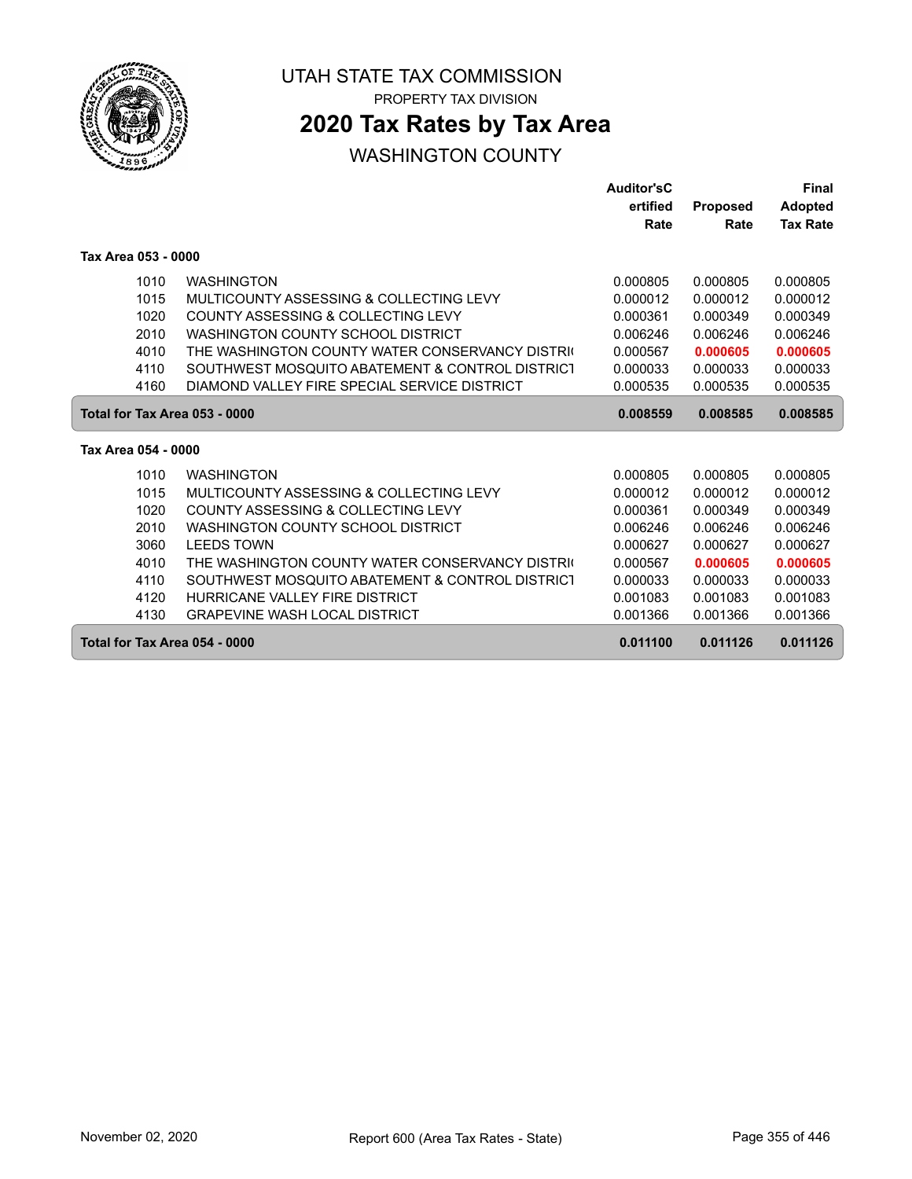# UTAH STATE TAX COMMISSION

PROPERTY TAX DIVISION

## 2020 Tax Rates by Tax Area

WASHINGTON COUNTY

| | | Auditor'sCertified Rate | Proposed Rate | Final Adopted Tax Rate |
|---|---|---|---|---|
| **Tax Area 053 - 0000** | | | | |
| 1010 | WASHINGTON | 0.000805 | 0.000805 | 0.000805 |
| 1015 | MULTICOUNTY ASSESSING & COLLECTING LEVY | 0.000012 | 0.000012 | 0.000012 |
| 1020 | COUNTY ASSESSING & COLLECTING LEVY | 0.000361 | 0.000349 | 0.000349 |
| 2010 | WASHINGTON COUNTY SCHOOL DISTRICT | 0.006246 | 0.006246 | 0.006246 |
| 4010 | THE WASHINGTON COUNTY WATER CONSERVANCY DISTRI | 0.000567 | **0.000605** | **0.000605** |
| 4110 | SOUTHWEST MOSQUITO ABATEMENT & CONTROL DISTRICT | 0.000033 | 0.000033 | 0.000033 |
| 4160 | DIAMOND VALLEY FIRE SPECIAL SERVICE DISTRICT | 0.000535 | 0.000535 | 0.000535 |
| **Total for Tax Area 053 - 0000** | | **0.008559** | **0.008585** | **0.008585** |
| **Tax Area 054 - 0000** | | | | |
| 1010 | WASHINGTON | 0.000805 | 0.000805 | 0.000805 |
| 1015 | MULTICOUNTY ASSESSING & COLLECTING LEVY | 0.000012 | 0.000012 | 0.000012 |
| 1020 | COUNTY ASSESSING & COLLECTING LEVY | 0.000361 | 0.000349 | 0.000349 |
| 2010 | WASHINGTON COUNTY SCHOOL DISTRICT | 0.006246 | 0.006246 | 0.006246 |
| 3060 | LEEDS TOWN | 0.000627 | 0.000627 | 0.000627 |
| 4010 | THE WASHINGTON COUNTY WATER CONSERVANCY DISTRI | 0.000567 | **0.000605** | **0.000605** |
| 4110 | SOUTHWEST MOSQUITO ABATEMENT & CONTROL DISTRICT | 0.000033 | 0.000033 | 0.000033 |
| 4120 | HURRICANE VALLEY FIRE DISTRICT | 0.001083 | 0.001083 | 0.001083 |
| 4130 | GRAPEVINE WASH LOCAL DISTRICT | 0.001366 | 0.001366 | 0.001366 |
| **Total for Tax Area 054 - 0000** | | **0.011100** | **0.011126** | **0.011126** |

November 02, 2020 Report 600 (Area Tax Rates - State)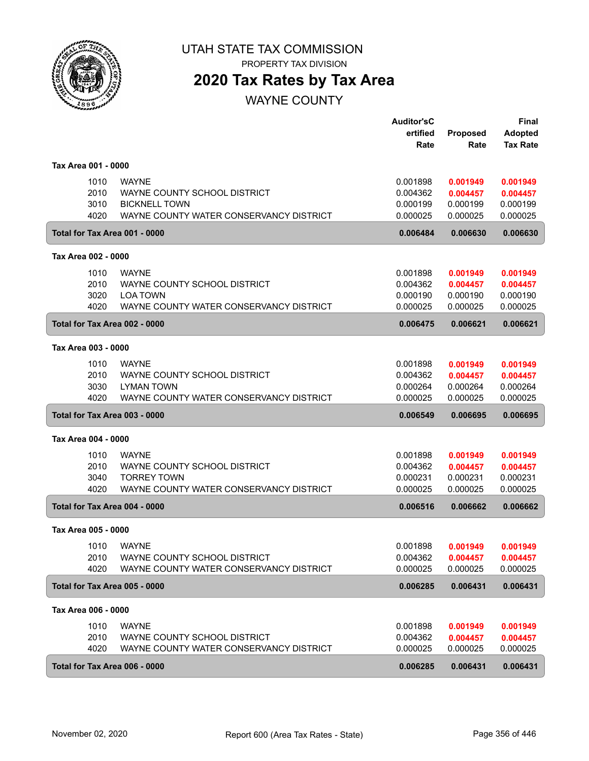# UTAH STATE TAX COMMISSION

PROPERTY TAX DIVISION

## 2020 Tax Rates by Tax Area

WAYNE COUNTY

| | | Auditor'sCertified Rate | Proposed Rate | Final Adopted Tax Rate |
|---|---|---|---|---|
| **Tax Area 001 - 0000** | | | | |
| 1010 | WAYNE | 0.001898 | **0.001949** | **0.001949** |
| 2010 | WAYNE COUNTY SCHOOL DISTRICT | 0.004362 | **0.004457** | **0.004457** |
| 3010 | BICKNELL TOWN | 0.000199 | 0.000199 | 0.000199 |
| 4020 | WAYNE COUNTY WATER CONSERVANCY DISTRICT | 0.000025 | 0.000025 | 0.000025 |
| **Total for Tax Area 001 - 0000** | | **0.006484** | **0.006630** | **0.006630** |
| **Tax Area 002 - 0000** | | | | |
| 1010 | WAYNE | 0.001898 | **0.001949** | **0.001949** |
| 2010 | WAYNE COUNTY SCHOOL DISTRICT | 0.004362 | **0.004457** | **0.004457** |
| 3020 | LOA TOWN | 0.000190 | 0.000190 | 0.000190 |
| 4020 | WAYNE COUNTY WATER CONSERVANCY DISTRICT | 0.000025 | 0.000025 | 0.000025 |
| **Total for Tax Area 002 - 0000** | | **0.006475** | **0.006621** | **0.006621** |
| **Tax Area 003 - 0000** | | | | |
| 1010 | WAYNE | 0.001898 | **0.001949** | **0.001949** |
| 2010 | WAYNE COUNTY SCHOOL DISTRICT | 0.004362 | **0.004457** | **0.004457** |
| 3030 | LYMAN TOWN | 0.000264 | 0.000264 | 0.000264 |
| 4020 | WAYNE COUNTY WATER CONSERVANCY DISTRICT | 0.000025 | 0.000025 | 0.000025 |
| **Total for Tax Area 003 - 0000** | | **0.006549** | **0.006695** | **0.006695** |
| **Tax Area 004 - 0000** | | | | |
| 1010 | WAYNE | 0.001898 | **0.001949** | **0.001949** |
| 2010 | WAYNE COUNTY SCHOOL DISTRICT | 0.004362 | **0.004457** | **0.004457** |
| 3040 | TORREY TOWN | 0.000231 | 0.000231 | 0.000231 |
| 4020 | WAYNE COUNTY WATER CONSERVANCY DISTRICT | 0.000025 | 0.000025 | 0.000025 |
| **Total for Tax Area 004 - 0000** | | **0.006516** | **0.006662** | **0.006662** |
| **Tax Area 005 - 0000** | | | | |
| 1010 | WAYNE | 0.001898 | **0.001949** | **0.001949** |
| 2010 | WAYNE COUNTY SCHOOL DISTRICT | 0.004362 | **0.004457** | **0.004457** |
| 4020 | WAYNE COUNTY WATER CONSERVANCY DISTRICT | 0.000025 | 0.000025 | 0.000025 |
| **Total for Tax Area 005 - 0000** | | **0.006285** | **0.006431** | **0.006431** |
| **Tax Area 006 - 0000** | | | | |
| 1010 | WAYNE | 0.001898 | **0.001949** | **0.001949** |
| 2010 | WAYNE COUNTY SCHOOL DISTRICT | 0.004362 | **0.004457** | **0.004457** |
| 4020 | WAYNE COUNTY WATER CONSERVANCY DISTRICT | 0.000025 | 0.000025 | 0.000025 |
| **Total for Tax Area 006 - 0000** | | **0.006285** | **0.006431** | **0.006431** |

November 02, 2020 Report 600 (Area Tax Rates - State)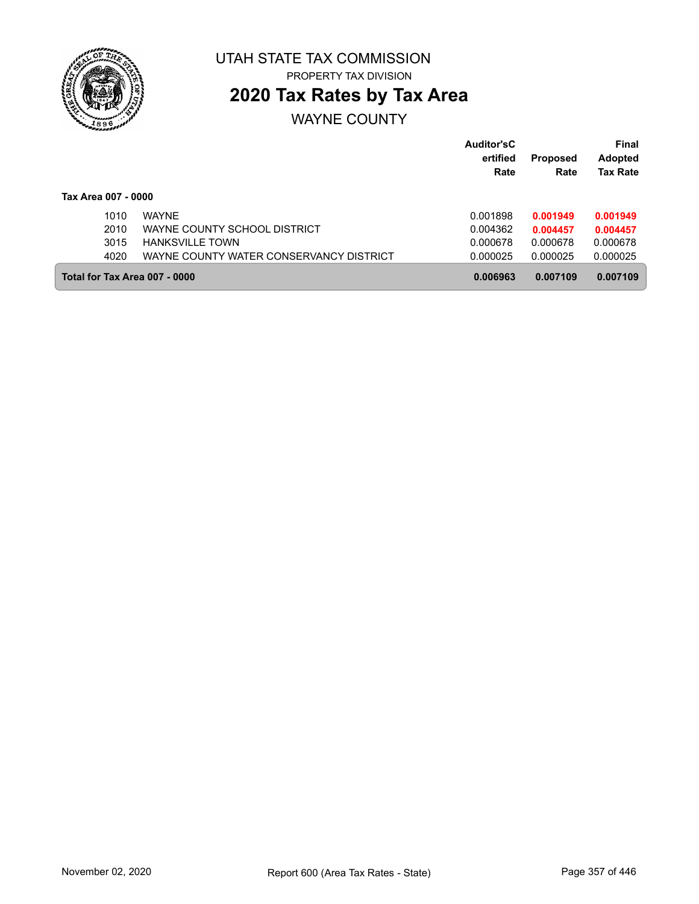UTAH STATE TAX COMMISSION

PROPERTY TAX DIVISION

# 2020 Tax Rates by Tax Area

## WAYNE COUNTY

| | | Auditor'sCertified Rate | Proposed Rate | Final Adopted Tax Rate |
|---|---|---|---|---|
| **Tax Area 007 - 0000** | | | | |
| 1010 | WAYNE | 0.001898 | **0.001949** | **0.001949** |
| 2010 | WAYNE COUNTY SCHOOL DISTRICT | 0.004362 | **0.004457** | **0.004457** |
| 3015 | HANKSVILLE TOWN | 0.000678 | 0.000678 | 0.000678 |
| 4020 | WAYNE COUNTY WATER CONSERVANCY DISTRICT | 0.000025 | 0.000025 | 0.000025 |
| **Total for Tax Area 007 - 0000** | | **0.006963** | **0.007109** | **0.007109** |

November 02, 2020 — Report 600 (Area Tax Rates - State)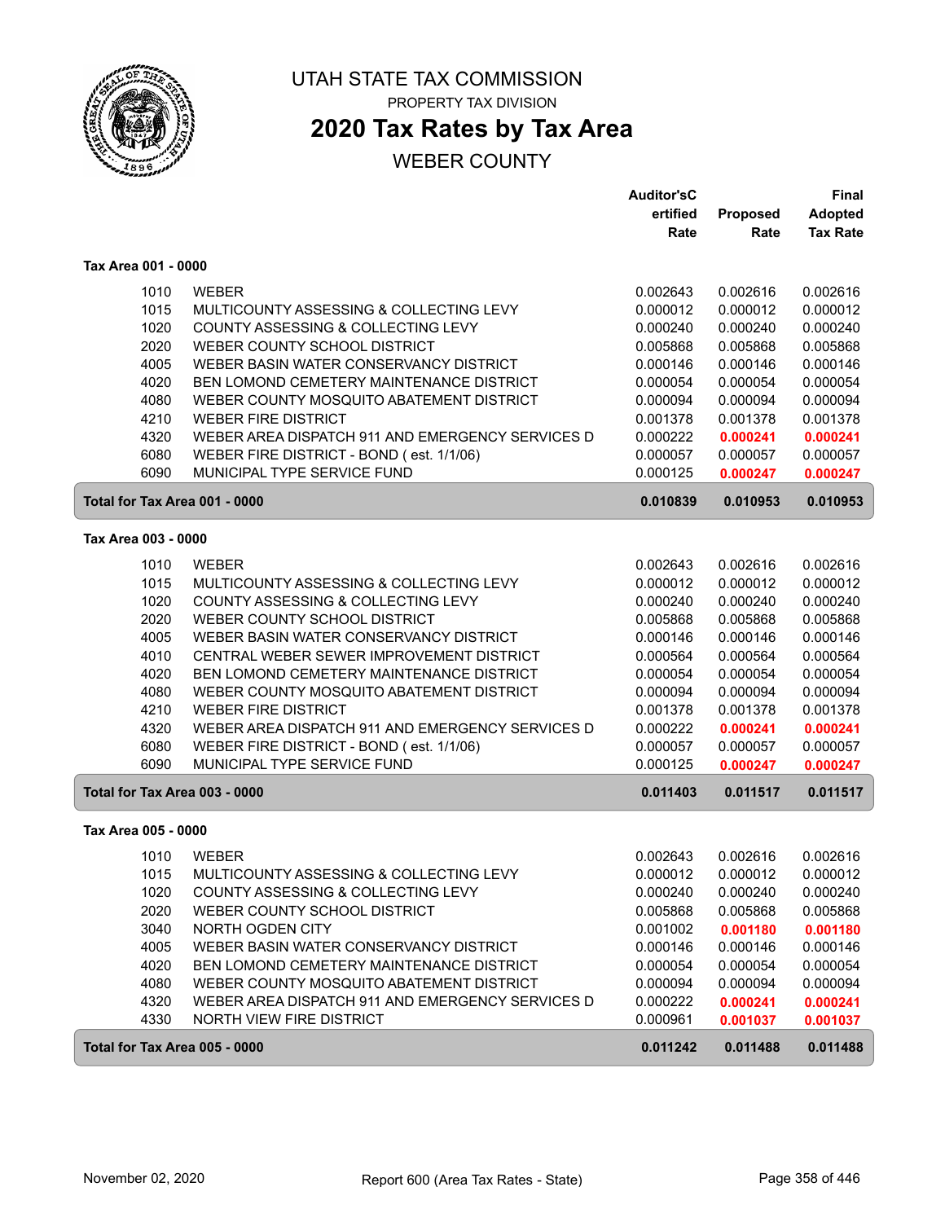# UTAH STATE TAX COMMISSION

PROPERTY TAX DIVISION

## 2020 Tax Rates by Tax Area

WEBER COUNTY

| | | Auditor'sCertified Rate | Proposed Rate | Final Adopted Tax Rate |
|---|---|---|---|---|
| **Tax Area 001 - 0000** | | | | |
| 1010 | WEBER | 0.002643 | 0.002616 | 0.002616 |
| 1015 | MULTICOUNTY ASSESSING & COLLECTING LEVY | 0.000012 | 0.000012 | 0.000012 |
| 1020 | COUNTY ASSESSING & COLLECTING LEVY | 0.000240 | 0.000240 | 0.000240 |
| 2020 | WEBER COUNTY SCHOOL DISTRICT | 0.005868 | 0.005868 | 0.005868 |
| 4005 | WEBER BASIN WATER CONSERVANCY DISTRICT | 0.000146 | 0.000146 | 0.000146 |
| 4020 | BEN LOMOND CEMETERY MAINTENANCE DISTRICT | 0.000054 | 0.000054 | 0.000054 |
| 4080 | WEBER COUNTY MOSQUITO ABATEMENT DISTRICT | 0.000094 | 0.000094 | 0.000094 |
| 4210 | WEBER FIRE DISTRICT | 0.001378 | 0.001378 | 0.001378 |
| 4320 | WEBER AREA DISPATCH 911 AND EMERGENCY SERVICES D | 0.000222 | **0.000241** | **0.000241** |
| 6080 | WEBER FIRE DISTRICT - BOND ( est. 1/1/06) | 0.000057 | 0.000057 | 0.000057 |
| 6090 | MUNICIPAL TYPE SERVICE FUND | 0.000125 | **0.000247** | **0.000247** |
| **Total for Tax Area 001 - 0000** | | **0.010839** | **0.010953** | **0.010953** |
| **Tax Area 003 - 0000** | | | | |
| 1010 | WEBER | 0.002643 | 0.002616 | 0.002616 |
| 1015 | MULTICOUNTY ASSESSING & COLLECTING LEVY | 0.000012 | 0.000012 | 0.000012 |
| 1020 | COUNTY ASSESSING & COLLECTING LEVY | 0.000240 | 0.000240 | 0.000240 |
| 2020 | WEBER COUNTY SCHOOL DISTRICT | 0.005868 | 0.005868 | 0.005868 |
| 4005 | WEBER BASIN WATER CONSERVANCY DISTRICT | 0.000146 | 0.000146 | 0.000146 |
| 4010 | CENTRAL WEBER SEWER IMPROVEMENT DISTRICT | 0.000564 | 0.000564 | 0.000564 |
| 4020 | BEN LOMOND CEMETERY MAINTENANCE DISTRICT | 0.000054 | 0.000054 | 0.000054 |
| 4080 | WEBER COUNTY MOSQUITO ABATEMENT DISTRICT | 0.000094 | 0.000094 | 0.000094 |
| 4210 | WEBER FIRE DISTRICT | 0.001378 | 0.001378 | 0.001378 |
| 4320 | WEBER AREA DISPATCH 911 AND EMERGENCY SERVICES D | 0.000222 | **0.000241** | **0.000241** |
| 6080 | WEBER FIRE DISTRICT - BOND ( est. 1/1/06) | 0.000057 | 0.000057 | 0.000057 |
| 6090 | MUNICIPAL TYPE SERVICE FUND | 0.000125 | **0.000247** | **0.000247** |
| **Total for Tax Area 003 - 0000** | | **0.011403** | **0.011517** | **0.011517** |
| **Tax Area 005 - 0000** | | | | |
| 1010 | WEBER | 0.002643 | 0.002616 | 0.002616 |
| 1015 | MULTICOUNTY ASSESSING & COLLECTING LEVY | 0.000012 | 0.000012 | 0.000012 |
| 1020 | COUNTY ASSESSING & COLLECTING LEVY | 0.000240 | 0.000240 | 0.000240 |
| 2020 | WEBER COUNTY SCHOOL DISTRICT | 0.005868 | 0.005868 | 0.005868 |
| 3040 | NORTH OGDEN CITY | 0.001002 | **0.001180** | **0.001180** |
| 4005 | WEBER BASIN WATER CONSERVANCY DISTRICT | 0.000146 | 0.000146 | 0.000146 |
| 4020 | BEN LOMOND CEMETERY MAINTENANCE DISTRICT | 0.000054 | 0.000054 | 0.000054 |
| 4080 | WEBER COUNTY MOSQUITO ABATEMENT DISTRICT | 0.000094 | 0.000094 | 0.000094 |
| 4320 | WEBER AREA DISPATCH 911 AND EMERGENCY SERVICES D | 0.000222 | **0.000241** | **0.000241** |
| 4330 | NORTH VIEW FIRE DISTRICT | 0.000961 | **0.001037** | **0.001037** |
| **Total for Tax Area 005 - 0000** | | **0.011242** | **0.011488** | **0.011488** |

November 02, 2020 — Report 600 (Area Tax Rates - State)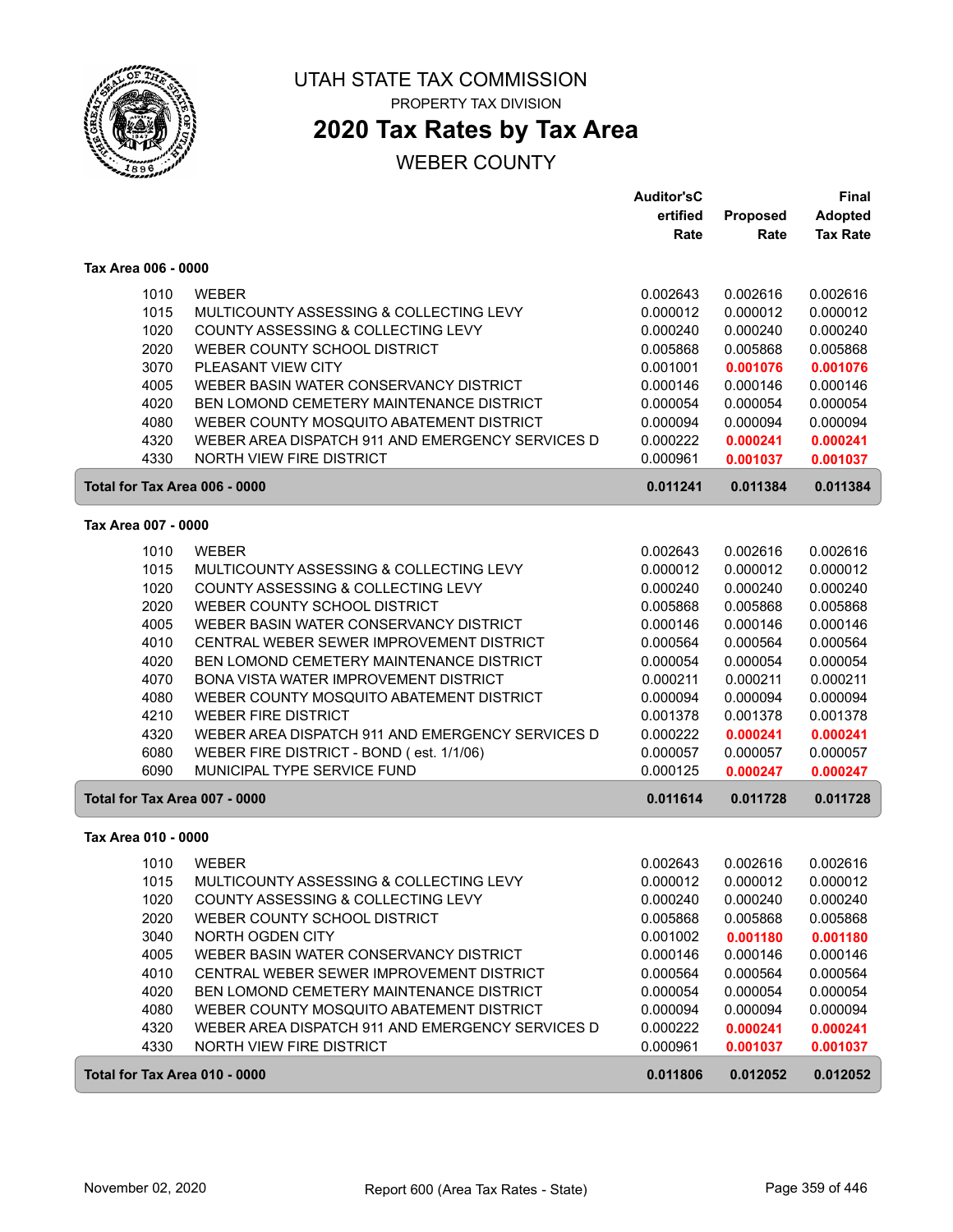# UTAH STATE TAX COMMISSION

PROPERTY TAX DIVISION

## 2020 Tax Rates by Tax Area

WEBER COUNTY

### Tax Area 006 - 0000

| Code | Entity | Auditor's Certified Rate | Proposed Rate | Final Adopted Tax Rate |
|---|---|---|---|---|
| 1010 | WEBER | 0.002643 | 0.002616 | 0.002616 |
| 1015 | MULTICOUNTY ASSESSING & COLLECTING LEVY | 0.000012 | 0.000012 | 0.000012 |
| 1020 | COUNTY ASSESSING & COLLECTING LEVY | 0.000240 | 0.000240 | 0.000240 |
| 2020 | WEBER COUNTY SCHOOL DISTRICT | 0.005868 | 0.005868 | 0.005868 |
| 3070 | PLEASANT VIEW CITY | 0.001001 | **0.001076** | **0.001076** |
| 4005 | WEBER BASIN WATER CONSERVANCY DISTRICT | 0.000146 | 0.000146 | 0.000146 |
| 4020 | BEN LOMOND CEMETERY MAINTENANCE DISTRICT | 0.000054 | 0.000054 | 0.000054 |
| 4080 | WEBER COUNTY MOSQUITO ABATEMENT DISTRICT | 0.000094 | 0.000094 | 0.000094 |
| 4320 | WEBER AREA DISPATCH 911 AND EMERGENCY SERVICES D | 0.000222 | **0.000241** | **0.000241** |
| 4330 | NORTH VIEW FIRE DISTRICT | 0.000961 | **0.001037** | **0.001037** |
| **Total for Tax Area 006 - 0000** | | **0.011241** | **0.011384** | **0.011384** |

### Tax Area 007 - 0000

| Code | Entity | Auditor's Certified Rate | Proposed Rate | Final Adopted Tax Rate |
|---|---|---|---|---|
| 1010 | WEBER | 0.002643 | 0.002616 | 0.002616 |
| 1015 | MULTICOUNTY ASSESSING & COLLECTING LEVY | 0.000012 | 0.000012 | 0.000012 |
| 1020 | COUNTY ASSESSING & COLLECTING LEVY | 0.000240 | 0.000240 | 0.000240 |
| 2020 | WEBER COUNTY SCHOOL DISTRICT | 0.005868 | 0.005868 | 0.005868 |
| 4005 | WEBER BASIN WATER CONSERVANCY DISTRICT | 0.000146 | 0.000146 | 0.000146 |
| 4010 | CENTRAL WEBER SEWER IMPROVEMENT DISTRICT | 0.000564 | 0.000564 | 0.000564 |
| 4020 | BEN LOMOND CEMETERY MAINTENANCE DISTRICT | 0.000054 | 0.000054 | 0.000054 |
| 4070 | BONA VISTA WATER IMPROVEMENT DISTRICT | 0.000211 | 0.000211 | 0.000211 |
| 4080 | WEBER COUNTY MOSQUITO ABATEMENT DISTRICT | 0.000094 | 0.000094 | 0.000094 |
| 4210 | WEBER FIRE DISTRICT | 0.001378 | 0.001378 | 0.001378 |
| 4320 | WEBER AREA DISPATCH 911 AND EMERGENCY SERVICES D | 0.000222 | **0.000241** | **0.000241** |
| 6080 | WEBER FIRE DISTRICT - BOND ( est. 1/1/06) | 0.000057 | 0.000057 | 0.000057 |
| 6090 | MUNICIPAL TYPE SERVICE FUND | 0.000125 | **0.000247** | **0.000247** |
| **Total for Tax Area 007 - 0000** | | **0.011614** | **0.011728** | **0.011728** |

### Tax Area 010 - 0000

| Code | Entity | Auditor's Certified Rate | Proposed Rate | Final Adopted Tax Rate |
|---|---|---|---|---|
| 1010 | WEBER | 0.002643 | 0.002616 | 0.002616 |
| 1015 | MULTICOUNTY ASSESSING & COLLECTING LEVY | 0.000012 | 0.000012 | 0.000012 |
| 1020 | COUNTY ASSESSING & COLLECTING LEVY | 0.000240 | 0.000240 | 0.000240 |
| 2020 | WEBER COUNTY SCHOOL DISTRICT | 0.005868 | 0.005868 | 0.005868 |
| 3040 | NORTH OGDEN CITY | 0.001002 | **0.001180** | **0.001180** |
| 4005 | WEBER BASIN WATER CONSERVANCY DISTRICT | 0.000146 | 0.000146 | 0.000146 |
| 4010 | CENTRAL WEBER SEWER IMPROVEMENT DISTRICT | 0.000564 | 0.000564 | 0.000564 |
| 4020 | BEN LOMOND CEMETERY MAINTENANCE DISTRICT | 0.000054 | 0.000054 | 0.000054 |
| 4080 | WEBER COUNTY MOSQUITO ABATEMENT DISTRICT | 0.000094 | 0.000094 | 0.000094 |
| 4320 | WEBER AREA DISPATCH 911 AND EMERGENCY SERVICES D | 0.000222 | **0.000241** | **0.000241** |
| 4330 | NORTH VIEW FIRE DISTRICT | 0.000961 | **0.001037** | **0.001037** |
| **Total for Tax Area 010 - 0000** | | **0.011806** | **0.012052** | **0.012052** |

November 02, 2020 — Report 600 (Area Tax Rates - State)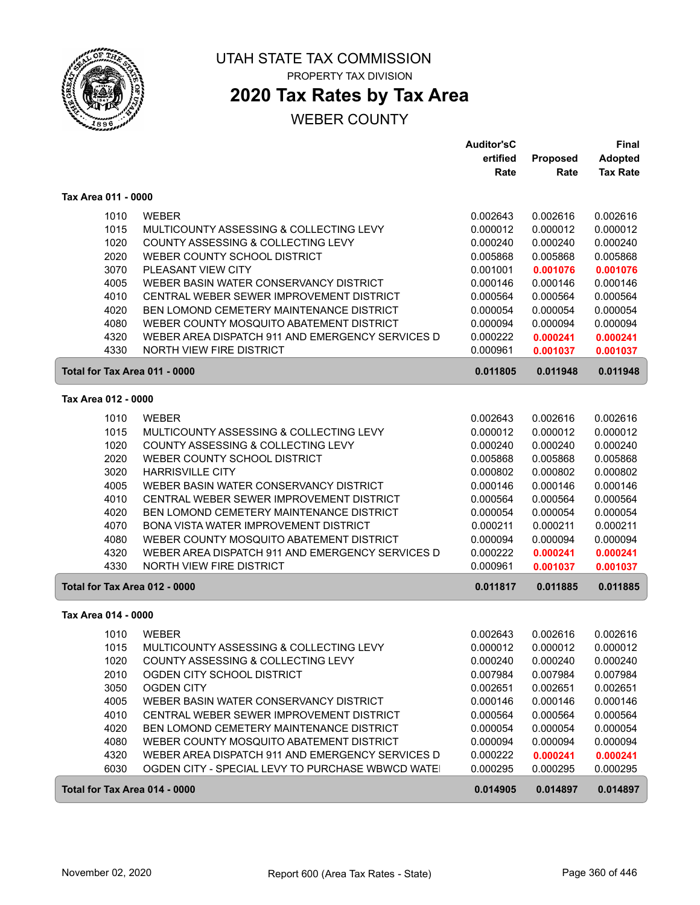UTAH STATE TAX COMMISSION

PROPERTY TAX DIVISION

# 2020 Tax Rates by Tax Area

WEBER COUNTY

| | | Auditor'sCertified Rate | Proposed Rate | Final Adopted Tax Rate |
|---|---|---|---|---|
| **Tax Area 011 - 0000** | | | | |
| 1010 | WEBER | 0.002643 | 0.002616 | 0.002616 |
| 1015 | MULTICOUNTY ASSESSING & COLLECTING LEVY | 0.000012 | 0.000012 | 0.000012 |
| 1020 | COUNTY ASSESSING & COLLECTING LEVY | 0.000240 | 0.000240 | 0.000240 |
| 2020 | WEBER COUNTY SCHOOL DISTRICT | 0.005868 | 0.005868 | 0.005868 |
| 3070 | PLEASANT VIEW CITY | 0.001001 | **0.001076** | **0.001076** |
| 4005 | WEBER BASIN WATER CONSERVANCY DISTRICT | 0.000146 | 0.000146 | 0.000146 |
| 4010 | CENTRAL WEBER SEWER IMPROVEMENT DISTRICT | 0.000564 | 0.000564 | 0.000564 |
| 4020 | BEN LOMOND CEMETERY MAINTENANCE DISTRICT | 0.000054 | 0.000054 | 0.000054 |
| 4080 | WEBER COUNTY MOSQUITO ABATEMENT DISTRICT | 0.000094 | 0.000094 | 0.000094 |
| 4320 | WEBER AREA DISPATCH 911 AND EMERGENCY SERVICES D | 0.000222 | **0.000241** | **0.000241** |
| 4330 | NORTH VIEW FIRE DISTRICT | 0.000961 | **0.001037** | **0.001037** |
| **Total for Tax Area 011 - 0000** | | **0.011805** | **0.011948** | **0.011948** |
| **Tax Area 012 - 0000** | | | | |
| 1010 | WEBER | 0.002643 | 0.002616 | 0.002616 |
| 1015 | MULTICOUNTY ASSESSING & COLLECTING LEVY | 0.000012 | 0.000012 | 0.000012 |
| 1020 | COUNTY ASSESSING & COLLECTING LEVY | 0.000240 | 0.000240 | 0.000240 |
| 2020 | WEBER COUNTY SCHOOL DISTRICT | 0.005868 | 0.005868 | 0.005868 |
| 3020 | HARRISVILLE CITY | 0.000802 | 0.000802 | 0.000802 |
| 4005 | WEBER BASIN WATER CONSERVANCY DISTRICT | 0.000146 | 0.000146 | 0.000146 |
| 4010 | CENTRAL WEBER SEWER IMPROVEMENT DISTRICT | 0.000564 | 0.000564 | 0.000564 |
| 4020 | BEN LOMOND CEMETERY MAINTENANCE DISTRICT | 0.000054 | 0.000054 | 0.000054 |
| 4070 | BONA VISTA WATER IMPROVEMENT DISTRICT | 0.000211 | 0.000211 | 0.000211 |
| 4080 | WEBER COUNTY MOSQUITO ABATEMENT DISTRICT | 0.000094 | 0.000094 | 0.000094 |
| 4320 | WEBER AREA DISPATCH 911 AND EMERGENCY SERVICES D | 0.000222 | **0.000241** | **0.000241** |
| 4330 | NORTH VIEW FIRE DISTRICT | 0.000961 | **0.001037** | **0.001037** |
| **Total for Tax Area 012 - 0000** | | **0.011817** | **0.011885** | **0.011885** |
| **Tax Area 014 - 0000** | | | | |
| 1010 | WEBER | 0.002643 | 0.002616 | 0.002616 |
| 1015 | MULTICOUNTY ASSESSING & COLLECTING LEVY | 0.000012 | 0.000012 | 0.000012 |
| 1020 | COUNTY ASSESSING & COLLECTING LEVY | 0.000240 | 0.000240 | 0.000240 |
| 2010 | OGDEN CITY SCHOOL DISTRICT | 0.007984 | 0.007984 | 0.007984 |
| 3050 | OGDEN CITY | 0.002651 | 0.002651 | 0.002651 |
| 4005 | WEBER BASIN WATER CONSERVANCY DISTRICT | 0.000146 | 0.000146 | 0.000146 |
| 4010 | CENTRAL WEBER SEWER IMPROVEMENT DISTRICT | 0.000564 | 0.000564 | 0.000564 |
| 4020 | BEN LOMOND CEMETERY MAINTENANCE DISTRICT | 0.000054 | 0.000054 | 0.000054 |
| 4080 | WEBER COUNTY MOSQUITO ABATEMENT DISTRICT | 0.000094 | 0.000094 | 0.000094 |
| 4320 | WEBER AREA DISPATCH 911 AND EMERGENCY SERVICES D | 0.000222 | **0.000241** | **0.000241** |
| 6030 | OGDEN CITY - SPECIAL LEVY TO PURCHASE WBWCD WATE | 0.000295 | 0.000295 | 0.000295 |
| **Total for Tax Area 014 - 0000** | | **0.014905** | **0.014897** | **0.014897** |

November 02, 2020 — Report 600 (Area Tax Rates - State)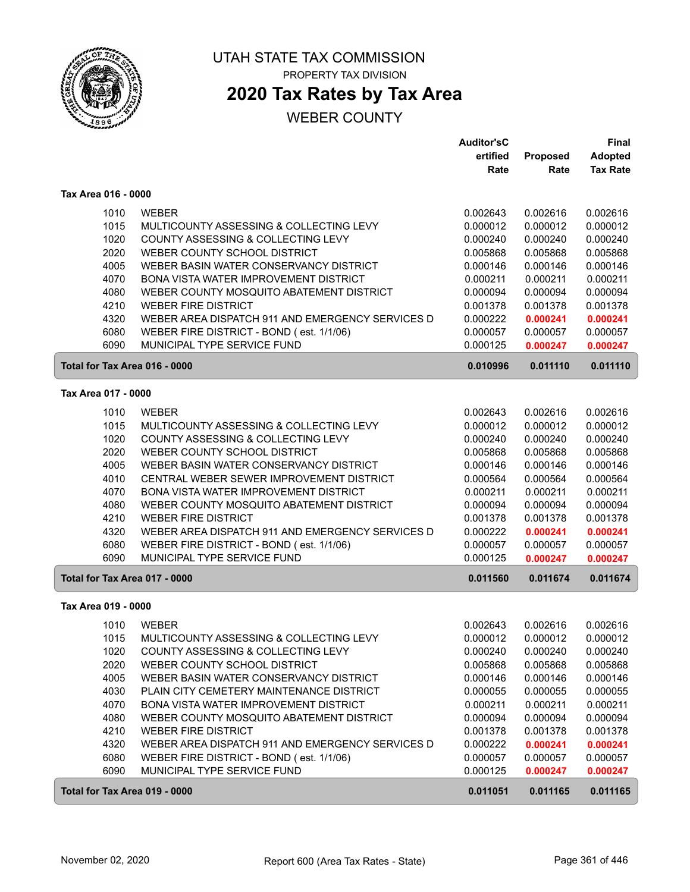# UTAH STATE TAX COMMISSION

PROPERTY TAX DIVISION

## 2020 Tax Rates by Tax Area

WEBER COUNTY

### Tax Area 016 - 0000

| | | Auditor'sCertified Rate | Proposed Rate | Final Adopted Tax Rate |
|---|---|---|---|---|
| 1010 | WEBER | 0.002643 | 0.002616 | 0.002616 |
| 1015 | MULTICOUNTY ASSESSING & COLLECTING LEVY | 0.000012 | 0.000012 | 0.000012 |
| 1020 | COUNTY ASSESSING & COLLECTING LEVY | 0.000240 | 0.000240 | 0.000240 |
| 2020 | WEBER COUNTY SCHOOL DISTRICT | 0.005868 | 0.005868 | 0.005868 |
| 4005 | WEBER BASIN WATER CONSERVANCY DISTRICT | 0.000146 | 0.000146 | 0.000146 |
| 4070 | BONA VISTA WATER IMPROVEMENT DISTRICT | 0.000211 | 0.000211 | 0.000211 |
| 4080 | WEBER COUNTY MOSQUITO ABATEMENT DISTRICT | 0.000094 | 0.000094 | 0.000094 |
| 4210 | WEBER FIRE DISTRICT | 0.001378 | 0.001378 | 0.001378 |
| 4320 | WEBER AREA DISPATCH 911 AND EMERGENCY SERVICES D | 0.000222 | **0.000241** | **0.000241** |
| 6080 | WEBER FIRE DISTRICT - BOND ( est. 1/1/06) | 0.000057 | 0.000057 | 0.000057 |
| 6090 | MUNICIPAL TYPE SERVICE FUND | 0.000125 | **0.000247** | **0.000247** |
| **Total for Tax Area 016 - 0000** | | **0.010996** | **0.011110** | **0.011110** |

### Tax Area 017 - 0000

| | | Auditor'sCertified Rate | Proposed Rate | Final Adopted Tax Rate |
|---|---|---|---|---|
| 1010 | WEBER | 0.002643 | 0.002616 | 0.002616 |
| 1015 | MULTICOUNTY ASSESSING & COLLECTING LEVY | 0.000012 | 0.000012 | 0.000012 |
| 1020 | COUNTY ASSESSING & COLLECTING LEVY | 0.000240 | 0.000240 | 0.000240 |
| 2020 | WEBER COUNTY SCHOOL DISTRICT | 0.005868 | 0.005868 | 0.005868 |
| 4005 | WEBER BASIN WATER CONSERVANCY DISTRICT | 0.000146 | 0.000146 | 0.000146 |
| 4010 | CENTRAL WEBER SEWER IMPROVEMENT DISTRICT | 0.000564 | 0.000564 | 0.000564 |
| 4070 | BONA VISTA WATER IMPROVEMENT DISTRICT | 0.000211 | 0.000211 | 0.000211 |
| 4080 | WEBER COUNTY MOSQUITO ABATEMENT DISTRICT | 0.000094 | 0.000094 | 0.000094 |
| 4210 | WEBER FIRE DISTRICT | 0.001378 | 0.001378 | 0.001378 |
| 4320 | WEBER AREA DISPATCH 911 AND EMERGENCY SERVICES D | 0.000222 | **0.000241** | **0.000241** |
| 6080 | WEBER FIRE DISTRICT - BOND ( est. 1/1/06) | 0.000057 | 0.000057 | 0.000057 |
| 6090 | MUNICIPAL TYPE SERVICE FUND | 0.000125 | **0.000247** | **0.000247** |
| **Total for Tax Area 017 - 0000** | | **0.011560** | **0.011674** | **0.011674** |

### Tax Area 019 - 0000

| | | Auditor'sCertified Rate | Proposed Rate | Final Adopted Tax Rate |
|---|---|---|---|---|
| 1010 | WEBER | 0.002643 | 0.002616 | 0.002616 |
| 1015 | MULTICOUNTY ASSESSING & COLLECTING LEVY | 0.000012 | 0.000012 | 0.000012 |
| 1020 | COUNTY ASSESSING & COLLECTING LEVY | 0.000240 | 0.000240 | 0.000240 |
| 2020 | WEBER COUNTY SCHOOL DISTRICT | 0.005868 | 0.005868 | 0.005868 |
| 4005 | WEBER BASIN WATER CONSERVANCY DISTRICT | 0.000146 | 0.000146 | 0.000146 |
| 4030 | PLAIN CITY CEMETERY MAINTENANCE DISTRICT | 0.000055 | 0.000055 | 0.000055 |
| 4070 | BONA VISTA WATER IMPROVEMENT DISTRICT | 0.000211 | 0.000211 | 0.000211 |
| 4080 | WEBER COUNTY MOSQUITO ABATEMENT DISTRICT | 0.000094 | 0.000094 | 0.000094 |
| 4210 | WEBER FIRE DISTRICT | 0.001378 | 0.001378 | 0.001378 |
| 4320 | WEBER AREA DISPATCH 911 AND EMERGENCY SERVICES D | 0.000222 | **0.000241** | **0.000241** |
| 6080 | WEBER FIRE DISTRICT - BOND ( est. 1/1/06) | 0.000057 | 0.000057 | 0.000057 |
| 6090 | MUNICIPAL TYPE SERVICE FUND | 0.000125 | **0.000247** | **0.000247** |
| **Total for Tax Area 019 - 0000** | | **0.011051** | **0.011165** | **0.011165** |

November 02, 2020 — Report 600 (Area Tax Rates - State)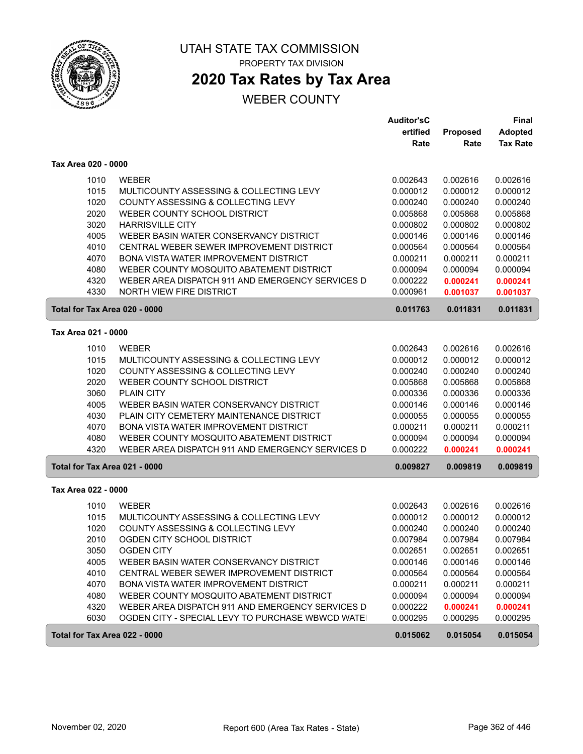# UTAH STATE TAX COMMISSION

PROPERTY TAX DIVISION

## 2020 Tax Rates by Tax Area

WEBER COUNTY

| | | Auditor'sCertified Rate | Proposed Rate | Final Adopted Tax Rate |
|---|---|---|---|---|
| **Tax Area 020 - 0000** | | | | |
| 1010 | WEBER | 0.002643 | 0.002616 | 0.002616 |
| 1015 | MULTICOUNTY ASSESSING & COLLECTING LEVY | 0.000012 | 0.000012 | 0.000012 |
| 1020 | COUNTY ASSESSING & COLLECTING LEVY | 0.000240 | 0.000240 | 0.000240 |
| 2020 | WEBER COUNTY SCHOOL DISTRICT | 0.005868 | 0.005868 | 0.005868 |
| 3020 | HARRISVILLE CITY | 0.000802 | 0.000802 | 0.000802 |
| 4005 | WEBER BASIN WATER CONSERVANCY DISTRICT | 0.000146 | 0.000146 | 0.000146 |
| 4010 | CENTRAL WEBER SEWER IMPROVEMENT DISTRICT | 0.000564 | 0.000564 | 0.000564 |
| 4070 | BONA VISTA WATER IMPROVEMENT DISTRICT | 0.000211 | 0.000211 | 0.000211 |
| 4080 | WEBER COUNTY MOSQUITO ABATEMENT DISTRICT | 0.000094 | 0.000094 | 0.000094 |
| 4320 | WEBER AREA DISPATCH 911 AND EMERGENCY SERVICES D | 0.000222 | **0.000241** | **0.000241** |
| 4330 | NORTH VIEW FIRE DISTRICT | 0.000961 | **0.001037** | **0.001037** |
| **Total for Tax Area 020 - 0000** | | **0.011763** | **0.011831** | **0.011831** |
| **Tax Area 021 - 0000** | | | | |
| 1010 | WEBER | 0.002643 | 0.002616 | 0.002616 |
| 1015 | MULTICOUNTY ASSESSING & COLLECTING LEVY | 0.000012 | 0.000012 | 0.000012 |
| 1020 | COUNTY ASSESSING & COLLECTING LEVY | 0.000240 | 0.000240 | 0.000240 |
| 2020 | WEBER COUNTY SCHOOL DISTRICT | 0.005868 | 0.005868 | 0.005868 |
| 3060 | PLAIN CITY | 0.000336 | 0.000336 | 0.000336 |
| 4005 | WEBER BASIN WATER CONSERVANCY DISTRICT | 0.000146 | 0.000146 | 0.000146 |
| 4030 | PLAIN CITY CEMETERY MAINTENANCE DISTRICT | 0.000055 | 0.000055 | 0.000055 |
| 4070 | BONA VISTA WATER IMPROVEMENT DISTRICT | 0.000211 | 0.000211 | 0.000211 |
| 4080 | WEBER COUNTY MOSQUITO ABATEMENT DISTRICT | 0.000094 | 0.000094 | 0.000094 |
| 4320 | WEBER AREA DISPATCH 911 AND EMERGENCY SERVICES D | 0.000222 | **0.000241** | **0.000241** |
| **Total for Tax Area 021 - 0000** | | **0.009827** | **0.009819** | **0.009819** |
| **Tax Area 022 - 0000** | | | | |
| 1010 | WEBER | 0.002643 | 0.002616 | 0.002616 |
| 1015 | MULTICOUNTY ASSESSING & COLLECTING LEVY | 0.000012 | 0.000012 | 0.000012 |
| 1020 | COUNTY ASSESSING & COLLECTING LEVY | 0.000240 | 0.000240 | 0.000240 |
| 2010 | OGDEN CITY SCHOOL DISTRICT | 0.007984 | 0.007984 | 0.007984 |
| 3050 | OGDEN CITY | 0.002651 | 0.002651 | 0.002651 |
| 4005 | WEBER BASIN WATER CONSERVANCY DISTRICT | 0.000146 | 0.000146 | 0.000146 |
| 4010 | CENTRAL WEBER SEWER IMPROVEMENT DISTRICT | 0.000564 | 0.000564 | 0.000564 |
| 4070 | BONA VISTA WATER IMPROVEMENT DISTRICT | 0.000211 | 0.000211 | 0.000211 |
| 4080 | WEBER COUNTY MOSQUITO ABATEMENT DISTRICT | 0.000094 | 0.000094 | 0.000094 |
| 4320 | WEBER AREA DISPATCH 911 AND EMERGENCY SERVICES D | 0.000222 | **0.000241** | **0.000241** |
| 6030 | OGDEN CITY - SPECIAL LEVY TO PURCHASE WBWCD WATE | 0.000295 | 0.000295 | 0.000295 |
| **Total for Tax Area 022 - 0000** | | **0.015062** | **0.015054** | **0.015054** |

November 02, 2020 — Report 600 (Area Tax Rates - State)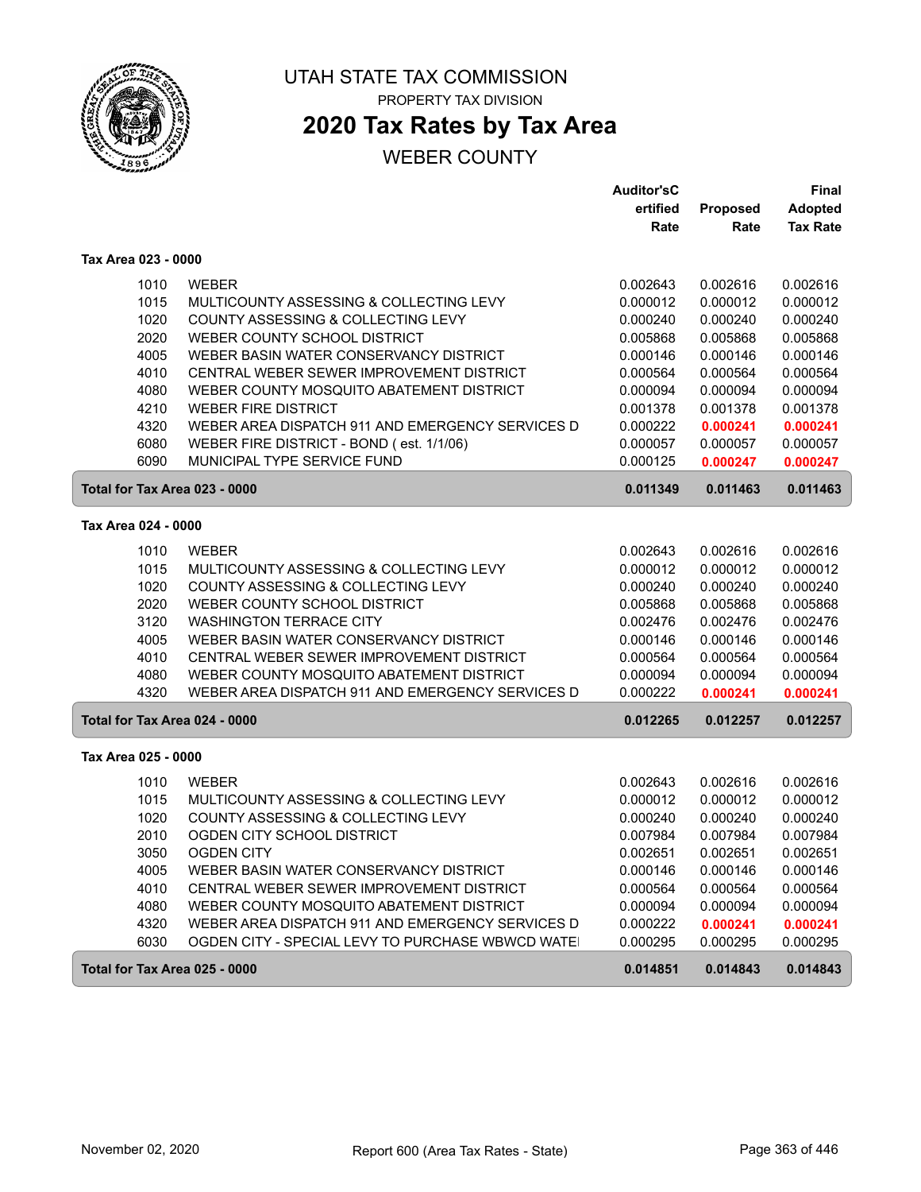# UTAH STATE TAX COMMISSION

PROPERTY TAX DIVISION

## 2020 Tax Rates by Tax Area

WEBER COUNTY

| | | Auditor'sCertified Rate | Proposed Rate | Final Adopted Tax Rate |
|---|---|---|---|---|
| **Tax Area 023 - 0000** | | | | |
| 1010 | WEBER | 0.002643 | 0.002616 | 0.002616 |
| 1015 | MULTICOUNTY ASSESSING & COLLECTING LEVY | 0.000012 | 0.000012 | 0.000012 |
| 1020 | COUNTY ASSESSING & COLLECTING LEVY | 0.000240 | 0.000240 | 0.000240 |
| 2020 | WEBER COUNTY SCHOOL DISTRICT | 0.005868 | 0.005868 | 0.005868 |
| 4005 | WEBER BASIN WATER CONSERVANCY DISTRICT | 0.000146 | 0.000146 | 0.000146 |
| 4010 | CENTRAL WEBER SEWER IMPROVEMENT DISTRICT | 0.000564 | 0.000564 | 0.000564 |
| 4080 | WEBER COUNTY MOSQUITO ABATEMENT DISTRICT | 0.000094 | 0.000094 | 0.000094 |
| 4210 | WEBER FIRE DISTRICT | 0.001378 | 0.001378 | 0.001378 |
| 4320 | WEBER AREA DISPATCH 911 AND EMERGENCY SERVICES D | 0.000222 | **0.000241** | **0.000241** |
| 6080 | WEBER FIRE DISTRICT - BOND ( est. 1/1/06) | 0.000057 | 0.000057 | 0.000057 |
| 6090 | MUNICIPAL TYPE SERVICE FUND | 0.000125 | **0.000247** | **0.000247** |
| **Total for Tax Area 023 - 0000** | | **0.011349** | **0.011463** | **0.011463** |
| **Tax Area 024 - 0000** | | | | |
| 1010 | WEBER | 0.002643 | 0.002616 | 0.002616 |
| 1015 | MULTICOUNTY ASSESSING & COLLECTING LEVY | 0.000012 | 0.000012 | 0.000012 |
| 1020 | COUNTY ASSESSING & COLLECTING LEVY | 0.000240 | 0.000240 | 0.000240 |
| 2020 | WEBER COUNTY SCHOOL DISTRICT | 0.005868 | 0.005868 | 0.005868 |
| 3120 | WASHINGTON TERRACE CITY | 0.002476 | 0.002476 | 0.002476 |
| 4005 | WEBER BASIN WATER CONSERVANCY DISTRICT | 0.000146 | 0.000146 | 0.000146 |
| 4010 | CENTRAL WEBER SEWER IMPROVEMENT DISTRICT | 0.000564 | 0.000564 | 0.000564 |
| 4080 | WEBER COUNTY MOSQUITO ABATEMENT DISTRICT | 0.000094 | 0.000094 | 0.000094 |
| 4320 | WEBER AREA DISPATCH 911 AND EMERGENCY SERVICES D | 0.000222 | **0.000241** | **0.000241** |
| **Total for Tax Area 024 - 0000** | | **0.012265** | **0.012257** | **0.012257** |
| **Tax Area 025 - 0000** | | | | |
| 1010 | WEBER | 0.002643 | 0.002616 | 0.002616 |
| 1015 | MULTICOUNTY ASSESSING & COLLECTING LEVY | 0.000012 | 0.000012 | 0.000012 |
| 1020 | COUNTY ASSESSING & COLLECTING LEVY | 0.000240 | 0.000240 | 0.000240 |
| 2010 | OGDEN CITY SCHOOL DISTRICT | 0.007984 | 0.007984 | 0.007984 |
| 3050 | OGDEN CITY | 0.002651 | 0.002651 | 0.002651 |
| 4005 | WEBER BASIN WATER CONSERVANCY DISTRICT | 0.000146 | 0.000146 | 0.000146 |
| 4010 | CENTRAL WEBER SEWER IMPROVEMENT DISTRICT | 0.000564 | 0.000564 | 0.000564 |
| 4080 | WEBER COUNTY MOSQUITO ABATEMENT DISTRICT | 0.000094 | 0.000094 | 0.000094 |
| 4320 | WEBER AREA DISPATCH 911 AND EMERGENCY SERVICES D | 0.000222 | **0.000241** | **0.000241** |
| 6030 | OGDEN CITY - SPECIAL LEVY TO PURCHASE WBWCD WATE | 0.000295 | 0.000295 | 0.000295 |
| **Total for Tax Area 025 - 0000** | | **0.014851** | **0.014843** | **0.014843** |

November 02, 2020 — Report 600 (Area Tax Rates - State)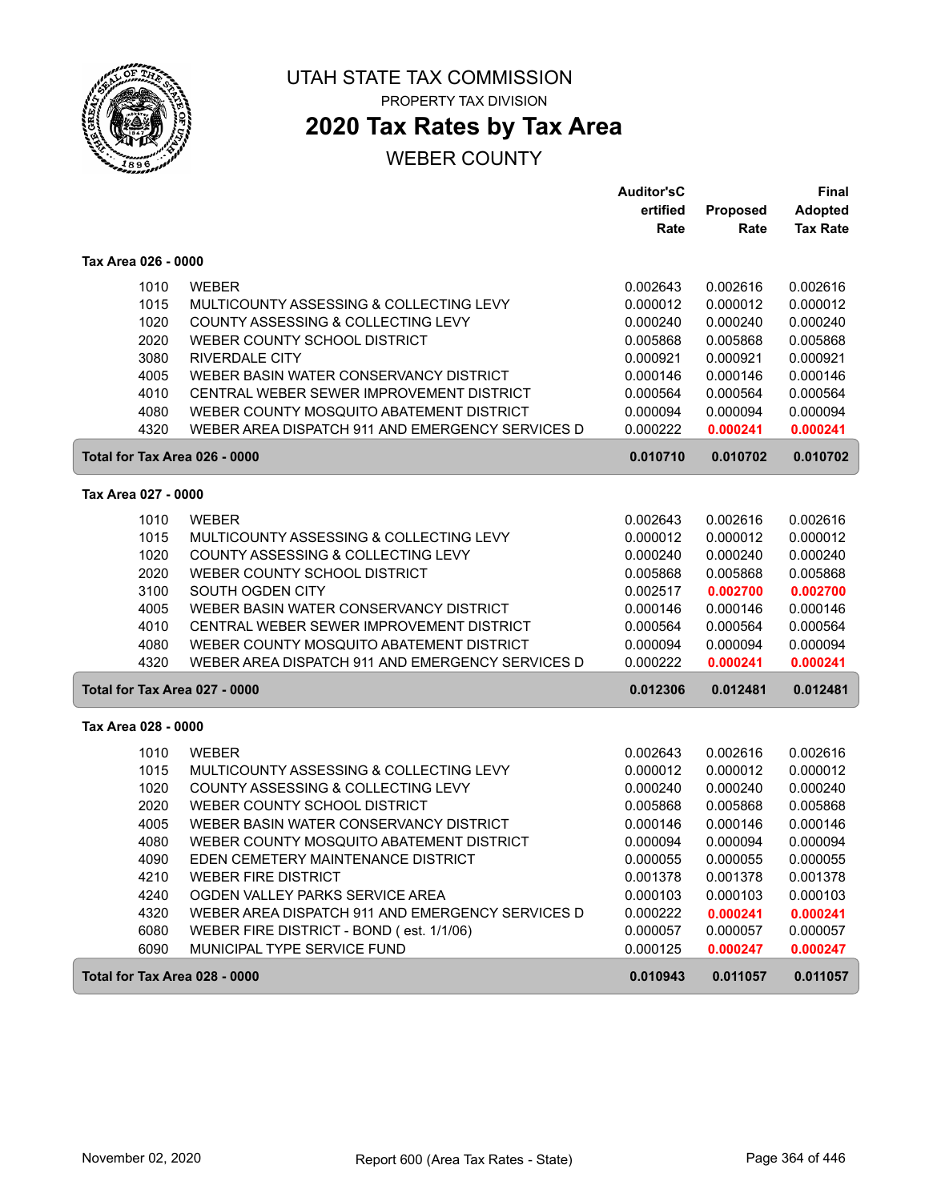# UTAH STATE TAX COMMISSION

PROPERTY TAX DIVISION

## 2020 Tax Rates by Tax Area

WEBER COUNTY

| | | Auditor'sCertified Rate | Proposed Rate | Final Adopted Tax Rate |
|---|---|---|---|---|
| **Tax Area 026 - 0000** | | | | |
| 1010 | WEBER | 0.002643 | 0.002616 | 0.002616 |
| 1015 | MULTICOUNTY ASSESSING & COLLECTING LEVY | 0.000012 | 0.000012 | 0.000012 |
| 1020 | COUNTY ASSESSING & COLLECTING LEVY | 0.000240 | 0.000240 | 0.000240 |
| 2020 | WEBER COUNTY SCHOOL DISTRICT | 0.005868 | 0.005868 | 0.005868 |
| 3080 | RIVERDALE CITY | 0.000921 | 0.000921 | 0.000921 |
| 4005 | WEBER BASIN WATER CONSERVANCY DISTRICT | 0.000146 | 0.000146 | 0.000146 |
| 4010 | CENTRAL WEBER SEWER IMPROVEMENT DISTRICT | 0.000564 | 0.000564 | 0.000564 |
| 4080 | WEBER COUNTY MOSQUITO ABATEMENT DISTRICT | 0.000094 | 0.000094 | 0.000094 |
| 4320 | WEBER AREA DISPATCH 911 AND EMERGENCY SERVICES D | 0.000222 | **0.000241** | **0.000241** |
| **Total for Tax Area 026 - 0000** | | **0.010710** | **0.010702** | **0.010702** |
| **Tax Area 027 - 0000** | | | | |
| 1010 | WEBER | 0.002643 | 0.002616 | 0.002616 |
| 1015 | MULTICOUNTY ASSESSING & COLLECTING LEVY | 0.000012 | 0.000012 | 0.000012 |
| 1020 | COUNTY ASSESSING & COLLECTING LEVY | 0.000240 | 0.000240 | 0.000240 |
| 2020 | WEBER COUNTY SCHOOL DISTRICT | 0.005868 | 0.005868 | 0.005868 |
| 3100 | SOUTH OGDEN CITY | 0.002517 | **0.002700** | **0.002700** |
| 4005 | WEBER BASIN WATER CONSERVANCY DISTRICT | 0.000146 | 0.000146 | 0.000146 |
| 4010 | CENTRAL WEBER SEWER IMPROVEMENT DISTRICT | 0.000564 | 0.000564 | 0.000564 |
| 4080 | WEBER COUNTY MOSQUITO ABATEMENT DISTRICT | 0.000094 | 0.000094 | 0.000094 |
| 4320 | WEBER AREA DISPATCH 911 AND EMERGENCY SERVICES D | 0.000222 | **0.000241** | **0.000241** |
| **Total for Tax Area 027 - 0000** | | **0.012306** | **0.012481** | **0.012481** |
| **Tax Area 028 - 0000** | | | | |
| 1010 | WEBER | 0.002643 | 0.002616 | 0.002616 |
| 1015 | MULTICOUNTY ASSESSING & COLLECTING LEVY | 0.000012 | 0.000012 | 0.000012 |
| 1020 | COUNTY ASSESSING & COLLECTING LEVY | 0.000240 | 0.000240 | 0.000240 |
| 2020 | WEBER COUNTY SCHOOL DISTRICT | 0.005868 | 0.005868 | 0.005868 |
| 4005 | WEBER BASIN WATER CONSERVANCY DISTRICT | 0.000146 | 0.000146 | 0.000146 |
| 4080 | WEBER COUNTY MOSQUITO ABATEMENT DISTRICT | 0.000094 | 0.000094 | 0.000094 |
| 4090 | EDEN CEMETERY MAINTENANCE DISTRICT | 0.000055 | 0.000055 | 0.000055 |
| 4210 | WEBER FIRE DISTRICT | 0.001378 | 0.001378 | 0.001378 |
| 4240 | OGDEN VALLEY PARKS SERVICE AREA | 0.000103 | 0.000103 | 0.000103 |
| 4320 | WEBER AREA DISPATCH 911 AND EMERGENCY SERVICES D | 0.000222 | **0.000241** | **0.000241** |
| 6080 | WEBER FIRE DISTRICT - BOND ( est. 1/1/06) | 0.000057 | 0.000057 | 0.000057 |
| 6090 | MUNICIPAL TYPE SERVICE FUND | 0.000125 | **0.000247** | **0.000247** |
| **Total for Tax Area 028 - 0000** | | **0.010943** | **0.011057** | **0.011057** |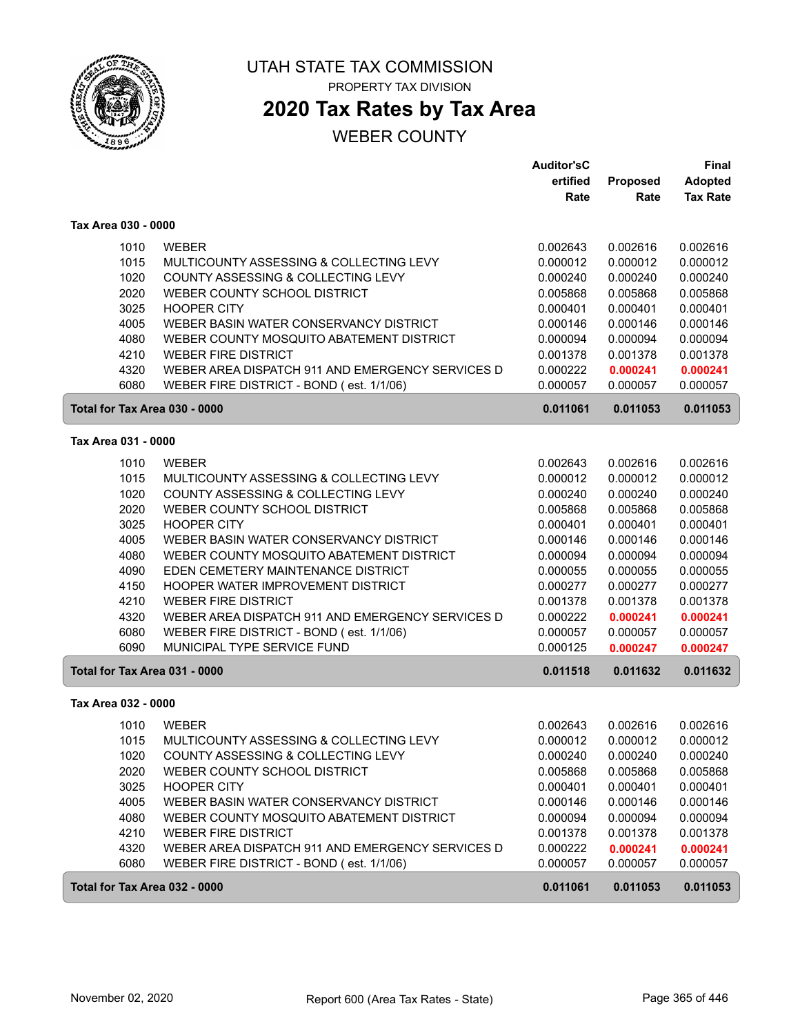# UTAH STATE TAX COMMISSION

PROPERTY TAX DIVISION

## 2020 Tax Rates by Tax Area

WEBER COUNTY

| | | Auditor'sCertified Rate | Proposed Rate | Final Adopted Tax Rate |
|---|---|---|---|---|
| **Tax Area 030 - 0000** | | | | |
| 1010 | WEBER | 0.002643 | 0.002616 | 0.002616 |
| 1015 | MULTICOUNTY ASSESSING & COLLECTING LEVY | 0.000012 | 0.000012 | 0.000012 |
| 1020 | COUNTY ASSESSING & COLLECTING LEVY | 0.000240 | 0.000240 | 0.000240 |
| 2020 | WEBER COUNTY SCHOOL DISTRICT | 0.005868 | 0.005868 | 0.005868 |
| 3025 | HOOPER CITY | 0.000401 | 0.000401 | 0.000401 |
| 4005 | WEBER BASIN WATER CONSERVANCY DISTRICT | 0.000146 | 0.000146 | 0.000146 |
| 4080 | WEBER COUNTY MOSQUITO ABATEMENT DISTRICT | 0.000094 | 0.000094 | 0.000094 |
| 4210 | WEBER FIRE DISTRICT | 0.001378 | 0.001378 | 0.001378 |
| 4320 | WEBER AREA DISPATCH 911 AND EMERGENCY SERVICES D | 0.000222 | **0.000241** | **0.000241** |
| 6080 | WEBER FIRE DISTRICT - BOND ( est. 1/1/06) | 0.000057 | 0.000057 | 0.000057 |
| **Total for Tax Area 030 - 0000** | | **0.011061** | **0.011053** | **0.011053** |
| **Tax Area 031 - 0000** | | | | |
| 1010 | WEBER | 0.002643 | 0.002616 | 0.002616 |
| 1015 | MULTICOUNTY ASSESSING & COLLECTING LEVY | 0.000012 | 0.000012 | 0.000012 |
| 1020 | COUNTY ASSESSING & COLLECTING LEVY | 0.000240 | 0.000240 | 0.000240 |
| 2020 | WEBER COUNTY SCHOOL DISTRICT | 0.005868 | 0.005868 | 0.005868 |
| 3025 | HOOPER CITY | 0.000401 | 0.000401 | 0.000401 |
| 4005 | WEBER BASIN WATER CONSERVANCY DISTRICT | 0.000146 | 0.000146 | 0.000146 |
| 4080 | WEBER COUNTY MOSQUITO ABATEMENT DISTRICT | 0.000094 | 0.000094 | 0.000094 |
| 4090 | EDEN CEMETERY MAINTENANCE DISTRICT | 0.000055 | 0.000055 | 0.000055 |
| 4150 | HOOPER WATER IMPROVEMENT DISTRICT | 0.000277 | 0.000277 | 0.000277 |
| 4210 | WEBER FIRE DISTRICT | 0.001378 | 0.001378 | 0.001378 |
| 4320 | WEBER AREA DISPATCH 911 AND EMERGENCY SERVICES D | 0.000222 | **0.000241** | **0.000241** |
| 6080 | WEBER FIRE DISTRICT - BOND ( est. 1/1/06) | 0.000057 | 0.000057 | 0.000057 |
| 6090 | MUNICIPAL TYPE SERVICE FUND | 0.000125 | **0.000247** | **0.000247** |
| **Total for Tax Area 031 - 0000** | | **0.011518** | **0.011632** | **0.011632** |
| **Tax Area 032 - 0000** | | | | |
| 1010 | WEBER | 0.002643 | 0.002616 | 0.002616 |
| 1015 | MULTICOUNTY ASSESSING & COLLECTING LEVY | 0.000012 | 0.000012 | 0.000012 |
| 1020 | COUNTY ASSESSING & COLLECTING LEVY | 0.000240 | 0.000240 | 0.000240 |
| 2020 | WEBER COUNTY SCHOOL DISTRICT | 0.005868 | 0.005868 | 0.005868 |
| 3025 | HOOPER CITY | 0.000401 | 0.000401 | 0.000401 |
| 4005 | WEBER BASIN WATER CONSERVANCY DISTRICT | 0.000146 | 0.000146 | 0.000146 |
| 4080 | WEBER COUNTY MOSQUITO ABATEMENT DISTRICT | 0.000094 | 0.000094 | 0.000094 |
| 4210 | WEBER FIRE DISTRICT | 0.001378 | 0.001378 | 0.001378 |
| 4320 | WEBER AREA DISPATCH 911 AND EMERGENCY SERVICES D | 0.000222 | **0.000241** | **0.000241** |
| 6080 | WEBER FIRE DISTRICT - BOND ( est. 1/1/06) | 0.000057 | 0.000057 | 0.000057 |
| **Total for Tax Area 032 - 0000** | | **0.011061** | **0.011053** | **0.011053** |

November 02, 2020 — Report 600 (Area Tax Rates - State)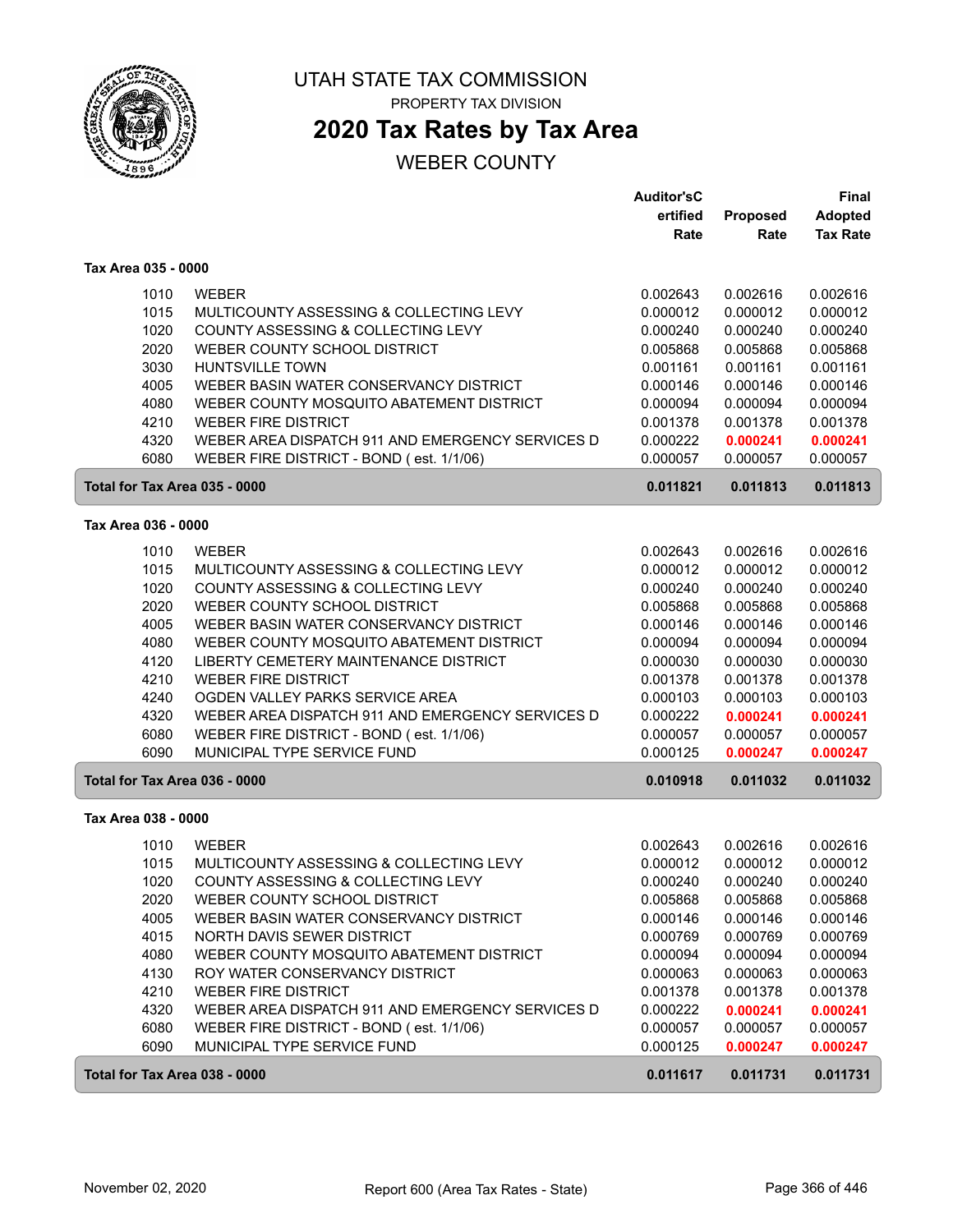# UTAH STATE TAX COMMISSION

PROPERTY TAX DIVISION

## 2020 Tax Rates by Tax Area

WEBER COUNTY

| | | Auditor'sCertified Rate | Proposed Rate | Final Adopted Tax Rate |
|---|---|---|---|---|
| **Tax Area 035 - 0000** | | | | |
| 1010 | WEBER | 0.002643 | 0.002616 | 0.002616 |
| 1015 | MULTICOUNTY ASSESSING & COLLECTING LEVY | 0.000012 | 0.000012 | 0.000012 |
| 1020 | COUNTY ASSESSING & COLLECTING LEVY | 0.000240 | 0.000240 | 0.000240 |
| 2020 | WEBER COUNTY SCHOOL DISTRICT | 0.005868 | 0.005868 | 0.005868 |
| 3030 | HUNTSVILLE TOWN | 0.001161 | 0.001161 | 0.001161 |
| 4005 | WEBER BASIN WATER CONSERVANCY DISTRICT | 0.000146 | 0.000146 | 0.000146 |
| 4080 | WEBER COUNTY MOSQUITO ABATEMENT DISTRICT | 0.000094 | 0.000094 | 0.000094 |
| 4210 | WEBER FIRE DISTRICT | 0.001378 | 0.001378 | 0.001378 |
| 4320 | WEBER AREA DISPATCH 911 AND EMERGENCY SERVICES D | 0.000222 | **0.000241** | **0.000241** |
| 6080 | WEBER FIRE DISTRICT - BOND ( est. 1/1/06) | 0.000057 | 0.000057 | 0.000057 |
| **Total for Tax Area 035 - 0000** | | **0.011821** | **0.011813** | **0.011813** |
| **Tax Area 036 - 0000** | | | | |
| 1010 | WEBER | 0.002643 | 0.002616 | 0.002616 |
| 1015 | MULTICOUNTY ASSESSING & COLLECTING LEVY | 0.000012 | 0.000012 | 0.000012 |
| 1020 | COUNTY ASSESSING & COLLECTING LEVY | 0.000240 | 0.000240 | 0.000240 |
| 2020 | WEBER COUNTY SCHOOL DISTRICT | 0.005868 | 0.005868 | 0.005868 |
| 4005 | WEBER BASIN WATER CONSERVANCY DISTRICT | 0.000146 | 0.000146 | 0.000146 |
| 4080 | WEBER COUNTY MOSQUITO ABATEMENT DISTRICT | 0.000094 | 0.000094 | 0.000094 |
| 4120 | LIBERTY CEMETERY MAINTENANCE DISTRICT | 0.000030 | 0.000030 | 0.000030 |
| 4210 | WEBER FIRE DISTRICT | 0.001378 | 0.001378 | 0.001378 |
| 4240 | OGDEN VALLEY PARKS SERVICE AREA | 0.000103 | 0.000103 | 0.000103 |
| 4320 | WEBER AREA DISPATCH 911 AND EMERGENCY SERVICES D | 0.000222 | **0.000241** | **0.000241** |
| 6080 | WEBER FIRE DISTRICT - BOND ( est. 1/1/06) | 0.000057 | 0.000057 | 0.000057 |
| 6090 | MUNICIPAL TYPE SERVICE FUND | 0.000125 | **0.000247** | **0.000247** |
| **Total for Tax Area 036 - 0000** | | **0.010918** | **0.011032** | **0.011032** |
| **Tax Area 038 - 0000** | | | | |
| 1010 | WEBER | 0.002643 | 0.002616 | 0.002616 |
| 1015 | MULTICOUNTY ASSESSING & COLLECTING LEVY | 0.000012 | 0.000012 | 0.000012 |
| 1020 | COUNTY ASSESSING & COLLECTING LEVY | 0.000240 | 0.000240 | 0.000240 |
| 2020 | WEBER COUNTY SCHOOL DISTRICT | 0.005868 | 0.005868 | 0.005868 |
| 4005 | WEBER BASIN WATER CONSERVANCY DISTRICT | 0.000146 | 0.000146 | 0.000146 |
| 4015 | NORTH DAVIS SEWER DISTRICT | 0.000769 | 0.000769 | 0.000769 |
| 4080 | WEBER COUNTY MOSQUITO ABATEMENT DISTRICT | 0.000094 | 0.000094 | 0.000094 |
| 4130 | ROY WATER CONSERVANCY DISTRICT | 0.000063 | 0.000063 | 0.000063 |
| 4210 | WEBER FIRE DISTRICT | 0.001378 | 0.001378 | 0.001378 |
| 4320 | WEBER AREA DISPATCH 911 AND EMERGENCY SERVICES D | 0.000222 | **0.000241** | **0.000241** |
| 6080 | WEBER FIRE DISTRICT - BOND ( est. 1/1/06) | 0.000057 | 0.000057 | 0.000057 |
| 6090 | MUNICIPAL TYPE SERVICE FUND | 0.000125 | **0.000247** | **0.000247** |
| **Total for Tax Area 038 - 0000** | | **0.011617** | **0.011731** | **0.011731** |

November 02, 2020 — Report 600 (Area Tax Rates - State)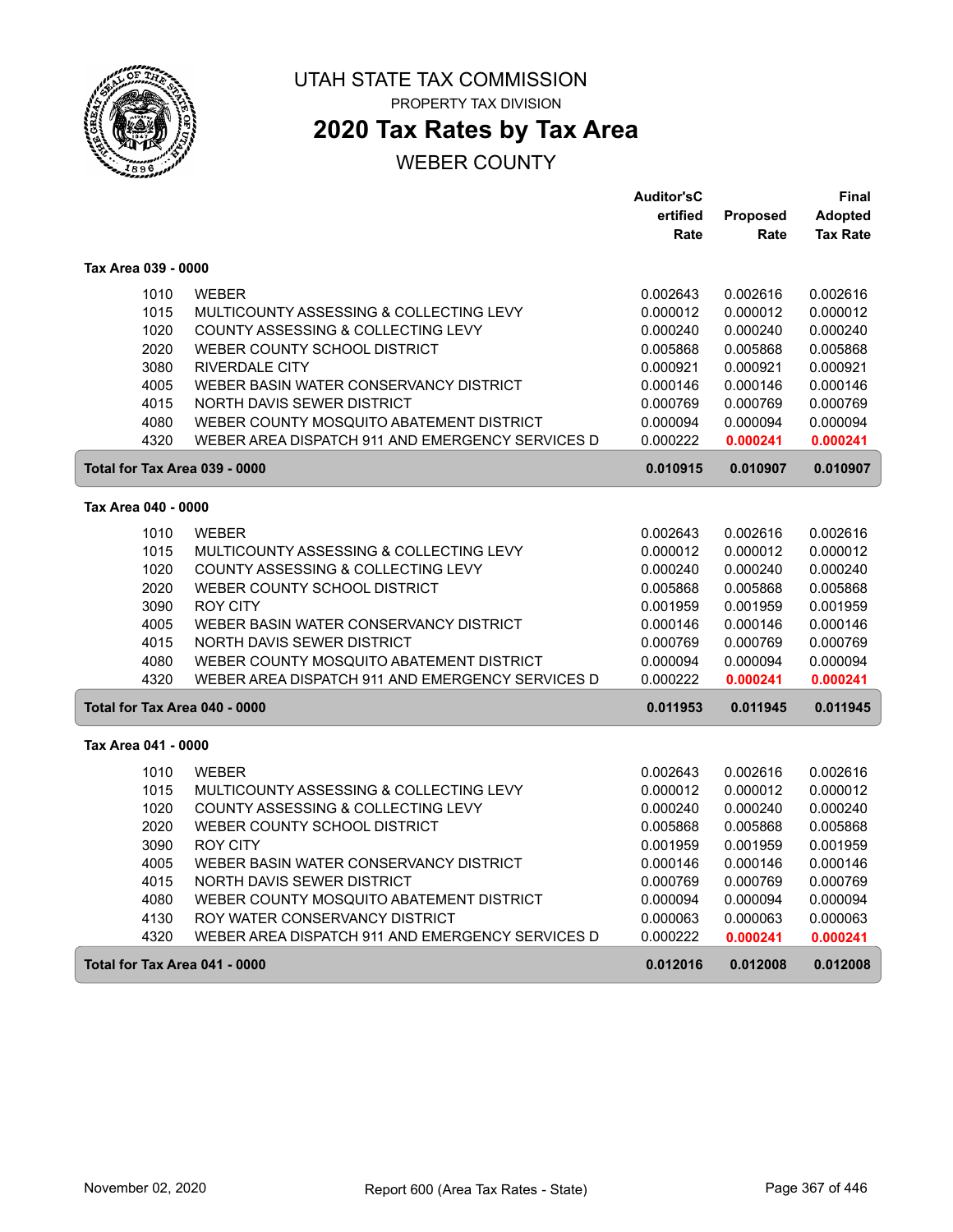# UTAH STATE TAX COMMISSION

PROPERTY TAX DIVISION

## 2020 Tax Rates by Tax Area

WEBER COUNTY

| | | Auditor'sCertified Rate | Proposed Rate | Final Adopted Tax Rate |
|---|---|---|---|---|
| **Tax Area 039 - 0000** | | | | |
| 1010 | WEBER | 0.002643 | 0.002616 | 0.002616 |
| 1015 | MULTICOUNTY ASSESSING & COLLECTING LEVY | 0.000012 | 0.000012 | 0.000012 |
| 1020 | COUNTY ASSESSING & COLLECTING LEVY | 0.000240 | 0.000240 | 0.000240 |
| 2020 | WEBER COUNTY SCHOOL DISTRICT | 0.005868 | 0.005868 | 0.005868 |
| 3080 | RIVERDALE CITY | 0.000921 | 0.000921 | 0.000921 |
| 4005 | WEBER BASIN WATER CONSERVANCY DISTRICT | 0.000146 | 0.000146 | 0.000146 |
| 4015 | NORTH DAVIS SEWER DISTRICT | 0.000769 | 0.000769 | 0.000769 |
| 4080 | WEBER COUNTY MOSQUITO ABATEMENT DISTRICT | 0.000094 | 0.000094 | 0.000094 |
| 4320 | WEBER AREA DISPATCH 911 AND EMERGENCY SERVICES D | 0.000222 | **0.000241** | **0.000241** |
| **Total for Tax Area 039 - 0000** | | **0.010915** | **0.010907** | **0.010907** |
| **Tax Area 040 - 0000** | | | | |
| 1010 | WEBER | 0.002643 | 0.002616 | 0.002616 |
| 1015 | MULTICOUNTY ASSESSING & COLLECTING LEVY | 0.000012 | 0.000012 | 0.000012 |
| 1020 | COUNTY ASSESSING & COLLECTING LEVY | 0.000240 | 0.000240 | 0.000240 |
| 2020 | WEBER COUNTY SCHOOL DISTRICT | 0.005868 | 0.005868 | 0.005868 |
| 3090 | ROY CITY | 0.001959 | 0.001959 | 0.001959 |
| 4005 | WEBER BASIN WATER CONSERVANCY DISTRICT | 0.000146 | 0.000146 | 0.000146 |
| 4015 | NORTH DAVIS SEWER DISTRICT | 0.000769 | 0.000769 | 0.000769 |
| 4080 | WEBER COUNTY MOSQUITO ABATEMENT DISTRICT | 0.000094 | 0.000094 | 0.000094 |
| 4320 | WEBER AREA DISPATCH 911 AND EMERGENCY SERVICES D | 0.000222 | **0.000241** | **0.000241** |
| **Total for Tax Area 040 - 0000** | | **0.011953** | **0.011945** | **0.011945** |
| **Tax Area 041 - 0000** | | | | |
| 1010 | WEBER | 0.002643 | 0.002616 | 0.002616 |
| 1015 | MULTICOUNTY ASSESSING & COLLECTING LEVY | 0.000012 | 0.000012 | 0.000012 |
| 1020 | COUNTY ASSESSING & COLLECTING LEVY | 0.000240 | 0.000240 | 0.000240 |
| 2020 | WEBER COUNTY SCHOOL DISTRICT | 0.005868 | 0.005868 | 0.005868 |
| 3090 | ROY CITY | 0.001959 | 0.001959 | 0.001959 |
| 4005 | WEBER BASIN WATER CONSERVANCY DISTRICT | 0.000146 | 0.000146 | 0.000146 |
| 4015 | NORTH DAVIS SEWER DISTRICT | 0.000769 | 0.000769 | 0.000769 |
| 4080 | WEBER COUNTY MOSQUITO ABATEMENT DISTRICT | 0.000094 | 0.000094 | 0.000094 |
| 4130 | ROY WATER CONSERVANCY DISTRICT | 0.000063 | 0.000063 | 0.000063 |
| 4320 | WEBER AREA DISPATCH 911 AND EMERGENCY SERVICES D | 0.000222 | **0.000241** | **0.000241** |
| **Total for Tax Area 041 - 0000** | | **0.012016** | **0.012008** | **0.012008** |

November 02, 2020 — Report 600 (Area Tax Rates - State)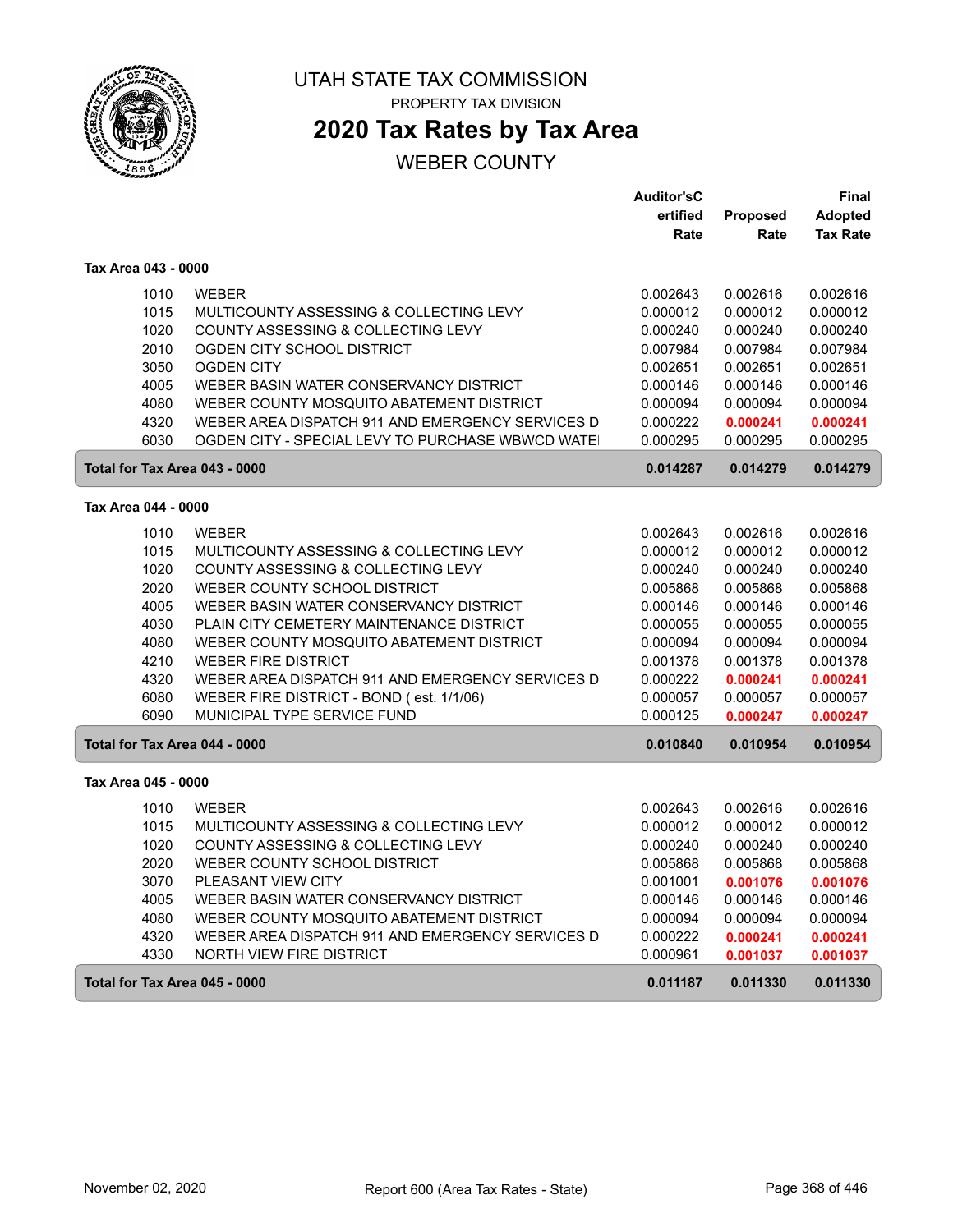# UTAH STATE TAX COMMISSION

PROPERTY TAX DIVISION

## 2020 Tax Rates by Tax Area

WEBER COUNTY

| | | Auditor'sCertified Rate | Proposed Rate | Final Adopted Tax Rate |
|---|---|---|---|---|
| **Tax Area 043 - 0000** | | | | |
| 1010 | WEBER | 0.002643 | 0.002616 | 0.002616 |
| 1015 | MULTICOUNTY ASSESSING & COLLECTING LEVY | 0.000012 | 0.000012 | 0.000012 |
| 1020 | COUNTY ASSESSING & COLLECTING LEVY | 0.000240 | 0.000240 | 0.000240 |
| 2010 | OGDEN CITY SCHOOL DISTRICT | 0.007984 | 0.007984 | 0.007984 |
| 3050 | OGDEN CITY | 0.002651 | 0.002651 | 0.002651 |
| 4005 | WEBER BASIN WATER CONSERVANCY DISTRICT | 0.000146 | 0.000146 | 0.000146 |
| 4080 | WEBER COUNTY MOSQUITO ABATEMENT DISTRICT | 0.000094 | 0.000094 | 0.000094 |
| 4320 | WEBER AREA DISPATCH 911 AND EMERGENCY SERVICES D | 0.000222 | **0.000241** | **0.000241** |
| 6030 | OGDEN CITY - SPECIAL LEVY TO PURCHASE WBWCD WATE | 0.000295 | 0.000295 | 0.000295 |
| **Total for Tax Area 043 - 0000** | | **0.014287** | **0.014279** | **0.014279** |
| **Tax Area 044 - 0000** | | | | |
| 1010 | WEBER | 0.002643 | 0.002616 | 0.002616 |
| 1015 | MULTICOUNTY ASSESSING & COLLECTING LEVY | 0.000012 | 0.000012 | 0.000012 |
| 1020 | COUNTY ASSESSING & COLLECTING LEVY | 0.000240 | 0.000240 | 0.000240 |
| 2020 | WEBER COUNTY SCHOOL DISTRICT | 0.005868 | 0.005868 | 0.005868 |
| 4005 | WEBER BASIN WATER CONSERVANCY DISTRICT | 0.000146 | 0.000146 | 0.000146 |
| 4030 | PLAIN CITY CEMETERY MAINTENANCE DISTRICT | 0.000055 | 0.000055 | 0.000055 |
| 4080 | WEBER COUNTY MOSQUITO ABATEMENT DISTRICT | 0.000094 | 0.000094 | 0.000094 |
| 4210 | WEBER FIRE DISTRICT | 0.001378 | 0.001378 | 0.001378 |
| 4320 | WEBER AREA DISPATCH 911 AND EMERGENCY SERVICES D | 0.000222 | **0.000241** | **0.000241** |
| 6080 | WEBER FIRE DISTRICT - BOND ( est. 1/1/06) | 0.000057 | 0.000057 | 0.000057 |
| 6090 | MUNICIPAL TYPE SERVICE FUND | 0.000125 | **0.000247** | **0.000247** |
| **Total for Tax Area 044 - 0000** | | **0.010840** | **0.010954** | **0.010954** |
| **Tax Area 045 - 0000** | | | | |
| 1010 | WEBER | 0.002643 | 0.002616 | 0.002616 |
| 1015 | MULTICOUNTY ASSESSING & COLLECTING LEVY | 0.000012 | 0.000012 | 0.000012 |
| 1020 | COUNTY ASSESSING & COLLECTING LEVY | 0.000240 | 0.000240 | 0.000240 |
| 2020 | WEBER COUNTY SCHOOL DISTRICT | 0.005868 | 0.005868 | 0.005868 |
| 3070 | PLEASANT VIEW CITY | 0.001001 | **0.001076** | **0.001076** |
| 4005 | WEBER BASIN WATER CONSERVANCY DISTRICT | 0.000146 | 0.000146 | 0.000146 |
| 4080 | WEBER COUNTY MOSQUITO ABATEMENT DISTRICT | 0.000094 | 0.000094 | 0.000094 |
| 4320 | WEBER AREA DISPATCH 911 AND EMERGENCY SERVICES D | 0.000222 | **0.000241** | **0.000241** |
| 4330 | NORTH VIEW FIRE DISTRICT | 0.000961 | **0.001037** | **0.001037** |
| **Total for Tax Area 045 - 0000** | | **0.011187** | **0.011330** | **0.011330** |

November 02, 2020 — Report 600 (Area Tax Rates - State)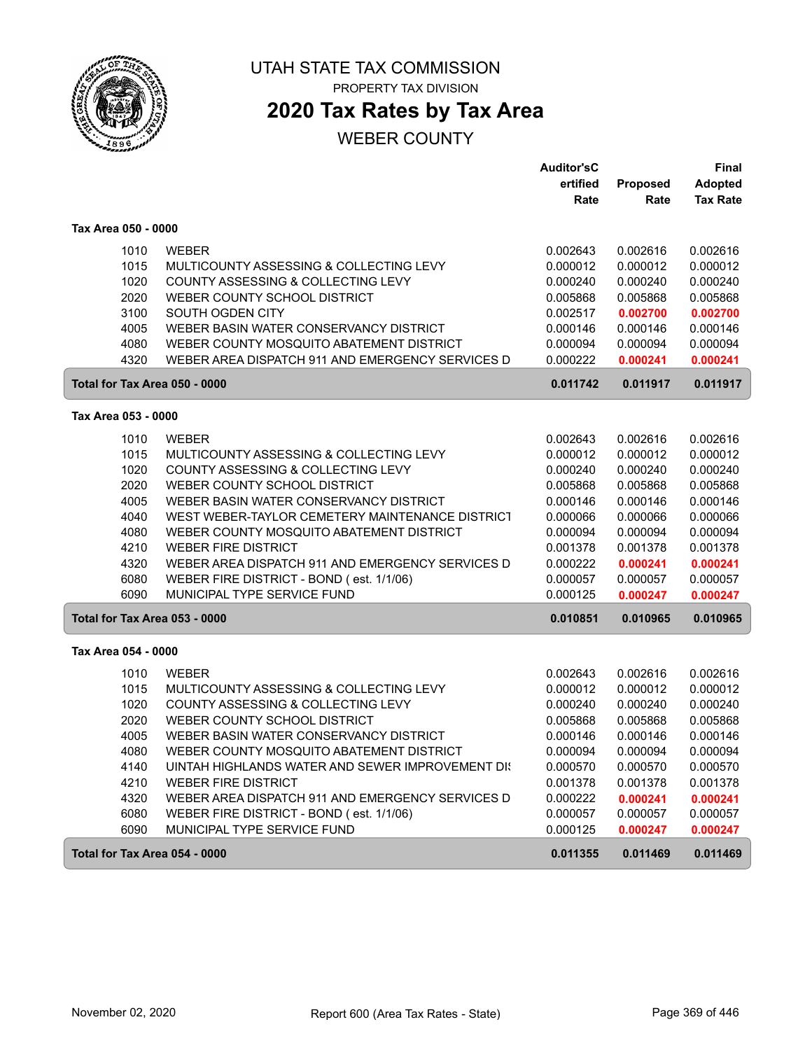# UTAH STATE TAX COMMISSION

PROPERTY TAX DIVISION

## 2020 Tax Rates by Tax Area

WEBER COUNTY

### Tax Area 050 - 0000

| | | Auditor'sCertified Rate | Proposed Rate | Final Adopted Tax Rate |
|---|---|---|---|---|
| 1010 | WEBER | 0.002643 | 0.002616 | 0.002616 |
| 1015 | MULTICOUNTY ASSESSING & COLLECTING LEVY | 0.000012 | 0.000012 | 0.000012 |
| 1020 | COUNTY ASSESSING & COLLECTING LEVY | 0.000240 | 0.000240 | 0.000240 |
| 2020 | WEBER COUNTY SCHOOL DISTRICT | 0.005868 | 0.005868 | 0.005868 |
| 3100 | SOUTH OGDEN CITY | 0.002517 | **0.002700** | **0.002700** |
| 4005 | WEBER BASIN WATER CONSERVANCY DISTRICT | 0.000146 | 0.000146 | 0.000146 |
| 4080 | WEBER COUNTY MOSQUITO ABATEMENT DISTRICT | 0.000094 | 0.000094 | 0.000094 |
| 4320 | WEBER AREA DISPATCH 911 AND EMERGENCY SERVICES D | 0.000222 | **0.000241** | **0.000241** |
| **Total for Tax Area 050 - 0000** | | **0.011742** | **0.011917** | **0.011917** |

### Tax Area 053 - 0000

| | | Auditor'sCertified Rate | Proposed Rate | Final Adopted Tax Rate |
|---|---|---|---|---|
| 1010 | WEBER | 0.002643 | 0.002616 | 0.002616 |
| 1015 | MULTICOUNTY ASSESSING & COLLECTING LEVY | 0.000012 | 0.000012 | 0.000012 |
| 1020 | COUNTY ASSESSING & COLLECTING LEVY | 0.000240 | 0.000240 | 0.000240 |
| 2020 | WEBER COUNTY SCHOOL DISTRICT | 0.005868 | 0.005868 | 0.005868 |
| 4005 | WEBER BASIN WATER CONSERVANCY DISTRICT | 0.000146 | 0.000146 | 0.000146 |
| 4040 | WEST WEBER-TAYLOR CEMETERY MAINTENANCE DISTRICT | 0.000066 | 0.000066 | 0.000066 |
| 4080 | WEBER COUNTY MOSQUITO ABATEMENT DISTRICT | 0.000094 | 0.000094 | 0.000094 |
| 4210 | WEBER FIRE DISTRICT | 0.001378 | 0.001378 | 0.001378 |
| 4320 | WEBER AREA DISPATCH 911 AND EMERGENCY SERVICES D | 0.000222 | **0.000241** | **0.000241** |
| 6080 | WEBER FIRE DISTRICT - BOND ( est. 1/1/06) | 0.000057 | 0.000057 | 0.000057 |
| 6090 | MUNICIPAL TYPE SERVICE FUND | 0.000125 | **0.000247** | **0.000247** |
| **Total for Tax Area 053 - 0000** | | **0.010851** | **0.010965** | **0.010965** |

### Tax Area 054 - 0000

| | | Auditor'sCertified Rate | Proposed Rate | Final Adopted Tax Rate |
|---|---|---|---|---|
| 1010 | WEBER | 0.002643 | 0.002616 | 0.002616 |
| 1015 | MULTICOUNTY ASSESSING & COLLECTING LEVY | 0.000012 | 0.000012 | 0.000012 |
| 1020 | COUNTY ASSESSING & COLLECTING LEVY | 0.000240 | 0.000240 | 0.000240 |
| 2020 | WEBER COUNTY SCHOOL DISTRICT | 0.005868 | 0.005868 | 0.005868 |
| 4005 | WEBER BASIN WATER CONSERVANCY DISTRICT | 0.000146 | 0.000146 | 0.000146 |
| 4080 | WEBER COUNTY MOSQUITO ABATEMENT DISTRICT | 0.000094 | 0.000094 | 0.000094 |
| 4140 | UINTAH HIGHLANDS WATER AND SEWER IMPROVEMENT DI | 0.000570 | 0.000570 | 0.000570 |
| 4210 | WEBER FIRE DISTRICT | 0.001378 | 0.001378 | 0.001378 |
| 4320 | WEBER AREA DISPATCH 911 AND EMERGENCY SERVICES D | 0.000222 | **0.000241** | **0.000241** |
| 6080 | WEBER FIRE DISTRICT - BOND ( est. 1/1/06) | 0.000057 | 0.000057 | 0.000057 |
| 6090 | MUNICIPAL TYPE SERVICE FUND | 0.000125 | **0.000247** | **0.000247** |
| **Total for Tax Area 054 - 0000** | | **0.011355** | **0.011469** | **0.011469** |

November 02, 2020 — Report 600 (Area Tax Rates - State)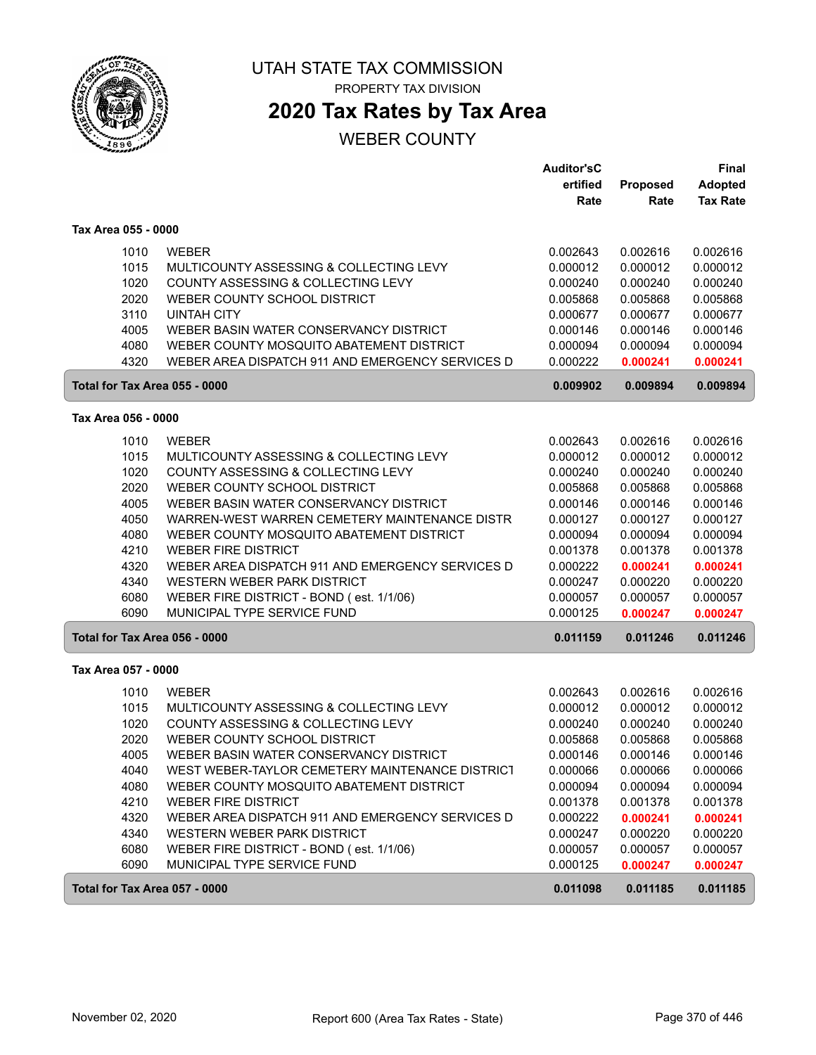# UTAH STATE TAX COMMISSION

PROPERTY TAX DIVISION

## 2020 Tax Rates by Tax Area

WEBER COUNTY

| | | Auditor'sCertified Rate | Proposed Rate | Final Adopted Tax Rate |
|---|---|---|---|---|
| **Tax Area 055 - 0000** | | | | |
| 1010 | WEBER | 0.002643 | 0.002616 | 0.002616 |
| 1015 | MULTICOUNTY ASSESSING & COLLECTING LEVY | 0.000012 | 0.000012 | 0.000012 |
| 1020 | COUNTY ASSESSING & COLLECTING LEVY | 0.000240 | 0.000240 | 0.000240 |
| 2020 | WEBER COUNTY SCHOOL DISTRICT | 0.005868 | 0.005868 | 0.005868 |
| 3110 | UINTAH CITY | 0.000677 | 0.000677 | 0.000677 |
| 4005 | WEBER BASIN WATER CONSERVANCY DISTRICT | 0.000146 | 0.000146 | 0.000146 |
| 4080 | WEBER COUNTY MOSQUITO ABATEMENT DISTRICT | 0.000094 | 0.000094 | 0.000094 |
| 4320 | WEBER AREA DISPATCH 911 AND EMERGENCY SERVICES D | 0.000222 | **0.000241** | **0.000241** |
| **Total for Tax Area 055 - 0000** | | **0.009902** | **0.009894** | **0.009894** |
| **Tax Area 056 - 0000** | | | | |
| 1010 | WEBER | 0.002643 | 0.002616 | 0.002616 |
| 1015 | MULTICOUNTY ASSESSING & COLLECTING LEVY | 0.000012 | 0.000012 | 0.000012 |
| 1020 | COUNTY ASSESSING & COLLECTING LEVY | 0.000240 | 0.000240 | 0.000240 |
| 2020 | WEBER COUNTY SCHOOL DISTRICT | 0.005868 | 0.005868 | 0.005868 |
| 4005 | WEBER BASIN WATER CONSERVANCY DISTRICT | 0.000146 | 0.000146 | 0.000146 |
| 4050 | WARREN-WEST WARREN CEMETERY MAINTENANCE DISTR | 0.000127 | 0.000127 | 0.000127 |
| 4080 | WEBER COUNTY MOSQUITO ABATEMENT DISTRICT | 0.000094 | 0.000094 | 0.000094 |
| 4210 | WEBER FIRE DISTRICT | 0.001378 | 0.001378 | 0.001378 |
| 4320 | WEBER AREA DISPATCH 911 AND EMERGENCY SERVICES D | 0.000222 | **0.000241** | **0.000241** |
| 4340 | WESTERN WEBER PARK DISTRICT | 0.000247 | 0.000220 | 0.000220 |
| 6080 | WEBER FIRE DISTRICT - BOND ( est. 1/1/06) | 0.000057 | 0.000057 | 0.000057 |
| 6090 | MUNICIPAL TYPE SERVICE FUND | 0.000125 | **0.000247** | **0.000247** |
| **Total for Tax Area 056 - 0000** | | **0.011159** | **0.011246** | **0.011246** |
| **Tax Area 057 - 0000** | | | | |
| 1010 | WEBER | 0.002643 | 0.002616 | 0.002616 |
| 1015 | MULTICOUNTY ASSESSING & COLLECTING LEVY | 0.000012 | 0.000012 | 0.000012 |
| 1020 | COUNTY ASSESSING & COLLECTING LEVY | 0.000240 | 0.000240 | 0.000240 |
| 2020 | WEBER COUNTY SCHOOL DISTRICT | 0.005868 | 0.005868 | 0.005868 |
| 4005 | WEBER BASIN WATER CONSERVANCY DISTRICT | 0.000146 | 0.000146 | 0.000146 |
| 4040 | WEST WEBER-TAYLOR CEMETERY MAINTENANCE DISTRICT | 0.000066 | 0.000066 | 0.000066 |
| 4080 | WEBER COUNTY MOSQUITO ABATEMENT DISTRICT | 0.000094 | 0.000094 | 0.000094 |
| 4210 | WEBER FIRE DISTRICT | 0.001378 | 0.001378 | 0.001378 |
| 4320 | WEBER AREA DISPATCH 911 AND EMERGENCY SERVICES D | 0.000222 | **0.000241** | **0.000241** |
| 4340 | WESTERN WEBER PARK DISTRICT | 0.000247 | 0.000220 | 0.000220 |
| 6080 | WEBER FIRE DISTRICT - BOND ( est. 1/1/06) | 0.000057 | 0.000057 | 0.000057 |
| 6090 | MUNICIPAL TYPE SERVICE FUND | 0.000125 | **0.000247** | **0.000247** |
| **Total for Tax Area 057 - 0000** | | **0.011098** | **0.011185** | **0.011185** |

November 02, 2020 — Report 600 (Area Tax Rates - State)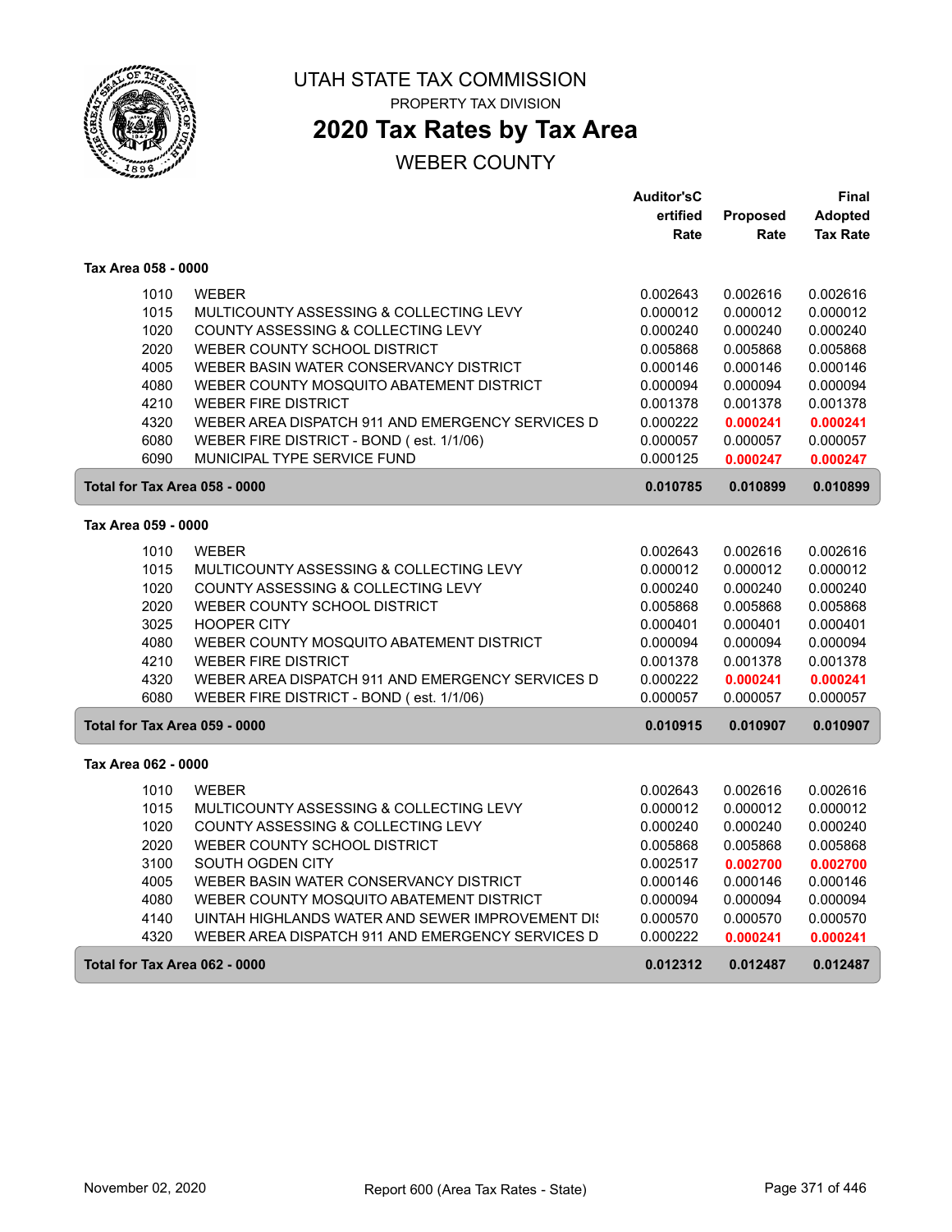# UTAH STATE TAX COMMISSION

PROPERTY TAX DIVISION

## 2020 Tax Rates by Tax Area

WEBER COUNTY

| | | Auditor'sCertified Rate | Proposed Rate | Final Adopted Tax Rate |
|---|---|---|---|---|
| **Tax Area 058 - 0000** | | | | |
| 1010 | WEBER | 0.002643 | 0.002616 | 0.002616 |
| 1015 | MULTICOUNTY ASSESSING & COLLECTING LEVY | 0.000012 | 0.000012 | 0.000012 |
| 1020 | COUNTY ASSESSING & COLLECTING LEVY | 0.000240 | 0.000240 | 0.000240 |
| 2020 | WEBER COUNTY SCHOOL DISTRICT | 0.005868 | 0.005868 | 0.005868 |
| 4005 | WEBER BASIN WATER CONSERVANCY DISTRICT | 0.000146 | 0.000146 | 0.000146 |
| 4080 | WEBER COUNTY MOSQUITO ABATEMENT DISTRICT | 0.000094 | 0.000094 | 0.000094 |
| 4210 | WEBER FIRE DISTRICT | 0.001378 | 0.001378 | 0.001378 |
| 4320 | WEBER AREA DISPATCH 911 AND EMERGENCY SERVICES D | 0.000222 | **0.000241** | **0.000241** |
| 6080 | WEBER FIRE DISTRICT - BOND ( est. 1/1/06) | 0.000057 | 0.000057 | 0.000057 |
| 6090 | MUNICIPAL TYPE SERVICE FUND | 0.000125 | **0.000247** | **0.000247** |
| **Total for Tax Area 058 - 0000** | | **0.010785** | **0.010899** | **0.010899** |
| **Tax Area 059 - 0000** | | | | |
| 1010 | WEBER | 0.002643 | 0.002616 | 0.002616 |
| 1015 | MULTICOUNTY ASSESSING & COLLECTING LEVY | 0.000012 | 0.000012 | 0.000012 |
| 1020 | COUNTY ASSESSING & COLLECTING LEVY | 0.000240 | 0.000240 | 0.000240 |
| 2020 | WEBER COUNTY SCHOOL DISTRICT | 0.005868 | 0.005868 | 0.005868 |
| 3025 | HOOPER CITY | 0.000401 | 0.000401 | 0.000401 |
| 4080 | WEBER COUNTY MOSQUITO ABATEMENT DISTRICT | 0.000094 | 0.000094 | 0.000094 |
| 4210 | WEBER FIRE DISTRICT | 0.001378 | 0.001378 | 0.001378 |
| 4320 | WEBER AREA DISPATCH 911 AND EMERGENCY SERVICES D | 0.000222 | **0.000241** | **0.000241** |
| 6080 | WEBER FIRE DISTRICT - BOND ( est. 1/1/06) | 0.000057 | 0.000057 | 0.000057 |
| **Total for Tax Area 059 - 0000** | | **0.010915** | **0.010907** | **0.010907** |
| **Tax Area 062 - 0000** | | | | |
| 1010 | WEBER | 0.002643 | 0.002616 | 0.002616 |
| 1015 | MULTICOUNTY ASSESSING & COLLECTING LEVY | 0.000012 | 0.000012 | 0.000012 |
| 1020 | COUNTY ASSESSING & COLLECTING LEVY | 0.000240 | 0.000240 | 0.000240 |
| 2020 | WEBER COUNTY SCHOOL DISTRICT | 0.005868 | 0.005868 | 0.005868 |
| 3100 | SOUTH OGDEN CITY | 0.002517 | **0.002700** | **0.002700** |
| 4005 | WEBER BASIN WATER CONSERVANCY DISTRICT | 0.000146 | 0.000146 | 0.000146 |
| 4080 | WEBER COUNTY MOSQUITO ABATEMENT DISTRICT | 0.000094 | 0.000094 | 0.000094 |
| 4140 | UINTAH HIGHLANDS WATER AND SEWER IMPROVEMENT DIS | 0.000570 | 0.000570 | 0.000570 |
| 4320 | WEBER AREA DISPATCH 911 AND EMERGENCY SERVICES D | 0.000222 | **0.000241** | **0.000241** |
| **Total for Tax Area 062 - 0000** | | **0.012312** | **0.012487** | **0.012487** |

November 02, 2020 — Report 600 (Area Tax Rates - State)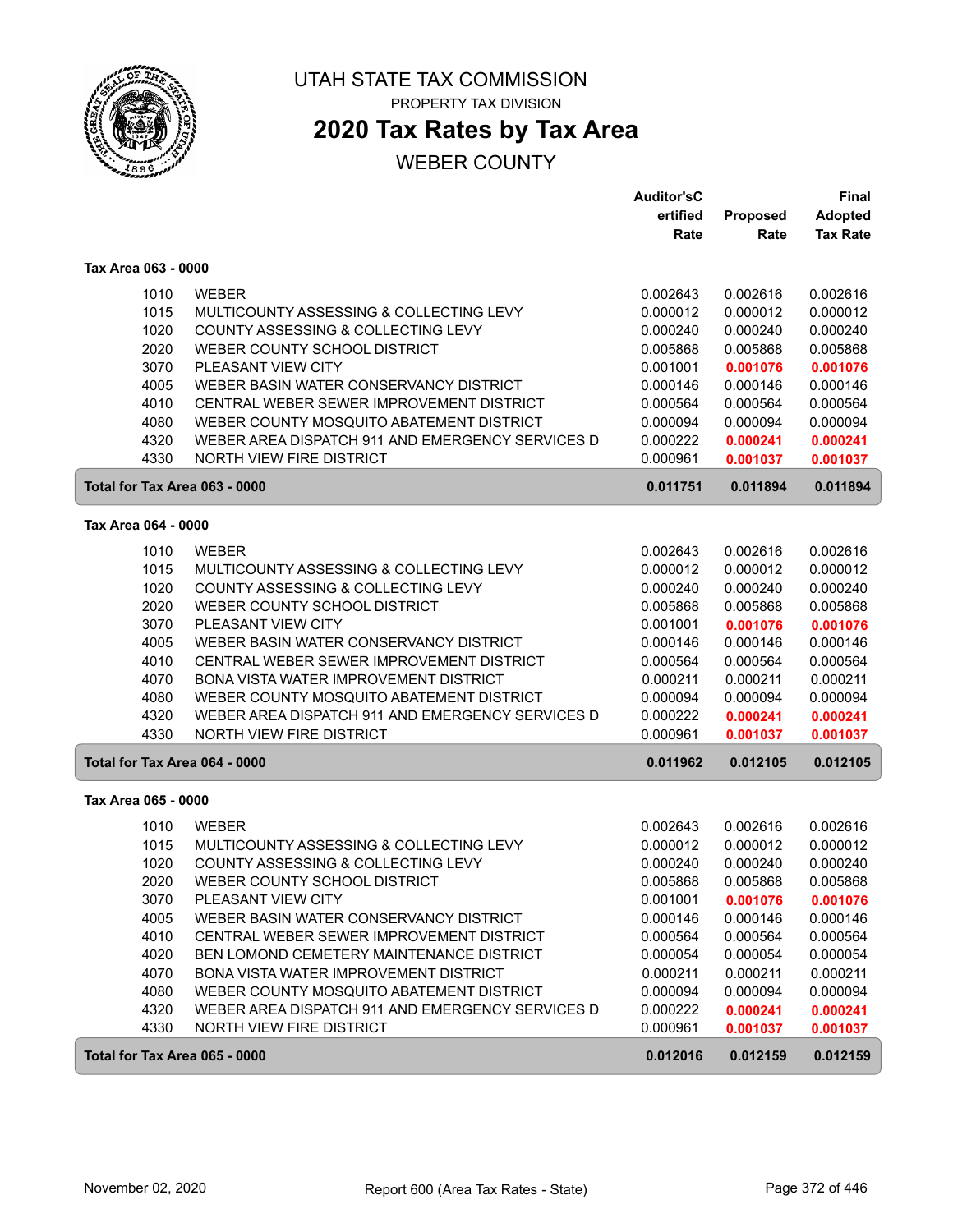# UTAH STATE TAX COMMISSION

PROPERTY TAX DIVISION

## 2020 Tax Rates by Tax Area

WEBER COUNTY

### Tax Area 063 - 0000

| | | Auditor'sCertified Rate | Proposed Rate | Final Adopted Tax Rate |
|---|---|---|---|---|
| 1010 | WEBER | 0.002643 | 0.002616 | 0.002616 |
| 1015 | MULTICOUNTY ASSESSING & COLLECTING LEVY | 0.000012 | 0.000012 | 0.000012 |
| 1020 | COUNTY ASSESSING & COLLECTING LEVY | 0.000240 | 0.000240 | 0.000240 |
| 2020 | WEBER COUNTY SCHOOL DISTRICT | 0.005868 | 0.005868 | 0.005868 |
| 3070 | PLEASANT VIEW CITY | 0.001001 | **0.001076** | **0.001076** |
| 4005 | WEBER BASIN WATER CONSERVANCY DISTRICT | 0.000146 | 0.000146 | 0.000146 |
| 4010 | CENTRAL WEBER SEWER IMPROVEMENT DISTRICT | 0.000564 | 0.000564 | 0.000564 |
| 4080 | WEBER COUNTY MOSQUITO ABATEMENT DISTRICT | 0.000094 | 0.000094 | 0.000094 |
| 4320 | WEBER AREA DISPATCH 911 AND EMERGENCY SERVICES D | 0.000222 | **0.000241** | **0.000241** |
| 4330 | NORTH VIEW FIRE DISTRICT | 0.000961 | **0.001037** | **0.001037** |
| **Total for Tax Area 063 - 0000** | | **0.011751** | **0.011894** | **0.011894** |

### Tax Area 064 - 0000

| | | Auditor'sCertified Rate | Proposed Rate | Final Adopted Tax Rate |
|---|---|---|---|---|
| 1010 | WEBER | 0.002643 | 0.002616 | 0.002616 |
| 1015 | MULTICOUNTY ASSESSING & COLLECTING LEVY | 0.000012 | 0.000012 | 0.000012 |
| 1020 | COUNTY ASSESSING & COLLECTING LEVY | 0.000240 | 0.000240 | 0.000240 |
| 2020 | WEBER COUNTY SCHOOL DISTRICT | 0.005868 | 0.005868 | 0.005868 |
| 3070 | PLEASANT VIEW CITY | 0.001001 | **0.001076** | **0.001076** |
| 4005 | WEBER BASIN WATER CONSERVANCY DISTRICT | 0.000146 | 0.000146 | 0.000146 |
| 4010 | CENTRAL WEBER SEWER IMPROVEMENT DISTRICT | 0.000564 | 0.000564 | 0.000564 |
| 4070 | BONA VISTA WATER IMPROVEMENT DISTRICT | 0.000211 | 0.000211 | 0.000211 |
| 4080 | WEBER COUNTY MOSQUITO ABATEMENT DISTRICT | 0.000094 | 0.000094 | 0.000094 |
| 4320 | WEBER AREA DISPATCH 911 AND EMERGENCY SERVICES D | 0.000222 | **0.000241** | **0.000241** |
| 4330 | NORTH VIEW FIRE DISTRICT | 0.000961 | **0.001037** | **0.001037** |
| **Total for Tax Area 064 - 0000** | | **0.011962** | **0.012105** | **0.012105** |

### Tax Area 065 - 0000

| | | Auditor'sCertified Rate | Proposed Rate | Final Adopted Tax Rate |
|---|---|---|---|---|
| 1010 | WEBER | 0.002643 | 0.002616 | 0.002616 |
| 1015 | MULTICOUNTY ASSESSING & COLLECTING LEVY | 0.000012 | 0.000012 | 0.000012 |
| 1020 | COUNTY ASSESSING & COLLECTING LEVY | 0.000240 | 0.000240 | 0.000240 |
| 2020 | WEBER COUNTY SCHOOL DISTRICT | 0.005868 | 0.005868 | 0.005868 |
| 3070 | PLEASANT VIEW CITY | 0.001001 | **0.001076** | **0.001076** |
| 4005 | WEBER BASIN WATER CONSERVANCY DISTRICT | 0.000146 | 0.000146 | 0.000146 |
| 4010 | CENTRAL WEBER SEWER IMPROVEMENT DISTRICT | 0.000564 | 0.000564 | 0.000564 |
| 4020 | BEN LOMOND CEMETERY MAINTENANCE DISTRICT | 0.000054 | 0.000054 | 0.000054 |
| 4070 | BONA VISTA WATER IMPROVEMENT DISTRICT | 0.000211 | 0.000211 | 0.000211 |
| 4080 | WEBER COUNTY MOSQUITO ABATEMENT DISTRICT | 0.000094 | 0.000094 | 0.000094 |
| 4320 | WEBER AREA DISPATCH 911 AND EMERGENCY SERVICES D | 0.000222 | **0.000241** | **0.000241** |
| 4330 | NORTH VIEW FIRE DISTRICT | 0.000961 | **0.001037** | **0.001037** |
| **Total for Tax Area 065 - 0000** | | **0.012016** | **0.012159** | **0.012159** |

November 02, 2020 — Report 600 (Area Tax Rates - State)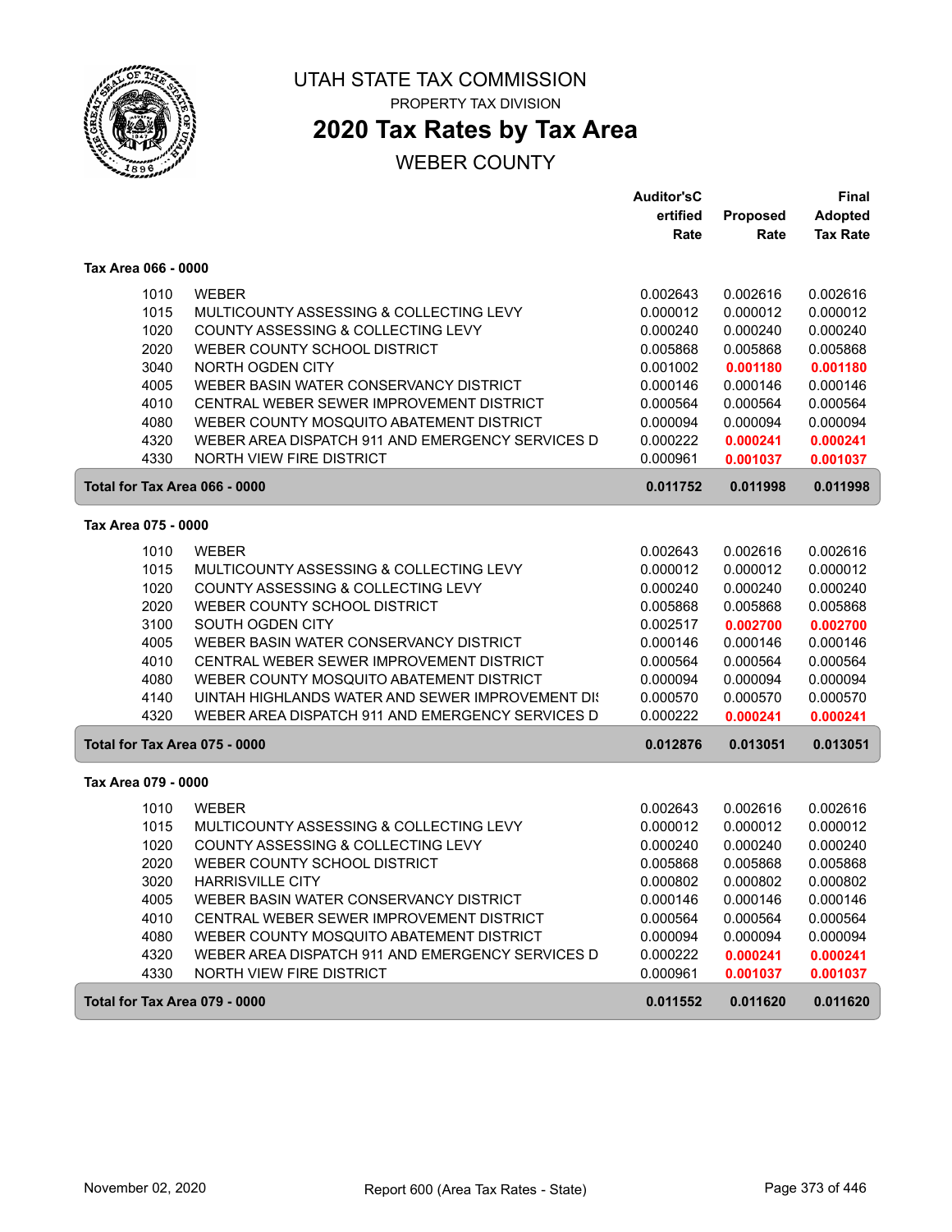UTAH STATE TAX COMMISSION

PROPERTY TAX DIVISION

# 2020 Tax Rates by Tax Area

WEBER COUNTY

| | | Auditor'sCertified Rate | Proposed Rate | Final Adopted Tax Rate |
|---|---|---|---|---|
| **Tax Area 066 - 0000** | | | | |
| 1010 | WEBER | 0.002643 | 0.002616 | 0.002616 |
| 1015 | MULTICOUNTY ASSESSING & COLLECTING LEVY | 0.000012 | 0.000012 | 0.000012 |
| 1020 | COUNTY ASSESSING & COLLECTING LEVY | 0.000240 | 0.000240 | 0.000240 |
| 2020 | WEBER COUNTY SCHOOL DISTRICT | 0.005868 | 0.005868 | 0.005868 |
| 3040 | NORTH OGDEN CITY | 0.001002 | **0.001180** | **0.001180** |
| 4005 | WEBER BASIN WATER CONSERVANCY DISTRICT | 0.000146 | 0.000146 | 0.000146 |
| 4010 | CENTRAL WEBER SEWER IMPROVEMENT DISTRICT | 0.000564 | 0.000564 | 0.000564 |
| 4080 | WEBER COUNTY MOSQUITO ABATEMENT DISTRICT | 0.000094 | 0.000094 | 0.000094 |
| 4320 | WEBER AREA DISPATCH 911 AND EMERGENCY SERVICES D | 0.000222 | **0.000241** | **0.000241** |
| 4330 | NORTH VIEW FIRE DISTRICT | 0.000961 | **0.001037** | **0.001037** |
| **Total for Tax Area 066 - 0000** | | **0.011752** | **0.011998** | **0.011998** |
| **Tax Area 075 - 0000** | | | | |
| 1010 | WEBER | 0.002643 | 0.002616 | 0.002616 |
| 1015 | MULTICOUNTY ASSESSING & COLLECTING LEVY | 0.000012 | 0.000012 | 0.000012 |
| 1020 | COUNTY ASSESSING & COLLECTING LEVY | 0.000240 | 0.000240 | 0.000240 |
| 2020 | WEBER COUNTY SCHOOL DISTRICT | 0.005868 | 0.005868 | 0.005868 |
| 3100 | SOUTH OGDEN CITY | 0.002517 | **0.002700** | **0.002700** |
| 4005 | WEBER BASIN WATER CONSERVANCY DISTRICT | 0.000146 | 0.000146 | 0.000146 |
| 4010 | CENTRAL WEBER SEWER IMPROVEMENT DISTRICT | 0.000564 | 0.000564 | 0.000564 |
| 4080 | WEBER COUNTY MOSQUITO ABATEMENT DISTRICT | 0.000094 | 0.000094 | 0.000094 |
| 4140 | UINTAH HIGHLANDS WATER AND SEWER IMPROVEMENT DIS | 0.000570 | 0.000570 | 0.000570 |
| 4320 | WEBER AREA DISPATCH 911 AND EMERGENCY SERVICES D | 0.000222 | **0.000241** | **0.000241** |
| **Total for Tax Area 075 - 0000** | | **0.012876** | **0.013051** | **0.013051** |
| **Tax Area 079 - 0000** | | | | |
| 1010 | WEBER | 0.002643 | 0.002616 | 0.002616 |
| 1015 | MULTICOUNTY ASSESSING & COLLECTING LEVY | 0.000012 | 0.000012 | 0.000012 |
| 1020 | COUNTY ASSESSING & COLLECTING LEVY | 0.000240 | 0.000240 | 0.000240 |
| 2020 | WEBER COUNTY SCHOOL DISTRICT | 0.005868 | 0.005868 | 0.005868 |
| 3020 | HARRISVILLE CITY | 0.000802 | 0.000802 | 0.000802 |
| 4005 | WEBER BASIN WATER CONSERVANCY DISTRICT | 0.000146 | 0.000146 | 0.000146 |
| 4010 | CENTRAL WEBER SEWER IMPROVEMENT DISTRICT | 0.000564 | 0.000564 | 0.000564 |
| 4080 | WEBER COUNTY MOSQUITO ABATEMENT DISTRICT | 0.000094 | 0.000094 | 0.000094 |
| 4320 | WEBER AREA DISPATCH 911 AND EMERGENCY SERVICES D | 0.000222 | **0.000241** | **0.000241** |
| 4330 | NORTH VIEW FIRE DISTRICT | 0.000961 | **0.001037** | **0.001037** |
| **Total for Tax Area 079 - 0000** | | **0.011552** | **0.011620** | **0.011620** |

November 02, 2020 Report 600 (Area Tax Rates - State)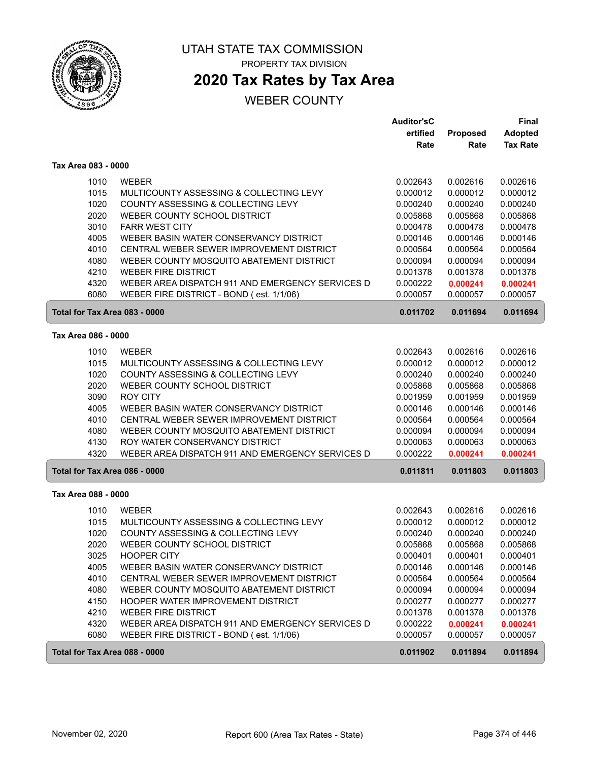# UTAH STATE TAX COMMISSION

PROPERTY TAX DIVISION

## 2020 Tax Rates by Tax Area

WEBER COUNTY

### Tax Area 083 - 0000

| | | Auditor'sCertified Rate | Proposed Rate | Final Adopted Tax Rate |
|---|---|---|---|---|
| 1010 | WEBER | 0.002643 | 0.002616 | 0.002616 |
| 1015 | MULTICOUNTY ASSESSING & COLLECTING LEVY | 0.000012 | 0.000012 | 0.000012 |
| 1020 | COUNTY ASSESSING & COLLECTING LEVY | 0.000240 | 0.000240 | 0.000240 |
| 2020 | WEBER COUNTY SCHOOL DISTRICT | 0.005868 | 0.005868 | 0.005868 |
| 3010 | FARR WEST CITY | 0.000478 | 0.000478 | 0.000478 |
| 4005 | WEBER BASIN WATER CONSERVANCY DISTRICT | 0.000146 | 0.000146 | 0.000146 |
| 4010 | CENTRAL WEBER SEWER IMPROVEMENT DISTRICT | 0.000564 | 0.000564 | 0.000564 |
| 4080 | WEBER COUNTY MOSQUITO ABATEMENT DISTRICT | 0.000094 | 0.000094 | 0.000094 |
| 4210 | WEBER FIRE DISTRICT | 0.001378 | 0.001378 | 0.001378 |
| 4320 | WEBER AREA DISPATCH 911 AND EMERGENCY SERVICES D | 0.000222 | **0.000241** | **0.000241** |
| 6080 | WEBER FIRE DISTRICT - BOND ( est. 1/1/06) | 0.000057 | 0.000057 | 0.000057 |
| **Total for Tax Area 083 - 0000** | | **0.011702** | **0.011694** | **0.011694** |

### Tax Area 086 - 0000

| | | Auditor'sCertified Rate | Proposed Rate | Final Adopted Tax Rate |
|---|---|---|---|---|
| 1010 | WEBER | 0.002643 | 0.002616 | 0.002616 |
| 1015 | MULTICOUNTY ASSESSING & COLLECTING LEVY | 0.000012 | 0.000012 | 0.000012 |
| 1020 | COUNTY ASSESSING & COLLECTING LEVY | 0.000240 | 0.000240 | 0.000240 |
| 2020 | WEBER COUNTY SCHOOL DISTRICT | 0.005868 | 0.005868 | 0.005868 |
| 3090 | ROY CITY | 0.001959 | 0.001959 | 0.001959 |
| 4005 | WEBER BASIN WATER CONSERVANCY DISTRICT | 0.000146 | 0.000146 | 0.000146 |
| 4010 | CENTRAL WEBER SEWER IMPROVEMENT DISTRICT | 0.000564 | 0.000564 | 0.000564 |
| 4080 | WEBER COUNTY MOSQUITO ABATEMENT DISTRICT | 0.000094 | 0.000094 | 0.000094 |
| 4130 | ROY WATER CONSERVANCY DISTRICT | 0.000063 | 0.000063 | 0.000063 |
| 4320 | WEBER AREA DISPATCH 911 AND EMERGENCY SERVICES D | 0.000222 | **0.000241** | **0.000241** |
| **Total for Tax Area 086 - 0000** | | **0.011811** | **0.011803** | **0.011803** |

### Tax Area 088 - 0000

| | | Auditor'sCertified Rate | Proposed Rate | Final Adopted Tax Rate |
|---|---|---|---|---|
| 1010 | WEBER | 0.002643 | 0.002616 | 0.002616 |
| 1015 | MULTICOUNTY ASSESSING & COLLECTING LEVY | 0.000012 | 0.000012 | 0.000012 |
| 1020 | COUNTY ASSESSING & COLLECTING LEVY | 0.000240 | 0.000240 | 0.000240 |
| 2020 | WEBER COUNTY SCHOOL DISTRICT | 0.005868 | 0.005868 | 0.005868 |
| 3025 | HOOPER CITY | 0.000401 | 0.000401 | 0.000401 |
| 4005 | WEBER BASIN WATER CONSERVANCY DISTRICT | 0.000146 | 0.000146 | 0.000146 |
| 4010 | CENTRAL WEBER SEWER IMPROVEMENT DISTRICT | 0.000564 | 0.000564 | 0.000564 |
| 4080 | WEBER COUNTY MOSQUITO ABATEMENT DISTRICT | 0.000094 | 0.000094 | 0.000094 |
| 4150 | HOOPER WATER IMPROVEMENT DISTRICT | 0.000277 | 0.000277 | 0.000277 |
| 4210 | WEBER FIRE DISTRICT | 0.001378 | 0.001378 | 0.001378 |
| 4320 | WEBER AREA DISPATCH 911 AND EMERGENCY SERVICES D | 0.000222 | **0.000241** | **0.000241** |
| 6080 | WEBER FIRE DISTRICT - BOND ( est. 1/1/06) | 0.000057 | 0.000057 | 0.000057 |
| **Total for Tax Area 088 - 0000** | | **0.011902** | **0.011894** | **0.011894** |

November 02, 2020 Report 600 (Area Tax Rates - State)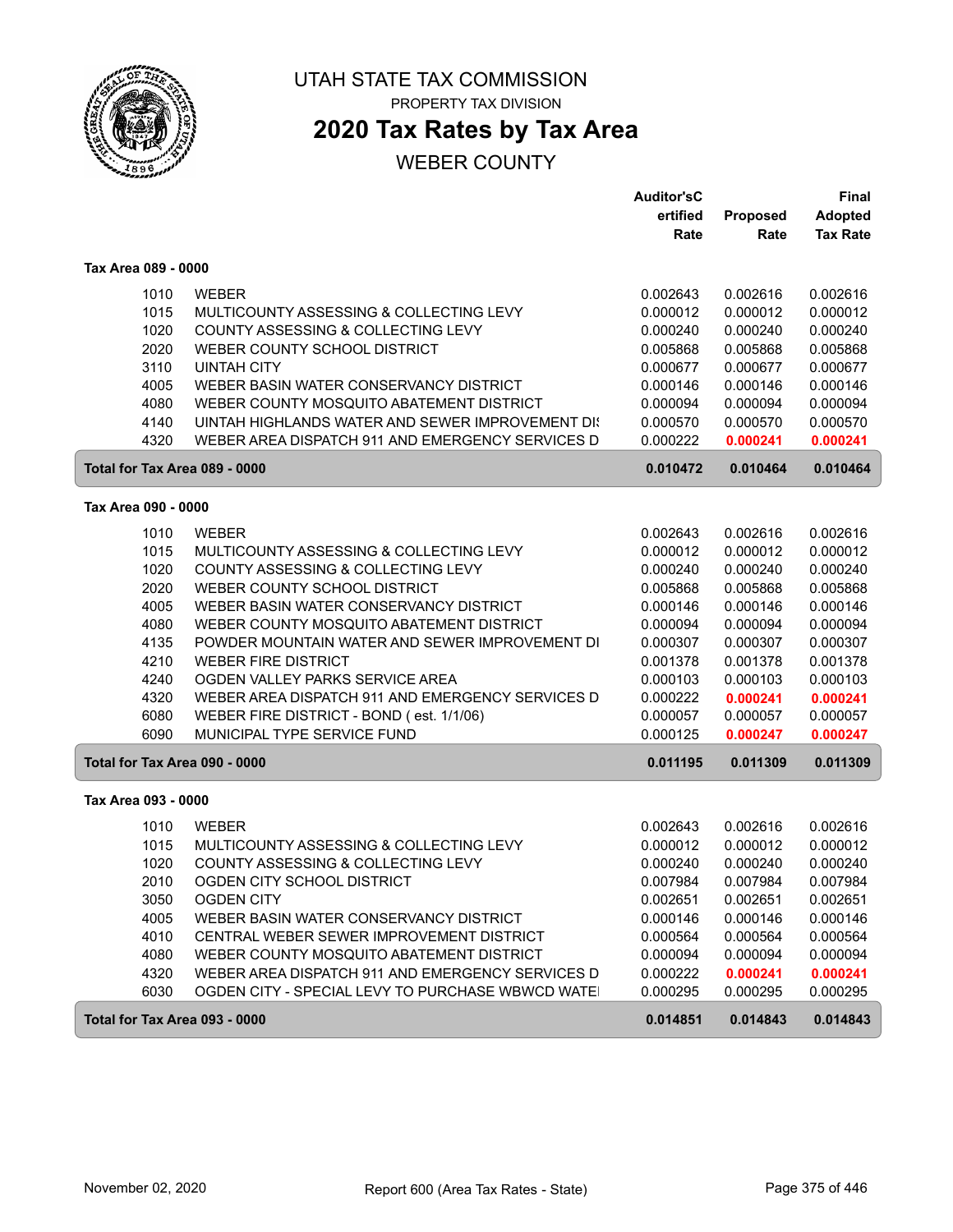# UTAH STATE TAX COMMISSION

PROPERTY TAX DIVISION

## 2020 Tax Rates by Tax Area

WEBER COUNTY

### Tax Area 089 - 0000

| | | Auditor's Certified Rate | Proposed Rate | Final Adopted Tax Rate |
|---|---|---|---|---|
| 1010 | WEBER | 0.002643 | 0.002616 | 0.002616 |
| 1015 | MULTICOUNTY ASSESSING & COLLECTING LEVY | 0.000012 | 0.000012 | 0.000012 |
| 1020 | COUNTY ASSESSING & COLLECTING LEVY | 0.000240 | 0.000240 | 0.000240 |
| 2020 | WEBER COUNTY SCHOOL DISTRICT | 0.005868 | 0.005868 | 0.005868 |
| 3110 | UINTAH CITY | 0.000677 | 0.000677 | 0.000677 |
| 4005 | WEBER BASIN WATER CONSERVANCY DISTRICT | 0.000146 | 0.000146 | 0.000146 |
| 4080 | WEBER COUNTY MOSQUITO ABATEMENT DISTRICT | 0.000094 | 0.000094 | 0.000094 |
| 4140 | UINTAH HIGHLANDS WATER AND SEWER IMPROVEMENT DI! | 0.000570 | 0.000570 | 0.000570 |
| 4320 | WEBER AREA DISPATCH 911 AND EMERGENCY SERVICES D | 0.000222 | **0.000241** | **0.000241** |
| **Total for Tax Area 089 - 0000** | | **0.010472** | **0.010464** | **0.010464** |

### Tax Area 090 - 0000

| | | Auditor's Certified Rate | Proposed Rate | Final Adopted Tax Rate |
|---|---|---|---|---|
| 1010 | WEBER | 0.002643 | 0.002616 | 0.002616 |
| 1015 | MULTICOUNTY ASSESSING & COLLECTING LEVY | 0.000012 | 0.000012 | 0.000012 |
| 1020 | COUNTY ASSESSING & COLLECTING LEVY | 0.000240 | 0.000240 | 0.000240 |
| 2020 | WEBER COUNTY SCHOOL DISTRICT | 0.005868 | 0.005868 | 0.005868 |
| 4005 | WEBER BASIN WATER CONSERVANCY DISTRICT | 0.000146 | 0.000146 | 0.000146 |
| 4080 | WEBER COUNTY MOSQUITO ABATEMENT DISTRICT | 0.000094 | 0.000094 | 0.000094 |
| 4135 | POWDER MOUNTAIN WATER AND SEWER IMPROVEMENT DI | 0.000307 | 0.000307 | 0.000307 |
| 4210 | WEBER FIRE DISTRICT | 0.001378 | 0.001378 | 0.001378 |
| 4240 | OGDEN VALLEY PARKS SERVICE AREA | 0.000103 | 0.000103 | 0.000103 |
| 4320 | WEBER AREA DISPATCH 911 AND EMERGENCY SERVICES D | 0.000222 | **0.000241** | **0.000241** |
| 6080 | WEBER FIRE DISTRICT - BOND ( est. 1/1/06) | 0.000057 | 0.000057 | 0.000057 |
| 6090 | MUNICIPAL TYPE SERVICE FUND | 0.000125 | **0.000247** | **0.000247** |
| **Total for Tax Area 090 - 0000** | | **0.011195** | **0.011309** | **0.011309** |

### Tax Area 093 - 0000

| | | Auditor's Certified Rate | Proposed Rate | Final Adopted Tax Rate |
|---|---|---|---|---|
| 1010 | WEBER | 0.002643 | 0.002616 | 0.002616 |
| 1015 | MULTICOUNTY ASSESSING & COLLECTING LEVY | 0.000012 | 0.000012 | 0.000012 |
| 1020 | COUNTY ASSESSING & COLLECTING LEVY | 0.000240 | 0.000240 | 0.000240 |
| 2010 | OGDEN CITY SCHOOL DISTRICT | 0.007984 | 0.007984 | 0.007984 |
| 3050 | OGDEN CITY | 0.002651 | 0.002651 | 0.002651 |
| 4005 | WEBER BASIN WATER CONSERVANCY DISTRICT | 0.000146 | 0.000146 | 0.000146 |
| 4010 | CENTRAL WEBER SEWER IMPROVEMENT DISTRICT | 0.000564 | 0.000564 | 0.000564 |
| 4080 | WEBER COUNTY MOSQUITO ABATEMENT DISTRICT | 0.000094 | 0.000094 | 0.000094 |
| 4320 | WEBER AREA DISPATCH 911 AND EMERGENCY SERVICES D | 0.000222 | **0.000241** | **0.000241** |
| 6030 | OGDEN CITY - SPECIAL LEVY TO PURCHASE WBWCD WATE | 0.000295 | 0.000295 | 0.000295 |
| **Total for Tax Area 093 - 0000** | | **0.014851** | **0.014843** | **0.014843** |

November 02, 2020 — Report 600 (Area Tax Rates - State)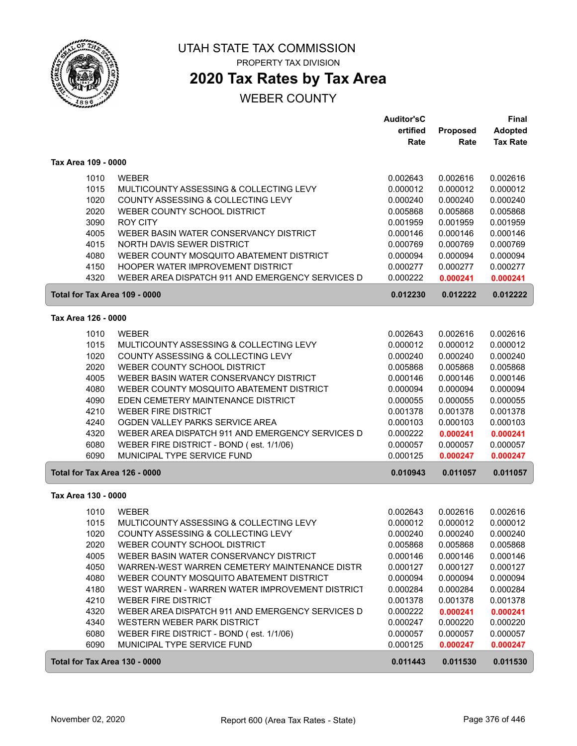# UTAH STATE TAX COMMISSION

PROPERTY TAX DIVISION

## 2020 Tax Rates by Tax Area

WEBER COUNTY

| | | Auditor'sCertified Rate | Proposed Rate | Final Adopted Tax Rate |
|---|---|---|---|---|
| **Tax Area 109 - 0000** | | | | |
| 1010 | WEBER | 0.002643 | 0.002616 | 0.002616 |
| 1015 | MULTICOUNTY ASSESSING & COLLECTING LEVY | 0.000012 | 0.000012 | 0.000012 |
| 1020 | COUNTY ASSESSING & COLLECTING LEVY | 0.000240 | 0.000240 | 0.000240 |
| 2020 | WEBER COUNTY SCHOOL DISTRICT | 0.005868 | 0.005868 | 0.005868 |
| 3090 | ROY CITY | 0.001959 | 0.001959 | 0.001959 |
| 4005 | WEBER BASIN WATER CONSERVANCY DISTRICT | 0.000146 | 0.000146 | 0.000146 |
| 4015 | NORTH DAVIS SEWER DISTRICT | 0.000769 | 0.000769 | 0.000769 |
| 4080 | WEBER COUNTY MOSQUITO ABATEMENT DISTRICT | 0.000094 | 0.000094 | 0.000094 |
| 4150 | HOOPER WATER IMPROVEMENT DISTRICT | 0.000277 | 0.000277 | 0.000277 |
| 4320 | WEBER AREA DISPATCH 911 AND EMERGENCY SERVICES D | 0.000222 | 0.000241 | 0.000241 |
| **Total for Tax Area 109 - 0000** | | **0.012230** | **0.012222** | **0.012222** |
| **Tax Area 126 - 0000** | | | | |
| 1010 | WEBER | 0.002643 | 0.002616 | 0.002616 |
| 1015 | MULTICOUNTY ASSESSING & COLLECTING LEVY | 0.000012 | 0.000012 | 0.000012 |
| 1020 | COUNTY ASSESSING & COLLECTING LEVY | 0.000240 | 0.000240 | 0.000240 |
| 2020 | WEBER COUNTY SCHOOL DISTRICT | 0.005868 | 0.005868 | 0.005868 |
| 4005 | WEBER BASIN WATER CONSERVANCY DISTRICT | 0.000146 | 0.000146 | 0.000146 |
| 4080 | WEBER COUNTY MOSQUITO ABATEMENT DISTRICT | 0.000094 | 0.000094 | 0.000094 |
| 4090 | EDEN CEMETERY MAINTENANCE DISTRICT | 0.000055 | 0.000055 | 0.000055 |
| 4210 | WEBER FIRE DISTRICT | 0.001378 | 0.001378 | 0.001378 |
| 4240 | OGDEN VALLEY PARKS SERVICE AREA | 0.000103 | 0.000103 | 0.000103 |
| 4320 | WEBER AREA DISPATCH 911 AND EMERGENCY SERVICES D | 0.000222 | 0.000241 | 0.000241 |
| 6080 | WEBER FIRE DISTRICT - BOND ( est. 1/1/06) | 0.000057 | 0.000057 | 0.000057 |
| 6090 | MUNICIPAL TYPE SERVICE FUND | 0.000125 | 0.000247 | 0.000247 |
| **Total for Tax Area 126 - 0000** | | **0.010943** | **0.011057** | **0.011057** |
| **Tax Area 130 - 0000** | | | | |
| 1010 | WEBER | 0.002643 | 0.002616 | 0.002616 |
| 1015 | MULTICOUNTY ASSESSING & COLLECTING LEVY | 0.000012 | 0.000012 | 0.000012 |
| 1020 | COUNTY ASSESSING & COLLECTING LEVY | 0.000240 | 0.000240 | 0.000240 |
| 2020 | WEBER COUNTY SCHOOL DISTRICT | 0.005868 | 0.005868 | 0.005868 |
| 4005 | WEBER BASIN WATER CONSERVANCY DISTRICT | 0.000146 | 0.000146 | 0.000146 |
| 4050 | WARREN-WEST WARREN CEMETERY MAINTENANCE DISTR | 0.000127 | 0.000127 | 0.000127 |
| 4080 | WEBER COUNTY MOSQUITO ABATEMENT DISTRICT | 0.000094 | 0.000094 | 0.000094 |
| 4180 | WEST WARREN - WARREN WATER IMPROVEMENT DISTRICT | 0.000284 | 0.000284 | 0.000284 |
| 4210 | WEBER FIRE DISTRICT | 0.001378 | 0.001378 | 0.001378 |
| 4320 | WEBER AREA DISPATCH 911 AND EMERGENCY SERVICES D | 0.000222 | 0.000241 | 0.000241 |
| 4340 | WESTERN WEBER PARK DISTRICT | 0.000247 | 0.000220 | 0.000220 |
| 6080 | WEBER FIRE DISTRICT - BOND ( est. 1/1/06) | 0.000057 | 0.000057 | 0.000057 |
| 6090 | MUNICIPAL TYPE SERVICE FUND | 0.000125 | 0.000247 | 0.000247 |
| **Total for Tax Area 130 - 0000** | | **0.011443** | **0.011530** | **0.011530** |

November 02, 2020 Report 600 (Area Tax Rates - State)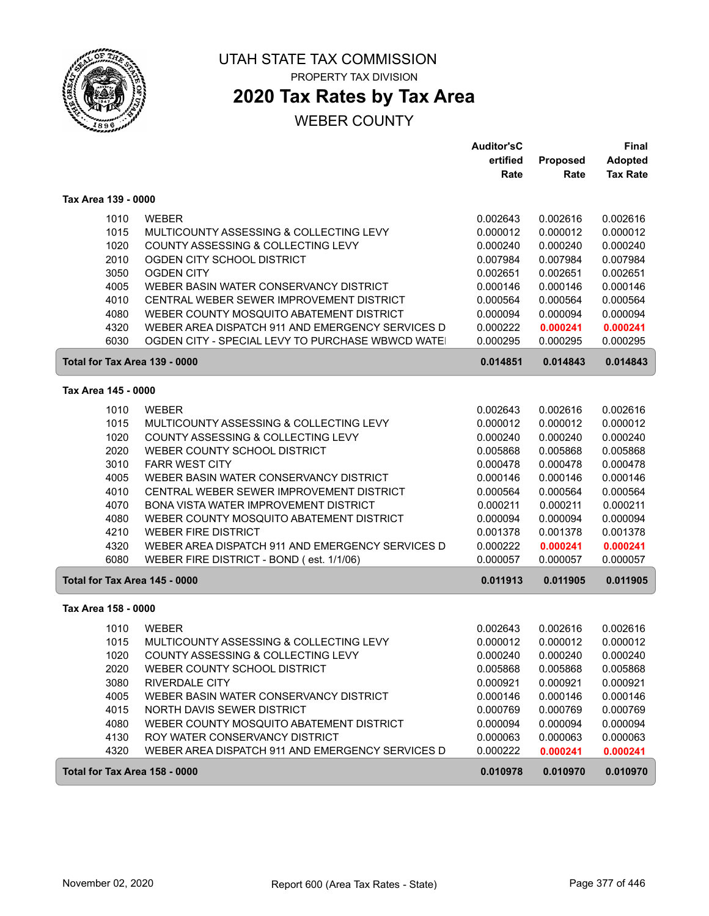# UTAH STATE TAX COMMISSION

PROPERTY TAX DIVISION

## 2020 Tax Rates by Tax Area

WEBER COUNTY

| | | Auditor'sCertified Rate | Proposed Rate | Final Adopted Tax Rate |
|---|---|---|---|---|
| **Tax Area 139 - 0000** | | | | |
| 1010 | WEBER | 0.002643 | 0.002616 | 0.002616 |
| 1015 | MULTICOUNTY ASSESSING & COLLECTING LEVY | 0.000012 | 0.000012 | 0.000012 |
| 1020 | COUNTY ASSESSING & COLLECTING LEVY | 0.000240 | 0.000240 | 0.000240 |
| 2010 | OGDEN CITY SCHOOL DISTRICT | 0.007984 | 0.007984 | 0.007984 |
| 3050 | OGDEN CITY | 0.002651 | 0.002651 | 0.002651 |
| 4005 | WEBER BASIN WATER CONSERVANCY DISTRICT | 0.000146 | 0.000146 | 0.000146 |
| 4010 | CENTRAL WEBER SEWER IMPROVEMENT DISTRICT | 0.000564 | 0.000564 | 0.000564 |
| 4080 | WEBER COUNTY MOSQUITO ABATEMENT DISTRICT | 0.000094 | 0.000094 | 0.000094 |
| 4320 | WEBER AREA DISPATCH 911 AND EMERGENCY SERVICES D | 0.000222 | 0.000241 | 0.000241 |
| 6030 | OGDEN CITY - SPECIAL LEVY TO PURCHASE WBWCD WATE | 0.000295 | 0.000295 | 0.000295 |
| **Total for Tax Area 139 - 0000** | | **0.014851** | **0.014843** | **0.014843** |
| **Tax Area 145 - 0000** | | | | |
| 1010 | WEBER | 0.002643 | 0.002616 | 0.002616 |
| 1015 | MULTICOUNTY ASSESSING & COLLECTING LEVY | 0.000012 | 0.000012 | 0.000012 |
| 1020 | COUNTY ASSESSING & COLLECTING LEVY | 0.000240 | 0.000240 | 0.000240 |
| 2020 | WEBER COUNTY SCHOOL DISTRICT | 0.005868 | 0.005868 | 0.005868 |
| 3010 | FARR WEST CITY | 0.000478 | 0.000478 | 0.000478 |
| 4005 | WEBER BASIN WATER CONSERVANCY DISTRICT | 0.000146 | 0.000146 | 0.000146 |
| 4010 | CENTRAL WEBER SEWER IMPROVEMENT DISTRICT | 0.000564 | 0.000564 | 0.000564 |
| 4070 | BONA VISTA WATER IMPROVEMENT DISTRICT | 0.000211 | 0.000211 | 0.000211 |
| 4080 | WEBER COUNTY MOSQUITO ABATEMENT DISTRICT | 0.000094 | 0.000094 | 0.000094 |
| 4210 | WEBER FIRE DISTRICT | 0.001378 | 0.001378 | 0.001378 |
| 4320 | WEBER AREA DISPATCH 911 AND EMERGENCY SERVICES D | 0.000222 | 0.000241 | 0.000241 |
| 6080 | WEBER FIRE DISTRICT - BOND ( est. 1/1/06) | 0.000057 | 0.000057 | 0.000057 |
| **Total for Tax Area 145 - 0000** | | **0.011913** | **0.011905** | **0.011905** |
| **Tax Area 158 - 0000** | | | | |
| 1010 | WEBER | 0.002643 | 0.002616 | 0.002616 |
| 1015 | MULTICOUNTY ASSESSING & COLLECTING LEVY | 0.000012 | 0.000012 | 0.000012 |
| 1020 | COUNTY ASSESSING & COLLECTING LEVY | 0.000240 | 0.000240 | 0.000240 |
| 2020 | WEBER COUNTY SCHOOL DISTRICT | 0.005868 | 0.005868 | 0.005868 |
| 3080 | RIVERDALE CITY | 0.000921 | 0.000921 | 0.000921 |
| 4005 | WEBER BASIN WATER CONSERVANCY DISTRICT | 0.000146 | 0.000146 | 0.000146 |
| 4015 | NORTH DAVIS SEWER DISTRICT | 0.000769 | 0.000769 | 0.000769 |
| 4080 | WEBER COUNTY MOSQUITO ABATEMENT DISTRICT | 0.000094 | 0.000094 | 0.000094 |
| 4130 | ROY WATER CONSERVANCY DISTRICT | 0.000063 | 0.000063 | 0.000063 |
| 4320 | WEBER AREA DISPATCH 911 AND EMERGENCY SERVICES D | 0.000222 | 0.000241 | 0.000241 |
| **Total for Tax Area 158 - 0000** | | **0.010978** | **0.010970** | **0.010970** |

November 02, 2020 Report 600 (Area Tax Rates - State)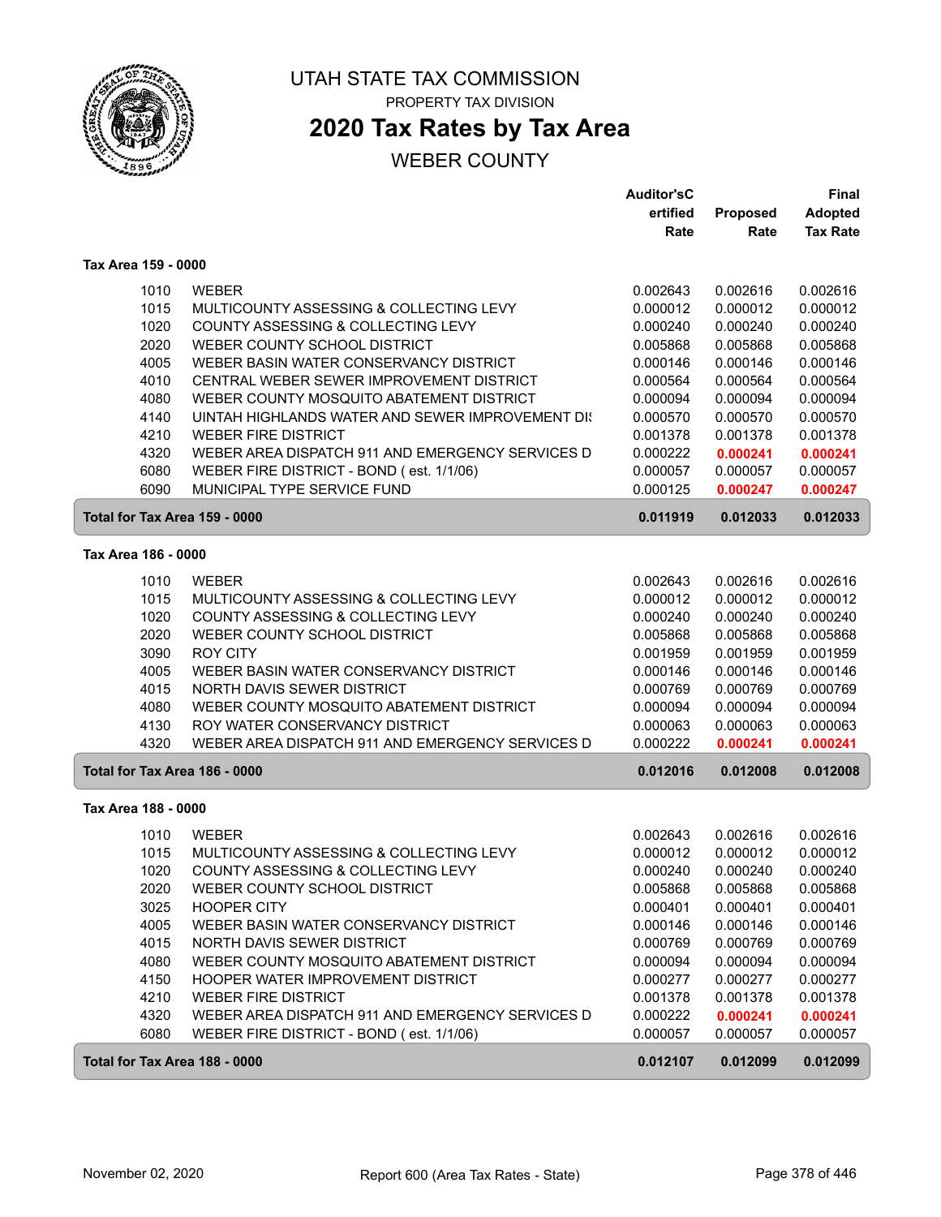# UTAH STATE TAX COMMISSION

PROPERTY TAX DIVISION

## 2020 Tax Rates by Tax Area

WEBER COUNTY

| | | Auditor'sCertified Rate | Proposed Rate | Final Adopted Tax Rate |
|---|---|---|---|---|
| **Tax Area 159 - 0000** | | | | |
| 1010 | WEBER | 0.002643 | 0.002616 | 0.002616 |
| 1015 | MULTICOUNTY ASSESSING & COLLECTING LEVY | 0.000012 | 0.000012 | 0.000012 |
| 1020 | COUNTY ASSESSING & COLLECTING LEVY | 0.000240 | 0.000240 | 0.000240 |
| 2020 | WEBER COUNTY SCHOOL DISTRICT | 0.005868 | 0.005868 | 0.005868 |
| 4005 | WEBER BASIN WATER CONSERVANCY DISTRICT | 0.000146 | 0.000146 | 0.000146 |
| 4010 | CENTRAL WEBER SEWER IMPROVEMENT DISTRICT | 0.000564 | 0.000564 | 0.000564 |
| 4080 | WEBER COUNTY MOSQUITO ABATEMENT DISTRICT | 0.000094 | 0.000094 | 0.000094 |
| 4140 | UINTAH HIGHLANDS WATER AND SEWER IMPROVEMENT DI | 0.000570 | 0.000570 | 0.000570 |
| 4210 | WEBER FIRE DISTRICT | 0.001378 | 0.001378 | 0.001378 |
| 4320 | WEBER AREA DISPATCH 911 AND EMERGENCY SERVICES D | 0.000222 | **0.000241** | **0.000241** |
| 6080 | WEBER FIRE DISTRICT - BOND ( est. 1/1/06) | 0.000057 | 0.000057 | 0.000057 |
| 6090 | MUNICIPAL TYPE SERVICE FUND | 0.000125 | **0.000247** | **0.000247** |
| **Total for Tax Area 159 - 0000** | | **0.011919** | **0.012033** | **0.012033** |
| **Tax Area 186 - 0000** | | | | |
| 1010 | WEBER | 0.002643 | 0.002616 | 0.002616 |
| 1015 | MULTICOUNTY ASSESSING & COLLECTING LEVY | 0.000012 | 0.000012 | 0.000012 |
| 1020 | COUNTY ASSESSING & COLLECTING LEVY | 0.000240 | 0.000240 | 0.000240 |
| 2020 | WEBER COUNTY SCHOOL DISTRICT | 0.005868 | 0.005868 | 0.005868 |
| 3090 | ROY CITY | 0.001959 | 0.001959 | 0.001959 |
| 4005 | WEBER BASIN WATER CONSERVANCY DISTRICT | 0.000146 | 0.000146 | 0.000146 |
| 4015 | NORTH DAVIS SEWER DISTRICT | 0.000769 | 0.000769 | 0.000769 |
| 4080 | WEBER COUNTY MOSQUITO ABATEMENT DISTRICT | 0.000094 | 0.000094 | 0.000094 |
| 4130 | ROY WATER CONSERVANCY DISTRICT | 0.000063 | 0.000063 | 0.000063 |
| 4320 | WEBER AREA DISPATCH 911 AND EMERGENCY SERVICES D | 0.000222 | **0.000241** | **0.000241** |
| **Total for Tax Area 186 - 0000** | | **0.012016** | **0.012008** | **0.012008** |
| **Tax Area 188 - 0000** | | | | |
| 1010 | WEBER | 0.002643 | 0.002616 | 0.002616 |
| 1015 | MULTICOUNTY ASSESSING & COLLECTING LEVY | 0.000012 | 0.000012 | 0.000012 |
| 1020 | COUNTY ASSESSING & COLLECTING LEVY | 0.000240 | 0.000240 | 0.000240 |
| 2020 | WEBER COUNTY SCHOOL DISTRICT | 0.005868 | 0.005868 | 0.005868 |
| 3025 | HOOPER CITY | 0.000401 | 0.000401 | 0.000401 |
| 4005 | WEBER BASIN WATER CONSERVANCY DISTRICT | 0.000146 | 0.000146 | 0.000146 |
| 4015 | NORTH DAVIS SEWER DISTRICT | 0.000769 | 0.000769 | 0.000769 |
| 4080 | WEBER COUNTY MOSQUITO ABATEMENT DISTRICT | 0.000094 | 0.000094 | 0.000094 |
| 4150 | HOOPER WATER IMPROVEMENT DISTRICT | 0.000277 | 0.000277 | 0.000277 |
| 4210 | WEBER FIRE DISTRICT | 0.001378 | 0.001378 | 0.001378 |
| 4320 | WEBER AREA DISPATCH 911 AND EMERGENCY SERVICES D | 0.000222 | **0.000241** | **0.000241** |
| 6080 | WEBER FIRE DISTRICT - BOND ( est. 1/1/06) | 0.000057 | 0.000057 | 0.000057 |
| **Total for Tax Area 188 - 0000** | | **0.012107** | **0.012099** | **0.012099** |

November 02, 2020 — Report 600 (Area Tax Rates - State)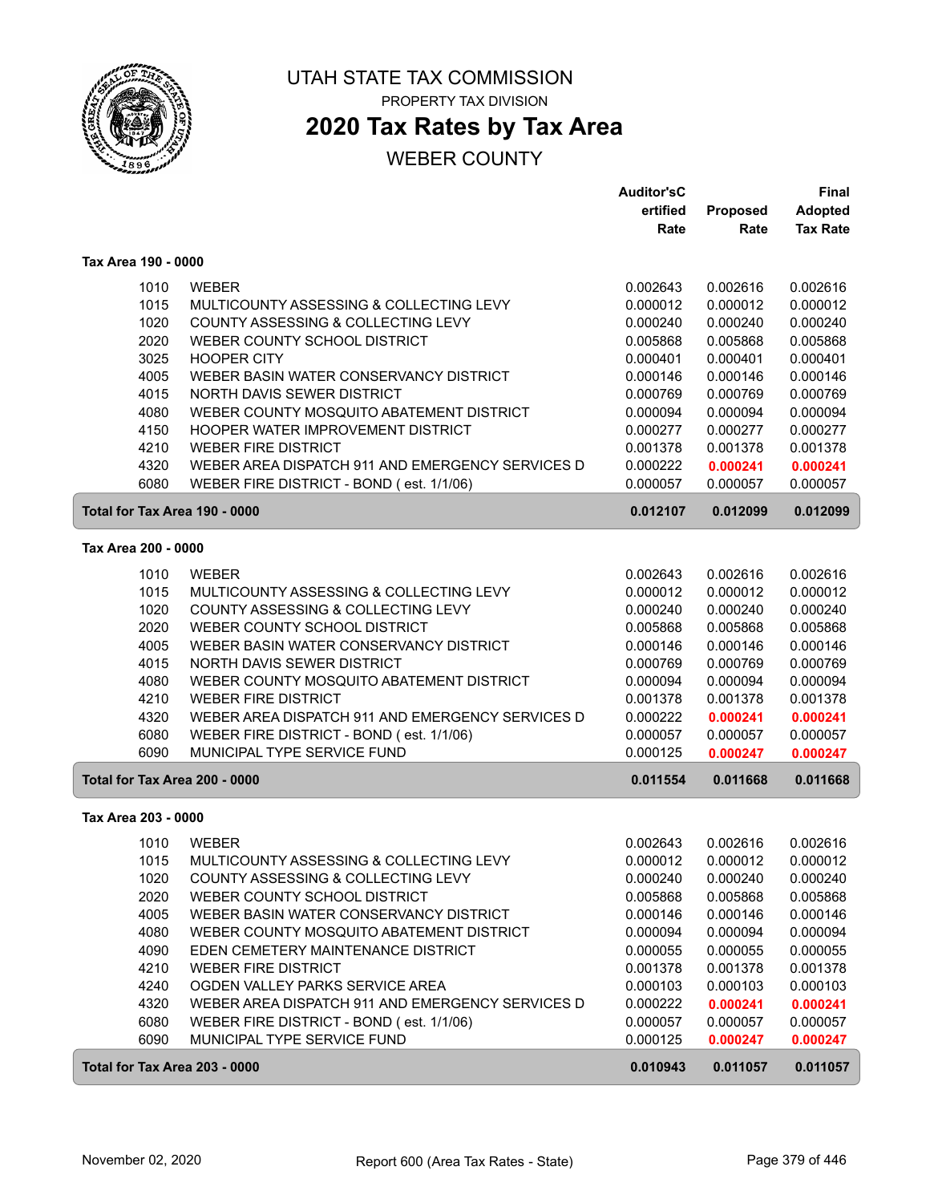# UTAH STATE TAX COMMISSION

PROPERTY TAX DIVISION

## 2020 Tax Rates by Tax Area

WEBER COUNTY

| | | Auditor'sCertified Rate | Proposed Rate | Final Adopted Tax Rate |
|---|---|---|---|---|
| **Tax Area 190 - 0000** | | | | |
| 1010 | WEBER | 0.002643 | 0.002616 | 0.002616 |
| 1015 | MULTICOUNTY ASSESSING & COLLECTING LEVY | 0.000012 | 0.000012 | 0.000012 |
| 1020 | COUNTY ASSESSING & COLLECTING LEVY | 0.000240 | 0.000240 | 0.000240 |
| 2020 | WEBER COUNTY SCHOOL DISTRICT | 0.005868 | 0.005868 | 0.005868 |
| 3025 | HOOPER CITY | 0.000401 | 0.000401 | 0.000401 |
| 4005 | WEBER BASIN WATER CONSERVANCY DISTRICT | 0.000146 | 0.000146 | 0.000146 |
| 4015 | NORTH DAVIS SEWER DISTRICT | 0.000769 | 0.000769 | 0.000769 |
| 4080 | WEBER COUNTY MOSQUITO ABATEMENT DISTRICT | 0.000094 | 0.000094 | 0.000094 |
| 4150 | HOOPER WATER IMPROVEMENT DISTRICT | 0.000277 | 0.000277 | 0.000277 |
| 4210 | WEBER FIRE DISTRICT | 0.001378 | 0.001378 | 0.001378 |
| 4320 | WEBER AREA DISPATCH 911 AND EMERGENCY SERVICES D | 0.000222 | **0.000241** | **0.000241** |
| 6080 | WEBER FIRE DISTRICT - BOND ( est. 1/1/06) | 0.000057 | 0.000057 | 0.000057 |
| **Total for Tax Area 190 - 0000** | | **0.012107** | **0.012099** | **0.012099** |
| **Tax Area 200 - 0000** | | | | |
| 1010 | WEBER | 0.002643 | 0.002616 | 0.002616 |
| 1015 | MULTICOUNTY ASSESSING & COLLECTING LEVY | 0.000012 | 0.000012 | 0.000012 |
| 1020 | COUNTY ASSESSING & COLLECTING LEVY | 0.000240 | 0.000240 | 0.000240 |
| 2020 | WEBER COUNTY SCHOOL DISTRICT | 0.005868 | 0.005868 | 0.005868 |
| 4005 | WEBER BASIN WATER CONSERVANCY DISTRICT | 0.000146 | 0.000146 | 0.000146 |
| 4015 | NORTH DAVIS SEWER DISTRICT | 0.000769 | 0.000769 | 0.000769 |
| 4080 | WEBER COUNTY MOSQUITO ABATEMENT DISTRICT | 0.000094 | 0.000094 | 0.000094 |
| 4210 | WEBER FIRE DISTRICT | 0.001378 | 0.001378 | 0.001378 |
| 4320 | WEBER AREA DISPATCH 911 AND EMERGENCY SERVICES D | 0.000222 | **0.000241** | **0.000241** |
| 6080 | WEBER FIRE DISTRICT - BOND ( est. 1/1/06) | 0.000057 | 0.000057 | 0.000057 |
| 6090 | MUNICIPAL TYPE SERVICE FUND | 0.000125 | **0.000247** | **0.000247** |
| **Total for Tax Area 200 - 0000** | | **0.011554** | **0.011668** | **0.011668** |
| **Tax Area 203 - 0000** | | | | |
| 1010 | WEBER | 0.002643 | 0.002616 | 0.002616 |
| 1015 | MULTICOUNTY ASSESSING & COLLECTING LEVY | 0.000012 | 0.000012 | 0.000012 |
| 1020 | COUNTY ASSESSING & COLLECTING LEVY | 0.000240 | 0.000240 | 0.000240 |
| 2020 | WEBER COUNTY SCHOOL DISTRICT | 0.005868 | 0.005868 | 0.005868 |
| 4005 | WEBER BASIN WATER CONSERVANCY DISTRICT | 0.000146 | 0.000146 | 0.000146 |
| 4080 | WEBER COUNTY MOSQUITO ABATEMENT DISTRICT | 0.000094 | 0.000094 | 0.000094 |
| 4090 | EDEN CEMETERY MAINTENANCE DISTRICT | 0.000055 | 0.000055 | 0.000055 |
| 4210 | WEBER FIRE DISTRICT | 0.001378 | 0.001378 | 0.001378 |
| 4240 | OGDEN VALLEY PARKS SERVICE AREA | 0.000103 | 0.000103 | 0.000103 |
| 4320 | WEBER AREA DISPATCH 911 AND EMERGENCY SERVICES D | 0.000222 | **0.000241** | **0.000241** |
| 6080 | WEBER FIRE DISTRICT - BOND ( est. 1/1/06) | 0.000057 | 0.000057 | 0.000057 |
| 6090 | MUNICIPAL TYPE SERVICE FUND | 0.000125 | **0.000247** | **0.000247** |
| **Total for Tax Area 203 - 0000** | | **0.010943** | **0.011057** | **0.011057** |

November 02, 2020 — Report 600 (Area Tax Rates - State)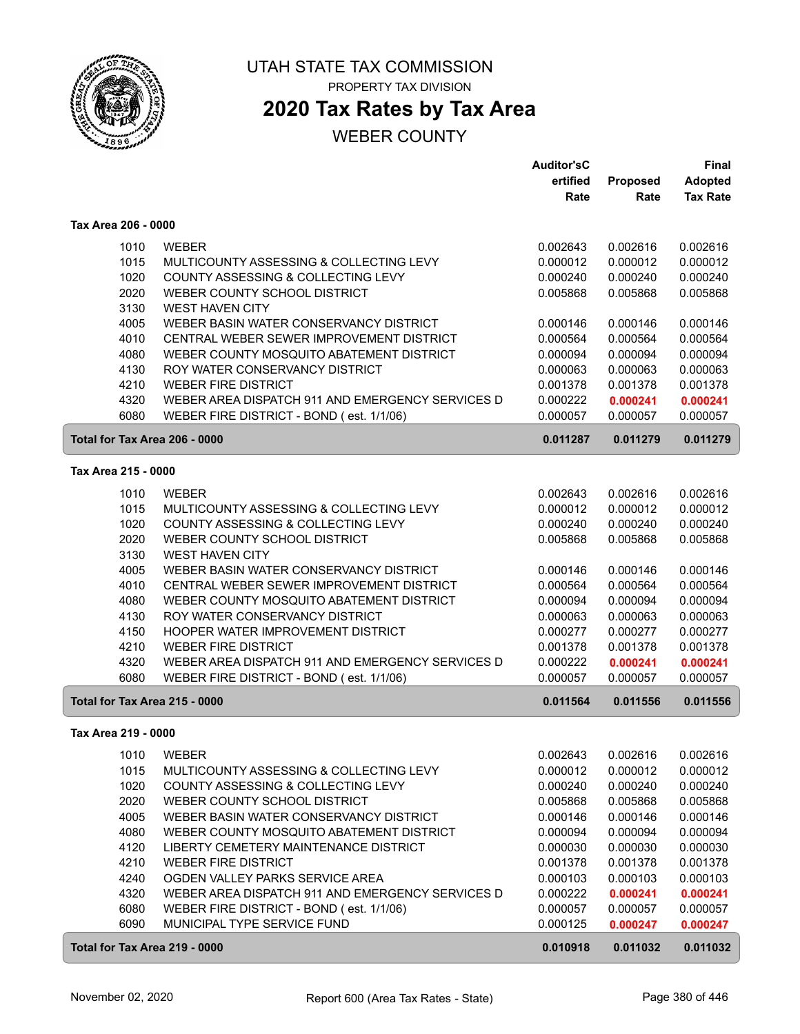# UTAH STATE TAX COMMISSION

PROPERTY TAX DIVISION

## 2020 Tax Rates by Tax Area

WEBER COUNTY

| | | Auditor'sCertified Rate | Proposed Rate | Final Adopted Tax Rate |
|---|---|---|---|---|
| **Tax Area 206 - 0000** | | | | |
| 1010 | WEBER | 0.002643 | 0.002616 | 0.002616 |
| 1015 | MULTICOUNTY ASSESSING & COLLECTING LEVY | 0.000012 | 0.000012 | 0.000012 |
| 1020 | COUNTY ASSESSING & COLLECTING LEVY | 0.000240 | 0.000240 | 0.000240 |
| 2020 | WEBER COUNTY SCHOOL DISTRICT | 0.005868 | 0.005868 | 0.005868 |
| 3130 | WEST HAVEN CITY | | | |
| 4005 | WEBER BASIN WATER CONSERVANCY DISTRICT | 0.000146 | 0.000146 | 0.000146 |
| 4010 | CENTRAL WEBER SEWER IMPROVEMENT DISTRICT | 0.000564 | 0.000564 | 0.000564 |
| 4080 | WEBER COUNTY MOSQUITO ABATEMENT DISTRICT | 0.000094 | 0.000094 | 0.000094 |
| 4130 | ROY WATER CONSERVANCY DISTRICT | 0.000063 | 0.000063 | 0.000063 |
| 4210 | WEBER FIRE DISTRICT | 0.001378 | 0.001378 | 0.001378 |
| 4320 | WEBER AREA DISPATCH 911 AND EMERGENCY SERVICES D | 0.000222 | **0.000241** | **0.000241** |
| 6080 | WEBER FIRE DISTRICT - BOND ( est. 1/1/06) | 0.000057 | 0.000057 | 0.000057 |
| **Total for Tax Area 206 - 0000** | | **0.011287** | **0.011279** | **0.011279** |
| **Tax Area 215 - 0000** | | | | |
| 1010 | WEBER | 0.002643 | 0.002616 | 0.002616 |
| 1015 | MULTICOUNTY ASSESSING & COLLECTING LEVY | 0.000012 | 0.000012 | 0.000012 |
| 1020 | COUNTY ASSESSING & COLLECTING LEVY | 0.000240 | 0.000240 | 0.000240 |
| 2020 | WEBER COUNTY SCHOOL DISTRICT | 0.005868 | 0.005868 | 0.005868 |
| 3130 | WEST HAVEN CITY | | | |
| 4005 | WEBER BASIN WATER CONSERVANCY DISTRICT | 0.000146 | 0.000146 | 0.000146 |
| 4010 | CENTRAL WEBER SEWER IMPROVEMENT DISTRICT | 0.000564 | 0.000564 | 0.000564 |
| 4080 | WEBER COUNTY MOSQUITO ABATEMENT DISTRICT | 0.000094 | 0.000094 | 0.000094 |
| 4130 | ROY WATER CONSERVANCY DISTRICT | 0.000063 | 0.000063 | 0.000063 |
| 4150 | HOOPER WATER IMPROVEMENT DISTRICT | 0.000277 | 0.000277 | 0.000277 |
| 4210 | WEBER FIRE DISTRICT | 0.001378 | 0.001378 | 0.001378 |
| 4320 | WEBER AREA DISPATCH 911 AND EMERGENCY SERVICES D | 0.000222 | **0.000241** | **0.000241** |
| 6080 | WEBER FIRE DISTRICT - BOND ( est. 1/1/06) | 0.000057 | 0.000057 | 0.000057 |
| **Total for Tax Area 215 - 0000** | | **0.011564** | **0.011556** | **0.011556** |
| **Tax Area 219 - 0000** | | | | |
| 1010 | WEBER | 0.002643 | 0.002616 | 0.002616 |
| 1015 | MULTICOUNTY ASSESSING & COLLECTING LEVY | 0.000012 | 0.000012 | 0.000012 |
| 1020 | COUNTY ASSESSING & COLLECTING LEVY | 0.000240 | 0.000240 | 0.000240 |
| 2020 | WEBER COUNTY SCHOOL DISTRICT | 0.005868 | 0.005868 | 0.005868 |
| 4005 | WEBER BASIN WATER CONSERVANCY DISTRICT | 0.000146 | 0.000146 | 0.000146 |
| 4080 | WEBER COUNTY MOSQUITO ABATEMENT DISTRICT | 0.000094 | 0.000094 | 0.000094 |
| 4120 | LIBERTY CEMETERY MAINTENANCE DISTRICT | 0.000030 | 0.000030 | 0.000030 |
| 4210 | WEBER FIRE DISTRICT | 0.001378 | 0.001378 | 0.001378 |
| 4240 | OGDEN VALLEY PARKS SERVICE AREA | 0.000103 | 0.000103 | 0.000103 |
| 4320 | WEBER AREA DISPATCH 911 AND EMERGENCY SERVICES D | 0.000222 | **0.000241** | **0.000241** |
| 6080 | WEBER FIRE DISTRICT - BOND ( est. 1/1/06) | 0.000057 | 0.000057 | 0.000057 |
| 6090 | MUNICIPAL TYPE SERVICE FUND | 0.000125 | **0.000247** | **0.000247** |
| **Total for Tax Area 219 - 0000** | | **0.010918** | **0.011032** | **0.011032** |

November 02, 2020 — Report 600 (Area Tax Rates - State)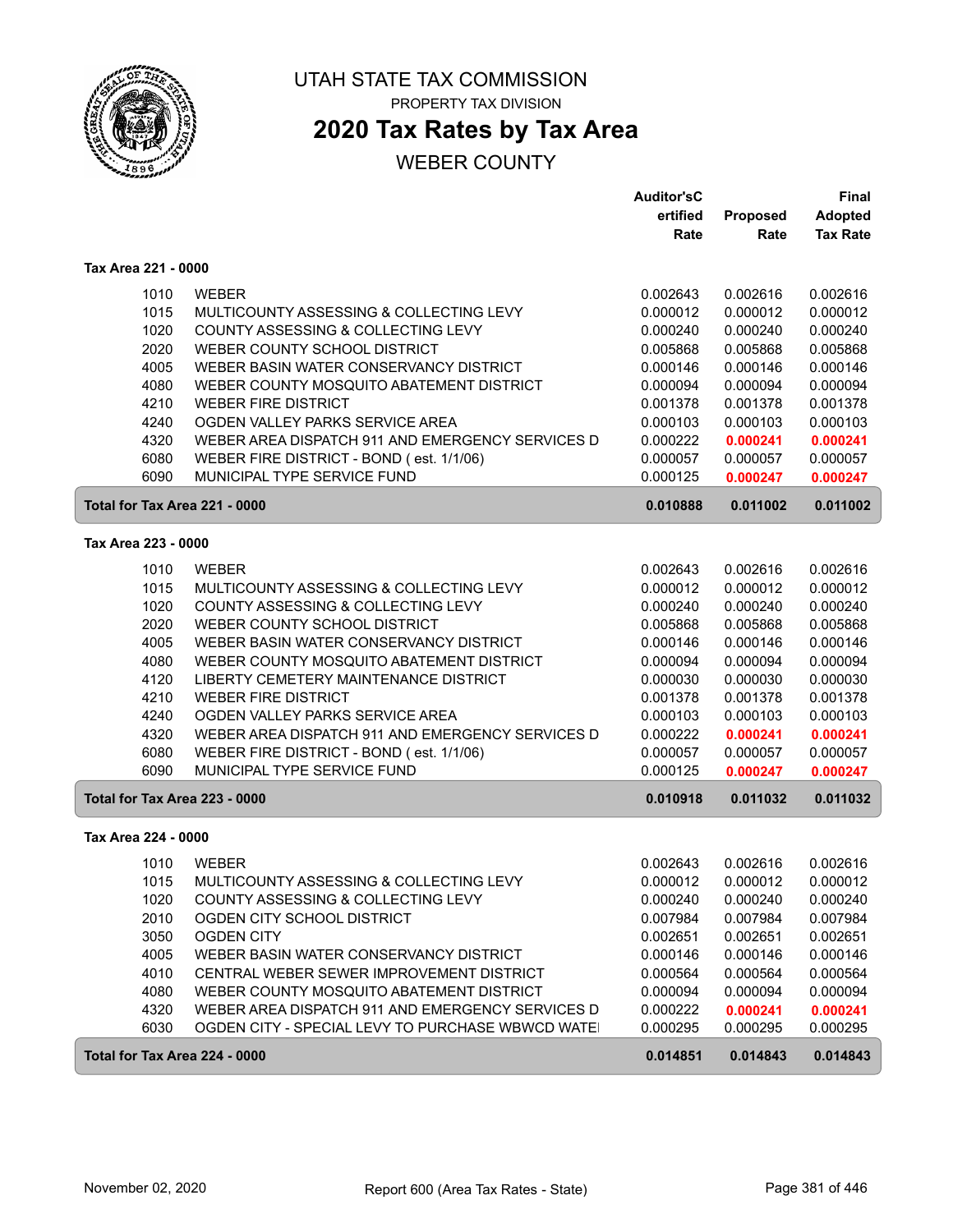# UTAH STATE TAX COMMISSION

PROPERTY TAX DIVISION

## 2020 Tax Rates by Tax Area

WEBER COUNTY

### Tax Area 221 - 0000

| | | Auditor's Certified Rate | Proposed Rate | Final Adopted Tax Rate |
|---|---|---|---|---|
| 1010 | WEBER | 0.002643 | 0.002616 | 0.002616 |
| 1015 | MULTICOUNTY ASSESSING & COLLECTING LEVY | 0.000012 | 0.000012 | 0.000012 |
| 1020 | COUNTY ASSESSING & COLLECTING LEVY | 0.000240 | 0.000240 | 0.000240 |
| 2020 | WEBER COUNTY SCHOOL DISTRICT | 0.005868 | 0.005868 | 0.005868 |
| 4005 | WEBER BASIN WATER CONSERVANCY DISTRICT | 0.000146 | 0.000146 | 0.000146 |
| 4080 | WEBER COUNTY MOSQUITO ABATEMENT DISTRICT | 0.000094 | 0.000094 | 0.000094 |
| 4210 | WEBER FIRE DISTRICT | 0.001378 | 0.001378 | 0.001378 |
| 4240 | OGDEN VALLEY PARKS SERVICE AREA | 0.000103 | 0.000103 | 0.000103 |
| 4320 | WEBER AREA DISPATCH 911 AND EMERGENCY SERVICES D | 0.000222 | **0.000241** | **0.000241** |
| 6080 | WEBER FIRE DISTRICT - BOND ( est. 1/1/06) | 0.000057 | 0.000057 | 0.000057 |
| 6090 | MUNICIPAL TYPE SERVICE FUND | 0.000125 | **0.000247** | **0.000247** |
| **Total for Tax Area 221 - 0000** | | **0.010888** | **0.011002** | **0.011002** |

### Tax Area 223 - 0000

| | | Auditor's Certified Rate | Proposed Rate | Final Adopted Tax Rate |
|---|---|---|---|---|
| 1010 | WEBER | 0.002643 | 0.002616 | 0.002616 |
| 1015 | MULTICOUNTY ASSESSING & COLLECTING LEVY | 0.000012 | 0.000012 | 0.000012 |
| 1020 | COUNTY ASSESSING & COLLECTING LEVY | 0.000240 | 0.000240 | 0.000240 |
| 2020 | WEBER COUNTY SCHOOL DISTRICT | 0.005868 | 0.005868 | 0.005868 |
| 4005 | WEBER BASIN WATER CONSERVANCY DISTRICT | 0.000146 | 0.000146 | 0.000146 |
| 4080 | WEBER COUNTY MOSQUITO ABATEMENT DISTRICT | 0.000094 | 0.000094 | 0.000094 |
| 4120 | LIBERTY CEMETERY MAINTENANCE DISTRICT | 0.000030 | 0.000030 | 0.000030 |
| 4210 | WEBER FIRE DISTRICT | 0.001378 | 0.001378 | 0.001378 |
| 4240 | OGDEN VALLEY PARKS SERVICE AREA | 0.000103 | 0.000103 | 0.000103 |
| 4320 | WEBER AREA DISPATCH 911 AND EMERGENCY SERVICES D | 0.000222 | **0.000241** | **0.000241** |
| 6080 | WEBER FIRE DISTRICT - BOND ( est. 1/1/06) | 0.000057 | 0.000057 | 0.000057 |
| 6090 | MUNICIPAL TYPE SERVICE FUND | 0.000125 | **0.000247** | **0.000247** |
| **Total for Tax Area 223 - 0000** | | **0.010918** | **0.011032** | **0.011032** |

### Tax Area 224 - 0000

| | | Auditor's Certified Rate | Proposed Rate | Final Adopted Tax Rate |
|---|---|---|---|---|
| 1010 | WEBER | 0.002643 | 0.002616 | 0.002616 |
| 1015 | MULTICOUNTY ASSESSING & COLLECTING LEVY | 0.000012 | 0.000012 | 0.000012 |
| 1020 | COUNTY ASSESSING & COLLECTING LEVY | 0.000240 | 0.000240 | 0.000240 |
| 2010 | OGDEN CITY SCHOOL DISTRICT | 0.007984 | 0.007984 | 0.007984 |
| 3050 | OGDEN CITY | 0.002651 | 0.002651 | 0.002651 |
| 4005 | WEBER BASIN WATER CONSERVANCY DISTRICT | 0.000146 | 0.000146 | 0.000146 |
| 4010 | CENTRAL WEBER SEWER IMPROVEMENT DISTRICT | 0.000564 | 0.000564 | 0.000564 |
| 4080 | WEBER COUNTY MOSQUITO ABATEMENT DISTRICT | 0.000094 | 0.000094 | 0.000094 |
| 4320 | WEBER AREA DISPATCH 911 AND EMERGENCY SERVICES D | 0.000222 | **0.000241** | **0.000241** |
| 6030 | OGDEN CITY - SPECIAL LEVY TO PURCHASE WBWCD WATEI | 0.000295 | 0.000295 | 0.000295 |
| **Total for Tax Area 224 - 0000** | | **0.014851** | **0.014843** | **0.014843** |

November 02, 2020 — Report 600 (Area Tax Rates - State)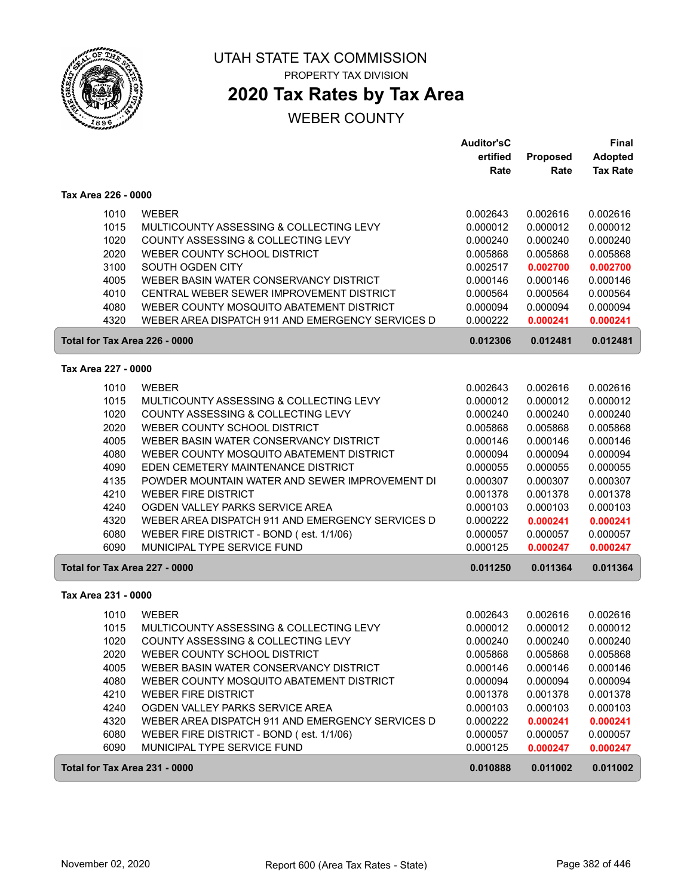# UTAH STATE TAX COMMISSION

PROPERTY TAX DIVISION

## 2020 Tax Rates by Tax Area

WEBER COUNTY

| | | Auditor'sCertified Rate | Proposed Rate | Final Adopted Tax Rate |
|---|---|---|---|---|
| **Tax Area 226 - 0000** | | | | |
| 1010 | WEBER | 0.002643 | 0.002616 | 0.002616 |
| 1015 | MULTICOUNTY ASSESSING & COLLECTING LEVY | 0.000012 | 0.000012 | 0.000012 |
| 1020 | COUNTY ASSESSING & COLLECTING LEVY | 0.000240 | 0.000240 | 0.000240 |
| 2020 | WEBER COUNTY SCHOOL DISTRICT | 0.005868 | 0.005868 | 0.005868 |
| 3100 | SOUTH OGDEN CITY | 0.002517 | **0.002700** | **0.002700** |
| 4005 | WEBER BASIN WATER CONSERVANCY DISTRICT | 0.000146 | 0.000146 | 0.000146 |
| 4010 | CENTRAL WEBER SEWER IMPROVEMENT DISTRICT | 0.000564 | 0.000564 | 0.000564 |
| 4080 | WEBER COUNTY MOSQUITO ABATEMENT DISTRICT | 0.000094 | 0.000094 | 0.000094 |
| 4320 | WEBER AREA DISPATCH 911 AND EMERGENCY SERVICES D | 0.000222 | **0.000241** | **0.000241** |
| **Total for Tax Area 226 - 0000** | | **0.012306** | **0.012481** | **0.012481** |
| **Tax Area 227 - 0000** | | | | |
| 1010 | WEBER | 0.002643 | 0.002616 | 0.002616 |
| 1015 | MULTICOUNTY ASSESSING & COLLECTING LEVY | 0.000012 | 0.000012 | 0.000012 |
| 1020 | COUNTY ASSESSING & COLLECTING LEVY | 0.000240 | 0.000240 | 0.000240 |
| 2020 | WEBER COUNTY SCHOOL DISTRICT | 0.005868 | 0.005868 | 0.005868 |
| 4005 | WEBER BASIN WATER CONSERVANCY DISTRICT | 0.000146 | 0.000146 | 0.000146 |
| 4080 | WEBER COUNTY MOSQUITO ABATEMENT DISTRICT | 0.000094 | 0.000094 | 0.000094 |
| 4090 | EDEN CEMETERY MAINTENANCE DISTRICT | 0.000055 | 0.000055 | 0.000055 |
| 4135 | POWDER MOUNTAIN WATER AND SEWER IMPROVEMENT DI | 0.000307 | 0.000307 | 0.000307 |
| 4210 | WEBER FIRE DISTRICT | 0.001378 | 0.001378 | 0.001378 |
| 4240 | OGDEN VALLEY PARKS SERVICE AREA | 0.000103 | 0.000103 | 0.000103 |
| 4320 | WEBER AREA DISPATCH 911 AND EMERGENCY SERVICES D | 0.000222 | **0.000241** | **0.000241** |
| 6080 | WEBER FIRE DISTRICT - BOND ( est. 1/1/06) | 0.000057 | 0.000057 | 0.000057 |
| 6090 | MUNICIPAL TYPE SERVICE FUND | 0.000125 | **0.000247** | **0.000247** |
| **Total for Tax Area 227 - 0000** | | **0.011250** | **0.011364** | **0.011364** |
| **Tax Area 231 - 0000** | | | | |
| 1010 | WEBER | 0.002643 | 0.002616 | 0.002616 |
| 1015 | MULTICOUNTY ASSESSING & COLLECTING LEVY | 0.000012 | 0.000012 | 0.000012 |
| 1020 | COUNTY ASSESSING & COLLECTING LEVY | 0.000240 | 0.000240 | 0.000240 |
| 2020 | WEBER COUNTY SCHOOL DISTRICT | 0.005868 | 0.005868 | 0.005868 |
| 4005 | WEBER BASIN WATER CONSERVANCY DISTRICT | 0.000146 | 0.000146 | 0.000146 |
| 4080 | WEBER COUNTY MOSQUITO ABATEMENT DISTRICT | 0.000094 | 0.000094 | 0.000094 |
| 4210 | WEBER FIRE DISTRICT | 0.001378 | 0.001378 | 0.001378 |
| 4240 | OGDEN VALLEY PARKS SERVICE AREA | 0.000103 | 0.000103 | 0.000103 |
| 4320 | WEBER AREA DISPATCH 911 AND EMERGENCY SERVICES D | 0.000222 | **0.000241** | **0.000241** |
| 6080 | WEBER FIRE DISTRICT - BOND ( est. 1/1/06) | 0.000057 | 0.000057 | 0.000057 |
| 6090 | MUNICIPAL TYPE SERVICE FUND | 0.000125 | **0.000247** | **0.000247** |
| **Total for Tax Area 231 - 0000** | | **0.010888** | **0.011002** | **0.011002** |

November 02, 2020 — Report 600 (Area Tax Rates - State)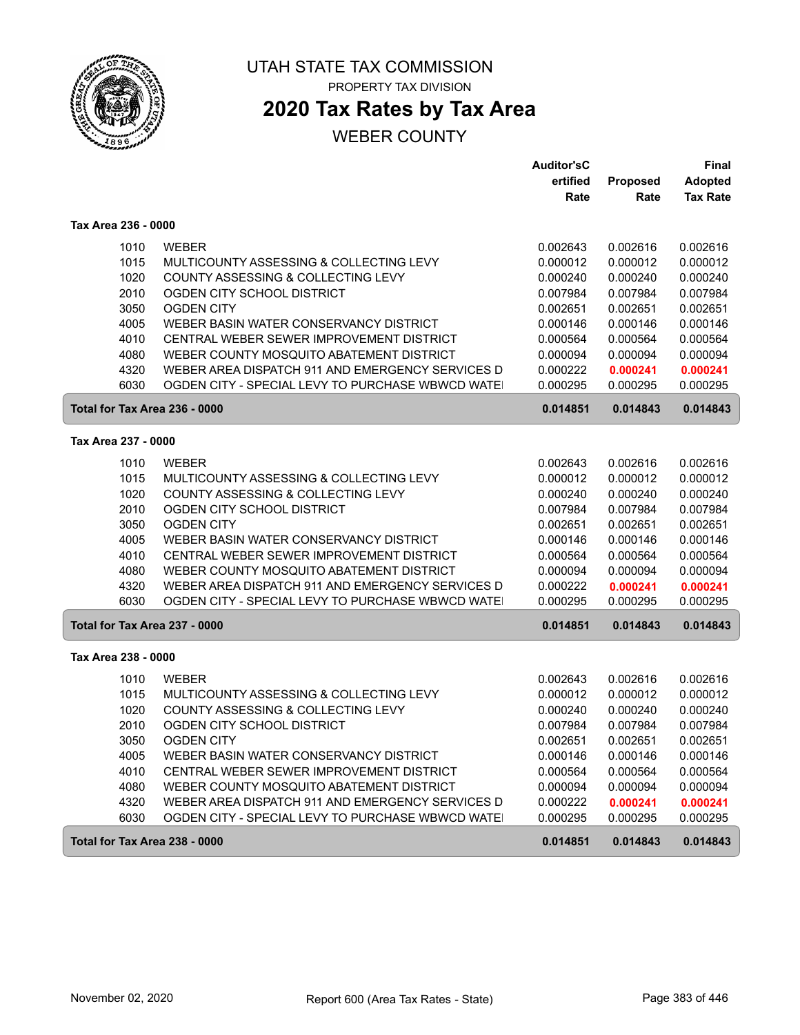# UTAH STATE TAX COMMISSION

PROPERTY TAX DIVISION

## 2020 Tax Rates by Tax Area

WEBER COUNTY

| | | Auditor'sCertified Rate | Proposed Rate | Final Adopted Tax Rate |
|---|---|---|---|---|
| **Tax Area 236 - 0000** | | | | |
| 1010 | WEBER | 0.002643 | 0.002616 | 0.002616 |
| 1015 | MULTICOUNTY ASSESSING & COLLECTING LEVY | 0.000012 | 0.000012 | 0.000012 |
| 1020 | COUNTY ASSESSING & COLLECTING LEVY | 0.000240 | 0.000240 | 0.000240 |
| 2010 | OGDEN CITY SCHOOL DISTRICT | 0.007984 | 0.007984 | 0.007984 |
| 3050 | OGDEN CITY | 0.002651 | 0.002651 | 0.002651 |
| 4005 | WEBER BASIN WATER CONSERVANCY DISTRICT | 0.000146 | 0.000146 | 0.000146 |
| 4010 | CENTRAL WEBER SEWER IMPROVEMENT DISTRICT | 0.000564 | 0.000564 | 0.000564 |
| 4080 | WEBER COUNTY MOSQUITO ABATEMENT DISTRICT | 0.000094 | 0.000094 | 0.000094 |
| 4320 | WEBER AREA DISPATCH 911 AND EMERGENCY SERVICES D | 0.000222 | **0.000241** | **0.000241** |
| 6030 | OGDEN CITY - SPECIAL LEVY TO PURCHASE WBWCD WATE | 0.000295 | 0.000295 | 0.000295 |
| **Total for Tax Area 236 - 0000** | | **0.014851** | **0.014843** | **0.014843** |
| **Tax Area 237 - 0000** | | | | |
| 1010 | WEBER | 0.002643 | 0.002616 | 0.002616 |
| 1015 | MULTICOUNTY ASSESSING & COLLECTING LEVY | 0.000012 | 0.000012 | 0.000012 |
| 1020 | COUNTY ASSESSING & COLLECTING LEVY | 0.000240 | 0.000240 | 0.000240 |
| 2010 | OGDEN CITY SCHOOL DISTRICT | 0.007984 | 0.007984 | 0.007984 |
| 3050 | OGDEN CITY | 0.002651 | 0.002651 | 0.002651 |
| 4005 | WEBER BASIN WATER CONSERVANCY DISTRICT | 0.000146 | 0.000146 | 0.000146 |
| 4010 | CENTRAL WEBER SEWER IMPROVEMENT DISTRICT | 0.000564 | 0.000564 | 0.000564 |
| 4080 | WEBER COUNTY MOSQUITO ABATEMENT DISTRICT | 0.000094 | 0.000094 | 0.000094 |
| 4320 | WEBER AREA DISPATCH 911 AND EMERGENCY SERVICES D | 0.000222 | **0.000241** | **0.000241** |
| 6030 | OGDEN CITY - SPECIAL LEVY TO PURCHASE WBWCD WATE | 0.000295 | 0.000295 | 0.000295 |
| **Total for Tax Area 237 - 0000** | | **0.014851** | **0.014843** | **0.014843** |
| **Tax Area 238 - 0000** | | | | |
| 1010 | WEBER | 0.002643 | 0.002616 | 0.002616 |
| 1015 | MULTICOUNTY ASSESSING & COLLECTING LEVY | 0.000012 | 0.000012 | 0.000012 |
| 1020 | COUNTY ASSESSING & COLLECTING LEVY | 0.000240 | 0.000240 | 0.000240 |
| 2010 | OGDEN CITY SCHOOL DISTRICT | 0.007984 | 0.007984 | 0.007984 |
| 3050 | OGDEN CITY | 0.002651 | 0.002651 | 0.002651 |
| 4005 | WEBER BASIN WATER CONSERVANCY DISTRICT | 0.000146 | 0.000146 | 0.000146 |
| 4010 | CENTRAL WEBER SEWER IMPROVEMENT DISTRICT | 0.000564 | 0.000564 | 0.000564 |
| 4080 | WEBER COUNTY MOSQUITO ABATEMENT DISTRICT | 0.000094 | 0.000094 | 0.000094 |
| 4320 | WEBER AREA DISPATCH 911 AND EMERGENCY SERVICES D | 0.000222 | **0.000241** | **0.000241** |
| 6030 | OGDEN CITY - SPECIAL LEVY TO PURCHASE WBWCD WATE | 0.000295 | 0.000295 | 0.000295 |
| **Total for Tax Area 238 - 0000** | | **0.014851** | **0.014843** | **0.014843** |

November 02, 2020 — Report 600 (Area Tax Rates - State)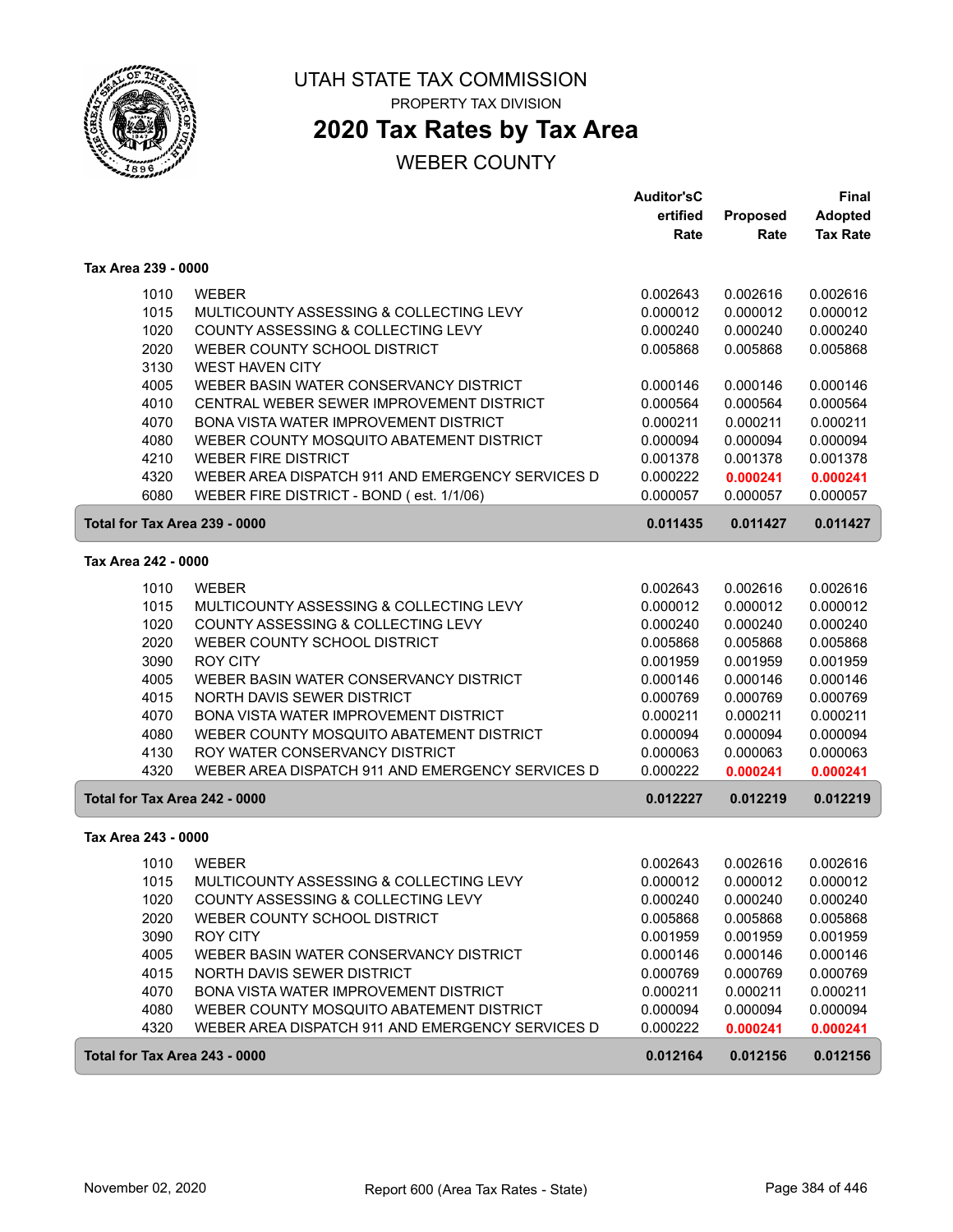# UTAH STATE TAX COMMISSION

PROPERTY TAX DIVISION

## 2020 Tax Rates by Tax Area

WEBER COUNTY

### Tax Area 239 - 0000

| Code | Entity | Auditor's Certified Rate | Proposed Rate | Final Adopted Tax Rate |
|---|---|---|---|---|
| 1010 | WEBER | 0.002643 | 0.002616 | 0.002616 |
| 1015 | MULTICOUNTY ASSESSING & COLLECTING LEVY | 0.000012 | 0.000012 | 0.000012 |
| 1020 | COUNTY ASSESSING & COLLECTING LEVY | 0.000240 | 0.000240 | 0.000240 |
| 2020 | WEBER COUNTY SCHOOL DISTRICT | 0.005868 | 0.005868 | 0.005868 |
| 3130 | WEST HAVEN CITY | | | |
| 4005 | WEBER BASIN WATER CONSERVANCY DISTRICT | 0.000146 | 0.000146 | 0.000146 |
| 4010 | CENTRAL WEBER SEWER IMPROVEMENT DISTRICT | 0.000564 | 0.000564 | 0.000564 |
| 4070 | BONA VISTA WATER IMPROVEMENT DISTRICT | 0.000211 | 0.000211 | 0.000211 |
| 4080 | WEBER COUNTY MOSQUITO ABATEMENT DISTRICT | 0.000094 | 0.000094 | 0.000094 |
| 4210 | WEBER FIRE DISTRICT | 0.001378 | 0.001378 | 0.001378 |
| 4320 | WEBER AREA DISPATCH 911 AND EMERGENCY SERVICES D | 0.000222 | **0.000241** | **0.000241** |
| 6080 | WEBER FIRE DISTRICT - BOND ( est. 1/1/06) | 0.000057 | 0.000057 | 0.000057 |
| **Total for Tax Area 239 - 0000** | | **0.011435** | **0.011427** | **0.011427** |

### Tax Area 242 - 0000

| Code | Entity | Auditor's Certified Rate | Proposed Rate | Final Adopted Tax Rate |
|---|---|---|---|---|
| 1010 | WEBER | 0.002643 | 0.002616 | 0.002616 |
| 1015 | MULTICOUNTY ASSESSING & COLLECTING LEVY | 0.000012 | 0.000012 | 0.000012 |
| 1020 | COUNTY ASSESSING & COLLECTING LEVY | 0.000240 | 0.000240 | 0.000240 |
| 2020 | WEBER COUNTY SCHOOL DISTRICT | 0.005868 | 0.005868 | 0.005868 |
| 3090 | ROY CITY | 0.001959 | 0.001959 | 0.001959 |
| 4005 | WEBER BASIN WATER CONSERVANCY DISTRICT | 0.000146 | 0.000146 | 0.000146 |
| 4015 | NORTH DAVIS SEWER DISTRICT | 0.000769 | 0.000769 | 0.000769 |
| 4070 | BONA VISTA WATER IMPROVEMENT DISTRICT | 0.000211 | 0.000211 | 0.000211 |
| 4080 | WEBER COUNTY MOSQUITO ABATEMENT DISTRICT | 0.000094 | 0.000094 | 0.000094 |
| 4130 | ROY WATER CONSERVANCY DISTRICT | 0.000063 | 0.000063 | 0.000063 |
| 4320 | WEBER AREA DISPATCH 911 AND EMERGENCY SERVICES D | 0.000222 | **0.000241** | **0.000241** |
| **Total for Tax Area 242 - 0000** | | **0.012227** | **0.012219** | **0.012219** |

### Tax Area 243 - 0000

| Code | Entity | Auditor's Certified Rate | Proposed Rate | Final Adopted Tax Rate |
|---|---|---|---|---|
| 1010 | WEBER | 0.002643 | 0.002616 | 0.002616 |
| 1015 | MULTICOUNTY ASSESSING & COLLECTING LEVY | 0.000012 | 0.000012 | 0.000012 |
| 1020 | COUNTY ASSESSING & COLLECTING LEVY | 0.000240 | 0.000240 | 0.000240 |
| 2020 | WEBER COUNTY SCHOOL DISTRICT | 0.005868 | 0.005868 | 0.005868 |
| 3090 | ROY CITY | 0.001959 | 0.001959 | 0.001959 |
| 4005 | WEBER BASIN WATER CONSERVANCY DISTRICT | 0.000146 | 0.000146 | 0.000146 |
| 4015 | NORTH DAVIS SEWER DISTRICT | 0.000769 | 0.000769 | 0.000769 |
| 4070 | BONA VISTA WATER IMPROVEMENT DISTRICT | 0.000211 | 0.000211 | 0.000211 |
| 4080 | WEBER COUNTY MOSQUITO ABATEMENT DISTRICT | 0.000094 | 0.000094 | 0.000094 |
| 4320 | WEBER AREA DISPATCH 911 AND EMERGENCY SERVICES D | 0.000222 | **0.000241** | **0.000241** |
| **Total for Tax Area 243 - 0000** | | **0.012164** | **0.012156** | **0.012156** |

November 02, 2020 — Report 600 (Area Tax Rates - State)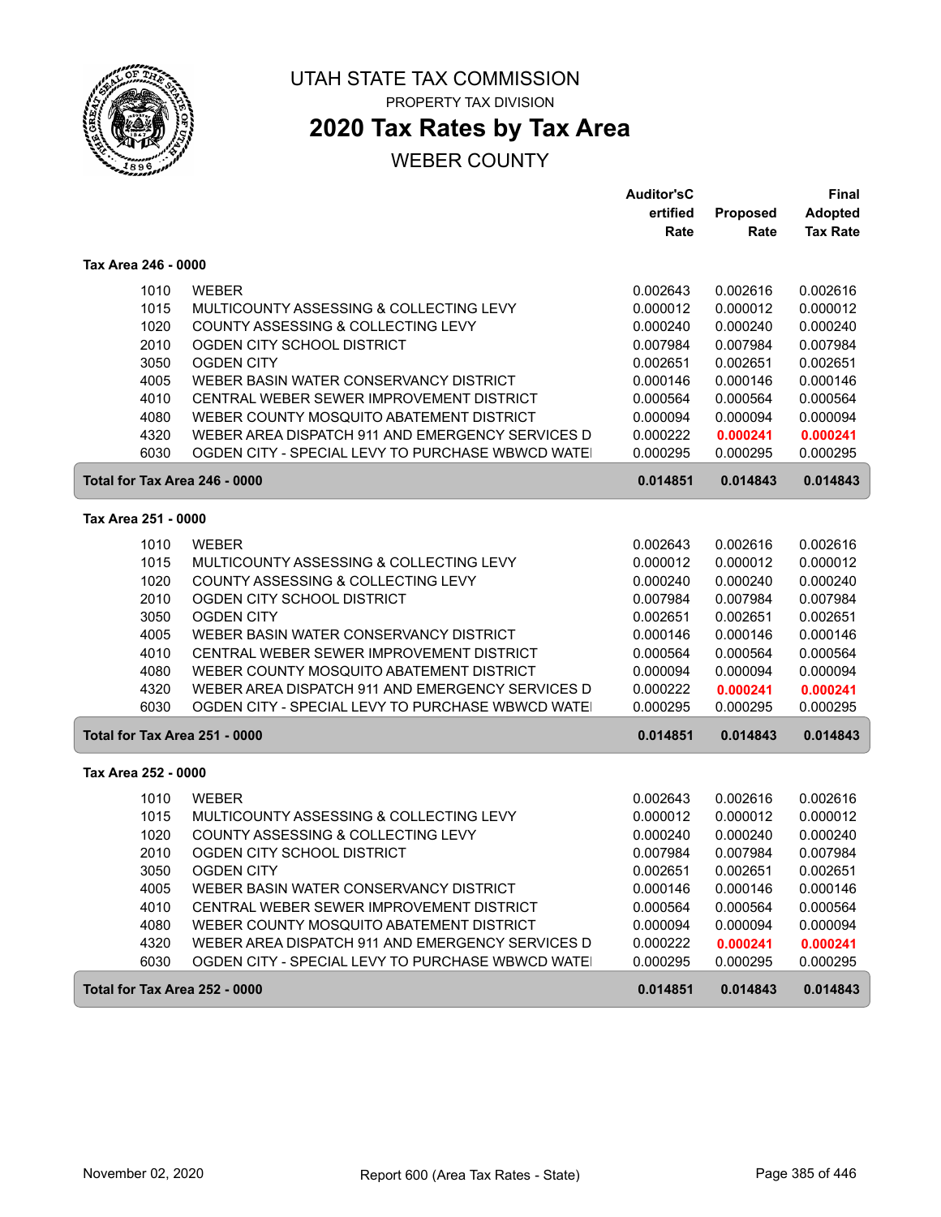# UTAH STATE TAX COMMISSION

PROPERTY TAX DIVISION

## 2020 Tax Rates by Tax Area

WEBER COUNTY

### Tax Area 246 - 0000

| | | Auditor'sCertified Rate | Proposed Rate | Final Adopted Tax Rate |
|---|---|---|---|---|
| 1010 | WEBER | 0.002643 | 0.002616 | 0.002616 |
| 1015 | MULTICOUNTY ASSESSING & COLLECTING LEVY | 0.000012 | 0.000012 | 0.000012 |
| 1020 | COUNTY ASSESSING & COLLECTING LEVY | 0.000240 | 0.000240 | 0.000240 |
| 2010 | OGDEN CITY SCHOOL DISTRICT | 0.007984 | 0.007984 | 0.007984 |
| 3050 | OGDEN CITY | 0.002651 | 0.002651 | 0.002651 |
| 4005 | WEBER BASIN WATER CONSERVANCY DISTRICT | 0.000146 | 0.000146 | 0.000146 |
| 4010 | CENTRAL WEBER SEWER IMPROVEMENT DISTRICT | 0.000564 | 0.000564 | 0.000564 |
| 4080 | WEBER COUNTY MOSQUITO ABATEMENT DISTRICT | 0.000094 | 0.000094 | 0.000094 |
| 4320 | WEBER AREA DISPATCH 911 AND EMERGENCY SERVICES D | 0.000222 | **0.000241** | **0.000241** |
| 6030 | OGDEN CITY - SPECIAL LEVY TO PURCHASE WBWCD WATE | 0.000295 | 0.000295 | 0.000295 |
| **Total for Tax Area 246 - 0000** | | **0.014851** | **0.014843** | **0.014843** |

### Tax Area 251 - 0000

| | | Auditor'sCertified Rate | Proposed Rate | Final Adopted Tax Rate |
|---|---|---|---|---|
| 1010 | WEBER | 0.002643 | 0.002616 | 0.002616 |
| 1015 | MULTICOUNTY ASSESSING & COLLECTING LEVY | 0.000012 | 0.000012 | 0.000012 |
| 1020 | COUNTY ASSESSING & COLLECTING LEVY | 0.000240 | 0.000240 | 0.000240 |
| 2010 | OGDEN CITY SCHOOL DISTRICT | 0.007984 | 0.007984 | 0.007984 |
| 3050 | OGDEN CITY | 0.002651 | 0.002651 | 0.002651 |
| 4005 | WEBER BASIN WATER CONSERVANCY DISTRICT | 0.000146 | 0.000146 | 0.000146 |
| 4010 | CENTRAL WEBER SEWER IMPROVEMENT DISTRICT | 0.000564 | 0.000564 | 0.000564 |
| 4080 | WEBER COUNTY MOSQUITO ABATEMENT DISTRICT | 0.000094 | 0.000094 | 0.000094 |
| 4320 | WEBER AREA DISPATCH 911 AND EMERGENCY SERVICES D | 0.000222 | **0.000241** | **0.000241** |
| 6030 | OGDEN CITY - SPECIAL LEVY TO PURCHASE WBWCD WATE | 0.000295 | 0.000295 | 0.000295 |
| **Total for Tax Area 251 - 0000** | | **0.014851** | **0.014843** | **0.014843** |

### Tax Area 252 - 0000

| | | Auditor'sCertified Rate | Proposed Rate | Final Adopted Tax Rate |
|---|---|---|---|---|
| 1010 | WEBER | 0.002643 | 0.002616 | 0.002616 |
| 1015 | MULTICOUNTY ASSESSING & COLLECTING LEVY | 0.000012 | 0.000012 | 0.000012 |
| 1020 | COUNTY ASSESSING & COLLECTING LEVY | 0.000240 | 0.000240 | 0.000240 |
| 2010 | OGDEN CITY SCHOOL DISTRICT | 0.007984 | 0.007984 | 0.007984 |
| 3050 | OGDEN CITY | 0.002651 | 0.002651 | 0.002651 |
| 4005 | WEBER BASIN WATER CONSERVANCY DISTRICT | 0.000146 | 0.000146 | 0.000146 |
| 4010 | CENTRAL WEBER SEWER IMPROVEMENT DISTRICT | 0.000564 | 0.000564 | 0.000564 |
| 4080 | WEBER COUNTY MOSQUITO ABATEMENT DISTRICT | 0.000094 | 0.000094 | 0.000094 |
| 4320 | WEBER AREA DISPATCH 911 AND EMERGENCY SERVICES D | 0.000222 | **0.000241** | **0.000241** |
| 6030 | OGDEN CITY - SPECIAL LEVY TO PURCHASE WBWCD WATE | 0.000295 | 0.000295 | 0.000295 |
| **Total for Tax Area 252 - 0000** | | **0.014851** | **0.014843** | **0.014843** |

November 02, 2020 — Report 600 (Area Tax Rates - State)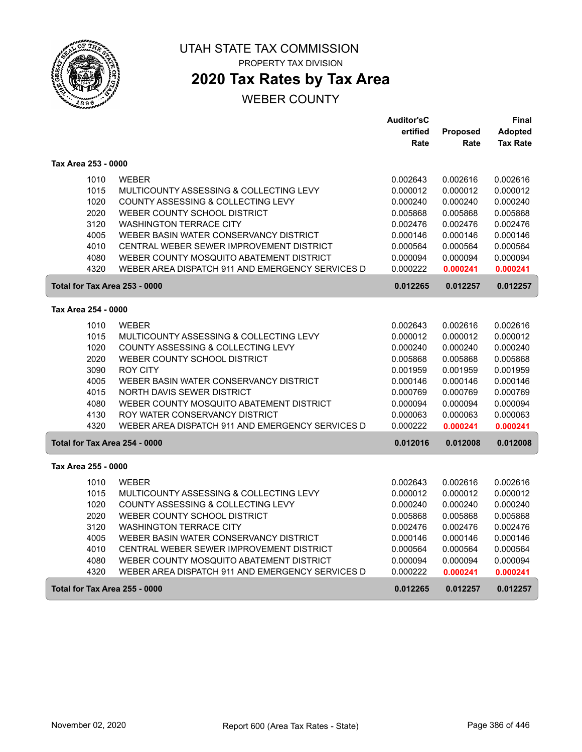# UTAH STATE TAX COMMISSION

PROPERTY TAX DIVISION

## 2020 Tax Rates by Tax Area

WEBER COUNTY

| | | Auditor'sCertified Rate | Proposed Rate | Final Adopted Tax Rate |
|---|---|---|---|---|
| **Tax Area 253 - 0000** | | | | |
| 1010 | WEBER | 0.002643 | 0.002616 | 0.002616 |
| 1015 | MULTICOUNTY ASSESSING & COLLECTING LEVY | 0.000012 | 0.000012 | 0.000012 |
| 1020 | COUNTY ASSESSING & COLLECTING LEVY | 0.000240 | 0.000240 | 0.000240 |
| 2020 | WEBER COUNTY SCHOOL DISTRICT | 0.005868 | 0.005868 | 0.005868 |
| 3120 | WASHINGTON TERRACE CITY | 0.002476 | 0.002476 | 0.002476 |
| 4005 | WEBER BASIN WATER CONSERVANCY DISTRICT | 0.000146 | 0.000146 | 0.000146 |
| 4010 | CENTRAL WEBER SEWER IMPROVEMENT DISTRICT | 0.000564 | 0.000564 | 0.000564 |
| 4080 | WEBER COUNTY MOSQUITO ABATEMENT DISTRICT | 0.000094 | 0.000094 | 0.000094 |
| 4320 | WEBER AREA DISPATCH 911 AND EMERGENCY SERVICES D | 0.000222 | **0.000241** | **0.000241** |
| **Total for Tax Area 253 - 0000** | | **0.012265** | **0.012257** | **0.012257** |
| **Tax Area 254 - 0000** | | | | |
| 1010 | WEBER | 0.002643 | 0.002616 | 0.002616 |
| 1015 | MULTICOUNTY ASSESSING & COLLECTING LEVY | 0.000012 | 0.000012 | 0.000012 |
| 1020 | COUNTY ASSESSING & COLLECTING LEVY | 0.000240 | 0.000240 | 0.000240 |
| 2020 | WEBER COUNTY SCHOOL DISTRICT | 0.005868 | 0.005868 | 0.005868 |
| 3090 | ROY CITY | 0.001959 | 0.001959 | 0.001959 |
| 4005 | WEBER BASIN WATER CONSERVANCY DISTRICT | 0.000146 | 0.000146 | 0.000146 |
| 4015 | NORTH DAVIS SEWER DISTRICT | 0.000769 | 0.000769 | 0.000769 |
| 4080 | WEBER COUNTY MOSQUITO ABATEMENT DISTRICT | 0.000094 | 0.000094 | 0.000094 |
| 4130 | ROY WATER CONSERVANCY DISTRICT | 0.000063 | 0.000063 | 0.000063 |
| 4320 | WEBER AREA DISPATCH 911 AND EMERGENCY SERVICES D | 0.000222 | **0.000241** | **0.000241** |
| **Total for Tax Area 254 - 0000** | | **0.012016** | **0.012008** | **0.012008** |
| **Tax Area 255 - 0000** | | | | |
| 1010 | WEBER | 0.002643 | 0.002616 | 0.002616 |
| 1015 | MULTICOUNTY ASSESSING & COLLECTING LEVY | 0.000012 | 0.000012 | 0.000012 |
| 1020 | COUNTY ASSESSING & COLLECTING LEVY | 0.000240 | 0.000240 | 0.000240 |
| 2020 | WEBER COUNTY SCHOOL DISTRICT | 0.005868 | 0.005868 | 0.005868 |
| 3120 | WASHINGTON TERRACE CITY | 0.002476 | 0.002476 | 0.002476 |
| 4005 | WEBER BASIN WATER CONSERVANCY DISTRICT | 0.000146 | 0.000146 | 0.000146 |
| 4010 | CENTRAL WEBER SEWER IMPROVEMENT DISTRICT | 0.000564 | 0.000564 | 0.000564 |
| 4080 | WEBER COUNTY MOSQUITO ABATEMENT DISTRICT | 0.000094 | 0.000094 | 0.000094 |
| 4320 | WEBER AREA DISPATCH 911 AND EMERGENCY SERVICES D | 0.000222 | **0.000241** | **0.000241** |
| **Total for Tax Area 255 - 0000** | | **0.012265** | **0.012257** | **0.012257** |

November 02, 2020 — Report 600 (Area Tax Rates - State)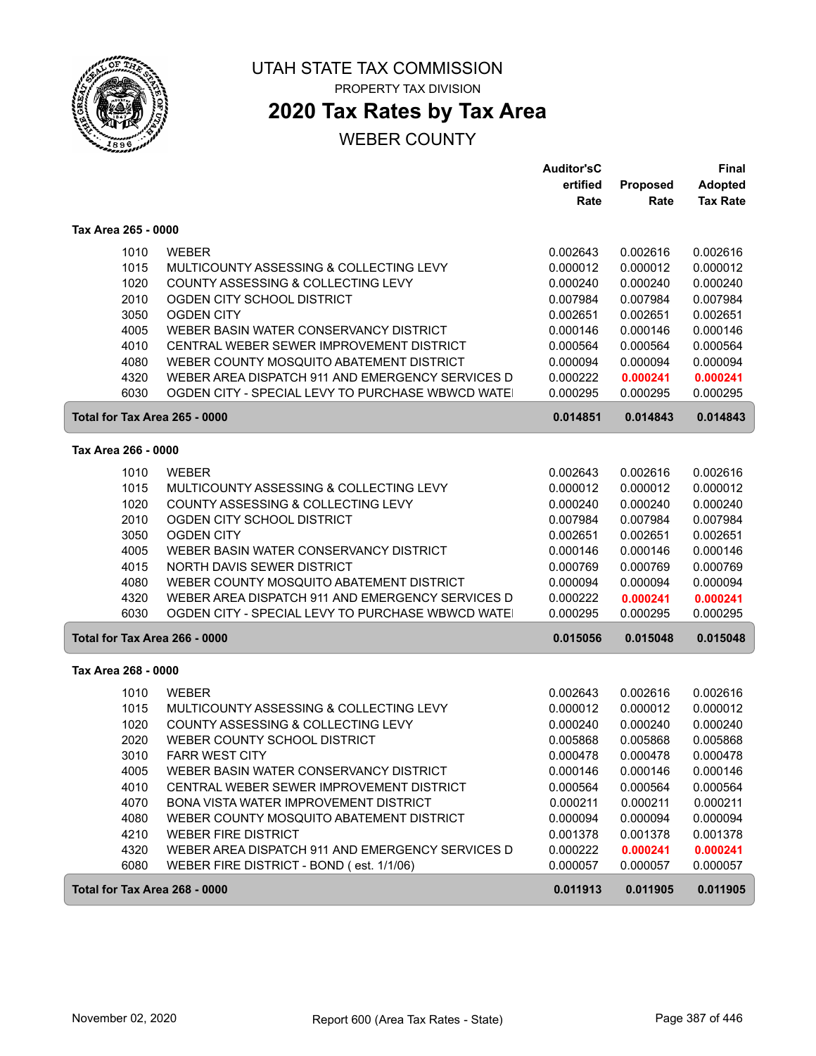UTAH STATE TAX COMMISSION

PROPERTY TAX DIVISION

# 2020 Tax Rates by Tax Area

## WEBER COUNTY

| | | Auditor'sCertified Rate | Proposed Rate | Final Adopted Tax Rate |
|---|---|---|---|---|
| **Tax Area 265 - 0000** | | | | |
| 1010 | WEBER | 0.002643 | 0.002616 | 0.002616 |
| 1015 | MULTICOUNTY ASSESSING & COLLECTING LEVY | 0.000012 | 0.000012 | 0.000012 |
| 1020 | COUNTY ASSESSING & COLLECTING LEVY | 0.000240 | 0.000240 | 0.000240 |
| 2010 | OGDEN CITY SCHOOL DISTRICT | 0.007984 | 0.007984 | 0.007984 |
| 3050 | OGDEN CITY | 0.002651 | 0.002651 | 0.002651 |
| 4005 | WEBER BASIN WATER CONSERVANCY DISTRICT | 0.000146 | 0.000146 | 0.000146 |
| 4010 | CENTRAL WEBER SEWER IMPROVEMENT DISTRICT | 0.000564 | 0.000564 | 0.000564 |
| 4080 | WEBER COUNTY MOSQUITO ABATEMENT DISTRICT | 0.000094 | 0.000094 | 0.000094 |
| 4320 | WEBER AREA DISPATCH 911 AND EMERGENCY SERVICES D | 0.000222 | 0.000241 | 0.000241 |
| 6030 | OGDEN CITY - SPECIAL LEVY TO PURCHASE WBWCD WATE | 0.000295 | 0.000295 | 0.000295 |
| **Total for Tax Area 265 - 0000** | | **0.014851** | **0.014843** | **0.014843** |
| **Tax Area 266 - 0000** | | | | |
| 1010 | WEBER | 0.002643 | 0.002616 | 0.002616 |
| 1015 | MULTICOUNTY ASSESSING & COLLECTING LEVY | 0.000012 | 0.000012 | 0.000012 |
| 1020 | COUNTY ASSESSING & COLLECTING LEVY | 0.000240 | 0.000240 | 0.000240 |
| 2010 | OGDEN CITY SCHOOL DISTRICT | 0.007984 | 0.007984 | 0.007984 |
| 3050 | OGDEN CITY | 0.002651 | 0.002651 | 0.002651 |
| 4005 | WEBER BASIN WATER CONSERVANCY DISTRICT | 0.000146 | 0.000146 | 0.000146 |
| 4015 | NORTH DAVIS SEWER DISTRICT | 0.000769 | 0.000769 | 0.000769 |
| 4080 | WEBER COUNTY MOSQUITO ABATEMENT DISTRICT | 0.000094 | 0.000094 | 0.000094 |
| 4320 | WEBER AREA DISPATCH 911 AND EMERGENCY SERVICES D | 0.000222 | 0.000241 | 0.000241 |
| 6030 | OGDEN CITY - SPECIAL LEVY TO PURCHASE WBWCD WATE | 0.000295 | 0.000295 | 0.000295 |
| **Total for Tax Area 266 - 0000** | | **0.015056** | **0.015048** | **0.015048** |
| **Tax Area 268 - 0000** | | | | |
| 1010 | WEBER | 0.002643 | 0.002616 | 0.002616 |
| 1015 | MULTICOUNTY ASSESSING & COLLECTING LEVY | 0.000012 | 0.000012 | 0.000012 |
| 1020 | COUNTY ASSESSING & COLLECTING LEVY | 0.000240 | 0.000240 | 0.000240 |
| 2020 | WEBER COUNTY SCHOOL DISTRICT | 0.005868 | 0.005868 | 0.005868 |
| 3010 | FARR WEST CITY | 0.000478 | 0.000478 | 0.000478 |
| 4005 | WEBER BASIN WATER CONSERVANCY DISTRICT | 0.000146 | 0.000146 | 0.000146 |
| 4010 | CENTRAL WEBER SEWER IMPROVEMENT DISTRICT | 0.000564 | 0.000564 | 0.000564 |
| 4070 | BONA VISTA WATER IMPROVEMENT DISTRICT | 0.000211 | 0.000211 | 0.000211 |
| 4080 | WEBER COUNTY MOSQUITO ABATEMENT DISTRICT | 0.000094 | 0.000094 | 0.000094 |
| 4210 | WEBER FIRE DISTRICT | 0.001378 | 0.001378 | 0.001378 |
| 4320 | WEBER AREA DISPATCH 911 AND EMERGENCY SERVICES D | 0.000222 | 0.000241 | 0.000241 |
| 6080 | WEBER FIRE DISTRICT - BOND ( est. 1/1/06) | 0.000057 | 0.000057 | 0.000057 |
| **Total for Tax Area 268 - 0000** | | **0.011913** | **0.011905** | **0.011905** |

November 02, 2020 — Report 600 (Area Tax Rates - State)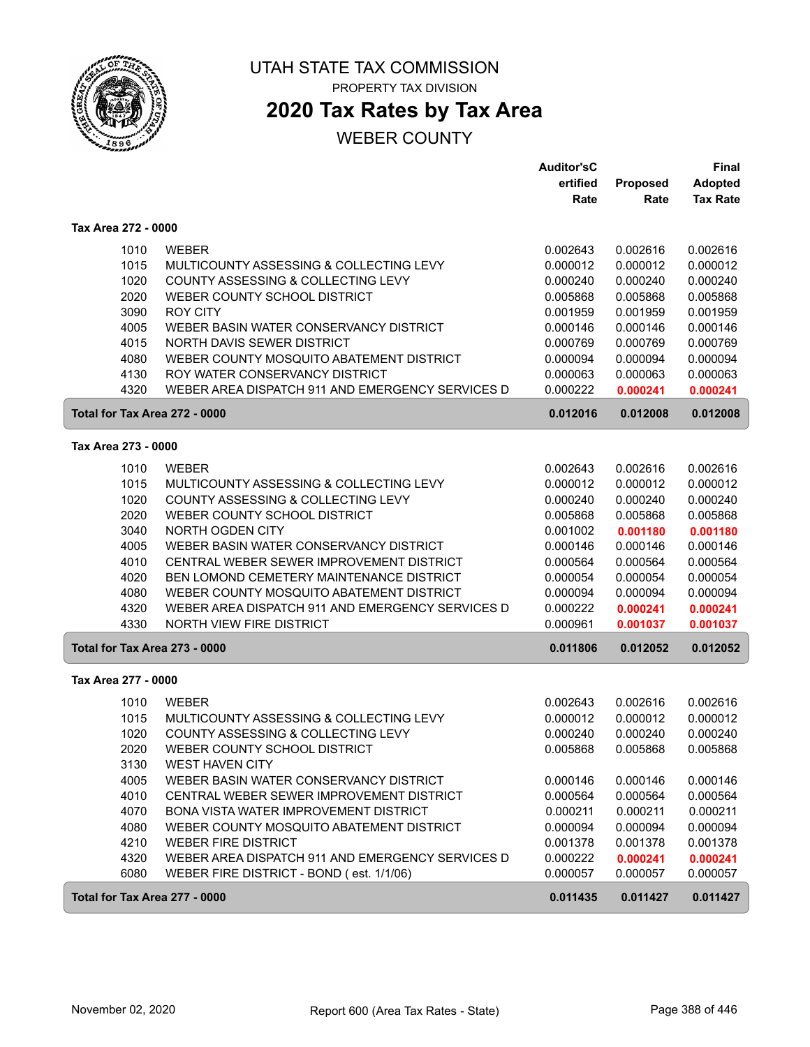# UTAH STATE TAX COMMISSION

PROPERTY TAX DIVISION

## 2020 Tax Rates by Tax Area

WEBER COUNTY

| | | Auditor's Certified Rate | Proposed Rate | Final Adopted Tax Rate |
|---|---|---|---|---|
| **Tax Area 272 - 0000** | | | | |
| 1010 | WEBER | 0.002643 | 0.002616 | 0.002616 |
| 1015 | MULTICOUNTY ASSESSING & COLLECTING LEVY | 0.000012 | 0.000012 | 0.000012 |
| 1020 | COUNTY ASSESSING & COLLECTING LEVY | 0.000240 | 0.000240 | 0.000240 |
| 2020 | WEBER COUNTY SCHOOL DISTRICT | 0.005868 | 0.005868 | 0.005868 |
| 3090 | ROY CITY | 0.001959 | 0.001959 | 0.001959 |
| 4005 | WEBER BASIN WATER CONSERVANCY DISTRICT | 0.000146 | 0.000146 | 0.000146 |
| 4015 | NORTH DAVIS SEWER DISTRICT | 0.000769 | 0.000769 | 0.000769 |
| 4080 | WEBER COUNTY MOSQUITO ABATEMENT DISTRICT | 0.000094 | 0.000094 | 0.000094 |
| 4130 | ROY WATER CONSERVANCY DISTRICT | 0.000063 | 0.000063 | 0.000063 |
| 4320 | WEBER AREA DISPATCH 911 AND EMERGENCY SERVICES D | 0.000222 | 0.000241 | 0.000241 |
| **Total for Tax Area 272 - 0000** | | **0.012016** | **0.012008** | **0.012008** |
| **Tax Area 273 - 0000** | | | | |
| 1010 | WEBER | 0.002643 | 0.002616 | 0.002616 |
| 1015 | MULTICOUNTY ASSESSING & COLLECTING LEVY | 0.000012 | 0.000012 | 0.000012 |
| 1020 | COUNTY ASSESSING & COLLECTING LEVY | 0.000240 | 0.000240 | 0.000240 |
| 2020 | WEBER COUNTY SCHOOL DISTRICT | 0.005868 | 0.005868 | 0.005868 |
| 3040 | NORTH OGDEN CITY | 0.001002 | 0.001180 | 0.001180 |
| 4005 | WEBER BASIN WATER CONSERVANCY DISTRICT | 0.000146 | 0.000146 | 0.000146 |
| 4010 | CENTRAL WEBER SEWER IMPROVEMENT DISTRICT | 0.000564 | 0.000564 | 0.000564 |
| 4020 | BEN LOMOND CEMETERY MAINTENANCE DISTRICT | 0.000054 | 0.000054 | 0.000054 |
| 4080 | WEBER COUNTY MOSQUITO ABATEMENT DISTRICT | 0.000094 | 0.000094 | 0.000094 |
| 4320 | WEBER AREA DISPATCH 911 AND EMERGENCY SERVICES D | 0.000222 | 0.000241 | 0.000241 |
| 4330 | NORTH VIEW FIRE DISTRICT | 0.000961 | 0.001037 | 0.001037 |
| **Total for Tax Area 273 - 0000** | | **0.011806** | **0.012052** | **0.012052** |
| **Tax Area 277 - 0000** | | | | |
| 1010 | WEBER | 0.002643 | 0.002616 | 0.002616 |
| 1015 | MULTICOUNTY ASSESSING & COLLECTING LEVY | 0.000012 | 0.000012 | 0.000012 |
| 1020 | COUNTY ASSESSING & COLLECTING LEVY | 0.000240 | 0.000240 | 0.000240 |
| 2020 | WEBER COUNTY SCHOOL DISTRICT | 0.005868 | 0.005868 | 0.005868 |
| 3130 | WEST HAVEN CITY | | | |
| 4005 | WEBER BASIN WATER CONSERVANCY DISTRICT | 0.000146 | 0.000146 | 0.000146 |
| 4010 | CENTRAL WEBER SEWER IMPROVEMENT DISTRICT | 0.000564 | 0.000564 | 0.000564 |
| 4070 | BONA VISTA WATER IMPROVEMENT DISTRICT | 0.000211 | 0.000211 | 0.000211 |
| 4080 | WEBER COUNTY MOSQUITO ABATEMENT DISTRICT | 0.000094 | 0.000094 | 0.000094 |
| 4210 | WEBER FIRE DISTRICT | 0.001378 | 0.001378 | 0.001378 |
| 4320 | WEBER AREA DISPATCH 911 AND EMERGENCY SERVICES D | 0.000222 | 0.000241 | 0.000241 |
| 6080 | WEBER FIRE DISTRICT - BOND ( est. 1/1/06) | 0.000057 | 0.000057 | 0.000057 |
| **Total for Tax Area 277 - 0000** | | **0.011435** | **0.011427** | **0.011427** |

November 02, 2020 — Report 600 (Area Tax Rates - State)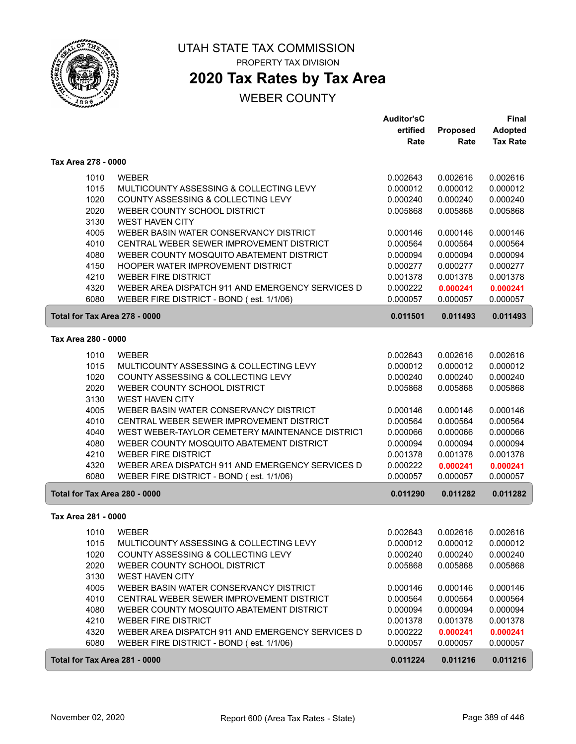# UTAH STATE TAX COMMISSION

PROPERTY TAX DIVISION

## 2020 Tax Rates by Tax Area

WEBER COUNTY

| | | Auditor'sCertified Rate | Proposed Rate | Final Adopted Tax Rate |
|---|---|---|---|---|
| **Tax Area 278 - 0000** | | | | |
| 1010 | WEBER | 0.002643 | 0.002616 | 0.002616 |
| 1015 | MULTICOUNTY ASSESSING & COLLECTING LEVY | 0.000012 | 0.000012 | 0.000012 |
| 1020 | COUNTY ASSESSING & COLLECTING LEVY | 0.000240 | 0.000240 | 0.000240 |
| 2020 | WEBER COUNTY SCHOOL DISTRICT | 0.005868 | 0.005868 | 0.005868 |
| 3130 | WEST HAVEN CITY | | | |
| 4005 | WEBER BASIN WATER CONSERVANCY DISTRICT | 0.000146 | 0.000146 | 0.000146 |
| 4010 | CENTRAL WEBER SEWER IMPROVEMENT DISTRICT | 0.000564 | 0.000564 | 0.000564 |
| 4080 | WEBER COUNTY MOSQUITO ABATEMENT DISTRICT | 0.000094 | 0.000094 | 0.000094 |
| 4150 | HOOPER WATER IMPROVEMENT DISTRICT | 0.000277 | 0.000277 | 0.000277 |
| 4210 | WEBER FIRE DISTRICT | 0.001378 | 0.001378 | 0.001378 |
| 4320 | WEBER AREA DISPATCH 911 AND EMERGENCY SERVICES D | 0.000222 | **0.000241** | **0.000241** |
| 6080 | WEBER FIRE DISTRICT - BOND ( est. 1/1/06) | 0.000057 | 0.000057 | 0.000057 |
| **Total for Tax Area 278 - 0000** | | **0.011501** | **0.011493** | **0.011493** |
| **Tax Area 280 - 0000** | | | | |
| 1010 | WEBER | 0.002643 | 0.002616 | 0.002616 |
| 1015 | MULTICOUNTY ASSESSING & COLLECTING LEVY | 0.000012 | 0.000012 | 0.000012 |
| 1020 | COUNTY ASSESSING & COLLECTING LEVY | 0.000240 | 0.000240 | 0.000240 |
| 2020 | WEBER COUNTY SCHOOL DISTRICT | 0.005868 | 0.005868 | 0.005868 |
| 3130 | WEST HAVEN CITY | | | |
| 4005 | WEBER BASIN WATER CONSERVANCY DISTRICT | 0.000146 | 0.000146 | 0.000146 |
| 4010 | CENTRAL WEBER SEWER IMPROVEMENT DISTRICT | 0.000564 | 0.000564 | 0.000564 |
| 4040 | WEST WEBER-TAYLOR CEMETERY MAINTENANCE DISTRICT | 0.000066 | 0.000066 | 0.000066 |
| 4080 | WEBER COUNTY MOSQUITO ABATEMENT DISTRICT | 0.000094 | 0.000094 | 0.000094 |
| 4210 | WEBER FIRE DISTRICT | 0.001378 | 0.001378 | 0.001378 |
| 4320 | WEBER AREA DISPATCH 911 AND EMERGENCY SERVICES D | 0.000222 | **0.000241** | **0.000241** |
| 6080 | WEBER FIRE DISTRICT - BOND ( est. 1/1/06) | 0.000057 | 0.000057 | 0.000057 |
| **Total for Tax Area 280 - 0000** | | **0.011290** | **0.011282** | **0.011282** |
| **Tax Area 281 - 0000** | | | | |
| 1010 | WEBER | 0.002643 | 0.002616 | 0.002616 |
| 1015 | MULTICOUNTY ASSESSING & COLLECTING LEVY | 0.000012 | 0.000012 | 0.000012 |
| 1020 | COUNTY ASSESSING & COLLECTING LEVY | 0.000240 | 0.000240 | 0.000240 |
| 2020 | WEBER COUNTY SCHOOL DISTRICT | 0.005868 | 0.005868 | 0.005868 |
| 3130 | WEST HAVEN CITY | | | |
| 4005 | WEBER BASIN WATER CONSERVANCY DISTRICT | 0.000146 | 0.000146 | 0.000146 |
| 4010 | CENTRAL WEBER SEWER IMPROVEMENT DISTRICT | 0.000564 | 0.000564 | 0.000564 |
| 4080 | WEBER COUNTY MOSQUITO ABATEMENT DISTRICT | 0.000094 | 0.000094 | 0.000094 |
| 4210 | WEBER FIRE DISTRICT | 0.001378 | 0.001378 | 0.001378 |
| 4320 | WEBER AREA DISPATCH 911 AND EMERGENCY SERVICES D | 0.000222 | **0.000241** | **0.000241** |
| 6080 | WEBER FIRE DISTRICT - BOND ( est. 1/1/06) | 0.000057 | 0.000057 | 0.000057 |
| **Total for Tax Area 281 - 0000** | | **0.011224** | **0.011216** | **0.011216** |

November 02, 2020 — Report 600 (Area Tax Rates - State)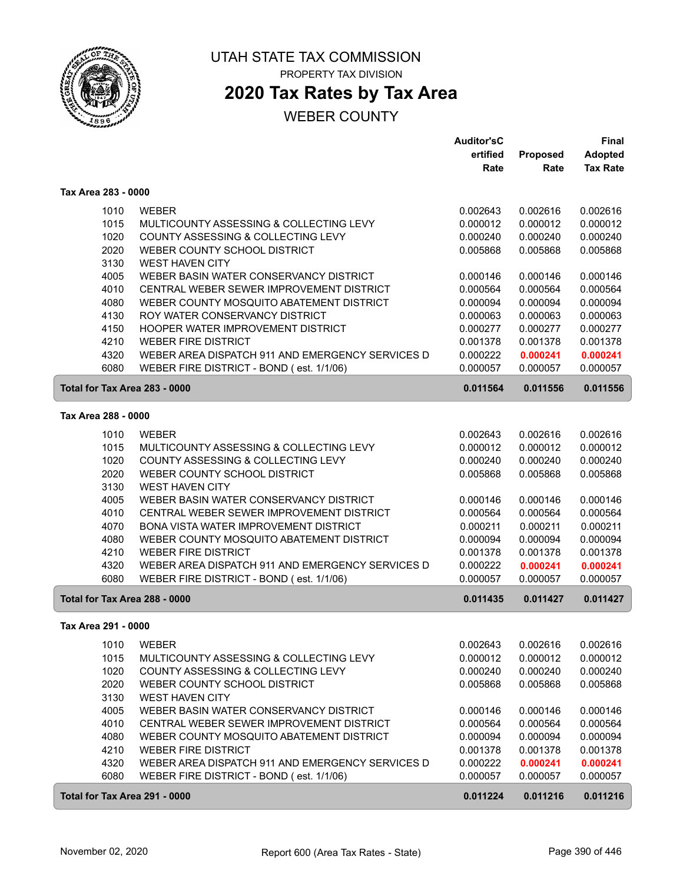# UTAH STATE TAX COMMISSION

PROPERTY TAX DIVISION

## 2020 Tax Rates by Tax Area

WEBER COUNTY

| | | Auditor'sCertified Rate | Proposed Rate | Final Adopted Tax Rate |
|---|---|---|---|---|
| **Tax Area 283 - 0000** | | | | |
| 1010 | WEBER | 0.002643 | 0.002616 | 0.002616 |
| 1015 | MULTICOUNTY ASSESSING & COLLECTING LEVY | 0.000012 | 0.000012 | 0.000012 |
| 1020 | COUNTY ASSESSING & COLLECTING LEVY | 0.000240 | 0.000240 | 0.000240 |
| 2020 | WEBER COUNTY SCHOOL DISTRICT | 0.005868 | 0.005868 | 0.005868 |
| 3130 | WEST HAVEN CITY | | | |
| 4005 | WEBER BASIN WATER CONSERVANCY DISTRICT | 0.000146 | 0.000146 | 0.000146 |
| 4010 | CENTRAL WEBER SEWER IMPROVEMENT DISTRICT | 0.000564 | 0.000564 | 0.000564 |
| 4080 | WEBER COUNTY MOSQUITO ABATEMENT DISTRICT | 0.000094 | 0.000094 | 0.000094 |
| 4130 | ROY WATER CONSERVANCY DISTRICT | 0.000063 | 0.000063 | 0.000063 |
| 4150 | HOOPER WATER IMPROVEMENT DISTRICT | 0.000277 | 0.000277 | 0.000277 |
| 4210 | WEBER FIRE DISTRICT | 0.001378 | 0.001378 | 0.001378 |
| 4320 | WEBER AREA DISPATCH 911 AND EMERGENCY SERVICES D | 0.000222 | **0.000241** | **0.000241** |
| 6080 | WEBER FIRE DISTRICT - BOND ( est. 1/1/06) | 0.000057 | 0.000057 | 0.000057 |
| **Total for Tax Area 283 - 0000** | | **0.011564** | **0.011556** | **0.011556** |
| **Tax Area 288 - 0000** | | | | |
| 1010 | WEBER | 0.002643 | 0.002616 | 0.002616 |
| 1015 | MULTICOUNTY ASSESSING & COLLECTING LEVY | 0.000012 | 0.000012 | 0.000012 |
| 1020 | COUNTY ASSESSING & COLLECTING LEVY | 0.000240 | 0.000240 | 0.000240 |
| 2020 | WEBER COUNTY SCHOOL DISTRICT | 0.005868 | 0.005868 | 0.005868 |
| 3130 | WEST HAVEN CITY | | | |
| 4005 | WEBER BASIN WATER CONSERVANCY DISTRICT | 0.000146 | 0.000146 | 0.000146 |
| 4010 | CENTRAL WEBER SEWER IMPROVEMENT DISTRICT | 0.000564 | 0.000564 | 0.000564 |
| 4070 | BONA VISTA WATER IMPROVEMENT DISTRICT | 0.000211 | 0.000211 | 0.000211 |
| 4080 | WEBER COUNTY MOSQUITO ABATEMENT DISTRICT | 0.000094 | 0.000094 | 0.000094 |
| 4210 | WEBER FIRE DISTRICT | 0.001378 | 0.001378 | 0.001378 |
| 4320 | WEBER AREA DISPATCH 911 AND EMERGENCY SERVICES D | 0.000222 | **0.000241** | **0.000241** |
| 6080 | WEBER FIRE DISTRICT - BOND ( est. 1/1/06) | 0.000057 | 0.000057 | 0.000057 |
| **Total for Tax Area 288 - 0000** | | **0.011435** | **0.011427** | **0.011427** |
| **Tax Area 291 - 0000** | | | | |
| 1010 | WEBER | 0.002643 | 0.002616 | 0.002616 |
| 1015 | MULTICOUNTY ASSESSING & COLLECTING LEVY | 0.000012 | 0.000012 | 0.000012 |
| 1020 | COUNTY ASSESSING & COLLECTING LEVY | 0.000240 | 0.000240 | 0.000240 |
| 2020 | WEBER COUNTY SCHOOL DISTRICT | 0.005868 | 0.005868 | 0.005868 |
| 3130 | WEST HAVEN CITY | | | |
| 4005 | WEBER BASIN WATER CONSERVANCY DISTRICT | 0.000146 | 0.000146 | 0.000146 |
| 4010 | CENTRAL WEBER SEWER IMPROVEMENT DISTRICT | 0.000564 | 0.000564 | 0.000564 |
| 4080 | WEBER COUNTY MOSQUITO ABATEMENT DISTRICT | 0.000094 | 0.000094 | 0.000094 |
| 4210 | WEBER FIRE DISTRICT | 0.001378 | 0.001378 | 0.001378 |
| 4320 | WEBER AREA DISPATCH 911 AND EMERGENCY SERVICES D | 0.000222 | **0.000241** | **0.000241** |
| 6080 | WEBER FIRE DISTRICT - BOND ( est. 1/1/06) | 0.000057 | 0.000057 | 0.000057 |
| **Total for Tax Area 291 - 0000** | | **0.011224** | **0.011216** | **0.011216** |

November 02, 2020 Report 600 (Area Tax Rates - State)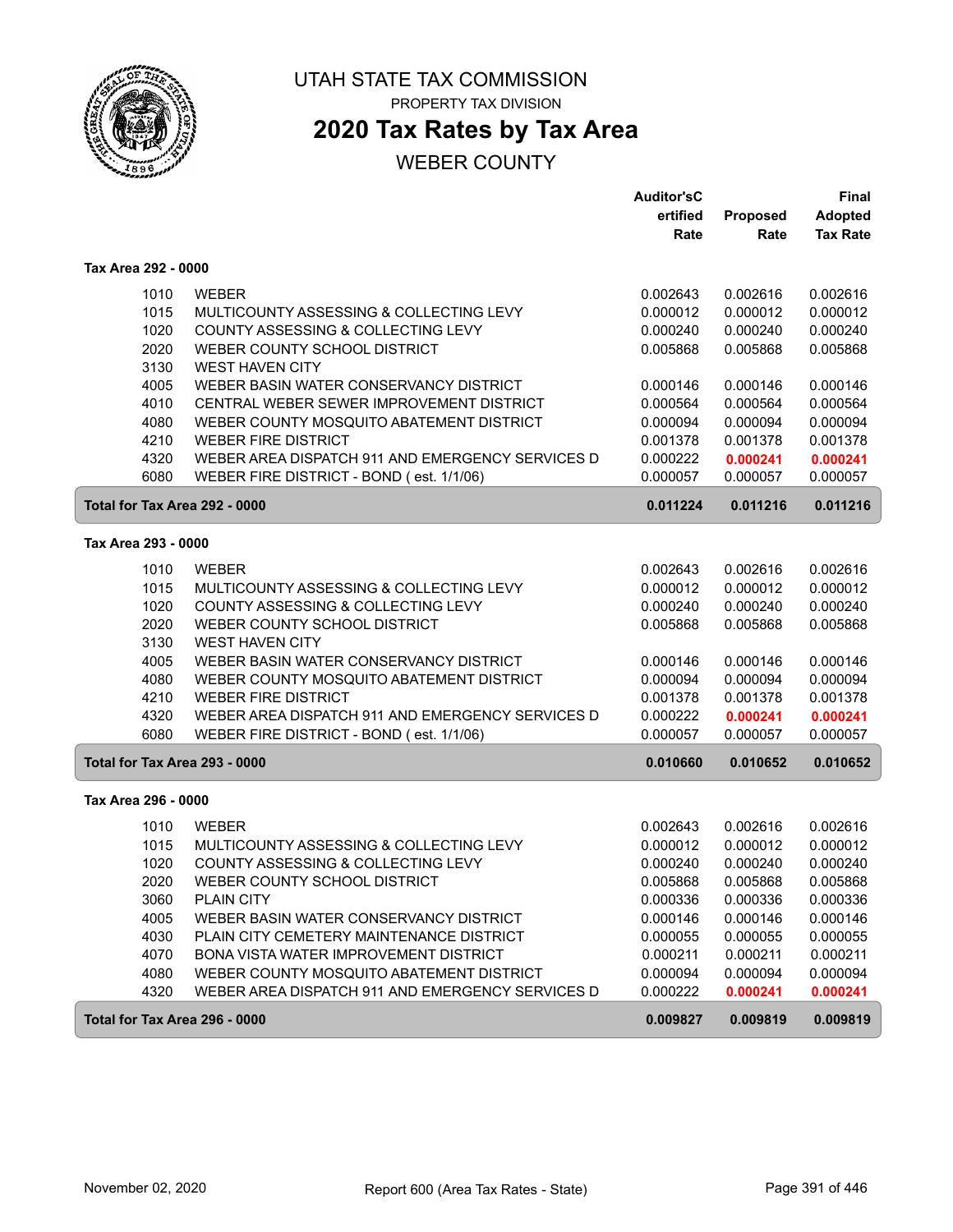# UTAH STATE TAX COMMISSION

PROPERTY TAX DIVISION

## 2020 Tax Rates by Tax Area

WEBER COUNTY

| | | Auditor'sCertified Rate | Proposed Rate | Final Adopted Tax Rate |
|---|---|---|---|---|
| **Tax Area 292 - 0000** | | | | |
| 1010 | WEBER | 0.002643 | 0.002616 | 0.002616 |
| 1015 | MULTICOUNTY ASSESSING & COLLECTING LEVY | 0.000012 | 0.000012 | 0.000012 |
| 1020 | COUNTY ASSESSING & COLLECTING LEVY | 0.000240 | 0.000240 | 0.000240 |
| 2020 | WEBER COUNTY SCHOOL DISTRICT | 0.005868 | 0.005868 | 0.005868 |
| 3130 | WEST HAVEN CITY | | | |
| 4005 | WEBER BASIN WATER CONSERVANCY DISTRICT | 0.000146 | 0.000146 | 0.000146 |
| 4010 | CENTRAL WEBER SEWER IMPROVEMENT DISTRICT | 0.000564 | 0.000564 | 0.000564 |
| 4080 | WEBER COUNTY MOSQUITO ABATEMENT DISTRICT | 0.000094 | 0.000094 | 0.000094 |
| 4210 | WEBER FIRE DISTRICT | 0.001378 | 0.001378 | 0.001378 |
| 4320 | WEBER AREA DISPATCH 911 AND EMERGENCY SERVICES D | 0.000222 | **0.000241** | **0.000241** |
| 6080 | WEBER FIRE DISTRICT - BOND ( est. 1/1/06) | 0.000057 | 0.000057 | 0.000057 |
| **Total for Tax Area 292 - 0000** | | **0.011224** | **0.011216** | **0.011216** |
| **Tax Area 293 - 0000** | | | | |
| 1010 | WEBER | 0.002643 | 0.002616 | 0.002616 |
| 1015 | MULTICOUNTY ASSESSING & COLLECTING LEVY | 0.000012 | 0.000012 | 0.000012 |
| 1020 | COUNTY ASSESSING & COLLECTING LEVY | 0.000240 | 0.000240 | 0.000240 |
| 2020 | WEBER COUNTY SCHOOL DISTRICT | 0.005868 | 0.005868 | 0.005868 |
| 3130 | WEST HAVEN CITY | | | |
| 4005 | WEBER BASIN WATER CONSERVANCY DISTRICT | 0.000146 | 0.000146 | 0.000146 |
| 4080 | WEBER COUNTY MOSQUITO ABATEMENT DISTRICT | 0.000094 | 0.000094 | 0.000094 |
| 4210 | WEBER FIRE DISTRICT | 0.001378 | 0.001378 | 0.001378 |
| 4320 | WEBER AREA DISPATCH 911 AND EMERGENCY SERVICES D | 0.000222 | **0.000241** | **0.000241** |
| 6080 | WEBER FIRE DISTRICT - BOND ( est. 1/1/06) | 0.000057 | 0.000057 | 0.000057 |
| **Total for Tax Area 293 - 0000** | | **0.010660** | **0.010652** | **0.010652** |
| **Tax Area 296 - 0000** | | | | |
| 1010 | WEBER | 0.002643 | 0.002616 | 0.002616 |
| 1015 | MULTICOUNTY ASSESSING & COLLECTING LEVY | 0.000012 | 0.000012 | 0.000012 |
| 1020 | COUNTY ASSESSING & COLLECTING LEVY | 0.000240 | 0.000240 | 0.000240 |
| 2020 | WEBER COUNTY SCHOOL DISTRICT | 0.005868 | 0.005868 | 0.005868 |
| 3060 | PLAIN CITY | 0.000336 | 0.000336 | 0.000336 |
| 4005 | WEBER BASIN WATER CONSERVANCY DISTRICT | 0.000146 | 0.000146 | 0.000146 |
| 4030 | PLAIN CITY CEMETERY MAINTENANCE DISTRICT | 0.000055 | 0.000055 | 0.000055 |
| 4070 | BONA VISTA WATER IMPROVEMENT DISTRICT | 0.000211 | 0.000211 | 0.000211 |
| 4080 | WEBER COUNTY MOSQUITO ABATEMENT DISTRICT | 0.000094 | 0.000094 | 0.000094 |
| 4320 | WEBER AREA DISPATCH 911 AND EMERGENCY SERVICES D | 0.000222 | **0.000241** | **0.000241** |
| **Total for Tax Area 296 - 0000** | | **0.009827** | **0.009819** | **0.009819** |

November 02, 2020 — Report 600 (Area Tax Rates - State)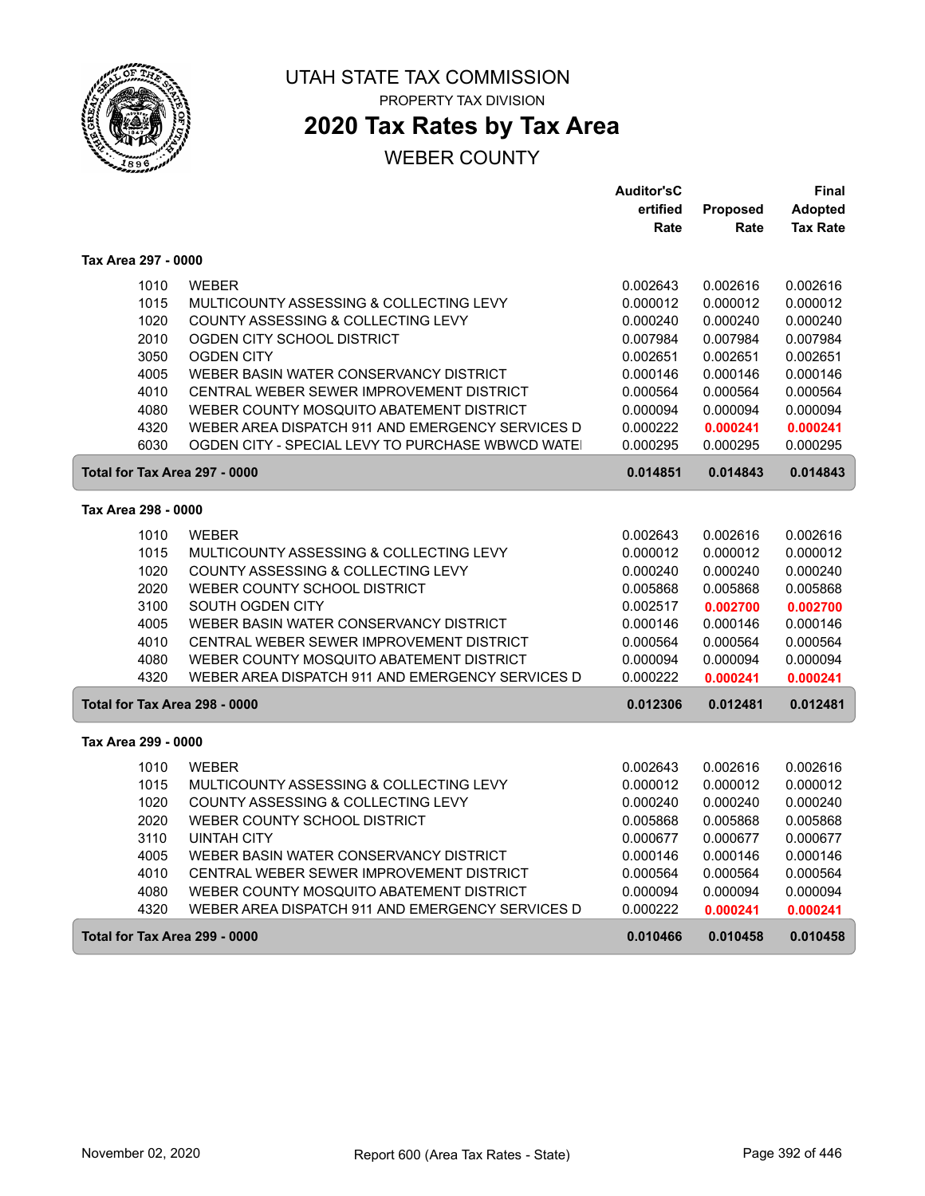# UTAH STATE TAX COMMISSION

PROPERTY TAX DIVISION

## 2020 Tax Rates by Tax Area

WEBER COUNTY

| | | Auditor'sCertified Rate | Proposed Rate | Final Adopted Tax Rate |
|---|---|---|---|---|
| **Tax Area 297 - 0000** | | | | |
| 1010 | WEBER | 0.002643 | 0.002616 | 0.002616 |
| 1015 | MULTICOUNTY ASSESSING & COLLECTING LEVY | 0.000012 | 0.000012 | 0.000012 |
| 1020 | COUNTY ASSESSING & COLLECTING LEVY | 0.000240 | 0.000240 | 0.000240 |
| 2010 | OGDEN CITY SCHOOL DISTRICT | 0.007984 | 0.007984 | 0.007984 |
| 3050 | OGDEN CITY | 0.002651 | 0.002651 | 0.002651 |
| 4005 | WEBER BASIN WATER CONSERVANCY DISTRICT | 0.000146 | 0.000146 | 0.000146 |
| 4010 | CENTRAL WEBER SEWER IMPROVEMENT DISTRICT | 0.000564 | 0.000564 | 0.000564 |
| 4080 | WEBER COUNTY MOSQUITO ABATEMENT DISTRICT | 0.000094 | 0.000094 | 0.000094 |
| 4320 | WEBER AREA DISPATCH 911 AND EMERGENCY SERVICES D | 0.000222 | **0.000241** | **0.000241** |
| 6030 | OGDEN CITY - SPECIAL LEVY TO PURCHASE WBWCD WATE | 0.000295 | 0.000295 | 0.000295 |
| **Total for Tax Area 297 - 0000** | | **0.014851** | **0.014843** | **0.014843** |
| **Tax Area 298 - 0000** | | | | |
| 1010 | WEBER | 0.002643 | 0.002616 | 0.002616 |
| 1015 | MULTICOUNTY ASSESSING & COLLECTING LEVY | 0.000012 | 0.000012 | 0.000012 |
| 1020 | COUNTY ASSESSING & COLLECTING LEVY | 0.000240 | 0.000240 | 0.000240 |
| 2020 | WEBER COUNTY SCHOOL DISTRICT | 0.005868 | 0.005868 | 0.005868 |
| 3100 | SOUTH OGDEN CITY | 0.002517 | **0.002700** | **0.002700** |
| 4005 | WEBER BASIN WATER CONSERVANCY DISTRICT | 0.000146 | 0.000146 | 0.000146 |
| 4010 | CENTRAL WEBER SEWER IMPROVEMENT DISTRICT | 0.000564 | 0.000564 | 0.000564 |
| 4080 | WEBER COUNTY MOSQUITO ABATEMENT DISTRICT | 0.000094 | 0.000094 | 0.000094 |
| 4320 | WEBER AREA DISPATCH 911 AND EMERGENCY SERVICES D | 0.000222 | **0.000241** | **0.000241** |
| **Total for Tax Area 298 - 0000** | | **0.012306** | **0.012481** | **0.012481** |
| **Tax Area 299 - 0000** | | | | |
| 1010 | WEBER | 0.002643 | 0.002616 | 0.002616 |
| 1015 | MULTICOUNTY ASSESSING & COLLECTING LEVY | 0.000012 | 0.000012 | 0.000012 |
| 1020 | COUNTY ASSESSING & COLLECTING LEVY | 0.000240 | 0.000240 | 0.000240 |
| 2020 | WEBER COUNTY SCHOOL DISTRICT | 0.005868 | 0.005868 | 0.005868 |
| 3110 | UINTAH CITY | 0.000677 | 0.000677 | 0.000677 |
| 4005 | WEBER BASIN WATER CONSERVANCY DISTRICT | 0.000146 | 0.000146 | 0.000146 |
| 4010 | CENTRAL WEBER SEWER IMPROVEMENT DISTRICT | 0.000564 | 0.000564 | 0.000564 |
| 4080 | WEBER COUNTY MOSQUITO ABATEMENT DISTRICT | 0.000094 | 0.000094 | 0.000094 |
| 4320 | WEBER AREA DISPATCH 911 AND EMERGENCY SERVICES D | 0.000222 | **0.000241** | **0.000241** |
| **Total for Tax Area 299 - 0000** | | **0.010466** | **0.010458** | **0.010458** |

November 02, 2020 — Report 600 (Area Tax Rates - State)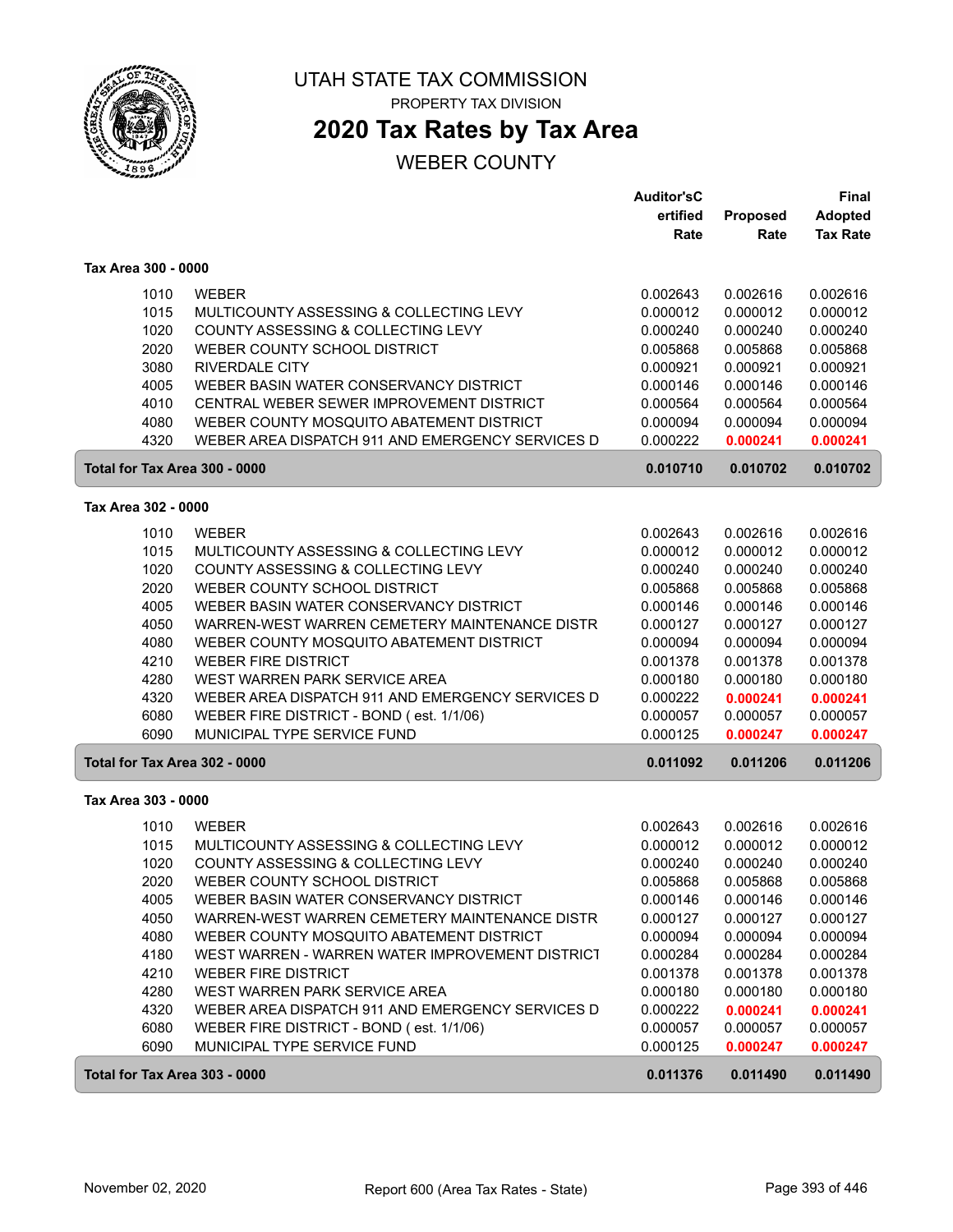# UTAH STATE TAX COMMISSION

PROPERTY TAX DIVISION

## 2020 Tax Rates by Tax Area

WEBER COUNTY

| | | Auditor'sCertified Rate | Proposed Rate | Final Adopted Tax Rate |
|---|---|---|---|---|
| **Tax Area 300 - 0000** | | | | |
| 1010 | WEBER | 0.002643 | 0.002616 | 0.002616 |
| 1015 | MULTICOUNTY ASSESSING & COLLECTING LEVY | 0.000012 | 0.000012 | 0.000012 |
| 1020 | COUNTY ASSESSING & COLLECTING LEVY | 0.000240 | 0.000240 | 0.000240 |
| 2020 | WEBER COUNTY SCHOOL DISTRICT | 0.005868 | 0.005868 | 0.005868 |
| 3080 | RIVERDALE CITY | 0.000921 | 0.000921 | 0.000921 |
| 4005 | WEBER BASIN WATER CONSERVANCY DISTRICT | 0.000146 | 0.000146 | 0.000146 |
| 4010 | CENTRAL WEBER SEWER IMPROVEMENT DISTRICT | 0.000564 | 0.000564 | 0.000564 |
| 4080 | WEBER COUNTY MOSQUITO ABATEMENT DISTRICT | 0.000094 | 0.000094 | 0.000094 |
| 4320 | WEBER AREA DISPATCH 911 AND EMERGENCY SERVICES D | 0.000222 | **0.000241** | **0.000241** |
| **Total for Tax Area 300 - 0000** | | **0.010710** | **0.010702** | **0.010702** |
| **Tax Area 302 - 0000** | | | | |
| 1010 | WEBER | 0.002643 | 0.002616 | 0.002616 |
| 1015 | MULTICOUNTY ASSESSING & COLLECTING LEVY | 0.000012 | 0.000012 | 0.000012 |
| 1020 | COUNTY ASSESSING & COLLECTING LEVY | 0.000240 | 0.000240 | 0.000240 |
| 2020 | WEBER COUNTY SCHOOL DISTRICT | 0.005868 | 0.005868 | 0.005868 |
| 4005 | WEBER BASIN WATER CONSERVANCY DISTRICT | 0.000146 | 0.000146 | 0.000146 |
| 4050 | WARREN-WEST WARREN CEMETERY MAINTENANCE DISTR | 0.000127 | 0.000127 | 0.000127 |
| 4080 | WEBER COUNTY MOSQUITO ABATEMENT DISTRICT | 0.000094 | 0.000094 | 0.000094 |
| 4210 | WEBER FIRE DISTRICT | 0.001378 | 0.001378 | 0.001378 |
| 4280 | WEST WARREN PARK SERVICE AREA | 0.000180 | 0.000180 | 0.000180 |
| 4320 | WEBER AREA DISPATCH 911 AND EMERGENCY SERVICES D | 0.000222 | **0.000241** | **0.000241** |
| 6080 | WEBER FIRE DISTRICT - BOND ( est. 1/1/06) | 0.000057 | 0.000057 | 0.000057 |
| 6090 | MUNICIPAL TYPE SERVICE FUND | 0.000125 | **0.000247** | **0.000247** |
| **Total for Tax Area 302 - 0000** | | **0.011092** | **0.011206** | **0.011206** |
| **Tax Area 303 - 0000** | | | | |
| 1010 | WEBER | 0.002643 | 0.002616 | 0.002616 |
| 1015 | MULTICOUNTY ASSESSING & COLLECTING LEVY | 0.000012 | 0.000012 | 0.000012 |
| 1020 | COUNTY ASSESSING & COLLECTING LEVY | 0.000240 | 0.000240 | 0.000240 |
| 2020 | WEBER COUNTY SCHOOL DISTRICT | 0.005868 | 0.005868 | 0.005868 |
| 4005 | WEBER BASIN WATER CONSERVANCY DISTRICT | 0.000146 | 0.000146 | 0.000146 |
| 4050 | WARREN-WEST WARREN CEMETERY MAINTENANCE DISTR | 0.000127 | 0.000127 | 0.000127 |
| 4080 | WEBER COUNTY MOSQUITO ABATEMENT DISTRICT | 0.000094 | 0.000094 | 0.000094 |
| 4180 | WEST WARREN - WARREN WATER IMPROVEMENT DISTRICT | 0.000284 | 0.000284 | 0.000284 |
| 4210 | WEBER FIRE DISTRICT | 0.001378 | 0.001378 | 0.001378 |
| 4280 | WEST WARREN PARK SERVICE AREA | 0.000180 | 0.000180 | 0.000180 |
| 4320 | WEBER AREA DISPATCH 911 AND EMERGENCY SERVICES D | 0.000222 | **0.000241** | **0.000241** |
| 6080 | WEBER FIRE DISTRICT - BOND ( est. 1/1/06) | 0.000057 | 0.000057 | 0.000057 |
| 6090 | MUNICIPAL TYPE SERVICE FUND | 0.000125 | **0.000247** | **0.000247** |
| **Total for Tax Area 303 - 0000** | | **0.011376** | **0.011490** | **0.011490** |

November 02, 2020 Report 600 (Area Tax Rates - State)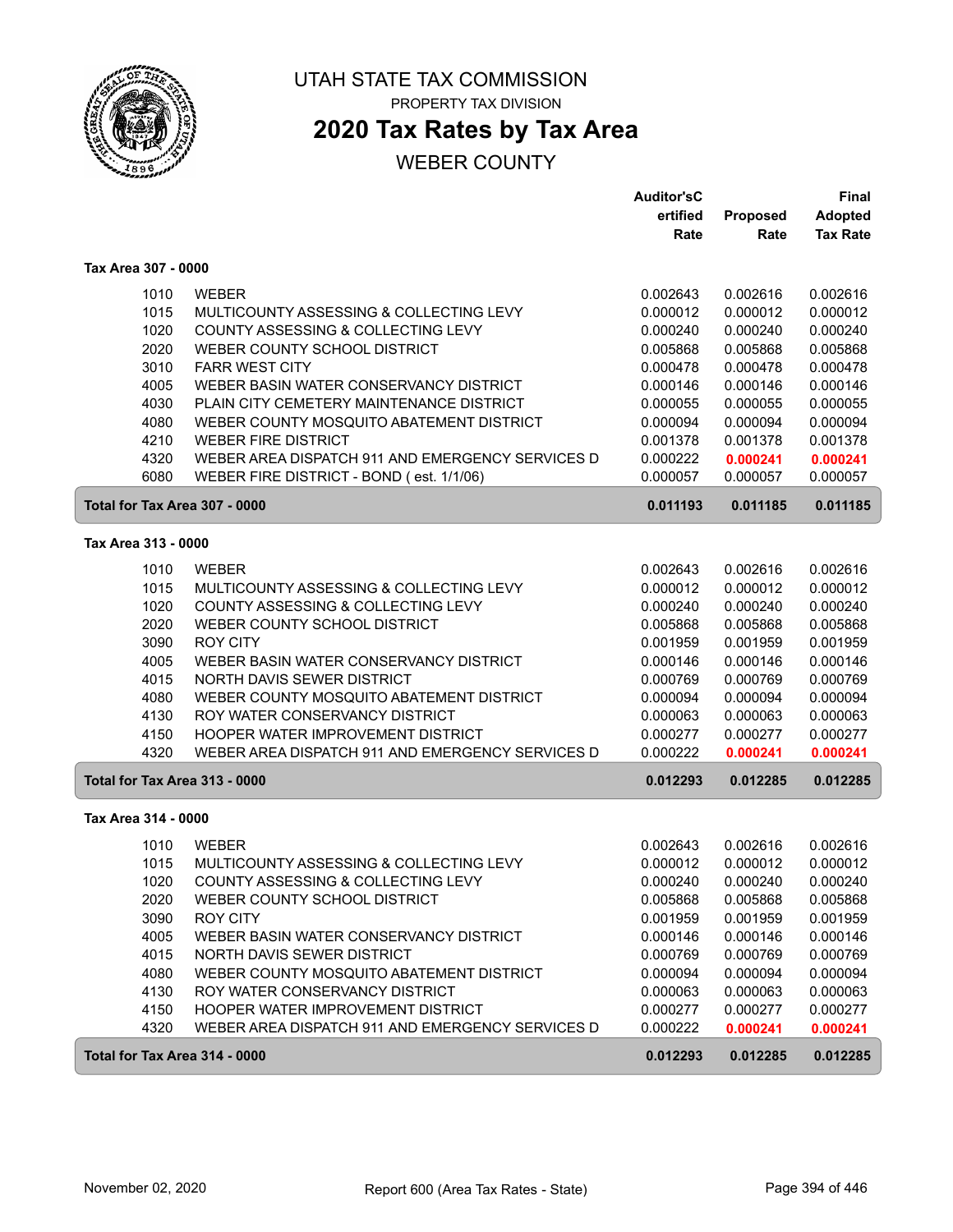# UTAH STATE TAX COMMISSION

PROPERTY TAX DIVISION

## 2020 Tax Rates by Tax Area

WEBER COUNTY

| | | Auditor'sCertified Rate | Proposed Rate | Final Adopted Tax Rate |
|---|---|---|---|---|
| **Tax Area 307 - 0000** | | | | |
| 1010 | WEBER | 0.002643 | 0.002616 | 0.002616 |
| 1015 | MULTICOUNTY ASSESSING & COLLECTING LEVY | 0.000012 | 0.000012 | 0.000012 |
| 1020 | COUNTY ASSESSING & COLLECTING LEVY | 0.000240 | 0.000240 | 0.000240 |
| 2020 | WEBER COUNTY SCHOOL DISTRICT | 0.005868 | 0.005868 | 0.005868 |
| 3010 | FARR WEST CITY | 0.000478 | 0.000478 | 0.000478 |
| 4005 | WEBER BASIN WATER CONSERVANCY DISTRICT | 0.000146 | 0.000146 | 0.000146 |
| 4030 | PLAIN CITY CEMETERY MAINTENANCE DISTRICT | 0.000055 | 0.000055 | 0.000055 |
| 4080 | WEBER COUNTY MOSQUITO ABATEMENT DISTRICT | 0.000094 | 0.000094 | 0.000094 |
| 4210 | WEBER FIRE DISTRICT | 0.001378 | 0.001378 | 0.001378 |
| 4320 | WEBER AREA DISPATCH 911 AND EMERGENCY SERVICES D | 0.000222 | **0.000241** | **0.000241** |
| 6080 | WEBER FIRE DISTRICT - BOND ( est. 1/1/06) | 0.000057 | 0.000057 | 0.000057 |
| **Total for Tax Area 307 - 0000** | | **0.011193** | **0.011185** | **0.011185** |
| **Tax Area 313 - 0000** | | | | |
| 1010 | WEBER | 0.002643 | 0.002616 | 0.002616 |
| 1015 | MULTICOUNTY ASSESSING & COLLECTING LEVY | 0.000012 | 0.000012 | 0.000012 |
| 1020 | COUNTY ASSESSING & COLLECTING LEVY | 0.000240 | 0.000240 | 0.000240 |
| 2020 | WEBER COUNTY SCHOOL DISTRICT | 0.005868 | 0.005868 | 0.005868 |
| 3090 | ROY CITY | 0.001959 | 0.001959 | 0.001959 |
| 4005 | WEBER BASIN WATER CONSERVANCY DISTRICT | 0.000146 | 0.000146 | 0.000146 |
| 4015 | NORTH DAVIS SEWER DISTRICT | 0.000769 | 0.000769 | 0.000769 |
| 4080 | WEBER COUNTY MOSQUITO ABATEMENT DISTRICT | 0.000094 | 0.000094 | 0.000094 |
| 4130 | ROY WATER CONSERVANCY DISTRICT | 0.000063 | 0.000063 | 0.000063 |
| 4150 | HOOPER WATER IMPROVEMENT DISTRICT | 0.000277 | 0.000277 | 0.000277 |
| 4320 | WEBER AREA DISPATCH 911 AND EMERGENCY SERVICES D | 0.000222 | **0.000241** | **0.000241** |
| **Total for Tax Area 313 - 0000** | | **0.012293** | **0.012285** | **0.012285** |
| **Tax Area 314 - 0000** | | | | |
| 1010 | WEBER | 0.002643 | 0.002616 | 0.002616 |
| 1015 | MULTICOUNTY ASSESSING & COLLECTING LEVY | 0.000012 | 0.000012 | 0.000012 |
| 1020 | COUNTY ASSESSING & COLLECTING LEVY | 0.000240 | 0.000240 | 0.000240 |
| 2020 | WEBER COUNTY SCHOOL DISTRICT | 0.005868 | 0.005868 | 0.005868 |
| 3090 | ROY CITY | 0.001959 | 0.001959 | 0.001959 |
| 4005 | WEBER BASIN WATER CONSERVANCY DISTRICT | 0.000146 | 0.000146 | 0.000146 |
| 4015 | NORTH DAVIS SEWER DISTRICT | 0.000769 | 0.000769 | 0.000769 |
| 4080 | WEBER COUNTY MOSQUITO ABATEMENT DISTRICT | 0.000094 | 0.000094 | 0.000094 |
| 4130 | ROY WATER CONSERVANCY DISTRICT | 0.000063 | 0.000063 | 0.000063 |
| 4150 | HOOPER WATER IMPROVEMENT DISTRICT | 0.000277 | 0.000277 | 0.000277 |
| 4320 | WEBER AREA DISPATCH 911 AND EMERGENCY SERVICES D | 0.000222 | **0.000241** | **0.000241** |
| **Total for Tax Area 314 - 0000** | | **0.012293** | **0.012285** | **0.012285** |

November 02, 2020 — Report 600 (Area Tax Rates - State)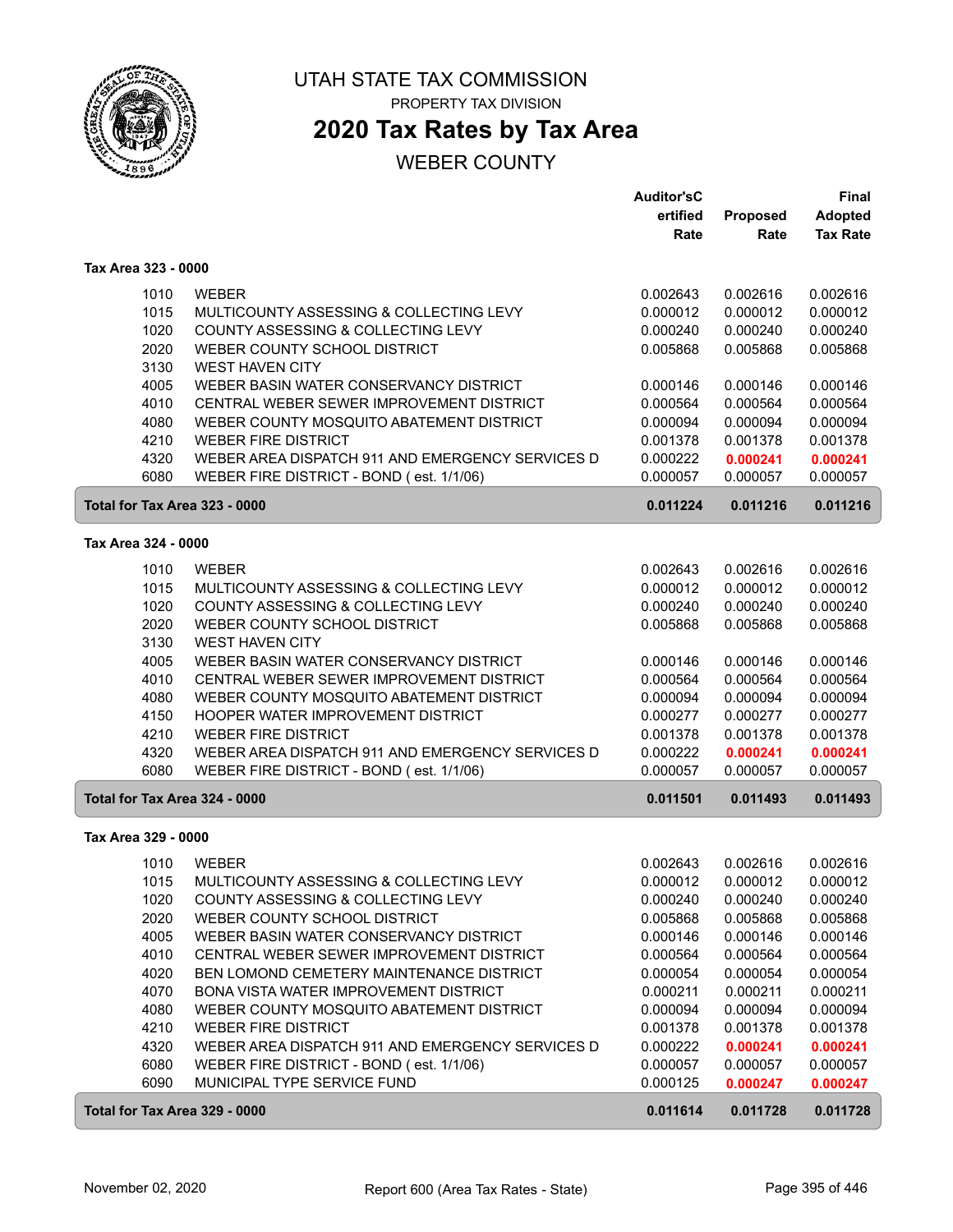# UTAH STATE TAX COMMISSION

PROPERTY TAX DIVISION

## 2020 Tax Rates by Tax Area

WEBER COUNTY

| | | Auditor'sCertified Rate | Proposed Rate | Final Adopted Tax Rate |
|---|---|---|---|---|
| **Tax Area 323 - 0000** | | | | |
| 1010 | WEBER | 0.002643 | 0.002616 | 0.002616 |
| 1015 | MULTICOUNTY ASSESSING & COLLECTING LEVY | 0.000012 | 0.000012 | 0.000012 |
| 1020 | COUNTY ASSESSING & COLLECTING LEVY | 0.000240 | 0.000240 | 0.000240 |
| 2020 | WEBER COUNTY SCHOOL DISTRICT | 0.005868 | 0.005868 | 0.005868 |
| 3130 | WEST HAVEN CITY | | | |
| 4005 | WEBER BASIN WATER CONSERVANCY DISTRICT | 0.000146 | 0.000146 | 0.000146 |
| 4010 | CENTRAL WEBER SEWER IMPROVEMENT DISTRICT | 0.000564 | 0.000564 | 0.000564 |
| 4080 | WEBER COUNTY MOSQUITO ABATEMENT DISTRICT | 0.000094 | 0.000094 | 0.000094 |
| 4210 | WEBER FIRE DISTRICT | 0.001378 | 0.001378 | 0.001378 |
| 4320 | WEBER AREA DISPATCH 911 AND EMERGENCY SERVICES D | 0.000222 | 0.000241 | 0.000241 |
| 6080 | WEBER FIRE DISTRICT - BOND ( est. 1/1/06) | 0.000057 | 0.000057 | 0.000057 |
| **Total for Tax Area 323 - 0000** | | **0.011224** | **0.011216** | **0.011216** |
| **Tax Area 324 - 0000** | | | | |
| 1010 | WEBER | 0.002643 | 0.002616 | 0.002616 |
| 1015 | MULTICOUNTY ASSESSING & COLLECTING LEVY | 0.000012 | 0.000012 | 0.000012 |
| 1020 | COUNTY ASSESSING & COLLECTING LEVY | 0.000240 | 0.000240 | 0.000240 |
| 2020 | WEBER COUNTY SCHOOL DISTRICT | 0.005868 | 0.005868 | 0.005868 |
| 3130 | WEST HAVEN CITY | | | |
| 4005 | WEBER BASIN WATER CONSERVANCY DISTRICT | 0.000146 | 0.000146 | 0.000146 |
| 4010 | CENTRAL WEBER SEWER IMPROVEMENT DISTRICT | 0.000564 | 0.000564 | 0.000564 |
| 4080 | WEBER COUNTY MOSQUITO ABATEMENT DISTRICT | 0.000094 | 0.000094 | 0.000094 |
| 4150 | HOOPER WATER IMPROVEMENT DISTRICT | 0.000277 | 0.000277 | 0.000277 |
| 4210 | WEBER FIRE DISTRICT | 0.001378 | 0.001378 | 0.001378 |
| 4320 | WEBER AREA DISPATCH 911 AND EMERGENCY SERVICES D | 0.000222 | 0.000241 | 0.000241 |
| 6080 | WEBER FIRE DISTRICT - BOND ( est. 1/1/06) | 0.000057 | 0.000057 | 0.000057 |
| **Total for Tax Area 324 - 0000** | | **0.011501** | **0.011493** | **0.011493** |
| **Tax Area 329 - 0000** | | | | |
| 1010 | WEBER | 0.002643 | 0.002616 | 0.002616 |
| 1015 | MULTICOUNTY ASSESSING & COLLECTING LEVY | 0.000012 | 0.000012 | 0.000012 |
| 1020 | COUNTY ASSESSING & COLLECTING LEVY | 0.000240 | 0.000240 | 0.000240 |
| 2020 | WEBER COUNTY SCHOOL DISTRICT | 0.005868 | 0.005868 | 0.005868 |
| 4005 | WEBER BASIN WATER CONSERVANCY DISTRICT | 0.000146 | 0.000146 | 0.000146 |
| 4010 | CENTRAL WEBER SEWER IMPROVEMENT DISTRICT | 0.000564 | 0.000564 | 0.000564 |
| 4020 | BEN LOMOND CEMETERY MAINTENANCE DISTRICT | 0.000054 | 0.000054 | 0.000054 |
| 4070 | BONA VISTA WATER IMPROVEMENT DISTRICT | 0.000211 | 0.000211 | 0.000211 |
| 4080 | WEBER COUNTY MOSQUITO ABATEMENT DISTRICT | 0.000094 | 0.000094 | 0.000094 |
| 4210 | WEBER FIRE DISTRICT | 0.001378 | 0.001378 | 0.001378 |
| 4320 | WEBER AREA DISPATCH 911 AND EMERGENCY SERVICES D | 0.000222 | 0.000241 | 0.000241 |
| 6080 | WEBER FIRE DISTRICT - BOND ( est. 1/1/06) | 0.000057 | 0.000057 | 0.000057 |
| 6090 | MUNICIPAL TYPE SERVICE FUND | 0.000125 | 0.000247 | 0.000247 |
| **Total for Tax Area 329 - 0000** | | **0.011614** | **0.011728** | **0.011728** |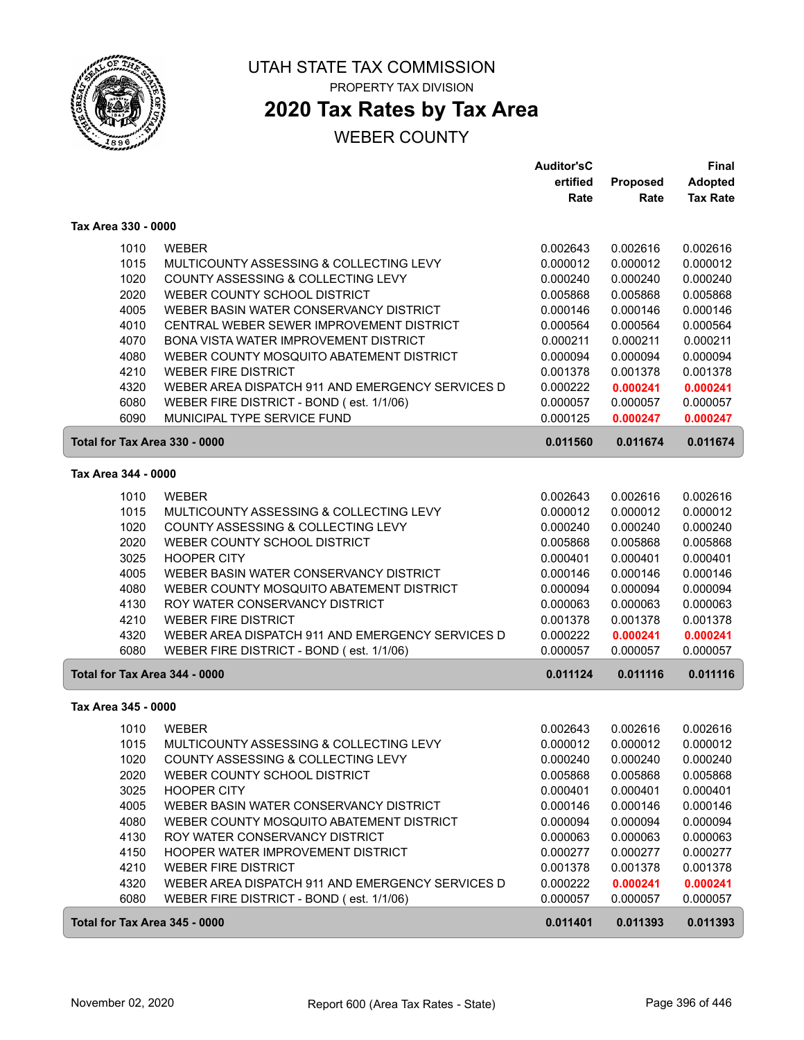# UTAH STATE TAX COMMISSION

PROPERTY TAX DIVISION

## 2020 Tax Rates by Tax Area

WEBER COUNTY

### Tax Area 330 - 0000

| | | Auditor'sCertified Rate | Proposed Rate | Final Adopted Tax Rate |
|---|---|---|---|---|
| 1010 | WEBER | 0.002643 | 0.002616 | 0.002616 |
| 1015 | MULTICOUNTY ASSESSING & COLLECTING LEVY | 0.000012 | 0.000012 | 0.000012 |
| 1020 | COUNTY ASSESSING & COLLECTING LEVY | 0.000240 | 0.000240 | 0.000240 |
| 2020 | WEBER COUNTY SCHOOL DISTRICT | 0.005868 | 0.005868 | 0.005868 |
| 4005 | WEBER BASIN WATER CONSERVANCY DISTRICT | 0.000146 | 0.000146 | 0.000146 |
| 4010 | CENTRAL WEBER SEWER IMPROVEMENT DISTRICT | 0.000564 | 0.000564 | 0.000564 |
| 4070 | BONA VISTA WATER IMPROVEMENT DISTRICT | 0.000211 | 0.000211 | 0.000211 |
| 4080 | WEBER COUNTY MOSQUITO ABATEMENT DISTRICT | 0.000094 | 0.000094 | 0.000094 |
| 4210 | WEBER FIRE DISTRICT | 0.001378 | 0.001378 | 0.001378 |
| 4320 | WEBER AREA DISPATCH 911 AND EMERGENCY SERVICES D | 0.000222 | **0.000241** | **0.000241** |
| 6080 | WEBER FIRE DISTRICT - BOND ( est. 1/1/06) | 0.000057 | 0.000057 | 0.000057 |
| 6090 | MUNICIPAL TYPE SERVICE FUND | 0.000125 | **0.000247** | **0.000247** |
| **Total for Tax Area 330 - 0000** | | **0.011560** | **0.011674** | **0.011674** |

### Tax Area 344 - 0000

| | | Auditor'sCertified Rate | Proposed Rate | Final Adopted Tax Rate |
|---|---|---|---|---|
| 1010 | WEBER | 0.002643 | 0.002616 | 0.002616 |
| 1015 | MULTICOUNTY ASSESSING & COLLECTING LEVY | 0.000012 | 0.000012 | 0.000012 |
| 1020 | COUNTY ASSESSING & COLLECTING LEVY | 0.000240 | 0.000240 | 0.000240 |
| 2020 | WEBER COUNTY SCHOOL DISTRICT | 0.005868 | 0.005868 | 0.005868 |
| 3025 | HOOPER CITY | 0.000401 | 0.000401 | 0.000401 |
| 4005 | WEBER BASIN WATER CONSERVANCY DISTRICT | 0.000146 | 0.000146 | 0.000146 |
| 4080 | WEBER COUNTY MOSQUITO ABATEMENT DISTRICT | 0.000094 | 0.000094 | 0.000094 |
| 4130 | ROY WATER CONSERVANCY DISTRICT | 0.000063 | 0.000063 | 0.000063 |
| 4210 | WEBER FIRE DISTRICT | 0.001378 | 0.001378 | 0.001378 |
| 4320 | WEBER AREA DISPATCH 911 AND EMERGENCY SERVICES D | 0.000222 | **0.000241** | **0.000241** |
| 6080 | WEBER FIRE DISTRICT - BOND ( est. 1/1/06) | 0.000057 | 0.000057 | 0.000057 |
| **Total for Tax Area 344 - 0000** | | **0.011124** | **0.011116** | **0.011116** |

### Tax Area 345 - 0000

| | | Auditor'sCertified Rate | Proposed Rate | Final Adopted Tax Rate |
|---|---|---|---|---|
| 1010 | WEBER | 0.002643 | 0.002616 | 0.002616 |
| 1015 | MULTICOUNTY ASSESSING & COLLECTING LEVY | 0.000012 | 0.000012 | 0.000012 |
| 1020 | COUNTY ASSESSING & COLLECTING LEVY | 0.000240 | 0.000240 | 0.000240 |
| 2020 | WEBER COUNTY SCHOOL DISTRICT | 0.005868 | 0.005868 | 0.005868 |
| 3025 | HOOPER CITY | 0.000401 | 0.000401 | 0.000401 |
| 4005 | WEBER BASIN WATER CONSERVANCY DISTRICT | 0.000146 | 0.000146 | 0.000146 |
| 4080 | WEBER COUNTY MOSQUITO ABATEMENT DISTRICT | 0.000094 | 0.000094 | 0.000094 |
| 4130 | ROY WATER CONSERVANCY DISTRICT | 0.000063 | 0.000063 | 0.000063 |
| 4150 | HOOPER WATER IMPROVEMENT DISTRICT | 0.000277 | 0.000277 | 0.000277 |
| 4210 | WEBER FIRE DISTRICT | 0.001378 | 0.001378 | 0.001378 |
| 4320 | WEBER AREA DISPATCH 911 AND EMERGENCY SERVICES D | 0.000222 | **0.000241** | **0.000241** |
| 6080 | WEBER FIRE DISTRICT - BOND ( est. 1/1/06) | 0.000057 | 0.000057 | 0.000057 |
| **Total for Tax Area 345 - 0000** | | **0.011401** | **0.011393** | **0.011393** |

November 02, 2020 | Report 600 (Area Tax Rates - State)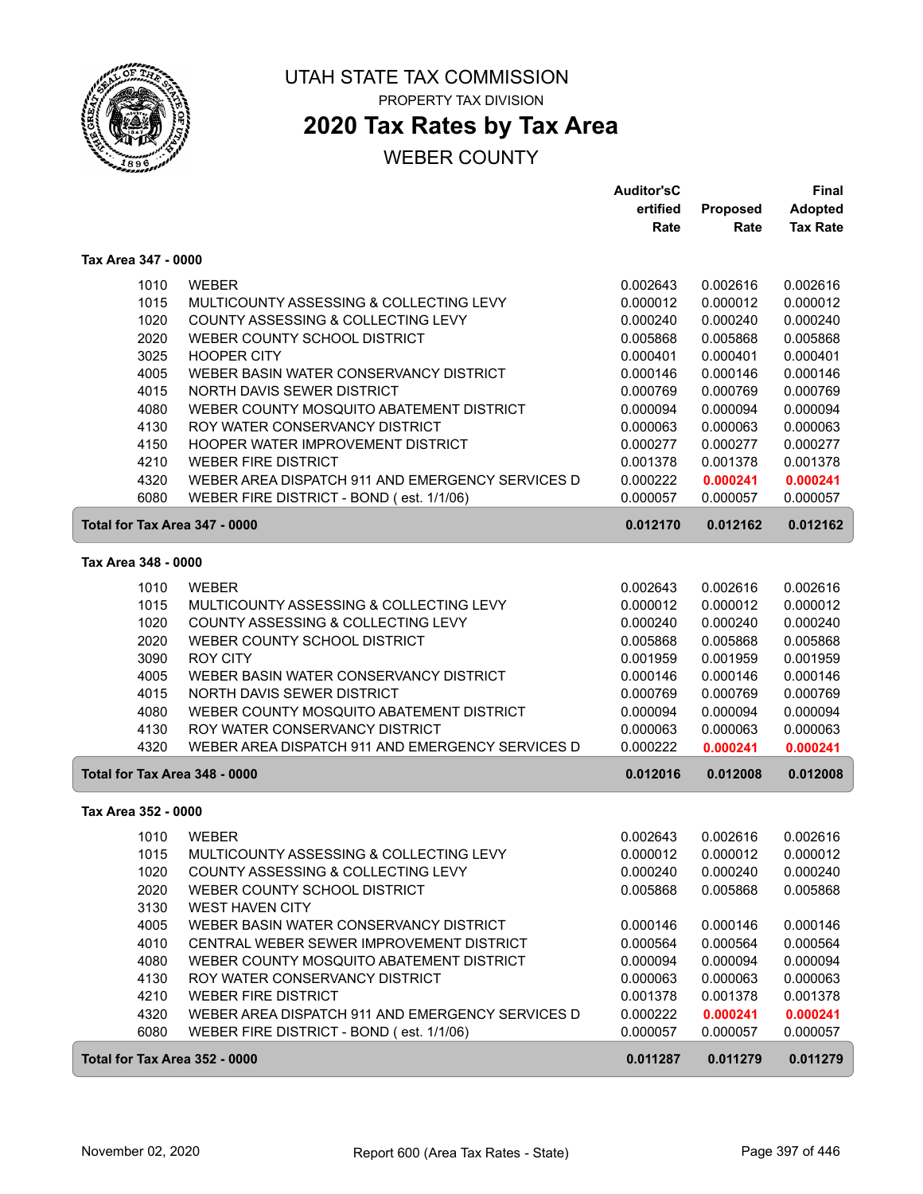# UTAH STATE TAX COMMISSION

PROPERTY TAX DIVISION

## 2020 Tax Rates by Tax Area

WEBER COUNTY

| | | Auditor'sCertified Rate | Proposed Rate | Final Adopted Tax Rate |
|---|---|---|---|---|
| **Tax Area 347 - 0000** | | | | |
| 1010 | WEBER | 0.002643 | 0.002616 | 0.002616 |
| 1015 | MULTICOUNTY ASSESSING & COLLECTING LEVY | 0.000012 | 0.000012 | 0.000012 |
| 1020 | COUNTY ASSESSING & COLLECTING LEVY | 0.000240 | 0.000240 | 0.000240 |
| 2020 | WEBER COUNTY SCHOOL DISTRICT | 0.005868 | 0.005868 | 0.005868 |
| 3025 | HOOPER CITY | 0.000401 | 0.000401 | 0.000401 |
| 4005 | WEBER BASIN WATER CONSERVANCY DISTRICT | 0.000146 | 0.000146 | 0.000146 |
| 4015 | NORTH DAVIS SEWER DISTRICT | 0.000769 | 0.000769 | 0.000769 |
| 4080 | WEBER COUNTY MOSQUITO ABATEMENT DISTRICT | 0.000094 | 0.000094 | 0.000094 |
| 4130 | ROY WATER CONSERVANCY DISTRICT | 0.000063 | 0.000063 | 0.000063 |
| 4150 | HOOPER WATER IMPROVEMENT DISTRICT | 0.000277 | 0.000277 | 0.000277 |
| 4210 | WEBER FIRE DISTRICT | 0.001378 | 0.001378 | 0.001378 |
| 4320 | WEBER AREA DISPATCH 911 AND EMERGENCY SERVICES D | 0.000222 | 0.000241 | 0.000241 |
| 6080 | WEBER FIRE DISTRICT - BOND ( est. 1/1/06) | 0.000057 | 0.000057 | 0.000057 |
| **Total for Tax Area 347 - 0000** | | **0.012170** | **0.012162** | **0.012162** |
| **Tax Area 348 - 0000** | | | | |
| 1010 | WEBER | 0.002643 | 0.002616 | 0.002616 |
| 1015 | MULTICOUNTY ASSESSING & COLLECTING LEVY | 0.000012 | 0.000012 | 0.000012 |
| 1020 | COUNTY ASSESSING & COLLECTING LEVY | 0.000240 | 0.000240 | 0.000240 |
| 2020 | WEBER COUNTY SCHOOL DISTRICT | 0.005868 | 0.005868 | 0.005868 |
| 3090 | ROY CITY | 0.001959 | 0.001959 | 0.001959 |
| 4005 | WEBER BASIN WATER CONSERVANCY DISTRICT | 0.000146 | 0.000146 | 0.000146 |
| 4015 | NORTH DAVIS SEWER DISTRICT | 0.000769 | 0.000769 | 0.000769 |
| 4080 | WEBER COUNTY MOSQUITO ABATEMENT DISTRICT | 0.000094 | 0.000094 | 0.000094 |
| 4130 | ROY WATER CONSERVANCY DISTRICT | 0.000063 | 0.000063 | 0.000063 |
| 4320 | WEBER AREA DISPATCH 911 AND EMERGENCY SERVICES D | 0.000222 | 0.000241 | 0.000241 |
| **Total for Tax Area 348 - 0000** | | **0.012016** | **0.012008** | **0.012008** |
| **Tax Area 352 - 0000** | | | | |
| 1010 | WEBER | 0.002643 | 0.002616 | 0.002616 |
| 1015 | MULTICOUNTY ASSESSING & COLLECTING LEVY | 0.000012 | 0.000012 | 0.000012 |
| 1020 | COUNTY ASSESSING & COLLECTING LEVY | 0.000240 | 0.000240 | 0.000240 |
| 2020 | WEBER COUNTY SCHOOL DISTRICT | 0.005868 | 0.005868 | 0.005868 |
| 3130 | WEST HAVEN CITY | | | |
| 4005 | WEBER BASIN WATER CONSERVANCY DISTRICT | 0.000146 | 0.000146 | 0.000146 |
| 4010 | CENTRAL WEBER SEWER IMPROVEMENT DISTRICT | 0.000564 | 0.000564 | 0.000564 |
| 4080 | WEBER COUNTY MOSQUITO ABATEMENT DISTRICT | 0.000094 | 0.000094 | 0.000094 |
| 4130 | ROY WATER CONSERVANCY DISTRICT | 0.000063 | 0.000063 | 0.000063 |
| 4210 | WEBER FIRE DISTRICT | 0.001378 | 0.001378 | 0.001378 |
| 4320 | WEBER AREA DISPATCH 911 AND EMERGENCY SERVICES D | 0.000222 | 0.000241 | 0.000241 |
| 6080 | WEBER FIRE DISTRICT - BOND ( est. 1/1/06) | 0.000057 | 0.000057 | 0.000057 |
| **Total for Tax Area 352 - 0000** | | **0.011287** | **0.011279** | **0.011279** |

November 02, 2020 — Report 600 (Area Tax Rates - State)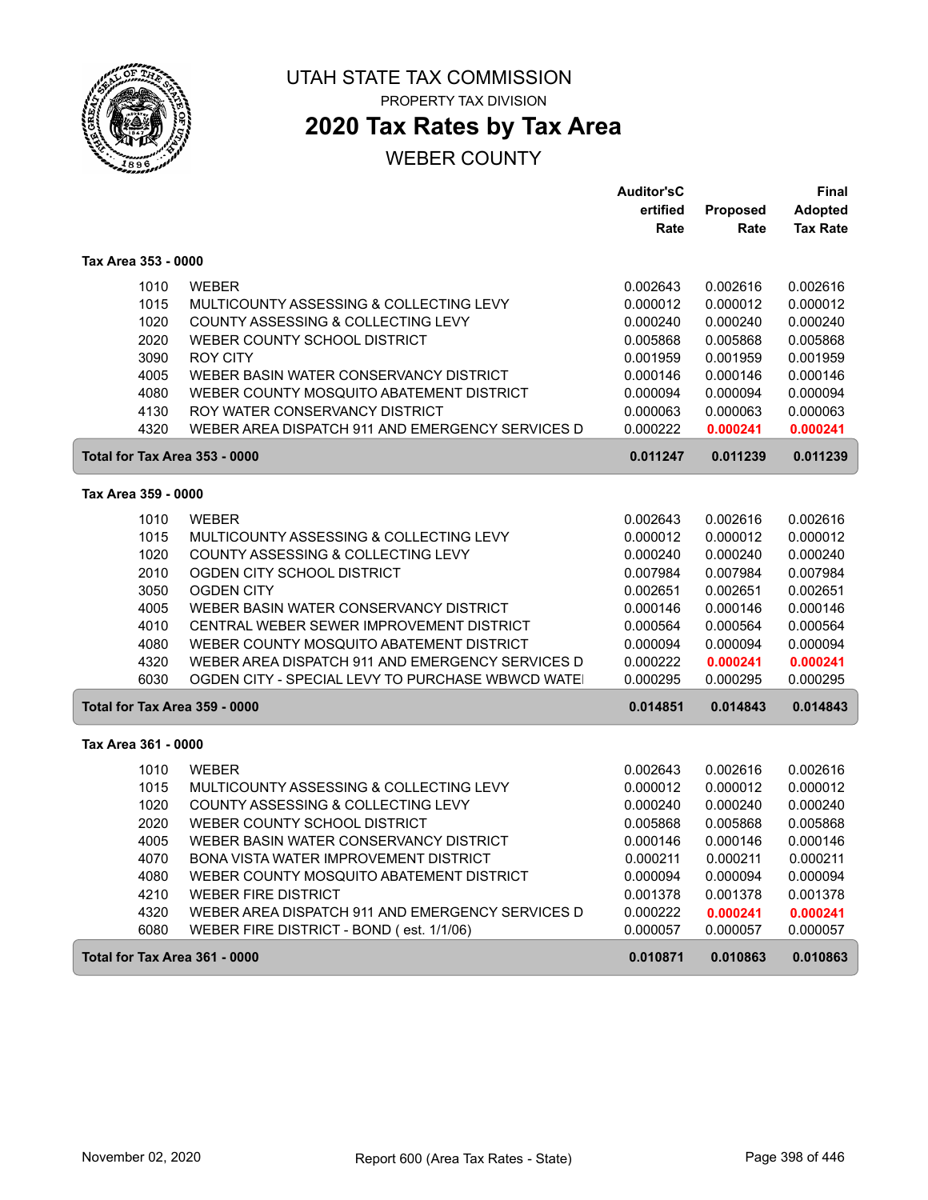# UTAH STATE TAX COMMISSION

PROPERTY TAX DIVISION

## 2020 Tax Rates by Tax Area

WEBER COUNTY

### Tax Area 353 - 0000

| | | Auditor'sCertified Rate | Proposed Rate | Final Adopted Tax Rate |
|---|---|---|---|---|
| 1010 | WEBER | 0.002643 | 0.002616 | 0.002616 |
| 1015 | MULTICOUNTY ASSESSING & COLLECTING LEVY | 0.000012 | 0.000012 | 0.000012 |
| 1020 | COUNTY ASSESSING & COLLECTING LEVY | 0.000240 | 0.000240 | 0.000240 |
| 2020 | WEBER COUNTY SCHOOL DISTRICT | 0.005868 | 0.005868 | 0.005868 |
| 3090 | ROY CITY | 0.001959 | 0.001959 | 0.001959 |
| 4005 | WEBER BASIN WATER CONSERVANCY DISTRICT | 0.000146 | 0.000146 | 0.000146 |
| 4080 | WEBER COUNTY MOSQUITO ABATEMENT DISTRICT | 0.000094 | 0.000094 | 0.000094 |
| 4130 | ROY WATER CONSERVANCY DISTRICT | 0.000063 | 0.000063 | 0.000063 |
| 4320 | WEBER AREA DISPATCH 911 AND EMERGENCY SERVICES D | 0.000222 | **0.000241** | **0.000241** |
| **Total for Tax Area 353 - 0000** | | **0.011247** | **0.011239** | **0.011239** |

### Tax Area 359 - 0000

| | | Auditor'sCertified Rate | Proposed Rate | Final Adopted Tax Rate |
|---|---|---|---|---|
| 1010 | WEBER | 0.002643 | 0.002616 | 0.002616 |
| 1015 | MULTICOUNTY ASSESSING & COLLECTING LEVY | 0.000012 | 0.000012 | 0.000012 |
| 1020 | COUNTY ASSESSING & COLLECTING LEVY | 0.000240 | 0.000240 | 0.000240 |
| 2010 | OGDEN CITY SCHOOL DISTRICT | 0.007984 | 0.007984 | 0.007984 |
| 3050 | OGDEN CITY | 0.002651 | 0.002651 | 0.002651 |
| 4005 | WEBER BASIN WATER CONSERVANCY DISTRICT | 0.000146 | 0.000146 | 0.000146 |
| 4010 | CENTRAL WEBER SEWER IMPROVEMENT DISTRICT | 0.000564 | 0.000564 | 0.000564 |
| 4080 | WEBER COUNTY MOSQUITO ABATEMENT DISTRICT | 0.000094 | 0.000094 | 0.000094 |
| 4320 | WEBER AREA DISPATCH 911 AND EMERGENCY SERVICES D | 0.000222 | **0.000241** | **0.000241** |
| 6030 | OGDEN CITY - SPECIAL LEVY TO PURCHASE WBWCD WATE | 0.000295 | 0.000295 | 0.000295 |
| **Total for Tax Area 359 - 0000** | | **0.014851** | **0.014843** | **0.014843** |

### Tax Area 361 - 0000

| | | Auditor'sCertified Rate | Proposed Rate | Final Adopted Tax Rate |
|---|---|---|---|---|
| 1010 | WEBER | 0.002643 | 0.002616 | 0.002616 |
| 1015 | MULTICOUNTY ASSESSING & COLLECTING LEVY | 0.000012 | 0.000012 | 0.000012 |
| 1020 | COUNTY ASSESSING & COLLECTING LEVY | 0.000240 | 0.000240 | 0.000240 |
| 2020 | WEBER COUNTY SCHOOL DISTRICT | 0.005868 | 0.005868 | 0.005868 |
| 4005 | WEBER BASIN WATER CONSERVANCY DISTRICT | 0.000146 | 0.000146 | 0.000146 |
| 4070 | BONA VISTA WATER IMPROVEMENT DISTRICT | 0.000211 | 0.000211 | 0.000211 |
| 4080 | WEBER COUNTY MOSQUITO ABATEMENT DISTRICT | 0.000094 | 0.000094 | 0.000094 |
| 4210 | WEBER FIRE DISTRICT | 0.001378 | 0.001378 | 0.001378 |
| 4320 | WEBER AREA DISPATCH 911 AND EMERGENCY SERVICES D | 0.000222 | **0.000241** | **0.000241** |
| 6080 | WEBER FIRE DISTRICT - BOND ( est. 1/1/06) | 0.000057 | 0.000057 | 0.000057 |
| **Total for Tax Area 361 - 0000** | | **0.010871** | **0.010863** | **0.010863** |

November 02, 2020 — Report 600 (Area Tax Rates - State)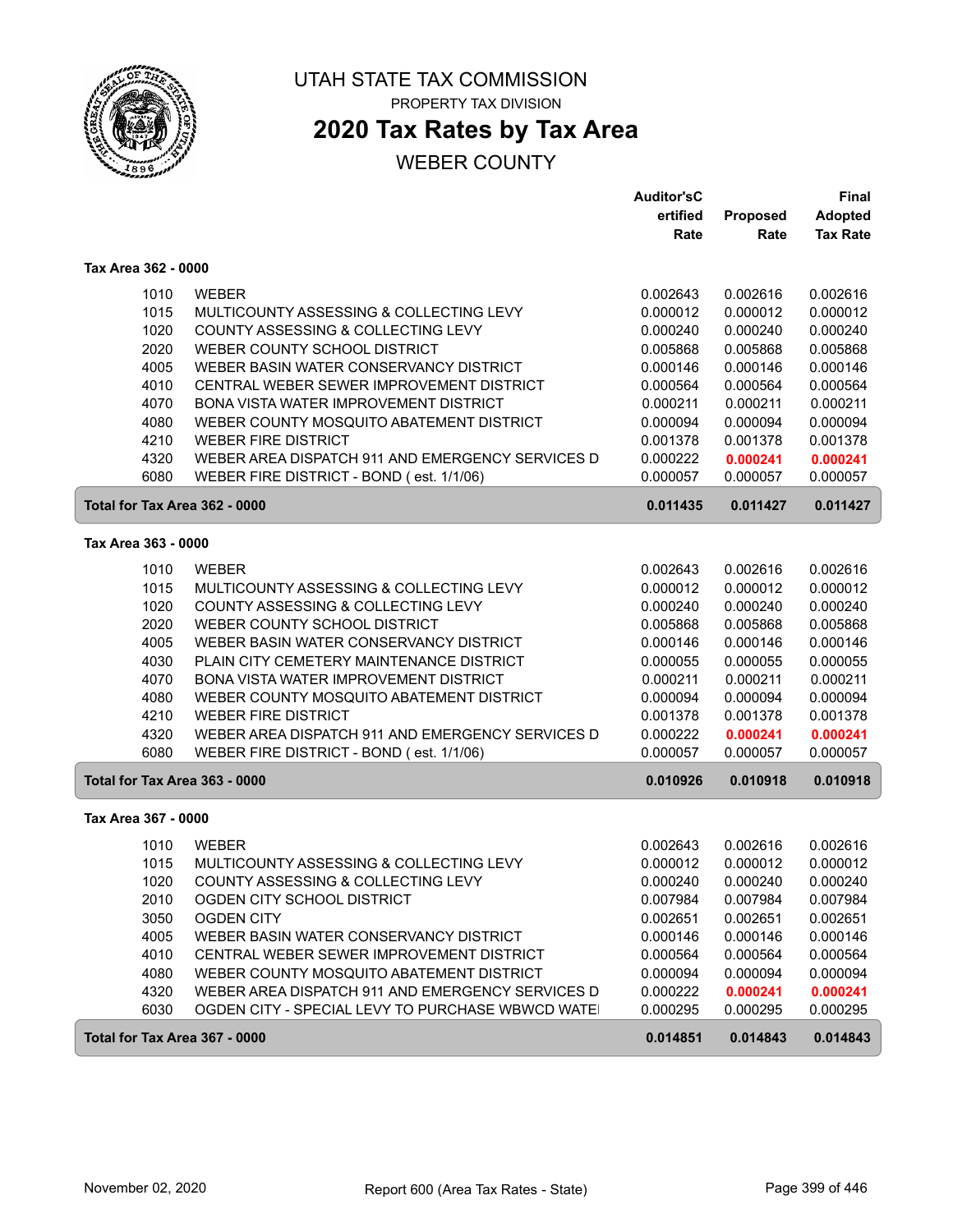# UTAH STATE TAX COMMISSION

PROPERTY TAX DIVISION

## 2020 Tax Rates by Tax Area

WEBER COUNTY

| | | Auditor'sCertified Rate | Proposed Rate | Final Adopted Tax Rate |
|---|---|---|---|---|
| **Tax Area 362 - 0000** | | | | |
| 1010 | WEBER | 0.002643 | 0.002616 | 0.002616 |
| 1015 | MULTICOUNTY ASSESSING & COLLECTING LEVY | 0.000012 | 0.000012 | 0.000012 |
| 1020 | COUNTY ASSESSING & COLLECTING LEVY | 0.000240 | 0.000240 | 0.000240 |
| 2020 | WEBER COUNTY SCHOOL DISTRICT | 0.005868 | 0.005868 | 0.005868 |
| 4005 | WEBER BASIN WATER CONSERVANCY DISTRICT | 0.000146 | 0.000146 | 0.000146 |
| 4010 | CENTRAL WEBER SEWER IMPROVEMENT DISTRICT | 0.000564 | 0.000564 | 0.000564 |
| 4070 | BONA VISTA WATER IMPROVEMENT DISTRICT | 0.000211 | 0.000211 | 0.000211 |
| 4080 | WEBER COUNTY MOSQUITO ABATEMENT DISTRICT | 0.000094 | 0.000094 | 0.000094 |
| 4210 | WEBER FIRE DISTRICT | 0.001378 | 0.001378 | 0.001378 |
| 4320 | WEBER AREA DISPATCH 911 AND EMERGENCY SERVICES D | 0.000222 | **0.000241** | **0.000241** |
| 6080 | WEBER FIRE DISTRICT - BOND ( est. 1/1/06) | 0.000057 | 0.000057 | 0.000057 |
| **Total for Tax Area 362 - 0000** | | **0.011435** | **0.011427** | **0.011427** |
| **Tax Area 363 - 0000** | | | | |
| 1010 | WEBER | 0.002643 | 0.002616 | 0.002616 |
| 1015 | MULTICOUNTY ASSESSING & COLLECTING LEVY | 0.000012 | 0.000012 | 0.000012 |
| 1020 | COUNTY ASSESSING & COLLECTING LEVY | 0.000240 | 0.000240 | 0.000240 |
| 2020 | WEBER COUNTY SCHOOL DISTRICT | 0.005868 | 0.005868 | 0.005868 |
| 4005 | WEBER BASIN WATER CONSERVANCY DISTRICT | 0.000146 | 0.000146 | 0.000146 |
| 4030 | PLAIN CITY CEMETERY MAINTENANCE DISTRICT | 0.000055 | 0.000055 | 0.000055 |
| 4070 | BONA VISTA WATER IMPROVEMENT DISTRICT | 0.000211 | 0.000211 | 0.000211 |
| 4080 | WEBER COUNTY MOSQUITO ABATEMENT DISTRICT | 0.000094 | 0.000094 | 0.000094 |
| 4210 | WEBER FIRE DISTRICT | 0.001378 | 0.001378 | 0.001378 |
| 4320 | WEBER AREA DISPATCH 911 AND EMERGENCY SERVICES D | 0.000222 | **0.000241** | **0.000241** |
| 6080 | WEBER FIRE DISTRICT - BOND ( est. 1/1/06) | 0.000057 | 0.000057 | 0.000057 |
| **Total for Tax Area 363 - 0000** | | **0.010926** | **0.010918** | **0.010918** |
| **Tax Area 367 - 0000** | | | | |
| 1010 | WEBER | 0.002643 | 0.002616 | 0.002616 |
| 1015 | MULTICOUNTY ASSESSING & COLLECTING LEVY | 0.000012 | 0.000012 | 0.000012 |
| 1020 | COUNTY ASSESSING & COLLECTING LEVY | 0.000240 | 0.000240 | 0.000240 |
| 2010 | OGDEN CITY SCHOOL DISTRICT | 0.007984 | 0.007984 | 0.007984 |
| 3050 | OGDEN CITY | 0.002651 | 0.002651 | 0.002651 |
| 4005 | WEBER BASIN WATER CONSERVANCY DISTRICT | 0.000146 | 0.000146 | 0.000146 |
| 4010 | CENTRAL WEBER SEWER IMPROVEMENT DISTRICT | 0.000564 | 0.000564 | 0.000564 |
| 4080 | WEBER COUNTY MOSQUITO ABATEMENT DISTRICT | 0.000094 | 0.000094 | 0.000094 |
| 4320 | WEBER AREA DISPATCH 911 AND EMERGENCY SERVICES D | 0.000222 | **0.000241** | **0.000241** |
| 6030 | OGDEN CITY - SPECIAL LEVY TO PURCHASE WBWCD WATE | 0.000295 | 0.000295 | 0.000295 |
| **Total for Tax Area 367 - 0000** | | **0.014851** | **0.014843** | **0.014843** |

November 02, 2020 Report 600 (Area Tax Rates - State)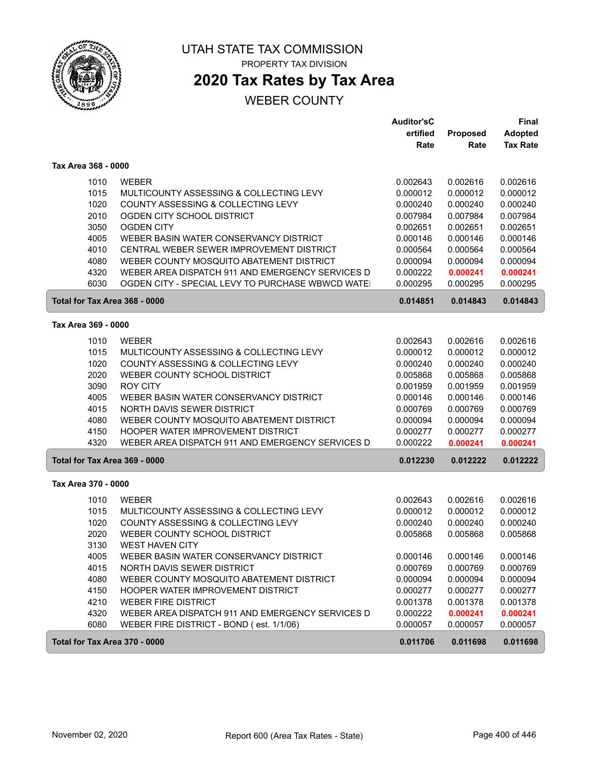UTAH STATE TAX COMMISSION

PROPERTY TAX DIVISION

# 2020 Tax Rates by Tax Area

## WEBER COUNTY

| | | Auditor'sCertified Rate | Proposed Rate | Final Adopted Tax Rate |
|---|---|---|---|---|
| **Tax Area 368 - 0000** | | | | |
| 1010 | WEBER | 0.002643 | 0.002616 | 0.002616 |
| 1015 | MULTICOUNTY ASSESSING & COLLECTING LEVY | 0.000012 | 0.000012 | 0.000012 |
| 1020 | COUNTY ASSESSING & COLLECTING LEVY | 0.000240 | 0.000240 | 0.000240 |
| 2010 | OGDEN CITY SCHOOL DISTRICT | 0.007984 | 0.007984 | 0.007984 |
| 3050 | OGDEN CITY | 0.002651 | 0.002651 | 0.002651 |
| 4005 | WEBER BASIN WATER CONSERVANCY DISTRICT | 0.000146 | 0.000146 | 0.000146 |
| 4010 | CENTRAL WEBER SEWER IMPROVEMENT DISTRICT | 0.000564 | 0.000564 | 0.000564 |
| 4080 | WEBER COUNTY MOSQUITO ABATEMENT DISTRICT | 0.000094 | 0.000094 | 0.000094 |
| 4320 | WEBER AREA DISPATCH 911 AND EMERGENCY SERVICES D | 0.000222 | **0.000241** | **0.000241** |
| 6030 | OGDEN CITY - SPECIAL LEVY TO PURCHASE WBWCD WATE | 0.000295 | 0.000295 | 0.000295 |
| **Total for Tax Area 368 - 0000** | | **0.014851** | **0.014843** | **0.014843** |
| **Tax Area 369 - 0000** | | | | |
| 1010 | WEBER | 0.002643 | 0.002616 | 0.002616 |
| 1015 | MULTICOUNTY ASSESSING & COLLECTING LEVY | 0.000012 | 0.000012 | 0.000012 |
| 1020 | COUNTY ASSESSING & COLLECTING LEVY | 0.000240 | 0.000240 | 0.000240 |
| 2020 | WEBER COUNTY SCHOOL DISTRICT | 0.005868 | 0.005868 | 0.005868 |
| 3090 | ROY CITY | 0.001959 | 0.001959 | 0.001959 |
| 4005 | WEBER BASIN WATER CONSERVANCY DISTRICT | 0.000146 | 0.000146 | 0.000146 |
| 4015 | NORTH DAVIS SEWER DISTRICT | 0.000769 | 0.000769 | 0.000769 |
| 4080 | WEBER COUNTY MOSQUITO ABATEMENT DISTRICT | 0.000094 | 0.000094 | 0.000094 |
| 4150 | HOOPER WATER IMPROVEMENT DISTRICT | 0.000277 | 0.000277 | 0.000277 |
| 4320 | WEBER AREA DISPATCH 911 AND EMERGENCY SERVICES D | 0.000222 | **0.000241** | **0.000241** |
| **Total for Tax Area 369 - 0000** | | **0.012230** | **0.012222** | **0.012222** |
| **Tax Area 370 - 0000** | | | | |
| 1010 | WEBER | 0.002643 | 0.002616 | 0.002616 |
| 1015 | MULTICOUNTY ASSESSING & COLLECTING LEVY | 0.000012 | 0.000012 | 0.000012 |
| 1020 | COUNTY ASSESSING & COLLECTING LEVY | 0.000240 | 0.000240 | 0.000240 |
| 2020 | WEBER COUNTY SCHOOL DISTRICT | 0.005868 | 0.005868 | 0.005868 |
| 3130 | WEST HAVEN CITY | | | |
| 4005 | WEBER BASIN WATER CONSERVANCY DISTRICT | 0.000146 | 0.000146 | 0.000146 |
| 4015 | NORTH DAVIS SEWER DISTRICT | 0.000769 | 0.000769 | 0.000769 |
| 4080 | WEBER COUNTY MOSQUITO ABATEMENT DISTRICT | 0.000094 | 0.000094 | 0.000094 |
| 4150 | HOOPER WATER IMPROVEMENT DISTRICT | 0.000277 | 0.000277 | 0.000277 |
| 4210 | WEBER FIRE DISTRICT | 0.001378 | 0.001378 | 0.001378 |
| 4320 | WEBER AREA DISPATCH 911 AND EMERGENCY SERVICES D | 0.000222 | **0.000241** | **0.000241** |
| 6080 | WEBER FIRE DISTRICT - BOND ( est. 1/1/06) | 0.000057 | 0.000057 | 0.000057 |
| **Total for Tax Area 370 - 0000** | | **0.011706** | **0.011698** | **0.011698** |

November 02, 2020 Report 600 (Area Tax Rates - State)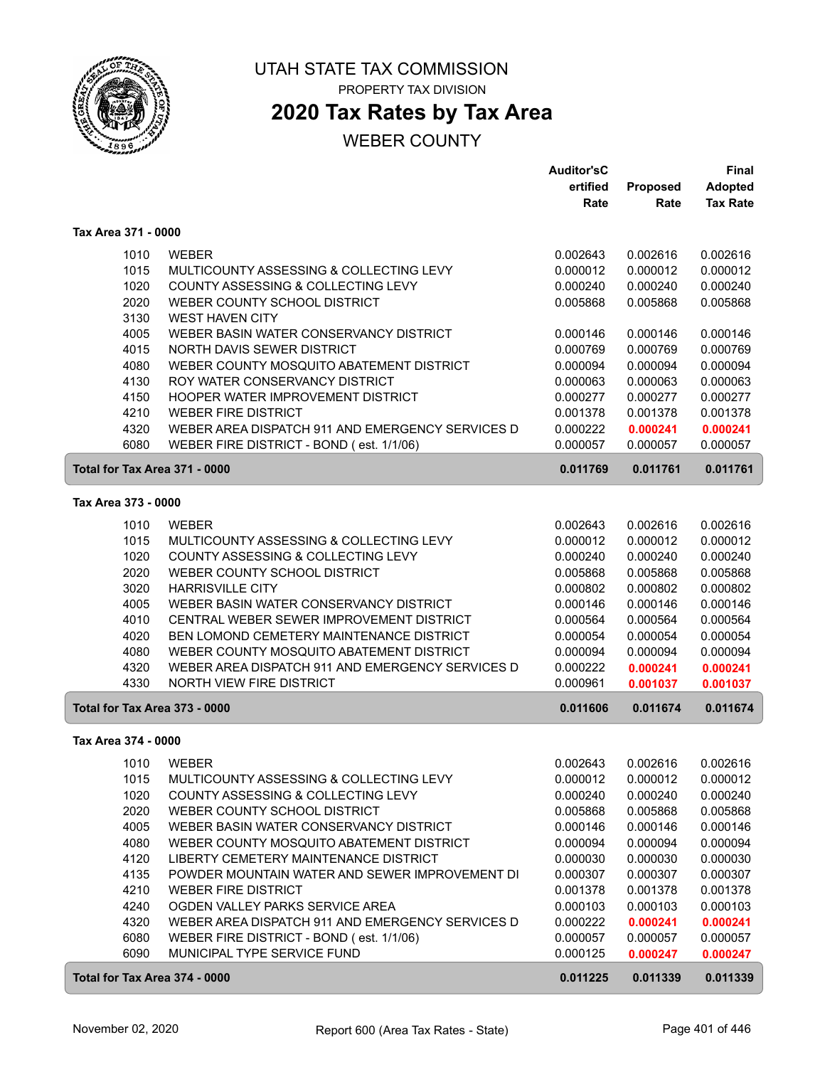# UTAH STATE TAX COMMISSION

PROPERTY TAX DIVISION

## 2020 Tax Rates by Tax Area

WEBER COUNTY

### Tax Area 371 - 0000

| Code | Description | Auditor's Certified Rate | Proposed Rate | Final Adopted Tax Rate |
|---|---|---|---|---|
| 1010 | WEBER | 0.002643 | 0.002616 | 0.002616 |
| 1015 | MULTICOUNTY ASSESSING & COLLECTING LEVY | 0.000012 | 0.000012 | 0.000012 |
| 1020 | COUNTY ASSESSING & COLLECTING LEVY | 0.000240 | 0.000240 | 0.000240 |
| 2020 | WEBER COUNTY SCHOOL DISTRICT | 0.005868 | 0.005868 | 0.005868 |
| 3130 | WEST HAVEN CITY | | | |
| 4005 | WEBER BASIN WATER CONSERVANCY DISTRICT | 0.000146 | 0.000146 | 0.000146 |
| 4015 | NORTH DAVIS SEWER DISTRICT | 0.000769 | 0.000769 | 0.000769 |
| 4080 | WEBER COUNTY MOSQUITO ABATEMENT DISTRICT | 0.000094 | 0.000094 | 0.000094 |
| 4130 | ROY WATER CONSERVANCY DISTRICT | 0.000063 | 0.000063 | 0.000063 |
| 4150 | HOOPER WATER IMPROVEMENT DISTRICT | 0.000277 | 0.000277 | 0.000277 |
| 4210 | WEBER FIRE DISTRICT | 0.001378 | 0.001378 | 0.001378 |
| 4320 | WEBER AREA DISPATCH 911 AND EMERGENCY SERVICES D | 0.000222 | **0.000241** | **0.000241** |
| 6080 | WEBER FIRE DISTRICT - BOND ( est. 1/1/06) | 0.000057 | 0.000057 | 0.000057 |
| **Total for Tax Area 371 - 0000** | | **0.011769** | **0.011761** | **0.011761** |

### Tax Area 373 - 0000

| Code | Description | Auditor's Certified Rate | Proposed Rate | Final Adopted Tax Rate |
|---|---|---|---|---|
| 1010 | WEBER | 0.002643 | 0.002616 | 0.002616 |
| 1015 | MULTICOUNTY ASSESSING & COLLECTING LEVY | 0.000012 | 0.000012 | 0.000012 |
| 1020 | COUNTY ASSESSING & COLLECTING LEVY | 0.000240 | 0.000240 | 0.000240 |
| 2020 | WEBER COUNTY SCHOOL DISTRICT | 0.005868 | 0.005868 | 0.005868 |
| 3020 | HARRISVILLE CITY | 0.000802 | 0.000802 | 0.000802 |
| 4005 | WEBER BASIN WATER CONSERVANCY DISTRICT | 0.000146 | 0.000146 | 0.000146 |
| 4010 | CENTRAL WEBER SEWER IMPROVEMENT DISTRICT | 0.000564 | 0.000564 | 0.000564 |
| 4020 | BEN LOMOND CEMETERY MAINTENANCE DISTRICT | 0.000054 | 0.000054 | 0.000054 |
| 4080 | WEBER COUNTY MOSQUITO ABATEMENT DISTRICT | 0.000094 | 0.000094 | 0.000094 |
| 4320 | WEBER AREA DISPATCH 911 AND EMERGENCY SERVICES D | 0.000222 | **0.000241** | **0.000241** |
| 4330 | NORTH VIEW FIRE DISTRICT | 0.000961 | **0.001037** | **0.001037** |
| **Total for Tax Area 373 - 0000** | | **0.011606** | **0.011674** | **0.011674** |

### Tax Area 374 - 0000

| Code | Description | Auditor's Certified Rate | Proposed Rate | Final Adopted Tax Rate |
|---|---|---|---|---|
| 1010 | WEBER | 0.002643 | 0.002616 | 0.002616 |
| 1015 | MULTICOUNTY ASSESSING & COLLECTING LEVY | 0.000012 | 0.000012 | 0.000012 |
| 1020 | COUNTY ASSESSING & COLLECTING LEVY | 0.000240 | 0.000240 | 0.000240 |
| 2020 | WEBER COUNTY SCHOOL DISTRICT | 0.005868 | 0.005868 | 0.005868 |
| 4005 | WEBER BASIN WATER CONSERVANCY DISTRICT | 0.000146 | 0.000146 | 0.000146 |
| 4080 | WEBER COUNTY MOSQUITO ABATEMENT DISTRICT | 0.000094 | 0.000094 | 0.000094 |
| 4120 | LIBERTY CEMETERY MAINTENANCE DISTRICT | 0.000030 | 0.000030 | 0.000030 |
| 4135 | POWDER MOUNTAIN WATER AND SEWER IMPROVEMENT DI | 0.000307 | 0.000307 | 0.000307 |
| 4210 | WEBER FIRE DISTRICT | 0.001378 | 0.001378 | 0.001378 |
| 4240 | OGDEN VALLEY PARKS SERVICE AREA | 0.000103 | 0.000103 | 0.000103 |
| 4320 | WEBER AREA DISPATCH 911 AND EMERGENCY SERVICES D | 0.000222 | **0.000241** | **0.000241** |
| 6080 | WEBER FIRE DISTRICT - BOND ( est. 1/1/06) | 0.000057 | 0.000057 | 0.000057 |
| 6090 | MUNICIPAL TYPE SERVICE FUND | 0.000125 | **0.000247** | **0.000247** |
| **Total for Tax Area 374 - 0000** | | **0.011225** | **0.011339** | **0.011339** |

November 02, 2020 — Report 600 (Area Tax Rates - State)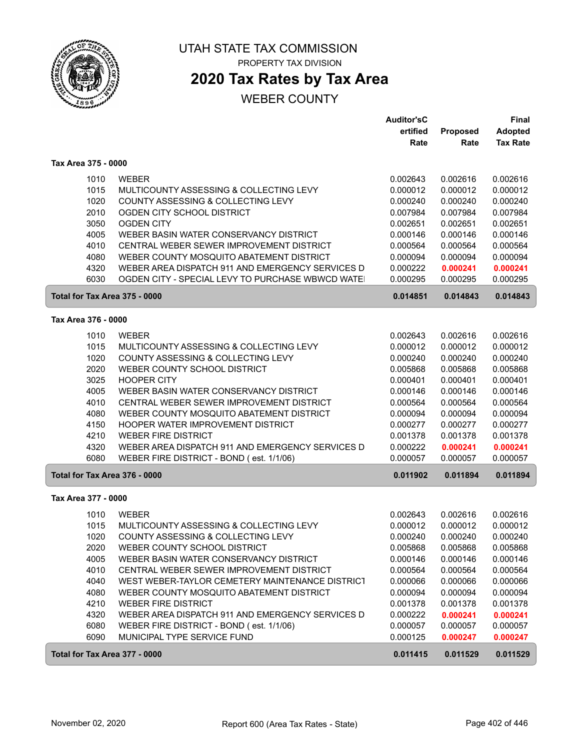# UTAH STATE TAX COMMISSION

PROPERTY TAX DIVISION

## 2020 Tax Rates by Tax Area

WEBER COUNTY

### Tax Area 375 - 0000

| Code | Entity | Auditor's Certified Rate | Proposed Rate | Final Adopted Tax Rate |
|---|---|---|---|---|
| 1010 | WEBER | 0.002643 | 0.002616 | 0.002616 |
| 1015 | MULTICOUNTY ASSESSING & COLLECTING LEVY | 0.000012 | 0.000012 | 0.000012 |
| 1020 | COUNTY ASSESSING & COLLECTING LEVY | 0.000240 | 0.000240 | 0.000240 |
| 2010 | OGDEN CITY SCHOOL DISTRICT | 0.007984 | 0.007984 | 0.007984 |
| 3050 | OGDEN CITY | 0.002651 | 0.002651 | 0.002651 |
| 4005 | WEBER BASIN WATER CONSERVANCY DISTRICT | 0.000146 | 0.000146 | 0.000146 |
| 4010 | CENTRAL WEBER SEWER IMPROVEMENT DISTRICT | 0.000564 | 0.000564 | 0.000564 |
| 4080 | WEBER COUNTY MOSQUITO ABATEMENT DISTRICT | 0.000094 | 0.000094 | 0.000094 |
| 4320 | WEBER AREA DISPATCH 911 AND EMERGENCY SERVICES D | 0.000222 | **0.000241** | **0.000241** |
| 6030 | OGDEN CITY - SPECIAL LEVY TO PURCHASE WBWCD WATE | 0.000295 | 0.000295 | 0.000295 |
| **Total for Tax Area 375 - 0000** | | **0.014851** | **0.014843** | **0.014843** |

### Tax Area 376 - 0000

| Code | Entity | Auditor's Certified Rate | Proposed Rate | Final Adopted Tax Rate |
|---|---|---|---|---|
| 1010 | WEBER | 0.002643 | 0.002616 | 0.002616 |
| 1015 | MULTICOUNTY ASSESSING & COLLECTING LEVY | 0.000012 | 0.000012 | 0.000012 |
| 1020 | COUNTY ASSESSING & COLLECTING LEVY | 0.000240 | 0.000240 | 0.000240 |
| 2020 | WEBER COUNTY SCHOOL DISTRICT | 0.005868 | 0.005868 | 0.005868 |
| 3025 | HOOPER CITY | 0.000401 | 0.000401 | 0.000401 |
| 4005 | WEBER BASIN WATER CONSERVANCY DISTRICT | 0.000146 | 0.000146 | 0.000146 |
| 4010 | CENTRAL WEBER SEWER IMPROVEMENT DISTRICT | 0.000564 | 0.000564 | 0.000564 |
| 4080 | WEBER COUNTY MOSQUITO ABATEMENT DISTRICT | 0.000094 | 0.000094 | 0.000094 |
| 4150 | HOOPER WATER IMPROVEMENT DISTRICT | 0.000277 | 0.000277 | 0.000277 |
| 4210 | WEBER FIRE DISTRICT | 0.001378 | 0.001378 | 0.001378 |
| 4320 | WEBER AREA DISPATCH 911 AND EMERGENCY SERVICES D | 0.000222 | **0.000241** | **0.000241** |
| 6080 | WEBER FIRE DISTRICT - BOND ( est. 1/1/06) | 0.000057 | 0.000057 | 0.000057 |
| **Total for Tax Area 376 - 0000** | | **0.011902** | **0.011894** | **0.011894** |

### Tax Area 377 - 0000

| Code | Entity | Auditor's Certified Rate | Proposed Rate | Final Adopted Tax Rate |
|---|---|---|---|---|
| 1010 | WEBER | 0.002643 | 0.002616 | 0.002616 |
| 1015 | MULTICOUNTY ASSESSING & COLLECTING LEVY | 0.000012 | 0.000012 | 0.000012 |
| 1020 | COUNTY ASSESSING & COLLECTING LEVY | 0.000240 | 0.000240 | 0.000240 |
| 2020 | WEBER COUNTY SCHOOL DISTRICT | 0.005868 | 0.005868 | 0.005868 |
| 4005 | WEBER BASIN WATER CONSERVANCY DISTRICT | 0.000146 | 0.000146 | 0.000146 |
| 4010 | CENTRAL WEBER SEWER IMPROVEMENT DISTRICT | 0.000564 | 0.000564 | 0.000564 |
| 4040 | WEST WEBER-TAYLOR CEMETERY MAINTENANCE DISTRICT | 0.000066 | 0.000066 | 0.000066 |
| 4080 | WEBER COUNTY MOSQUITO ABATEMENT DISTRICT | 0.000094 | 0.000094 | 0.000094 |
| 4210 | WEBER FIRE DISTRICT | 0.001378 | 0.001378 | 0.001378 |
| 4320 | WEBER AREA DISPATCH 911 AND EMERGENCY SERVICES D | 0.000222 | **0.000241** | **0.000241** |
| 6080 | WEBER FIRE DISTRICT - BOND ( est. 1/1/06) | 0.000057 | 0.000057 | 0.000057 |
| 6090 | MUNICIPAL TYPE SERVICE FUND | 0.000125 | **0.000247** | **0.000247** |
| **Total for Tax Area 377 - 0000** | | **0.011415** | **0.011529** | **0.011529** |

November 02, 2020 — Report 600 (Area Tax Rates - State)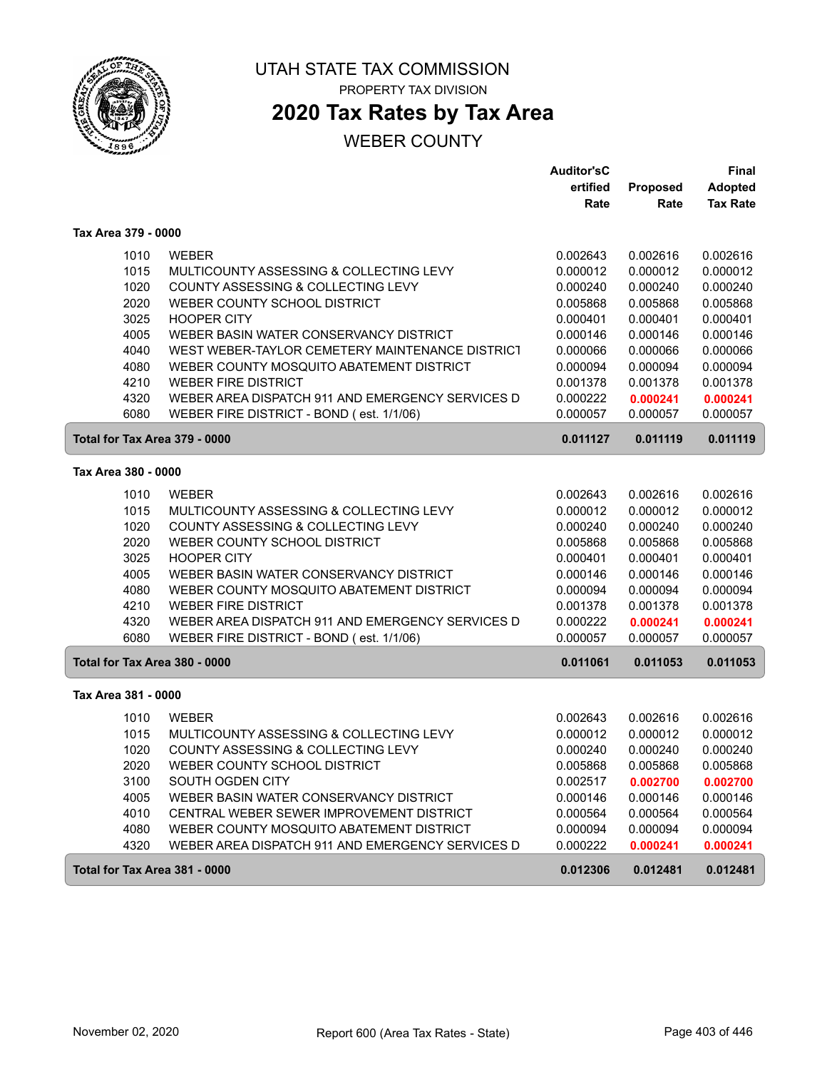# UTAH STATE TAX COMMISSION

PROPERTY TAX DIVISION

## 2020 Tax Rates by Tax Area

WEBER COUNTY

| | | Auditor'sCertified Rate | Proposed Rate | Final Adopted Tax Rate |
|---|---|---|---|---|
| **Tax Area 379 - 0000** | | | | |
| 1010 | WEBER | 0.002643 | 0.002616 | 0.002616 |
| 1015 | MULTICOUNTY ASSESSING & COLLECTING LEVY | 0.000012 | 0.000012 | 0.000012 |
| 1020 | COUNTY ASSESSING & COLLECTING LEVY | 0.000240 | 0.000240 | 0.000240 |
| 2020 | WEBER COUNTY SCHOOL DISTRICT | 0.005868 | 0.005868 | 0.005868 |
| 3025 | HOOPER CITY | 0.000401 | 0.000401 | 0.000401 |
| 4005 | WEBER BASIN WATER CONSERVANCY DISTRICT | 0.000146 | 0.000146 | 0.000146 |
| 4040 | WEST WEBER-TAYLOR CEMETERY MAINTENANCE DISTRICT | 0.000066 | 0.000066 | 0.000066 |
| 4080 | WEBER COUNTY MOSQUITO ABATEMENT DISTRICT | 0.000094 | 0.000094 | 0.000094 |
| 4210 | WEBER FIRE DISTRICT | 0.001378 | 0.001378 | 0.001378 |
| 4320 | WEBER AREA DISPATCH 911 AND EMERGENCY SERVICES D | 0.000222 | **0.000241** | **0.000241** |
| 6080 | WEBER FIRE DISTRICT - BOND ( est. 1/1/06) | 0.000057 | 0.000057 | 0.000057 |
| **Total for Tax Area 379 - 0000** | | **0.011127** | **0.011119** | **0.011119** |
| **Tax Area 380 - 0000** | | | | |
| 1010 | WEBER | 0.002643 | 0.002616 | 0.002616 |
| 1015 | MULTICOUNTY ASSESSING & COLLECTING LEVY | 0.000012 | 0.000012 | 0.000012 |
| 1020 | COUNTY ASSESSING & COLLECTING LEVY | 0.000240 | 0.000240 | 0.000240 |
| 2020 | WEBER COUNTY SCHOOL DISTRICT | 0.005868 | 0.005868 | 0.005868 |
| 3025 | HOOPER CITY | 0.000401 | 0.000401 | 0.000401 |
| 4005 | WEBER BASIN WATER CONSERVANCY DISTRICT | 0.000146 | 0.000146 | 0.000146 |
| 4080 | WEBER COUNTY MOSQUITO ABATEMENT DISTRICT | 0.000094 | 0.000094 | 0.000094 |
| 4210 | WEBER FIRE DISTRICT | 0.001378 | 0.001378 | 0.001378 |
| 4320 | WEBER AREA DISPATCH 911 AND EMERGENCY SERVICES D | 0.000222 | **0.000241** | **0.000241** |
| 6080 | WEBER FIRE DISTRICT - BOND ( est. 1/1/06) | 0.000057 | 0.000057 | 0.000057 |
| **Total for Tax Area 380 - 0000** | | **0.011061** | **0.011053** | **0.011053** |
| **Tax Area 381 - 0000** | | | | |
| 1010 | WEBER | 0.002643 | 0.002616 | 0.002616 |
| 1015 | MULTICOUNTY ASSESSING & COLLECTING LEVY | 0.000012 | 0.000012 | 0.000012 |
| 1020 | COUNTY ASSESSING & COLLECTING LEVY | 0.000240 | 0.000240 | 0.000240 |
| 2020 | WEBER COUNTY SCHOOL DISTRICT | 0.005868 | 0.005868 | 0.005868 |
| 3100 | SOUTH OGDEN CITY | 0.002517 | **0.002700** | **0.002700** |
| 4005 | WEBER BASIN WATER CONSERVANCY DISTRICT | 0.000146 | 0.000146 | 0.000146 |
| 4010 | CENTRAL WEBER SEWER IMPROVEMENT DISTRICT | 0.000564 | 0.000564 | 0.000564 |
| 4080 | WEBER COUNTY MOSQUITO ABATEMENT DISTRICT | 0.000094 | 0.000094 | 0.000094 |
| 4320 | WEBER AREA DISPATCH 911 AND EMERGENCY SERVICES D | 0.000222 | **0.000241** | **0.000241** |
| **Total for Tax Area 381 - 0000** | | **0.012306** | **0.012481** | **0.012481** |

November 02, 2020 — Report 600 (Area Tax Rates - State)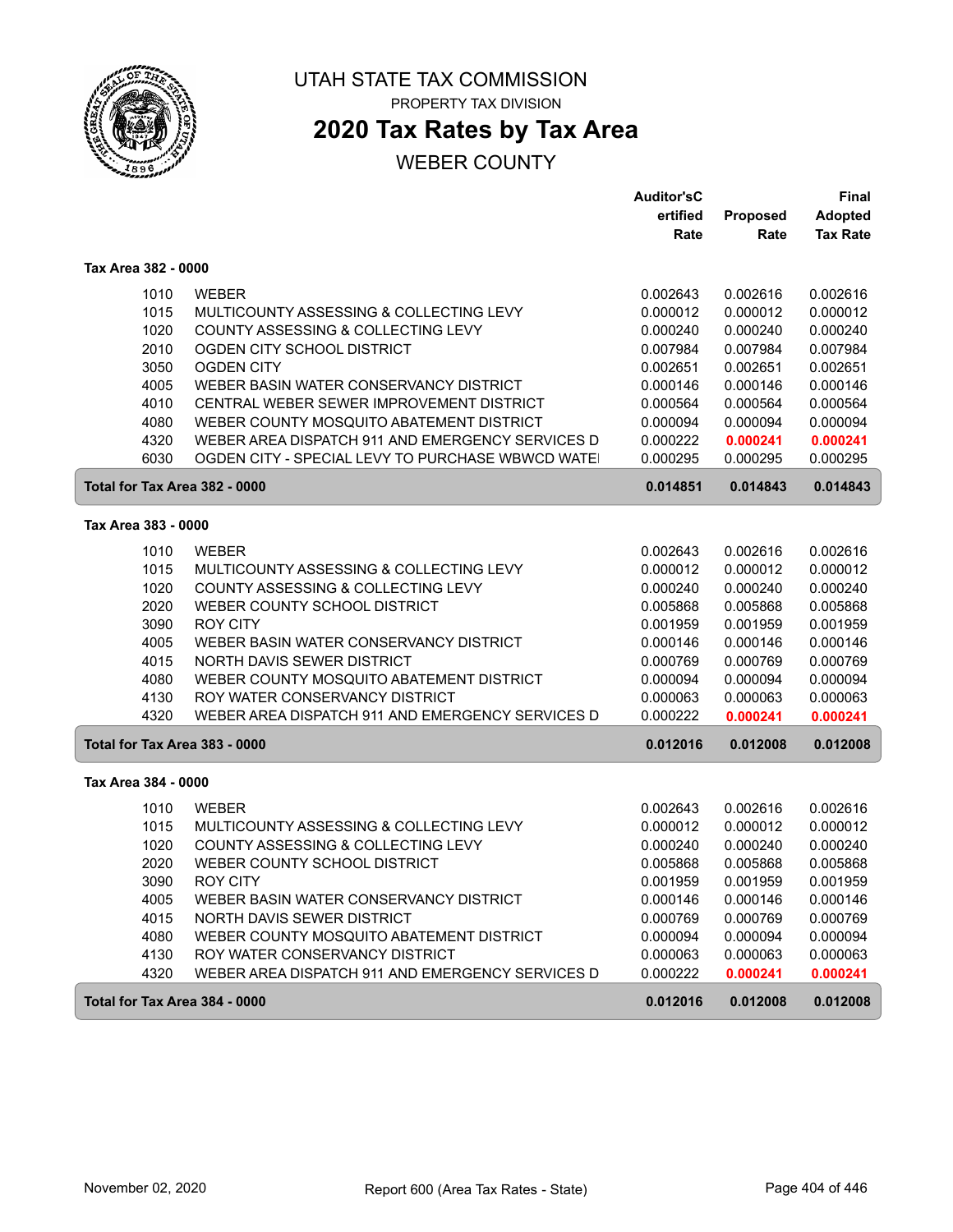# UTAH STATE TAX COMMISSION

PROPERTY TAX DIVISION

## 2020 Tax Rates by Tax Area

WEBER COUNTY

| | | Auditor'sCertified Rate | Proposed Rate | Final Adopted Tax Rate |
|---|---|---|---|---|
| **Tax Area 382 - 0000** | | | | |
| 1010 | WEBER | 0.002643 | 0.002616 | 0.002616 |
| 1015 | MULTICOUNTY ASSESSING & COLLECTING LEVY | 0.000012 | 0.000012 | 0.000012 |
| 1020 | COUNTY ASSESSING & COLLECTING LEVY | 0.000240 | 0.000240 | 0.000240 |
| 2010 | OGDEN CITY SCHOOL DISTRICT | 0.007984 | 0.007984 | 0.007984 |
| 3050 | OGDEN CITY | 0.002651 | 0.002651 | 0.002651 |
| 4005 | WEBER BASIN WATER CONSERVANCY DISTRICT | 0.000146 | 0.000146 | 0.000146 |
| 4010 | CENTRAL WEBER SEWER IMPROVEMENT DISTRICT | 0.000564 | 0.000564 | 0.000564 |
| 4080 | WEBER COUNTY MOSQUITO ABATEMENT DISTRICT | 0.000094 | 0.000094 | 0.000094 |
| 4320 | WEBER AREA DISPATCH 911 AND EMERGENCY SERVICES D | 0.000222 | **0.000241** | **0.000241** |
| 6030 | OGDEN CITY - SPECIAL LEVY TO PURCHASE WBWCD WATE | 0.000295 | 0.000295 | 0.000295 |
| **Total for Tax Area 382 - 0000** | | **0.014851** | **0.014843** | **0.014843** |
| **Tax Area 383 - 0000** | | | | |
| 1010 | WEBER | 0.002643 | 0.002616 | 0.002616 |
| 1015 | MULTICOUNTY ASSESSING & COLLECTING LEVY | 0.000012 | 0.000012 | 0.000012 |
| 1020 | COUNTY ASSESSING & COLLECTING LEVY | 0.000240 | 0.000240 | 0.000240 |
| 2020 | WEBER COUNTY SCHOOL DISTRICT | 0.005868 | 0.005868 | 0.005868 |
| 3090 | ROY CITY | 0.001959 | 0.001959 | 0.001959 |
| 4005 | WEBER BASIN WATER CONSERVANCY DISTRICT | 0.000146 | 0.000146 | 0.000146 |
| 4015 | NORTH DAVIS SEWER DISTRICT | 0.000769 | 0.000769 | 0.000769 |
| 4080 | WEBER COUNTY MOSQUITO ABATEMENT DISTRICT | 0.000094 | 0.000094 | 0.000094 |
| 4130 | ROY WATER CONSERVANCY DISTRICT | 0.000063 | 0.000063 | 0.000063 |
| 4320 | WEBER AREA DISPATCH 911 AND EMERGENCY SERVICES D | 0.000222 | **0.000241** | **0.000241** |
| **Total for Tax Area 383 - 0000** | | **0.012016** | **0.012008** | **0.012008** |
| **Tax Area 384 - 0000** | | | | |
| 1010 | WEBER | 0.002643 | 0.002616 | 0.002616 |
| 1015 | MULTICOUNTY ASSESSING & COLLECTING LEVY | 0.000012 | 0.000012 | 0.000012 |
| 1020 | COUNTY ASSESSING & COLLECTING LEVY | 0.000240 | 0.000240 | 0.000240 |
| 2020 | WEBER COUNTY SCHOOL DISTRICT | 0.005868 | 0.005868 | 0.005868 |
| 3090 | ROY CITY | 0.001959 | 0.001959 | 0.001959 |
| 4005 | WEBER BASIN WATER CONSERVANCY DISTRICT | 0.000146 | 0.000146 | 0.000146 |
| 4015 | NORTH DAVIS SEWER DISTRICT | 0.000769 | 0.000769 | 0.000769 |
| 4080 | WEBER COUNTY MOSQUITO ABATEMENT DISTRICT | 0.000094 | 0.000094 | 0.000094 |
| 4130 | ROY WATER CONSERVANCY DISTRICT | 0.000063 | 0.000063 | 0.000063 |
| 4320 | WEBER AREA DISPATCH 911 AND EMERGENCY SERVICES D | 0.000222 | **0.000241** | **0.000241** |
| **Total for Tax Area 384 - 0000** | | **0.012016** | **0.012008** | **0.012008** |

November 02, 2020 — Report 600 (Area Tax Rates - State)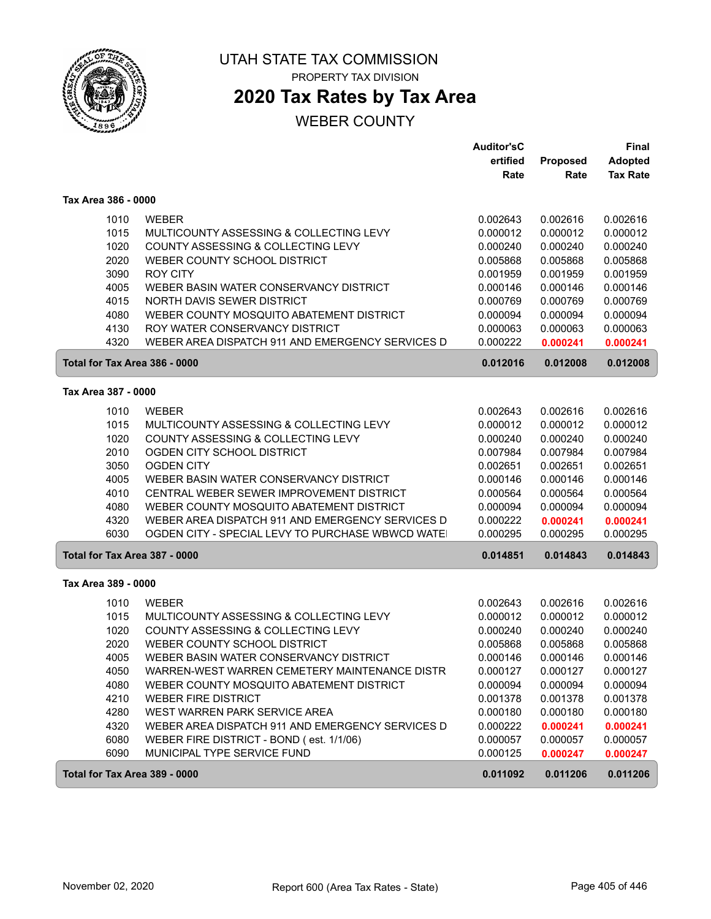# UTAH STATE TAX COMMISSION

PROPERTY TAX DIVISION

## 2020 Tax Rates by Tax Area

WEBER COUNTY

| | | Auditor'sCertified Rate | Proposed Rate | Final Adopted Tax Rate |
|---|---|---|---|---|
| **Tax Area 386 - 0000** | | | | |
| 1010 | WEBER | 0.002643 | 0.002616 | 0.002616 |
| 1015 | MULTICOUNTY ASSESSING & COLLECTING LEVY | 0.000012 | 0.000012 | 0.000012 |
| 1020 | COUNTY ASSESSING & COLLECTING LEVY | 0.000240 | 0.000240 | 0.000240 |
| 2020 | WEBER COUNTY SCHOOL DISTRICT | 0.005868 | 0.005868 | 0.005868 |
| 3090 | ROY CITY | 0.001959 | 0.001959 | 0.001959 |
| 4005 | WEBER BASIN WATER CONSERVANCY DISTRICT | 0.000146 | 0.000146 | 0.000146 |
| 4015 | NORTH DAVIS SEWER DISTRICT | 0.000769 | 0.000769 | 0.000769 |
| 4080 | WEBER COUNTY MOSQUITO ABATEMENT DISTRICT | 0.000094 | 0.000094 | 0.000094 |
| 4130 | ROY WATER CONSERVANCY DISTRICT | 0.000063 | 0.000063 | 0.000063 |
| 4320 | WEBER AREA DISPATCH 911 AND EMERGENCY SERVICES D | 0.000222 | 0.000241 | 0.000241 |
| **Total for Tax Area 386 - 0000** | | **0.012016** | **0.012008** | **0.012008** |
| **Tax Area 387 - 0000** | | | | |
| 1010 | WEBER | 0.002643 | 0.002616 | 0.002616 |
| 1015 | MULTICOUNTY ASSESSING & COLLECTING LEVY | 0.000012 | 0.000012 | 0.000012 |
| 1020 | COUNTY ASSESSING & COLLECTING LEVY | 0.000240 | 0.000240 | 0.000240 |
| 2010 | OGDEN CITY SCHOOL DISTRICT | 0.007984 | 0.007984 | 0.007984 |
| 3050 | OGDEN CITY | 0.002651 | 0.002651 | 0.002651 |
| 4005 | WEBER BASIN WATER CONSERVANCY DISTRICT | 0.000146 | 0.000146 | 0.000146 |
| 4010 | CENTRAL WEBER SEWER IMPROVEMENT DISTRICT | 0.000564 | 0.000564 | 0.000564 |
| 4080 | WEBER COUNTY MOSQUITO ABATEMENT DISTRICT | 0.000094 | 0.000094 | 0.000094 |
| 4320 | WEBER AREA DISPATCH 911 AND EMERGENCY SERVICES D | 0.000222 | 0.000241 | 0.000241 |
| 6030 | OGDEN CITY - SPECIAL LEVY TO PURCHASE WBWCD WATE | 0.000295 | 0.000295 | 0.000295 |
| **Total for Tax Area 387 - 0000** | | **0.014851** | **0.014843** | **0.014843** |
| **Tax Area 389 - 0000** | | | | |
| 1010 | WEBER | 0.002643 | 0.002616 | 0.002616 |
| 1015 | MULTICOUNTY ASSESSING & COLLECTING LEVY | 0.000012 | 0.000012 | 0.000012 |
| 1020 | COUNTY ASSESSING & COLLECTING LEVY | 0.000240 | 0.000240 | 0.000240 |
| 2020 | WEBER COUNTY SCHOOL DISTRICT | 0.005868 | 0.005868 | 0.005868 |
| 4005 | WEBER BASIN WATER CONSERVANCY DISTRICT | 0.000146 | 0.000146 | 0.000146 |
| 4050 | WARREN-WEST WARREN CEMETERY MAINTENANCE DISTR | 0.000127 | 0.000127 | 0.000127 |
| 4080 | WEBER COUNTY MOSQUITO ABATEMENT DISTRICT | 0.000094 | 0.000094 | 0.000094 |
| 4210 | WEBER FIRE DISTRICT | 0.001378 | 0.001378 | 0.001378 |
| 4280 | WEST WARREN PARK SERVICE AREA | 0.000180 | 0.000180 | 0.000180 |
| 4320 | WEBER AREA DISPATCH 911 AND EMERGENCY SERVICES D | 0.000222 | 0.000241 | 0.000241 |
| 6080 | WEBER FIRE DISTRICT - BOND ( est. 1/1/06) | 0.000057 | 0.000057 | 0.000057 |
| 6090 | MUNICIPAL TYPE SERVICE FUND | 0.000125 | 0.000247 | 0.000247 |
| **Total for Tax Area 389 - 0000** | | **0.011092** | **0.011206** | **0.011206** |

November 02, 2020 — Report 600 (Area Tax Rates - State)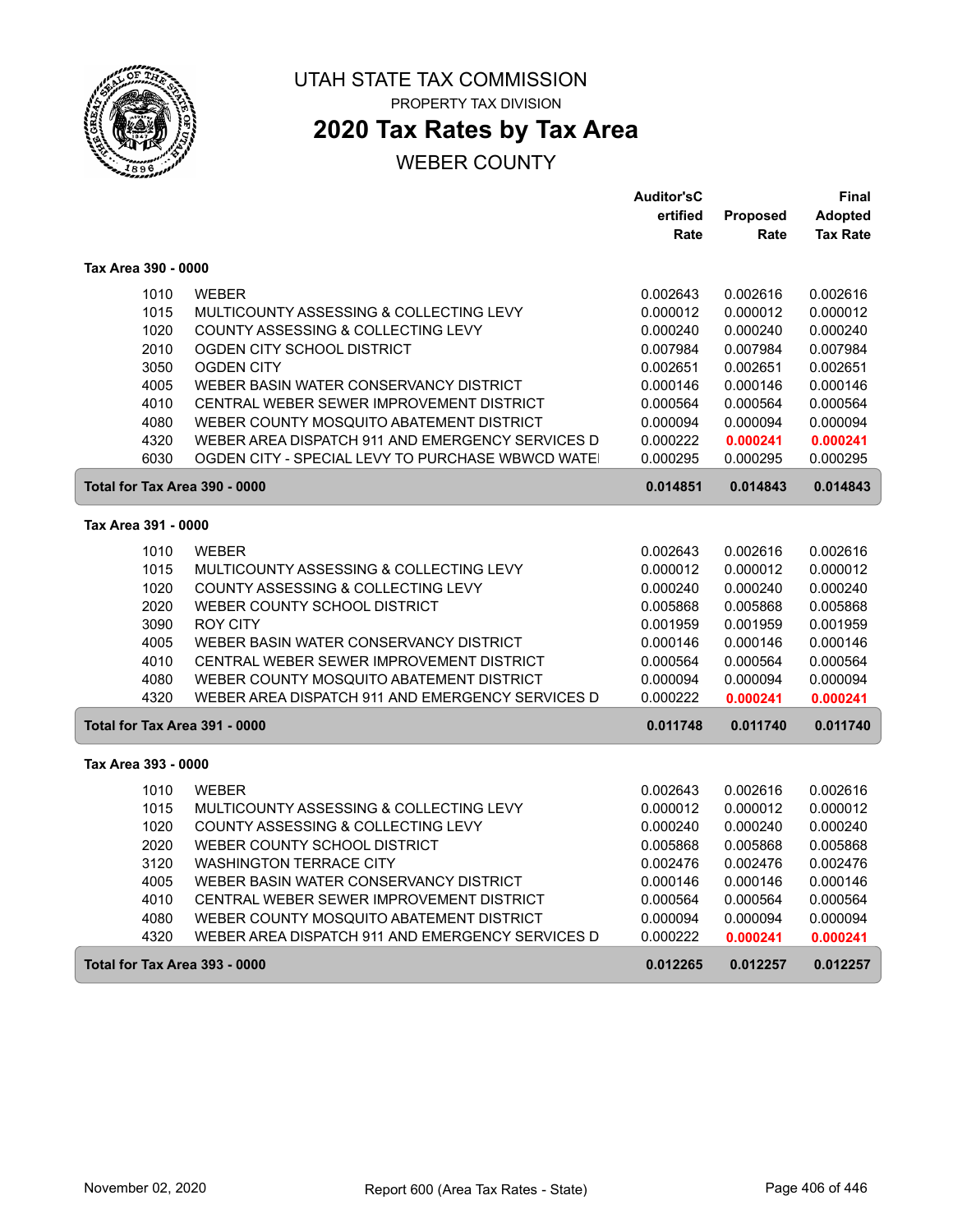# UTAH STATE TAX COMMISSION

PROPERTY TAX DIVISION

## 2020 Tax Rates by Tax Area

WEBER COUNTY

| | | Auditor'sCertified Rate | Proposed Rate | Final Adopted Tax Rate |
|---|---|---|---|---|
| **Tax Area 390 - 0000** | | | | |
| 1010 | WEBER | 0.002643 | 0.002616 | 0.002616 |
| 1015 | MULTICOUNTY ASSESSING & COLLECTING LEVY | 0.000012 | 0.000012 | 0.000012 |
| 1020 | COUNTY ASSESSING & COLLECTING LEVY | 0.000240 | 0.000240 | 0.000240 |
| 2010 | OGDEN CITY SCHOOL DISTRICT | 0.007984 | 0.007984 | 0.007984 |
| 3050 | OGDEN CITY | 0.002651 | 0.002651 | 0.002651 |
| 4005 | WEBER BASIN WATER CONSERVANCY DISTRICT | 0.000146 | 0.000146 | 0.000146 |
| 4010 | CENTRAL WEBER SEWER IMPROVEMENT DISTRICT | 0.000564 | 0.000564 | 0.000564 |
| 4080 | WEBER COUNTY MOSQUITO ABATEMENT DISTRICT | 0.000094 | 0.000094 | 0.000094 |
| 4320 | WEBER AREA DISPATCH 911 AND EMERGENCY SERVICES D | 0.000222 | **0.000241** | **0.000241** |
| 6030 | OGDEN CITY - SPECIAL LEVY TO PURCHASE WBWCD WATE | 0.000295 | 0.000295 | 0.000295 |
| **Total for Tax Area 390 - 0000** | | **0.014851** | **0.014843** | **0.014843** |
| **Tax Area 391 - 0000** | | | | |
| 1010 | WEBER | 0.002643 | 0.002616 | 0.002616 |
| 1015 | MULTICOUNTY ASSESSING & COLLECTING LEVY | 0.000012 | 0.000012 | 0.000012 |
| 1020 | COUNTY ASSESSING & COLLECTING LEVY | 0.000240 | 0.000240 | 0.000240 |
| 2020 | WEBER COUNTY SCHOOL DISTRICT | 0.005868 | 0.005868 | 0.005868 |
| 3090 | ROY CITY | 0.001959 | 0.001959 | 0.001959 |
| 4005 | WEBER BASIN WATER CONSERVANCY DISTRICT | 0.000146 | 0.000146 | 0.000146 |
| 4010 | CENTRAL WEBER SEWER IMPROVEMENT DISTRICT | 0.000564 | 0.000564 | 0.000564 |
| 4080 | WEBER COUNTY MOSQUITO ABATEMENT DISTRICT | 0.000094 | 0.000094 | 0.000094 |
| 4320 | WEBER AREA DISPATCH 911 AND EMERGENCY SERVICES D | 0.000222 | **0.000241** | **0.000241** |
| **Total for Tax Area 391 - 0000** | | **0.011748** | **0.011740** | **0.011740** |
| **Tax Area 393 - 0000** | | | | |
| 1010 | WEBER | 0.002643 | 0.002616 | 0.002616 |
| 1015 | MULTICOUNTY ASSESSING & COLLECTING LEVY | 0.000012 | 0.000012 | 0.000012 |
| 1020 | COUNTY ASSESSING & COLLECTING LEVY | 0.000240 | 0.000240 | 0.000240 |
| 2020 | WEBER COUNTY SCHOOL DISTRICT | 0.005868 | 0.005868 | 0.005868 |
| 3120 | WASHINGTON TERRACE CITY | 0.002476 | 0.002476 | 0.002476 |
| 4005 | WEBER BASIN WATER CONSERVANCY DISTRICT | 0.000146 | 0.000146 | 0.000146 |
| 4010 | CENTRAL WEBER SEWER IMPROVEMENT DISTRICT | 0.000564 | 0.000564 | 0.000564 |
| 4080 | WEBER COUNTY MOSQUITO ABATEMENT DISTRICT | 0.000094 | 0.000094 | 0.000094 |
| 4320 | WEBER AREA DISPATCH 911 AND EMERGENCY SERVICES D | 0.000222 | **0.000241** | **0.000241** |
| **Total for Tax Area 393 - 0000** | | **0.012265** | **0.012257** | **0.012257** |

November 02, 2020 — Report 600 (Area Tax Rates - State)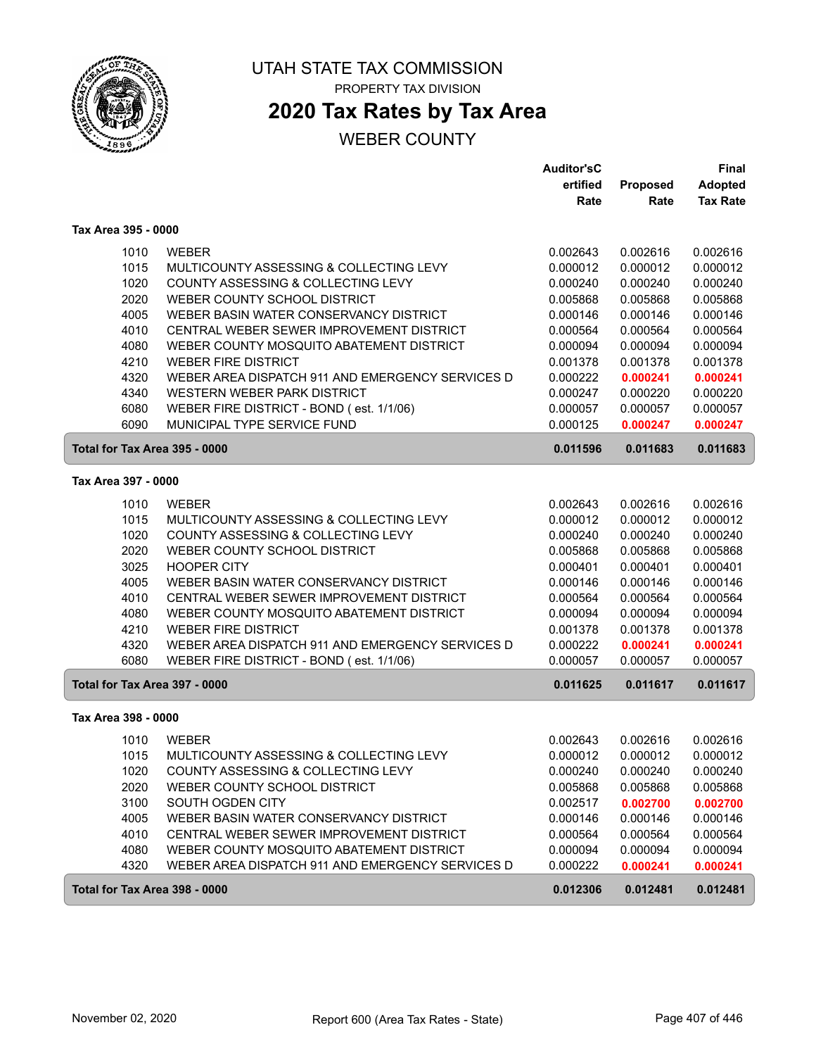UTAH STATE TAX COMMISSION

PROPERTY TAX DIVISION

# 2020 Tax Rates by Tax Area

## WEBER COUNTY

### Tax Area 395 - 0000

| | | Auditor'sCertified Rate | Proposed Rate | Final Adopted Tax Rate |
|---|---|---|---|---|
| 1010 | WEBER | 0.002643 | 0.002616 | 0.002616 |
| 1015 | MULTICOUNTY ASSESSING & COLLECTING LEVY | 0.000012 | 0.000012 | 0.000012 |
| 1020 | COUNTY ASSESSING & COLLECTING LEVY | 0.000240 | 0.000240 | 0.000240 |
| 2020 | WEBER COUNTY SCHOOL DISTRICT | 0.005868 | 0.005868 | 0.005868 |
| 4005 | WEBER BASIN WATER CONSERVANCY DISTRICT | 0.000146 | 0.000146 | 0.000146 |
| 4010 | CENTRAL WEBER SEWER IMPROVEMENT DISTRICT | 0.000564 | 0.000564 | 0.000564 |
| 4080 | WEBER COUNTY MOSQUITO ABATEMENT DISTRICT | 0.000094 | 0.000094 | 0.000094 |
| 4210 | WEBER FIRE DISTRICT | 0.001378 | 0.001378 | 0.001378 |
| 4320 | WEBER AREA DISPATCH 911 AND EMERGENCY SERVICES D | 0.000222 | **0.000241** | **0.000241** |
| 4340 | WESTERN WEBER PARK DISTRICT | 0.000247 | 0.000220 | 0.000220 |
| 6080 | WEBER FIRE DISTRICT - BOND ( est. 1/1/06) | 0.000057 | 0.000057 | 0.000057 |
| 6090 | MUNICIPAL TYPE SERVICE FUND | 0.000125 | **0.000247** | **0.000247** |
| **Total for Tax Area 395 - 0000** | | **0.011596** | **0.011683** | **0.011683** |

### Tax Area 397 - 0000

| | | Auditor'sCertified Rate | Proposed Rate | Final Adopted Tax Rate |
|---|---|---|---|---|
| 1010 | WEBER | 0.002643 | 0.002616 | 0.002616 |
| 1015 | MULTICOUNTY ASSESSING & COLLECTING LEVY | 0.000012 | 0.000012 | 0.000012 |
| 1020 | COUNTY ASSESSING & COLLECTING LEVY | 0.000240 | 0.000240 | 0.000240 |
| 2020 | WEBER COUNTY SCHOOL DISTRICT | 0.005868 | 0.005868 | 0.005868 |
| 3025 | HOOPER CITY | 0.000401 | 0.000401 | 0.000401 |
| 4005 | WEBER BASIN WATER CONSERVANCY DISTRICT | 0.000146 | 0.000146 | 0.000146 |
| 4010 | CENTRAL WEBER SEWER IMPROVEMENT DISTRICT | 0.000564 | 0.000564 | 0.000564 |
| 4080 | WEBER COUNTY MOSQUITO ABATEMENT DISTRICT | 0.000094 | 0.000094 | 0.000094 |
| 4210 | WEBER FIRE DISTRICT | 0.001378 | 0.001378 | 0.001378 |
| 4320 | WEBER AREA DISPATCH 911 AND EMERGENCY SERVICES D | 0.000222 | **0.000241** | **0.000241** |
| 6080 | WEBER FIRE DISTRICT - BOND ( est. 1/1/06) | 0.000057 | 0.000057 | 0.000057 |
| **Total for Tax Area 397 - 0000** | | **0.011625** | **0.011617** | **0.011617** |

### Tax Area 398 - 0000

| | | Auditor'sCertified Rate | Proposed Rate | Final Adopted Tax Rate |
|---|---|---|---|---|
| 1010 | WEBER | 0.002643 | 0.002616 | 0.002616 |
| 1015 | MULTICOUNTY ASSESSING & COLLECTING LEVY | 0.000012 | 0.000012 | 0.000012 |
| 1020 | COUNTY ASSESSING & COLLECTING LEVY | 0.000240 | 0.000240 | 0.000240 |
| 2020 | WEBER COUNTY SCHOOL DISTRICT | 0.005868 | 0.005868 | 0.005868 |
| 3100 | SOUTH OGDEN CITY | 0.002517 | **0.002700** | **0.002700** |
| 4005 | WEBER BASIN WATER CONSERVANCY DISTRICT | 0.000146 | 0.000146 | 0.000146 |
| 4010 | CENTRAL WEBER SEWER IMPROVEMENT DISTRICT | 0.000564 | 0.000564 | 0.000564 |
| 4080 | WEBER COUNTY MOSQUITO ABATEMENT DISTRICT | 0.000094 | 0.000094 | 0.000094 |
| 4320 | WEBER AREA DISPATCH 911 AND EMERGENCY SERVICES D | 0.000222 | **0.000241** | **0.000241** |
| **Total for Tax Area 398 - 0000** | | **0.012306** | **0.012481** | **0.012481** |

November 02, 2020 — Report 600 (Area Tax Rates - State)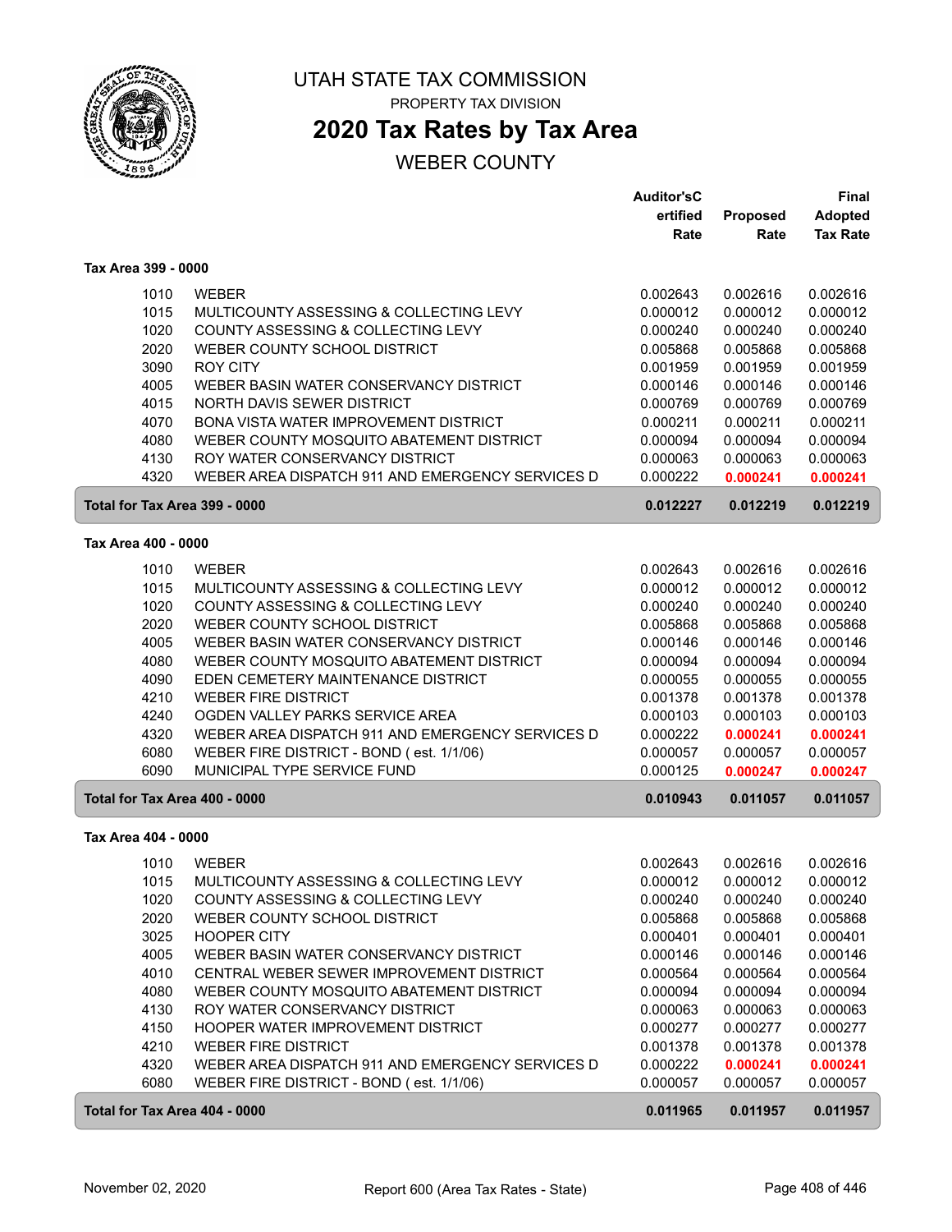# UTAH STATE TAX COMMISSION

PROPERTY TAX DIVISION

## 2020 Tax Rates by Tax Area

WEBER COUNTY

| | | Auditor's Certified Rate | Proposed Rate | Final Adopted Tax Rate |
|---|---|---|---|---|
| **Tax Area 399 - 0000** | | | | |
| 1010 | WEBER | 0.002643 | 0.002616 | 0.002616 |
| 1015 | MULTICOUNTY ASSESSING & COLLECTING LEVY | 0.000012 | 0.000012 | 0.000012 |
| 1020 | COUNTY ASSESSING & COLLECTING LEVY | 0.000240 | 0.000240 | 0.000240 |
| 2020 | WEBER COUNTY SCHOOL DISTRICT | 0.005868 | 0.005868 | 0.005868 |
| 3090 | ROY CITY | 0.001959 | 0.001959 | 0.001959 |
| 4005 | WEBER BASIN WATER CONSERVANCY DISTRICT | 0.000146 | 0.000146 | 0.000146 |
| 4015 | NORTH DAVIS SEWER DISTRICT | 0.000769 | 0.000769 | 0.000769 |
| 4070 | BONA VISTA WATER IMPROVEMENT DISTRICT | 0.000211 | 0.000211 | 0.000211 |
| 4080 | WEBER COUNTY MOSQUITO ABATEMENT DISTRICT | 0.000094 | 0.000094 | 0.000094 |
| 4130 | ROY WATER CONSERVANCY DISTRICT | 0.000063 | 0.000063 | 0.000063 |
| 4320 | WEBER AREA DISPATCH 911 AND EMERGENCY SERVICES D | 0.000222 | **0.000241** | **0.000241** |
| **Total for Tax Area 399 - 0000** | | **0.012227** | **0.012219** | **0.012219** |
| **Tax Area 400 - 0000** | | | | |
| 1010 | WEBER | 0.002643 | 0.002616 | 0.002616 |
| 1015 | MULTICOUNTY ASSESSING & COLLECTING LEVY | 0.000012 | 0.000012 | 0.000012 |
| 1020 | COUNTY ASSESSING & COLLECTING LEVY | 0.000240 | 0.000240 | 0.000240 |
| 2020 | WEBER COUNTY SCHOOL DISTRICT | 0.005868 | 0.005868 | 0.005868 |
| 4005 | WEBER BASIN WATER CONSERVANCY DISTRICT | 0.000146 | 0.000146 | 0.000146 |
| 4080 | WEBER COUNTY MOSQUITO ABATEMENT DISTRICT | 0.000094 | 0.000094 | 0.000094 |
| 4090 | EDEN CEMETERY MAINTENANCE DISTRICT | 0.000055 | 0.000055 | 0.000055 |
| 4210 | WEBER FIRE DISTRICT | 0.001378 | 0.001378 | 0.001378 |
| 4240 | OGDEN VALLEY PARKS SERVICE AREA | 0.000103 | 0.000103 | 0.000103 |
| 4320 | WEBER AREA DISPATCH 911 AND EMERGENCY SERVICES D | 0.000222 | **0.000241** | **0.000241** |
| 6080 | WEBER FIRE DISTRICT - BOND ( est. 1/1/06) | 0.000057 | 0.000057 | 0.000057 |
| 6090 | MUNICIPAL TYPE SERVICE FUND | 0.000125 | **0.000247** | **0.000247** |
| **Total for Tax Area 400 - 0000** | | **0.010943** | **0.011057** | **0.011057** |
| **Tax Area 404 - 0000** | | | | |
| 1010 | WEBER | 0.002643 | 0.002616 | 0.002616 |
| 1015 | MULTICOUNTY ASSESSING & COLLECTING LEVY | 0.000012 | 0.000012 | 0.000012 |
| 1020 | COUNTY ASSESSING & COLLECTING LEVY | 0.000240 | 0.000240 | 0.000240 |
| 2020 | WEBER COUNTY SCHOOL DISTRICT | 0.005868 | 0.005868 | 0.005868 |
| 3025 | HOOPER CITY | 0.000401 | 0.000401 | 0.000401 |
| 4005 | WEBER BASIN WATER CONSERVANCY DISTRICT | 0.000146 | 0.000146 | 0.000146 |
| 4010 | CENTRAL WEBER SEWER IMPROVEMENT DISTRICT | 0.000564 | 0.000564 | 0.000564 |
| 4080 | WEBER COUNTY MOSQUITO ABATEMENT DISTRICT | 0.000094 | 0.000094 | 0.000094 |
| 4130 | ROY WATER CONSERVANCY DISTRICT | 0.000063 | 0.000063 | 0.000063 |
| 4150 | HOOPER WATER IMPROVEMENT DISTRICT | 0.000277 | 0.000277 | 0.000277 |
| 4210 | WEBER FIRE DISTRICT | 0.001378 | 0.001378 | 0.001378 |
| 4320 | WEBER AREA DISPATCH 911 AND EMERGENCY SERVICES D | 0.000222 | **0.000241** | **0.000241** |
| 6080 | WEBER FIRE DISTRICT - BOND ( est. 1/1/06) | 0.000057 | 0.000057 | 0.000057 |
| **Total for Tax Area 404 - 0000** | | **0.011965** | **0.011957** | **0.011957** |

November 02, 2020 — Report 600 (Area Tax Rates - State)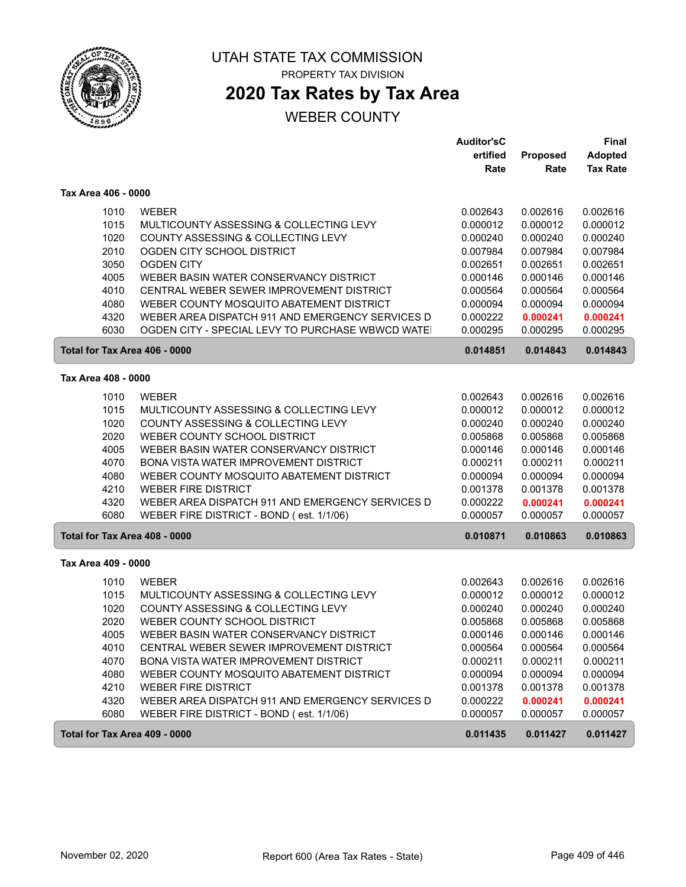# UTAH STATE TAX COMMISSION

PROPERTY TAX DIVISION

## 2020 Tax Rates by Tax Area

WEBER COUNTY

| | | Auditor'sCertified Rate | Proposed Rate | Final Adopted Tax Rate |
|---|---|---|---|---|
| **Tax Area 406 - 0000** | | | | |
| 1010 | WEBER | 0.002643 | 0.002616 | 0.002616 |
| 1015 | MULTICOUNTY ASSESSING & COLLECTING LEVY | 0.000012 | 0.000012 | 0.000012 |
| 1020 | COUNTY ASSESSING & COLLECTING LEVY | 0.000240 | 0.000240 | 0.000240 |
| 2010 | OGDEN CITY SCHOOL DISTRICT | 0.007984 | 0.007984 | 0.007984 |
| 3050 | OGDEN CITY | 0.002651 | 0.002651 | 0.002651 |
| 4005 | WEBER BASIN WATER CONSERVANCY DISTRICT | 0.000146 | 0.000146 | 0.000146 |
| 4010 | CENTRAL WEBER SEWER IMPROVEMENT DISTRICT | 0.000564 | 0.000564 | 0.000564 |
| 4080 | WEBER COUNTY MOSQUITO ABATEMENT DISTRICT | 0.000094 | 0.000094 | 0.000094 |
| 4320 | WEBER AREA DISPATCH 911 AND EMERGENCY SERVICES D | 0.000222 | **0.000241** | **0.000241** |
| 6030 | OGDEN CITY - SPECIAL LEVY TO PURCHASE WBWCD WATE | 0.000295 | 0.000295 | 0.000295 |
| **Total for Tax Area 406 - 0000** | | **0.014851** | **0.014843** | **0.014843** |
| **Tax Area 408 - 0000** | | | | |
| 1010 | WEBER | 0.002643 | 0.002616 | 0.002616 |
| 1015 | MULTICOUNTY ASSESSING & COLLECTING LEVY | 0.000012 | 0.000012 | 0.000012 |
| 1020 | COUNTY ASSESSING & COLLECTING LEVY | 0.000240 | 0.000240 | 0.000240 |
| 2020 | WEBER COUNTY SCHOOL DISTRICT | 0.005868 | 0.005868 | 0.005868 |
| 4005 | WEBER BASIN WATER CONSERVANCY DISTRICT | 0.000146 | 0.000146 | 0.000146 |
| 4070 | BONA VISTA WATER IMPROVEMENT DISTRICT | 0.000211 | 0.000211 | 0.000211 |
| 4080 | WEBER COUNTY MOSQUITO ABATEMENT DISTRICT | 0.000094 | 0.000094 | 0.000094 |
| 4210 | WEBER FIRE DISTRICT | 0.001378 | 0.001378 | 0.001378 |
| 4320 | WEBER AREA DISPATCH 911 AND EMERGENCY SERVICES D | 0.000222 | **0.000241** | **0.000241** |
| 6080 | WEBER FIRE DISTRICT - BOND ( est. 1/1/06) | 0.000057 | 0.000057 | 0.000057 |
| **Total for Tax Area 408 - 0000** | | **0.010871** | **0.010863** | **0.010863** |
| **Tax Area 409 - 0000** | | | | |
| 1010 | WEBER | 0.002643 | 0.002616 | 0.002616 |
| 1015 | MULTICOUNTY ASSESSING & COLLECTING LEVY | 0.000012 | 0.000012 | 0.000012 |
| 1020 | COUNTY ASSESSING & COLLECTING LEVY | 0.000240 | 0.000240 | 0.000240 |
| 2020 | WEBER COUNTY SCHOOL DISTRICT | 0.005868 | 0.005868 | 0.005868 |
| 4005 | WEBER BASIN WATER CONSERVANCY DISTRICT | 0.000146 | 0.000146 | 0.000146 |
| 4010 | CENTRAL WEBER SEWER IMPROVEMENT DISTRICT | 0.000564 | 0.000564 | 0.000564 |
| 4070 | BONA VISTA WATER IMPROVEMENT DISTRICT | 0.000211 | 0.000211 | 0.000211 |
| 4080 | WEBER COUNTY MOSQUITO ABATEMENT DISTRICT | 0.000094 | 0.000094 | 0.000094 |
| 4210 | WEBER FIRE DISTRICT | 0.001378 | 0.001378 | 0.001378 |
| 4320 | WEBER AREA DISPATCH 911 AND EMERGENCY SERVICES D | 0.000222 | **0.000241** | **0.000241** |
| 6080 | WEBER FIRE DISTRICT - BOND ( est. 1/1/06) | 0.000057 | 0.000057 | 0.000057 |
| **Total for Tax Area 409 - 0000** | | **0.011435** | **0.011427** | **0.011427** |

November 02, 2020 — Report 600 (Area Tax Rates - State)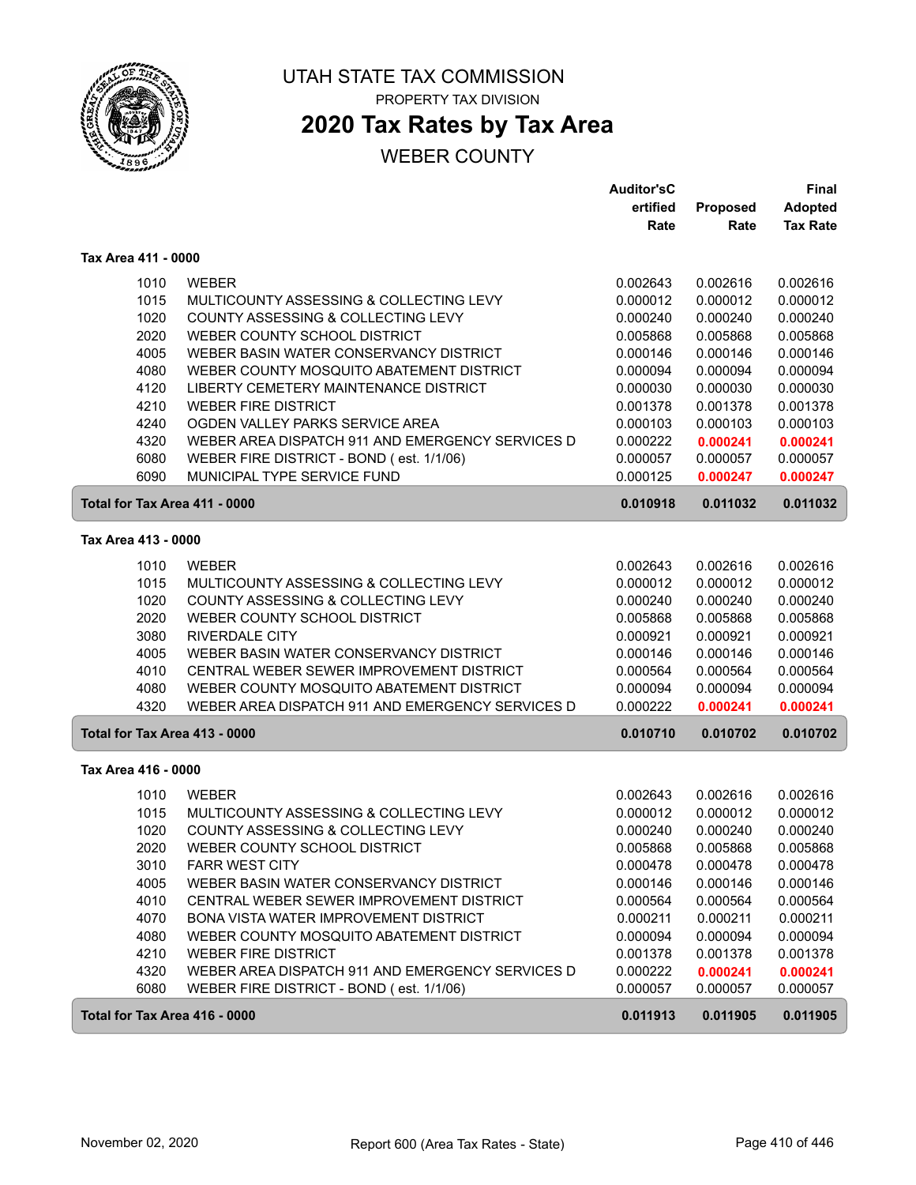# UTAH STATE TAX COMMISSION

PROPERTY TAX DIVISION

## 2020 Tax Rates by Tax Area

WEBER COUNTY

### Tax Area 411 - 0000

| | | Auditor'sCertified Rate | Proposed Rate | Final Adopted Tax Rate |
|---|---|---|---|---|
| 1010 | WEBER | 0.002643 | 0.002616 | 0.002616 |
| 1015 | MULTICOUNTY ASSESSING & COLLECTING LEVY | 0.000012 | 0.000012 | 0.000012 |
| 1020 | COUNTY ASSESSING & COLLECTING LEVY | 0.000240 | 0.000240 | 0.000240 |
| 2020 | WEBER COUNTY SCHOOL DISTRICT | 0.005868 | 0.005868 | 0.005868 |
| 4005 | WEBER BASIN WATER CONSERVANCY DISTRICT | 0.000146 | 0.000146 | 0.000146 |
| 4080 | WEBER COUNTY MOSQUITO ABATEMENT DISTRICT | 0.000094 | 0.000094 | 0.000094 |
| 4120 | LIBERTY CEMETERY MAINTENANCE DISTRICT | 0.000030 | 0.000030 | 0.000030 |
| 4210 | WEBER FIRE DISTRICT | 0.001378 | 0.001378 | 0.001378 |
| 4240 | OGDEN VALLEY PARKS SERVICE AREA | 0.000103 | 0.000103 | 0.000103 |
| 4320 | WEBER AREA DISPATCH 911 AND EMERGENCY SERVICES D | 0.000222 | **0.000241** | **0.000241** |
| 6080 | WEBER FIRE DISTRICT - BOND ( est. 1/1/06) | 0.000057 | 0.000057 | 0.000057 |
| 6090 | MUNICIPAL TYPE SERVICE FUND | 0.000125 | **0.000247** | **0.000247** |
| **Total for Tax Area 411 - 0000** | | **0.010918** | **0.011032** | **0.011032** |

### Tax Area 413 - 0000

| | | Auditor'sCertified Rate | Proposed Rate | Final Adopted Tax Rate |
|---|---|---|---|---|
| 1010 | WEBER | 0.002643 | 0.002616 | 0.002616 |
| 1015 | MULTICOUNTY ASSESSING & COLLECTING LEVY | 0.000012 | 0.000012 | 0.000012 |
| 1020 | COUNTY ASSESSING & COLLECTING LEVY | 0.000240 | 0.000240 | 0.000240 |
| 2020 | WEBER COUNTY SCHOOL DISTRICT | 0.005868 | 0.005868 | 0.005868 |
| 3080 | RIVERDALE CITY | 0.000921 | 0.000921 | 0.000921 |
| 4005 | WEBER BASIN WATER CONSERVANCY DISTRICT | 0.000146 | 0.000146 | 0.000146 |
| 4010 | CENTRAL WEBER SEWER IMPROVEMENT DISTRICT | 0.000564 | 0.000564 | 0.000564 |
| 4080 | WEBER COUNTY MOSQUITO ABATEMENT DISTRICT | 0.000094 | 0.000094 | 0.000094 |
| 4320 | WEBER AREA DISPATCH 911 AND EMERGENCY SERVICES D | 0.000222 | **0.000241** | **0.000241** |
| **Total for Tax Area 413 - 0000** | | **0.010710** | **0.010702** | **0.010702** |

### Tax Area 416 - 0000

| | | Auditor'sCertified Rate | Proposed Rate | Final Adopted Tax Rate |
|---|---|---|---|---|
| 1010 | WEBER | 0.002643 | 0.002616 | 0.002616 |
| 1015 | MULTICOUNTY ASSESSING & COLLECTING LEVY | 0.000012 | 0.000012 | 0.000012 |
| 1020 | COUNTY ASSESSING & COLLECTING LEVY | 0.000240 | 0.000240 | 0.000240 |
| 2020 | WEBER COUNTY SCHOOL DISTRICT | 0.005868 | 0.005868 | 0.005868 |
| 3010 | FARR WEST CITY | 0.000478 | 0.000478 | 0.000478 |
| 4005 | WEBER BASIN WATER CONSERVANCY DISTRICT | 0.000146 | 0.000146 | 0.000146 |
| 4010 | CENTRAL WEBER SEWER IMPROVEMENT DISTRICT | 0.000564 | 0.000564 | 0.000564 |
| 4070 | BONA VISTA WATER IMPROVEMENT DISTRICT | 0.000211 | 0.000211 | 0.000211 |
| 4080 | WEBER COUNTY MOSQUITO ABATEMENT DISTRICT | 0.000094 | 0.000094 | 0.000094 |
| 4210 | WEBER FIRE DISTRICT | 0.001378 | 0.001378 | 0.001378 |
| 4320 | WEBER AREA DISPATCH 911 AND EMERGENCY SERVICES D | 0.000222 | **0.000241** | **0.000241** |
| 6080 | WEBER FIRE DISTRICT - BOND ( est. 1/1/06) | 0.000057 | 0.000057 | 0.000057 |
| **Total for Tax Area 416 - 0000** | | **0.011913** | **0.011905** | **0.011905** |

November 02, 2020 Report 600 (Area Tax Rates - State)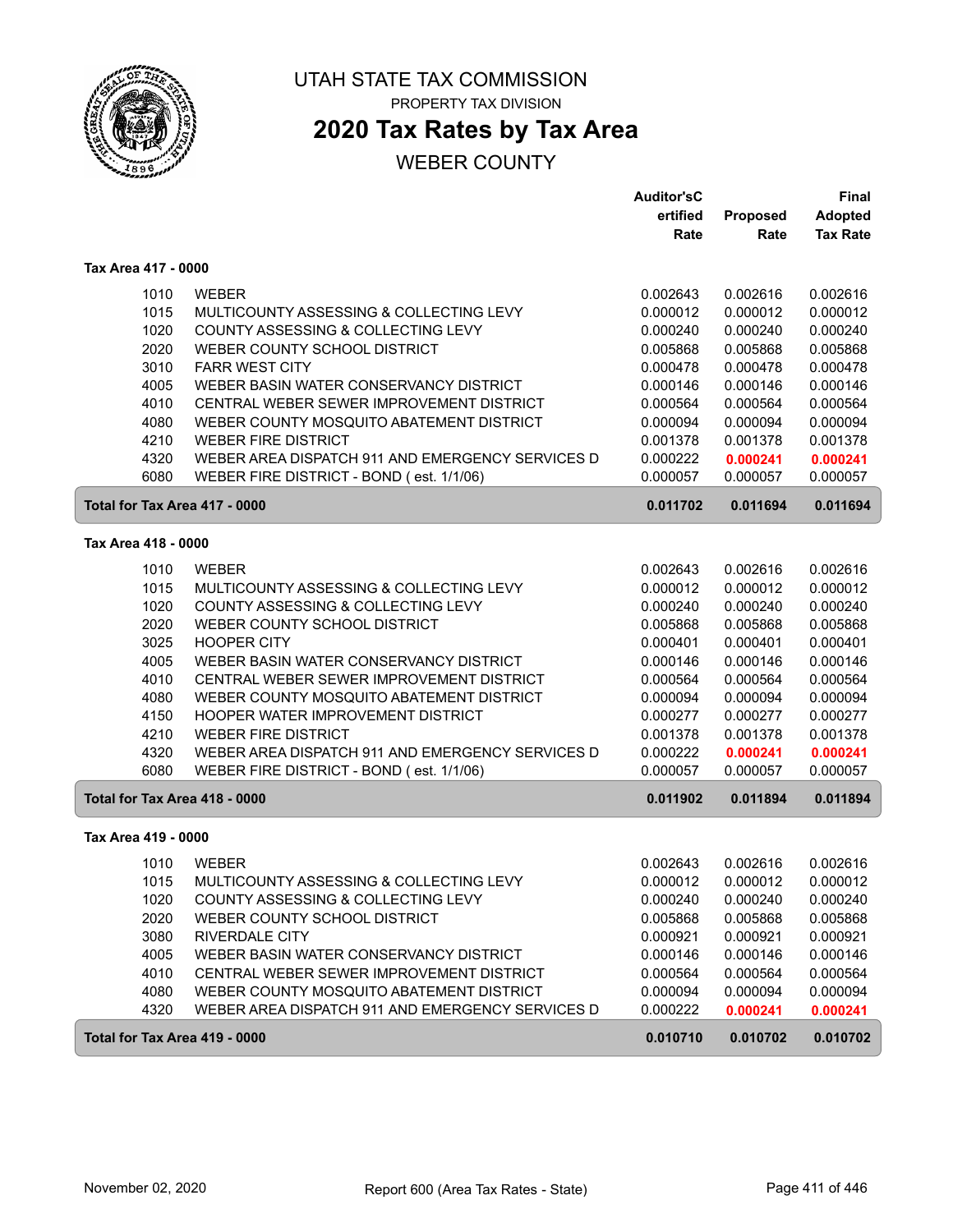# UTAH STATE TAX COMMISSION

PROPERTY TAX DIVISION

## 2020 Tax Rates by Tax Area

WEBER COUNTY

### Tax Area 417 - 0000

| | | Auditor'sCertified Rate | Proposed Rate | Final Adopted Tax Rate |
|---|---|---|---|---|
| 1010 | WEBER | 0.002643 | 0.002616 | 0.002616 |
| 1015 | MULTICOUNTY ASSESSING & COLLECTING LEVY | 0.000012 | 0.000012 | 0.000012 |
| 1020 | COUNTY ASSESSING & COLLECTING LEVY | 0.000240 | 0.000240 | 0.000240 |
| 2020 | WEBER COUNTY SCHOOL DISTRICT | 0.005868 | 0.005868 | 0.005868 |
| 3010 | FARR WEST CITY | 0.000478 | 0.000478 | 0.000478 |
| 4005 | WEBER BASIN WATER CONSERVANCY DISTRICT | 0.000146 | 0.000146 | 0.000146 |
| 4010 | CENTRAL WEBER SEWER IMPROVEMENT DISTRICT | 0.000564 | 0.000564 | 0.000564 |
| 4080 | WEBER COUNTY MOSQUITO ABATEMENT DISTRICT | 0.000094 | 0.000094 | 0.000094 |
| 4210 | WEBER FIRE DISTRICT | 0.001378 | 0.001378 | 0.001378 |
| 4320 | WEBER AREA DISPATCH 911 AND EMERGENCY SERVICES D | 0.000222 | **0.000241** | **0.000241** |
| 6080 | WEBER FIRE DISTRICT - BOND ( est. 1/1/06) | 0.000057 | 0.000057 | 0.000057 |
| **Total for Tax Area 417 - 0000** | | **0.011702** | **0.011694** | **0.011694** |

### Tax Area 418 - 0000

| | | Auditor'sCertified Rate | Proposed Rate | Final Adopted Tax Rate |
|---|---|---|---|---|
| 1010 | WEBER | 0.002643 | 0.002616 | 0.002616 |
| 1015 | MULTICOUNTY ASSESSING & COLLECTING LEVY | 0.000012 | 0.000012 | 0.000012 |
| 1020 | COUNTY ASSESSING & COLLECTING LEVY | 0.000240 | 0.000240 | 0.000240 |
| 2020 | WEBER COUNTY SCHOOL DISTRICT | 0.005868 | 0.005868 | 0.005868 |
| 3025 | HOOPER CITY | 0.000401 | 0.000401 | 0.000401 |
| 4005 | WEBER BASIN WATER CONSERVANCY DISTRICT | 0.000146 | 0.000146 | 0.000146 |
| 4010 | CENTRAL WEBER SEWER IMPROVEMENT DISTRICT | 0.000564 | 0.000564 | 0.000564 |
| 4080 | WEBER COUNTY MOSQUITO ABATEMENT DISTRICT | 0.000094 | 0.000094 | 0.000094 |
| 4150 | HOOPER WATER IMPROVEMENT DISTRICT | 0.000277 | 0.000277 | 0.000277 |
| 4210 | WEBER FIRE DISTRICT | 0.001378 | 0.001378 | 0.001378 |
| 4320 | WEBER AREA DISPATCH 911 AND EMERGENCY SERVICES D | 0.000222 | **0.000241** | **0.000241** |
| 6080 | WEBER FIRE DISTRICT - BOND ( est. 1/1/06) | 0.000057 | 0.000057 | 0.000057 |
| **Total for Tax Area 418 - 0000** | | **0.011902** | **0.011894** | **0.011894** |

### Tax Area 419 - 0000

| | | Auditor'sCertified Rate | Proposed Rate | Final Adopted Tax Rate |
|---|---|---|---|---|
| 1010 | WEBER | 0.002643 | 0.002616 | 0.002616 |
| 1015 | MULTICOUNTY ASSESSING & COLLECTING LEVY | 0.000012 | 0.000012 | 0.000012 |
| 1020 | COUNTY ASSESSING & COLLECTING LEVY | 0.000240 | 0.000240 | 0.000240 |
| 2020 | WEBER COUNTY SCHOOL DISTRICT | 0.005868 | 0.005868 | 0.005868 |
| 3080 | RIVERDALE CITY | 0.000921 | 0.000921 | 0.000921 |
| 4005 | WEBER BASIN WATER CONSERVANCY DISTRICT | 0.000146 | 0.000146 | 0.000146 |
| 4010 | CENTRAL WEBER SEWER IMPROVEMENT DISTRICT | 0.000564 | 0.000564 | 0.000564 |
| 4080 | WEBER COUNTY MOSQUITO ABATEMENT DISTRICT | 0.000094 | 0.000094 | 0.000094 |
| 4320 | WEBER AREA DISPATCH 911 AND EMERGENCY SERVICES D | 0.000222 | **0.000241** | **0.000241** |
| **Total for Tax Area 419 - 0000** | | **0.010710** | **0.010702** | **0.010702** |

November 02, 2020 — Report 600 (Area Tax Rates - State)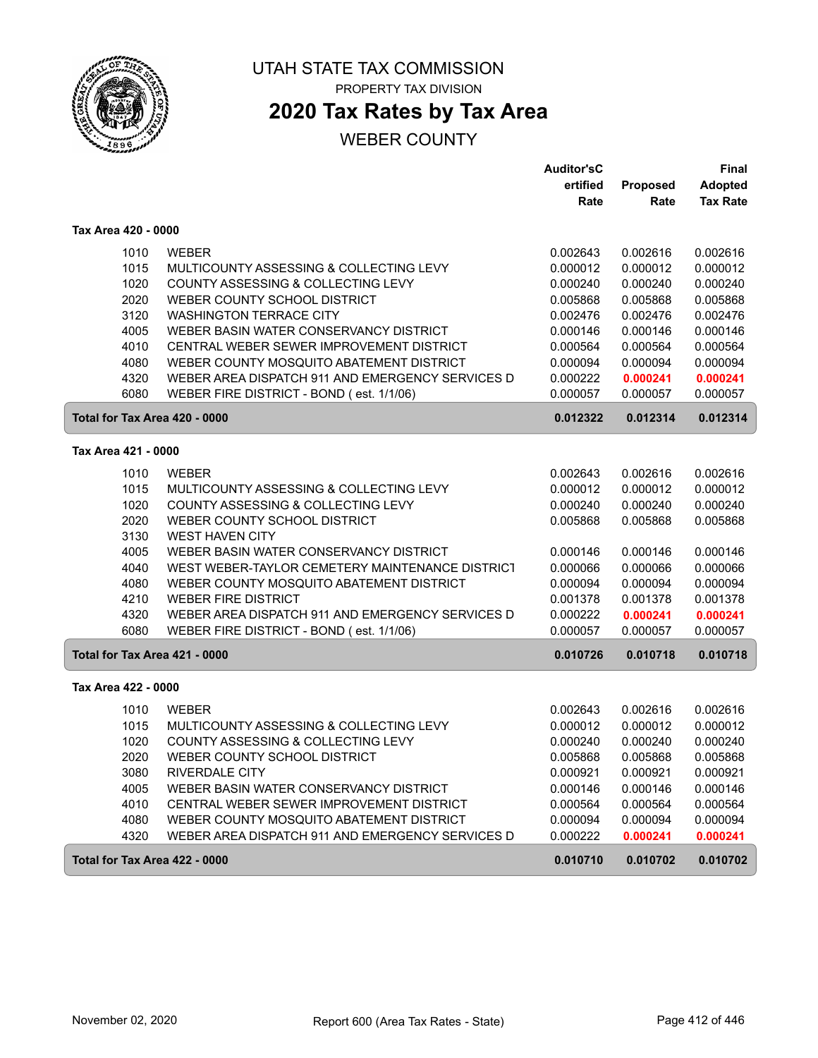# UTAH STATE TAX COMMISSION

PROPERTY TAX DIVISION

## 2020 Tax Rates by Tax Area

WEBER COUNTY

| | | Auditor'sCertified Rate | Proposed Rate | Final Adopted Tax Rate |
|---|---|---|---|---|
| **Tax Area 420 - 0000** | | | | |
| 1010 | WEBER | 0.002643 | 0.002616 | 0.002616 |
| 1015 | MULTICOUNTY ASSESSING & COLLECTING LEVY | 0.000012 | 0.000012 | 0.000012 |
| 1020 | COUNTY ASSESSING & COLLECTING LEVY | 0.000240 | 0.000240 | 0.000240 |
| 2020 | WEBER COUNTY SCHOOL DISTRICT | 0.005868 | 0.005868 | 0.005868 |
| 3120 | WASHINGTON TERRACE CITY | 0.002476 | 0.002476 | 0.002476 |
| 4005 | WEBER BASIN WATER CONSERVANCY DISTRICT | 0.000146 | 0.000146 | 0.000146 |
| 4010 | CENTRAL WEBER SEWER IMPROVEMENT DISTRICT | 0.000564 | 0.000564 | 0.000564 |
| 4080 | WEBER COUNTY MOSQUITO ABATEMENT DISTRICT | 0.000094 | 0.000094 | 0.000094 |
| 4320 | WEBER AREA DISPATCH 911 AND EMERGENCY SERVICES D | 0.000222 | **0.000241** | **0.000241** |
| 6080 | WEBER FIRE DISTRICT - BOND ( est. 1/1/06) | 0.000057 | 0.000057 | 0.000057 |
| **Total for Tax Area 420 - 0000** | | **0.012322** | **0.012314** | **0.012314** |
| **Tax Area 421 - 0000** | | | | |
| 1010 | WEBER | 0.002643 | 0.002616 | 0.002616 |
| 1015 | MULTICOUNTY ASSESSING & COLLECTING LEVY | 0.000012 | 0.000012 | 0.000012 |
| 1020 | COUNTY ASSESSING & COLLECTING LEVY | 0.000240 | 0.000240 | 0.000240 |
| 2020 | WEBER COUNTY SCHOOL DISTRICT | 0.005868 | 0.005868 | 0.005868 |
| 3130 | WEST HAVEN CITY | | | |
| 4005 | WEBER BASIN WATER CONSERVANCY DISTRICT | 0.000146 | 0.000146 | 0.000146 |
| 4040 | WEST WEBER-TAYLOR CEMETERY MAINTENANCE DISTRICT | 0.000066 | 0.000066 | 0.000066 |
| 4080 | WEBER COUNTY MOSQUITO ABATEMENT DISTRICT | 0.000094 | 0.000094 | 0.000094 |
| 4210 | WEBER FIRE DISTRICT | 0.001378 | 0.001378 | 0.001378 |
| 4320 | WEBER AREA DISPATCH 911 AND EMERGENCY SERVICES D | 0.000222 | **0.000241** | **0.000241** |
| 6080 | WEBER FIRE DISTRICT - BOND ( est. 1/1/06) | 0.000057 | 0.000057 | 0.000057 |
| **Total for Tax Area 421 - 0000** | | **0.010726** | **0.010718** | **0.010718** |
| **Tax Area 422 - 0000** | | | | |
| 1010 | WEBER | 0.002643 | 0.002616 | 0.002616 |
| 1015 | MULTICOUNTY ASSESSING & COLLECTING LEVY | 0.000012 | 0.000012 | 0.000012 |
| 1020 | COUNTY ASSESSING & COLLECTING LEVY | 0.000240 | 0.000240 | 0.000240 |
| 2020 | WEBER COUNTY SCHOOL DISTRICT | 0.005868 | 0.005868 | 0.005868 |
| 3080 | RIVERDALE CITY | 0.000921 | 0.000921 | 0.000921 |
| 4005 | WEBER BASIN WATER CONSERVANCY DISTRICT | 0.000146 | 0.000146 | 0.000146 |
| 4010 | CENTRAL WEBER SEWER IMPROVEMENT DISTRICT | 0.000564 | 0.000564 | 0.000564 |
| 4080 | WEBER COUNTY MOSQUITO ABATEMENT DISTRICT | 0.000094 | 0.000094 | 0.000094 |
| 4320 | WEBER AREA DISPATCH 911 AND EMERGENCY SERVICES D | 0.000222 | **0.000241** | **0.000241** |
| **Total for Tax Area 422 - 0000** | | **0.010710** | **0.010702** | **0.010702** |

November 02, 2020 — Report 600 (Area Tax Rates - State)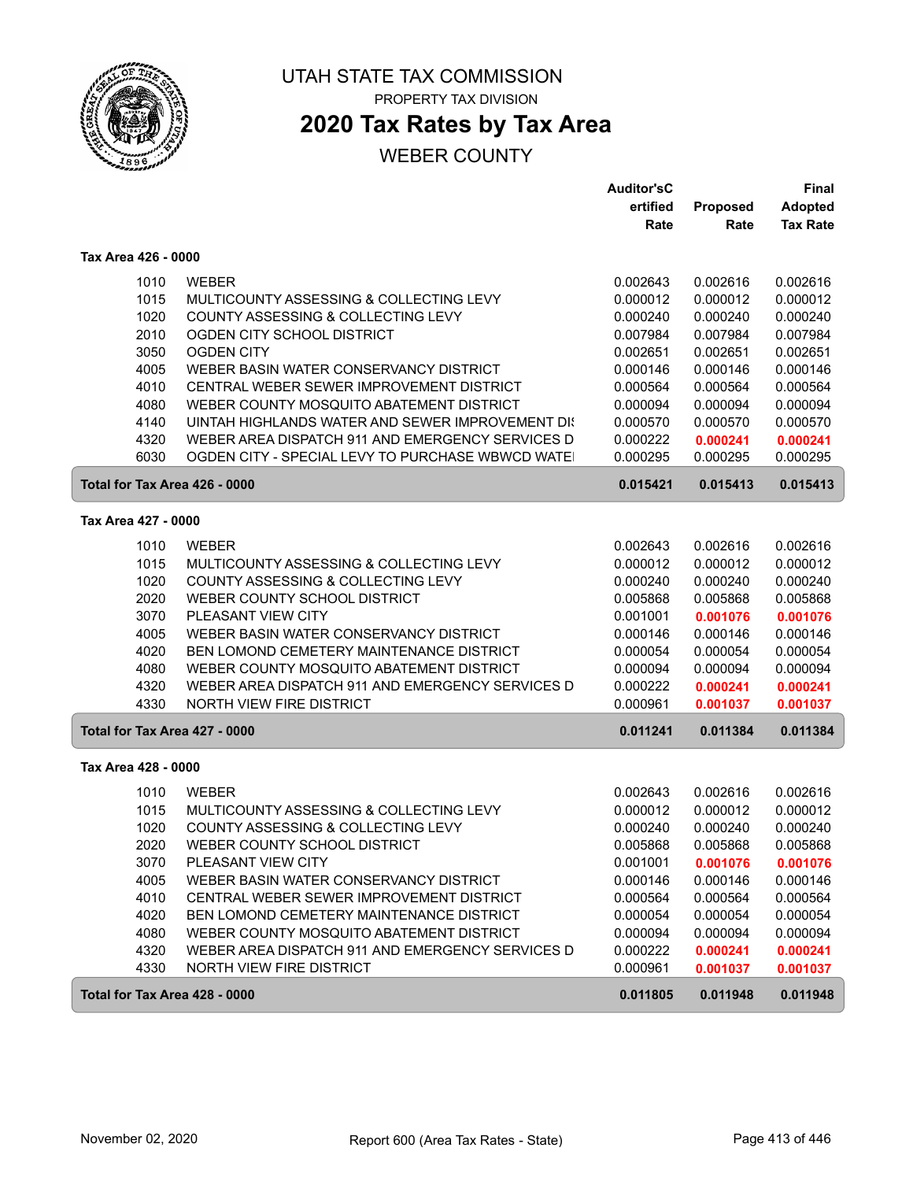# UTAH STATE TAX COMMISSION

PROPERTY TAX DIVISION

## 2020 Tax Rates by Tax Area

WEBER COUNTY

| | | Auditor'sCertified Rate | Proposed Rate | Final Adopted Tax Rate |
|---|---|---|---|---|
| **Tax Area 426 - 0000** | | | | |
| 1010 | WEBER | 0.002643 | 0.002616 | 0.002616 |
| 1015 | MULTICOUNTY ASSESSING & COLLECTING LEVY | 0.000012 | 0.000012 | 0.000012 |
| 1020 | COUNTY ASSESSING & COLLECTING LEVY | 0.000240 | 0.000240 | 0.000240 |
| 2010 | OGDEN CITY SCHOOL DISTRICT | 0.007984 | 0.007984 | 0.007984 |
| 3050 | OGDEN CITY | 0.002651 | 0.002651 | 0.002651 |
| 4005 | WEBER BASIN WATER CONSERVANCY DISTRICT | 0.000146 | 0.000146 | 0.000146 |
| 4010 | CENTRAL WEBER SEWER IMPROVEMENT DISTRICT | 0.000564 | 0.000564 | 0.000564 |
| 4080 | WEBER COUNTY MOSQUITO ABATEMENT DISTRICT | 0.000094 | 0.000094 | 0.000094 |
| 4140 | UINTAH HIGHLANDS WATER AND SEWER IMPROVEMENT DI | 0.000570 | 0.000570 | 0.000570 |
| 4320 | WEBER AREA DISPATCH 911 AND EMERGENCY SERVICES D | 0.000222 | **0.000241** | **0.000241** |
| 6030 | OGDEN CITY - SPECIAL LEVY TO PURCHASE WBWCD WATE | 0.000295 | 0.000295 | 0.000295 |
| **Total for Tax Area 426 - 0000** | | **0.015421** | **0.015413** | **0.015413** |
| **Tax Area 427 - 0000** | | | | |
| 1010 | WEBER | 0.002643 | 0.002616 | 0.002616 |
| 1015 | MULTICOUNTY ASSESSING & COLLECTING LEVY | 0.000012 | 0.000012 | 0.000012 |
| 1020 | COUNTY ASSESSING & COLLECTING LEVY | 0.000240 | 0.000240 | 0.000240 |
| 2020 | WEBER COUNTY SCHOOL DISTRICT | 0.005868 | 0.005868 | 0.005868 |
| 3070 | PLEASANT VIEW CITY | 0.001001 | **0.001076** | **0.001076** |
| 4005 | WEBER BASIN WATER CONSERVANCY DISTRICT | 0.000146 | 0.000146 | 0.000146 |
| 4020 | BEN LOMOND CEMETERY MAINTENANCE DISTRICT | 0.000054 | 0.000054 | 0.000054 |
| 4080 | WEBER COUNTY MOSQUITO ABATEMENT DISTRICT | 0.000094 | 0.000094 | 0.000094 |
| 4320 | WEBER AREA DISPATCH 911 AND EMERGENCY SERVICES D | 0.000222 | **0.000241** | **0.000241** |
| 4330 | NORTH VIEW FIRE DISTRICT | 0.000961 | **0.001037** | **0.001037** |
| **Total for Tax Area 427 - 0000** | | **0.011241** | **0.011384** | **0.011384** |
| **Tax Area 428 - 0000** | | | | |
| 1010 | WEBER | 0.002643 | 0.002616 | 0.002616 |
| 1015 | MULTICOUNTY ASSESSING & COLLECTING LEVY | 0.000012 | 0.000012 | 0.000012 |
| 1020 | COUNTY ASSESSING & COLLECTING LEVY | 0.000240 | 0.000240 | 0.000240 |
| 2020 | WEBER COUNTY SCHOOL DISTRICT | 0.005868 | 0.005868 | 0.005868 |
| 3070 | PLEASANT VIEW CITY | 0.001001 | **0.001076** | **0.001076** |
| 4005 | WEBER BASIN WATER CONSERVANCY DISTRICT | 0.000146 | 0.000146 | 0.000146 |
| 4010 | CENTRAL WEBER SEWER IMPROVEMENT DISTRICT | 0.000564 | 0.000564 | 0.000564 |
| 4020 | BEN LOMOND CEMETERY MAINTENANCE DISTRICT | 0.000054 | 0.000054 | 0.000054 |
| 4080 | WEBER COUNTY MOSQUITO ABATEMENT DISTRICT | 0.000094 | 0.000094 | 0.000094 |
| 4320 | WEBER AREA DISPATCH 911 AND EMERGENCY SERVICES D | 0.000222 | **0.000241** | **0.000241** |
| 4330 | NORTH VIEW FIRE DISTRICT | 0.000961 | **0.001037** | **0.001037** |
| **Total for Tax Area 428 - 0000** | | **0.011805** | **0.011948** | **0.011948** |

November 02, 2020 | Report 600 (Area Tax Rates - State)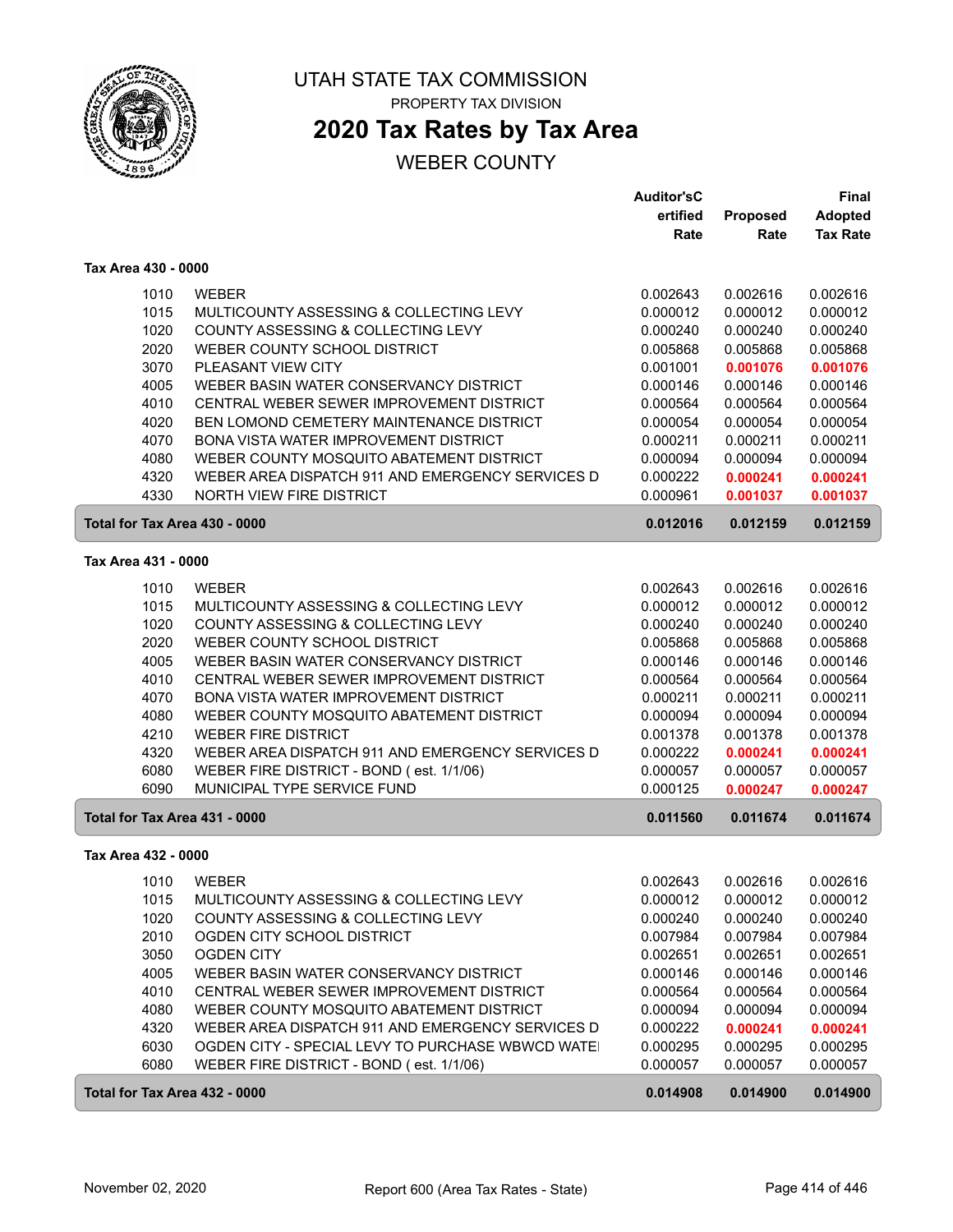# UTAH STATE TAX COMMISSION

PROPERTY TAX DIVISION

## 2020 Tax Rates by Tax Area

WEBER COUNTY

### Tax Area 430 - 0000

| | | Auditor's Certified Rate | Proposed Rate | Final Adopted Tax Rate |
|---|---|---|---|---|
| 1010 | WEBER | 0.002643 | 0.002616 | 0.002616 |
| 1015 | MULTICOUNTY ASSESSING & COLLECTING LEVY | 0.000012 | 0.000012 | 0.000012 |
| 1020 | COUNTY ASSESSING & COLLECTING LEVY | 0.000240 | 0.000240 | 0.000240 |
| 2020 | WEBER COUNTY SCHOOL DISTRICT | 0.005868 | 0.005868 | 0.005868 |
| 3070 | PLEASANT VIEW CITY | 0.001001 | **0.001076** | **0.001076** |
| 4005 | WEBER BASIN WATER CONSERVANCY DISTRICT | 0.000146 | 0.000146 | 0.000146 |
| 4010 | CENTRAL WEBER SEWER IMPROVEMENT DISTRICT | 0.000564 | 0.000564 | 0.000564 |
| 4020 | BEN LOMOND CEMETERY MAINTENANCE DISTRICT | 0.000054 | 0.000054 | 0.000054 |
| 4070 | BONA VISTA WATER IMPROVEMENT DISTRICT | 0.000211 | 0.000211 | 0.000211 |
| 4080 | WEBER COUNTY MOSQUITO ABATEMENT DISTRICT | 0.000094 | 0.000094 | 0.000094 |
| 4320 | WEBER AREA DISPATCH 911 AND EMERGENCY SERVICES D | 0.000222 | **0.000241** | **0.000241** |
| 4330 | NORTH VIEW FIRE DISTRICT | 0.000961 | **0.001037** | **0.001037** |
| **Total for Tax Area 430 - 0000** | | **0.012016** | **0.012159** | **0.012159** |

### Tax Area 431 - 0000

| | | Auditor's Certified Rate | Proposed Rate | Final Adopted Tax Rate |
|---|---|---|---|---|
| 1010 | WEBER | 0.002643 | 0.002616 | 0.002616 |
| 1015 | MULTICOUNTY ASSESSING & COLLECTING LEVY | 0.000012 | 0.000012 | 0.000012 |
| 1020 | COUNTY ASSESSING & COLLECTING LEVY | 0.000240 | 0.000240 | 0.000240 |
| 2020 | WEBER COUNTY SCHOOL DISTRICT | 0.005868 | 0.005868 | 0.005868 |
| 4005 | WEBER BASIN WATER CONSERVANCY DISTRICT | 0.000146 | 0.000146 | 0.000146 |
| 4010 | CENTRAL WEBER SEWER IMPROVEMENT DISTRICT | 0.000564 | 0.000564 | 0.000564 |
| 4070 | BONA VISTA WATER IMPROVEMENT DISTRICT | 0.000211 | 0.000211 | 0.000211 |
| 4080 | WEBER COUNTY MOSQUITO ABATEMENT DISTRICT | 0.000094 | 0.000094 | 0.000094 |
| 4210 | WEBER FIRE DISTRICT | 0.001378 | 0.001378 | 0.001378 |
| 4320 | WEBER AREA DISPATCH 911 AND EMERGENCY SERVICES D | 0.000222 | **0.000241** | **0.000241** |
| 6080 | WEBER FIRE DISTRICT - BOND ( est. 1/1/06) | 0.000057 | 0.000057 | 0.000057 |
| 6090 | MUNICIPAL TYPE SERVICE FUND | 0.000125 | **0.000247** | **0.000247** |
| **Total for Tax Area 431 - 0000** | | **0.011560** | **0.011674** | **0.011674** |

### Tax Area 432 - 0000

| | | Auditor's Certified Rate | Proposed Rate | Final Adopted Tax Rate |
|---|---|---|---|---|
| 1010 | WEBER | 0.002643 | 0.002616 | 0.002616 |
| 1015 | MULTICOUNTY ASSESSING & COLLECTING LEVY | 0.000012 | 0.000012 | 0.000012 |
| 1020 | COUNTY ASSESSING & COLLECTING LEVY | 0.000240 | 0.000240 | 0.000240 |
| 2010 | OGDEN CITY SCHOOL DISTRICT | 0.007984 | 0.007984 | 0.007984 |
| 3050 | OGDEN CITY | 0.002651 | 0.002651 | 0.002651 |
| 4005 | WEBER BASIN WATER CONSERVANCY DISTRICT | 0.000146 | 0.000146 | 0.000146 |
| 4010 | CENTRAL WEBER SEWER IMPROVEMENT DISTRICT | 0.000564 | 0.000564 | 0.000564 |
| 4080 | WEBER COUNTY MOSQUITO ABATEMENT DISTRICT | 0.000094 | 0.000094 | 0.000094 |
| 4320 | WEBER AREA DISPATCH 911 AND EMERGENCY SERVICES D | 0.000222 | **0.000241** | **0.000241** |
| 6030 | OGDEN CITY - SPECIAL LEVY TO PURCHASE WBWCD WATE | 0.000295 | 0.000295 | 0.000295 |
| 6080 | WEBER FIRE DISTRICT - BOND ( est. 1/1/06) | 0.000057 | 0.000057 | 0.000057 |
| **Total for Tax Area 432 - 0000** | | **0.014908** | **0.014900** | **0.014900** |

November 02, 2020 — Report 600 (Area Tax Rates - State)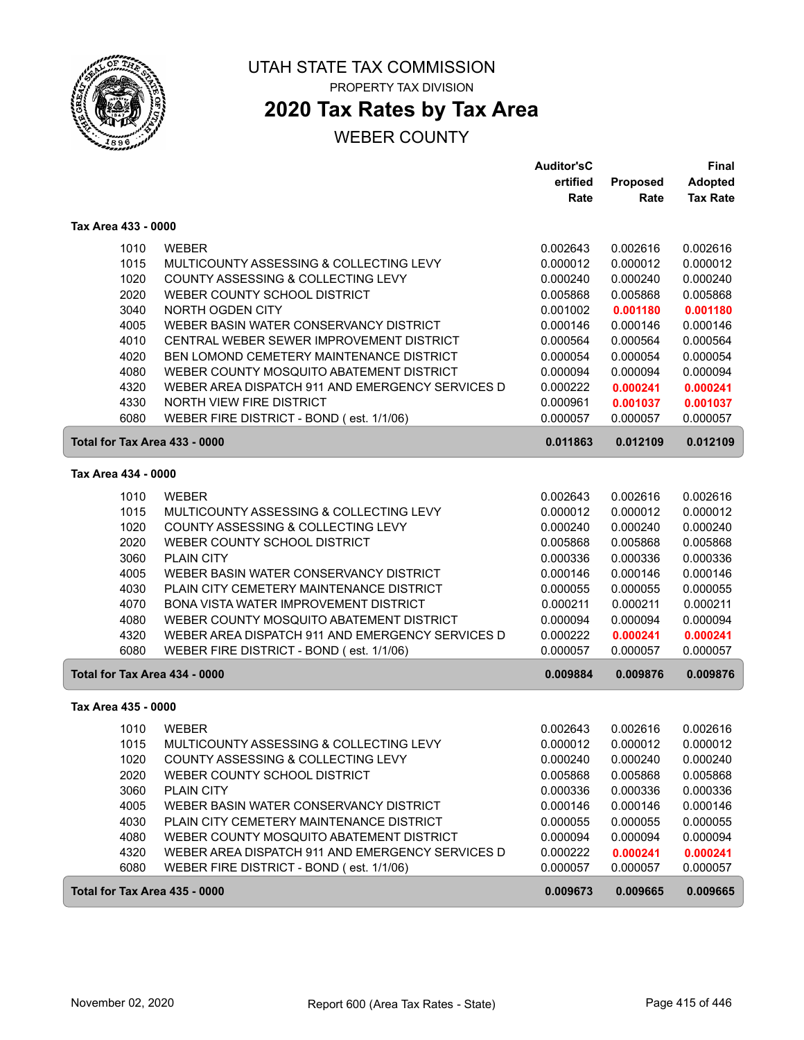# UTAH STATE TAX COMMISSION

PROPERTY TAX DIVISION

## 2020 Tax Rates by Tax Area

WEBER COUNTY

| | | Auditor'sCertified Rate | Proposed Rate | Final Adopted Tax Rate |
|---|---|---|---|---|
| **Tax Area 433 - 0000** | | | | |
| 1010 | WEBER | 0.002643 | 0.002616 | 0.002616 |
| 1015 | MULTICOUNTY ASSESSING & COLLECTING LEVY | 0.000012 | 0.000012 | 0.000012 |
| 1020 | COUNTY ASSESSING & COLLECTING LEVY | 0.000240 | 0.000240 | 0.000240 |
| 2020 | WEBER COUNTY SCHOOL DISTRICT | 0.005868 | 0.005868 | 0.005868 |
| 3040 | NORTH OGDEN CITY | 0.001002 | 0.001180 | 0.001180 |
| 4005 | WEBER BASIN WATER CONSERVANCY DISTRICT | 0.000146 | 0.000146 | 0.000146 |
| 4010 | CENTRAL WEBER SEWER IMPROVEMENT DISTRICT | 0.000564 | 0.000564 | 0.000564 |
| 4020 | BEN LOMOND CEMETERY MAINTENANCE DISTRICT | 0.000054 | 0.000054 | 0.000054 |
| 4080 | WEBER COUNTY MOSQUITO ABATEMENT DISTRICT | 0.000094 | 0.000094 | 0.000094 |
| 4320 | WEBER AREA DISPATCH 911 AND EMERGENCY SERVICES D | 0.000222 | 0.000241 | 0.000241 |
| 4330 | NORTH VIEW FIRE DISTRICT | 0.000961 | 0.001037 | 0.001037 |
| 6080 | WEBER FIRE DISTRICT - BOND ( est. 1/1/06) | 0.000057 | 0.000057 | 0.000057 |
| **Total for Tax Area 433 - 0000** | | **0.011863** | **0.012109** | **0.012109** |
| **Tax Area 434 - 0000** | | | | |
| 1010 | WEBER | 0.002643 | 0.002616 | 0.002616 |
| 1015 | MULTICOUNTY ASSESSING & COLLECTING LEVY | 0.000012 | 0.000012 | 0.000012 |
| 1020 | COUNTY ASSESSING & COLLECTING LEVY | 0.000240 | 0.000240 | 0.000240 |
| 2020 | WEBER COUNTY SCHOOL DISTRICT | 0.005868 | 0.005868 | 0.005868 |
| 3060 | PLAIN CITY | 0.000336 | 0.000336 | 0.000336 |
| 4005 | WEBER BASIN WATER CONSERVANCY DISTRICT | 0.000146 | 0.000146 | 0.000146 |
| 4030 | PLAIN CITY CEMETERY MAINTENANCE DISTRICT | 0.000055 | 0.000055 | 0.000055 |
| 4070 | BONA VISTA WATER IMPROVEMENT DISTRICT | 0.000211 | 0.000211 | 0.000211 |
| 4080 | WEBER COUNTY MOSQUITO ABATEMENT DISTRICT | 0.000094 | 0.000094 | 0.000094 |
| 4320 | WEBER AREA DISPATCH 911 AND EMERGENCY SERVICES D | 0.000222 | 0.000241 | 0.000241 |
| 6080 | WEBER FIRE DISTRICT - BOND ( est. 1/1/06) | 0.000057 | 0.000057 | 0.000057 |
| **Total for Tax Area 434 - 0000** | | **0.009884** | **0.009876** | **0.009876** |
| **Tax Area 435 - 0000** | | | | |
| 1010 | WEBER | 0.002643 | 0.002616 | 0.002616 |
| 1015 | MULTICOUNTY ASSESSING & COLLECTING LEVY | 0.000012 | 0.000012 | 0.000012 |
| 1020 | COUNTY ASSESSING & COLLECTING LEVY | 0.000240 | 0.000240 | 0.000240 |
| 2020 | WEBER COUNTY SCHOOL DISTRICT | 0.005868 | 0.005868 | 0.005868 |
| 3060 | PLAIN CITY | 0.000336 | 0.000336 | 0.000336 |
| 4005 | WEBER BASIN WATER CONSERVANCY DISTRICT | 0.000146 | 0.000146 | 0.000146 |
| 4030 | PLAIN CITY CEMETERY MAINTENANCE DISTRICT | 0.000055 | 0.000055 | 0.000055 |
| 4080 | WEBER COUNTY MOSQUITO ABATEMENT DISTRICT | 0.000094 | 0.000094 | 0.000094 |
| 4320 | WEBER AREA DISPATCH 911 AND EMERGENCY SERVICES D | 0.000222 | 0.000241 | 0.000241 |
| 6080 | WEBER FIRE DISTRICT - BOND ( est. 1/1/06) | 0.000057 | 0.000057 | 0.000057 |
| **Total for Tax Area 435 - 0000** | | **0.009673** | **0.009665** | **0.009665** |

November 02, 2020 Report 600 (Area Tax Rates - State)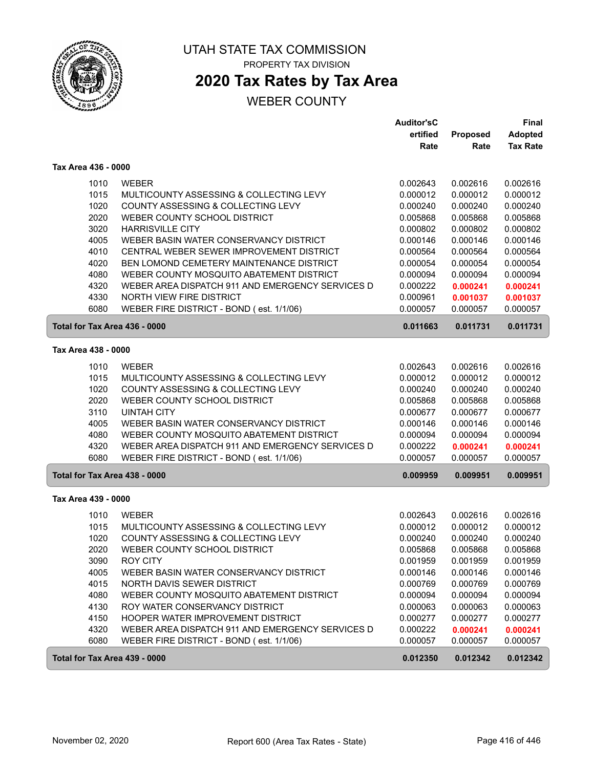# UTAH STATE TAX COMMISSION

PROPERTY TAX DIVISION

## 2020 Tax Rates by Tax Area

WEBER COUNTY

### Tax Area 436 - 0000

| Code | Entity | Auditor's Certified Rate | Proposed Rate | Final Adopted Tax Rate |
|---|---|---|---|---|
| 1010 | WEBER | 0.002643 | 0.002616 | 0.002616 |
| 1015 | MULTICOUNTY ASSESSING & COLLECTING LEVY | 0.000012 | 0.000012 | 0.000012 |
| 1020 | COUNTY ASSESSING & COLLECTING LEVY | 0.000240 | 0.000240 | 0.000240 |
| 2020 | WEBER COUNTY SCHOOL DISTRICT | 0.005868 | 0.005868 | 0.005868 |
| 3020 | HARRISVILLE CITY | 0.000802 | 0.000802 | 0.000802 |
| 4005 | WEBER BASIN WATER CONSERVANCY DISTRICT | 0.000146 | 0.000146 | 0.000146 |
| 4010 | CENTRAL WEBER SEWER IMPROVEMENT DISTRICT | 0.000564 | 0.000564 | 0.000564 |
| 4020 | BEN LOMOND CEMETERY MAINTENANCE DISTRICT | 0.000054 | 0.000054 | 0.000054 |
| 4080 | WEBER COUNTY MOSQUITO ABATEMENT DISTRICT | 0.000094 | 0.000094 | 0.000094 |
| 4320 | WEBER AREA DISPATCH 911 AND EMERGENCY SERVICES D | 0.000222 | **0.000241** | **0.000241** |
| 4330 | NORTH VIEW FIRE DISTRICT | 0.000961 | **0.001037** | **0.001037** |
| 6080 | WEBER FIRE DISTRICT - BOND ( est. 1/1/06) | 0.000057 | 0.000057 | 0.000057 |
| **Total for Tax Area 436 - 0000** | | **0.011663** | **0.011731** | **0.011731** |

### Tax Area 438 - 0000

| Code | Entity | Auditor's Certified Rate | Proposed Rate | Final Adopted Tax Rate |
|---|---|---|---|---|
| 1010 | WEBER | 0.002643 | 0.002616 | 0.002616 |
| 1015 | MULTICOUNTY ASSESSING & COLLECTING LEVY | 0.000012 | 0.000012 | 0.000012 |
| 1020 | COUNTY ASSESSING & COLLECTING LEVY | 0.000240 | 0.000240 | 0.000240 |
| 2020 | WEBER COUNTY SCHOOL DISTRICT | 0.005868 | 0.005868 | 0.005868 |
| 3110 | UINTAH CITY | 0.000677 | 0.000677 | 0.000677 |
| 4005 | WEBER BASIN WATER CONSERVANCY DISTRICT | 0.000146 | 0.000146 | 0.000146 |
| 4080 | WEBER COUNTY MOSQUITO ABATEMENT DISTRICT | 0.000094 | 0.000094 | 0.000094 |
| 4320 | WEBER AREA DISPATCH 911 AND EMERGENCY SERVICES D | 0.000222 | **0.000241** | **0.000241** |
| 6080 | WEBER FIRE DISTRICT - BOND ( est. 1/1/06) | 0.000057 | 0.000057 | 0.000057 |
| **Total for Tax Area 438 - 0000** | | **0.009959** | **0.009951** | **0.009951** |

### Tax Area 439 - 0000

| Code | Entity | Auditor's Certified Rate | Proposed Rate | Final Adopted Tax Rate |
|---|---|---|---|---|
| 1010 | WEBER | 0.002643 | 0.002616 | 0.002616 |
| 1015 | MULTICOUNTY ASSESSING & COLLECTING LEVY | 0.000012 | 0.000012 | 0.000012 |
| 1020 | COUNTY ASSESSING & COLLECTING LEVY | 0.000240 | 0.000240 | 0.000240 |
| 2020 | WEBER COUNTY SCHOOL DISTRICT | 0.005868 | 0.005868 | 0.005868 |
| 3090 | ROY CITY | 0.001959 | 0.001959 | 0.001959 |
| 4005 | WEBER BASIN WATER CONSERVANCY DISTRICT | 0.000146 | 0.000146 | 0.000146 |
| 4015 | NORTH DAVIS SEWER DISTRICT | 0.000769 | 0.000769 | 0.000769 |
| 4080 | WEBER COUNTY MOSQUITO ABATEMENT DISTRICT | 0.000094 | 0.000094 | 0.000094 |
| 4130 | ROY WATER CONSERVANCY DISTRICT | 0.000063 | 0.000063 | 0.000063 |
| 4150 | HOOPER WATER IMPROVEMENT DISTRICT | 0.000277 | 0.000277 | 0.000277 |
| 4320 | WEBER AREA DISPATCH 911 AND EMERGENCY SERVICES D | 0.000222 | **0.000241** | **0.000241** |
| 6080 | WEBER FIRE DISTRICT - BOND ( est. 1/1/06) | 0.000057 | 0.000057 | 0.000057 |
| **Total for Tax Area 439 - 0000** | | **0.012350** | **0.012342** | **0.012342** |

November 02, 2020 — Report 600 (Area Tax Rates - State)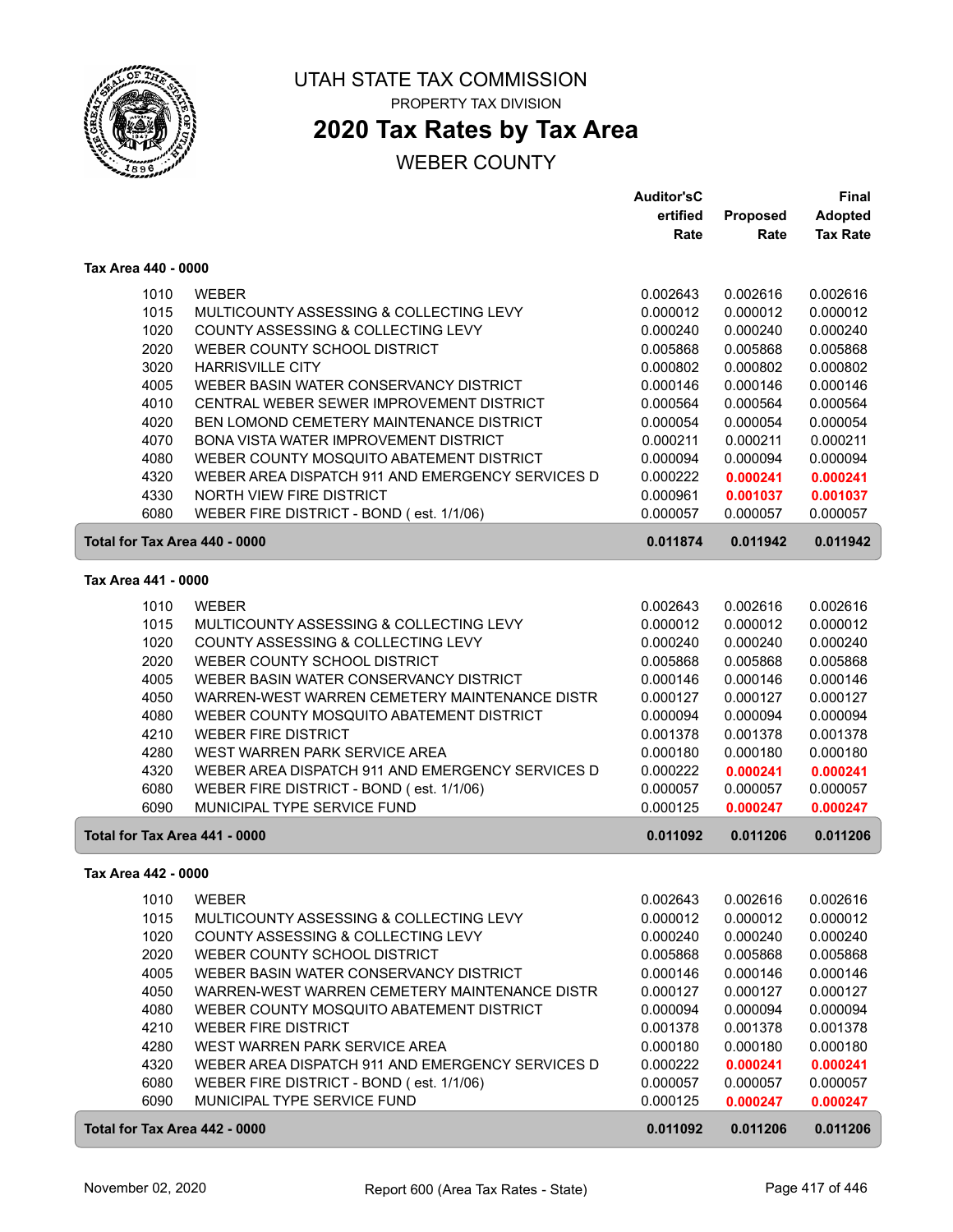# UTAH STATE TAX COMMISSION

PROPERTY TAX DIVISION

## 2020 Tax Rates by Tax Area

WEBER COUNTY

### Tax Area 440 - 0000

| Code | Entity | Auditor's Certified Rate | Proposed Rate | Final Adopted Tax Rate |
|---|---|---|---|---|
| 1010 | WEBER | 0.002643 | 0.002616 | 0.002616 |
| 1015 | MULTICOUNTY ASSESSING & COLLECTING LEVY | 0.000012 | 0.000012 | 0.000012 |
| 1020 | COUNTY ASSESSING & COLLECTING LEVY | 0.000240 | 0.000240 | 0.000240 |
| 2020 | WEBER COUNTY SCHOOL DISTRICT | 0.005868 | 0.005868 | 0.005868 |
| 3020 | HARRISVILLE CITY | 0.000802 | 0.000802 | 0.000802 |
| 4005 | WEBER BASIN WATER CONSERVANCY DISTRICT | 0.000146 | 0.000146 | 0.000146 |
| 4010 | CENTRAL WEBER SEWER IMPROVEMENT DISTRICT | 0.000564 | 0.000564 | 0.000564 |
| 4020 | BEN LOMOND CEMETERY MAINTENANCE DISTRICT | 0.000054 | 0.000054 | 0.000054 |
| 4070 | BONA VISTA WATER IMPROVEMENT DISTRICT | 0.000211 | 0.000211 | 0.000211 |
| 4080 | WEBER COUNTY MOSQUITO ABATEMENT DISTRICT | 0.000094 | 0.000094 | 0.000094 |
| 4320 | WEBER AREA DISPATCH 911 AND EMERGENCY SERVICES D | 0.000222 | **0.000241** | **0.000241** |
| 4330 | NORTH VIEW FIRE DISTRICT | 0.000961 | **0.001037** | **0.001037** |
| 6080 | WEBER FIRE DISTRICT - BOND ( est. 1/1/06) | 0.000057 | 0.000057 | 0.000057 |
| **Total for Tax Area 440 - 0000** | | **0.011874** | **0.011942** | **0.011942** |

### Tax Area 441 - 0000

| Code | Entity | Auditor's Certified Rate | Proposed Rate | Final Adopted Tax Rate |
|---|---|---|---|---|
| 1010 | WEBER | 0.002643 | 0.002616 | 0.002616 |
| 1015 | MULTICOUNTY ASSESSING & COLLECTING LEVY | 0.000012 | 0.000012 | 0.000012 |
| 1020 | COUNTY ASSESSING & COLLECTING LEVY | 0.000240 | 0.000240 | 0.000240 |
| 2020 | WEBER COUNTY SCHOOL DISTRICT | 0.005868 | 0.005868 | 0.005868 |
| 4005 | WEBER BASIN WATER CONSERVANCY DISTRICT | 0.000146 | 0.000146 | 0.000146 |
| 4050 | WARREN-WEST WARREN CEMETERY MAINTENANCE DISTR | 0.000127 | 0.000127 | 0.000127 |
| 4080 | WEBER COUNTY MOSQUITO ABATEMENT DISTRICT | 0.000094 | 0.000094 | 0.000094 |
| 4210 | WEBER FIRE DISTRICT | 0.001378 | 0.001378 | 0.001378 |
| 4280 | WEST WARREN PARK SERVICE AREA | 0.000180 | 0.000180 | 0.000180 |
| 4320 | WEBER AREA DISPATCH 911 AND EMERGENCY SERVICES D | 0.000222 | **0.000241** | **0.000241** |
| 6080 | WEBER FIRE DISTRICT - BOND ( est. 1/1/06) | 0.000057 | 0.000057 | 0.000057 |
| 6090 | MUNICIPAL TYPE SERVICE FUND | 0.000125 | **0.000247** | **0.000247** |
| **Total for Tax Area 441 - 0000** | | **0.011092** | **0.011206** | **0.011206** |

### Tax Area 442 - 0000

| Code | Entity | Auditor's Certified Rate | Proposed Rate | Final Adopted Tax Rate |
|---|---|---|---|---|
| 1010 | WEBER | 0.002643 | 0.002616 | 0.002616 |
| 1015 | MULTICOUNTY ASSESSING & COLLECTING LEVY | 0.000012 | 0.000012 | 0.000012 |
| 1020 | COUNTY ASSESSING & COLLECTING LEVY | 0.000240 | 0.000240 | 0.000240 |
| 2020 | WEBER COUNTY SCHOOL DISTRICT | 0.005868 | 0.005868 | 0.005868 |
| 4005 | WEBER BASIN WATER CONSERVANCY DISTRICT | 0.000146 | 0.000146 | 0.000146 |
| 4050 | WARREN-WEST WARREN CEMETERY MAINTENANCE DISTR | 0.000127 | 0.000127 | 0.000127 |
| 4080 | WEBER COUNTY MOSQUITO ABATEMENT DISTRICT | 0.000094 | 0.000094 | 0.000094 |
| 4210 | WEBER FIRE DISTRICT | 0.001378 | 0.001378 | 0.001378 |
| 4280 | WEST WARREN PARK SERVICE AREA | 0.000180 | 0.000180 | 0.000180 |
| 4320 | WEBER AREA DISPATCH 911 AND EMERGENCY SERVICES D | 0.000222 | **0.000241** | **0.000241** |
| 6080 | WEBER FIRE DISTRICT - BOND ( est. 1/1/06) | 0.000057 | 0.000057 | 0.000057 |
| 6090 | MUNICIPAL TYPE SERVICE FUND | 0.000125 | **0.000247** | **0.000247** |
| **Total for Tax Area 442 - 0000** | | **0.011092** | **0.011206** | **0.011206** |

November 02, 2020 — Report 600 (Area Tax Rates - State)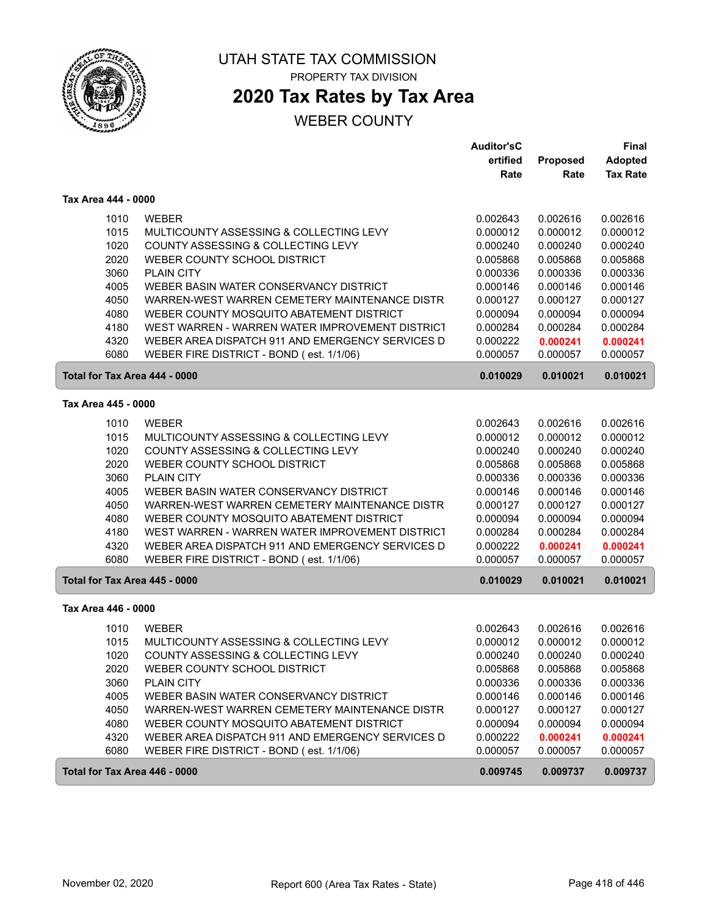# UTAH STATE TAX COMMISSION

PROPERTY TAX DIVISION

## 2020 Tax Rates by Tax Area

WEBER COUNTY

| | | Auditor'sCertified Rate | Proposed Rate | Final Adopted Tax Rate |
|---|---|---|---|---|
| **Tax Area 444 - 0000** | | | | |
| 1010 | WEBER | 0.002643 | 0.002616 | 0.002616 |
| 1015 | MULTICOUNTY ASSESSING & COLLECTING LEVY | 0.000012 | 0.000012 | 0.000012 |
| 1020 | COUNTY ASSESSING & COLLECTING LEVY | 0.000240 | 0.000240 | 0.000240 |
| 2020 | WEBER COUNTY SCHOOL DISTRICT | 0.005868 | 0.005868 | 0.005868 |
| 3060 | PLAIN CITY | 0.000336 | 0.000336 | 0.000336 |
| 4005 | WEBER BASIN WATER CONSERVANCY DISTRICT | 0.000146 | 0.000146 | 0.000146 |
| 4050 | WARREN-WEST WARREN CEMETERY MAINTENANCE DISTR | 0.000127 | 0.000127 | 0.000127 |
| 4080 | WEBER COUNTY MOSQUITO ABATEMENT DISTRICT | 0.000094 | 0.000094 | 0.000094 |
| 4180 | WEST WARREN - WARREN WATER IMPROVEMENT DISTRICT | 0.000284 | 0.000284 | 0.000284 |
| 4320 | WEBER AREA DISPATCH 911 AND EMERGENCY SERVICES D | 0.000222 | **0.000241** | **0.000241** |
| 6080 | WEBER FIRE DISTRICT - BOND ( est. 1/1/06) | 0.000057 | 0.000057 | 0.000057 |
| **Total for Tax Area 444 - 0000** | | **0.010029** | **0.010021** | **0.010021** |
| **Tax Area 445 - 0000** | | | | |
| 1010 | WEBER | 0.002643 | 0.002616 | 0.002616 |
| 1015 | MULTICOUNTY ASSESSING & COLLECTING LEVY | 0.000012 | 0.000012 | 0.000012 |
| 1020 | COUNTY ASSESSING & COLLECTING LEVY | 0.000240 | 0.000240 | 0.000240 |
| 2020 | WEBER COUNTY SCHOOL DISTRICT | 0.005868 | 0.005868 | 0.005868 |
| 3060 | PLAIN CITY | 0.000336 | 0.000336 | 0.000336 |
| 4005 | WEBER BASIN WATER CONSERVANCY DISTRICT | 0.000146 | 0.000146 | 0.000146 |
| 4050 | WARREN-WEST WARREN CEMETERY MAINTENANCE DISTR | 0.000127 | 0.000127 | 0.000127 |
| 4080 | WEBER COUNTY MOSQUITO ABATEMENT DISTRICT | 0.000094 | 0.000094 | 0.000094 |
| 4180 | WEST WARREN - WARREN WATER IMPROVEMENT DISTRICT | 0.000284 | 0.000284 | 0.000284 |
| 4320 | WEBER AREA DISPATCH 911 AND EMERGENCY SERVICES D | 0.000222 | **0.000241** | **0.000241** |
| 6080 | WEBER FIRE DISTRICT - BOND ( est. 1/1/06) | 0.000057 | 0.000057 | 0.000057 |
| **Total for Tax Area 445 - 0000** | | **0.010029** | **0.010021** | **0.010021** |
| **Tax Area 446 - 0000** | | | | |
| 1010 | WEBER | 0.002643 | 0.002616 | 0.002616 |
| 1015 | MULTICOUNTY ASSESSING & COLLECTING LEVY | 0.000012 | 0.000012 | 0.000012 |
| 1020 | COUNTY ASSESSING & COLLECTING LEVY | 0.000240 | 0.000240 | 0.000240 |
| 2020 | WEBER COUNTY SCHOOL DISTRICT | 0.005868 | 0.005868 | 0.005868 |
| 3060 | PLAIN CITY | 0.000336 | 0.000336 | 0.000336 |
| 4005 | WEBER BASIN WATER CONSERVANCY DISTRICT | 0.000146 | 0.000146 | 0.000146 |
| 4050 | WARREN-WEST WARREN CEMETERY MAINTENANCE DISTR | 0.000127 | 0.000127 | 0.000127 |
| 4080 | WEBER COUNTY MOSQUITO ABATEMENT DISTRICT | 0.000094 | 0.000094 | 0.000094 |
| 4320 | WEBER AREA DISPATCH 911 AND EMERGENCY SERVICES D | 0.000222 | **0.000241** | **0.000241** |
| 6080 | WEBER FIRE DISTRICT - BOND ( est. 1/1/06) | 0.000057 | 0.000057 | 0.000057 |
| **Total for Tax Area 446 - 0000** | | **0.009745** | **0.009737** | **0.009737** |

November 02, 2020 — Report 600 (Area Tax Rates - State)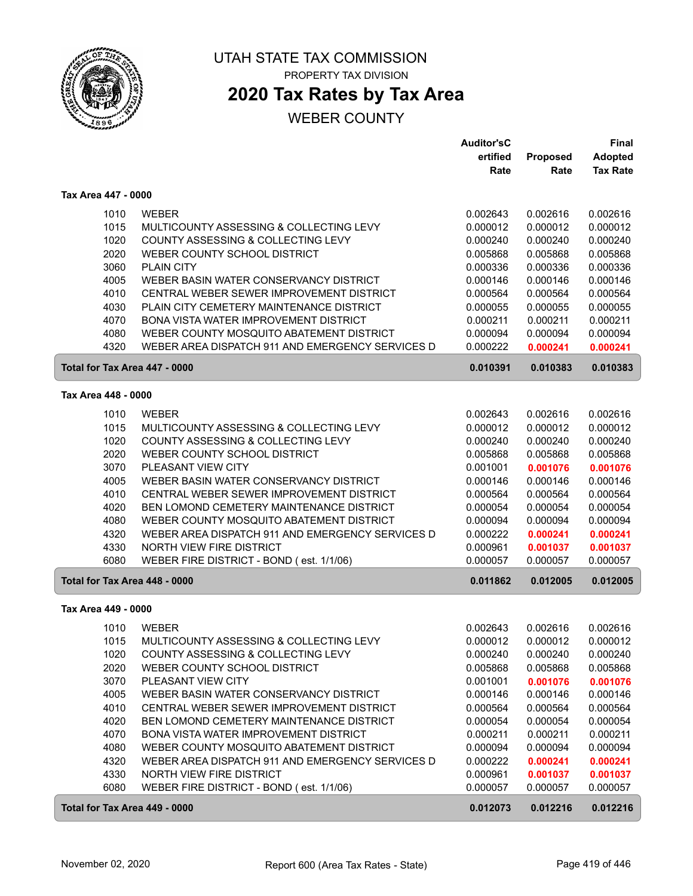# UTAH STATE TAX COMMISSION

PROPERTY TAX DIVISION

## 2020 Tax Rates by Tax Area

WEBER COUNTY

| | | Auditor'sCertified Rate | Proposed Rate | Final Adopted Tax Rate |
|---|---|---|---|---|
| **Tax Area 447 - 0000** | | | | |
| 1010 | WEBER | 0.002643 | 0.002616 | 0.002616 |
| 1015 | MULTICOUNTY ASSESSING & COLLECTING LEVY | 0.000012 | 0.000012 | 0.000012 |
| 1020 | COUNTY ASSESSING & COLLECTING LEVY | 0.000240 | 0.000240 | 0.000240 |
| 2020 | WEBER COUNTY SCHOOL DISTRICT | 0.005868 | 0.005868 | 0.005868 |
| 3060 | PLAIN CITY | 0.000336 | 0.000336 | 0.000336 |
| 4005 | WEBER BASIN WATER CONSERVANCY DISTRICT | 0.000146 | 0.000146 | 0.000146 |
| 4010 | CENTRAL WEBER SEWER IMPROVEMENT DISTRICT | 0.000564 | 0.000564 | 0.000564 |
| 4030 | PLAIN CITY CEMETERY MAINTENANCE DISTRICT | 0.000055 | 0.000055 | 0.000055 |
| 4070 | BONA VISTA WATER IMPROVEMENT DISTRICT | 0.000211 | 0.000211 | 0.000211 |
| 4080 | WEBER COUNTY MOSQUITO ABATEMENT DISTRICT | 0.000094 | 0.000094 | 0.000094 |
| 4320 | WEBER AREA DISPATCH 911 AND EMERGENCY SERVICES D | 0.000222 | **0.000241** | **0.000241** |
| **Total for Tax Area 447 - 0000** | | **0.010391** | **0.010383** | **0.010383** |
| **Tax Area 448 - 0000** | | | | |
| 1010 | WEBER | 0.002643 | 0.002616 | 0.002616 |
| 1015 | MULTICOUNTY ASSESSING & COLLECTING LEVY | 0.000012 | 0.000012 | 0.000012 |
| 1020 | COUNTY ASSESSING & COLLECTING LEVY | 0.000240 | 0.000240 | 0.000240 |
| 2020 | WEBER COUNTY SCHOOL DISTRICT | 0.005868 | 0.005868 | 0.005868 |
| 3070 | PLEASANT VIEW CITY | 0.001001 | **0.001076** | **0.001076** |
| 4005 | WEBER BASIN WATER CONSERVANCY DISTRICT | 0.000146 | 0.000146 | 0.000146 |
| 4010 | CENTRAL WEBER SEWER IMPROVEMENT DISTRICT | 0.000564 | 0.000564 | 0.000564 |
| 4020 | BEN LOMOND CEMETERY MAINTENANCE DISTRICT | 0.000054 | 0.000054 | 0.000054 |
| 4080 | WEBER COUNTY MOSQUITO ABATEMENT DISTRICT | 0.000094 | 0.000094 | 0.000094 |
| 4320 | WEBER AREA DISPATCH 911 AND EMERGENCY SERVICES D | 0.000222 | **0.000241** | **0.000241** |
| 4330 | NORTH VIEW FIRE DISTRICT | 0.000961 | **0.001037** | **0.001037** |
| 6080 | WEBER FIRE DISTRICT - BOND ( est. 1/1/06) | 0.000057 | 0.000057 | 0.000057 |
| **Total for Tax Area 448 - 0000** | | **0.011862** | **0.012005** | **0.012005** |
| **Tax Area 449 - 0000** | | | | |
| 1010 | WEBER | 0.002643 | 0.002616 | 0.002616 |
| 1015 | MULTICOUNTY ASSESSING & COLLECTING LEVY | 0.000012 | 0.000012 | 0.000012 |
| 1020 | COUNTY ASSESSING & COLLECTING LEVY | 0.000240 | 0.000240 | 0.000240 |
| 2020 | WEBER COUNTY SCHOOL DISTRICT | 0.005868 | 0.005868 | 0.005868 |
| 3070 | PLEASANT VIEW CITY | 0.001001 | **0.001076** | **0.001076** |
| 4005 | WEBER BASIN WATER CONSERVANCY DISTRICT | 0.000146 | 0.000146 | 0.000146 |
| 4010 | CENTRAL WEBER SEWER IMPROVEMENT DISTRICT | 0.000564 | 0.000564 | 0.000564 |
| 4020 | BEN LOMOND CEMETERY MAINTENANCE DISTRICT | 0.000054 | 0.000054 | 0.000054 |
| 4070 | BONA VISTA WATER IMPROVEMENT DISTRICT | 0.000211 | 0.000211 | 0.000211 |
| 4080 | WEBER COUNTY MOSQUITO ABATEMENT DISTRICT | 0.000094 | 0.000094 | 0.000094 |
| 4320 | WEBER AREA DISPATCH 911 AND EMERGENCY SERVICES D | 0.000222 | **0.000241** | **0.000241** |
| 4330 | NORTH VIEW FIRE DISTRICT | 0.000961 | **0.001037** | **0.001037** |
| 6080 | WEBER FIRE DISTRICT - BOND ( est. 1/1/06) | 0.000057 | 0.000057 | 0.000057 |
| **Total for Tax Area 449 - 0000** | | **0.012073** | **0.012216** | **0.012216** |

November 02, 2020 | Report 600 (Area Tax Rates - State)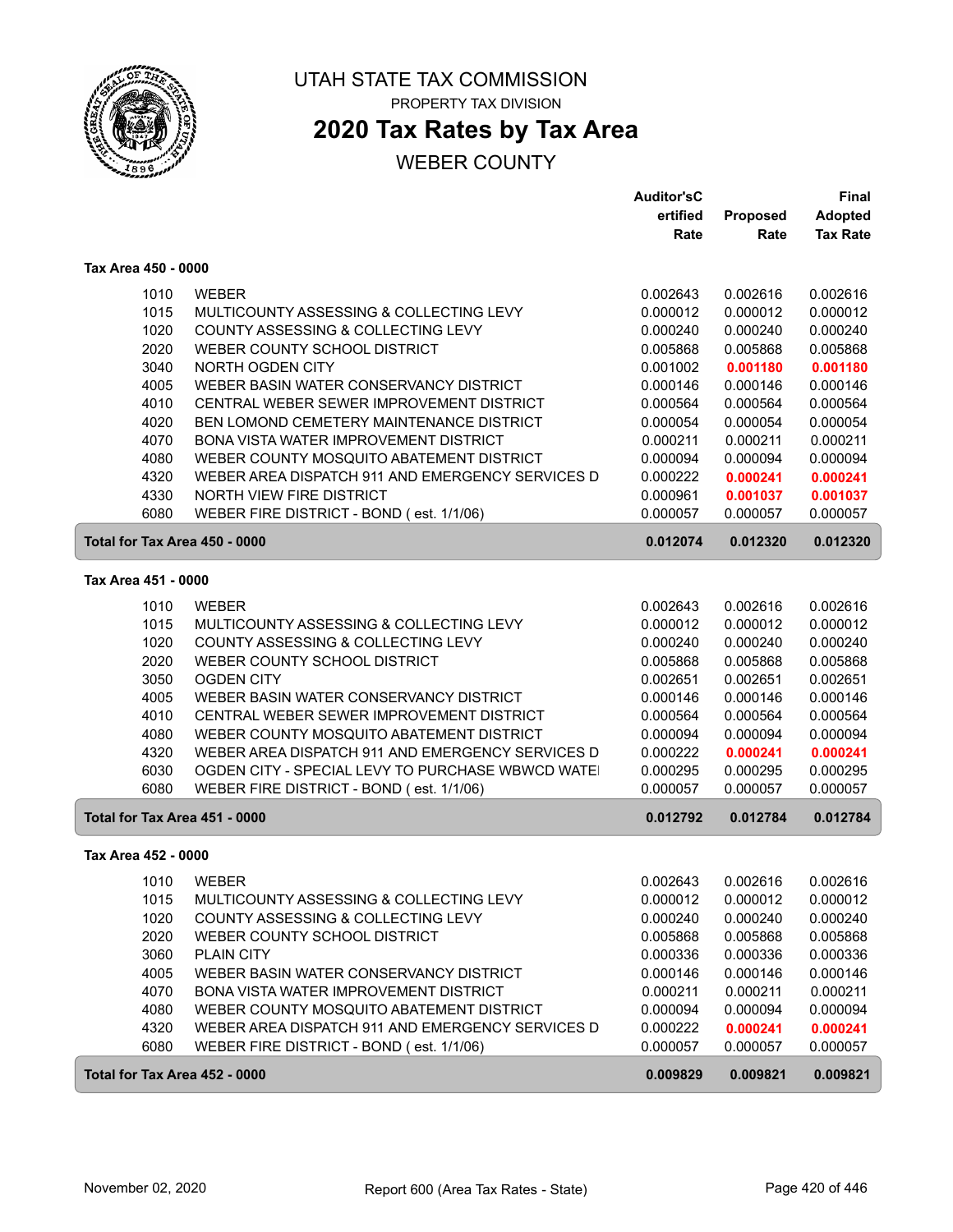# UTAH STATE TAX COMMISSION

PROPERTY TAX DIVISION

## 2020 Tax Rates by Tax Area

WEBER COUNTY

### Tax Area 450 - 0000

| Code | Entity | Auditor'sCertified Rate | Proposed Rate | Final Adopted Tax Rate |
|---|---|---|---|---|
| 1010 | WEBER | 0.002643 | 0.002616 | 0.002616 |
| 1015 | MULTICOUNTY ASSESSING & COLLECTING LEVY | 0.000012 | 0.000012 | 0.000012 |
| 1020 | COUNTY ASSESSING & COLLECTING LEVY | 0.000240 | 0.000240 | 0.000240 |
| 2020 | WEBER COUNTY SCHOOL DISTRICT | 0.005868 | 0.005868 | 0.005868 |
| 3040 | NORTH OGDEN CITY | 0.001002 | **0.001180** | **0.001180** |
| 4005 | WEBER BASIN WATER CONSERVANCY DISTRICT | 0.000146 | 0.000146 | 0.000146 |
| 4010 | CENTRAL WEBER SEWER IMPROVEMENT DISTRICT | 0.000564 | 0.000564 | 0.000564 |
| 4020 | BEN LOMOND CEMETERY MAINTENANCE DISTRICT | 0.000054 | 0.000054 | 0.000054 |
| 4070 | BONA VISTA WATER IMPROVEMENT DISTRICT | 0.000211 | 0.000211 | 0.000211 |
| 4080 | WEBER COUNTY MOSQUITO ABATEMENT DISTRICT | 0.000094 | 0.000094 | 0.000094 |
| 4320 | WEBER AREA DISPATCH 911 AND EMERGENCY SERVICES D | 0.000222 | **0.000241** | **0.000241** |
| 4330 | NORTH VIEW FIRE DISTRICT | 0.000961 | **0.001037** | **0.001037** |
| 6080 | WEBER FIRE DISTRICT - BOND ( est. 1/1/06) | 0.000057 | 0.000057 | 0.000057 |
| **Total for Tax Area 450 - 0000** | | **0.012074** | **0.012320** | **0.012320** |

### Tax Area 451 - 0000

| Code | Entity | Auditor'sCertified Rate | Proposed Rate | Final Adopted Tax Rate |
|---|---|---|---|---|
| 1010 | WEBER | 0.002643 | 0.002616 | 0.002616 |
| 1015 | MULTICOUNTY ASSESSING & COLLECTING LEVY | 0.000012 | 0.000012 | 0.000012 |
| 1020 | COUNTY ASSESSING & COLLECTING LEVY | 0.000240 | 0.000240 | 0.000240 |
| 2020 | WEBER COUNTY SCHOOL DISTRICT | 0.005868 | 0.005868 | 0.005868 |
| 3050 | OGDEN CITY | 0.002651 | 0.002651 | 0.002651 |
| 4005 | WEBER BASIN WATER CONSERVANCY DISTRICT | 0.000146 | 0.000146 | 0.000146 |
| 4010 | CENTRAL WEBER SEWER IMPROVEMENT DISTRICT | 0.000564 | 0.000564 | 0.000564 |
| 4080 | WEBER COUNTY MOSQUITO ABATEMENT DISTRICT | 0.000094 | 0.000094 | 0.000094 |
| 4320 | WEBER AREA DISPATCH 911 AND EMERGENCY SERVICES D | 0.000222 | **0.000241** | **0.000241** |
| 6030 | OGDEN CITY - SPECIAL LEVY TO PURCHASE WBWCD WATE | 0.000295 | 0.000295 | 0.000295 |
| 6080 | WEBER FIRE DISTRICT - BOND ( est. 1/1/06) | 0.000057 | 0.000057 | 0.000057 |
| **Total for Tax Area 451 - 0000** | | **0.012792** | **0.012784** | **0.012784** |

### Tax Area 452 - 0000

| Code | Entity | Auditor'sCertified Rate | Proposed Rate | Final Adopted Tax Rate |
|---|---|---|---|---|
| 1010 | WEBER | 0.002643 | 0.002616 | 0.002616 |
| 1015 | MULTICOUNTY ASSESSING & COLLECTING LEVY | 0.000012 | 0.000012 | 0.000012 |
| 1020 | COUNTY ASSESSING & COLLECTING LEVY | 0.000240 | 0.000240 | 0.000240 |
| 2020 | WEBER COUNTY SCHOOL DISTRICT | 0.005868 | 0.005868 | 0.005868 |
| 3060 | PLAIN CITY | 0.000336 | 0.000336 | 0.000336 |
| 4005 | WEBER BASIN WATER CONSERVANCY DISTRICT | 0.000146 | 0.000146 | 0.000146 |
| 4070 | BONA VISTA WATER IMPROVEMENT DISTRICT | 0.000211 | 0.000211 | 0.000211 |
| 4080 | WEBER COUNTY MOSQUITO ABATEMENT DISTRICT | 0.000094 | 0.000094 | 0.000094 |
| 4320 | WEBER AREA DISPATCH 911 AND EMERGENCY SERVICES D | 0.000222 | **0.000241** | **0.000241** |
| 6080 | WEBER FIRE DISTRICT - BOND ( est. 1/1/06) | 0.000057 | 0.000057 | 0.000057 |
| **Total for Tax Area 452 - 0000** | | **0.009829** | **0.009821** | **0.009821** |

November 02, 2020 — Report 600 (Area Tax Rates - State)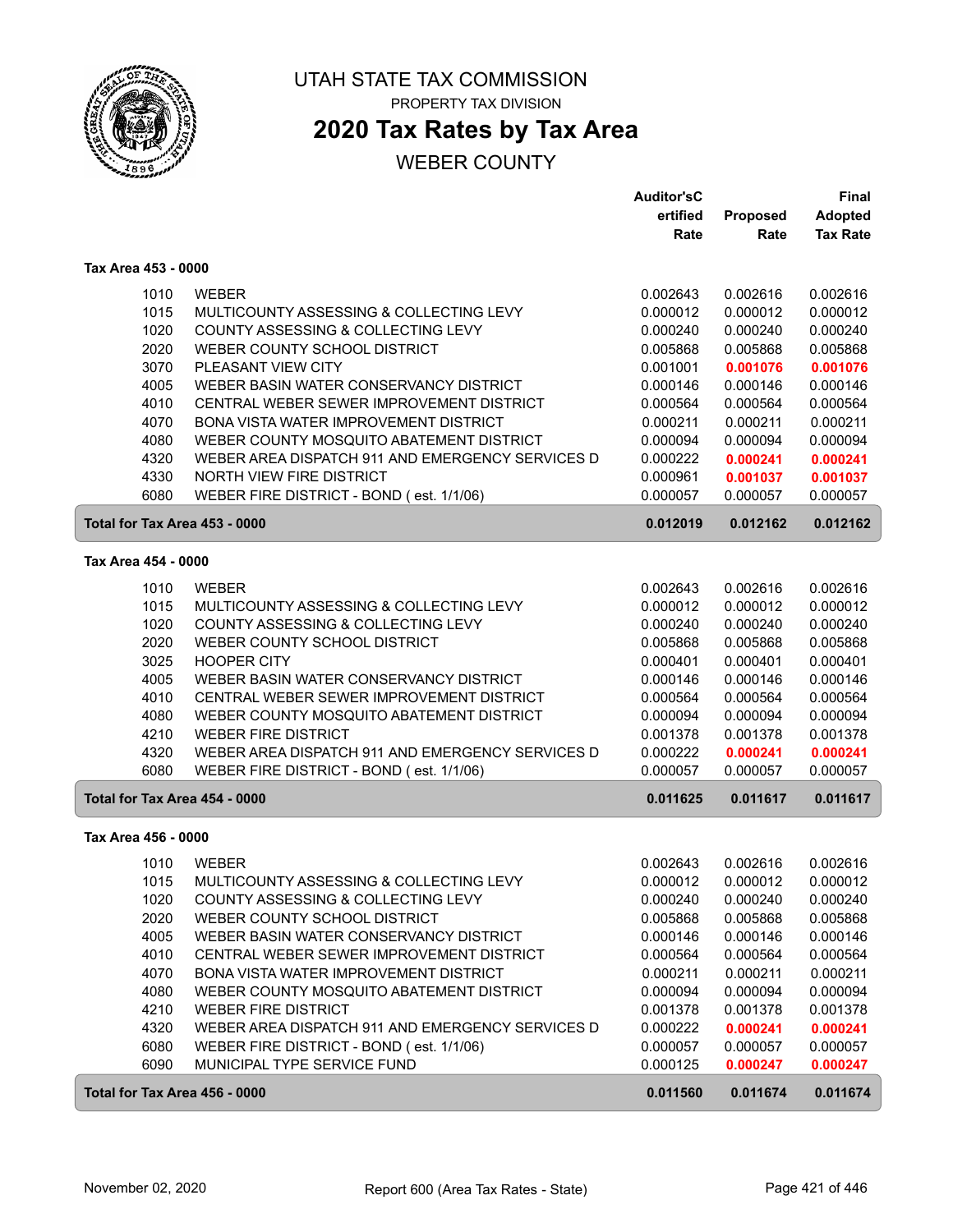# UTAH STATE TAX COMMISSION

PROPERTY TAX DIVISION

## 2020 Tax Rates by Tax Area

WEBER COUNTY

| | | Auditor'sCertified Rate | Proposed Rate | Final Adopted Tax Rate |
|---|---|---|---|---|
| **Tax Area 453 - 0000** | | | | |
| 1010 | WEBER | 0.002643 | 0.002616 | 0.002616 |
| 1015 | MULTICOUNTY ASSESSING & COLLECTING LEVY | 0.000012 | 0.000012 | 0.000012 |
| 1020 | COUNTY ASSESSING & COLLECTING LEVY | 0.000240 | 0.000240 | 0.000240 |
| 2020 | WEBER COUNTY SCHOOL DISTRICT | 0.005868 | 0.005868 | 0.005868 |
| 3070 | PLEASANT VIEW CITY | 0.001001 | 0.001076 | 0.001076 |
| 4005 | WEBER BASIN WATER CONSERVANCY DISTRICT | 0.000146 | 0.000146 | 0.000146 |
| 4010 | CENTRAL WEBER SEWER IMPROVEMENT DISTRICT | 0.000564 | 0.000564 | 0.000564 |
| 4070 | BONA VISTA WATER IMPROVEMENT DISTRICT | 0.000211 | 0.000211 | 0.000211 |
| 4080 | WEBER COUNTY MOSQUITO ABATEMENT DISTRICT | 0.000094 | 0.000094 | 0.000094 |
| 4320 | WEBER AREA DISPATCH 911 AND EMERGENCY SERVICES D | 0.000222 | 0.000241 | 0.000241 |
| 4330 | NORTH VIEW FIRE DISTRICT | 0.000961 | 0.001037 | 0.001037 |
| 6080 | WEBER FIRE DISTRICT - BOND ( est. 1/1/06) | 0.000057 | 0.000057 | 0.000057 |
| **Total for Tax Area 453 - 0000** | | **0.012019** | **0.012162** | **0.012162** |
| **Tax Area 454 - 0000** | | | | |
| 1010 | WEBER | 0.002643 | 0.002616 | 0.002616 |
| 1015 | MULTICOUNTY ASSESSING & COLLECTING LEVY | 0.000012 | 0.000012 | 0.000012 |
| 1020 | COUNTY ASSESSING & COLLECTING LEVY | 0.000240 | 0.000240 | 0.000240 |
| 2020 | WEBER COUNTY SCHOOL DISTRICT | 0.005868 | 0.005868 | 0.005868 |
| 3025 | HOOPER CITY | 0.000401 | 0.000401 | 0.000401 |
| 4005 | WEBER BASIN WATER CONSERVANCY DISTRICT | 0.000146 | 0.000146 | 0.000146 |
| 4010 | CENTRAL WEBER SEWER IMPROVEMENT DISTRICT | 0.000564 | 0.000564 | 0.000564 |
| 4080 | WEBER COUNTY MOSQUITO ABATEMENT DISTRICT | 0.000094 | 0.000094 | 0.000094 |
| 4210 | WEBER FIRE DISTRICT | 0.001378 | 0.001378 | 0.001378 |
| 4320 | WEBER AREA DISPATCH 911 AND EMERGENCY SERVICES D | 0.000222 | 0.000241 | 0.000241 |
| 6080 | WEBER FIRE DISTRICT - BOND ( est. 1/1/06) | 0.000057 | 0.000057 | 0.000057 |
| **Total for Tax Area 454 - 0000** | | **0.011625** | **0.011617** | **0.011617** |
| **Tax Area 456 - 0000** | | | | |
| 1010 | WEBER | 0.002643 | 0.002616 | 0.002616 |
| 1015 | MULTICOUNTY ASSESSING & COLLECTING LEVY | 0.000012 | 0.000012 | 0.000012 |
| 1020 | COUNTY ASSESSING & COLLECTING LEVY | 0.000240 | 0.000240 | 0.000240 |
| 2020 | WEBER COUNTY SCHOOL DISTRICT | 0.005868 | 0.005868 | 0.005868 |
| 4005 | WEBER BASIN WATER CONSERVANCY DISTRICT | 0.000146 | 0.000146 | 0.000146 |
| 4010 | CENTRAL WEBER SEWER IMPROVEMENT DISTRICT | 0.000564 | 0.000564 | 0.000564 |
| 4070 | BONA VISTA WATER IMPROVEMENT DISTRICT | 0.000211 | 0.000211 | 0.000211 |
| 4080 | WEBER COUNTY MOSQUITO ABATEMENT DISTRICT | 0.000094 | 0.000094 | 0.000094 |
| 4210 | WEBER FIRE DISTRICT | 0.001378 | 0.001378 | 0.001378 |
| 4320 | WEBER AREA DISPATCH 911 AND EMERGENCY SERVICES D | 0.000222 | 0.000241 | 0.000241 |
| 6080 | WEBER FIRE DISTRICT - BOND ( est. 1/1/06) | 0.000057 | 0.000057 | 0.000057 |
| 6090 | MUNICIPAL TYPE SERVICE FUND | 0.000125 | 0.000247 | 0.000247 |
| **Total for Tax Area 456 - 0000** | | **0.011560** | **0.011674** | **0.011674** |

November 02, 2020 — Report 600 (Area Tax Rates - State)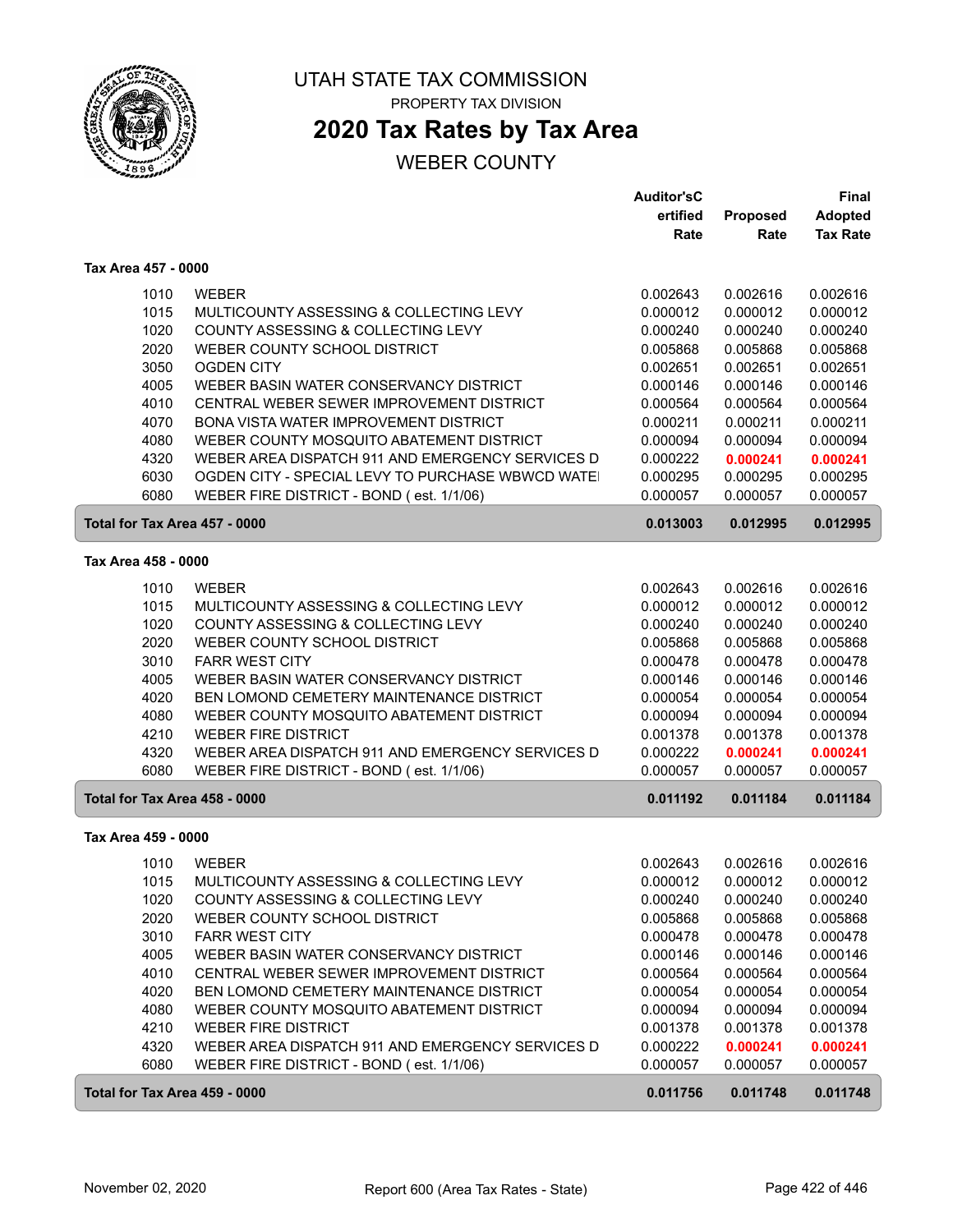# UTAH STATE TAX COMMISSION

PROPERTY TAX DIVISION

## 2020 Tax Rates by Tax Area

WEBER COUNTY

### Tax Area 457 - 0000

| Code | Description | Auditor'sCertified Rate | Proposed Rate | Final Adopted Tax Rate |
|---|---|---|---|---|
| 1010 | WEBER | 0.002643 | 0.002616 | 0.002616 |
| 1015 | MULTICOUNTY ASSESSING & COLLECTING LEVY | 0.000012 | 0.000012 | 0.000012 |
| 1020 | COUNTY ASSESSING & COLLECTING LEVY | 0.000240 | 0.000240 | 0.000240 |
| 2020 | WEBER COUNTY SCHOOL DISTRICT | 0.005868 | 0.005868 | 0.005868 |
| 3050 | OGDEN CITY | 0.002651 | 0.002651 | 0.002651 |
| 4005 | WEBER BASIN WATER CONSERVANCY DISTRICT | 0.000146 | 0.000146 | 0.000146 |
| 4010 | CENTRAL WEBER SEWER IMPROVEMENT DISTRICT | 0.000564 | 0.000564 | 0.000564 |
| 4070 | BONA VISTA WATER IMPROVEMENT DISTRICT | 0.000211 | 0.000211 | 0.000211 |
| 4080 | WEBER COUNTY MOSQUITO ABATEMENT DISTRICT | 0.000094 | 0.000094 | 0.000094 |
| 4320 | WEBER AREA DISPATCH 911 AND EMERGENCY SERVICES D | 0.000222 | **0.000241** | **0.000241** |
| 6030 | OGDEN CITY - SPECIAL LEVY TO PURCHASE WBWCD WATE | 0.000295 | 0.000295 | 0.000295 |
| 6080 | WEBER FIRE DISTRICT - BOND ( est. 1/1/06) | 0.000057 | 0.000057 | 0.000057 |
| **Total for Tax Area 457 - 0000** | | **0.013003** | **0.012995** | **0.012995** |

### Tax Area 458 - 0000

| Code | Description | Auditor'sCertified Rate | Proposed Rate | Final Adopted Tax Rate |
|---|---|---|---|---|
| 1010 | WEBER | 0.002643 | 0.002616 | 0.002616 |
| 1015 | MULTICOUNTY ASSESSING & COLLECTING LEVY | 0.000012 | 0.000012 | 0.000012 |
| 1020 | COUNTY ASSESSING & COLLECTING LEVY | 0.000240 | 0.000240 | 0.000240 |
| 2020 | WEBER COUNTY SCHOOL DISTRICT | 0.005868 | 0.005868 | 0.005868 |
| 3010 | FARR WEST CITY | 0.000478 | 0.000478 | 0.000478 |
| 4005 | WEBER BASIN WATER CONSERVANCY DISTRICT | 0.000146 | 0.000146 | 0.000146 |
| 4020 | BEN LOMOND CEMETERY MAINTENANCE DISTRICT | 0.000054 | 0.000054 | 0.000054 |
| 4080 | WEBER COUNTY MOSQUITO ABATEMENT DISTRICT | 0.000094 | 0.000094 | 0.000094 |
| 4210 | WEBER FIRE DISTRICT | 0.001378 | 0.001378 | 0.001378 |
| 4320 | WEBER AREA DISPATCH 911 AND EMERGENCY SERVICES D | 0.000222 | **0.000241** | **0.000241** |
| 6080 | WEBER FIRE DISTRICT - BOND ( est. 1/1/06) | 0.000057 | 0.000057 | 0.000057 |
| **Total for Tax Area 458 - 0000** | | **0.011192** | **0.011184** | **0.011184** |

### Tax Area 459 - 0000

| Code | Description | Auditor'sCertified Rate | Proposed Rate | Final Adopted Tax Rate |
|---|---|---|---|---|
| 1010 | WEBER | 0.002643 | 0.002616 | 0.002616 |
| 1015 | MULTICOUNTY ASSESSING & COLLECTING LEVY | 0.000012 | 0.000012 | 0.000012 |
| 1020 | COUNTY ASSESSING & COLLECTING LEVY | 0.000240 | 0.000240 | 0.000240 |
| 2020 | WEBER COUNTY SCHOOL DISTRICT | 0.005868 | 0.005868 | 0.005868 |
| 3010 | FARR WEST CITY | 0.000478 | 0.000478 | 0.000478 |
| 4005 | WEBER BASIN WATER CONSERVANCY DISTRICT | 0.000146 | 0.000146 | 0.000146 |
| 4010 | CENTRAL WEBER SEWER IMPROVEMENT DISTRICT | 0.000564 | 0.000564 | 0.000564 |
| 4020 | BEN LOMOND CEMETERY MAINTENANCE DISTRICT | 0.000054 | 0.000054 | 0.000054 |
| 4080 | WEBER COUNTY MOSQUITO ABATEMENT DISTRICT | 0.000094 | 0.000094 | 0.000094 |
| 4210 | WEBER FIRE DISTRICT | 0.001378 | 0.001378 | 0.001378 |
| 4320 | WEBER AREA DISPATCH 911 AND EMERGENCY SERVICES D | 0.000222 | **0.000241** | **0.000241** |
| 6080 | WEBER FIRE DISTRICT - BOND ( est. 1/1/06) | 0.000057 | 0.000057 | 0.000057 |
| **Total for Tax Area 459 - 0000** | | **0.011756** | **0.011748** | **0.011748** |

November 02, 2020 Report 600 (Area Tax Rates - State)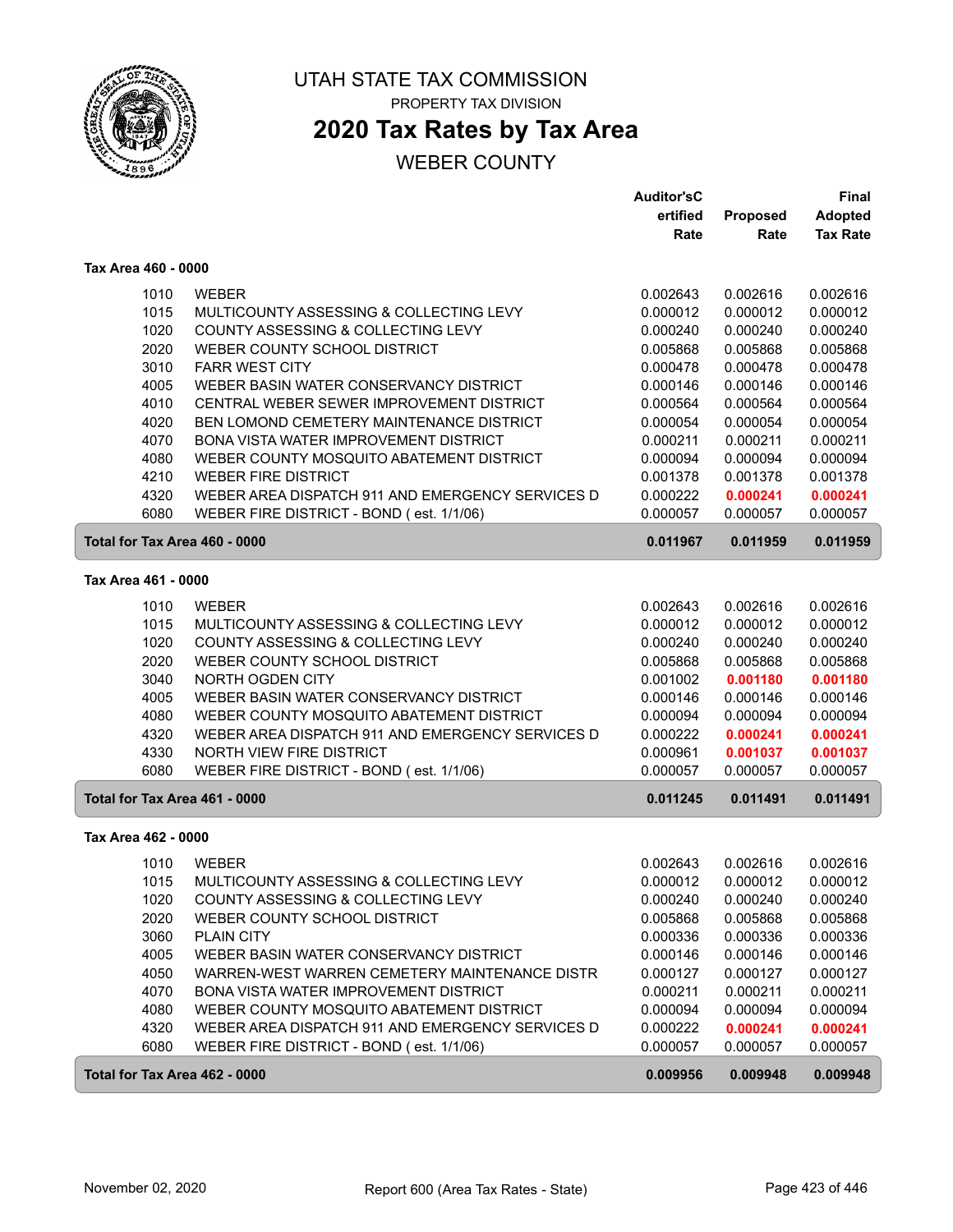# UTAH STATE TAX COMMISSION

PROPERTY TAX DIVISION

## 2020 Tax Rates by Tax Area

WEBER COUNTY

### Tax Area 460 - 0000

| | | Auditor's Certified Rate | Proposed Rate | Final Adopted Tax Rate |
|---|---|---|---|---|
| 1010 | WEBER | 0.002643 | 0.002616 | 0.002616 |
| 1015 | MULTICOUNTY ASSESSING & COLLECTING LEVY | 0.000012 | 0.000012 | 0.000012 |
| 1020 | COUNTY ASSESSING & COLLECTING LEVY | 0.000240 | 0.000240 | 0.000240 |
| 2020 | WEBER COUNTY SCHOOL DISTRICT | 0.005868 | 0.005868 | 0.005868 |
| 3010 | FARR WEST CITY | 0.000478 | 0.000478 | 0.000478 |
| 4005 | WEBER BASIN WATER CONSERVANCY DISTRICT | 0.000146 | 0.000146 | 0.000146 |
| 4010 | CENTRAL WEBER SEWER IMPROVEMENT DISTRICT | 0.000564 | 0.000564 | 0.000564 |
| 4020 | BEN LOMOND CEMETERY MAINTENANCE DISTRICT | 0.000054 | 0.000054 | 0.000054 |
| 4070 | BONA VISTA WATER IMPROVEMENT DISTRICT | 0.000211 | 0.000211 | 0.000211 |
| 4080 | WEBER COUNTY MOSQUITO ABATEMENT DISTRICT | 0.000094 | 0.000094 | 0.000094 |
| 4210 | WEBER FIRE DISTRICT | 0.001378 | 0.001378 | 0.001378 |
| 4320 | WEBER AREA DISPATCH 911 AND EMERGENCY SERVICES D | 0.000222 | **0.000241** | **0.000241** |
| 6080 | WEBER FIRE DISTRICT - BOND ( est. 1/1/06) | 0.000057 | 0.000057 | 0.000057 |
| **Total for Tax Area 460 - 0000** | | **0.011967** | **0.011959** | **0.011959** |

### Tax Area 461 - 0000

| | | Auditor's Certified Rate | Proposed Rate | Final Adopted Tax Rate |
|---|---|---|---|---|
| 1010 | WEBER | 0.002643 | 0.002616 | 0.002616 |
| 1015 | MULTICOUNTY ASSESSING & COLLECTING LEVY | 0.000012 | 0.000012 | 0.000012 |
| 1020 | COUNTY ASSESSING & COLLECTING LEVY | 0.000240 | 0.000240 | 0.000240 |
| 2020 | WEBER COUNTY SCHOOL DISTRICT | 0.005868 | 0.005868 | 0.005868 |
| 3040 | NORTH OGDEN CITY | 0.001002 | **0.001180** | **0.001180** |
| 4005 | WEBER BASIN WATER CONSERVANCY DISTRICT | 0.000146 | 0.000146 | 0.000146 |
| 4080 | WEBER COUNTY MOSQUITO ABATEMENT DISTRICT | 0.000094 | 0.000094 | 0.000094 |
| 4320 | WEBER AREA DISPATCH 911 AND EMERGENCY SERVICES D | 0.000222 | **0.000241** | **0.000241** |
| 4330 | NORTH VIEW FIRE DISTRICT | 0.000961 | **0.001037** | **0.001037** |
| 6080 | WEBER FIRE DISTRICT - BOND ( est. 1/1/06) | 0.000057 | 0.000057 | 0.000057 |
| **Total for Tax Area 461 - 0000** | | **0.011245** | **0.011491** | **0.011491** |

### Tax Area 462 - 0000

| | | Auditor's Certified Rate | Proposed Rate | Final Adopted Tax Rate |
|---|---|---|---|---|
| 1010 | WEBER | 0.002643 | 0.002616 | 0.002616 |
| 1015 | MULTICOUNTY ASSESSING & COLLECTING LEVY | 0.000012 | 0.000012 | 0.000012 |
| 1020 | COUNTY ASSESSING & COLLECTING LEVY | 0.000240 | 0.000240 | 0.000240 |
| 2020 | WEBER COUNTY SCHOOL DISTRICT | 0.005868 | 0.005868 | 0.005868 |
| 3060 | PLAIN CITY | 0.000336 | 0.000336 | 0.000336 |
| 4005 | WEBER BASIN WATER CONSERVANCY DISTRICT | 0.000146 | 0.000146 | 0.000146 |
| 4050 | WARREN-WEST WARREN CEMETERY MAINTENANCE DISTR | 0.000127 | 0.000127 | 0.000127 |
| 4070 | BONA VISTA WATER IMPROVEMENT DISTRICT | 0.000211 | 0.000211 | 0.000211 |
| 4080 | WEBER COUNTY MOSQUITO ABATEMENT DISTRICT | 0.000094 | 0.000094 | 0.000094 |
| 4320 | WEBER AREA DISPATCH 911 AND EMERGENCY SERVICES D | 0.000222 | **0.000241** | **0.000241** |
| 6080 | WEBER FIRE DISTRICT - BOND ( est. 1/1/06) | 0.000057 | 0.000057 | 0.000057 |
| **Total for Tax Area 462 - 0000** | | **0.009956** | **0.009948** | **0.009948** |

November 02, 2020 — Report 600 (Area Tax Rates - State)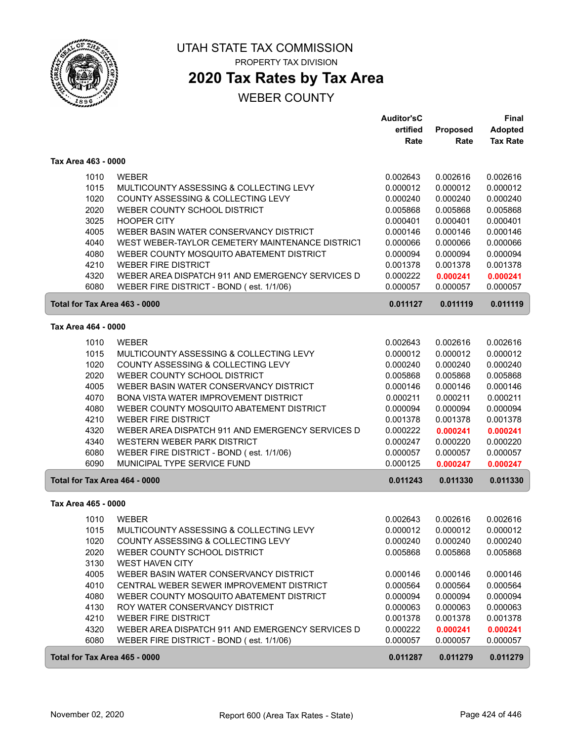# UTAH STATE TAX COMMISSION

PROPERTY TAX DIVISION

## 2020 Tax Rates by Tax Area

WEBER COUNTY

| | | Auditor'sCertified Rate | Proposed Rate | Final Adopted Tax Rate |
|---|---|---|---|---|
| **Tax Area 463 - 0000** | | | | |
| 1010 | WEBER | 0.002643 | 0.002616 | 0.002616 |
| 1015 | MULTICOUNTY ASSESSING & COLLECTING LEVY | 0.000012 | 0.000012 | 0.000012 |
| 1020 | COUNTY ASSESSING & COLLECTING LEVY | 0.000240 | 0.000240 | 0.000240 |
| 2020 | WEBER COUNTY SCHOOL DISTRICT | 0.005868 | 0.005868 | 0.005868 |
| 3025 | HOOPER CITY | 0.000401 | 0.000401 | 0.000401 |
| 4005 | WEBER BASIN WATER CONSERVANCY DISTRICT | 0.000146 | 0.000146 | 0.000146 |
| 4040 | WEST WEBER-TAYLOR CEMETERY MAINTENANCE DISTRICT | 0.000066 | 0.000066 | 0.000066 |
| 4080 | WEBER COUNTY MOSQUITO ABATEMENT DISTRICT | 0.000094 | 0.000094 | 0.000094 |
| 4210 | WEBER FIRE DISTRICT | 0.001378 | 0.001378 | 0.001378 |
| 4320 | WEBER AREA DISPATCH 911 AND EMERGENCY SERVICES D | 0.000222 | **0.000241** | **0.000241** |
| 6080 | WEBER FIRE DISTRICT - BOND ( est. 1/1/06) | 0.000057 | 0.000057 | 0.000057 |
| **Total for Tax Area 463 - 0000** | | **0.011127** | **0.011119** | **0.011119** |
| **Tax Area 464 - 0000** | | | | |
| 1010 | WEBER | 0.002643 | 0.002616 | 0.002616 |
| 1015 | MULTICOUNTY ASSESSING & COLLECTING LEVY | 0.000012 | 0.000012 | 0.000012 |
| 1020 | COUNTY ASSESSING & COLLECTING LEVY | 0.000240 | 0.000240 | 0.000240 |
| 2020 | WEBER COUNTY SCHOOL DISTRICT | 0.005868 | 0.005868 | 0.005868 |
| 4005 | WEBER BASIN WATER CONSERVANCY DISTRICT | 0.000146 | 0.000146 | 0.000146 |
| 4070 | BONA VISTA WATER IMPROVEMENT DISTRICT | 0.000211 | 0.000211 | 0.000211 |
| 4080 | WEBER COUNTY MOSQUITO ABATEMENT DISTRICT | 0.000094 | 0.000094 | 0.000094 |
| 4210 | WEBER FIRE DISTRICT | 0.001378 | 0.001378 | 0.001378 |
| 4320 | WEBER AREA DISPATCH 911 AND EMERGENCY SERVICES D | 0.000222 | **0.000241** | **0.000241** |
| 4340 | WESTERN WEBER PARK DISTRICT | 0.000247 | 0.000220 | 0.000220 |
| 6080 | WEBER FIRE DISTRICT - BOND ( est. 1/1/06) | 0.000057 | 0.000057 | 0.000057 |
| 6090 | MUNICIPAL TYPE SERVICE FUND | 0.000125 | **0.000247** | **0.000247** |
| **Total for Tax Area 464 - 0000** | | **0.011243** | **0.011330** | **0.011330** |
| **Tax Area 465 - 0000** | | | | |
| 1010 | WEBER | 0.002643 | 0.002616 | 0.002616 |
| 1015 | MULTICOUNTY ASSESSING & COLLECTING LEVY | 0.000012 | 0.000012 | 0.000012 |
| 1020 | COUNTY ASSESSING & COLLECTING LEVY | 0.000240 | 0.000240 | 0.000240 |
| 2020 | WEBER COUNTY SCHOOL DISTRICT | 0.005868 | 0.005868 | 0.005868 |
| 3130 | WEST HAVEN CITY | | | |
| 4005 | WEBER BASIN WATER CONSERVANCY DISTRICT | 0.000146 | 0.000146 | 0.000146 |
| 4010 | CENTRAL WEBER SEWER IMPROVEMENT DISTRICT | 0.000564 | 0.000564 | 0.000564 |
| 4080 | WEBER COUNTY MOSQUITO ABATEMENT DISTRICT | 0.000094 | 0.000094 | 0.000094 |
| 4130 | ROY WATER CONSERVANCY DISTRICT | 0.000063 | 0.000063 | 0.000063 |
| 4210 | WEBER FIRE DISTRICT | 0.001378 | 0.001378 | 0.001378 |
| 4320 | WEBER AREA DISPATCH 911 AND EMERGENCY SERVICES D | 0.000222 | **0.000241** | **0.000241** |
| 6080 | WEBER FIRE DISTRICT - BOND ( est. 1/1/06) | 0.000057 | 0.000057 | 0.000057 |
| **Total for Tax Area 465 - 0000** | | **0.011287** | **0.011279** | **0.011279** |

November 02, 2020 — Report 600 (Area Tax Rates - State)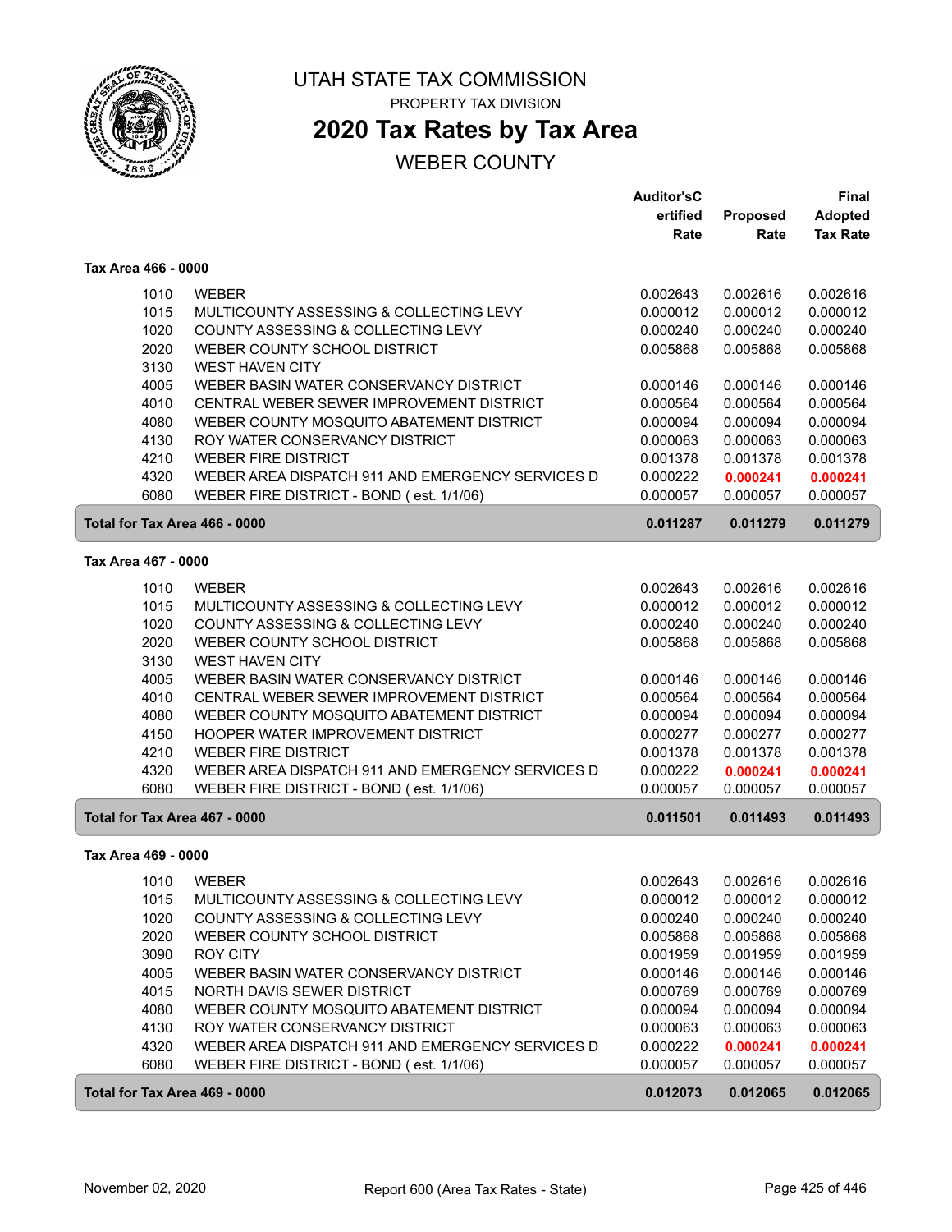# UTAH STATE TAX COMMISSION

PROPERTY TAX DIVISION

## 2020 Tax Rates by Tax Area

WEBER COUNTY

| | | Auditor's Certified Rate | Proposed Rate | Final Adopted Tax Rate |
|---|---|---|---|---|
| **Tax Area 466 - 0000** | | | | |
| 1010 | WEBER | 0.002643 | 0.002616 | 0.002616 |
| 1015 | MULTICOUNTY ASSESSING & COLLECTING LEVY | 0.000012 | 0.000012 | 0.000012 |
| 1020 | COUNTY ASSESSING & COLLECTING LEVY | 0.000240 | 0.000240 | 0.000240 |
| 2020 | WEBER COUNTY SCHOOL DISTRICT | 0.005868 | 0.005868 | 0.005868 |
| 3130 | WEST HAVEN CITY | | | |
| 4005 | WEBER BASIN WATER CONSERVANCY DISTRICT | 0.000146 | 0.000146 | 0.000146 |
| 4010 | CENTRAL WEBER SEWER IMPROVEMENT DISTRICT | 0.000564 | 0.000564 | 0.000564 |
| 4080 | WEBER COUNTY MOSQUITO ABATEMENT DISTRICT | 0.000094 | 0.000094 | 0.000094 |
| 4130 | ROY WATER CONSERVANCY DISTRICT | 0.000063 | 0.000063 | 0.000063 |
| 4210 | WEBER FIRE DISTRICT | 0.001378 | 0.001378 | 0.001378 |
| 4320 | WEBER AREA DISPATCH 911 AND EMERGENCY SERVICES D | 0.000222 | **0.000241** | **0.000241** |
| 6080 | WEBER FIRE DISTRICT - BOND ( est. 1/1/06) | 0.000057 | 0.000057 | 0.000057 |
| **Total for Tax Area 466 - 0000** | | **0.011287** | **0.011279** | **0.011279** |
| **Tax Area 467 - 0000** | | | | |
| 1010 | WEBER | 0.002643 | 0.002616 | 0.002616 |
| 1015 | MULTICOUNTY ASSESSING & COLLECTING LEVY | 0.000012 | 0.000012 | 0.000012 |
| 1020 | COUNTY ASSESSING & COLLECTING LEVY | 0.000240 | 0.000240 | 0.000240 |
| 2020 | WEBER COUNTY SCHOOL DISTRICT | 0.005868 | 0.005868 | 0.005868 |
| 3130 | WEST HAVEN CITY | | | |
| 4005 | WEBER BASIN WATER CONSERVANCY DISTRICT | 0.000146 | 0.000146 | 0.000146 |
| 4010 | CENTRAL WEBER SEWER IMPROVEMENT DISTRICT | 0.000564 | 0.000564 | 0.000564 |
| 4080 | WEBER COUNTY MOSQUITO ABATEMENT DISTRICT | 0.000094 | 0.000094 | 0.000094 |
| 4150 | HOOPER WATER IMPROVEMENT DISTRICT | 0.000277 | 0.000277 | 0.000277 |
| 4210 | WEBER FIRE DISTRICT | 0.001378 | 0.001378 | 0.001378 |
| 4320 | WEBER AREA DISPATCH 911 AND EMERGENCY SERVICES D | 0.000222 | **0.000241** | **0.000241** |
| 6080 | WEBER FIRE DISTRICT - BOND ( est. 1/1/06) | 0.000057 | 0.000057 | 0.000057 |
| **Total for Tax Area 467 - 0000** | | **0.011501** | **0.011493** | **0.011493** |
| **Tax Area 469 - 0000** | | | | |
| 1010 | WEBER | 0.002643 | 0.002616 | 0.002616 |
| 1015 | MULTICOUNTY ASSESSING & COLLECTING LEVY | 0.000012 | 0.000012 | 0.000012 |
| 1020 | COUNTY ASSESSING & COLLECTING LEVY | 0.000240 | 0.000240 | 0.000240 |
| 2020 | WEBER COUNTY SCHOOL DISTRICT | 0.005868 | 0.005868 | 0.005868 |
| 3090 | ROY CITY | 0.001959 | 0.001959 | 0.001959 |
| 4005 | WEBER BASIN WATER CONSERVANCY DISTRICT | 0.000146 | 0.000146 | 0.000146 |
| 4015 | NORTH DAVIS SEWER DISTRICT | 0.000769 | 0.000769 | 0.000769 |
| 4080 | WEBER COUNTY MOSQUITO ABATEMENT DISTRICT | 0.000094 | 0.000094 | 0.000094 |
| 4130 | ROY WATER CONSERVANCY DISTRICT | 0.000063 | 0.000063 | 0.000063 |
| 4320 | WEBER AREA DISPATCH 911 AND EMERGENCY SERVICES D | 0.000222 | **0.000241** | **0.000241** |
| 6080 | WEBER FIRE DISTRICT - BOND ( est. 1/1/06) | 0.000057 | 0.000057 | 0.000057 |
| **Total for Tax Area 469 - 0000** | | **0.012073** | **0.012065** | **0.012065** |

November 02, 2020 — Report 600 (Area Tax Rates - State)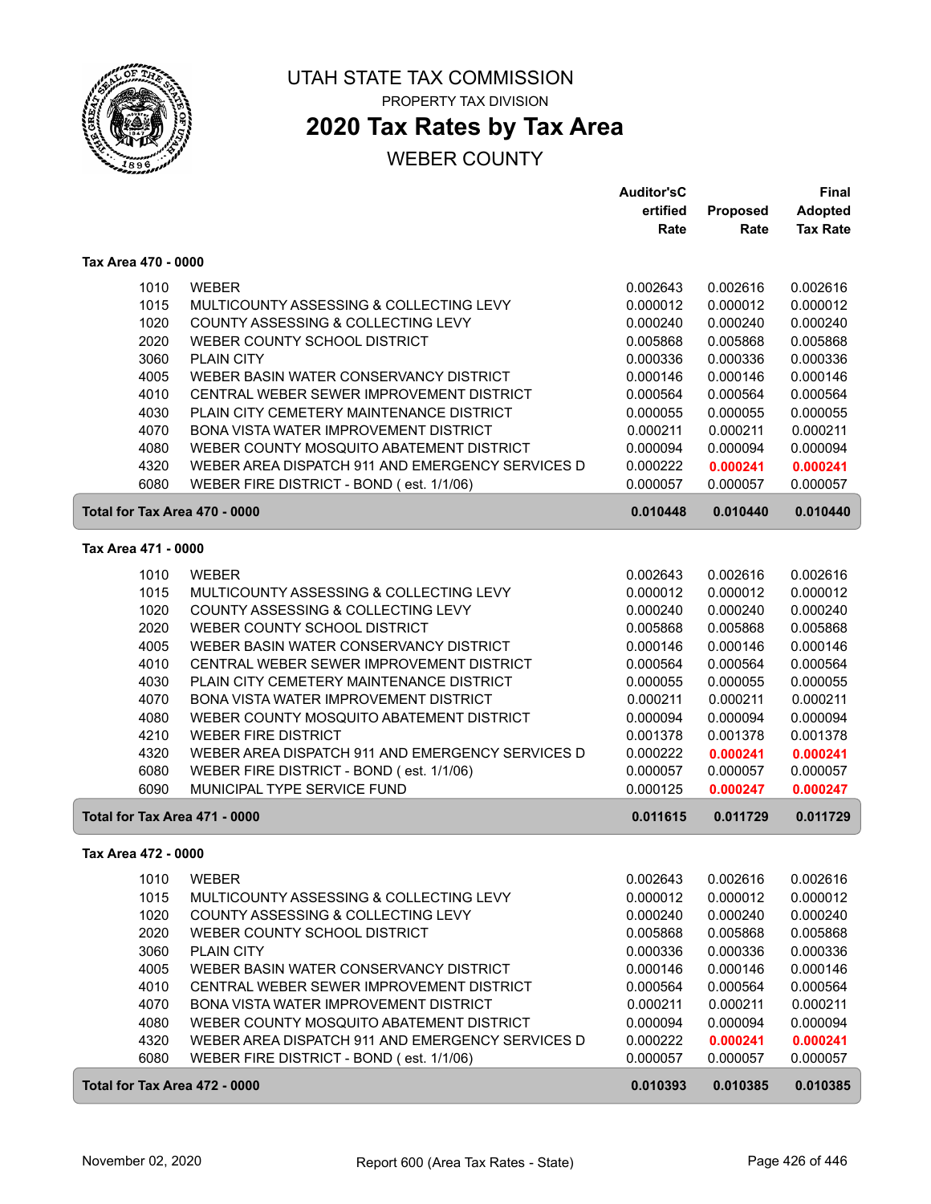# UTAH STATE TAX COMMISSION

PROPERTY TAX DIVISION

## 2020 Tax Rates by Tax Area

WEBER COUNTY

| | | Auditor'sCertified Rate | Proposed Rate | Final Adopted Tax Rate |
|---|---|---|---|---|
| **Tax Area 470 - 0000** | | | | |
| 1010 | WEBER | 0.002643 | 0.002616 | 0.002616 |
| 1015 | MULTICOUNTY ASSESSING & COLLECTING LEVY | 0.000012 | 0.000012 | 0.000012 |
| 1020 | COUNTY ASSESSING & COLLECTING LEVY | 0.000240 | 0.000240 | 0.000240 |
| 2020 | WEBER COUNTY SCHOOL DISTRICT | 0.005868 | 0.005868 | 0.005868 |
| 3060 | PLAIN CITY | 0.000336 | 0.000336 | 0.000336 |
| 4005 | WEBER BASIN WATER CONSERVANCY DISTRICT | 0.000146 | 0.000146 | 0.000146 |
| 4010 | CENTRAL WEBER SEWER IMPROVEMENT DISTRICT | 0.000564 | 0.000564 | 0.000564 |
| 4030 | PLAIN CITY CEMETERY MAINTENANCE DISTRICT | 0.000055 | 0.000055 | 0.000055 |
| 4070 | BONA VISTA WATER IMPROVEMENT DISTRICT | 0.000211 | 0.000211 | 0.000211 |
| 4080 | WEBER COUNTY MOSQUITO ABATEMENT DISTRICT | 0.000094 | 0.000094 | 0.000094 |
| 4320 | WEBER AREA DISPATCH 911 AND EMERGENCY SERVICES D | 0.000222 | **0.000241** | **0.000241** |
| 6080 | WEBER FIRE DISTRICT - BOND ( est. 1/1/06) | 0.000057 | 0.000057 | 0.000057 |
| **Total for Tax Area 470 - 0000** | | **0.010448** | **0.010440** | **0.010440** |
| **Tax Area 471 - 0000** | | | | |
| 1010 | WEBER | 0.002643 | 0.002616 | 0.002616 |
| 1015 | MULTICOUNTY ASSESSING & COLLECTING LEVY | 0.000012 | 0.000012 | 0.000012 |
| 1020 | COUNTY ASSESSING & COLLECTING LEVY | 0.000240 | 0.000240 | 0.000240 |
| 2020 | WEBER COUNTY SCHOOL DISTRICT | 0.005868 | 0.005868 | 0.005868 |
| 4005 | WEBER BASIN WATER CONSERVANCY DISTRICT | 0.000146 | 0.000146 | 0.000146 |
| 4010 | CENTRAL WEBER SEWER IMPROVEMENT DISTRICT | 0.000564 | 0.000564 | 0.000564 |
| 4030 | PLAIN CITY CEMETERY MAINTENANCE DISTRICT | 0.000055 | 0.000055 | 0.000055 |
| 4070 | BONA VISTA WATER IMPROVEMENT DISTRICT | 0.000211 | 0.000211 | 0.000211 |
| 4080 | WEBER COUNTY MOSQUITO ABATEMENT DISTRICT | 0.000094 | 0.000094 | 0.000094 |
| 4210 | WEBER FIRE DISTRICT | 0.001378 | 0.001378 | 0.001378 |
| 4320 | WEBER AREA DISPATCH 911 AND EMERGENCY SERVICES D | 0.000222 | **0.000241** | **0.000241** |
| 6080 | WEBER FIRE DISTRICT - BOND ( est. 1/1/06) | 0.000057 | 0.000057 | 0.000057 |
| 6090 | MUNICIPAL TYPE SERVICE FUND | 0.000125 | **0.000247** | **0.000247** |
| **Total for Tax Area 471 - 0000** | | **0.011615** | **0.011729** | **0.011729** |
| **Tax Area 472 - 0000** | | | | |
| 1010 | WEBER | 0.002643 | 0.002616 | 0.002616 |
| 1015 | MULTICOUNTY ASSESSING & COLLECTING LEVY | 0.000012 | 0.000012 | 0.000012 |
| 1020 | COUNTY ASSESSING & COLLECTING LEVY | 0.000240 | 0.000240 | 0.000240 |
| 2020 | WEBER COUNTY SCHOOL DISTRICT | 0.005868 | 0.005868 | 0.005868 |
| 3060 | PLAIN CITY | 0.000336 | 0.000336 | 0.000336 |
| 4005 | WEBER BASIN WATER CONSERVANCY DISTRICT | 0.000146 | 0.000146 | 0.000146 |
| 4010 | CENTRAL WEBER SEWER IMPROVEMENT DISTRICT | 0.000564 | 0.000564 | 0.000564 |
| 4070 | BONA VISTA WATER IMPROVEMENT DISTRICT | 0.000211 | 0.000211 | 0.000211 |
| 4080 | WEBER COUNTY MOSQUITO ABATEMENT DISTRICT | 0.000094 | 0.000094 | 0.000094 |
| 4320 | WEBER AREA DISPATCH 911 AND EMERGENCY SERVICES D | 0.000222 | **0.000241** | **0.000241** |
| 6080 | WEBER FIRE DISTRICT - BOND ( est. 1/1/06) | 0.000057 | 0.000057 | 0.000057 |
| **Total for Tax Area 472 - 0000** | | **0.010393** | **0.010385** | **0.010385** |

November 02, 2020 — Report 600 (Area Tax Rates - State)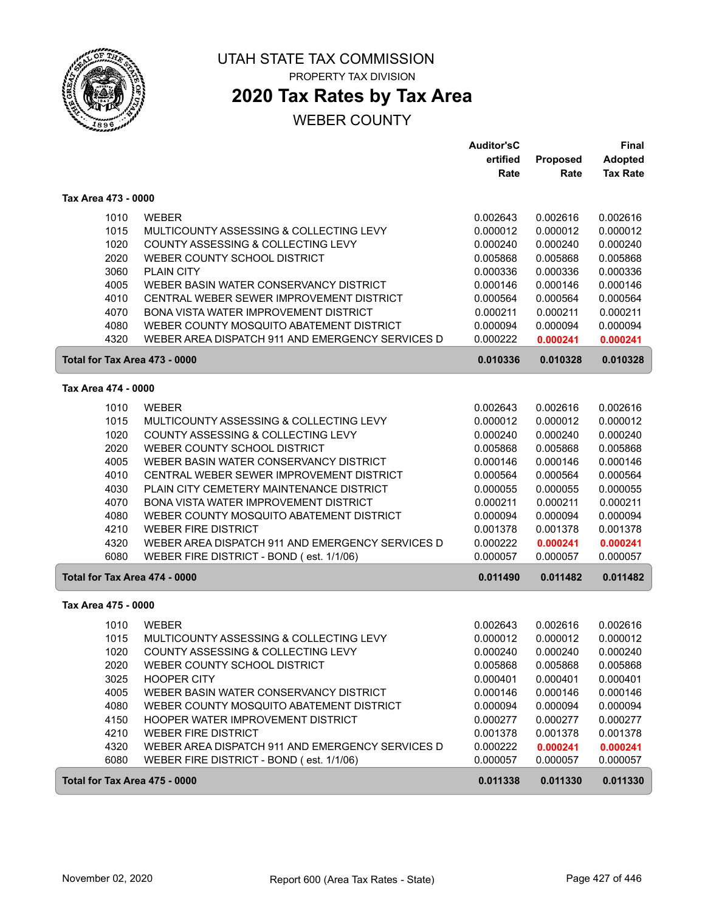# UTAH STATE TAX COMMISSION

PROPERTY TAX DIVISION

## 2020 Tax Rates by Tax Area

WEBER COUNTY

| | | Auditor'sCertified Rate | Proposed Rate | Final Adopted Tax Rate |
|---|---|---|---|---|
| **Tax Area 473 - 0000** | | | | |
| 1010 | WEBER | 0.002643 | 0.002616 | 0.002616 |
| 1015 | MULTICOUNTY ASSESSING & COLLECTING LEVY | 0.000012 | 0.000012 | 0.000012 |
| 1020 | COUNTY ASSESSING & COLLECTING LEVY | 0.000240 | 0.000240 | 0.000240 |
| 2020 | WEBER COUNTY SCHOOL DISTRICT | 0.005868 | 0.005868 | 0.005868 |
| 3060 | PLAIN CITY | 0.000336 | 0.000336 | 0.000336 |
| 4005 | WEBER BASIN WATER CONSERVANCY DISTRICT | 0.000146 | 0.000146 | 0.000146 |
| 4010 | CENTRAL WEBER SEWER IMPROVEMENT DISTRICT | 0.000564 | 0.000564 | 0.000564 |
| 4070 | BONA VISTA WATER IMPROVEMENT DISTRICT | 0.000211 | 0.000211 | 0.000211 |
| 4080 | WEBER COUNTY MOSQUITO ABATEMENT DISTRICT | 0.000094 | 0.000094 | 0.000094 |
| 4320 | WEBER AREA DISPATCH 911 AND EMERGENCY SERVICES D | 0.000222 | **0.000241** | **0.000241** |
| **Total for Tax Area 473 - 0000** | | **0.010336** | **0.010328** | **0.010328** |
| **Tax Area 474 - 0000** | | | | |
| 1010 | WEBER | 0.002643 | 0.002616 | 0.002616 |
| 1015 | MULTICOUNTY ASSESSING & COLLECTING LEVY | 0.000012 | 0.000012 | 0.000012 |
| 1020 | COUNTY ASSESSING & COLLECTING LEVY | 0.000240 | 0.000240 | 0.000240 |
| 2020 | WEBER COUNTY SCHOOL DISTRICT | 0.005868 | 0.005868 | 0.005868 |
| 4005 | WEBER BASIN WATER CONSERVANCY DISTRICT | 0.000146 | 0.000146 | 0.000146 |
| 4010 | CENTRAL WEBER SEWER IMPROVEMENT DISTRICT | 0.000564 | 0.000564 | 0.000564 |
| 4030 | PLAIN CITY CEMETERY MAINTENANCE DISTRICT | 0.000055 | 0.000055 | 0.000055 |
| 4070 | BONA VISTA WATER IMPROVEMENT DISTRICT | 0.000211 | 0.000211 | 0.000211 |
| 4080 | WEBER COUNTY MOSQUITO ABATEMENT DISTRICT | 0.000094 | 0.000094 | 0.000094 |
| 4210 | WEBER FIRE DISTRICT | 0.001378 | 0.001378 | 0.001378 |
| 4320 | WEBER AREA DISPATCH 911 AND EMERGENCY SERVICES D | 0.000222 | **0.000241** | **0.000241** |
| 6080 | WEBER FIRE DISTRICT - BOND ( est. 1/1/06) | 0.000057 | 0.000057 | 0.000057 |
| **Total for Tax Area 474 - 0000** | | **0.011490** | **0.011482** | **0.011482** |
| **Tax Area 475 - 0000** | | | | |
| 1010 | WEBER | 0.002643 | 0.002616 | 0.002616 |
| 1015 | MULTICOUNTY ASSESSING & COLLECTING LEVY | 0.000012 | 0.000012 | 0.000012 |
| 1020 | COUNTY ASSESSING & COLLECTING LEVY | 0.000240 | 0.000240 | 0.000240 |
| 2020 | WEBER COUNTY SCHOOL DISTRICT | 0.005868 | 0.005868 | 0.005868 |
| 3025 | HOOPER CITY | 0.000401 | 0.000401 | 0.000401 |
| 4005 | WEBER BASIN WATER CONSERVANCY DISTRICT | 0.000146 | 0.000146 | 0.000146 |
| 4080 | WEBER COUNTY MOSQUITO ABATEMENT DISTRICT | 0.000094 | 0.000094 | 0.000094 |
| 4150 | HOOPER WATER IMPROVEMENT DISTRICT | 0.000277 | 0.000277 | 0.000277 |
| 4210 | WEBER FIRE DISTRICT | 0.001378 | 0.001378 | 0.001378 |
| 4320 | WEBER AREA DISPATCH 911 AND EMERGENCY SERVICES D | 0.000222 | **0.000241** | **0.000241** |
| 6080 | WEBER FIRE DISTRICT - BOND ( est. 1/1/06) | 0.000057 | 0.000057 | 0.000057 |
| **Total for Tax Area 475 - 0000** | | **0.011338** | **0.011330** | **0.011330** |

November 02, 2020 — Report 600 (Area Tax Rates - State)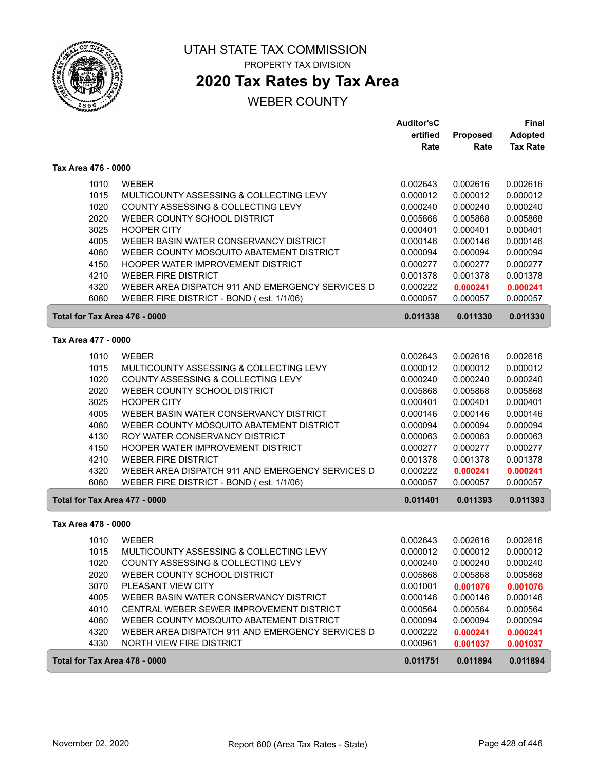# UTAH STATE TAX COMMISSION

PROPERTY TAX DIVISION

## 2020 Tax Rates by Tax Area

WEBER COUNTY

| | | Auditor's Certified Rate | Proposed Rate | Final Adopted Tax Rate |
|---|---|---|---|---|
| **Tax Area 476 - 0000** | | | | |
| 1010 | WEBER | 0.002643 | 0.002616 | 0.002616 |
| 1015 | MULTICOUNTY ASSESSING & COLLECTING LEVY | 0.000012 | 0.000012 | 0.000012 |
| 1020 | COUNTY ASSESSING & COLLECTING LEVY | 0.000240 | 0.000240 | 0.000240 |
| 2020 | WEBER COUNTY SCHOOL DISTRICT | 0.005868 | 0.005868 | 0.005868 |
| 3025 | HOOPER CITY | 0.000401 | 0.000401 | 0.000401 |
| 4005 | WEBER BASIN WATER CONSERVANCY DISTRICT | 0.000146 | 0.000146 | 0.000146 |
| 4080 | WEBER COUNTY MOSQUITO ABATEMENT DISTRICT | 0.000094 | 0.000094 | 0.000094 |
| 4150 | HOOPER WATER IMPROVEMENT DISTRICT | 0.000277 | 0.000277 | 0.000277 |
| 4210 | WEBER FIRE DISTRICT | 0.001378 | 0.001378 | 0.001378 |
| 4320 | WEBER AREA DISPATCH 911 AND EMERGENCY SERVICES D | 0.000222 | **0.000241** | **0.000241** |
| 6080 | WEBER FIRE DISTRICT - BOND ( est. 1/1/06) | 0.000057 | 0.000057 | 0.000057 |
| **Total for Tax Area 476 - 0000** | | **0.011338** | **0.011330** | **0.011330** |
| **Tax Area 477 - 0000** | | | | |
| 1010 | WEBER | 0.002643 | 0.002616 | 0.002616 |
| 1015 | MULTICOUNTY ASSESSING & COLLECTING LEVY | 0.000012 | 0.000012 | 0.000012 |
| 1020 | COUNTY ASSESSING & COLLECTING LEVY | 0.000240 | 0.000240 | 0.000240 |
| 2020 | WEBER COUNTY SCHOOL DISTRICT | 0.005868 | 0.005868 | 0.005868 |
| 3025 | HOOPER CITY | 0.000401 | 0.000401 | 0.000401 |
| 4005 | WEBER BASIN WATER CONSERVANCY DISTRICT | 0.000146 | 0.000146 | 0.000146 |
| 4080 | WEBER COUNTY MOSQUITO ABATEMENT DISTRICT | 0.000094 | 0.000094 | 0.000094 |
| 4130 | ROY WATER CONSERVANCY DISTRICT | 0.000063 | 0.000063 | 0.000063 |
| 4150 | HOOPER WATER IMPROVEMENT DISTRICT | 0.000277 | 0.000277 | 0.000277 |
| 4210 | WEBER FIRE DISTRICT | 0.001378 | 0.001378 | 0.001378 |
| 4320 | WEBER AREA DISPATCH 911 AND EMERGENCY SERVICES D | 0.000222 | **0.000241** | **0.000241** |
| 6080 | WEBER FIRE DISTRICT - BOND ( est. 1/1/06) | 0.000057 | 0.000057 | 0.000057 |
| **Total for Tax Area 477 - 0000** | | **0.011401** | **0.011393** | **0.011393** |
| **Tax Area 478 - 0000** | | | | |
| 1010 | WEBER | 0.002643 | 0.002616 | 0.002616 |
| 1015 | MULTICOUNTY ASSESSING & COLLECTING LEVY | 0.000012 | 0.000012 | 0.000012 |
| 1020 | COUNTY ASSESSING & COLLECTING LEVY | 0.000240 | 0.000240 | 0.000240 |
| 2020 | WEBER COUNTY SCHOOL DISTRICT | 0.005868 | 0.005868 | 0.005868 |
| 3070 | PLEASANT VIEW CITY | 0.001001 | **0.001076** | **0.001076** |
| 4005 | WEBER BASIN WATER CONSERVANCY DISTRICT | 0.000146 | 0.000146 | 0.000146 |
| 4010 | CENTRAL WEBER SEWER IMPROVEMENT DISTRICT | 0.000564 | 0.000564 | 0.000564 |
| 4080 | WEBER COUNTY MOSQUITO ABATEMENT DISTRICT | 0.000094 | 0.000094 | 0.000094 |
| 4320 | WEBER AREA DISPATCH 911 AND EMERGENCY SERVICES D | 0.000222 | **0.000241** | **0.000241** |
| 4330 | NORTH VIEW FIRE DISTRICT | 0.000961 | **0.001037** | **0.001037** |
| **Total for Tax Area 478 - 0000** | | **0.011751** | **0.011894** | **0.011894** |

November 02, 2020 — Report 600 (Area Tax Rates - State)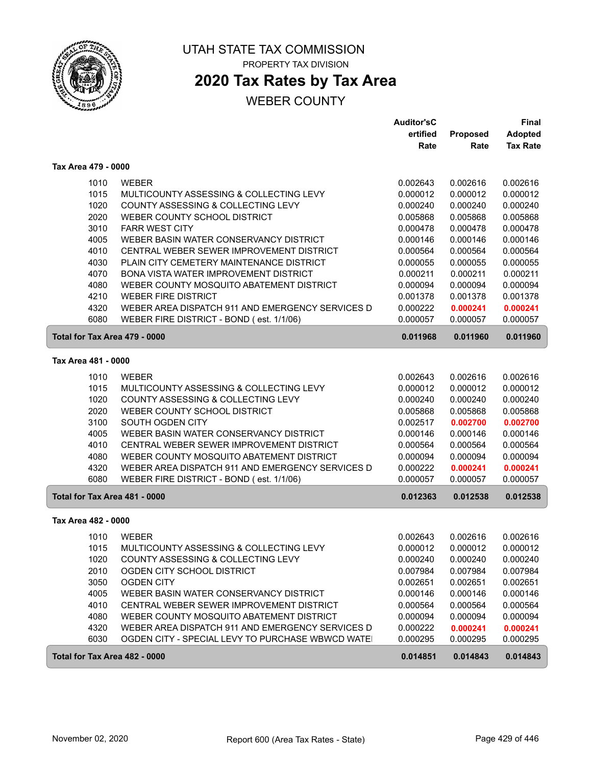# UTAH STATE TAX COMMISSION

PROPERTY TAX DIVISION

## 2020 Tax Rates by Tax Area

WEBER COUNTY

### Tax Area 479 - 0000

| | | Auditor'sCertified Rate | Proposed Rate | Final Adopted Tax Rate |
|---|---|---|---|---|
| 1010 | WEBER | 0.002643 | 0.002616 | 0.002616 |
| 1015 | MULTICOUNTY ASSESSING & COLLECTING LEVY | 0.000012 | 0.000012 | 0.000012 |
| 1020 | COUNTY ASSESSING & COLLECTING LEVY | 0.000240 | 0.000240 | 0.000240 |
| 2020 | WEBER COUNTY SCHOOL DISTRICT | 0.005868 | 0.005868 | 0.005868 |
| 3010 | FARR WEST CITY | 0.000478 | 0.000478 | 0.000478 |
| 4005 | WEBER BASIN WATER CONSERVANCY DISTRICT | 0.000146 | 0.000146 | 0.000146 |
| 4010 | CENTRAL WEBER SEWER IMPROVEMENT DISTRICT | 0.000564 | 0.000564 | 0.000564 |
| 4030 | PLAIN CITY CEMETERY MAINTENANCE DISTRICT | 0.000055 | 0.000055 | 0.000055 |
| 4070 | BONA VISTA WATER IMPROVEMENT DISTRICT | 0.000211 | 0.000211 | 0.000211 |
| 4080 | WEBER COUNTY MOSQUITO ABATEMENT DISTRICT | 0.000094 | 0.000094 | 0.000094 |
| 4210 | WEBER FIRE DISTRICT | 0.001378 | 0.001378 | 0.001378 |
| 4320 | WEBER AREA DISPATCH 911 AND EMERGENCY SERVICES D | 0.000222 | **0.000241** | **0.000241** |
| 6080 | WEBER FIRE DISTRICT - BOND ( est. 1/1/06) | 0.000057 | 0.000057 | 0.000057 |
| **Total for Tax Area 479 - 0000** | | **0.011968** | **0.011960** | **0.011960** |

### Tax Area 481 - 0000

| | | Auditor'sCertified Rate | Proposed Rate | Final Adopted Tax Rate |
|---|---|---|---|---|
| 1010 | WEBER | 0.002643 | 0.002616 | 0.002616 |
| 1015 | MULTICOUNTY ASSESSING & COLLECTING LEVY | 0.000012 | 0.000012 | 0.000012 |
| 1020 | COUNTY ASSESSING & COLLECTING LEVY | 0.000240 | 0.000240 | 0.000240 |
| 2020 | WEBER COUNTY SCHOOL DISTRICT | 0.005868 | 0.005868 | 0.005868 |
| 3100 | SOUTH OGDEN CITY | 0.002517 | **0.002700** | **0.002700** |
| 4005 | WEBER BASIN WATER CONSERVANCY DISTRICT | 0.000146 | 0.000146 | 0.000146 |
| 4010 | CENTRAL WEBER SEWER IMPROVEMENT DISTRICT | 0.000564 | 0.000564 | 0.000564 |
| 4080 | WEBER COUNTY MOSQUITO ABATEMENT DISTRICT | 0.000094 | 0.000094 | 0.000094 |
| 4320 | WEBER AREA DISPATCH 911 AND EMERGENCY SERVICES D | 0.000222 | **0.000241** | **0.000241** |
| 6080 | WEBER FIRE DISTRICT - BOND ( est. 1/1/06) | 0.000057 | 0.000057 | 0.000057 |
| **Total for Tax Area 481 - 0000** | | **0.012363** | **0.012538** | **0.012538** |

### Tax Area 482 - 0000

| | | Auditor'sCertified Rate | Proposed Rate | Final Adopted Tax Rate |
|---|---|---|---|---|
| 1010 | WEBER | 0.002643 | 0.002616 | 0.002616 |
| 1015 | MULTICOUNTY ASSESSING & COLLECTING LEVY | 0.000012 | 0.000012 | 0.000012 |
| 1020 | COUNTY ASSESSING & COLLECTING LEVY | 0.000240 | 0.000240 | 0.000240 |
| 2010 | OGDEN CITY SCHOOL DISTRICT | 0.007984 | 0.007984 | 0.007984 |
| 3050 | OGDEN CITY | 0.002651 | 0.002651 | 0.002651 |
| 4005 | WEBER BASIN WATER CONSERVANCY DISTRICT | 0.000146 | 0.000146 | 0.000146 |
| 4010 | CENTRAL WEBER SEWER IMPROVEMENT DISTRICT | 0.000564 | 0.000564 | 0.000564 |
| 4080 | WEBER COUNTY MOSQUITO ABATEMENT DISTRICT | 0.000094 | 0.000094 | 0.000094 |
| 4320 | WEBER AREA DISPATCH 911 AND EMERGENCY SERVICES D | 0.000222 | **0.000241** | **0.000241** |
| 6030 | OGDEN CITY - SPECIAL LEVY TO PURCHASE WBWCD WATEI | 0.000295 | 0.000295 | 0.000295 |
| **Total for Tax Area 482 - 0000** | | **0.014851** | **0.014843** | **0.014843** |

November 02, 2020 Report 600 (Area Tax Rates - State)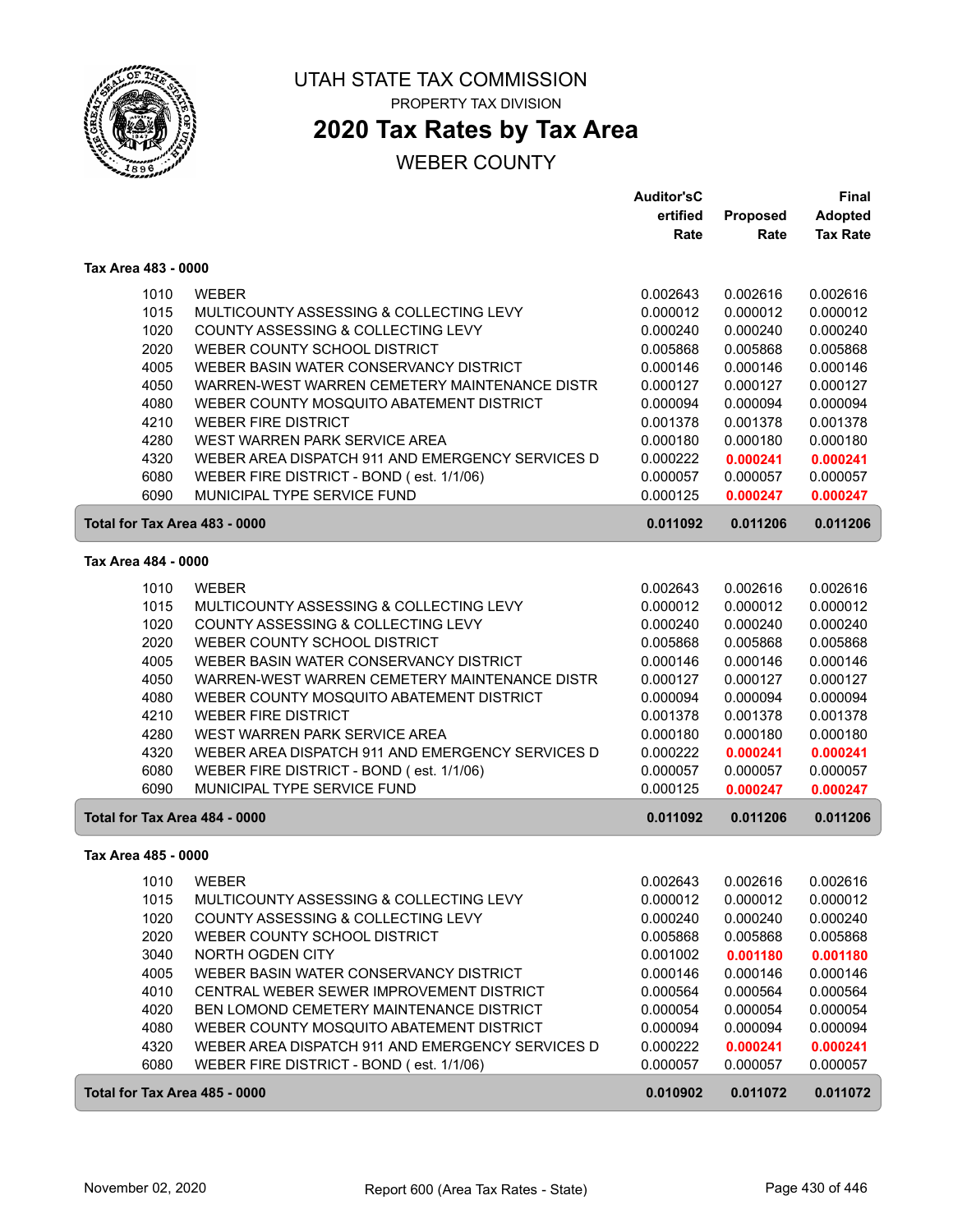# UTAH STATE TAX COMMISSION

PROPERTY TAX DIVISION

## 2020 Tax Rates by Tax Area

WEBER COUNTY

| | | Auditor'sCertified Rate | Proposed Rate | Final Adopted Tax Rate |
|---|---|---|---|---|
| **Tax Area 483 - 0000** | | | | |
| 1010 | WEBER | 0.002643 | 0.002616 | 0.002616 |
| 1015 | MULTICOUNTY ASSESSING & COLLECTING LEVY | 0.000012 | 0.000012 | 0.000012 |
| 1020 | COUNTY ASSESSING & COLLECTING LEVY | 0.000240 | 0.000240 | 0.000240 |
| 2020 | WEBER COUNTY SCHOOL DISTRICT | 0.005868 | 0.005868 | 0.005868 |
| 4005 | WEBER BASIN WATER CONSERVANCY DISTRICT | 0.000146 | 0.000146 | 0.000146 |
| 4050 | WARREN-WEST WARREN CEMETERY MAINTENANCE DISTR | 0.000127 | 0.000127 | 0.000127 |
| 4080 | WEBER COUNTY MOSQUITO ABATEMENT DISTRICT | 0.000094 | 0.000094 | 0.000094 |
| 4210 | WEBER FIRE DISTRICT | 0.001378 | 0.001378 | 0.001378 |
| 4280 | WEST WARREN PARK SERVICE AREA | 0.000180 | 0.000180 | 0.000180 |
| 4320 | WEBER AREA DISPATCH 911 AND EMERGENCY SERVICES D | 0.000222 | 0.000241 | 0.000241 |
| 6080 | WEBER FIRE DISTRICT - BOND ( est. 1/1/06) | 0.000057 | 0.000057 | 0.000057 |
| 6090 | MUNICIPAL TYPE SERVICE FUND | 0.000125 | 0.000247 | 0.000247 |
| **Total for Tax Area 483 - 0000** | | **0.011092** | **0.011206** | **0.011206** |
| **Tax Area 484 - 0000** | | | | |
| 1010 | WEBER | 0.002643 | 0.002616 | 0.002616 |
| 1015 | MULTICOUNTY ASSESSING & COLLECTING LEVY | 0.000012 | 0.000012 | 0.000012 |
| 1020 | COUNTY ASSESSING & COLLECTING LEVY | 0.000240 | 0.000240 | 0.000240 |
| 2020 | WEBER COUNTY SCHOOL DISTRICT | 0.005868 | 0.005868 | 0.005868 |
| 4005 | WEBER BASIN WATER CONSERVANCY DISTRICT | 0.000146 | 0.000146 | 0.000146 |
| 4050 | WARREN-WEST WARREN CEMETERY MAINTENANCE DISTR | 0.000127 | 0.000127 | 0.000127 |
| 4080 | WEBER COUNTY MOSQUITO ABATEMENT DISTRICT | 0.000094 | 0.000094 | 0.000094 |
| 4210 | WEBER FIRE DISTRICT | 0.001378 | 0.001378 | 0.001378 |
| 4280 | WEST WARREN PARK SERVICE AREA | 0.000180 | 0.000180 | 0.000180 |
| 4320 | WEBER AREA DISPATCH 911 AND EMERGENCY SERVICES D | 0.000222 | 0.000241 | 0.000241 |
| 6080 | WEBER FIRE DISTRICT - BOND ( est. 1/1/06) | 0.000057 | 0.000057 | 0.000057 |
| 6090 | MUNICIPAL TYPE SERVICE FUND | 0.000125 | 0.000247 | 0.000247 |
| **Total for Tax Area 484 - 0000** | | **0.011092** | **0.011206** | **0.011206** |
| **Tax Area 485 - 0000** | | | | |
| 1010 | WEBER | 0.002643 | 0.002616 | 0.002616 |
| 1015 | MULTICOUNTY ASSESSING & COLLECTING LEVY | 0.000012 | 0.000012 | 0.000012 |
| 1020 | COUNTY ASSESSING & COLLECTING LEVY | 0.000240 | 0.000240 | 0.000240 |
| 2020 | WEBER COUNTY SCHOOL DISTRICT | 0.005868 | 0.005868 | 0.005868 |
| 3040 | NORTH OGDEN CITY | 0.001002 | 0.001180 | 0.001180 |
| 4005 | WEBER BASIN WATER CONSERVANCY DISTRICT | 0.000146 | 0.000146 | 0.000146 |
| 4010 | CENTRAL WEBER SEWER IMPROVEMENT DISTRICT | 0.000564 | 0.000564 | 0.000564 |
| 4020 | BEN LOMOND CEMETERY MAINTENANCE DISTRICT | 0.000054 | 0.000054 | 0.000054 |
| 4080 | WEBER COUNTY MOSQUITO ABATEMENT DISTRICT | 0.000094 | 0.000094 | 0.000094 |
| 4320 | WEBER AREA DISPATCH 911 AND EMERGENCY SERVICES D | 0.000222 | 0.000241 | 0.000241 |
| 6080 | WEBER FIRE DISTRICT - BOND ( est. 1/1/06) | 0.000057 | 0.000057 | 0.000057 |
| **Total for Tax Area 485 - 0000** | | **0.010902** | **0.011072** | **0.011072** |

November 02, 2020 — Report 600 (Area Tax Rates - State)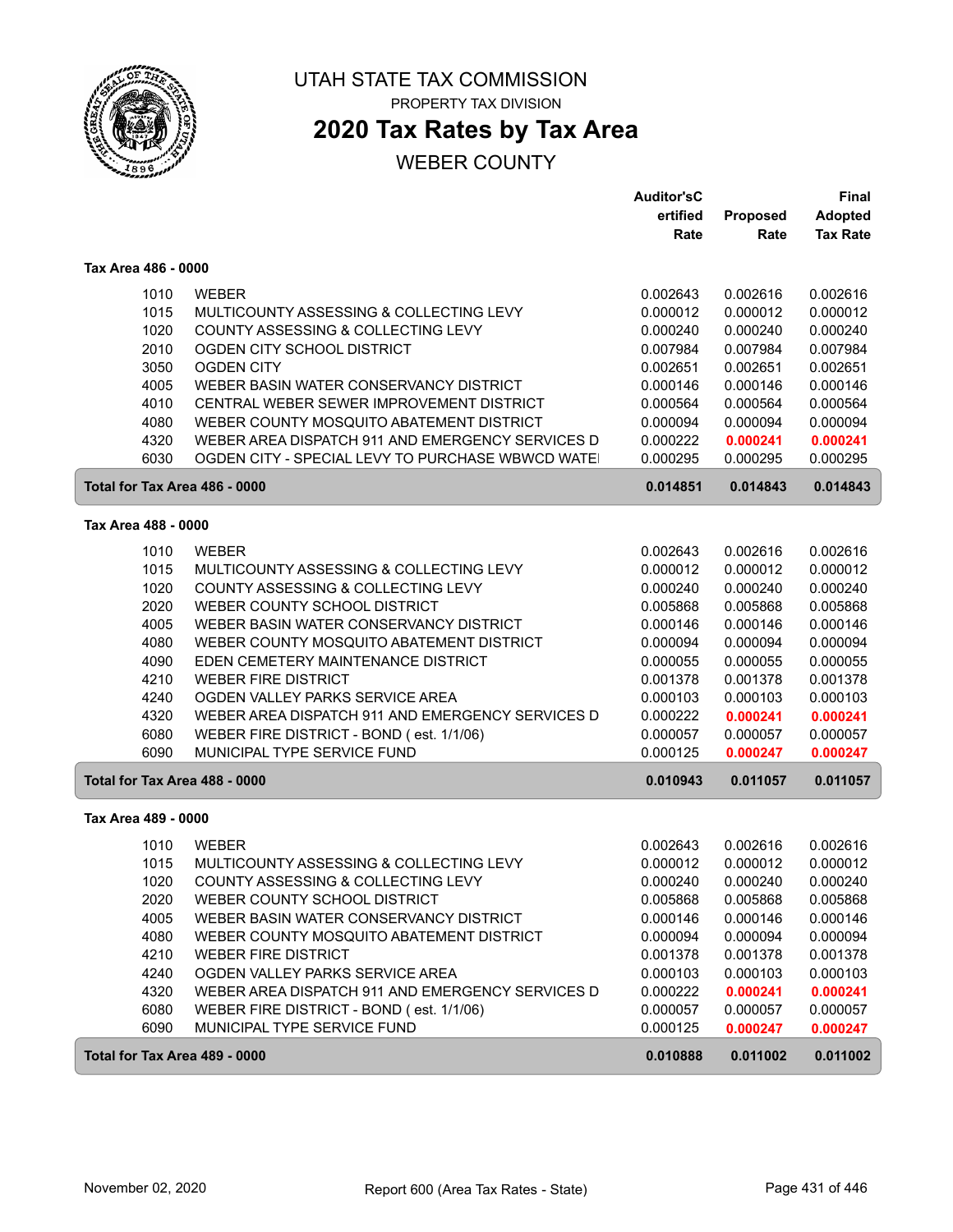# UTAH STATE TAX COMMISSION

PROPERTY TAX DIVISION

## 2020 Tax Rates by Tax Area

WEBER COUNTY

| | | Auditor'sCertified Rate | Proposed Rate | Final Adopted Tax Rate |
|---|---|---|---|---|
| **Tax Area 486 - 0000** | | | | |
| 1010 | WEBER | 0.002643 | 0.002616 | 0.002616 |
| 1015 | MULTICOUNTY ASSESSING & COLLECTING LEVY | 0.000012 | 0.000012 | 0.000012 |
| 1020 | COUNTY ASSESSING & COLLECTING LEVY | 0.000240 | 0.000240 | 0.000240 |
| 2010 | OGDEN CITY SCHOOL DISTRICT | 0.007984 | 0.007984 | 0.007984 |
| 3050 | OGDEN CITY | 0.002651 | 0.002651 | 0.002651 |
| 4005 | WEBER BASIN WATER CONSERVANCY DISTRICT | 0.000146 | 0.000146 | 0.000146 |
| 4010 | CENTRAL WEBER SEWER IMPROVEMENT DISTRICT | 0.000564 | 0.000564 | 0.000564 |
| 4080 | WEBER COUNTY MOSQUITO ABATEMENT DISTRICT | 0.000094 | 0.000094 | 0.000094 |
| 4320 | WEBER AREA DISPATCH 911 AND EMERGENCY SERVICES D | 0.000222 | **0.000241** | **0.000241** |
| 6030 | OGDEN CITY - SPECIAL LEVY TO PURCHASE WBWCD WATE | 0.000295 | 0.000295 | 0.000295 |
| **Total for Tax Area 486 - 0000** | | **0.014851** | **0.014843** | **0.014843** |
| **Tax Area 488 - 0000** | | | | |
| 1010 | WEBER | 0.002643 | 0.002616 | 0.002616 |
| 1015 | MULTICOUNTY ASSESSING & COLLECTING LEVY | 0.000012 | 0.000012 | 0.000012 |
| 1020 | COUNTY ASSESSING & COLLECTING LEVY | 0.000240 | 0.000240 | 0.000240 |
| 2020 | WEBER COUNTY SCHOOL DISTRICT | 0.005868 | 0.005868 | 0.005868 |
| 4005 | WEBER BASIN WATER CONSERVANCY DISTRICT | 0.000146 | 0.000146 | 0.000146 |
| 4080 | WEBER COUNTY MOSQUITO ABATEMENT DISTRICT | 0.000094 | 0.000094 | 0.000094 |
| 4090 | EDEN CEMETERY MAINTENANCE DISTRICT | 0.000055 | 0.000055 | 0.000055 |
| 4210 | WEBER FIRE DISTRICT | 0.001378 | 0.001378 | 0.001378 |
| 4240 | OGDEN VALLEY PARKS SERVICE AREA | 0.000103 | 0.000103 | 0.000103 |
| 4320 | WEBER AREA DISPATCH 911 AND EMERGENCY SERVICES D | 0.000222 | **0.000241** | **0.000241** |
| 6080 | WEBER FIRE DISTRICT - BOND ( est. 1/1/06) | 0.000057 | 0.000057 | 0.000057 |
| 6090 | MUNICIPAL TYPE SERVICE FUND | 0.000125 | **0.000247** | **0.000247** |
| **Total for Tax Area 488 - 0000** | | **0.010943** | **0.011057** | **0.011057** |
| **Tax Area 489 - 0000** | | | | |
| 1010 | WEBER | 0.002643 | 0.002616 | 0.002616 |
| 1015 | MULTICOUNTY ASSESSING & COLLECTING LEVY | 0.000012 | 0.000012 | 0.000012 |
| 1020 | COUNTY ASSESSING & COLLECTING LEVY | 0.000240 | 0.000240 | 0.000240 |
| 2020 | WEBER COUNTY SCHOOL DISTRICT | 0.005868 | 0.005868 | 0.005868 |
| 4005 | WEBER BASIN WATER CONSERVANCY DISTRICT | 0.000146 | 0.000146 | 0.000146 |
| 4080 | WEBER COUNTY MOSQUITO ABATEMENT DISTRICT | 0.000094 | 0.000094 | 0.000094 |
| 4210 | WEBER FIRE DISTRICT | 0.001378 | 0.001378 | 0.001378 |
| 4240 | OGDEN VALLEY PARKS SERVICE AREA | 0.000103 | 0.000103 | 0.000103 |
| 4320 | WEBER AREA DISPATCH 911 AND EMERGENCY SERVICES D | 0.000222 | **0.000241** | **0.000241** |
| 6080 | WEBER FIRE DISTRICT - BOND ( est. 1/1/06) | 0.000057 | 0.000057 | 0.000057 |
| 6090 | MUNICIPAL TYPE SERVICE FUND | 0.000125 | **0.000247** | **0.000247** |
| **Total for Tax Area 489 - 0000** | | **0.010888** | **0.011002** | **0.011002** |

November 02, 2020 — Report 600 (Area Tax Rates - State)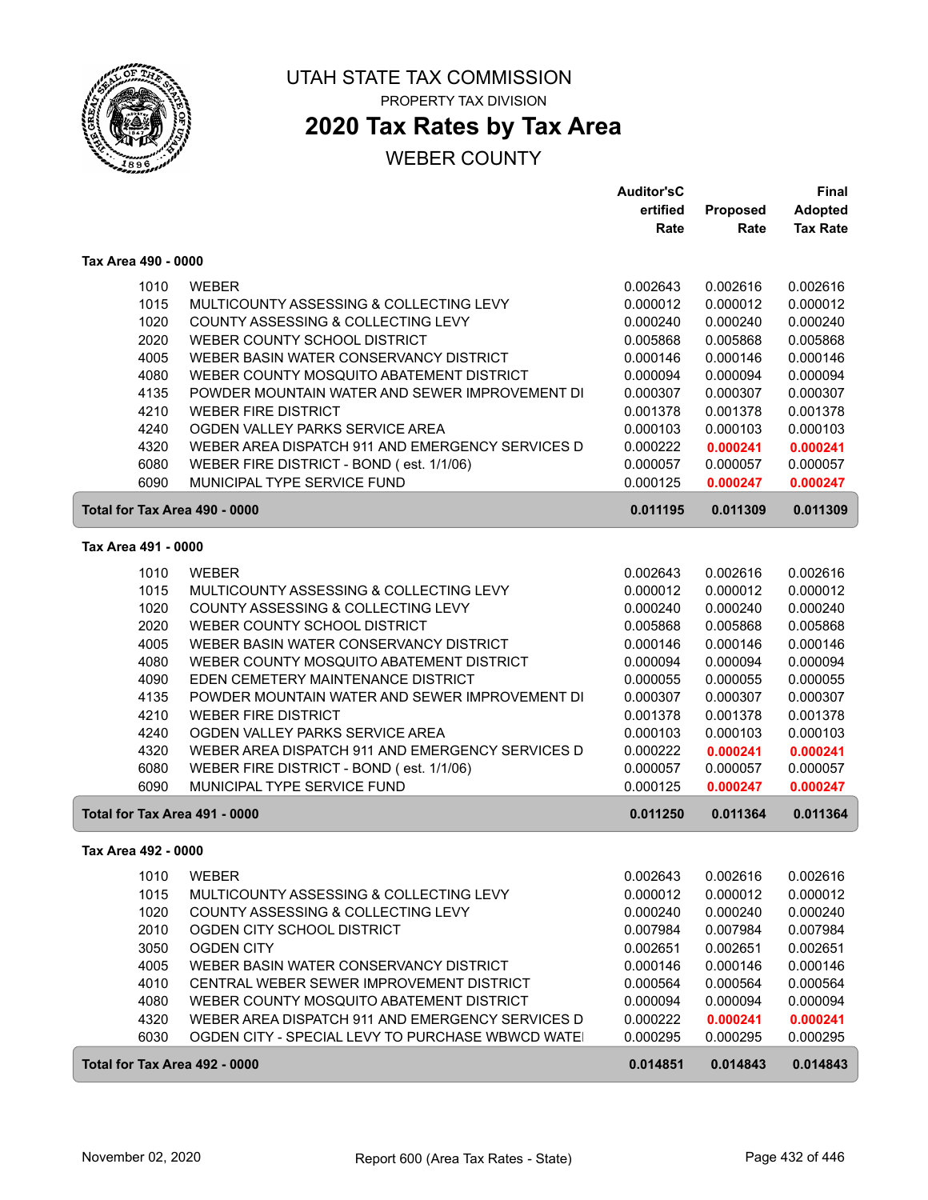# UTAH STATE TAX COMMISSION

PROPERTY TAX DIVISION

## 2020 Tax Rates by Tax Area

WEBER COUNTY

### Tax Area 490 - 0000

| | | Auditor'sCertified Rate | Proposed Rate | Final Adopted Tax Rate |
|---|---|---|---|---|
| 1010 | WEBER | 0.002643 | 0.002616 | 0.002616 |
| 1015 | MULTICOUNTY ASSESSING & COLLECTING LEVY | 0.000012 | 0.000012 | 0.000012 |
| 1020 | COUNTY ASSESSING & COLLECTING LEVY | 0.000240 | 0.000240 | 0.000240 |
| 2020 | WEBER COUNTY SCHOOL DISTRICT | 0.005868 | 0.005868 | 0.005868 |
| 4005 | WEBER BASIN WATER CONSERVANCY DISTRICT | 0.000146 | 0.000146 | 0.000146 |
| 4080 | WEBER COUNTY MOSQUITO ABATEMENT DISTRICT | 0.000094 | 0.000094 | 0.000094 |
| 4135 | POWDER MOUNTAIN WATER AND SEWER IMPROVEMENT DI | 0.000307 | 0.000307 | 0.000307 |
| 4210 | WEBER FIRE DISTRICT | 0.001378 | 0.001378 | 0.001378 |
| 4240 | OGDEN VALLEY PARKS SERVICE AREA | 0.000103 | 0.000103 | 0.000103 |
| 4320 | WEBER AREA DISPATCH 911 AND EMERGENCY SERVICES D | 0.000222 | **0.000241** | **0.000241** |
| 6080 | WEBER FIRE DISTRICT - BOND ( est. 1/1/06) | 0.000057 | 0.000057 | 0.000057 |
| 6090 | MUNICIPAL TYPE SERVICE FUND | 0.000125 | **0.000247** | **0.000247** |
| **Total for Tax Area 490 - 0000** | | **0.011195** | **0.011309** | **0.011309** |

### Tax Area 491 - 0000

| | | Auditor'sCertified Rate | Proposed Rate | Final Adopted Tax Rate |
|---|---|---|---|---|
| 1010 | WEBER | 0.002643 | 0.002616 | 0.002616 |
| 1015 | MULTICOUNTY ASSESSING & COLLECTING LEVY | 0.000012 | 0.000012 | 0.000012 |
| 1020 | COUNTY ASSESSING & COLLECTING LEVY | 0.000240 | 0.000240 | 0.000240 |
| 2020 | WEBER COUNTY SCHOOL DISTRICT | 0.005868 | 0.005868 | 0.005868 |
| 4005 | WEBER BASIN WATER CONSERVANCY DISTRICT | 0.000146 | 0.000146 | 0.000146 |
| 4080 | WEBER COUNTY MOSQUITO ABATEMENT DISTRICT | 0.000094 | 0.000094 | 0.000094 |
| 4090 | EDEN CEMETERY MAINTENANCE DISTRICT | 0.000055 | 0.000055 | 0.000055 |
| 4135 | POWDER MOUNTAIN WATER AND SEWER IMPROVEMENT DI | 0.000307 | 0.000307 | 0.000307 |
| 4210 | WEBER FIRE DISTRICT | 0.001378 | 0.001378 | 0.001378 |
| 4240 | OGDEN VALLEY PARKS SERVICE AREA | 0.000103 | 0.000103 | 0.000103 |
| 4320 | WEBER AREA DISPATCH 911 AND EMERGENCY SERVICES D | 0.000222 | **0.000241** | **0.000241** |
| 6080 | WEBER FIRE DISTRICT - BOND ( est. 1/1/06) | 0.000057 | 0.000057 | 0.000057 |
| 6090 | MUNICIPAL TYPE SERVICE FUND | 0.000125 | **0.000247** | **0.000247** |
| **Total for Tax Area 491 - 0000** | | **0.011250** | **0.011364** | **0.011364** |

### Tax Area 492 - 0000

| | | Auditor'sCertified Rate | Proposed Rate | Final Adopted Tax Rate |
|---|---|---|---|---|
| 1010 | WEBER | 0.002643 | 0.002616 | 0.002616 |
| 1015 | MULTICOUNTY ASSESSING & COLLECTING LEVY | 0.000012 | 0.000012 | 0.000012 |
| 1020 | COUNTY ASSESSING & COLLECTING LEVY | 0.000240 | 0.000240 | 0.000240 |
| 2010 | OGDEN CITY SCHOOL DISTRICT | 0.007984 | 0.007984 | 0.007984 |
| 3050 | OGDEN CITY | 0.002651 | 0.002651 | 0.002651 |
| 4005 | WEBER BASIN WATER CONSERVANCY DISTRICT | 0.000146 | 0.000146 | 0.000146 |
| 4010 | CENTRAL WEBER SEWER IMPROVEMENT DISTRICT | 0.000564 | 0.000564 | 0.000564 |
| 4080 | WEBER COUNTY MOSQUITO ABATEMENT DISTRICT | 0.000094 | 0.000094 | 0.000094 |
| 4320 | WEBER AREA DISPATCH 911 AND EMERGENCY SERVICES D | 0.000222 | **0.000241** | **0.000241** |
| 6030 | OGDEN CITY - SPECIAL LEVY TO PURCHASE WBWCD WATE | 0.000295 | 0.000295 | 0.000295 |
| **Total for Tax Area 492 - 0000** | | **0.014851** | **0.014843** | **0.014843** |

November 02, 2020 — Report 600 (Area Tax Rates - State)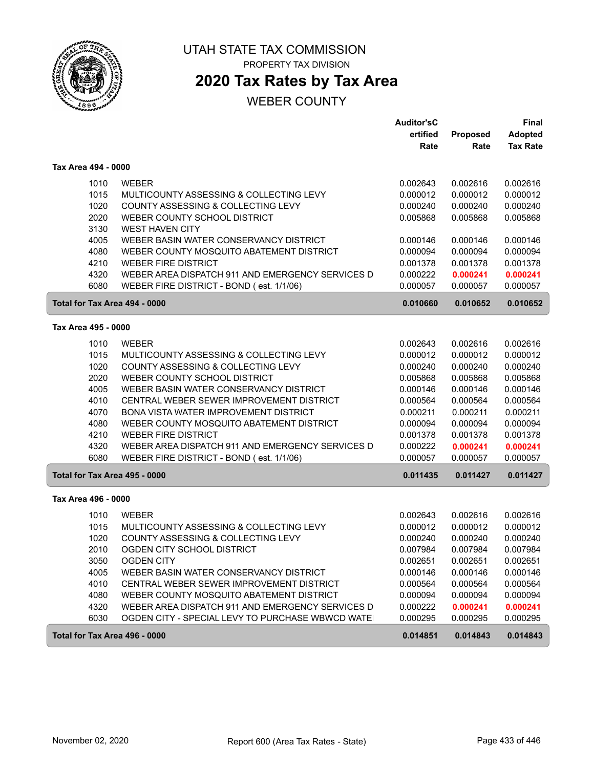# UTAH STATE TAX COMMISSION

PROPERTY TAX DIVISION

## 2020 Tax Rates by Tax Area

WEBER COUNTY

| | | Auditor'sCertified Rate | Proposed Rate | Final Adopted Tax Rate |
|---|---|---|---|---|
| **Tax Area 494 - 0000** | | | | |
| 1010 | WEBER | 0.002643 | 0.002616 | 0.002616 |
| 1015 | MULTICOUNTY ASSESSING & COLLECTING LEVY | 0.000012 | 0.000012 | 0.000012 |
| 1020 | COUNTY ASSESSING & COLLECTING LEVY | 0.000240 | 0.000240 | 0.000240 |
| 2020 | WEBER COUNTY SCHOOL DISTRICT | 0.005868 | 0.005868 | 0.005868 |
| 3130 | WEST HAVEN CITY | | | |
| 4005 | WEBER BASIN WATER CONSERVANCY DISTRICT | 0.000146 | 0.000146 | 0.000146 |
| 4080 | WEBER COUNTY MOSQUITO ABATEMENT DISTRICT | 0.000094 | 0.000094 | 0.000094 |
| 4210 | WEBER FIRE DISTRICT | 0.001378 | 0.001378 | 0.001378 |
| 4320 | WEBER AREA DISPATCH 911 AND EMERGENCY SERVICES D | 0.000222 | **0.000241** | **0.000241** |
| 6080 | WEBER FIRE DISTRICT - BOND ( est. 1/1/06) | 0.000057 | 0.000057 | 0.000057 |
| **Total for Tax Area 494 - 0000** | | **0.010660** | **0.010652** | **0.010652** |
| **Tax Area 495 - 0000** | | | | |
| 1010 | WEBER | 0.002643 | 0.002616 | 0.002616 |
| 1015 | MULTICOUNTY ASSESSING & COLLECTING LEVY | 0.000012 | 0.000012 | 0.000012 |
| 1020 | COUNTY ASSESSING & COLLECTING LEVY | 0.000240 | 0.000240 | 0.000240 |
| 2020 | WEBER COUNTY SCHOOL DISTRICT | 0.005868 | 0.005868 | 0.005868 |
| 4005 | WEBER BASIN WATER CONSERVANCY DISTRICT | 0.000146 | 0.000146 | 0.000146 |
| 4010 | CENTRAL WEBER SEWER IMPROVEMENT DISTRICT | 0.000564 | 0.000564 | 0.000564 |
| 4070 | BONA VISTA WATER IMPROVEMENT DISTRICT | 0.000211 | 0.000211 | 0.000211 |
| 4080 | WEBER COUNTY MOSQUITO ABATEMENT DISTRICT | 0.000094 | 0.000094 | 0.000094 |
| 4210 | WEBER FIRE DISTRICT | 0.001378 | 0.001378 | 0.001378 |
| 4320 | WEBER AREA DISPATCH 911 AND EMERGENCY SERVICES D | 0.000222 | **0.000241** | **0.000241** |
| 6080 | WEBER FIRE DISTRICT - BOND ( est. 1/1/06) | 0.000057 | 0.000057 | 0.000057 |
| **Total for Tax Area 495 - 0000** | | **0.011435** | **0.011427** | **0.011427** |
| **Tax Area 496 - 0000** | | | | |
| 1010 | WEBER | 0.002643 | 0.002616 | 0.002616 |
| 1015 | MULTICOUNTY ASSESSING & COLLECTING LEVY | 0.000012 | 0.000012 | 0.000012 |
| 1020 | COUNTY ASSESSING & COLLECTING LEVY | 0.000240 | 0.000240 | 0.000240 |
| 2010 | OGDEN CITY SCHOOL DISTRICT | 0.007984 | 0.007984 | 0.007984 |
| 3050 | OGDEN CITY | 0.002651 | 0.002651 | 0.002651 |
| 4005 | WEBER BASIN WATER CONSERVANCY DISTRICT | 0.000146 | 0.000146 | 0.000146 |
| 4010 | CENTRAL WEBER SEWER IMPROVEMENT DISTRICT | 0.000564 | 0.000564 | 0.000564 |
| 4080 | WEBER COUNTY MOSQUITO ABATEMENT DISTRICT | 0.000094 | 0.000094 | 0.000094 |
| 4320 | WEBER AREA DISPATCH 911 AND EMERGENCY SERVICES D | 0.000222 | **0.000241** | **0.000241** |
| 6030 | OGDEN CITY - SPECIAL LEVY TO PURCHASE WBWCD WATE | 0.000295 | 0.000295 | 0.000295 |
| **Total for Tax Area 496 - 0000** | | **0.014851** | **0.014843** | **0.014843** |

November 02, 2020 — Report 600 (Area Tax Rates - State)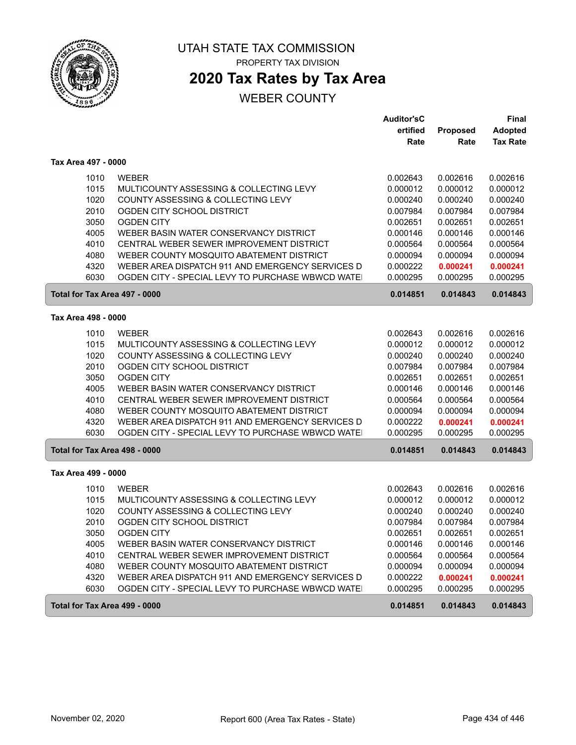# UTAH STATE TAX COMMISSION

PROPERTY TAX DIVISION

## 2020 Tax Rates by Tax Area

WEBER COUNTY

| | | Auditor'sCertified Rate | Proposed Rate | Final Adopted Tax Rate |
|---|---|---|---|---|
| **Tax Area 497 - 0000** | | | | |
| 1010 | WEBER | 0.002643 | 0.002616 | 0.002616 |
| 1015 | MULTICOUNTY ASSESSING & COLLECTING LEVY | 0.000012 | 0.000012 | 0.000012 |
| 1020 | COUNTY ASSESSING & COLLECTING LEVY | 0.000240 | 0.000240 | 0.000240 |
| 2010 | OGDEN CITY SCHOOL DISTRICT | 0.007984 | 0.007984 | 0.007984 |
| 3050 | OGDEN CITY | 0.002651 | 0.002651 | 0.002651 |
| 4005 | WEBER BASIN WATER CONSERVANCY DISTRICT | 0.000146 | 0.000146 | 0.000146 |
| 4010 | CENTRAL WEBER SEWER IMPROVEMENT DISTRICT | 0.000564 | 0.000564 | 0.000564 |
| 4080 | WEBER COUNTY MOSQUITO ABATEMENT DISTRICT | 0.000094 | 0.000094 | 0.000094 |
| 4320 | WEBER AREA DISPATCH 911 AND EMERGENCY SERVICES D | 0.000222 | **0.000241** | **0.000241** |
| 6030 | OGDEN CITY - SPECIAL LEVY TO PURCHASE WBWCD WATE | 0.000295 | 0.000295 | 0.000295 |
| **Total for Tax Area 497 - 0000** | | **0.014851** | **0.014843** | **0.014843** |
| **Tax Area 498 - 0000** | | | | |
| 1010 | WEBER | 0.002643 | 0.002616 | 0.002616 |
| 1015 | MULTICOUNTY ASSESSING & COLLECTING LEVY | 0.000012 | 0.000012 | 0.000012 |
| 1020 | COUNTY ASSESSING & COLLECTING LEVY | 0.000240 | 0.000240 | 0.000240 |
| 2010 | OGDEN CITY SCHOOL DISTRICT | 0.007984 | 0.007984 | 0.007984 |
| 3050 | OGDEN CITY | 0.002651 | 0.002651 | 0.002651 |
| 4005 | WEBER BASIN WATER CONSERVANCY DISTRICT | 0.000146 | 0.000146 | 0.000146 |
| 4010 | CENTRAL WEBER SEWER IMPROVEMENT DISTRICT | 0.000564 | 0.000564 | 0.000564 |
| 4080 | WEBER COUNTY MOSQUITO ABATEMENT DISTRICT | 0.000094 | 0.000094 | 0.000094 |
| 4320 | WEBER AREA DISPATCH 911 AND EMERGENCY SERVICES D | 0.000222 | **0.000241** | **0.000241** |
| 6030 | OGDEN CITY - SPECIAL LEVY TO PURCHASE WBWCD WATE | 0.000295 | 0.000295 | 0.000295 |
| **Total for Tax Area 498 - 0000** | | **0.014851** | **0.014843** | **0.014843** |
| **Tax Area 499 - 0000** | | | | |
| 1010 | WEBER | 0.002643 | 0.002616 | 0.002616 |
| 1015 | MULTICOUNTY ASSESSING & COLLECTING LEVY | 0.000012 | 0.000012 | 0.000012 |
| 1020 | COUNTY ASSESSING & COLLECTING LEVY | 0.000240 | 0.000240 | 0.000240 |
| 2010 | OGDEN CITY SCHOOL DISTRICT | 0.007984 | 0.007984 | 0.007984 |
| 3050 | OGDEN CITY | 0.002651 | 0.002651 | 0.002651 |
| 4005 | WEBER BASIN WATER CONSERVANCY DISTRICT | 0.000146 | 0.000146 | 0.000146 |
| 4010 | CENTRAL WEBER SEWER IMPROVEMENT DISTRICT | 0.000564 | 0.000564 | 0.000564 |
| 4080 | WEBER COUNTY MOSQUITO ABATEMENT DISTRICT | 0.000094 | 0.000094 | 0.000094 |
| 4320 | WEBER AREA DISPATCH 911 AND EMERGENCY SERVICES D | 0.000222 | **0.000241** | **0.000241** |
| 6030 | OGDEN CITY - SPECIAL LEVY TO PURCHASE WBWCD WATE | 0.000295 | 0.000295 | 0.000295 |
| **Total for Tax Area 499 - 0000** | | **0.014851** | **0.014843** | **0.014843** |

November 02, 2020 — Report 600 (Area Tax Rates - State)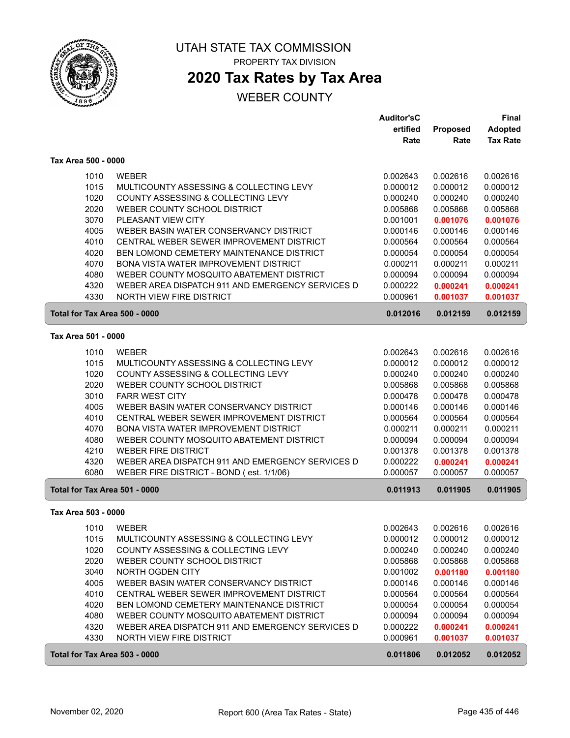# UTAH STATE TAX COMMISSION

PROPERTY TAX DIVISION

## 2020 Tax Rates by Tax Area

WEBER COUNTY

| | | Auditor'sCertified Rate | Proposed Rate | Final Adopted Tax Rate |
|---|---|---|---|---|
| **Tax Area 500 - 0000** | | | | |
| 1010 | WEBER | 0.002643 | 0.002616 | 0.002616 |
| 1015 | MULTICOUNTY ASSESSING & COLLECTING LEVY | 0.000012 | 0.000012 | 0.000012 |
| 1020 | COUNTY ASSESSING & COLLECTING LEVY | 0.000240 | 0.000240 | 0.000240 |
| 2020 | WEBER COUNTY SCHOOL DISTRICT | 0.005868 | 0.005868 | 0.005868 |
| 3070 | PLEASANT VIEW CITY | 0.001001 | **0.001076** | **0.001076** |
| 4005 | WEBER BASIN WATER CONSERVANCY DISTRICT | 0.000146 | 0.000146 | 0.000146 |
| 4010 | CENTRAL WEBER SEWER IMPROVEMENT DISTRICT | 0.000564 | 0.000564 | 0.000564 |
| 4020 | BEN LOMOND CEMETERY MAINTENANCE DISTRICT | 0.000054 | 0.000054 | 0.000054 |
| 4070 | BONA VISTA WATER IMPROVEMENT DISTRICT | 0.000211 | 0.000211 | 0.000211 |
| 4080 | WEBER COUNTY MOSQUITO ABATEMENT DISTRICT | 0.000094 | 0.000094 | 0.000094 |
| 4320 | WEBER AREA DISPATCH 911 AND EMERGENCY SERVICES D | 0.000222 | **0.000241** | **0.000241** |
| 4330 | NORTH VIEW FIRE DISTRICT | 0.000961 | **0.001037** | **0.001037** |
| **Total for Tax Area 500 - 0000** | | **0.012016** | **0.012159** | **0.012159** |
| **Tax Area 501 - 0000** | | | | |
| 1010 | WEBER | 0.002643 | 0.002616 | 0.002616 |
| 1015 | MULTICOUNTY ASSESSING & COLLECTING LEVY | 0.000012 | 0.000012 | 0.000012 |
| 1020 | COUNTY ASSESSING & COLLECTING LEVY | 0.000240 | 0.000240 | 0.000240 |
| 2020 | WEBER COUNTY SCHOOL DISTRICT | 0.005868 | 0.005868 | 0.005868 |
| 3010 | FARR WEST CITY | 0.000478 | 0.000478 | 0.000478 |
| 4005 | WEBER BASIN WATER CONSERVANCY DISTRICT | 0.000146 | 0.000146 | 0.000146 |
| 4010 | CENTRAL WEBER SEWER IMPROVEMENT DISTRICT | 0.000564 | 0.000564 | 0.000564 |
| 4070 | BONA VISTA WATER IMPROVEMENT DISTRICT | 0.000211 | 0.000211 | 0.000211 |
| 4080 | WEBER COUNTY MOSQUITO ABATEMENT DISTRICT | 0.000094 | 0.000094 | 0.000094 |
| 4210 | WEBER FIRE DISTRICT | 0.001378 | 0.001378 | 0.001378 |
| 4320 | WEBER AREA DISPATCH 911 AND EMERGENCY SERVICES D | 0.000222 | **0.000241** | **0.000241** |
| 6080 | WEBER FIRE DISTRICT - BOND ( est. 1/1/06) | 0.000057 | 0.000057 | 0.000057 |
| **Total for Tax Area 501 - 0000** | | **0.011913** | **0.011905** | **0.011905** |
| **Tax Area 503 - 0000** | | | | |
| 1010 | WEBER | 0.002643 | 0.002616 | 0.002616 |
| 1015 | MULTICOUNTY ASSESSING & COLLECTING LEVY | 0.000012 | 0.000012 | 0.000012 |
| 1020 | COUNTY ASSESSING & COLLECTING LEVY | 0.000240 | 0.000240 | 0.000240 |
| 2020 | WEBER COUNTY SCHOOL DISTRICT | 0.005868 | 0.005868 | 0.005868 |
| 3040 | NORTH OGDEN CITY | 0.001002 | **0.001180** | **0.001180** |
| 4005 | WEBER BASIN WATER CONSERVANCY DISTRICT | 0.000146 | 0.000146 | 0.000146 |
| 4010 | CENTRAL WEBER SEWER IMPROVEMENT DISTRICT | 0.000564 | 0.000564 | 0.000564 |
| 4020 | BEN LOMOND CEMETERY MAINTENANCE DISTRICT | 0.000054 | 0.000054 | 0.000054 |
| 4080 | WEBER COUNTY MOSQUITO ABATEMENT DISTRICT | 0.000094 | 0.000094 | 0.000094 |
| 4320 | WEBER AREA DISPATCH 911 AND EMERGENCY SERVICES D | 0.000222 | **0.000241** | **0.000241** |
| 4330 | NORTH VIEW FIRE DISTRICT | 0.000961 | **0.001037** | **0.001037** |
| **Total for Tax Area 503 - 0000** | | **0.011806** | **0.012052** | **0.012052** |

November 02, 2020 — Report 600 (Area Tax Rates - State)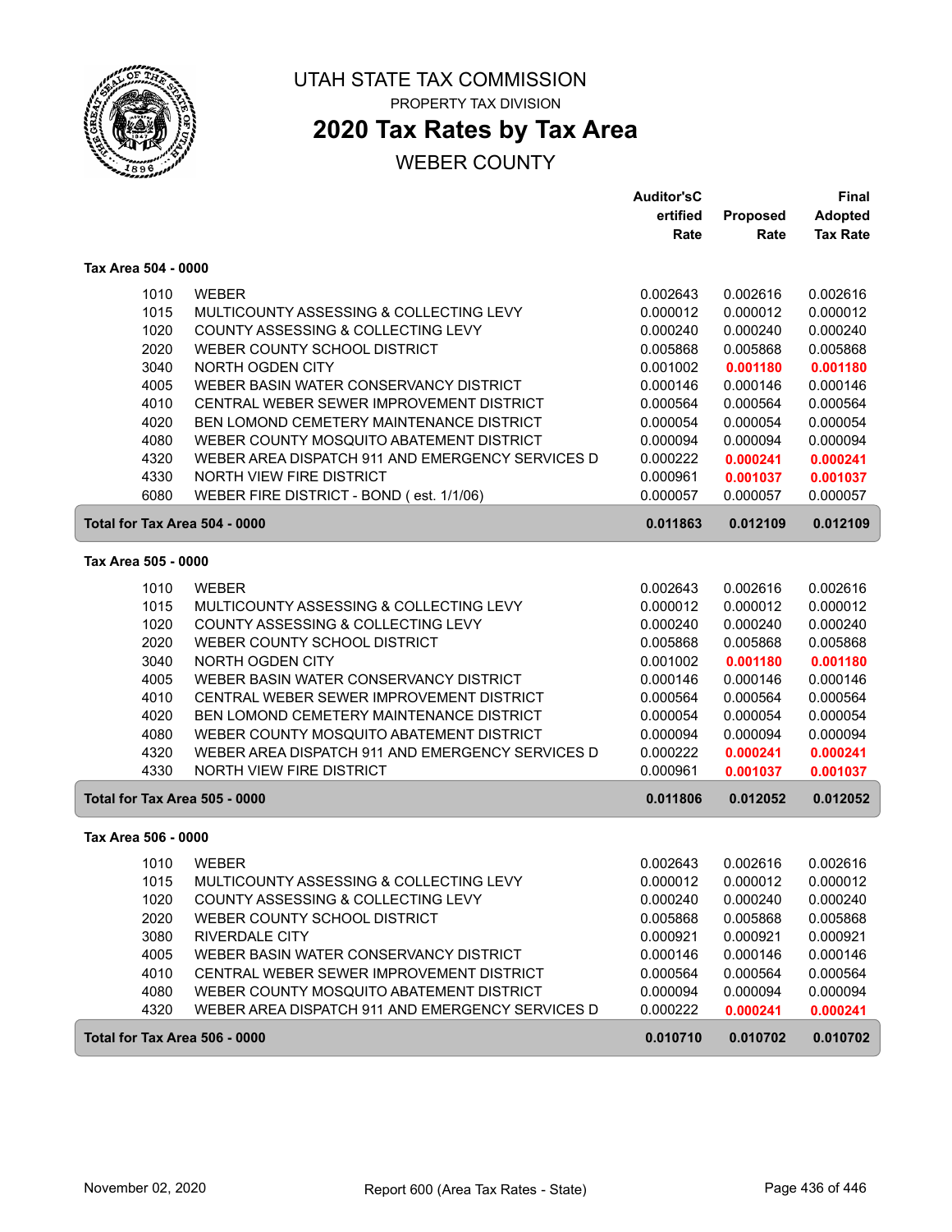# UTAH STATE TAX COMMISSION

PROPERTY TAX DIVISION

## 2020 Tax Rates by Tax Area

WEBER COUNTY

| | | Auditor's Certified Rate | Proposed Rate | Final Adopted Tax Rate |
|---|---|---|---|---|
| **Tax Area 504 - 0000** | | | | |
| 1010 | WEBER | 0.002643 | 0.002616 | 0.002616 |
| 1015 | MULTICOUNTY ASSESSING & COLLECTING LEVY | 0.000012 | 0.000012 | 0.000012 |
| 1020 | COUNTY ASSESSING & COLLECTING LEVY | 0.000240 | 0.000240 | 0.000240 |
| 2020 | WEBER COUNTY SCHOOL DISTRICT | 0.005868 | 0.005868 | 0.005868 |
| 3040 | NORTH OGDEN CITY | 0.001002 | **0.001180** | **0.001180** |
| 4005 | WEBER BASIN WATER CONSERVANCY DISTRICT | 0.000146 | 0.000146 | 0.000146 |
| 4010 | CENTRAL WEBER SEWER IMPROVEMENT DISTRICT | 0.000564 | 0.000564 | 0.000564 |
| 4020 | BEN LOMOND CEMETERY MAINTENANCE DISTRICT | 0.000054 | 0.000054 | 0.000054 |
| 4080 | WEBER COUNTY MOSQUITO ABATEMENT DISTRICT | 0.000094 | 0.000094 | 0.000094 |
| 4320 | WEBER AREA DISPATCH 911 AND EMERGENCY SERVICES D | 0.000222 | **0.000241** | **0.000241** |
| 4330 | NORTH VIEW FIRE DISTRICT | 0.000961 | **0.001037** | **0.001037** |
| 6080 | WEBER FIRE DISTRICT - BOND ( est. 1/1/06) | 0.000057 | 0.000057 | 0.000057 |
| **Total for Tax Area 504 - 0000** | | **0.011863** | **0.012109** | **0.012109** |
| **Tax Area 505 - 0000** | | | | |
| 1010 | WEBER | 0.002643 | 0.002616 | 0.002616 |
| 1015 | MULTICOUNTY ASSESSING & COLLECTING LEVY | 0.000012 | 0.000012 | 0.000012 |
| 1020 | COUNTY ASSESSING & COLLECTING LEVY | 0.000240 | 0.000240 | 0.000240 |
| 2020 | WEBER COUNTY SCHOOL DISTRICT | 0.005868 | 0.005868 | 0.005868 |
| 3040 | NORTH OGDEN CITY | 0.001002 | **0.001180** | **0.001180** |
| 4005 | WEBER BASIN WATER CONSERVANCY DISTRICT | 0.000146 | 0.000146 | 0.000146 |
| 4010 | CENTRAL WEBER SEWER IMPROVEMENT DISTRICT | 0.000564 | 0.000564 | 0.000564 |
| 4020 | BEN LOMOND CEMETERY MAINTENANCE DISTRICT | 0.000054 | 0.000054 | 0.000054 |
| 4080 | WEBER COUNTY MOSQUITO ABATEMENT DISTRICT | 0.000094 | 0.000094 | 0.000094 |
| 4320 | WEBER AREA DISPATCH 911 AND EMERGENCY SERVICES D | 0.000222 | **0.000241** | **0.000241** |
| 4330 | NORTH VIEW FIRE DISTRICT | 0.000961 | **0.001037** | **0.001037** |
| **Total for Tax Area 505 - 0000** | | **0.011806** | **0.012052** | **0.012052** |
| **Tax Area 506 - 0000** | | | | |
| 1010 | WEBER | 0.002643 | 0.002616 | 0.002616 |
| 1015 | MULTICOUNTY ASSESSING & COLLECTING LEVY | 0.000012 | 0.000012 | 0.000012 |
| 1020 | COUNTY ASSESSING & COLLECTING LEVY | 0.000240 | 0.000240 | 0.000240 |
| 2020 | WEBER COUNTY SCHOOL DISTRICT | 0.005868 | 0.005868 | 0.005868 |
| 3080 | RIVERDALE CITY | 0.000921 | 0.000921 | 0.000921 |
| 4005 | WEBER BASIN WATER CONSERVANCY DISTRICT | 0.000146 | 0.000146 | 0.000146 |
| 4010 | CENTRAL WEBER SEWER IMPROVEMENT DISTRICT | 0.000564 | 0.000564 | 0.000564 |
| 4080 | WEBER COUNTY MOSQUITO ABATEMENT DISTRICT | 0.000094 | 0.000094 | 0.000094 |
| 4320 | WEBER AREA DISPATCH 911 AND EMERGENCY SERVICES D | 0.000222 | **0.000241** | **0.000241** |
| **Total for Tax Area 506 - 0000** | | **0.010710** | **0.010702** | **0.010702** |

November 02, 2020 — Report 600 (Area Tax Rates - State)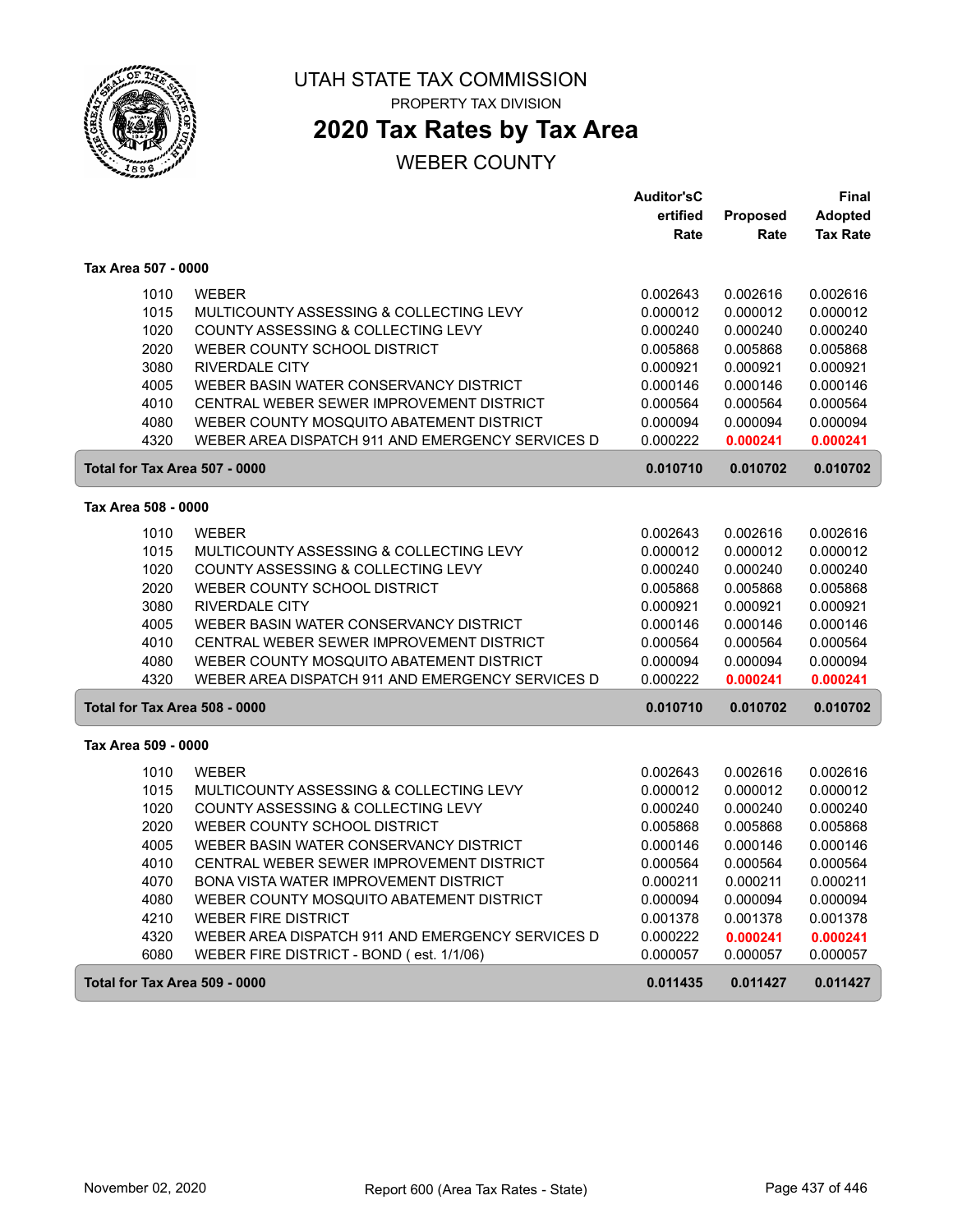# UTAH STATE TAX COMMISSION

PROPERTY TAX DIVISION

## 2020 Tax Rates by Tax Area

WEBER COUNTY

| | | Auditor'sCertified Rate | Proposed Rate | Final Adopted Tax Rate |
|---|---|---|---|---|
| **Tax Area 507 - 0000** | | | | |
| 1010 | WEBER | 0.002643 | 0.002616 | 0.002616 |
| 1015 | MULTICOUNTY ASSESSING & COLLECTING LEVY | 0.000012 | 0.000012 | 0.000012 |
| 1020 | COUNTY ASSESSING & COLLECTING LEVY | 0.000240 | 0.000240 | 0.000240 |
| 2020 | WEBER COUNTY SCHOOL DISTRICT | 0.005868 | 0.005868 | 0.005868 |
| 3080 | RIVERDALE CITY | 0.000921 | 0.000921 | 0.000921 |
| 4005 | WEBER BASIN WATER CONSERVANCY DISTRICT | 0.000146 | 0.000146 | 0.000146 |
| 4010 | CENTRAL WEBER SEWER IMPROVEMENT DISTRICT | 0.000564 | 0.000564 | 0.000564 |
| 4080 | WEBER COUNTY MOSQUITO ABATEMENT DISTRICT | 0.000094 | 0.000094 | 0.000094 |
| 4320 | WEBER AREA DISPATCH 911 AND EMERGENCY SERVICES D | 0.000222 | **0.000241** | **0.000241** |
| **Total for Tax Area 507 - 0000** | | **0.010710** | **0.010702** | **0.010702** |
| **Tax Area 508 - 0000** | | | | |
| 1010 | WEBER | 0.002643 | 0.002616 | 0.002616 |
| 1015 | MULTICOUNTY ASSESSING & COLLECTING LEVY | 0.000012 | 0.000012 | 0.000012 |
| 1020 | COUNTY ASSESSING & COLLECTING LEVY | 0.000240 | 0.000240 | 0.000240 |
| 2020 | WEBER COUNTY SCHOOL DISTRICT | 0.005868 | 0.005868 | 0.005868 |
| 3080 | RIVERDALE CITY | 0.000921 | 0.000921 | 0.000921 |
| 4005 | WEBER BASIN WATER CONSERVANCY DISTRICT | 0.000146 | 0.000146 | 0.000146 |
| 4010 | CENTRAL WEBER SEWER IMPROVEMENT DISTRICT | 0.000564 | 0.000564 | 0.000564 |
| 4080 | WEBER COUNTY MOSQUITO ABATEMENT DISTRICT | 0.000094 | 0.000094 | 0.000094 |
| 4320 | WEBER AREA DISPATCH 911 AND EMERGENCY SERVICES D | 0.000222 | **0.000241** | **0.000241** |
| **Total for Tax Area 508 - 0000** | | **0.010710** | **0.010702** | **0.010702** |
| **Tax Area 509 - 0000** | | | | |
| 1010 | WEBER | 0.002643 | 0.002616 | 0.002616 |
| 1015 | MULTICOUNTY ASSESSING & COLLECTING LEVY | 0.000012 | 0.000012 | 0.000012 |
| 1020 | COUNTY ASSESSING & COLLECTING LEVY | 0.000240 | 0.000240 | 0.000240 |
| 2020 | WEBER COUNTY SCHOOL DISTRICT | 0.005868 | 0.005868 | 0.005868 |
| 4005 | WEBER BASIN WATER CONSERVANCY DISTRICT | 0.000146 | 0.000146 | 0.000146 |
| 4010 | CENTRAL WEBER SEWER IMPROVEMENT DISTRICT | 0.000564 | 0.000564 | 0.000564 |
| 4070 | BONA VISTA WATER IMPROVEMENT DISTRICT | 0.000211 | 0.000211 | 0.000211 |
| 4080 | WEBER COUNTY MOSQUITO ABATEMENT DISTRICT | 0.000094 | 0.000094 | 0.000094 |
| 4210 | WEBER FIRE DISTRICT | 0.001378 | 0.001378 | 0.001378 |
| 4320 | WEBER AREA DISPATCH 911 AND EMERGENCY SERVICES D | 0.000222 | **0.000241** | **0.000241** |
| 6080 | WEBER FIRE DISTRICT - BOND ( est. 1/1/06) | 0.000057 | 0.000057 | 0.000057 |
| **Total for Tax Area 509 - 0000** | | **0.011435** | **0.011427** | **0.011427** |

November 02, 2020 — Report 600 (Area Tax Rates - State)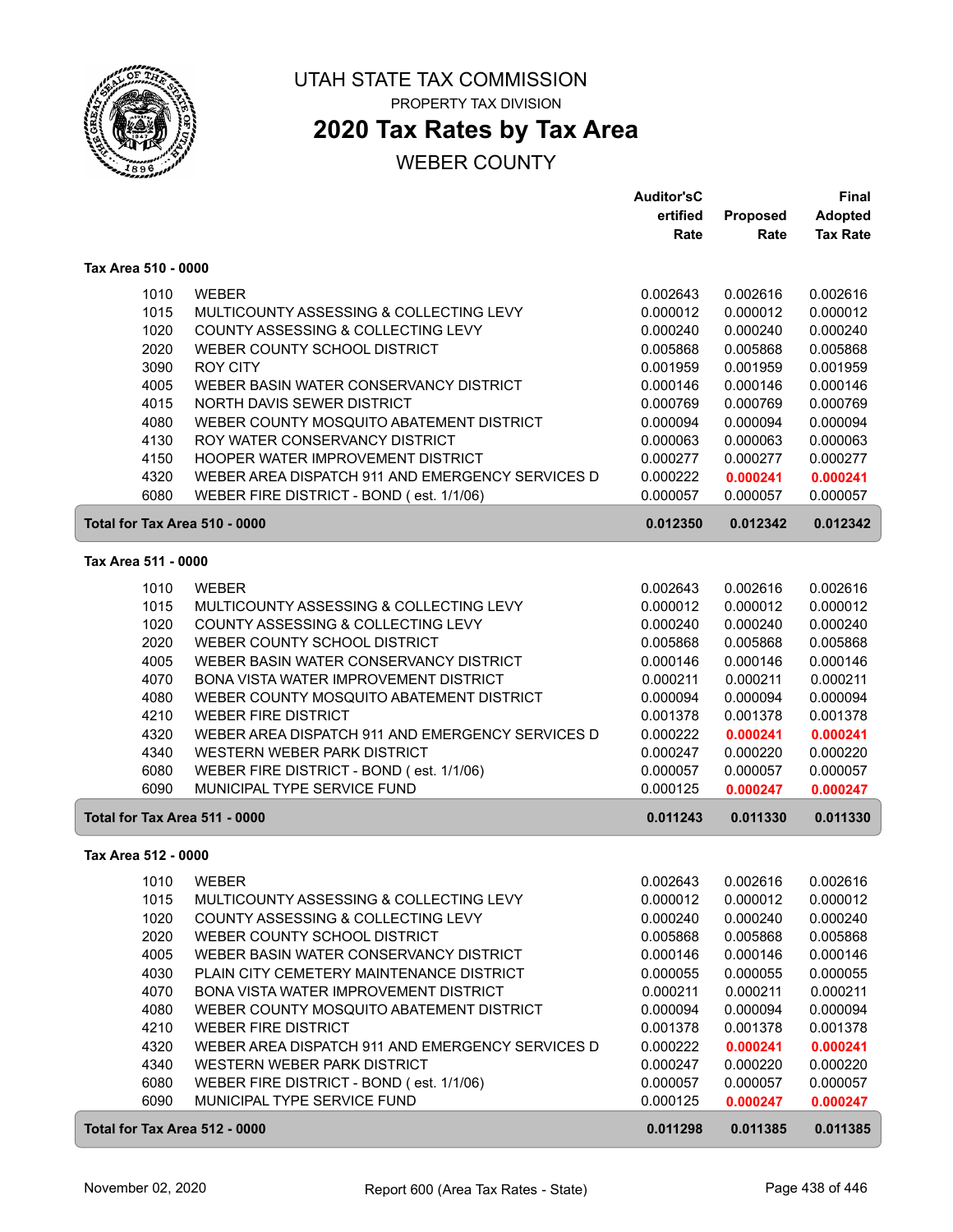# UTAH STATE TAX COMMISSION

PROPERTY TAX DIVISION

## 2020 Tax Rates by Tax Area

WEBER COUNTY

### Tax Area 510 - 0000

| | | Auditor's Certified Rate | Proposed Rate | Final Adopted Tax Rate |
|---|---|---|---|---|
| 1010 | WEBER | 0.002643 | 0.002616 | 0.002616 |
| 1015 | MULTICOUNTY ASSESSING & COLLECTING LEVY | 0.000012 | 0.000012 | 0.000012 |
| 1020 | COUNTY ASSESSING & COLLECTING LEVY | 0.000240 | 0.000240 | 0.000240 |
| 2020 | WEBER COUNTY SCHOOL DISTRICT | 0.005868 | 0.005868 | 0.005868 |
| 3090 | ROY CITY | 0.001959 | 0.001959 | 0.001959 |
| 4005 | WEBER BASIN WATER CONSERVANCY DISTRICT | 0.000146 | 0.000146 | 0.000146 |
| 4015 | NORTH DAVIS SEWER DISTRICT | 0.000769 | 0.000769 | 0.000769 |
| 4080 | WEBER COUNTY MOSQUITO ABATEMENT DISTRICT | 0.000094 | 0.000094 | 0.000094 |
| 4130 | ROY WATER CONSERVANCY DISTRICT | 0.000063 | 0.000063 | 0.000063 |
| 4150 | HOOPER WATER IMPROVEMENT DISTRICT | 0.000277 | 0.000277 | 0.000277 |
| 4320 | WEBER AREA DISPATCH 911 AND EMERGENCY SERVICES D | 0.000222 | **0.000241** | **0.000241** |
| 6080 | WEBER FIRE DISTRICT - BOND ( est. 1/1/06) | 0.000057 | 0.000057 | 0.000057 |
| **Total for Tax Area 510 - 0000** | | **0.012350** | **0.012342** | **0.012342** |

### Tax Area 511 - 0000

| | | Auditor's Certified Rate | Proposed Rate | Final Adopted Tax Rate |
|---|---|---|---|---|
| 1010 | WEBER | 0.002643 | 0.002616 | 0.002616 |
| 1015 | MULTICOUNTY ASSESSING & COLLECTING LEVY | 0.000012 | 0.000012 | 0.000012 |
| 1020 | COUNTY ASSESSING & COLLECTING LEVY | 0.000240 | 0.000240 | 0.000240 |
| 2020 | WEBER COUNTY SCHOOL DISTRICT | 0.005868 | 0.005868 | 0.005868 |
| 4005 | WEBER BASIN WATER CONSERVANCY DISTRICT | 0.000146 | 0.000146 | 0.000146 |
| 4070 | BONA VISTA WATER IMPROVEMENT DISTRICT | 0.000211 | 0.000211 | 0.000211 |
| 4080 | WEBER COUNTY MOSQUITO ABATEMENT DISTRICT | 0.000094 | 0.000094 | 0.000094 |
| 4210 | WEBER FIRE DISTRICT | 0.001378 | 0.001378 | 0.001378 |
| 4320 | WEBER AREA DISPATCH 911 AND EMERGENCY SERVICES D | 0.000222 | **0.000241** | **0.000241** |
| 4340 | WESTERN WEBER PARK DISTRICT | 0.000247 | 0.000220 | 0.000220 |
| 6080 | WEBER FIRE DISTRICT - BOND ( est. 1/1/06) | 0.000057 | 0.000057 | 0.000057 |
| 6090 | MUNICIPAL TYPE SERVICE FUND | 0.000125 | **0.000247** | **0.000247** |
| **Total for Tax Area 511 - 0000** | | **0.011243** | **0.011330** | **0.011330** |

### Tax Area 512 - 0000

| | | Auditor's Certified Rate | Proposed Rate | Final Adopted Tax Rate |
|---|---|---|---|---|
| 1010 | WEBER | 0.002643 | 0.002616 | 0.002616 |
| 1015 | MULTICOUNTY ASSESSING & COLLECTING LEVY | 0.000012 | 0.000012 | 0.000012 |
| 1020 | COUNTY ASSESSING & COLLECTING LEVY | 0.000240 | 0.000240 | 0.000240 |
| 2020 | WEBER COUNTY SCHOOL DISTRICT | 0.005868 | 0.005868 | 0.005868 |
| 4005 | WEBER BASIN WATER CONSERVANCY DISTRICT | 0.000146 | 0.000146 | 0.000146 |
| 4030 | PLAIN CITY CEMETERY MAINTENANCE DISTRICT | 0.000055 | 0.000055 | 0.000055 |
| 4070 | BONA VISTA WATER IMPROVEMENT DISTRICT | 0.000211 | 0.000211 | 0.000211 |
| 4080 | WEBER COUNTY MOSQUITO ABATEMENT DISTRICT | 0.000094 | 0.000094 | 0.000094 |
| 4210 | WEBER FIRE DISTRICT | 0.001378 | 0.001378 | 0.001378 |
| 4320 | WEBER AREA DISPATCH 911 AND EMERGENCY SERVICES D | 0.000222 | **0.000241** | **0.000241** |
| 4340 | WESTERN WEBER PARK DISTRICT | 0.000247 | 0.000220 | 0.000220 |
| 6080 | WEBER FIRE DISTRICT - BOND ( est. 1/1/06) | 0.000057 | 0.000057 | 0.000057 |
| 6090 | MUNICIPAL TYPE SERVICE FUND | 0.000125 | **0.000247** | **0.000247** |
| **Total for Tax Area 512 - 0000** | | **0.011298** | **0.011385** | **0.011385** |

November 02, 2020 — Report 600 (Area Tax Rates - State)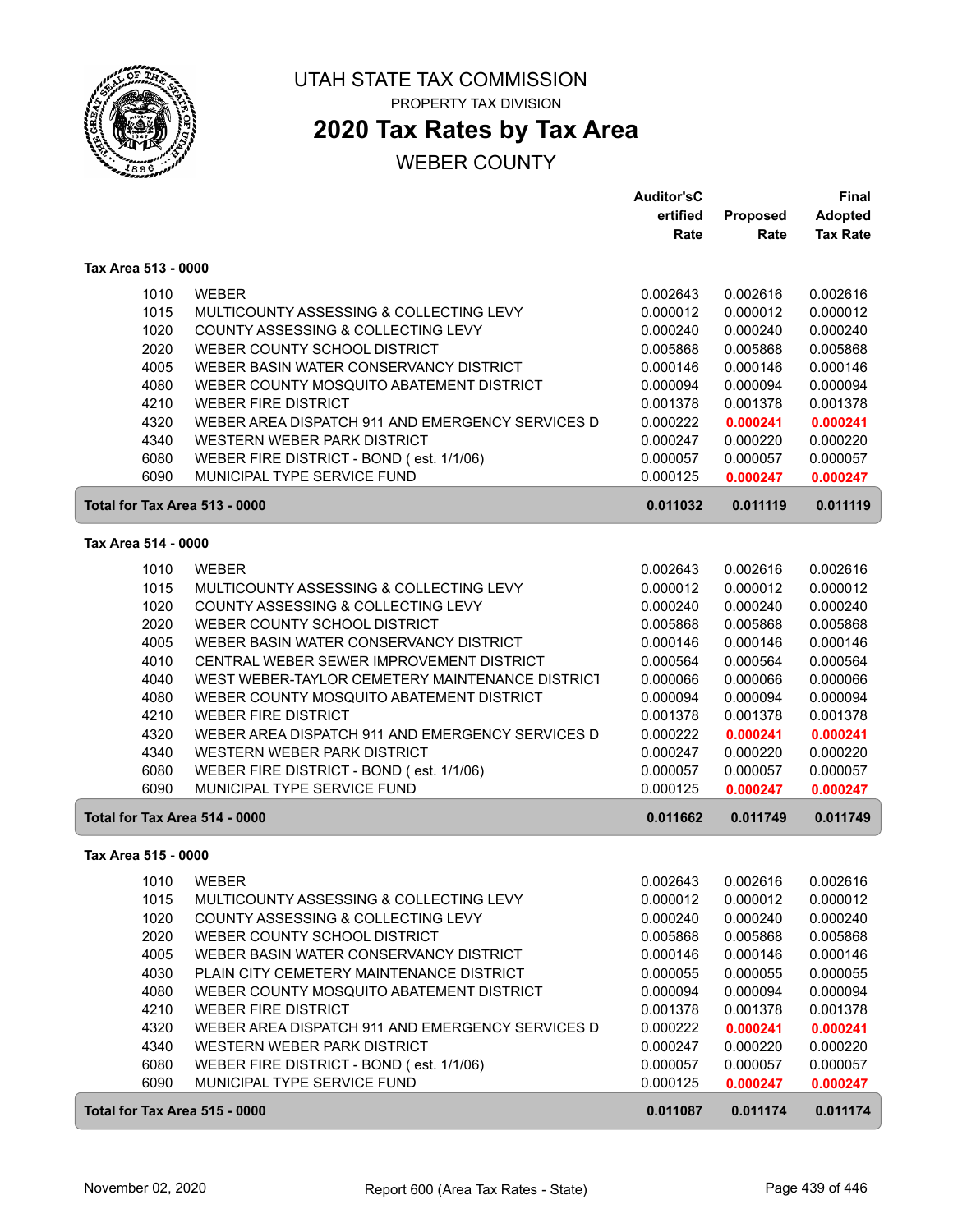# UTAH STATE TAX COMMISSION

PROPERTY TAX DIVISION

## 2020 Tax Rates by Tax Area

WEBER COUNTY

| | | Auditor's Certified Rate | Proposed Rate | Final Adopted Tax Rate |
|---|---|---|---|---|
| **Tax Area 513 - 0000** | | | | |
| 1010 | WEBER | 0.002643 | 0.002616 | 0.002616 |
| 1015 | MULTICOUNTY ASSESSING & COLLECTING LEVY | 0.000012 | 0.000012 | 0.000012 |
| 1020 | COUNTY ASSESSING & COLLECTING LEVY | 0.000240 | 0.000240 | 0.000240 |
| 2020 | WEBER COUNTY SCHOOL DISTRICT | 0.005868 | 0.005868 | 0.005868 |
| 4005 | WEBER BASIN WATER CONSERVANCY DISTRICT | 0.000146 | 0.000146 | 0.000146 |
| 4080 | WEBER COUNTY MOSQUITO ABATEMENT DISTRICT | 0.000094 | 0.000094 | 0.000094 |
| 4210 | WEBER FIRE DISTRICT | 0.001378 | 0.001378 | 0.001378 |
| 4320 | WEBER AREA DISPATCH 911 AND EMERGENCY SERVICES D | 0.000222 | **0.000241** | **0.000241** |
| 4340 | WESTERN WEBER PARK DISTRICT | 0.000247 | 0.000220 | 0.000220 |
| 6080 | WEBER FIRE DISTRICT - BOND ( est. 1/1/06) | 0.000057 | 0.000057 | 0.000057 |
| 6090 | MUNICIPAL TYPE SERVICE FUND | 0.000125 | **0.000247** | **0.000247** |
| **Total for Tax Area 513 - 0000** | | **0.011032** | **0.011119** | **0.011119** |
| **Tax Area 514 - 0000** | | | | |
| 1010 | WEBER | 0.002643 | 0.002616 | 0.002616 |
| 1015 | MULTICOUNTY ASSESSING & COLLECTING LEVY | 0.000012 | 0.000012 | 0.000012 |
| 1020 | COUNTY ASSESSING & COLLECTING LEVY | 0.000240 | 0.000240 | 0.000240 |
| 2020 | WEBER COUNTY SCHOOL DISTRICT | 0.005868 | 0.005868 | 0.005868 |
| 4005 | WEBER BASIN WATER CONSERVANCY DISTRICT | 0.000146 | 0.000146 | 0.000146 |
| 4010 | CENTRAL WEBER SEWER IMPROVEMENT DISTRICT | 0.000564 | 0.000564 | 0.000564 |
| 4040 | WEST WEBER-TAYLOR CEMETERY MAINTENANCE DISTRICT | 0.000066 | 0.000066 | 0.000066 |
| 4080 | WEBER COUNTY MOSQUITO ABATEMENT DISTRICT | 0.000094 | 0.000094 | 0.000094 |
| 4210 | WEBER FIRE DISTRICT | 0.001378 | 0.001378 | 0.001378 |
| 4320 | WEBER AREA DISPATCH 911 AND EMERGENCY SERVICES D | 0.000222 | **0.000241** | **0.000241** |
| 4340 | WESTERN WEBER PARK DISTRICT | 0.000247 | 0.000220 | 0.000220 |
| 6080 | WEBER FIRE DISTRICT - BOND ( est. 1/1/06) | 0.000057 | 0.000057 | 0.000057 |
| 6090 | MUNICIPAL TYPE SERVICE FUND | 0.000125 | **0.000247** | **0.000247** |
| **Total for Tax Area 514 - 0000** | | **0.011662** | **0.011749** | **0.011749** |
| **Tax Area 515 - 0000** | | | | |
| 1010 | WEBER | 0.002643 | 0.002616 | 0.002616 |
| 1015 | MULTICOUNTY ASSESSING & COLLECTING LEVY | 0.000012 | 0.000012 | 0.000012 |
| 1020 | COUNTY ASSESSING & COLLECTING LEVY | 0.000240 | 0.000240 | 0.000240 |
| 2020 | WEBER COUNTY SCHOOL DISTRICT | 0.005868 | 0.005868 | 0.005868 |
| 4005 | WEBER BASIN WATER CONSERVANCY DISTRICT | 0.000146 | 0.000146 | 0.000146 |
| 4030 | PLAIN CITY CEMETERY MAINTENANCE DISTRICT | 0.000055 | 0.000055 | 0.000055 |
| 4080 | WEBER COUNTY MOSQUITO ABATEMENT DISTRICT | 0.000094 | 0.000094 | 0.000094 |
| 4210 | WEBER FIRE DISTRICT | 0.001378 | 0.001378 | 0.001378 |
| 4320 | WEBER AREA DISPATCH 911 AND EMERGENCY SERVICES D | 0.000222 | **0.000241** | **0.000241** |
| 4340 | WESTERN WEBER PARK DISTRICT | 0.000247 | 0.000220 | 0.000220 |
| 6080 | WEBER FIRE DISTRICT - BOND ( est. 1/1/06) | 0.000057 | 0.000057 | 0.000057 |
| 6090 | MUNICIPAL TYPE SERVICE FUND | 0.000125 | **0.000247** | **0.000247** |
| **Total for Tax Area 515 - 0000** | | **0.011087** | **0.011174** | **0.011174** |

November 02, 2020 — Report 600 (Area Tax Rates - State)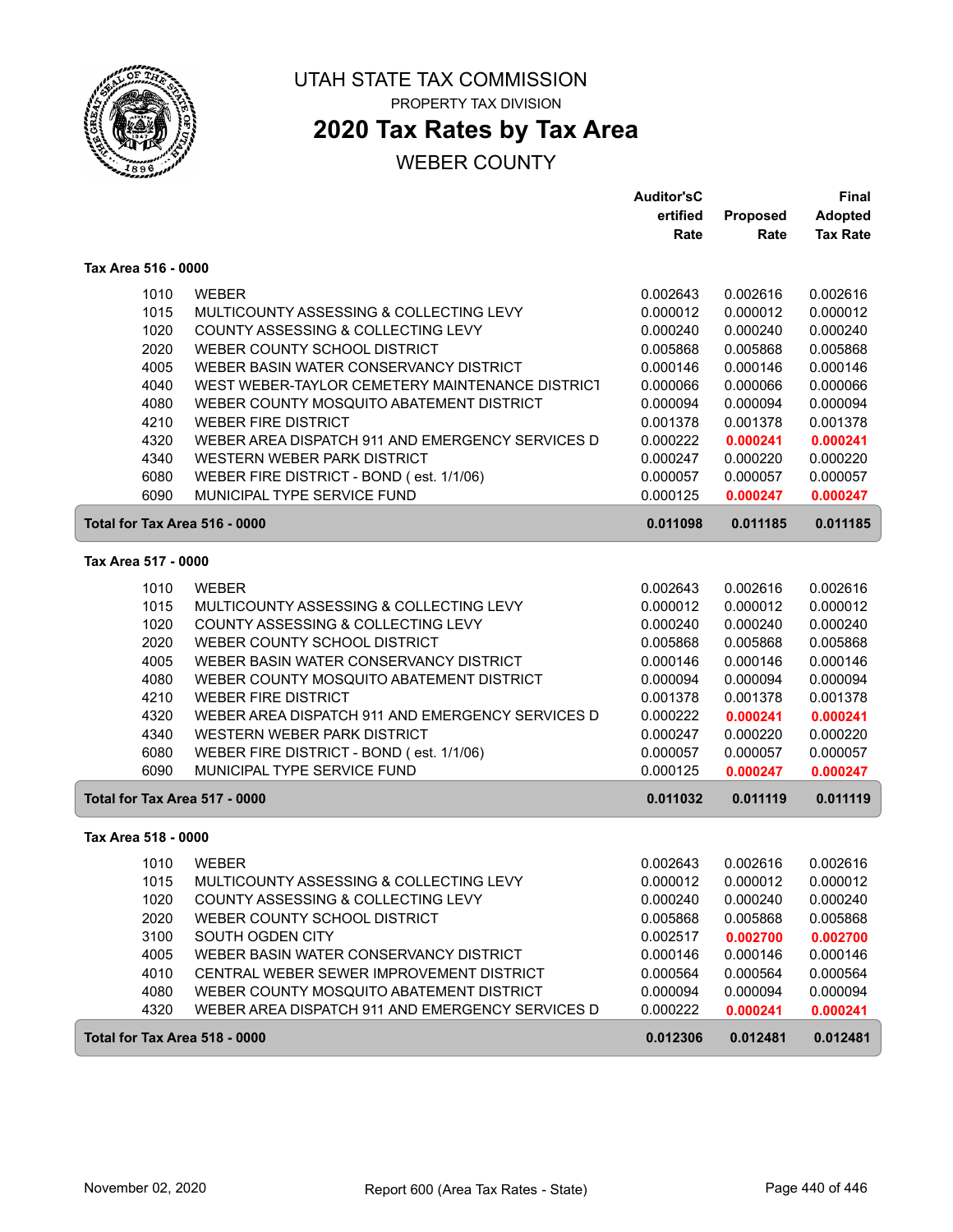# UTAH STATE TAX COMMISSION

PROPERTY TAX DIVISION

## 2020 Tax Rates by Tax Area

WEBER COUNTY

| | | Auditor'sCertified Rate | Proposed Rate | Final Adopted Tax Rate |
|---|---|---|---|---|
| **Tax Area 516 - 0000** | | | | |
| 1010 | WEBER | 0.002643 | 0.002616 | 0.002616 |
| 1015 | MULTICOUNTY ASSESSING & COLLECTING LEVY | 0.000012 | 0.000012 | 0.000012 |
| 1020 | COUNTY ASSESSING & COLLECTING LEVY | 0.000240 | 0.000240 | 0.000240 |
| 2020 | WEBER COUNTY SCHOOL DISTRICT | 0.005868 | 0.005868 | 0.005868 |
| 4005 | WEBER BASIN WATER CONSERVANCY DISTRICT | 0.000146 | 0.000146 | 0.000146 |
| 4040 | WEST WEBER-TAYLOR CEMETERY MAINTENANCE DISTRICT | 0.000066 | 0.000066 | 0.000066 |
| 4080 | WEBER COUNTY MOSQUITO ABATEMENT DISTRICT | 0.000094 | 0.000094 | 0.000094 |
| 4210 | WEBER FIRE DISTRICT | 0.001378 | 0.001378 | 0.001378 |
| 4320 | WEBER AREA DISPATCH 911 AND EMERGENCY SERVICES D | 0.000222 | **0.000241** | **0.000241** |
| 4340 | WESTERN WEBER PARK DISTRICT | 0.000247 | 0.000220 | 0.000220 |
| 6080 | WEBER FIRE DISTRICT - BOND ( est. 1/1/06) | 0.000057 | 0.000057 | 0.000057 |
| 6090 | MUNICIPAL TYPE SERVICE FUND | 0.000125 | **0.000247** | **0.000247** |
| **Total for Tax Area 516 - 0000** | | **0.011098** | **0.011185** | **0.011185** |
| **Tax Area 517 - 0000** | | | | |
| 1010 | WEBER | 0.002643 | 0.002616 | 0.002616 |
| 1015 | MULTICOUNTY ASSESSING & COLLECTING LEVY | 0.000012 | 0.000012 | 0.000012 |
| 1020 | COUNTY ASSESSING & COLLECTING LEVY | 0.000240 | 0.000240 | 0.000240 |
| 2020 | WEBER COUNTY SCHOOL DISTRICT | 0.005868 | 0.005868 | 0.005868 |
| 4005 | WEBER BASIN WATER CONSERVANCY DISTRICT | 0.000146 | 0.000146 | 0.000146 |
| 4080 | WEBER COUNTY MOSQUITO ABATEMENT DISTRICT | 0.000094 | 0.000094 | 0.000094 |
| 4210 | WEBER FIRE DISTRICT | 0.001378 | 0.001378 | 0.001378 |
| 4320 | WEBER AREA DISPATCH 911 AND EMERGENCY SERVICES D | 0.000222 | **0.000241** | **0.000241** |
| 4340 | WESTERN WEBER PARK DISTRICT | 0.000247 | 0.000220 | 0.000220 |
| 6080 | WEBER FIRE DISTRICT - BOND ( est. 1/1/06) | 0.000057 | 0.000057 | 0.000057 |
| 6090 | MUNICIPAL TYPE SERVICE FUND | 0.000125 | **0.000247** | **0.000247** |
| **Total for Tax Area 517 - 0000** | | **0.011032** | **0.011119** | **0.011119** |
| **Tax Area 518 - 0000** | | | | |
| 1010 | WEBER | 0.002643 | 0.002616 | 0.002616 |
| 1015 | MULTICOUNTY ASSESSING & COLLECTING LEVY | 0.000012 | 0.000012 | 0.000012 |
| 1020 | COUNTY ASSESSING & COLLECTING LEVY | 0.000240 | 0.000240 | 0.000240 |
| 2020 | WEBER COUNTY SCHOOL DISTRICT | 0.005868 | 0.005868 | 0.005868 |
| 3100 | SOUTH OGDEN CITY | 0.002517 | **0.002700** | **0.002700** |
| 4005 | WEBER BASIN WATER CONSERVANCY DISTRICT | 0.000146 | 0.000146 | 0.000146 |
| 4010 | CENTRAL WEBER SEWER IMPROVEMENT DISTRICT | 0.000564 | 0.000564 | 0.000564 |
| 4080 | WEBER COUNTY MOSQUITO ABATEMENT DISTRICT | 0.000094 | 0.000094 | 0.000094 |
| 4320 | WEBER AREA DISPATCH 911 AND EMERGENCY SERVICES D | 0.000222 | **0.000241** | **0.000241** |
| **Total for Tax Area 518 - 0000** | | **0.012306** | **0.012481** | **0.012481** |

November 02, 2020 — Report 600 (Area Tax Rates - State)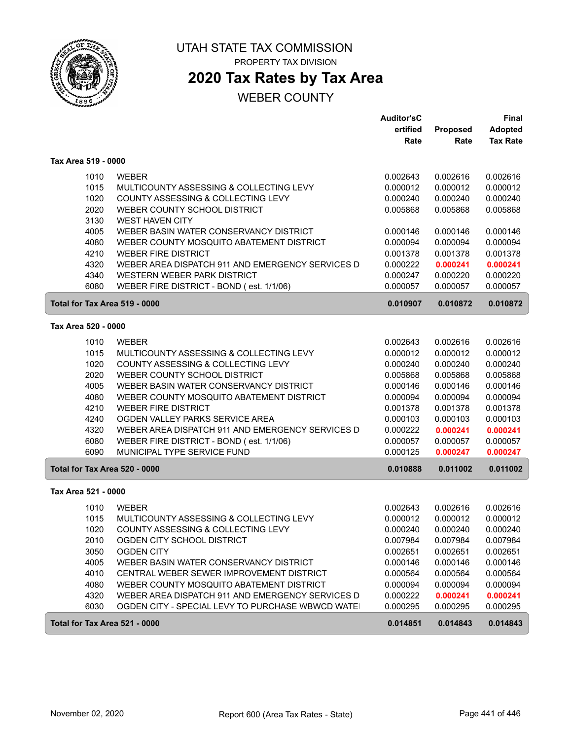# UTAH STATE TAX COMMISSION

PROPERTY TAX DIVISION

## 2020 Tax Rates by Tax Area

WEBER COUNTY

| | | Auditor'sCertified Rate | Proposed Rate | Final Adopted Tax Rate |
|---|---|---|---|---|
| **Tax Area 519 - 0000** | | | | |
| 1010 | WEBER | 0.002643 | 0.002616 | 0.002616 |
| 1015 | MULTICOUNTY ASSESSING & COLLECTING LEVY | 0.000012 | 0.000012 | 0.000012 |
| 1020 | COUNTY ASSESSING & COLLECTING LEVY | 0.000240 | 0.000240 | 0.000240 |
| 2020 | WEBER COUNTY SCHOOL DISTRICT | 0.005868 | 0.005868 | 0.005868 |
| 3130 | WEST HAVEN CITY | | | |
| 4005 | WEBER BASIN WATER CONSERVANCY DISTRICT | 0.000146 | 0.000146 | 0.000146 |
| 4080 | WEBER COUNTY MOSQUITO ABATEMENT DISTRICT | 0.000094 | 0.000094 | 0.000094 |
| 4210 | WEBER FIRE DISTRICT | 0.001378 | 0.001378 | 0.001378 |
| 4320 | WEBER AREA DISPATCH 911 AND EMERGENCY SERVICES D | 0.000222 | **0.000241** | **0.000241** |
| 4340 | WESTERN WEBER PARK DISTRICT | 0.000247 | 0.000220 | 0.000220 |
| 6080 | WEBER FIRE DISTRICT - BOND ( est. 1/1/06) | 0.000057 | 0.000057 | 0.000057 |
| **Total for Tax Area 519 - 0000** | | **0.010907** | **0.010872** | **0.010872** |
| **Tax Area 520 - 0000** | | | | |
| 1010 | WEBER | 0.002643 | 0.002616 | 0.002616 |
| 1015 | MULTICOUNTY ASSESSING & COLLECTING LEVY | 0.000012 | 0.000012 | 0.000012 |
| 1020 | COUNTY ASSESSING & COLLECTING LEVY | 0.000240 | 0.000240 | 0.000240 |
| 2020 | WEBER COUNTY SCHOOL DISTRICT | 0.005868 | 0.005868 | 0.005868 |
| 4005 | WEBER BASIN WATER CONSERVANCY DISTRICT | 0.000146 | 0.000146 | 0.000146 |
| 4080 | WEBER COUNTY MOSQUITO ABATEMENT DISTRICT | 0.000094 | 0.000094 | 0.000094 |
| 4210 | WEBER FIRE DISTRICT | 0.001378 | 0.001378 | 0.001378 |
| 4240 | OGDEN VALLEY PARKS SERVICE AREA | 0.000103 | 0.000103 | 0.000103 |
| 4320 | WEBER AREA DISPATCH 911 AND EMERGENCY SERVICES D | 0.000222 | **0.000241** | **0.000241** |
| 6080 | WEBER FIRE DISTRICT - BOND ( est. 1/1/06) | 0.000057 | 0.000057 | 0.000057 |
| 6090 | MUNICIPAL TYPE SERVICE FUND | 0.000125 | **0.000247** | **0.000247** |
| **Total for Tax Area 520 - 0000** | | **0.010888** | **0.011002** | **0.011002** |
| **Tax Area 521 - 0000** | | | | |
| 1010 | WEBER | 0.002643 | 0.002616 | 0.002616 |
| 1015 | MULTICOUNTY ASSESSING & COLLECTING LEVY | 0.000012 | 0.000012 | 0.000012 |
| 1020 | COUNTY ASSESSING & COLLECTING LEVY | 0.000240 | 0.000240 | 0.000240 |
| 2010 | OGDEN CITY SCHOOL DISTRICT | 0.007984 | 0.007984 | 0.007984 |
| 3050 | OGDEN CITY | 0.002651 | 0.002651 | 0.002651 |
| 4005 | WEBER BASIN WATER CONSERVANCY DISTRICT | 0.000146 | 0.000146 | 0.000146 |
| 4010 | CENTRAL WEBER SEWER IMPROVEMENT DISTRICT | 0.000564 | 0.000564 | 0.000564 |
| 4080 | WEBER COUNTY MOSQUITO ABATEMENT DISTRICT | 0.000094 | 0.000094 | 0.000094 |
| 4320 | WEBER AREA DISPATCH 911 AND EMERGENCY SERVICES D | 0.000222 | **0.000241** | **0.000241** |
| 6030 | OGDEN CITY - SPECIAL LEVY TO PURCHASE WBWCD WATE | 0.000295 | 0.000295 | 0.000295 |
| **Total for Tax Area 521 - 0000** | | **0.014851** | **0.014843** | **0.014843** |

November 02, 2020 — Report 600 (Area Tax Rates - State)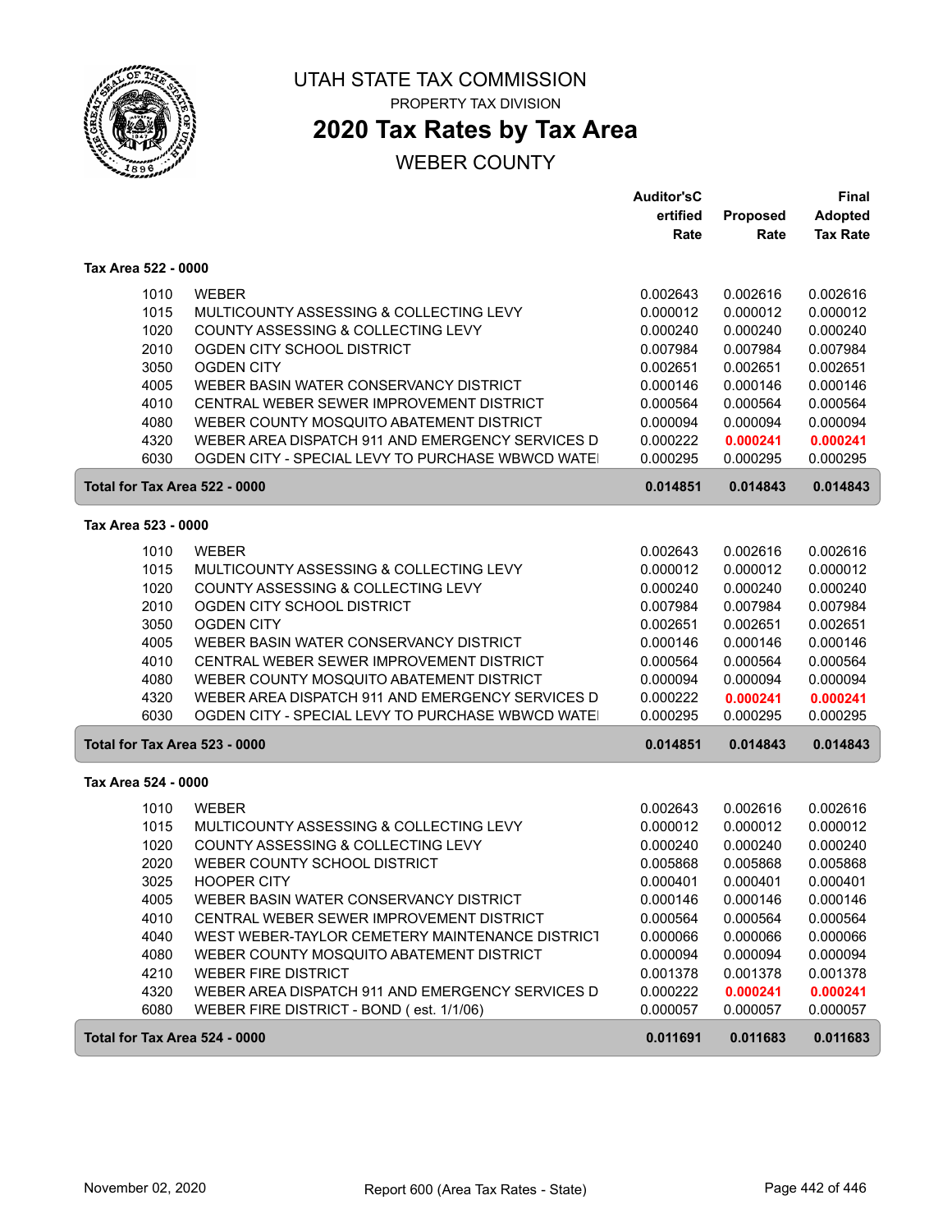# UTAH STATE TAX COMMISSION

PROPERTY TAX DIVISION

## 2020 Tax Rates by Tax Area

WEBER COUNTY

| | | Auditor'sCertified Rate | Proposed Rate | Final Adopted Tax Rate |
|---|---|---|---|---|
| **Tax Area 522 - 0000** | | | | |
| 1010 | WEBER | 0.002643 | 0.002616 | 0.002616 |
| 1015 | MULTICOUNTY ASSESSING & COLLECTING LEVY | 0.000012 | 0.000012 | 0.000012 |
| 1020 | COUNTY ASSESSING & COLLECTING LEVY | 0.000240 | 0.000240 | 0.000240 |
| 2010 | OGDEN CITY SCHOOL DISTRICT | 0.007984 | 0.007984 | 0.007984 |
| 3050 | OGDEN CITY | 0.002651 | 0.002651 | 0.002651 |
| 4005 | WEBER BASIN WATER CONSERVANCY DISTRICT | 0.000146 | 0.000146 | 0.000146 |
| 4010 | CENTRAL WEBER SEWER IMPROVEMENT DISTRICT | 0.000564 | 0.000564 | 0.000564 |
| 4080 | WEBER COUNTY MOSQUITO ABATEMENT DISTRICT | 0.000094 | 0.000094 | 0.000094 |
| 4320 | WEBER AREA DISPATCH 911 AND EMERGENCY SERVICES D | 0.000222 | 0.000241 | 0.000241 |
| 6030 | OGDEN CITY - SPECIAL LEVY TO PURCHASE WBWCD WATE | 0.000295 | 0.000295 | 0.000295 |
| **Total for Tax Area 522 - 0000** | | **0.014851** | **0.014843** | **0.014843** |
| **Tax Area 523 - 0000** | | | | |
| 1010 | WEBER | 0.002643 | 0.002616 | 0.002616 |
| 1015 | MULTICOUNTY ASSESSING & COLLECTING LEVY | 0.000012 | 0.000012 | 0.000012 |
| 1020 | COUNTY ASSESSING & COLLECTING LEVY | 0.000240 | 0.000240 | 0.000240 |
| 2010 | OGDEN CITY SCHOOL DISTRICT | 0.007984 | 0.007984 | 0.007984 |
| 3050 | OGDEN CITY | 0.002651 | 0.002651 | 0.002651 |
| 4005 | WEBER BASIN WATER CONSERVANCY DISTRICT | 0.000146 | 0.000146 | 0.000146 |
| 4010 | CENTRAL WEBER SEWER IMPROVEMENT DISTRICT | 0.000564 | 0.000564 | 0.000564 |
| 4080 | WEBER COUNTY MOSQUITO ABATEMENT DISTRICT | 0.000094 | 0.000094 | 0.000094 |
| 4320 | WEBER AREA DISPATCH 911 AND EMERGENCY SERVICES D | 0.000222 | 0.000241 | 0.000241 |
| 6030 | OGDEN CITY - SPECIAL LEVY TO PURCHASE WBWCD WATE | 0.000295 | 0.000295 | 0.000295 |
| **Total for Tax Area 523 - 0000** | | **0.014851** | **0.014843** | **0.014843** |
| **Tax Area 524 - 0000** | | | | |
| 1010 | WEBER | 0.002643 | 0.002616 | 0.002616 |
| 1015 | MULTICOUNTY ASSESSING & COLLECTING LEVY | 0.000012 | 0.000012 | 0.000012 |
| 1020 | COUNTY ASSESSING & COLLECTING LEVY | 0.000240 | 0.000240 | 0.000240 |
| 2020 | WEBER COUNTY SCHOOL DISTRICT | 0.005868 | 0.005868 | 0.005868 |
| 3025 | HOOPER CITY | 0.000401 | 0.000401 | 0.000401 |
| 4005 | WEBER BASIN WATER CONSERVANCY DISTRICT | 0.000146 | 0.000146 | 0.000146 |
| 4010 | CENTRAL WEBER SEWER IMPROVEMENT DISTRICT | 0.000564 | 0.000564 | 0.000564 |
| 4040 | WEST WEBER-TAYLOR CEMETERY MAINTENANCE DISTRICT | 0.000066 | 0.000066 | 0.000066 |
| 4080 | WEBER COUNTY MOSQUITO ABATEMENT DISTRICT | 0.000094 | 0.000094 | 0.000094 |
| 4210 | WEBER FIRE DISTRICT | 0.001378 | 0.001378 | 0.001378 |
| 4320 | WEBER AREA DISPATCH 911 AND EMERGENCY SERVICES D | 0.000222 | 0.000241 | 0.000241 |
| 6080 | WEBER FIRE DISTRICT - BOND ( est. 1/1/06) | 0.000057 | 0.000057 | 0.000057 |
| **Total for Tax Area 524 - 0000** | | **0.011691** | **0.011683** | **0.011683** |

November 02, 2020 — Report 600 (Area Tax Rates - State)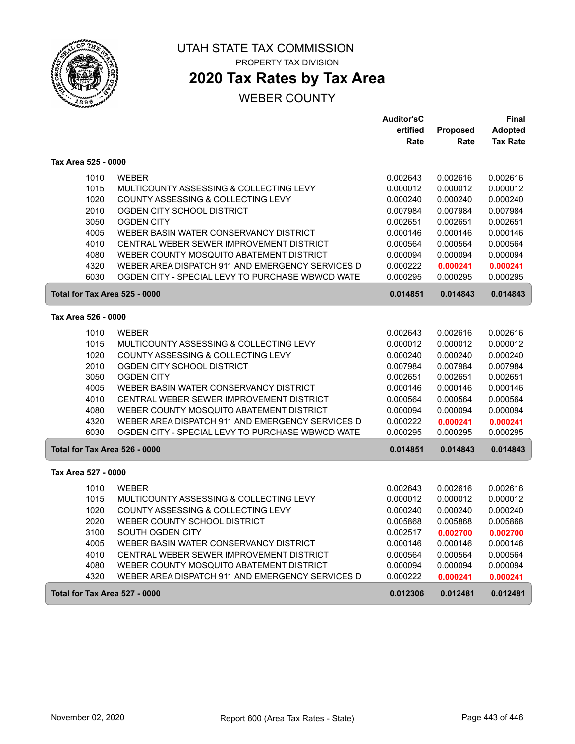# UTAH STATE TAX COMMISSION

PROPERTY TAX DIVISION

## 2020 Tax Rates by Tax Area

WEBER COUNTY

### Tax Area 525 - 0000

| | | Auditor's Certified Rate | Proposed Rate | Final Adopted Tax Rate |
|---|---|---|---|---|
| 1010 | WEBER | 0.002643 | 0.002616 | 0.002616 |
| 1015 | MULTICOUNTY ASSESSING & COLLECTING LEVY | 0.000012 | 0.000012 | 0.000012 |
| 1020 | COUNTY ASSESSING & COLLECTING LEVY | 0.000240 | 0.000240 | 0.000240 |
| 2010 | OGDEN CITY SCHOOL DISTRICT | 0.007984 | 0.007984 | 0.007984 |
| 3050 | OGDEN CITY | 0.002651 | 0.002651 | 0.002651 |
| 4005 | WEBER BASIN WATER CONSERVANCY DISTRICT | 0.000146 | 0.000146 | 0.000146 |
| 4010 | CENTRAL WEBER SEWER IMPROVEMENT DISTRICT | 0.000564 | 0.000564 | 0.000564 |
| 4080 | WEBER COUNTY MOSQUITO ABATEMENT DISTRICT | 0.000094 | 0.000094 | 0.000094 |
| 4320 | WEBER AREA DISPATCH 911 AND EMERGENCY SERVICES D | 0.000222 | **0.000241** | **0.000241** |
| 6030 | OGDEN CITY - SPECIAL LEVY TO PURCHASE WBWCD WATE | 0.000295 | 0.000295 | 0.000295 |
| **Total for Tax Area 525 - 0000** | | **0.014851** | **0.014843** | **0.014843** |

### Tax Area 526 - 0000

| | | Auditor's Certified Rate | Proposed Rate | Final Adopted Tax Rate |
|---|---|---|---|---|
| 1010 | WEBER | 0.002643 | 0.002616 | 0.002616 |
| 1015 | MULTICOUNTY ASSESSING & COLLECTING LEVY | 0.000012 | 0.000012 | 0.000012 |
| 1020 | COUNTY ASSESSING & COLLECTING LEVY | 0.000240 | 0.000240 | 0.000240 |
| 2010 | OGDEN CITY SCHOOL DISTRICT | 0.007984 | 0.007984 | 0.007984 |
| 3050 | OGDEN CITY | 0.002651 | 0.002651 | 0.002651 |
| 4005 | WEBER BASIN WATER CONSERVANCY DISTRICT | 0.000146 | 0.000146 | 0.000146 |
| 4010 | CENTRAL WEBER SEWER IMPROVEMENT DISTRICT | 0.000564 | 0.000564 | 0.000564 |
| 4080 | WEBER COUNTY MOSQUITO ABATEMENT DISTRICT | 0.000094 | 0.000094 | 0.000094 |
| 4320 | WEBER AREA DISPATCH 911 AND EMERGENCY SERVICES D | 0.000222 | **0.000241** | **0.000241** |
| 6030 | OGDEN CITY - SPECIAL LEVY TO PURCHASE WBWCD WATE | 0.000295 | 0.000295 | 0.000295 |
| **Total for Tax Area 526 - 0000** | | **0.014851** | **0.014843** | **0.014843** |

### Tax Area 527 - 0000

| | | Auditor's Certified Rate | Proposed Rate | Final Adopted Tax Rate |
|---|---|---|---|---|
| 1010 | WEBER | 0.002643 | 0.002616 | 0.002616 |
| 1015 | MULTICOUNTY ASSESSING & COLLECTING LEVY | 0.000012 | 0.000012 | 0.000012 |
| 1020 | COUNTY ASSESSING & COLLECTING LEVY | 0.000240 | 0.000240 | 0.000240 |
| 2020 | WEBER COUNTY SCHOOL DISTRICT | 0.005868 | 0.005868 | 0.005868 |
| 3100 | SOUTH OGDEN CITY | 0.002517 | **0.002700** | **0.002700** |
| 4005 | WEBER BASIN WATER CONSERVANCY DISTRICT | 0.000146 | 0.000146 | 0.000146 |
| 4010 | CENTRAL WEBER SEWER IMPROVEMENT DISTRICT | 0.000564 | 0.000564 | 0.000564 |
| 4080 | WEBER COUNTY MOSQUITO ABATEMENT DISTRICT | 0.000094 | 0.000094 | 0.000094 |
| 4320 | WEBER AREA DISPATCH 911 AND EMERGENCY SERVICES D | 0.000222 | **0.000241** | **0.000241** |
| **Total for Tax Area 527 - 0000** | | **0.012306** | **0.012481** | **0.012481** |

November 02, 2020 — Report 600 (Area Tax Rates - State)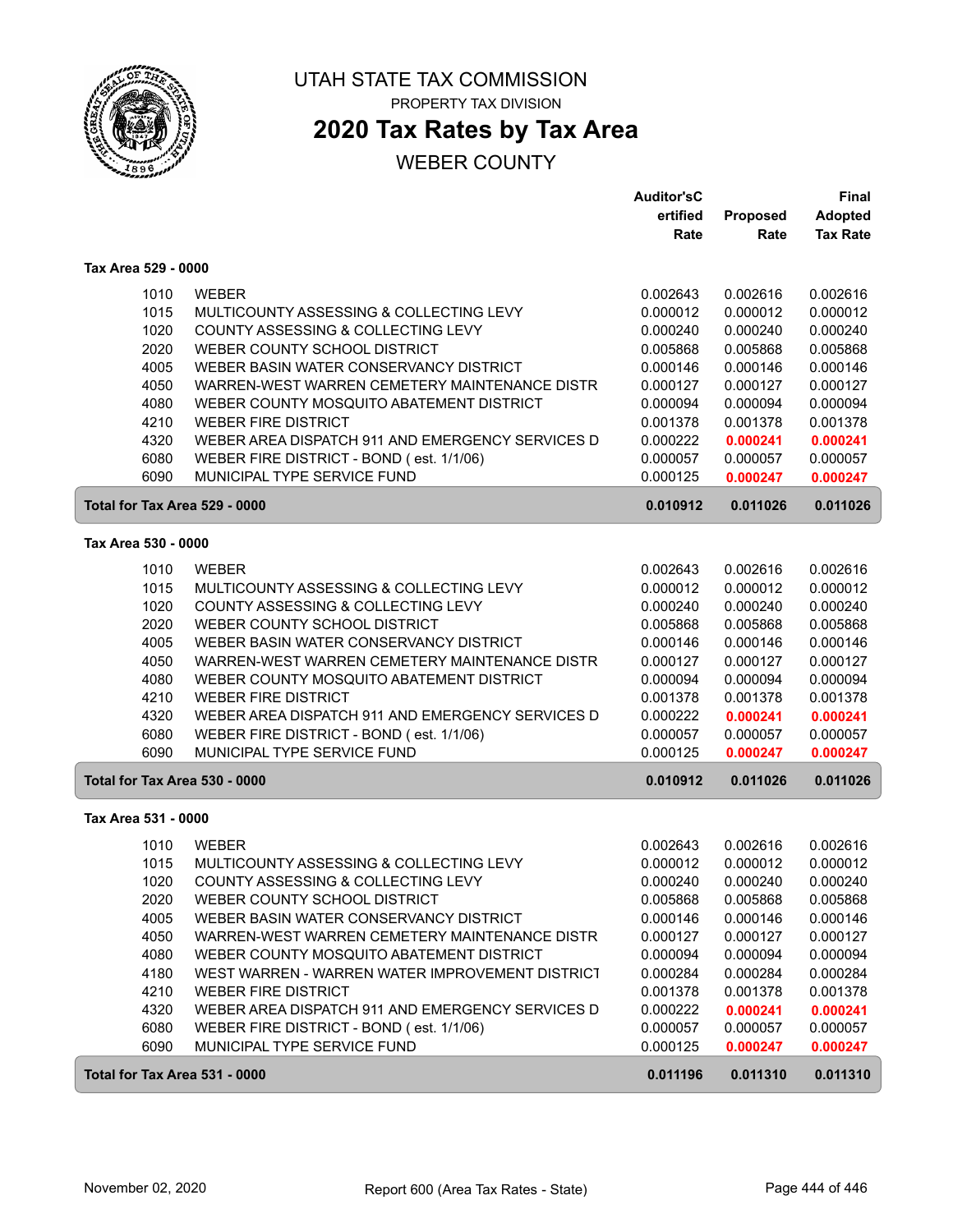# UTAH STATE TAX COMMISSION

PROPERTY TAX DIVISION

## 2020 Tax Rates by Tax Area

WEBER COUNTY

### Tax Area 529 - 0000

| Code | Description | Auditor's Certified Rate | Proposed Rate | Final Adopted Tax Rate |
|---|---|---|---|---|
| 1010 | WEBER | 0.002643 | 0.002616 | 0.002616 |
| 1015 | MULTICOUNTY ASSESSING & COLLECTING LEVY | 0.000012 | 0.000012 | 0.000012 |
| 1020 | COUNTY ASSESSING & COLLECTING LEVY | 0.000240 | 0.000240 | 0.000240 |
| 2020 | WEBER COUNTY SCHOOL DISTRICT | 0.005868 | 0.005868 | 0.005868 |
| 4005 | WEBER BASIN WATER CONSERVANCY DISTRICT | 0.000146 | 0.000146 | 0.000146 |
| 4050 | WARREN-WEST WARREN CEMETERY MAINTENANCE DISTR | 0.000127 | 0.000127 | 0.000127 |
| 4080 | WEBER COUNTY MOSQUITO ABATEMENT DISTRICT | 0.000094 | 0.000094 | 0.000094 |
| 4210 | WEBER FIRE DISTRICT | 0.001378 | 0.001378 | 0.001378 |
| 4320 | WEBER AREA DISPATCH 911 AND EMERGENCY SERVICES D | 0.000222 | **0.000241** | **0.000241** |
| 6080 | WEBER FIRE DISTRICT - BOND ( est. 1/1/06) | 0.000057 | 0.000057 | 0.000057 |
| 6090 | MUNICIPAL TYPE SERVICE FUND | 0.000125 | **0.000247** | **0.000247** |
| **Total for Tax Area 529 - 0000** | | **0.010912** | **0.011026** | **0.011026** |

### Tax Area 530 - 0000

| Code | Description | Auditor's Certified Rate | Proposed Rate | Final Adopted Tax Rate |
|---|---|---|---|---|
| 1010 | WEBER | 0.002643 | 0.002616 | 0.002616 |
| 1015 | MULTICOUNTY ASSESSING & COLLECTING LEVY | 0.000012 | 0.000012 | 0.000012 |
| 1020 | COUNTY ASSESSING & COLLECTING LEVY | 0.000240 | 0.000240 | 0.000240 |
| 2020 | WEBER COUNTY SCHOOL DISTRICT | 0.005868 | 0.005868 | 0.005868 |
| 4005 | WEBER BASIN WATER CONSERVANCY DISTRICT | 0.000146 | 0.000146 | 0.000146 |
| 4050 | WARREN-WEST WARREN CEMETERY MAINTENANCE DISTR | 0.000127 | 0.000127 | 0.000127 |
| 4080 | WEBER COUNTY MOSQUITO ABATEMENT DISTRICT | 0.000094 | 0.000094 | 0.000094 |
| 4210 | WEBER FIRE DISTRICT | 0.001378 | 0.001378 | 0.001378 |
| 4320 | WEBER AREA DISPATCH 911 AND EMERGENCY SERVICES D | 0.000222 | **0.000241** | **0.000241** |
| 6080 | WEBER FIRE DISTRICT - BOND ( est. 1/1/06) | 0.000057 | 0.000057 | 0.000057 |
| 6090 | MUNICIPAL TYPE SERVICE FUND | 0.000125 | **0.000247** | **0.000247** |
| **Total for Tax Area 530 - 0000** | | **0.010912** | **0.011026** | **0.011026** |

### Tax Area 531 - 0000

| Code | Description | Auditor's Certified Rate | Proposed Rate | Final Adopted Tax Rate |
|---|---|---|---|---|
| 1010 | WEBER | 0.002643 | 0.002616 | 0.002616 |
| 1015 | MULTICOUNTY ASSESSING & COLLECTING LEVY | 0.000012 | 0.000012 | 0.000012 |
| 1020 | COUNTY ASSESSING & COLLECTING LEVY | 0.000240 | 0.000240 | 0.000240 |
| 2020 | WEBER COUNTY SCHOOL DISTRICT | 0.005868 | 0.005868 | 0.005868 |
| 4005 | WEBER BASIN WATER CONSERVANCY DISTRICT | 0.000146 | 0.000146 | 0.000146 |
| 4050 | WARREN-WEST WARREN CEMETERY MAINTENANCE DISTR | 0.000127 | 0.000127 | 0.000127 |
| 4080 | WEBER COUNTY MOSQUITO ABATEMENT DISTRICT | 0.000094 | 0.000094 | 0.000094 |
| 4180 | WEST WARREN - WARREN WATER IMPROVEMENT DISTRICT | 0.000284 | 0.000284 | 0.000284 |
| 4210 | WEBER FIRE DISTRICT | 0.001378 | 0.001378 | 0.001378 |
| 4320 | WEBER AREA DISPATCH 911 AND EMERGENCY SERVICES D | 0.000222 | **0.000241** | **0.000241** |
| 6080 | WEBER FIRE DISTRICT - BOND ( est. 1/1/06) | 0.000057 | 0.000057 | 0.000057 |
| 6090 | MUNICIPAL TYPE SERVICE FUND | 0.000125 | **0.000247** | **0.000247** |
| **Total for Tax Area 531 - 0000** | | **0.011196** | **0.011310** | **0.011310** |

November 02, 2020 — Report 600 (Area Tax Rates - State)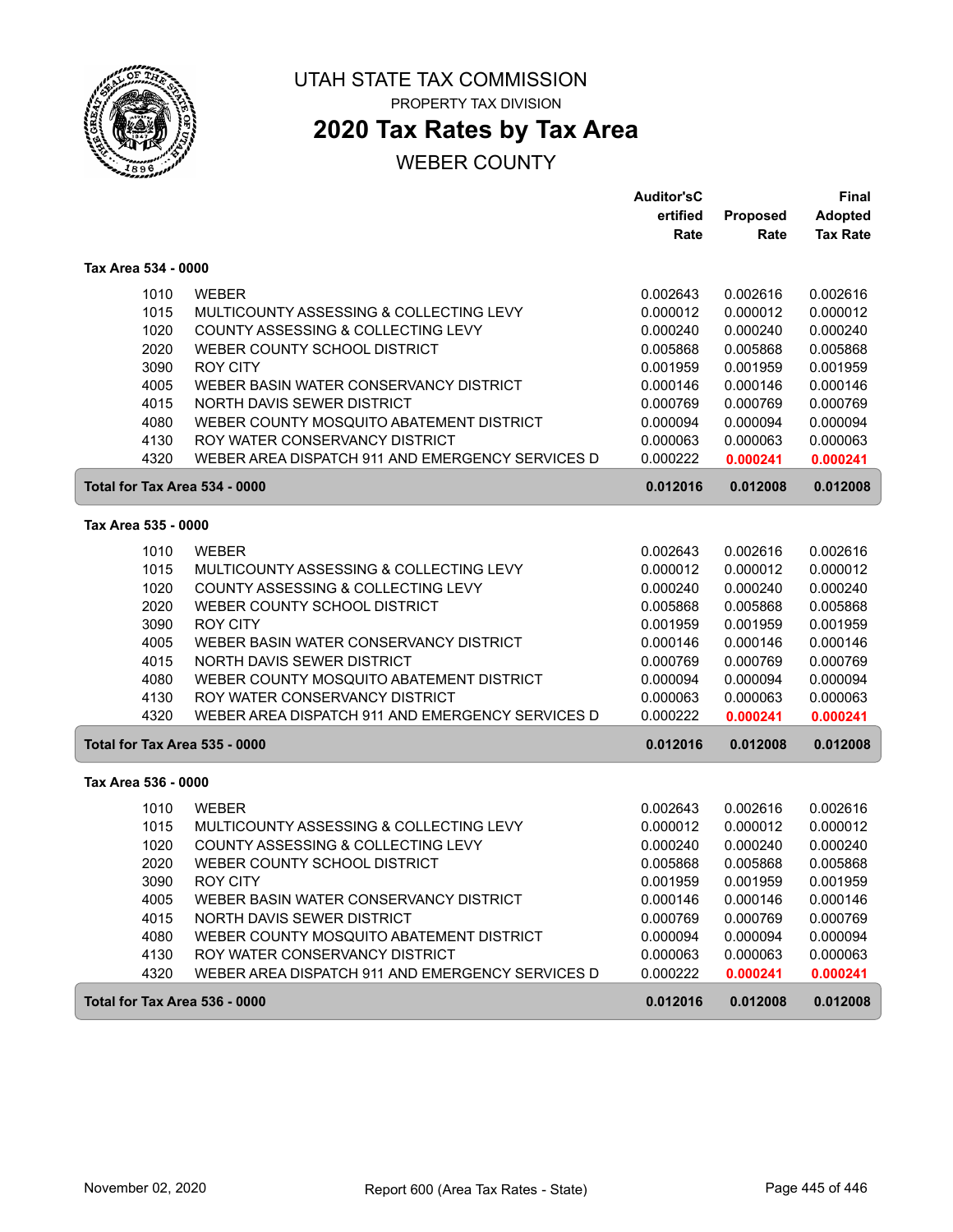# UTAH STATE TAX COMMISSION

PROPERTY TAX DIVISION

## 2020 Tax Rates by Tax Area

WEBER COUNTY

| | | Auditor'sCertified Rate | Proposed Rate | Final Adopted Tax Rate |
|---|---|---|---|---|
| **Tax Area 534 - 0000** | | | | |
| 1010 | WEBER | 0.002643 | 0.002616 | 0.002616 |
| 1015 | MULTICOUNTY ASSESSING & COLLECTING LEVY | 0.000012 | 0.000012 | 0.000012 |
| 1020 | COUNTY ASSESSING & COLLECTING LEVY | 0.000240 | 0.000240 | 0.000240 |
| 2020 | WEBER COUNTY SCHOOL DISTRICT | 0.005868 | 0.005868 | 0.005868 |
| 3090 | ROY CITY | 0.001959 | 0.001959 | 0.001959 |
| 4005 | WEBER BASIN WATER CONSERVANCY DISTRICT | 0.000146 | 0.000146 | 0.000146 |
| 4015 | NORTH DAVIS SEWER DISTRICT | 0.000769 | 0.000769 | 0.000769 |
| 4080 | WEBER COUNTY MOSQUITO ABATEMENT DISTRICT | 0.000094 | 0.000094 | 0.000094 |
| 4130 | ROY WATER CONSERVANCY DISTRICT | 0.000063 | 0.000063 | 0.000063 |
| 4320 | WEBER AREA DISPATCH 911 AND EMERGENCY SERVICES D | 0.000222 | **0.000241** | **0.000241** |
| **Total for Tax Area 534 - 0000** | | **0.012016** | **0.012008** | **0.012008** |
| **Tax Area 535 - 0000** | | | | |
| 1010 | WEBER | 0.002643 | 0.002616 | 0.002616 |
| 1015 | MULTICOUNTY ASSESSING & COLLECTING LEVY | 0.000012 | 0.000012 | 0.000012 |
| 1020 | COUNTY ASSESSING & COLLECTING LEVY | 0.000240 | 0.000240 | 0.000240 |
| 2020 | WEBER COUNTY SCHOOL DISTRICT | 0.005868 | 0.005868 | 0.005868 |
| 3090 | ROY CITY | 0.001959 | 0.001959 | 0.001959 |
| 4005 | WEBER BASIN WATER CONSERVANCY DISTRICT | 0.000146 | 0.000146 | 0.000146 |
| 4015 | NORTH DAVIS SEWER DISTRICT | 0.000769 | 0.000769 | 0.000769 |
| 4080 | WEBER COUNTY MOSQUITO ABATEMENT DISTRICT | 0.000094 | 0.000094 | 0.000094 |
| 4130 | ROY WATER CONSERVANCY DISTRICT | 0.000063 | 0.000063 | 0.000063 |
| 4320 | WEBER AREA DISPATCH 911 AND EMERGENCY SERVICES D | 0.000222 | **0.000241** | **0.000241** |
| **Total for Tax Area 535 - 0000** | | **0.012016** | **0.012008** | **0.012008** |
| **Tax Area 536 - 0000** | | | | |
| 1010 | WEBER | 0.002643 | 0.002616 | 0.002616 |
| 1015 | MULTICOUNTY ASSESSING & COLLECTING LEVY | 0.000012 | 0.000012 | 0.000012 |
| 1020 | COUNTY ASSESSING & COLLECTING LEVY | 0.000240 | 0.000240 | 0.000240 |
| 2020 | WEBER COUNTY SCHOOL DISTRICT | 0.005868 | 0.005868 | 0.005868 |
| 3090 | ROY CITY | 0.001959 | 0.001959 | 0.001959 |
| 4005 | WEBER BASIN WATER CONSERVANCY DISTRICT | 0.000146 | 0.000146 | 0.000146 |
| 4015 | NORTH DAVIS SEWER DISTRICT | 0.000769 | 0.000769 | 0.000769 |
| 4080 | WEBER COUNTY MOSQUITO ABATEMENT DISTRICT | 0.000094 | 0.000094 | 0.000094 |
| 4130 | ROY WATER CONSERVANCY DISTRICT | 0.000063 | 0.000063 | 0.000063 |
| 4320 | WEBER AREA DISPATCH 911 AND EMERGENCY SERVICES D | 0.000222 | **0.000241** | **0.000241** |
| **Total for Tax Area 536 - 0000** | | **0.012016** | **0.012008** | **0.012008** |

November 02, 2020 — Report 600 (Area Tax Rates - State)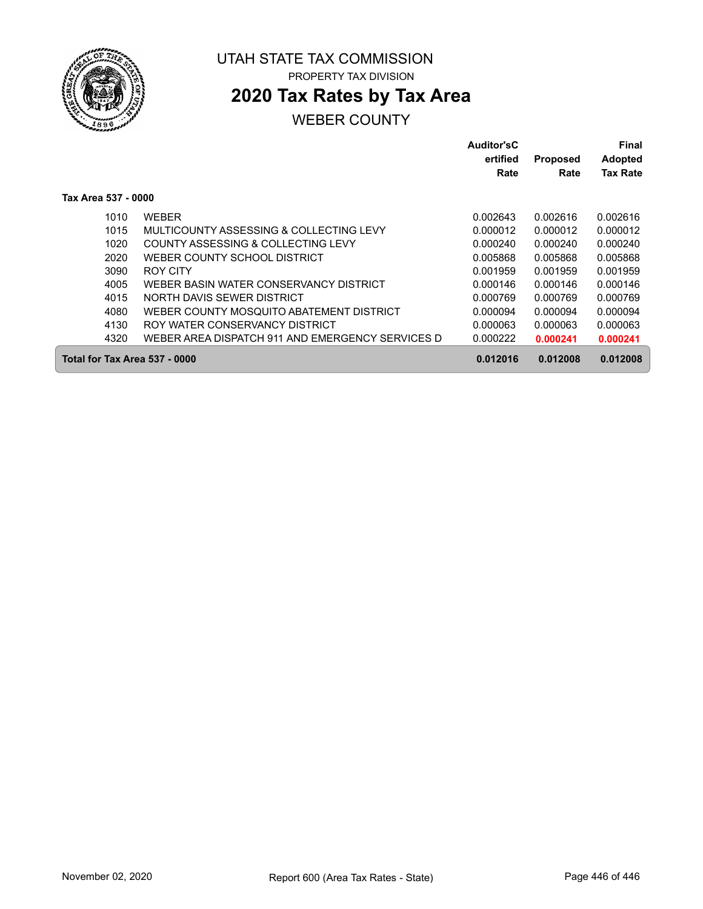UTAH STATE TAX COMMISSION

PROPERTY TAX DIVISION

# 2020 Tax Rates by Tax Area

## WEBER COUNTY

| | | Auditor'sCertified Rate | Proposed Rate | Final Adopted Tax Rate |
|---|---|---|---|---|
| **Tax Area 537 - 0000** | | | | |
| 1010 | WEBER | 0.002643 | 0.002616 | 0.002616 |
| 1015 | MULTICOUNTY ASSESSING & COLLECTING LEVY | 0.000012 | 0.000012 | 0.000012 |
| 1020 | COUNTY ASSESSING & COLLECTING LEVY | 0.000240 | 0.000240 | 0.000240 |
| 2020 | WEBER COUNTY SCHOOL DISTRICT | 0.005868 | 0.005868 | 0.005868 |
| 3090 | ROY CITY | 0.001959 | 0.001959 | 0.001959 |
| 4005 | WEBER BASIN WATER CONSERVANCY DISTRICT | 0.000146 | 0.000146 | 0.000146 |
| 4015 | NORTH DAVIS SEWER DISTRICT | 0.000769 | 0.000769 | 0.000769 |
| 4080 | WEBER COUNTY MOSQUITO ABATEMENT DISTRICT | 0.000094 | 0.000094 | 0.000094 |
| 4130 | ROY WATER CONSERVANCY DISTRICT | 0.000063 | 0.000063 | 0.000063 |
| 4320 | WEBER AREA DISPATCH 911 AND EMERGENCY SERVICES D | 0.000222 | **0.000241** | **0.000241** |
| **Total for Tax Area 537 - 0000** | | **0.012016** | **0.012008** | **0.012008** |

November 02, 2020 — Report 600 (Area Tax Rates - State)